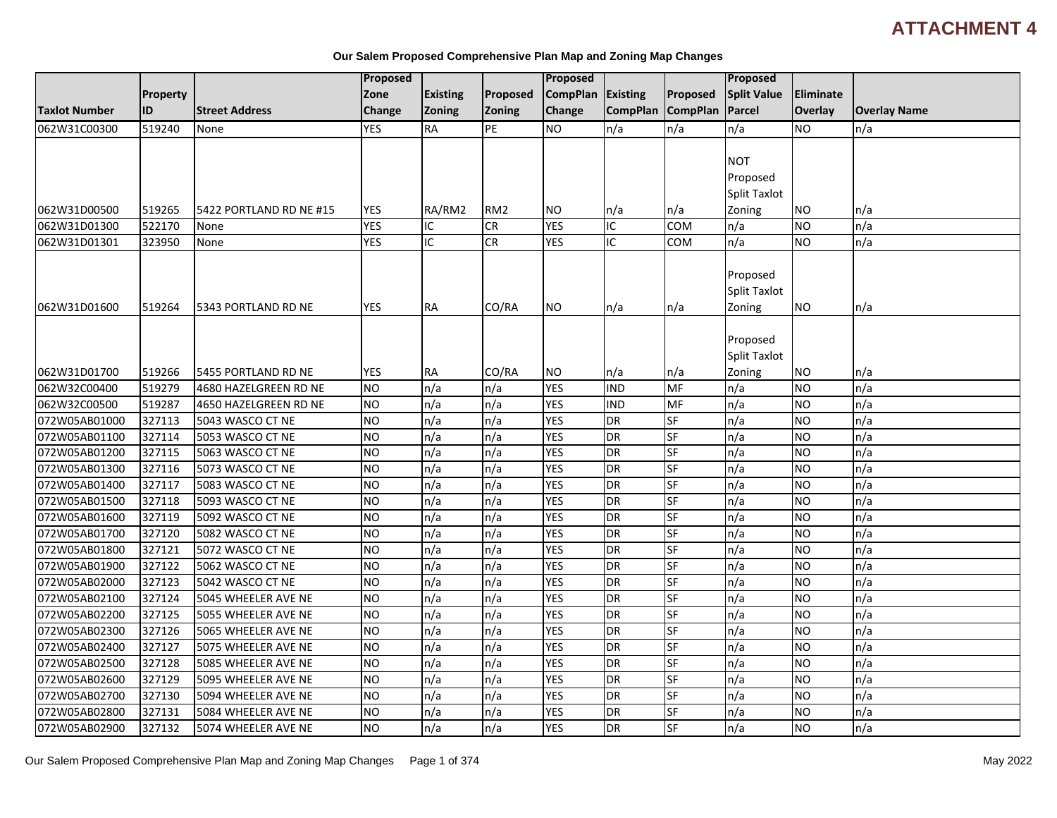# ATTACHMENT 4

**Our Salem Proposed Comprehensive Plan Map and Zoning Map Changes**

| Taxlot Number | Property ID | Street Address | Proposed Zone Change | Existing Zoning | Proposed Zoning | Proposed CompPlan Change | Existing CompPlan | Proposed CompPlan | Proposed Split Value Parcel | Eliminate Overlay | Overlay Name |
|---|---|---|---|---|---|---|---|---|---|---|---|
| 062W31C00300 | 519240 | None | YES | RA | PE | NO | n/a | n/a | n/a | NO | n/a |
| 062W31D00500 | 519265 | 5422 PORTLAND RD NE #15 | YES | RA/RM2 | RM2 | NO | n/a | n/a | NOT Proposed Split Taxlot Zoning | NO | n/a |
| 062W31D01300 | 522170 | None | YES | IC | CR | YES | IC | COM | n/a | NO | n/a |
| 062W31D01301 | 323950 | None | YES | IC | CR | YES | IC | COM | n/a | NO | n/a |
| 062W31D01600 | 519264 | 5343 PORTLAND RD NE | YES | RA | CO/RA | NO | n/a | n/a | Proposed Split Taxlot Zoning | NO | n/a |
| 062W31D01700 | 519266 | 5455 PORTLAND RD NE | YES | RA | CO/RA | NO | n/a | n/a | Proposed Split Taxlot Zoning | NO | n/a |
| 062W32C00400 | 519279 | 4680 HAZELGREEN RD NE | NO | n/a | n/a | YES | IND | MF | n/a | NO | n/a |
| 062W32C00500 | 519287 | 4650 HAZELGREEN RD NE | NO | n/a | n/a | YES | IND | MF | n/a | NO | n/a |
| 072W05AB01000 | 327113 | 5043 WASCO CT NE | NO | n/a | n/a | YES | DR | SF | n/a | NO | n/a |
| 072W05AB01100 | 327114 | 5053 WASCO CT NE | NO | n/a | n/a | YES | DR | SF | n/a | NO | n/a |
| 072W05AB01200 | 327115 | 5063 WASCO CT NE | NO | n/a | n/a | YES | DR | SF | n/a | NO | n/a |
| 072W05AB01300 | 327116 | 5073 WASCO CT NE | NO | n/a | n/a | YES | DR | SF | n/a | NO | n/a |
| 072W05AB01400 | 327117 | 5083 WASCO CT NE | NO | n/a | n/a | YES | DR | SF | n/a | NO | n/a |
| 072W05AB01500 | 327118 | 5093 WASCO CT NE | NO | n/a | n/a | YES | DR | SF | n/a | NO | n/a |
| 072W05AB01600 | 327119 | 5092 WASCO CT NE | NO | n/a | n/a | YES | DR | SF | n/a | NO | n/a |
| 072W05AB01700 | 327120 | 5082 WASCO CT NE | NO | n/a | n/a | YES | DR | SF | n/a | NO | n/a |
| 072W05AB01800 | 327121 | 5072 WASCO CT NE | NO | n/a | n/a | YES | DR | SF | n/a | NO | n/a |
| 072W05AB01900 | 327122 | 5062 WASCO CT NE | NO | n/a | n/a | YES | DR | SF | n/a | NO | n/a |
| 072W05AB02000 | 327123 | 5042 WASCO CT NE | NO | n/a | n/a | YES | DR | SF | n/a | NO | n/a |
| 072W05AB02100 | 327124 | 5045 WHEELER AVE NE | NO | n/a | n/a | YES | DR | SF | n/a | NO | n/a |
| 072W05AB02200 | 327125 | 5055 WHEELER AVE NE | NO | n/a | n/a | YES | DR | SF | n/a | NO | n/a |
| 072W05AB02300 | 327126 | 5065 WHEELER AVE NE | NO | n/a | n/a | YES | DR | SF | n/a | NO | n/a |
| 072W05AB02400 | 327127 | 5075 WHEELER AVE NE | NO | n/a | n/a | YES | DR | SF | n/a | NO | n/a |
| 072W05AB02500 | 327128 | 5085 WHEELER AVE NE | NO | n/a | n/a | YES | DR | SF | n/a | NO | n/a |
| 072W05AB02600 | 327129 | 5095 WHEELER AVE NE | NO | n/a | n/a | YES | DR | SF | n/a | NO | n/a |
| 072W05AB02700 | 327130 | 5094 WHEELER AVE NE | NO | n/a | n/a | YES | DR | SF | n/a | NO | n/a |
| 072W05AB02800 | 327131 | 5084 WHEELER AVE NE | NO | n/a | n/a | YES | DR | SF | n/a | NO | n/a |
| 072W05AB02900 | 327132 | 5074 WHEELER AVE NE | NO | n/a | n/a | YES | DR | SF | n/a | NO | n/a |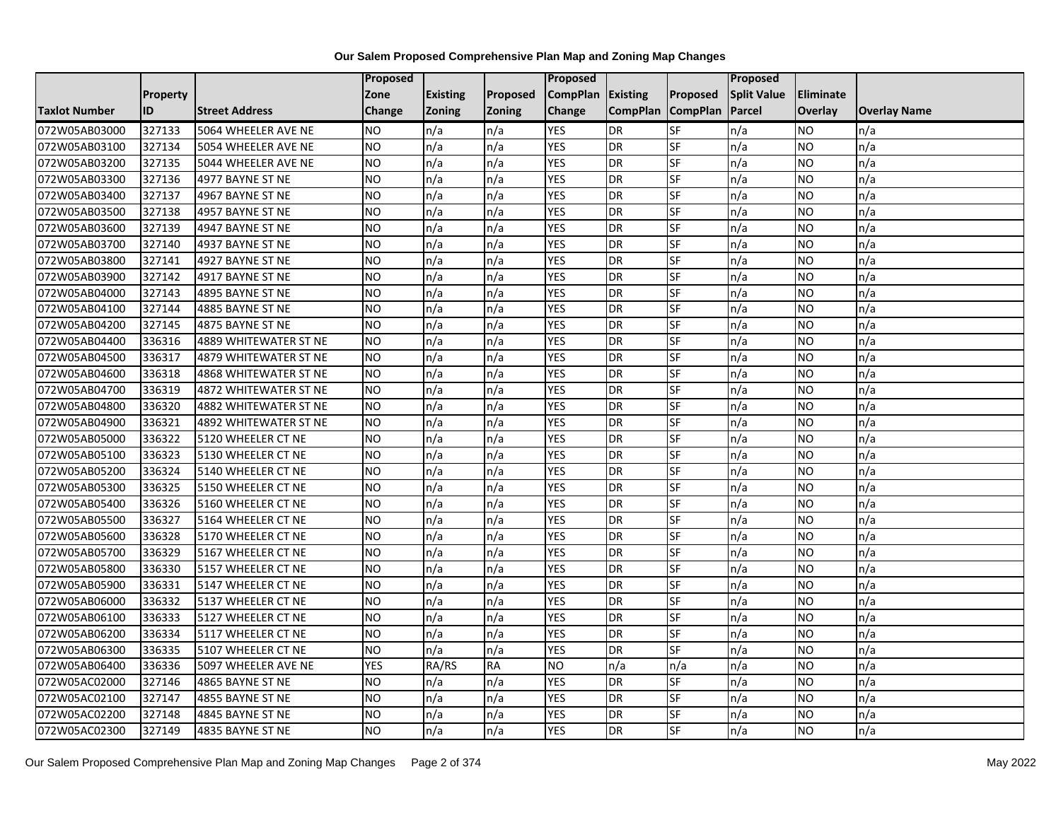**Our Salem Proposed Comprehensive Plan Map and Zoning Map Changes**

| Taxlot Number | Property ID | Street Address | Proposed Zone Change | Existing Zoning | Proposed Zoning | Proposed CompPlan Change | Existing CompPlan | Proposed CompPlan | Proposed Split Value Parcel | Eliminate Overlay | Overlay Name |
|---|---|---|---|---|---|---|---|---|---|---|---|
| 072W05AB03000 | 327133 | 5064 WHEELER AVE NE | NO | n/a | n/a | YES | DR | SF | n/a | NO | n/a |
| 072W05AB03100 | 327134 | 5054 WHEELER AVE NE | NO | n/a | n/a | YES | DR | SF | n/a | NO | n/a |
| 072W05AB03200 | 327135 | 5044 WHEELER AVE NE | NO | n/a | n/a | YES | DR | SF | n/a | NO | n/a |
| 072W05AB03300 | 327136 | 4977 BAYNE ST NE | NO | n/a | n/a | YES | DR | SF | n/a | NO | n/a |
| 072W05AB03400 | 327137 | 4967 BAYNE ST NE | NO | n/a | n/a | YES | DR | SF | n/a | NO | n/a |
| 072W05AB03500 | 327138 | 4957 BAYNE ST NE | NO | n/a | n/a | YES | DR | SF | n/a | NO | n/a |
| 072W05AB03600 | 327139 | 4947 BAYNE ST NE | NO | n/a | n/a | YES | DR | SF | n/a | NO | n/a |
| 072W05AB03700 | 327140 | 4937 BAYNE ST NE | NO | n/a | n/a | YES | DR | SF | n/a | NO | n/a |
| 072W05AB03800 | 327141 | 4927 BAYNE ST NE | NO | n/a | n/a | YES | DR | SF | n/a | NO | n/a |
| 072W05AB03900 | 327142 | 4917 BAYNE ST NE | NO | n/a | n/a | YES | DR | SF | n/a | NO | n/a |
| 072W05AB04000 | 327143 | 4895 BAYNE ST NE | NO | n/a | n/a | YES | DR | SF | n/a | NO | n/a |
| 072W05AB04100 | 327144 | 4885 BAYNE ST NE | NO | n/a | n/a | YES | DR | SF | n/a | NO | n/a |
| 072W05AB04200 | 327145 | 4875 BAYNE ST NE | NO | n/a | n/a | YES | DR | SF | n/a | NO | n/a |
| 072W05AB04400 | 336316 | 4889 WHITEWATER ST NE | NO | n/a | n/a | YES | DR | SF | n/a | NO | n/a |
| 072W05AB04500 | 336317 | 4879 WHITEWATER ST NE | NO | n/a | n/a | YES | DR | SF | n/a | NO | n/a |
| 072W05AB04600 | 336318 | 4868 WHITEWATER ST NE | NO | n/a | n/a | YES | DR | SF | n/a | NO | n/a |
| 072W05AB04700 | 336319 | 4872 WHITEWATER ST NE | NO | n/a | n/a | YES | DR | SF | n/a | NO | n/a |
| 072W05AB04800 | 336320 | 4882 WHITEWATER ST NE | NO | n/a | n/a | YES | DR | SF | n/a | NO | n/a |
| 072W05AB04900 | 336321 | 4892 WHITEWATER ST NE | NO | n/a | n/a | YES | DR | SF | n/a | NO | n/a |
| 072W05AB05000 | 336322 | 5120 WHEELER CT NE | NO | n/a | n/a | YES | DR | SF | n/a | NO | n/a |
| 072W05AB05100 | 336323 | 5130 WHEELER CT NE | NO | n/a | n/a | YES | DR | SF | n/a | NO | n/a |
| 072W05AB05200 | 336324 | 5140 WHEELER CT NE | NO | n/a | n/a | YES | DR | SF | n/a | NO | n/a |
| 072W05AB05300 | 336325 | 5150 WHEELER CT NE | NO | n/a | n/a | YES | DR | SF | n/a | NO | n/a |
| 072W05AB05400 | 336326 | 5160 WHEELER CT NE | NO | n/a | n/a | YES | DR | SF | n/a | NO | n/a |
| 072W05AB05500 | 336327 | 5164 WHEELER CT NE | NO | n/a | n/a | YES | DR | SF | n/a | NO | n/a |
| 072W05AB05600 | 336328 | 5170 WHEELER CT NE | NO | n/a | n/a | YES | DR | SF | n/a | NO | n/a |
| 072W05AB05700 | 336329 | 5167 WHEELER CT NE | NO | n/a | n/a | YES | DR | SF | n/a | NO | n/a |
| 072W05AB05800 | 336330 | 5157 WHEELER CT NE | NO | n/a | n/a | YES | DR | SF | n/a | NO | n/a |
| 072W05AB05900 | 336331 | 5147 WHEELER CT NE | NO | n/a | n/a | YES | DR | SF | n/a | NO | n/a |
| 072W05AB06000 | 336332 | 5137 WHEELER CT NE | NO | n/a | n/a | YES | DR | SF | n/a | NO | n/a |
| 072W05AB06100 | 336333 | 5127 WHEELER CT NE | NO | n/a | n/a | YES | DR | SF | n/a | NO | n/a |
| 072W05AB06200 | 336334 | 5117 WHEELER CT NE | NO | n/a | n/a | YES | DR | SF | n/a | NO | n/a |
| 072W05AB06300 | 336335 | 5107 WHEELER CT NE | NO | n/a | n/a | YES | DR | SF | n/a | NO | n/a |
| 072W05AB06400 | 336336 | 5097 WHEELER AVE NE | YES | RA/RS | RA | NO | n/a | n/a | n/a | NO | n/a |
| 072W05AC02000 | 327146 | 4865 BAYNE ST NE | NO | n/a | n/a | YES | DR | SF | n/a | NO | n/a |
| 072W05AC02100 | 327147 | 4855 BAYNE ST NE | NO | n/a | n/a | YES | DR | SF | n/a | NO | n/a |
| 072W05AC02200 | 327148 | 4845 BAYNE ST NE | NO | n/a | n/a | YES | DR | SF | n/a | NO | n/a |
| 072W05AC02300 | 327149 | 4835 BAYNE ST NE | NO | n/a | n/a | YES | DR | SF | n/a | NO | n/a |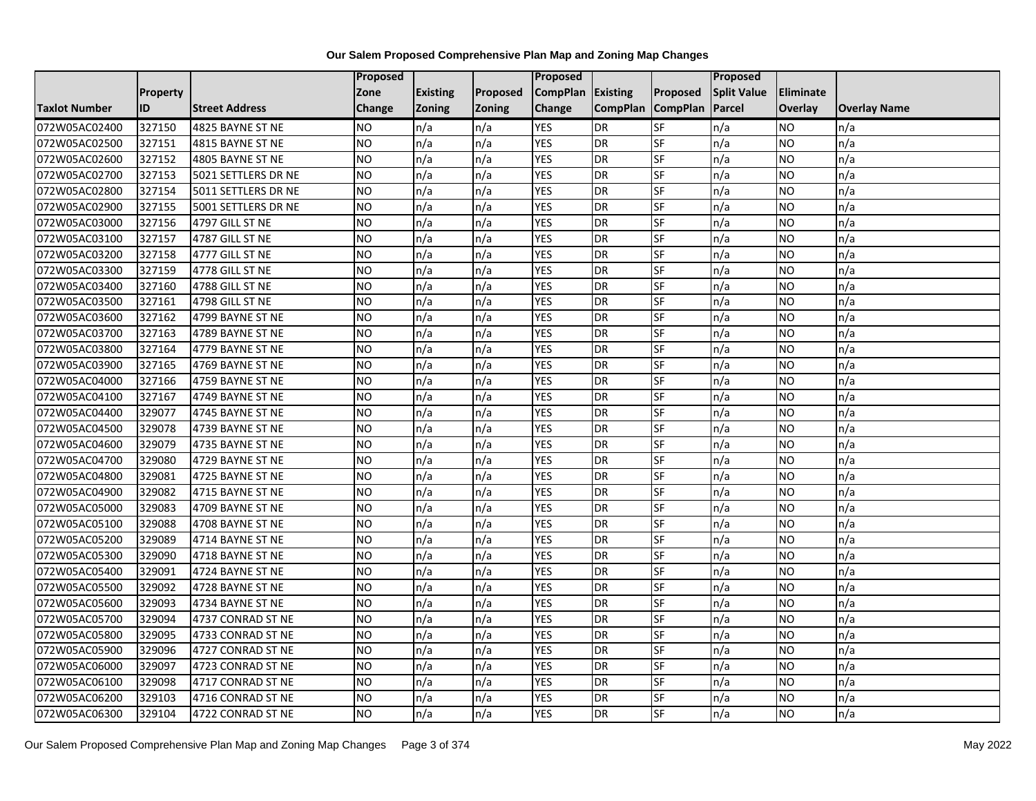# Our Salem Proposed Comprehensive Plan Map and Zoning Map Changes

| Taxlot Number | Property ID | Street Address | Proposed Zone Change | Existing Zoning | Proposed Zoning | Proposed CompPlan Change | Existing CompPlan | Proposed CompPlan | Proposed Split Value Parcel | Eliminate Overlay | Overlay Name |
|---|---|---|---|---|---|---|---|---|---|---|---|
| 072W05AC02400 | 327150 | 4825 BAYNE ST NE | NO | n/a | n/a | YES | DR | SF | n/a | NO | n/a |
| 072W05AC02500 | 327151 | 4815 BAYNE ST NE | NO | n/a | n/a | YES | DR | SF | n/a | NO | n/a |
| 072W05AC02600 | 327152 | 4805 BAYNE ST NE | NO | n/a | n/a | YES | DR | SF | n/a | NO | n/a |
| 072W05AC02700 | 327153 | 5021 SETTLERS DR NE | NO | n/a | n/a | YES | DR | SF | n/a | NO | n/a |
| 072W05AC02800 | 327154 | 5011 SETTLERS DR NE | NO | n/a | n/a | YES | DR | SF | n/a | NO | n/a |
| 072W05AC02900 | 327155 | 5001 SETTLERS DR NE | NO | n/a | n/a | YES | DR | SF | n/a | NO | n/a |
| 072W05AC03000 | 327156 | 4797 GILL ST NE | NO | n/a | n/a | YES | DR | SF | n/a | NO | n/a |
| 072W05AC03100 | 327157 | 4787 GILL ST NE | NO | n/a | n/a | YES | DR | SF | n/a | NO | n/a |
| 072W05AC03200 | 327158 | 4777 GILL ST NE | NO | n/a | n/a | YES | DR | SF | n/a | NO | n/a |
| 072W05AC03300 | 327159 | 4778 GILL ST NE | NO | n/a | n/a | YES | DR | SF | n/a | NO | n/a |
| 072W05AC03400 | 327160 | 4788 GILL ST NE | NO | n/a | n/a | YES | DR | SF | n/a | NO | n/a |
| 072W05AC03500 | 327161 | 4798 GILL ST NE | NO | n/a | n/a | YES | DR | SF | n/a | NO | n/a |
| 072W05AC03600 | 327162 | 4799 BAYNE ST NE | NO | n/a | n/a | YES | DR | SF | n/a | NO | n/a |
| 072W05AC03700 | 327163 | 4789 BAYNE ST NE | NO | n/a | n/a | YES | DR | SF | n/a | NO | n/a |
| 072W05AC03800 | 327164 | 4779 BAYNE ST NE | NO | n/a | n/a | YES | DR | SF | n/a | NO | n/a |
| 072W05AC03900 | 327165 | 4769 BAYNE ST NE | NO | n/a | n/a | YES | DR | SF | n/a | NO | n/a |
| 072W05AC04000 | 327166 | 4759 BAYNE ST NE | NO | n/a | n/a | YES | DR | SF | n/a | NO | n/a |
| 072W05AC04100 | 327167 | 4749 BAYNE ST NE | NO | n/a | n/a | YES | DR | SF | n/a | NO | n/a |
| 072W05AC04400 | 329077 | 4745 BAYNE ST NE | NO | n/a | n/a | YES | DR | SF | n/a | NO | n/a |
| 072W05AC04500 | 329078 | 4739 BAYNE ST NE | NO | n/a | n/a | YES | DR | SF | n/a | NO | n/a |
| 072W05AC04600 | 329079 | 4735 BAYNE ST NE | NO | n/a | n/a | YES | DR | SF | n/a | NO | n/a |
| 072W05AC04700 | 329080 | 4729 BAYNE ST NE | NO | n/a | n/a | YES | DR | SF | n/a | NO | n/a |
| 072W05AC04800 | 329081 | 4725 BAYNE ST NE | NO | n/a | n/a | YES | DR | SF | n/a | NO | n/a |
| 072W05AC04900 | 329082 | 4715 BAYNE ST NE | NO | n/a | n/a | YES | DR | SF | n/a | NO | n/a |
| 072W05AC05000 | 329083 | 4709 BAYNE ST NE | NO | n/a | n/a | YES | DR | SF | n/a | NO | n/a |
| 072W05AC05100 | 329088 | 4708 BAYNE ST NE | NO | n/a | n/a | YES | DR | SF | n/a | NO | n/a |
| 072W05AC05200 | 329089 | 4714 BAYNE ST NE | NO | n/a | n/a | YES | DR | SF | n/a | NO | n/a |
| 072W05AC05300 | 329090 | 4718 BAYNE ST NE | NO | n/a | n/a | YES | DR | SF | n/a | NO | n/a |
| 072W05AC05400 | 329091 | 4724 BAYNE ST NE | NO | n/a | n/a | YES | DR | SF | n/a | NO | n/a |
| 072W05AC05500 | 329092 | 4728 BAYNE ST NE | NO | n/a | n/a | YES | DR | SF | n/a | NO | n/a |
| 072W05AC05600 | 329093 | 4734 BAYNE ST NE | NO | n/a | n/a | YES | DR | SF | n/a | NO | n/a |
| 072W05AC05700 | 329094 | 4737 CONRAD ST NE | NO | n/a | n/a | YES | DR | SF | n/a | NO | n/a |
| 072W05AC05800 | 329095 | 4733 CONRAD ST NE | NO | n/a | n/a | YES | DR | SF | n/a | NO | n/a |
| 072W05AC05900 | 329096 | 4727 CONRAD ST NE | NO | n/a | n/a | YES | DR | SF | n/a | NO | n/a |
| 072W05AC06000 | 329097 | 4723 CONRAD ST NE | NO | n/a | n/a | YES | DR | SF | n/a | NO | n/a |
| 072W05AC06100 | 329098 | 4717 CONRAD ST NE | NO | n/a | n/a | YES | DR | SF | n/a | NO | n/a |
| 072W05AC06200 | 329103 | 4716 CONRAD ST NE | NO | n/a | n/a | YES | DR | SF | n/a | NO | n/a |
| 072W05AC06300 | 329104 | 4722 CONRAD ST NE | NO | n/a | n/a | YES | DR | SF | n/a | NO | n/a |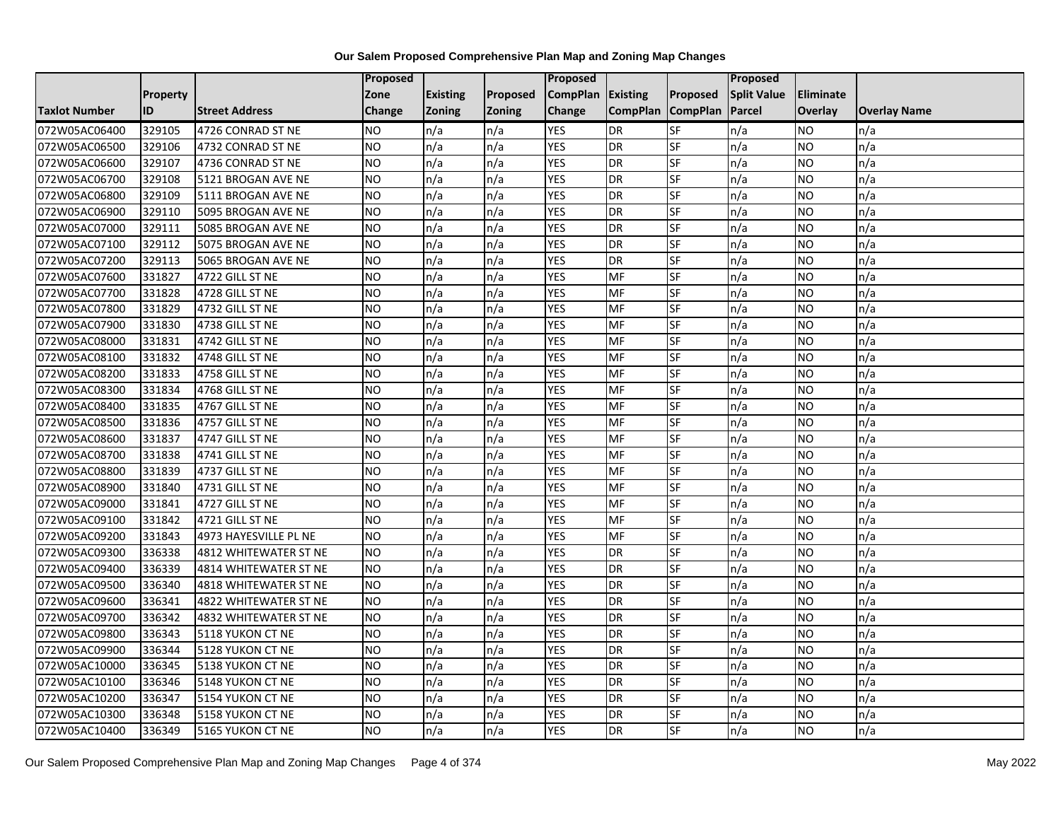**Our Salem Proposed Comprehensive Plan Map and Zoning Map Changes**

| Taxlot Number | Property ID | Street Address | Proposed Zone Change | Existing Zoning | Proposed Zoning | Proposed CompPlan Change | Existing CompPlan | Proposed CompPlan | Proposed Split Value Parcel | Eliminate Overlay | Overlay Name |
|---|---|---|---|---|---|---|---|---|---|---|---|
| 072W05AC06400 | 329105 | 4726 CONRAD ST NE | NO | n/a | n/a | YES | DR | SF | n/a | NO | n/a |
| 072W05AC06500 | 329106 | 4732 CONRAD ST NE | NO | n/a | n/a | YES | DR | SF | n/a | NO | n/a |
| 072W05AC06600 | 329107 | 4736 CONRAD ST NE | NO | n/a | n/a | YES | DR | SF | n/a | NO | n/a |
| 072W05AC06700 | 329108 | 5121 BROGAN AVE NE | NO | n/a | n/a | YES | DR | SF | n/a | NO | n/a |
| 072W05AC06800 | 329109 | 5111 BROGAN AVE NE | NO | n/a | n/a | YES | DR | SF | n/a | NO | n/a |
| 072W05AC06900 | 329110 | 5095 BROGAN AVE NE | NO | n/a | n/a | YES | DR | SF | n/a | NO | n/a |
| 072W05AC07000 | 329111 | 5085 BROGAN AVE NE | NO | n/a | n/a | YES | DR | SF | n/a | NO | n/a |
| 072W05AC07100 | 329112 | 5075 BROGAN AVE NE | NO | n/a | n/a | YES | DR | SF | n/a | NO | n/a |
| 072W05AC07200 | 329113 | 5065 BROGAN AVE NE | NO | n/a | n/a | YES | DR | SF | n/a | NO | n/a |
| 072W05AC07600 | 331827 | 4722 GILL ST NE | NO | n/a | n/a | YES | MF | SF | n/a | NO | n/a |
| 072W05AC07700 | 331828 | 4728 GILL ST NE | NO | n/a | n/a | YES | MF | SF | n/a | NO | n/a |
| 072W05AC07800 | 331829 | 4732 GILL ST NE | NO | n/a | n/a | YES | MF | SF | n/a | NO | n/a |
| 072W05AC07900 | 331830 | 4738 GILL ST NE | NO | n/a | n/a | YES | MF | SF | n/a | NO | n/a |
| 072W05AC08000 | 331831 | 4742 GILL ST NE | NO | n/a | n/a | YES | MF | SF | n/a | NO | n/a |
| 072W05AC08100 | 331832 | 4748 GILL ST NE | NO | n/a | n/a | YES | MF | SF | n/a | NO | n/a |
| 072W05AC08200 | 331833 | 4758 GILL ST NE | NO | n/a | n/a | YES | MF | SF | n/a | NO | n/a |
| 072W05AC08300 | 331834 | 4768 GILL ST NE | NO | n/a | n/a | YES | MF | SF | n/a | NO | n/a |
| 072W05AC08400 | 331835 | 4767 GILL ST NE | NO | n/a | n/a | YES | MF | SF | n/a | NO | n/a |
| 072W05AC08500 | 331836 | 4757 GILL ST NE | NO | n/a | n/a | YES | MF | SF | n/a | NO | n/a |
| 072W05AC08600 | 331837 | 4747 GILL ST NE | NO | n/a | n/a | YES | MF | SF | n/a | NO | n/a |
| 072W05AC08700 | 331838 | 4741 GILL ST NE | NO | n/a | n/a | YES | MF | SF | n/a | NO | n/a |
| 072W05AC08800 | 331839 | 4737 GILL ST NE | NO | n/a | n/a | YES | MF | SF | n/a | NO | n/a |
| 072W05AC08900 | 331840 | 4731 GILL ST NE | NO | n/a | n/a | YES | MF | SF | n/a | NO | n/a |
| 072W05AC09000 | 331841 | 4727 GILL ST NE | NO | n/a | n/a | YES | MF | SF | n/a | NO | n/a |
| 072W05AC09100 | 331842 | 4721 GILL ST NE | NO | n/a | n/a | YES | MF | SF | n/a | NO | n/a |
| 072W05AC09200 | 331843 | 4973 HAYESVILLE PL NE | NO | n/a | n/a | YES | MF | SF | n/a | NO | n/a |
| 072W05AC09300 | 336338 | 4812 WHITEWATER ST NE | NO | n/a | n/a | YES | DR | SF | n/a | NO | n/a |
| 072W05AC09400 | 336339 | 4814 WHITEWATER ST NE | NO | n/a | n/a | YES | DR | SF | n/a | NO | n/a |
| 072W05AC09500 | 336340 | 4818 WHITEWATER ST NE | NO | n/a | n/a | YES | DR | SF | n/a | NO | n/a |
| 072W05AC09600 | 336341 | 4822 WHITEWATER ST NE | NO | n/a | n/a | YES | DR | SF | n/a | NO | n/a |
| 072W05AC09700 | 336342 | 4832 WHITEWATER ST NE | NO | n/a | n/a | YES | DR | SF | n/a | NO | n/a |
| 072W05AC09800 | 336343 | 5118 YUKON CT NE | NO | n/a | n/a | YES | DR | SF | n/a | NO | n/a |
| 072W05AC09900 | 336344 | 5128 YUKON CT NE | NO | n/a | n/a | YES | DR | SF | n/a | NO | n/a |
| 072W05AC10000 | 336345 | 5138 YUKON CT NE | NO | n/a | n/a | YES | DR | SF | n/a | NO | n/a |
| 072W05AC10100 | 336346 | 5148 YUKON CT NE | NO | n/a | n/a | YES | DR | SF | n/a | NO | n/a |
| 072W05AC10200 | 336347 | 5154 YUKON CT NE | NO | n/a | n/a | YES | DR | SF | n/a | NO | n/a |
| 072W05AC10300 | 336348 | 5158 YUKON CT NE | NO | n/a | n/a | YES | DR | SF | n/a | NO | n/a |
| 072W05AC10400 | 336349 | 5165 YUKON CT NE | NO | n/a | n/a | YES | DR | SF | n/a | NO | n/a |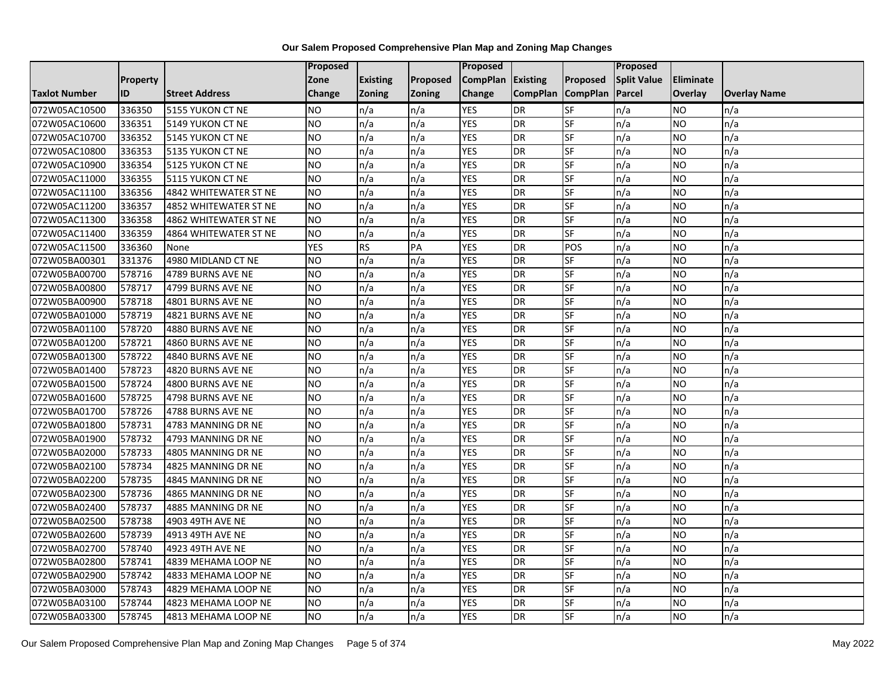# Our Salem Proposed Comprehensive Plan Map and Zoning Map Changes

| Taxlot Number | Property ID | Street Address | Proposed Zone Change | Existing Zoning | Proposed Zoning | Proposed CompPlan Change | Existing CompPlan | Proposed CompPlan | Proposed Split Value Parcel | Eliminate Overlay | Overlay Name |
|---|---|---|---|---|---|---|---|---|---|---|---|
| 072W05AC10500 | 336350 | 5155 YUKON CT NE | NO | n/a | n/a | YES | DR | SF | n/a | NO | n/a |
| 072W05AC10600 | 336351 | 5149 YUKON CT NE | NO | n/a | n/a | YES | DR | SF | n/a | NO | n/a |
| 072W05AC10700 | 336352 | 5145 YUKON CT NE | NO | n/a | n/a | YES | DR | SF | n/a | NO | n/a |
| 072W05AC10800 | 336353 | 5135 YUKON CT NE | NO | n/a | n/a | YES | DR | SF | n/a | NO | n/a |
| 072W05AC10900 | 336354 | 5125 YUKON CT NE | NO | n/a | n/a | YES | DR | SF | n/a | NO | n/a |
| 072W05AC11000 | 336355 | 5115 YUKON CT NE | NO | n/a | n/a | YES | DR | SF | n/a | NO | n/a |
| 072W05AC11100 | 336356 | 4842 WHITEWATER ST NE | NO | n/a | n/a | YES | DR | SF | n/a | NO | n/a |
| 072W05AC11200 | 336357 | 4852 WHITEWATER ST NE | NO | n/a | n/a | YES | DR | SF | n/a | NO | n/a |
| 072W05AC11300 | 336358 | 4862 WHITEWATER ST NE | NO | n/a | n/a | YES | DR | SF | n/a | NO | n/a |
| 072W05AC11400 | 336359 | 4864 WHITEWATER ST NE | NO | n/a | n/a | YES | DR | SF | n/a | NO | n/a |
| 072W05AC11500 | 336360 | None | YES | RS | PA | YES | DR | POS | n/a | NO | n/a |
| 072W05BA00301 | 331376 | 4980 MIDLAND CT NE | NO | n/a | n/a | YES | DR | SF | n/a | NO | n/a |
| 072W05BA00700 | 578716 | 4789 BURNS AVE NE | NO | n/a | n/a | YES | DR | SF | n/a | NO | n/a |
| 072W05BA00800 | 578717 | 4799 BURNS AVE NE | NO | n/a | n/a | YES | DR | SF | n/a | NO | n/a |
| 072W05BA00900 | 578718 | 4801 BURNS AVE NE | NO | n/a | n/a | YES | DR | SF | n/a | NO | n/a |
| 072W05BA01000 | 578719 | 4821 BURNS AVE NE | NO | n/a | n/a | YES | DR | SF | n/a | NO | n/a |
| 072W05BA01100 | 578720 | 4880 BURNS AVE NE | NO | n/a | n/a | YES | DR | SF | n/a | NO | n/a |
| 072W05BA01200 | 578721 | 4860 BURNS AVE NE | NO | n/a | n/a | YES | DR | SF | n/a | NO | n/a |
| 072W05BA01300 | 578722 | 4840 BURNS AVE NE | NO | n/a | n/a | YES | DR | SF | n/a | NO | n/a |
| 072W05BA01400 | 578723 | 4820 BURNS AVE NE | NO | n/a | n/a | YES | DR | SF | n/a | NO | n/a |
| 072W05BA01500 | 578724 | 4800 BURNS AVE NE | NO | n/a | n/a | YES | DR | SF | n/a | NO | n/a |
| 072W05BA01600 | 578725 | 4798 BURNS AVE NE | NO | n/a | n/a | YES | DR | SF | n/a | NO | n/a |
| 072W05BA01700 | 578726 | 4788 BURNS AVE NE | NO | n/a | n/a | YES | DR | SF | n/a | NO | n/a |
| 072W05BA01800 | 578731 | 4783 MANNING DR NE | NO | n/a | n/a | YES | DR | SF | n/a | NO | n/a |
| 072W05BA01900 | 578732 | 4793 MANNING DR NE | NO | n/a | n/a | YES | DR | SF | n/a | NO | n/a |
| 072W05BA02000 | 578733 | 4805 MANNING DR NE | NO | n/a | n/a | YES | DR | SF | n/a | NO | n/a |
| 072W05BA02100 | 578734 | 4825 MANNING DR NE | NO | n/a | n/a | YES | DR | SF | n/a | NO | n/a |
| 072W05BA02200 | 578735 | 4845 MANNING DR NE | NO | n/a | n/a | YES | DR | SF | n/a | NO | n/a |
| 072W05BA02300 | 578736 | 4865 MANNING DR NE | NO | n/a | n/a | YES | DR | SF | n/a | NO | n/a |
| 072W05BA02400 | 578737 | 4885 MANNING DR NE | NO | n/a | n/a | YES | DR | SF | n/a | NO | n/a |
| 072W05BA02500 | 578738 | 4903 49TH AVE NE | NO | n/a | n/a | YES | DR | SF | n/a | NO | n/a |
| 072W05BA02600 | 578739 | 4913 49TH AVE NE | NO | n/a | n/a | YES | DR | SF | n/a | NO | n/a |
| 072W05BA02700 | 578740 | 4923 49TH AVE NE | NO | n/a | n/a | YES | DR | SF | n/a | NO | n/a |
| 072W05BA02800 | 578741 | 4839 MEHAMA LOOP NE | NO | n/a | n/a | YES | DR | SF | n/a | NO | n/a |
| 072W05BA02900 | 578742 | 4833 MEHAMA LOOP NE | NO | n/a | n/a | YES | DR | SF | n/a | NO | n/a |
| 072W05BA03000 | 578743 | 4829 MEHAMA LOOP NE | NO | n/a | n/a | YES | DR | SF | n/a | NO | n/a |
| 072W05BA03100 | 578744 | 4823 MEHAMA LOOP NE | NO | n/a | n/a | YES | DR | SF | n/a | NO | n/a |
| 072W05BA03300 | 578745 | 4813 MEHAMA LOOP NE | NO | n/a | n/a | YES | DR | SF | n/a | NO | n/a |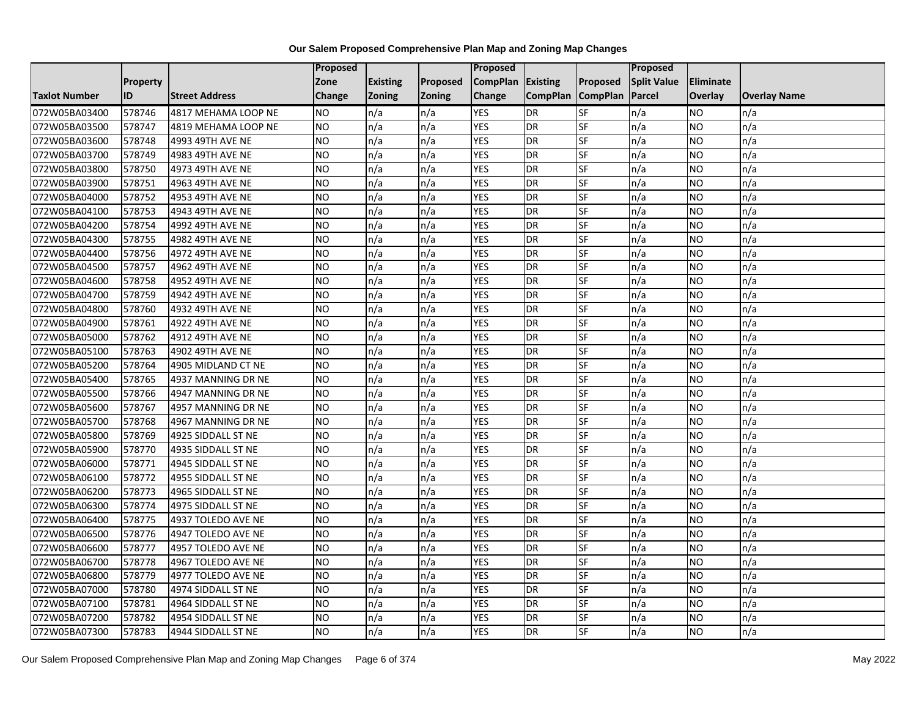# Our Salem Proposed Comprehensive Plan Map and Zoning Map Changes

| Taxlot Number | Property ID | Street Address | Proposed Zone Change | Existing Zoning | Proposed Zoning | Proposed CompPlan Change | Existing CompPlan | Proposed CompPlan | Proposed Split Value Parcel | Eliminate Overlay | Overlay Name |
|---|---|---|---|---|---|---|---|---|---|---|---|
| 072W05BA03400 | 578746 | 4817 MEHAMA LOOP NE | NO | n/a | n/a | YES | DR | SF | n/a | NO | n/a |
| 072W05BA03500 | 578747 | 4819 MEHAMA LOOP NE | NO | n/a | n/a | YES | DR | SF | n/a | NO | n/a |
| 072W05BA03600 | 578748 | 4993 49TH AVE NE | NO | n/a | n/a | YES | DR | SF | n/a | NO | n/a |
| 072W05BA03700 | 578749 | 4983 49TH AVE NE | NO | n/a | n/a | YES | DR | SF | n/a | NO | n/a |
| 072W05BA03800 | 578750 | 4973 49TH AVE NE | NO | n/a | n/a | YES | DR | SF | n/a | NO | n/a |
| 072W05BA03900 | 578751 | 4963 49TH AVE NE | NO | n/a | n/a | YES | DR | SF | n/a | NO | n/a |
| 072W05BA04000 | 578752 | 4953 49TH AVE NE | NO | n/a | n/a | YES | DR | SF | n/a | NO | n/a |
| 072W05BA04100 | 578753 | 4943 49TH AVE NE | NO | n/a | n/a | YES | DR | SF | n/a | NO | n/a |
| 072W05BA04200 | 578754 | 4992 49TH AVE NE | NO | n/a | n/a | YES | DR | SF | n/a | NO | n/a |
| 072W05BA04300 | 578755 | 4982 49TH AVE NE | NO | n/a | n/a | YES | DR | SF | n/a | NO | n/a |
| 072W05BA04400 | 578756 | 4972 49TH AVE NE | NO | n/a | n/a | YES | DR | SF | n/a | NO | n/a |
| 072W05BA04500 | 578757 | 4962 49TH AVE NE | NO | n/a | n/a | YES | DR | SF | n/a | NO | n/a |
| 072W05BA04600 | 578758 | 4952 49TH AVE NE | NO | n/a | n/a | YES | DR | SF | n/a | NO | n/a |
| 072W05BA04700 | 578759 | 4942 49TH AVE NE | NO | n/a | n/a | YES | DR | SF | n/a | NO | n/a |
| 072W05BA04800 | 578760 | 4932 49TH AVE NE | NO | n/a | n/a | YES | DR | SF | n/a | NO | n/a |
| 072W05BA04900 | 578761 | 4922 49TH AVE NE | NO | n/a | n/a | YES | DR | SF | n/a | NO | n/a |
| 072W05BA05000 | 578762 | 4912 49TH AVE NE | NO | n/a | n/a | YES | DR | SF | n/a | NO | n/a |
| 072W05BA05100 | 578763 | 4902 49TH AVE NE | NO | n/a | n/a | YES | DR | SF | n/a | NO | n/a |
| 072W05BA05200 | 578764 | 4905 MIDLAND CT NE | NO | n/a | n/a | YES | DR | SF | n/a | NO | n/a |
| 072W05BA05400 | 578765 | 4937 MANNING DR NE | NO | n/a | n/a | YES | DR | SF | n/a | NO | n/a |
| 072W05BA05500 | 578766 | 4947 MANNING DR NE | NO | n/a | n/a | YES | DR | SF | n/a | NO | n/a |
| 072W05BA05600 | 578767 | 4957 MANNING DR NE | NO | n/a | n/a | YES | DR | SF | n/a | NO | n/a |
| 072W05BA05700 | 578768 | 4967 MANNING DR NE | NO | n/a | n/a | YES | DR | SF | n/a | NO | n/a |
| 072W05BA05800 | 578769 | 4925 SIDDALL ST NE | NO | n/a | n/a | YES | DR | SF | n/a | NO | n/a |
| 072W05BA05900 | 578770 | 4935 SIDDALL ST NE | NO | n/a | n/a | YES | DR | SF | n/a | NO | n/a |
| 072W05BA06000 | 578771 | 4945 SIDDALL ST NE | NO | n/a | n/a | YES | DR | SF | n/a | NO | n/a |
| 072W05BA06100 | 578772 | 4955 SIDDALL ST NE | NO | n/a | n/a | YES | DR | SF | n/a | NO | n/a |
| 072W05BA06200 | 578773 | 4965 SIDDALL ST NE | NO | n/a | n/a | YES | DR | SF | n/a | NO | n/a |
| 072W05BA06300 | 578774 | 4975 SIDDALL ST NE | NO | n/a | n/a | YES | DR | SF | n/a | NO | n/a |
| 072W05BA06400 | 578775 | 4937 TOLEDO AVE NE | NO | n/a | n/a | YES | DR | SF | n/a | NO | n/a |
| 072W05BA06500 | 578776 | 4947 TOLEDO AVE NE | NO | n/a | n/a | YES | DR | SF | n/a | NO | n/a |
| 072W05BA06600 | 578777 | 4957 TOLEDO AVE NE | NO | n/a | n/a | YES | DR | SF | n/a | NO | n/a |
| 072W05BA06700 | 578778 | 4967 TOLEDO AVE NE | NO | n/a | n/a | YES | DR | SF | n/a | NO | n/a |
| 072W05BA06800 | 578779 | 4977 TOLEDO AVE NE | NO | n/a | n/a | YES | DR | SF | n/a | NO | n/a |
| 072W05BA07000 | 578780 | 4974 SIDDALL ST NE | NO | n/a | n/a | YES | DR | SF | n/a | NO | n/a |
| 072W05BA07100 | 578781 | 4964 SIDDALL ST NE | NO | n/a | n/a | YES | DR | SF | n/a | NO | n/a |
| 072W05BA07200 | 578782 | 4954 SIDDALL ST NE | NO | n/a | n/a | YES | DR | SF | n/a | NO | n/a |
| 072W05BA07300 | 578783 | 4944 SIDDALL ST NE | NO | n/a | n/a | YES | DR | SF | n/a | NO | n/a |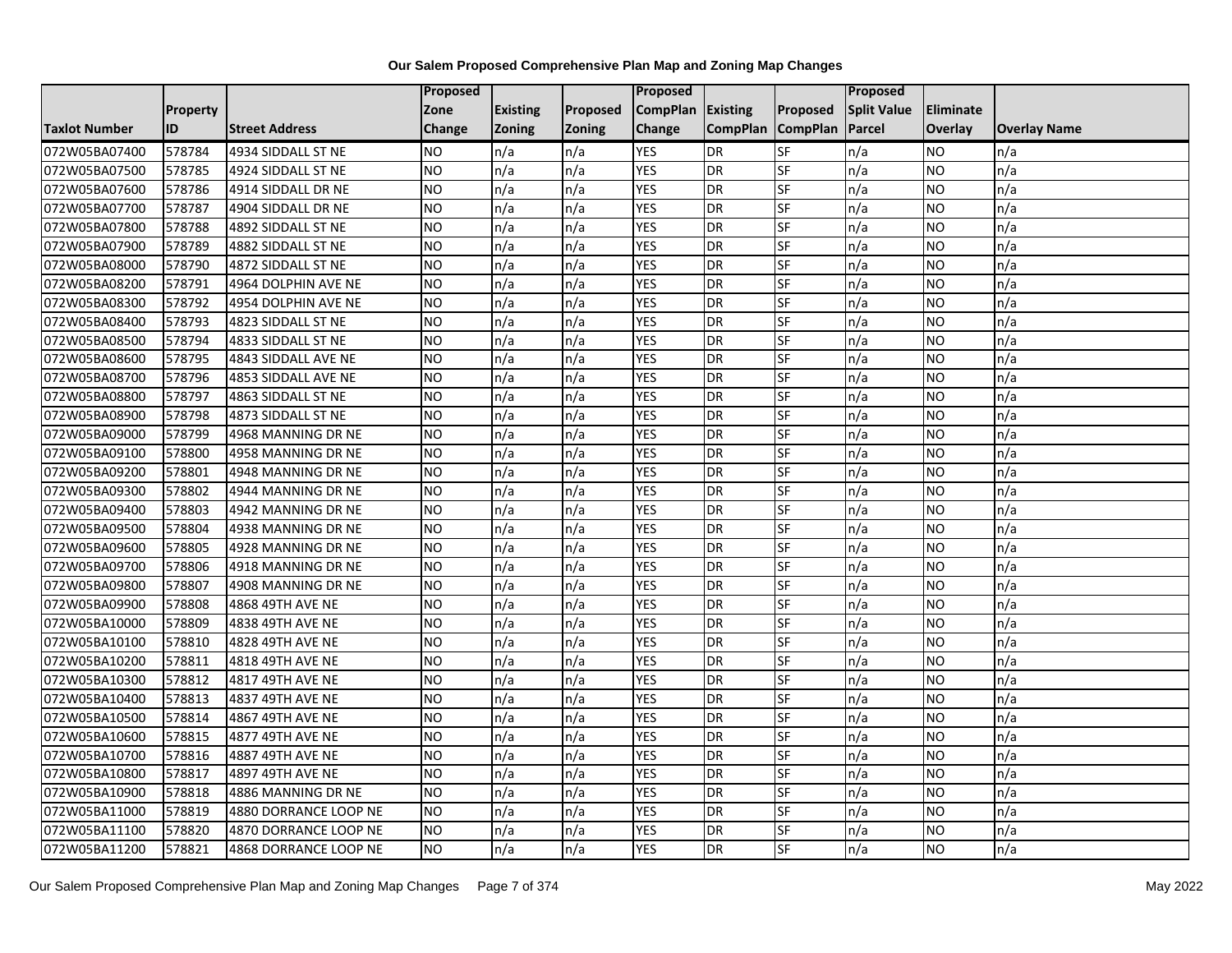# Our Salem Proposed Comprehensive Plan Map and Zoning Map Changes

| Taxlot Number | Property ID | Street Address | Proposed Zone Change | Existing Zoning | Proposed Zoning | Proposed CompPlan Change | Existing CompPlan | Proposed CompPlan | Proposed Split Value Parcel | Eliminate Overlay | Overlay Name |
|---|---|---|---|---|---|---|---|---|---|---|---|
| 072W05BA07400 | 578784 | 4934 SIDDALL ST NE | NO | n/a | n/a | YES | DR | SF | n/a | NO | n/a |
| 072W05BA07500 | 578785 | 4924 SIDDALL ST NE | NO | n/a | n/a | YES | DR | SF | n/a | NO | n/a |
| 072W05BA07600 | 578786 | 4914 SIDDALL DR NE | NO | n/a | n/a | YES | DR | SF | n/a | NO | n/a |
| 072W05BA07700 | 578787 | 4904 SIDDALL DR NE | NO | n/a | n/a | YES | DR | SF | n/a | NO | n/a |
| 072W05BA07800 | 578788 | 4892 SIDDALL ST NE | NO | n/a | n/a | YES | DR | SF | n/a | NO | n/a |
| 072W05BA07900 | 578789 | 4882 SIDDALL ST NE | NO | n/a | n/a | YES | DR | SF | n/a | NO | n/a |
| 072W05BA08000 | 578790 | 4872 SIDDALL ST NE | NO | n/a | n/a | YES | DR | SF | n/a | NO | n/a |
| 072W05BA08200 | 578791 | 4964 DOLPHIN AVE NE | NO | n/a | n/a | YES | DR | SF | n/a | NO | n/a |
| 072W05BA08300 | 578792 | 4954 DOLPHIN AVE NE | NO | n/a | n/a | YES | DR | SF | n/a | NO | n/a |
| 072W05BA08400 | 578793 | 4823 SIDDALL ST NE | NO | n/a | n/a | YES | DR | SF | n/a | NO | n/a |
| 072W05BA08500 | 578794 | 4833 SIDDALL ST NE | NO | n/a | n/a | YES | DR | SF | n/a | NO | n/a |
| 072W05BA08600 | 578795 | 4843 SIDDALL AVE NE | NO | n/a | n/a | YES | DR | SF | n/a | NO | n/a |
| 072W05BA08700 | 578796 | 4853 SIDDALL AVE NE | NO | n/a | n/a | YES | DR | SF | n/a | NO | n/a |
| 072W05BA08800 | 578797 | 4863 SIDDALL ST NE | NO | n/a | n/a | YES | DR | SF | n/a | NO | n/a |
| 072W05BA08900 | 578798 | 4873 SIDDALL ST NE | NO | n/a | n/a | YES | DR | SF | n/a | NO | n/a |
| 072W05BA09000 | 578799 | 4968 MANNING DR NE | NO | n/a | n/a | YES | DR | SF | n/a | NO | n/a |
| 072W05BA09100 | 578800 | 4958 MANNING DR NE | NO | n/a | n/a | YES | DR | SF | n/a | NO | n/a |
| 072W05BA09200 | 578801 | 4948 MANNING DR NE | NO | n/a | n/a | YES | DR | SF | n/a | NO | n/a |
| 072W05BA09300 | 578802 | 4944 MANNING DR NE | NO | n/a | n/a | YES | DR | SF | n/a | NO | n/a |
| 072W05BA09400 | 578803 | 4942 MANNING DR NE | NO | n/a | n/a | YES | DR | SF | n/a | NO | n/a |
| 072W05BA09500 | 578804 | 4938 MANNING DR NE | NO | n/a | n/a | YES | DR | SF | n/a | NO | n/a |
| 072W05BA09600 | 578805 | 4928 MANNING DR NE | NO | n/a | n/a | YES | DR | SF | n/a | NO | n/a |
| 072W05BA09700 | 578806 | 4918 MANNING DR NE | NO | n/a | n/a | YES | DR | SF | n/a | NO | n/a |
| 072W05BA09800 | 578807 | 4908 MANNING DR NE | NO | n/a | n/a | YES | DR | SF | n/a | NO | n/a |
| 072W05BA09900 | 578808 | 4868 49TH AVE NE | NO | n/a | n/a | YES | DR | SF | n/a | NO | n/a |
| 072W05BA10000 | 578809 | 4838 49TH AVE NE | NO | n/a | n/a | YES | DR | SF | n/a | NO | n/a |
| 072W05BA10100 | 578810 | 4828 49TH AVE NE | NO | n/a | n/a | YES | DR | SF | n/a | NO | n/a |
| 072W05BA10200 | 578811 | 4818 49TH AVE NE | NO | n/a | n/a | YES | DR | SF | n/a | NO | n/a |
| 072W05BA10300 | 578812 | 4817 49TH AVE NE | NO | n/a | n/a | YES | DR | SF | n/a | NO | n/a |
| 072W05BA10400 | 578813 | 4837 49TH AVE NE | NO | n/a | n/a | YES | DR | SF | n/a | NO | n/a |
| 072W05BA10500 | 578814 | 4867 49TH AVE NE | NO | n/a | n/a | YES | DR | SF | n/a | NO | n/a |
| 072W05BA10600 | 578815 | 4877 49TH AVE NE | NO | n/a | n/a | YES | DR | SF | n/a | NO | n/a |
| 072W05BA10700 | 578816 | 4887 49TH AVE NE | NO | n/a | n/a | YES | DR | SF | n/a | NO | n/a |
| 072W05BA10800 | 578817 | 4897 49TH AVE NE | NO | n/a | n/a | YES | DR | SF | n/a | NO | n/a |
| 072W05BA10900 | 578818 | 4886 MANNING DR NE | NO | n/a | n/a | YES | DR | SF | n/a | NO | n/a |
| 072W05BA11000 | 578819 | 4880 DORRANCE LOOP NE | NO | n/a | n/a | YES | DR | SF | n/a | NO | n/a |
| 072W05BA11100 | 578820 | 4870 DORRANCE LOOP NE | NO | n/a | n/a | YES | DR | SF | n/a | NO | n/a |
| 072W05BA11200 | 578821 | 4868 DORRANCE LOOP NE | NO | n/a | n/a | YES | DR | SF | n/a | NO | n/a |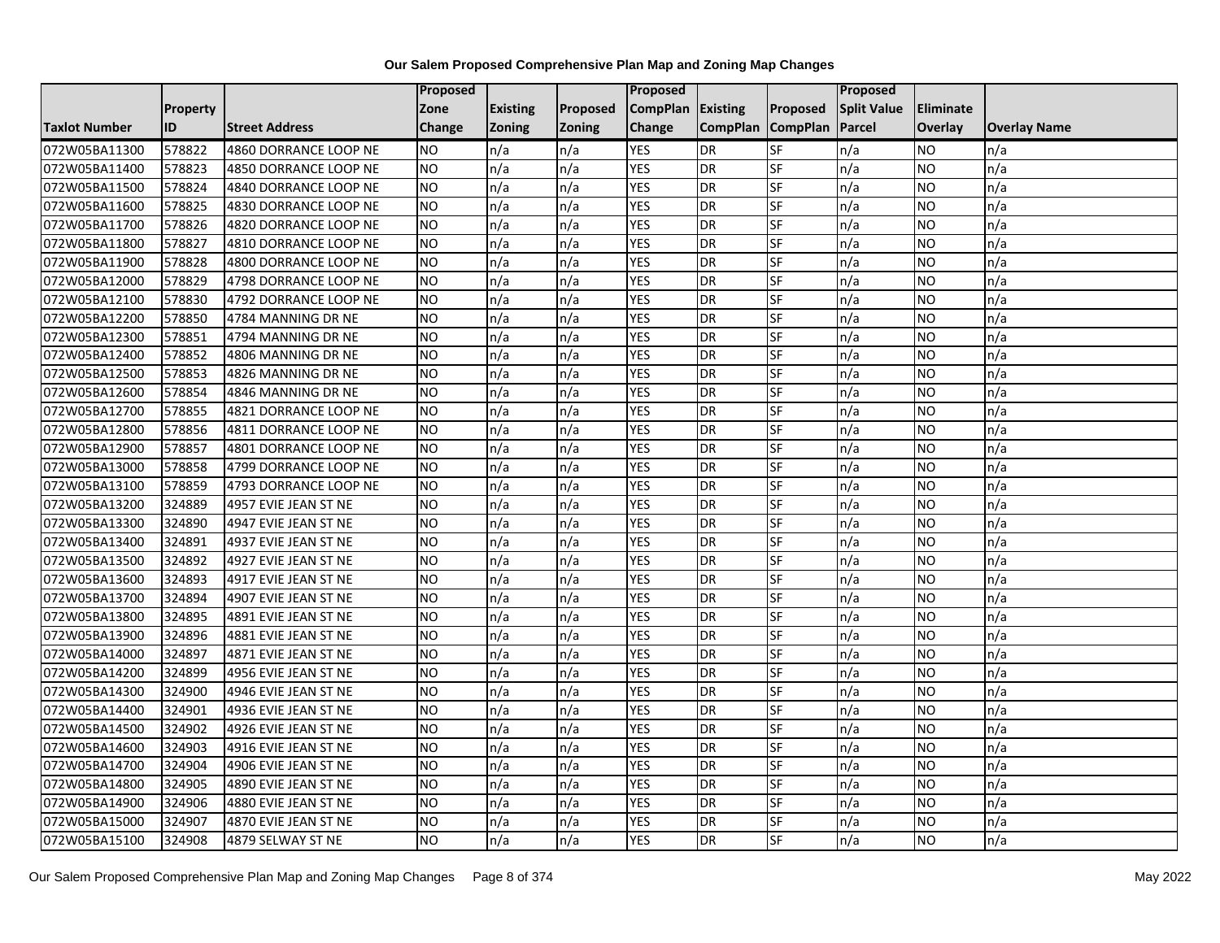**Our Salem Proposed Comprehensive Plan Map and Zoning Map Changes**

| Taxlot Number | Property ID | Street Address | Proposed Zone Change | Existing Zoning | Proposed Zoning | Proposed CompPlan Change | Existing CompPlan | Proposed CompPlan | Proposed Split Value Parcel | Eliminate Overlay | Overlay Name |
|---|---|---|---|---|---|---|---|---|---|---|---|
| 072W05BA11300 | 578822 | 4860 DORRANCE LOOP NE | NO | n/a | n/a | YES | DR | SF | n/a | NO | n/a |
| 072W05BA11400 | 578823 | 4850 DORRANCE LOOP NE | NO | n/a | n/a | YES | DR | SF | n/a | NO | n/a |
| 072W05BA11500 | 578824 | 4840 DORRANCE LOOP NE | NO | n/a | n/a | YES | DR | SF | n/a | NO | n/a |
| 072W05BA11600 | 578825 | 4830 DORRANCE LOOP NE | NO | n/a | n/a | YES | DR | SF | n/a | NO | n/a |
| 072W05BA11700 | 578826 | 4820 DORRANCE LOOP NE | NO | n/a | n/a | YES | DR | SF | n/a | NO | n/a |
| 072W05BA11800 | 578827 | 4810 DORRANCE LOOP NE | NO | n/a | n/a | YES | DR | SF | n/a | NO | n/a |
| 072W05BA11900 | 578828 | 4800 DORRANCE LOOP NE | NO | n/a | n/a | YES | DR | SF | n/a | NO | n/a |
| 072W05BA12000 | 578829 | 4798 DORRANCE LOOP NE | NO | n/a | n/a | YES | DR | SF | n/a | NO | n/a |
| 072W05BA12100 | 578830 | 4792 DORRANCE LOOP NE | NO | n/a | n/a | YES | DR | SF | n/a | NO | n/a |
| 072W05BA12200 | 578850 | 4784 MANNING DR NE | NO | n/a | n/a | YES | DR | SF | n/a | NO | n/a |
| 072W05BA12300 | 578851 | 4794 MANNING DR NE | NO | n/a | n/a | YES | DR | SF | n/a | NO | n/a |
| 072W05BA12400 | 578852 | 4806 MANNING DR NE | NO | n/a | n/a | YES | DR | SF | n/a | NO | n/a |
| 072W05BA12500 | 578853 | 4826 MANNING DR NE | NO | n/a | n/a | YES | DR | SF | n/a | NO | n/a |
| 072W05BA12600 | 578854 | 4846 MANNING DR NE | NO | n/a | n/a | YES | DR | SF | n/a | NO | n/a |
| 072W05BA12700 | 578855 | 4821 DORRANCE LOOP NE | NO | n/a | n/a | YES | DR | SF | n/a | NO | n/a |
| 072W05BA12800 | 578856 | 4811 DORRANCE LOOP NE | NO | n/a | n/a | YES | DR | SF | n/a | NO | n/a |
| 072W05BA12900 | 578857 | 4801 DORRANCE LOOP NE | NO | n/a | n/a | YES | DR | SF | n/a | NO | n/a |
| 072W05BA13000 | 578858 | 4799 DORRANCE LOOP NE | NO | n/a | n/a | YES | DR | SF | n/a | NO | n/a |
| 072W05BA13100 | 578859 | 4793 DORRANCE LOOP NE | NO | n/a | n/a | YES | DR | SF | n/a | NO | n/a |
| 072W05BA13200 | 324889 | 4957 EVIE JEAN ST NE | NO | n/a | n/a | YES | DR | SF | n/a | NO | n/a |
| 072W05BA13300 | 324890 | 4947 EVIE JEAN ST NE | NO | n/a | n/a | YES | DR | SF | n/a | NO | n/a |
| 072W05BA13400 | 324891 | 4937 EVIE JEAN ST NE | NO | n/a | n/a | YES | DR | SF | n/a | NO | n/a |
| 072W05BA13500 | 324892 | 4927 EVIE JEAN ST NE | NO | n/a | n/a | YES | DR | SF | n/a | NO | n/a |
| 072W05BA13600 | 324893 | 4917 EVIE JEAN ST NE | NO | n/a | n/a | YES | DR | SF | n/a | NO | n/a |
| 072W05BA13700 | 324894 | 4907 EVIE JEAN ST NE | NO | n/a | n/a | YES | DR | SF | n/a | NO | n/a |
| 072W05BA13800 | 324895 | 4891 EVIE JEAN ST NE | NO | n/a | n/a | YES | DR | SF | n/a | NO | n/a |
| 072W05BA13900 | 324896 | 4881 EVIE JEAN ST NE | NO | n/a | n/a | YES | DR | SF | n/a | NO | n/a |
| 072W05BA14000 | 324897 | 4871 EVIE JEAN ST NE | NO | n/a | n/a | YES | DR | SF | n/a | NO | n/a |
| 072W05BA14200 | 324899 | 4956 EVIE JEAN ST NE | NO | n/a | n/a | YES | DR | SF | n/a | NO | n/a |
| 072W05BA14300 | 324900 | 4946 EVIE JEAN ST NE | NO | n/a | n/a | YES | DR | SF | n/a | NO | n/a |
| 072W05BA14400 | 324901 | 4936 EVIE JEAN ST NE | NO | n/a | n/a | YES | DR | SF | n/a | NO | n/a |
| 072W05BA14500 | 324902 | 4926 EVIE JEAN ST NE | NO | n/a | n/a | YES | DR | SF | n/a | NO | n/a |
| 072W05BA14600 | 324903 | 4916 EVIE JEAN ST NE | NO | n/a | n/a | YES | DR | SF | n/a | NO | n/a |
| 072W05BA14700 | 324904 | 4906 EVIE JEAN ST NE | NO | n/a | n/a | YES | DR | SF | n/a | NO | n/a |
| 072W05BA14800 | 324905 | 4890 EVIE JEAN ST NE | NO | n/a | n/a | YES | DR | SF | n/a | NO | n/a |
| 072W05BA14900 | 324906 | 4880 EVIE JEAN ST NE | NO | n/a | n/a | YES | DR | SF | n/a | NO | n/a |
| 072W05BA15000 | 324907 | 4870 EVIE JEAN ST NE | NO | n/a | n/a | YES | DR | SF | n/a | NO | n/a |
| 072W05BA15100 | 324908 | 4879 SELWAY ST NE | NO | n/a | n/a | YES | DR | SF | n/a | NO | n/a |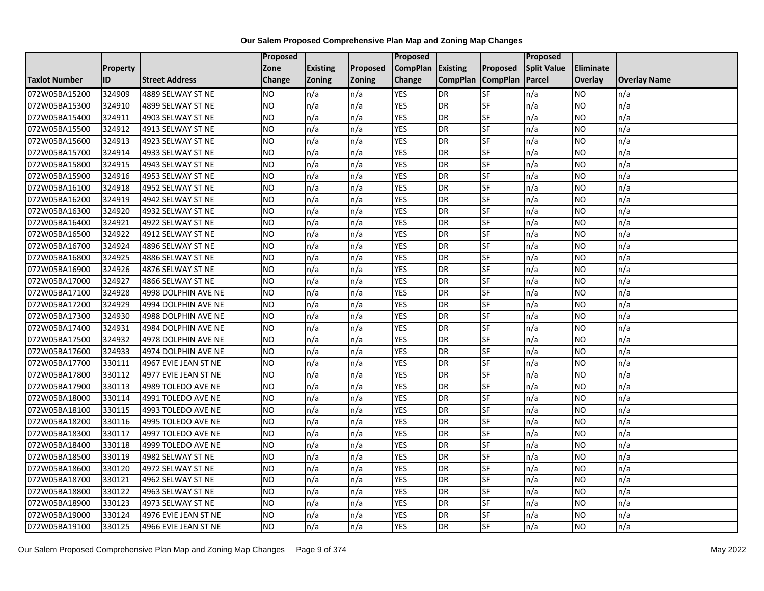# Our Salem Proposed Comprehensive Plan Map and Zoning Map Changes

| Taxlot Number | Property ID | Street Address | Proposed Zone Change | Existing Zoning | Proposed Zoning | Proposed CompPlan Change | Existing CompPlan | Proposed CompPlan | Proposed Split Value Parcel | Eliminate Overlay | Overlay Name |
|---|---|---|---|---|---|---|---|---|---|---|---|
| 072W05BA15200 | 324909 | 4889 SELWAY ST NE | NO | n/a | n/a | YES | DR | SF | n/a | NO | n/a |
| 072W05BA15300 | 324910 | 4899 SELWAY ST NE | NO | n/a | n/a | YES | DR | SF | n/a | NO | n/a |
| 072W05BA15400 | 324911 | 4903 SELWAY ST NE | NO | n/a | n/a | YES | DR | SF | n/a | NO | n/a |
| 072W05BA15500 | 324912 | 4913 SELWAY ST NE | NO | n/a | n/a | YES | DR | SF | n/a | NO | n/a |
| 072W05BA15600 | 324913 | 4923 SELWAY ST NE | NO | n/a | n/a | YES | DR | SF | n/a | NO | n/a |
| 072W05BA15700 | 324914 | 4933 SELWAY ST NE | NO | n/a | n/a | YES | DR | SF | n/a | NO | n/a |
| 072W05BA15800 | 324915 | 4943 SELWAY ST NE | NO | n/a | n/a | YES | DR | SF | n/a | NO | n/a |
| 072W05BA15900 | 324916 | 4953 SELWAY ST NE | NO | n/a | n/a | YES | DR | SF | n/a | NO | n/a |
| 072W05BA16100 | 324918 | 4952 SELWAY ST NE | NO | n/a | n/a | YES | DR | SF | n/a | NO | n/a |
| 072W05BA16200 | 324919 | 4942 SELWAY ST NE | NO | n/a | n/a | YES | DR | SF | n/a | NO | n/a |
| 072W05BA16300 | 324920 | 4932 SELWAY ST NE | NO | n/a | n/a | YES | DR | SF | n/a | NO | n/a |
| 072W05BA16400 | 324921 | 4922 SELWAY ST NE | NO | n/a | n/a | YES | DR | SF | n/a | NO | n/a |
| 072W05BA16500 | 324922 | 4912 SELWAY ST NE | NO | n/a | n/a | YES | DR | SF | n/a | NO | n/a |
| 072W05BA16700 | 324924 | 4896 SELWAY ST NE | NO | n/a | n/a | YES | DR | SF | n/a | NO | n/a |
| 072W05BA16800 | 324925 | 4886 SELWAY ST NE | NO | n/a | n/a | YES | DR | SF | n/a | NO | n/a |
| 072W05BA16900 | 324926 | 4876 SELWAY ST NE | NO | n/a | n/a | YES | DR | SF | n/a | NO | n/a |
| 072W05BA17000 | 324927 | 4866 SELWAY ST NE | NO | n/a | n/a | YES | DR | SF | n/a | NO | n/a |
| 072W05BA17100 | 324928 | 4998 DOLPHIN AVE NE | NO | n/a | n/a | YES | DR | SF | n/a | NO | n/a |
| 072W05BA17200 | 324929 | 4994 DOLPHIN AVE NE | NO | n/a | n/a | YES | DR | SF | n/a | NO | n/a |
| 072W05BA17300 | 324930 | 4988 DOLPHIN AVE NE | NO | n/a | n/a | YES | DR | SF | n/a | NO | n/a |
| 072W05BA17400 | 324931 | 4984 DOLPHIN AVE NE | NO | n/a | n/a | YES | DR | SF | n/a | NO | n/a |
| 072W05BA17500 | 324932 | 4978 DOLPHIN AVE NE | NO | n/a | n/a | YES | DR | SF | n/a | NO | n/a |
| 072W05BA17600 | 324933 | 4974 DOLPHIN AVE NE | NO | n/a | n/a | YES | DR | SF | n/a | NO | n/a |
| 072W05BA17700 | 330111 | 4967 EVIE JEAN ST NE | NO | n/a | n/a | YES | DR | SF | n/a | NO | n/a |
| 072W05BA17800 | 330112 | 4977 EVIE JEAN ST NE | NO | n/a | n/a | YES | DR | SF | n/a | NO | n/a |
| 072W05BA17900 | 330113 | 4989 TOLEDO AVE NE | NO | n/a | n/a | YES | DR | SF | n/a | NO | n/a |
| 072W05BA18000 | 330114 | 4991 TOLEDO AVE NE | NO | n/a | n/a | YES | DR | SF | n/a | NO | n/a |
| 072W05BA18100 | 330115 | 4993 TOLEDO AVE NE | NO | n/a | n/a | YES | DR | SF | n/a | NO | n/a |
| 072W05BA18200 | 330116 | 4995 TOLEDO AVE NE | NO | n/a | n/a | YES | DR | SF | n/a | NO | n/a |
| 072W05BA18300 | 330117 | 4997 TOLEDO AVE NE | NO | n/a | n/a | YES | DR | SF | n/a | NO | n/a |
| 072W05BA18400 | 330118 | 4999 TOLEDO AVE NE | NO | n/a | n/a | YES | DR | SF | n/a | NO | n/a |
| 072W05BA18500 | 330119 | 4982 SELWAY ST NE | NO | n/a | n/a | YES | DR | SF | n/a | NO | n/a |
| 072W05BA18600 | 330120 | 4972 SELWAY ST NE | NO | n/a | n/a | YES | DR | SF | n/a | NO | n/a |
| 072W05BA18700 | 330121 | 4962 SELWAY ST NE | NO | n/a | n/a | YES | DR | SF | n/a | NO | n/a |
| 072W05BA18800 | 330122 | 4963 SELWAY ST NE | NO | n/a | n/a | YES | DR | SF | n/a | NO | n/a |
| 072W05BA18900 | 330123 | 4973 SELWAY ST NE | NO | n/a | n/a | YES | DR | SF | n/a | NO | n/a |
| 072W05BA19000 | 330124 | 4976 EVIE JEAN ST NE | NO | n/a | n/a | YES | DR | SF | n/a | NO | n/a |
| 072W05BA19100 | 330125 | 4966 EVIE JEAN ST NE | NO | n/a | n/a | YES | DR | SF | n/a | NO | n/a |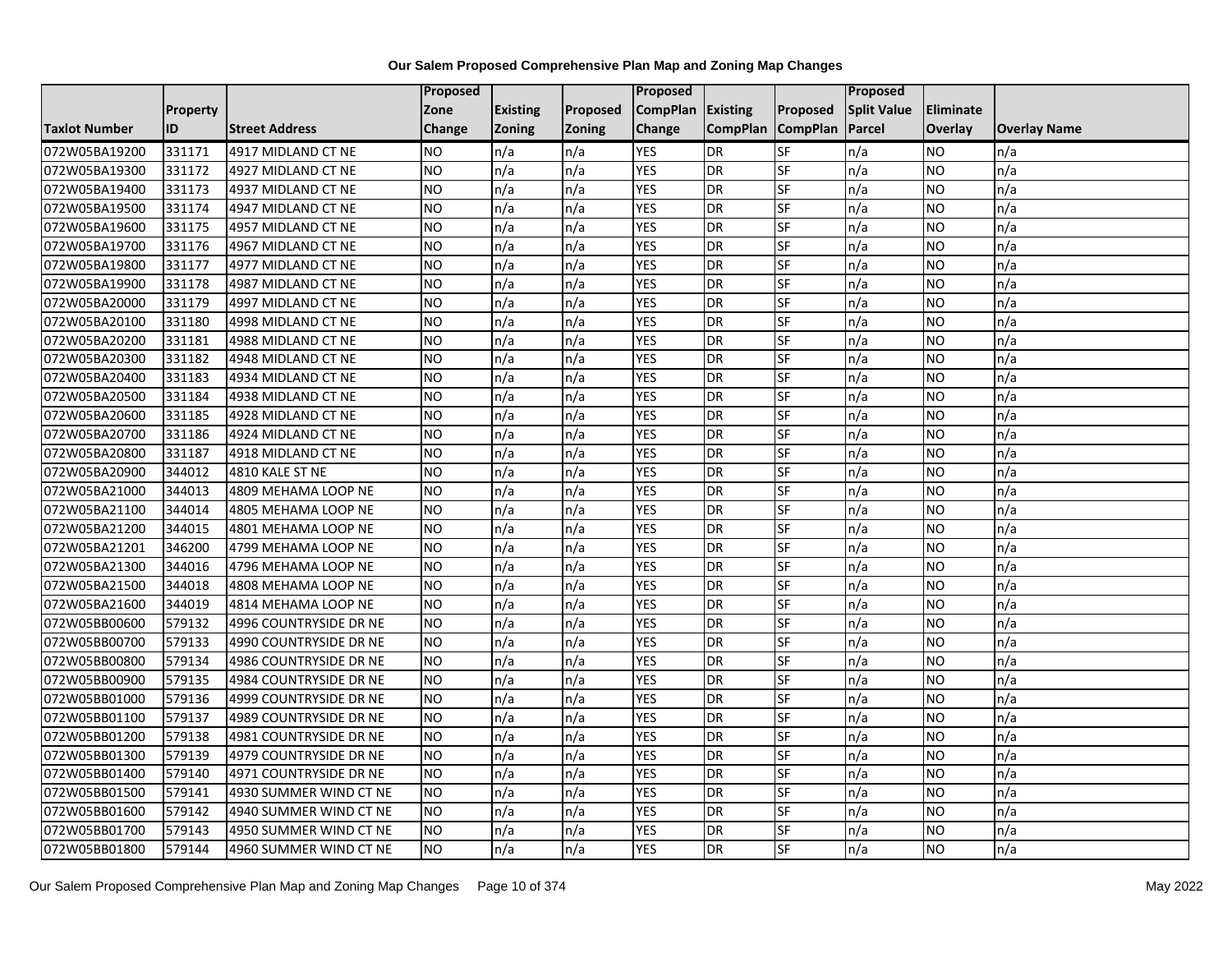# Our Salem Proposed Comprehensive Plan Map and Zoning Map Changes

| Taxlot Number | Property ID | Street Address | Proposed Zone Change | Existing Zoning | Proposed Zoning | Proposed CompPlan Change | Existing CompPlan | Proposed CompPlan | Proposed Split Value Parcel | Eliminate Overlay | Overlay Name |
|---|---|---|---|---|---|---|---|---|---|---|---|
| 072W05BA19200 | 331171 | 4917 MIDLAND CT NE | NO | n/a | n/a | YES | DR | SF | n/a | NO | n/a |
| 072W05BA19300 | 331172 | 4927 MIDLAND CT NE | NO | n/a | n/a | YES | DR | SF | n/a | NO | n/a |
| 072W05BA19400 | 331173 | 4937 MIDLAND CT NE | NO | n/a | n/a | YES | DR | SF | n/a | NO | n/a |
| 072W05BA19500 | 331174 | 4947 MIDLAND CT NE | NO | n/a | n/a | YES | DR | SF | n/a | NO | n/a |
| 072W05BA19600 | 331175 | 4957 MIDLAND CT NE | NO | n/a | n/a | YES | DR | SF | n/a | NO | n/a |
| 072W05BA19700 | 331176 | 4967 MIDLAND CT NE | NO | n/a | n/a | YES | DR | SF | n/a | NO | n/a |
| 072W05BA19800 | 331177 | 4977 MIDLAND CT NE | NO | n/a | n/a | YES | DR | SF | n/a | NO | n/a |
| 072W05BA19900 | 331178 | 4987 MIDLAND CT NE | NO | n/a | n/a | YES | DR | SF | n/a | NO | n/a |
| 072W05BA20000 | 331179 | 4997 MIDLAND CT NE | NO | n/a | n/a | YES | DR | SF | n/a | NO | n/a |
| 072W05BA20100 | 331180 | 4998 MIDLAND CT NE | NO | n/a | n/a | YES | DR | SF | n/a | NO | n/a |
| 072W05BA20200 | 331181 | 4988 MIDLAND CT NE | NO | n/a | n/a | YES | DR | SF | n/a | NO | n/a |
| 072W05BA20300 | 331182 | 4948 MIDLAND CT NE | NO | n/a | n/a | YES | DR | SF | n/a | NO | n/a |
| 072W05BA20400 | 331183 | 4934 MIDLAND CT NE | NO | n/a | n/a | YES | DR | SF | n/a | NO | n/a |
| 072W05BA20500 | 331184 | 4938 MIDLAND CT NE | NO | n/a | n/a | YES | DR | SF | n/a | NO | n/a |
| 072W05BA20600 | 331185 | 4928 MIDLAND CT NE | NO | n/a | n/a | YES | DR | SF | n/a | NO | n/a |
| 072W05BA20700 | 331186 | 4924 MIDLAND CT NE | NO | n/a | n/a | YES | DR | SF | n/a | NO | n/a |
| 072W05BA20800 | 331187 | 4918 MIDLAND CT NE | NO | n/a | n/a | YES | DR | SF | n/a | NO | n/a |
| 072W05BA20900 | 344012 | 4810 KALE ST NE | NO | n/a | n/a | YES | DR | SF | n/a | NO | n/a |
| 072W05BA21000 | 344013 | 4809 MEHAMA LOOP NE | NO | n/a | n/a | YES | DR | SF | n/a | NO | n/a |
| 072W05BA21100 | 344014 | 4805 MEHAMA LOOP NE | NO | n/a | n/a | YES | DR | SF | n/a | NO | n/a |
| 072W05BA21200 | 344015 | 4801 MEHAMA LOOP NE | NO | n/a | n/a | YES | DR | SF | n/a | NO | n/a |
| 072W05BA21201 | 346200 | 4799 MEHAMA LOOP NE | NO | n/a | n/a | YES | DR | SF | n/a | NO | n/a |
| 072W05BA21300 | 344016 | 4796 MEHAMA LOOP NE | NO | n/a | n/a | YES | DR | SF | n/a | NO | n/a |
| 072W05BA21500 | 344018 | 4808 MEHAMA LOOP NE | NO | n/a | n/a | YES | DR | SF | n/a | NO | n/a |
| 072W05BA21600 | 344019 | 4814 MEHAMA LOOP NE | NO | n/a | n/a | YES | DR | SF | n/a | NO | n/a |
| 072W05BB00600 | 579132 | 4996 COUNTRYSIDE DR NE | NO | n/a | n/a | YES | DR | SF | n/a | NO | n/a |
| 072W05BB00700 | 579133 | 4990 COUNTRYSIDE DR NE | NO | n/a | n/a | YES | DR | SF | n/a | NO | n/a |
| 072W05BB00800 | 579134 | 4986 COUNTRYSIDE DR NE | NO | n/a | n/a | YES | DR | SF | n/a | NO | n/a |
| 072W05BB00900 | 579135 | 4984 COUNTRYSIDE DR NE | NO | n/a | n/a | YES | DR | SF | n/a | NO | n/a |
| 072W05BB01000 | 579136 | 4999 COUNTRYSIDE DR NE | NO | n/a | n/a | YES | DR | SF | n/a | NO | n/a |
| 072W05BB01100 | 579137 | 4989 COUNTRYSIDE DR NE | NO | n/a | n/a | YES | DR | SF | n/a | NO | n/a |
| 072W05BB01200 | 579138 | 4981 COUNTRYSIDE DR NE | NO | n/a | n/a | YES | DR | SF | n/a | NO | n/a |
| 072W05BB01300 | 579139 | 4979 COUNTRYSIDE DR NE | NO | n/a | n/a | YES | DR | SF | n/a | NO | n/a |
| 072W05BB01400 | 579140 | 4971 COUNTRYSIDE DR NE | NO | n/a | n/a | YES | DR | SF | n/a | NO | n/a |
| 072W05BB01500 | 579141 | 4930 SUMMER WIND CT NE | NO | n/a | n/a | YES | DR | SF | n/a | NO | n/a |
| 072W05BB01600 | 579142 | 4940 SUMMER WIND CT NE | NO | n/a | n/a | YES | DR | SF | n/a | NO | n/a |
| 072W05BB01700 | 579143 | 4950 SUMMER WIND CT NE | NO | n/a | n/a | YES | DR | SF | n/a | NO | n/a |
| 072W05BB01800 | 579144 | 4960 SUMMER WIND CT NE | NO | n/a | n/a | YES | DR | SF | n/a | NO | n/a |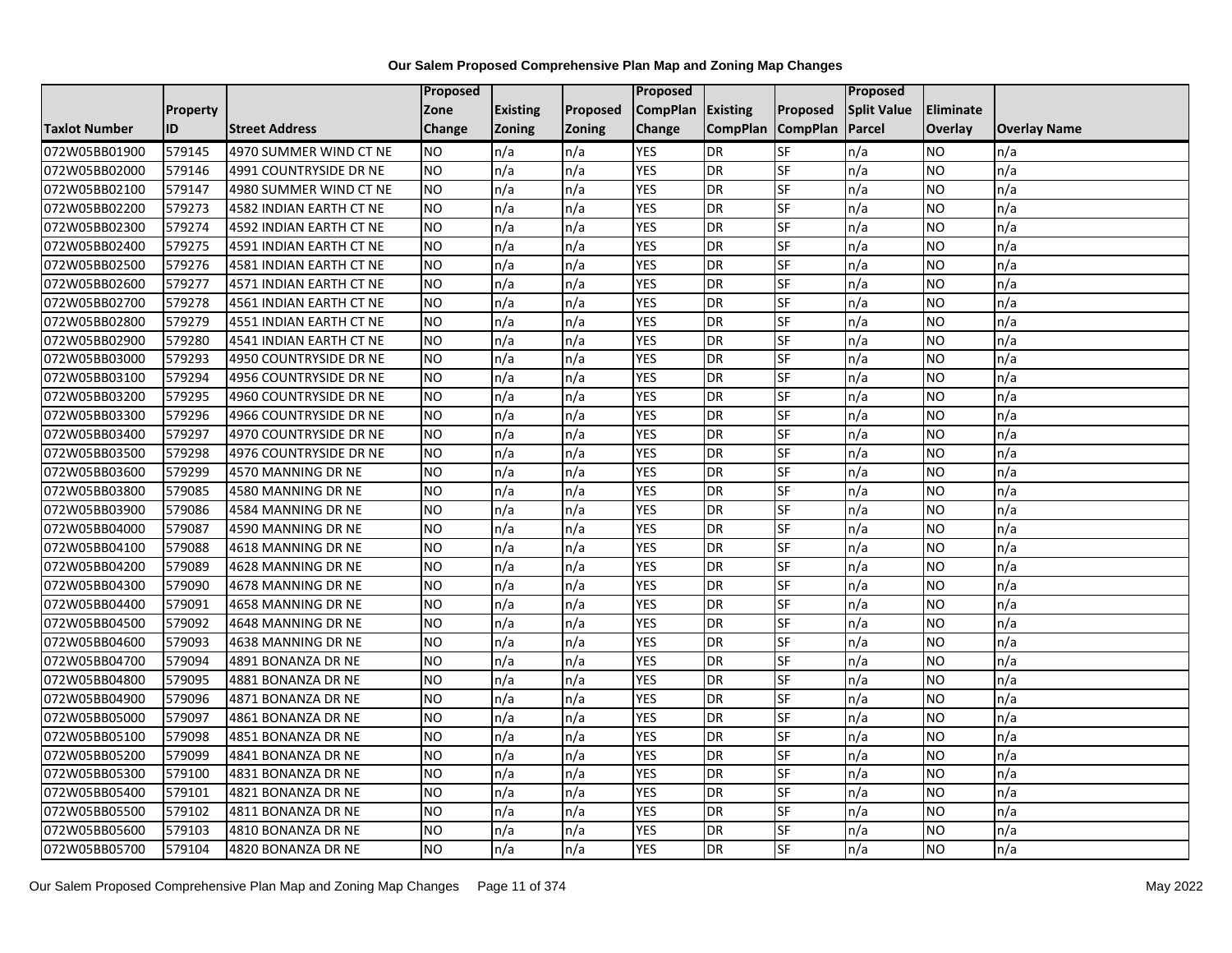**Our Salem Proposed Comprehensive Plan Map and Zoning Map Changes**

| Taxlot Number | Property ID | Street Address | Proposed Zone Change | Existing Zoning | Proposed Zoning | Proposed CompPlan Change | Existing CompPlan | Proposed CompPlan | Proposed Split Value Parcel | Eliminate Overlay | Overlay Name |
|---|---|---|---|---|---|---|---|---|---|---|---|
| 072W05BB01900 | 579145 | 4970 SUMMER WIND CT NE | NO | n/a | n/a | YES | DR | SF | n/a | NO | n/a |
| 072W05BB02000 | 579146 | 4991 COUNTRYSIDE DR NE | NO | n/a | n/a | YES | DR | SF | n/a | NO | n/a |
| 072W05BB02100 | 579147 | 4980 SUMMER WIND CT NE | NO | n/a | n/a | YES | DR | SF | n/a | NO | n/a |
| 072W05BB02200 | 579273 | 4582 INDIAN EARTH CT NE | NO | n/a | n/a | YES | DR | SF | n/a | NO | n/a |
| 072W05BB02300 | 579274 | 4592 INDIAN EARTH CT NE | NO | n/a | n/a | YES | DR | SF | n/a | NO | n/a |
| 072W05BB02400 | 579275 | 4591 INDIAN EARTH CT NE | NO | n/a | n/a | YES | DR | SF | n/a | NO | n/a |
| 072W05BB02500 | 579276 | 4581 INDIAN EARTH CT NE | NO | n/a | n/a | YES | DR | SF | n/a | NO | n/a |
| 072W05BB02600 | 579277 | 4571 INDIAN EARTH CT NE | NO | n/a | n/a | YES | DR | SF | n/a | NO | n/a |
| 072W05BB02700 | 579278 | 4561 INDIAN EARTH CT NE | NO | n/a | n/a | YES | DR | SF | n/a | NO | n/a |
| 072W05BB02800 | 579279 | 4551 INDIAN EARTH CT NE | NO | n/a | n/a | YES | DR | SF | n/a | NO | n/a |
| 072W05BB02900 | 579280 | 4541 INDIAN EARTH CT NE | NO | n/a | n/a | YES | DR | SF | n/a | NO | n/a |
| 072W05BB03000 | 579293 | 4950 COUNTRYSIDE DR NE | NO | n/a | n/a | YES | DR | SF | n/a | NO | n/a |
| 072W05BB03100 | 579294 | 4956 COUNTRYSIDE DR NE | NO | n/a | n/a | YES | DR | SF | n/a | NO | n/a |
| 072W05BB03200 | 579295 | 4960 COUNTRYSIDE DR NE | NO | n/a | n/a | YES | DR | SF | n/a | NO | n/a |
| 072W05BB03300 | 579296 | 4966 COUNTRYSIDE DR NE | NO | n/a | n/a | YES | DR | SF | n/a | NO | n/a |
| 072W05BB03400 | 579297 | 4970 COUNTRYSIDE DR NE | NO | n/a | n/a | YES | DR | SF | n/a | NO | n/a |
| 072W05BB03500 | 579298 | 4976 COUNTRYSIDE DR NE | NO | n/a | n/a | YES | DR | SF | n/a | NO | n/a |
| 072W05BB03600 | 579299 | 4570 MANNING DR NE | NO | n/a | n/a | YES | DR | SF | n/a | NO | n/a |
| 072W05BB03800 | 579085 | 4580 MANNING DR NE | NO | n/a | n/a | YES | DR | SF | n/a | NO | n/a |
| 072W05BB03900 | 579086 | 4584 MANNING DR NE | NO | n/a | n/a | YES | DR | SF | n/a | NO | n/a |
| 072W05BB04000 | 579087 | 4590 MANNING DR NE | NO | n/a | n/a | YES | DR | SF | n/a | NO | n/a |
| 072W05BB04100 | 579088 | 4618 MANNING DR NE | NO | n/a | n/a | YES | DR | SF | n/a | NO | n/a |
| 072W05BB04200 | 579089 | 4628 MANNING DR NE | NO | n/a | n/a | YES | DR | SF | n/a | NO | n/a |
| 072W05BB04300 | 579090 | 4678 MANNING DR NE | NO | n/a | n/a | YES | DR | SF | n/a | NO | n/a |
| 072W05BB04400 | 579091 | 4658 MANNING DR NE | NO | n/a | n/a | YES | DR | SF | n/a | NO | n/a |
| 072W05BB04500 | 579092 | 4648 MANNING DR NE | NO | n/a | n/a | YES | DR | SF | n/a | NO | n/a |
| 072W05BB04600 | 579093 | 4638 MANNING DR NE | NO | n/a | n/a | YES | DR | SF | n/a | NO | n/a |
| 072W05BB04700 | 579094 | 4891 BONANZA DR NE | NO | n/a | n/a | YES | DR | SF | n/a | NO | n/a |
| 072W05BB04800 | 579095 | 4881 BONANZA DR NE | NO | n/a | n/a | YES | DR | SF | n/a | NO | n/a |
| 072W05BB04900 | 579096 | 4871 BONANZA DR NE | NO | n/a | n/a | YES | DR | SF | n/a | NO | n/a |
| 072W05BB05000 | 579097 | 4861 BONANZA DR NE | NO | n/a | n/a | YES | DR | SF | n/a | NO | n/a |
| 072W05BB05100 | 579098 | 4851 BONANZA DR NE | NO | n/a | n/a | YES | DR | SF | n/a | NO | n/a |
| 072W05BB05200 | 579099 | 4841 BONANZA DR NE | NO | n/a | n/a | YES | DR | SF | n/a | NO | n/a |
| 072W05BB05300 | 579100 | 4831 BONANZA DR NE | NO | n/a | n/a | YES | DR | SF | n/a | NO | n/a |
| 072W05BB05400 | 579101 | 4821 BONANZA DR NE | NO | n/a | n/a | YES | DR | SF | n/a | NO | n/a |
| 072W05BB05500 | 579102 | 4811 BONANZA DR NE | NO | n/a | n/a | YES | DR | SF | n/a | NO | n/a |
| 072W05BB05600 | 579103 | 4810 BONANZA DR NE | NO | n/a | n/a | YES | DR | SF | n/a | NO | n/a |
| 072W05BB05700 | 579104 | 4820 BONANZA DR NE | NO | n/a | n/a | YES | DR | SF | n/a | NO | n/a |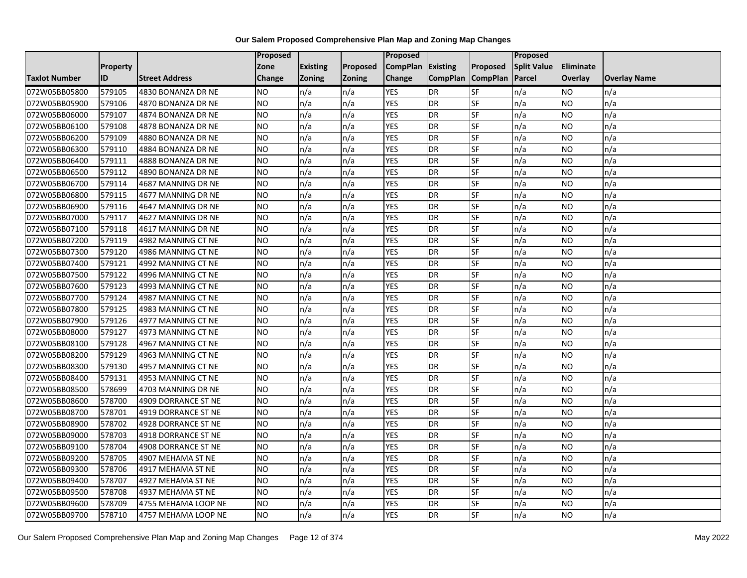**Our Salem Proposed Comprehensive Plan Map and Zoning Map Changes**

| Taxlot Number | Property ID | Street Address | Proposed Zone Change | Existing Zoning | Proposed Zoning | Proposed CompPlan Change | Existing CompPlan | Proposed CompPlan | Proposed Split Value Parcel | Eliminate Overlay | Overlay Name |
|---|---|---|---|---|---|---|---|---|---|---|---|
| 072W05BB05800 | 579105 | 4830 BONANZA DR NE | NO | n/a | n/a | YES | DR | SF | n/a | NO | n/a |
| 072W05BB05900 | 579106 | 4870 BONANZA DR NE | NO | n/a | n/a | YES | DR | SF | n/a | NO | n/a |
| 072W05BB06000 | 579107 | 4874 BONANZA DR NE | NO | n/a | n/a | YES | DR | SF | n/a | NO | n/a |
| 072W05BB06100 | 579108 | 4878 BONANZA DR NE | NO | n/a | n/a | YES | DR | SF | n/a | NO | n/a |
| 072W05BB06200 | 579109 | 4880 BONANZA DR NE | NO | n/a | n/a | YES | DR | SF | n/a | NO | n/a |
| 072W05BB06300 | 579110 | 4884 BONANZA DR NE | NO | n/a | n/a | YES | DR | SF | n/a | NO | n/a |
| 072W05BB06400 | 579111 | 4888 BONANZA DR NE | NO | n/a | n/a | YES | DR | SF | n/a | NO | n/a |
| 072W05BB06500 | 579112 | 4890 BONANZA DR NE | NO | n/a | n/a | YES | DR | SF | n/a | NO | n/a |
| 072W05BB06700 | 579114 | 4687 MANNING DR NE | NO | n/a | n/a | YES | DR | SF | n/a | NO | n/a |
| 072W05BB06800 | 579115 | 4677 MANNING DR NE | NO | n/a | n/a | YES | DR | SF | n/a | NO | n/a |
| 072W05BB06900 | 579116 | 4647 MANNING DR NE | NO | n/a | n/a | YES | DR | SF | n/a | NO | n/a |
| 072W05BB07000 | 579117 | 4627 MANNING DR NE | NO | n/a | n/a | YES | DR | SF | n/a | NO | n/a |
| 072W05BB07100 | 579118 | 4617 MANNING DR NE | NO | n/a | n/a | YES | DR | SF | n/a | NO | n/a |
| 072W05BB07200 | 579119 | 4982 MANNING CT NE | NO | n/a | n/a | YES | DR | SF | n/a | NO | n/a |
| 072W05BB07300 | 579120 | 4986 MANNING CT NE | NO | n/a | n/a | YES | DR | SF | n/a | NO | n/a |
| 072W05BB07400 | 579121 | 4992 MANNING CT NE | NO | n/a | n/a | YES | DR | SF | n/a | NO | n/a |
| 072W05BB07500 | 579122 | 4996 MANNING CT NE | NO | n/a | n/a | YES | DR | SF | n/a | NO | n/a |
| 072W05BB07600 | 579123 | 4993 MANNING CT NE | NO | n/a | n/a | YES | DR | SF | n/a | NO | n/a |
| 072W05BB07700 | 579124 | 4987 MANNING CT NE | NO | n/a | n/a | YES | DR | SF | n/a | NO | n/a |
| 072W05BB07800 | 579125 | 4983 MANNING CT NE | NO | n/a | n/a | YES | DR | SF | n/a | NO | n/a |
| 072W05BB07900 | 579126 | 4977 MANNING CT NE | NO | n/a | n/a | YES | DR | SF | n/a | NO | n/a |
| 072W05BB08000 | 579127 | 4973 MANNING CT NE | NO | n/a | n/a | YES | DR | SF | n/a | NO | n/a |
| 072W05BB08100 | 579128 | 4967 MANNING CT NE | NO | n/a | n/a | YES | DR | SF | n/a | NO | n/a |
| 072W05BB08200 | 579129 | 4963 MANNING CT NE | NO | n/a | n/a | YES | DR | SF | n/a | NO | n/a |
| 072W05BB08300 | 579130 | 4957 MANNING CT NE | NO | n/a | n/a | YES | DR | SF | n/a | NO | n/a |
| 072W05BB08400 | 579131 | 4953 MANNING CT NE | NO | n/a | n/a | YES | DR | SF | n/a | NO | n/a |
| 072W05BB08500 | 578699 | 4703 MANNING DR NE | NO | n/a | n/a | YES | DR | SF | n/a | NO | n/a |
| 072W05BB08600 | 578700 | 4909 DORRANCE ST NE | NO | n/a | n/a | YES | DR | SF | n/a | NO | n/a |
| 072W05BB08700 | 578701 | 4919 DORRANCE ST NE | NO | n/a | n/a | YES | DR | SF | n/a | NO | n/a |
| 072W05BB08900 | 578702 | 4928 DORRANCE ST NE | NO | n/a | n/a | YES | DR | SF | n/a | NO | n/a |
| 072W05BB09000 | 578703 | 4918 DORRANCE ST NE | NO | n/a | n/a | YES | DR | SF | n/a | NO | n/a |
| 072W05BB09100 | 578704 | 4908 DORRANCE ST NE | NO | n/a | n/a | YES | DR | SF | n/a | NO | n/a |
| 072W05BB09200 | 578705 | 4907 MEHAMA ST NE | NO | n/a | n/a | YES | DR | SF | n/a | NO | n/a |
| 072W05BB09300 | 578706 | 4917 MEHAMA ST NE | NO | n/a | n/a | YES | DR | SF | n/a | NO | n/a |
| 072W05BB09400 | 578707 | 4927 MEHAMA ST NE | NO | n/a | n/a | YES | DR | SF | n/a | NO | n/a |
| 072W05BB09500 | 578708 | 4937 MEHAMA ST NE | NO | n/a | n/a | YES | DR | SF | n/a | NO | n/a |
| 072W05BB09600 | 578709 | 4755 MEHAMA LOOP NE | NO | n/a | n/a | YES | DR | SF | n/a | NO | n/a |
| 072W05BB09700 | 578710 | 4757 MEHAMA LOOP NE | NO | n/a | n/a | YES | DR | SF | n/a | NO | n/a |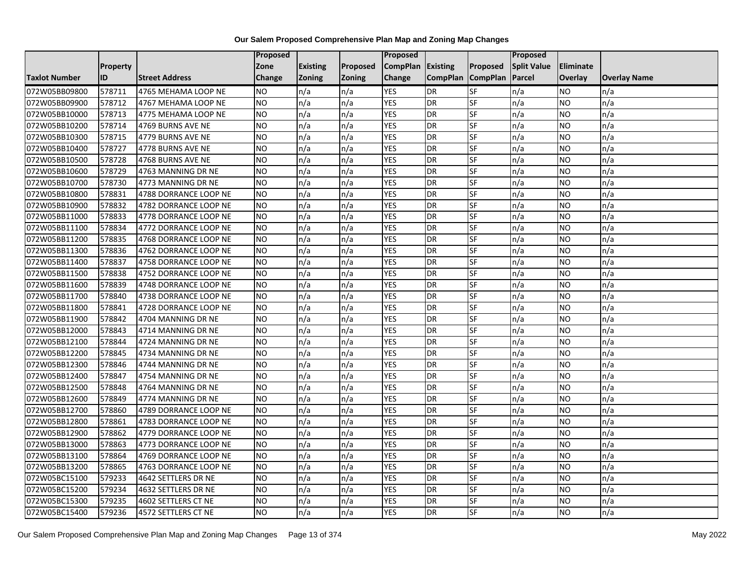# Our Salem Proposed Comprehensive Plan Map and Zoning Map Changes

| Taxlot Number | Property ID | Street Address | Proposed Zone Change | Existing Zoning | Proposed Zoning | Proposed CompPlan Change | Existing CompPlan | Proposed CompPlan | Proposed Split Value Parcel | Eliminate Overlay | Overlay Name |
|---|---|---|---|---|---|---|---|---|---|---|---|
| 072W05BB09800 | 578711 | 4765 MEHAMA LOOP NE | NO | n/a | n/a | YES | DR | SF | n/a | NO | n/a |
| 072W05BB09900 | 578712 | 4767 MEHAMA LOOP NE | NO | n/a | n/a | YES | DR | SF | n/a | NO | n/a |
| 072W05BB10000 | 578713 | 4775 MEHAMA LOOP NE | NO | n/a | n/a | YES | DR | SF | n/a | NO | n/a |
| 072W05BB10200 | 578714 | 4769 BURNS AVE NE | NO | n/a | n/a | YES | DR | SF | n/a | NO | n/a |
| 072W05BB10300 | 578715 | 4779 BURNS AVE NE | NO | n/a | n/a | YES | DR | SF | n/a | NO | n/a |
| 072W05BB10400 | 578727 | 4778 BURNS AVE NE | NO | n/a | n/a | YES | DR | SF | n/a | NO | n/a |
| 072W05BB10500 | 578728 | 4768 BURNS AVE NE | NO | n/a | n/a | YES | DR | SF | n/a | NO | n/a |
| 072W05BB10600 | 578729 | 4763 MANNING DR NE | NO | n/a | n/a | YES | DR | SF | n/a | NO | n/a |
| 072W05BB10700 | 578730 | 4773 MANNING DR NE | NO | n/a | n/a | YES | DR | SF | n/a | NO | n/a |
| 072W05BB10800 | 578831 | 4788 DORRANCE LOOP NE | NO | n/a | n/a | YES | DR | SF | n/a | NO | n/a |
| 072W05BB10900 | 578832 | 4782 DORRANCE LOOP NE | NO | n/a | n/a | YES | DR | SF | n/a | NO | n/a |
| 072W05BB11000 | 578833 | 4778 DORRANCE LOOP NE | NO | n/a | n/a | YES | DR | SF | n/a | NO | n/a |
| 072W05BB11100 | 578834 | 4772 DORRANCE LOOP NE | NO | n/a | n/a | YES | DR | SF | n/a | NO | n/a |
| 072W05BB11200 | 578835 | 4768 DORRANCE LOOP NE | NO | n/a | n/a | YES | DR | SF | n/a | NO | n/a |
| 072W05BB11300 | 578836 | 4762 DORRANCE LOOP NE | NO | n/a | n/a | YES | DR | SF | n/a | NO | n/a |
| 072W05BB11400 | 578837 | 4758 DORRANCE LOOP NE | NO | n/a | n/a | YES | DR | SF | n/a | NO | n/a |
| 072W05BB11500 | 578838 | 4752 DORRANCE LOOP NE | NO | n/a | n/a | YES | DR | SF | n/a | NO | n/a |
| 072W05BB11600 | 578839 | 4748 DORRANCE LOOP NE | NO | n/a | n/a | YES | DR | SF | n/a | NO | n/a |
| 072W05BB11700 | 578840 | 4738 DORRANCE LOOP NE | NO | n/a | n/a | YES | DR | SF | n/a | NO | n/a |
| 072W05BB11800 | 578841 | 4728 DORRANCE LOOP NE | NO | n/a | n/a | YES | DR | SF | n/a | NO | n/a |
| 072W05BB11900 | 578842 | 4704 MANNING DR NE | NO | n/a | n/a | YES | DR | SF | n/a | NO | n/a |
| 072W05BB12000 | 578843 | 4714 MANNING DR NE | NO | n/a | n/a | YES | DR | SF | n/a | NO | n/a |
| 072W05BB12100 | 578844 | 4724 MANNING DR NE | NO | n/a | n/a | YES | DR | SF | n/a | NO | n/a |
| 072W05BB12200 | 578845 | 4734 MANNING DR NE | NO | n/a | n/a | YES | DR | SF | n/a | NO | n/a |
| 072W05BB12300 | 578846 | 4744 MANNING DR NE | NO | n/a | n/a | YES | DR | SF | n/a | NO | n/a |
| 072W05BB12400 | 578847 | 4754 MANNING DR NE | NO | n/a | n/a | YES | DR | SF | n/a | NO | n/a |
| 072W05BB12500 | 578848 | 4764 MANNING DR NE | NO | n/a | n/a | YES | DR | SF | n/a | NO | n/a |
| 072W05BB12600 | 578849 | 4774 MANNING DR NE | NO | n/a | n/a | YES | DR | SF | n/a | NO | n/a |
| 072W05BB12700 | 578860 | 4789 DORRANCE LOOP NE | NO | n/a | n/a | YES | DR | SF | n/a | NO | n/a |
| 072W05BB12800 | 578861 | 4783 DORRANCE LOOP NE | NO | n/a | n/a | YES | DR | SF | n/a | NO | n/a |
| 072W05BB12900 | 578862 | 4779 DORRANCE LOOP NE | NO | n/a | n/a | YES | DR | SF | n/a | NO | n/a |
| 072W05BB13000 | 578863 | 4773 DORRANCE LOOP NE | NO | n/a | n/a | YES | DR | SF | n/a | NO | n/a |
| 072W05BB13100 | 578864 | 4769 DORRANCE LOOP NE | NO | n/a | n/a | YES | DR | SF | n/a | NO | n/a |
| 072W05BB13200 | 578865 | 4763 DORRANCE LOOP NE | NO | n/a | n/a | YES | DR | SF | n/a | NO | n/a |
| 072W05BC15100 | 579233 | 4642 SETTLERS DR NE | NO | n/a | n/a | YES | DR | SF | n/a | NO | n/a |
| 072W05BC15200 | 579234 | 4632 SETTLERS DR NE | NO | n/a | n/a | YES | DR | SF | n/a | NO | n/a |
| 072W05BC15300 | 579235 | 4602 SETTLERS CT NE | NO | n/a | n/a | YES | DR | SF | n/a | NO | n/a |
| 072W05BC15400 | 579236 | 4572 SETTLERS CT NE | NO | n/a | n/a | YES | DR | SF | n/a | NO | n/a |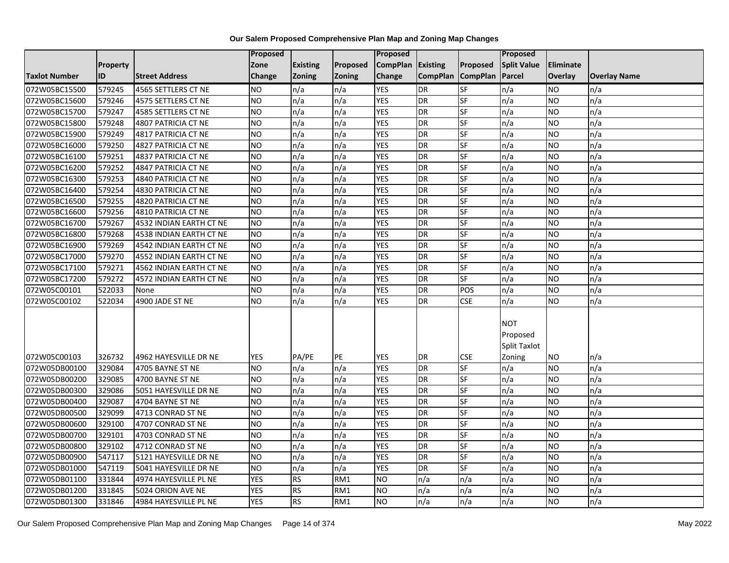# Our Salem Proposed Comprehensive Plan Map and Zoning Map Changes

| Taxlot Number | Property ID | Street Address | Proposed Zone Change | Existing Zoning | Proposed Zoning | Proposed CompPlan Change | Existing CompPlan | Proposed CompPlan | Proposed Split Value Parcel | Eliminate Overlay | Overlay Name |
|---|---|---|---|---|---|---|---|---|---|---|---|
| 072W05BC15500 | 579245 | 4565 SETTLERS CT NE | NO | n/a | n/a | YES | DR | SF | n/a | NO | n/a |
| 072W05BC15600 | 579246 | 4575 SETTLERS CT NE | NO | n/a | n/a | YES | DR | SF | n/a | NO | n/a |
| 072W05BC15700 | 579247 | 4585 SETTLERS CT NE | NO | n/a | n/a | YES | DR | SF | n/a | NO | n/a |
| 072W05BC15800 | 579248 | 4807 PATRICIA CT NE | NO | n/a | n/a | YES | DR | SF | n/a | NO | n/a |
| 072W05BC15900 | 579249 | 4817 PATRICIA CT NE | NO | n/a | n/a | YES | DR | SF | n/a | NO | n/a |
| 072W05BC16000 | 579250 | 4827 PATRICIA CT NE | NO | n/a | n/a | YES | DR | SF | n/a | NO | n/a |
| 072W05BC16100 | 579251 | 4837 PATRICIA CT NE | NO | n/a | n/a | YES | DR | SF | n/a | NO | n/a |
| 072W05BC16200 | 579252 | 4847 PATRICIA CT NE | NO | n/a | n/a | YES | DR | SF | n/a | NO | n/a |
| 072W05BC16300 | 579253 | 4840 PATRICIA CT NE | NO | n/a | n/a | YES | DR | SF | n/a | NO | n/a |
| 072W05BC16400 | 579254 | 4830 PATRICIA CT NE | NO | n/a | n/a | YES | DR | SF | n/a | NO | n/a |
| 072W05BC16500 | 579255 | 4820 PATRICIA CT NE | NO | n/a | n/a | YES | DR | SF | n/a | NO | n/a |
| 072W05BC16600 | 579256 | 4810 PATRICIA CT NE | NO | n/a | n/a | YES | DR | SF | n/a | NO | n/a |
| 072W05BC16700 | 579267 | 4532 INDIAN EARTH CT NE | NO | n/a | n/a | YES | DR | SF | n/a | NO | n/a |
| 072W05BC16800 | 579268 | 4538 INDIAN EARTH CT NE | NO | n/a | n/a | YES | DR | SF | n/a | NO | n/a |
| 072W05BC16900 | 579269 | 4542 INDIAN EARTH CT NE | NO | n/a | n/a | YES | DR | SF | n/a | NO | n/a |
| 072W05BC17000 | 579270 | 4552 INDIAN EARTH CT NE | NO | n/a | n/a | YES | DR | SF | n/a | NO | n/a |
| 072W05BC17100 | 579271 | 4562 INDIAN EARTH CT NE | NO | n/a | n/a | YES | DR | SF | n/a | NO | n/a |
| 072W05BC17200 | 579272 | 4572 INDIAN EARTH CT NE | NO | n/a | n/a | YES | DR | SF | n/a | NO | n/a |
| 072W05C00101 | 522033 | None | NO | n/a | n/a | YES | DR | POS | n/a | NO | n/a |
| 072W05C00102 | 522034 | 4900 JADE ST NE | NO | n/a | n/a | YES | DR | CSE | n/a | NO | n/a |
| 072W05C00103 | 326732 | 4962 HAYESVILLE DR NE | YES | PA/PE | PE | YES | DR | CSE | NOT Proposed Split Taxlot Zoning | NO | n/a |
| 072W05DB00100 | 329084 | 4705 BAYNE ST NE | NO | n/a | n/a | YES | DR | SF | n/a | NO | n/a |
| 072W05DB00200 | 329085 | 4700 BAYNE ST NE | NO | n/a | n/a | YES | DR | SF | n/a | NO | n/a |
| 072W05DB00300 | 329086 | 5051 HAYESVILLE DR NE | NO | n/a | n/a | YES | DR | SF | n/a | NO | n/a |
| 072W05DB00400 | 329087 | 4704 BAYNE ST NE | NO | n/a | n/a | YES | DR | SF | n/a | NO | n/a |
| 072W05DB00500 | 329099 | 4713 CONRAD ST NE | NO | n/a | n/a | YES | DR | SF | n/a | NO | n/a |
| 072W05DB00600 | 329100 | 4707 CONRAD ST NE | NO | n/a | n/a | YES | DR | SF | n/a | NO | n/a |
| 072W05DB00700 | 329101 | 4703 CONRAD ST NE | NO | n/a | n/a | YES | DR | SF | n/a | NO | n/a |
| 072W05DB00800 | 329102 | 4712 CONRAD ST NE | NO | n/a | n/a | YES | DR | SF | n/a | NO | n/a |
| 072W05DB00900 | 547117 | 5121 HAYESVILLE DR NE | NO | n/a | n/a | YES | DR | SF | n/a | NO | n/a |
| 072W05DB01000 | 547119 | 5041 HAYESVILLE DR NE | NO | n/a | n/a | YES | DR | SF | n/a | NO | n/a |
| 072W05DB01100 | 331844 | 4974 HAYESVILLE PL NE | YES | RS | RM1 | NO | n/a | n/a | n/a | NO | n/a |
| 072W05DB01200 | 331845 | 5024 ORION AVE NE | YES | RS | RM1 | NO | n/a | n/a | n/a | NO | n/a |
| 072W05DB01300 | 331846 | 4984 HAYESVILLE PL NE | YES | RS | RM1 | NO | n/a | n/a | n/a | NO | n/a |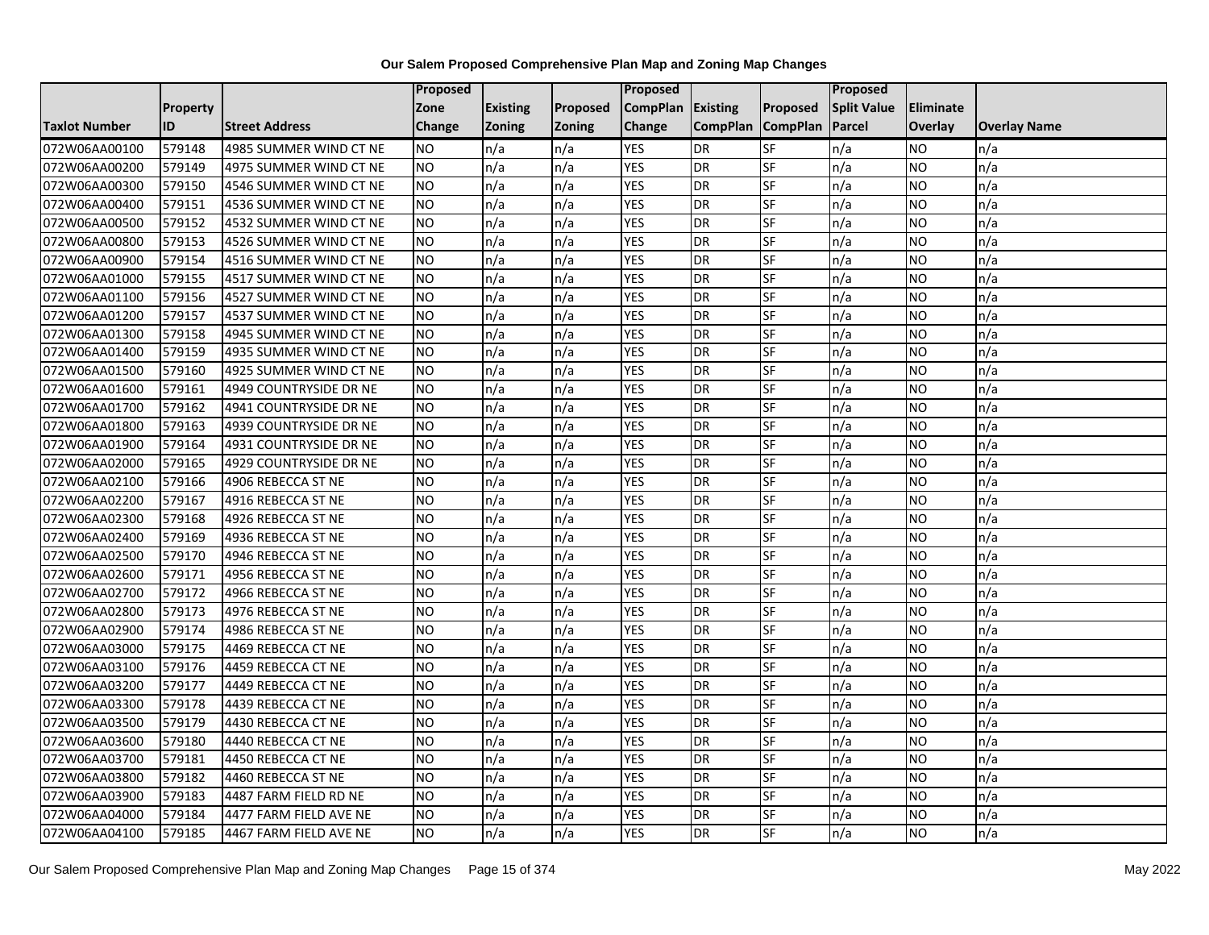# Our Salem Proposed Comprehensive Plan Map and Zoning Map Changes

| Taxlot Number | Property ID | Street Address | Proposed Zone Change | Existing Zoning | Proposed Zoning | Proposed CompPlan Change | Existing CompPlan | Proposed CompPlan | Proposed Split Value Parcel | Eliminate Overlay | Overlay Name |
|---|---|---|---|---|---|---|---|---|---|---|---|
| 072W06AA00100 | 579148 | 4985 SUMMER WIND CT NE | NO | n/a | n/a | YES | DR | SF | n/a | NO | n/a |
| 072W06AA00200 | 579149 | 4975 SUMMER WIND CT NE | NO | n/a | n/a | YES | DR | SF | n/a | NO | n/a |
| 072W06AA00300 | 579150 | 4546 SUMMER WIND CT NE | NO | n/a | n/a | YES | DR | SF | n/a | NO | n/a |
| 072W06AA00400 | 579151 | 4536 SUMMER WIND CT NE | NO | n/a | n/a | YES | DR | SF | n/a | NO | n/a |
| 072W06AA00500 | 579152 | 4532 SUMMER WIND CT NE | NO | n/a | n/a | YES | DR | SF | n/a | NO | n/a |
| 072W06AA00800 | 579153 | 4526 SUMMER WIND CT NE | NO | n/a | n/a | YES | DR | SF | n/a | NO | n/a |
| 072W06AA00900 | 579154 | 4516 SUMMER WIND CT NE | NO | n/a | n/a | YES | DR | SF | n/a | NO | n/a |
| 072W06AA01000 | 579155 | 4517 SUMMER WIND CT NE | NO | n/a | n/a | YES | DR | SF | n/a | NO | n/a |
| 072W06AA01100 | 579156 | 4527 SUMMER WIND CT NE | NO | n/a | n/a | YES | DR | SF | n/a | NO | n/a |
| 072W06AA01200 | 579157 | 4537 SUMMER WIND CT NE | NO | n/a | n/a | YES | DR | SF | n/a | NO | n/a |
| 072W06AA01300 | 579158 | 4945 SUMMER WIND CT NE | NO | n/a | n/a | YES | DR | SF | n/a | NO | n/a |
| 072W06AA01400 | 579159 | 4935 SUMMER WIND CT NE | NO | n/a | n/a | YES | DR | SF | n/a | NO | n/a |
| 072W06AA01500 | 579160 | 4925 SUMMER WIND CT NE | NO | n/a | n/a | YES | DR | SF | n/a | NO | n/a |
| 072W06AA01600 | 579161 | 4949 COUNTRYSIDE DR NE | NO | n/a | n/a | YES | DR | SF | n/a | NO | n/a |
| 072W06AA01700 | 579162 | 4941 COUNTRYSIDE DR NE | NO | n/a | n/a | YES | DR | SF | n/a | NO | n/a |
| 072W06AA01800 | 579163 | 4939 COUNTRYSIDE DR NE | NO | n/a | n/a | YES | DR | SF | n/a | NO | n/a |
| 072W06AA01900 | 579164 | 4931 COUNTRYSIDE DR NE | NO | n/a | n/a | YES | DR | SF | n/a | NO | n/a |
| 072W06AA02000 | 579165 | 4929 COUNTRYSIDE DR NE | NO | n/a | n/a | YES | DR | SF | n/a | NO | n/a |
| 072W06AA02100 | 579166 | 4906 REBECCA ST NE | NO | n/a | n/a | YES | DR | SF | n/a | NO | n/a |
| 072W06AA02200 | 579167 | 4916 REBECCA ST NE | NO | n/a | n/a | YES | DR | SF | n/a | NO | n/a |
| 072W06AA02300 | 579168 | 4926 REBECCA ST NE | NO | n/a | n/a | YES | DR | SF | n/a | NO | n/a |
| 072W06AA02400 | 579169 | 4936 REBECCA ST NE | NO | n/a | n/a | YES | DR | SF | n/a | NO | n/a |
| 072W06AA02500 | 579170 | 4946 REBECCA ST NE | NO | n/a | n/a | YES | DR | SF | n/a | NO | n/a |
| 072W06AA02600 | 579171 | 4956 REBECCA ST NE | NO | n/a | n/a | YES | DR | SF | n/a | NO | n/a |
| 072W06AA02700 | 579172 | 4966 REBECCA ST NE | NO | n/a | n/a | YES | DR | SF | n/a | NO | n/a |
| 072W06AA02800 | 579173 | 4976 REBECCA ST NE | NO | n/a | n/a | YES | DR | SF | n/a | NO | n/a |
| 072W06AA02900 | 579174 | 4986 REBECCA ST NE | NO | n/a | n/a | YES | DR | SF | n/a | NO | n/a |
| 072W06AA03000 | 579175 | 4469 REBECCA CT NE | NO | n/a | n/a | YES | DR | SF | n/a | NO | n/a |
| 072W06AA03100 | 579176 | 4459 REBECCA CT NE | NO | n/a | n/a | YES | DR | SF | n/a | NO | n/a |
| 072W06AA03200 | 579177 | 4449 REBECCA CT NE | NO | n/a | n/a | YES | DR | SF | n/a | NO | n/a |
| 072W06AA03300 | 579178 | 4439 REBECCA CT NE | NO | n/a | n/a | YES | DR | SF | n/a | NO | n/a |
| 072W06AA03500 | 579179 | 4430 REBECCA CT NE | NO | n/a | n/a | YES | DR | SF | n/a | NO | n/a |
| 072W06AA03600 | 579180 | 4440 REBECCA CT NE | NO | n/a | n/a | YES | DR | SF | n/a | NO | n/a |
| 072W06AA03700 | 579181 | 4450 REBECCA CT NE | NO | n/a | n/a | YES | DR | SF | n/a | NO | n/a |
| 072W06AA03800 | 579182 | 4460 REBECCA ST NE | NO | n/a | n/a | YES | DR | SF | n/a | NO | n/a |
| 072W06AA03900 | 579183 | 4487 FARM FIELD RD NE | NO | n/a | n/a | YES | DR | SF | n/a | NO | n/a |
| 072W06AA04000 | 579184 | 4477 FARM FIELD AVE NE | NO | n/a | n/a | YES | DR | SF | n/a | NO | n/a |
| 072W06AA04100 | 579185 | 4467 FARM FIELD AVE NE | NO | n/a | n/a | YES | DR | SF | n/a | NO | n/a |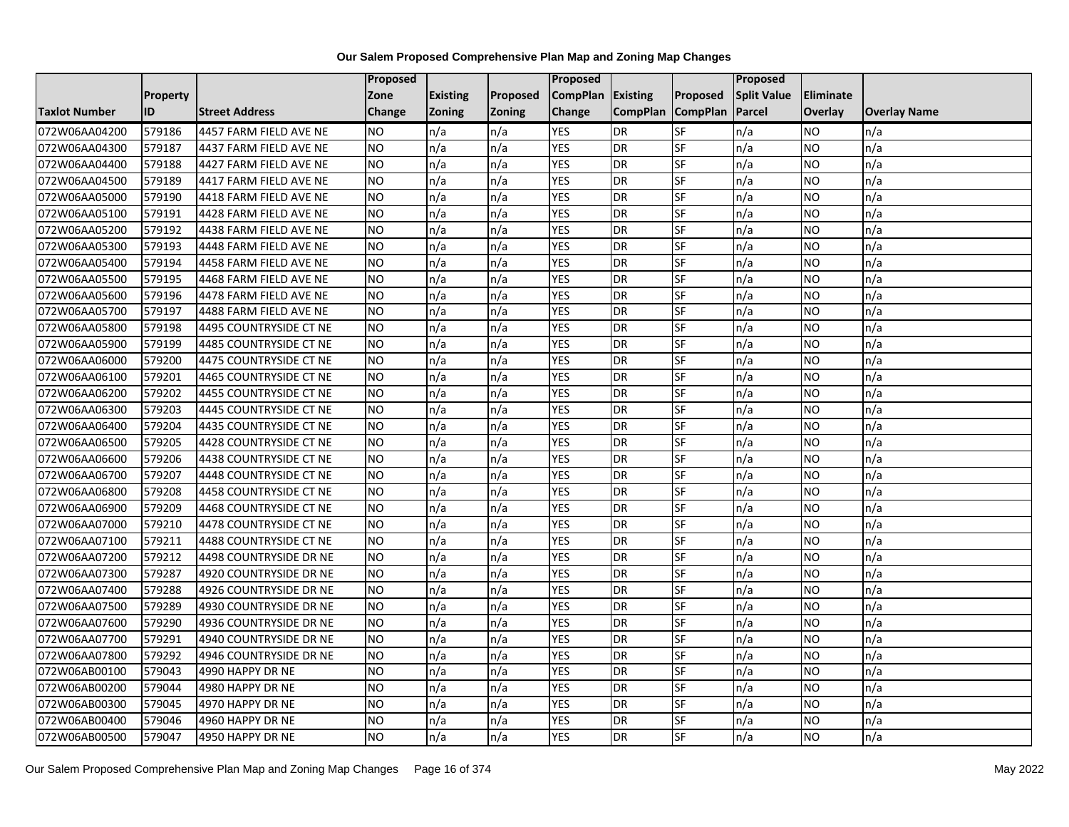**Our Salem Proposed Comprehensive Plan Map and Zoning Map Changes**

| Taxlot Number | Property ID | Street Address | Proposed Zone Change | Existing Zoning | Proposed Zoning | Proposed CompPlan Change | Existing CompPlan | Proposed CompPlan | Proposed Split Value Parcel | Eliminate Overlay | Overlay Name |
|---|---|---|---|---|---|---|---|---|---|---|---|
| 072W06AA04200 | 579186 | 4457 FARM FIELD AVE NE | NO | n/a | n/a | YES | DR | SF | n/a | NO | n/a |
| 072W06AA04300 | 579187 | 4437 FARM FIELD AVE NE | NO | n/a | n/a | YES | DR | SF | n/a | NO | n/a |
| 072W06AA04400 | 579188 | 4427 FARM FIELD AVE NE | NO | n/a | n/a | YES | DR | SF | n/a | NO | n/a |
| 072W06AA04500 | 579189 | 4417 FARM FIELD AVE NE | NO | n/a | n/a | YES | DR | SF | n/a | NO | n/a |
| 072W06AA05000 | 579190 | 4418 FARM FIELD AVE NE | NO | n/a | n/a | YES | DR | SF | n/a | NO | n/a |
| 072W06AA05100 | 579191 | 4428 FARM FIELD AVE NE | NO | n/a | n/a | YES | DR | SF | n/a | NO | n/a |
| 072W06AA05200 | 579192 | 4438 FARM FIELD AVE NE | NO | n/a | n/a | YES | DR | SF | n/a | NO | n/a |
| 072W06AA05300 | 579193 | 4448 FARM FIELD AVE NE | NO | n/a | n/a | YES | DR | SF | n/a | NO | n/a |
| 072W06AA05400 | 579194 | 4458 FARM FIELD AVE NE | NO | n/a | n/a | YES | DR | SF | n/a | NO | n/a |
| 072W06AA05500 | 579195 | 4468 FARM FIELD AVE NE | NO | n/a | n/a | YES | DR | SF | n/a | NO | n/a |
| 072W06AA05600 | 579196 | 4478 FARM FIELD AVE NE | NO | n/a | n/a | YES | DR | SF | n/a | NO | n/a |
| 072W06AA05700 | 579197 | 4488 FARM FIELD AVE NE | NO | n/a | n/a | YES | DR | SF | n/a | NO | n/a |
| 072W06AA05800 | 579198 | 4495 COUNTRYSIDE CT NE | NO | n/a | n/a | YES | DR | SF | n/a | NO | n/a |
| 072W06AA05900 | 579199 | 4485 COUNTRYSIDE CT NE | NO | n/a | n/a | YES | DR | SF | n/a | NO | n/a |
| 072W06AA06000 | 579200 | 4475 COUNTRYSIDE CT NE | NO | n/a | n/a | YES | DR | SF | n/a | NO | n/a |
| 072W06AA06100 | 579201 | 4465 COUNTRYSIDE CT NE | NO | n/a | n/a | YES | DR | SF | n/a | NO | n/a |
| 072W06AA06200 | 579202 | 4455 COUNTRYSIDE CT NE | NO | n/a | n/a | YES | DR | SF | n/a | NO | n/a |
| 072W06AA06300 | 579203 | 4445 COUNTRYSIDE CT NE | NO | n/a | n/a | YES | DR | SF | n/a | NO | n/a |
| 072W06AA06400 | 579204 | 4435 COUNTRYSIDE CT NE | NO | n/a | n/a | YES | DR | SF | n/a | NO | n/a |
| 072W06AA06500 | 579205 | 4428 COUNTRYSIDE CT NE | NO | n/a | n/a | YES | DR | SF | n/a | NO | n/a |
| 072W06AA06600 | 579206 | 4438 COUNTRYSIDE CT NE | NO | n/a | n/a | YES | DR | SF | n/a | NO | n/a |
| 072W06AA06700 | 579207 | 4448 COUNTRYSIDE CT NE | NO | n/a | n/a | YES | DR | SF | n/a | NO | n/a |
| 072W06AA06800 | 579208 | 4458 COUNTRYSIDE CT NE | NO | n/a | n/a | YES | DR | SF | n/a | NO | n/a |
| 072W06AA06900 | 579209 | 4468 COUNTRYSIDE CT NE | NO | n/a | n/a | YES | DR | SF | n/a | NO | n/a |
| 072W06AA07000 | 579210 | 4478 COUNTRYSIDE CT NE | NO | n/a | n/a | YES | DR | SF | n/a | NO | n/a |
| 072W06AA07100 | 579211 | 4488 COUNTRYSIDE CT NE | NO | n/a | n/a | YES | DR | SF | n/a | NO | n/a |
| 072W06AA07200 | 579212 | 4498 COUNTRYSIDE DR NE | NO | n/a | n/a | YES | DR | SF | n/a | NO | n/a |
| 072W06AA07300 | 579287 | 4920 COUNTRYSIDE DR NE | NO | n/a | n/a | YES | DR | SF | n/a | NO | n/a |
| 072W06AA07400 | 579288 | 4926 COUNTRYSIDE DR NE | NO | n/a | n/a | YES | DR | SF | n/a | NO | n/a |
| 072W06AA07500 | 579289 | 4930 COUNTRYSIDE DR NE | NO | n/a | n/a | YES | DR | SF | n/a | NO | n/a |
| 072W06AA07600 | 579290 | 4936 COUNTRYSIDE DR NE | NO | n/a | n/a | YES | DR | SF | n/a | NO | n/a |
| 072W06AA07700 | 579291 | 4940 COUNTRYSIDE DR NE | NO | n/a | n/a | YES | DR | SF | n/a | NO | n/a |
| 072W06AA07800 | 579292 | 4946 COUNTRYSIDE DR NE | NO | n/a | n/a | YES | DR | SF | n/a | NO | n/a |
| 072W06AB00100 | 579043 | 4990 HAPPY DR NE | NO | n/a | n/a | YES | DR | SF | n/a | NO | n/a |
| 072W06AB00200 | 579044 | 4980 HAPPY DR NE | NO | n/a | n/a | YES | DR | SF | n/a | NO | n/a |
| 072W06AB00300 | 579045 | 4970 HAPPY DR NE | NO | n/a | n/a | YES | DR | SF | n/a | NO | n/a |
| 072W06AB00400 | 579046 | 4960 HAPPY DR NE | NO | n/a | n/a | YES | DR | SF | n/a | NO | n/a |
| 072W06AB00500 | 579047 | 4950 HAPPY DR NE | NO | n/a | n/a | YES | DR | SF | n/a | NO | n/a |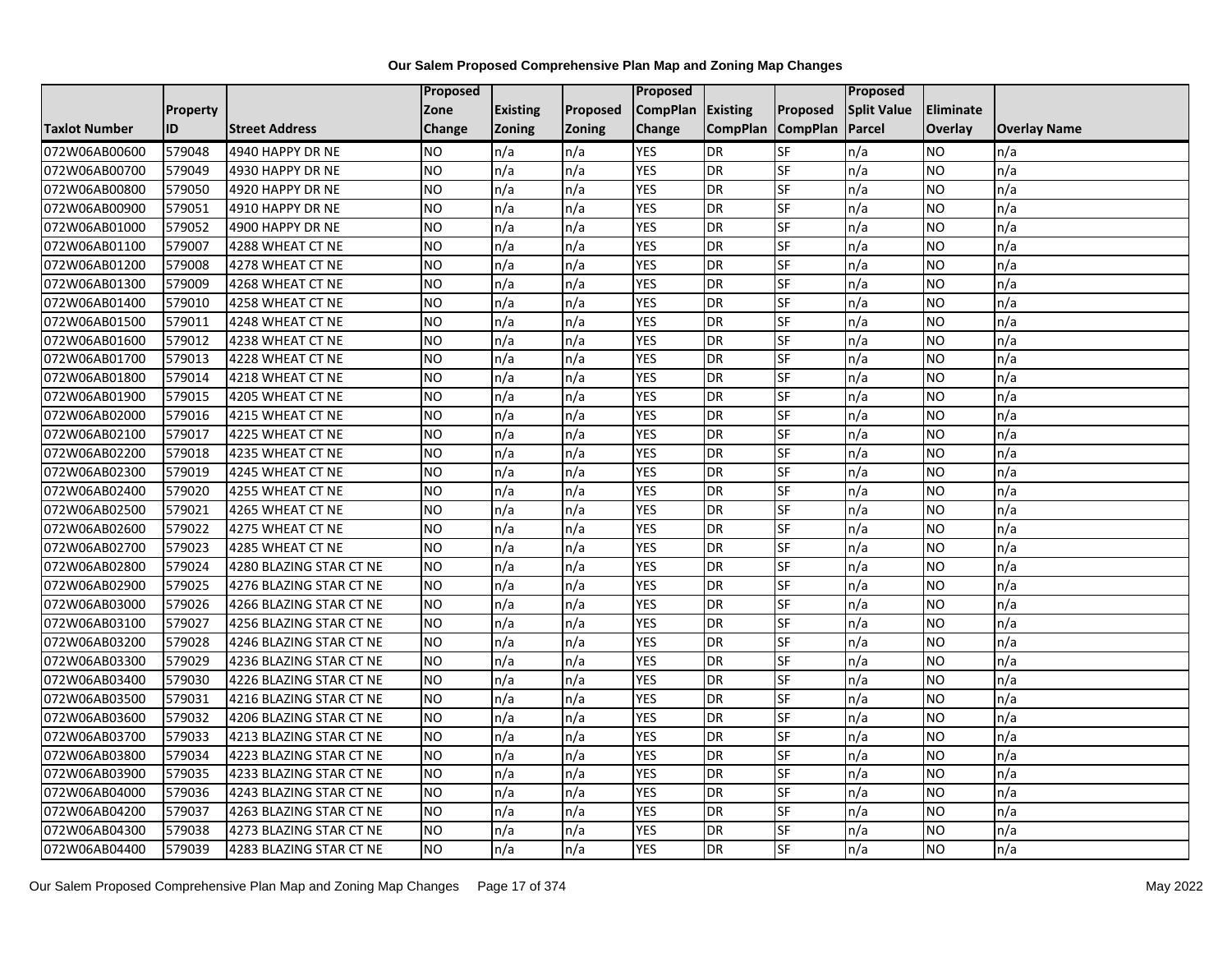**Our Salem Proposed Comprehensive Plan Map and Zoning Map Changes**

| Taxlot Number | Property ID | Street Address | Proposed Zone Change | Existing Zoning | Proposed Zoning | Proposed CompPlan Change | Existing CompPlan | Proposed CompPlan | Proposed Split Value Parcel | Eliminate Overlay | Overlay Name |
|---|---|---|---|---|---|---|---|---|---|---|---|
| 072W06AB00600 | 579048 | 4940 HAPPY DR NE | NO | n/a | n/a | YES | DR | SF | n/a | NO | n/a |
| 072W06AB00700 | 579049 | 4930 HAPPY DR NE | NO | n/a | n/a | YES | DR | SF | n/a | NO | n/a |
| 072W06AB00800 | 579050 | 4920 HAPPY DR NE | NO | n/a | n/a | YES | DR | SF | n/a | NO | n/a |
| 072W06AB00900 | 579051 | 4910 HAPPY DR NE | NO | n/a | n/a | YES | DR | SF | n/a | NO | n/a |
| 072W06AB01000 | 579052 | 4900 HAPPY DR NE | NO | n/a | n/a | YES | DR | SF | n/a | NO | n/a |
| 072W06AB01100 | 579007 | 4288 WHEAT CT NE | NO | n/a | n/a | YES | DR | SF | n/a | NO | n/a |
| 072W06AB01200 | 579008 | 4278 WHEAT CT NE | NO | n/a | n/a | YES | DR | SF | n/a | NO | n/a |
| 072W06AB01300 | 579009 | 4268 WHEAT CT NE | NO | n/a | n/a | YES | DR | SF | n/a | NO | n/a |
| 072W06AB01400 | 579010 | 4258 WHEAT CT NE | NO | n/a | n/a | YES | DR | SF | n/a | NO | n/a |
| 072W06AB01500 | 579011 | 4248 WHEAT CT NE | NO | n/a | n/a | YES | DR | SF | n/a | NO | n/a |
| 072W06AB01600 | 579012 | 4238 WHEAT CT NE | NO | n/a | n/a | YES | DR | SF | n/a | NO | n/a |
| 072W06AB01700 | 579013 | 4228 WHEAT CT NE | NO | n/a | n/a | YES | DR | SF | n/a | NO | n/a |
| 072W06AB01800 | 579014 | 4218 WHEAT CT NE | NO | n/a | n/a | YES | DR | SF | n/a | NO | n/a |
| 072W06AB01900 | 579015 | 4205 WHEAT CT NE | NO | n/a | n/a | YES | DR | SF | n/a | NO | n/a |
| 072W06AB02000 | 579016 | 4215 WHEAT CT NE | NO | n/a | n/a | YES | DR | SF | n/a | NO | n/a |
| 072W06AB02100 | 579017 | 4225 WHEAT CT NE | NO | n/a | n/a | YES | DR | SF | n/a | NO | n/a |
| 072W06AB02200 | 579018 | 4235 WHEAT CT NE | NO | n/a | n/a | YES | DR | SF | n/a | NO | n/a |
| 072W06AB02300 | 579019 | 4245 WHEAT CT NE | NO | n/a | n/a | YES | DR | SF | n/a | NO | n/a |
| 072W06AB02400 | 579020 | 4255 WHEAT CT NE | NO | n/a | n/a | YES | DR | SF | n/a | NO | n/a |
| 072W06AB02500 | 579021 | 4265 WHEAT CT NE | NO | n/a | n/a | YES | DR | SF | n/a | NO | n/a |
| 072W06AB02600 | 579022 | 4275 WHEAT CT NE | NO | n/a | n/a | YES | DR | SF | n/a | NO | n/a |
| 072W06AB02700 | 579023 | 4285 WHEAT CT NE | NO | n/a | n/a | YES | DR | SF | n/a | NO | n/a |
| 072W06AB02800 | 579024 | 4280 BLAZING STAR CT NE | NO | n/a | n/a | YES | DR | SF | n/a | NO | n/a |
| 072W06AB02900 | 579025 | 4276 BLAZING STAR CT NE | NO | n/a | n/a | YES | DR | SF | n/a | NO | n/a |
| 072W06AB03000 | 579026 | 4266 BLAZING STAR CT NE | NO | n/a | n/a | YES | DR | SF | n/a | NO | n/a |
| 072W06AB03100 | 579027 | 4256 BLAZING STAR CT NE | NO | n/a | n/a | YES | DR | SF | n/a | NO | n/a |
| 072W06AB03200 | 579028 | 4246 BLAZING STAR CT NE | NO | n/a | n/a | YES | DR | SF | n/a | NO | n/a |
| 072W06AB03300 | 579029 | 4236 BLAZING STAR CT NE | NO | n/a | n/a | YES | DR | SF | n/a | NO | n/a |
| 072W06AB03400 | 579030 | 4226 BLAZING STAR CT NE | NO | n/a | n/a | YES | DR | SF | n/a | NO | n/a |
| 072W06AB03500 | 579031 | 4216 BLAZING STAR CT NE | NO | n/a | n/a | YES | DR | SF | n/a | NO | n/a |
| 072W06AB03600 | 579032 | 4206 BLAZING STAR CT NE | NO | n/a | n/a | YES | DR | SF | n/a | NO | n/a |
| 072W06AB03700 | 579033 | 4213 BLAZING STAR CT NE | NO | n/a | n/a | YES | DR | SF | n/a | NO | n/a |
| 072W06AB03800 | 579034 | 4223 BLAZING STAR CT NE | NO | n/a | n/a | YES | DR | SF | n/a | NO | n/a |
| 072W06AB03900 | 579035 | 4233 BLAZING STAR CT NE | NO | n/a | n/a | YES | DR | SF | n/a | NO | n/a |
| 072W06AB04000 | 579036 | 4243 BLAZING STAR CT NE | NO | n/a | n/a | YES | DR | SF | n/a | NO | n/a |
| 072W06AB04200 | 579037 | 4263 BLAZING STAR CT NE | NO | n/a | n/a | YES | DR | SF | n/a | NO | n/a |
| 072W06AB04300 | 579038 | 4273 BLAZING STAR CT NE | NO | n/a | n/a | YES | DR | SF | n/a | NO | n/a |
| 072W06AB04400 | 579039 | 4283 BLAZING STAR CT NE | NO | n/a | n/a | YES | DR | SF | n/a | NO | n/a |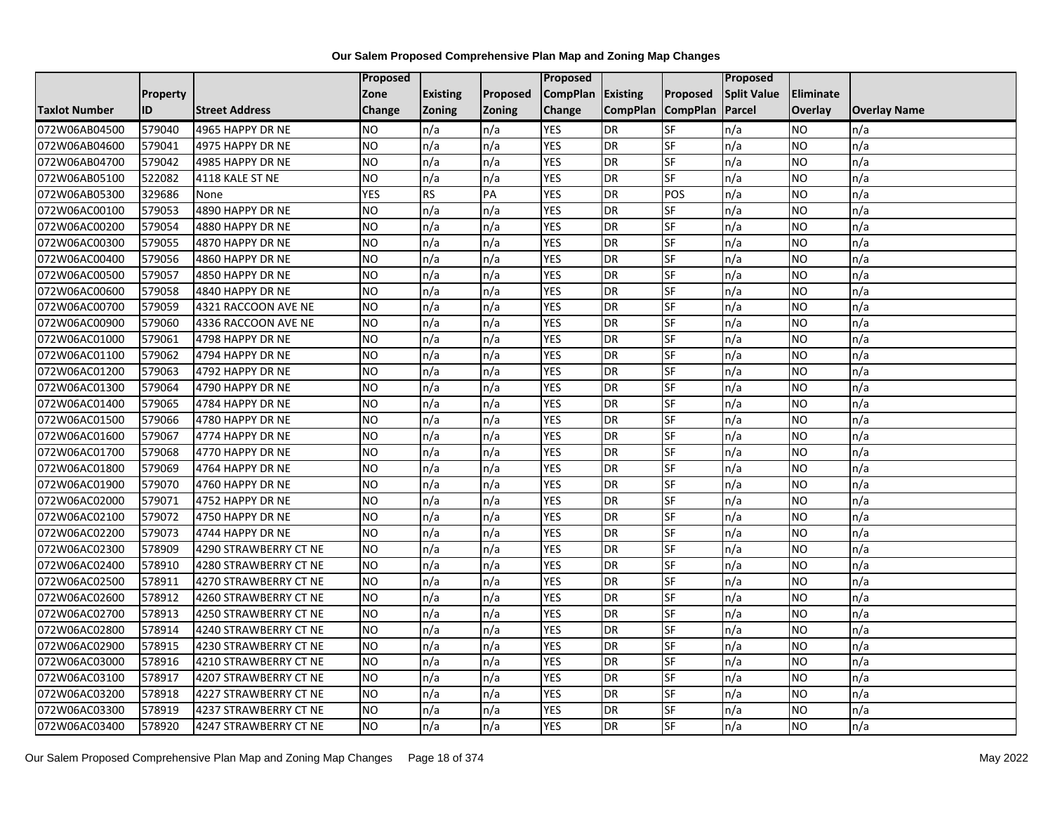**Our Salem Proposed Comprehensive Plan Map and Zoning Map Changes**

| Taxlot Number | Property ID | Street Address | Proposed Zone Change | Existing Zoning | Proposed Zoning | Proposed CompPlan Change | Existing CompPlan | Proposed CompPlan | Proposed Split Value Parcel | Eliminate Overlay | Overlay Name |
|---|---|---|---|---|---|---|---|---|---|---|---|
| 072W06AB04500 | 579040 | 4965 HAPPY DR NE | NO | n/a | n/a | YES | DR | SF | n/a | NO | n/a |
| 072W06AB04600 | 579041 | 4975 HAPPY DR NE | NO | n/a | n/a | YES | DR | SF | n/a | NO | n/a |
| 072W06AB04700 | 579042 | 4985 HAPPY DR NE | NO | n/a | n/a | YES | DR | SF | n/a | NO | n/a |
| 072W06AB05100 | 522082 | 4118 KALE ST NE | NO | n/a | n/a | YES | DR | SF | n/a | NO | n/a |
| 072W06AB05300 | 329686 | None | YES | RS | PA | YES | DR | POS | n/a | NO | n/a |
| 072W06AC00100 | 579053 | 4890 HAPPY DR NE | NO | n/a | n/a | YES | DR | SF | n/a | NO | n/a |
| 072W06AC00200 | 579054 | 4880 HAPPY DR NE | NO | n/a | n/a | YES | DR | SF | n/a | NO | n/a |
| 072W06AC00300 | 579055 | 4870 HAPPY DR NE | NO | n/a | n/a | YES | DR | SF | n/a | NO | n/a |
| 072W06AC00400 | 579056 | 4860 HAPPY DR NE | NO | n/a | n/a | YES | DR | SF | n/a | NO | n/a |
| 072W06AC00500 | 579057 | 4850 HAPPY DR NE | NO | n/a | n/a | YES | DR | SF | n/a | NO | n/a |
| 072W06AC00600 | 579058 | 4840 HAPPY DR NE | NO | n/a | n/a | YES | DR | SF | n/a | NO | n/a |
| 072W06AC00700 | 579059 | 4321 RACCOON AVE NE | NO | n/a | n/a | YES | DR | SF | n/a | NO | n/a |
| 072W06AC00900 | 579060 | 4336 RACCOON AVE NE | NO | n/a | n/a | YES | DR | SF | n/a | NO | n/a |
| 072W06AC01000 | 579061 | 4798 HAPPY DR NE | NO | n/a | n/a | YES | DR | SF | n/a | NO | n/a |
| 072W06AC01100 | 579062 | 4794 HAPPY DR NE | NO | n/a | n/a | YES | DR | SF | n/a | NO | n/a |
| 072W06AC01200 | 579063 | 4792 HAPPY DR NE | NO | n/a | n/a | YES | DR | SF | n/a | NO | n/a |
| 072W06AC01300 | 579064 | 4790 HAPPY DR NE | NO | n/a | n/a | YES | DR | SF | n/a | NO | n/a |
| 072W06AC01400 | 579065 | 4784 HAPPY DR NE | NO | n/a | n/a | YES | DR | SF | n/a | NO | n/a |
| 072W06AC01500 | 579066 | 4780 HAPPY DR NE | NO | n/a | n/a | YES | DR | SF | n/a | NO | n/a |
| 072W06AC01600 | 579067 | 4774 HAPPY DR NE | NO | n/a | n/a | YES | DR | SF | n/a | NO | n/a |
| 072W06AC01700 | 579068 | 4770 HAPPY DR NE | NO | n/a | n/a | YES | DR | SF | n/a | NO | n/a |
| 072W06AC01800 | 579069 | 4764 HAPPY DR NE | NO | n/a | n/a | YES | DR | SF | n/a | NO | n/a |
| 072W06AC01900 | 579070 | 4760 HAPPY DR NE | NO | n/a | n/a | YES | DR | SF | n/a | NO | n/a |
| 072W06AC02000 | 579071 | 4752 HAPPY DR NE | NO | n/a | n/a | YES | DR | SF | n/a | NO | n/a |
| 072W06AC02100 | 579072 | 4750 HAPPY DR NE | NO | n/a | n/a | YES | DR | SF | n/a | NO | n/a |
| 072W06AC02200 | 579073 | 4744 HAPPY DR NE | NO | n/a | n/a | YES | DR | SF | n/a | NO | n/a |
| 072W06AC02300 | 578909 | 4290 STRAWBERRY CT NE | NO | n/a | n/a | YES | DR | SF | n/a | NO | n/a |
| 072W06AC02400 | 578910 | 4280 STRAWBERRY CT NE | NO | n/a | n/a | YES | DR | SF | n/a | NO | n/a |
| 072W06AC02500 | 578911 | 4270 STRAWBERRY CT NE | NO | n/a | n/a | YES | DR | SF | n/a | NO | n/a |
| 072W06AC02600 | 578912 | 4260 STRAWBERRY CT NE | NO | n/a | n/a | YES | DR | SF | n/a | NO | n/a |
| 072W06AC02700 | 578913 | 4250 STRAWBERRY CT NE | NO | n/a | n/a | YES | DR | SF | n/a | NO | n/a |
| 072W06AC02800 | 578914 | 4240 STRAWBERRY CT NE | NO | n/a | n/a | YES | DR | SF | n/a | NO | n/a |
| 072W06AC02900 | 578915 | 4230 STRAWBERRY CT NE | NO | n/a | n/a | YES | DR | SF | n/a | NO | n/a |
| 072W06AC03000 | 578916 | 4210 STRAWBERRY CT NE | NO | n/a | n/a | YES | DR | SF | n/a | NO | n/a |
| 072W06AC03100 | 578917 | 4207 STRAWBERRY CT NE | NO | n/a | n/a | YES | DR | SF | n/a | NO | n/a |
| 072W06AC03200 | 578918 | 4227 STRAWBERRY CT NE | NO | n/a | n/a | YES | DR | SF | n/a | NO | n/a |
| 072W06AC03300 | 578919 | 4237 STRAWBERRY CT NE | NO | n/a | n/a | YES | DR | SF | n/a | NO | n/a |
| 072W06AC03400 | 578920 | 4247 STRAWBERRY CT NE | NO | n/a | n/a | YES | DR | SF | n/a | NO | n/a |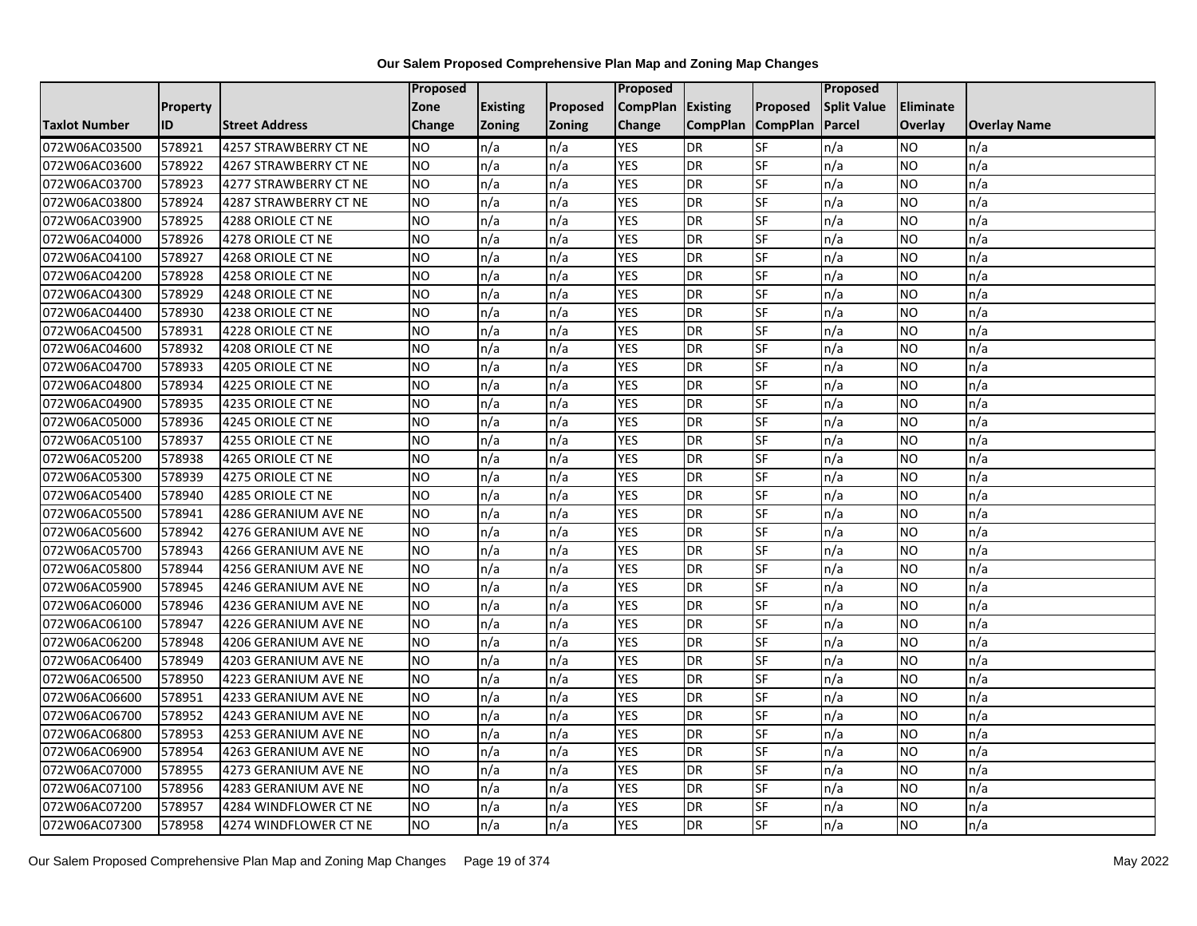**Our Salem Proposed Comprehensive Plan Map and Zoning Map Changes**

| Taxlot Number | Property ID | Street Address | Proposed Zone Change | Existing Zoning | Proposed Zoning | Proposed CompPlan Change | Existing CompPlan | Proposed CompPlan | Proposed Split Value Parcel | Eliminate Overlay | Overlay Name |
|---|---|---|---|---|---|---|---|---|---|---|---|
| 072W06AC03500 | 578921 | 4257 STRAWBERRY CT NE | NO | n/a | n/a | YES | DR | SF | n/a | NO | n/a |
| 072W06AC03600 | 578922 | 4267 STRAWBERRY CT NE | NO | n/a | n/a | YES | DR | SF | n/a | NO | n/a |
| 072W06AC03700 | 578923 | 4277 STRAWBERRY CT NE | NO | n/a | n/a | YES | DR | SF | n/a | NO | n/a |
| 072W06AC03800 | 578924 | 4287 STRAWBERRY CT NE | NO | n/a | n/a | YES | DR | SF | n/a | NO | n/a |
| 072W06AC03900 | 578925 | 4288 ORIOLE CT NE | NO | n/a | n/a | YES | DR | SF | n/a | NO | n/a |
| 072W06AC04000 | 578926 | 4278 ORIOLE CT NE | NO | n/a | n/a | YES | DR | SF | n/a | NO | n/a |
| 072W06AC04100 | 578927 | 4268 ORIOLE CT NE | NO | n/a | n/a | YES | DR | SF | n/a | NO | n/a |
| 072W06AC04200 | 578928 | 4258 ORIOLE CT NE | NO | n/a | n/a | YES | DR | SF | n/a | NO | n/a |
| 072W06AC04300 | 578929 | 4248 ORIOLE CT NE | NO | n/a | n/a | YES | DR | SF | n/a | NO | n/a |
| 072W06AC04400 | 578930 | 4238 ORIOLE CT NE | NO | n/a | n/a | YES | DR | SF | n/a | NO | n/a |
| 072W06AC04500 | 578931 | 4228 ORIOLE CT NE | NO | n/a | n/a | YES | DR | SF | n/a | NO | n/a |
| 072W06AC04600 | 578932 | 4208 ORIOLE CT NE | NO | n/a | n/a | YES | DR | SF | n/a | NO | n/a |
| 072W06AC04700 | 578933 | 4205 ORIOLE CT NE | NO | n/a | n/a | YES | DR | SF | n/a | NO | n/a |
| 072W06AC04800 | 578934 | 4225 ORIOLE CT NE | NO | n/a | n/a | YES | DR | SF | n/a | NO | n/a |
| 072W06AC04900 | 578935 | 4235 ORIOLE CT NE | NO | n/a | n/a | YES | DR | SF | n/a | NO | n/a |
| 072W06AC05000 | 578936 | 4245 ORIOLE CT NE | NO | n/a | n/a | YES | DR | SF | n/a | NO | n/a |
| 072W06AC05100 | 578937 | 4255 ORIOLE CT NE | NO | n/a | n/a | YES | DR | SF | n/a | NO | n/a |
| 072W06AC05200 | 578938 | 4265 ORIOLE CT NE | NO | n/a | n/a | YES | DR | SF | n/a | NO | n/a |
| 072W06AC05300 | 578939 | 4275 ORIOLE CT NE | NO | n/a | n/a | YES | DR | SF | n/a | NO | n/a |
| 072W06AC05400 | 578940 | 4285 ORIOLE CT NE | NO | n/a | n/a | YES | DR | SF | n/a | NO | n/a |
| 072W06AC05500 | 578941 | 4286 GERANIUM AVE NE | NO | n/a | n/a | YES | DR | SF | n/a | NO | n/a |
| 072W06AC05600 | 578942 | 4276 GERANIUM AVE NE | NO | n/a | n/a | YES | DR | SF | n/a | NO | n/a |
| 072W06AC05700 | 578943 | 4266 GERANIUM AVE NE | NO | n/a | n/a | YES | DR | SF | n/a | NO | n/a |
| 072W06AC05800 | 578944 | 4256 GERANIUM AVE NE | NO | n/a | n/a | YES | DR | SF | n/a | NO | n/a |
| 072W06AC05900 | 578945 | 4246 GERANIUM AVE NE | NO | n/a | n/a | YES | DR | SF | n/a | NO | n/a |
| 072W06AC06000 | 578946 | 4236 GERANIUM AVE NE | NO | n/a | n/a | YES | DR | SF | n/a | NO | n/a |
| 072W06AC06100 | 578947 | 4226 GERANIUM AVE NE | NO | n/a | n/a | YES | DR | SF | n/a | NO | n/a |
| 072W06AC06200 | 578948 | 4206 GERANIUM AVE NE | NO | n/a | n/a | YES | DR | SF | n/a | NO | n/a |
| 072W06AC06400 | 578949 | 4203 GERANIUM AVE NE | NO | n/a | n/a | YES | DR | SF | n/a | NO | n/a |
| 072W06AC06500 | 578950 | 4223 GERANIUM AVE NE | NO | n/a | n/a | YES | DR | SF | n/a | NO | n/a |
| 072W06AC06600 | 578951 | 4233 GERANIUM AVE NE | NO | n/a | n/a | YES | DR | SF | n/a | NO | n/a |
| 072W06AC06700 | 578952 | 4243 GERANIUM AVE NE | NO | n/a | n/a | YES | DR | SF | n/a | NO | n/a |
| 072W06AC06800 | 578953 | 4253 GERANIUM AVE NE | NO | n/a | n/a | YES | DR | SF | n/a | NO | n/a |
| 072W06AC06900 | 578954 | 4263 GERANIUM AVE NE | NO | n/a | n/a | YES | DR | SF | n/a | NO | n/a |
| 072W06AC07000 | 578955 | 4273 GERANIUM AVE NE | NO | n/a | n/a | YES | DR | SF | n/a | NO | n/a |
| 072W06AC07100 | 578956 | 4283 GERANIUM AVE NE | NO | n/a | n/a | YES | DR | SF | n/a | NO | n/a |
| 072W06AC07200 | 578957 | 4284 WINDFLOWER CT NE | NO | n/a | n/a | YES | DR | SF | n/a | NO | n/a |
| 072W06AC07300 | 578958 | 4274 WINDFLOWER CT NE | NO | n/a | n/a | YES | DR | SF | n/a | NO | n/a |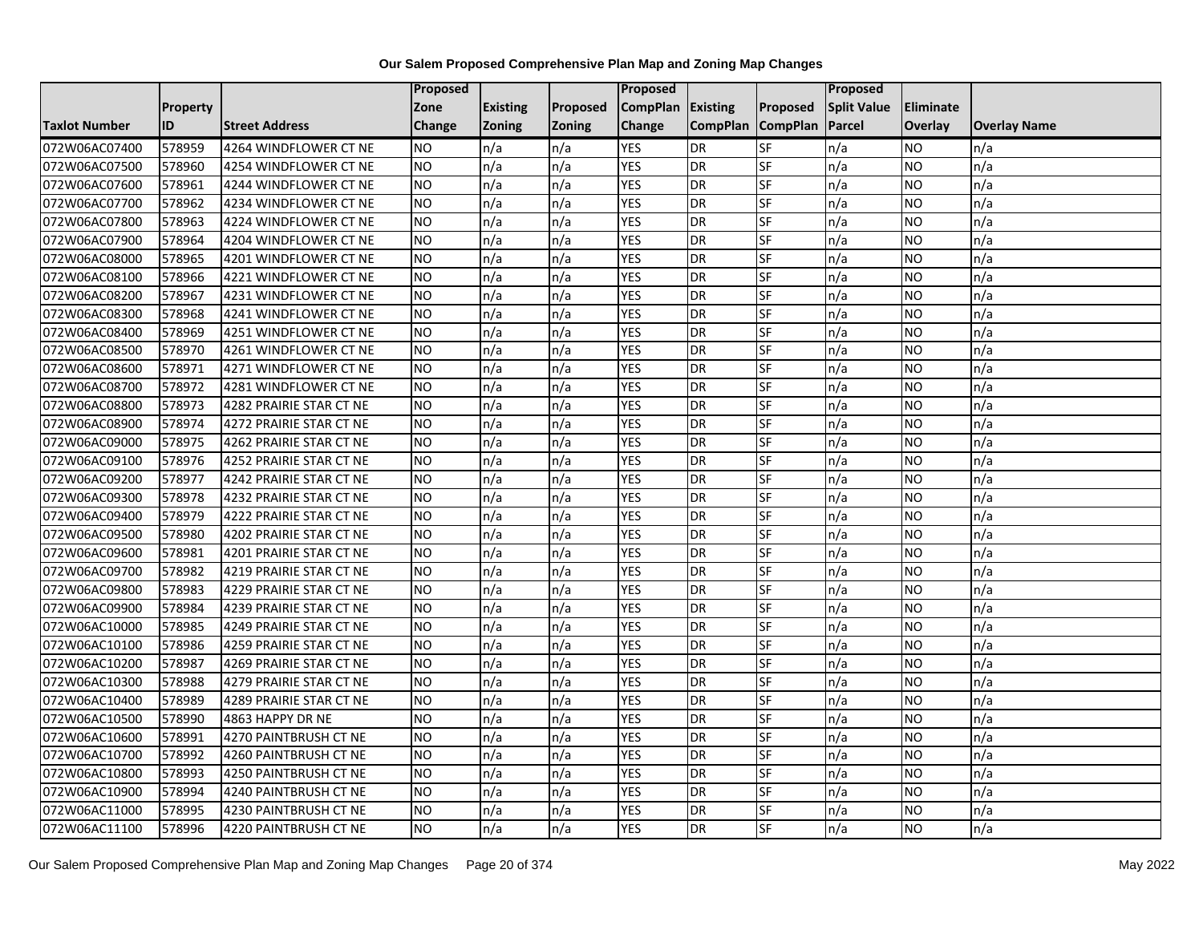# Our Salem Proposed Comprehensive Plan Map and Zoning Map Changes

| Taxlot Number | Property ID | Street Address | Proposed Zone Change | Existing Zoning | Proposed Zoning | Proposed CompPlan Change | Existing CompPlan | Proposed CompPlan | Proposed Split Value Parcel | Eliminate Overlay | Overlay Name |
|---|---|---|---|---|---|---|---|---|---|---|---|
| 072W06AC07400 | 578959 | 4264 WINDFLOWER CT NE | NO | n/a | n/a | YES | DR | SF | n/a | NO | n/a |
| 072W06AC07500 | 578960 | 4254 WINDFLOWER CT NE | NO | n/a | n/a | YES | DR | SF | n/a | NO | n/a |
| 072W06AC07600 | 578961 | 4244 WINDFLOWER CT NE | NO | n/a | n/a | YES | DR | SF | n/a | NO | n/a |
| 072W06AC07700 | 578962 | 4234 WINDFLOWER CT NE | NO | n/a | n/a | YES | DR | SF | n/a | NO | n/a |
| 072W06AC07800 | 578963 | 4224 WINDFLOWER CT NE | NO | n/a | n/a | YES | DR | SF | n/a | NO | n/a |
| 072W06AC07900 | 578964 | 4204 WINDFLOWER CT NE | NO | n/a | n/a | YES | DR | SF | n/a | NO | n/a |
| 072W06AC08000 | 578965 | 4201 WINDFLOWER CT NE | NO | n/a | n/a | YES | DR | SF | n/a | NO | n/a |
| 072W06AC08100 | 578966 | 4221 WINDFLOWER CT NE | NO | n/a | n/a | YES | DR | SF | n/a | NO | n/a |
| 072W06AC08200 | 578967 | 4231 WINDFLOWER CT NE | NO | n/a | n/a | YES | DR | SF | n/a | NO | n/a |
| 072W06AC08300 | 578968 | 4241 WINDFLOWER CT NE | NO | n/a | n/a | YES | DR | SF | n/a | NO | n/a |
| 072W06AC08400 | 578969 | 4251 WINDFLOWER CT NE | NO | n/a | n/a | YES | DR | SF | n/a | NO | n/a |
| 072W06AC08500 | 578970 | 4261 WINDFLOWER CT NE | NO | n/a | n/a | YES | DR | SF | n/a | NO | n/a |
| 072W06AC08600 | 578971 | 4271 WINDFLOWER CT NE | NO | n/a | n/a | YES | DR | SF | n/a | NO | n/a |
| 072W06AC08700 | 578972 | 4281 WINDFLOWER CT NE | NO | n/a | n/a | YES | DR | SF | n/a | NO | n/a |
| 072W06AC08800 | 578973 | 4282 PRAIRIE STAR CT NE | NO | n/a | n/a | YES | DR | SF | n/a | NO | n/a |
| 072W06AC08900 | 578974 | 4272 PRAIRIE STAR CT NE | NO | n/a | n/a | YES | DR | SF | n/a | NO | n/a |
| 072W06AC09000 | 578975 | 4262 PRAIRIE STAR CT NE | NO | n/a | n/a | YES | DR | SF | n/a | NO | n/a |
| 072W06AC09100 | 578976 | 4252 PRAIRIE STAR CT NE | NO | n/a | n/a | YES | DR | SF | n/a | NO | n/a |
| 072W06AC09200 | 578977 | 4242 PRAIRIE STAR CT NE | NO | n/a | n/a | YES | DR | SF | n/a | NO | n/a |
| 072W06AC09300 | 578978 | 4232 PRAIRIE STAR CT NE | NO | n/a | n/a | YES | DR | SF | n/a | NO | n/a |
| 072W06AC09400 | 578979 | 4222 PRAIRIE STAR CT NE | NO | n/a | n/a | YES | DR | SF | n/a | NO | n/a |
| 072W06AC09500 | 578980 | 4202 PRAIRIE STAR CT NE | NO | n/a | n/a | YES | DR | SF | n/a | NO | n/a |
| 072W06AC09600 | 578981 | 4201 PRAIRIE STAR CT NE | NO | n/a | n/a | YES | DR | SF | n/a | NO | n/a |
| 072W06AC09700 | 578982 | 4219 PRAIRIE STAR CT NE | NO | n/a | n/a | YES | DR | SF | n/a | NO | n/a |
| 072W06AC09800 | 578983 | 4229 PRAIRIE STAR CT NE | NO | n/a | n/a | YES | DR | SF | n/a | NO | n/a |
| 072W06AC09900 | 578984 | 4239 PRAIRIE STAR CT NE | NO | n/a | n/a | YES | DR | SF | n/a | NO | n/a |
| 072W06AC10000 | 578985 | 4249 PRAIRIE STAR CT NE | NO | n/a | n/a | YES | DR | SF | n/a | NO | n/a |
| 072W06AC10100 | 578986 | 4259 PRAIRIE STAR CT NE | NO | n/a | n/a | YES | DR | SF | n/a | NO | n/a |
| 072W06AC10200 | 578987 | 4269 PRAIRIE STAR CT NE | NO | n/a | n/a | YES | DR | SF | n/a | NO | n/a |
| 072W06AC10300 | 578988 | 4279 PRAIRIE STAR CT NE | NO | n/a | n/a | YES | DR | SF | n/a | NO | n/a |
| 072W06AC10400 | 578989 | 4289 PRAIRIE STAR CT NE | NO | n/a | n/a | YES | DR | SF | n/a | NO | n/a |
| 072W06AC10500 | 578990 | 4863 HAPPY DR NE | NO | n/a | n/a | YES | DR | SF | n/a | NO | n/a |
| 072W06AC10600 | 578991 | 4270 PAINTBRUSH CT NE | NO | n/a | n/a | YES | DR | SF | n/a | NO | n/a |
| 072W06AC10700 | 578992 | 4260 PAINTBRUSH CT NE | NO | n/a | n/a | YES | DR | SF | n/a | NO | n/a |
| 072W06AC10800 | 578993 | 4250 PAINTBRUSH CT NE | NO | n/a | n/a | YES | DR | SF | n/a | NO | n/a |
| 072W06AC10900 | 578994 | 4240 PAINTBRUSH CT NE | NO | n/a | n/a | YES | DR | SF | n/a | NO | n/a |
| 072W06AC11000 | 578995 | 4230 PAINTBRUSH CT NE | NO | n/a | n/a | YES | DR | SF | n/a | NO | n/a |
| 072W06AC11100 | 578996 | 4220 PAINTBRUSH CT NE | NO | n/a | n/a | YES | DR | SF | n/a | NO | n/a |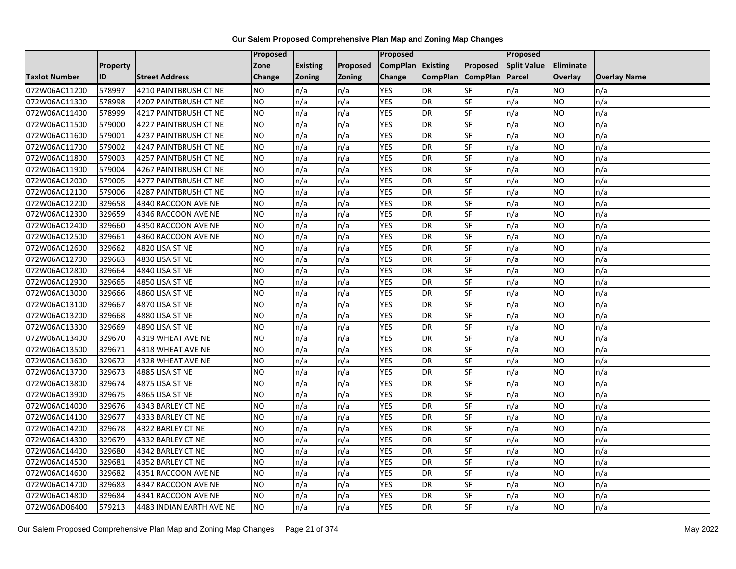# Our Salem Proposed Comprehensive Plan Map and Zoning Map Changes

| Taxlot Number | Property ID | Street Address | Proposed Zone Change | Existing Zoning | Proposed Zoning | Proposed CompPlan Change | Existing CompPlan | Proposed CompPlan | Proposed Split Value Parcel | Eliminate Overlay | Overlay Name |
|---|---|---|---|---|---|---|---|---|---|---|---|
| 072W06AC11200 | 578997 | 4210 PAINTBRUSH CT NE | NO | n/a | n/a | YES | DR | SF | n/a | NO | n/a |
| 072W06AC11300 | 578998 | 4207 PAINTBRUSH CT NE | NO | n/a | n/a | YES | DR | SF | n/a | NO | n/a |
| 072W06AC11400 | 578999 | 4217 PAINTBRUSH CT NE | NO | n/a | n/a | YES | DR | SF | n/a | NO | n/a |
| 072W06AC11500 | 579000 | 4227 PAINTBRUSH CT NE | NO | n/a | n/a | YES | DR | SF | n/a | NO | n/a |
| 072W06AC11600 | 579001 | 4237 PAINTBRUSH CT NE | NO | n/a | n/a | YES | DR | SF | n/a | NO | n/a |
| 072W06AC11700 | 579002 | 4247 PAINTBRUSH CT NE | NO | n/a | n/a | YES | DR | SF | n/a | NO | n/a |
| 072W06AC11800 | 579003 | 4257 PAINTBRUSH CT NE | NO | n/a | n/a | YES | DR | SF | n/a | NO | n/a |
| 072W06AC11900 | 579004 | 4267 PAINTBRUSH CT NE | NO | n/a | n/a | YES | DR | SF | n/a | NO | n/a |
| 072W06AC12000 | 579005 | 4277 PAINTBRUSH CT NE | NO | n/a | n/a | YES | DR | SF | n/a | NO | n/a |
| 072W06AC12100 | 579006 | 4287 PAINTBRUSH CT NE | NO | n/a | n/a | YES | DR | SF | n/a | NO | n/a |
| 072W06AC12200 | 329658 | 4340 RACCOON AVE NE | NO | n/a | n/a | YES | DR | SF | n/a | NO | n/a |
| 072W06AC12300 | 329659 | 4346 RACCOON AVE NE | NO | n/a | n/a | YES | DR | SF | n/a | NO | n/a |
| 072W06AC12400 | 329660 | 4350 RACCOON AVE NE | NO | n/a | n/a | YES | DR | SF | n/a | NO | n/a |
| 072W06AC12500 | 329661 | 4360 RACCOON AVE NE | NO | n/a | n/a | YES | DR | SF | n/a | NO | n/a |
| 072W06AC12600 | 329662 | 4820 LISA ST NE | NO | n/a | n/a | YES | DR | SF | n/a | NO | n/a |
| 072W06AC12700 | 329663 | 4830 LISA ST NE | NO | n/a | n/a | YES | DR | SF | n/a | NO | n/a |
| 072W06AC12800 | 329664 | 4840 LISA ST NE | NO | n/a | n/a | YES | DR | SF | n/a | NO | n/a |
| 072W06AC12900 | 329665 | 4850 LISA ST NE | NO | n/a | n/a | YES | DR | SF | n/a | NO | n/a |
| 072W06AC13000 | 329666 | 4860 LISA ST NE | NO | n/a | n/a | YES | DR | SF | n/a | NO | n/a |
| 072W06AC13100 | 329667 | 4870 LISA ST NE | NO | n/a | n/a | YES | DR | SF | n/a | NO | n/a |
| 072W06AC13200 | 329668 | 4880 LISA ST NE | NO | n/a | n/a | YES | DR | SF | n/a | NO | n/a |
| 072W06AC13300 | 329669 | 4890 LISA ST NE | NO | n/a | n/a | YES | DR | SF | n/a | NO | n/a |
| 072W06AC13400 | 329670 | 4319 WHEAT AVE NE | NO | n/a | n/a | YES | DR | SF | n/a | NO | n/a |
| 072W06AC13500 | 329671 | 4318 WHEAT AVE NE | NO | n/a | n/a | YES | DR | SF | n/a | NO | n/a |
| 072W06AC13600 | 329672 | 4328 WHEAT AVE NE | NO | n/a | n/a | YES | DR | SF | n/a | NO | n/a |
| 072W06AC13700 | 329673 | 4885 LISA ST NE | NO | n/a | n/a | YES | DR | SF | n/a | NO | n/a |
| 072W06AC13800 | 329674 | 4875 LISA ST NE | NO | n/a | n/a | YES | DR | SF | n/a | NO | n/a |
| 072W06AC13900 | 329675 | 4865 LISA ST NE | NO | n/a | n/a | YES | DR | SF | n/a | NO | n/a |
| 072W06AC14000 | 329676 | 4343 BARLEY CT NE | NO | n/a | n/a | YES | DR | SF | n/a | NO | n/a |
| 072W06AC14100 | 329677 | 4333 BARLEY CT NE | NO | n/a | n/a | YES | DR | SF | n/a | NO | n/a |
| 072W06AC14200 | 329678 | 4322 BARLEY CT NE | NO | n/a | n/a | YES | DR | SF | n/a | NO | n/a |
| 072W06AC14300 | 329679 | 4332 BARLEY CT NE | NO | n/a | n/a | YES | DR | SF | n/a | NO | n/a |
| 072W06AC14400 | 329680 | 4342 BARLEY CT NE | NO | n/a | n/a | YES | DR | SF | n/a | NO | n/a |
| 072W06AC14500 | 329681 | 4352 BARLEY CT NE | NO | n/a | n/a | YES | DR | SF | n/a | NO | n/a |
| 072W06AC14600 | 329682 | 4351 RACCOON AVE NE | NO | n/a | n/a | YES | DR | SF | n/a | NO | n/a |
| 072W06AC14700 | 329683 | 4347 RACCOON AVE NE | NO | n/a | n/a | YES | DR | SF | n/a | NO | n/a |
| 072W06AC14800 | 329684 | 4341 RACCOON AVE NE | NO | n/a | n/a | YES | DR | SF | n/a | NO | n/a |
| 072W06AD06400 | 579213 | 4483 INDIAN EARTH AVE NE | NO | n/a | n/a | YES | DR | SF | n/a | NO | n/a |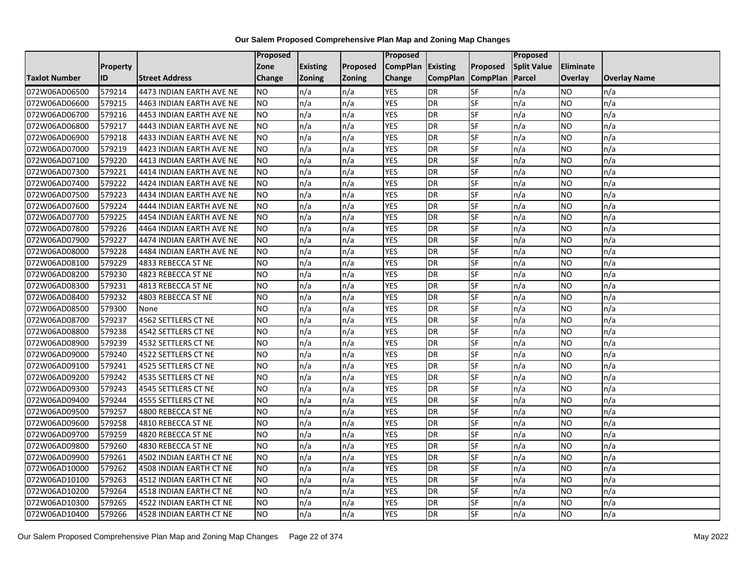**Our Salem Proposed Comprehensive Plan Map and Zoning Map Changes**

| Taxlot Number | Property ID | Street Address | Proposed Zone Change | Existing Zoning | Proposed Zoning | Proposed CompPlan Change | Existing CompPlan | Proposed CompPlan | Proposed Split Value Parcel | Eliminate Overlay | Overlay Name |
|---|---|---|---|---|---|---|---|---|---|---|---|
| 072W06AD06500 | 579214 | 4473 INDIAN EARTH AVE NE | NO | n/a | n/a | YES | DR | SF | n/a | NO | n/a |
| 072W06AD06600 | 579215 | 4463 INDIAN EARTH AVE NE | NO | n/a | n/a | YES | DR | SF | n/a | NO | n/a |
| 072W06AD06700 | 579216 | 4453 INDIAN EARTH AVE NE | NO | n/a | n/a | YES | DR | SF | n/a | NO | n/a |
| 072W06AD06800 | 579217 | 4443 INDIAN EARTH AVE NE | NO | n/a | n/a | YES | DR | SF | n/a | NO | n/a |
| 072W06AD06900 | 579218 | 4433 INDIAN EARTH AVE NE | NO | n/a | n/a | YES | DR | SF | n/a | NO | n/a |
| 072W06AD07000 | 579219 | 4423 INDIAN EARTH AVE NE | NO | n/a | n/a | YES | DR | SF | n/a | NO | n/a |
| 072W06AD07100 | 579220 | 4413 INDIAN EARTH AVE NE | NO | n/a | n/a | YES | DR | SF | n/a | NO | n/a |
| 072W06AD07300 | 579221 | 4414 INDIAN EARTH AVE NE | NO | n/a | n/a | YES | DR | SF | n/a | NO | n/a |
| 072W06AD07400 | 579222 | 4424 INDIAN EARTH AVE NE | NO | n/a | n/a | YES | DR | SF | n/a | NO | n/a |
| 072W06AD07500 | 579223 | 4434 INDIAN EARTH AVE NE | NO | n/a | n/a | YES | DR | SF | n/a | NO | n/a |
| 072W06AD07600 | 579224 | 4444 INDIAN EARTH AVE NE | NO | n/a | n/a | YES | DR | SF | n/a | NO | n/a |
| 072W06AD07700 | 579225 | 4454 INDIAN EARTH AVE NE | NO | n/a | n/a | YES | DR | SF | n/a | NO | n/a |
| 072W06AD07800 | 579226 | 4464 INDIAN EARTH AVE NE | NO | n/a | n/a | YES | DR | SF | n/a | NO | n/a |
| 072W06AD07900 | 579227 | 4474 INDIAN EARTH AVE NE | NO | n/a | n/a | YES | DR | SF | n/a | NO | n/a |
| 072W06AD08000 | 579228 | 4484 INDIAN EARTH AVE NE | NO | n/a | n/a | YES | DR | SF | n/a | NO | n/a |
| 072W06AD08100 | 579229 | 4833 REBECCA ST NE | NO | n/a | n/a | YES | DR | SF | n/a | NO | n/a |
| 072W06AD08200 | 579230 | 4823 REBECCA ST NE | NO | n/a | n/a | YES | DR | SF | n/a | NO | n/a |
| 072W06AD08300 | 579231 | 4813 REBECCA ST NE | NO | n/a | n/a | YES | DR | SF | n/a | NO | n/a |
| 072W06AD08400 | 579232 | 4803 REBECCA ST NE | NO | n/a | n/a | YES | DR | SF | n/a | NO | n/a |
| 072W06AD08500 | 579300 | None | NO | n/a | n/a | YES | DR | SF | n/a | NO | n/a |
| 072W06AD08700 | 579237 | 4562 SETTLERS CT NE | NO | n/a | n/a | YES | DR | SF | n/a | NO | n/a |
| 072W06AD08800 | 579238 | 4542 SETTLERS CT NE | NO | n/a | n/a | YES | DR | SF | n/a | NO | n/a |
| 072W06AD08900 | 579239 | 4532 SETTLERS CT NE | NO | n/a | n/a | YES | DR | SF | n/a | NO | n/a |
| 072W06AD09000 | 579240 | 4522 SETTLERS CT NE | NO | n/a | n/a | YES | DR | SF | n/a | NO | n/a |
| 072W06AD09100 | 579241 | 4525 SETTLERS CT NE | NO | n/a | n/a | YES | DR | SF | n/a | NO | n/a |
| 072W06AD09200 | 579242 | 4535 SETTLERS CT NE | NO | n/a | n/a | YES | DR | SF | n/a | NO | n/a |
| 072W06AD09300 | 579243 | 4545 SETTLERS CT NE | NO | n/a | n/a | YES | DR | SF | n/a | NO | n/a |
| 072W06AD09400 | 579244 | 4555 SETTLERS CT NE | NO | n/a | n/a | YES | DR | SF | n/a | NO | n/a |
| 072W06AD09500 | 579257 | 4800 REBECCA ST NE | NO | n/a | n/a | YES | DR | SF | n/a | NO | n/a |
| 072W06AD09600 | 579258 | 4810 REBECCA ST NE | NO | n/a | n/a | YES | DR | SF | n/a | NO | n/a |
| 072W06AD09700 | 579259 | 4820 REBECCA ST NE | NO | n/a | n/a | YES | DR | SF | n/a | NO | n/a |
| 072W06AD09800 | 579260 | 4830 REBECCA ST NE | NO | n/a | n/a | YES | DR | SF | n/a | NO | n/a |
| 072W06AD09900 | 579261 | 4502 INDIAN EARTH CT NE | NO | n/a | n/a | YES | DR | SF | n/a | NO | n/a |
| 072W06AD10000 | 579262 | 4508 INDIAN EARTH CT NE | NO | n/a | n/a | YES | DR | SF | n/a | NO | n/a |
| 072W06AD10100 | 579263 | 4512 INDIAN EARTH CT NE | NO | n/a | n/a | YES | DR | SF | n/a | NO | n/a |
| 072W06AD10200 | 579264 | 4518 INDIAN EARTH CT NE | NO | n/a | n/a | YES | DR | SF | n/a | NO | n/a |
| 072W06AD10300 | 579265 | 4522 INDIAN EARTH CT NE | NO | n/a | n/a | YES | DR | SF | n/a | NO | n/a |
| 072W06AD10400 | 579266 | 4528 INDIAN EARTH CT NE | NO | n/a | n/a | YES | DR | SF | n/a | NO | n/a |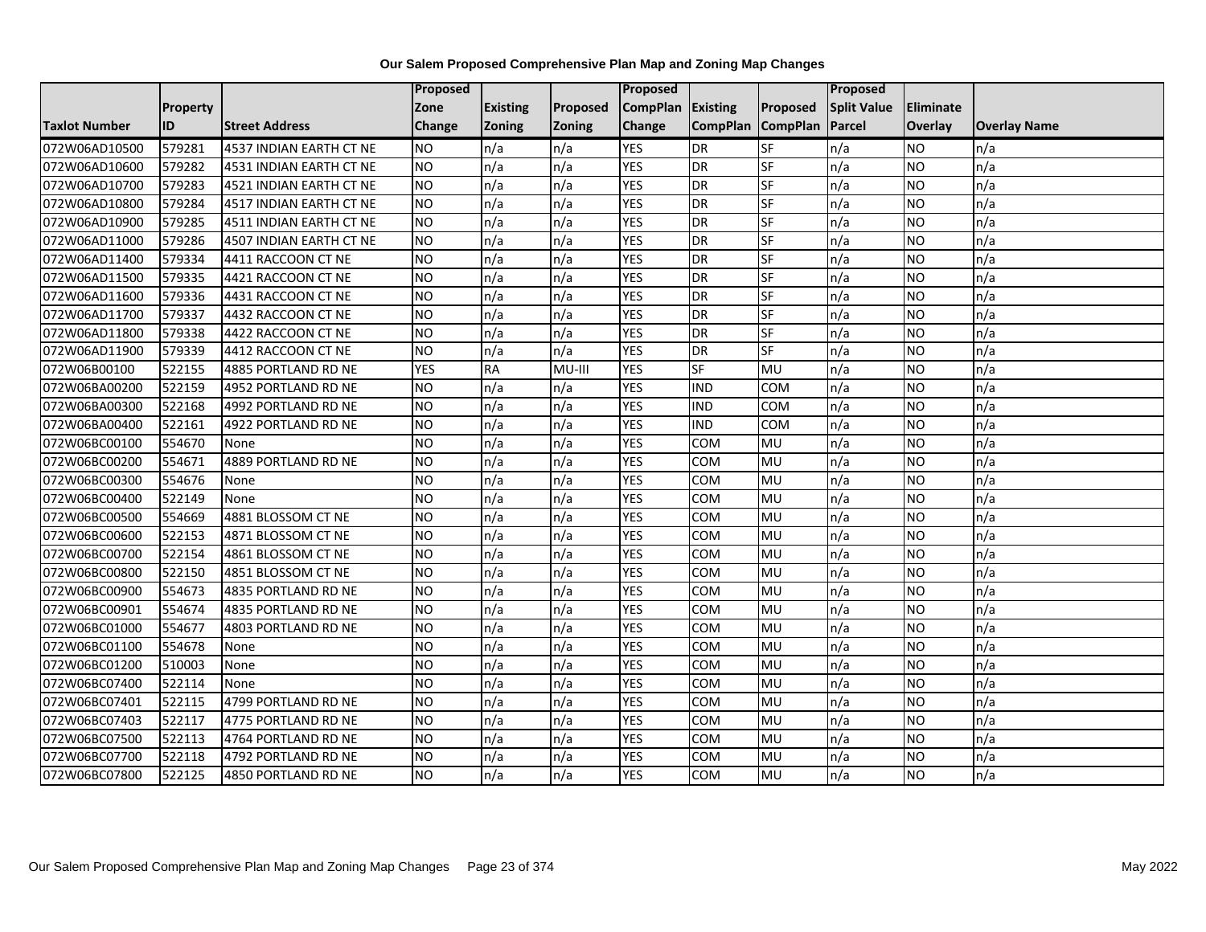**Our Salem Proposed Comprehensive Plan Map and Zoning Map Changes**

| Taxlot Number | Property ID | Street Address | Proposed Zone Change | Existing Zoning | Proposed Zoning | Proposed CompPlan Change | Existing CompPlan | Proposed CompPlan | Proposed Split Value Parcel | Eliminate Overlay | Overlay Name |
|---|---|---|---|---|---|---|---|---|---|---|---|
| 072W06AD10500 | 579281 | 4537 INDIAN EARTH CT NE | NO | n/a | n/a | YES | DR | SF | n/a | NO | n/a |
| 072W06AD10600 | 579282 | 4531 INDIAN EARTH CT NE | NO | n/a | n/a | YES | DR | SF | n/a | NO | n/a |
| 072W06AD10700 | 579283 | 4521 INDIAN EARTH CT NE | NO | n/a | n/a | YES | DR | SF | n/a | NO | n/a |
| 072W06AD10800 | 579284 | 4517 INDIAN EARTH CT NE | NO | n/a | n/a | YES | DR | SF | n/a | NO | n/a |
| 072W06AD10900 | 579285 | 4511 INDIAN EARTH CT NE | NO | n/a | n/a | YES | DR | SF | n/a | NO | n/a |
| 072W06AD11000 | 579286 | 4507 INDIAN EARTH CT NE | NO | n/a | n/a | YES | DR | SF | n/a | NO | n/a |
| 072W06AD11400 | 579334 | 4411 RACCOON CT NE | NO | n/a | n/a | YES | DR | SF | n/a | NO | n/a |
| 072W06AD11500 | 579335 | 4421 RACCOON CT NE | NO | n/a | n/a | YES | DR | SF | n/a | NO | n/a |
| 072W06AD11600 | 579336 | 4431 RACCOON CT NE | NO | n/a | n/a | YES | DR | SF | n/a | NO | n/a |
| 072W06AD11700 | 579337 | 4432 RACCOON CT NE | NO | n/a | n/a | YES | DR | SF | n/a | NO | n/a |
| 072W06AD11800 | 579338 | 4422 RACCOON CT NE | NO | n/a | n/a | YES | DR | SF | n/a | NO | n/a |
| 072W06AD11900 | 579339 | 4412 RACCOON CT NE | NO | n/a | n/a | YES | DR | SF | n/a | NO | n/a |
| 072W06B00100 | 522155 | 4885 PORTLAND RD NE | YES | RA | MU-III | YES | SF | MU | n/a | NO | n/a |
| 072W06BA00200 | 522159 | 4952 PORTLAND RD NE | NO | n/a | n/a | YES | IND | COM | n/a | NO | n/a |
| 072W06BA00300 | 522168 | 4992 PORTLAND RD NE | NO | n/a | n/a | YES | IND | COM | n/a | NO | n/a |
| 072W06BA00400 | 522161 | 4922 PORTLAND RD NE | NO | n/a | n/a | YES | IND | COM | n/a | NO | n/a |
| 072W06BC00100 | 554670 | None | NO | n/a | n/a | YES | COM | MU | n/a | NO | n/a |
| 072W06BC00200 | 554671 | 4889 PORTLAND RD NE | NO | n/a | n/a | YES | COM | MU | n/a | NO | n/a |
| 072W06BC00300 | 554676 | None | NO | n/a | n/a | YES | COM | MU | n/a | NO | n/a |
| 072W06BC00400 | 522149 | None | NO | n/a | n/a | YES | COM | MU | n/a | NO | n/a |
| 072W06BC00500 | 554669 | 4881 BLOSSOM CT NE | NO | n/a | n/a | YES | COM | MU | n/a | NO | n/a |
| 072W06BC00600 | 522153 | 4871 BLOSSOM CT NE | NO | n/a | n/a | YES | COM | MU | n/a | NO | n/a |
| 072W06BC00700 | 522154 | 4861 BLOSSOM CT NE | NO | n/a | n/a | YES | COM | MU | n/a | NO | n/a |
| 072W06BC00800 | 522150 | 4851 BLOSSOM CT NE | NO | n/a | n/a | YES | COM | MU | n/a | NO | n/a |
| 072W06BC00900 | 554673 | 4835 PORTLAND RD NE | NO | n/a | n/a | YES | COM | MU | n/a | NO | n/a |
| 072W06BC00901 | 554674 | 4835 PORTLAND RD NE | NO | n/a | n/a | YES | COM | MU | n/a | NO | n/a |
| 072W06BC01000 | 554677 | 4803 PORTLAND RD NE | NO | n/a | n/a | YES | COM | MU | n/a | NO | n/a |
| 072W06BC01100 | 554678 | None | NO | n/a | n/a | YES | COM | MU | n/a | NO | n/a |
| 072W06BC01200 | 510003 | None | NO | n/a | n/a | YES | COM | MU | n/a | NO | n/a |
| 072W06BC07400 | 522114 | None | NO | n/a | n/a | YES | COM | MU | n/a | NO | n/a |
| 072W06BC07401 | 522115 | 4799 PORTLAND RD NE | NO | n/a | n/a | YES | COM | MU | n/a | NO | n/a |
| 072W06BC07403 | 522117 | 4775 PORTLAND RD NE | NO | n/a | n/a | YES | COM | MU | n/a | NO | n/a |
| 072W06BC07500 | 522113 | 4764 PORTLAND RD NE | NO | n/a | n/a | YES | COM | MU | n/a | NO | n/a |
| 072W06BC07700 | 522118 | 4792 PORTLAND RD NE | NO | n/a | n/a | YES | COM | MU | n/a | NO | n/a |
| 072W06BC07800 | 522125 | 4850 PORTLAND RD NE | NO | n/a | n/a | YES | COM | MU | n/a | NO | n/a |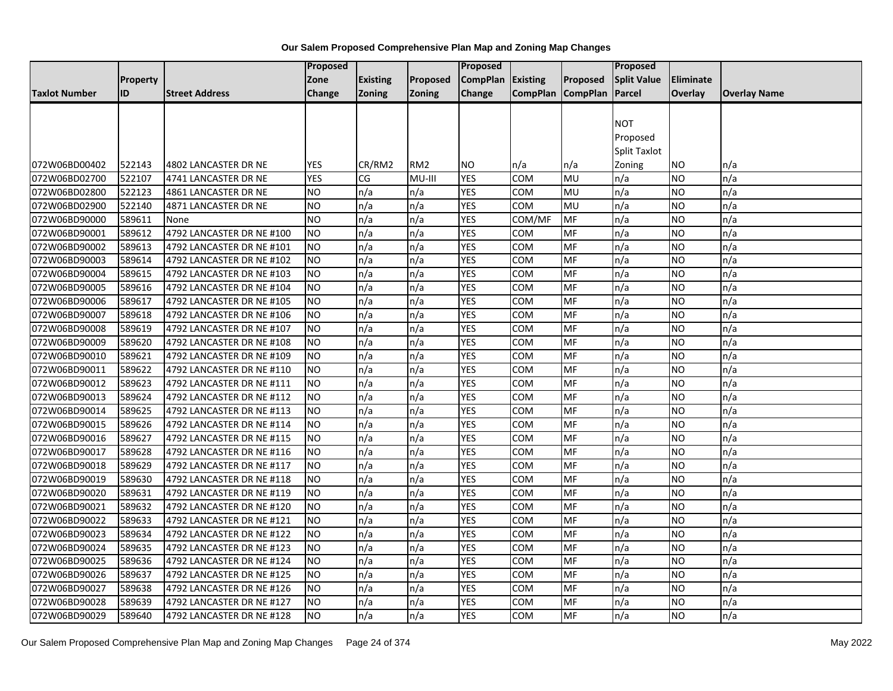## Our Salem Proposed Comprehensive Plan Map and Zoning Map Changes

| Taxlot Number | Property ID | Street Address | Proposed Zone Change | Existing Zoning | Proposed Zoning | Proposed CompPlan Change | Existing CompPlan | Proposed CompPlan | Proposed Split Value Parcel | Eliminate Overlay | Overlay Name |
|---|---|---|---|---|---|---|---|---|---|---|---|
| 072W06BD00402 | 522143 | 4802 LANCASTER DR NE | YES | CR/RM2 | RM2 | NO | n/a | n/a | NOT Proposed Split Taxlot Zoning | NO | n/a |
| 072W06BD02700 | 522107 | 4741 LANCASTER DR NE | YES | CG | MU-III | YES | COM | MU | n/a | NO | n/a |
| 072W06BD02800 | 522123 | 4861 LANCASTER DR NE | NO | n/a | n/a | YES | COM | MU | n/a | NO | n/a |
| 072W06BD02900 | 522140 | 4871 LANCASTER DR NE | NO | n/a | n/a | YES | COM | MU | n/a | NO | n/a |
| 072W06BD90000 | 589611 | None | NO | n/a | n/a | YES | COM/MF | MF | n/a | NO | n/a |
| 072W06BD90001 | 589612 | 4792 LANCASTER DR NE #100 | NO | n/a | n/a | YES | COM | MF | n/a | NO | n/a |
| 072W06BD90002 | 589613 | 4792 LANCASTER DR NE #101 | NO | n/a | n/a | YES | COM | MF | n/a | NO | n/a |
| 072W06BD90003 | 589614 | 4792 LANCASTER DR NE #102 | NO | n/a | n/a | YES | COM | MF | n/a | NO | n/a |
| 072W06BD90004 | 589615 | 4792 LANCASTER DR NE #103 | NO | n/a | n/a | YES | COM | MF | n/a | NO | n/a |
| 072W06BD90005 | 589616 | 4792 LANCASTER DR NE #104 | NO | n/a | n/a | YES | COM | MF | n/a | NO | n/a |
| 072W06BD90006 | 589617 | 4792 LANCASTER DR NE #105 | NO | n/a | n/a | YES | COM | MF | n/a | NO | n/a |
| 072W06BD90007 | 589618 | 4792 LANCASTER DR NE #106 | NO | n/a | n/a | YES | COM | MF | n/a | NO | n/a |
| 072W06BD90008 | 589619 | 4792 LANCASTER DR NE #107 | NO | n/a | n/a | YES | COM | MF | n/a | NO | n/a |
| 072W06BD90009 | 589620 | 4792 LANCASTER DR NE #108 | NO | n/a | n/a | YES | COM | MF | n/a | NO | n/a |
| 072W06BD90010 | 589621 | 4792 LANCASTER DR NE #109 | NO | n/a | n/a | YES | COM | MF | n/a | NO | n/a |
| 072W06BD90011 | 589622 | 4792 LANCASTER DR NE #110 | NO | n/a | n/a | YES | COM | MF | n/a | NO | n/a |
| 072W06BD90012 | 589623 | 4792 LANCASTER DR NE #111 | NO | n/a | n/a | YES | COM | MF | n/a | NO | n/a |
| 072W06BD90013 | 589624 | 4792 LANCASTER DR NE #112 | NO | n/a | n/a | YES | COM | MF | n/a | NO | n/a |
| 072W06BD90014 | 589625 | 4792 LANCASTER DR NE #113 | NO | n/a | n/a | YES | COM | MF | n/a | NO | n/a |
| 072W06BD90015 | 589626 | 4792 LANCASTER DR NE #114 | NO | n/a | n/a | YES | COM | MF | n/a | NO | n/a |
| 072W06BD90016 | 589627 | 4792 LANCASTER DR NE #115 | NO | n/a | n/a | YES | COM | MF | n/a | NO | n/a |
| 072W06BD90017 | 589628 | 4792 LANCASTER DR NE #116 | NO | n/a | n/a | YES | COM | MF | n/a | NO | n/a |
| 072W06BD90018 | 589629 | 4792 LANCASTER DR NE #117 | NO | n/a | n/a | YES | COM | MF | n/a | NO | n/a |
| 072W06BD90019 | 589630 | 4792 LANCASTER DR NE #118 | NO | n/a | n/a | YES | COM | MF | n/a | NO | n/a |
| 072W06BD90020 | 589631 | 4792 LANCASTER DR NE #119 | NO | n/a | n/a | YES | COM | MF | n/a | NO | n/a |
| 072W06BD90021 | 589632 | 4792 LANCASTER DR NE #120 | NO | n/a | n/a | YES | COM | MF | n/a | NO | n/a |
| 072W06BD90022 | 589633 | 4792 LANCASTER DR NE #121 | NO | n/a | n/a | YES | COM | MF | n/a | NO | n/a |
| 072W06BD90023 | 589634 | 4792 LANCASTER DR NE #122 | NO | n/a | n/a | YES | COM | MF | n/a | NO | n/a |
| 072W06BD90024 | 589635 | 4792 LANCASTER DR NE #123 | NO | n/a | n/a | YES | COM | MF | n/a | NO | n/a |
| 072W06BD90025 | 589636 | 4792 LANCASTER DR NE #124 | NO | n/a | n/a | YES | COM | MF | n/a | NO | n/a |
| 072W06BD90026 | 589637 | 4792 LANCASTER DR NE #125 | NO | n/a | n/a | YES | COM | MF | n/a | NO | n/a |
| 072W06BD90027 | 589638 | 4792 LANCASTER DR NE #126 | NO | n/a | n/a | YES | COM | MF | n/a | NO | n/a |
| 072W06BD90028 | 589639 | 4792 LANCASTER DR NE #127 | NO | n/a | n/a | YES | COM | MF | n/a | NO | n/a |
| 072W06BD90029 | 589640 | 4792 LANCASTER DR NE #128 | NO | n/a | n/a | YES | COM | MF | n/a | NO | n/a |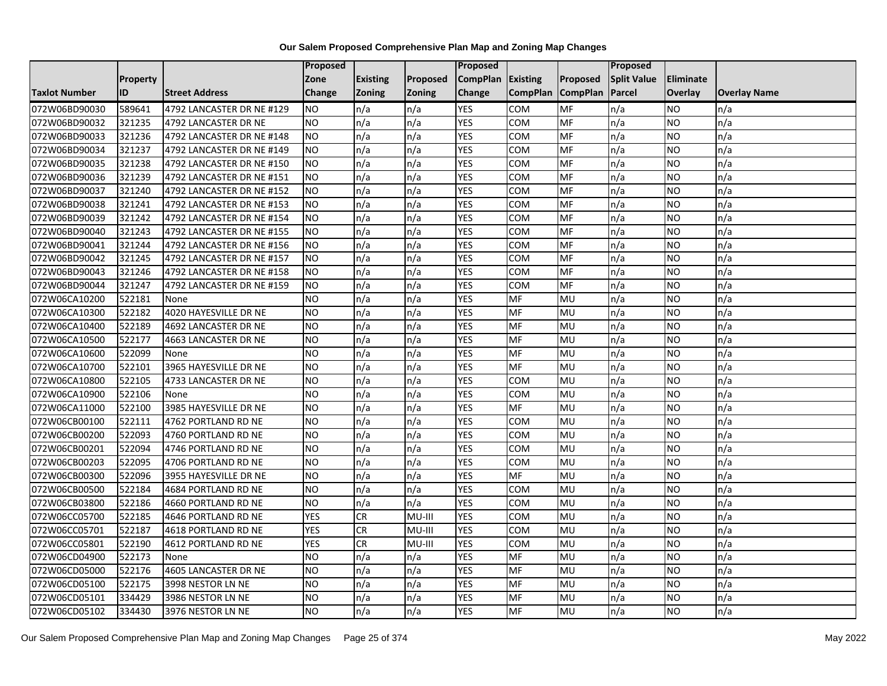## Our Salem Proposed Comprehensive Plan Map and Zoning Map Changes

| Taxlot Number | Property ID | Street Address | Proposed Zone Change | Existing Zoning | Proposed Zoning | Proposed CompPlan Change | Existing CompPlan | Proposed CompPlan | Proposed Split Value Parcel | Eliminate Overlay | Overlay Name |
|---|---|---|---|---|---|---|---|---|---|---|---|
| 072W06BD90030 | 589641 | 4792 LANCASTER DR NE #129 | NO | n/a | n/a | YES | COM | MF | n/a | NO | n/a |
| 072W06BD90032 | 321235 | 4792 LANCASTER DR NE | NO | n/a | n/a | YES | COM | MF | n/a | NO | n/a |
| 072W06BD90033 | 321236 | 4792 LANCASTER DR NE #148 | NO | n/a | n/a | YES | COM | MF | n/a | NO | n/a |
| 072W06BD90034 | 321237 | 4792 LANCASTER DR NE #149 | NO | n/a | n/a | YES | COM | MF | n/a | NO | n/a |
| 072W06BD90035 | 321238 | 4792 LANCASTER DR NE #150 | NO | n/a | n/a | YES | COM | MF | n/a | NO | n/a |
| 072W06BD90036 | 321239 | 4792 LANCASTER DR NE #151 | NO | n/a | n/a | YES | COM | MF | n/a | NO | n/a |
| 072W06BD90037 | 321240 | 4792 LANCASTER DR NE #152 | NO | n/a | n/a | YES | COM | MF | n/a | NO | n/a |
| 072W06BD90038 | 321241 | 4792 LANCASTER DR NE #153 | NO | n/a | n/a | YES | COM | MF | n/a | NO | n/a |
| 072W06BD90039 | 321242 | 4792 LANCASTER DR NE #154 | NO | n/a | n/a | YES | COM | MF | n/a | NO | n/a |
| 072W06BD90040 | 321243 | 4792 LANCASTER DR NE #155 | NO | n/a | n/a | YES | COM | MF | n/a | NO | n/a |
| 072W06BD90041 | 321244 | 4792 LANCASTER DR NE #156 | NO | n/a | n/a | YES | COM | MF | n/a | NO | n/a |
| 072W06BD90042 | 321245 | 4792 LANCASTER DR NE #157 | NO | n/a | n/a | YES | COM | MF | n/a | NO | n/a |
| 072W06BD90043 | 321246 | 4792 LANCASTER DR NE #158 | NO | n/a | n/a | YES | COM | MF | n/a | NO | n/a |
| 072W06BD90044 | 321247 | 4792 LANCASTER DR NE #159 | NO | n/a | n/a | YES | COM | MF | n/a | NO | n/a |
| 072W06CA10200 | 522181 | None | NO | n/a | n/a | YES | MF | MU | n/a | NO | n/a |
| 072W06CA10300 | 522182 | 4020 HAYESVILLE DR NE | NO | n/a | n/a | YES | MF | MU | n/a | NO | n/a |
| 072W06CA10400 | 522189 | 4692 LANCASTER DR NE | NO | n/a | n/a | YES | MF | MU | n/a | NO | n/a |
| 072W06CA10500 | 522177 | 4663 LANCASTER DR NE | NO | n/a | n/a | YES | MF | MU | n/a | NO | n/a |
| 072W06CA10600 | 522099 | None | NO | n/a | n/a | YES | MF | MU | n/a | NO | n/a |
| 072W06CA10700 | 522101 | 3965 HAYESVILLE DR NE | NO | n/a | n/a | YES | MF | MU | n/a | NO | n/a |
| 072W06CA10800 | 522105 | 4733 LANCASTER DR NE | NO | n/a | n/a | YES | COM | MU | n/a | NO | n/a |
| 072W06CA10900 | 522106 | None | NO | n/a | n/a | YES | COM | MU | n/a | NO | n/a |
| 072W06CA11000 | 522100 | 3985 HAYESVILLE DR NE | NO | n/a | n/a | YES | MF | MU | n/a | NO | n/a |
| 072W06CB00100 | 522111 | 4762 PORTLAND RD NE | NO | n/a | n/a | YES | COM | MU | n/a | NO | n/a |
| 072W06CB00200 | 522093 | 4760 PORTLAND RD NE | NO | n/a | n/a | YES | COM | MU | n/a | NO | n/a |
| 072W06CB00201 | 522094 | 4746 PORTLAND RD NE | NO | n/a | n/a | YES | COM | MU | n/a | NO | n/a |
| 072W06CB00203 | 522095 | 4706 PORTLAND RD NE | NO | n/a | n/a | YES | COM | MU | n/a | NO | n/a |
| 072W06CB00300 | 522096 | 3955 HAYESVILLE DR NE | NO | n/a | n/a | YES | MF | MU | n/a | NO | n/a |
| 072W06CB00500 | 522184 | 4684 PORTLAND RD NE | NO | n/a | n/a | YES | COM | MU | n/a | NO | n/a |
| 072W06CB03800 | 522186 | 4660 PORTLAND RD NE | NO | n/a | n/a | YES | COM | MU | n/a | NO | n/a |
| 072W06CC05700 | 522185 | 4646 PORTLAND RD NE | YES | CR | MU-III | YES | COM | MU | n/a | NO | n/a |
| 072W06CC05701 | 522187 | 4618 PORTLAND RD NE | YES | CR | MU-III | YES | COM | MU | n/a | NO | n/a |
| 072W06CC05801 | 522190 | 4612 PORTLAND RD NE | YES | CR | MU-III | YES | COM | MU | n/a | NO | n/a |
| 072W06CD04900 | 522173 | None | NO | n/a | n/a | YES | MF | MU | n/a | NO | n/a |
| 072W06CD05000 | 522176 | 4605 LANCASTER DR NE | NO | n/a | n/a | YES | MF | MU | n/a | NO | n/a |
| 072W06CD05100 | 522175 | 3998 NESTOR LN NE | NO | n/a | n/a | YES | MF | MU | n/a | NO | n/a |
| 072W06CD05101 | 334429 | 3986 NESTOR LN NE | NO | n/a | n/a | YES | MF | MU | n/a | NO | n/a |
| 072W06CD05102 | 334430 | 3976 NESTOR LN NE | NO | n/a | n/a | YES | MF | MU | n/a | NO | n/a |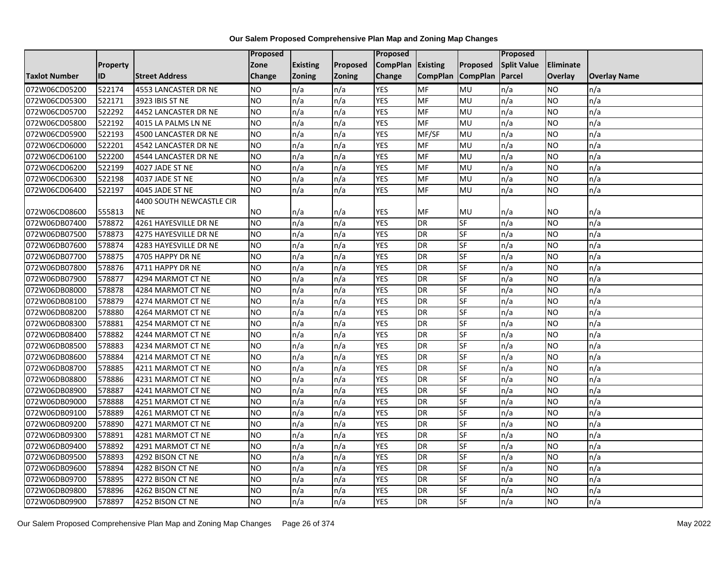**Our Salem Proposed Comprehensive Plan Map and Zoning Map Changes**

| Taxlot Number | Property ID | Street Address | Proposed Zone Change | Existing Zoning | Proposed Zoning | Proposed CompPlan Change | Existing CompPlan | Proposed CompPlan | Proposed Split Value Parcel | Eliminate Overlay | Overlay Name |
|---|---|---|---|---|---|---|---|---|---|---|---|
| 072W06CD05200 | 522174 | 4553 LANCASTER DR NE | NO | n/a | n/a | YES | MF | MU | n/a | NO | n/a |
| 072W06CD05300 | 522171 | 3923 IBIS ST NE | NO | n/a | n/a | YES | MF | MU | n/a | NO | n/a |
| 072W06CD05700 | 522292 | 4452 LANCASTER DR NE | NO | n/a | n/a | YES | MF | MU | n/a | NO | n/a |
| 072W06CD05800 | 522192 | 4015 LA PALMS LN NE | NO | n/a | n/a | YES | MF | MU | n/a | NO | n/a |
| 072W06CD05900 | 522193 | 4500 LANCASTER DR NE | NO | n/a | n/a | YES | MF/SF | MU | n/a | NO | n/a |
| 072W06CD06000 | 522201 | 4542 LANCASTER DR NE | NO | n/a | n/a | YES | MF | MU | n/a | NO | n/a |
| 072W06CD06100 | 522200 | 4544 LANCASTER DR NE | NO | n/a | n/a | YES | MF | MU | n/a | NO | n/a |
| 072W06CD06200 | 522199 | 4027 JADE ST NE | NO | n/a | n/a | YES | MF | MU | n/a | NO | n/a |
| 072W06CD06300 | 522198 | 4037 JADE ST NE | NO | n/a | n/a | YES | MF | MU | n/a | NO | n/a |
| 072W06CD06400 | 522197 | 4045 JADE ST NE | NO | n/a | n/a | YES | MF | MU | n/a | NO | n/a |
| 072W06CD08600 | 555813 | 4400 SOUTH NEWCASTLE CIR NE | NO | n/a | n/a | YES | MF | MU | n/a | NO | n/a |
| 072W06DB07400 | 578872 | 4261 HAYESVILLE DR NE | NO | n/a | n/a | YES | DR | SF | n/a | NO | n/a |
| 072W06DB07500 | 578873 | 4275 HAYESVILLE DR NE | NO | n/a | n/a | YES | DR | SF | n/a | NO | n/a |
| 072W06DB07600 | 578874 | 4283 HAYESVILLE DR NE | NO | n/a | n/a | YES | DR | SF | n/a | NO | n/a |
| 072W06DB07700 | 578875 | 4705 HAPPY DR NE | NO | n/a | n/a | YES | DR | SF | n/a | NO | n/a |
| 072W06DB07800 | 578876 | 4711 HAPPY DR NE | NO | n/a | n/a | YES | DR | SF | n/a | NO | n/a |
| 072W06DB07900 | 578877 | 4294 MARMOT CT NE | NO | n/a | n/a | YES | DR | SF | n/a | NO | n/a |
| 072W06DB08000 | 578878 | 4284 MARMOT CT NE | NO | n/a | n/a | YES | DR | SF | n/a | NO | n/a |
| 072W06DB08100 | 578879 | 4274 MARMOT CT NE | NO | n/a | n/a | YES | DR | SF | n/a | NO | n/a |
| 072W06DB08200 | 578880 | 4264 MARMOT CT NE | NO | n/a | n/a | YES | DR | SF | n/a | NO | n/a |
| 072W06DB08300 | 578881 | 4254 MARMOT CT NE | NO | n/a | n/a | YES | DR | SF | n/a | NO | n/a |
| 072W06DB08400 | 578882 | 4244 MARMOT CT NE | NO | n/a | n/a | YES | DR | SF | n/a | NO | n/a |
| 072W06DB08500 | 578883 | 4234 MARMOT CT NE | NO | n/a | n/a | YES | DR | SF | n/a | NO | n/a |
| 072W06DB08600 | 578884 | 4214 MARMOT CT NE | NO | n/a | n/a | YES | DR | SF | n/a | NO | n/a |
| 072W06DB08700 | 578885 | 4211 MARMOT CT NE | NO | n/a | n/a | YES | DR | SF | n/a | NO | n/a |
| 072W06DB08800 | 578886 | 4231 MARMOT CT NE | NO | n/a | n/a | YES | DR | SF | n/a | NO | n/a |
| 072W06DB08900 | 578887 | 4241 MARMOT CT NE | NO | n/a | n/a | YES | DR | SF | n/a | NO | n/a |
| 072W06DB09000 | 578888 | 4251 MARMOT CT NE | NO | n/a | n/a | YES | DR | SF | n/a | NO | n/a |
| 072W06DB09100 | 578889 | 4261 MARMOT CT NE | NO | n/a | n/a | YES | DR | SF | n/a | NO | n/a |
| 072W06DB09200 | 578890 | 4271 MARMOT CT NE | NO | n/a | n/a | YES | DR | SF | n/a | NO | n/a |
| 072W06DB09300 | 578891 | 4281 MARMOT CT NE | NO | n/a | n/a | YES | DR | SF | n/a | NO | n/a |
| 072W06DB09400 | 578892 | 4291 MARMOT CT NE | NO | n/a | n/a | YES | DR | SF | n/a | NO | n/a |
| 072W06DB09500 | 578893 | 4292 BISON CT NE | NO | n/a | n/a | YES | DR | SF | n/a | NO | n/a |
| 072W06DB09600 | 578894 | 4282 BISON CT NE | NO | n/a | n/a | YES | DR | SF | n/a | NO | n/a |
| 072W06DB09700 | 578895 | 4272 BISON CT NE | NO | n/a | n/a | YES | DR | SF | n/a | NO | n/a |
| 072W06DB09800 | 578896 | 4262 BISON CT NE | NO | n/a | n/a | YES | DR | SF | n/a | NO | n/a |
| 072W06DB09900 | 578897 | 4252 BISON CT NE | NO | n/a | n/a | YES | DR | SF | n/a | NO | n/a |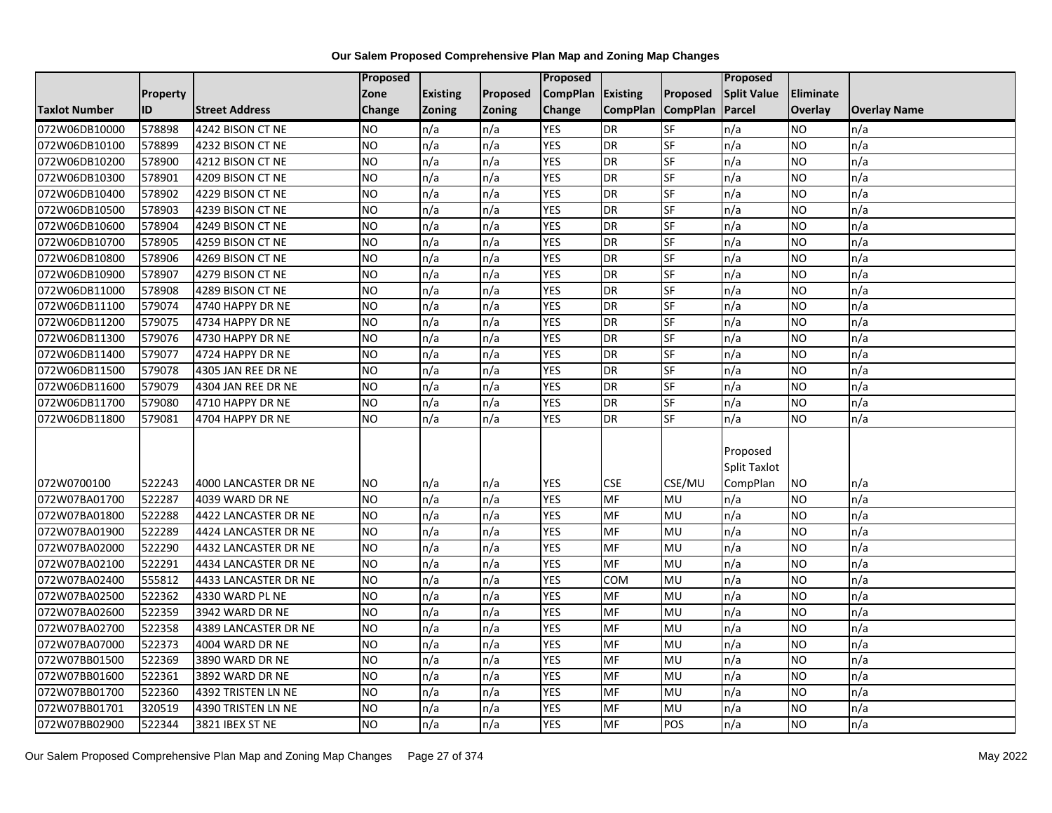# Our Salem Proposed Comprehensive Plan Map and Zoning Map Changes

| Taxlot Number | Property ID | Street Address | Proposed Zone Change | Existing Zoning | Proposed Zoning | Proposed CompPlan Change | Existing CompPlan | Proposed CompPlan | Proposed Split Value Parcel | Eliminate Overlay | Overlay Name |
|---|---|---|---|---|---|---|---|---|---|---|---|
| 072W06DB10000 | 578898 | 4242 BISON CT NE | NO | n/a | n/a | YES | DR | SF | n/a | NO | n/a |
| 072W06DB10100 | 578899 | 4232 BISON CT NE | NO | n/a | n/a | YES | DR | SF | n/a | NO | n/a |
| 072W06DB10200 | 578900 | 4212 BISON CT NE | NO | n/a | n/a | YES | DR | SF | n/a | NO | n/a |
| 072W06DB10300 | 578901 | 4209 BISON CT NE | NO | n/a | n/a | YES | DR | SF | n/a | NO | n/a |
| 072W06DB10400 | 578902 | 4229 BISON CT NE | NO | n/a | n/a | YES | DR | SF | n/a | NO | n/a |
| 072W06DB10500 | 578903 | 4239 BISON CT NE | NO | n/a | n/a | YES | DR | SF | n/a | NO | n/a |
| 072W06DB10600 | 578904 | 4249 BISON CT NE | NO | n/a | n/a | YES | DR | SF | n/a | NO | n/a |
| 072W06DB10700 | 578905 | 4259 BISON CT NE | NO | n/a | n/a | YES | DR | SF | n/a | NO | n/a |
| 072W06DB10800 | 578906 | 4269 BISON CT NE | NO | n/a | n/a | YES | DR | SF | n/a | NO | n/a |
| 072W06DB10900 | 578907 | 4279 BISON CT NE | NO | n/a | n/a | YES | DR | SF | n/a | NO | n/a |
| 072W06DB11000 | 578908 | 4289 BISON CT NE | NO | n/a | n/a | YES | DR | SF | n/a | NO | n/a |
| 072W06DB11100 | 579074 | 4740 HAPPY DR NE | NO | n/a | n/a | YES | DR | SF | n/a | NO | n/a |
| 072W06DB11200 | 579075 | 4734 HAPPY DR NE | NO | n/a | n/a | YES | DR | SF | n/a | NO | n/a |
| 072W06DB11300 | 579076 | 4730 HAPPY DR NE | NO | n/a | n/a | YES | DR | SF | n/a | NO | n/a |
| 072W06DB11400 | 579077 | 4724 HAPPY DR NE | NO | n/a | n/a | YES | DR | SF | n/a | NO | n/a |
| 072W06DB11500 | 579078 | 4305 JAN REE DR NE | NO | n/a | n/a | YES | DR | SF | n/a | NO | n/a |
| 072W06DB11600 | 579079 | 4304 JAN REE DR NE | NO | n/a | n/a | YES | DR | SF | n/a | NO | n/a |
| 072W06DB11700 | 579080 | 4710 HAPPY DR NE | NO | n/a | n/a | YES | DR | SF | n/a | NO | n/a |
| 072W06DB11800 | 579081 | 4704 HAPPY DR NE | NO | n/a | n/a | YES | DR | SF | n/a | NO | n/a |
| 072W0700100 | 522243 | 4000 LANCASTER DR NE | NO | n/a | n/a | YES | CSE | CSE/MU | Proposed Split Taxlot CompPlan | NO | n/a |
| 072W07BA01700 | 522287 | 4039 WARD DR NE | NO | n/a | n/a | YES | MF | MU | n/a | NO | n/a |
| 072W07BA01800 | 522288 | 4422 LANCASTER DR NE | NO | n/a | n/a | YES | MF | MU | n/a | NO | n/a |
| 072W07BA01900 | 522289 | 4424 LANCASTER DR NE | NO | n/a | n/a | YES | MF | MU | n/a | NO | n/a |
| 072W07BA02000 | 522290 | 4432 LANCASTER DR NE | NO | n/a | n/a | YES | MF | MU | n/a | NO | n/a |
| 072W07BA02100 | 522291 | 4434 LANCASTER DR NE | NO | n/a | n/a | YES | MF | MU | n/a | NO | n/a |
| 072W07BA02400 | 555812 | 4433 LANCASTER DR NE | NO | n/a | n/a | YES | COM | MU | n/a | NO | n/a |
| 072W07BA02500 | 522362 | 4330 WARD PL NE | NO | n/a | n/a | YES | MF | MU | n/a | NO | n/a |
| 072W07BA02600 | 522359 | 3942 WARD DR NE | NO | n/a | n/a | YES | MF | MU | n/a | NO | n/a |
| 072W07BA02700 | 522358 | 4389 LANCASTER DR NE | NO | n/a | n/a | YES | MF | MU | n/a | NO | n/a |
| 072W07BA07000 | 522373 | 4004 WARD DR NE | NO | n/a | n/a | YES | MF | MU | n/a | NO | n/a |
| 072W07BB01500 | 522369 | 3890 WARD DR NE | NO | n/a | n/a | YES | MF | MU | n/a | NO | n/a |
| 072W07BB01600 | 522361 | 3892 WARD DR NE | NO | n/a | n/a | YES | MF | MU | n/a | NO | n/a |
| 072W07BB01700 | 522360 | 4392 TRISTEN LN NE | NO | n/a | n/a | YES | MF | MU | n/a | NO | n/a |
| 072W07BB01701 | 320519 | 4390 TRISTEN LN NE | NO | n/a | n/a | YES | MF | MU | n/a | NO | n/a |
| 072W07BB02900 | 522344 | 3821 IBEX ST NE | NO | n/a | n/a | YES | MF | POS | n/a | NO | n/a |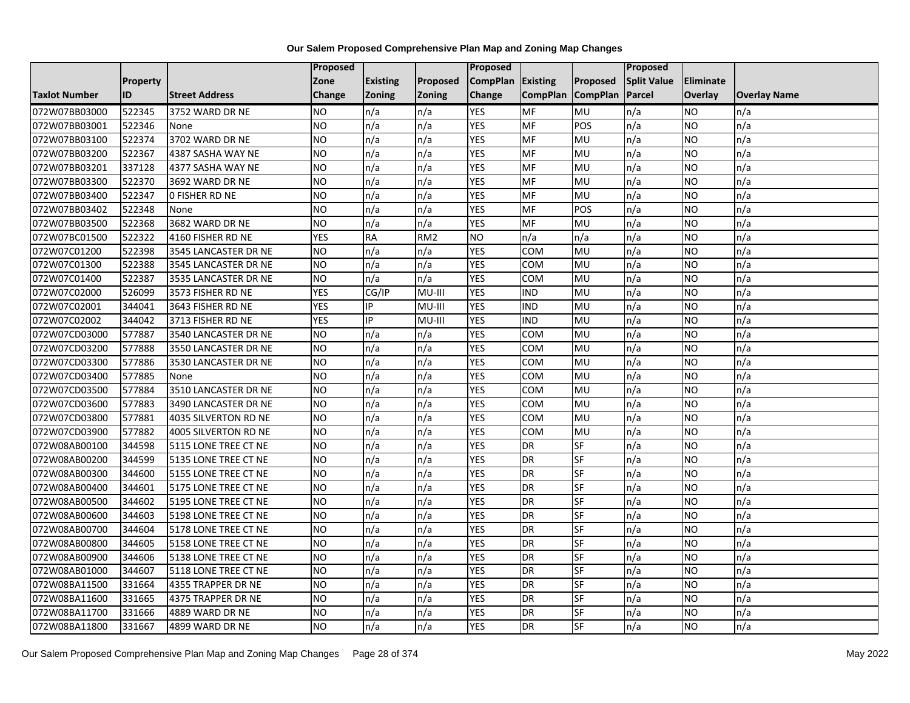**Our Salem Proposed Comprehensive Plan Map and Zoning Map Changes**

| Taxlot Number | Property ID | Street Address | Proposed Zone Change | Existing Zoning | Proposed Zoning | Proposed CompPlan Change | Existing CompPlan | Proposed CompPlan | Proposed Split Value Parcel | Eliminate Overlay | Overlay Name |
|---|---|---|---|---|---|---|---|---|---|---|---|
| 072W07BB03000 | 522345 | 3752 WARD DR NE | NO | n/a | n/a | YES | MF | MU | n/a | NO | n/a |
| 072W07BB03001 | 522346 | None | NO | n/a | n/a | YES | MF | POS | n/a | NO | n/a |
| 072W07BB03100 | 522374 | 3702 WARD DR NE | NO | n/a | n/a | YES | MF | MU | n/a | NO | n/a |
| 072W07BB03200 | 522367 | 4387 SASHA WAY NE | NO | n/a | n/a | YES | MF | MU | n/a | NO | n/a |
| 072W07BB03201 | 337128 | 4377 SASHA WAY NE | NO | n/a | n/a | YES | MF | MU | n/a | NO | n/a |
| 072W07BB03300 | 522370 | 3692 WARD DR NE | NO | n/a | n/a | YES | MF | MU | n/a | NO | n/a |
| 072W07BB03400 | 522347 | 0 FISHER RD NE | NO | n/a | n/a | YES | MF | MU | n/a | NO | n/a |
| 072W07BB03402 | 522348 | None | NO | n/a | n/a | YES | MF | POS | n/a | NO | n/a |
| 072W07BB03500 | 522368 | 3682 WARD DR NE | NO | n/a | n/a | YES | MF | MU | n/a | NO | n/a |
| 072W07BC01500 | 522322 | 4160 FISHER RD NE | YES | RA | RM2 | NO | n/a | n/a | n/a | NO | n/a |
| 072W07C01200 | 522398 | 3545 LANCASTER DR NE | NO | n/a | n/a | YES | COM | MU | n/a | NO | n/a |
| 072W07C01300 | 522388 | 3545 LANCASTER DR NE | NO | n/a | n/a | YES | COM | MU | n/a | NO | n/a |
| 072W07C01400 | 522387 | 3535 LANCASTER DR NE | NO | n/a | n/a | YES | COM | MU | n/a | NO | n/a |
| 072W07C02000 | 526099 | 3573 FISHER RD NE | YES | CG/IP | MU-III | YES | IND | MU | n/a | NO | n/a |
| 072W07C02001 | 344041 | 3643 FISHER RD NE | YES | IP | MU-III | YES | IND | MU | n/a | NO | n/a |
| 072W07C02002 | 344042 | 3713 FISHER RD NE | YES | IP | MU-III | YES | IND | MU | n/a | NO | n/a |
| 072W07CD03000 | 577887 | 3540 LANCASTER DR NE | NO | n/a | n/a | YES | COM | MU | n/a | NO | n/a |
| 072W07CD03200 | 577888 | 3550 LANCASTER DR NE | NO | n/a | n/a | YES | COM | MU | n/a | NO | n/a |
| 072W07CD03300 | 577886 | 3530 LANCASTER DR NE | NO | n/a | n/a | YES | COM | MU | n/a | NO | n/a |
| 072W07CD03400 | 577885 | None | NO | n/a | n/a | YES | COM | MU | n/a | NO | n/a |
| 072W07CD03500 | 577884 | 3510 LANCASTER DR NE | NO | n/a | n/a | YES | COM | MU | n/a | NO | n/a |
| 072W07CD03600 | 577883 | 3490 LANCASTER DR NE | NO | n/a | n/a | YES | COM | MU | n/a | NO | n/a |
| 072W07CD03800 | 577881 | 4035 SILVERTON RD NE | NO | n/a | n/a | YES | COM | MU | n/a | NO | n/a |
| 072W07CD03900 | 577882 | 4005 SILVERTON RD NE | NO | n/a | n/a | YES | COM | MU | n/a | NO | n/a |
| 072W08AB00100 | 344598 | 5115 LONE TREE CT NE | NO | n/a | n/a | YES | DR | SF | n/a | NO | n/a |
| 072W08AB00200 | 344599 | 5135 LONE TREE CT NE | NO | n/a | n/a | YES | DR | SF | n/a | NO | n/a |
| 072W08AB00300 | 344600 | 5155 LONE TREE CT NE | NO | n/a | n/a | YES | DR | SF | n/a | NO | n/a |
| 072W08AB00400 | 344601 | 5175 LONE TREE CT NE | NO | n/a | n/a | YES | DR | SF | n/a | NO | n/a |
| 072W08AB00500 | 344602 | 5195 LONE TREE CT NE | NO | n/a | n/a | YES | DR | SF | n/a | NO | n/a |
| 072W08AB00600 | 344603 | 5198 LONE TREE CT NE | NO | n/a | n/a | YES | DR | SF | n/a | NO | n/a |
| 072W08AB00700 | 344604 | 5178 LONE TREE CT NE | NO | n/a | n/a | YES | DR | SF | n/a | NO | n/a |
| 072W08AB00800 | 344605 | 5158 LONE TREE CT NE | NO | n/a | n/a | YES | DR | SF | n/a | NO | n/a |
| 072W08AB00900 | 344606 | 5138 LONE TREE CT NE | NO | n/a | n/a | YES | DR | SF | n/a | NO | n/a |
| 072W08AB01000 | 344607 | 5118 LONE TREE CT NE | NO | n/a | n/a | YES | DR | SF | n/a | NO | n/a |
| 072W08BA11500 | 331664 | 4355 TRAPPER DR NE | NO | n/a | n/a | YES | DR | SF | n/a | NO | n/a |
| 072W08BA11600 | 331665 | 4375 TRAPPER DR NE | NO | n/a | n/a | YES | DR | SF | n/a | NO | n/a |
| 072W08BA11700 | 331666 | 4889 WARD DR NE | NO | n/a | n/a | YES | DR | SF | n/a | NO | n/a |
| 072W08BA11800 | 331667 | 4899 WARD DR NE | NO | n/a | n/a | YES | DR | SF | n/a | NO | n/a |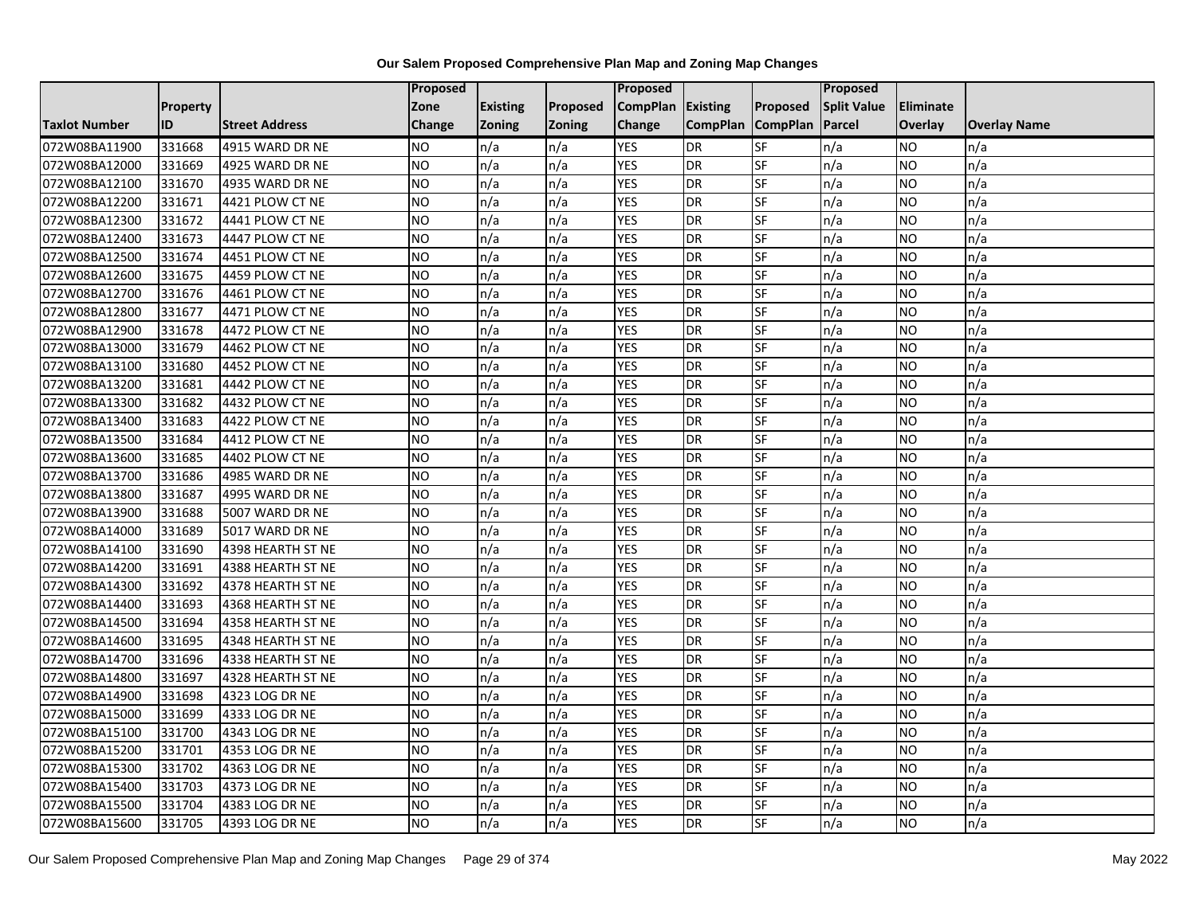# Our Salem Proposed Comprehensive Plan Map and Zoning Map Changes

| Taxlot Number | Property ID | Street Address | Proposed Zone Change | Existing Zoning | Proposed Zoning | Proposed CompPlan Change | Existing CompPlan | Proposed CompPlan | Proposed Split Value Parcel | Eliminate Overlay | Overlay Name |
|---|---|---|---|---|---|---|---|---|---|---|---|
| 072W08BA11900 | 331668 | 4915 WARD DR NE | NO | n/a | n/a | YES | DR | SF | n/a | NO | n/a |
| 072W08BA12000 | 331669 | 4925 WARD DR NE | NO | n/a | n/a | YES | DR | SF | n/a | NO | n/a |
| 072W08BA12100 | 331670 | 4935 WARD DR NE | NO | n/a | n/a | YES | DR | SF | n/a | NO | n/a |
| 072W08BA12200 | 331671 | 4421 PLOW CT NE | NO | n/a | n/a | YES | DR | SF | n/a | NO | n/a |
| 072W08BA12300 | 331672 | 4441 PLOW CT NE | NO | n/a | n/a | YES | DR | SF | n/a | NO | n/a |
| 072W08BA12400 | 331673 | 4447 PLOW CT NE | NO | n/a | n/a | YES | DR | SF | n/a | NO | n/a |
| 072W08BA12500 | 331674 | 4451 PLOW CT NE | NO | n/a | n/a | YES | DR | SF | n/a | NO | n/a |
| 072W08BA12600 | 331675 | 4459 PLOW CT NE | NO | n/a | n/a | YES | DR | SF | n/a | NO | n/a |
| 072W08BA12700 | 331676 | 4461 PLOW CT NE | NO | n/a | n/a | YES | DR | SF | n/a | NO | n/a |
| 072W08BA12800 | 331677 | 4471 PLOW CT NE | NO | n/a | n/a | YES | DR | SF | n/a | NO | n/a |
| 072W08BA12900 | 331678 | 4472 PLOW CT NE | NO | n/a | n/a | YES | DR | SF | n/a | NO | n/a |
| 072W08BA13000 | 331679 | 4462 PLOW CT NE | NO | n/a | n/a | YES | DR | SF | n/a | NO | n/a |
| 072W08BA13100 | 331680 | 4452 PLOW CT NE | NO | n/a | n/a | YES | DR | SF | n/a | NO | n/a |
| 072W08BA13200 | 331681 | 4442 PLOW CT NE | NO | n/a | n/a | YES | DR | SF | n/a | NO | n/a |
| 072W08BA13300 | 331682 | 4432 PLOW CT NE | NO | n/a | n/a | YES | DR | SF | n/a | NO | n/a |
| 072W08BA13400 | 331683 | 4422 PLOW CT NE | NO | n/a | n/a | YES | DR | SF | n/a | NO | n/a |
| 072W08BA13500 | 331684 | 4412 PLOW CT NE | NO | n/a | n/a | YES | DR | SF | n/a | NO | n/a |
| 072W08BA13600 | 331685 | 4402 PLOW CT NE | NO | n/a | n/a | YES | DR | SF | n/a | NO | n/a |
| 072W08BA13700 | 331686 | 4985 WARD DR NE | NO | n/a | n/a | YES | DR | SF | n/a | NO | n/a |
| 072W08BA13800 | 331687 | 4995 WARD DR NE | NO | n/a | n/a | YES | DR | SF | n/a | NO | n/a |
| 072W08BA13900 | 331688 | 5007 WARD DR NE | NO | n/a | n/a | YES | DR | SF | n/a | NO | n/a |
| 072W08BA14000 | 331689 | 5017 WARD DR NE | NO | n/a | n/a | YES | DR | SF | n/a | NO | n/a |
| 072W08BA14100 | 331690 | 4398 HEARTH ST NE | NO | n/a | n/a | YES | DR | SF | n/a | NO | n/a |
| 072W08BA14200 | 331691 | 4388 HEARTH ST NE | NO | n/a | n/a | YES | DR | SF | n/a | NO | n/a |
| 072W08BA14300 | 331692 | 4378 HEARTH ST NE | NO | n/a | n/a | YES | DR | SF | n/a | NO | n/a |
| 072W08BA14400 | 331693 | 4368 HEARTH ST NE | NO | n/a | n/a | YES | DR | SF | n/a | NO | n/a |
| 072W08BA14500 | 331694 | 4358 HEARTH ST NE | NO | n/a | n/a | YES | DR | SF | n/a | NO | n/a |
| 072W08BA14600 | 331695 | 4348 HEARTH ST NE | NO | n/a | n/a | YES | DR | SF | n/a | NO | n/a |
| 072W08BA14700 | 331696 | 4338 HEARTH ST NE | NO | n/a | n/a | YES | DR | SF | n/a | NO | n/a |
| 072W08BA14800 | 331697 | 4328 HEARTH ST NE | NO | n/a | n/a | YES | DR | SF | n/a | NO | n/a |
| 072W08BA14900 | 331698 | 4323 LOG DR NE | NO | n/a | n/a | YES | DR | SF | n/a | NO | n/a |
| 072W08BA15000 | 331699 | 4333 LOG DR NE | NO | n/a | n/a | YES | DR | SF | n/a | NO | n/a |
| 072W08BA15100 | 331700 | 4343 LOG DR NE | NO | n/a | n/a | YES | DR | SF | n/a | NO | n/a |
| 072W08BA15200 | 331701 | 4353 LOG DR NE | NO | n/a | n/a | YES | DR | SF | n/a | NO | n/a |
| 072W08BA15300 | 331702 | 4363 LOG DR NE | NO | n/a | n/a | YES | DR | SF | n/a | NO | n/a |
| 072W08BA15400 | 331703 | 4373 LOG DR NE | NO | n/a | n/a | YES | DR | SF | n/a | NO | n/a |
| 072W08BA15500 | 331704 | 4383 LOG DR NE | NO | n/a | n/a | YES | DR | SF | n/a | NO | n/a |
| 072W08BA15600 | 331705 | 4393 LOG DR NE | NO | n/a | n/a | YES | DR | SF | n/a | NO | n/a |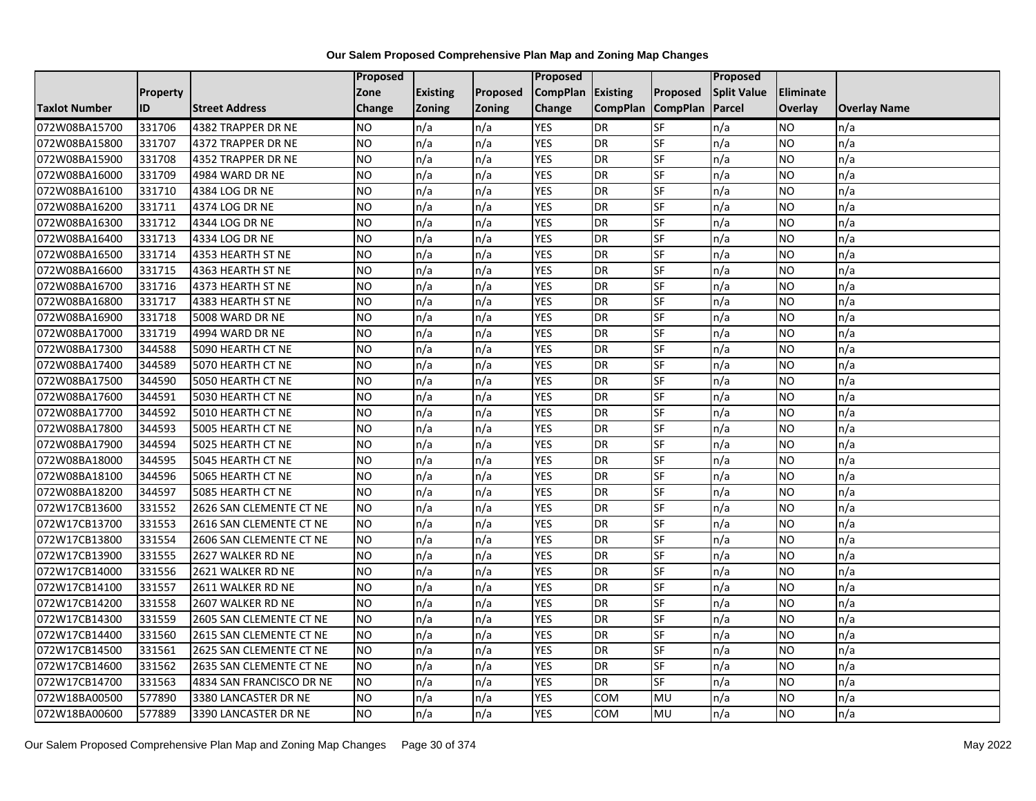# Our Salem Proposed Comprehensive Plan Map and Zoning Map Changes

| Taxlot Number | Property ID | Street Address | Proposed Zone Change | Existing Zoning | Proposed Zoning | Proposed CompPlan Change | Existing CompPlan | Proposed CompPlan | Proposed Split Value Parcel | Eliminate Overlay | Overlay Name |
|---|---|---|---|---|---|---|---|---|---|---|---|
| 072W08BA15700 | 331706 | 4382 TRAPPER DR NE | NO | n/a | n/a | YES | DR | SF | n/a | NO | n/a |
| 072W08BA15800 | 331707 | 4372 TRAPPER DR NE | NO | n/a | n/a | YES | DR | SF | n/a | NO | n/a |
| 072W08BA15900 | 331708 | 4352 TRAPPER DR NE | NO | n/a | n/a | YES | DR | SF | n/a | NO | n/a |
| 072W08BA16000 | 331709 | 4984 WARD DR NE | NO | n/a | n/a | YES | DR | SF | n/a | NO | n/a |
| 072W08BA16100 | 331710 | 4384 LOG DR NE | NO | n/a | n/a | YES | DR | SF | n/a | NO | n/a |
| 072W08BA16200 | 331711 | 4374 LOG DR NE | NO | n/a | n/a | YES | DR | SF | n/a | NO | n/a |
| 072W08BA16300 | 331712 | 4344 LOG DR NE | NO | n/a | n/a | YES | DR | SF | n/a | NO | n/a |
| 072W08BA16400 | 331713 | 4334 LOG DR NE | NO | n/a | n/a | YES | DR | SF | n/a | NO | n/a |
| 072W08BA16500 | 331714 | 4353 HEARTH ST NE | NO | n/a | n/a | YES | DR | SF | n/a | NO | n/a |
| 072W08BA16600 | 331715 | 4363 HEARTH ST NE | NO | n/a | n/a | YES | DR | SF | n/a | NO | n/a |
| 072W08BA16700 | 331716 | 4373 HEARTH ST NE | NO | n/a | n/a | YES | DR | SF | n/a | NO | n/a |
| 072W08BA16800 | 331717 | 4383 HEARTH ST NE | NO | n/a | n/a | YES | DR | SF | n/a | NO | n/a |
| 072W08BA16900 | 331718 | 5008 WARD DR NE | NO | n/a | n/a | YES | DR | SF | n/a | NO | n/a |
| 072W08BA17000 | 331719 | 4994 WARD DR NE | NO | n/a | n/a | YES | DR | SF | n/a | NO | n/a |
| 072W08BA17300 | 344588 | 5090 HEARTH CT NE | NO | n/a | n/a | YES | DR | SF | n/a | NO | n/a |
| 072W08BA17400 | 344589 | 5070 HEARTH CT NE | NO | n/a | n/a | YES | DR | SF | n/a | NO | n/a |
| 072W08BA17500 | 344590 | 5050 HEARTH CT NE | NO | n/a | n/a | YES | DR | SF | n/a | NO | n/a |
| 072W08BA17600 | 344591 | 5030 HEARTH CT NE | NO | n/a | n/a | YES | DR | SF | n/a | NO | n/a |
| 072W08BA17700 | 344592 | 5010 HEARTH CT NE | NO | n/a | n/a | YES | DR | SF | n/a | NO | n/a |
| 072W08BA17800 | 344593 | 5005 HEARTH CT NE | NO | n/a | n/a | YES | DR | SF | n/a | NO | n/a |
| 072W08BA17900 | 344594 | 5025 HEARTH CT NE | NO | n/a | n/a | YES | DR | SF | n/a | NO | n/a |
| 072W08BA18000 | 344595 | 5045 HEARTH CT NE | NO | n/a | n/a | YES | DR | SF | n/a | NO | n/a |
| 072W08BA18100 | 344596 | 5065 HEARTH CT NE | NO | n/a | n/a | YES | DR | SF | n/a | NO | n/a |
| 072W08BA18200 | 344597 | 5085 HEARTH CT NE | NO | n/a | n/a | YES | DR | SF | n/a | NO | n/a |
| 072W17CB13600 | 331552 | 2626 SAN CLEMENTE CT NE | NO | n/a | n/a | YES | DR | SF | n/a | NO | n/a |
| 072W17CB13700 | 331553 | 2616 SAN CLEMENTE CT NE | NO | n/a | n/a | YES | DR | SF | n/a | NO | n/a |
| 072W17CB13800 | 331554 | 2606 SAN CLEMENTE CT NE | NO | n/a | n/a | YES | DR | SF | n/a | NO | n/a |
| 072W17CB13900 | 331555 | 2627 WALKER RD NE | NO | n/a | n/a | YES | DR | SF | n/a | NO | n/a |
| 072W17CB14000 | 331556 | 2621 WALKER RD NE | NO | n/a | n/a | YES | DR | SF | n/a | NO | n/a |
| 072W17CB14100 | 331557 | 2611 WALKER RD NE | NO | n/a | n/a | YES | DR | SF | n/a | NO | n/a |
| 072W17CB14200 | 331558 | 2607 WALKER RD NE | NO | n/a | n/a | YES | DR | SF | n/a | NO | n/a |
| 072W17CB14300 | 331559 | 2605 SAN CLEMENTE CT NE | NO | n/a | n/a | YES | DR | SF | n/a | NO | n/a |
| 072W17CB14400 | 331560 | 2615 SAN CLEMENTE CT NE | NO | n/a | n/a | YES | DR | SF | n/a | NO | n/a |
| 072W17CB14500 | 331561 | 2625 SAN CLEMENTE CT NE | NO | n/a | n/a | YES | DR | SF | n/a | NO | n/a |
| 072W17CB14600 | 331562 | 2635 SAN CLEMENTE CT NE | NO | n/a | n/a | YES | DR | SF | n/a | NO | n/a |
| 072W17CB14700 | 331563 | 4834 SAN FRANCISCO DR NE | NO | n/a | n/a | YES | DR | SF | n/a | NO | n/a |
| 072W18BA00500 | 577890 | 3380 LANCASTER DR NE | NO | n/a | n/a | YES | COM | MU | n/a | NO | n/a |
| 072W18BA00600 | 577889 | 3390 LANCASTER DR NE | NO | n/a | n/a | YES | COM | MU | n/a | NO | n/a |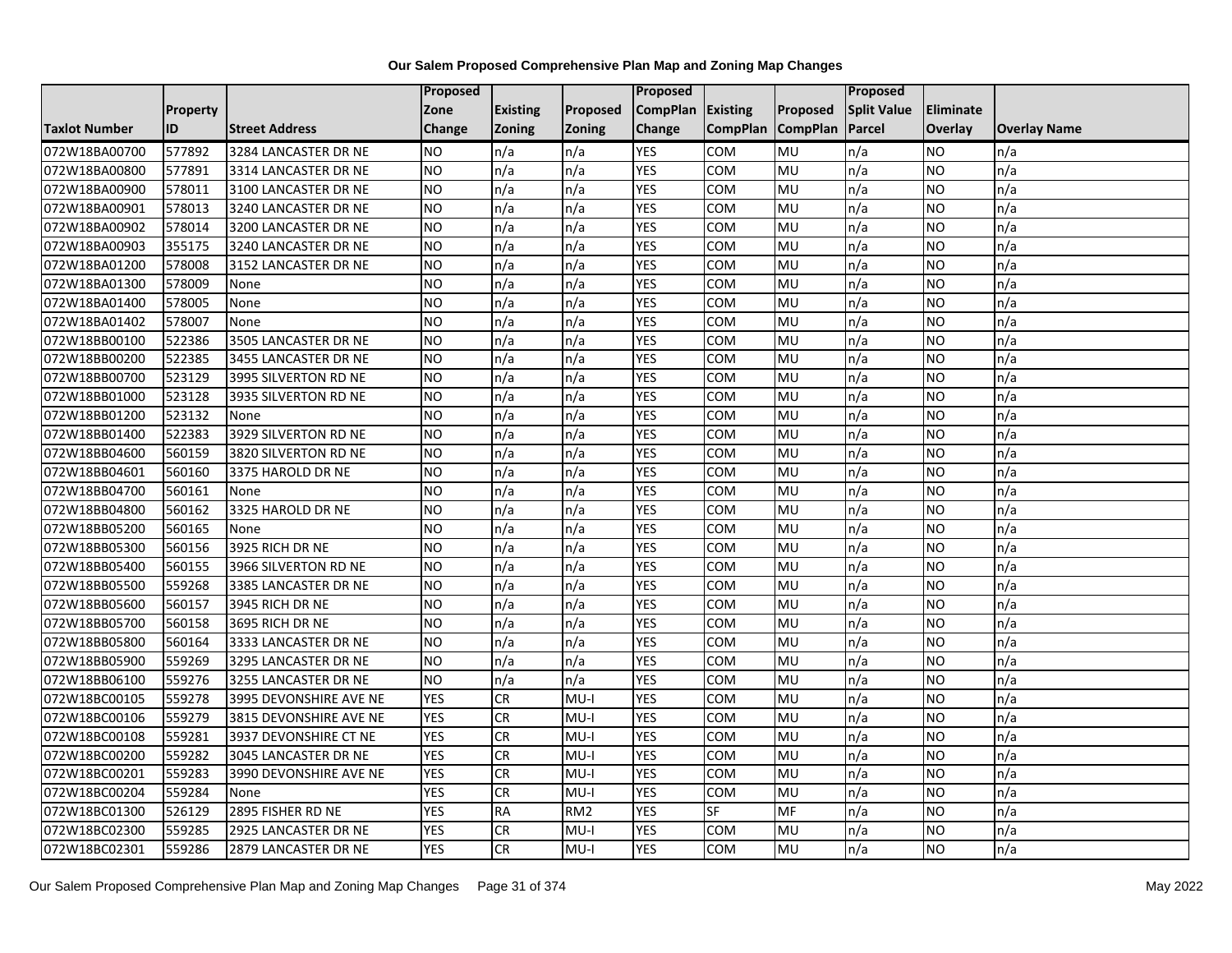**Our Salem Proposed Comprehensive Plan Map and Zoning Map Changes**

| Taxlot Number | Property ID | Street Address | Proposed Zone Change | Existing Zoning | Proposed Zoning | Proposed CompPlan Change | Existing CompPlan | Proposed CompPlan | Proposed Split Value Parcel | Eliminate Overlay | Overlay Name |
|---|---|---|---|---|---|---|---|---|---|---|---|
| 072W18BA00700 | 577892 | 3284 LANCASTER DR NE | NO | n/a | n/a | YES | COM | MU | n/a | NO | n/a |
| 072W18BA00800 | 577891 | 3314 LANCASTER DR NE | NO | n/a | n/a | YES | COM | MU | n/a | NO | n/a |
| 072W18BA00900 | 578011 | 3100 LANCASTER DR NE | NO | n/a | n/a | YES | COM | MU | n/a | NO | n/a |
| 072W18BA00901 | 578013 | 3240 LANCASTER DR NE | NO | n/a | n/a | YES | COM | MU | n/a | NO | n/a |
| 072W18BA00902 | 578014 | 3200 LANCASTER DR NE | NO | n/a | n/a | YES | COM | MU | n/a | NO | n/a |
| 072W18BA00903 | 355175 | 3240 LANCASTER DR NE | NO | n/a | n/a | YES | COM | MU | n/a | NO | n/a |
| 072W18BA01200 | 578008 | 3152 LANCASTER DR NE | NO | n/a | n/a | YES | COM | MU | n/a | NO | n/a |
| 072W18BA01300 | 578009 | None | NO | n/a | n/a | YES | COM | MU | n/a | NO | n/a |
| 072W18BA01400 | 578005 | None | NO | n/a | n/a | YES | COM | MU | n/a | NO | n/a |
| 072W18BA01402 | 578007 | None | NO | n/a | n/a | YES | COM | MU | n/a | NO | n/a |
| 072W18BB00100 | 522386 | 3505 LANCASTER DR NE | NO | n/a | n/a | YES | COM | MU | n/a | NO | n/a |
| 072W18BB00200 | 522385 | 3455 LANCASTER DR NE | NO | n/a | n/a | YES | COM | MU | n/a | NO | n/a |
| 072W18BB00700 | 523129 | 3995 SILVERTON RD NE | NO | n/a | n/a | YES | COM | MU | n/a | NO | n/a |
| 072W18BB01000 | 523128 | 3935 SILVERTON RD NE | NO | n/a | n/a | YES | COM | MU | n/a | NO | n/a |
| 072W18BB01200 | 523132 | None | NO | n/a | n/a | YES | COM | MU | n/a | NO | n/a |
| 072W18BB01400 | 522383 | 3929 SILVERTON RD NE | NO | n/a | n/a | YES | COM | MU | n/a | NO | n/a |
| 072W18BB04600 | 560159 | 3820 SILVERTON RD NE | NO | n/a | n/a | YES | COM | MU | n/a | NO | n/a |
| 072W18BB04601 | 560160 | 3375 HAROLD DR NE | NO | n/a | n/a | YES | COM | MU | n/a | NO | n/a |
| 072W18BB04700 | 560161 | None | NO | n/a | n/a | YES | COM | MU | n/a | NO | n/a |
| 072W18BB04800 | 560162 | 3325 HAROLD DR NE | NO | n/a | n/a | YES | COM | MU | n/a | NO | n/a |
| 072W18BB05200 | 560165 | None | NO | n/a | n/a | YES | COM | MU | n/a | NO | n/a |
| 072W18BB05300 | 560156 | 3925 RICH DR NE | NO | n/a | n/a | YES | COM | MU | n/a | NO | n/a |
| 072W18BB05400 | 560155 | 3966 SILVERTON RD NE | NO | n/a | n/a | YES | COM | MU | n/a | NO | n/a |
| 072W18BB05500 | 559268 | 3385 LANCASTER DR NE | NO | n/a | n/a | YES | COM | MU | n/a | NO | n/a |
| 072W18BB05600 | 560157 | 3945 RICH DR NE | NO | n/a | n/a | YES | COM | MU | n/a | NO | n/a |
| 072W18BB05700 | 560158 | 3695 RICH DR NE | NO | n/a | n/a | YES | COM | MU | n/a | NO | n/a |
| 072W18BB05800 | 560164 | 3333 LANCASTER DR NE | NO | n/a | n/a | YES | COM | MU | n/a | NO | n/a |
| 072W18BB05900 | 559269 | 3295 LANCASTER DR NE | NO | n/a | n/a | YES | COM | MU | n/a | NO | n/a |
| 072W18BB06100 | 559276 | 3255 LANCASTER DR NE | NO | n/a | n/a | YES | COM | MU | n/a | NO | n/a |
| 072W18BC00105 | 559278 | 3995 DEVONSHIRE AVE NE | YES | CR | MU-I | YES | COM | MU | n/a | NO | n/a |
| 072W18BC00106 | 559279 | 3815 DEVONSHIRE AVE NE | YES | CR | MU-I | YES | COM | MU | n/a | NO | n/a |
| 072W18BC00108 | 559281 | 3937 DEVONSHIRE CT NE | YES | CR | MU-I | YES | COM | MU | n/a | NO | n/a |
| 072W18BC00200 | 559282 | 3045 LANCASTER DR NE | YES | CR | MU-I | YES | COM | MU | n/a | NO | n/a |
| 072W18BC00201 | 559283 | 3990 DEVONSHIRE AVE NE | YES | CR | MU-I | YES | COM | MU | n/a | NO | n/a |
| 072W18BC00204 | 559284 | None | YES | CR | MU-I | YES | COM | MU | n/a | NO | n/a |
| 072W18BC01300 | 526129 | 2895 FISHER RD NE | YES | RA | RM2 | YES | SF | MF | n/a | NO | n/a |
| 072W18BC02300 | 559285 | 2925 LANCASTER DR NE | YES | CR | MU-I | YES | COM | MU | n/a | NO | n/a |
| 072W18BC02301 | 559286 | 2879 LANCASTER DR NE | YES | CR | MU-I | YES | COM | MU | n/a | NO | n/a |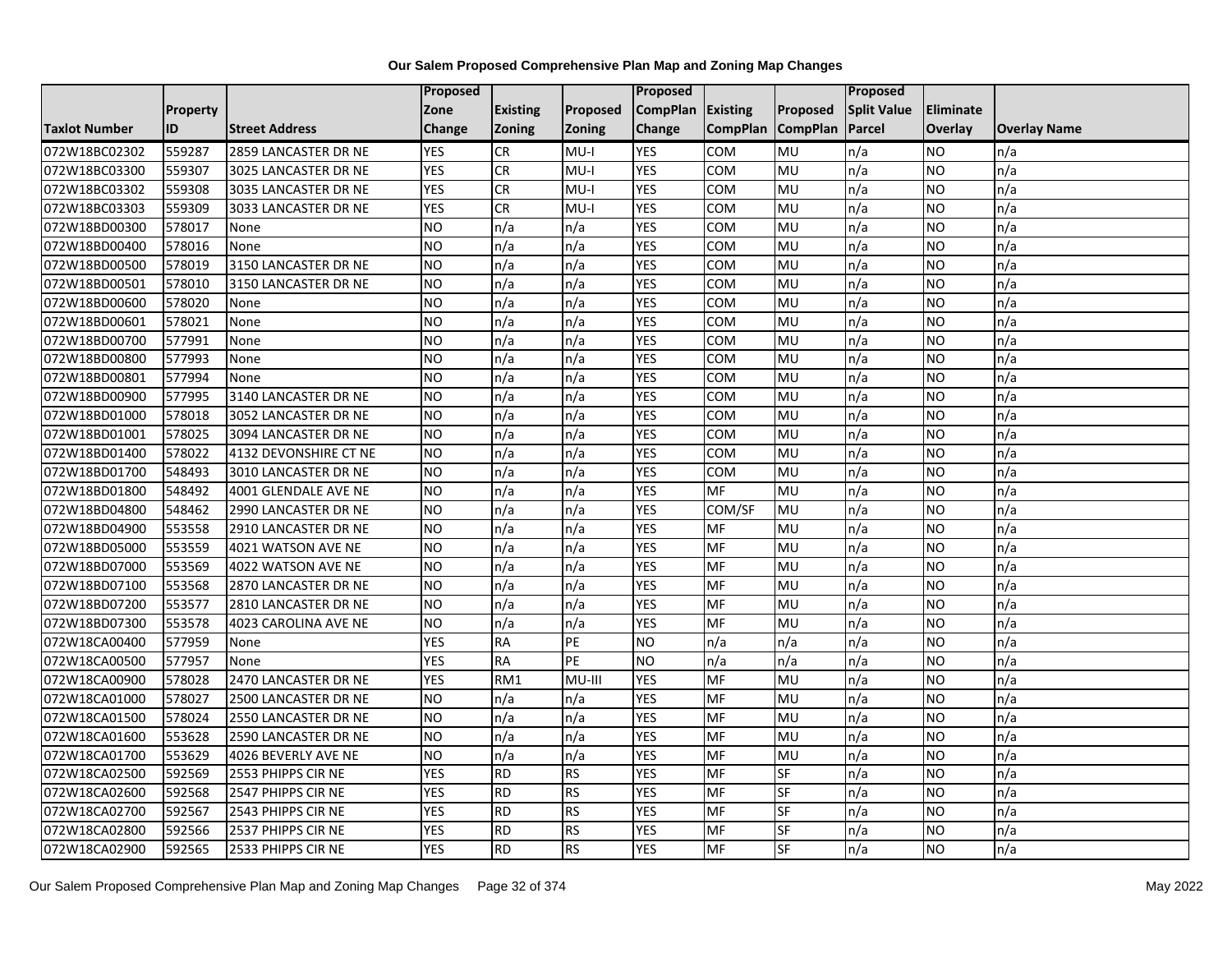**Our Salem Proposed Comprehensive Plan Map and Zoning Map Changes**

| Taxlot Number | Property ID | Street Address | Proposed Zone Change | Existing Zoning | Proposed Zoning | Proposed CompPlan Change | Existing CompPlan | Proposed CompPlan | Proposed Split Value Parcel | Eliminate Overlay | Overlay Name |
|---|---|---|---|---|---|---|---|---|---|---|---|
| 072W18BC02302 | 559287 | 2859 LANCASTER DR NE | YES | CR | MU-I | YES | COM | MU | n/a | NO | n/a |
| 072W18BC03300 | 559307 | 3025 LANCASTER DR NE | YES | CR | MU-I | YES | COM | MU | n/a | NO | n/a |
| 072W18BC03302 | 559308 | 3035 LANCASTER DR NE | YES | CR | MU-I | YES | COM | MU | n/a | NO | n/a |
| 072W18BC03303 | 559309 | 3033 LANCASTER DR NE | YES | CR | MU-I | YES | COM | MU | n/a | NO | n/a |
| 072W18BD00300 | 578017 | None | NO | n/a | n/a | YES | COM | MU | n/a | NO | n/a |
| 072W18BD00400 | 578016 | None | NO | n/a | n/a | YES | COM | MU | n/a | NO | n/a |
| 072W18BD00500 | 578019 | 3150 LANCASTER DR NE | NO | n/a | n/a | YES | COM | MU | n/a | NO | n/a |
| 072W18BD00501 | 578010 | 3150 LANCASTER DR NE | NO | n/a | n/a | YES | COM | MU | n/a | NO | n/a |
| 072W18BD00600 | 578020 | None | NO | n/a | n/a | YES | COM | MU | n/a | NO | n/a |
| 072W18BD00601 | 578021 | None | NO | n/a | n/a | YES | COM | MU | n/a | NO | n/a |
| 072W18BD00700 | 577991 | None | NO | n/a | n/a | YES | COM | MU | n/a | NO | n/a |
| 072W18BD00800 | 577993 | None | NO | n/a | n/a | YES | COM | MU | n/a | NO | n/a |
| 072W18BD00801 | 577994 | None | NO | n/a | n/a | YES | COM | MU | n/a | NO | n/a |
| 072W18BD00900 | 577995 | 3140 LANCASTER DR NE | NO | n/a | n/a | YES | COM | MU | n/a | NO | n/a |
| 072W18BD01000 | 578018 | 3052 LANCASTER DR NE | NO | n/a | n/a | YES | COM | MU | n/a | NO | n/a |
| 072W18BD01001 | 578025 | 3094 LANCASTER DR NE | NO | n/a | n/a | YES | COM | MU | n/a | NO | n/a |
| 072W18BD01400 | 578022 | 4132 DEVONSHIRE CT NE | NO | n/a | n/a | YES | COM | MU | n/a | NO | n/a |
| 072W18BD01700 | 548493 | 3010 LANCASTER DR NE | NO | n/a | n/a | YES | COM | MU | n/a | NO | n/a |
| 072W18BD01800 | 548492 | 4001 GLENDALE AVE NE | NO | n/a | n/a | YES | MF | MU | n/a | NO | n/a |
| 072W18BD04800 | 548462 | 2990 LANCASTER DR NE | NO | n/a | n/a | YES | COM/SF | MU | n/a | NO | n/a |
| 072W18BD04900 | 553558 | 2910 LANCASTER DR NE | NO | n/a | n/a | YES | MF | MU | n/a | NO | n/a |
| 072W18BD05000 | 553559 | 4021 WATSON AVE NE | NO | n/a | n/a | YES | MF | MU | n/a | NO | n/a |
| 072W18BD07000 | 553569 | 4022 WATSON AVE NE | NO | n/a | n/a | YES | MF | MU | n/a | NO | n/a |
| 072W18BD07100 | 553568 | 2870 LANCASTER DR NE | NO | n/a | n/a | YES | MF | MU | n/a | NO | n/a |
| 072W18BD07200 | 553577 | 2810 LANCASTER DR NE | NO | n/a | n/a | YES | MF | MU | n/a | NO | n/a |
| 072W18BD07300 | 553578 | 4023 CAROLINA AVE NE | NO | n/a | n/a | YES | MF | MU | n/a | NO | n/a |
| 072W18CA00400 | 577959 | None | YES | RA | PE | NO | n/a | n/a | n/a | NO | n/a |
| 072W18CA00500 | 577957 | None | YES | RA | PE | NO | n/a | n/a | n/a | NO | n/a |
| 072W18CA00900 | 578028 | 2470 LANCASTER DR NE | YES | RM1 | MU-III | YES | MF | MU | n/a | NO | n/a |
| 072W18CA01000 | 578027 | 2500 LANCASTER DR NE | NO | n/a | n/a | YES | MF | MU | n/a | NO | n/a |
| 072W18CA01500 | 578024 | 2550 LANCASTER DR NE | NO | n/a | n/a | YES | MF | MU | n/a | NO | n/a |
| 072W18CA01600 | 553628 | 2590 LANCASTER DR NE | NO | n/a | n/a | YES | MF | MU | n/a | NO | n/a |
| 072W18CA01700 | 553629 | 4026 BEVERLY AVE NE | NO | n/a | n/a | YES | MF | MU | n/a | NO | n/a |
| 072W18CA02500 | 592569 | 2553 PHIPPS CIR NE | YES | RD | RS | YES | MF | SF | n/a | NO | n/a |
| 072W18CA02600 | 592568 | 2547 PHIPPS CIR NE | YES | RD | RS | YES | MF | SF | n/a | NO | n/a |
| 072W18CA02700 | 592567 | 2543 PHIPPS CIR NE | YES | RD | RS | YES | MF | SF | n/a | NO | n/a |
| 072W18CA02800 | 592566 | 2537 PHIPPS CIR NE | YES | RD | RS | YES | MF | SF | n/a | NO | n/a |
| 072W18CA02900 | 592565 | 2533 PHIPPS CIR NE | YES | RD | RS | YES | MF | SF | n/a | NO | n/a |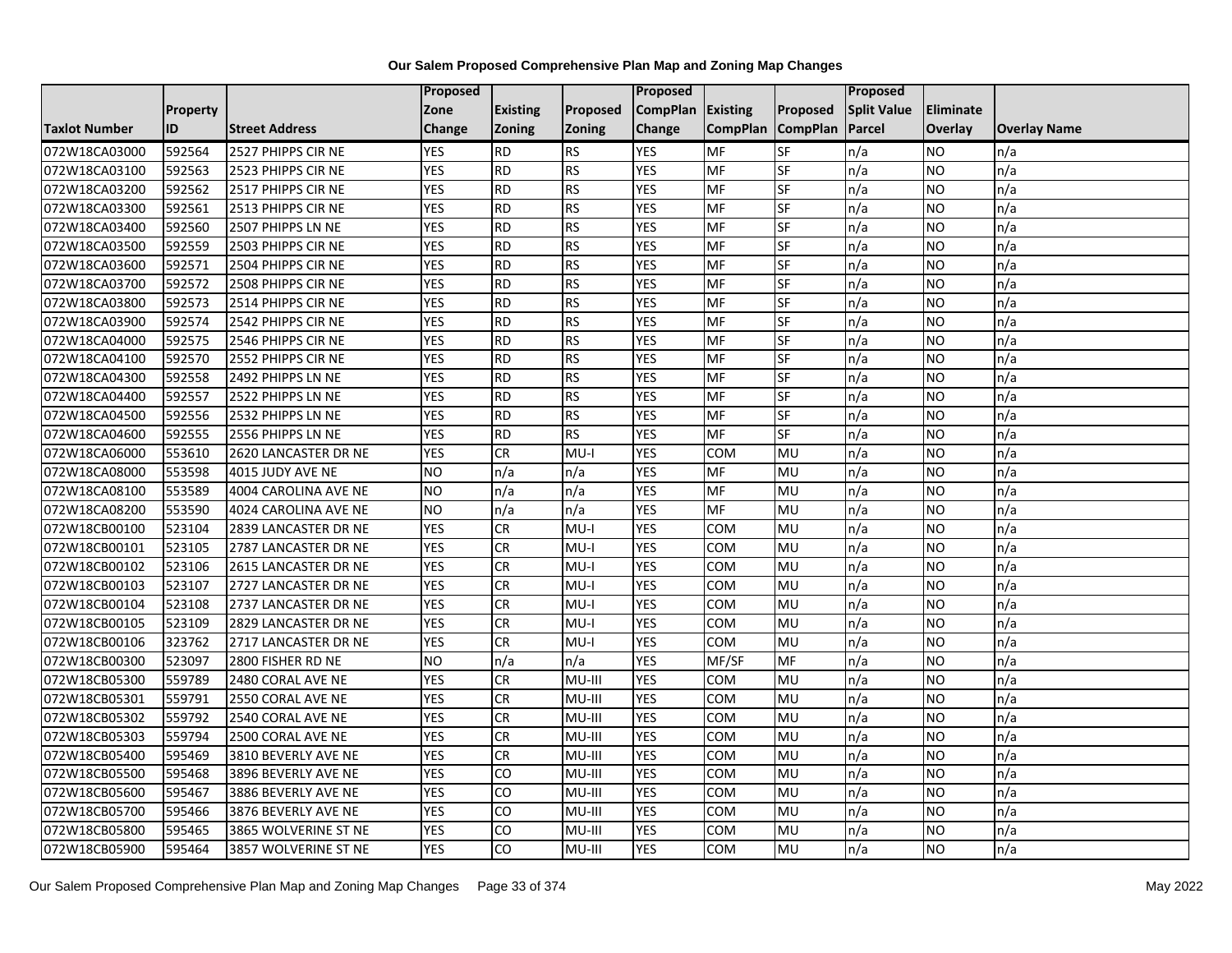# Our Salem Proposed Comprehensive Plan Map and Zoning Map Changes

| Taxlot Number | Property ID | Street Address | Proposed Zone Change | Existing Zoning | Proposed Zoning | Proposed CompPlan Change | Existing CompPlan | Proposed CompPlan | Proposed Split Value Parcel | Eliminate Overlay | Overlay Name |
|---|---|---|---|---|---|---|---|---|---|---|---|
| 072W18CA03000 | 592564 | 2527 PHIPPS CIR NE | YES | RD | RS | YES | MF | SF | n/a | NO | n/a |
| 072W18CA03100 | 592563 | 2523 PHIPPS CIR NE | YES | RD | RS | YES | MF | SF | n/a | NO | n/a |
| 072W18CA03200 | 592562 | 2517 PHIPPS CIR NE | YES | RD | RS | YES | MF | SF | n/a | NO | n/a |
| 072W18CA03300 | 592561 | 2513 PHIPPS CIR NE | YES | RD | RS | YES | MF | SF | n/a | NO | n/a |
| 072W18CA03400 | 592560 | 2507 PHIPPS LN NE | YES | RD | RS | YES | MF | SF | n/a | NO | n/a |
| 072W18CA03500 | 592559 | 2503 PHIPPS CIR NE | YES | RD | RS | YES | MF | SF | n/a | NO | n/a |
| 072W18CA03600 | 592571 | 2504 PHIPPS CIR NE | YES | RD | RS | YES | MF | SF | n/a | NO | n/a |
| 072W18CA03700 | 592572 | 2508 PHIPPS CIR NE | YES | RD | RS | YES | MF | SF | n/a | NO | n/a |
| 072W18CA03800 | 592573 | 2514 PHIPPS CIR NE | YES | RD | RS | YES | MF | SF | n/a | NO | n/a |
| 072W18CA03900 | 592574 | 2542 PHIPPS CIR NE | YES | RD | RS | YES | MF | SF | n/a | NO | n/a |
| 072W18CA04000 | 592575 | 2546 PHIPPS CIR NE | YES | RD | RS | YES | MF | SF | n/a | NO | n/a |
| 072W18CA04100 | 592570 | 2552 PHIPPS CIR NE | YES | RD | RS | YES | MF | SF | n/a | NO | n/a |
| 072W18CA04300 | 592558 | 2492 PHIPPS LN NE | YES | RD | RS | YES | MF | SF | n/a | NO | n/a |
| 072W18CA04400 | 592557 | 2522 PHIPPS LN NE | YES | RD | RS | YES | MF | SF | n/a | NO | n/a |
| 072W18CA04500 | 592556 | 2532 PHIPPS LN NE | YES | RD | RS | YES | MF | SF | n/a | NO | n/a |
| 072W18CA04600 | 592555 | 2556 PHIPPS LN NE | YES | RD | RS | YES | MF | SF | n/a | NO | n/a |
| 072W18CA06000 | 553610 | 2620 LANCASTER DR NE | YES | CR | MU-I | YES | COM | MU | n/a | NO | n/a |
| 072W18CA08000 | 553598 | 4015 JUDY AVE NE | NO | n/a | n/a | YES | MF | MU | n/a | NO | n/a |
| 072W18CA08100 | 553589 | 4004 CAROLINA AVE NE | NO | n/a | n/a | YES | MF | MU | n/a | NO | n/a |
| 072W18CA08200 | 553590 | 4024 CAROLINA AVE NE | NO | n/a | n/a | YES | MF | MU | n/a | NO | n/a |
| 072W18CB00100 | 523104 | 2839 LANCASTER DR NE | YES | CR | MU-I | YES | COM | MU | n/a | NO | n/a |
| 072W18CB00101 | 523105 | 2787 LANCASTER DR NE | YES | CR | MU-I | YES | COM | MU | n/a | NO | n/a |
| 072W18CB00102 | 523106 | 2615 LANCASTER DR NE | YES | CR | MU-I | YES | COM | MU | n/a | NO | n/a |
| 072W18CB00103 | 523107 | 2727 LANCASTER DR NE | YES | CR | MU-I | YES | COM | MU | n/a | NO | n/a |
| 072W18CB00104 | 523108 | 2737 LANCASTER DR NE | YES | CR | MU-I | YES | COM | MU | n/a | NO | n/a |
| 072W18CB00105 | 523109 | 2829 LANCASTER DR NE | YES | CR | MU-I | YES | COM | MU | n/a | NO | n/a |
| 072W18CB00106 | 323762 | 2717 LANCASTER DR NE | YES | CR | MU-I | YES | COM | MU | n/a | NO | n/a |
| 072W18CB00300 | 523097 | 2800 FISHER RD NE | NO | n/a | n/a | YES | MF/SF | MF | n/a | NO | n/a |
| 072W18CB05300 | 559789 | 2480 CORAL AVE NE | YES | CR | MU-III | YES | COM | MU | n/a | NO | n/a |
| 072W18CB05301 | 559791 | 2550 CORAL AVE NE | YES | CR | MU-III | YES | COM | MU | n/a | NO | n/a |
| 072W18CB05302 | 559792 | 2540 CORAL AVE NE | YES | CR | MU-III | YES | COM | MU | n/a | NO | n/a |
| 072W18CB05303 | 559794 | 2500 CORAL AVE NE | YES | CR | MU-III | YES | COM | MU | n/a | NO | n/a |
| 072W18CB05400 | 595469 | 3810 BEVERLY AVE NE | YES | CR | MU-III | YES | COM | MU | n/a | NO | n/a |
| 072W18CB05500 | 595468 | 3896 BEVERLY AVE NE | YES | CO | MU-III | YES | COM | MU | n/a | NO | n/a |
| 072W18CB05600 | 595467 | 3886 BEVERLY AVE NE | YES | CO | MU-III | YES | COM | MU | n/a | NO | n/a |
| 072W18CB05700 | 595466 | 3876 BEVERLY AVE NE | YES | CO | MU-III | YES | COM | MU | n/a | NO | n/a |
| 072W18CB05800 | 595465 | 3865 WOLVERINE ST NE | YES | CO | MU-III | YES | COM | MU | n/a | NO | n/a |
| 072W18CB05900 | 595464 | 3857 WOLVERINE ST NE | YES | CO | MU-III | YES | COM | MU | n/a | NO | n/a |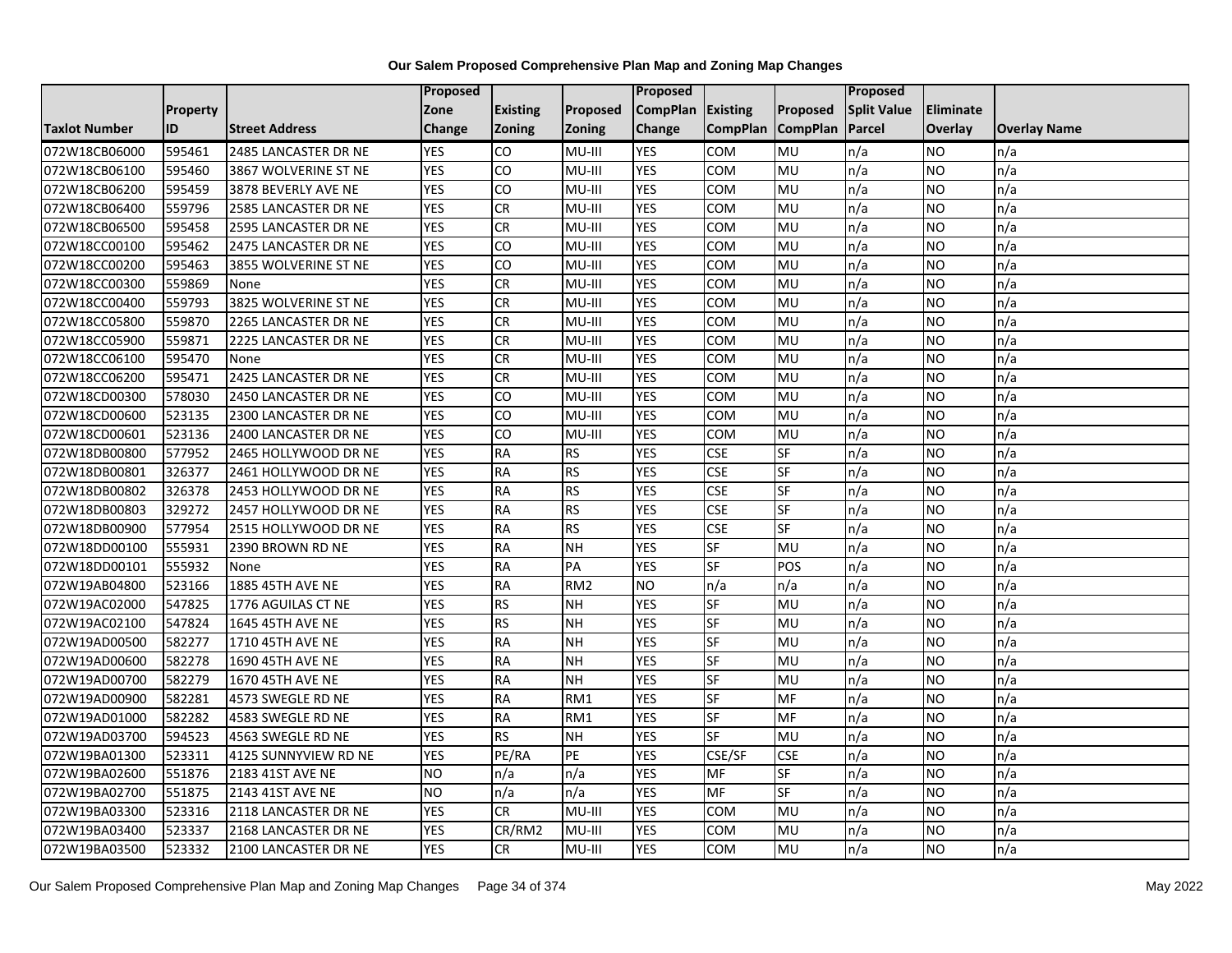# Our Salem Proposed Comprehensive Plan Map and Zoning Map Changes

| Taxlot Number | Property ID | Street Address | Proposed Zone Change | Existing Zoning | Proposed Zoning | Proposed CompPlan Change | Existing CompPlan | Proposed CompPlan | Proposed Split Value Parcel | Eliminate Overlay | Overlay Name |
|---|---|---|---|---|---|---|---|---|---|---|---|
| 072W18CB06000 | 595461 | 2485 LANCASTER DR NE | YES | CO | MU-III | YES | COM | MU | n/a | NO | n/a |
| 072W18CB06100 | 595460 | 3867 WOLVERINE ST NE | YES | CO | MU-III | YES | COM | MU | n/a | NO | n/a |
| 072W18CB06200 | 595459 | 3878 BEVERLY AVE NE | YES | CO | MU-III | YES | COM | MU | n/a | NO | n/a |
| 072W18CB06400 | 559796 | 2585 LANCASTER DR NE | YES | CR | MU-III | YES | COM | MU | n/a | NO | n/a |
| 072W18CB06500 | 595458 | 2595 LANCASTER DR NE | YES | CR | MU-III | YES | COM | MU | n/a | NO | n/a |
| 072W18CC00100 | 595462 | 2475 LANCASTER DR NE | YES | CO | MU-III | YES | COM | MU | n/a | NO | n/a |
| 072W18CC00200 | 595463 | 3855 WOLVERINE ST NE | YES | CO | MU-III | YES | COM | MU | n/a | NO | n/a |
| 072W18CC00300 | 559869 | None | YES | CR | MU-III | YES | COM | MU | n/a | NO | n/a |
| 072W18CC00400 | 559793 | 3825 WOLVERINE ST NE | YES | CR | MU-III | YES | COM | MU | n/a | NO | n/a |
| 072W18CC05800 | 559870 | 2265 LANCASTER DR NE | YES | CR | MU-III | YES | COM | MU | n/a | NO | n/a |
| 072W18CC05900 | 559871 | 2225 LANCASTER DR NE | YES | CR | MU-III | YES | COM | MU | n/a | NO | n/a |
| 072W18CC06100 | 595470 | None | YES | CR | MU-III | YES | COM | MU | n/a | NO | n/a |
| 072W18CC06200 | 595471 | 2425 LANCASTER DR NE | YES | CR | MU-III | YES | COM | MU | n/a | NO | n/a |
| 072W18CD00300 | 578030 | 2450 LANCASTER DR NE | YES | CO | MU-III | YES | COM | MU | n/a | NO | n/a |
| 072W18CD00600 | 523135 | 2300 LANCASTER DR NE | YES | CO | MU-III | YES | COM | MU | n/a | NO | n/a |
| 072W18CD00601 | 523136 | 2400 LANCASTER DR NE | YES | CO | MU-III | YES | COM | MU | n/a | NO | n/a |
| 072W18DB00800 | 577952 | 2465 HOLLYWOOD DR NE | YES | RA | RS | YES | CSE | SF | n/a | NO | n/a |
| 072W18DB00801 | 326377 | 2461 HOLLYWOOD DR NE | YES | RA | RS | YES | CSE | SF | n/a | NO | n/a |
| 072W18DB00802 | 326378 | 2453 HOLLYWOOD DR NE | YES | RA | RS | YES | CSE | SF | n/a | NO | n/a |
| 072W18DB00803 | 329272 | 2457 HOLLYWOOD DR NE | YES | RA | RS | YES | CSE | SF | n/a | NO | n/a |
| 072W18DB00900 | 577954 | 2515 HOLLYWOOD DR NE | YES | RA | RS | YES | CSE | SF | n/a | NO | n/a |
| 072W18DD00100 | 555931 | 2390 BROWN RD NE | YES | RA | NH | YES | SF | MU | n/a | NO | n/a |
| 072W18DD00101 | 555932 | None | YES | RA | PA | YES | SF | POS | n/a | NO | n/a |
| 072W19AB04800 | 523166 | 1885 45TH AVE NE | YES | RA | RM2 | NO | n/a | n/a | n/a | NO | n/a |
| 072W19AC02000 | 547825 | 1776 AGUILAS CT NE | YES | RS | NH | YES | SF | MU | n/a | NO | n/a |
| 072W19AC02100 | 547824 | 1645 45TH AVE NE | YES | RS | NH | YES | SF | MU | n/a | NO | n/a |
| 072W19AD00500 | 582277 | 1710 45TH AVE NE | YES | RA | NH | YES | SF | MU | n/a | NO | n/a |
| 072W19AD00600 | 582278 | 1690 45TH AVE NE | YES | RA | NH | YES | SF | MU | n/a | NO | n/a |
| 072W19AD00700 | 582279 | 1670 45TH AVE NE | YES | RA | NH | YES | SF | MU | n/a | NO | n/a |
| 072W19AD00900 | 582281 | 4573 SWEGLE RD NE | YES | RA | RM1 | YES | SF | MF | n/a | NO | n/a |
| 072W19AD01000 | 582282 | 4583 SWEGLE RD NE | YES | RA | RM1 | YES | SF | MF | n/a | NO | n/a |
| 072W19AD03700 | 594523 | 4563 SWEGLE RD NE | YES | RS | NH | YES | SF | MU | n/a | NO | n/a |
| 072W19BA01300 | 523311 | 4125 SUNNYVIEW RD NE | YES | PE/RA | PE | YES | CSE/SF | CSE | n/a | NO | n/a |
| 072W19BA02600 | 551876 | 2183 41ST AVE NE | NO | n/a | n/a | YES | MF | SF | n/a | NO | n/a |
| 072W19BA02700 | 551875 | 2143 41ST AVE NE | NO | n/a | n/a | YES | MF | SF | n/a | NO | n/a |
| 072W19BA03300 | 523316 | 2118 LANCASTER DR NE | YES | CR | MU-III | YES | COM | MU | n/a | NO | n/a |
| 072W19BA03400 | 523337 | 2168 LANCASTER DR NE | YES | CR/RM2 | MU-III | YES | COM | MU | n/a | NO | n/a |
| 072W19BA03500 | 523332 | 2100 LANCASTER DR NE | YES | CR | MU-III | YES | COM | MU | n/a | NO | n/a |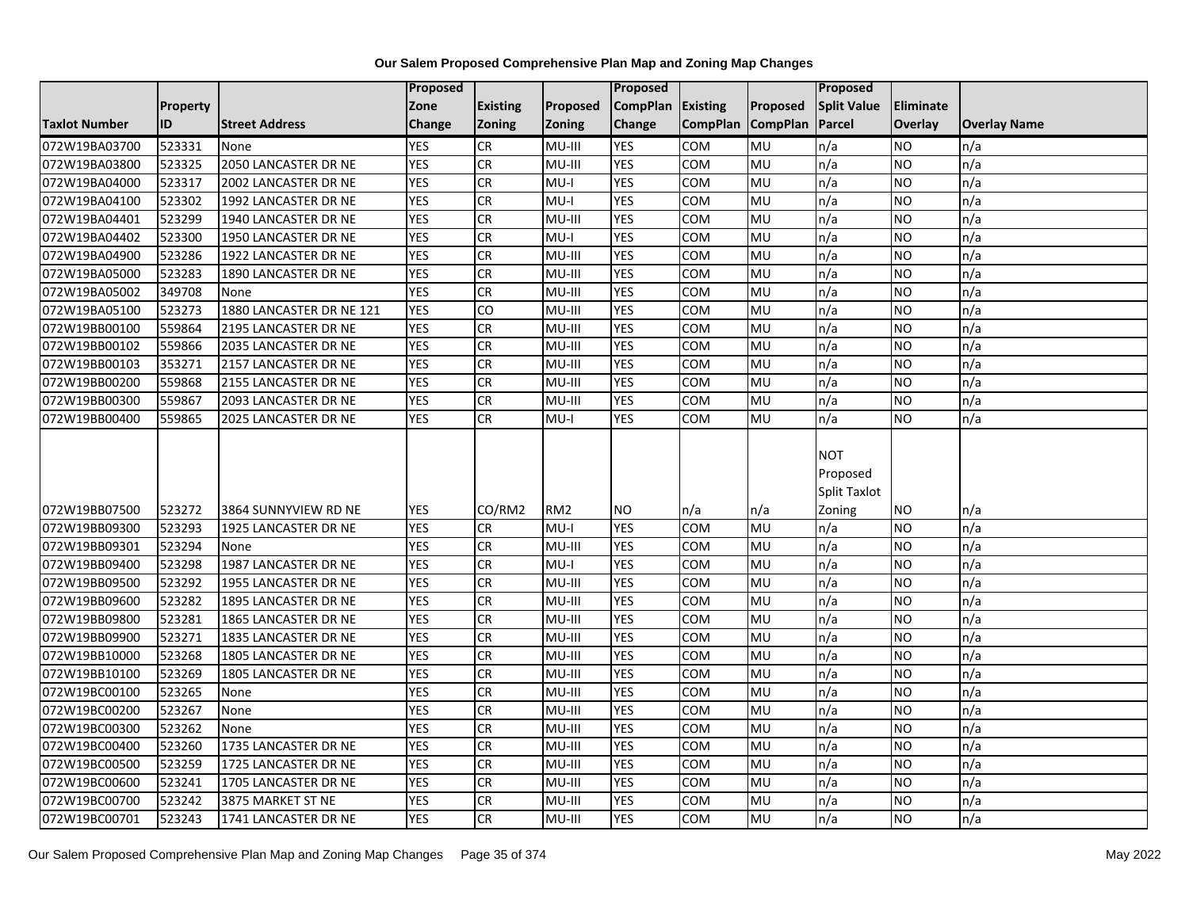# Our Salem Proposed Comprehensive Plan Map and Zoning Map Changes

| Taxlot Number | Property ID | Street Address | Proposed Zone Change | Existing Zoning | Proposed Zoning | Proposed CompPlan Change | Existing CompPlan | Proposed CompPlan | Proposed Split Value Parcel | Eliminate Overlay | Overlay Name |
|---|---|---|---|---|---|---|---|---|---|---|---|
| 072W19BA03700 | 523331 | None | YES | CR | MU-III | YES | COM | MU | n/a | NO | n/a |
| 072W19BA03800 | 523325 | 2050 LANCASTER DR NE | YES | CR | MU-III | YES | COM | MU | n/a | NO | n/a |
| 072W19BA04000 | 523317 | 2002 LANCASTER DR NE | YES | CR | MU-I | YES | COM | MU | n/a | NO | n/a |
| 072W19BA04100 | 523302 | 1992 LANCASTER DR NE | YES | CR | MU-I | YES | COM | MU | n/a | NO | n/a |
| 072W19BA04401 | 523299 | 1940 LANCASTER DR NE | YES | CR | MU-III | YES | COM | MU | n/a | NO | n/a |
| 072W19BA04402 | 523300 | 1950 LANCASTER DR NE | YES | CR | MU-I | YES | COM | MU | n/a | NO | n/a |
| 072W19BA04900 | 523286 | 1922 LANCASTER DR NE | YES | CR | MU-III | YES | COM | MU | n/a | NO | n/a |
| 072W19BA05000 | 523283 | 1890 LANCASTER DR NE | YES | CR | MU-III | YES | COM | MU | n/a | NO | n/a |
| 072W19BA05002 | 349708 | None | YES | CR | MU-III | YES | COM | MU | n/a | NO | n/a |
| 072W19BA05100 | 523273 | 1880 LANCASTER DR NE 121 | YES | CO | MU-III | YES | COM | MU | n/a | NO | n/a |
| 072W19BB00100 | 559864 | 2195 LANCASTER DR NE | YES | CR | MU-III | YES | COM | MU | n/a | NO | n/a |
| 072W19BB00102 | 559866 | 2035 LANCASTER DR NE | YES | CR | MU-III | YES | COM | MU | n/a | NO | n/a |
| 072W19BB00103 | 353271 | 2157 LANCASTER DR NE | YES | CR | MU-III | YES | COM | MU | n/a | NO | n/a |
| 072W19BB00200 | 559868 | 2155 LANCASTER DR NE | YES | CR | MU-III | YES | COM | MU | n/a | NO | n/a |
| 072W19BB00300 | 559867 | 2093 LANCASTER DR NE | YES | CR | MU-III | YES | COM | MU | n/a | NO | n/a |
| 072W19BB00400 | 559865 | 2025 LANCASTER DR NE | YES | CR | MU-I | YES | COM | MU | n/a | NO | n/a |
| 072W19BB07500 | 523272 | 3864 SUNNYVIEW RD NE | YES | CO/RM2 | RM2 | NO | n/a | n/a | NOT Proposed Split Taxlot Zoning | NO | n/a |
| 072W19BB09300 | 523293 | 1925 LANCASTER DR NE | YES | CR | MU-I | YES | COM | MU | n/a | NO | n/a |
| 072W19BB09301 | 523294 | None | YES | CR | MU-III | YES | COM | MU | n/a | NO | n/a |
| 072W19BB09400 | 523298 | 1987 LANCASTER DR NE | YES | CR | MU-I | YES | COM | MU | n/a | NO | n/a |
| 072W19BB09500 | 523292 | 1955 LANCASTER DR NE | YES | CR | MU-III | YES | COM | MU | n/a | NO | n/a |
| 072W19BB09600 | 523282 | 1895 LANCASTER DR NE | YES | CR | MU-III | YES | COM | MU | n/a | NO | n/a |
| 072W19BB09800 | 523281 | 1865 LANCASTER DR NE | YES | CR | MU-III | YES | COM | MU | n/a | NO | n/a |
| 072W19BB09900 | 523271 | 1835 LANCASTER DR NE | YES | CR | MU-III | YES | COM | MU | n/a | NO | n/a |
| 072W19BB10000 | 523268 | 1805 LANCASTER DR NE | YES | CR | MU-III | YES | COM | MU | n/a | NO | n/a |
| 072W19BB10100 | 523269 | 1805 LANCASTER DR NE | YES | CR | MU-III | YES | COM | MU | n/a | NO | n/a |
| 072W19BC00100 | 523265 | None | YES | CR | MU-III | YES | COM | MU | n/a | NO | n/a |
| 072W19BC00200 | 523267 | None | YES | CR | MU-III | YES | COM | MU | n/a | NO | n/a |
| 072W19BC00300 | 523262 | None | YES | CR | MU-III | YES | COM | MU | n/a | NO | n/a |
| 072W19BC00400 | 523260 | 1735 LANCASTER DR NE | YES | CR | MU-III | YES | COM | MU | n/a | NO | n/a |
| 072W19BC00500 | 523259 | 1725 LANCASTER DR NE | YES | CR | MU-III | YES | COM | MU | n/a | NO | n/a |
| 072W19BC00600 | 523241 | 1705 LANCASTER DR NE | YES | CR | MU-III | YES | COM | MU | n/a | NO | n/a |
| 072W19BC00700 | 523242 | 3875 MARKET ST NE | YES | CR | MU-III | YES | COM | MU | n/a | NO | n/a |
| 072W19BC00701 | 523243 | 1741 LANCASTER DR NE | YES | CR | MU-III | YES | COM | MU | n/a | NO | n/a |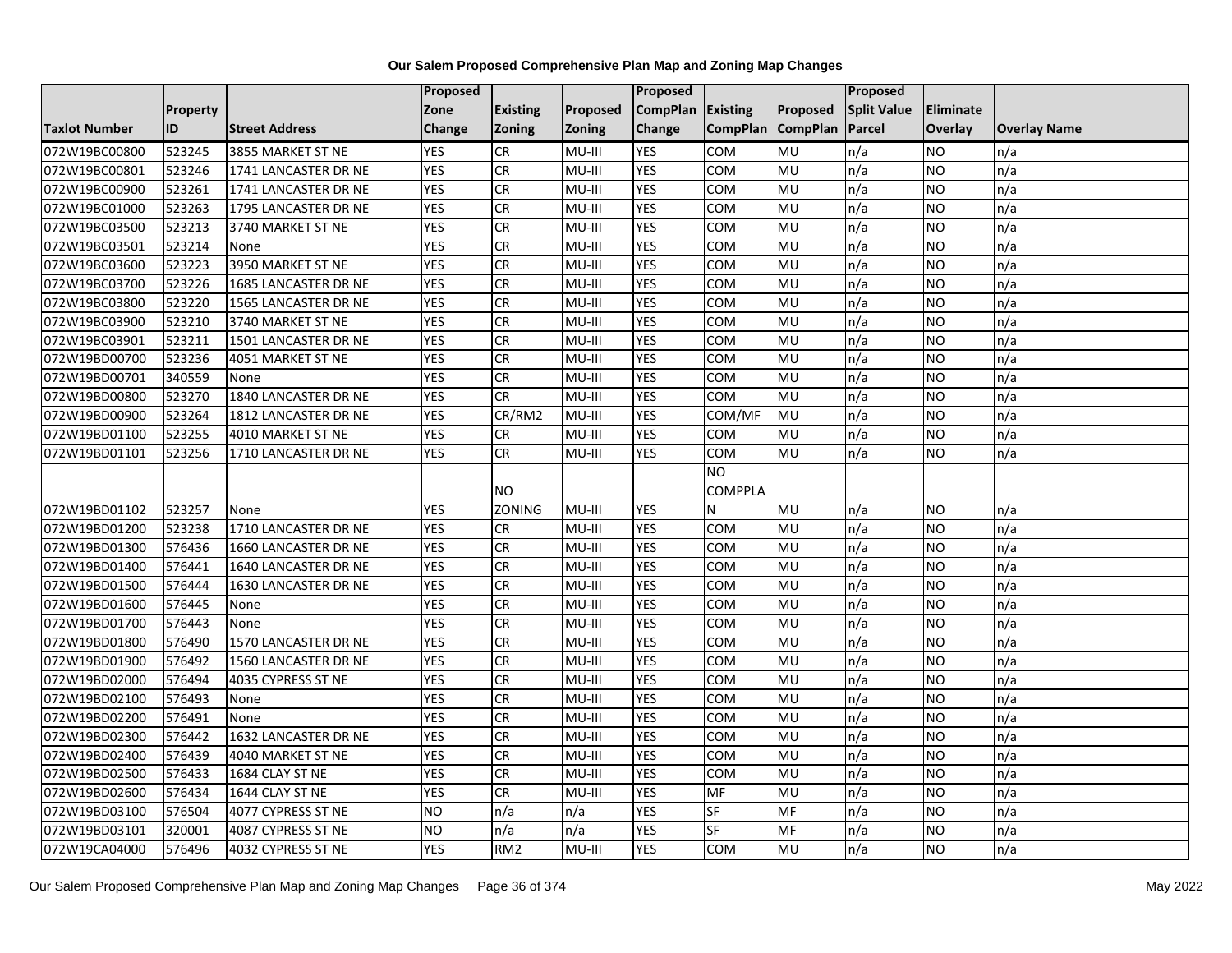# Our Salem Proposed Comprehensive Plan Map and Zoning Map Changes

| Taxlot Number | Property ID | Street Address | Proposed Zone Change | Existing Zoning | Proposed Zoning | Proposed CompPlan Change | Existing CompPlan | Proposed CompPlan | Proposed Split Value Parcel | Eliminate Overlay | Overlay Name |
|---|---|---|---|---|---|---|---|---|---|---|---|
| 072W19BC00800 | 523245 | 3855 MARKET ST NE | YES | CR | MU-III | YES | COM | MU | n/a | NO | n/a |
| 072W19BC00801 | 523246 | 1741 LANCASTER DR NE | YES | CR | MU-III | YES | COM | MU | n/a | NO | n/a |
| 072W19BC00900 | 523261 | 1741 LANCASTER DR NE | YES | CR | MU-III | YES | COM | MU | n/a | NO | n/a |
| 072W19BC01000 | 523263 | 1795 LANCASTER DR NE | YES | CR | MU-III | YES | COM | MU | n/a | NO | n/a |
| 072W19BC03500 | 523213 | 3740 MARKET ST NE | YES | CR | MU-III | YES | COM | MU | n/a | NO | n/a |
| 072W19BC03501 | 523214 | None | YES | CR | MU-III | YES | COM | MU | n/a | NO | n/a |
| 072W19BC03600 | 523223 | 3950 MARKET ST NE | YES | CR | MU-III | YES | COM | MU | n/a | NO | n/a |
| 072W19BC03700 | 523226 | 1685 LANCASTER DR NE | YES | CR | MU-III | YES | COM | MU | n/a | NO | n/a |
| 072W19BC03800 | 523220 | 1565 LANCASTER DR NE | YES | CR | MU-III | YES | COM | MU | n/a | NO | n/a |
| 072W19BC03900 | 523210 | 3740 MARKET ST NE | YES | CR | MU-III | YES | COM | MU | n/a | NO | n/a |
| 072W19BC03901 | 523211 | 1501 LANCASTER DR NE | YES | CR | MU-III | YES | COM | MU | n/a | NO | n/a |
| 072W19BD00700 | 523236 | 4051 MARKET ST NE | YES | CR | MU-III | YES | COM | MU | n/a | NO | n/a |
| 072W19BD00701 | 340559 | None | YES | CR | MU-III | YES | COM | MU | n/a | NO | n/a |
| 072W19BD00800 | 523270 | 1840 LANCASTER DR NE | YES | CR | MU-III | YES | COM | MU | n/a | NO | n/a |
| 072W19BD00900 | 523264 | 1812 LANCASTER DR NE | YES | CR/RM2 | MU-III | YES | COM/MF | MU | n/a | NO | n/a |
| 072W19BD01100 | 523255 | 4010 MARKET ST NE | YES | CR | MU-III | YES | COM | MU | n/a | NO | n/a |
| 072W19BD01101 | 523256 | 1710 LANCASTER DR NE | YES | CR | MU-III | YES | COM | MU | n/a | NO | n/a |
| 072W19BD01102 | 523257 | None | YES | NO ZONING | MU-III | YES | NO COMPPLAN | MU | n/a | NO | n/a |
| 072W19BD01200 | 523238 | 1710 LANCASTER DR NE | YES | CR | MU-III | YES | COM | MU | n/a | NO | n/a |
| 072W19BD01300 | 576436 | 1660 LANCASTER DR NE | YES | CR | MU-III | YES | COM | MU | n/a | NO | n/a |
| 072W19BD01400 | 576441 | 1640 LANCASTER DR NE | YES | CR | MU-III | YES | COM | MU | n/a | NO | n/a |
| 072W19BD01500 | 576444 | 1630 LANCASTER DR NE | YES | CR | MU-III | YES | COM | MU | n/a | NO | n/a |
| 072W19BD01600 | 576445 | None | YES | CR | MU-III | YES | COM | MU | n/a | NO | n/a |
| 072W19BD01700 | 576443 | None | YES | CR | MU-III | YES | COM | MU | n/a | NO | n/a |
| 072W19BD01800 | 576490 | 1570 LANCASTER DR NE | YES | CR | MU-III | YES | COM | MU | n/a | NO | n/a |
| 072W19BD01900 | 576492 | 1560 LANCASTER DR NE | YES | CR | MU-III | YES | COM | MU | n/a | NO | n/a |
| 072W19BD02000 | 576494 | 4035 CYPRESS ST NE | YES | CR | MU-III | YES | COM | MU | n/a | NO | n/a |
| 072W19BD02100 | 576493 | None | YES | CR | MU-III | YES | COM | MU | n/a | NO | n/a |
| 072W19BD02200 | 576491 | None | YES | CR | MU-III | YES | COM | MU | n/a | NO | n/a |
| 072W19BD02300 | 576442 | 1632 LANCASTER DR NE | YES | CR | MU-III | YES | COM | MU | n/a | NO | n/a |
| 072W19BD02400 | 576439 | 4040 MARKET ST NE | YES | CR | MU-III | YES | COM | MU | n/a | NO | n/a |
| 072W19BD02500 | 576433 | 1684 CLAY ST NE | YES | CR | MU-III | YES | COM | MU | n/a | NO | n/a |
| 072W19BD02600 | 576434 | 1644 CLAY ST NE | YES | CR | MU-III | YES | MF | MU | n/a | NO | n/a |
| 072W19BD03100 | 576504 | 4077 CYPRESS ST NE | NO | n/a | n/a | YES | SF | MF | n/a | NO | n/a |
| 072W19BD03101 | 320001 | 4087 CYPRESS ST NE | NO | n/a | n/a | YES | SF | MF | n/a | NO | n/a |
| 072W19CA04000 | 576496 | 4032 CYPRESS ST NE | YES | RM2 | MU-III | YES | COM | MU | n/a | NO | n/a |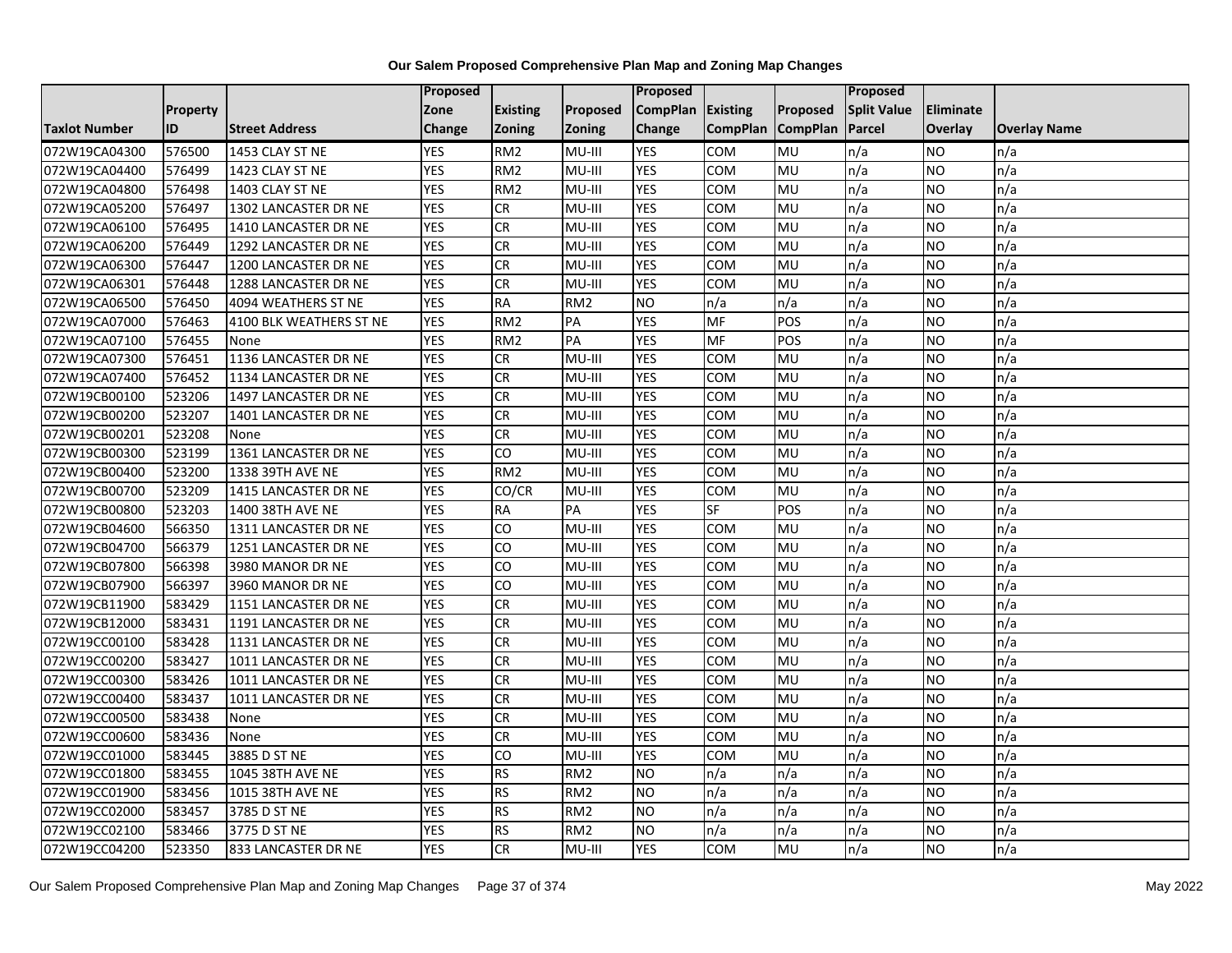# Our Salem Proposed Comprehensive Plan Map and Zoning Map Changes

| Taxlot Number | Property ID | Street Address | Proposed Zone Change | Existing Zoning | Proposed Zoning | Proposed CompPlan Change | Existing CompPlan | Proposed CompPlan | Proposed Split Value Parcel | Eliminate Overlay | Overlay Name |
|---|---|---|---|---|---|---|---|---|---|---|---|
| 072W19CA04300 | 576500 | 1453 CLAY ST NE | YES | RM2 | MU-III | YES | COM | MU | n/a | NO | n/a |
| 072W19CA04400 | 576499 | 1423 CLAY ST NE | YES | RM2 | MU-III | YES | COM | MU | n/a | NO | n/a |
| 072W19CA04800 | 576498 | 1403 CLAY ST NE | YES | RM2 | MU-III | YES | COM | MU | n/a | NO | n/a |
| 072W19CA05200 | 576497 | 1302 LANCASTER DR NE | YES | CR | MU-III | YES | COM | MU | n/a | NO | n/a |
| 072W19CA06100 | 576495 | 1410 LANCASTER DR NE | YES | CR | MU-III | YES | COM | MU | n/a | NO | n/a |
| 072W19CA06200 | 576449 | 1292 LANCASTER DR NE | YES | CR | MU-III | YES | COM | MU | n/a | NO | n/a |
| 072W19CA06300 | 576447 | 1200 LANCASTER DR NE | YES | CR | MU-III | YES | COM | MU | n/a | NO | n/a |
| 072W19CA06301 | 576448 | 1288 LANCASTER DR NE | YES | CR | MU-III | YES | COM | MU | n/a | NO | n/a |
| 072W19CA06500 | 576450 | 4094 WEATHERS ST NE | YES | RA | RM2 | NO | n/a | n/a | n/a | NO | n/a |
| 072W19CA07000 | 576463 | 4100 BLK WEATHERS ST NE | YES | RM2 | PA | YES | MF | POS | n/a | NO | n/a |
| 072W19CA07100 | 576455 | None | YES | RM2 | PA | YES | MF | POS | n/a | NO | n/a |
| 072W19CA07300 | 576451 | 1136 LANCASTER DR NE | YES | CR | MU-III | YES | COM | MU | n/a | NO | n/a |
| 072W19CA07400 | 576452 | 1134 LANCASTER DR NE | YES | CR | MU-III | YES | COM | MU | n/a | NO | n/a |
| 072W19CB00100 | 523206 | 1497 LANCASTER DR NE | YES | CR | MU-III | YES | COM | MU | n/a | NO | n/a |
| 072W19CB00200 | 523207 | 1401 LANCASTER DR NE | YES | CR | MU-III | YES | COM | MU | n/a | NO | n/a |
| 072W19CB00201 | 523208 | None | YES | CR | MU-III | YES | COM | MU | n/a | NO | n/a |
| 072W19CB00300 | 523199 | 1361 LANCASTER DR NE | YES | CO | MU-III | YES | COM | MU | n/a | NO | n/a |
| 072W19CB00400 | 523200 | 1338 39TH AVE NE | YES | RM2 | MU-III | YES | COM | MU | n/a | NO | n/a |
| 072W19CB00700 | 523209 | 1415 LANCASTER DR NE | YES | CO/CR | MU-III | YES | COM | MU | n/a | NO | n/a |
| 072W19CB00800 | 523203 | 1400 38TH AVE NE | YES | RA | PA | YES | SF | POS | n/a | NO | n/a |
| 072W19CB04600 | 566350 | 1311 LANCASTER DR NE | YES | CO | MU-III | YES | COM | MU | n/a | NO | n/a |
| 072W19CB04700 | 566379 | 1251 LANCASTER DR NE | YES | CO | MU-III | YES | COM | MU | n/a | NO | n/a |
| 072W19CB07800 | 566398 | 3980 MANOR DR NE | YES | CO | MU-III | YES | COM | MU | n/a | NO | n/a |
| 072W19CB07900 | 566397 | 3960 MANOR DR NE | YES | CO | MU-III | YES | COM | MU | n/a | NO | n/a |
| 072W19CB11900 | 583429 | 1151 LANCASTER DR NE | YES | CR | MU-III | YES | COM | MU | n/a | NO | n/a |
| 072W19CB12000 | 583431 | 1191 LANCASTER DR NE | YES | CR | MU-III | YES | COM | MU | n/a | NO | n/a |
| 072W19CC00100 | 583428 | 1131 LANCASTER DR NE | YES | CR | MU-III | YES | COM | MU | n/a | NO | n/a |
| 072W19CC00200 | 583427 | 1011 LANCASTER DR NE | YES | CR | MU-III | YES | COM | MU | n/a | NO | n/a |
| 072W19CC00300 | 583426 | 1011 LANCASTER DR NE | YES | CR | MU-III | YES | COM | MU | n/a | NO | n/a |
| 072W19CC00400 | 583437 | 1011 LANCASTER DR NE | YES | CR | MU-III | YES | COM | MU | n/a | NO | n/a |
| 072W19CC00500 | 583438 | None | YES | CR | MU-III | YES | COM | MU | n/a | NO | n/a |
| 072W19CC00600 | 583436 | None | YES | CR | MU-III | YES | COM | MU | n/a | NO | n/a |
| 072W19CC01000 | 583445 | 3885 D ST NE | YES | CO | MU-III | YES | COM | MU | n/a | NO | n/a |
| 072W19CC01800 | 583455 | 1045 38TH AVE NE | YES | RS | RM2 | NO | n/a | n/a | n/a | NO | n/a |
| 072W19CC01900 | 583456 | 1015 38TH AVE NE | YES | RS | RM2 | NO | n/a | n/a | n/a | NO | n/a |
| 072W19CC02000 | 583457 | 3785 D ST NE | YES | RS | RM2 | NO | n/a | n/a | n/a | NO | n/a |
| 072W19CC02100 | 583466 | 3775 D ST NE | YES | RS | RM2 | NO | n/a | n/a | n/a | NO | n/a |
| 072W19CC04200 | 523350 | 833 LANCASTER DR NE | YES | CR | MU-III | YES | COM | MU | n/a | NO | n/a |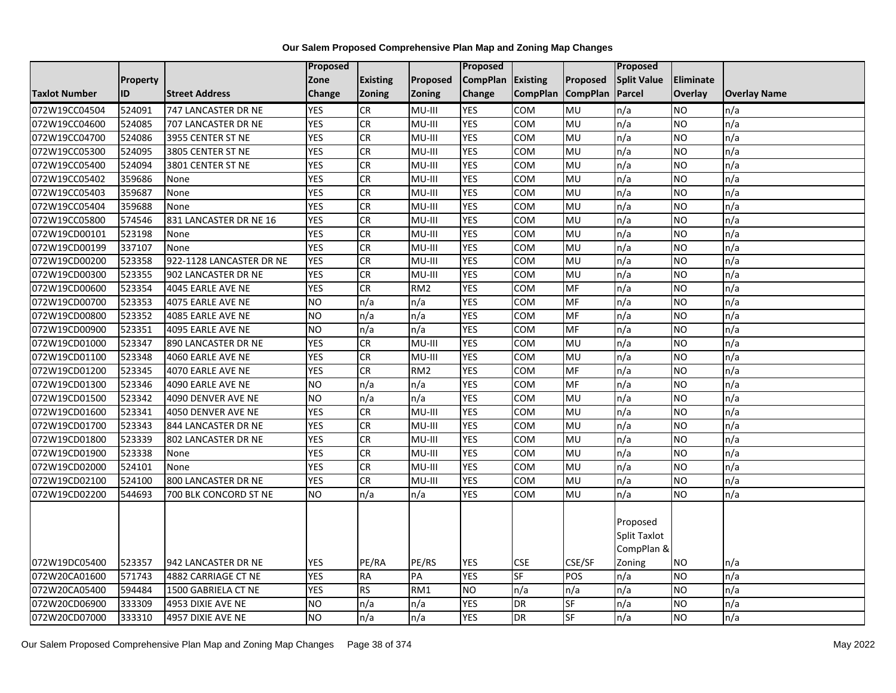**Our Salem Proposed Comprehensive Plan Map and Zoning Map Changes**

| Taxlot Number | Property ID | Street Address | Proposed Zone Change | Existing Zoning | Proposed Zoning | Proposed CompPlan Change | Existing CompPlan | Proposed CompPlan | Proposed Split Value Parcel | Eliminate Overlay | Overlay Name |
|---|---|---|---|---|---|---|---|---|---|---|---|
| 072W19CC04504 | 524091 | 747 LANCASTER DR NE | YES | CR | MU-III | YES | COM | MU | n/a | NO | n/a |
| 072W19CC04600 | 524085 | 707 LANCASTER DR NE | YES | CR | MU-III | YES | COM | MU | n/a | NO | n/a |
| 072W19CC04700 | 524086 | 3955 CENTER ST NE | YES | CR | MU-III | YES | COM | MU | n/a | NO | n/a |
| 072W19CC05300 | 524095 | 3805 CENTER ST NE | YES | CR | MU-III | YES | COM | MU | n/a | NO | n/a |
| 072W19CC05400 | 524094 | 3801 CENTER ST NE | YES | CR | MU-III | YES | COM | MU | n/a | NO | n/a |
| 072W19CC05402 | 359686 | None | YES | CR | MU-III | YES | COM | MU | n/a | NO | n/a |
| 072W19CC05403 | 359687 | None | YES | CR | MU-III | YES | COM | MU | n/a | NO | n/a |
| 072W19CC05404 | 359688 | None | YES | CR | MU-III | YES | COM | MU | n/a | NO | n/a |
| 072W19CC05800 | 574546 | 831 LANCASTER DR NE 16 | YES | CR | MU-III | YES | COM | MU | n/a | NO | n/a |
| 072W19CD00101 | 523198 | None | YES | CR | MU-III | YES | COM | MU | n/a | NO | n/a |
| 072W19CD00199 | 337107 | None | YES | CR | MU-III | YES | COM | MU | n/a | NO | n/a |
| 072W19CD00200 | 523358 | 922-1128 LANCASTER DR NE | YES | CR | MU-III | YES | COM | MU | n/a | NO | n/a |
| 072W19CD00300 | 523355 | 902 LANCASTER DR NE | YES | CR | MU-III | YES | COM | MU | n/a | NO | n/a |
| 072W19CD00600 | 523354 | 4045 EARLE AVE NE | YES | CR | RM2 | YES | COM | MF | n/a | NO | n/a |
| 072W19CD00700 | 523353 | 4075 EARLE AVE NE | NO | n/a | n/a | YES | COM | MF | n/a | NO | n/a |
| 072W19CD00800 | 523352 | 4085 EARLE AVE NE | NO | n/a | n/a | YES | COM | MF | n/a | NO | n/a |
| 072W19CD00900 | 523351 | 4095 EARLE AVE NE | NO | n/a | n/a | YES | COM | MF | n/a | NO | n/a |
| 072W19CD01000 | 523347 | 890 LANCASTER DR NE | YES | CR | MU-III | YES | COM | MU | n/a | NO | n/a |
| 072W19CD01100 | 523348 | 4060 EARLE AVE NE | YES | CR | MU-III | YES | COM | MU | n/a | NO | n/a |
| 072W19CD01200 | 523345 | 4070 EARLE AVE NE | YES | CR | RM2 | YES | COM | MF | n/a | NO | n/a |
| 072W19CD01300 | 523346 | 4090 EARLE AVE NE | NO | n/a | n/a | YES | COM | MF | n/a | NO | n/a |
| 072W19CD01500 | 523342 | 4090 DENVER AVE NE | NO | n/a | n/a | YES | COM | MU | n/a | NO | n/a |
| 072W19CD01600 | 523341 | 4050 DENVER AVE NE | YES | CR | MU-III | YES | COM | MU | n/a | NO | n/a |
| 072W19CD01700 | 523343 | 844 LANCASTER DR NE | YES | CR | MU-III | YES | COM | MU | n/a | NO | n/a |
| 072W19CD01800 | 523339 | 802 LANCASTER DR NE | YES | CR | MU-III | YES | COM | MU | n/a | NO | n/a |
| 072W19CD01900 | 523338 | None | YES | CR | MU-III | YES | COM | MU | n/a | NO | n/a |
| 072W19CD02000 | 524101 | None | YES | CR | MU-III | YES | COM | MU | n/a | NO | n/a |
| 072W19CD02100 | 524100 | 800 LANCASTER DR NE | YES | CR | MU-III | YES | COM | MU | n/a | NO | n/a |
| 072W19CD02200 | 544693 | 700 BLK CONCORD ST NE | NO | n/a | n/a | YES | COM | MU | n/a | NO | n/a |
| 072W19DC05400 | 523357 | 942 LANCASTER DR NE | YES | PE/RA | PE/RS | YES | CSE | CSE/SF | Proposed Split Taxlot CompPlan & Zoning | NO | n/a |
| 072W20CA01600 | 571743 | 4882 CARRIAGE CT NE | YES | RA | PA | YES | SF | POS | n/a | NO | n/a |
| 072W20CA05400 | 594484 | 1500 GABRIELA CT NE | YES | RS | RM1 | NO | n/a | n/a | n/a | NO | n/a |
| 072W20CD06900 | 333309 | 4953 DIXIE AVE NE | NO | n/a | n/a | YES | DR | SF | n/a | NO | n/a |
| 072W20CD07000 | 333310 | 4957 DIXIE AVE NE | NO | n/a | n/a | YES | DR | SF | n/a | NO | n/a |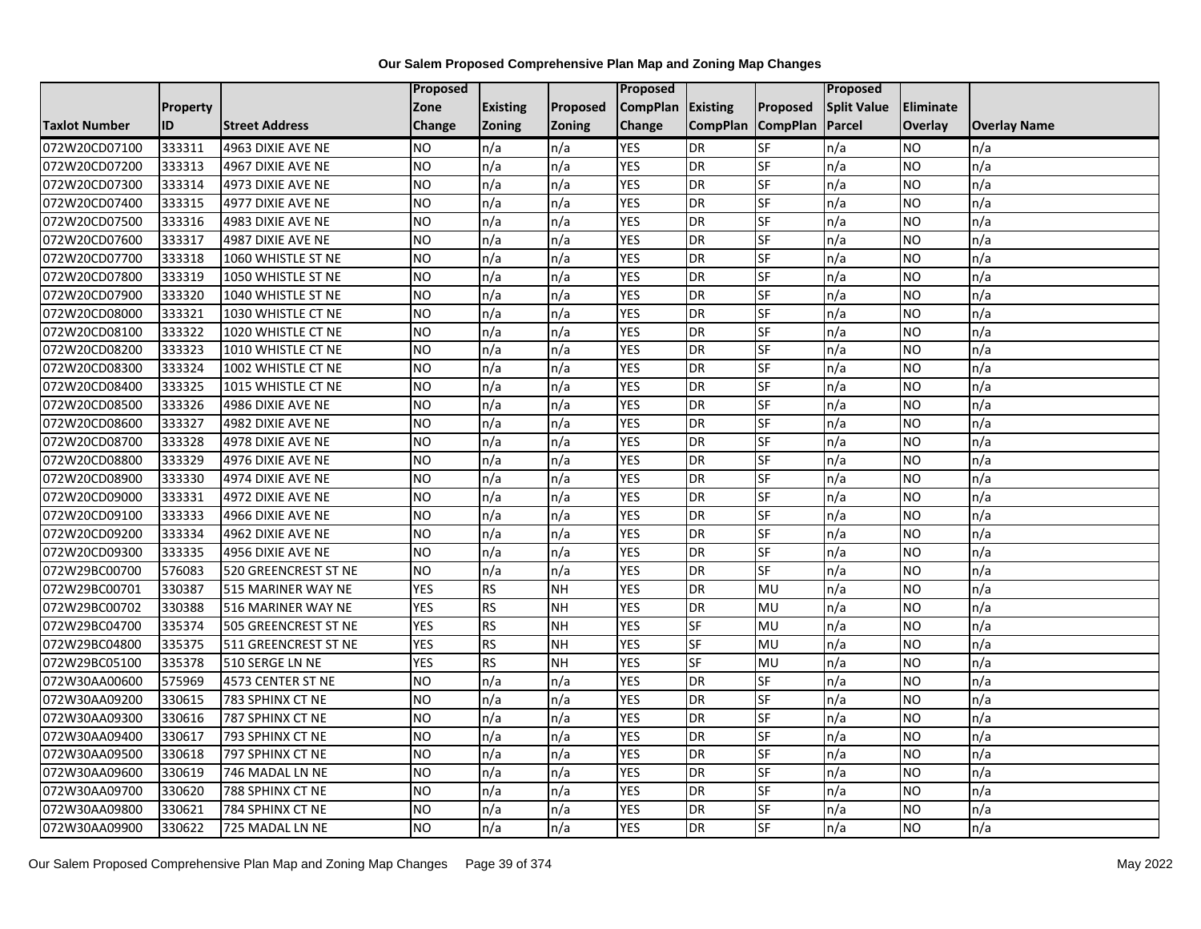# Our Salem Proposed Comprehensive Plan Map and Zoning Map Changes

| Taxlot Number | Property ID | Street Address | Proposed Zone Change | Existing Zoning | Proposed Zoning | Proposed CompPlan Change | Existing CompPlan | Proposed CompPlan | Proposed Split Value Parcel | Eliminate Overlay | Overlay Name |
|---|---|---|---|---|---|---|---|---|---|---|---|
| 072W20CD07100 | 333311 | 4963 DIXIE AVE NE | NO | n/a | n/a | YES | DR | SF | n/a | NO | n/a |
| 072W20CD07200 | 333313 | 4967 DIXIE AVE NE | NO | n/a | n/a | YES | DR | SF | n/a | NO | n/a |
| 072W20CD07300 | 333314 | 4973 DIXIE AVE NE | NO | n/a | n/a | YES | DR | SF | n/a | NO | n/a |
| 072W20CD07400 | 333315 | 4977 DIXIE AVE NE | NO | n/a | n/a | YES | DR | SF | n/a | NO | n/a |
| 072W20CD07500 | 333316 | 4983 DIXIE AVE NE | NO | n/a | n/a | YES | DR | SF | n/a | NO | n/a |
| 072W20CD07600 | 333317 | 4987 DIXIE AVE NE | NO | n/a | n/a | YES | DR | SF | n/a | NO | n/a |
| 072W20CD07700 | 333318 | 1060 WHISTLE ST NE | NO | n/a | n/a | YES | DR | SF | n/a | NO | n/a |
| 072W20CD07800 | 333319 | 1050 WHISTLE ST NE | NO | n/a | n/a | YES | DR | SF | n/a | NO | n/a |
| 072W20CD07900 | 333320 | 1040 WHISTLE ST NE | NO | n/a | n/a | YES | DR | SF | n/a | NO | n/a |
| 072W20CD08000 | 333321 | 1030 WHISTLE CT NE | NO | n/a | n/a | YES | DR | SF | n/a | NO | n/a |
| 072W20CD08100 | 333322 | 1020 WHISTLE CT NE | NO | n/a | n/a | YES | DR | SF | n/a | NO | n/a |
| 072W20CD08200 | 333323 | 1010 WHISTLE CT NE | NO | n/a | n/a | YES | DR | SF | n/a | NO | n/a |
| 072W20CD08300 | 333324 | 1002 WHISTLE CT NE | NO | n/a | n/a | YES | DR | SF | n/a | NO | n/a |
| 072W20CD08400 | 333325 | 1015 WHISTLE CT NE | NO | n/a | n/a | YES | DR | SF | n/a | NO | n/a |
| 072W20CD08500 | 333326 | 4986 DIXIE AVE NE | NO | n/a | n/a | YES | DR | SF | n/a | NO | n/a |
| 072W20CD08600 | 333327 | 4982 DIXIE AVE NE | NO | n/a | n/a | YES | DR | SF | n/a | NO | n/a |
| 072W20CD08700 | 333328 | 4978 DIXIE AVE NE | NO | n/a | n/a | YES | DR | SF | n/a | NO | n/a |
| 072W20CD08800 | 333329 | 4976 DIXIE AVE NE | NO | n/a | n/a | YES | DR | SF | n/a | NO | n/a |
| 072W20CD08900 | 333330 | 4974 DIXIE AVE NE | NO | n/a | n/a | YES | DR | SF | n/a | NO | n/a |
| 072W20CD09000 | 333331 | 4972 DIXIE AVE NE | NO | n/a | n/a | YES | DR | SF | n/a | NO | n/a |
| 072W20CD09100 | 333333 | 4966 DIXIE AVE NE | NO | n/a | n/a | YES | DR | SF | n/a | NO | n/a |
| 072W20CD09200 | 333334 | 4962 DIXIE AVE NE | NO | n/a | n/a | YES | DR | SF | n/a | NO | n/a |
| 072W20CD09300 | 333335 | 4956 DIXIE AVE NE | NO | n/a | n/a | YES | DR | SF | n/a | NO | n/a |
| 072W29BC00700 | 576083 | 520 GREENCREST ST NE | NO | n/a | n/a | YES | DR | SF | n/a | NO | n/a |
| 072W29BC00701 | 330387 | 515 MARINER WAY NE | YES | RS | NH | YES | DR | MU | n/a | NO | n/a |
| 072W29BC00702 | 330388 | 516 MARINER WAY NE | YES | RS | NH | YES | DR | MU | n/a | NO | n/a |
| 072W29BC04700 | 335374 | 505 GREENCREST ST NE | YES | RS | NH | YES | SF | MU | n/a | NO | n/a |
| 072W29BC04800 | 335375 | 511 GREENCREST ST NE | YES | RS | NH | YES | SF | MU | n/a | NO | n/a |
| 072W29BC05100 | 335378 | 510 SERGE LN NE | YES | RS | NH | YES | SF | MU | n/a | NO | n/a |
| 072W30AA00600 | 575969 | 4573 CENTER ST NE | NO | n/a | n/a | YES | DR | SF | n/a | NO | n/a |
| 072W30AA09200 | 330615 | 783 SPHINX CT NE | NO | n/a | n/a | YES | DR | SF | n/a | NO | n/a |
| 072W30AA09300 | 330616 | 787 SPHINX CT NE | NO | n/a | n/a | YES | DR | SF | n/a | NO | n/a |
| 072W30AA09400 | 330617 | 793 SPHINX CT NE | NO | n/a | n/a | YES | DR | SF | n/a | NO | n/a |
| 072W30AA09500 | 330618 | 797 SPHINX CT NE | NO | n/a | n/a | YES | DR | SF | n/a | NO | n/a |
| 072W30AA09600 | 330619 | 746 MADAL LN NE | NO | n/a | n/a | YES | DR | SF | n/a | NO | n/a |
| 072W30AA09700 | 330620 | 788 SPHINX CT NE | NO | n/a | n/a | YES | DR | SF | n/a | NO | n/a |
| 072W30AA09800 | 330621 | 784 SPHINX CT NE | NO | n/a | n/a | YES | DR | SF | n/a | NO | n/a |
| 072W30AA09900 | 330622 | 725 MADAL LN NE | NO | n/a | n/a | YES | DR | SF | n/a | NO | n/a |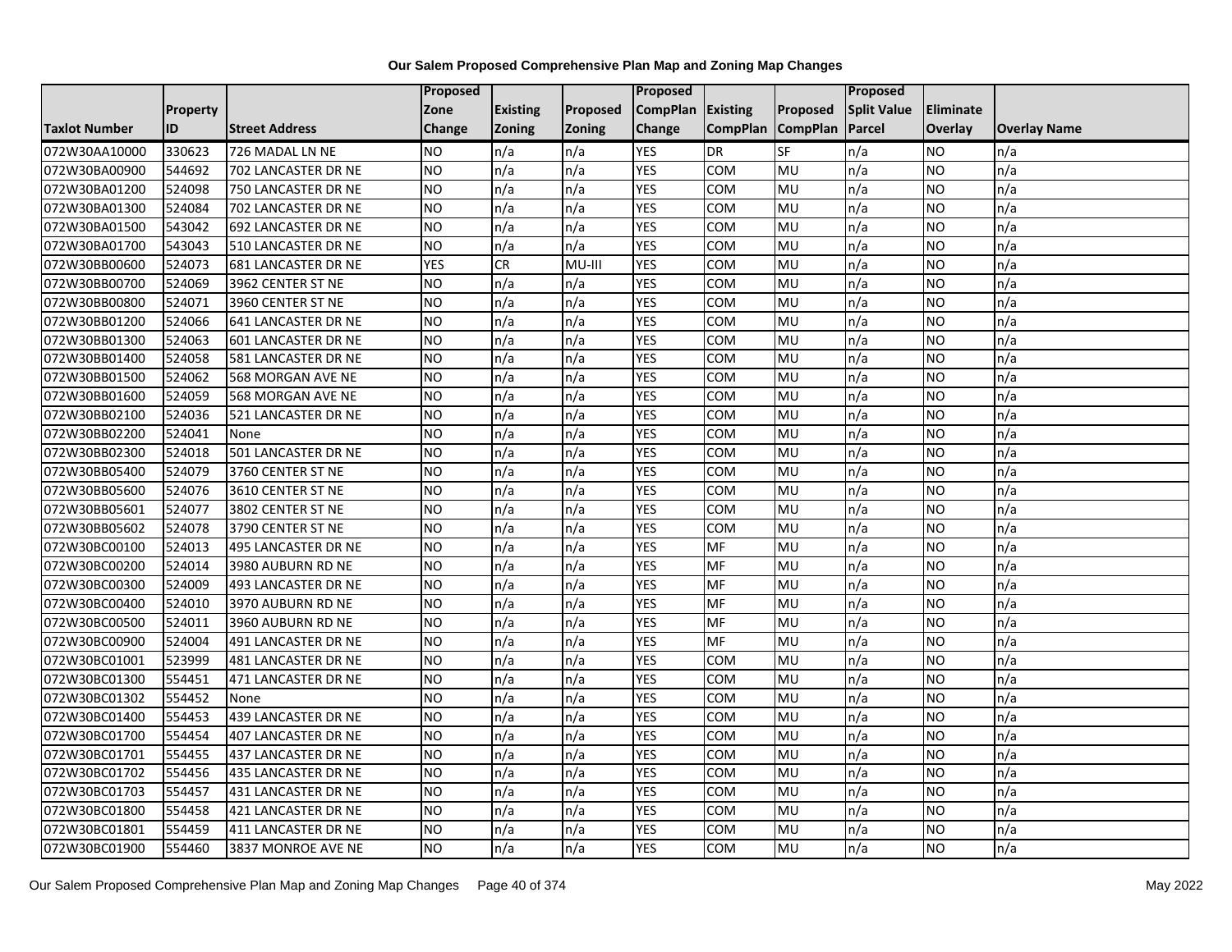## Our Salem Proposed Comprehensive Plan Map and Zoning Map Changes

| Taxlot Number | Property ID | Street Address | Proposed Zone Change | Existing Zoning | Proposed Zoning | Proposed CompPlan Change | Existing CompPlan | Proposed CompPlan | Proposed Split Value Parcel | Eliminate Overlay | Overlay Name |
|---|---|---|---|---|---|---|---|---|---|---|---|
| 072W30AA10000 | 330623 | 726 MADAL LN NE | NO | n/a | n/a | YES | DR | SF | n/a | NO | n/a |
| 072W30BA00900 | 544692 | 702 LANCASTER DR NE | NO | n/a | n/a | YES | COM | MU | n/a | NO | n/a |
| 072W30BA01200 | 524098 | 750 LANCASTER DR NE | NO | n/a | n/a | YES | COM | MU | n/a | NO | n/a |
| 072W30BA01300 | 524084 | 702 LANCASTER DR NE | NO | n/a | n/a | YES | COM | MU | n/a | NO | n/a |
| 072W30BA01500 | 543042 | 692 LANCASTER DR NE | NO | n/a | n/a | YES | COM | MU | n/a | NO | n/a |
| 072W30BA01700 | 543043 | 510 LANCASTER DR NE | NO | n/a | n/a | YES | COM | MU | n/a | NO | n/a |
| 072W30BB00600 | 524073 | 681 LANCASTER DR NE | YES | CR | MU-III | YES | COM | MU | n/a | NO | n/a |
| 072W30BB00700 | 524069 | 3962 CENTER ST NE | NO | n/a | n/a | YES | COM | MU | n/a | NO | n/a |
| 072W30BB00800 | 524071 | 3960 CENTER ST NE | NO | n/a | n/a | YES | COM | MU | n/a | NO | n/a |
| 072W30BB01200 | 524066 | 641 LANCASTER DR NE | NO | n/a | n/a | YES | COM | MU | n/a | NO | n/a |
| 072W30BB01300 | 524063 | 601 LANCASTER DR NE | NO | n/a | n/a | YES | COM | MU | n/a | NO | n/a |
| 072W30BB01400 | 524058 | 581 LANCASTER DR NE | NO | n/a | n/a | YES | COM | MU | n/a | NO | n/a |
| 072W30BB01500 | 524062 | 568 MORGAN AVE NE | NO | n/a | n/a | YES | COM | MU | n/a | NO | n/a |
| 072W30BB01600 | 524059 | 568 MORGAN AVE NE | NO | n/a | n/a | YES | COM | MU | n/a | NO | n/a |
| 072W30BB02100 | 524036 | 521 LANCASTER DR NE | NO | n/a | n/a | YES | COM | MU | n/a | NO | n/a |
| 072W30BB02200 | 524041 | None | NO | n/a | n/a | YES | COM | MU | n/a | NO | n/a |
| 072W30BB02300 | 524018 | 501 LANCASTER DR NE | NO | n/a | n/a | YES | COM | MU | n/a | NO | n/a |
| 072W30BB05400 | 524079 | 3760 CENTER ST NE | NO | n/a | n/a | YES | COM | MU | n/a | NO | n/a |
| 072W30BB05600 | 524076 | 3610 CENTER ST NE | NO | n/a | n/a | YES | COM | MU | n/a | NO | n/a |
| 072W30BB05601 | 524077 | 3802 CENTER ST NE | NO | n/a | n/a | YES | COM | MU | n/a | NO | n/a |
| 072W30BB05602 | 524078 | 3790 CENTER ST NE | NO | n/a | n/a | YES | COM | MU | n/a | NO | n/a |
| 072W30BC00100 | 524013 | 495 LANCASTER DR NE | NO | n/a | n/a | YES | MF | MU | n/a | NO | n/a |
| 072W30BC00200 | 524014 | 3980 AUBURN RD NE | NO | n/a | n/a | YES | MF | MU | n/a | NO | n/a |
| 072W30BC00300 | 524009 | 493 LANCASTER DR NE | NO | n/a | n/a | YES | MF | MU | n/a | NO | n/a |
| 072W30BC00400 | 524010 | 3970 AUBURN RD NE | NO | n/a | n/a | YES | MF | MU | n/a | NO | n/a |
| 072W30BC00500 | 524011 | 3960 AUBURN RD NE | NO | n/a | n/a | YES | MF | MU | n/a | NO | n/a |
| 072W30BC00900 | 524004 | 491 LANCASTER DR NE | NO | n/a | n/a | YES | MF | MU | n/a | NO | n/a |
| 072W30BC01001 | 523999 | 481 LANCASTER DR NE | NO | n/a | n/a | YES | COM | MU | n/a | NO | n/a |
| 072W30BC01300 | 554451 | 471 LANCASTER DR NE | NO | n/a | n/a | YES | COM | MU | n/a | NO | n/a |
| 072W30BC01302 | 554452 | None | NO | n/a | n/a | YES | COM | MU | n/a | NO | n/a |
| 072W30BC01400 | 554453 | 439 LANCASTER DR NE | NO | n/a | n/a | YES | COM | MU | n/a | NO | n/a |
| 072W30BC01700 | 554454 | 407 LANCASTER DR NE | NO | n/a | n/a | YES | COM | MU | n/a | NO | n/a |
| 072W30BC01701 | 554455 | 437 LANCASTER DR NE | NO | n/a | n/a | YES | COM | MU | n/a | NO | n/a |
| 072W30BC01702 | 554456 | 435 LANCASTER DR NE | NO | n/a | n/a | YES | COM | MU | n/a | NO | n/a |
| 072W30BC01703 | 554457 | 431 LANCASTER DR NE | NO | n/a | n/a | YES | COM | MU | n/a | NO | n/a |
| 072W30BC01800 | 554458 | 421 LANCASTER DR NE | NO | n/a | n/a | YES | COM | MU | n/a | NO | n/a |
| 072W30BC01801 | 554459 | 411 LANCASTER DR NE | NO | n/a | n/a | YES | COM | MU | n/a | NO | n/a |
| 072W30BC01900 | 554460 | 3837 MONROE AVE NE | NO | n/a | n/a | YES | COM | MU | n/a | NO | n/a |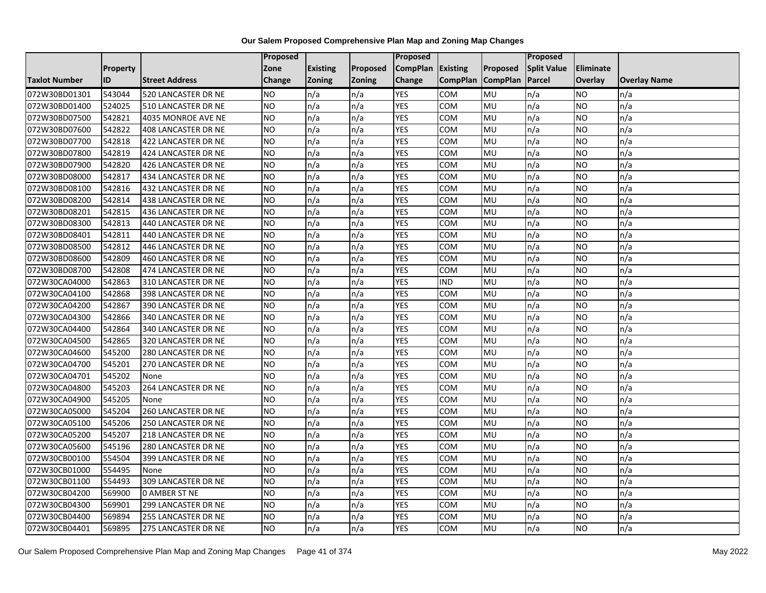# Our Salem Proposed Comprehensive Plan Map and Zoning Map Changes

| Taxlot Number | Property ID | Street Address | Proposed Zone Change | Existing Zoning | Proposed Zoning | Proposed CompPlan Change | Existing CompPlan | Proposed CompPlan | Proposed Split Value Parcel | Eliminate Overlay | Overlay Name |
|---|---|---|---|---|---|---|---|---|---|---|---|
| 072W30BD01301 | 543044 | 520 LANCASTER DR NE | NO | n/a | n/a | YES | COM | MU | n/a | NO | n/a |
| 072W30BD01400 | 524025 | 510 LANCASTER DR NE | NO | n/a | n/a | YES | COM | MU | n/a | NO | n/a |
| 072W30BD07500 | 542821 | 4035 MONROE AVE NE | NO | n/a | n/a | YES | COM | MU | n/a | NO | n/a |
| 072W30BD07600 | 542822 | 408 LANCASTER DR NE | NO | n/a | n/a | YES | COM | MU | n/a | NO | n/a |
| 072W30BD07700 | 542818 | 422 LANCASTER DR NE | NO | n/a | n/a | YES | COM | MU | n/a | NO | n/a |
| 072W30BD07800 | 542819 | 424 LANCASTER DR NE | NO | n/a | n/a | YES | COM | MU | n/a | NO | n/a |
| 072W30BD07900 | 542820 | 426 LANCASTER DR NE | NO | n/a | n/a | YES | COM | MU | n/a | NO | n/a |
| 072W30BD08000 | 542817 | 434 LANCASTER DR NE | NO | n/a | n/a | YES | COM | MU | n/a | NO | n/a |
| 072W30BD08100 | 542816 | 432 LANCASTER DR NE | NO | n/a | n/a | YES | COM | MU | n/a | NO | n/a |
| 072W30BD08200 | 542814 | 438 LANCASTER DR NE | NO | n/a | n/a | YES | COM | MU | n/a | NO | n/a |
| 072W30BD08201 | 542815 | 436 LANCASTER DR NE | NO | n/a | n/a | YES | COM | MU | n/a | NO | n/a |
| 072W30BD08300 | 542813 | 440 LANCASTER DR NE | NO | n/a | n/a | YES | COM | MU | n/a | NO | n/a |
| 072W30BD08401 | 542811 | 440 LANCASTER DR NE | NO | n/a | n/a | YES | COM | MU | n/a | NO | n/a |
| 072W30BD08500 | 542812 | 446 LANCASTER DR NE | NO | n/a | n/a | YES | COM | MU | n/a | NO | n/a |
| 072W30BD08600 | 542809 | 460 LANCASTER DR NE | NO | n/a | n/a | YES | COM | MU | n/a | NO | n/a |
| 072W30BD08700 | 542808 | 474 LANCASTER DR NE | NO | n/a | n/a | YES | COM | MU | n/a | NO | n/a |
| 072W30CA04000 | 542863 | 310 LANCASTER DR NE | NO | n/a | n/a | YES | IND | MU | n/a | NO | n/a |
| 072W30CA04100 | 542868 | 398 LANCASTER DR NE | NO | n/a | n/a | YES | COM | MU | n/a | NO | n/a |
| 072W30CA04200 | 542867 | 390 LANCASTER DR NE | NO | n/a | n/a | YES | COM | MU | n/a | NO | n/a |
| 072W30CA04300 | 542866 | 340 LANCASTER DR NE | NO | n/a | n/a | YES | COM | MU | n/a | NO | n/a |
| 072W30CA04400 | 542864 | 340 LANCASTER DR NE | NO | n/a | n/a | YES | COM | MU | n/a | NO | n/a |
| 072W30CA04500 | 542865 | 320 LANCASTER DR NE | NO | n/a | n/a | YES | COM | MU | n/a | NO | n/a |
| 072W30CA04600 | 545200 | 280 LANCASTER DR NE | NO | n/a | n/a | YES | COM | MU | n/a | NO | n/a |
| 072W30CA04700 | 545201 | 270 LANCASTER DR NE | NO | n/a | n/a | YES | COM | MU | n/a | NO | n/a |
| 072W30CA04701 | 545202 | None | NO | n/a | n/a | YES | COM | MU | n/a | NO | n/a |
| 072W30CA04800 | 545203 | 264 LANCASTER DR NE | NO | n/a | n/a | YES | COM | MU | n/a | NO | n/a |
| 072W30CA04900 | 545205 | None | NO | n/a | n/a | YES | COM | MU | n/a | NO | n/a |
| 072W30CA05000 | 545204 | 260 LANCASTER DR NE | NO | n/a | n/a | YES | COM | MU | n/a | NO | n/a |
| 072W30CA05100 | 545206 | 250 LANCASTER DR NE | NO | n/a | n/a | YES | COM | MU | n/a | NO | n/a |
| 072W30CA05200 | 545207 | 218 LANCASTER DR NE | NO | n/a | n/a | YES | COM | MU | n/a | NO | n/a |
| 072W30CA05600 | 545196 | 280 LANCASTER DR NE | NO | n/a | n/a | YES | COM | MU | n/a | NO | n/a |
| 072W30CB00100 | 554504 | 399 LANCASTER DR NE | NO | n/a | n/a | YES | COM | MU | n/a | NO | n/a |
| 072W30CB01000 | 554495 | None | NO | n/a | n/a | YES | COM | MU | n/a | NO | n/a |
| 072W30CB01100 | 554493 | 309 LANCASTER DR NE | NO | n/a | n/a | YES | COM | MU | n/a | NO | n/a |
| 072W30CB04200 | 569900 | 0 AMBER ST NE | NO | n/a | n/a | YES | COM | MU | n/a | NO | n/a |
| 072W30CB04300 | 569901 | 299 LANCASTER DR NE | NO | n/a | n/a | YES | COM | MU | n/a | NO | n/a |
| 072W30CB04400 | 569894 | 255 LANCASTER DR NE | NO | n/a | n/a | YES | COM | MU | n/a | NO | n/a |
| 072W30CB04401 | 569895 | 275 LANCASTER DR NE | NO | n/a | n/a | YES | COM | MU | n/a | NO | n/a |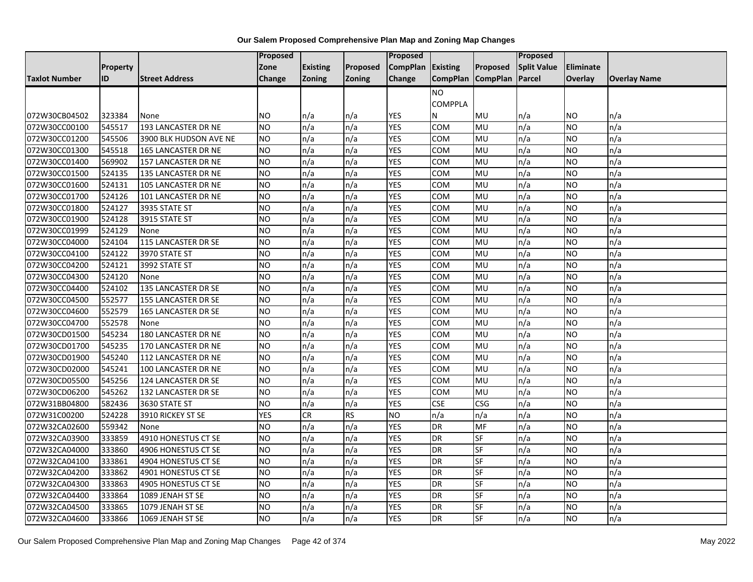**Our Salem Proposed Comprehensive Plan Map and Zoning Map Changes**

| Taxlot Number | Property ID | Street Address | Proposed Zone Change | Existing Zoning | Proposed Zoning | Proposed CompPlan Change | Existing CompPlan | Proposed CompPlan | Proposed Split Value Parcel | Eliminate Overlay | Overlay Name |
|---|---|---|---|---|---|---|---|---|---|---|---|
| 072W30CB04502 | 323384 | None | NO | n/a | n/a | YES | NO COMPPLAN | MU | n/a | NO | n/a |
| 072W30CC00100 | 545517 | 193 LANCASTER DR NE | NO | n/a | n/a | YES | COM | MU | n/a | NO | n/a |
| 072W30CC01200 | 545506 | 3900 BLK HUDSON AVE NE | NO | n/a | n/a | YES | COM | MU | n/a | NO | n/a |
| 072W30CC01300 | 545518 | 165 LANCASTER DR NE | NO | n/a | n/a | YES | COM | MU | n/a | NO | n/a |
| 072W30CC01400 | 569902 | 157 LANCASTER DR NE | NO | n/a | n/a | YES | COM | MU | n/a | NO | n/a |
| 072W30CC01500 | 524135 | 135 LANCASTER DR NE | NO | n/a | n/a | YES | COM | MU | n/a | NO | n/a |
| 072W30CC01600 | 524131 | 105 LANCASTER DR NE | NO | n/a | n/a | YES | COM | MU | n/a | NO | n/a |
| 072W30CC01700 | 524126 | 101 LANCASTER DR NE | NO | n/a | n/a | YES | COM | MU | n/a | NO | n/a |
| 072W30CC01800 | 524127 | 3935 STATE ST | NO | n/a | n/a | YES | COM | MU | n/a | NO | n/a |
| 072W30CC01900 | 524128 | 3915 STATE ST | NO | n/a | n/a | YES | COM | MU | n/a | NO | n/a |
| 072W30CC01999 | 524129 | None | NO | n/a | n/a | YES | COM | MU | n/a | NO | n/a |
| 072W30CC04000 | 524104 | 115 LANCASTER DR SE | NO | n/a | n/a | YES | COM | MU | n/a | NO | n/a |
| 072W30CC04100 | 524122 | 3970 STATE ST | NO | n/a | n/a | YES | COM | MU | n/a | NO | n/a |
| 072W30CC04200 | 524121 | 3992 STATE ST | NO | n/a | n/a | YES | COM | MU | n/a | NO | n/a |
| 072W30CC04300 | 524120 | None | NO | n/a | n/a | YES | COM | MU | n/a | NO | n/a |
| 072W30CC04400 | 524102 | 135 LANCASTER DR SE | NO | n/a | n/a | YES | COM | MU | n/a | NO | n/a |
| 072W30CC04500 | 552577 | 155 LANCASTER DR SE | NO | n/a | n/a | YES | COM | MU | n/a | NO | n/a |
| 072W30CC04600 | 552579 | 165 LANCASTER DR SE | NO | n/a | n/a | YES | COM | MU | n/a | NO | n/a |
| 072W30CC04700 | 552578 | None | NO | n/a | n/a | YES | COM | MU | n/a | NO | n/a |
| 072W30CD01500 | 545234 | 180 LANCASTER DR NE | NO | n/a | n/a | YES | COM | MU | n/a | NO | n/a |
| 072W30CD01700 | 545235 | 170 LANCASTER DR NE | NO | n/a | n/a | YES | COM | MU | n/a | NO | n/a |
| 072W30CD01900 | 545240 | 112 LANCASTER DR NE | NO | n/a | n/a | YES | COM | MU | n/a | NO | n/a |
| 072W30CD02000 | 545241 | 100 LANCASTER DR NE | NO | n/a | n/a | YES | COM | MU | n/a | NO | n/a |
| 072W30CD05500 | 545256 | 124 LANCASTER DR SE | NO | n/a | n/a | YES | COM | MU | n/a | NO | n/a |
| 072W30CD06200 | 545262 | 132 LANCASTER DR SE | NO | n/a | n/a | YES | COM | MU | n/a | NO | n/a |
| 072W31BB04800 | 582436 | 3630 STATE ST | NO | n/a | n/a | YES | CSE | CSG | n/a | NO | n/a |
| 072W31C00200 | 524228 | 3910 RICKEY ST SE | YES | CR | RS | NO | n/a | n/a | n/a | NO | n/a |
| 072W32CA02600 | 559342 | None | NO | n/a | n/a | YES | DR | MF | n/a | NO | n/a |
| 072W32CA03900 | 333859 | 4910 HONESTUS CT SE | NO | n/a | n/a | YES | DR | SF | n/a | NO | n/a |
| 072W32CA04000 | 333860 | 4906 HONESTUS CT SE | NO | n/a | n/a | YES | DR | SF | n/a | NO | n/a |
| 072W32CA04100 | 333861 | 4904 HONESTUS CT SE | NO | n/a | n/a | YES | DR | SF | n/a | NO | n/a |
| 072W32CA04200 | 333862 | 4901 HONESTUS CT SE | NO | n/a | n/a | YES | DR | SF | n/a | NO | n/a |
| 072W32CA04300 | 333863 | 4905 HONESTUS CT SE | NO | n/a | n/a | YES | DR | SF | n/a | NO | n/a |
| 072W32CA04400 | 333864 | 1089 JENAH ST SE | NO | n/a | n/a | YES | DR | SF | n/a | NO | n/a |
| 072W32CA04500 | 333865 | 1079 JENAH ST SE | NO | n/a | n/a | YES | DR | SF | n/a | NO | n/a |
| 072W32CA04600 | 333866 | 1069 JENAH ST SE | NO | n/a | n/a | YES | DR | SF | n/a | NO | n/a |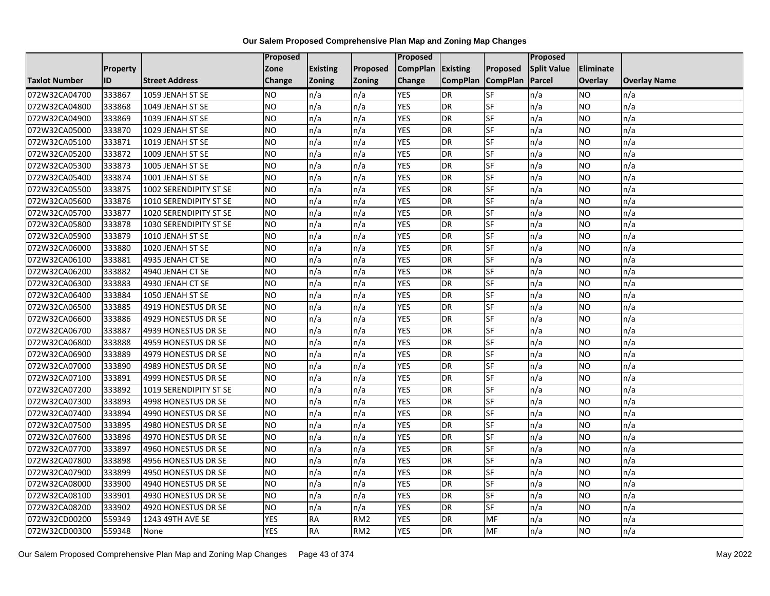**Our Salem Proposed Comprehensive Plan Map and Zoning Map Changes**

| Taxlot Number | Property ID | Street Address | Proposed Zone Change | Existing Zoning | Proposed Zoning | Proposed CompPlan Change | Existing CompPlan | Proposed CompPlan | Proposed Split Value Parcel | Eliminate Overlay | Overlay Name |
|---|---|---|---|---|---|---|---|---|---|---|---|
| 072W32CA04700 | 333867 | 1059 JENAH ST SE | NO | n/a | n/a | YES | DR | SF | n/a | NO | n/a |
| 072W32CA04800 | 333868 | 1049 JENAH ST SE | NO | n/a | n/a | YES | DR | SF | n/a | NO | n/a |
| 072W32CA04900 | 333869 | 1039 JENAH ST SE | NO | n/a | n/a | YES | DR | SF | n/a | NO | n/a |
| 072W32CA05000 | 333870 | 1029 JENAH ST SE | NO | n/a | n/a | YES | DR | SF | n/a | NO | n/a |
| 072W32CA05100 | 333871 | 1019 JENAH ST SE | NO | n/a | n/a | YES | DR | SF | n/a | NO | n/a |
| 072W32CA05200 | 333872 | 1009 JENAH ST SE | NO | n/a | n/a | YES | DR | SF | n/a | NO | n/a |
| 072W32CA05300 | 333873 | 1005 JENAH ST SE | NO | n/a | n/a | YES | DR | SF | n/a | NO | n/a |
| 072W32CA05400 | 333874 | 1001 JENAH ST SE | NO | n/a | n/a | YES | DR | SF | n/a | NO | n/a |
| 072W32CA05500 | 333875 | 1002 SERENDIPITY ST SE | NO | n/a | n/a | YES | DR | SF | n/a | NO | n/a |
| 072W32CA05600 | 333876 | 1010 SERENDIPITY ST SE | NO | n/a | n/a | YES | DR | SF | n/a | NO | n/a |
| 072W32CA05700 | 333877 | 1020 SERENDIPITY ST SE | NO | n/a | n/a | YES | DR | SF | n/a | NO | n/a |
| 072W32CA05800 | 333878 | 1030 SERENDIPITY ST SE | NO | n/a | n/a | YES | DR | SF | n/a | NO | n/a |
| 072W32CA05900 | 333879 | 1010 JENAH ST SE | NO | n/a | n/a | YES | DR | SF | n/a | NO | n/a |
| 072W32CA06000 | 333880 | 1020 JENAH ST SE | NO | n/a | n/a | YES | DR | SF | n/a | NO | n/a |
| 072W32CA06100 | 333881 | 4935 JENAH CT SE | NO | n/a | n/a | YES | DR | SF | n/a | NO | n/a |
| 072W32CA06200 | 333882 | 4940 JENAH CT SE | NO | n/a | n/a | YES | DR | SF | n/a | NO | n/a |
| 072W32CA06300 | 333883 | 4930 JENAH CT SE | NO | n/a | n/a | YES | DR | SF | n/a | NO | n/a |
| 072W32CA06400 | 333884 | 1050 JENAH ST SE | NO | n/a | n/a | YES | DR | SF | n/a | NO | n/a |
| 072W32CA06500 | 333885 | 4919 HONESTUS DR SE | NO | n/a | n/a | YES | DR | SF | n/a | NO | n/a |
| 072W32CA06600 | 333886 | 4929 HONESTUS DR SE | NO | n/a | n/a | YES | DR | SF | n/a | NO | n/a |
| 072W32CA06700 | 333887 | 4939 HONESTUS DR SE | NO | n/a | n/a | YES | DR | SF | n/a | NO | n/a |
| 072W32CA06800 | 333888 | 4959 HONESTUS DR SE | NO | n/a | n/a | YES | DR | SF | n/a | NO | n/a |
| 072W32CA06900 | 333889 | 4979 HONESTUS DR SE | NO | n/a | n/a | YES | DR | SF | n/a | NO | n/a |
| 072W32CA07000 | 333890 | 4989 HONESTUS DR SE | NO | n/a | n/a | YES | DR | SF | n/a | NO | n/a |
| 072W32CA07100 | 333891 | 4999 HONESTUS DR SE | NO | n/a | n/a | YES | DR | SF | n/a | NO | n/a |
| 072W32CA07200 | 333892 | 1019 SERENDIPITY ST SE | NO | n/a | n/a | YES | DR | SF | n/a | NO | n/a |
| 072W32CA07300 | 333893 | 4998 HONESTUS DR SE | NO | n/a | n/a | YES | DR | SF | n/a | NO | n/a |
| 072W32CA07400 | 333894 | 4990 HONESTUS DR SE | NO | n/a | n/a | YES | DR | SF | n/a | NO | n/a |
| 072W32CA07500 | 333895 | 4980 HONESTUS DR SE | NO | n/a | n/a | YES | DR | SF | n/a | NO | n/a |
| 072W32CA07600 | 333896 | 4970 HONESTUS DR SE | NO | n/a | n/a | YES | DR | SF | n/a | NO | n/a |
| 072W32CA07700 | 333897 | 4960 HONESTUS DR SE | NO | n/a | n/a | YES | DR | SF | n/a | NO | n/a |
| 072W32CA07800 | 333898 | 4956 HONESTUS DR SE | NO | n/a | n/a | YES | DR | SF | n/a | NO | n/a |
| 072W32CA07900 | 333899 | 4950 HONESTUS DR SE | NO | n/a | n/a | YES | DR | SF | n/a | NO | n/a |
| 072W32CA08000 | 333900 | 4940 HONESTUS DR SE | NO | n/a | n/a | YES | DR | SF | n/a | NO | n/a |
| 072W32CA08100 | 333901 | 4930 HONESTUS DR SE | NO | n/a | n/a | YES | DR | SF | n/a | NO | n/a |
| 072W32CA08200 | 333902 | 4920 HONESTUS DR SE | NO | n/a | n/a | YES | DR | SF | n/a | NO | n/a |
| 072W32CD00200 | 559349 | 1243 49TH AVE SE | YES | RA | RM2 | YES | DR | MF | n/a | NO | n/a |
| 072W32CD00300 | 559348 | None | YES | RA | RM2 | YES | DR | MF | n/a | NO | n/a |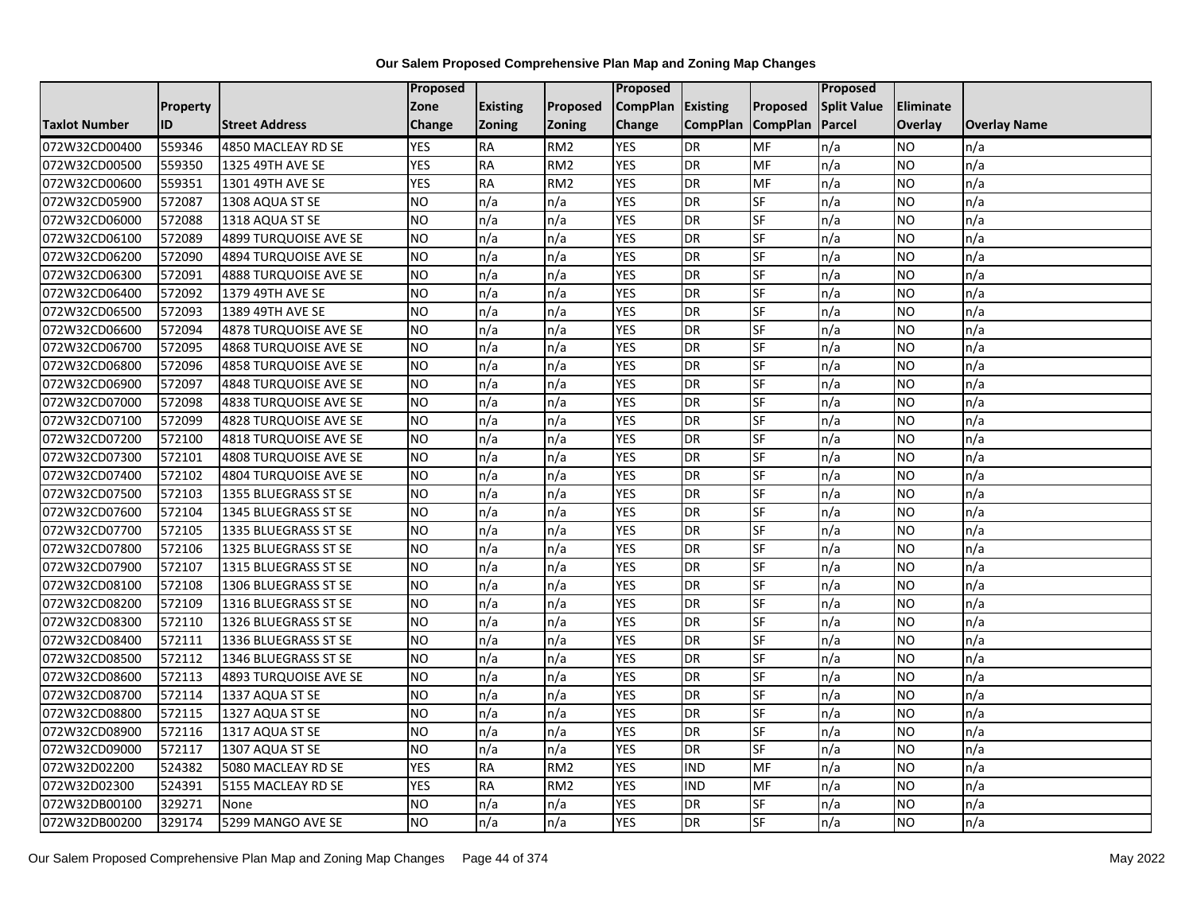**Our Salem Proposed Comprehensive Plan Map and Zoning Map Changes**

| Taxlot Number | Property ID | Street Address | Proposed Zone Change | Existing Zoning | Proposed Zoning | Proposed CompPlan Change | Existing CompPlan | Proposed CompPlan | Proposed Split Value Parcel | Eliminate Overlay | Overlay Name |
|---|---|---|---|---|---|---|---|---|---|---|---|
| 072W32CD00400 | 559346 | 4850 MACLEAY RD SE | YES | RA | RM2 | YES | DR | MF | n/a | NO | n/a |
| 072W32CD00500 | 559350 | 1325 49TH AVE SE | YES | RA | RM2 | YES | DR | MF | n/a | NO | n/a |
| 072W32CD00600 | 559351 | 1301 49TH AVE SE | YES | RA | RM2 | YES | DR | MF | n/a | NO | n/a |
| 072W32CD05900 | 572087 | 1308 AQUA ST SE | NO | n/a | n/a | YES | DR | SF | n/a | NO | n/a |
| 072W32CD06000 | 572088 | 1318 AQUA ST SE | NO | n/a | n/a | YES | DR | SF | n/a | NO | n/a |
| 072W32CD06100 | 572089 | 4899 TURQUOISE AVE SE | NO | n/a | n/a | YES | DR | SF | n/a | NO | n/a |
| 072W32CD06200 | 572090 | 4894 TURQUOISE AVE SE | NO | n/a | n/a | YES | DR | SF | n/a | NO | n/a |
| 072W32CD06300 | 572091 | 4888 TURQUOISE AVE SE | NO | n/a | n/a | YES | DR | SF | n/a | NO | n/a |
| 072W32CD06400 | 572092 | 1379 49TH AVE SE | NO | n/a | n/a | YES | DR | SF | n/a | NO | n/a |
| 072W32CD06500 | 572093 | 1389 49TH AVE SE | NO | n/a | n/a | YES | DR | SF | n/a | NO | n/a |
| 072W32CD06600 | 572094 | 4878 TURQUOISE AVE SE | NO | n/a | n/a | YES | DR | SF | n/a | NO | n/a |
| 072W32CD06700 | 572095 | 4868 TURQUOISE AVE SE | NO | n/a | n/a | YES | DR | SF | n/a | NO | n/a |
| 072W32CD06800 | 572096 | 4858 TURQUOISE AVE SE | NO | n/a | n/a | YES | DR | SF | n/a | NO | n/a |
| 072W32CD06900 | 572097 | 4848 TURQUOISE AVE SE | NO | n/a | n/a | YES | DR | SF | n/a | NO | n/a |
| 072W32CD07000 | 572098 | 4838 TURQUOISE AVE SE | NO | n/a | n/a | YES | DR | SF | n/a | NO | n/a |
| 072W32CD07100 | 572099 | 4828 TURQUOISE AVE SE | NO | n/a | n/a | YES | DR | SF | n/a | NO | n/a |
| 072W32CD07200 | 572100 | 4818 TURQUOISE AVE SE | NO | n/a | n/a | YES | DR | SF | n/a | NO | n/a |
| 072W32CD07300 | 572101 | 4808 TURQUOISE AVE SE | NO | n/a | n/a | YES | DR | SF | n/a | NO | n/a |
| 072W32CD07400 | 572102 | 4804 TURQUOISE AVE SE | NO | n/a | n/a | YES | DR | SF | n/a | NO | n/a |
| 072W32CD07500 | 572103 | 1355 BLUEGRASS ST SE | NO | n/a | n/a | YES | DR | SF | n/a | NO | n/a |
| 072W32CD07600 | 572104 | 1345 BLUEGRASS ST SE | NO | n/a | n/a | YES | DR | SF | n/a | NO | n/a |
| 072W32CD07700 | 572105 | 1335 BLUEGRASS ST SE | NO | n/a | n/a | YES | DR | SF | n/a | NO | n/a |
| 072W32CD07800 | 572106 | 1325 BLUEGRASS ST SE | NO | n/a | n/a | YES | DR | SF | n/a | NO | n/a |
| 072W32CD07900 | 572107 | 1315 BLUEGRASS ST SE | NO | n/a | n/a | YES | DR | SF | n/a | NO | n/a |
| 072W32CD08100 | 572108 | 1306 BLUEGRASS ST SE | NO | n/a | n/a | YES | DR | SF | n/a | NO | n/a |
| 072W32CD08200 | 572109 | 1316 BLUEGRASS ST SE | NO | n/a | n/a | YES | DR | SF | n/a | NO | n/a |
| 072W32CD08300 | 572110 | 1326 BLUEGRASS ST SE | NO | n/a | n/a | YES | DR | SF | n/a | NO | n/a |
| 072W32CD08400 | 572111 | 1336 BLUEGRASS ST SE | NO | n/a | n/a | YES | DR | SF | n/a | NO | n/a |
| 072W32CD08500 | 572112 | 1346 BLUEGRASS ST SE | NO | n/a | n/a | YES | DR | SF | n/a | NO | n/a |
| 072W32CD08600 | 572113 | 4893 TURQUOISE AVE SE | NO | n/a | n/a | YES | DR | SF | n/a | NO | n/a |
| 072W32CD08700 | 572114 | 1337 AQUA ST SE | NO | n/a | n/a | YES | DR | SF | n/a | NO | n/a |
| 072W32CD08800 | 572115 | 1327 AQUA ST SE | NO | n/a | n/a | YES | DR | SF | n/a | NO | n/a |
| 072W32CD08900 | 572116 | 1317 AQUA ST SE | NO | n/a | n/a | YES | DR | SF | n/a | NO | n/a |
| 072W32CD09000 | 572117 | 1307 AQUA ST SE | NO | n/a | n/a | YES | DR | SF | n/a | NO | n/a |
| 072W32D02200 | 524382 | 5080 MACLEAY RD SE | YES | RA | RM2 | YES | IND | MF | n/a | NO | n/a |
| 072W32D02300 | 524391 | 5155 MACLEAY RD SE | YES | RA | RM2 | YES | IND | MF | n/a | NO | n/a |
| 072W32DB00100 | 329271 | None | NO | n/a | n/a | YES | DR | SF | n/a | NO | n/a |
| 072W32DB00200 | 329174 | 5299 MANGO AVE SE | NO | n/a | n/a | YES | DR | SF | n/a | NO | n/a |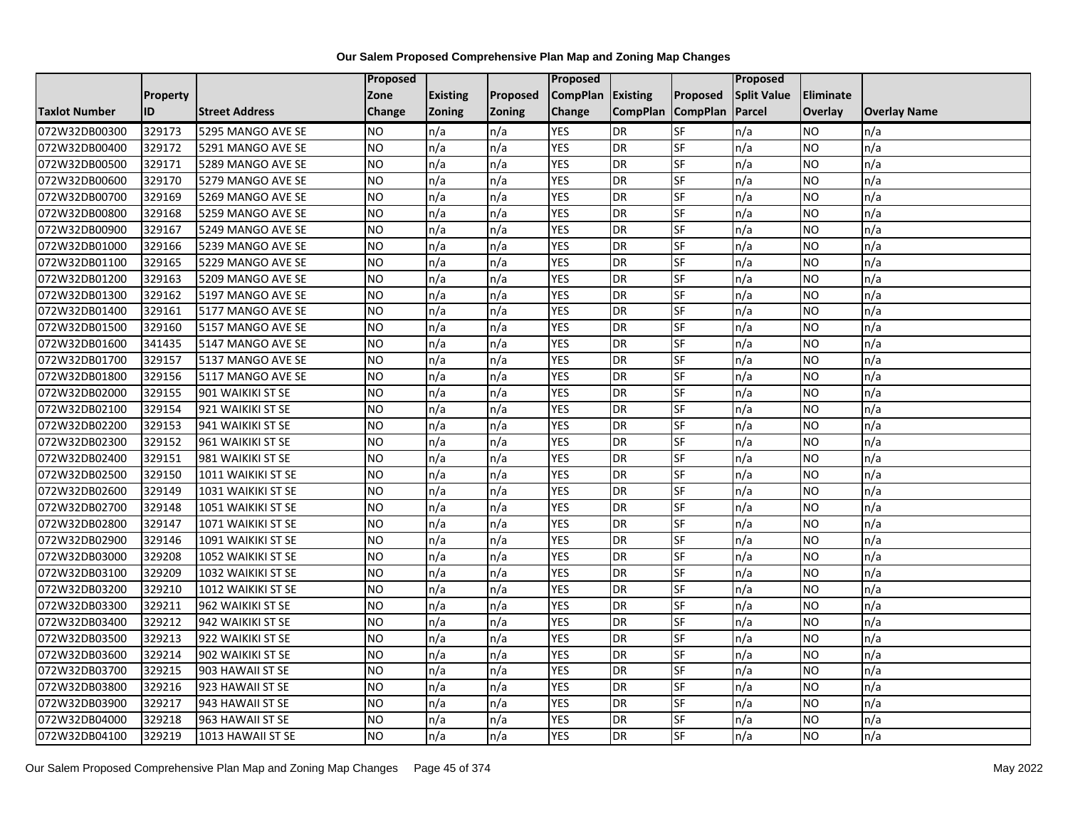# Our Salem Proposed Comprehensive Plan Map and Zoning Map Changes

| Taxlot Number | Property ID | Street Address | Proposed Zone Change | Existing Zoning | Proposed Zoning | Proposed CompPlan Change | Existing CompPlan | Proposed CompPlan | Proposed Split Value Parcel | Eliminate Overlay | Overlay Name |
|---|---|---|---|---|---|---|---|---|---|---|---|
| 072W32DB00300 | 329173 | 5295 MANGO AVE SE | NO | n/a | n/a | YES | DR | SF | n/a | NO | n/a |
| 072W32DB00400 | 329172 | 5291 MANGO AVE SE | NO | n/a | n/a | YES | DR | SF | n/a | NO | n/a |
| 072W32DB00500 | 329171 | 5289 MANGO AVE SE | NO | n/a | n/a | YES | DR | SF | n/a | NO | n/a |
| 072W32DB00600 | 329170 | 5279 MANGO AVE SE | NO | n/a | n/a | YES | DR | SF | n/a | NO | n/a |
| 072W32DB00700 | 329169 | 5269 MANGO AVE SE | NO | n/a | n/a | YES | DR | SF | n/a | NO | n/a |
| 072W32DB00800 | 329168 | 5259 MANGO AVE SE | NO | n/a | n/a | YES | DR | SF | n/a | NO | n/a |
| 072W32DB00900 | 329167 | 5249 MANGO AVE SE | NO | n/a | n/a | YES | DR | SF | n/a | NO | n/a |
| 072W32DB01000 | 329166 | 5239 MANGO AVE SE | NO | n/a | n/a | YES | DR | SF | n/a | NO | n/a |
| 072W32DB01100 | 329165 | 5229 MANGO AVE SE | NO | n/a | n/a | YES | DR | SF | n/a | NO | n/a |
| 072W32DB01200 | 329163 | 5209 MANGO AVE SE | NO | n/a | n/a | YES | DR | SF | n/a | NO | n/a |
| 072W32DB01300 | 329162 | 5197 MANGO AVE SE | NO | n/a | n/a | YES | DR | SF | n/a | NO | n/a |
| 072W32DB01400 | 329161 | 5177 MANGO AVE SE | NO | n/a | n/a | YES | DR | SF | n/a | NO | n/a |
| 072W32DB01500 | 329160 | 5157 MANGO AVE SE | NO | n/a | n/a | YES | DR | SF | n/a | NO | n/a |
| 072W32DB01600 | 341435 | 5147 MANGO AVE SE | NO | n/a | n/a | YES | DR | SF | n/a | NO | n/a |
| 072W32DB01700 | 329157 | 5137 MANGO AVE SE | NO | n/a | n/a | YES | DR | SF | n/a | NO | n/a |
| 072W32DB01800 | 329156 | 5117 MANGO AVE SE | NO | n/a | n/a | YES | DR | SF | n/a | NO | n/a |
| 072W32DB02000 | 329155 | 901 WAIKIKI ST SE | NO | n/a | n/a | YES | DR | SF | n/a | NO | n/a |
| 072W32DB02100 | 329154 | 921 WAIKIKI ST SE | NO | n/a | n/a | YES | DR | SF | n/a | NO | n/a |
| 072W32DB02200 | 329153 | 941 WAIKIKI ST SE | NO | n/a | n/a | YES | DR | SF | n/a | NO | n/a |
| 072W32DB02300 | 329152 | 961 WAIKIKI ST SE | NO | n/a | n/a | YES | DR | SF | n/a | NO | n/a |
| 072W32DB02400 | 329151 | 981 WAIKIKI ST SE | NO | n/a | n/a | YES | DR | SF | n/a | NO | n/a |
| 072W32DB02500 | 329150 | 1011 WAIKIKI ST SE | NO | n/a | n/a | YES | DR | SF | n/a | NO | n/a |
| 072W32DB02600 | 329149 | 1031 WAIKIKI ST SE | NO | n/a | n/a | YES | DR | SF | n/a | NO | n/a |
| 072W32DB02700 | 329148 | 1051 WAIKIKI ST SE | NO | n/a | n/a | YES | DR | SF | n/a | NO | n/a |
| 072W32DB02800 | 329147 | 1071 WAIKIKI ST SE | NO | n/a | n/a | YES | DR | SF | n/a | NO | n/a |
| 072W32DB02900 | 329146 | 1091 WAIKIKI ST SE | NO | n/a | n/a | YES | DR | SF | n/a | NO | n/a |
| 072W32DB03000 | 329208 | 1052 WAIKIKI ST SE | NO | n/a | n/a | YES | DR | SF | n/a | NO | n/a |
| 072W32DB03100 | 329209 | 1032 WAIKIKI ST SE | NO | n/a | n/a | YES | DR | SF | n/a | NO | n/a |
| 072W32DB03200 | 329210 | 1012 WAIKIKI ST SE | NO | n/a | n/a | YES | DR | SF | n/a | NO | n/a |
| 072W32DB03300 | 329211 | 962 WAIKIKI ST SE | NO | n/a | n/a | YES | DR | SF | n/a | NO | n/a |
| 072W32DB03400 | 329212 | 942 WAIKIKI ST SE | NO | n/a | n/a | YES | DR | SF | n/a | NO | n/a |
| 072W32DB03500 | 329213 | 922 WAIKIKI ST SE | NO | n/a | n/a | YES | DR | SF | n/a | NO | n/a |
| 072W32DB03600 | 329214 | 902 WAIKIKI ST SE | NO | n/a | n/a | YES | DR | SF | n/a | NO | n/a |
| 072W32DB03700 | 329215 | 903 HAWAII ST SE | NO | n/a | n/a | YES | DR | SF | n/a | NO | n/a |
| 072W32DB03800 | 329216 | 923 HAWAII ST SE | NO | n/a | n/a | YES | DR | SF | n/a | NO | n/a |
| 072W32DB03900 | 329217 | 943 HAWAII ST SE | NO | n/a | n/a | YES | DR | SF | n/a | NO | n/a |
| 072W32DB04000 | 329218 | 963 HAWAII ST SE | NO | n/a | n/a | YES | DR | SF | n/a | NO | n/a |
| 072W32DB04100 | 329219 | 1013 HAWAII ST SE | NO | n/a | n/a | YES | DR | SF | n/a | NO | n/a |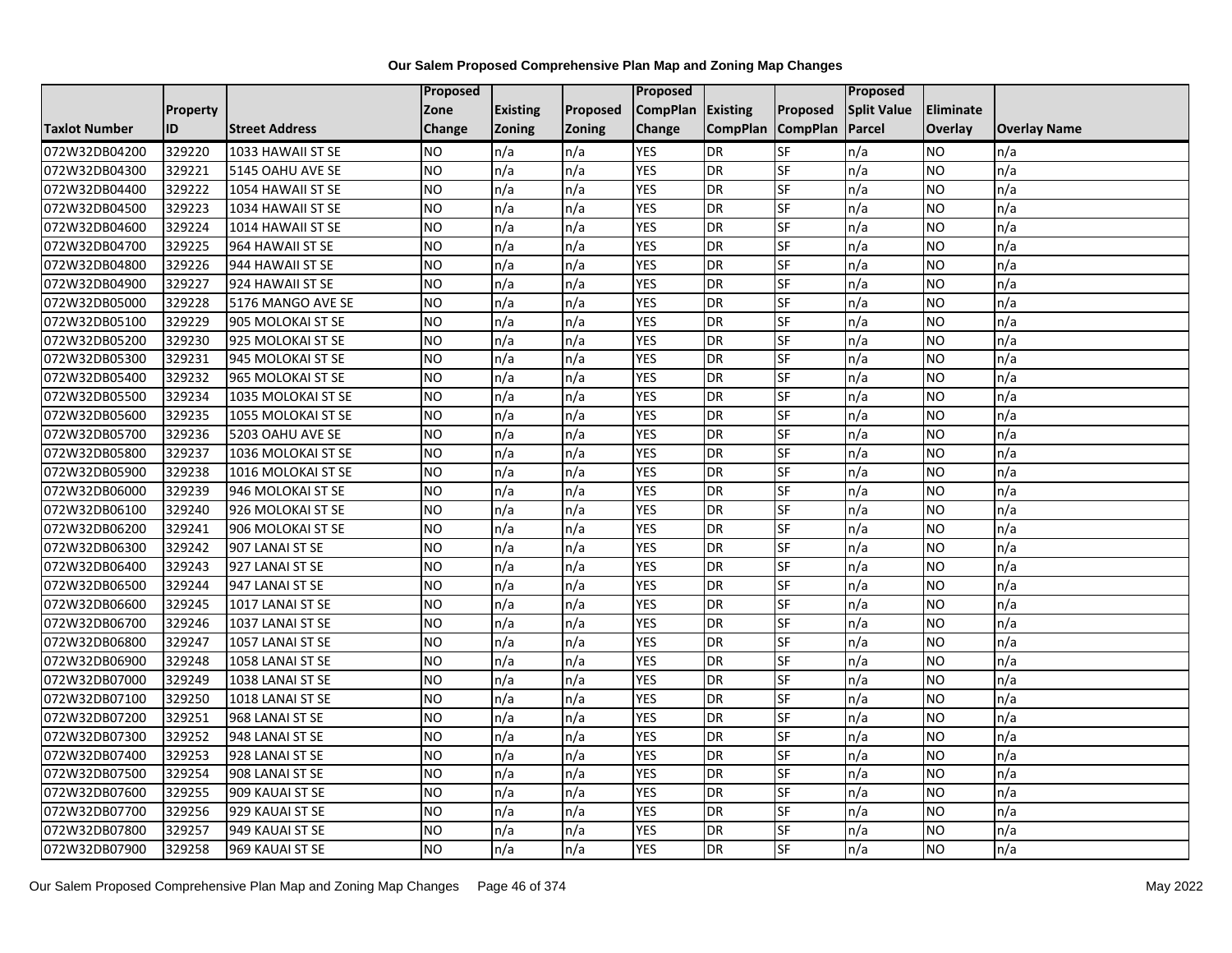# Our Salem Proposed Comprehensive Plan Map and Zoning Map Changes

| Taxlot Number | Property ID | Street Address | Proposed Zone Change | Existing Zoning | Proposed Zoning | Proposed CompPlan Change | Existing CompPlan | Proposed CompPlan | Proposed Split Value Parcel | Eliminate Overlay | Overlay Name |
|---|---|---|---|---|---|---|---|---|---|---|---|
| 072W32DB04200 | 329220 | 1033 HAWAII ST SE | NO | n/a | n/a | YES | DR | SF | n/a | NO | n/a |
| 072W32DB04300 | 329221 | 5145 OAHU AVE SE | NO | n/a | n/a | YES | DR | SF | n/a | NO | n/a |
| 072W32DB04400 | 329222 | 1054 HAWAII ST SE | NO | n/a | n/a | YES | DR | SF | n/a | NO | n/a |
| 072W32DB04500 | 329223 | 1034 HAWAII ST SE | NO | n/a | n/a | YES | DR | SF | n/a | NO | n/a |
| 072W32DB04600 | 329224 | 1014 HAWAII ST SE | NO | n/a | n/a | YES | DR | SF | n/a | NO | n/a |
| 072W32DB04700 | 329225 | 964 HAWAII ST SE | NO | n/a | n/a | YES | DR | SF | n/a | NO | n/a |
| 072W32DB04800 | 329226 | 944 HAWAII ST SE | NO | n/a | n/a | YES | DR | SF | n/a | NO | n/a |
| 072W32DB04900 | 329227 | 924 HAWAII ST SE | NO | n/a | n/a | YES | DR | SF | n/a | NO | n/a |
| 072W32DB05000 | 329228 | 5176 MANGO AVE SE | NO | n/a | n/a | YES | DR | SF | n/a | NO | n/a |
| 072W32DB05100 | 329229 | 905 MOLOKAI ST SE | NO | n/a | n/a | YES | DR | SF | n/a | NO | n/a |
| 072W32DB05200 | 329230 | 925 MOLOKAI ST SE | NO | n/a | n/a | YES | DR | SF | n/a | NO | n/a |
| 072W32DB05300 | 329231 | 945 MOLOKAI ST SE | NO | n/a | n/a | YES | DR | SF | n/a | NO | n/a |
| 072W32DB05400 | 329232 | 965 MOLOKAI ST SE | NO | n/a | n/a | YES | DR | SF | n/a | NO | n/a |
| 072W32DB05500 | 329234 | 1035 MOLOKAI ST SE | NO | n/a | n/a | YES | DR | SF | n/a | NO | n/a |
| 072W32DB05600 | 329235 | 1055 MOLOKAI ST SE | NO | n/a | n/a | YES | DR | SF | n/a | NO | n/a |
| 072W32DB05700 | 329236 | 5203 OAHU AVE SE | NO | n/a | n/a | YES | DR | SF | n/a | NO | n/a |
| 072W32DB05800 | 329237 | 1036 MOLOKAI ST SE | NO | n/a | n/a | YES | DR | SF | n/a | NO | n/a |
| 072W32DB05900 | 329238 | 1016 MOLOKAI ST SE | NO | n/a | n/a | YES | DR | SF | n/a | NO | n/a |
| 072W32DB06000 | 329239 | 946 MOLOKAI ST SE | NO | n/a | n/a | YES | DR | SF | n/a | NO | n/a |
| 072W32DB06100 | 329240 | 926 MOLOKAI ST SE | NO | n/a | n/a | YES | DR | SF | n/a | NO | n/a |
| 072W32DB06200 | 329241 | 906 MOLOKAI ST SE | NO | n/a | n/a | YES | DR | SF | n/a | NO | n/a |
| 072W32DB06300 | 329242 | 907 LANAI ST SE | NO | n/a | n/a | YES | DR | SF | n/a | NO | n/a |
| 072W32DB06400 | 329243 | 927 LANAI ST SE | NO | n/a | n/a | YES | DR | SF | n/a | NO | n/a |
| 072W32DB06500 | 329244 | 947 LANAI ST SE | NO | n/a | n/a | YES | DR | SF | n/a | NO | n/a |
| 072W32DB06600 | 329245 | 1017 LANAI ST SE | NO | n/a | n/a | YES | DR | SF | n/a | NO | n/a |
| 072W32DB06700 | 329246 | 1037 LANAI ST SE | NO | n/a | n/a | YES | DR | SF | n/a | NO | n/a |
| 072W32DB06800 | 329247 | 1057 LANAI ST SE | NO | n/a | n/a | YES | DR | SF | n/a | NO | n/a |
| 072W32DB06900 | 329248 | 1058 LANAI ST SE | NO | n/a | n/a | YES | DR | SF | n/a | NO | n/a |
| 072W32DB07000 | 329249 | 1038 LANAI ST SE | NO | n/a | n/a | YES | DR | SF | n/a | NO | n/a |
| 072W32DB07100 | 329250 | 1018 LANAI ST SE | NO | n/a | n/a | YES | DR | SF | n/a | NO | n/a |
| 072W32DB07200 | 329251 | 968 LANAI ST SE | NO | n/a | n/a | YES | DR | SF | n/a | NO | n/a |
| 072W32DB07300 | 329252 | 948 LANAI ST SE | NO | n/a | n/a | YES | DR | SF | n/a | NO | n/a |
| 072W32DB07400 | 329253 | 928 LANAI ST SE | NO | n/a | n/a | YES | DR | SF | n/a | NO | n/a |
| 072W32DB07500 | 329254 | 908 LANAI ST SE | NO | n/a | n/a | YES | DR | SF | n/a | NO | n/a |
| 072W32DB07600 | 329255 | 909 KAUAI ST SE | NO | n/a | n/a | YES | DR | SF | n/a | NO | n/a |
| 072W32DB07700 | 329256 | 929 KAUAI ST SE | NO | n/a | n/a | YES | DR | SF | n/a | NO | n/a |
| 072W32DB07800 | 329257 | 949 KAUAI ST SE | NO | n/a | n/a | YES | DR | SF | n/a | NO | n/a |
| 072W32DB07900 | 329258 | 969 KAUAI ST SE | NO | n/a | n/a | YES | DR | SF | n/a | NO | n/a |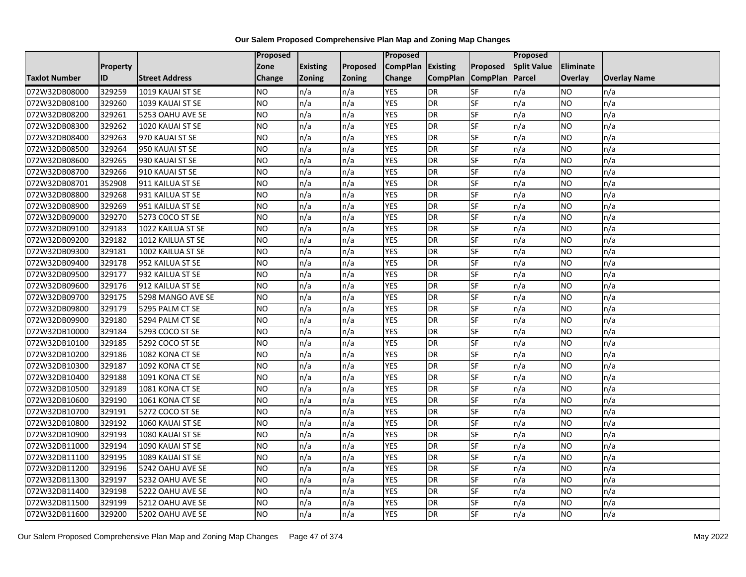**Our Salem Proposed Comprehensive Plan Map and Zoning Map Changes**

| Taxlot Number | Property ID | Street Address | Proposed Zone Change | Existing Zoning | Proposed Zoning | Proposed CompPlan Change | Existing CompPlan | Proposed CompPlan | Proposed Split Value Parcel | Eliminate Overlay | Overlay Name |
|---|---|---|---|---|---|---|---|---|---|---|---|
| 072W32DB08000 | 329259 | 1019 KAUAI ST SE | NO | n/a | n/a | YES | DR | SF | n/a | NO | n/a |
| 072W32DB08100 | 329260 | 1039 KAUAI ST SE | NO | n/a | n/a | YES | DR | SF | n/a | NO | n/a |
| 072W32DB08200 | 329261 | 5253 OAHU AVE SE | NO | n/a | n/a | YES | DR | SF | n/a | NO | n/a |
| 072W32DB08300 | 329262 | 1020 KAUAI ST SE | NO | n/a | n/a | YES | DR | SF | n/a | NO | n/a |
| 072W32DB08400 | 329263 | 970 KAUAI ST SE | NO | n/a | n/a | YES | DR | SF | n/a | NO | n/a |
| 072W32DB08500 | 329264 | 950 KAUAI ST SE | NO | n/a | n/a | YES | DR | SF | n/a | NO | n/a |
| 072W32DB08600 | 329265 | 930 KAUAI ST SE | NO | n/a | n/a | YES | DR | SF | n/a | NO | n/a |
| 072W32DB08700 | 329266 | 910 KAUAI ST SE | NO | n/a | n/a | YES | DR | SF | n/a | NO | n/a |
| 072W32DB08701 | 352908 | 911 KAILUA ST SE | NO | n/a | n/a | YES | DR | SF | n/a | NO | n/a |
| 072W32DB08800 | 329268 | 931 KAILUA ST SE | NO | n/a | n/a | YES | DR | SF | n/a | NO | n/a |
| 072W32DB08900 | 329269 | 951 KAILUA ST SE | NO | n/a | n/a | YES | DR | SF | n/a | NO | n/a |
| 072W32DB09000 | 329270 | 5273 COCO ST SE | NO | n/a | n/a | YES | DR | SF | n/a | NO | n/a |
| 072W32DB09100 | 329183 | 1022 KAILUA ST SE | NO | n/a | n/a | YES | DR | SF | n/a | NO | n/a |
| 072W32DB09200 | 329182 | 1012 KAILUA ST SE | NO | n/a | n/a | YES | DR | SF | n/a | NO | n/a |
| 072W32DB09300 | 329181 | 1002 KAILUA ST SE | NO | n/a | n/a | YES | DR | SF | n/a | NO | n/a |
| 072W32DB09400 | 329178 | 952 KAILUA ST SE | NO | n/a | n/a | YES | DR | SF | n/a | NO | n/a |
| 072W32DB09500 | 329177 | 932 KAILUA ST SE | NO | n/a | n/a | YES | DR | SF | n/a | NO | n/a |
| 072W32DB09600 | 329176 | 912 KAILUA ST SE | NO | n/a | n/a | YES | DR | SF | n/a | NO | n/a |
| 072W32DB09700 | 329175 | 5298 MANGO AVE SE | NO | n/a | n/a | YES | DR | SF | n/a | NO | n/a |
| 072W32DB09800 | 329179 | 5295 PALM CT SE | NO | n/a | n/a | YES | DR | SF | n/a | NO | n/a |
| 072W32DB09900 | 329180 | 5294 PALM CT SE | NO | n/a | n/a | YES | DR | SF | n/a | NO | n/a |
| 072W32DB10000 | 329184 | 5293 COCO ST SE | NO | n/a | n/a | YES | DR | SF | n/a | NO | n/a |
| 072W32DB10100 | 329185 | 5292 COCO ST SE | NO | n/a | n/a | YES | DR | SF | n/a | NO | n/a |
| 072W32DB10200 | 329186 | 1082 KONA CT SE | NO | n/a | n/a | YES | DR | SF | n/a | NO | n/a |
| 072W32DB10300 | 329187 | 1092 KONA CT SE | NO | n/a | n/a | YES | DR | SF | n/a | NO | n/a |
| 072W32DB10400 | 329188 | 1091 KONA CT SE | NO | n/a | n/a | YES | DR | SF | n/a | NO | n/a |
| 072W32DB10500 | 329189 | 1081 KONA CT SE | NO | n/a | n/a | YES | DR | SF | n/a | NO | n/a |
| 072W32DB10600 | 329190 | 1061 KONA CT SE | NO | n/a | n/a | YES | DR | SF | n/a | NO | n/a |
| 072W32DB10700 | 329191 | 5272 COCO ST SE | NO | n/a | n/a | YES | DR | SF | n/a | NO | n/a |
| 072W32DB10800 | 329192 | 1060 KAUAI ST SE | NO | n/a | n/a | YES | DR | SF | n/a | NO | n/a |
| 072W32DB10900 | 329193 | 1080 KAUAI ST SE | NO | n/a | n/a | YES | DR | SF | n/a | NO | n/a |
| 072W32DB11000 | 329194 | 1090 KAUAI ST SE | NO | n/a | n/a | YES | DR | SF | n/a | NO | n/a |
| 072W32DB11100 | 329195 | 1089 KAUAI ST SE | NO | n/a | n/a | YES | DR | SF | n/a | NO | n/a |
| 072W32DB11200 | 329196 | 5242 OAHU AVE SE | NO | n/a | n/a | YES | DR | SF | n/a | NO | n/a |
| 072W32DB11300 | 329197 | 5232 OAHU AVE SE | NO | n/a | n/a | YES | DR | SF | n/a | NO | n/a |
| 072W32DB11400 | 329198 | 5222 OAHU AVE SE | NO | n/a | n/a | YES | DR | SF | n/a | NO | n/a |
| 072W32DB11500 | 329199 | 5212 OAHU AVE SE | NO | n/a | n/a | YES | DR | SF | n/a | NO | n/a |
| 072W32DB11600 | 329200 | 5202 OAHU AVE SE | NO | n/a | n/a | YES | DR | SF | n/a | NO | n/a |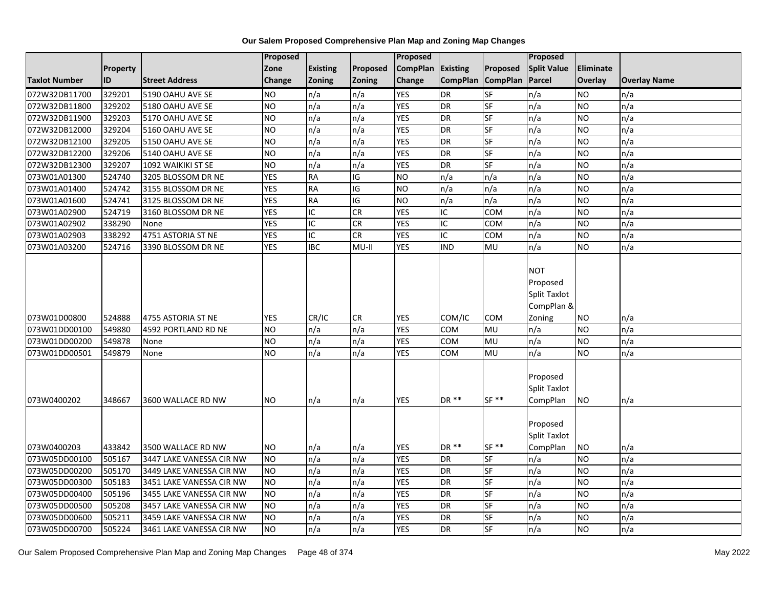**Our Salem Proposed Comprehensive Plan Map and Zoning Map Changes**

| Taxlot Number | Property ID | Street Address | Proposed Zone Change | Existing Zoning | Proposed Zoning | Proposed CompPlan Change | Existing CompPlan | Proposed CompPlan | Proposed Split Value Parcel | Eliminate Overlay | Overlay Name |
|---|---|---|---|---|---|---|---|---|---|---|---|
| 072W32DB11700 | 329201 | 5190 OAHU AVE SE | NO | n/a | n/a | YES | DR | SF | n/a | NO | n/a |
| 072W32DB11800 | 329202 | 5180 OAHU AVE SE | NO | n/a | n/a | YES | DR | SF | n/a | NO | n/a |
| 072W32DB11900 | 329203 | 5170 OAHU AVE SE | NO | n/a | n/a | YES | DR | SF | n/a | NO | n/a |
| 072W32DB12000 | 329204 | 5160 OAHU AVE SE | NO | n/a | n/a | YES | DR | SF | n/a | NO | n/a |
| 072W32DB12100 | 329205 | 5150 OAHU AVE SE | NO | n/a | n/a | YES | DR | SF | n/a | NO | n/a |
| 072W32DB12200 | 329206 | 5140 OAHU AVE SE | NO | n/a | n/a | YES | DR | SF | n/a | NO | n/a |
| 072W32DB12300 | 329207 | 1092 WAIKIKI ST SE | NO | n/a | n/a | YES | DR | SF | n/a | NO | n/a |
| 073W01A01300 | 524740 | 3205 BLOSSOM DR NE | YES | RA | IG | NO | n/a | n/a | n/a | NO | n/a |
| 073W01A01400 | 524742 | 3155 BLOSSOM DR NE | YES | RA | IG | NO | n/a | n/a | n/a | NO | n/a |
| 073W01A01600 | 524741 | 3125 BLOSSOM DR NE | YES | RA | IG | NO | n/a | n/a | n/a | NO | n/a |
| 073W01A02900 | 524719 | 3160 BLOSSOM DR NE | YES | IC | CR | YES | IC | COM | n/a | NO | n/a |
| 073W01A02902 | 338290 | None | YES | IC | CR | YES | IC | COM | n/a | NO | n/a |
| 073W01A02903 | 338292 | 4751 ASTORIA ST NE | YES | IC | CR | YES | IC | COM | n/a | NO | n/a |
| 073W01A03200 | 524716 | 3390 BLOSSOM DR NE | YES | IBC | MU-II | YES | IND | MU | n/a | NO | n/a |
| 073W01D00800 | 524888 | 4755 ASTORIA ST NE | YES | CR/IC | CR | YES | COM/IC | COM | NOT Proposed Split Taxlot CompPlan & Zoning | NO | n/a |
| 073W01DD00100 | 549880 | 4592 PORTLAND RD NE | NO | n/a | n/a | YES | COM | MU | n/a | NO | n/a |
| 073W01DD00200 | 549878 | None | NO | n/a | n/a | YES | COM | MU | n/a | NO | n/a |
| 073W01DD00501 | 549879 | None | NO | n/a | n/a | YES | COM | MU | n/a | NO | n/a |
| 073W0400202 | 348667 | 3600 WALLACE RD NW | NO | n/a | n/a | YES | DR ** | SF ** | Proposed Split Taxlot CompPlan | NO | n/a |
| 073W0400203 | 433842 | 3500 WALLACE RD NW | NO | n/a | n/a | YES | DR ** | SF ** | Proposed Split Taxlot CompPlan | NO | n/a |
| 073W05DD00100 | 505167 | 3447 LAKE VANESSA CIR NW | NO | n/a | n/a | YES | DR | SF | n/a | NO | n/a |
| 073W05DD00200 | 505170 | 3449 LAKE VANESSA CIR NW | NO | n/a | n/a | YES | DR | SF | n/a | NO | n/a |
| 073W05DD00300 | 505183 | 3451 LAKE VANESSA CIR NW | NO | n/a | n/a | YES | DR | SF | n/a | NO | n/a |
| 073W05DD00400 | 505196 | 3455 LAKE VANESSA CIR NW | NO | n/a | n/a | YES | DR | SF | n/a | NO | n/a |
| 073W05DD00500 | 505208 | 3457 LAKE VANESSA CIR NW | NO | n/a | n/a | YES | DR | SF | n/a | NO | n/a |
| 073W05DD00600 | 505211 | 3459 LAKE VANESSA CIR NW | NO | n/a | n/a | YES | DR | SF | n/a | NO | n/a |
| 073W05DD00700 | 505224 | 3461 LAKE VANESSA CIR NW | NO | n/a | n/a | YES | DR | SF | n/a | NO | n/a |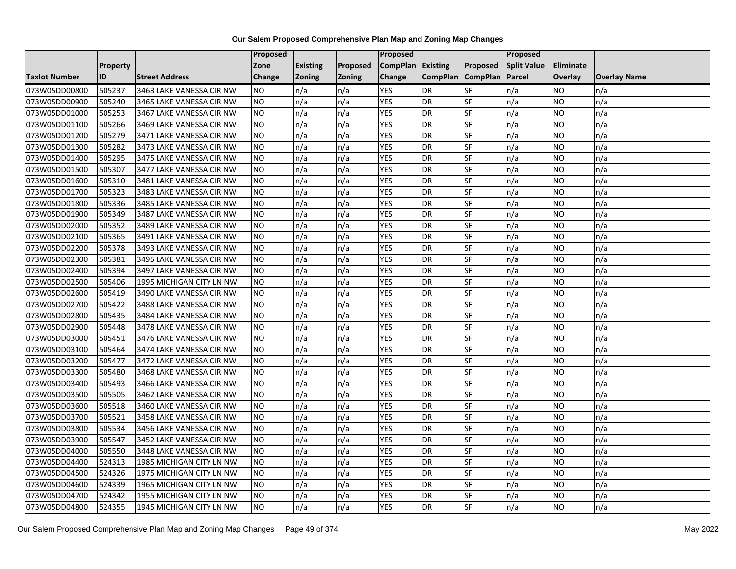**Our Salem Proposed Comprehensive Plan Map and Zoning Map Changes**

| Taxlot Number | Property ID | Street Address | Proposed Zone Change | Existing Zoning | Proposed Zoning | Proposed CompPlan Change | Existing CompPlan | Proposed CompPlan | Proposed Split Value Parcel | Eliminate Overlay | Overlay Name |
|---|---|---|---|---|---|---|---|---|---|---|---|
| 073W05DD00800 | 505237 | 3463 LAKE VANESSA CIR NW | NO | n/a | n/a | YES | DR | SF | n/a | NO | n/a |
| 073W05DD00900 | 505240 | 3465 LAKE VANESSA CIR NW | NO | n/a | n/a | YES | DR | SF | n/a | NO | n/a |
| 073W05DD01000 | 505253 | 3467 LAKE VANESSA CIR NW | NO | n/a | n/a | YES | DR | SF | n/a | NO | n/a |
| 073W05DD01100 | 505266 | 3469 LAKE VANESSA CIR NW | NO | n/a | n/a | YES | DR | SF | n/a | NO | n/a |
| 073W05DD01200 | 505279 | 3471 LAKE VANESSA CIR NW | NO | n/a | n/a | YES | DR | SF | n/a | NO | n/a |
| 073W05DD01300 | 505282 | 3473 LAKE VANESSA CIR NW | NO | n/a | n/a | YES | DR | SF | n/a | NO | n/a |
| 073W05DD01400 | 505295 | 3475 LAKE VANESSA CIR NW | NO | n/a | n/a | YES | DR | SF | n/a | NO | n/a |
| 073W05DD01500 | 505307 | 3477 LAKE VANESSA CIR NW | NO | n/a | n/a | YES | DR | SF | n/a | NO | n/a |
| 073W05DD01600 | 505310 | 3481 LAKE VANESSA CIR NW | NO | n/a | n/a | YES | DR | SF | n/a | NO | n/a |
| 073W05DD01700 | 505323 | 3483 LAKE VANESSA CIR NW | NO | n/a | n/a | YES | DR | SF | n/a | NO | n/a |
| 073W05DD01800 | 505336 | 3485 LAKE VANESSA CIR NW | NO | n/a | n/a | YES | DR | SF | n/a | NO | n/a |
| 073W05DD01900 | 505349 | 3487 LAKE VANESSA CIR NW | NO | n/a | n/a | YES | DR | SF | n/a | NO | n/a |
| 073W05DD02000 | 505352 | 3489 LAKE VANESSA CIR NW | NO | n/a | n/a | YES | DR | SF | n/a | NO | n/a |
| 073W05DD02100 | 505365 | 3491 LAKE VANESSA CIR NW | NO | n/a | n/a | YES | DR | SF | n/a | NO | n/a |
| 073W05DD02200 | 505378 | 3493 LAKE VANESSA CIR NW | NO | n/a | n/a | YES | DR | SF | n/a | NO | n/a |
| 073W05DD02300 | 505381 | 3495 LAKE VANESSA CIR NW | NO | n/a | n/a | YES | DR | SF | n/a | NO | n/a |
| 073W05DD02400 | 505394 | 3497 LAKE VANESSA CIR NW | NO | n/a | n/a | YES | DR | SF | n/a | NO | n/a |
| 073W05DD02500 | 505406 | 1995 MICHIGAN CITY LN NW | NO | n/a | n/a | YES | DR | SF | n/a | NO | n/a |
| 073W05DD02600 | 505419 | 3490 LAKE VANESSA CIR NW | NO | n/a | n/a | YES | DR | SF | n/a | NO | n/a |
| 073W05DD02700 | 505422 | 3488 LAKE VANESSA CIR NW | NO | n/a | n/a | YES | DR | SF | n/a | NO | n/a |
| 073W05DD02800 | 505435 | 3484 LAKE VANESSA CIR NW | NO | n/a | n/a | YES | DR | SF | n/a | NO | n/a |
| 073W05DD02900 | 505448 | 3478 LAKE VANESSA CIR NW | NO | n/a | n/a | YES | DR | SF | n/a | NO | n/a |
| 073W05DD03000 | 505451 | 3476 LAKE VANESSA CIR NW | NO | n/a | n/a | YES | DR | SF | n/a | NO | n/a |
| 073W05DD03100 | 505464 | 3474 LAKE VANESSA CIR NW | NO | n/a | n/a | YES | DR | SF | n/a | NO | n/a |
| 073W05DD03200 | 505477 | 3472 LAKE VANESSA CIR NW | NO | n/a | n/a | YES | DR | SF | n/a | NO | n/a |
| 073W05DD03300 | 505480 | 3468 LAKE VANESSA CIR NW | NO | n/a | n/a | YES | DR | SF | n/a | NO | n/a |
| 073W05DD03400 | 505493 | 3466 LAKE VANESSA CIR NW | NO | n/a | n/a | YES | DR | SF | n/a | NO | n/a |
| 073W05DD03500 | 505505 | 3462 LAKE VANESSA CIR NW | NO | n/a | n/a | YES | DR | SF | n/a | NO | n/a |
| 073W05DD03600 | 505518 | 3460 LAKE VANESSA CIR NW | NO | n/a | n/a | YES | DR | SF | n/a | NO | n/a |
| 073W05DD03700 | 505521 | 3458 LAKE VANESSA CIR NW | NO | n/a | n/a | YES | DR | SF | n/a | NO | n/a |
| 073W05DD03800 | 505534 | 3456 LAKE VANESSA CIR NW | NO | n/a | n/a | YES | DR | SF | n/a | NO | n/a |
| 073W05DD03900 | 505547 | 3452 LAKE VANESSA CIR NW | NO | n/a | n/a | YES | DR | SF | n/a | NO | n/a |
| 073W05DD04000 | 505550 | 3448 LAKE VANESSA CIR NW | NO | n/a | n/a | YES | DR | SF | n/a | NO | n/a |
| 073W05DD04400 | 524313 | 1985 MICHIGAN CITY LN NW | NO | n/a | n/a | YES | DR | SF | n/a | NO | n/a |
| 073W05DD04500 | 524326 | 1975 MICHIGAN CITY LN NW | NO | n/a | n/a | YES | DR | SF | n/a | NO | n/a |
| 073W05DD04600 | 524339 | 1965 MICHIGAN CITY LN NW | NO | n/a | n/a | YES | DR | SF | n/a | NO | n/a |
| 073W05DD04700 | 524342 | 1955 MICHIGAN CITY LN NW | NO | n/a | n/a | YES | DR | SF | n/a | NO | n/a |
| 073W05DD04800 | 524355 | 1945 MICHIGAN CITY LN NW | NO | n/a | n/a | YES | DR | SF | n/a | NO | n/a |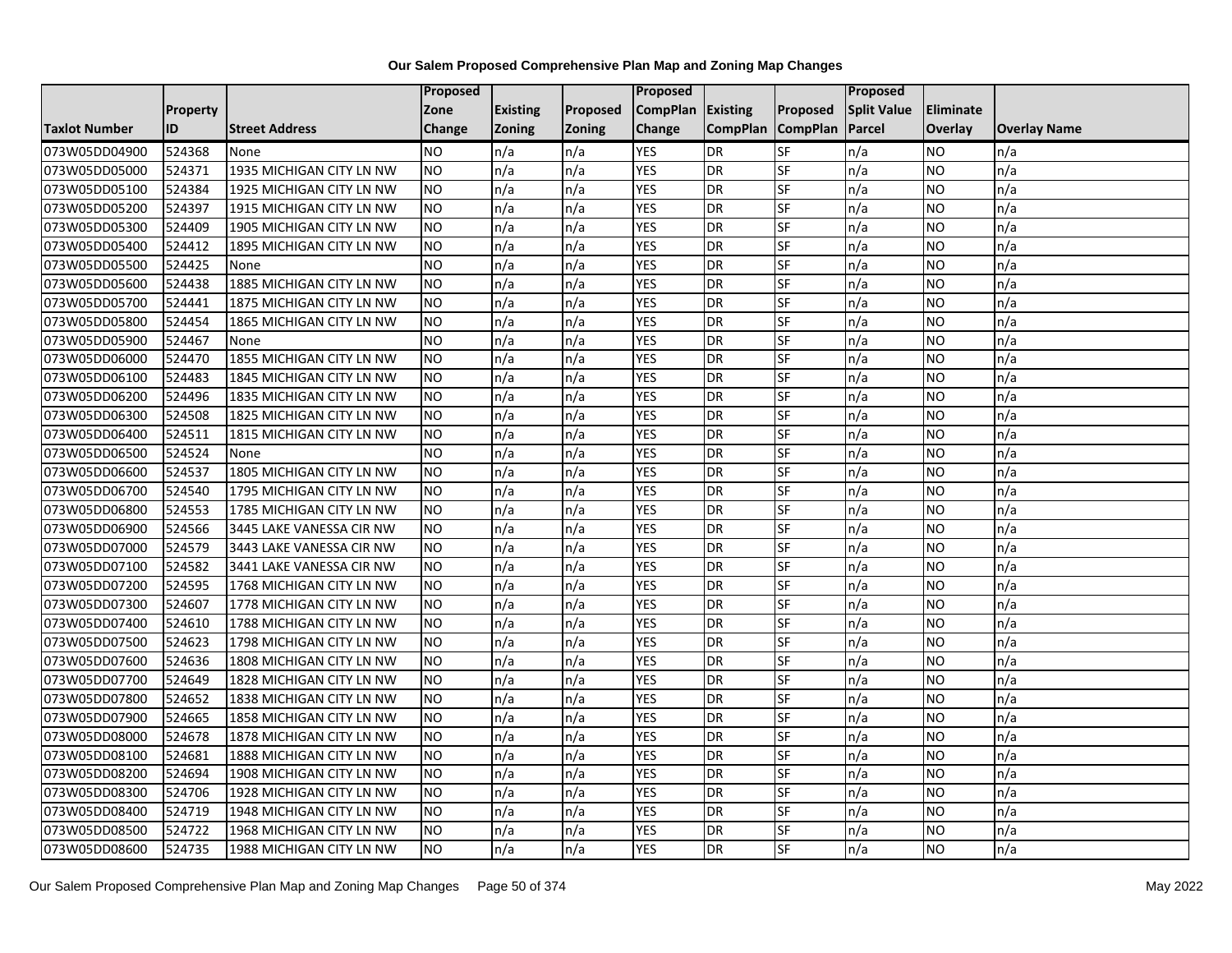**Our Salem Proposed Comprehensive Plan Map and Zoning Map Changes**

| Taxlot Number | Property ID | Street Address | Proposed Zone Change | Existing Zoning | Proposed Zoning | Proposed CompPlan Change | Existing CompPlan | Proposed CompPlan | Proposed Split Value Parcel | Eliminate Overlay | Overlay Name |
|---|---|---|---|---|---|---|---|---|---|---|---|
| 073W05DD04900 | 524368 | None | NO | n/a | n/a | YES | DR | SF | n/a | NO | n/a |
| 073W05DD05000 | 524371 | 1935 MICHIGAN CITY LN NW | NO | n/a | n/a | YES | DR | SF | n/a | NO | n/a |
| 073W05DD05100 | 524384 | 1925 MICHIGAN CITY LN NW | NO | n/a | n/a | YES | DR | SF | n/a | NO | n/a |
| 073W05DD05200 | 524397 | 1915 MICHIGAN CITY LN NW | NO | n/a | n/a | YES | DR | SF | n/a | NO | n/a |
| 073W05DD05300 | 524409 | 1905 MICHIGAN CITY LN NW | NO | n/a | n/a | YES | DR | SF | n/a | NO | n/a |
| 073W05DD05400 | 524412 | 1895 MICHIGAN CITY LN NW | NO | n/a | n/a | YES | DR | SF | n/a | NO | n/a |
| 073W05DD05500 | 524425 | None | NO | n/a | n/a | YES | DR | SF | n/a | NO | n/a |
| 073W05DD05600 | 524438 | 1885 MICHIGAN CITY LN NW | NO | n/a | n/a | YES | DR | SF | n/a | NO | n/a |
| 073W05DD05700 | 524441 | 1875 MICHIGAN CITY LN NW | NO | n/a | n/a | YES | DR | SF | n/a | NO | n/a |
| 073W05DD05800 | 524454 | 1865 MICHIGAN CITY LN NW | NO | n/a | n/a | YES | DR | SF | n/a | NO | n/a |
| 073W05DD05900 | 524467 | None | NO | n/a | n/a | YES | DR | SF | n/a | NO | n/a |
| 073W05DD06000 | 524470 | 1855 MICHIGAN CITY LN NW | NO | n/a | n/a | YES | DR | SF | n/a | NO | n/a |
| 073W05DD06100 | 524483 | 1845 MICHIGAN CITY LN NW | NO | n/a | n/a | YES | DR | SF | n/a | NO | n/a |
| 073W05DD06200 | 524496 | 1835 MICHIGAN CITY LN NW | NO | n/a | n/a | YES | DR | SF | n/a | NO | n/a |
| 073W05DD06300 | 524508 | 1825 MICHIGAN CITY LN NW | NO | n/a | n/a | YES | DR | SF | n/a | NO | n/a |
| 073W05DD06400 | 524511 | 1815 MICHIGAN CITY LN NW | NO | n/a | n/a | YES | DR | SF | n/a | NO | n/a |
| 073W05DD06500 | 524524 | None | NO | n/a | n/a | YES | DR | SF | n/a | NO | n/a |
| 073W05DD06600 | 524537 | 1805 MICHIGAN CITY LN NW | NO | n/a | n/a | YES | DR | SF | n/a | NO | n/a |
| 073W05DD06700 | 524540 | 1795 MICHIGAN CITY LN NW | NO | n/a | n/a | YES | DR | SF | n/a | NO | n/a |
| 073W05DD06800 | 524553 | 1785 MICHIGAN CITY LN NW | NO | n/a | n/a | YES | DR | SF | n/a | NO | n/a |
| 073W05DD06900 | 524566 | 3445 LAKE VANESSA CIR NW | NO | n/a | n/a | YES | DR | SF | n/a | NO | n/a |
| 073W05DD07000 | 524579 | 3443 LAKE VANESSA CIR NW | NO | n/a | n/a | YES | DR | SF | n/a | NO | n/a |
| 073W05DD07100 | 524582 | 3441 LAKE VANESSA CIR NW | NO | n/a | n/a | YES | DR | SF | n/a | NO | n/a |
| 073W05DD07200 | 524595 | 1768 MICHIGAN CITY LN NW | NO | n/a | n/a | YES | DR | SF | n/a | NO | n/a |
| 073W05DD07300 | 524607 | 1778 MICHIGAN CITY LN NW | NO | n/a | n/a | YES | DR | SF | n/a | NO | n/a |
| 073W05DD07400 | 524610 | 1788 MICHIGAN CITY LN NW | NO | n/a | n/a | YES | DR | SF | n/a | NO | n/a |
| 073W05DD07500 | 524623 | 1798 MICHIGAN CITY LN NW | NO | n/a | n/a | YES | DR | SF | n/a | NO | n/a |
| 073W05DD07600 | 524636 | 1808 MICHIGAN CITY LN NW | NO | n/a | n/a | YES | DR | SF | n/a | NO | n/a |
| 073W05DD07700 | 524649 | 1828 MICHIGAN CITY LN NW | NO | n/a | n/a | YES | DR | SF | n/a | NO | n/a |
| 073W05DD07800 | 524652 | 1838 MICHIGAN CITY LN NW | NO | n/a | n/a | YES | DR | SF | n/a | NO | n/a |
| 073W05DD07900 | 524665 | 1858 MICHIGAN CITY LN NW | NO | n/a | n/a | YES | DR | SF | n/a | NO | n/a |
| 073W05DD08000 | 524678 | 1878 MICHIGAN CITY LN NW | NO | n/a | n/a | YES | DR | SF | n/a | NO | n/a |
| 073W05DD08100 | 524681 | 1888 MICHIGAN CITY LN NW | NO | n/a | n/a | YES | DR | SF | n/a | NO | n/a |
| 073W05DD08200 | 524694 | 1908 MICHIGAN CITY LN NW | NO | n/a | n/a | YES | DR | SF | n/a | NO | n/a |
| 073W05DD08300 | 524706 | 1928 MICHIGAN CITY LN NW | NO | n/a | n/a | YES | DR | SF | n/a | NO | n/a |
| 073W05DD08400 | 524719 | 1948 MICHIGAN CITY LN NW | NO | n/a | n/a | YES | DR | SF | n/a | NO | n/a |
| 073W05DD08500 | 524722 | 1968 MICHIGAN CITY LN NW | NO | n/a | n/a | YES | DR | SF | n/a | NO | n/a |
| 073W05DD08600 | 524735 | 1988 MICHIGAN CITY LN NW | NO | n/a | n/a | YES | DR | SF | n/a | NO | n/a |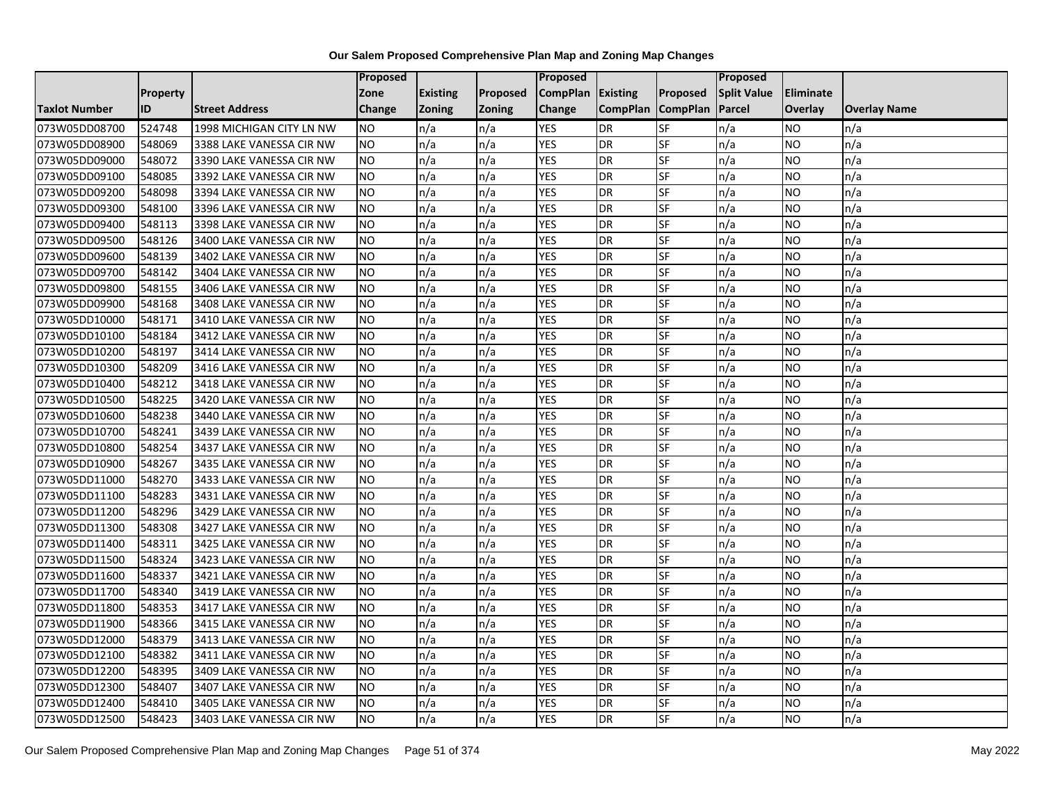## Our Salem Proposed Comprehensive Plan Map and Zoning Map Changes

| Taxlot Number | Property ID | Street Address | Proposed Zone Change | Existing Zoning | Proposed Zoning | Proposed CompPlan Change | Existing CompPlan | Proposed CompPlan | Proposed Split Value Parcel | Eliminate Overlay | Overlay Name |
|---|---|---|---|---|---|---|---|---|---|---|---|
| 073W05DD08700 | 524748 | 1998 MICHIGAN CITY LN NW | NO | n/a | n/a | YES | DR | SF | n/a | NO | n/a |
| 073W05DD08900 | 548069 | 3388 LAKE VANESSA CIR NW | NO | n/a | n/a | YES | DR | SF | n/a | NO | n/a |
| 073W05DD09000 | 548072 | 3390 LAKE VANESSA CIR NW | NO | n/a | n/a | YES | DR | SF | n/a | NO | n/a |
| 073W05DD09100 | 548085 | 3392 LAKE VANESSA CIR NW | NO | n/a | n/a | YES | DR | SF | n/a | NO | n/a |
| 073W05DD09200 | 548098 | 3394 LAKE VANESSA CIR NW | NO | n/a | n/a | YES | DR | SF | n/a | NO | n/a |
| 073W05DD09300 | 548100 | 3396 LAKE VANESSA CIR NW | NO | n/a | n/a | YES | DR | SF | n/a | NO | n/a |
| 073W05DD09400 | 548113 | 3398 LAKE VANESSA CIR NW | NO | n/a | n/a | YES | DR | SF | n/a | NO | n/a |
| 073W05DD09500 | 548126 | 3400 LAKE VANESSA CIR NW | NO | n/a | n/a | YES | DR | SF | n/a | NO | n/a |
| 073W05DD09600 | 548139 | 3402 LAKE VANESSA CIR NW | NO | n/a | n/a | YES | DR | SF | n/a | NO | n/a |
| 073W05DD09700 | 548142 | 3404 LAKE VANESSA CIR NW | NO | n/a | n/a | YES | DR | SF | n/a | NO | n/a |
| 073W05DD09800 | 548155 | 3406 LAKE VANESSA CIR NW | NO | n/a | n/a | YES | DR | SF | n/a | NO | n/a |
| 073W05DD09900 | 548168 | 3408 LAKE VANESSA CIR NW | NO | n/a | n/a | YES | DR | SF | n/a | NO | n/a |
| 073W05DD10000 | 548171 | 3410 LAKE VANESSA CIR NW | NO | n/a | n/a | YES | DR | SF | n/a | NO | n/a |
| 073W05DD10100 | 548184 | 3412 LAKE VANESSA CIR NW | NO | n/a | n/a | YES | DR | SF | n/a | NO | n/a |
| 073W05DD10200 | 548197 | 3414 LAKE VANESSA CIR NW | NO | n/a | n/a | YES | DR | SF | n/a | NO | n/a |
| 073W05DD10300 | 548209 | 3416 LAKE VANESSA CIR NW | NO | n/a | n/a | YES | DR | SF | n/a | NO | n/a |
| 073W05DD10400 | 548212 | 3418 LAKE VANESSA CIR NW | NO | n/a | n/a | YES | DR | SF | n/a | NO | n/a |
| 073W05DD10500 | 548225 | 3420 LAKE VANESSA CIR NW | NO | n/a | n/a | YES | DR | SF | n/a | NO | n/a |
| 073W05DD10600 | 548238 | 3440 LAKE VANESSA CIR NW | NO | n/a | n/a | YES | DR | SF | n/a | NO | n/a |
| 073W05DD10700 | 548241 | 3439 LAKE VANESSA CIR NW | NO | n/a | n/a | YES | DR | SF | n/a | NO | n/a |
| 073W05DD10800 | 548254 | 3437 LAKE VANESSA CIR NW | NO | n/a | n/a | YES | DR | SF | n/a | NO | n/a |
| 073W05DD10900 | 548267 | 3435 LAKE VANESSA CIR NW | NO | n/a | n/a | YES | DR | SF | n/a | NO | n/a |
| 073W05DD11000 | 548270 | 3433 LAKE VANESSA CIR NW | NO | n/a | n/a | YES | DR | SF | n/a | NO | n/a |
| 073W05DD11100 | 548283 | 3431 LAKE VANESSA CIR NW | NO | n/a | n/a | YES | DR | SF | n/a | NO | n/a |
| 073W05DD11200 | 548296 | 3429 LAKE VANESSA CIR NW | NO | n/a | n/a | YES | DR | SF | n/a | NO | n/a |
| 073W05DD11300 | 548308 | 3427 LAKE VANESSA CIR NW | NO | n/a | n/a | YES | DR | SF | n/a | NO | n/a |
| 073W05DD11400 | 548311 | 3425 LAKE VANESSA CIR NW | NO | n/a | n/a | YES | DR | SF | n/a | NO | n/a |
| 073W05DD11500 | 548324 | 3423 LAKE VANESSA CIR NW | NO | n/a | n/a | YES | DR | SF | n/a | NO | n/a |
| 073W05DD11600 | 548337 | 3421 LAKE VANESSA CIR NW | NO | n/a | n/a | YES | DR | SF | n/a | NO | n/a |
| 073W05DD11700 | 548340 | 3419 LAKE VANESSA CIR NW | NO | n/a | n/a | YES | DR | SF | n/a | NO | n/a |
| 073W05DD11800 | 548353 | 3417 LAKE VANESSA CIR NW | NO | n/a | n/a | YES | DR | SF | n/a | NO | n/a |
| 073W05DD11900 | 548366 | 3415 LAKE VANESSA CIR NW | NO | n/a | n/a | YES | DR | SF | n/a | NO | n/a |
| 073W05DD12000 | 548379 | 3413 LAKE VANESSA CIR NW | NO | n/a | n/a | YES | DR | SF | n/a | NO | n/a |
| 073W05DD12100 | 548382 | 3411 LAKE VANESSA CIR NW | NO | n/a | n/a | YES | DR | SF | n/a | NO | n/a |
| 073W05DD12200 | 548395 | 3409 LAKE VANESSA CIR NW | NO | n/a | n/a | YES | DR | SF | n/a | NO | n/a |
| 073W05DD12300 | 548407 | 3407 LAKE VANESSA CIR NW | NO | n/a | n/a | YES | DR | SF | n/a | NO | n/a |
| 073W05DD12400 | 548410 | 3405 LAKE VANESSA CIR NW | NO | n/a | n/a | YES | DR | SF | n/a | NO | n/a |
| 073W05DD12500 | 548423 | 3403 LAKE VANESSA CIR NW | NO | n/a | n/a | YES | DR | SF | n/a | NO | n/a |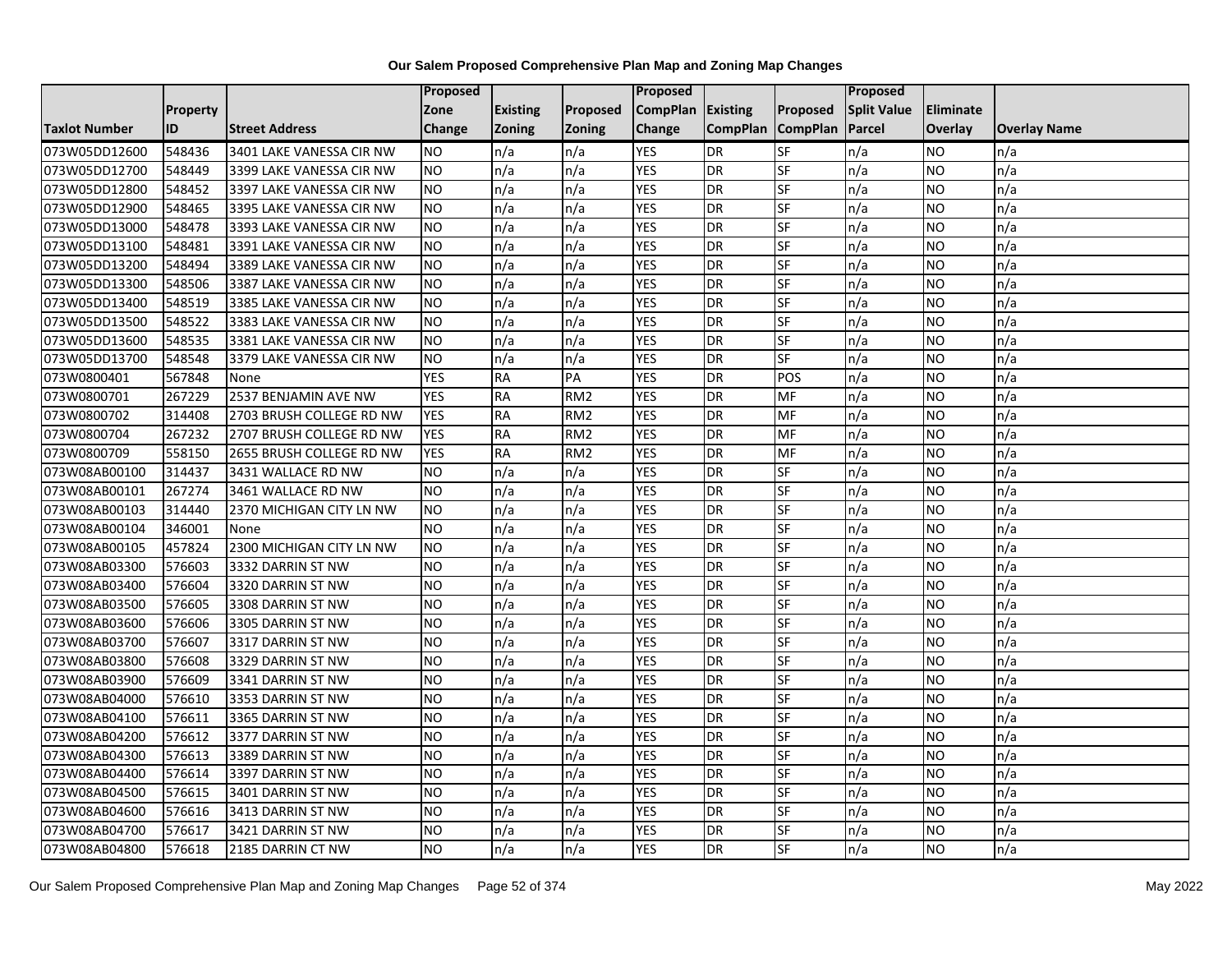# Our Salem Proposed Comprehensive Plan Map and Zoning Map Changes

| Taxlot Number | Property ID | Street Address | Proposed Zone Change | Existing Zoning | Proposed Zoning | Proposed CompPlan Change | Existing CompPlan | Proposed CompPlan | Proposed Split Value Parcel | Eliminate Overlay | Overlay Name |
|---|---|---|---|---|---|---|---|---|---|---|---|
| 073W05DD12600 | 548436 | 3401 LAKE VANESSA CIR NW | NO | n/a | n/a | YES | DR | SF | n/a | NO | n/a |
| 073W05DD12700 | 548449 | 3399 LAKE VANESSA CIR NW | NO | n/a | n/a | YES | DR | SF | n/a | NO | n/a |
| 073W05DD12800 | 548452 | 3397 LAKE VANESSA CIR NW | NO | n/a | n/a | YES | DR | SF | n/a | NO | n/a |
| 073W05DD12900 | 548465 | 3395 LAKE VANESSA CIR NW | NO | n/a | n/a | YES | DR | SF | n/a | NO | n/a |
| 073W05DD13000 | 548478 | 3393 LAKE VANESSA CIR NW | NO | n/a | n/a | YES | DR | SF | n/a | NO | n/a |
| 073W05DD13100 | 548481 | 3391 LAKE VANESSA CIR NW | NO | n/a | n/a | YES | DR | SF | n/a | NO | n/a |
| 073W05DD13200 | 548494 | 3389 LAKE VANESSA CIR NW | NO | n/a | n/a | YES | DR | SF | n/a | NO | n/a |
| 073W05DD13300 | 548506 | 3387 LAKE VANESSA CIR NW | NO | n/a | n/a | YES | DR | SF | n/a | NO | n/a |
| 073W05DD13400 | 548519 | 3385 LAKE VANESSA CIR NW | NO | n/a | n/a | YES | DR | SF | n/a | NO | n/a |
| 073W05DD13500 | 548522 | 3383 LAKE VANESSA CIR NW | NO | n/a | n/a | YES | DR | SF | n/a | NO | n/a |
| 073W05DD13600 | 548535 | 3381 LAKE VANESSA CIR NW | NO | n/a | n/a | YES | DR | SF | n/a | NO | n/a |
| 073W05DD13700 | 548548 | 3379 LAKE VANESSA CIR NW | NO | n/a | n/a | YES | DR | SF | n/a | NO | n/a |
| 073W0800401 | 567848 | None | YES | RA | PA | YES | DR | POS | n/a | NO | n/a |
| 073W0800701 | 267229 | 2537 BENJAMIN AVE NW | YES | RA | RM2 | YES | DR | MF | n/a | NO | n/a |
| 073W0800702 | 314408 | 2703 BRUSH COLLEGE RD NW | YES | RA | RM2 | YES | DR | MF | n/a | NO | n/a |
| 073W0800704 | 267232 | 2707 BRUSH COLLEGE RD NW | YES | RA | RM2 | YES | DR | MF | n/a | NO | n/a |
| 073W0800709 | 558150 | 2655 BRUSH COLLEGE RD NW | YES | RA | RM2 | YES | DR | MF | n/a | NO | n/a |
| 073W08AB00100 | 314437 | 3431 WALLACE RD NW | NO | n/a | n/a | YES | DR | SF | n/a | NO | n/a |
| 073W08AB00101 | 267274 | 3461 WALLACE RD NW | NO | n/a | n/a | YES | DR | SF | n/a | NO | n/a |
| 073W08AB00103 | 314440 | 2370 MICHIGAN CITY LN NW | NO | n/a | n/a | YES | DR | SF | n/a | NO | n/a |
| 073W08AB00104 | 346001 | None | NO | n/a | n/a | YES | DR | SF | n/a | NO | n/a |
| 073W08AB00105 | 457824 | 2300 MICHIGAN CITY LN NW | NO | n/a | n/a | YES | DR | SF | n/a | NO | n/a |
| 073W08AB03300 | 576603 | 3332 DARRIN ST NW | NO | n/a | n/a | YES | DR | SF | n/a | NO | n/a |
| 073W08AB03400 | 576604 | 3320 DARRIN ST NW | NO | n/a | n/a | YES | DR | SF | n/a | NO | n/a |
| 073W08AB03500 | 576605 | 3308 DARRIN ST NW | NO | n/a | n/a | YES | DR | SF | n/a | NO | n/a |
| 073W08AB03600 | 576606 | 3305 DARRIN ST NW | NO | n/a | n/a | YES | DR | SF | n/a | NO | n/a |
| 073W08AB03700 | 576607 | 3317 DARRIN ST NW | NO | n/a | n/a | YES | DR | SF | n/a | NO | n/a |
| 073W08AB03800 | 576608 | 3329 DARRIN ST NW | NO | n/a | n/a | YES | DR | SF | n/a | NO | n/a |
| 073W08AB03900 | 576609 | 3341 DARRIN ST NW | NO | n/a | n/a | YES | DR | SF | n/a | NO | n/a |
| 073W08AB04000 | 576610 | 3353 DARRIN ST NW | NO | n/a | n/a | YES | DR | SF | n/a | NO | n/a |
| 073W08AB04100 | 576611 | 3365 DARRIN ST NW | NO | n/a | n/a | YES | DR | SF | n/a | NO | n/a |
| 073W08AB04200 | 576612 | 3377 DARRIN ST NW | NO | n/a | n/a | YES | DR | SF | n/a | NO | n/a |
| 073W08AB04300 | 576613 | 3389 DARRIN ST NW | NO | n/a | n/a | YES | DR | SF | n/a | NO | n/a |
| 073W08AB04400 | 576614 | 3397 DARRIN ST NW | NO | n/a | n/a | YES | DR | SF | n/a | NO | n/a |
| 073W08AB04500 | 576615 | 3401 DARRIN ST NW | NO | n/a | n/a | YES | DR | SF | n/a | NO | n/a |
| 073W08AB04600 | 576616 | 3413 DARRIN ST NW | NO | n/a | n/a | YES | DR | SF | n/a | NO | n/a |
| 073W08AB04700 | 576617 | 3421 DARRIN ST NW | NO | n/a | n/a | YES | DR | SF | n/a | NO | n/a |
| 073W08AB04800 | 576618 | 2185 DARRIN CT NW | NO | n/a | n/a | YES | DR | SF | n/a | NO | n/a |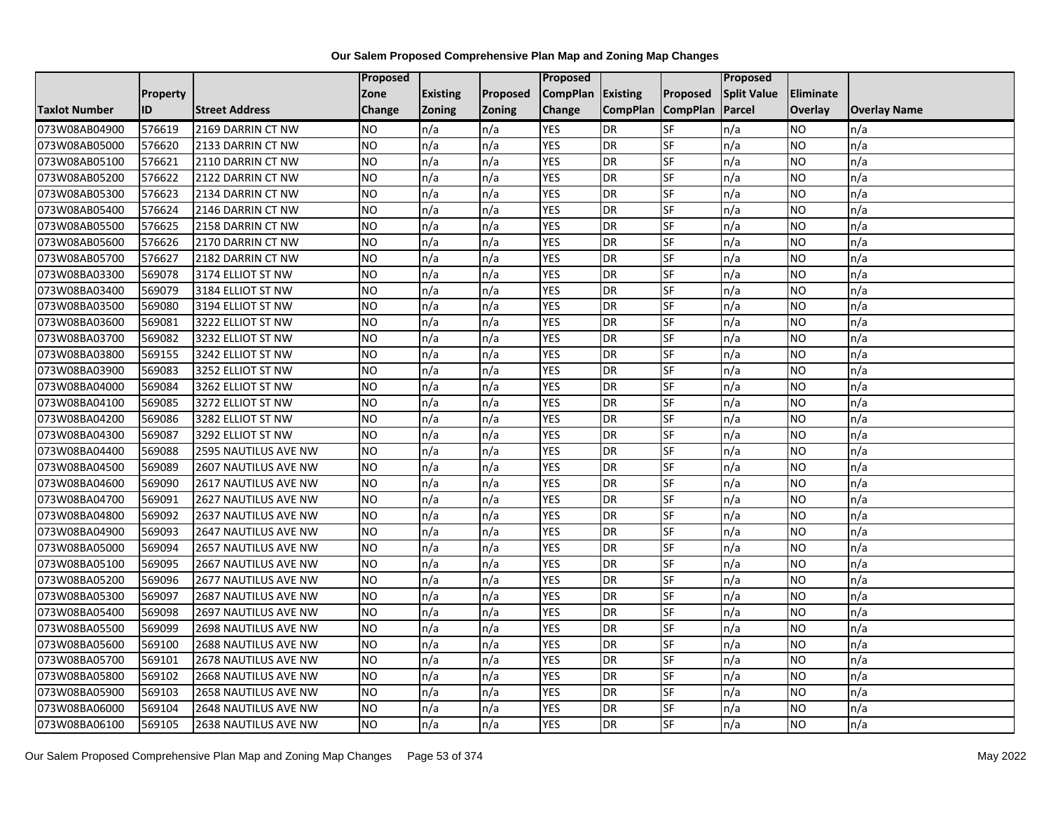**Our Salem Proposed Comprehensive Plan Map and Zoning Map Changes**

| Taxlot Number | Property ID | Street Address | Proposed Zone Change | Existing Zoning | Proposed Zoning | Proposed CompPlan Change | Existing CompPlan | Proposed CompPlan | Proposed Split Value Parcel | Eliminate Overlay | Overlay Name |
|---|---|---|---|---|---|---|---|---|---|---|---|
| 073W08AB04900 | 576619 | 2169 DARRIN CT NW | NO | n/a | n/a | YES | DR | SF | n/a | NO | n/a |
| 073W08AB05000 | 576620 | 2133 DARRIN CT NW | NO | n/a | n/a | YES | DR | SF | n/a | NO | n/a |
| 073W08AB05100 | 576621 | 2110 DARRIN CT NW | NO | n/a | n/a | YES | DR | SF | n/a | NO | n/a |
| 073W08AB05200 | 576622 | 2122 DARRIN CT NW | NO | n/a | n/a | YES | DR | SF | n/a | NO | n/a |
| 073W08AB05300 | 576623 | 2134 DARRIN CT NW | NO | n/a | n/a | YES | DR | SF | n/a | NO | n/a |
| 073W08AB05400 | 576624 | 2146 DARRIN CT NW | NO | n/a | n/a | YES | DR | SF | n/a | NO | n/a |
| 073W08AB05500 | 576625 | 2158 DARRIN CT NW | NO | n/a | n/a | YES | DR | SF | n/a | NO | n/a |
| 073W08AB05600 | 576626 | 2170 DARRIN CT NW | NO | n/a | n/a | YES | DR | SF | n/a | NO | n/a |
| 073W08AB05700 | 576627 | 2182 DARRIN CT NW | NO | n/a | n/a | YES | DR | SF | n/a | NO | n/a |
| 073W08BA03300 | 569078 | 3174 ELLIOT ST NW | NO | n/a | n/a | YES | DR | SF | n/a | NO | n/a |
| 073W08BA03400 | 569079 | 3184 ELLIOT ST NW | NO | n/a | n/a | YES | DR | SF | n/a | NO | n/a |
| 073W08BA03500 | 569080 | 3194 ELLIOT ST NW | NO | n/a | n/a | YES | DR | SF | n/a | NO | n/a |
| 073W08BA03600 | 569081 | 3222 ELLIOT ST NW | NO | n/a | n/a | YES | DR | SF | n/a | NO | n/a |
| 073W08BA03700 | 569082 | 3232 ELLIOT ST NW | NO | n/a | n/a | YES | DR | SF | n/a | NO | n/a |
| 073W08BA03800 | 569155 | 3242 ELLIOT ST NW | NO | n/a | n/a | YES | DR | SF | n/a | NO | n/a |
| 073W08BA03900 | 569083 | 3252 ELLIOT ST NW | NO | n/a | n/a | YES | DR | SF | n/a | NO | n/a |
| 073W08BA04000 | 569084 | 3262 ELLIOT ST NW | NO | n/a | n/a | YES | DR | SF | n/a | NO | n/a |
| 073W08BA04100 | 569085 | 3272 ELLIOT ST NW | NO | n/a | n/a | YES | DR | SF | n/a | NO | n/a |
| 073W08BA04200 | 569086 | 3282 ELLIOT ST NW | NO | n/a | n/a | YES | DR | SF | n/a | NO | n/a |
| 073W08BA04300 | 569087 | 3292 ELLIOT ST NW | NO | n/a | n/a | YES | DR | SF | n/a | NO | n/a |
| 073W08BA04400 | 569088 | 2595 NAUTILUS AVE NW | NO | n/a | n/a | YES | DR | SF | n/a | NO | n/a |
| 073W08BA04500 | 569089 | 2607 NAUTILUS AVE NW | NO | n/a | n/a | YES | DR | SF | n/a | NO | n/a |
| 073W08BA04600 | 569090 | 2617 NAUTILUS AVE NW | NO | n/a | n/a | YES | DR | SF | n/a | NO | n/a |
| 073W08BA04700 | 569091 | 2627 NAUTILUS AVE NW | NO | n/a | n/a | YES | DR | SF | n/a | NO | n/a |
| 073W08BA04800 | 569092 | 2637 NAUTILUS AVE NW | NO | n/a | n/a | YES | DR | SF | n/a | NO | n/a |
| 073W08BA04900 | 569093 | 2647 NAUTILUS AVE NW | NO | n/a | n/a | YES | DR | SF | n/a | NO | n/a |
| 073W08BA05000 | 569094 | 2657 NAUTILUS AVE NW | NO | n/a | n/a | YES | DR | SF | n/a | NO | n/a |
| 073W08BA05100 | 569095 | 2667 NAUTILUS AVE NW | NO | n/a | n/a | YES | DR | SF | n/a | NO | n/a |
| 073W08BA05200 | 569096 | 2677 NAUTILUS AVE NW | NO | n/a | n/a | YES | DR | SF | n/a | NO | n/a |
| 073W08BA05300 | 569097 | 2687 NAUTILUS AVE NW | NO | n/a | n/a | YES | DR | SF | n/a | NO | n/a |
| 073W08BA05400 | 569098 | 2697 NAUTILUS AVE NW | NO | n/a | n/a | YES | DR | SF | n/a | NO | n/a |
| 073W08BA05500 | 569099 | 2698 NAUTILUS AVE NW | NO | n/a | n/a | YES | DR | SF | n/a | NO | n/a |
| 073W08BA05600 | 569100 | 2688 NAUTILUS AVE NW | NO | n/a | n/a | YES | DR | SF | n/a | NO | n/a |
| 073W08BA05700 | 569101 | 2678 NAUTILUS AVE NW | NO | n/a | n/a | YES | DR | SF | n/a | NO | n/a |
| 073W08BA05800 | 569102 | 2668 NAUTILUS AVE NW | NO | n/a | n/a | YES | DR | SF | n/a | NO | n/a |
| 073W08BA05900 | 569103 | 2658 NAUTILUS AVE NW | NO | n/a | n/a | YES | DR | SF | n/a | NO | n/a |
| 073W08BA06000 | 569104 | 2648 NAUTILUS AVE NW | NO | n/a | n/a | YES | DR | SF | n/a | NO | n/a |
| 073W08BA06100 | 569105 | 2638 NAUTILUS AVE NW | NO | n/a | n/a | YES | DR | SF | n/a | NO | n/a |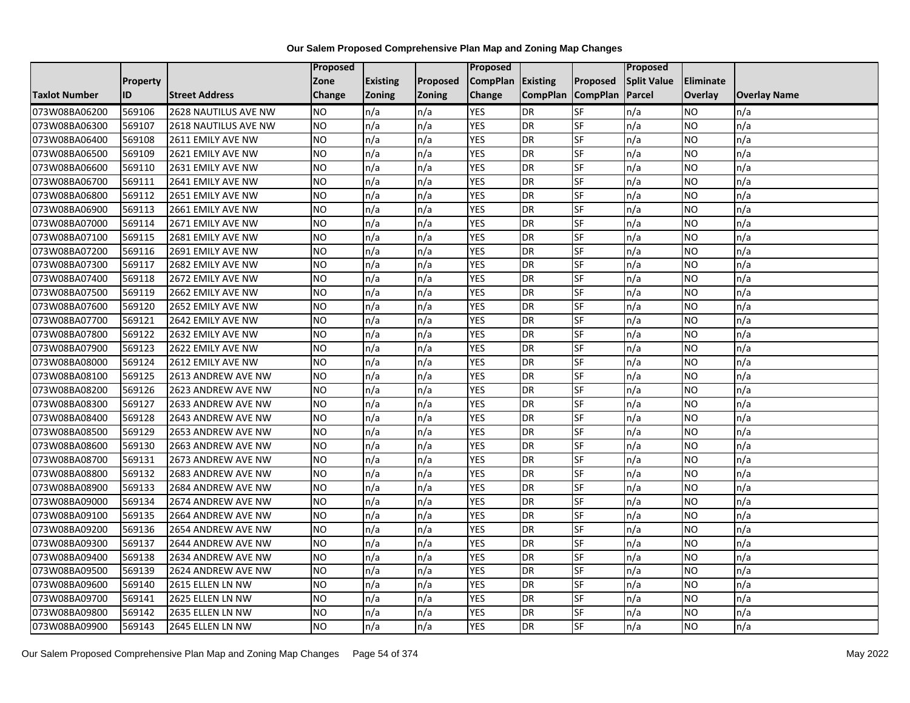# Our Salem Proposed Comprehensive Plan Map and Zoning Map Changes

| Taxlot Number | Property ID | Street Address | Proposed Zone Change | Existing Zoning | Proposed Zoning | Proposed CompPlan Change | Existing CompPlan | Proposed CompPlan | Proposed Split Value Parcel | Eliminate Overlay | Overlay Name |
|---|---|---|---|---|---|---|---|---|---|---|---|
| 073W08BA06200 | 569106 | 2628 NAUTILUS AVE NW | NO | n/a | n/a | YES | DR | SF | n/a | NO | n/a |
| 073W08BA06300 | 569107 | 2618 NAUTILUS AVE NW | NO | n/a | n/a | YES | DR | SF | n/a | NO | n/a |
| 073W08BA06400 | 569108 | 2611 EMILY AVE NW | NO | n/a | n/a | YES | DR | SF | n/a | NO | n/a |
| 073W08BA06500 | 569109 | 2621 EMILY AVE NW | NO | n/a | n/a | YES | DR | SF | n/a | NO | n/a |
| 073W08BA06600 | 569110 | 2631 EMILY AVE NW | NO | n/a | n/a | YES | DR | SF | n/a | NO | n/a |
| 073W08BA06700 | 569111 | 2641 EMILY AVE NW | NO | n/a | n/a | YES | DR | SF | n/a | NO | n/a |
| 073W08BA06800 | 569112 | 2651 EMILY AVE NW | NO | n/a | n/a | YES | DR | SF | n/a | NO | n/a |
| 073W08BA06900 | 569113 | 2661 EMILY AVE NW | NO | n/a | n/a | YES | DR | SF | n/a | NO | n/a |
| 073W08BA07000 | 569114 | 2671 EMILY AVE NW | NO | n/a | n/a | YES | DR | SF | n/a | NO | n/a |
| 073W08BA07100 | 569115 | 2681 EMILY AVE NW | NO | n/a | n/a | YES | DR | SF | n/a | NO | n/a |
| 073W08BA07200 | 569116 | 2691 EMILY AVE NW | NO | n/a | n/a | YES | DR | SF | n/a | NO | n/a |
| 073W08BA07300 | 569117 | 2682 EMILY AVE NW | NO | n/a | n/a | YES | DR | SF | n/a | NO | n/a |
| 073W08BA07400 | 569118 | 2672 EMILY AVE NW | NO | n/a | n/a | YES | DR | SF | n/a | NO | n/a |
| 073W08BA07500 | 569119 | 2662 EMILY AVE NW | NO | n/a | n/a | YES | DR | SF | n/a | NO | n/a |
| 073W08BA07600 | 569120 | 2652 EMILY AVE NW | NO | n/a | n/a | YES | DR | SF | n/a | NO | n/a |
| 073W08BA07700 | 569121 | 2642 EMILY AVE NW | NO | n/a | n/a | YES | DR | SF | n/a | NO | n/a |
| 073W08BA07800 | 569122 | 2632 EMILY AVE NW | NO | n/a | n/a | YES | DR | SF | n/a | NO | n/a |
| 073W08BA07900 | 569123 | 2622 EMILY AVE NW | NO | n/a | n/a | YES | DR | SF | n/a | NO | n/a |
| 073W08BA08000 | 569124 | 2612 EMILY AVE NW | NO | n/a | n/a | YES | DR | SF | n/a | NO | n/a |
| 073W08BA08100 | 569125 | 2613 ANDREW AVE NW | NO | n/a | n/a | YES | DR | SF | n/a | NO | n/a |
| 073W08BA08200 | 569126 | 2623 ANDREW AVE NW | NO | n/a | n/a | YES | DR | SF | n/a | NO | n/a |
| 073W08BA08300 | 569127 | 2633 ANDREW AVE NW | NO | n/a | n/a | YES | DR | SF | n/a | NO | n/a |
| 073W08BA08400 | 569128 | 2643 ANDREW AVE NW | NO | n/a | n/a | YES | DR | SF | n/a | NO | n/a |
| 073W08BA08500 | 569129 | 2653 ANDREW AVE NW | NO | n/a | n/a | YES | DR | SF | n/a | NO | n/a |
| 073W08BA08600 | 569130 | 2663 ANDREW AVE NW | NO | n/a | n/a | YES | DR | SF | n/a | NO | n/a |
| 073W08BA08700 | 569131 | 2673 ANDREW AVE NW | NO | n/a | n/a | YES | DR | SF | n/a | NO | n/a |
| 073W08BA08800 | 569132 | 2683 ANDREW AVE NW | NO | n/a | n/a | YES | DR | SF | n/a | NO | n/a |
| 073W08BA08900 | 569133 | 2684 ANDREW AVE NW | NO | n/a | n/a | YES | DR | SF | n/a | NO | n/a |
| 073W08BA09000 | 569134 | 2674 ANDREW AVE NW | NO | n/a | n/a | YES | DR | SF | n/a | NO | n/a |
| 073W08BA09100 | 569135 | 2664 ANDREW AVE NW | NO | n/a | n/a | YES | DR | SF | n/a | NO | n/a |
| 073W08BA09200 | 569136 | 2654 ANDREW AVE NW | NO | n/a | n/a | YES | DR | SF | n/a | NO | n/a |
| 073W08BA09300 | 569137 | 2644 ANDREW AVE NW | NO | n/a | n/a | YES | DR | SF | n/a | NO | n/a |
| 073W08BA09400 | 569138 | 2634 ANDREW AVE NW | NO | n/a | n/a | YES | DR | SF | n/a | NO | n/a |
| 073W08BA09500 | 569139 | 2624 ANDREW AVE NW | NO | n/a | n/a | YES | DR | SF | n/a | NO | n/a |
| 073W08BA09600 | 569140 | 2615 ELLEN LN NW | NO | n/a | n/a | YES | DR | SF | n/a | NO | n/a |
| 073W08BA09700 | 569141 | 2625 ELLEN LN NW | NO | n/a | n/a | YES | DR | SF | n/a | NO | n/a |
| 073W08BA09800 | 569142 | 2635 ELLEN LN NW | NO | n/a | n/a | YES | DR | SF | n/a | NO | n/a |
| 073W08BA09900 | 569143 | 2645 ELLEN LN NW | NO | n/a | n/a | YES | DR | SF | n/a | NO | n/a |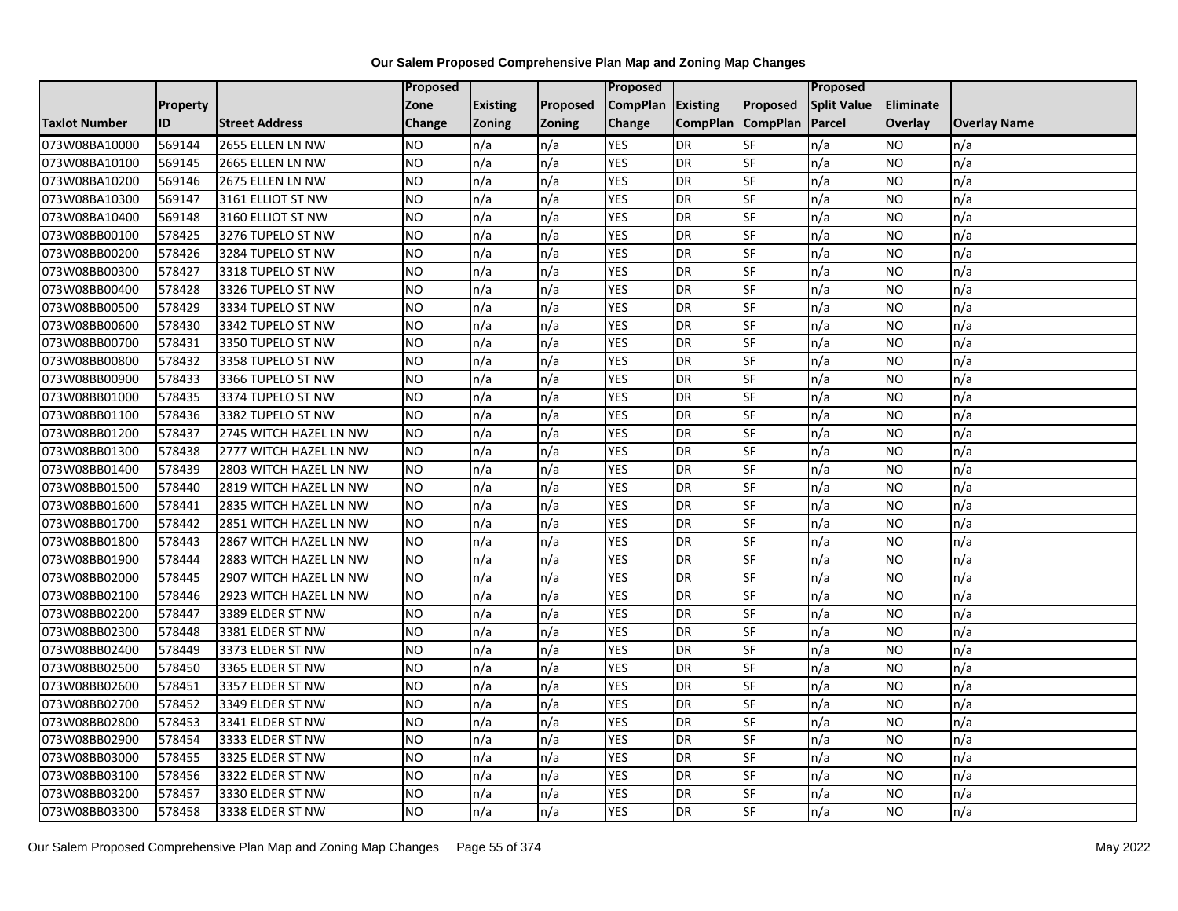**Our Salem Proposed Comprehensive Plan Map and Zoning Map Changes**

| Taxlot Number | Property ID | Street Address | Proposed Zone Change | Existing Zoning | Proposed Zoning | Proposed CompPlan Change | Existing CompPlan | Proposed CompPlan | Proposed Split Value Parcel | Eliminate Overlay | Overlay Name |
|---|---|---|---|---|---|---|---|---|---|---|---|
| 073W08BA10000 | 569144 | 2655 ELLEN LN NW | NO | n/a | n/a | YES | DR | SF | n/a | NO | n/a |
| 073W08BA10100 | 569145 | 2665 ELLEN LN NW | NO | n/a | n/a | YES | DR | SF | n/a | NO | n/a |
| 073W08BA10200 | 569146 | 2675 ELLEN LN NW | NO | n/a | n/a | YES | DR | SF | n/a | NO | n/a |
| 073W08BA10300 | 569147 | 3161 ELLIOT ST NW | NO | n/a | n/a | YES | DR | SF | n/a | NO | n/a |
| 073W08BA10400 | 569148 | 3160 ELLIOT ST NW | NO | n/a | n/a | YES | DR | SF | n/a | NO | n/a |
| 073W08BB00100 | 578425 | 3276 TUPELO ST NW | NO | n/a | n/a | YES | DR | SF | n/a | NO | n/a |
| 073W08BB00200 | 578426 | 3284 TUPELO ST NW | NO | n/a | n/a | YES | DR | SF | n/a | NO | n/a |
| 073W08BB00300 | 578427 | 3318 TUPELO ST NW | NO | n/a | n/a | YES | DR | SF | n/a | NO | n/a |
| 073W08BB00400 | 578428 | 3326 TUPELO ST NW | NO | n/a | n/a | YES | DR | SF | n/a | NO | n/a |
| 073W08BB00500 | 578429 | 3334 TUPELO ST NW | NO | n/a | n/a | YES | DR | SF | n/a | NO | n/a |
| 073W08BB00600 | 578430 | 3342 TUPELO ST NW | NO | n/a | n/a | YES | DR | SF | n/a | NO | n/a |
| 073W08BB00700 | 578431 | 3350 TUPELO ST NW | NO | n/a | n/a | YES | DR | SF | n/a | NO | n/a |
| 073W08BB00800 | 578432 | 3358 TUPELO ST NW | NO | n/a | n/a | YES | DR | SF | n/a | NO | n/a |
| 073W08BB00900 | 578433 | 3366 TUPELO ST NW | NO | n/a | n/a | YES | DR | SF | n/a | NO | n/a |
| 073W08BB01000 | 578435 | 3374 TUPELO ST NW | NO | n/a | n/a | YES | DR | SF | n/a | NO | n/a |
| 073W08BB01100 | 578436 | 3382 TUPELO ST NW | NO | n/a | n/a | YES | DR | SF | n/a | NO | n/a |
| 073W08BB01200 | 578437 | 2745 WITCH HAZEL LN NW | NO | n/a | n/a | YES | DR | SF | n/a | NO | n/a |
| 073W08BB01300 | 578438 | 2777 WITCH HAZEL LN NW | NO | n/a | n/a | YES | DR | SF | n/a | NO | n/a |
| 073W08BB01400 | 578439 | 2803 WITCH HAZEL LN NW | NO | n/a | n/a | YES | DR | SF | n/a | NO | n/a |
| 073W08BB01500 | 578440 | 2819 WITCH HAZEL LN NW | NO | n/a | n/a | YES | DR | SF | n/a | NO | n/a |
| 073W08BB01600 | 578441 | 2835 WITCH HAZEL LN NW | NO | n/a | n/a | YES | DR | SF | n/a | NO | n/a |
| 073W08BB01700 | 578442 | 2851 WITCH HAZEL LN NW | NO | n/a | n/a | YES | DR | SF | n/a | NO | n/a |
| 073W08BB01800 | 578443 | 2867 WITCH HAZEL LN NW | NO | n/a | n/a | YES | DR | SF | n/a | NO | n/a |
| 073W08BB01900 | 578444 | 2883 WITCH HAZEL LN NW | NO | n/a | n/a | YES | DR | SF | n/a | NO | n/a |
| 073W08BB02000 | 578445 | 2907 WITCH HAZEL LN NW | NO | n/a | n/a | YES | DR | SF | n/a | NO | n/a |
| 073W08BB02100 | 578446 | 2923 WITCH HAZEL LN NW | NO | n/a | n/a | YES | DR | SF | n/a | NO | n/a |
| 073W08BB02200 | 578447 | 3389 ELDER ST NW | NO | n/a | n/a | YES | DR | SF | n/a | NO | n/a |
| 073W08BB02300 | 578448 | 3381 ELDER ST NW | NO | n/a | n/a | YES | DR | SF | n/a | NO | n/a |
| 073W08BB02400 | 578449 | 3373 ELDER ST NW | NO | n/a | n/a | YES | DR | SF | n/a | NO | n/a |
| 073W08BB02500 | 578450 | 3365 ELDER ST NW | NO | n/a | n/a | YES | DR | SF | n/a | NO | n/a |
| 073W08BB02600 | 578451 | 3357 ELDER ST NW | NO | n/a | n/a | YES | DR | SF | n/a | NO | n/a |
| 073W08BB02700 | 578452 | 3349 ELDER ST NW | NO | n/a | n/a | YES | DR | SF | n/a | NO | n/a |
| 073W08BB02800 | 578453 | 3341 ELDER ST NW | NO | n/a | n/a | YES | DR | SF | n/a | NO | n/a |
| 073W08BB02900 | 578454 | 3333 ELDER ST NW | NO | n/a | n/a | YES | DR | SF | n/a | NO | n/a |
| 073W08BB03000 | 578455 | 3325 ELDER ST NW | NO | n/a | n/a | YES | DR | SF | n/a | NO | n/a |
| 073W08BB03100 | 578456 | 3322 ELDER ST NW | NO | n/a | n/a | YES | DR | SF | n/a | NO | n/a |
| 073W08BB03200 | 578457 | 3330 ELDER ST NW | NO | n/a | n/a | YES | DR | SF | n/a | NO | n/a |
| 073W08BB03300 | 578458 | 3338 ELDER ST NW | NO | n/a | n/a | YES | DR | SF | n/a | NO | n/a |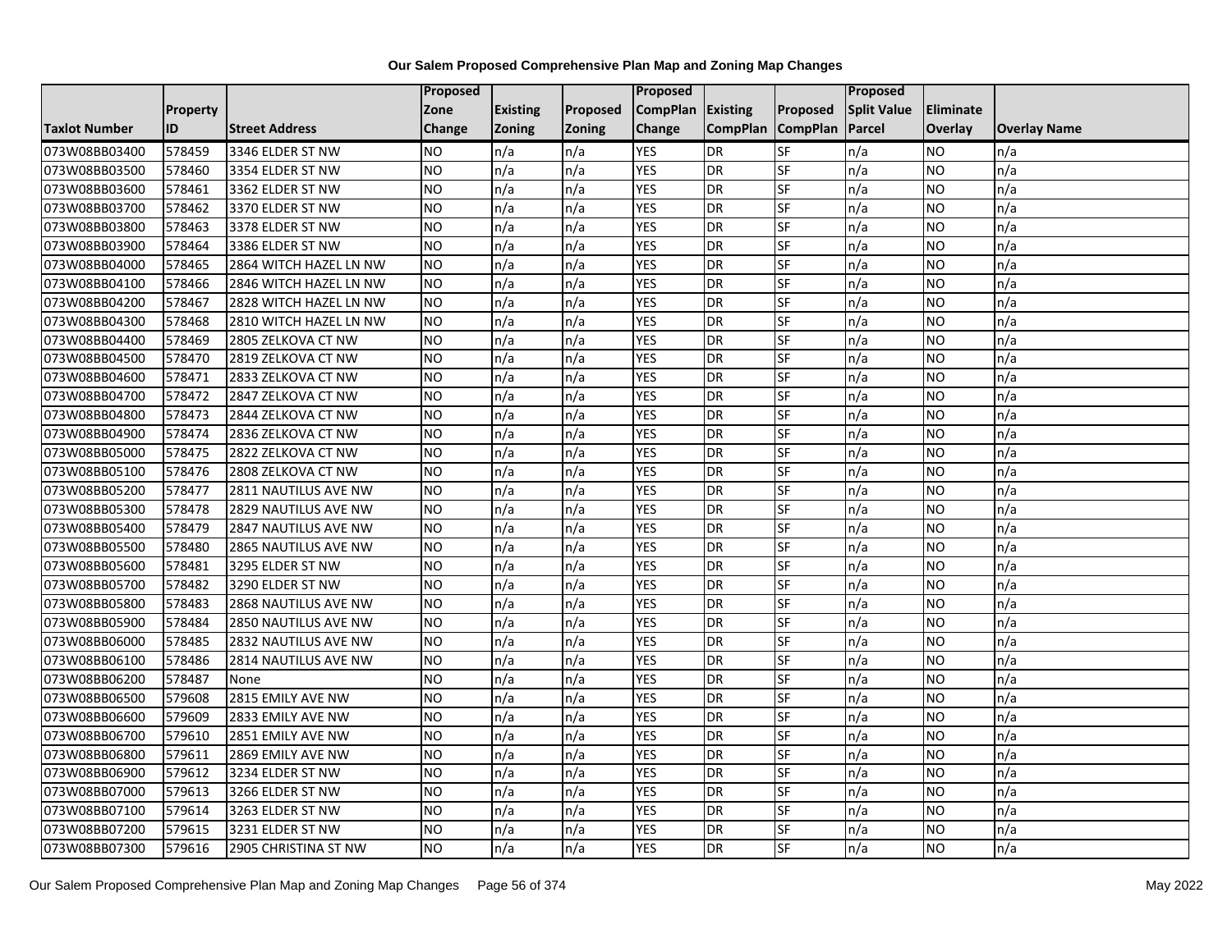**Our Salem Proposed Comprehensive Plan Map and Zoning Map Changes**

| Taxlot Number | Property ID | Street Address | Proposed Zone Change | Existing Zoning | Proposed Zoning | Proposed CompPlan Change | Existing CompPlan | Proposed CompPlan | Proposed Split Value Parcel | Eliminate Overlay | Overlay Name |
|---|---|---|---|---|---|---|---|---|---|---|---|
| 073W08BB03400 | 578459 | 3346 ELDER ST NW | NO | n/a | n/a | YES | DR | SF | n/a | NO | n/a |
| 073W08BB03500 | 578460 | 3354 ELDER ST NW | NO | n/a | n/a | YES | DR | SF | n/a | NO | n/a |
| 073W08BB03600 | 578461 | 3362 ELDER ST NW | NO | n/a | n/a | YES | DR | SF | n/a | NO | n/a |
| 073W08BB03700 | 578462 | 3370 ELDER ST NW | NO | n/a | n/a | YES | DR | SF | n/a | NO | n/a |
| 073W08BB03800 | 578463 | 3378 ELDER ST NW | NO | n/a | n/a | YES | DR | SF | n/a | NO | n/a |
| 073W08BB03900 | 578464 | 3386 ELDER ST NW | NO | n/a | n/a | YES | DR | SF | n/a | NO | n/a |
| 073W08BB04000 | 578465 | 2864 WITCH HAZEL LN NW | NO | n/a | n/a | YES | DR | SF | n/a | NO | n/a |
| 073W08BB04100 | 578466 | 2846 WITCH HAZEL LN NW | NO | n/a | n/a | YES | DR | SF | n/a | NO | n/a |
| 073W08BB04200 | 578467 | 2828 WITCH HAZEL LN NW | NO | n/a | n/a | YES | DR | SF | n/a | NO | n/a |
| 073W08BB04300 | 578468 | 2810 WITCH HAZEL LN NW | NO | n/a | n/a | YES | DR | SF | n/a | NO | n/a |
| 073W08BB04400 | 578469 | 2805 ZELKOVA CT NW | NO | n/a | n/a | YES | DR | SF | n/a | NO | n/a |
| 073W08BB04500 | 578470 | 2819 ZELKOVA CT NW | NO | n/a | n/a | YES | DR | SF | n/a | NO | n/a |
| 073W08BB04600 | 578471 | 2833 ZELKOVA CT NW | NO | n/a | n/a | YES | DR | SF | n/a | NO | n/a |
| 073W08BB04700 | 578472 | 2847 ZELKOVA CT NW | NO | n/a | n/a | YES | DR | SF | n/a | NO | n/a |
| 073W08BB04800 | 578473 | 2844 ZELKOVA CT NW | NO | n/a | n/a | YES | DR | SF | n/a | NO | n/a |
| 073W08BB04900 | 578474 | 2836 ZELKOVA CT NW | NO | n/a | n/a | YES | DR | SF | n/a | NO | n/a |
| 073W08BB05000 | 578475 | 2822 ZELKOVA CT NW | NO | n/a | n/a | YES | DR | SF | n/a | NO | n/a |
| 073W08BB05100 | 578476 | 2808 ZELKOVA CT NW | NO | n/a | n/a | YES | DR | SF | n/a | NO | n/a |
| 073W08BB05200 | 578477 | 2811 NAUTILUS AVE NW | NO | n/a | n/a | YES | DR | SF | n/a | NO | n/a |
| 073W08BB05300 | 578478 | 2829 NAUTILUS AVE NW | NO | n/a | n/a | YES | DR | SF | n/a | NO | n/a |
| 073W08BB05400 | 578479 | 2847 NAUTILUS AVE NW | NO | n/a | n/a | YES | DR | SF | n/a | NO | n/a |
| 073W08BB05500 | 578480 | 2865 NAUTILUS AVE NW | NO | n/a | n/a | YES | DR | SF | n/a | NO | n/a |
| 073W08BB05600 | 578481 | 3295 ELDER ST NW | NO | n/a | n/a | YES | DR | SF | n/a | NO | n/a |
| 073W08BB05700 | 578482 | 3290 ELDER ST NW | NO | n/a | n/a | YES | DR | SF | n/a | NO | n/a |
| 073W08BB05800 | 578483 | 2868 NAUTILUS AVE NW | NO | n/a | n/a | YES | DR | SF | n/a | NO | n/a |
| 073W08BB05900 | 578484 | 2850 NAUTILUS AVE NW | NO | n/a | n/a | YES | DR | SF | n/a | NO | n/a |
| 073W08BB06000 | 578485 | 2832 NAUTILUS AVE NW | NO | n/a | n/a | YES | DR | SF | n/a | NO | n/a |
| 073W08BB06100 | 578486 | 2814 NAUTILUS AVE NW | NO | n/a | n/a | YES | DR | SF | n/a | NO | n/a |
| 073W08BB06200 | 578487 | None | NO | n/a | n/a | YES | DR | SF | n/a | NO | n/a |
| 073W08BB06500 | 579608 | 2815 EMILY AVE NW | NO | n/a | n/a | YES | DR | SF | n/a | NO | n/a |
| 073W08BB06600 | 579609 | 2833 EMILY AVE NW | NO | n/a | n/a | YES | DR | SF | n/a | NO | n/a |
| 073W08BB06700 | 579610 | 2851 EMILY AVE NW | NO | n/a | n/a | YES | DR | SF | n/a | NO | n/a |
| 073W08BB06800 | 579611 | 2869 EMILY AVE NW | NO | n/a | n/a | YES | DR | SF | n/a | NO | n/a |
| 073W08BB06900 | 579612 | 3234 ELDER ST NW | NO | n/a | n/a | YES | DR | SF | n/a | NO | n/a |
| 073W08BB07000 | 579613 | 3266 ELDER ST NW | NO | n/a | n/a | YES | DR | SF | n/a | NO | n/a |
| 073W08BB07100 | 579614 | 3263 ELDER ST NW | NO | n/a | n/a | YES | DR | SF | n/a | NO | n/a |
| 073W08BB07200 | 579615 | 3231 ELDER ST NW | NO | n/a | n/a | YES | DR | SF | n/a | NO | n/a |
| 073W08BB07300 | 579616 | 2905 CHRISTINA ST NW | NO | n/a | n/a | YES | DR | SF | n/a | NO | n/a |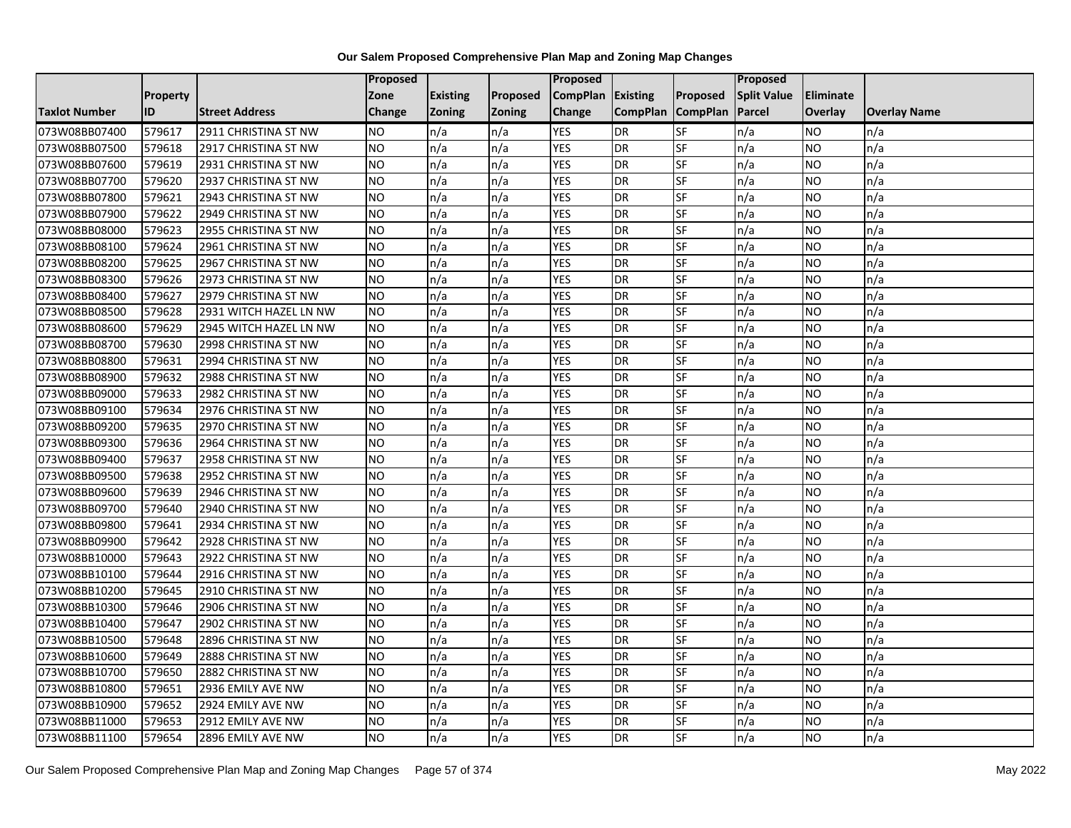**Our Salem Proposed Comprehensive Plan Map and Zoning Map Changes**

| Taxlot Number | Property ID | Street Address | Proposed Zone Change | Existing Zoning | Proposed Zoning | Proposed CompPlan Change | Existing CompPlan | Proposed CompPlan | Proposed Split Value Parcel | Eliminate Overlay | Overlay Name |
|---|---|---|---|---|---|---|---|---|---|---|---|
| 073W08BB07400 | 579617 | 2911 CHRISTINA ST NW | NO | n/a | n/a | YES | DR | SF | n/a | NO | n/a |
| 073W08BB07500 | 579618 | 2917 CHRISTINA ST NW | NO | n/a | n/a | YES | DR | SF | n/a | NO | n/a |
| 073W08BB07600 | 579619 | 2931 CHRISTINA ST NW | NO | n/a | n/a | YES | DR | SF | n/a | NO | n/a |
| 073W08BB07700 | 579620 | 2937 CHRISTINA ST NW | NO | n/a | n/a | YES | DR | SF | n/a | NO | n/a |
| 073W08BB07800 | 579621 | 2943 CHRISTINA ST NW | NO | n/a | n/a | YES | DR | SF | n/a | NO | n/a |
| 073W08BB07900 | 579622 | 2949 CHRISTINA ST NW | NO | n/a | n/a | YES | DR | SF | n/a | NO | n/a |
| 073W08BB08000 | 579623 | 2955 CHRISTINA ST NW | NO | n/a | n/a | YES | DR | SF | n/a | NO | n/a |
| 073W08BB08100 | 579624 | 2961 CHRISTINA ST NW | NO | n/a | n/a | YES | DR | SF | n/a | NO | n/a |
| 073W08BB08200 | 579625 | 2967 CHRISTINA ST NW | NO | n/a | n/a | YES | DR | SF | n/a | NO | n/a |
| 073W08BB08300 | 579626 | 2973 CHRISTINA ST NW | NO | n/a | n/a | YES | DR | SF | n/a | NO | n/a |
| 073W08BB08400 | 579627 | 2979 CHRISTINA ST NW | NO | n/a | n/a | YES | DR | SF | n/a | NO | n/a |
| 073W08BB08500 | 579628 | 2931 WITCH HAZEL LN NW | NO | n/a | n/a | YES | DR | SF | n/a | NO | n/a |
| 073W08BB08600 | 579629 | 2945 WITCH HAZEL LN NW | NO | n/a | n/a | YES | DR | SF | n/a | NO | n/a |
| 073W08BB08700 | 579630 | 2998 CHRISTINA ST NW | NO | n/a | n/a | YES | DR | SF | n/a | NO | n/a |
| 073W08BB08800 | 579631 | 2994 CHRISTINA ST NW | NO | n/a | n/a | YES | DR | SF | n/a | NO | n/a |
| 073W08BB08900 | 579632 | 2988 CHRISTINA ST NW | NO | n/a | n/a | YES | DR | SF | n/a | NO | n/a |
| 073W08BB09000 | 579633 | 2982 CHRISTINA ST NW | NO | n/a | n/a | YES | DR | SF | n/a | NO | n/a |
| 073W08BB09100 | 579634 | 2976 CHRISTINA ST NW | NO | n/a | n/a | YES | DR | SF | n/a | NO | n/a |
| 073W08BB09200 | 579635 | 2970 CHRISTINA ST NW | NO | n/a | n/a | YES | DR | SF | n/a | NO | n/a |
| 073W08BB09300 | 579636 | 2964 CHRISTINA ST NW | NO | n/a | n/a | YES | DR | SF | n/a | NO | n/a |
| 073W08BB09400 | 579637 | 2958 CHRISTINA ST NW | NO | n/a | n/a | YES | DR | SF | n/a | NO | n/a |
| 073W08BB09500 | 579638 | 2952 CHRISTINA ST NW | NO | n/a | n/a | YES | DR | SF | n/a | NO | n/a |
| 073W08BB09600 | 579639 | 2946 CHRISTINA ST NW | NO | n/a | n/a | YES | DR | SF | n/a | NO | n/a |
| 073W08BB09700 | 579640 | 2940 CHRISTINA ST NW | NO | n/a | n/a | YES | DR | SF | n/a | NO | n/a |
| 073W08BB09800 | 579641 | 2934 CHRISTINA ST NW | NO | n/a | n/a | YES | DR | SF | n/a | NO | n/a |
| 073W08BB09900 | 579642 | 2928 CHRISTINA ST NW | NO | n/a | n/a | YES | DR | SF | n/a | NO | n/a |
| 073W08BB10000 | 579643 | 2922 CHRISTINA ST NW | NO | n/a | n/a | YES | DR | SF | n/a | NO | n/a |
| 073W08BB10100 | 579644 | 2916 CHRISTINA ST NW | NO | n/a | n/a | YES | DR | SF | n/a | NO | n/a |
| 073W08BB10200 | 579645 | 2910 CHRISTINA ST NW | NO | n/a | n/a | YES | DR | SF | n/a | NO | n/a |
| 073W08BB10300 | 579646 | 2906 CHRISTINA ST NW | NO | n/a | n/a | YES | DR | SF | n/a | NO | n/a |
| 073W08BB10400 | 579647 | 2902 CHRISTINA ST NW | NO | n/a | n/a | YES | DR | SF | n/a | NO | n/a |
| 073W08BB10500 | 579648 | 2896 CHRISTINA ST NW | NO | n/a | n/a | YES | DR | SF | n/a | NO | n/a |
| 073W08BB10600 | 579649 | 2888 CHRISTINA ST NW | NO | n/a | n/a | YES | DR | SF | n/a | NO | n/a |
| 073W08BB10700 | 579650 | 2882 CHRISTINA ST NW | NO | n/a | n/a | YES | DR | SF | n/a | NO | n/a |
| 073W08BB10800 | 579651 | 2936 EMILY AVE NW | NO | n/a | n/a | YES | DR | SF | n/a | NO | n/a |
| 073W08BB10900 | 579652 | 2924 EMILY AVE NW | NO | n/a | n/a | YES | DR | SF | n/a | NO | n/a |
| 073W08BB11000 | 579653 | 2912 EMILY AVE NW | NO | n/a | n/a | YES | DR | SF | n/a | NO | n/a |
| 073W08BB11100 | 579654 | 2896 EMILY AVE NW | NO | n/a | n/a | YES | DR | SF | n/a | NO | n/a |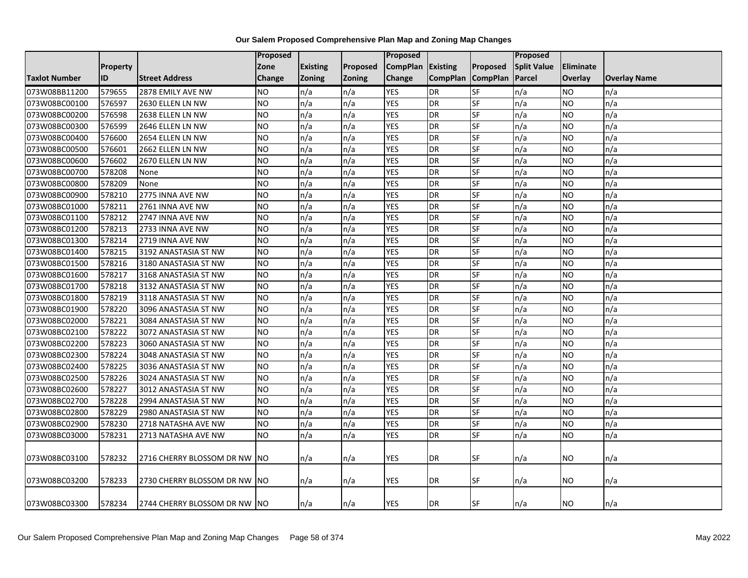**Our Salem Proposed Comprehensive Plan Map and Zoning Map Changes**

| Taxlot Number | Property ID | Street Address | Proposed Zone Change | Existing Zoning | Proposed Zoning | Proposed CompPlan Change | Existing CompPlan | Proposed CompPlan | Proposed Split Value Parcel | Eliminate Overlay | Overlay Name |
|---|---|---|---|---|---|---|---|---|---|---|---|
| 073W08BB11200 | 579655 | 2878 EMILY AVE NW | NO | n/a | n/a | YES | DR | SF | n/a | NO | n/a |
| 073W08BC00100 | 576597 | 2630 ELLEN LN NW | NO | n/a | n/a | YES | DR | SF | n/a | NO | n/a |
| 073W08BC00200 | 576598 | 2638 ELLEN LN NW | NO | n/a | n/a | YES | DR | SF | n/a | NO | n/a |
| 073W08BC00300 | 576599 | 2646 ELLEN LN NW | NO | n/a | n/a | YES | DR | SF | n/a | NO | n/a |
| 073W08BC00400 | 576600 | 2654 ELLEN LN NW | NO | n/a | n/a | YES | DR | SF | n/a | NO | n/a |
| 073W08BC00500 | 576601 | 2662 ELLEN LN NW | NO | n/a | n/a | YES | DR | SF | n/a | NO | n/a |
| 073W08BC00600 | 576602 | 2670 ELLEN LN NW | NO | n/a | n/a | YES | DR | SF | n/a | NO | n/a |
| 073W08BC00700 | 578208 | None | NO | n/a | n/a | YES | DR | SF | n/a | NO | n/a |
| 073W08BC00800 | 578209 | None | NO | n/a | n/a | YES | DR | SF | n/a | NO | n/a |
| 073W08BC00900 | 578210 | 2775 INNA AVE NW | NO | n/a | n/a | YES | DR | SF | n/a | NO | n/a |
| 073W08BC01000 | 578211 | 2761 INNA AVE NW | NO | n/a | n/a | YES | DR | SF | n/a | NO | n/a |
| 073W08BC01100 | 578212 | 2747 INNA AVE NW | NO | n/a | n/a | YES | DR | SF | n/a | NO | n/a |
| 073W08BC01200 | 578213 | 2733 INNA AVE NW | NO | n/a | n/a | YES | DR | SF | n/a | NO | n/a |
| 073W08BC01300 | 578214 | 2719 INNA AVE NW | NO | n/a | n/a | YES | DR | SF | n/a | NO | n/a |
| 073W08BC01400 | 578215 | 3192 ANASTASIA ST NW | NO | n/a | n/a | YES | DR | SF | n/a | NO | n/a |
| 073W08BC01500 | 578216 | 3180 ANASTASIA ST NW | NO | n/a | n/a | YES | DR | SF | n/a | NO | n/a |
| 073W08BC01600 | 578217 | 3168 ANASTASIA ST NW | NO | n/a | n/a | YES | DR | SF | n/a | NO | n/a |
| 073W08BC01700 | 578218 | 3132 ANASTASIA ST NW | NO | n/a | n/a | YES | DR | SF | n/a | NO | n/a |
| 073W08BC01800 | 578219 | 3118 ANASTASIA ST NW | NO | n/a | n/a | YES | DR | SF | n/a | NO | n/a |
| 073W08BC01900 | 578220 | 3096 ANASTASIA ST NW | NO | n/a | n/a | YES | DR | SF | n/a | NO | n/a |
| 073W08BC02000 | 578221 | 3084 ANASTASIA ST NW | NO | n/a | n/a | YES | DR | SF | n/a | NO | n/a |
| 073W08BC02100 | 578222 | 3072 ANASTASIA ST NW | NO | n/a | n/a | YES | DR | SF | n/a | NO | n/a |
| 073W08BC02200 | 578223 | 3060 ANASTASIA ST NW | NO | n/a | n/a | YES | DR | SF | n/a | NO | n/a |
| 073W08BC02300 | 578224 | 3048 ANASTASIA ST NW | NO | n/a | n/a | YES | DR | SF | n/a | NO | n/a |
| 073W08BC02400 | 578225 | 3036 ANASTASIA ST NW | NO | n/a | n/a | YES | DR | SF | n/a | NO | n/a |
| 073W08BC02500 | 578226 | 3024 ANASTASIA ST NW | NO | n/a | n/a | YES | DR | SF | n/a | NO | n/a |
| 073W08BC02600 | 578227 | 3012 ANASTASIA ST NW | NO | n/a | n/a | YES | DR | SF | n/a | NO | n/a |
| 073W08BC02700 | 578228 | 2994 ANASTASIA ST NW | NO | n/a | n/a | YES | DR | SF | n/a | NO | n/a |
| 073W08BC02800 | 578229 | 2980 ANASTASIA ST NW | NO | n/a | n/a | YES | DR | SF | n/a | NO | n/a |
| 073W08BC02900 | 578230 | 2718 NATASHA AVE NW | NO | n/a | n/a | YES | DR | SF | n/a | NO | n/a |
| 073W08BC03000 | 578231 | 2713 NATASHA AVE NW | NO | n/a | n/a | YES | DR | SF | n/a | NO | n/a |
| 073W08BC03100 | 578232 | 2716 CHERRY BLOSSOM DR NW | NO | n/a | n/a | YES | DR | SF | n/a | NO | n/a |
| 073W08BC03200 | 578233 | 2730 CHERRY BLOSSOM DR NW | NO | n/a | n/a | YES | DR | SF | n/a | NO | n/a |
| 073W08BC03300 | 578234 | 2744 CHERRY BLOSSOM DR NW | NO | n/a | n/a | YES | DR | SF | n/a | NO | n/a |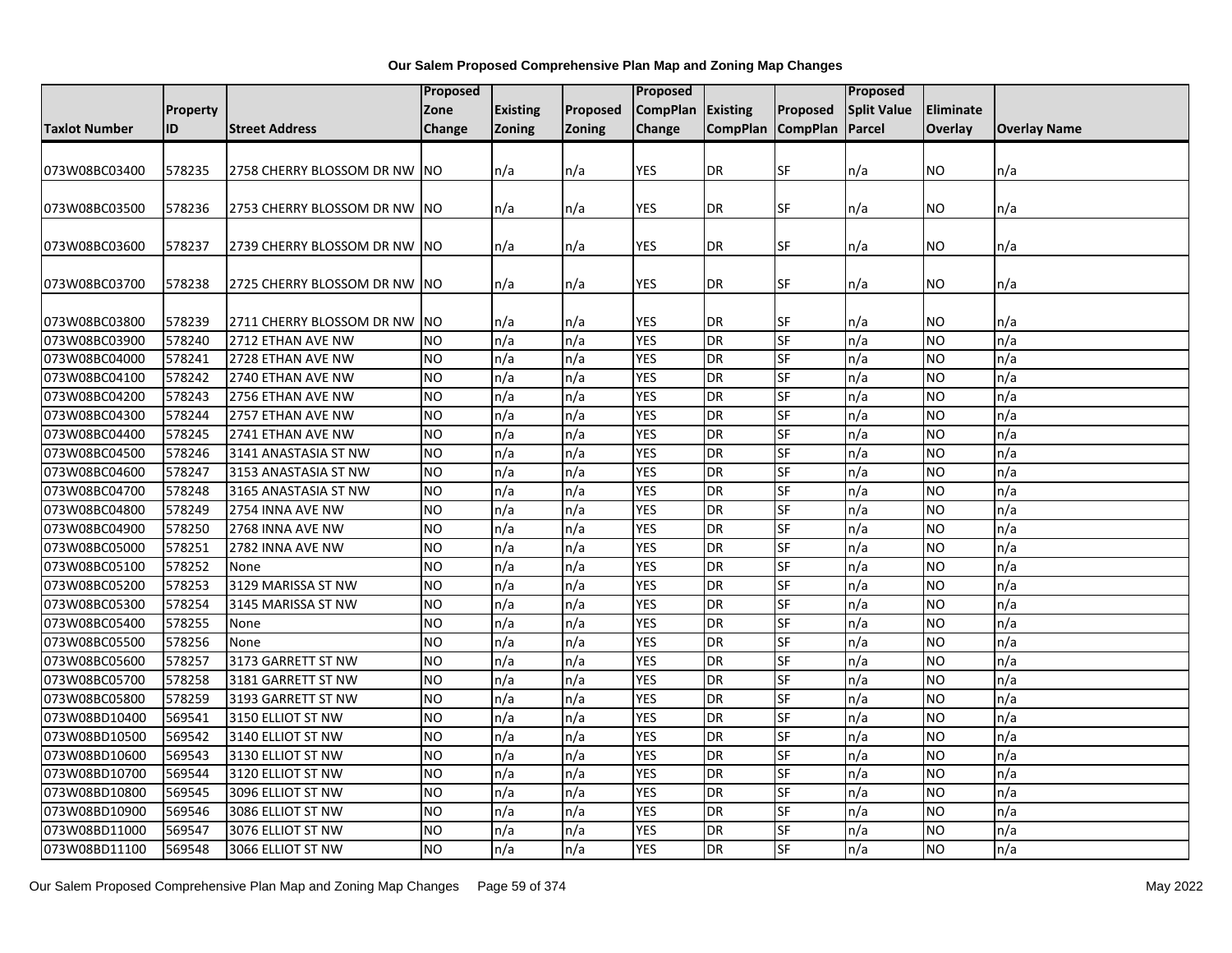# Our Salem Proposed Comprehensive Plan Map and Zoning Map Changes

| Taxlot Number | Property ID | Street Address | Proposed Zone Change | Existing Zoning | Proposed Zoning | Proposed CompPlan Change | Existing CompPlan | Proposed CompPlan | Proposed Split Value Parcel | Eliminate Overlay | Overlay Name |
|---|---|---|---|---|---|---|---|---|---|---|---|
| 073W08BC03400 | 578235 | 2758 CHERRY BLOSSOM DR NW | NO | n/a | n/a | YES | DR | SF | n/a | NO | n/a |
| 073W08BC03500 | 578236 | 2753 CHERRY BLOSSOM DR NW | NO | n/a | n/a | YES | DR | SF | n/a | NO | n/a |
| 073W08BC03600 | 578237 | 2739 CHERRY BLOSSOM DR NW | NO | n/a | n/a | YES | DR | SF | n/a | NO | n/a |
| 073W08BC03700 | 578238 | 2725 CHERRY BLOSSOM DR NW | NO | n/a | n/a | YES | DR | SF | n/a | NO | n/a |
| 073W08BC03800 | 578239 | 2711 CHERRY BLOSSOM DR NW | NO | n/a | n/a | YES | DR | SF | n/a | NO | n/a |
| 073W08BC03900 | 578240 | 2712 ETHAN AVE NW | NO | n/a | n/a | YES | DR | SF | n/a | NO | n/a |
| 073W08BC04000 | 578241 | 2728 ETHAN AVE NW | NO | n/a | n/a | YES | DR | SF | n/a | NO | n/a |
| 073W08BC04100 | 578242 | 2740 ETHAN AVE NW | NO | n/a | n/a | YES | DR | SF | n/a | NO | n/a |
| 073W08BC04200 | 578243 | 2756 ETHAN AVE NW | NO | n/a | n/a | YES | DR | SF | n/a | NO | n/a |
| 073W08BC04300 | 578244 | 2757 ETHAN AVE NW | NO | n/a | n/a | YES | DR | SF | n/a | NO | n/a |
| 073W08BC04400 | 578245 | 2741 ETHAN AVE NW | NO | n/a | n/a | YES | DR | SF | n/a | NO | n/a |
| 073W08BC04500 | 578246 | 3141 ANASTASIA ST NW | NO | n/a | n/a | YES | DR | SF | n/a | NO | n/a |
| 073W08BC04600 | 578247 | 3153 ANASTASIA ST NW | NO | n/a | n/a | YES | DR | SF | n/a | NO | n/a |
| 073W08BC04700 | 578248 | 3165 ANASTASIA ST NW | NO | n/a | n/a | YES | DR | SF | n/a | NO | n/a |
| 073W08BC04800 | 578249 | 2754 INNA AVE NW | NO | n/a | n/a | YES | DR | SF | n/a | NO | n/a |
| 073W08BC04900 | 578250 | 2768 INNA AVE NW | NO | n/a | n/a | YES | DR | SF | n/a | NO | n/a |
| 073W08BC05000 | 578251 | 2782 INNA AVE NW | NO | n/a | n/a | YES | DR | SF | n/a | NO | n/a |
| 073W08BC05100 | 578252 | None | NO | n/a | n/a | YES | DR | SF | n/a | NO | n/a |
| 073W08BC05200 | 578253 | 3129 MARISSA ST NW | NO | n/a | n/a | YES | DR | SF | n/a | NO | n/a |
| 073W08BC05300 | 578254 | 3145 MARISSA ST NW | NO | n/a | n/a | YES | DR | SF | n/a | NO | n/a |
| 073W08BC05400 | 578255 | None | NO | n/a | n/a | YES | DR | SF | n/a | NO | n/a |
| 073W08BC05500 | 578256 | None | NO | n/a | n/a | YES | DR | SF | n/a | NO | n/a |
| 073W08BC05600 | 578257 | 3173 GARRETT ST NW | NO | n/a | n/a | YES | DR | SF | n/a | NO | n/a |
| 073W08BC05700 | 578258 | 3181 GARRETT ST NW | NO | n/a | n/a | YES | DR | SF | n/a | NO | n/a |
| 073W08BC05800 | 578259 | 3193 GARRETT ST NW | NO | n/a | n/a | YES | DR | SF | n/a | NO | n/a |
| 073W08BD10400 | 569541 | 3150 ELLIOT ST NW | NO | n/a | n/a | YES | DR | SF | n/a | NO | n/a |
| 073W08BD10500 | 569542 | 3140 ELLIOT ST NW | NO | n/a | n/a | YES | DR | SF | n/a | NO | n/a |
| 073W08BD10600 | 569543 | 3130 ELLIOT ST NW | NO | n/a | n/a | YES | DR | SF | n/a | NO | n/a |
| 073W08BD10700 | 569544 | 3120 ELLIOT ST NW | NO | n/a | n/a | YES | DR | SF | n/a | NO | n/a |
| 073W08BD10800 | 569545 | 3096 ELLIOT ST NW | NO | n/a | n/a | YES | DR | SF | n/a | NO | n/a |
| 073W08BD10900 | 569546 | 3086 ELLIOT ST NW | NO | n/a | n/a | YES | DR | SF | n/a | NO | n/a |
| 073W08BD11000 | 569547 | 3076 ELLIOT ST NW | NO | n/a | n/a | YES | DR | SF | n/a | NO | n/a |
| 073W08BD11100 | 569548 | 3066 ELLIOT ST NW | NO | n/a | n/a | YES | DR | SF | n/a | NO | n/a |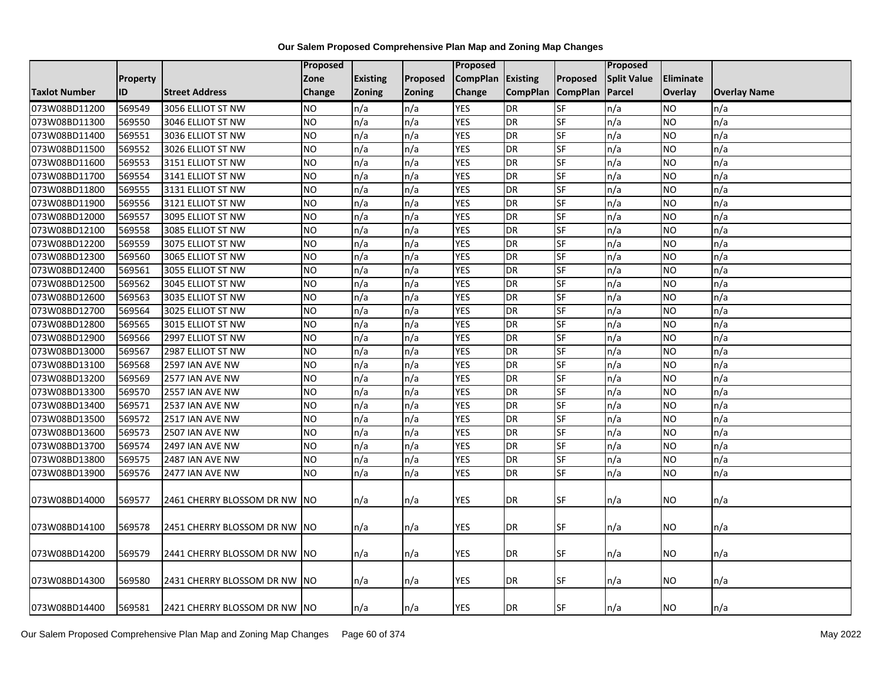**Our Salem Proposed Comprehensive Plan Map and Zoning Map Changes**

| Taxlot Number | Property ID | Street Address | Proposed Zone Change | Existing Zoning | Proposed Zoning | Proposed CompPlan Change | Existing CompPlan | Proposed CompPlan | Proposed Split Value Parcel | Eliminate Overlay | Overlay Name |
|---|---|---|---|---|---|---|---|---|---|---|---|
| 073W08BD11200 | 569549 | 3056 ELLIOT ST NW | NO | n/a | n/a | YES | DR | SF | n/a | NO | n/a |
| 073W08BD11300 | 569550 | 3046 ELLIOT ST NW | NO | n/a | n/a | YES | DR | SF | n/a | NO | n/a |
| 073W08BD11400 | 569551 | 3036 ELLIOT ST NW | NO | n/a | n/a | YES | DR | SF | n/a | NO | n/a |
| 073W08BD11500 | 569552 | 3026 ELLIOT ST NW | NO | n/a | n/a | YES | DR | SF | n/a | NO | n/a |
| 073W08BD11600 | 569553 | 3151 ELLIOT ST NW | NO | n/a | n/a | YES | DR | SF | n/a | NO | n/a |
| 073W08BD11700 | 569554 | 3141 ELLIOT ST NW | NO | n/a | n/a | YES | DR | SF | n/a | NO | n/a |
| 073W08BD11800 | 569555 | 3131 ELLIOT ST NW | NO | n/a | n/a | YES | DR | SF | n/a | NO | n/a |
| 073W08BD11900 | 569556 | 3121 ELLIOT ST NW | NO | n/a | n/a | YES | DR | SF | n/a | NO | n/a |
| 073W08BD12000 | 569557 | 3095 ELLIOT ST NW | NO | n/a | n/a | YES | DR | SF | n/a | NO | n/a |
| 073W08BD12100 | 569558 | 3085 ELLIOT ST NW | NO | n/a | n/a | YES | DR | SF | n/a | NO | n/a |
| 073W08BD12200 | 569559 | 3075 ELLIOT ST NW | NO | n/a | n/a | YES | DR | SF | n/a | NO | n/a |
| 073W08BD12300 | 569560 | 3065 ELLIOT ST NW | NO | n/a | n/a | YES | DR | SF | n/a | NO | n/a |
| 073W08BD12400 | 569561 | 3055 ELLIOT ST NW | NO | n/a | n/a | YES | DR | SF | n/a | NO | n/a |
| 073W08BD12500 | 569562 | 3045 ELLIOT ST NW | NO | n/a | n/a | YES | DR | SF | n/a | NO | n/a |
| 073W08BD12600 | 569563 | 3035 ELLIOT ST NW | NO | n/a | n/a | YES | DR | SF | n/a | NO | n/a |
| 073W08BD12700 | 569564 | 3025 ELLIOT ST NW | NO | n/a | n/a | YES | DR | SF | n/a | NO | n/a |
| 073W08BD12800 | 569565 | 3015 ELLIOT ST NW | NO | n/a | n/a | YES | DR | SF | n/a | NO | n/a |
| 073W08BD12900 | 569566 | 2997 ELLIOT ST NW | NO | n/a | n/a | YES | DR | SF | n/a | NO | n/a |
| 073W08BD13000 | 569567 | 2987 ELLIOT ST NW | NO | n/a | n/a | YES | DR | SF | n/a | NO | n/a |
| 073W08BD13100 | 569568 | 2597 IAN AVE NW | NO | n/a | n/a | YES | DR | SF | n/a | NO | n/a |
| 073W08BD13200 | 569569 | 2577 IAN AVE NW | NO | n/a | n/a | YES | DR | SF | n/a | NO | n/a |
| 073W08BD13300 | 569570 | 2557 IAN AVE NW | NO | n/a | n/a | YES | DR | SF | n/a | NO | n/a |
| 073W08BD13400 | 569571 | 2537 IAN AVE NW | NO | n/a | n/a | YES | DR | SF | n/a | NO | n/a |
| 073W08BD13500 | 569572 | 2517 IAN AVE NW | NO | n/a | n/a | YES | DR | SF | n/a | NO | n/a |
| 073W08BD13600 | 569573 | 2507 IAN AVE NW | NO | n/a | n/a | YES | DR | SF | n/a | NO | n/a |
| 073W08BD13700 | 569574 | 2497 IAN AVE NW | NO | n/a | n/a | YES | DR | SF | n/a | NO | n/a |
| 073W08BD13800 | 569575 | 2487 IAN AVE NW | NO | n/a | n/a | YES | DR | SF | n/a | NO | n/a |
| 073W08BD13900 | 569576 | 2477 IAN AVE NW | NO | n/a | n/a | YES | DR | SF | n/a | NO | n/a |
| 073W08BD14000 | 569577 | 2461 CHERRY BLOSSOM DR NW | NO | n/a | n/a | YES | DR | SF | n/a | NO | n/a |
| 073W08BD14100 | 569578 | 2451 CHERRY BLOSSOM DR NW | NO | n/a | n/a | YES | DR | SF | n/a | NO | n/a |
| 073W08BD14200 | 569579 | 2441 CHERRY BLOSSOM DR NW | NO | n/a | n/a | YES | DR | SF | n/a | NO | n/a |
| 073W08BD14300 | 569580 | 2431 CHERRY BLOSSOM DR NW | NO | n/a | n/a | YES | DR | SF | n/a | NO | n/a |
| 073W08BD14400 | 569581 | 2421 CHERRY BLOSSOM DR NW | NO | n/a | n/a | YES | DR | SF | n/a | NO | n/a |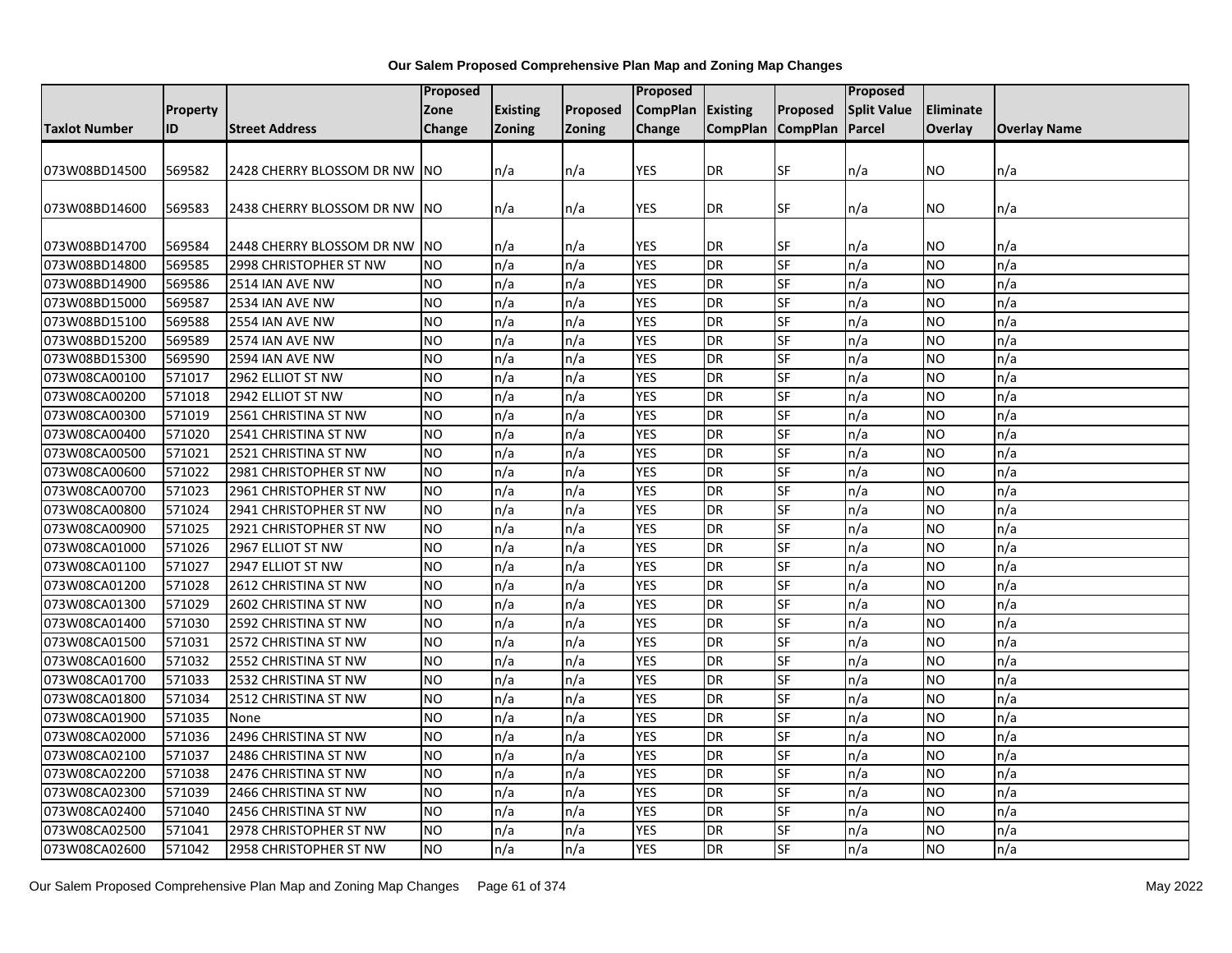**Our Salem Proposed Comprehensive Plan Map and Zoning Map Changes**

| Taxlot Number | Property ID | Street Address | Proposed Zone Change | Existing Zoning | Proposed Zoning | Proposed CompPlan Change | Existing CompPlan | Proposed CompPlan | Proposed Split Value Parcel | Eliminate Overlay | Overlay Name |
|---|---|---|---|---|---|---|---|---|---|---|---|
| 073W08BD14500 | 569582 | 2428 CHERRY BLOSSOM DR NW | NO | n/a | n/a | YES | DR | SF | n/a | NO | n/a |
| 073W08BD14600 | 569583 | 2438 CHERRY BLOSSOM DR NW | NO | n/a | n/a | YES | DR | SF | n/a | NO | n/a |
| 073W08BD14700 | 569584 | 2448 CHERRY BLOSSOM DR NW | NO | n/a | n/a | YES | DR | SF | n/a | NO | n/a |
| 073W08BD14800 | 569585 | 2998 CHRISTOPHER ST NW | NO | n/a | n/a | YES | DR | SF | n/a | NO | n/a |
| 073W08BD14900 | 569586 | 2514 IAN AVE NW | NO | n/a | n/a | YES | DR | SF | n/a | NO | n/a |
| 073W08BD15000 | 569587 | 2534 IAN AVE NW | NO | n/a | n/a | YES | DR | SF | n/a | NO | n/a |
| 073W08BD15100 | 569588 | 2554 IAN AVE NW | NO | n/a | n/a | YES | DR | SF | n/a | NO | n/a |
| 073W08BD15200 | 569589 | 2574 IAN AVE NW | NO | n/a | n/a | YES | DR | SF | n/a | NO | n/a |
| 073W08BD15300 | 569590 | 2594 IAN AVE NW | NO | n/a | n/a | YES | DR | SF | n/a | NO | n/a |
| 073W08CA00100 | 571017 | 2962 ELLIOT ST NW | NO | n/a | n/a | YES | DR | SF | n/a | NO | n/a |
| 073W08CA00200 | 571018 | 2942 ELLIOT ST NW | NO | n/a | n/a | YES | DR | SF | n/a | NO | n/a |
| 073W08CA00300 | 571019 | 2561 CHRISTINA ST NW | NO | n/a | n/a | YES | DR | SF | n/a | NO | n/a |
| 073W08CA00400 | 571020 | 2541 CHRISTINA ST NW | NO | n/a | n/a | YES | DR | SF | n/a | NO | n/a |
| 073W08CA00500 | 571021 | 2521 CHRISTINA ST NW | NO | n/a | n/a | YES | DR | SF | n/a | NO | n/a |
| 073W08CA00600 | 571022 | 2981 CHRISTOPHER ST NW | NO | n/a | n/a | YES | DR | SF | n/a | NO | n/a |
| 073W08CA00700 | 571023 | 2961 CHRISTOPHER ST NW | NO | n/a | n/a | YES | DR | SF | n/a | NO | n/a |
| 073W08CA00800 | 571024 | 2941 CHRISTOPHER ST NW | NO | n/a | n/a | YES | DR | SF | n/a | NO | n/a |
| 073W08CA00900 | 571025 | 2921 CHRISTOPHER ST NW | NO | n/a | n/a | YES | DR | SF | n/a | NO | n/a |
| 073W08CA01000 | 571026 | 2967 ELLIOT ST NW | NO | n/a | n/a | YES | DR | SF | n/a | NO | n/a |
| 073W08CA01100 | 571027 | 2947 ELLIOT ST NW | NO | n/a | n/a | YES | DR | SF | n/a | NO | n/a |
| 073W08CA01200 | 571028 | 2612 CHRISTINA ST NW | NO | n/a | n/a | YES | DR | SF | n/a | NO | n/a |
| 073W08CA01300 | 571029 | 2602 CHRISTINA ST NW | NO | n/a | n/a | YES | DR | SF | n/a | NO | n/a |
| 073W08CA01400 | 571030 | 2592 CHRISTINA ST NW | NO | n/a | n/a | YES | DR | SF | n/a | NO | n/a |
| 073W08CA01500 | 571031 | 2572 CHRISTINA ST NW | NO | n/a | n/a | YES | DR | SF | n/a | NO | n/a |
| 073W08CA01600 | 571032 | 2552 CHRISTINA ST NW | NO | n/a | n/a | YES | DR | SF | n/a | NO | n/a |
| 073W08CA01700 | 571033 | 2532 CHRISTINA ST NW | NO | n/a | n/a | YES | DR | SF | n/a | NO | n/a |
| 073W08CA01800 | 571034 | 2512 CHRISTINA ST NW | NO | n/a | n/a | YES | DR | SF | n/a | NO | n/a |
| 073W08CA01900 | 571035 | None | NO | n/a | n/a | YES | DR | SF | n/a | NO | n/a |
| 073W08CA02000 | 571036 | 2496 CHRISTINA ST NW | NO | n/a | n/a | YES | DR | SF | n/a | NO | n/a |
| 073W08CA02100 | 571037 | 2486 CHRISTINA ST NW | NO | n/a | n/a | YES | DR | SF | n/a | NO | n/a |
| 073W08CA02200 | 571038 | 2476 CHRISTINA ST NW | NO | n/a | n/a | YES | DR | SF | n/a | NO | n/a |
| 073W08CA02300 | 571039 | 2466 CHRISTINA ST NW | NO | n/a | n/a | YES | DR | SF | n/a | NO | n/a |
| 073W08CA02400 | 571040 | 2456 CHRISTINA ST NW | NO | n/a | n/a | YES | DR | SF | n/a | NO | n/a |
| 073W08CA02500 | 571041 | 2978 CHRISTOPHER ST NW | NO | n/a | n/a | YES | DR | SF | n/a | NO | n/a |
| 073W08CA02600 | 571042 | 2958 CHRISTOPHER ST NW | NO | n/a | n/a | YES | DR | SF | n/a | NO | n/a |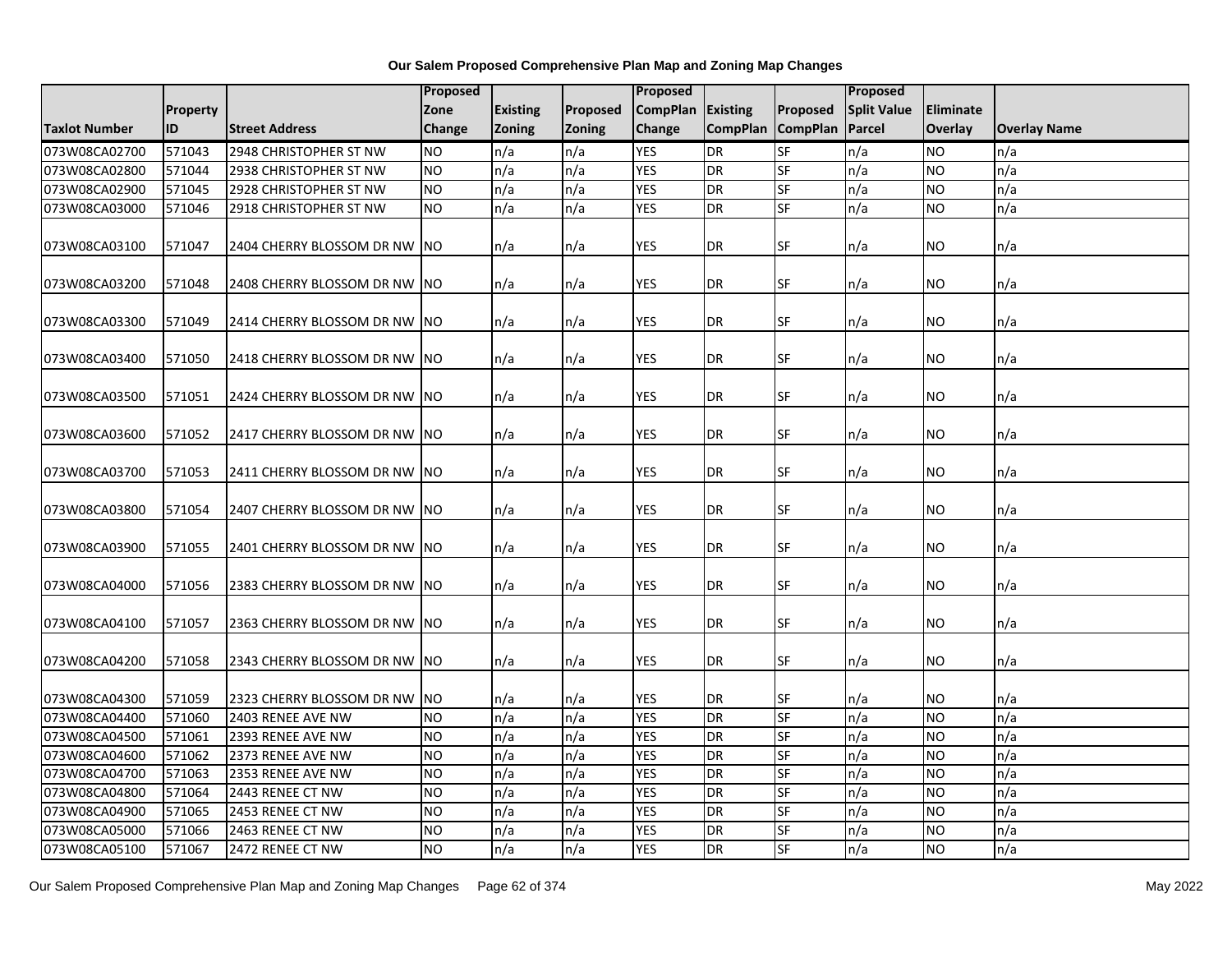# Our Salem Proposed Comprehensive Plan Map and Zoning Map Changes

| Taxlot Number | Property ID | Street Address | Proposed Zone Change | Existing Zoning | Proposed Zoning | Proposed CompPlan Change | Existing CompPlan | Proposed CompPlan | Proposed Split Value Parcel | Eliminate Overlay | Overlay Name |
|---|---|---|---|---|---|---|---|---|---|---|---|
| 073W08CA02700 | 571043 | 2948 CHRISTOPHER ST NW | NO | n/a | n/a | YES | DR | SF | n/a | NO | n/a |
| 073W08CA02800 | 571044 | 2938 CHRISTOPHER ST NW | NO | n/a | n/a | YES | DR | SF | n/a | NO | n/a |
| 073W08CA02900 | 571045 | 2928 CHRISTOPHER ST NW | NO | n/a | n/a | YES | DR | SF | n/a | NO | n/a |
| 073W08CA03000 | 571046 | 2918 CHRISTOPHER ST NW | NO | n/a | n/a | YES | DR | SF | n/a | NO | n/a |
| 073W08CA03100 | 571047 | 2404 CHERRY BLOSSOM DR NW | NO | n/a | n/a | YES | DR | SF | n/a | NO | n/a |
| 073W08CA03200 | 571048 | 2408 CHERRY BLOSSOM DR NW | NO | n/a | n/a | YES | DR | SF | n/a | NO | n/a |
| 073W08CA03300 | 571049 | 2414 CHERRY BLOSSOM DR NW | NO | n/a | n/a | YES | DR | SF | n/a | NO | n/a |
| 073W08CA03400 | 571050 | 2418 CHERRY BLOSSOM DR NW | NO | n/a | n/a | YES | DR | SF | n/a | NO | n/a |
| 073W08CA03500 | 571051 | 2424 CHERRY BLOSSOM DR NW | NO | n/a | n/a | YES | DR | SF | n/a | NO | n/a |
| 073W08CA03600 | 571052 | 2417 CHERRY BLOSSOM DR NW | NO | n/a | n/a | YES | DR | SF | n/a | NO | n/a |
| 073W08CA03700 | 571053 | 2411 CHERRY BLOSSOM DR NW | NO | n/a | n/a | YES | DR | SF | n/a | NO | n/a |
| 073W08CA03800 | 571054 | 2407 CHERRY BLOSSOM DR NW | NO | n/a | n/a | YES | DR | SF | n/a | NO | n/a |
| 073W08CA03900 | 571055 | 2401 CHERRY BLOSSOM DR NW | NO | n/a | n/a | YES | DR | SF | n/a | NO | n/a |
| 073W08CA04000 | 571056 | 2383 CHERRY BLOSSOM DR NW | NO | n/a | n/a | YES | DR | SF | n/a | NO | n/a |
| 073W08CA04100 | 571057 | 2363 CHERRY BLOSSOM DR NW | NO | n/a | n/a | YES | DR | SF | n/a | NO | n/a |
| 073W08CA04200 | 571058 | 2343 CHERRY BLOSSOM DR NW | NO | n/a | n/a | YES | DR | SF | n/a | NO | n/a |
| 073W08CA04300 | 571059 | 2323 CHERRY BLOSSOM DR NW | NO | n/a | n/a | YES | DR | SF | n/a | NO | n/a |
| 073W08CA04400 | 571060 | 2403 RENEE AVE NW | NO | n/a | n/a | YES | DR | SF | n/a | NO | n/a |
| 073W08CA04500 | 571061 | 2393 RENEE AVE NW | NO | n/a | n/a | YES | DR | SF | n/a | NO | n/a |
| 073W08CA04600 | 571062 | 2373 RENEE AVE NW | NO | n/a | n/a | YES | DR | SF | n/a | NO | n/a |
| 073W08CA04700 | 571063 | 2353 RENEE AVE NW | NO | n/a | n/a | YES | DR | SF | n/a | NO | n/a |
| 073W08CA04800 | 571064 | 2443 RENEE CT NW | NO | n/a | n/a | YES | DR | SF | n/a | NO | n/a |
| 073W08CA04900 | 571065 | 2453 RENEE CT NW | NO | n/a | n/a | YES | DR | SF | n/a | NO | n/a |
| 073W08CA05000 | 571066 | 2463 RENEE CT NW | NO | n/a | n/a | YES | DR | SF | n/a | NO | n/a |
| 073W08CA05100 | 571067 | 2472 RENEE CT NW | NO | n/a | n/a | YES | DR | SF | n/a | NO | n/a |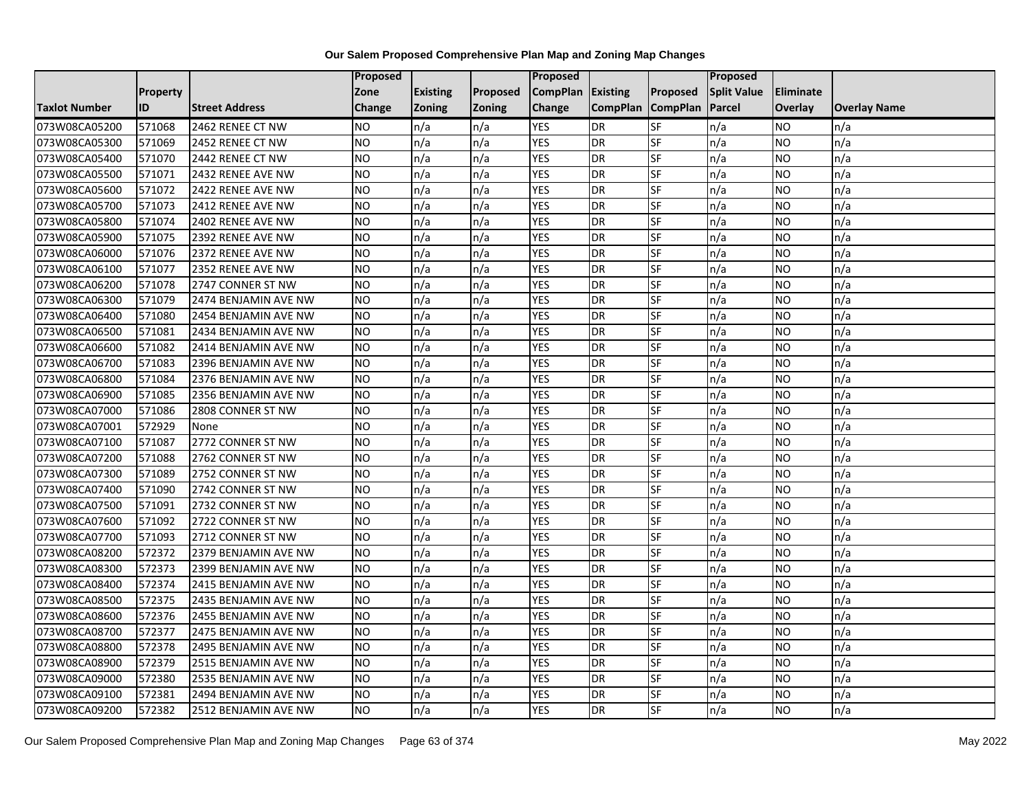**Our Salem Proposed Comprehensive Plan Map and Zoning Map Changes**

| Taxlot Number | Property ID | Street Address | Proposed Zone Change | Existing Zoning | Proposed Zoning | Proposed CompPlan Change | Existing CompPlan | Proposed CompPlan | Proposed Split Value Parcel | Eliminate Overlay | Overlay Name |
|---|---|---|---|---|---|---|---|---|---|---|---|
| 073W08CA05200 | 571068 | 2462 RENEE CT NW | NO | n/a | n/a | YES | DR | SF | n/a | NO | n/a |
| 073W08CA05300 | 571069 | 2452 RENEE CT NW | NO | n/a | n/a | YES | DR | SF | n/a | NO | n/a |
| 073W08CA05400 | 571070 | 2442 RENEE CT NW | NO | n/a | n/a | YES | DR | SF | n/a | NO | n/a |
| 073W08CA05500 | 571071 | 2432 RENEE AVE NW | NO | n/a | n/a | YES | DR | SF | n/a | NO | n/a |
| 073W08CA05600 | 571072 | 2422 RENEE AVE NW | NO | n/a | n/a | YES | DR | SF | n/a | NO | n/a |
| 073W08CA05700 | 571073 | 2412 RENEE AVE NW | NO | n/a | n/a | YES | DR | SF | n/a | NO | n/a |
| 073W08CA05800 | 571074 | 2402 RENEE AVE NW | NO | n/a | n/a | YES | DR | SF | n/a | NO | n/a |
| 073W08CA05900 | 571075 | 2392 RENEE AVE NW | NO | n/a | n/a | YES | DR | SF | n/a | NO | n/a |
| 073W08CA06000 | 571076 | 2372 RENEE AVE NW | NO | n/a | n/a | YES | DR | SF | n/a | NO | n/a |
| 073W08CA06100 | 571077 | 2352 RENEE AVE NW | NO | n/a | n/a | YES | DR | SF | n/a | NO | n/a |
| 073W08CA06200 | 571078 | 2747 CONNER ST NW | NO | n/a | n/a | YES | DR | SF | n/a | NO | n/a |
| 073W08CA06300 | 571079 | 2474 BENJAMIN AVE NW | NO | n/a | n/a | YES | DR | SF | n/a | NO | n/a |
| 073W08CA06400 | 571080 | 2454 BENJAMIN AVE NW | NO | n/a | n/a | YES | DR | SF | n/a | NO | n/a |
| 073W08CA06500 | 571081 | 2434 BENJAMIN AVE NW | NO | n/a | n/a | YES | DR | SF | n/a | NO | n/a |
| 073W08CA06600 | 571082 | 2414 BENJAMIN AVE NW | NO | n/a | n/a | YES | DR | SF | n/a | NO | n/a |
| 073W08CA06700 | 571083 | 2396 BENJAMIN AVE NW | NO | n/a | n/a | YES | DR | SF | n/a | NO | n/a |
| 073W08CA06800 | 571084 | 2376 BENJAMIN AVE NW | NO | n/a | n/a | YES | DR | SF | n/a | NO | n/a |
| 073W08CA06900 | 571085 | 2356 BENJAMIN AVE NW | NO | n/a | n/a | YES | DR | SF | n/a | NO | n/a |
| 073W08CA07000 | 571086 | 2808 CONNER ST NW | NO | n/a | n/a | YES | DR | SF | n/a | NO | n/a |
| 073W08CA07001 | 572929 | None | NO | n/a | n/a | YES | DR | SF | n/a | NO | n/a |
| 073W08CA07100 | 571087 | 2772 CONNER ST NW | NO | n/a | n/a | YES | DR | SF | n/a | NO | n/a |
| 073W08CA07200 | 571088 | 2762 CONNER ST NW | NO | n/a | n/a | YES | DR | SF | n/a | NO | n/a |
| 073W08CA07300 | 571089 | 2752 CONNER ST NW | NO | n/a | n/a | YES | DR | SF | n/a | NO | n/a |
| 073W08CA07400 | 571090 | 2742 CONNER ST NW | NO | n/a | n/a | YES | DR | SF | n/a | NO | n/a |
| 073W08CA07500 | 571091 | 2732 CONNER ST NW | NO | n/a | n/a | YES | DR | SF | n/a | NO | n/a |
| 073W08CA07600 | 571092 | 2722 CONNER ST NW | NO | n/a | n/a | YES | DR | SF | n/a | NO | n/a |
| 073W08CA07700 | 571093 | 2712 CONNER ST NW | NO | n/a | n/a | YES | DR | SF | n/a | NO | n/a |
| 073W08CA08200 | 572372 | 2379 BENJAMIN AVE NW | NO | n/a | n/a | YES | DR | SF | n/a | NO | n/a |
| 073W08CA08300 | 572373 | 2399 BENJAMIN AVE NW | NO | n/a | n/a | YES | DR | SF | n/a | NO | n/a |
| 073W08CA08400 | 572374 | 2415 BENJAMIN AVE NW | NO | n/a | n/a | YES | DR | SF | n/a | NO | n/a |
| 073W08CA08500 | 572375 | 2435 BENJAMIN AVE NW | NO | n/a | n/a | YES | DR | SF | n/a | NO | n/a |
| 073W08CA08600 | 572376 | 2455 BENJAMIN AVE NW | NO | n/a | n/a | YES | DR | SF | n/a | NO | n/a |
| 073W08CA08700 | 572377 | 2475 BENJAMIN AVE NW | NO | n/a | n/a | YES | DR | SF | n/a | NO | n/a |
| 073W08CA08800 | 572378 | 2495 BENJAMIN AVE NW | NO | n/a | n/a | YES | DR | SF | n/a | NO | n/a |
| 073W08CA08900 | 572379 | 2515 BENJAMIN AVE NW | NO | n/a | n/a | YES | DR | SF | n/a | NO | n/a |
| 073W08CA09000 | 572380 | 2535 BENJAMIN AVE NW | NO | n/a | n/a | YES | DR | SF | n/a | NO | n/a |
| 073W08CA09100 | 572381 | 2494 BENJAMIN AVE NW | NO | n/a | n/a | YES | DR | SF | n/a | NO | n/a |
| 073W08CA09200 | 572382 | 2512 BENJAMIN AVE NW | NO | n/a | n/a | YES | DR | SF | n/a | NO | n/a |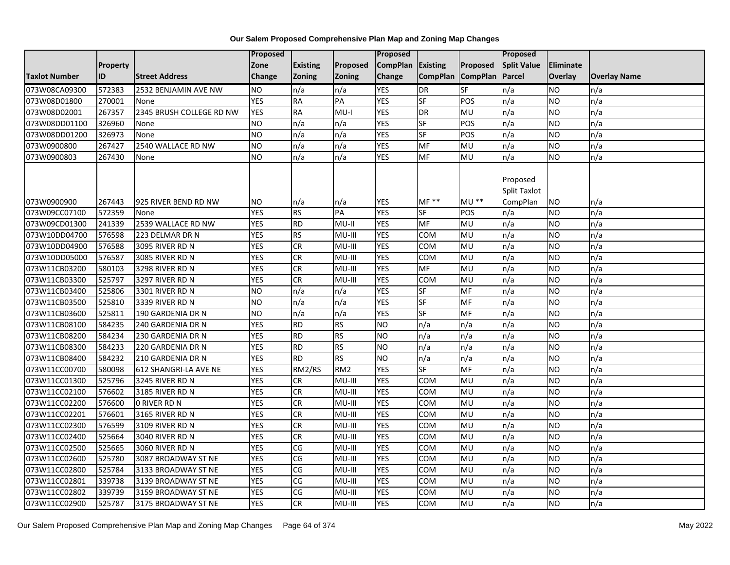# Our Salem Proposed Comprehensive Plan Map and Zoning Map Changes

| Taxlot Number | Property ID | Street Address | Proposed Zone Change | Existing Zoning | Proposed Zoning | Proposed CompPlan Change | Existing CompPlan | Proposed CompPlan | Proposed Split Value Parcel | Eliminate Overlay | Overlay Name |
|---|---|---|---|---|---|---|---|---|---|---|---|
| 073W08CA09300 | 572383 | 2532 BENJAMIN AVE NW | NO | n/a | n/a | YES | DR | SF | n/a | NO | n/a |
| 073W08D01800 | 270001 | None | YES | RA | PA | YES | SF | POS | n/a | NO | n/a |
| 073W08D02001 | 267357 | 2345 BRUSH COLLEGE RD NW | YES | RA | MU-I | YES | DR | MU | n/a | NO | n/a |
| 073W08DD01100 | 326960 | None | NO | n/a | n/a | YES | SF | POS | n/a | NO | n/a |
| 073W08DD01200 | 326973 | None | NO | n/a | n/a | YES | SF | POS | n/a | NO | n/a |
| 073W0900800 | 267427 | 2540 WALLACE RD NW | NO | n/a | n/a | YES | MF | MU | n/a | NO | n/a |
| 073W0900803 | 267430 | None | NO | n/a | n/a | YES | MF | MU | n/a | NO | n/a |
| 073W0900900 | 267443 | 925 RIVER BEND RD NW | NO | n/a | n/a | YES | MF ** | MU ** | Proposed Split Taxlot CompPlan | NO | n/a |
| 073W09CC07100 | 572359 | None | YES | RS | PA | YES | SF | POS | n/a | NO | n/a |
| 073W09CD01300 | 241339 | 2539 WALLACE RD NW | YES | RD | MU-II | YES | MF | MU | n/a | NO | n/a |
| 073W10DD04700 | 576598 | 223 DELMAR DR N | YES | RS | MU-III | YES | COM | MU | n/a | NO | n/a |
| 073W10DD04900 | 576588 | 3095 RIVER RD N | YES | CR | MU-III | YES | COM | MU | n/a | NO | n/a |
| 073W10DD05000 | 576587 | 3085 RIVER RD N | YES | CR | MU-III | YES | COM | MU | n/a | NO | n/a |
| 073W11CB03200 | 580103 | 3298 RIVER RD N | YES | CR | MU-III | YES | MF | MU | n/a | NO | n/a |
| 073W11CB03300 | 525797 | 3297 RIVER RD N | YES | CR | MU-III | YES | COM | MU | n/a | NO | n/a |
| 073W11CB03400 | 525806 | 3301 RIVER RD N | NO | n/a | n/a | YES | SF | MF | n/a | NO | n/a |
| 073W11CB03500 | 525810 | 3339 RIVER RD N | NO | n/a | n/a | YES | SF | MF | n/a | NO | n/a |
| 073W11CB03600 | 525811 | 190 GARDENIA DR N | NO | n/a | n/a | YES | SF | MF | n/a | NO | n/a |
| 073W11CB08100 | 584235 | 240 GARDENIA DR N | YES | RD | RS | NO | n/a | n/a | n/a | NO | n/a |
| 073W11CB08200 | 584234 | 230 GARDENIA DR N | YES | RD | RS | NO | n/a | n/a | n/a | NO | n/a |
| 073W11CB08300 | 584233 | 220 GARDENIA DR N | YES | RD | RS | NO | n/a | n/a | n/a | NO | n/a |
| 073W11CB08400 | 584232 | 210 GARDENIA DR N | YES | RD | RS | NO | n/a | n/a | n/a | NO | n/a |
| 073W11CC00700 | 580098 | 612 SHANGRI-LA AVE NE | YES | RM2/RS | RM2 | YES | SF | MF | n/a | NO | n/a |
| 073W11CC01300 | 525796 | 3245 RIVER RD N | YES | CR | MU-III | YES | COM | MU | n/a | NO | n/a |
| 073W11CC02100 | 576602 | 3185 RIVER RD N | YES | CR | MU-III | YES | COM | MU | n/a | NO | n/a |
| 073W11CC02200 | 576600 | 0 RIVER RD N | YES | CR | MU-III | YES | COM | MU | n/a | NO | n/a |
| 073W11CC02201 | 576601 | 3165 RIVER RD N | YES | CR | MU-III | YES | COM | MU | n/a | NO | n/a |
| 073W11CC02300 | 576599 | 3109 RIVER RD N | YES | CR | MU-III | YES | COM | MU | n/a | NO | n/a |
| 073W11CC02400 | 525664 | 3040 RIVER RD N | YES | CR | MU-III | YES | COM | MU | n/a | NO | n/a |
| 073W11CC02500 | 525665 | 3060 RIVER RD N | YES | CG | MU-III | YES | COM | MU | n/a | NO | n/a |
| 073W11CC02600 | 525780 | 3087 BROADWAY ST NE | YES | CG | MU-III | YES | COM | MU | n/a | NO | n/a |
| 073W11CC02800 | 525784 | 3133 BROADWAY ST NE | YES | CG | MU-III | YES | COM | MU | n/a | NO | n/a |
| 073W11CC02801 | 339738 | 3139 BROADWAY ST NE | YES | CG | MU-III | YES | COM | MU | n/a | NO | n/a |
| 073W11CC02802 | 339739 | 3159 BROADWAY ST NE | YES | CG | MU-III | YES | COM | MU | n/a | NO | n/a |
| 073W11CC02900 | 525787 | 3175 BROADWAY ST NE | YES | CR | MU-III | YES | COM | MU | n/a | NO | n/a |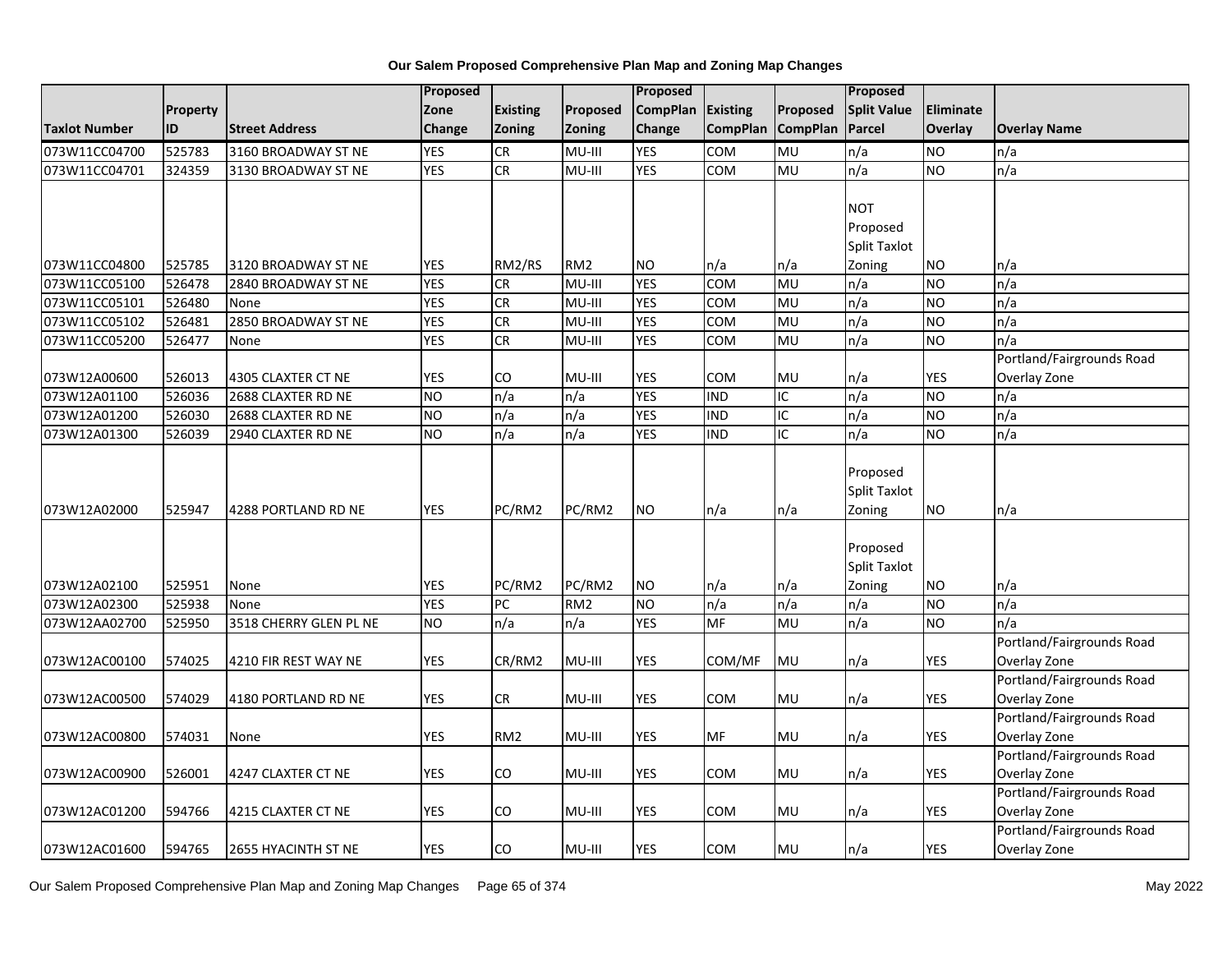# Our Salem Proposed Comprehensive Plan Map and Zoning Map Changes

| Taxlot Number | Property ID | Street Address | Proposed Zone Change | Existing Zoning | Proposed Zoning | Proposed CompPlan Change | Existing CompPlan | Proposed CompPlan | Proposed Split Value Parcel | Eliminate Overlay | Overlay Name |
|---|---|---|---|---|---|---|---|---|---|---|---|
| 073W11CC04700 | 525783 | 3160 BROADWAY ST NE | YES | CR | MU-III | YES | COM | MU | n/a | NO | n/a |
| 073W11CC04701 | 324359 | 3130 BROADWAY ST NE | YES | CR | MU-III | YES | COM | MU | n/a | NO | n/a |
| 073W11CC04800 | 525785 | 3120 BROADWAY ST NE | YES | RM2/RS | RM2 | NO | n/a | n/a | NOT Proposed Split Taxlot Zoning | NO | n/a |
| 073W11CC05100 | 526478 | 2840 BROADWAY ST NE | YES | CR | MU-III | YES | COM | MU | n/a | NO | n/a |
| 073W11CC05101 | 526480 | None | YES | CR | MU-III | YES | COM | MU | n/a | NO | n/a |
| 073W11CC05102 | 526481 | 2850 BROADWAY ST NE | YES | CR | MU-III | YES | COM | MU | n/a | NO | n/a |
| 073W11CC05200 | 526477 | None | YES | CR | MU-III | YES | COM | MU | n/a | NO | n/a |
| 073W12A00600 | 526013 | 4305 CLAXTER CT NE | YES | CO | MU-III | YES | COM | MU | n/a | YES | Portland/Fairgrounds Road Overlay Zone |
| 073W12A01100 | 526036 | 2688 CLAXTER RD NE | NO | n/a | n/a | YES | IND | IC | n/a | NO | n/a |
| 073W12A01200 | 526030 | 2688 CLAXTER RD NE | NO | n/a | n/a | YES | IND | IC | n/a | NO | n/a |
| 073W12A01300 | 526039 | 2940 CLAXTER RD NE | NO | n/a | n/a | YES | IND | IC | n/a | NO | n/a |
| 073W12A02000 | 525947 | 4288 PORTLAND RD NE | YES | PC/RM2 | PC/RM2 | NO | n/a | n/a | Proposed Split Taxlot Zoning | NO | n/a |
| 073W12A02100 | 525951 | None | YES | PC/RM2 | PC/RM2 | NO | n/a | n/a | Proposed Split Taxlot Zoning | NO | n/a |
| 073W12A02300 | 525938 | None | YES | PC | RM2 | NO | n/a | n/a | n/a | NO | n/a |
| 073W12AA02700 | 525950 | 3518 CHERRY GLEN PL NE | NO | n/a | n/a | YES | MF | MU | n/a | NO | n/a |
| 073W12AC00100 | 574025 | 4210 FIR REST WAY NE | YES | CR/RM2 | MU-III | YES | COM/MF | MU | n/a | YES | Portland/Fairgrounds Road Overlay Zone |
| 073W12AC00500 | 574029 | 4180 PORTLAND RD NE | YES | CR | MU-III | YES | COM | MU | n/a | YES | Portland/Fairgrounds Road Overlay Zone |
| 073W12AC00800 | 574031 | None | YES | RM2 | MU-III | YES | MF | MU | n/a | YES | Portland/Fairgrounds Road Overlay Zone |
| 073W12AC00900 | 526001 | 4247 CLAXTER CT NE | YES | CO | MU-III | YES | COM | MU | n/a | YES | Portland/Fairgrounds Road Overlay Zone |
| 073W12AC01200 | 594766 | 4215 CLAXTER CT NE | YES | CO | MU-III | YES | COM | MU | n/a | YES | Portland/Fairgrounds Road Overlay Zone |
| 073W12AC01600 | 594765 | 2655 HYACINTH ST NE | YES | CO | MU-III | YES | COM | MU | n/a | YES | Portland/Fairgrounds Road Overlay Zone |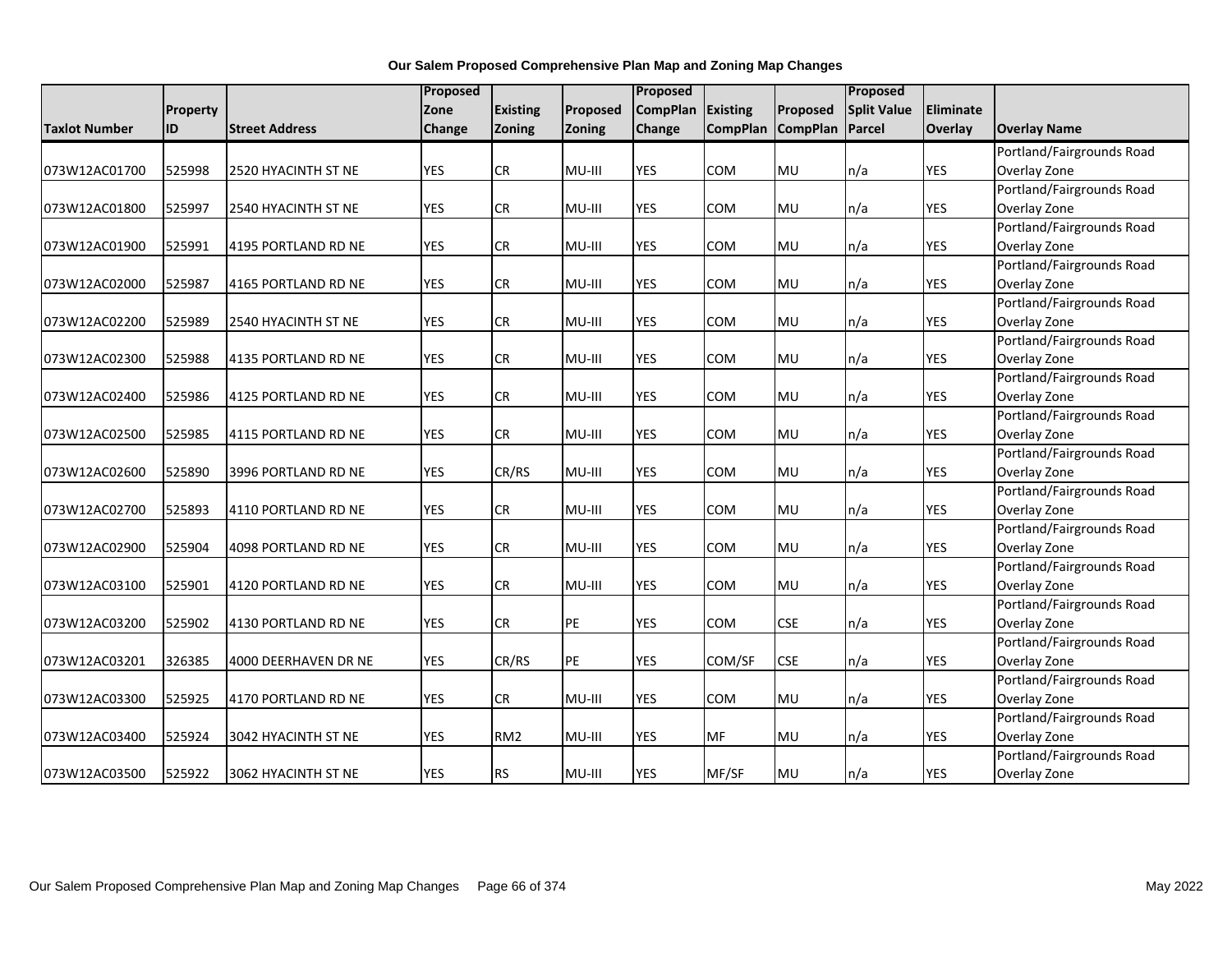**Our Salem Proposed Comprehensive Plan Map and Zoning Map Changes**

| Taxlot Number | Property ID | Street Address | Proposed Zone Change | Existing Zoning | Proposed Zoning | Proposed CompPlan Change | Existing CompPlan | Proposed CompPlan | Proposed Split Value Parcel | Eliminate Overlay | Overlay Name |
|---|---|---|---|---|---|---|---|---|---|---|---|
| 073W12AC01700 | 525998 | 2520 HYACINTH ST NE | YES | CR | MU-III | YES | COM | MU | n/a | YES | Portland/Fairgrounds Road Overlay Zone |
| 073W12AC01800 | 525997 | 2540 HYACINTH ST NE | YES | CR | MU-III | YES | COM | MU | n/a | YES | Portland/Fairgrounds Road Overlay Zone |
| 073W12AC01900 | 525991 | 4195 PORTLAND RD NE | YES | CR | MU-III | YES | COM | MU | n/a | YES | Portland/Fairgrounds Road Overlay Zone |
| 073W12AC02000 | 525987 | 4165 PORTLAND RD NE | YES | CR | MU-III | YES | COM | MU | n/a | YES | Portland/Fairgrounds Road Overlay Zone |
| 073W12AC02200 | 525989 | 2540 HYACINTH ST NE | YES | CR | MU-III | YES | COM | MU | n/a | YES | Portland/Fairgrounds Road Overlay Zone |
| 073W12AC02300 | 525988 | 4135 PORTLAND RD NE | YES | CR | MU-III | YES | COM | MU | n/a | YES | Portland/Fairgrounds Road Overlay Zone |
| 073W12AC02400 | 525986 | 4125 PORTLAND RD NE | YES | CR | MU-III | YES | COM | MU | n/a | YES | Portland/Fairgrounds Road Overlay Zone |
| 073W12AC02500 | 525985 | 4115 PORTLAND RD NE | YES | CR | MU-III | YES | COM | MU | n/a | YES | Portland/Fairgrounds Road Overlay Zone |
| 073W12AC02600 | 525890 | 3996 PORTLAND RD NE | YES | CR/RS | MU-III | YES | COM | MU | n/a | YES | Portland/Fairgrounds Road Overlay Zone |
| 073W12AC02700 | 525893 | 4110 PORTLAND RD NE | YES | CR | MU-III | YES | COM | MU | n/a | YES | Portland/Fairgrounds Road Overlay Zone |
| 073W12AC02900 | 525904 | 4098 PORTLAND RD NE | YES | CR | MU-III | YES | COM | MU | n/a | YES | Portland/Fairgrounds Road Overlay Zone |
| 073W12AC03100 | 525901 | 4120 PORTLAND RD NE | YES | CR | MU-III | YES | COM | MU | n/a | YES | Portland/Fairgrounds Road Overlay Zone |
| 073W12AC03200 | 525902 | 4130 PORTLAND RD NE | YES | CR | PE | YES | COM | CSE | n/a | YES | Portland/Fairgrounds Road Overlay Zone |
| 073W12AC03201 | 326385 | 4000 DEERHAVEN DR NE | YES | CR/RS | PE | YES | COM/SF | CSE | n/a | YES | Portland/Fairgrounds Road Overlay Zone |
| 073W12AC03300 | 525925 | 4170 PORTLAND RD NE | YES | CR | MU-III | YES | COM | MU | n/a | YES | Portland/Fairgrounds Road Overlay Zone |
| 073W12AC03400 | 525924 | 3042 HYACINTH ST NE | YES | RM2 | MU-III | YES | MF | MU | n/a | YES | Portland/Fairgrounds Road Overlay Zone |
| 073W12AC03500 | 525922 | 3062 HYACINTH ST NE | YES | RS | MU-III | YES | MF/SF | MU | n/a | YES | Portland/Fairgrounds Road Overlay Zone |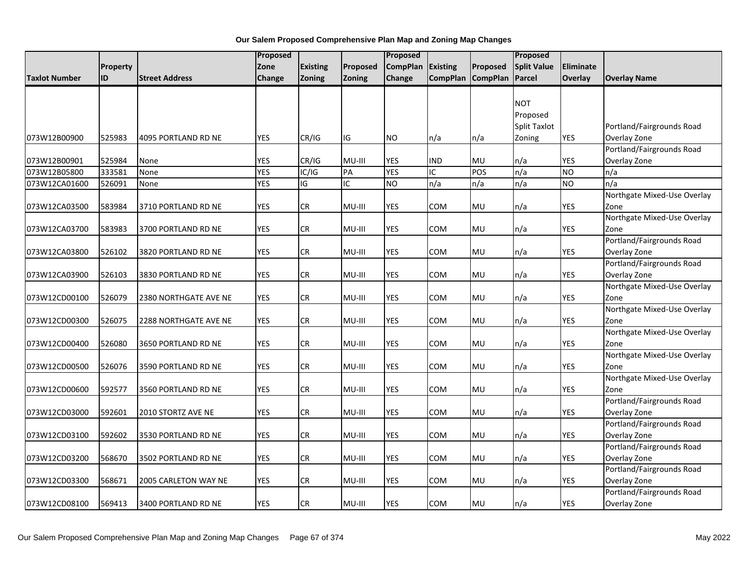**Our Salem Proposed Comprehensive Plan Map and Zoning Map Changes**

| Taxlot Number | Property ID | Street Address | Proposed Zone Change | Existing Zoning | Proposed Zoning | Proposed CompPlan Change | Existing CompPlan | Proposed CompPlan | Proposed Split Value Parcel | Eliminate Overlay | Overlay Name |
|---|---|---|---|---|---|---|---|---|---|---|---|
| 073W12B00900 | 525983 | 4095 PORTLAND RD NE | YES | CR/IG | IG | NO | n/a | n/a | NOT Proposed Split Taxlot Zoning | YES | Portland/Fairgrounds Road Overlay Zone |
| 073W12B00901 | 525984 | None | YES | CR/IG | MU-III | YES | IND | MU | n/a | YES | Portland/Fairgrounds Road Overlay Zone |
| 073W12B05800 | 333581 | None | YES | IC/IG | PA | YES | IC | POS | n/a | NO | n/a |
| 073W12CA01600 | 526091 | None | YES | IG | IC | NO | n/a | n/a | n/a | NO | n/a |
| 073W12CA03500 | 583984 | 3710 PORTLAND RD NE | YES | CR | MU-III | YES | COM | MU | n/a | YES | Northgate Mixed-Use Overlay Zone |
| 073W12CA03700 | 583983 | 3700 PORTLAND RD NE | YES | CR | MU-III | YES | COM | MU | n/a | YES | Northgate Mixed-Use Overlay Zone |
| 073W12CA03800 | 526102 | 3820 PORTLAND RD NE | YES | CR | MU-III | YES | COM | MU | n/a | YES | Portland/Fairgrounds Road Overlay Zone |
| 073W12CA03900 | 526103 | 3830 PORTLAND RD NE | YES | CR | MU-III | YES | COM | MU | n/a | YES | Portland/Fairgrounds Road Overlay Zone |
| 073W12CD00100 | 526079 | 2380 NORTHGATE AVE NE | YES | CR | MU-III | YES | COM | MU | n/a | YES | Northgate Mixed-Use Overlay Zone |
| 073W12CD00300 | 526075 | 2288 NORTHGATE AVE NE | YES | CR | MU-III | YES | COM | MU | n/a | YES | Northgate Mixed-Use Overlay Zone |
| 073W12CD00400 | 526080 | 3650 PORTLAND RD NE | YES | CR | MU-III | YES | COM | MU | n/a | YES | Northgate Mixed-Use Overlay Zone |
| 073W12CD00500 | 526076 | 3590 PORTLAND RD NE | YES | CR | MU-III | YES | COM | MU | n/a | YES | Northgate Mixed-Use Overlay Zone |
| 073W12CD00600 | 592577 | 3560 PORTLAND RD NE | YES | CR | MU-III | YES | COM | MU | n/a | YES | Northgate Mixed-Use Overlay Zone |
| 073W12CD03000 | 592601 | 2010 STORTZ AVE NE | YES | CR | MU-III | YES | COM | MU | n/a | YES | Portland/Fairgrounds Road Overlay Zone |
| 073W12CD03100 | 592602 | 3530 PORTLAND RD NE | YES | CR | MU-III | YES | COM | MU | n/a | YES | Portland/Fairgrounds Road Overlay Zone |
| 073W12CD03200 | 568670 | 3502 PORTLAND RD NE | YES | CR | MU-III | YES | COM | MU | n/a | YES | Portland/Fairgrounds Road Overlay Zone |
| 073W12CD03300 | 568671 | 2005 CARLETON WAY NE | YES | CR | MU-III | YES | COM | MU | n/a | YES | Portland/Fairgrounds Road Overlay Zone |
| 073W12CD08100 | 569413 | 3400 PORTLAND RD NE | YES | CR | MU-III | YES | COM | MU | n/a | YES | Portland/Fairgrounds Road Overlay Zone |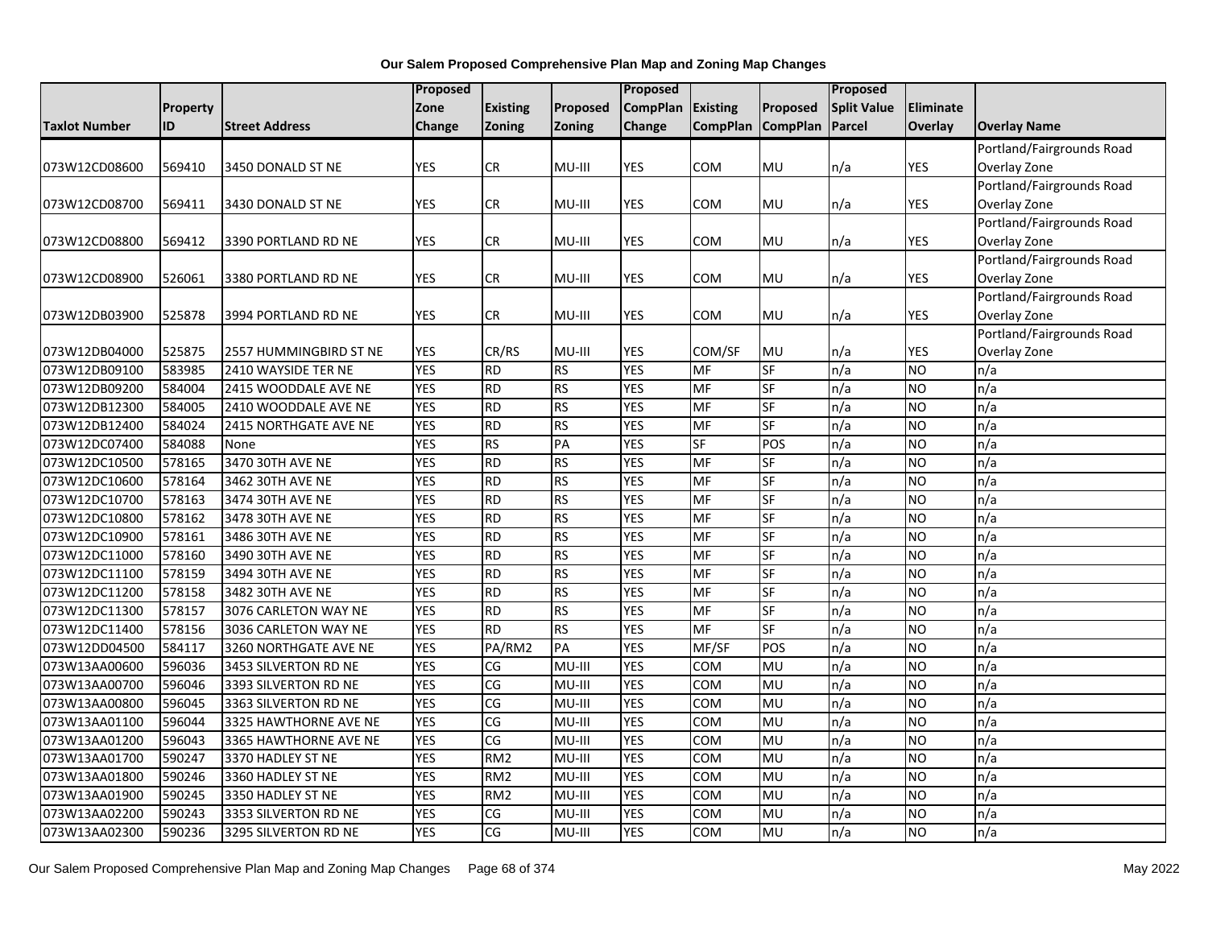**Our Salem Proposed Comprehensive Plan Map and Zoning Map Changes**

| Taxlot Number | Property ID | Street Address | Proposed Zone Change | Existing Zoning | Proposed Zoning | Proposed CompPlan Change | Existing CompPlan | Proposed CompPlan | Proposed Split Value Parcel | Eliminate Overlay | Overlay Name |
|---|---|---|---|---|---|---|---|---|---|---|---|
| 073W12CD08600 | 569410 | 3450 DONALD ST NE | YES | CR | MU-III | YES | COM | MU | n/a | YES | Portland/Fairgrounds Road Overlay Zone |
| 073W12CD08700 | 569411 | 3430 DONALD ST NE | YES | CR | MU-III | YES | COM | MU | n/a | YES | Portland/Fairgrounds Road Overlay Zone |
| 073W12CD08800 | 569412 | 3390 PORTLAND RD NE | YES | CR | MU-III | YES | COM | MU | n/a | YES | Portland/Fairgrounds Road Overlay Zone |
| 073W12CD08900 | 526061 | 3380 PORTLAND RD NE | YES | CR | MU-III | YES | COM | MU | n/a | YES | Portland/Fairgrounds Road Overlay Zone |
| 073W12DB03900 | 525878 | 3994 PORTLAND RD NE | YES | CR | MU-III | YES | COM | MU | n/a | YES | Portland/Fairgrounds Road Overlay Zone |
| 073W12DB04000 | 525875 | 2557 HUMMINGBIRD ST NE | YES | CR/RS | MU-III | YES | COM/SF | MU | n/a | YES | Portland/Fairgrounds Road Overlay Zone |
| 073W12DB09100 | 583985 | 2410 WAYSIDE TER NE | YES | RD | RS | YES | MF | SF | n/a | NO | n/a |
| 073W12DB09200 | 584004 | 2415 WOODDALE AVE NE | YES | RD | RS | YES | MF | SF | n/a | NO | n/a |
| 073W12DB12300 | 584005 | 2410 WOODDALE AVE NE | YES | RD | RS | YES | MF | SF | n/a | NO | n/a |
| 073W12DB12400 | 584024 | 2415 NORTHGATE AVE NE | YES | RD | RS | YES | MF | SF | n/a | NO | n/a |
| 073W12DC07400 | 584088 | None | YES | RS | PA | YES | SF | POS | n/a | NO | n/a |
| 073W12DC10500 | 578165 | 3470 30TH AVE NE | YES | RD | RS | YES | MF | SF | n/a | NO | n/a |
| 073W12DC10600 | 578164 | 3462 30TH AVE NE | YES | RD | RS | YES | MF | SF | n/a | NO | n/a |
| 073W12DC10700 | 578163 | 3474 30TH AVE NE | YES | RD | RS | YES | MF | SF | n/a | NO | n/a |
| 073W12DC10800 | 578162 | 3478 30TH AVE NE | YES | RD | RS | YES | MF | SF | n/a | NO | n/a |
| 073W12DC10900 | 578161 | 3486 30TH AVE NE | YES | RD | RS | YES | MF | SF | n/a | NO | n/a |
| 073W12DC11000 | 578160 | 3490 30TH AVE NE | YES | RD | RS | YES | MF | SF | n/a | NO | n/a |
| 073W12DC11100 | 578159 | 3494 30TH AVE NE | YES | RD | RS | YES | MF | SF | n/a | NO | n/a |
| 073W12DC11200 | 578158 | 3482 30TH AVE NE | YES | RD | RS | YES | MF | SF | n/a | NO | n/a |
| 073W12DC11300 | 578157 | 3076 CARLETON WAY NE | YES | RD | RS | YES | MF | SF | n/a | NO | n/a |
| 073W12DC11400 | 578156 | 3036 CARLETON WAY NE | YES | RD | RS | YES | MF | SF | n/a | NO | n/a |
| 073W12DD04500 | 584117 | 3260 NORTHGATE AVE NE | YES | PA/RM2 | PA | YES | MF/SF | POS | n/a | NO | n/a |
| 073W13AA00600 | 596036 | 3453 SILVERTON RD NE | YES | CG | MU-III | YES | COM | MU | n/a | NO | n/a |
| 073W13AA00700 | 596046 | 3393 SILVERTON RD NE | YES | CG | MU-III | YES | COM | MU | n/a | NO | n/a |
| 073W13AA00800 | 596045 | 3363 SILVERTON RD NE | YES | CG | MU-III | YES | COM | MU | n/a | NO | n/a |
| 073W13AA01100 | 596044 | 3325 HAWTHORNE AVE NE | YES | CG | MU-III | YES | COM | MU | n/a | NO | n/a |
| 073W13AA01200 | 596043 | 3365 HAWTHORNE AVE NE | YES | CG | MU-III | YES | COM | MU | n/a | NO | n/a |
| 073W13AA01700 | 590247 | 3370 HADLEY ST NE | YES | RM2 | MU-III | YES | COM | MU | n/a | NO | n/a |
| 073W13AA01800 | 590246 | 3360 HADLEY ST NE | YES | RM2 | MU-III | YES | COM | MU | n/a | NO | n/a |
| 073W13AA01900 | 590245 | 3350 HADLEY ST NE | YES | RM2 | MU-III | YES | COM | MU | n/a | NO | n/a |
| 073W13AA02200 | 590243 | 3353 SILVERTON RD NE | YES | CG | MU-III | YES | COM | MU | n/a | NO | n/a |
| 073W13AA02300 | 590236 | 3295 SILVERTON RD NE | YES | CG | MU-III | YES | COM | MU | n/a | NO | n/a |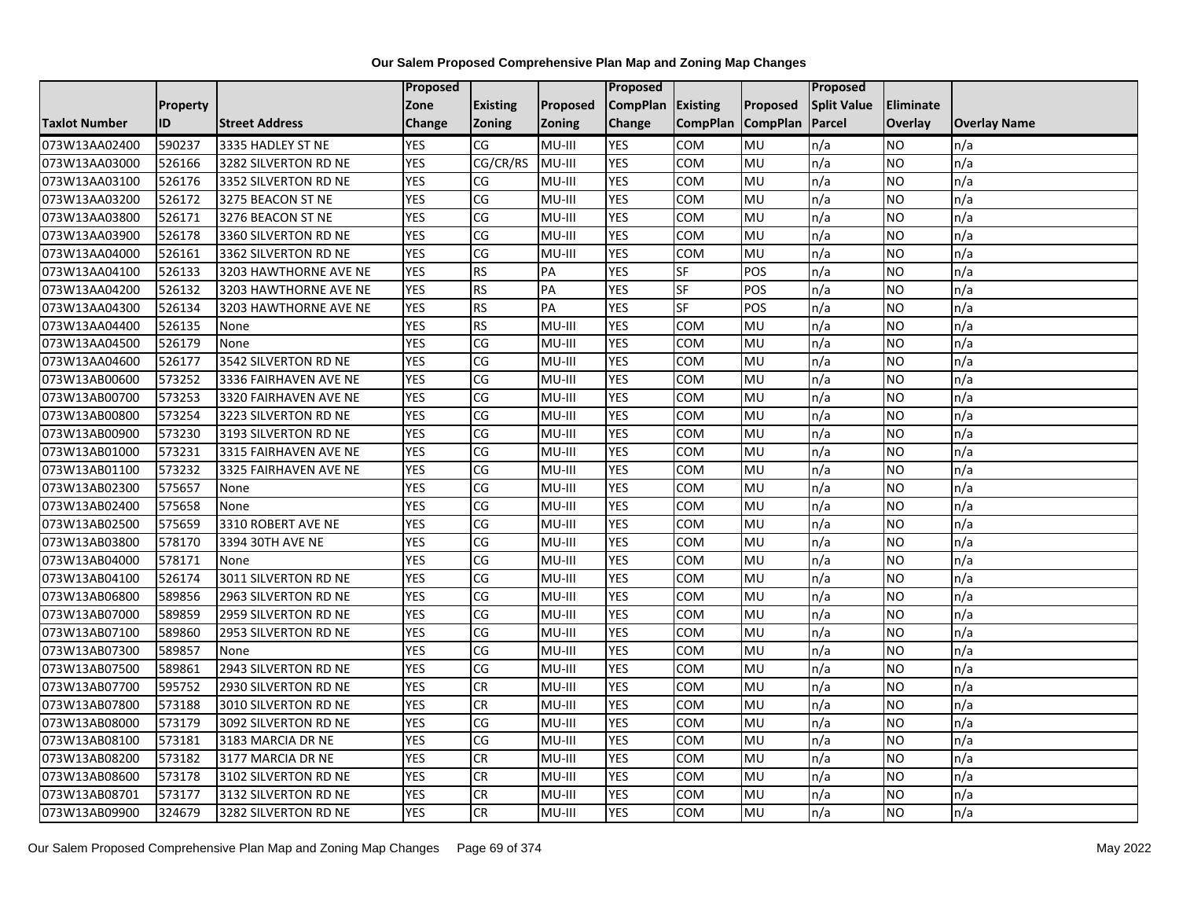**Our Salem Proposed Comprehensive Plan Map and Zoning Map Changes**

| Taxlot Number | Property ID | Street Address | Proposed Zone Change | Existing Zoning | Proposed Zoning | Proposed CompPlan Change | Existing CompPlan | Proposed CompPlan | Proposed Split Value Parcel | Eliminate Overlay | Overlay Name |
|---|---|---|---|---|---|---|---|---|---|---|---|
| 073W13AA02400 | 590237 | 3335 HADLEY ST NE | YES | CG | MU-III | YES | COM | MU | n/a | NO | n/a |
| 073W13AA03000 | 526166 | 3282 SILVERTON RD NE | YES | CG/CR/RS | MU-III | YES | COM | MU | n/a | NO | n/a |
| 073W13AA03100 | 526176 | 3352 SILVERTON RD NE | YES | CG | MU-III | YES | COM | MU | n/a | NO | n/a |
| 073W13AA03200 | 526172 | 3275 BEACON ST NE | YES | CG | MU-III | YES | COM | MU | n/a | NO | n/a |
| 073W13AA03800 | 526171 | 3276 BEACON ST NE | YES | CG | MU-III | YES | COM | MU | n/a | NO | n/a |
| 073W13AA03900 | 526178 | 3360 SILVERTON RD NE | YES | CG | MU-III | YES | COM | MU | n/a | NO | n/a |
| 073W13AA04000 | 526161 | 3362 SILVERTON RD NE | YES | CG | MU-III | YES | COM | MU | n/a | NO | n/a |
| 073W13AA04100 | 526133 | 3203 HAWTHORNE AVE NE | YES | RS | PA | YES | SF | POS | n/a | NO | n/a |
| 073W13AA04200 | 526132 | 3203 HAWTHORNE AVE NE | YES | RS | PA | YES | SF | POS | n/a | NO | n/a |
| 073W13AA04300 | 526134 | 3203 HAWTHORNE AVE NE | YES | RS | PA | YES | SF | POS | n/a | NO | n/a |
| 073W13AA04400 | 526135 | None | YES | RS | MU-III | YES | COM | MU | n/a | NO | n/a |
| 073W13AA04500 | 526179 | None | YES | CG | MU-III | YES | COM | MU | n/a | NO | n/a |
| 073W13AA04600 | 526177 | 3542 SILVERTON RD NE | YES | CG | MU-III | YES | COM | MU | n/a | NO | n/a |
| 073W13AB00600 | 573252 | 3336 FAIRHAVEN AVE NE | YES | CG | MU-III | YES | COM | MU | n/a | NO | n/a |
| 073W13AB00700 | 573253 | 3320 FAIRHAVEN AVE NE | YES | CG | MU-III | YES | COM | MU | n/a | NO | n/a |
| 073W13AB00800 | 573254 | 3223 SILVERTON RD NE | YES | CG | MU-III | YES | COM | MU | n/a | NO | n/a |
| 073W13AB00900 | 573230 | 3193 SILVERTON RD NE | YES | CG | MU-III | YES | COM | MU | n/a | NO | n/a |
| 073W13AB01000 | 573231 | 3315 FAIRHAVEN AVE NE | YES | CG | MU-III | YES | COM | MU | n/a | NO | n/a |
| 073W13AB01100 | 573232 | 3325 FAIRHAVEN AVE NE | YES | CG | MU-III | YES | COM | MU | n/a | NO | n/a |
| 073W13AB02300 | 575657 | None | YES | CG | MU-III | YES | COM | MU | n/a | NO | n/a |
| 073W13AB02400 | 575658 | None | YES | CG | MU-III | YES | COM | MU | n/a | NO | n/a |
| 073W13AB02500 | 575659 | 3310 ROBERT AVE NE | YES | CG | MU-III | YES | COM | MU | n/a | NO | n/a |
| 073W13AB03800 | 578170 | 3394 30TH AVE NE | YES | CG | MU-III | YES | COM | MU | n/a | NO | n/a |
| 073W13AB04000 | 578171 | None | YES | CG | MU-III | YES | COM | MU | n/a | NO | n/a |
| 073W13AB04100 | 526174 | 3011 SILVERTON RD NE | YES | CG | MU-III | YES | COM | MU | n/a | NO | n/a |
| 073W13AB06800 | 589856 | 2963 SILVERTON RD NE | YES | CG | MU-III | YES | COM | MU | n/a | NO | n/a |
| 073W13AB07000 | 589859 | 2959 SILVERTON RD NE | YES | CG | MU-III | YES | COM | MU | n/a | NO | n/a |
| 073W13AB07100 | 589860 | 2953 SILVERTON RD NE | YES | CG | MU-III | YES | COM | MU | n/a | NO | n/a |
| 073W13AB07300 | 589857 | None | YES | CG | MU-III | YES | COM | MU | n/a | NO | n/a |
| 073W13AB07500 | 589861 | 2943 SILVERTON RD NE | YES | CG | MU-III | YES | COM | MU | n/a | NO | n/a |
| 073W13AB07700 | 595752 | 2930 SILVERTON RD NE | YES | CR | MU-III | YES | COM | MU | n/a | NO | n/a |
| 073W13AB07800 | 573188 | 3010 SILVERTON RD NE | YES | CR | MU-III | YES | COM | MU | n/a | NO | n/a |
| 073W13AB08000 | 573179 | 3092 SILVERTON RD NE | YES | CG | MU-III | YES | COM | MU | n/a | NO | n/a |
| 073W13AB08100 | 573181 | 3183 MARCIA DR NE | YES | CG | MU-III | YES | COM | MU | n/a | NO | n/a |
| 073W13AB08200 | 573182 | 3177 MARCIA DR NE | YES | CR | MU-III | YES | COM | MU | n/a | NO | n/a |
| 073W13AB08600 | 573178 | 3102 SILVERTON RD NE | YES | CR | MU-III | YES | COM | MU | n/a | NO | n/a |
| 073W13AB08701 | 573177 | 3132 SILVERTON RD NE | YES | CR | MU-III | YES | COM | MU | n/a | NO | n/a |
| 073W13AB09900 | 324679 | 3282 SILVERTON RD NE | YES | CR | MU-III | YES | COM | MU | n/a | NO | n/a |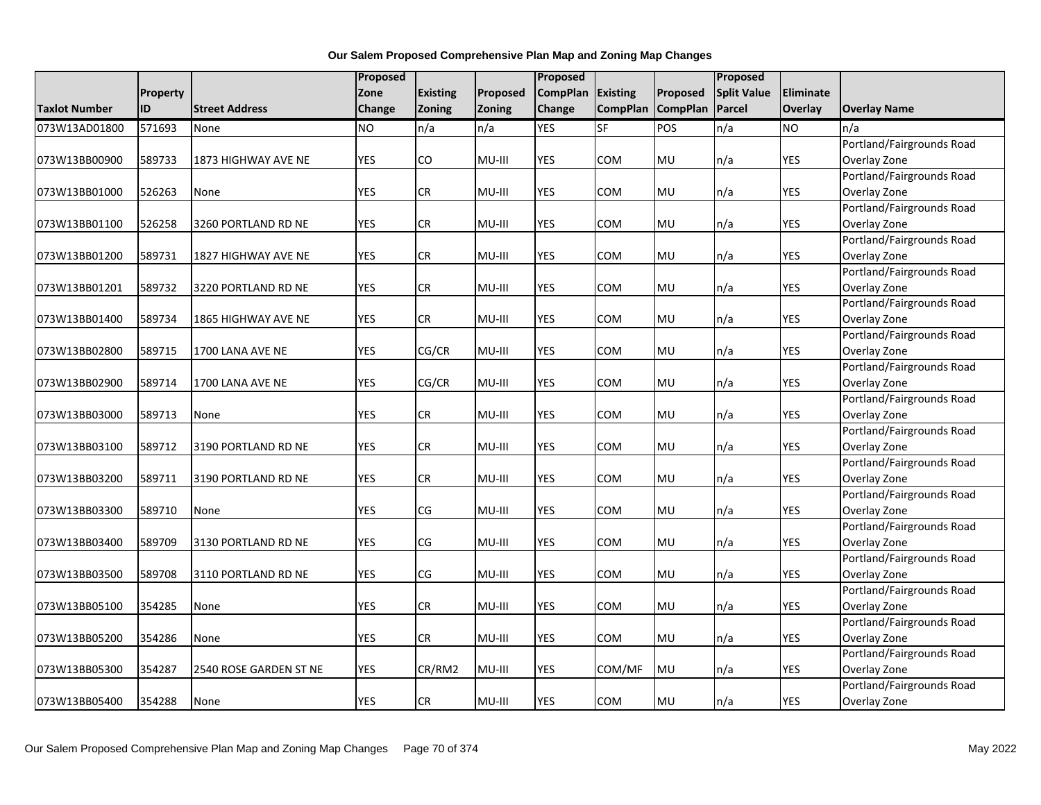**Our Salem Proposed Comprehensive Plan Map and Zoning Map Changes**

| Taxlot Number | Property ID | Street Address | Proposed Zone Change | Existing Zoning | Proposed Zoning | Proposed CompPlan Change | Existing CompPlan | Proposed CompPlan | Proposed Split Value Parcel | Eliminate Overlay | Overlay Name |
|---|---|---|---|---|---|---|---|---|---|---|---|
| 073W13AD01800 | 571693 | None | NO | n/a | n/a | YES | SF | POS | n/a | NO | n/a |
| 073W13BB00900 | 589733 | 1873 HIGHWAY AVE NE | YES | CO | MU-III | YES | COM | MU | n/a | YES | Portland/Fairgrounds Road Overlay Zone |
| 073W13BB01000 | 526263 | None | YES | CR | MU-III | YES | COM | MU | n/a | YES | Portland/Fairgrounds Road Overlay Zone |
| 073W13BB01100 | 526258 | 3260 PORTLAND RD NE | YES | CR | MU-III | YES | COM | MU | n/a | YES | Portland/Fairgrounds Road Overlay Zone |
| 073W13BB01200 | 589731 | 1827 HIGHWAY AVE NE | YES | CR | MU-III | YES | COM | MU | n/a | YES | Portland/Fairgrounds Road Overlay Zone |
| 073W13BB01201 | 589732 | 3220 PORTLAND RD NE | YES | CR | MU-III | YES | COM | MU | n/a | YES | Portland/Fairgrounds Road Overlay Zone |
| 073W13BB01400 | 589734 | 1865 HIGHWAY AVE NE | YES | CR | MU-III | YES | COM | MU | n/a | YES | Portland/Fairgrounds Road Overlay Zone |
| 073W13BB02800 | 589715 | 1700 LANA AVE NE | YES | CG/CR | MU-III | YES | COM | MU | n/a | YES | Portland/Fairgrounds Road Overlay Zone |
| 073W13BB02900 | 589714 | 1700 LANA AVE NE | YES | CG/CR | MU-III | YES | COM | MU | n/a | YES | Portland/Fairgrounds Road Overlay Zone |
| 073W13BB03000 | 589713 | None | YES | CR | MU-III | YES | COM | MU | n/a | YES | Portland/Fairgrounds Road Overlay Zone |
| 073W13BB03100 | 589712 | 3190 PORTLAND RD NE | YES | CR | MU-III | YES | COM | MU | n/a | YES | Portland/Fairgrounds Road Overlay Zone |
| 073W13BB03200 | 589711 | 3190 PORTLAND RD NE | YES | CR | MU-III | YES | COM | MU | n/a | YES | Portland/Fairgrounds Road Overlay Zone |
| 073W13BB03300 | 589710 | None | YES | CG | MU-III | YES | COM | MU | n/a | YES | Portland/Fairgrounds Road Overlay Zone |
| 073W13BB03400 | 589709 | 3130 PORTLAND RD NE | YES | CG | MU-III | YES | COM | MU | n/a | YES | Portland/Fairgrounds Road Overlay Zone |
| 073W13BB03500 | 589708 | 3110 PORTLAND RD NE | YES | CG | MU-III | YES | COM | MU | n/a | YES | Portland/Fairgrounds Road Overlay Zone |
| 073W13BB05100 | 354285 | None | YES | CR | MU-III | YES | COM | MU | n/a | YES | Portland/Fairgrounds Road Overlay Zone |
| 073W13BB05200 | 354286 | None | YES | CR | MU-III | YES | COM | MU | n/a | YES | Portland/Fairgrounds Road Overlay Zone |
| 073W13BB05300 | 354287 | 2540 ROSE GARDEN ST NE | YES | CR/RM2 | MU-III | YES | COM/MF | MU | n/a | YES | Portland/Fairgrounds Road Overlay Zone |
| 073W13BB05400 | 354288 | None | YES | CR | MU-III | YES | COM | MU | n/a | YES | Portland/Fairgrounds Road Overlay Zone |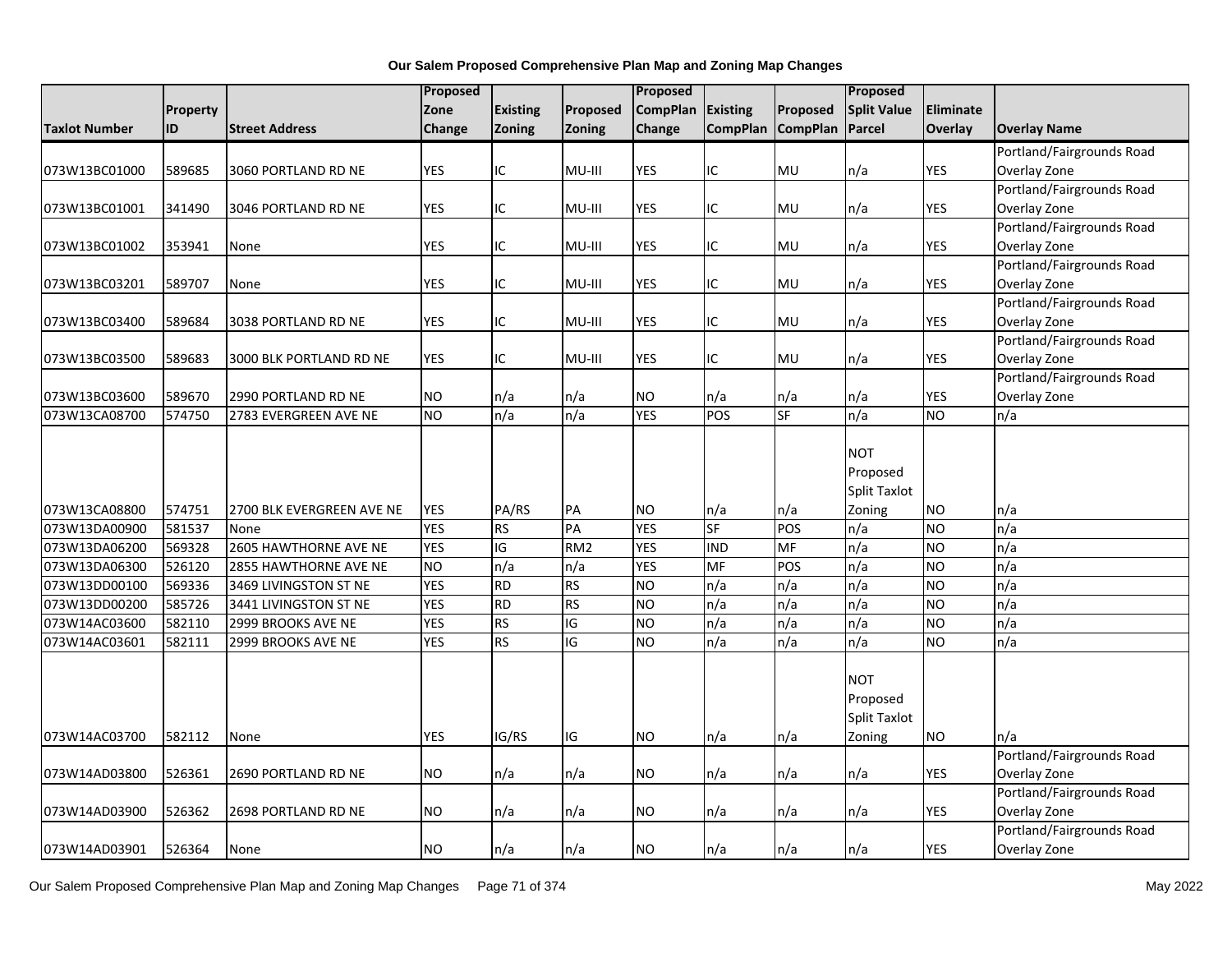**Our Salem Proposed Comprehensive Plan Map and Zoning Map Changes**

| Taxlot Number | Property ID | Street Address | Proposed Zone Change | Existing Zoning | Proposed Zoning | Proposed CompPlan Change | Existing CompPlan | Proposed CompPlan | Proposed Split Value Parcel | Eliminate Overlay | Overlay Name |
|---|---|---|---|---|---|---|---|---|---|---|---|
| 073W13BC01000 | 589685 | 3060 PORTLAND RD NE | YES | IC | MU-III | YES | IC | MU | n/a | YES | Portland/Fairgrounds Road Overlay Zone |
| 073W13BC01001 | 341490 | 3046 PORTLAND RD NE | YES | IC | MU-III | YES | IC | MU | n/a | YES | Portland/Fairgrounds Road Overlay Zone |
| 073W13BC01002 | 353941 | None | YES | IC | MU-III | YES | IC | MU | n/a | YES | Portland/Fairgrounds Road Overlay Zone |
| 073W13BC03201 | 589707 | None | YES | IC | MU-III | YES | IC | MU | n/a | YES | Portland/Fairgrounds Road Overlay Zone |
| 073W13BC03400 | 589684 | 3038 PORTLAND RD NE | YES | IC | MU-III | YES | IC | MU | n/a | YES | Portland/Fairgrounds Road Overlay Zone |
| 073W13BC03500 | 589683 | 3000 BLK PORTLAND RD NE | YES | IC | MU-III | YES | IC | MU | n/a | YES | Portland/Fairgrounds Road Overlay Zone |
| 073W13BC03600 | 589670 | 2990 PORTLAND RD NE | NO | n/a | n/a | NO | n/a | n/a | n/a | YES | Portland/Fairgrounds Road Overlay Zone |
| 073W13CA08700 | 574750 | 2783 EVERGREEN AVE NE | NO | n/a | n/a | YES | POS | SF | n/a | NO | n/a |
| 073W13CA08800 | 574751 | 2700 BLK EVERGREEN AVE NE | YES | PA/RS | PA | NO | n/a | n/a | NOT Proposed Split Taxlot Zoning | NO | n/a |
| 073W13DA00900 | 581537 | None | YES | RS | PA | YES | SF | POS | n/a | NO | n/a |
| 073W13DA06200 | 569328 | 2605 HAWTHORNE AVE NE | YES | IG | RM2 | YES | IND | MF | n/a | NO | n/a |
| 073W13DA06300 | 526120 | 2855 HAWTHORNE AVE NE | NO | n/a | n/a | YES | MF | POS | n/a | NO | n/a |
| 073W13DD00100 | 569336 | 3469 LIVINGSTON ST NE | YES | RD | RS | NO | n/a | n/a | n/a | NO | n/a |
| 073W13DD00200 | 585726 | 3441 LIVINGSTON ST NE | YES | RD | RS | NO | n/a | n/a | n/a | NO | n/a |
| 073W14AC03600 | 582110 | 2999 BROOKS AVE NE | YES | RS | IG | NO | n/a | n/a | n/a | NO | n/a |
| 073W14AC03601 | 582111 | 2999 BROOKS AVE NE | YES | RS | IG | NO | n/a | n/a | n/a | NO | n/a |
| 073W14AC03700 | 582112 | None | YES | IG/RS | IG | NO | n/a | n/a | NOT Proposed Split Taxlot Zoning | NO | n/a |
| 073W14AD03800 | 526361 | 2690 PORTLAND RD NE | NO | n/a | n/a | NO | n/a | n/a | n/a | YES | Portland/Fairgrounds Road Overlay Zone |
| 073W14AD03900 | 526362 | 2698 PORTLAND RD NE | NO | n/a | n/a | NO | n/a | n/a | n/a | YES | Portland/Fairgrounds Road Overlay Zone |
| 073W14AD03901 | 526364 | None | NO | n/a | n/a | NO | n/a | n/a | n/a | YES | Portland/Fairgrounds Road Overlay Zone |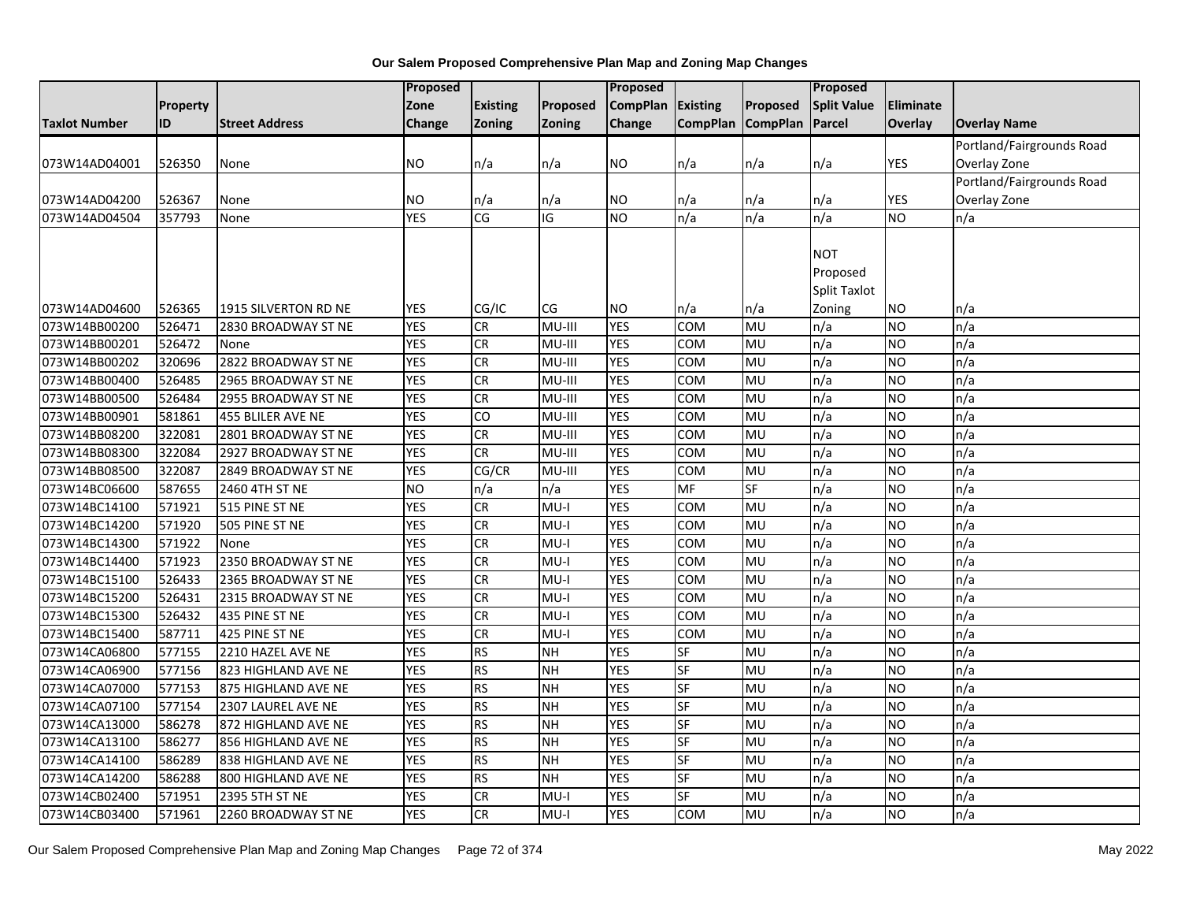**Our Salem Proposed Comprehensive Plan Map and Zoning Map Changes**

| Taxlot Number | Property ID | Street Address | Proposed Zone Change | Existing Zoning | Proposed Zoning | Proposed CompPlan Change | Existing CompPlan | Proposed CompPlan | Proposed Split Value Parcel | Eliminate Overlay | Overlay Name |
|---|---|---|---|---|---|---|---|---|---|---|---|
| 073W14AD04001 | 526350 | None | NO | n/a | n/a | NO | n/a | n/a | n/a | YES | Portland/Fairgrounds Road Overlay Zone |
| 073W14AD04200 | 526367 | None | NO | n/a | n/a | NO | n/a | n/a | n/a | YES | Portland/Fairgrounds Road Overlay Zone |
| 073W14AD04504 | 357793 | None | YES | CG | IG | NO | n/a | n/a | n/a | NO | n/a |
| 073W14AD04600 | 526365 | 1915 SILVERTON RD NE | YES | CG/IC | CG | NO | n/a | n/a | NOT Proposed Split Taxlot Zoning | NO | n/a |
| 073W14BB00200 | 526471 | 2830 BROADWAY ST NE | YES | CR | MU-III | YES | COM | MU | n/a | NO | n/a |
| 073W14BB00201 | 526472 | None | YES | CR | MU-III | YES | COM | MU | n/a | NO | n/a |
| 073W14BB00202 | 320696 | 2822 BROADWAY ST NE | YES | CR | MU-III | YES | COM | MU | n/a | NO | n/a |
| 073W14BB00400 | 526485 | 2965 BROADWAY ST NE | YES | CR | MU-III | YES | COM | MU | n/a | NO | n/a |
| 073W14BB00500 | 526484 | 2955 BROADWAY ST NE | YES | CR | MU-III | YES | COM | MU | n/a | NO | n/a |
| 073W14BB00901 | 581861 | 455 BLILER AVE NE | YES | CO | MU-III | YES | COM | MU | n/a | NO | n/a |
| 073W14BB08200 | 322081 | 2801 BROADWAY ST NE | YES | CR | MU-III | YES | COM | MU | n/a | NO | n/a |
| 073W14BB08300 | 322084 | 2927 BROADWAY ST NE | YES | CR | MU-III | YES | COM | MU | n/a | NO | n/a |
| 073W14BB08500 | 322087 | 2849 BROADWAY ST NE | YES | CG/CR | MU-III | YES | COM | MU | n/a | NO | n/a |
| 073W14BC06600 | 587655 | 2460 4TH ST NE | NO | n/a | n/a | YES | MF | SF | n/a | NO | n/a |
| 073W14BC14100 | 571921 | 515 PINE ST NE | YES | CR | MU-I | YES | COM | MU | n/a | NO | n/a |
| 073W14BC14200 | 571920 | 505 PINE ST NE | YES | CR | MU-I | YES | COM | MU | n/a | NO | n/a |
| 073W14BC14300 | 571922 | None | YES | CR | MU-I | YES | COM | MU | n/a | NO | n/a |
| 073W14BC14400 | 571923 | 2350 BROADWAY ST NE | YES | CR | MU-I | YES | COM | MU | n/a | NO | n/a |
| 073W14BC15100 | 526433 | 2365 BROADWAY ST NE | YES | CR | MU-I | YES | COM | MU | n/a | NO | n/a |
| 073W14BC15200 | 526431 | 2315 BROADWAY ST NE | YES | CR | MU-I | YES | COM | MU | n/a | NO | n/a |
| 073W14BC15300 | 526432 | 435 PINE ST NE | YES | CR | MU-I | YES | COM | MU | n/a | NO | n/a |
| 073W14BC15400 | 587711 | 425 PINE ST NE | YES | CR | MU-I | YES | COM | MU | n/a | NO | n/a |
| 073W14CA06800 | 577155 | 2210 HAZEL AVE NE | YES | RS | NH | YES | SF | MU | n/a | NO | n/a |
| 073W14CA06900 | 577156 | 823 HIGHLAND AVE NE | YES | RS | NH | YES | SF | MU | n/a | NO | n/a |
| 073W14CA07000 | 577153 | 875 HIGHLAND AVE NE | YES | RS | NH | YES | SF | MU | n/a | NO | n/a |
| 073W14CA07100 | 577154 | 2307 LAUREL AVE NE | YES | RS | NH | YES | SF | MU | n/a | NO | n/a |
| 073W14CA13000 | 586278 | 872 HIGHLAND AVE NE | YES | RS | NH | YES | SF | MU | n/a | NO | n/a |
| 073W14CA13100 | 586277 | 856 HIGHLAND AVE NE | YES | RS | NH | YES | SF | MU | n/a | NO | n/a |
| 073W14CA14100 | 586289 | 838 HIGHLAND AVE NE | YES | RS | NH | YES | SF | MU | n/a | NO | n/a |
| 073W14CA14200 | 586288 | 800 HIGHLAND AVE NE | YES | RS | NH | YES | SF | MU | n/a | NO | n/a |
| 073W14CB02400 | 571951 | 2395 5TH ST NE | YES | CR | MU-I | YES | SF | MU | n/a | NO | n/a |
| 073W14CB03400 | 571961 | 2260 BROADWAY ST NE | YES | CR | MU-I | YES | COM | MU | n/a | NO | n/a |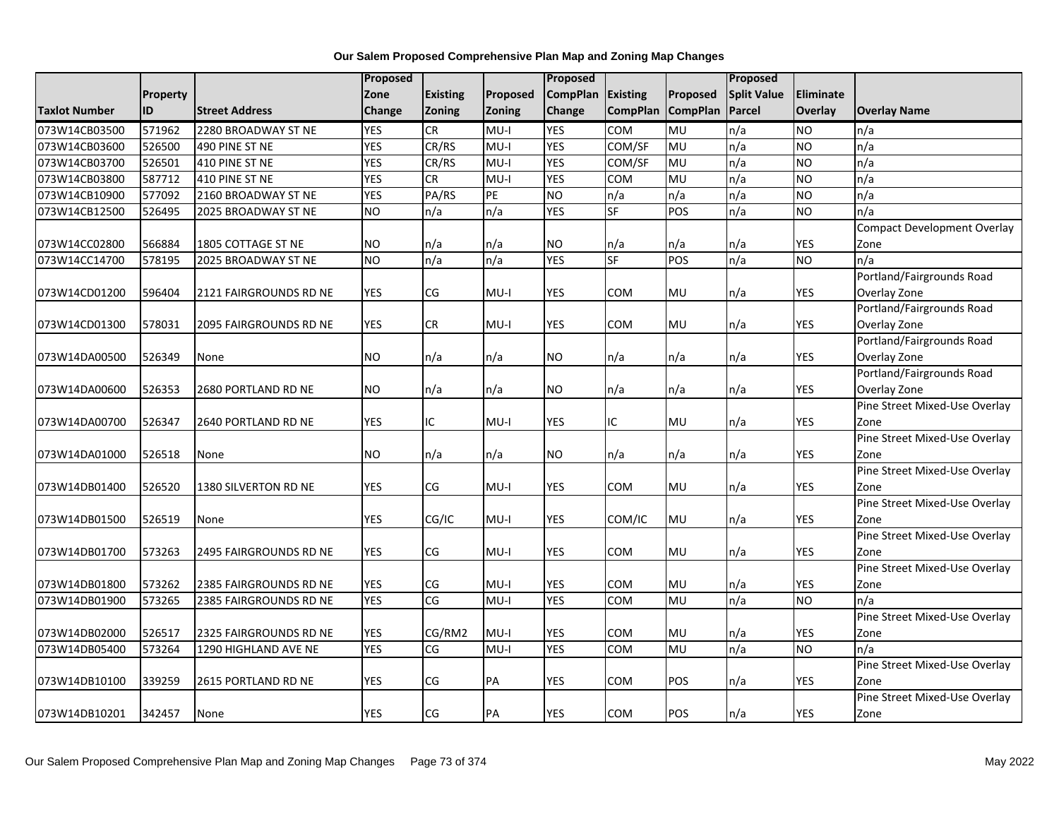**Our Salem Proposed Comprehensive Plan Map and Zoning Map Changes**

| Taxlot Number | Property ID | Street Address | Proposed Zone Change | Existing Zoning | Proposed Zoning | Proposed CompPlan Change | Existing CompPlan | Proposed CompPlan | Proposed Split Value Parcel | Eliminate Overlay | Overlay Name |
|---|---|---|---|---|---|---|---|---|---|---|---|
| 073W14CB03500 | 571962 | 2280 BROADWAY ST NE | YES | CR | MU-I | YES | COM | MU | n/a | NO | n/a |
| 073W14CB03600 | 526500 | 490 PINE ST NE | YES | CR/RS | MU-I | YES | COM/SF | MU | n/a | NO | n/a |
| 073W14CB03700 | 526501 | 410 PINE ST NE | YES | CR/RS | MU-I | YES | COM/SF | MU | n/a | NO | n/a |
| 073W14CB03800 | 587712 | 410 PINE ST NE | YES | CR | MU-I | YES | COM | MU | n/a | NO | n/a |
| 073W14CB10900 | 577092 | 2160 BROADWAY ST NE | YES | PA/RS | PE | NO | n/a | n/a | n/a | NO | n/a |
| 073W14CB12500 | 526495 | 2025 BROADWAY ST NE | NO | n/a | n/a | YES | SF | POS | n/a | NO | n/a |
| 073W14CC02800 | 566884 | 1805 COTTAGE ST NE | NO | n/a | n/a | NO | n/a | n/a | n/a | YES | Compact Development Overlay Zone |
| 073W14CC14700 | 578195 | 2025 BROADWAY ST NE | NO | n/a | n/a | YES | SF | POS | n/a | NO | n/a |
| 073W14CD01200 | 596404 | 2121 FAIRGROUNDS RD NE | YES | CG | MU-I | YES | COM | MU | n/a | YES | Portland/Fairgrounds Road Overlay Zone |
| 073W14CD01300 | 578031 | 2095 FAIRGROUNDS RD NE | YES | CR | MU-I | YES | COM | MU | n/a | YES | Portland/Fairgrounds Road Overlay Zone |
| 073W14DA00500 | 526349 | None | NO | n/a | n/a | NO | n/a | n/a | n/a | YES | Portland/Fairgrounds Road Overlay Zone |
| 073W14DA00600 | 526353 | 2680 PORTLAND RD NE | NO | n/a | n/a | NO | n/a | n/a | n/a | YES | Portland/Fairgrounds Road Overlay Zone |
| 073W14DA00700 | 526347 | 2640 PORTLAND RD NE | YES | IC | MU-I | YES | IC | MU | n/a | YES | Pine Street Mixed-Use Overlay Zone |
| 073W14DA01000 | 526518 | None | NO | n/a | n/a | NO | n/a | n/a | n/a | YES | Pine Street Mixed-Use Overlay Zone |
| 073W14DB01400 | 526520 | 1380 SILVERTON RD NE | YES | CG | MU-I | YES | COM | MU | n/a | YES | Pine Street Mixed-Use Overlay Zone |
| 073W14DB01500 | 526519 | None | YES | CG/IC | MU-I | YES | COM/IC | MU | n/a | YES | Pine Street Mixed-Use Overlay Zone |
| 073W14DB01700 | 573263 | 2495 FAIRGROUNDS RD NE | YES | CG | MU-I | YES | COM | MU | n/a | YES | Pine Street Mixed-Use Overlay Zone |
| 073W14DB01800 | 573262 | 2385 FAIRGROUNDS RD NE | YES | CG | MU-I | YES | COM | MU | n/a | YES | Pine Street Mixed-Use Overlay Zone |
| 073W14DB01900 | 573265 | 2385 FAIRGROUNDS RD NE | YES | CG | MU-I | YES | COM | MU | n/a | NO | n/a |
| 073W14DB02000 | 526517 | 2325 FAIRGROUNDS RD NE | YES | CG/RM2 | MU-I | YES | COM | MU | n/a | YES | Pine Street Mixed-Use Overlay Zone |
| 073W14DB05400 | 573264 | 1290 HIGHLAND AVE NE | YES | CG | MU-I | YES | COM | MU | n/a | NO | n/a |
| 073W14DB10100 | 339259 | 2615 PORTLAND RD NE | YES | CG | PA | YES | COM | POS | n/a | YES | Pine Street Mixed-Use Overlay Zone |
| 073W14DB10201 | 342457 | None | YES | CG | PA | YES | COM | POS | n/a | YES | Pine Street Mixed-Use Overlay Zone |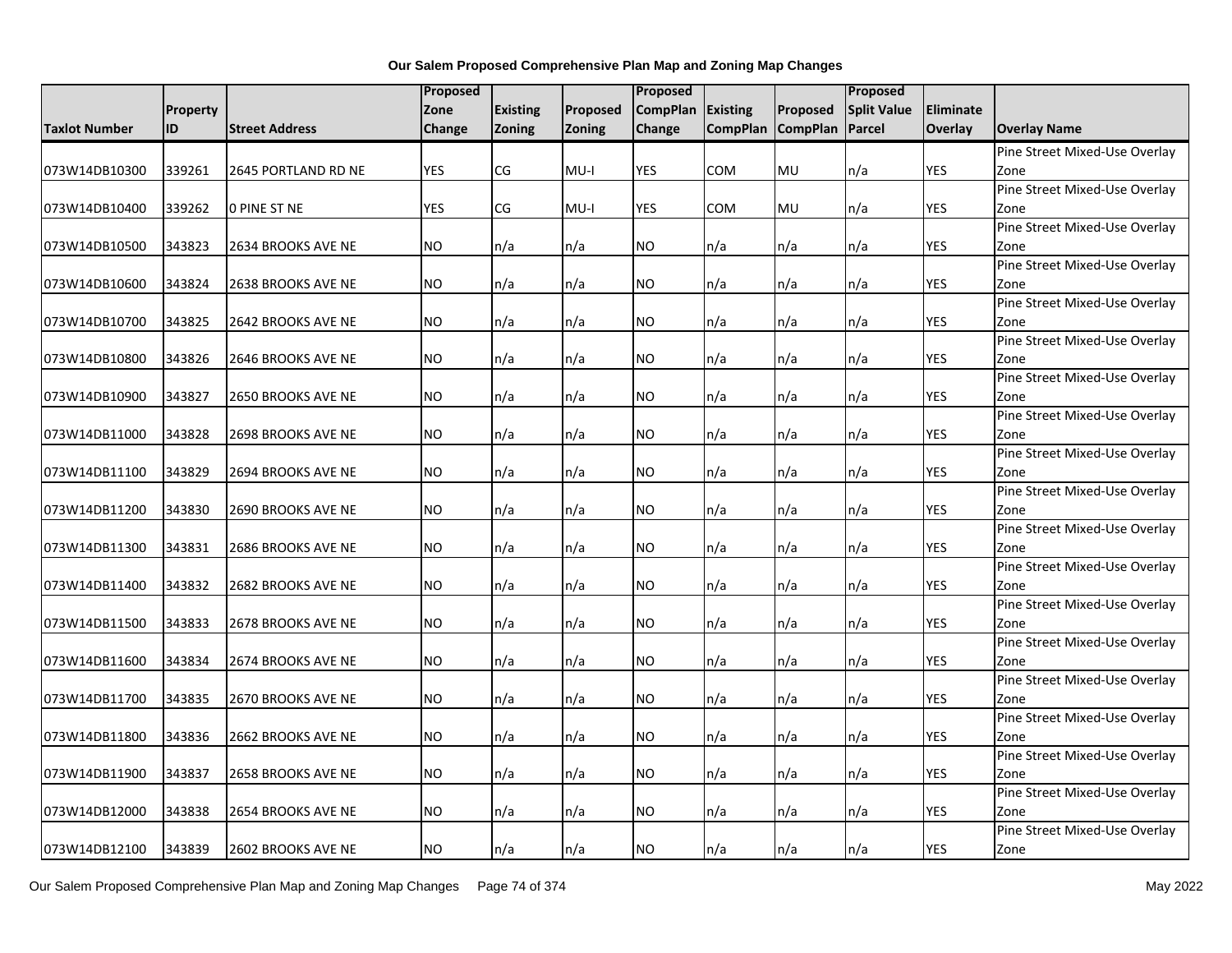**Our Salem Proposed Comprehensive Plan Map and Zoning Map Changes**

| Taxlot Number | Property ID | Street Address | Proposed Zone Change | Existing Zoning | Proposed Zoning | Proposed CompPlan Change | Existing CompPlan | Proposed CompPlan | Proposed Split Value Parcel | Eliminate Overlay | Overlay Name |
|---|---|---|---|---|---|---|---|---|---|---|---|
| 073W14DB10300 | 339261 | 2645 PORTLAND RD NE | YES | CG | MU-I | YES | COM | MU | n/a | YES | Pine Street Mixed-Use Overlay Zone |
| 073W14DB10400 | 339262 | 0 PINE ST NE | YES | CG | MU-I | YES | COM | MU | n/a | YES | Pine Street Mixed-Use Overlay Zone |
| 073W14DB10500 | 343823 | 2634 BROOKS AVE NE | NO | n/a | n/a | NO | n/a | n/a | n/a | YES | Pine Street Mixed-Use Overlay Zone |
| 073W14DB10600 | 343824 | 2638 BROOKS AVE NE | NO | n/a | n/a | NO | n/a | n/a | n/a | YES | Pine Street Mixed-Use Overlay Zone |
| 073W14DB10700 | 343825 | 2642 BROOKS AVE NE | NO | n/a | n/a | NO | n/a | n/a | n/a | YES | Pine Street Mixed-Use Overlay Zone |
| 073W14DB10800 | 343826 | 2646 BROOKS AVE NE | NO | n/a | n/a | NO | n/a | n/a | n/a | YES | Pine Street Mixed-Use Overlay Zone |
| 073W14DB10900 | 343827 | 2650 BROOKS AVE NE | NO | n/a | n/a | NO | n/a | n/a | n/a | YES | Pine Street Mixed-Use Overlay Zone |
| 073W14DB11000 | 343828 | 2698 BROOKS AVE NE | NO | n/a | n/a | NO | n/a | n/a | n/a | YES | Pine Street Mixed-Use Overlay Zone |
| 073W14DB11100 | 343829 | 2694 BROOKS AVE NE | NO | n/a | n/a | NO | n/a | n/a | n/a | YES | Pine Street Mixed-Use Overlay Zone |
| 073W14DB11200 | 343830 | 2690 BROOKS AVE NE | NO | n/a | n/a | NO | n/a | n/a | n/a | YES | Pine Street Mixed-Use Overlay Zone |
| 073W14DB11300 | 343831 | 2686 BROOKS AVE NE | NO | n/a | n/a | NO | n/a | n/a | n/a | YES | Pine Street Mixed-Use Overlay Zone |
| 073W14DB11400 | 343832 | 2682 BROOKS AVE NE | NO | n/a | n/a | NO | n/a | n/a | n/a | YES | Pine Street Mixed-Use Overlay Zone |
| 073W14DB11500 | 343833 | 2678 BROOKS AVE NE | NO | n/a | n/a | NO | n/a | n/a | n/a | YES | Pine Street Mixed-Use Overlay Zone |
| 073W14DB11600 | 343834 | 2674 BROOKS AVE NE | NO | n/a | n/a | NO | n/a | n/a | n/a | YES | Pine Street Mixed-Use Overlay Zone |
| 073W14DB11700 | 343835 | 2670 BROOKS AVE NE | NO | n/a | n/a | NO | n/a | n/a | n/a | YES | Pine Street Mixed-Use Overlay Zone |
| 073W14DB11800 | 343836 | 2662 BROOKS AVE NE | NO | n/a | n/a | NO | n/a | n/a | n/a | YES | Pine Street Mixed-Use Overlay Zone |
| 073W14DB11900 | 343837 | 2658 BROOKS AVE NE | NO | n/a | n/a | NO | n/a | n/a | n/a | YES | Pine Street Mixed-Use Overlay Zone |
| 073W14DB12000 | 343838 | 2654 BROOKS AVE NE | NO | n/a | n/a | NO | n/a | n/a | n/a | YES | Pine Street Mixed-Use Overlay Zone |
| 073W14DB12100 | 343839 | 2602 BROOKS AVE NE | NO | n/a | n/a | NO | n/a | n/a | n/a | YES | Pine Street Mixed-Use Overlay Zone |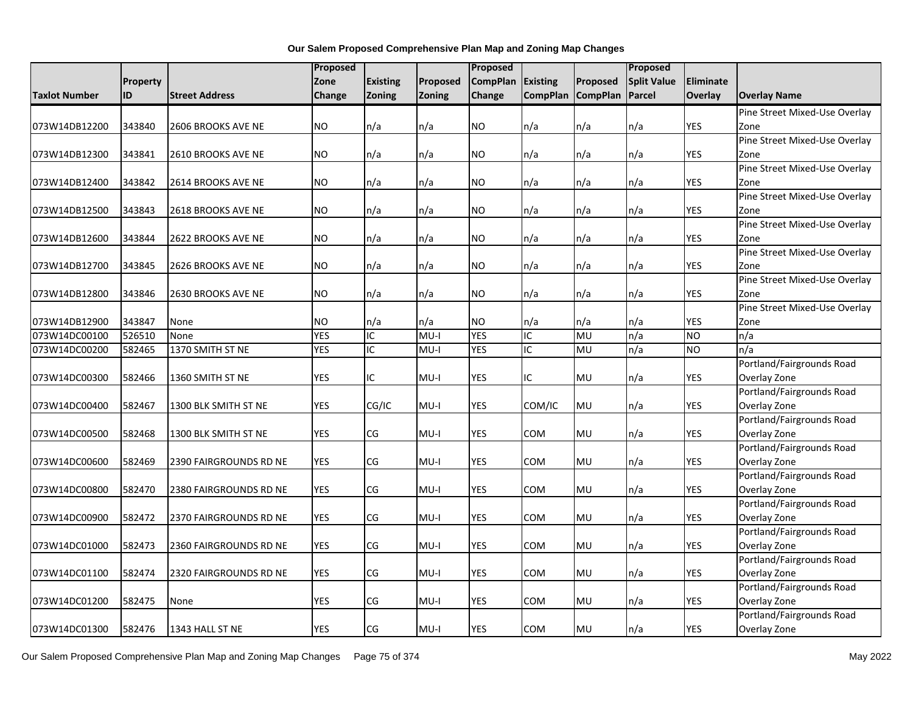**Our Salem Proposed Comprehensive Plan Map and Zoning Map Changes**

| Taxlot Number | Property ID | Street Address | Proposed Zone Change | Existing Zoning | Proposed Zoning | Proposed CompPlan Change | Existing CompPlan | Proposed CompPlan | Proposed Split Value Parcel | Eliminate Overlay | Overlay Name |
|---|---|---|---|---|---|---|---|---|---|---|---|
| 073W14DB12200 | 343840 | 2606 BROOKS AVE NE | NO | n/a | n/a | NO | n/a | n/a | n/a | YES | Pine Street Mixed-Use Overlay Zone |
| 073W14DB12300 | 343841 | 2610 BROOKS AVE NE | NO | n/a | n/a | NO | n/a | n/a | n/a | YES | Pine Street Mixed-Use Overlay Zone |
| 073W14DB12400 | 343842 | 2614 BROOKS AVE NE | NO | n/a | n/a | NO | n/a | n/a | n/a | YES | Pine Street Mixed-Use Overlay Zone |
| 073W14DB12500 | 343843 | 2618 BROOKS AVE NE | NO | n/a | n/a | NO | n/a | n/a | n/a | YES | Pine Street Mixed-Use Overlay Zone |
| 073W14DB12600 | 343844 | 2622 BROOKS AVE NE | NO | n/a | n/a | NO | n/a | n/a | n/a | YES | Pine Street Mixed-Use Overlay Zone |
| 073W14DB12700 | 343845 | 2626 BROOKS AVE NE | NO | n/a | n/a | NO | n/a | n/a | n/a | YES | Pine Street Mixed-Use Overlay Zone |
| 073W14DB12800 | 343846 | 2630 BROOKS AVE NE | NO | n/a | n/a | NO | n/a | n/a | n/a | YES | Pine Street Mixed-Use Overlay Zone |
| 073W14DB12900 | 343847 | None | NO | n/a | n/a | NO | n/a | n/a | n/a | YES | Pine Street Mixed-Use Overlay Zone |
| 073W14DC00100 | 526510 | None | YES | IC | MU-I | YES | IC | MU | n/a | NO | n/a |
| 073W14DC00200 | 582465 | 1370 SMITH ST NE | YES | IC | MU-I | YES | IC | MU | n/a | NO | n/a |
| 073W14DC00300 | 582466 | 1360 SMITH ST NE | YES | IC | MU-I | YES | IC | MU | n/a | YES | Portland/Fairgrounds Road Overlay Zone |
| 073W14DC00400 | 582467 | 1300 BLK SMITH ST NE | YES | CG/IC | MU-I | YES | COM/IC | MU | n/a | YES | Portland/Fairgrounds Road Overlay Zone |
| 073W14DC00500 | 582468 | 1300 BLK SMITH ST NE | YES | CG | MU-I | YES | COM | MU | n/a | YES | Portland/Fairgrounds Road Overlay Zone |
| 073W14DC00600 | 582469 | 2390 FAIRGROUNDS RD NE | YES | CG | MU-I | YES | COM | MU | n/a | YES | Portland/Fairgrounds Road Overlay Zone |
| 073W14DC00800 | 582470 | 2380 FAIRGROUNDS RD NE | YES | CG | MU-I | YES | COM | MU | n/a | YES | Portland/Fairgrounds Road Overlay Zone |
| 073W14DC00900 | 582472 | 2370 FAIRGROUNDS RD NE | YES | CG | MU-I | YES | COM | MU | n/a | YES | Portland/Fairgrounds Road Overlay Zone |
| 073W14DC01000 | 582473 | 2360 FAIRGROUNDS RD NE | YES | CG | MU-I | YES | COM | MU | n/a | YES | Portland/Fairgrounds Road Overlay Zone |
| 073W14DC01100 | 582474 | 2320 FAIRGROUNDS RD NE | YES | CG | MU-I | YES | COM | MU | n/a | YES | Portland/Fairgrounds Road Overlay Zone |
| 073W14DC01200 | 582475 | None | YES | CG | MU-I | YES | COM | MU | n/a | YES | Portland/Fairgrounds Road Overlay Zone |
| 073W14DC01300 | 582476 | 1343 HALL ST NE | YES | CG | MU-I | YES | COM | MU | n/a | YES | Portland/Fairgrounds Road Overlay Zone |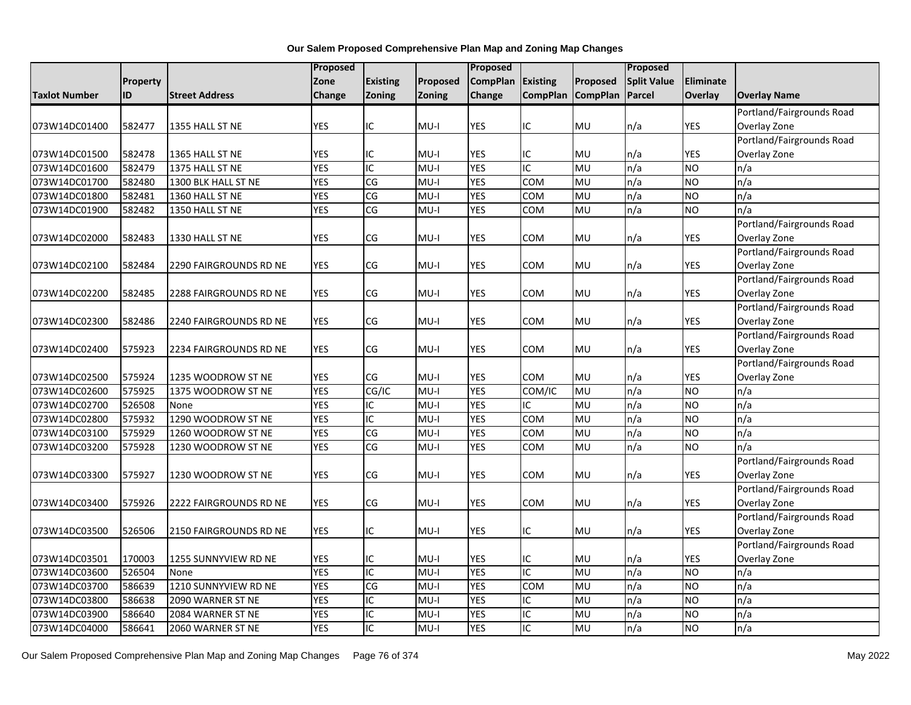**Our Salem Proposed Comprehensive Plan Map and Zoning Map Changes**

| Taxlot Number | Property ID | Street Address | Proposed Zone Change | Existing Zoning | Proposed Zoning | Proposed CompPlan Change | Existing CompPlan | Proposed CompPlan | Proposed Split Value Parcel | Eliminate Overlay | Overlay Name |
|---|---|---|---|---|---|---|---|---|---|---|---|
| 073W14DC01400 | 582477 | 1355 HALL ST NE | YES | IC | MU-I | YES | IC | MU | n/a | YES | Portland/Fairgrounds Road Overlay Zone |
| 073W14DC01500 | 582478 | 1365 HALL ST NE | YES | IC | MU-I | YES | IC | MU | n/a | YES | Portland/Fairgrounds Road Overlay Zone |
| 073W14DC01600 | 582479 | 1375 HALL ST NE | YES | IC | MU-I | YES | IC | MU | n/a | NO | n/a |
| 073W14DC01700 | 582480 | 1300 BLK HALL ST NE | YES | CG | MU-I | YES | COM | MU | n/a | NO | n/a |
| 073W14DC01800 | 582481 | 1360 HALL ST NE | YES | CG | MU-I | YES | COM | MU | n/a | NO | n/a |
| 073W14DC01900 | 582482 | 1350 HALL ST NE | YES | CG | MU-I | YES | COM | MU | n/a | NO | n/a |
| 073W14DC02000 | 582483 | 1330 HALL ST NE | YES | CG | MU-I | YES | COM | MU | n/a | YES | Portland/Fairgrounds Road Overlay Zone |
| 073W14DC02100 | 582484 | 2290 FAIRGROUNDS RD NE | YES | CG | MU-I | YES | COM | MU | n/a | YES | Portland/Fairgrounds Road Overlay Zone |
| 073W14DC02200 | 582485 | 2288 FAIRGROUNDS RD NE | YES | CG | MU-I | YES | COM | MU | n/a | YES | Portland/Fairgrounds Road Overlay Zone |
| 073W14DC02300 | 582486 | 2240 FAIRGROUNDS RD NE | YES | CG | MU-I | YES | COM | MU | n/a | YES | Portland/Fairgrounds Road Overlay Zone |
| 073W14DC02400 | 575923 | 2234 FAIRGROUNDS RD NE | YES | CG | MU-I | YES | COM | MU | n/a | YES | Portland/Fairgrounds Road Overlay Zone |
| 073W14DC02500 | 575924 | 1235 WOODROW ST NE | YES | CG | MU-I | YES | COM | MU | n/a | YES | Portland/Fairgrounds Road Overlay Zone |
| 073W14DC02600 | 575925 | 1375 WOODROW ST NE | YES | CG/IC | MU-I | YES | COM/IC | MU | n/a | NO | n/a |
| 073W14DC02700 | 526508 | None | YES | IC | MU-I | YES | IC | MU | n/a | NO | n/a |
| 073W14DC02800 | 575932 | 1290 WOODROW ST NE | YES | IC | MU-I | YES | COM | MU | n/a | NO | n/a |
| 073W14DC03100 | 575929 | 1260 WOODROW ST NE | YES | CG | MU-I | YES | COM | MU | n/a | NO | n/a |
| 073W14DC03200 | 575928 | 1230 WOODROW ST NE | YES | CG | MU-I | YES | COM | MU | n/a | NO | n/a |
| 073W14DC03300 | 575927 | 1230 WOODROW ST NE | YES | CG | MU-I | YES | COM | MU | n/a | YES | Portland/Fairgrounds Road Overlay Zone |
| 073W14DC03400 | 575926 | 2222 FAIRGROUNDS RD NE | YES | CG | MU-I | YES | COM | MU | n/a | YES | Portland/Fairgrounds Road Overlay Zone |
| 073W14DC03500 | 526506 | 2150 FAIRGROUNDS RD NE | YES | IC | MU-I | YES | IC | MU | n/a | YES | Portland/Fairgrounds Road Overlay Zone |
| 073W14DC03501 | 170003 | 1255 SUNNYVIEW RD NE | YES | IC | MU-I | YES | IC | MU | n/a | YES | Portland/Fairgrounds Road Overlay Zone |
| 073W14DC03600 | 526504 | None | YES | IC | MU-I | YES | IC | MU | n/a | NO | n/a |
| 073W14DC03700 | 586639 | 1210 SUNNYVIEW RD NE | YES | CG | MU-I | YES | COM | MU | n/a | NO | n/a |
| 073W14DC03800 | 586638 | 2090 WARNER ST NE | YES | IC | MU-I | YES | IC | MU | n/a | NO | n/a |
| 073W14DC03900 | 586640 | 2084 WARNER ST NE | YES | IC | MU-I | YES | IC | MU | n/a | NO | n/a |
| 073W14DC04000 | 586641 | 2060 WARNER ST NE | YES | IC | MU-I | YES | IC | MU | n/a | NO | n/a |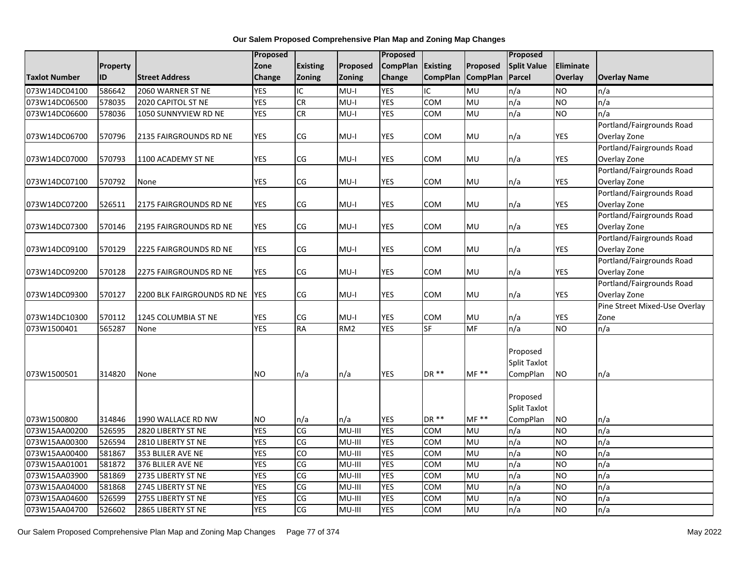**Our Salem Proposed Comprehensive Plan Map and Zoning Map Changes**

| Taxlot Number | Property ID | Street Address | Proposed Zone Change | Existing Zoning | Proposed Zoning | Proposed CompPlan Change | Existing CompPlan | Proposed CompPlan | Proposed Split Value Parcel | Eliminate Overlay | Overlay Name |
|---|---|---|---|---|---|---|---|---|---|---|---|
| 073W14DC04100 | 586642 | 2060 WARNER ST NE | YES | IC | MU-I | YES | IC | MU | n/a | NO | n/a |
| 073W14DC06500 | 578035 | 2020 CAPITOL ST NE | YES | CR | MU-I | YES | COM | MU | n/a | NO | n/a |
| 073W14DC06600 | 578036 | 1050 SUNNYVIEW RD NE | YES | CR | MU-I | YES | COM | MU | n/a | NO | n/a |
| 073W14DC06700 | 570796 | 2135 FAIRGROUNDS RD NE | YES | CG | MU-I | YES | COM | MU | n/a | YES | Portland/Fairgrounds Road Overlay Zone |
| 073W14DC07000 | 570793 | 1100 ACADEMY ST NE | YES | CG | MU-I | YES | COM | MU | n/a | YES | Portland/Fairgrounds Road Overlay Zone |
| 073W14DC07100 | 570792 | None | YES | CG | MU-I | YES | COM | MU | n/a | YES | Portland/Fairgrounds Road Overlay Zone |
| 073W14DC07200 | 526511 | 2175 FAIRGROUNDS RD NE | YES | CG | MU-I | YES | COM | MU | n/a | YES | Portland/Fairgrounds Road Overlay Zone |
| 073W14DC07300 | 570146 | 2195 FAIRGROUNDS RD NE | YES | CG | MU-I | YES | COM | MU | n/a | YES | Portland/Fairgrounds Road Overlay Zone |
| 073W14DC09100 | 570129 | 2225 FAIRGROUNDS RD NE | YES | CG | MU-I | YES | COM | MU | n/a | YES | Portland/Fairgrounds Road Overlay Zone |
| 073W14DC09200 | 570128 | 2275 FAIRGROUNDS RD NE | YES | CG | MU-I | YES | COM | MU | n/a | YES | Portland/Fairgrounds Road Overlay Zone |
| 073W14DC09300 | 570127 | 2200 BLK FAIRGROUNDS RD NE | YES | CG | MU-I | YES | COM | MU | n/a | YES | Portland/Fairgrounds Road Overlay Zone |
| 073W14DC10300 | 570112 | 1245 COLUMBIA ST NE | YES | CG | MU-I | YES | COM | MU | n/a | YES | Pine Street Mixed-Use Overlay Zone |
| 073W1500401 | 565287 | None | YES | RA | RM2 | YES | SF | MF | n/a | NO | n/a |
| 073W1500501 | 314820 | None | NO | n/a | n/a | YES | DR ** | MF ** | Proposed Split Taxlot CompPlan | NO | n/a |
| 073W1500800 | 314846 | 1990 WALLACE RD NW | NO | n/a | n/a | YES | DR ** | MF ** | Proposed Split Taxlot CompPlan | NO | n/a |
| 073W15AA00200 | 526595 | 2820 LIBERTY ST NE | YES | CG | MU-III | YES | COM | MU | n/a | NO | n/a |
| 073W15AA00300 | 526594 | 2810 LIBERTY ST NE | YES | CG | MU-III | YES | COM | MU | n/a | NO | n/a |
| 073W15AA00400 | 581867 | 353 BLILER AVE NE | YES | CO | MU-III | YES | COM | MU | n/a | NO | n/a |
| 073W15AA01001 | 581872 | 376 BLILER AVE NE | YES | CG | MU-III | YES | COM | MU | n/a | NO | n/a |
| 073W15AA03900 | 581869 | 2735 LIBERTY ST NE | YES | CG | MU-III | YES | COM | MU | n/a | NO | n/a |
| 073W15AA04000 | 581868 | 2745 LIBERTY ST NE | YES | CG | MU-III | YES | COM | MU | n/a | NO | n/a |
| 073W15AA04600 | 526599 | 2755 LIBERTY ST NE | YES | CG | MU-III | YES | COM | MU | n/a | NO | n/a |
| 073W15AA04700 | 526602 | 2865 LIBERTY ST NE | YES | CG | MU-III | YES | COM | MU | n/a | NO | n/a |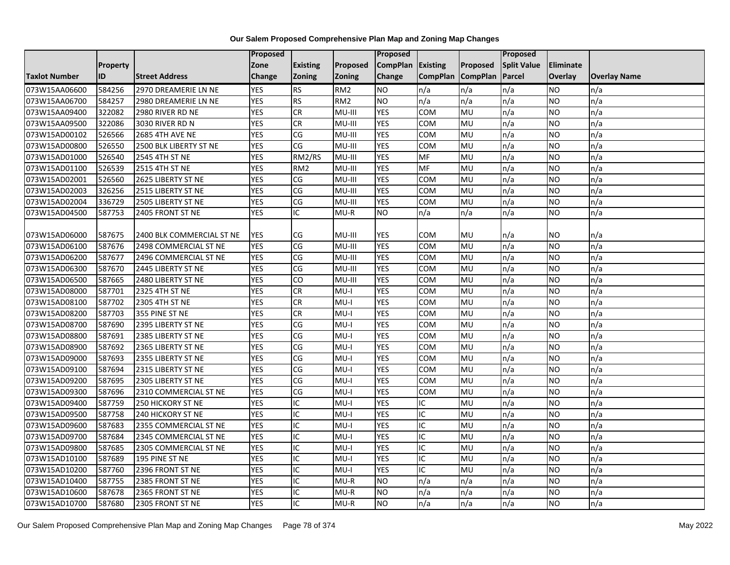# Our Salem Proposed Comprehensive Plan Map and Zoning Map Changes

| Taxlot Number | Property ID | Street Address | Proposed Zone Change | Existing Zoning | Proposed Zoning | Proposed CompPlan Change | Existing CompPlan | Proposed CompPlan | Proposed Split Value Parcel | Eliminate Overlay | Overlay Name |
|---|---|---|---|---|---|---|---|---|---|---|---|
| 073W15AA06600 | 584256 | 2970 DREAMERIE LN NE | YES | RS | RM2 | NO | n/a | n/a | n/a | NO | n/a |
| 073W15AA06700 | 584257 | 2980 DREAMERIE LN NE | YES | RS | RM2 | NO | n/a | n/a | n/a | NO | n/a |
| 073W15AA09400 | 322082 | 2980 RIVER RD NE | YES | CR | MU-III | YES | COM | MU | n/a | NO | n/a |
| 073W15AA09500 | 322086 | 3030 RIVER RD N | YES | CR | MU-III | YES | COM | MU | n/a | NO | n/a |
| 073W15AD00102 | 526566 | 2685 4TH AVE NE | YES | CG | MU-III | YES | COM | MU | n/a | NO | n/a |
| 073W15AD00800 | 526550 | 2500 BLK LIBERTY ST NE | YES | CG | MU-III | YES | COM | MU | n/a | NO | n/a |
| 073W15AD01000 | 526540 | 2545 4TH ST NE | YES | RM2/RS | MU-III | YES | MF | MU | n/a | NO | n/a |
| 073W15AD01100 | 526539 | 2515 4TH ST NE | YES | RM2 | MU-III | YES | MF | MU | n/a | NO | n/a |
| 073W15AD02001 | 526560 | 2625 LIBERTY ST NE | YES | CG | MU-III | YES | COM | MU | n/a | NO | n/a |
| 073W15AD02003 | 326256 | 2515 LIBERTY ST NE | YES | CG | MU-III | YES | COM | MU | n/a | NO | n/a |
| 073W15AD02004 | 336729 | 2505 LIBERTY ST NE | YES | CG | MU-III | YES | COM | MU | n/a | NO | n/a |
| 073W15AD04500 | 587753 | 2405 FRONT ST NE | YES | IC | MU-R | NO | n/a | n/a | n/a | NO | n/a |
| 073W15AD06000 | 587675 | 2400 BLK COMMERCIAL ST NE | YES | CG | MU-III | YES | COM | MU | n/a | NO | n/a |
| 073W15AD06100 | 587676 | 2498 COMMERCIAL ST NE | YES | CG | MU-III | YES | COM | MU | n/a | NO | n/a |
| 073W15AD06200 | 587677 | 2496 COMMERCIAL ST NE | YES | CG | MU-III | YES | COM | MU | n/a | NO | n/a |
| 073W15AD06300 | 587670 | 2445 LIBERTY ST NE | YES | CG | MU-III | YES | COM | MU | n/a | NO | n/a |
| 073W15AD06500 | 587665 | 2480 LIBERTY ST NE | YES | CO | MU-III | YES | COM | MU | n/a | NO | n/a |
| 073W15AD08000 | 587701 | 2325 4TH ST NE | YES | CR | MU-I | YES | COM | MU | n/a | NO | n/a |
| 073W15AD08100 | 587702 | 2305 4TH ST NE | YES | CR | MU-I | YES | COM | MU | n/a | NO | n/a |
| 073W15AD08200 | 587703 | 355 PINE ST NE | YES | CR | MU-I | YES | COM | MU | n/a | NO | n/a |
| 073W15AD08700 | 587690 | 2395 LIBERTY ST NE | YES | CG | MU-I | YES | COM | MU | n/a | NO | n/a |
| 073W15AD08800 | 587691 | 2385 LIBERTY ST NE | YES | CG | MU-I | YES | COM | MU | n/a | NO | n/a |
| 073W15AD08900 | 587692 | 2365 LIBERTY ST NE | YES | CG | MU-I | YES | COM | MU | n/a | NO | n/a |
| 073W15AD09000 | 587693 | 2355 LIBERTY ST NE | YES | CG | MU-I | YES | COM | MU | n/a | NO | n/a |
| 073W15AD09100 | 587694 | 2315 LIBERTY ST NE | YES | CG | MU-I | YES | COM | MU | n/a | NO | n/a |
| 073W15AD09200 | 587695 | 2305 LIBERTY ST NE | YES | CG | MU-I | YES | COM | MU | n/a | NO | n/a |
| 073W15AD09300 | 587696 | 2310 COMMERCIAL ST NE | YES | CG | MU-I | YES | COM | MU | n/a | NO | n/a |
| 073W15AD09400 | 587759 | 250 HICKORY ST NE | YES | IC | MU-I | YES | IC | MU | n/a | NO | n/a |
| 073W15AD09500 | 587758 | 240 HICKORY ST NE | YES | IC | MU-I | YES | IC | MU | n/a | NO | n/a |
| 073W15AD09600 | 587683 | 2355 COMMERCIAL ST NE | YES | IC | MU-I | YES | IC | MU | n/a | NO | n/a |
| 073W15AD09700 | 587684 | 2345 COMMERCIAL ST NE | YES | IC | MU-I | YES | IC | MU | n/a | NO | n/a |
| 073W15AD09800 | 587685 | 2305 COMMERCIAL ST NE | YES | IC | MU-I | YES | IC | MU | n/a | NO | n/a |
| 073W15AD10100 | 587689 | 195 PINE ST NE | YES | IC | MU-I | YES | IC | MU | n/a | NO | n/a |
| 073W15AD10200 | 587760 | 2396 FRONT ST NE | YES | IC | MU-I | YES | IC | MU | n/a | NO | n/a |
| 073W15AD10400 | 587755 | 2385 FRONT ST NE | YES | IC | MU-R | NO | n/a | n/a | n/a | NO | n/a |
| 073W15AD10600 | 587678 | 2365 FRONT ST NE | YES | IC | MU-R | NO | n/a | n/a | n/a | NO | n/a |
| 073W15AD10700 | 587680 | 2305 FRONT ST NE | YES | IC | MU-R | NO | n/a | n/a | n/a | NO | n/a |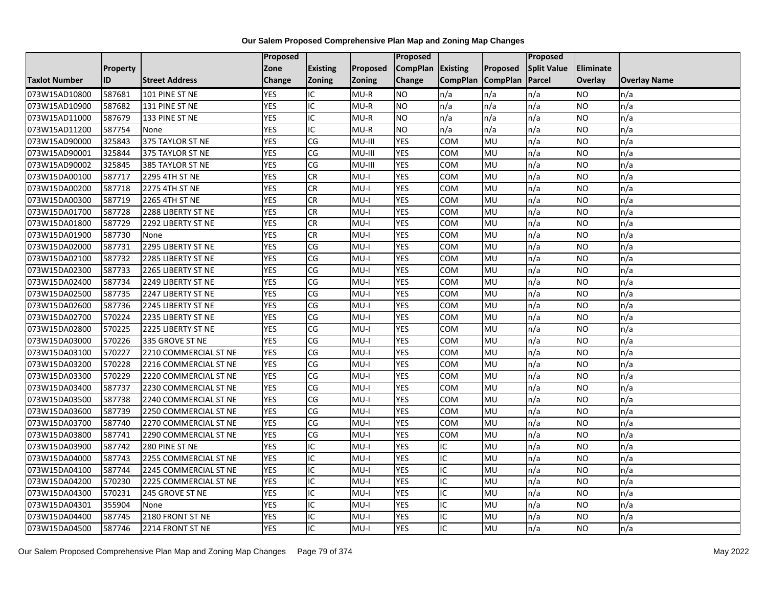# Our Salem Proposed Comprehensive Plan Map and Zoning Map Changes

| Taxlot Number | Property ID | Street Address | Proposed Zone Change | Existing Zoning | Proposed Zoning | Proposed CompPlan Change | Existing CompPlan | Proposed CompPlan | Proposed Split Value Parcel | Eliminate Overlay | Overlay Name |
|---|---|---|---|---|---|---|---|---|---|---|---|
| 073W15AD10800 | 587681 | 101 PINE ST NE | YES | IC | MU-R | NO | n/a | n/a | n/a | NO | n/a |
| 073W15AD10900 | 587682 | 131 PINE ST NE | YES | IC | MU-R | NO | n/a | n/a | n/a | NO | n/a |
| 073W15AD11000 | 587679 | 133 PINE ST NE | YES | IC | MU-R | NO | n/a | n/a | n/a | NO | n/a |
| 073W15AD11200 | 587754 | None | YES | IC | MU-R | NO | n/a | n/a | n/a | NO | n/a |
| 073W15AD90000 | 325843 | 375 TAYLOR ST NE | YES | CG | MU-III | YES | COM | MU | n/a | NO | n/a |
| 073W15AD90001 | 325844 | 375 TAYLOR ST NE | YES | CG | MU-III | YES | COM | MU | n/a | NO | n/a |
| 073W15AD90002 | 325845 | 385 TAYLOR ST NE | YES | CG | MU-III | YES | COM | MU | n/a | NO | n/a |
| 073W15DA00100 | 587717 | 2295 4TH ST NE | YES | CR | MU-I | YES | COM | MU | n/a | NO | n/a |
| 073W15DA00200 | 587718 | 2275 4TH ST NE | YES | CR | MU-I | YES | COM | MU | n/a | NO | n/a |
| 073W15DA00300 | 587719 | 2265 4TH ST NE | YES | CR | MU-I | YES | COM | MU | n/a | NO | n/a |
| 073W15DA01700 | 587728 | 2288 LIBERTY ST NE | YES | CR | MU-I | YES | COM | MU | n/a | NO | n/a |
| 073W15DA01800 | 587729 | 2292 LIBERTY ST NE | YES | CR | MU-I | YES | COM | MU | n/a | NO | n/a |
| 073W15DA01900 | 587730 | None | YES | CR | MU-I | YES | COM | MU | n/a | NO | n/a |
| 073W15DA02000 | 587731 | 2295 LIBERTY ST NE | YES | CG | MU-I | YES | COM | MU | n/a | NO | n/a |
| 073W15DA02100 | 587732 | 2285 LIBERTY ST NE | YES | CG | MU-I | YES | COM | MU | n/a | NO | n/a |
| 073W15DA02300 | 587733 | 2265 LIBERTY ST NE | YES | CG | MU-I | YES | COM | MU | n/a | NO | n/a |
| 073W15DA02400 | 587734 | 2249 LIBERTY ST NE | YES | CG | MU-I | YES | COM | MU | n/a | NO | n/a |
| 073W15DA02500 | 587735 | 2247 LIBERTY ST NE | YES | CG | MU-I | YES | COM | MU | n/a | NO | n/a |
| 073W15DA02600 | 587736 | 2245 LIBERTY ST NE | YES | CG | MU-I | YES | COM | MU | n/a | NO | n/a |
| 073W15DA02700 | 570224 | 2235 LIBERTY ST NE | YES | CG | MU-I | YES | COM | MU | n/a | NO | n/a |
| 073W15DA02800 | 570225 | 2225 LIBERTY ST NE | YES | CG | MU-I | YES | COM | MU | n/a | NO | n/a |
| 073W15DA03000 | 570226 | 335 GROVE ST NE | YES | CG | MU-I | YES | COM | MU | n/a | NO | n/a |
| 073W15DA03100 | 570227 | 2210 COMMERCIAL ST NE | YES | CG | MU-I | YES | COM | MU | n/a | NO | n/a |
| 073W15DA03200 | 570228 | 2216 COMMERCIAL ST NE | YES | CG | MU-I | YES | COM | MU | n/a | NO | n/a |
| 073W15DA03300 | 570229 | 2220 COMMERCIAL ST NE | YES | CG | MU-I | YES | COM | MU | n/a | NO | n/a |
| 073W15DA03400 | 587737 | 2230 COMMERCIAL ST NE | YES | CG | MU-I | YES | COM | MU | n/a | NO | n/a |
| 073W15DA03500 | 587738 | 2240 COMMERCIAL ST NE | YES | CG | MU-I | YES | COM | MU | n/a | NO | n/a |
| 073W15DA03600 | 587739 | 2250 COMMERCIAL ST NE | YES | CG | MU-I | YES | COM | MU | n/a | NO | n/a |
| 073W15DA03700 | 587740 | 2270 COMMERCIAL ST NE | YES | CG | MU-I | YES | COM | MU | n/a | NO | n/a |
| 073W15DA03800 | 587741 | 2290 COMMERCIAL ST NE | YES | CG | MU-I | YES | COM | MU | n/a | NO | n/a |
| 073W15DA03900 | 587742 | 280 PINE ST NE | YES | IC | MU-I | YES | IC | MU | n/a | NO | n/a |
| 073W15DA04000 | 587743 | 2255 COMMERCIAL ST NE | YES | IC | MU-I | YES | IC | MU | n/a | NO | n/a |
| 073W15DA04100 | 587744 | 2245 COMMERCIAL ST NE | YES | IC | MU-I | YES | IC | MU | n/a | NO | n/a |
| 073W15DA04200 | 570230 | 2225 COMMERCIAL ST NE | YES | IC | MU-I | YES | IC | MU | n/a | NO | n/a |
| 073W15DA04300 | 570231 | 245 GROVE ST NE | YES | IC | MU-I | YES | IC | MU | n/a | NO | n/a |
| 073W15DA04301 | 355904 | None | YES | IC | MU-I | YES | IC | MU | n/a | NO | n/a |
| 073W15DA04400 | 587745 | 2180 FRONT ST NE | YES | IC | MU-I | YES | IC | MU | n/a | NO | n/a |
| 073W15DA04500 | 587746 | 2214 FRONT ST NE | YES | IC | MU-I | YES | IC | MU | n/a | NO | n/a |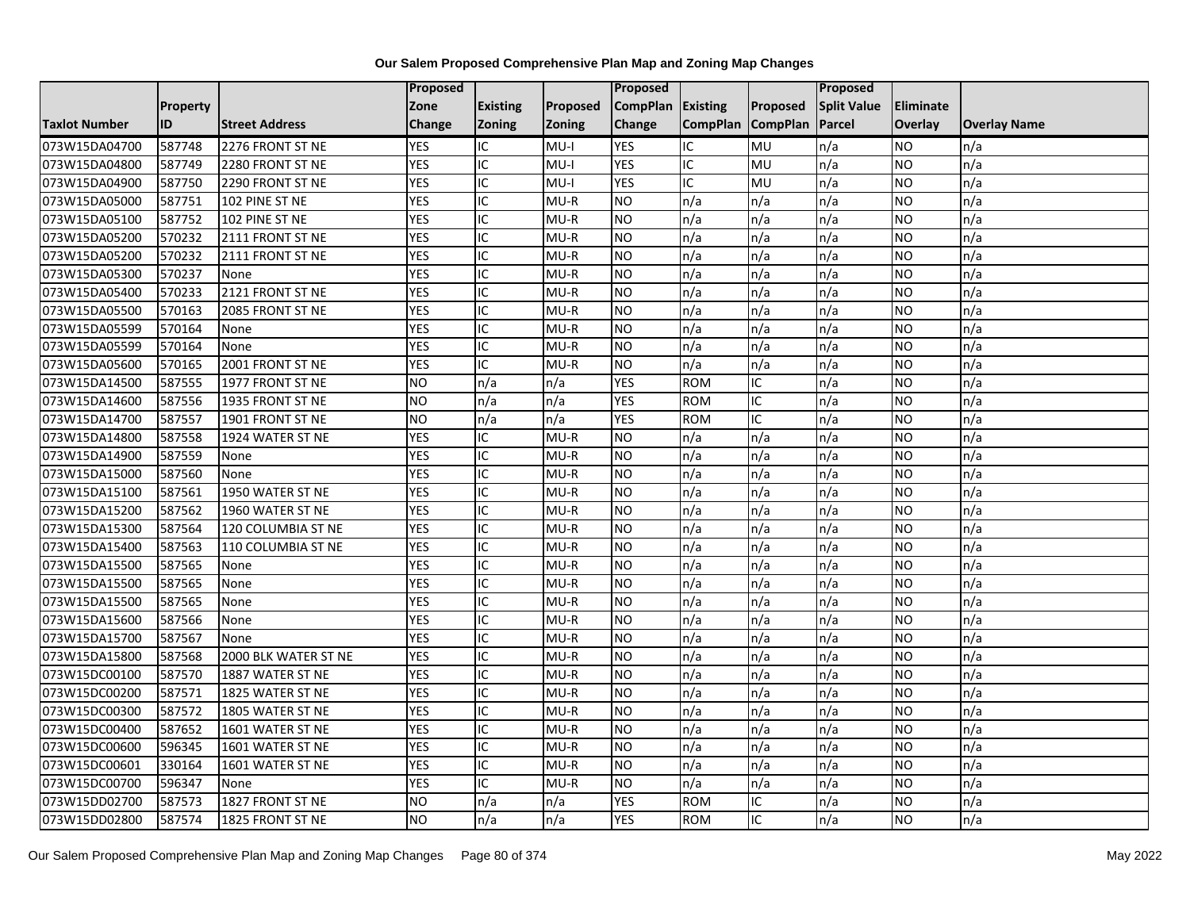# Our Salem Proposed Comprehensive Plan Map and Zoning Map Changes

| Taxlot Number | Property ID | Street Address | Proposed Zone Change | Existing Zoning | Proposed Zoning | Proposed CompPlan Change | Existing CompPlan | Proposed CompPlan | Proposed Split Value Parcel | Eliminate Overlay | Overlay Name |
|---|---|---|---|---|---|---|---|---|---|---|---|
| 073W15DA04700 | 587748 | 2276 FRONT ST NE | YES | IC | MU-I | YES | IC | MU | n/a | NO | n/a |
| 073W15DA04800 | 587749 | 2280 FRONT ST NE | YES | IC | MU-I | YES | IC | MU | n/a | NO | n/a |
| 073W15DA04900 | 587750 | 2290 FRONT ST NE | YES | IC | MU-I | YES | IC | MU | n/a | NO | n/a |
| 073W15DA05000 | 587751 | 102 PINE ST NE | YES | IC | MU-R | NO | n/a | n/a | n/a | NO | n/a |
| 073W15DA05100 | 587752 | 102 PINE ST NE | YES | IC | MU-R | NO | n/a | n/a | n/a | NO | n/a |
| 073W15DA05200 | 570232 | 2111 FRONT ST NE | YES | IC | MU-R | NO | n/a | n/a | n/a | NO | n/a |
| 073W15DA05200 | 570232 | 2111 FRONT ST NE | YES | IC | MU-R | NO | n/a | n/a | n/a | NO | n/a |
| 073W15DA05300 | 570237 | None | YES | IC | MU-R | NO | n/a | n/a | n/a | NO | n/a |
| 073W15DA05400 | 570233 | 2121 FRONT ST NE | YES | IC | MU-R | NO | n/a | n/a | n/a | NO | n/a |
| 073W15DA05500 | 570163 | 2085 FRONT ST NE | YES | IC | MU-R | NO | n/a | n/a | n/a | NO | n/a |
| 073W15DA05599 | 570164 | None | YES | IC | MU-R | NO | n/a | n/a | n/a | NO | n/a |
| 073W15DA05599 | 570164 | None | YES | IC | MU-R | NO | n/a | n/a | n/a | NO | n/a |
| 073W15DA05600 | 570165 | 2001 FRONT ST NE | YES | IC | MU-R | NO | n/a | n/a | n/a | NO | n/a |
| 073W15DA14500 | 587555 | 1977 FRONT ST NE | NO | n/a | n/a | YES | ROM | IC | n/a | NO | n/a |
| 073W15DA14600 | 587556 | 1935 FRONT ST NE | NO | n/a | n/a | YES | ROM | IC | n/a | NO | n/a |
| 073W15DA14700 | 587557 | 1901 FRONT ST NE | NO | n/a | n/a | YES | ROM | IC | n/a | NO | n/a |
| 073W15DA14800 | 587558 | 1924 WATER ST NE | YES | IC | MU-R | NO | n/a | n/a | n/a | NO | n/a |
| 073W15DA14900 | 587559 | None | YES | IC | MU-R | NO | n/a | n/a | n/a | NO | n/a |
| 073W15DA15000 | 587560 | None | YES | IC | MU-R | NO | n/a | n/a | n/a | NO | n/a |
| 073W15DA15100 | 587561 | 1950 WATER ST NE | YES | IC | MU-R | NO | n/a | n/a | n/a | NO | n/a |
| 073W15DA15200 | 587562 | 1960 WATER ST NE | YES | IC | MU-R | NO | n/a | n/a | n/a | NO | n/a |
| 073W15DA15300 | 587564 | 120 COLUMBIA ST NE | YES | IC | MU-R | NO | n/a | n/a | n/a | NO | n/a |
| 073W15DA15400 | 587563 | 110 COLUMBIA ST NE | YES | IC | MU-R | NO | n/a | n/a | n/a | NO | n/a |
| 073W15DA15500 | 587565 | None | YES | IC | MU-R | NO | n/a | n/a | n/a | NO | n/a |
| 073W15DA15500 | 587565 | None | YES | IC | MU-R | NO | n/a | n/a | n/a | NO | n/a |
| 073W15DA15500 | 587565 | None | YES | IC | MU-R | NO | n/a | n/a | n/a | NO | n/a |
| 073W15DA15600 | 587566 | None | YES | IC | MU-R | NO | n/a | n/a | n/a | NO | n/a |
| 073W15DA15700 | 587567 | None | YES | IC | MU-R | NO | n/a | n/a | n/a | NO | n/a |
| 073W15DA15800 | 587568 | 2000 BLK WATER ST NE | YES | IC | MU-R | NO | n/a | n/a | n/a | NO | n/a |
| 073W15DC00100 | 587570 | 1887 WATER ST NE | YES | IC | MU-R | NO | n/a | n/a | n/a | NO | n/a |
| 073W15DC00200 | 587571 | 1825 WATER ST NE | YES | IC | MU-R | NO | n/a | n/a | n/a | NO | n/a |
| 073W15DC00300 | 587572 | 1805 WATER ST NE | YES | IC | MU-R | NO | n/a | n/a | n/a | NO | n/a |
| 073W15DC00400 | 587652 | 1601 WATER ST NE | YES | IC | MU-R | NO | n/a | n/a | n/a | NO | n/a |
| 073W15DC00600 | 596345 | 1601 WATER ST NE | YES | IC | MU-R | NO | n/a | n/a | n/a | NO | n/a |
| 073W15DC00601 | 330164 | 1601 WATER ST NE | YES | IC | MU-R | NO | n/a | n/a | n/a | NO | n/a |
| 073W15DC00700 | 596347 | None | YES | IC | MU-R | NO | n/a | n/a | n/a | NO | n/a |
| 073W15DD02700 | 587573 | 1827 FRONT ST NE | NO | n/a | n/a | YES | ROM | IC | n/a | NO | n/a |
| 073W15DD02800 | 587574 | 1825 FRONT ST NE | NO | n/a | n/a | YES | ROM | IC | n/a | NO | n/a |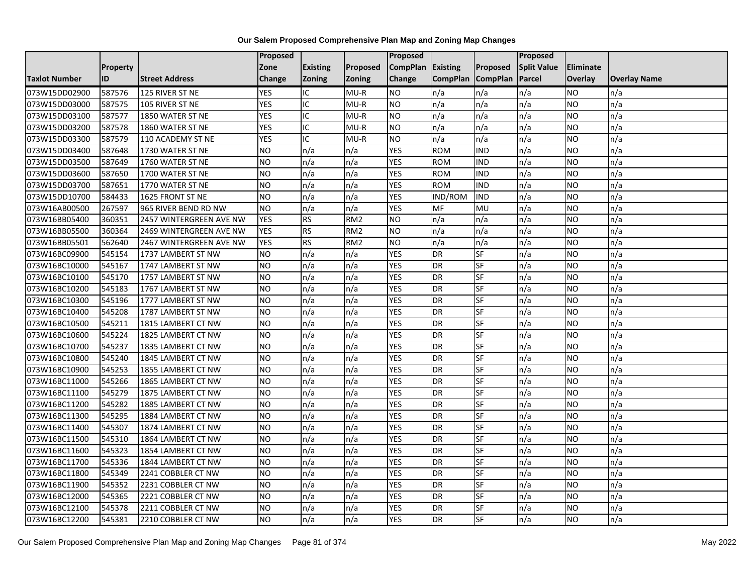# Our Salem Proposed Comprehensive Plan Map and Zoning Map Changes

| Taxlot Number | Property ID | Street Address | Proposed Zone Change | Existing Zoning | Proposed Zoning | Proposed CompPlan Change | Existing CompPlan | Proposed CompPlan | Proposed Split Value Parcel | Eliminate Overlay | Overlay Name |
|---|---|---|---|---|---|---|---|---|---|---|---|
| 073W15DD02900 | 587576 | 125 RIVER ST NE | YES | IC | MU-R | NO | n/a | n/a | n/a | NO | n/a |
| 073W15DD03000 | 587575 | 105 RIVER ST NE | YES | IC | MU-R | NO | n/a | n/a | n/a | NO | n/a |
| 073W15DD03100 | 587577 | 1850 WATER ST NE | YES | IC | MU-R | NO | n/a | n/a | n/a | NO | n/a |
| 073W15DD03200 | 587578 | 1860 WATER ST NE | YES | IC | MU-R | NO | n/a | n/a | n/a | NO | n/a |
| 073W15DD03300 | 587579 | 110 ACADEMY ST NE | YES | IC | MU-R | NO | n/a | n/a | n/a | NO | n/a |
| 073W15DD03400 | 587648 | 1730 WATER ST NE | NO | n/a | n/a | YES | ROM | IND | n/a | NO | n/a |
| 073W15DD03500 | 587649 | 1760 WATER ST NE | NO | n/a | n/a | YES | ROM | IND | n/a | NO | n/a |
| 073W15DD03600 | 587650 | 1700 WATER ST NE | NO | n/a | n/a | YES | ROM | IND | n/a | NO | n/a |
| 073W15DD03700 | 587651 | 1770 WATER ST NE | NO | n/a | n/a | YES | ROM | IND | n/a | NO | n/a |
| 073W15DD10700 | 584433 | 1625 FRONT ST NE | NO | n/a | n/a | YES | IND/ROM | IND | n/a | NO | n/a |
| 073W16AB00500 | 267597 | 965 RIVER BEND RD NW | NO | n/a | n/a | YES | MF | MU | n/a | NO | n/a |
| 073W16BB05400 | 360351 | 2457 WINTERGREEN AVE NW | YES | RS | RM2 | NO | n/a | n/a | n/a | NO | n/a |
| 073W16BB05500 | 360364 | 2469 WINTERGREEN AVE NW | YES | RS | RM2 | NO | n/a | n/a | n/a | NO | n/a |
| 073W16BB05501 | 562640 | 2467 WINTERGREEN AVE NW | YES | RS | RM2 | NO | n/a | n/a | n/a | NO | n/a |
| 073W16BC09900 | 545154 | 1737 LAMBERT ST NW | NO | n/a | n/a | YES | DR | SF | n/a | NO | n/a |
| 073W16BC10000 | 545167 | 1747 LAMBERT ST NW | NO | n/a | n/a | YES | DR | SF | n/a | NO | n/a |
| 073W16BC10100 | 545170 | 1757 LAMBERT ST NW | NO | n/a | n/a | YES | DR | SF | n/a | NO | n/a |
| 073W16BC10200 | 545183 | 1767 LAMBERT ST NW | NO | n/a | n/a | YES | DR | SF | n/a | NO | n/a |
| 073W16BC10300 | 545196 | 1777 LAMBERT ST NW | NO | n/a | n/a | YES | DR | SF | n/a | NO | n/a |
| 073W16BC10400 | 545208 | 1787 LAMBERT ST NW | NO | n/a | n/a | YES | DR | SF | n/a | NO | n/a |
| 073W16BC10500 | 545211 | 1815 LAMBERT CT NW | NO | n/a | n/a | YES | DR | SF | n/a | NO | n/a |
| 073W16BC10600 | 545224 | 1825 LAMBERT CT NW | NO | n/a | n/a | YES | DR | SF | n/a | NO | n/a |
| 073W16BC10700 | 545237 | 1835 LAMBERT CT NW | NO | n/a | n/a | YES | DR | SF | n/a | NO | n/a |
| 073W16BC10800 | 545240 | 1845 LAMBERT CT NW | NO | n/a | n/a | YES | DR | SF | n/a | NO | n/a |
| 073W16BC10900 | 545253 | 1855 LAMBERT CT NW | NO | n/a | n/a | YES | DR | SF | n/a | NO | n/a |
| 073W16BC11000 | 545266 | 1865 LAMBERT CT NW | NO | n/a | n/a | YES | DR | SF | n/a | NO | n/a |
| 073W16BC11100 | 545279 | 1875 LAMBERT CT NW | NO | n/a | n/a | YES | DR | SF | n/a | NO | n/a |
| 073W16BC11200 | 545282 | 1885 LAMBERT CT NW | NO | n/a | n/a | YES | DR | SF | n/a | NO | n/a |
| 073W16BC11300 | 545295 | 1884 LAMBERT CT NW | NO | n/a | n/a | YES | DR | SF | n/a | NO | n/a |
| 073W16BC11400 | 545307 | 1874 LAMBERT CT NW | NO | n/a | n/a | YES | DR | SF | n/a | NO | n/a |
| 073W16BC11500 | 545310 | 1864 LAMBERT CT NW | NO | n/a | n/a | YES | DR | SF | n/a | NO | n/a |
| 073W16BC11600 | 545323 | 1854 LAMBERT CT NW | NO | n/a | n/a | YES | DR | SF | n/a | NO | n/a |
| 073W16BC11700 | 545336 | 1844 LAMBERT CT NW | NO | n/a | n/a | YES | DR | SF | n/a | NO | n/a |
| 073W16BC11800 | 545349 | 2241 COBBLER CT NW | NO | n/a | n/a | YES | DR | SF | n/a | NO | n/a |
| 073W16BC11900 | 545352 | 2231 COBBLER CT NW | NO | n/a | n/a | YES | DR | SF | n/a | NO | n/a |
| 073W16BC12000 | 545365 | 2221 COBBLER CT NW | NO | n/a | n/a | YES | DR | SF | n/a | NO | n/a |
| 073W16BC12100 | 545378 | 2211 COBBLER CT NW | NO | n/a | n/a | YES | DR | SF | n/a | NO | n/a |
| 073W16BC12200 | 545381 | 2210 COBBLER CT NW | NO | n/a | n/a | YES | DR | SF | n/a | NO | n/a |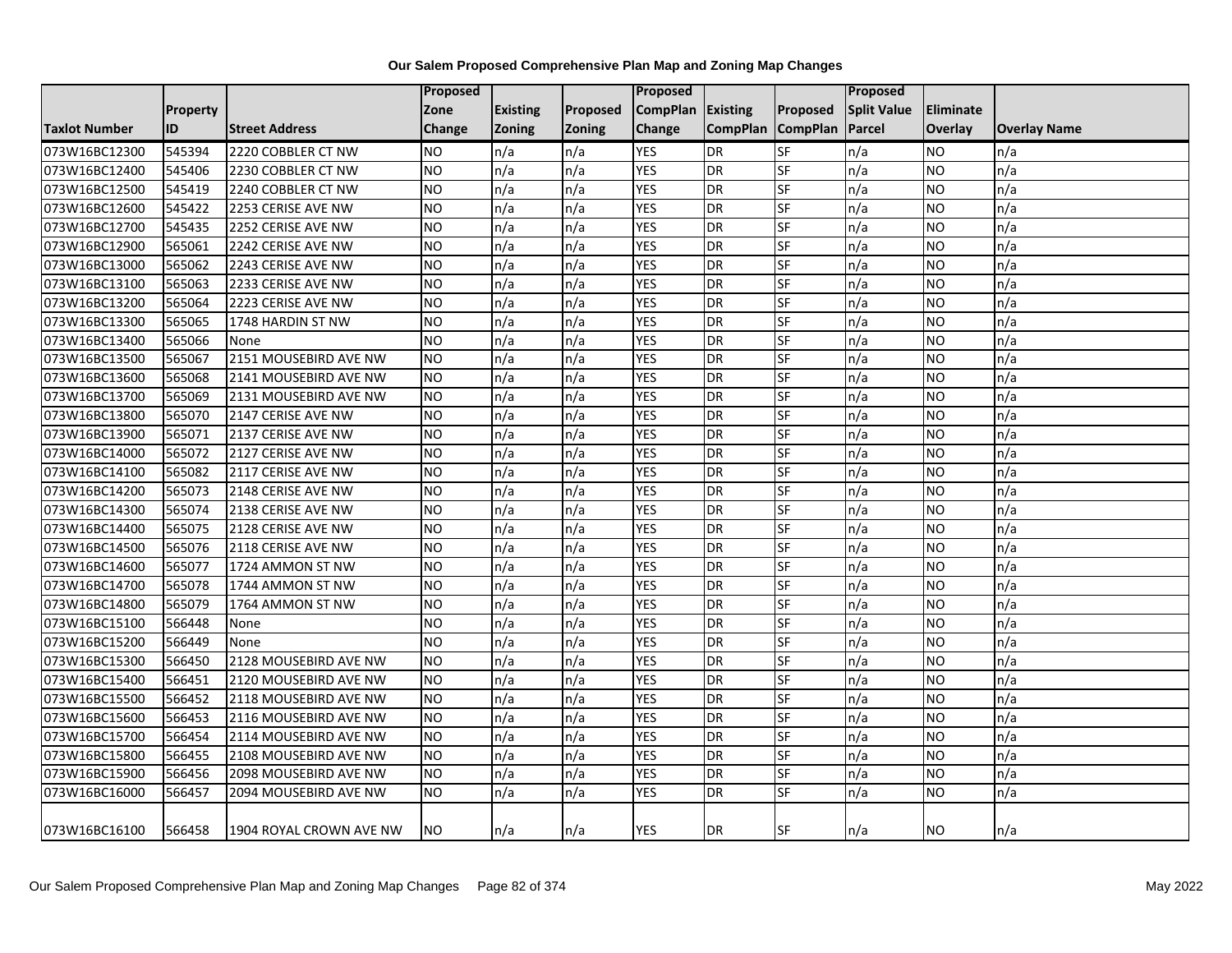**Our Salem Proposed Comprehensive Plan Map and Zoning Map Changes**

| Taxlot Number | Property ID | Street Address | Proposed Zone Change | Existing Zoning | Proposed Zoning | Proposed CompPlan Change | Existing CompPlan | Proposed CompPlan | Proposed Split Value Parcel | Eliminate Overlay | Overlay Name |
|---|---|---|---|---|---|---|---|---|---|---|---|
| 073W16BC12300 | 545394 | 2220 COBBLER CT NW | NO | n/a | n/a | YES | DR | SF | n/a | NO | n/a |
| 073W16BC12400 | 545406 | 2230 COBBLER CT NW | NO | n/a | n/a | YES | DR | SF | n/a | NO | n/a |
| 073W16BC12500 | 545419 | 2240 COBBLER CT NW | NO | n/a | n/a | YES | DR | SF | n/a | NO | n/a |
| 073W16BC12600 | 545422 | 2253 CERISE AVE NW | NO | n/a | n/a | YES | DR | SF | n/a | NO | n/a |
| 073W16BC12700 | 545435 | 2252 CERISE AVE NW | NO | n/a | n/a | YES | DR | SF | n/a | NO | n/a |
| 073W16BC12900 | 565061 | 2242 CERISE AVE NW | NO | n/a | n/a | YES | DR | SF | n/a | NO | n/a |
| 073W16BC13000 | 565062 | 2243 CERISE AVE NW | NO | n/a | n/a | YES | DR | SF | n/a | NO | n/a |
| 073W16BC13100 | 565063 | 2233 CERISE AVE NW | NO | n/a | n/a | YES | DR | SF | n/a | NO | n/a |
| 073W16BC13200 | 565064 | 2223 CERISE AVE NW | NO | n/a | n/a | YES | DR | SF | n/a | NO | n/a |
| 073W16BC13300 | 565065 | 1748 HARDIN ST NW | NO | n/a | n/a | YES | DR | SF | n/a | NO | n/a |
| 073W16BC13400 | 565066 | None | NO | n/a | n/a | YES | DR | SF | n/a | NO | n/a |
| 073W16BC13500 | 565067 | 2151 MOUSEBIRD AVE NW | NO | n/a | n/a | YES | DR | SF | n/a | NO | n/a |
| 073W16BC13600 | 565068 | 2141 MOUSEBIRD AVE NW | NO | n/a | n/a | YES | DR | SF | n/a | NO | n/a |
| 073W16BC13700 | 565069 | 2131 MOUSEBIRD AVE NW | NO | n/a | n/a | YES | DR | SF | n/a | NO | n/a |
| 073W16BC13800 | 565070 | 2147 CERISE AVE NW | NO | n/a | n/a | YES | DR | SF | n/a | NO | n/a |
| 073W16BC13900 | 565071 | 2137 CERISE AVE NW | NO | n/a | n/a | YES | DR | SF | n/a | NO | n/a |
| 073W16BC14000 | 565072 | 2127 CERISE AVE NW | NO | n/a | n/a | YES | DR | SF | n/a | NO | n/a |
| 073W16BC14100 | 565082 | 2117 CERISE AVE NW | NO | n/a | n/a | YES | DR | SF | n/a | NO | n/a |
| 073W16BC14200 | 565073 | 2148 CERISE AVE NW | NO | n/a | n/a | YES | DR | SF | n/a | NO | n/a |
| 073W16BC14300 | 565074 | 2138 CERISE AVE NW | NO | n/a | n/a | YES | DR | SF | n/a | NO | n/a |
| 073W16BC14400 | 565075 | 2128 CERISE AVE NW | NO | n/a | n/a | YES | DR | SF | n/a | NO | n/a |
| 073W16BC14500 | 565076 | 2118 CERISE AVE NW | NO | n/a | n/a | YES | DR | SF | n/a | NO | n/a |
| 073W16BC14600 | 565077 | 1724 AMMON ST NW | NO | n/a | n/a | YES | DR | SF | n/a | NO | n/a |
| 073W16BC14700 | 565078 | 1744 AMMON ST NW | NO | n/a | n/a | YES | DR | SF | n/a | NO | n/a |
| 073W16BC14800 | 565079 | 1764 AMMON ST NW | NO | n/a | n/a | YES | DR | SF | n/a | NO | n/a |
| 073W16BC15100 | 566448 | None | NO | n/a | n/a | YES | DR | SF | n/a | NO | n/a |
| 073W16BC15200 | 566449 | None | NO | n/a | n/a | YES | DR | SF | n/a | NO | n/a |
| 073W16BC15300 | 566450 | 2128 MOUSEBIRD AVE NW | NO | n/a | n/a | YES | DR | SF | n/a | NO | n/a |
| 073W16BC15400 | 566451 | 2120 MOUSEBIRD AVE NW | NO | n/a | n/a | YES | DR | SF | n/a | NO | n/a |
| 073W16BC15500 | 566452 | 2118 MOUSEBIRD AVE NW | NO | n/a | n/a | YES | DR | SF | n/a | NO | n/a |
| 073W16BC15600 | 566453 | 2116 MOUSEBIRD AVE NW | NO | n/a | n/a | YES | DR | SF | n/a | NO | n/a |
| 073W16BC15700 | 566454 | 2114 MOUSEBIRD AVE NW | NO | n/a | n/a | YES | DR | SF | n/a | NO | n/a |
| 073W16BC15800 | 566455 | 2108 MOUSEBIRD AVE NW | NO | n/a | n/a | YES | DR | SF | n/a | NO | n/a |
| 073W16BC15900 | 566456 | 2098 MOUSEBIRD AVE NW | NO | n/a | n/a | YES | DR | SF | n/a | NO | n/a |
| 073W16BC16000 | 566457 | 2094 MOUSEBIRD AVE NW | NO | n/a | n/a | YES | DR | SF | n/a | NO | n/a |
| 073W16BC16100 | 566458 | 1904 ROYAL CROWN AVE NW | NO | n/a | n/a | YES | DR | SF | n/a | NO | n/a |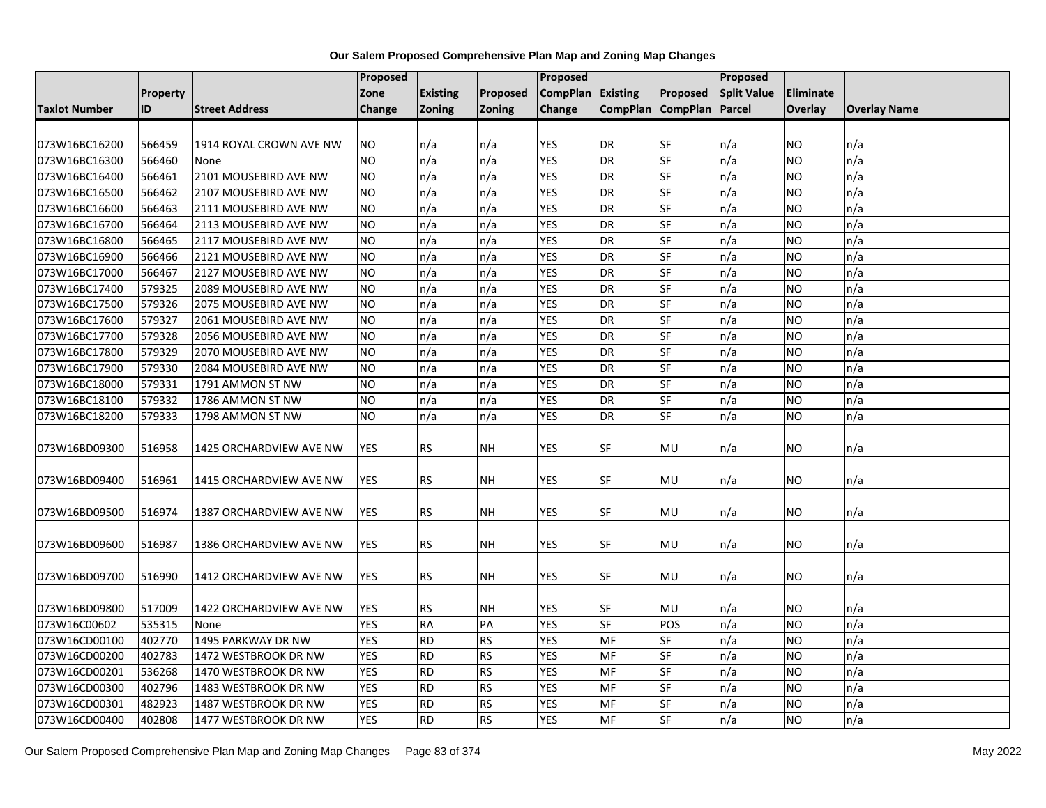**Our Salem Proposed Comprehensive Plan Map and Zoning Map Changes**

| Taxlot Number | Property ID | Street Address | Proposed Zone Change | Existing Zoning | Proposed Zoning | Proposed CompPlan Change | Existing CompPlan | Proposed CompPlan | Proposed Split Value Parcel | Eliminate Overlay | Overlay Name |
|---|---|---|---|---|---|---|---|---|---|---|---|
| 073W16BC16200 | 566459 | 1914 ROYAL CROWN AVE NW | NO | n/a | n/a | YES | DR | SF | n/a | NO | n/a |
| 073W16BC16300 | 566460 | None | NO | n/a | n/a | YES | DR | SF | n/a | NO | n/a |
| 073W16BC16400 | 566461 | 2101 MOUSEBIRD AVE NW | NO | n/a | n/a | YES | DR | SF | n/a | NO | n/a |
| 073W16BC16500 | 566462 | 2107 MOUSEBIRD AVE NW | NO | n/a | n/a | YES | DR | SF | n/a | NO | n/a |
| 073W16BC16600 | 566463 | 2111 MOUSEBIRD AVE NW | NO | n/a | n/a | YES | DR | SF | n/a | NO | n/a |
| 073W16BC16700 | 566464 | 2113 MOUSEBIRD AVE NW | NO | n/a | n/a | YES | DR | SF | n/a | NO | n/a |
| 073W16BC16800 | 566465 | 2117 MOUSEBIRD AVE NW | NO | n/a | n/a | YES | DR | SF | n/a | NO | n/a |
| 073W16BC16900 | 566466 | 2121 MOUSEBIRD AVE NW | NO | n/a | n/a | YES | DR | SF | n/a | NO | n/a |
| 073W16BC17000 | 566467 | 2127 MOUSEBIRD AVE NW | NO | n/a | n/a | YES | DR | SF | n/a | NO | n/a |
| 073W16BC17400 | 579325 | 2089 MOUSEBIRD AVE NW | NO | n/a | n/a | YES | DR | SF | n/a | NO | n/a |
| 073W16BC17500 | 579326 | 2075 MOUSEBIRD AVE NW | NO | n/a | n/a | YES | DR | SF | n/a | NO | n/a |
| 073W16BC17600 | 579327 | 2061 MOUSEBIRD AVE NW | NO | n/a | n/a | YES | DR | SF | n/a | NO | n/a |
| 073W16BC17700 | 579328 | 2056 MOUSEBIRD AVE NW | NO | n/a | n/a | YES | DR | SF | n/a | NO | n/a |
| 073W16BC17800 | 579329 | 2070 MOUSEBIRD AVE NW | NO | n/a | n/a | YES | DR | SF | n/a | NO | n/a |
| 073W16BC17900 | 579330 | 2084 MOUSEBIRD AVE NW | NO | n/a | n/a | YES | DR | SF | n/a | NO | n/a |
| 073W16BC18000 | 579331 | 1791 AMMON ST NW | NO | n/a | n/a | YES | DR | SF | n/a | NO | n/a |
| 073W16BC18100 | 579332 | 1786 AMMON ST NW | NO | n/a | n/a | YES | DR | SF | n/a | NO | n/a |
| 073W16BC18200 | 579333 | 1798 AMMON ST NW | NO | n/a | n/a | YES | DR | SF | n/a | NO | n/a |
| 073W16BD09300 | 516958 | 1425 ORCHARDVIEW AVE NW | YES | RS | NH | YES | SF | MU | n/a | NO | n/a |
| 073W16BD09400 | 516961 | 1415 ORCHARDVIEW AVE NW | YES | RS | NH | YES | SF | MU | n/a | NO | n/a |
| 073W16BD09500 | 516974 | 1387 ORCHARDVIEW AVE NW | YES | RS | NH | YES | SF | MU | n/a | NO | n/a |
| 073W16BD09600 | 516987 | 1386 ORCHARDVIEW AVE NW | YES | RS | NH | YES | SF | MU | n/a | NO | n/a |
| 073W16BD09700 | 516990 | 1412 ORCHARDVIEW AVE NW | YES | RS | NH | YES | SF | MU | n/a | NO | n/a |
| 073W16BD09800 | 517009 | 1422 ORCHARDVIEW AVE NW | YES | RS | NH | YES | SF | MU | n/a | NO | n/a |
| 073W16C00602 | 535315 | None | YES | RA | PA | YES | SF | POS | n/a | NO | n/a |
| 073W16CD00100 | 402770 | 1495 PARKWAY DR NW | YES | RD | RS | YES | MF | SF | n/a | NO | n/a |
| 073W16CD00200 | 402783 | 1472 WESTBROOK DR NW | YES | RD | RS | YES | MF | SF | n/a | NO | n/a |
| 073W16CD00201 | 536268 | 1470 WESTBROOK DR NW | YES | RD | RS | YES | MF | SF | n/a | NO | n/a |
| 073W16CD00300 | 402796 | 1483 WESTBROOK DR NW | YES | RD | RS | YES | MF | SF | n/a | NO | n/a |
| 073W16CD00301 | 482923 | 1487 WESTBROOK DR NW | YES | RD | RS | YES | MF | SF | n/a | NO | n/a |
| 073W16CD00400 | 402808 | 1477 WESTBROOK DR NW | YES | RD | RS | YES | MF | SF | n/a | NO | n/a |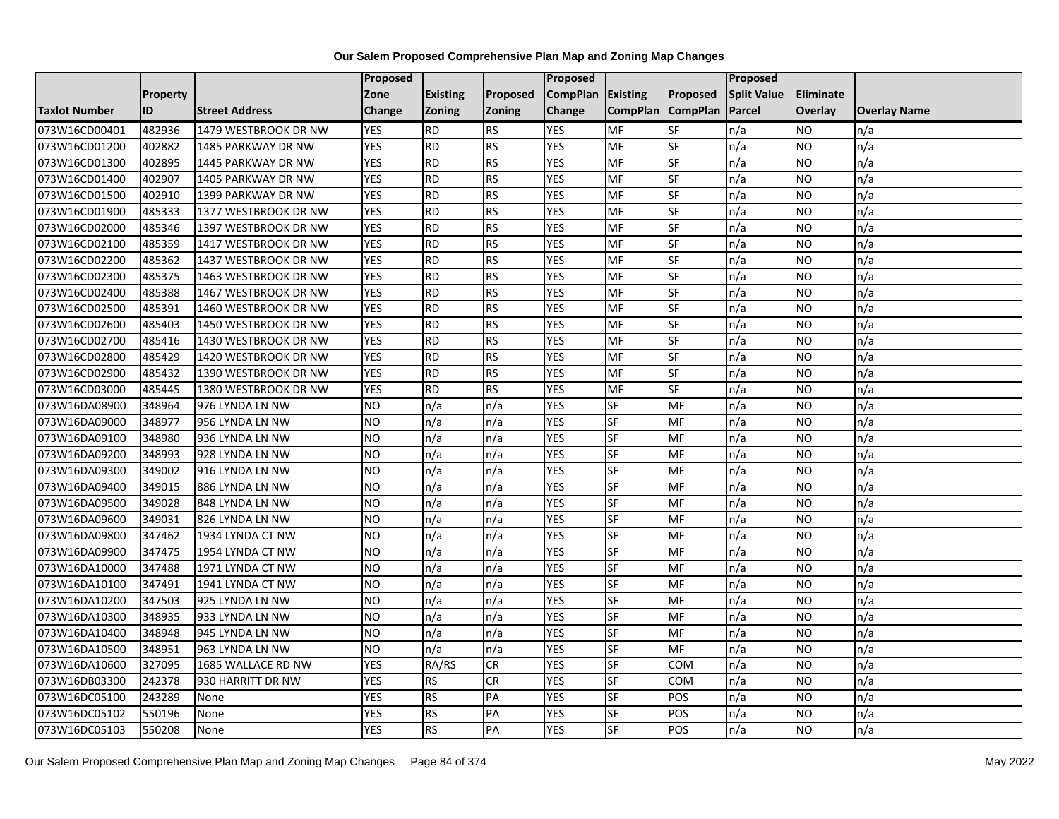**Our Salem Proposed Comprehensive Plan Map and Zoning Map Changes**

| Taxlot Number | Property ID | Street Address | Proposed Zone Change | Existing Zoning | Proposed Zoning | Proposed CompPlan Change | Existing CompPlan | Proposed CompPlan | Proposed Split Value Parcel | Eliminate Overlay | Overlay Name |
|---|---|---|---|---|---|---|---|---|---|---|---|
| 073W16CD00401 | 482936 | 1479 WESTBROOK DR NW | YES | RD | RS | YES | MF | SF | n/a | NO | n/a |
| 073W16CD01200 | 402882 | 1485 PARKWAY DR NW | YES | RD | RS | YES | MF | SF | n/a | NO | n/a |
| 073W16CD01300 | 402895 | 1445 PARKWAY DR NW | YES | RD | RS | YES | MF | SF | n/a | NO | n/a |
| 073W16CD01400 | 402907 | 1405 PARKWAY DR NW | YES | RD | RS | YES | MF | SF | n/a | NO | n/a |
| 073W16CD01500 | 402910 | 1399 PARKWAY DR NW | YES | RD | RS | YES | MF | SF | n/a | NO | n/a |
| 073W16CD01900 | 485333 | 1377 WESTBROOK DR NW | YES | RD | RS | YES | MF | SF | n/a | NO | n/a |
| 073W16CD02000 | 485346 | 1397 WESTBROOK DR NW | YES | RD | RS | YES | MF | SF | n/a | NO | n/a |
| 073W16CD02100 | 485359 | 1417 WESTBROOK DR NW | YES | RD | RS | YES | MF | SF | n/a | NO | n/a |
| 073W16CD02200 | 485362 | 1437 WESTBROOK DR NW | YES | RD | RS | YES | MF | SF | n/a | NO | n/a |
| 073W16CD02300 | 485375 | 1463 WESTBROOK DR NW | YES | RD | RS | YES | MF | SF | n/a | NO | n/a |
| 073W16CD02400 | 485388 | 1467 WESTBROOK DR NW | YES | RD | RS | YES | MF | SF | n/a | NO | n/a |
| 073W16CD02500 | 485391 | 1460 WESTBROOK DR NW | YES | RD | RS | YES | MF | SF | n/a | NO | n/a |
| 073W16CD02600 | 485403 | 1450 WESTBROOK DR NW | YES | RD | RS | YES | MF | SF | n/a | NO | n/a |
| 073W16CD02700 | 485416 | 1430 WESTBROOK DR NW | YES | RD | RS | YES | MF | SF | n/a | NO | n/a |
| 073W16CD02800 | 485429 | 1420 WESTBROOK DR NW | YES | RD | RS | YES | MF | SF | n/a | NO | n/a |
| 073W16CD02900 | 485432 | 1390 WESTBROOK DR NW | YES | RD | RS | YES | MF | SF | n/a | NO | n/a |
| 073W16CD03000 | 485445 | 1380 WESTBROOK DR NW | YES | RD | RS | YES | MF | SF | n/a | NO | n/a |
| 073W16DA08900 | 348964 | 976 LYNDA LN NW | NO | n/a | n/a | YES | SF | MF | n/a | NO | n/a |
| 073W16DA09000 | 348977 | 956 LYNDA LN NW | NO | n/a | n/a | YES | SF | MF | n/a | NO | n/a |
| 073W16DA09100 | 348980 | 936 LYNDA LN NW | NO | n/a | n/a | YES | SF | MF | n/a | NO | n/a |
| 073W16DA09200 | 348993 | 928 LYNDA LN NW | NO | n/a | n/a | YES | SF | MF | n/a | NO | n/a |
| 073W16DA09300 | 349002 | 916 LYNDA LN NW | NO | n/a | n/a | YES | SF | MF | n/a | NO | n/a |
| 073W16DA09400 | 349015 | 886 LYNDA LN NW | NO | n/a | n/a | YES | SF | MF | n/a | NO | n/a |
| 073W16DA09500 | 349028 | 848 LYNDA LN NW | NO | n/a | n/a | YES | SF | MF | n/a | NO | n/a |
| 073W16DA09600 | 349031 | 826 LYNDA LN NW | NO | n/a | n/a | YES | SF | MF | n/a | NO | n/a |
| 073W16DA09800 | 347462 | 1934 LYNDA CT NW | NO | n/a | n/a | YES | SF | MF | n/a | NO | n/a |
| 073W16DA09900 | 347475 | 1954 LYNDA CT NW | NO | n/a | n/a | YES | SF | MF | n/a | NO | n/a |
| 073W16DA10000 | 347488 | 1971 LYNDA CT NW | NO | n/a | n/a | YES | SF | MF | n/a | NO | n/a |
| 073W16DA10100 | 347491 | 1941 LYNDA CT NW | NO | n/a | n/a | YES | SF | MF | n/a | NO | n/a |
| 073W16DA10200 | 347503 | 925 LYNDA LN NW | NO | n/a | n/a | YES | SF | MF | n/a | NO | n/a |
| 073W16DA10300 | 348935 | 933 LYNDA LN NW | NO | n/a | n/a | YES | SF | MF | n/a | NO | n/a |
| 073W16DA10400 | 348948 | 945 LYNDA LN NW | NO | n/a | n/a | YES | SF | MF | n/a | NO | n/a |
| 073W16DA10500 | 348951 | 963 LYNDA LN NW | NO | n/a | n/a | YES | SF | MF | n/a | NO | n/a |
| 073W16DA10600 | 327095 | 1685 WALLACE RD NW | YES | RA/RS | CR | YES | SF | COM | n/a | NO | n/a |
| 073W16DB03300 | 242378 | 930 HARRITT DR NW | YES | RS | CR | YES | SF | COM | n/a | NO | n/a |
| 073W16DC05100 | 243289 | None | YES | RS | PA | YES | SF | POS | n/a | NO | n/a |
| 073W16DC05102 | 550196 | None | YES | RS | PA | YES | SF | POS | n/a | NO | n/a |
| 073W16DC05103 | 550208 | None | YES | RS | PA | YES | SF | POS | n/a | NO | n/a |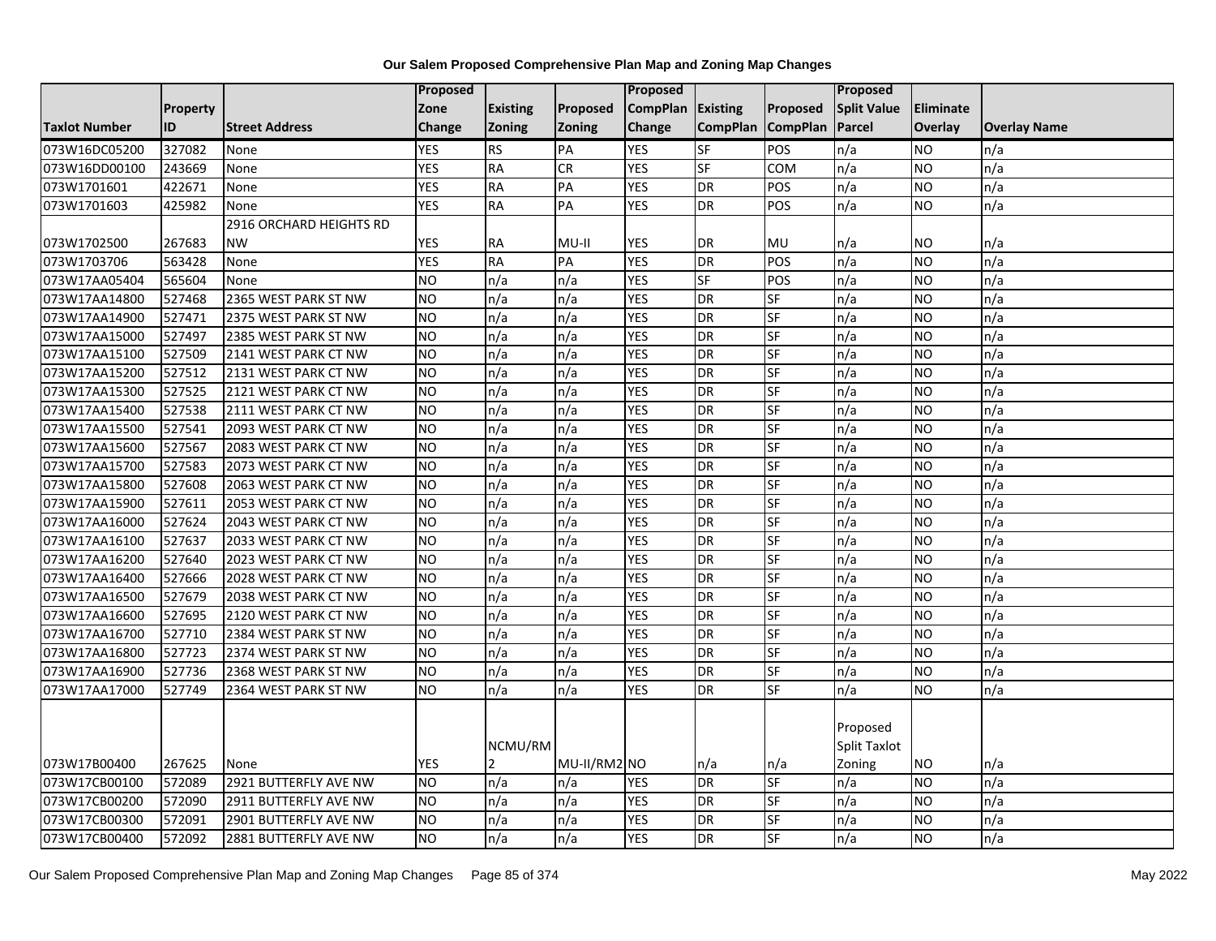# Our Salem Proposed Comprehensive Plan Map and Zoning Map Changes

| Taxlot Number | Property ID | Street Address | Proposed Zone Change | Existing Zoning | Proposed Zoning | Proposed CompPlan Change | Existing CompPlan | Proposed CompPlan | Proposed Split Value Parcel | Eliminate Overlay | Overlay Name |
|---|---|---|---|---|---|---|---|---|---|---|---|
| 073W16DC05200 | 327082 | None | YES | RS | PA | YES | SF | POS | n/a | NO | n/a |
| 073W16DD00100 | 243669 | None | YES | RA | CR | YES | SF | COM | n/a | NO | n/a |
| 073W1701601 | 422671 | None | YES | RA | PA | YES | DR | POS | n/a | NO | n/a |
| 073W1701603 | 425982 | None | YES | RA | PA | YES | DR | POS | n/a | NO | n/a |
| 073W1702500 | 267683 | 2916 ORCHARD HEIGHTS RD NW | YES | RA | MU-II | YES | DR | MU | n/a | NO | n/a |
| 073W1703706 | 563428 | None | YES | RA | PA | YES | DR | POS | n/a | NO | n/a |
| 073W17AA05404 | 565604 | None | NO | n/a | n/a | YES | SF | POS | n/a | NO | n/a |
| 073W17AA14800 | 527468 | 2365 WEST PARK ST NW | NO | n/a | n/a | YES | DR | SF | n/a | NO | n/a |
| 073W17AA14900 | 527471 | 2375 WEST PARK ST NW | NO | n/a | n/a | YES | DR | SF | n/a | NO | n/a |
| 073W17AA15000 | 527497 | 2385 WEST PARK ST NW | NO | n/a | n/a | YES | DR | SF | n/a | NO | n/a |
| 073W17AA15100 | 527509 | 2141 WEST PARK CT NW | NO | n/a | n/a | YES | DR | SF | n/a | NO | n/a |
| 073W17AA15200 | 527512 | 2131 WEST PARK CT NW | NO | n/a | n/a | YES | DR | SF | n/a | NO | n/a |
| 073W17AA15300 | 527525 | 2121 WEST PARK CT NW | NO | n/a | n/a | YES | DR | SF | n/a | NO | n/a |
| 073W17AA15400 | 527538 | 2111 WEST PARK CT NW | NO | n/a | n/a | YES | DR | SF | n/a | NO | n/a |
| 073W17AA15500 | 527541 | 2093 WEST PARK CT NW | NO | n/a | n/a | YES | DR | SF | n/a | NO | n/a |
| 073W17AA15600 | 527567 | 2083 WEST PARK CT NW | NO | n/a | n/a | YES | DR | SF | n/a | NO | n/a |
| 073W17AA15700 | 527583 | 2073 WEST PARK CT NW | NO | n/a | n/a | YES | DR | SF | n/a | NO | n/a |
| 073W17AA15800 | 527608 | 2063 WEST PARK CT NW | NO | n/a | n/a | YES | DR | SF | n/a | NO | n/a |
| 073W17AA15900 | 527611 | 2053 WEST PARK CT NW | NO | n/a | n/a | YES | DR | SF | n/a | NO | n/a |
| 073W17AA16000 | 527624 | 2043 WEST PARK CT NW | NO | n/a | n/a | YES | DR | SF | n/a | NO | n/a |
| 073W17AA16100 | 527637 | 2033 WEST PARK CT NW | NO | n/a | n/a | YES | DR | SF | n/a | NO | n/a |
| 073W17AA16200 | 527640 | 2023 WEST PARK CT NW | NO | n/a | n/a | YES | DR | SF | n/a | NO | n/a |
| 073W17AA16400 | 527666 | 2028 WEST PARK CT NW | NO | n/a | n/a | YES | DR | SF | n/a | NO | n/a |
| 073W17AA16500 | 527679 | 2038 WEST PARK CT NW | NO | n/a | n/a | YES | DR | SF | n/a | NO | n/a |
| 073W17AA16600 | 527695 | 2120 WEST PARK CT NW | NO | n/a | n/a | YES | DR | SF | n/a | NO | n/a |
| 073W17AA16700 | 527710 | 2384 WEST PARK ST NW | NO | n/a | n/a | YES | DR | SF | n/a | NO | n/a |
| 073W17AA16800 | 527723 | 2374 WEST PARK ST NW | NO | n/a | n/a | YES | DR | SF | n/a | NO | n/a |
| 073W17AA16900 | 527736 | 2368 WEST PARK ST NW | NO | n/a | n/a | YES | DR | SF | n/a | NO | n/a |
| 073W17AA17000 | 527749 | 2364 WEST PARK ST NW | NO | n/a | n/a | YES | DR | SF | n/a | NO | n/a |
| 073W17B00400 | 267625 | None | YES | NCMU/RM2 | MU-II/RM2 | NO | n/a | n/a | Proposed Split Taxlot Zoning | NO | n/a |
| 073W17CB00100 | 572089 | 2921 BUTTERFLY AVE NW | NO | n/a | n/a | YES | DR | SF | n/a | NO | n/a |
| 073W17CB00200 | 572090 | 2911 BUTTERFLY AVE NW | NO | n/a | n/a | YES | DR | SF | n/a | NO | n/a |
| 073W17CB00300 | 572091 | 2901 BUTTERFLY AVE NW | NO | n/a | n/a | YES | DR | SF | n/a | NO | n/a |
| 073W17CB00400 | 572092 | 2881 BUTTERFLY AVE NW | NO | n/a | n/a | YES | DR | SF | n/a | NO | n/a |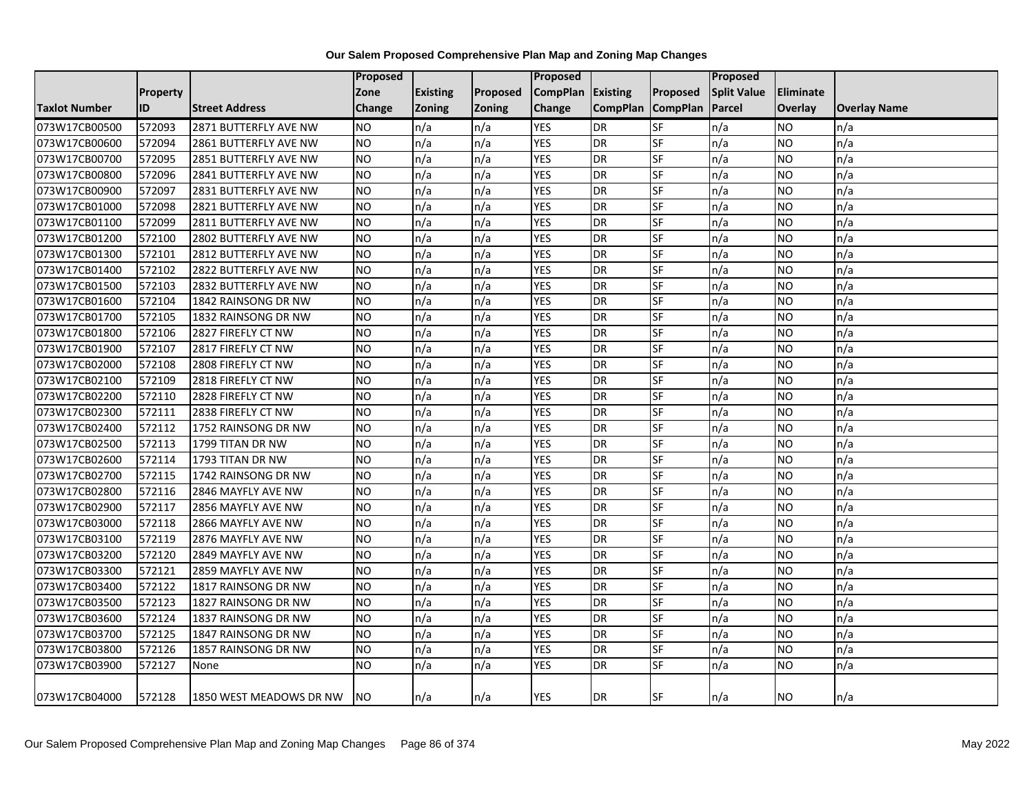# Our Salem Proposed Comprehensive Plan Map and Zoning Map Changes

| Taxlot Number | Property ID | Street Address | Proposed Zone Change | Existing Zoning | Proposed Zoning | Proposed CompPlan Change | Existing CompPlan | Proposed CompPlan | Proposed Split Value Parcel | Eliminate Overlay | Overlay Name |
|---|---|---|---|---|---|---|---|---|---|---|---|
| 073W17CB00500 | 572093 | 2871 BUTTERFLY AVE NW | NO | n/a | n/a | YES | DR | SF | n/a | NO | n/a |
| 073W17CB00600 | 572094 | 2861 BUTTERFLY AVE NW | NO | n/a | n/a | YES | DR | SF | n/a | NO | n/a |
| 073W17CB00700 | 572095 | 2851 BUTTERFLY AVE NW | NO | n/a | n/a | YES | DR | SF | n/a | NO | n/a |
| 073W17CB00800 | 572096 | 2841 BUTTERFLY AVE NW | NO | n/a | n/a | YES | DR | SF | n/a | NO | n/a |
| 073W17CB00900 | 572097 | 2831 BUTTERFLY AVE NW | NO | n/a | n/a | YES | DR | SF | n/a | NO | n/a |
| 073W17CB01000 | 572098 | 2821 BUTTERFLY AVE NW | NO | n/a | n/a | YES | DR | SF | n/a | NO | n/a |
| 073W17CB01100 | 572099 | 2811 BUTTERFLY AVE NW | NO | n/a | n/a | YES | DR | SF | n/a | NO | n/a |
| 073W17CB01200 | 572100 | 2802 BUTTERFLY AVE NW | NO | n/a | n/a | YES | DR | SF | n/a | NO | n/a |
| 073W17CB01300 | 572101 | 2812 BUTTERFLY AVE NW | NO | n/a | n/a | YES | DR | SF | n/a | NO | n/a |
| 073W17CB01400 | 572102 | 2822 BUTTERFLY AVE NW | NO | n/a | n/a | YES | DR | SF | n/a | NO | n/a |
| 073W17CB01500 | 572103 | 2832 BUTTERFLY AVE NW | NO | n/a | n/a | YES | DR | SF | n/a | NO | n/a |
| 073W17CB01600 | 572104 | 1842 RAINSONG DR NW | NO | n/a | n/a | YES | DR | SF | n/a | NO | n/a |
| 073W17CB01700 | 572105 | 1832 RAINSONG DR NW | NO | n/a | n/a | YES | DR | SF | n/a | NO | n/a |
| 073W17CB01800 | 572106 | 2827 FIREFLY CT NW | NO | n/a | n/a | YES | DR | SF | n/a | NO | n/a |
| 073W17CB01900 | 572107 | 2817 FIREFLY CT NW | NO | n/a | n/a | YES | DR | SF | n/a | NO | n/a |
| 073W17CB02000 | 572108 | 2808 FIREFLY CT NW | NO | n/a | n/a | YES | DR | SF | n/a | NO | n/a |
| 073W17CB02100 | 572109 | 2818 FIREFLY CT NW | NO | n/a | n/a | YES | DR | SF | n/a | NO | n/a |
| 073W17CB02200 | 572110 | 2828 FIREFLY CT NW | NO | n/a | n/a | YES | DR | SF | n/a | NO | n/a |
| 073W17CB02300 | 572111 | 2838 FIREFLY CT NW | NO | n/a | n/a | YES | DR | SF | n/a | NO | n/a |
| 073W17CB02400 | 572112 | 1752 RAINSONG DR NW | NO | n/a | n/a | YES | DR | SF | n/a | NO | n/a |
| 073W17CB02500 | 572113 | 1799 TITAN DR NW | NO | n/a | n/a | YES | DR | SF | n/a | NO | n/a |
| 073W17CB02600 | 572114 | 1793 TITAN DR NW | NO | n/a | n/a | YES | DR | SF | n/a | NO | n/a |
| 073W17CB02700 | 572115 | 1742 RAINSONG DR NW | NO | n/a | n/a | YES | DR | SF | n/a | NO | n/a |
| 073W17CB02800 | 572116 | 2846 MAYFLY AVE NW | NO | n/a | n/a | YES | DR | SF | n/a | NO | n/a |
| 073W17CB02900 | 572117 | 2856 MAYFLY AVE NW | NO | n/a | n/a | YES | DR | SF | n/a | NO | n/a |
| 073W17CB03000 | 572118 | 2866 MAYFLY AVE NW | NO | n/a | n/a | YES | DR | SF | n/a | NO | n/a |
| 073W17CB03100 | 572119 | 2876 MAYFLY AVE NW | NO | n/a | n/a | YES | DR | SF | n/a | NO | n/a |
| 073W17CB03200 | 572120 | 2849 MAYFLY AVE NW | NO | n/a | n/a | YES | DR | SF | n/a | NO | n/a |
| 073W17CB03300 | 572121 | 2859 MAYFLY AVE NW | NO | n/a | n/a | YES | DR | SF | n/a | NO | n/a |
| 073W17CB03400 | 572122 | 1817 RAINSONG DR NW | NO | n/a | n/a | YES | DR | SF | n/a | NO | n/a |
| 073W17CB03500 | 572123 | 1827 RAINSONG DR NW | NO | n/a | n/a | YES | DR | SF | n/a | NO | n/a |
| 073W17CB03600 | 572124 | 1837 RAINSONG DR NW | NO | n/a | n/a | YES | DR | SF | n/a | NO | n/a |
| 073W17CB03700 | 572125 | 1847 RAINSONG DR NW | NO | n/a | n/a | YES | DR | SF | n/a | NO | n/a |
| 073W17CB03800 | 572126 | 1857 RAINSONG DR NW | NO | n/a | n/a | YES | DR | SF | n/a | NO | n/a |
| 073W17CB03900 | 572127 | None | NO | n/a | n/a | YES | DR | SF | n/a | NO | n/a |
| 073W17CB04000 | 572128 | 1850 WEST MEADOWS DR NW | NO | n/a | n/a | YES | DR | SF | n/a | NO | n/a |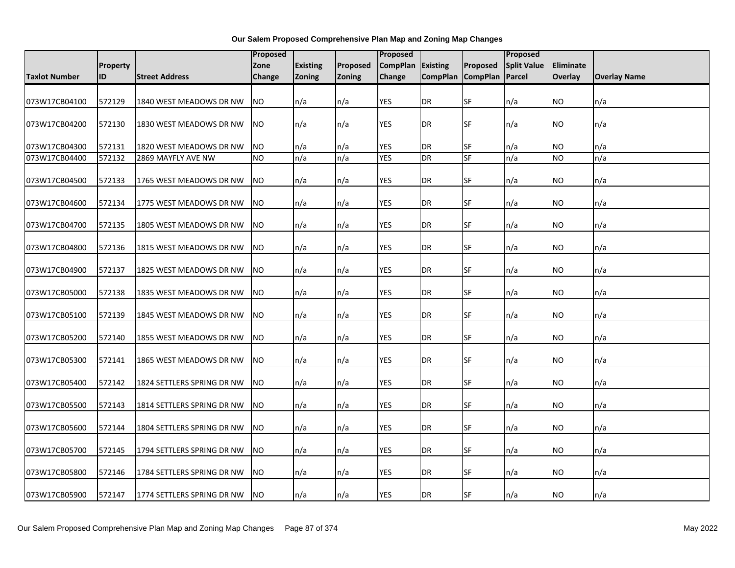**Our Salem Proposed Comprehensive Plan Map and Zoning Map Changes**

| Taxlot Number | Property ID | Street Address | Proposed Zone Change | Existing Zoning | Proposed Zoning | Proposed CompPlan Change | Existing CompPlan | Proposed CompPlan | Proposed Split Value Parcel | Eliminate Overlay | Overlay Name |
|---|---|---|---|---|---|---|---|---|---|---|---|
| 073W17CB04100 | 572129 | 1840 WEST MEADOWS DR NW | NO | n/a | n/a | YES | DR | SF | n/a | NO | n/a |
| 073W17CB04200 | 572130 | 1830 WEST MEADOWS DR NW | NO | n/a | n/a | YES | DR | SF | n/a | NO | n/a |
| 073W17CB04300 | 572131 | 1820 WEST MEADOWS DR NW | NO | n/a | n/a | YES | DR | SF | n/a | NO | n/a |
| 073W17CB04400 | 572132 | 2869 MAYFLY AVE NW | NO | n/a | n/a | YES | DR | SF | n/a | NO | n/a |
| 073W17CB04500 | 572133 | 1765 WEST MEADOWS DR NW | NO | n/a | n/a | YES | DR | SF | n/a | NO | n/a |
| 073W17CB04600 | 572134 | 1775 WEST MEADOWS DR NW | NO | n/a | n/a | YES | DR | SF | n/a | NO | n/a |
| 073W17CB04700 | 572135 | 1805 WEST MEADOWS DR NW | NO | n/a | n/a | YES | DR | SF | n/a | NO | n/a |
| 073W17CB04800 | 572136 | 1815 WEST MEADOWS DR NW | NO | n/a | n/a | YES | DR | SF | n/a | NO | n/a |
| 073W17CB04900 | 572137 | 1825 WEST MEADOWS DR NW | NO | n/a | n/a | YES | DR | SF | n/a | NO | n/a |
| 073W17CB05000 | 572138 | 1835 WEST MEADOWS DR NW | NO | n/a | n/a | YES | DR | SF | n/a | NO | n/a |
| 073W17CB05100 | 572139 | 1845 WEST MEADOWS DR NW | NO | n/a | n/a | YES | DR | SF | n/a | NO | n/a |
| 073W17CB05200 | 572140 | 1855 WEST MEADOWS DR NW | NO | n/a | n/a | YES | DR | SF | n/a | NO | n/a |
| 073W17CB05300 | 572141 | 1865 WEST MEADOWS DR NW | NO | n/a | n/a | YES | DR | SF | n/a | NO | n/a |
| 073W17CB05400 | 572142 | 1824 SETTLERS SPRING DR NW | NO | n/a | n/a | YES | DR | SF | n/a | NO | n/a |
| 073W17CB05500 | 572143 | 1814 SETTLERS SPRING DR NW | NO | n/a | n/a | YES | DR | SF | n/a | NO | n/a |
| 073W17CB05600 | 572144 | 1804 SETTLERS SPRING DR NW | NO | n/a | n/a | YES | DR | SF | n/a | NO | n/a |
| 073W17CB05700 | 572145 | 1794 SETTLERS SPRING DR NW | NO | n/a | n/a | YES | DR | SF | n/a | NO | n/a |
| 073W17CB05800 | 572146 | 1784 SETTLERS SPRING DR NW | NO | n/a | n/a | YES | DR | SF | n/a | NO | n/a |
| 073W17CB05900 | 572147 | 1774 SETTLERS SPRING DR NW | NO | n/a | n/a | YES | DR | SF | n/a | NO | n/a |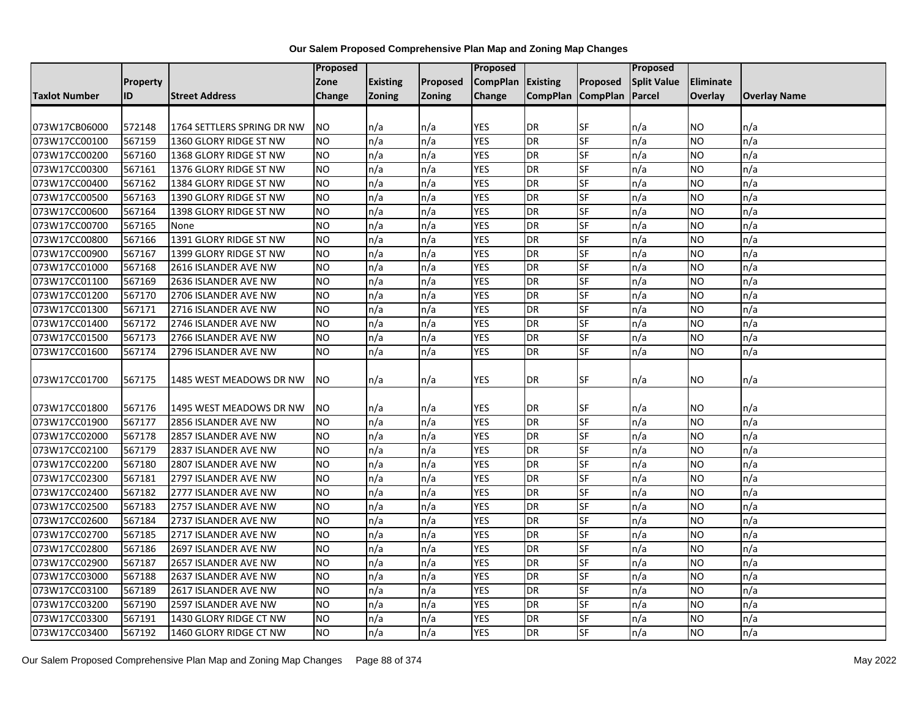# Our Salem Proposed Comprehensive Plan Map and Zoning Map Changes

| Taxlot Number | Property ID | Street Address | Proposed Zone Change | Existing Zoning | Proposed Zoning | Proposed CompPlan Change | Existing CompPlan | Proposed CompPlan | Proposed Split Value Parcel | Eliminate Overlay | Overlay Name |
|---|---|---|---|---|---|---|---|---|---|---|---|
| 073W17CB06000 | 572148 | 1764 SETTLERS SPRING DR NW | NO | n/a | n/a | YES | DR | SF | n/a | NO | n/a |
| 073W17CC00100 | 567159 | 1360 GLORY RIDGE ST NW | NO | n/a | n/a | YES | DR | SF | n/a | NO | n/a |
| 073W17CC00200 | 567160 | 1368 GLORY RIDGE ST NW | NO | n/a | n/a | YES | DR | SF | n/a | NO | n/a |
| 073W17CC00300 | 567161 | 1376 GLORY RIDGE ST NW | NO | n/a | n/a | YES | DR | SF | n/a | NO | n/a |
| 073W17CC00400 | 567162 | 1384 GLORY RIDGE ST NW | NO | n/a | n/a | YES | DR | SF | n/a | NO | n/a |
| 073W17CC00500 | 567163 | 1390 GLORY RIDGE ST NW | NO | n/a | n/a | YES | DR | SF | n/a | NO | n/a |
| 073W17CC00600 | 567164 | 1398 GLORY RIDGE ST NW | NO | n/a | n/a | YES | DR | SF | n/a | NO | n/a |
| 073W17CC00700 | 567165 | None | NO | n/a | n/a | YES | DR | SF | n/a | NO | n/a |
| 073W17CC00800 | 567166 | 1391 GLORY RIDGE ST NW | NO | n/a | n/a | YES | DR | SF | n/a | NO | n/a |
| 073W17CC00900 | 567167 | 1399 GLORY RIDGE ST NW | NO | n/a | n/a | YES | DR | SF | n/a | NO | n/a |
| 073W17CC01000 | 567168 | 2616 ISLANDER AVE NW | NO | n/a | n/a | YES | DR | SF | n/a | NO | n/a |
| 073W17CC01100 | 567169 | 2636 ISLANDER AVE NW | NO | n/a | n/a | YES | DR | SF | n/a | NO | n/a |
| 073W17CC01200 | 567170 | 2706 ISLANDER AVE NW | NO | n/a | n/a | YES | DR | SF | n/a | NO | n/a |
| 073W17CC01300 | 567171 | 2716 ISLANDER AVE NW | NO | n/a | n/a | YES | DR | SF | n/a | NO | n/a |
| 073W17CC01400 | 567172 | 2746 ISLANDER AVE NW | NO | n/a | n/a | YES | DR | SF | n/a | NO | n/a |
| 073W17CC01500 | 567173 | 2766 ISLANDER AVE NW | NO | n/a | n/a | YES | DR | SF | n/a | NO | n/a |
| 073W17CC01600 | 567174 | 2796 ISLANDER AVE NW | NO | n/a | n/a | YES | DR | SF | n/a | NO | n/a |
| 073W17CC01700 | 567175 | 1485 WEST MEADOWS DR NW | NO | n/a | n/a | YES | DR | SF | n/a | NO | n/a |
| 073W17CC01800 | 567176 | 1495 WEST MEADOWS DR NW | NO | n/a | n/a | YES | DR | SF | n/a | NO | n/a |
| 073W17CC01900 | 567177 | 2856 ISLANDER AVE NW | NO | n/a | n/a | YES | DR | SF | n/a | NO | n/a |
| 073W17CC02000 | 567178 | 2857 ISLANDER AVE NW | NO | n/a | n/a | YES | DR | SF | n/a | NO | n/a |
| 073W17CC02100 | 567179 | 2837 ISLANDER AVE NW | NO | n/a | n/a | YES | DR | SF | n/a | NO | n/a |
| 073W17CC02200 | 567180 | 2807 ISLANDER AVE NW | NO | n/a | n/a | YES | DR | SF | n/a | NO | n/a |
| 073W17CC02300 | 567181 | 2797 ISLANDER AVE NW | NO | n/a | n/a | YES | DR | SF | n/a | NO | n/a |
| 073W17CC02400 | 567182 | 2777 ISLANDER AVE NW | NO | n/a | n/a | YES | DR | SF | n/a | NO | n/a |
| 073W17CC02500 | 567183 | 2757 ISLANDER AVE NW | NO | n/a | n/a | YES | DR | SF | n/a | NO | n/a |
| 073W17CC02600 | 567184 | 2737 ISLANDER AVE NW | NO | n/a | n/a | YES | DR | SF | n/a | NO | n/a |
| 073W17CC02700 | 567185 | 2717 ISLANDER AVE NW | NO | n/a | n/a | YES | DR | SF | n/a | NO | n/a |
| 073W17CC02800 | 567186 | 2697 ISLANDER AVE NW | NO | n/a | n/a | YES | DR | SF | n/a | NO | n/a |
| 073W17CC02900 | 567187 | 2657 ISLANDER AVE NW | NO | n/a | n/a | YES | DR | SF | n/a | NO | n/a |
| 073W17CC03000 | 567188 | 2637 ISLANDER AVE NW | NO | n/a | n/a | YES | DR | SF | n/a | NO | n/a |
| 073W17CC03100 | 567189 | 2617 ISLANDER AVE NW | NO | n/a | n/a | YES | DR | SF | n/a | NO | n/a |
| 073W17CC03200 | 567190 | 2597 ISLANDER AVE NW | NO | n/a | n/a | YES | DR | SF | n/a | NO | n/a |
| 073W17CC03300 | 567191 | 1430 GLORY RIDGE CT NW | NO | n/a | n/a | YES | DR | SF | n/a | NO | n/a |
| 073W17CC03400 | 567192 | 1460 GLORY RIDGE CT NW | NO | n/a | n/a | YES | DR | SF | n/a | NO | n/a |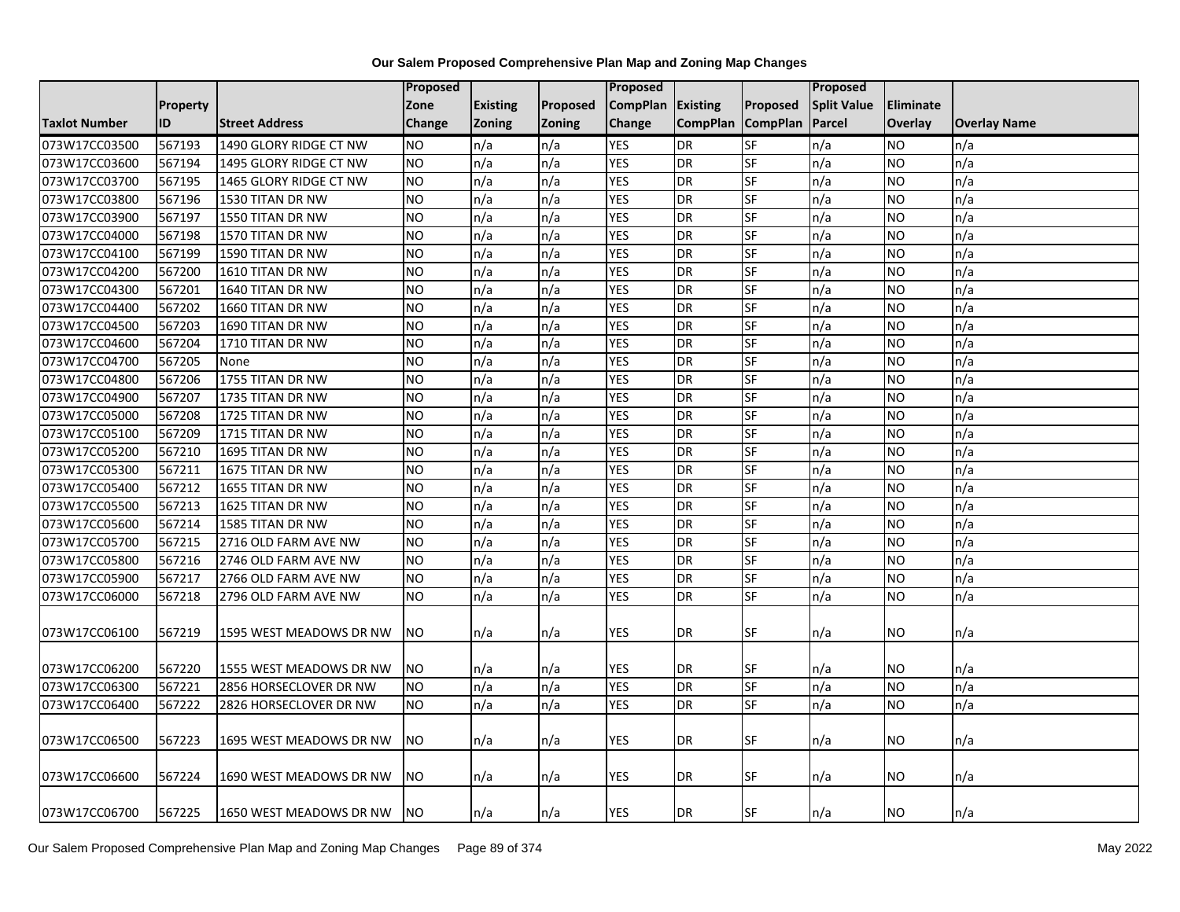# Our Salem Proposed Comprehensive Plan Map and Zoning Map Changes

| Taxlot Number | Property ID | Street Address | Proposed Zone Change | Existing Zoning | Proposed Zoning | Proposed CompPlan Change | Existing CompPlan | Proposed CompPlan | Proposed Split Value Parcel | Eliminate Overlay | Overlay Name |
|---|---|---|---|---|---|---|---|---|---|---|---|
| 073W17CC03500 | 567193 | 1490 GLORY RIDGE CT NW | NO | n/a | n/a | YES | DR | SF | n/a | NO | n/a |
| 073W17CC03600 | 567194 | 1495 GLORY RIDGE CT NW | NO | n/a | n/a | YES | DR | SF | n/a | NO | n/a |
| 073W17CC03700 | 567195 | 1465 GLORY RIDGE CT NW | NO | n/a | n/a | YES | DR | SF | n/a | NO | n/a |
| 073W17CC03800 | 567196 | 1530 TITAN DR NW | NO | n/a | n/a | YES | DR | SF | n/a | NO | n/a |
| 073W17CC03900 | 567197 | 1550 TITAN DR NW | NO | n/a | n/a | YES | DR | SF | n/a | NO | n/a |
| 073W17CC04000 | 567198 | 1570 TITAN DR NW | NO | n/a | n/a | YES | DR | SF | n/a | NO | n/a |
| 073W17CC04100 | 567199 | 1590 TITAN DR NW | NO | n/a | n/a | YES | DR | SF | n/a | NO | n/a |
| 073W17CC04200 | 567200 | 1610 TITAN DR NW | NO | n/a | n/a | YES | DR | SF | n/a | NO | n/a |
| 073W17CC04300 | 567201 | 1640 TITAN DR NW | NO | n/a | n/a | YES | DR | SF | n/a | NO | n/a |
| 073W17CC04400 | 567202 | 1660 TITAN DR NW | NO | n/a | n/a | YES | DR | SF | n/a | NO | n/a |
| 073W17CC04500 | 567203 | 1690 TITAN DR NW | NO | n/a | n/a | YES | DR | SF | n/a | NO | n/a |
| 073W17CC04600 | 567204 | 1710 TITAN DR NW | NO | n/a | n/a | YES | DR | SF | n/a | NO | n/a |
| 073W17CC04700 | 567205 | None | NO | n/a | n/a | YES | DR | SF | n/a | NO | n/a |
| 073W17CC04800 | 567206 | 1755 TITAN DR NW | NO | n/a | n/a | YES | DR | SF | n/a | NO | n/a |
| 073W17CC04900 | 567207 | 1735 TITAN DR NW | NO | n/a | n/a | YES | DR | SF | n/a | NO | n/a |
| 073W17CC05000 | 567208 | 1725 TITAN DR NW | NO | n/a | n/a | YES | DR | SF | n/a | NO | n/a |
| 073W17CC05100 | 567209 | 1715 TITAN DR NW | NO | n/a | n/a | YES | DR | SF | n/a | NO | n/a |
| 073W17CC05200 | 567210 | 1695 TITAN DR NW | NO | n/a | n/a | YES | DR | SF | n/a | NO | n/a |
| 073W17CC05300 | 567211 | 1675 TITAN DR NW | NO | n/a | n/a | YES | DR | SF | n/a | NO | n/a |
| 073W17CC05400 | 567212 | 1655 TITAN DR NW | NO | n/a | n/a | YES | DR | SF | n/a | NO | n/a |
| 073W17CC05500 | 567213 | 1625 TITAN DR NW | NO | n/a | n/a | YES | DR | SF | n/a | NO | n/a |
| 073W17CC05600 | 567214 | 1585 TITAN DR NW | NO | n/a | n/a | YES | DR | SF | n/a | NO | n/a |
| 073W17CC05700 | 567215 | 2716 OLD FARM AVE NW | NO | n/a | n/a | YES | DR | SF | n/a | NO | n/a |
| 073W17CC05800 | 567216 | 2746 OLD FARM AVE NW | NO | n/a | n/a | YES | DR | SF | n/a | NO | n/a |
| 073W17CC05900 | 567217 | 2766 OLD FARM AVE NW | NO | n/a | n/a | YES | DR | SF | n/a | NO | n/a |
| 073W17CC06000 | 567218 | 2796 OLD FARM AVE NW | NO | n/a | n/a | YES | DR | SF | n/a | NO | n/a |
| 073W17CC06100 | 567219 | 1595 WEST MEADOWS DR NW | NO | n/a | n/a | YES | DR | SF | n/a | NO | n/a |
| 073W17CC06200 | 567220 | 1555 WEST MEADOWS DR NW | NO | n/a | n/a | YES | DR | SF | n/a | NO | n/a |
| 073W17CC06300 | 567221 | 2856 HORSECLOVER DR NW | NO | n/a | n/a | YES | DR | SF | n/a | NO | n/a |
| 073W17CC06400 | 567222 | 2826 HORSECLOVER DR NW | NO | n/a | n/a | YES | DR | SF | n/a | NO | n/a |
| 073W17CC06500 | 567223 | 1695 WEST MEADOWS DR NW | NO | n/a | n/a | YES | DR | SF | n/a | NO | n/a |
| 073W17CC06600 | 567224 | 1690 WEST MEADOWS DR NW | NO | n/a | n/a | YES | DR | SF | n/a | NO | n/a |
| 073W17CC06700 | 567225 | 1650 WEST MEADOWS DR NW | NO | n/a | n/a | YES | DR | SF | n/a | NO | n/a |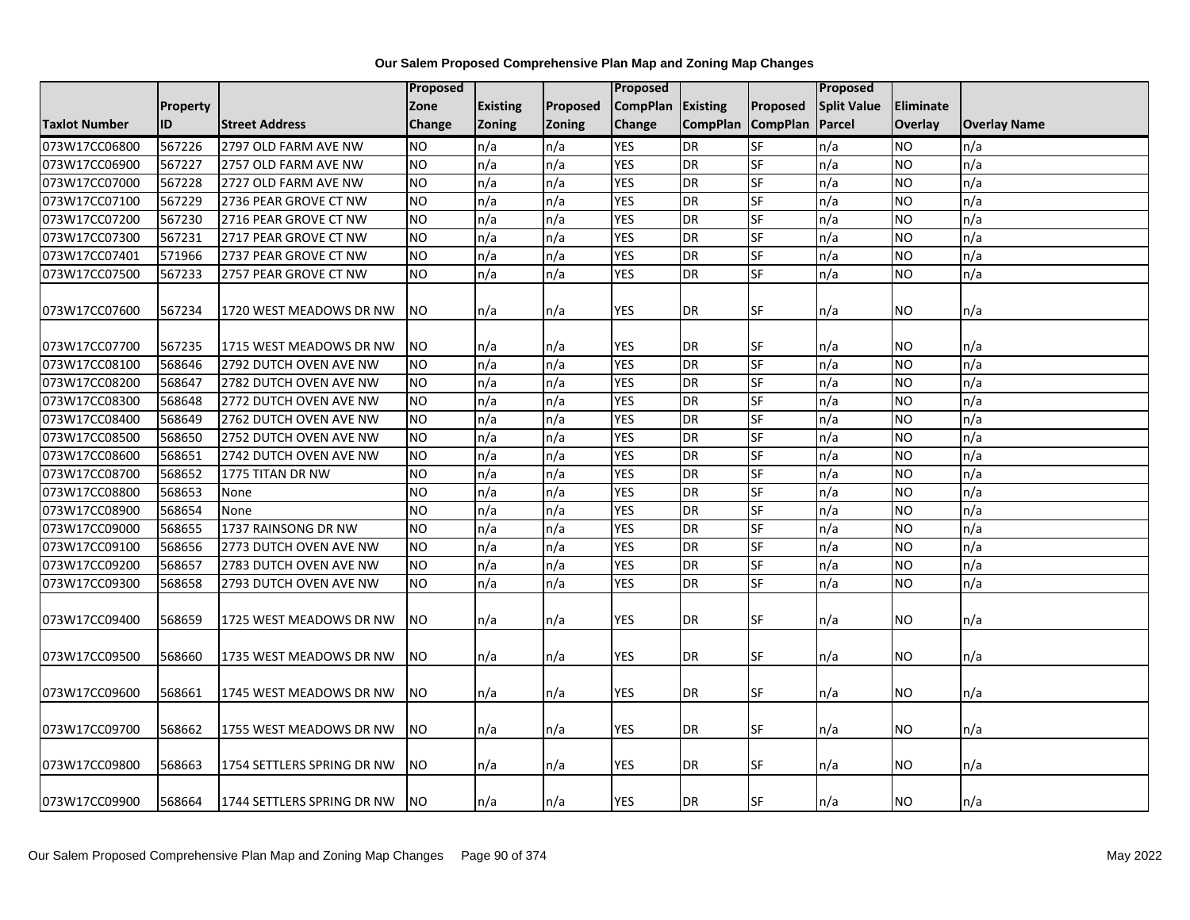| Taxlot Number | Property ID | Street Address | Proposed Zone Change | Existing Zoning | Proposed Zoning | Proposed CompPlan Change | Existing CompPlan | Proposed CompPlan | Proposed Split Value Parcel | Eliminate Overlay | Overlay Name |
|---|---|---|---|---|---|---|---|---|---|---|---|
| 073W17CC06800 | 567226 | 2797 OLD FARM AVE NW | NO | n/a | n/a | YES | DR | SF | n/a | NO | n/a |
| 073W17CC06900 | 567227 | 2757 OLD FARM AVE NW | NO | n/a | n/a | YES | DR | SF | n/a | NO | n/a |
| 073W17CC07000 | 567228 | 2727 OLD FARM AVE NW | NO | n/a | n/a | YES | DR | SF | n/a | NO | n/a |
| 073W17CC07100 | 567229 | 2736 PEAR GROVE CT NW | NO | n/a | n/a | YES | DR | SF | n/a | NO | n/a |
| 073W17CC07200 | 567230 | 2716 PEAR GROVE CT NW | NO | n/a | n/a | YES | DR | SF | n/a | NO | n/a |
| 073W17CC07300 | 567231 | 2717 PEAR GROVE CT NW | NO | n/a | n/a | YES | DR | SF | n/a | NO | n/a |
| 073W17CC07401 | 571966 | 2737 PEAR GROVE CT NW | NO | n/a | n/a | YES | DR | SF | n/a | NO | n/a |
| 073W17CC07500 | 567233 | 2757 PEAR GROVE CT NW | NO | n/a | n/a | YES | DR | SF | n/a | NO | n/a |
| 073W17CC07600 | 567234 | 1720 WEST MEADOWS DR NW | NO | n/a | n/a | YES | DR | SF | n/a | NO | n/a |
| 073W17CC07700 | 567235 | 1715 WEST MEADOWS DR NW | NO | n/a | n/a | YES | DR | SF | n/a | NO | n/a |
| 073W17CC08100 | 568646 | 2792 DUTCH OVEN AVE NW | NO | n/a | n/a | YES | DR | SF | n/a | NO | n/a |
| 073W17CC08200 | 568647 | 2782 DUTCH OVEN AVE NW | NO | n/a | n/a | YES | DR | SF | n/a | NO | n/a |
| 073W17CC08300 | 568648 | 2772 DUTCH OVEN AVE NW | NO | n/a | n/a | YES | DR | SF | n/a | NO | n/a |
| 073W17CC08400 | 568649 | 2762 DUTCH OVEN AVE NW | NO | n/a | n/a | YES | DR | SF | n/a | NO | n/a |
| 073W17CC08500 | 568650 | 2752 DUTCH OVEN AVE NW | NO | n/a | n/a | YES | DR | SF | n/a | NO | n/a |
| 073W17CC08600 | 568651 | 2742 DUTCH OVEN AVE NW | NO | n/a | n/a | YES | DR | SF | n/a | NO | n/a |
| 073W17CC08700 | 568652 | 1775 TITAN DR NW | NO | n/a | n/a | YES | DR | SF | n/a | NO | n/a |
| 073W17CC08800 | 568653 | None | NO | n/a | n/a | YES | DR | SF | n/a | NO | n/a |
| 073W17CC08900 | 568654 | None | NO | n/a | n/a | YES | DR | SF | n/a | NO | n/a |
| 073W17CC09000 | 568655 | 1737 RAINSONG DR NW | NO | n/a | n/a | YES | DR | SF | n/a | NO | n/a |
| 073W17CC09100 | 568656 | 2773 DUTCH OVEN AVE NW | NO | n/a | n/a | YES | DR | SF | n/a | NO | n/a |
| 073W17CC09200 | 568657 | 2783 DUTCH OVEN AVE NW | NO | n/a | n/a | YES | DR | SF | n/a | NO | n/a |
| 073W17CC09300 | 568658 | 2793 DUTCH OVEN AVE NW | NO | n/a | n/a | YES | DR | SF | n/a | NO | n/a |
| 073W17CC09400 | 568659 | 1725 WEST MEADOWS DR NW | NO | n/a | n/a | YES | DR | SF | n/a | NO | n/a |
| 073W17CC09500 | 568660 | 1735 WEST MEADOWS DR NW | NO | n/a | n/a | YES | DR | SF | n/a | NO | n/a |
| 073W17CC09600 | 568661 | 1745 WEST MEADOWS DR NW | NO | n/a | n/a | YES | DR | SF | n/a | NO | n/a |
| 073W17CC09700 | 568662 | 1755 WEST MEADOWS DR NW | NO | n/a | n/a | YES | DR | SF | n/a | NO | n/a |
| 073W17CC09800 | 568663 | 1754 SETTLERS SPRING DR NW | NO | n/a | n/a | YES | DR | SF | n/a | NO | n/a |
| 073W17CC09900 | 568664 | 1744 SETTLERS SPRING DR NW | NO | n/a | n/a | YES | DR | SF | n/a | NO | n/a |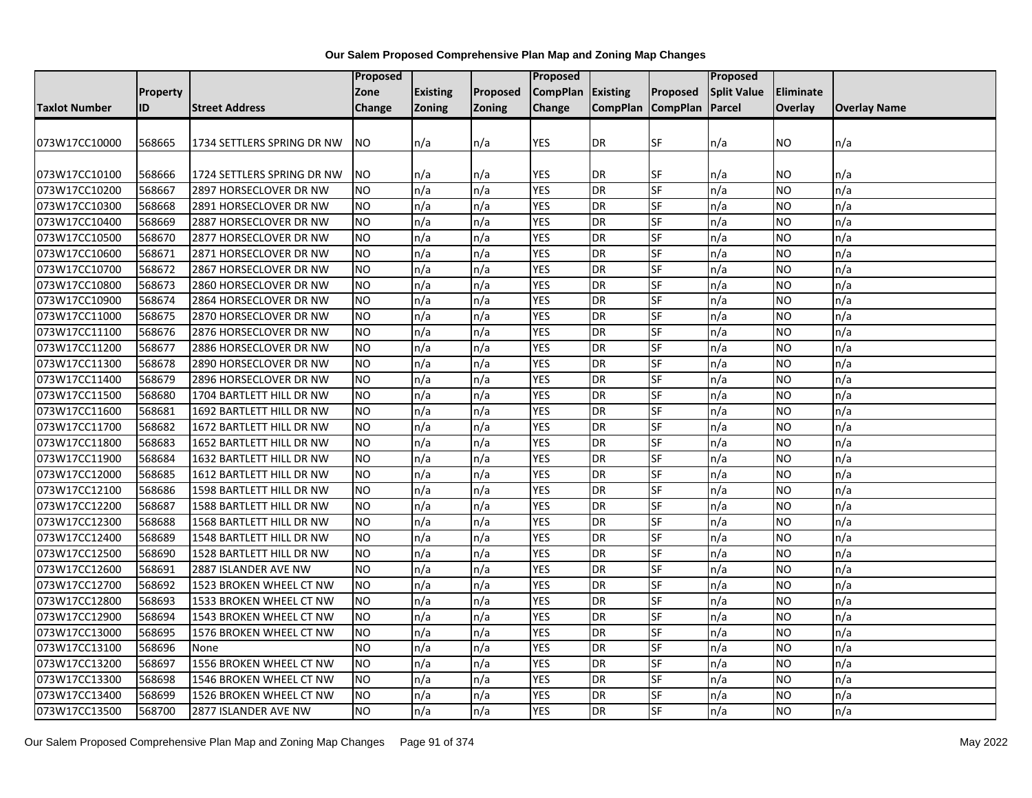**Our Salem Proposed Comprehensive Plan Map and Zoning Map Changes**

| Taxlot Number | Property ID | Street Address | Proposed Zone Change | Existing Zoning | Proposed Zoning | Proposed CompPlan Change | Existing CompPlan | Proposed CompPlan | Proposed Split Value Parcel | Eliminate Overlay | Overlay Name |
|---|---|---|---|---|---|---|---|---|---|---|---|
| 073W17CC10000 | 568665 | 1734 SETTLERS SPRING DR NW | NO | n/a | n/a | YES | DR | SF | n/a | NO | n/a |
| 073W17CC10100 | 568666 | 1724 SETTLERS SPRING DR NW | NO | n/a | n/a | YES | DR | SF | n/a | NO | n/a |
| 073W17CC10200 | 568667 | 2897 HORSECLOVER DR NW | NO | n/a | n/a | YES | DR | SF | n/a | NO | n/a |
| 073W17CC10300 | 568668 | 2891 HORSECLOVER DR NW | NO | n/a | n/a | YES | DR | SF | n/a | NO | n/a |
| 073W17CC10400 | 568669 | 2887 HORSECLOVER DR NW | NO | n/a | n/a | YES | DR | SF | n/a | NO | n/a |
| 073W17CC10500 | 568670 | 2877 HORSECLOVER DR NW | NO | n/a | n/a | YES | DR | SF | n/a | NO | n/a |
| 073W17CC10600 | 568671 | 2871 HORSECLOVER DR NW | NO | n/a | n/a | YES | DR | SF | n/a | NO | n/a |
| 073W17CC10700 | 568672 | 2867 HORSECLOVER DR NW | NO | n/a | n/a | YES | DR | SF | n/a | NO | n/a |
| 073W17CC10800 | 568673 | 2860 HORSECLOVER DR NW | NO | n/a | n/a | YES | DR | SF | n/a | NO | n/a |
| 073W17CC10900 | 568674 | 2864 HORSECLOVER DR NW | NO | n/a | n/a | YES | DR | SF | n/a | NO | n/a |
| 073W17CC11000 | 568675 | 2870 HORSECLOVER DR NW | NO | n/a | n/a | YES | DR | SF | n/a | NO | n/a |
| 073W17CC11100 | 568676 | 2876 HORSECLOVER DR NW | NO | n/a | n/a | YES | DR | SF | n/a | NO | n/a |
| 073W17CC11200 | 568677 | 2886 HORSECLOVER DR NW | NO | n/a | n/a | YES | DR | SF | n/a | NO | n/a |
| 073W17CC11300 | 568678 | 2890 HORSECLOVER DR NW | NO | n/a | n/a | YES | DR | SF | n/a | NO | n/a |
| 073W17CC11400 | 568679 | 2896 HORSECLOVER DR NW | NO | n/a | n/a | YES | DR | SF | n/a | NO | n/a |
| 073W17CC11500 | 568680 | 1704 BARTLETT HILL DR NW | NO | n/a | n/a | YES | DR | SF | n/a | NO | n/a |
| 073W17CC11600 | 568681 | 1692 BARTLETT HILL DR NW | NO | n/a | n/a | YES | DR | SF | n/a | NO | n/a |
| 073W17CC11700 | 568682 | 1672 BARTLETT HILL DR NW | NO | n/a | n/a | YES | DR | SF | n/a | NO | n/a |
| 073W17CC11800 | 568683 | 1652 BARTLETT HILL DR NW | NO | n/a | n/a | YES | DR | SF | n/a | NO | n/a |
| 073W17CC11900 | 568684 | 1632 BARTLETT HILL DR NW | NO | n/a | n/a | YES | DR | SF | n/a | NO | n/a |
| 073W17CC12000 | 568685 | 1612 BARTLETT HILL DR NW | NO | n/a | n/a | YES | DR | SF | n/a | NO | n/a |
| 073W17CC12100 | 568686 | 1598 BARTLETT HILL DR NW | NO | n/a | n/a | YES | DR | SF | n/a | NO | n/a |
| 073W17CC12200 | 568687 | 1588 BARTLETT HILL DR NW | NO | n/a | n/a | YES | DR | SF | n/a | NO | n/a |
| 073W17CC12300 | 568688 | 1568 BARTLETT HILL DR NW | NO | n/a | n/a | YES | DR | SF | n/a | NO | n/a |
| 073W17CC12400 | 568689 | 1548 BARTLETT HILL DR NW | NO | n/a | n/a | YES | DR | SF | n/a | NO | n/a |
| 073W17CC12500 | 568690 | 1528 BARTLETT HILL DR NW | NO | n/a | n/a | YES | DR | SF | n/a | NO | n/a |
| 073W17CC12600 | 568691 | 2887 ISLANDER AVE NW | NO | n/a | n/a | YES | DR | SF | n/a | NO | n/a |
| 073W17CC12700 | 568692 | 1523 BROKEN WHEEL CT NW | NO | n/a | n/a | YES | DR | SF | n/a | NO | n/a |
| 073W17CC12800 | 568693 | 1533 BROKEN WHEEL CT NW | NO | n/a | n/a | YES | DR | SF | n/a | NO | n/a |
| 073W17CC12900 | 568694 | 1543 BROKEN WHEEL CT NW | NO | n/a | n/a | YES | DR | SF | n/a | NO | n/a |
| 073W17CC13000 | 568695 | 1576 BROKEN WHEEL CT NW | NO | n/a | n/a | YES | DR | SF | n/a | NO | n/a |
| 073W17CC13100 | 568696 | None | NO | n/a | n/a | YES | DR | SF | n/a | NO | n/a |
| 073W17CC13200 | 568697 | 1556 BROKEN WHEEL CT NW | NO | n/a | n/a | YES | DR | SF | n/a | NO | n/a |
| 073W17CC13300 | 568698 | 1546 BROKEN WHEEL CT NW | NO | n/a | n/a | YES | DR | SF | n/a | NO | n/a |
| 073W17CC13400 | 568699 | 1526 BROKEN WHEEL CT NW | NO | n/a | n/a | YES | DR | SF | n/a | NO | n/a |
| 073W17CC13500 | 568700 | 2877 ISLANDER AVE NW | NO | n/a | n/a | YES | DR | SF | n/a | NO | n/a |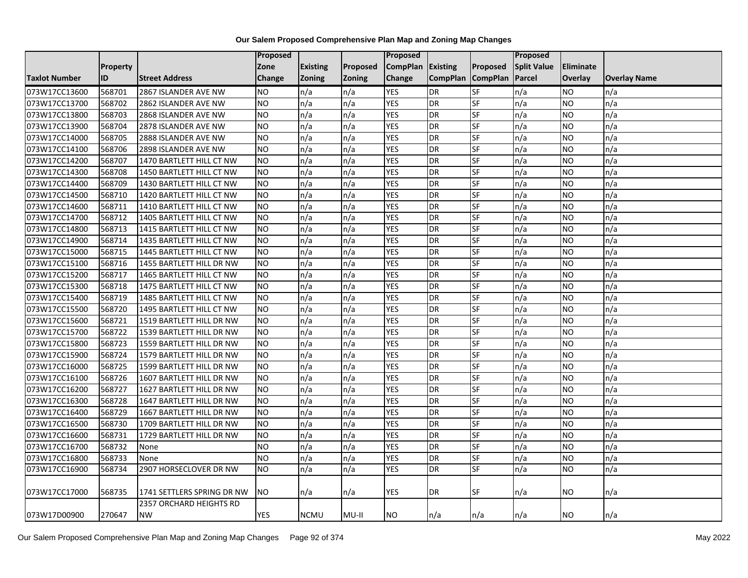# Our Salem Proposed Comprehensive Plan Map and Zoning Map Changes

| Taxlot Number | Property ID | Street Address | Proposed Zone Change | Existing Zoning | Proposed Zoning | Proposed CompPlan Change | Existing CompPlan | Proposed CompPlan | Proposed Split Value Parcel | Eliminate Overlay | Overlay Name |
|---|---|---|---|---|---|---|---|---|---|---|---|
| 073W17CC13600 | 568701 | 2867 ISLANDER AVE NW | NO | n/a | n/a | YES | DR | SF | n/a | NO | n/a |
| 073W17CC13700 | 568702 | 2862 ISLANDER AVE NW | NO | n/a | n/a | YES | DR | SF | n/a | NO | n/a |
| 073W17CC13800 | 568703 | 2868 ISLANDER AVE NW | NO | n/a | n/a | YES | DR | SF | n/a | NO | n/a |
| 073W17CC13900 | 568704 | 2878 ISLANDER AVE NW | NO | n/a | n/a | YES | DR | SF | n/a | NO | n/a |
| 073W17CC14000 | 568705 | 2888 ISLANDER AVE NW | NO | n/a | n/a | YES | DR | SF | n/a | NO | n/a |
| 073W17CC14100 | 568706 | 2898 ISLANDER AVE NW | NO | n/a | n/a | YES | DR | SF | n/a | NO | n/a |
| 073W17CC14200 | 568707 | 1470 BARTLETT HILL CT NW | NO | n/a | n/a | YES | DR | SF | n/a | NO | n/a |
| 073W17CC14300 | 568708 | 1450 BARTLETT HILL CT NW | NO | n/a | n/a | YES | DR | SF | n/a | NO | n/a |
| 073W17CC14400 | 568709 | 1430 BARTLETT HILL CT NW | NO | n/a | n/a | YES | DR | SF | n/a | NO | n/a |
| 073W17CC14500 | 568710 | 1420 BARTLETT HILL CT NW | NO | n/a | n/a | YES | DR | SF | n/a | NO | n/a |
| 073W17CC14600 | 568711 | 1410 BARTLETT HILL CT NW | NO | n/a | n/a | YES | DR | SF | n/a | NO | n/a |
| 073W17CC14700 | 568712 | 1405 BARTLETT HILL CT NW | NO | n/a | n/a | YES | DR | SF | n/a | NO | n/a |
| 073W17CC14800 | 568713 | 1415 BARTLETT HILL CT NW | NO | n/a | n/a | YES | DR | SF | n/a | NO | n/a |
| 073W17CC14900 | 568714 | 1435 BARTLETT HILL CT NW | NO | n/a | n/a | YES | DR | SF | n/a | NO | n/a |
| 073W17CC15000 | 568715 | 1445 BARTLETT HILL CT NW | NO | n/a | n/a | YES | DR | SF | n/a | NO | n/a |
| 073W17CC15100 | 568716 | 1455 BARTLETT HILL DR NW | NO | n/a | n/a | YES | DR | SF | n/a | NO | n/a |
| 073W17CC15200 | 568717 | 1465 BARTLETT HILL CT NW | NO | n/a | n/a | YES | DR | SF | n/a | NO | n/a |
| 073W17CC15300 | 568718 | 1475 BARTLETT HILL CT NW | NO | n/a | n/a | YES | DR | SF | n/a | NO | n/a |
| 073W17CC15400 | 568719 | 1485 BARTLETT HILL CT NW | NO | n/a | n/a | YES | DR | SF | n/a | NO | n/a |
| 073W17CC15500 | 568720 | 1495 BARTLETT HILL CT NW | NO | n/a | n/a | YES | DR | SF | n/a | NO | n/a |
| 073W17CC15600 | 568721 | 1519 BARTLETT HILL DR NW | NO | n/a | n/a | YES | DR | SF | n/a | NO | n/a |
| 073W17CC15700 | 568722 | 1539 BARTLETT HILL DR NW | NO | n/a | n/a | YES | DR | SF | n/a | NO | n/a |
| 073W17CC15800 | 568723 | 1559 BARTLETT HILL DR NW | NO | n/a | n/a | YES | DR | SF | n/a | NO | n/a |
| 073W17CC15900 | 568724 | 1579 BARTLETT HILL DR NW | NO | n/a | n/a | YES | DR | SF | n/a | NO | n/a |
| 073W17CC16000 | 568725 | 1599 BARTLETT HILL DR NW | NO | n/a | n/a | YES | DR | SF | n/a | NO | n/a |
| 073W17CC16100 | 568726 | 1607 BARTLETT HILL DR NW | NO | n/a | n/a | YES | DR | SF | n/a | NO | n/a |
| 073W17CC16200 | 568727 | 1627 BARTLETT HILL DR NW | NO | n/a | n/a | YES | DR | SF | n/a | NO | n/a |
| 073W17CC16300 | 568728 | 1647 BARTLETT HILL DR NW | NO | n/a | n/a | YES | DR | SF | n/a | NO | n/a |
| 073W17CC16400 | 568729 | 1667 BARTLETT HILL DR NW | NO | n/a | n/a | YES | DR | SF | n/a | NO | n/a |
| 073W17CC16500 | 568730 | 1709 BARTLETT HILL DR NW | NO | n/a | n/a | YES | DR | SF | n/a | NO | n/a |
| 073W17CC16600 | 568731 | 1729 BARTLETT HILL DR NW | NO | n/a | n/a | YES | DR | SF | n/a | NO | n/a |
| 073W17CC16700 | 568732 | None | NO | n/a | n/a | YES | DR | SF | n/a | NO | n/a |
| 073W17CC16800 | 568733 | None | NO | n/a | n/a | YES | DR | SF | n/a | NO | n/a |
| 073W17CC16900 | 568734 | 2907 HORSECLOVER DR NW | NO | n/a | n/a | YES | DR | SF | n/a | NO | n/a |
| 073W17CC17000 | 568735 | 1741 SETTLERS SPRING DR NW | NO | n/a | n/a | YES | DR | SF | n/a | NO | n/a |
| 073W17D00900 | 270647 | 2357 ORCHARD HEIGHTS RD NW | YES | NCMU | MU-II | NO | n/a | n/a | n/a | NO | n/a |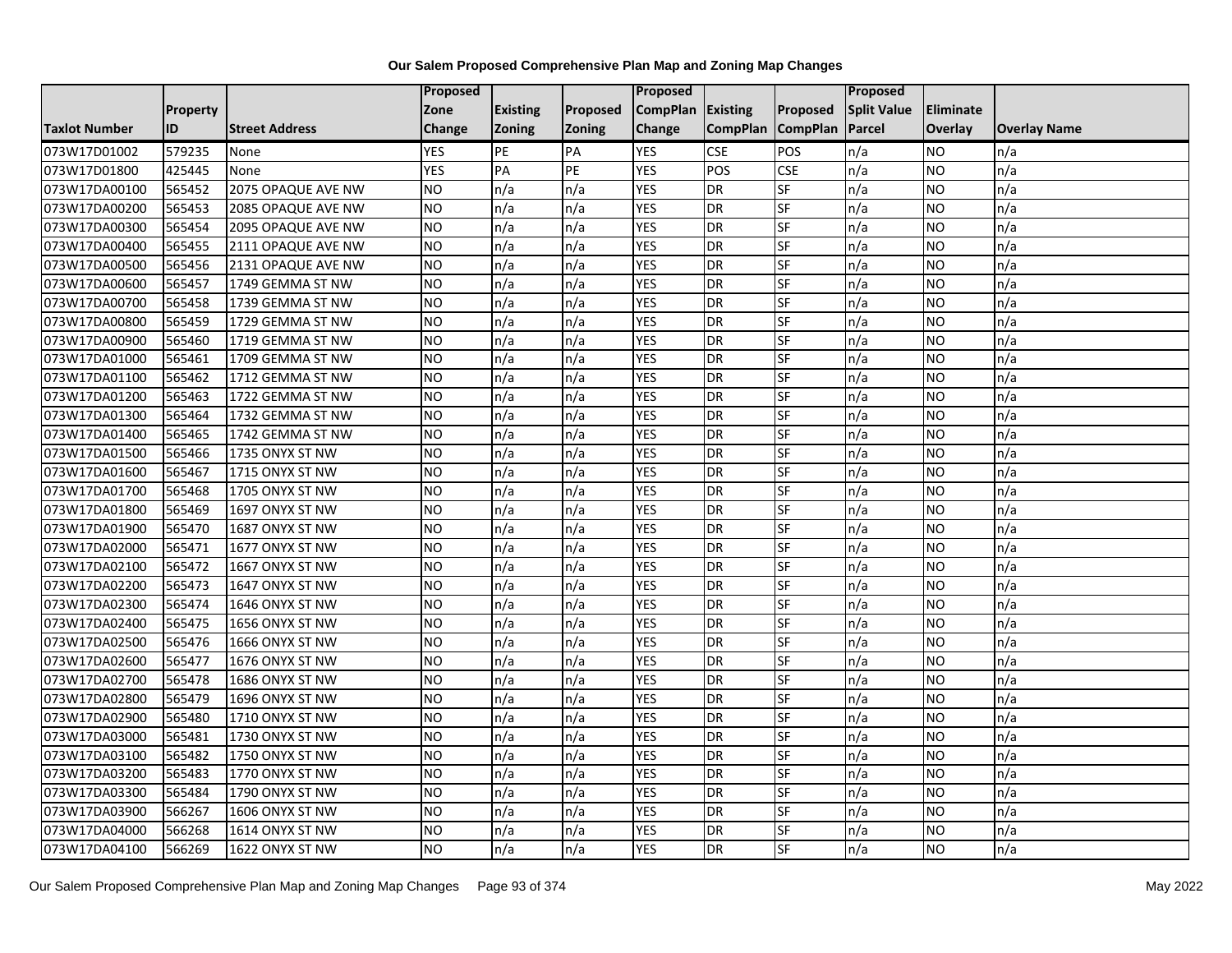# Our Salem Proposed Comprehensive Plan Map and Zoning Map Changes

| Taxlot Number | Property ID | Street Address | Proposed Zone Change | Existing Zoning | Proposed Zoning | Proposed CompPlan Change | Existing CompPlan | Proposed CompPlan | Proposed Split Value Parcel | Eliminate Overlay | Overlay Name |
|---|---|---|---|---|---|---|---|---|---|---|---|
| 073W17D01002 | 579235 | None | YES | PE | PA | YES | CSE | POS | n/a | NO | n/a |
| 073W17D01800 | 425445 | None | YES | PA | PE | YES | POS | CSE | n/a | NO | n/a |
| 073W17DA00100 | 565452 | 2075 OPAQUE AVE NW | NO | n/a | n/a | YES | DR | SF | n/a | NO | n/a |
| 073W17DA00200 | 565453 | 2085 OPAQUE AVE NW | NO | n/a | n/a | YES | DR | SF | n/a | NO | n/a |
| 073W17DA00300 | 565454 | 2095 OPAQUE AVE NW | NO | n/a | n/a | YES | DR | SF | n/a | NO | n/a |
| 073W17DA00400 | 565455 | 2111 OPAQUE AVE NW | NO | n/a | n/a | YES | DR | SF | n/a | NO | n/a |
| 073W17DA00500 | 565456 | 2131 OPAQUE AVE NW | NO | n/a | n/a | YES | DR | SF | n/a | NO | n/a |
| 073W17DA00600 | 565457 | 1749 GEMMA ST NW | NO | n/a | n/a | YES | DR | SF | n/a | NO | n/a |
| 073W17DA00700 | 565458 | 1739 GEMMA ST NW | NO | n/a | n/a | YES | DR | SF | n/a | NO | n/a |
| 073W17DA00800 | 565459 | 1729 GEMMA ST NW | NO | n/a | n/a | YES | DR | SF | n/a | NO | n/a |
| 073W17DA00900 | 565460 | 1719 GEMMA ST NW | NO | n/a | n/a | YES | DR | SF | n/a | NO | n/a |
| 073W17DA01000 | 565461 | 1709 GEMMA ST NW | NO | n/a | n/a | YES | DR | SF | n/a | NO | n/a |
| 073W17DA01100 | 565462 | 1712 GEMMA ST NW | NO | n/a | n/a | YES | DR | SF | n/a | NO | n/a |
| 073W17DA01200 | 565463 | 1722 GEMMA ST NW | NO | n/a | n/a | YES | DR | SF | n/a | NO | n/a |
| 073W17DA01300 | 565464 | 1732 GEMMA ST NW | NO | n/a | n/a | YES | DR | SF | n/a | NO | n/a |
| 073W17DA01400 | 565465 | 1742 GEMMA ST NW | NO | n/a | n/a | YES | DR | SF | n/a | NO | n/a |
| 073W17DA01500 | 565466 | 1735 ONYX ST NW | NO | n/a | n/a | YES | DR | SF | n/a | NO | n/a |
| 073W17DA01600 | 565467 | 1715 ONYX ST NW | NO | n/a | n/a | YES | DR | SF | n/a | NO | n/a |
| 073W17DA01700 | 565468 | 1705 ONYX ST NW | NO | n/a | n/a | YES | DR | SF | n/a | NO | n/a |
| 073W17DA01800 | 565469 | 1697 ONYX ST NW | NO | n/a | n/a | YES | DR | SF | n/a | NO | n/a |
| 073W17DA01900 | 565470 | 1687 ONYX ST NW | NO | n/a | n/a | YES | DR | SF | n/a | NO | n/a |
| 073W17DA02000 | 565471 | 1677 ONYX ST NW | NO | n/a | n/a | YES | DR | SF | n/a | NO | n/a |
| 073W17DA02100 | 565472 | 1667 ONYX ST NW | NO | n/a | n/a | YES | DR | SF | n/a | NO | n/a |
| 073W17DA02200 | 565473 | 1647 ONYX ST NW | NO | n/a | n/a | YES | DR | SF | n/a | NO | n/a |
| 073W17DA02300 | 565474 | 1646 ONYX ST NW | NO | n/a | n/a | YES | DR | SF | n/a | NO | n/a |
| 073W17DA02400 | 565475 | 1656 ONYX ST NW | NO | n/a | n/a | YES | DR | SF | n/a | NO | n/a |
| 073W17DA02500 | 565476 | 1666 ONYX ST NW | NO | n/a | n/a | YES | DR | SF | n/a | NO | n/a |
| 073W17DA02600 | 565477 | 1676 ONYX ST NW | NO | n/a | n/a | YES | DR | SF | n/a | NO | n/a |
| 073W17DA02700 | 565478 | 1686 ONYX ST NW | NO | n/a | n/a | YES | DR | SF | n/a | NO | n/a |
| 073W17DA02800 | 565479 | 1696 ONYX ST NW | NO | n/a | n/a | YES | DR | SF | n/a | NO | n/a |
| 073W17DA02900 | 565480 | 1710 ONYX ST NW | NO | n/a | n/a | YES | DR | SF | n/a | NO | n/a |
| 073W17DA03000 | 565481 | 1730 ONYX ST NW | NO | n/a | n/a | YES | DR | SF | n/a | NO | n/a |
| 073W17DA03100 | 565482 | 1750 ONYX ST NW | NO | n/a | n/a | YES | DR | SF | n/a | NO | n/a |
| 073W17DA03200 | 565483 | 1770 ONYX ST NW | NO | n/a | n/a | YES | DR | SF | n/a | NO | n/a |
| 073W17DA03300 | 565484 | 1790 ONYX ST NW | NO | n/a | n/a | YES | DR | SF | n/a | NO | n/a |
| 073W17DA03900 | 566267 | 1606 ONYX ST NW | NO | n/a | n/a | YES | DR | SF | n/a | NO | n/a |
| 073W17DA04000 | 566268 | 1614 ONYX ST NW | NO | n/a | n/a | YES | DR | SF | n/a | NO | n/a |
| 073W17DA04100 | 566269 | 1622 ONYX ST NW | NO | n/a | n/a | YES | DR | SF | n/a | NO | n/a |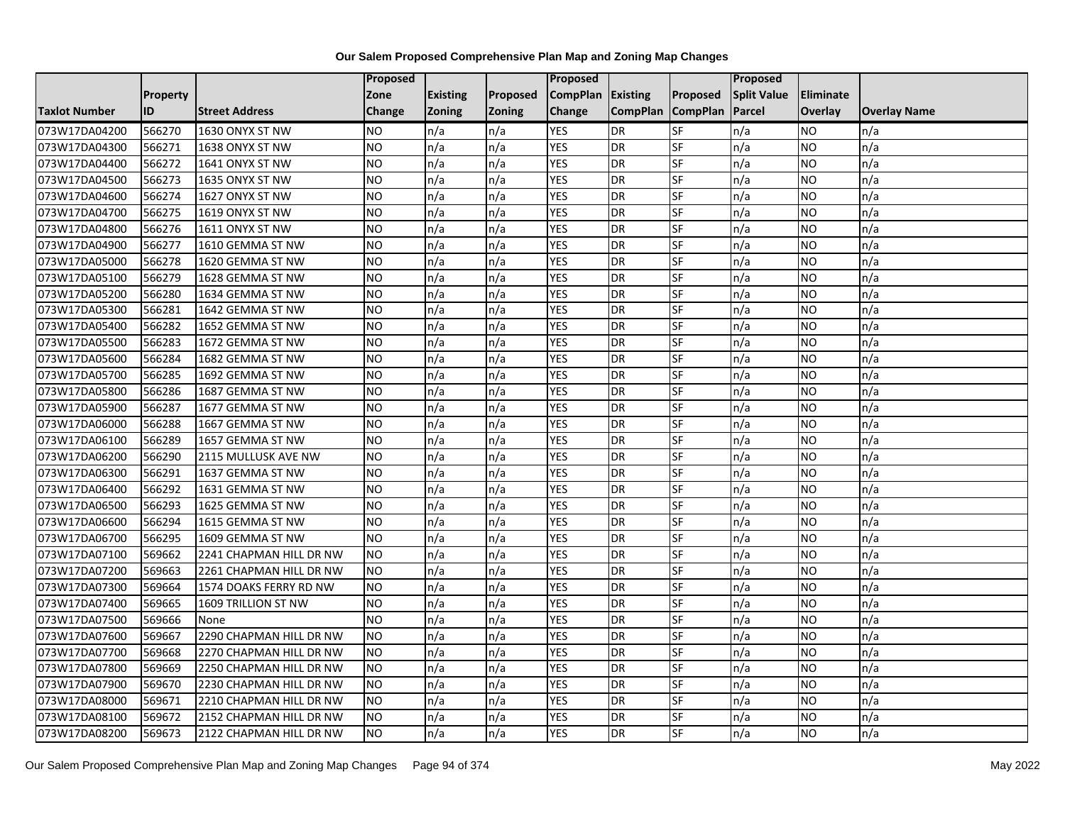**Our Salem Proposed Comprehensive Plan Map and Zoning Map Changes**

| Taxlot Number | Property ID | Street Address | Proposed Zone Change | Existing Zoning | Proposed Zoning | Proposed CompPlan Change | Existing CompPlan | Proposed CompPlan | Proposed Split Value Parcel | Eliminate Overlay | Overlay Name |
|---|---|---|---|---|---|---|---|---|---|---|---|
| 073W17DA04200 | 566270 | 1630 ONYX ST NW | NO | n/a | n/a | YES | DR | SF | n/a | NO | n/a |
| 073W17DA04300 | 566271 | 1638 ONYX ST NW | NO | n/a | n/a | YES | DR | SF | n/a | NO | n/a |
| 073W17DA04400 | 566272 | 1641 ONYX ST NW | NO | n/a | n/a | YES | DR | SF | n/a | NO | n/a |
| 073W17DA04500 | 566273 | 1635 ONYX ST NW | NO | n/a | n/a | YES | DR | SF | n/a | NO | n/a |
| 073W17DA04600 | 566274 | 1627 ONYX ST NW | NO | n/a | n/a | YES | DR | SF | n/a | NO | n/a |
| 073W17DA04700 | 566275 | 1619 ONYX ST NW | NO | n/a | n/a | YES | DR | SF | n/a | NO | n/a |
| 073W17DA04800 | 566276 | 1611 ONYX ST NW | NO | n/a | n/a | YES | DR | SF | n/a | NO | n/a |
| 073W17DA04900 | 566277 | 1610 GEMMA ST NW | NO | n/a | n/a | YES | DR | SF | n/a | NO | n/a |
| 073W17DA05000 | 566278 | 1620 GEMMA ST NW | NO | n/a | n/a | YES | DR | SF | n/a | NO | n/a |
| 073W17DA05100 | 566279 | 1628 GEMMA ST NW | NO | n/a | n/a | YES | DR | SF | n/a | NO | n/a |
| 073W17DA05200 | 566280 | 1634 GEMMA ST NW | NO | n/a | n/a | YES | DR | SF | n/a | NO | n/a |
| 073W17DA05300 | 566281 | 1642 GEMMA ST NW | NO | n/a | n/a | YES | DR | SF | n/a | NO | n/a |
| 073W17DA05400 | 566282 | 1652 GEMMA ST NW | NO | n/a | n/a | YES | DR | SF | n/a | NO | n/a |
| 073W17DA05500 | 566283 | 1672 GEMMA ST NW | NO | n/a | n/a | YES | DR | SF | n/a | NO | n/a |
| 073W17DA05600 | 566284 | 1682 GEMMA ST NW | NO | n/a | n/a | YES | DR | SF | n/a | NO | n/a |
| 073W17DA05700 | 566285 | 1692 GEMMA ST NW | NO | n/a | n/a | YES | DR | SF | n/a | NO | n/a |
| 073W17DA05800 | 566286 | 1687 GEMMA ST NW | NO | n/a | n/a | YES | DR | SF | n/a | NO | n/a |
| 073W17DA05900 | 566287 | 1677 GEMMA ST NW | NO | n/a | n/a | YES | DR | SF | n/a | NO | n/a |
| 073W17DA06000 | 566288 | 1667 GEMMA ST NW | NO | n/a | n/a | YES | DR | SF | n/a | NO | n/a |
| 073W17DA06100 | 566289 | 1657 GEMMA ST NW | NO | n/a | n/a | YES | DR | SF | n/a | NO | n/a |
| 073W17DA06200 | 566290 | 2115 MULLUSK AVE NW | NO | n/a | n/a | YES | DR | SF | n/a | NO | n/a |
| 073W17DA06300 | 566291 | 1637 GEMMA ST NW | NO | n/a | n/a | YES | DR | SF | n/a | NO | n/a |
| 073W17DA06400 | 566292 | 1631 GEMMA ST NW | NO | n/a | n/a | YES | DR | SF | n/a | NO | n/a |
| 073W17DA06500 | 566293 | 1625 GEMMA ST NW | NO | n/a | n/a | YES | DR | SF | n/a | NO | n/a |
| 073W17DA06600 | 566294 | 1615 GEMMA ST NW | NO | n/a | n/a | YES | DR | SF | n/a | NO | n/a |
| 073W17DA06700 | 566295 | 1609 GEMMA ST NW | NO | n/a | n/a | YES | DR | SF | n/a | NO | n/a |
| 073W17DA07100 | 569662 | 2241 CHAPMAN HILL DR NW | NO | n/a | n/a | YES | DR | SF | n/a | NO | n/a |
| 073W17DA07200 | 569663 | 2261 CHAPMAN HILL DR NW | NO | n/a | n/a | YES | DR | SF | n/a | NO | n/a |
| 073W17DA07300 | 569664 | 1574 DOAKS FERRY RD NW | NO | n/a | n/a | YES | DR | SF | n/a | NO | n/a |
| 073W17DA07400 | 569665 | 1609 TRILLION ST NW | NO | n/a | n/a | YES | DR | SF | n/a | NO | n/a |
| 073W17DA07500 | 569666 | None | NO | n/a | n/a | YES | DR | SF | n/a | NO | n/a |
| 073W17DA07600 | 569667 | 2290 CHAPMAN HILL DR NW | NO | n/a | n/a | YES | DR | SF | n/a | NO | n/a |
| 073W17DA07700 | 569668 | 2270 CHAPMAN HILL DR NW | NO | n/a | n/a | YES | DR | SF | n/a | NO | n/a |
| 073W17DA07800 | 569669 | 2250 CHAPMAN HILL DR NW | NO | n/a | n/a | YES | DR | SF | n/a | NO | n/a |
| 073W17DA07900 | 569670 | 2230 CHAPMAN HILL DR NW | NO | n/a | n/a | YES | DR | SF | n/a | NO | n/a |
| 073W17DA08000 | 569671 | 2210 CHAPMAN HILL DR NW | NO | n/a | n/a | YES | DR | SF | n/a | NO | n/a |
| 073W17DA08100 | 569672 | 2152 CHAPMAN HILL DR NW | NO | n/a | n/a | YES | DR | SF | n/a | NO | n/a |
| 073W17DA08200 | 569673 | 2122 CHAPMAN HILL DR NW | NO | n/a | n/a | YES | DR | SF | n/a | NO | n/a |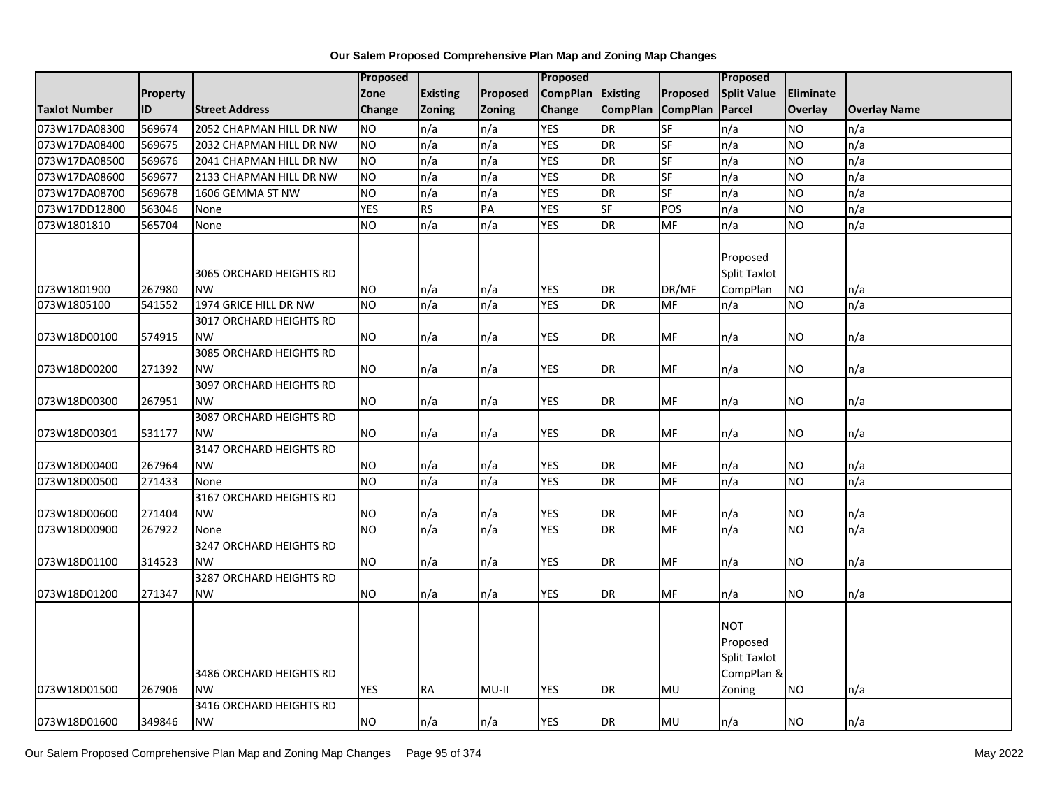**Our Salem Proposed Comprehensive Plan Map and Zoning Map Changes**

| Taxlot Number | Property ID | Street Address | Proposed Zone Change | Existing Zoning | Proposed Zoning | Proposed CompPlan Change | Existing CompPlan | Proposed CompPlan | Proposed Split Value Parcel | Eliminate Overlay | Overlay Name |
|---|---|---|---|---|---|---|---|---|---|---|---|
| 073W17DA08300 | 569674 | 2052 CHAPMAN HILL DR NW | NO | n/a | n/a | YES | DR | SF | n/a | NO | n/a |
| 073W17DA08400 | 569675 | 2032 CHAPMAN HILL DR NW | NO | n/a | n/a | YES | DR | SF | n/a | NO | n/a |
| 073W17DA08500 | 569676 | 2041 CHAPMAN HILL DR NW | NO | n/a | n/a | YES | DR | SF | n/a | NO | n/a |
| 073W17DA08600 | 569677 | 2133 CHAPMAN HILL DR NW | NO | n/a | n/a | YES | DR | SF | n/a | NO | n/a |
| 073W17DA08700 | 569678 | 1606 GEMMA ST NW | NO | n/a | n/a | YES | DR | SF | n/a | NO | n/a |
| 073W17DD12800 | 563046 | None | YES | RS | PA | YES | SF | POS | n/a | NO | n/a |
| 073W1801810 | 565704 | None | NO | n/a | n/a | YES | DR | MF | n/a | NO | n/a |
| 073W1801900 | 267980 | 3065 ORCHARD HEIGHTS RD NW | NO | n/a | n/a | YES | DR | DR/MF | Proposed Split Taxlot CompPlan | NO | n/a |
| 073W1805100 | 541552 | 1974 GRICE HILL DR NW | NO | n/a | n/a | YES | DR | MF | n/a | NO | n/a |
| 073W18D00100 | 574915 | 3017 ORCHARD HEIGHTS RD NW | NO | n/a | n/a | YES | DR | MF | n/a | NO | n/a |
| 073W18D00200 | 271392 | 3085 ORCHARD HEIGHTS RD NW | NO | n/a | n/a | YES | DR | MF | n/a | NO | n/a |
| 073W18D00300 | 267951 | 3097 ORCHARD HEIGHTS RD NW | NO | n/a | n/a | YES | DR | MF | n/a | NO | n/a |
| 073W18D00301 | 531177 | 3087 ORCHARD HEIGHTS RD NW | NO | n/a | n/a | YES | DR | MF | n/a | NO | n/a |
| 073W18D00400 | 267964 | 3147 ORCHARD HEIGHTS RD NW | NO | n/a | n/a | YES | DR | MF | n/a | NO | n/a |
| 073W18D00500 | 271433 | None | NO | n/a | n/a | YES | DR | MF | n/a | NO | n/a |
| 073W18D00600 | 271404 | 3167 ORCHARD HEIGHTS RD NW | NO | n/a | n/a | YES | DR | MF | n/a | NO | n/a |
| 073W18D00900 | 267922 | None | NO | n/a | n/a | YES | DR | MF | n/a | NO | n/a |
| 073W18D01100 | 314523 | 3247 ORCHARD HEIGHTS RD NW | NO | n/a | n/a | YES | DR | MF | n/a | NO | n/a |
| 073W18D01200 | 271347 | 3287 ORCHARD HEIGHTS RD NW | NO | n/a | n/a | YES | DR | MF | n/a | NO | n/a |
| 073W18D01500 | 267906 | 3486 ORCHARD HEIGHTS RD NW | YES | RA | MU-II | YES | DR | MU | NOT Proposed Split Taxlot CompPlan & Zoning | NO | n/a |
| 073W18D01600 | 349846 | 3416 ORCHARD HEIGHTS RD NW | NO | n/a | n/a | YES | DR | MU | n/a | NO | n/a |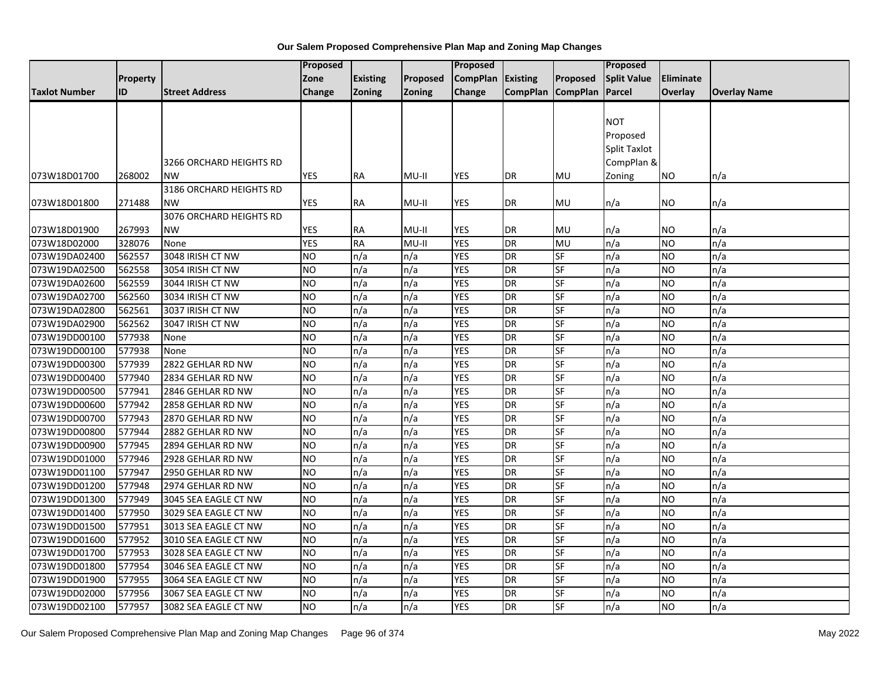**Our Salem Proposed Comprehensive Plan Map and Zoning Map Changes**

| Taxlot Number | Property ID | Street Address | Proposed Zone Change | Existing Zoning | Proposed Zoning | Proposed CompPlan Change | Existing CompPlan | Proposed CompPlan | Proposed Split Value Parcel | Eliminate Overlay | Overlay Name |
|---|---|---|---|---|---|---|---|---|---|---|---|
| 073W18D01700 | 268002 | 3266 ORCHARD HEIGHTS RD NW | YES | RA | MU-II | YES | DR | MU | NOT Proposed Split Taxlot CompPlan & Zoning | NO | n/a |
| 073W18D01800 | 271488 | 3186 ORCHARD HEIGHTS RD NW | YES | RA | MU-II | YES | DR | MU | n/a | NO | n/a |
| 073W18D01900 | 267993 | 3076 ORCHARD HEIGHTS RD NW | YES | RA | MU-II | YES | DR | MU | n/a | NO | n/a |
| 073W18D02000 | 328076 | None | YES | RA | MU-II | YES | DR | MU | n/a | NO | n/a |
| 073W19DA02400 | 562557 | 3048 IRISH CT NW | NO | n/a | n/a | YES | DR | SF | n/a | NO | n/a |
| 073W19DA02500 | 562558 | 3054 IRISH CT NW | NO | n/a | n/a | YES | DR | SF | n/a | NO | n/a |
| 073W19DA02600 | 562559 | 3044 IRISH CT NW | NO | n/a | n/a | YES | DR | SF | n/a | NO | n/a |
| 073W19DA02700 | 562560 | 3034 IRISH CT NW | NO | n/a | n/a | YES | DR | SF | n/a | NO | n/a |
| 073W19DA02800 | 562561 | 3037 IRISH CT NW | NO | n/a | n/a | YES | DR | SF | n/a | NO | n/a |
| 073W19DA02900 | 562562 | 3047 IRISH CT NW | NO | n/a | n/a | YES | DR | SF | n/a | NO | n/a |
| 073W19DD00100 | 577938 | None | NO | n/a | n/a | YES | DR | SF | n/a | NO | n/a |
| 073W19DD00100 | 577938 | None | NO | n/a | n/a | YES | DR | SF | n/a | NO | n/a |
| 073W19DD00300 | 577939 | 2822 GEHLAR RD NW | NO | n/a | n/a | YES | DR | SF | n/a | NO | n/a |
| 073W19DD00400 | 577940 | 2834 GEHLAR RD NW | NO | n/a | n/a | YES | DR | SF | n/a | NO | n/a |
| 073W19DD00500 | 577941 | 2846 GEHLAR RD NW | NO | n/a | n/a | YES | DR | SF | n/a | NO | n/a |
| 073W19DD00600 | 577942 | 2858 GEHLAR RD NW | NO | n/a | n/a | YES | DR | SF | n/a | NO | n/a |
| 073W19DD00700 | 577943 | 2870 GEHLAR RD NW | NO | n/a | n/a | YES | DR | SF | n/a | NO | n/a |
| 073W19DD00800 | 577944 | 2882 GEHLAR RD NW | NO | n/a | n/a | YES | DR | SF | n/a | NO | n/a |
| 073W19DD00900 | 577945 | 2894 GEHLAR RD NW | NO | n/a | n/a | YES | DR | SF | n/a | NO | n/a |
| 073W19DD01000 | 577946 | 2928 GEHLAR RD NW | NO | n/a | n/a | YES | DR | SF | n/a | NO | n/a |
| 073W19DD01100 | 577947 | 2950 GEHLAR RD NW | NO | n/a | n/a | YES | DR | SF | n/a | NO | n/a |
| 073W19DD01200 | 577948 | 2974 GEHLAR RD NW | NO | n/a | n/a | YES | DR | SF | n/a | NO | n/a |
| 073W19DD01300 | 577949 | 3045 SEA EAGLE CT NW | NO | n/a | n/a | YES | DR | SF | n/a | NO | n/a |
| 073W19DD01400 | 577950 | 3029 SEA EAGLE CT NW | NO | n/a | n/a | YES | DR | SF | n/a | NO | n/a |
| 073W19DD01500 | 577951 | 3013 SEA EAGLE CT NW | NO | n/a | n/a | YES | DR | SF | n/a | NO | n/a |
| 073W19DD01600 | 577952 | 3010 SEA EAGLE CT NW | NO | n/a | n/a | YES | DR | SF | n/a | NO | n/a |
| 073W19DD01700 | 577953 | 3028 SEA EAGLE CT NW | NO | n/a | n/a | YES | DR | SF | n/a | NO | n/a |
| 073W19DD01800 | 577954 | 3046 SEA EAGLE CT NW | NO | n/a | n/a | YES | DR | SF | n/a | NO | n/a |
| 073W19DD01900 | 577955 | 3064 SEA EAGLE CT NW | NO | n/a | n/a | YES | DR | SF | n/a | NO | n/a |
| 073W19DD02000 | 577956 | 3067 SEA EAGLE CT NW | NO | n/a | n/a | YES | DR | SF | n/a | NO | n/a |
| 073W19DD02100 | 577957 | 3082 SEA EAGLE CT NW | NO | n/a | n/a | YES | DR | SF | n/a | NO | n/a |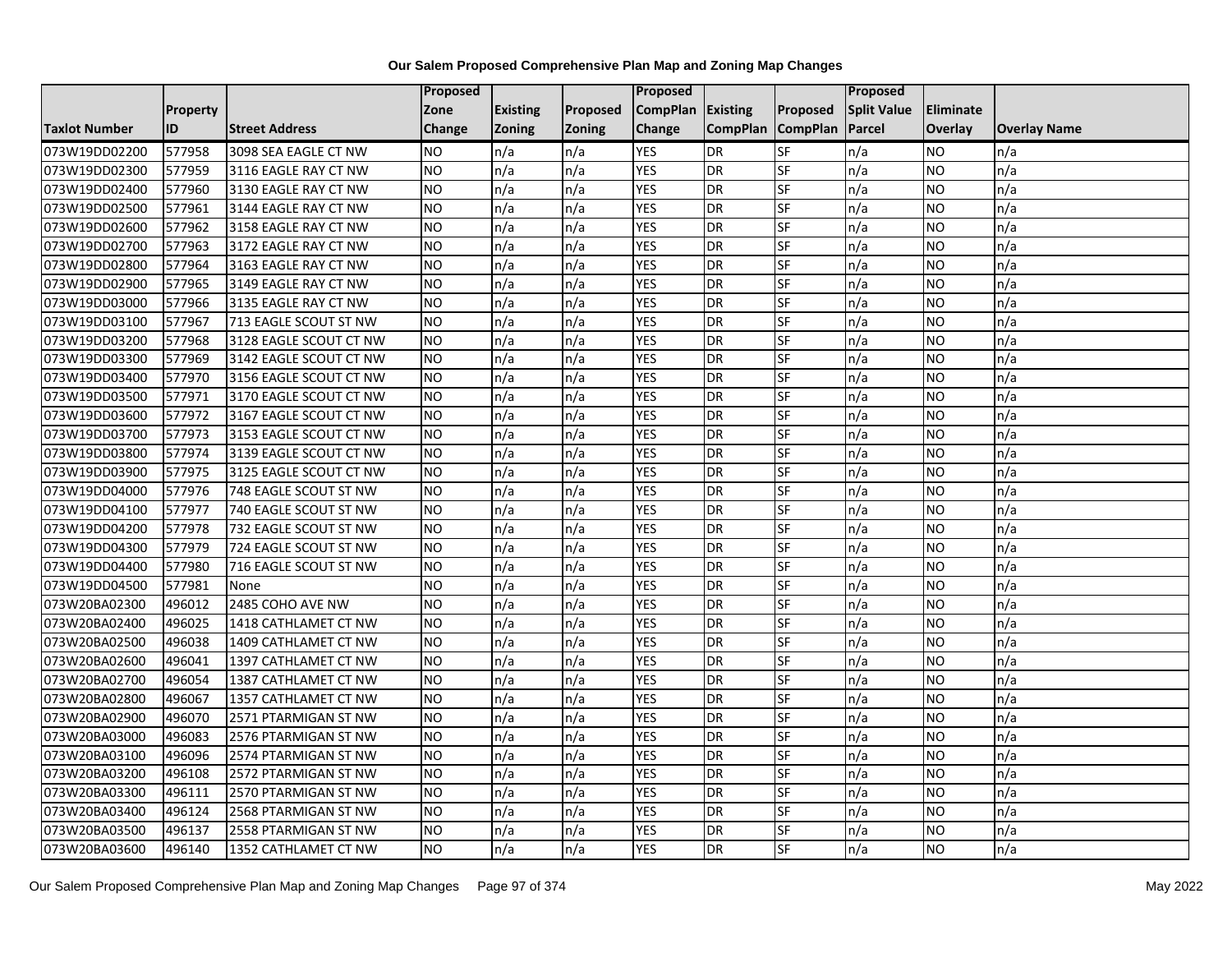**Our Salem Proposed Comprehensive Plan Map and Zoning Map Changes**

| Taxlot Number | Property ID | Street Address | Proposed Zone Change | Existing Zoning | Proposed Zoning | Proposed CompPlan Change | Existing CompPlan | Proposed CompPlan | Proposed Split Value Parcel | Eliminate Overlay | Overlay Name |
|---|---|---|---|---|---|---|---|---|---|---|---|
| 073W19DD02200 | 577958 | 3098 SEA EAGLE CT NW | NO | n/a | n/a | YES | DR | SF | n/a | NO | n/a |
| 073W19DD02300 | 577959 | 3116 EAGLE RAY CT NW | NO | n/a | n/a | YES | DR | SF | n/a | NO | n/a |
| 073W19DD02400 | 577960 | 3130 EAGLE RAY CT NW | NO | n/a | n/a | YES | DR | SF | n/a | NO | n/a |
| 073W19DD02500 | 577961 | 3144 EAGLE RAY CT NW | NO | n/a | n/a | YES | DR | SF | n/a | NO | n/a |
| 073W19DD02600 | 577962 | 3158 EAGLE RAY CT NW | NO | n/a | n/a | YES | DR | SF | n/a | NO | n/a |
| 073W19DD02700 | 577963 | 3172 EAGLE RAY CT NW | NO | n/a | n/a | YES | DR | SF | n/a | NO | n/a |
| 073W19DD02800 | 577964 | 3163 EAGLE RAY CT NW | NO | n/a | n/a | YES | DR | SF | n/a | NO | n/a |
| 073W19DD02900 | 577965 | 3149 EAGLE RAY CT NW | NO | n/a | n/a | YES | DR | SF | n/a | NO | n/a |
| 073W19DD03000 | 577966 | 3135 EAGLE RAY CT NW | NO | n/a | n/a | YES | DR | SF | n/a | NO | n/a |
| 073W19DD03100 | 577967 | 713 EAGLE SCOUT ST NW | NO | n/a | n/a | YES | DR | SF | n/a | NO | n/a |
| 073W19DD03200 | 577968 | 3128 EAGLE SCOUT CT NW | NO | n/a | n/a | YES | DR | SF | n/a | NO | n/a |
| 073W19DD03300 | 577969 | 3142 EAGLE SCOUT CT NW | NO | n/a | n/a | YES | DR | SF | n/a | NO | n/a |
| 073W19DD03400 | 577970 | 3156 EAGLE SCOUT CT NW | NO | n/a | n/a | YES | DR | SF | n/a | NO | n/a |
| 073W19DD03500 | 577971 | 3170 EAGLE SCOUT CT NW | NO | n/a | n/a | YES | DR | SF | n/a | NO | n/a |
| 073W19DD03600 | 577972 | 3167 EAGLE SCOUT CT NW | NO | n/a | n/a | YES | DR | SF | n/a | NO | n/a |
| 073W19DD03700 | 577973 | 3153 EAGLE SCOUT CT NW | NO | n/a | n/a | YES | DR | SF | n/a | NO | n/a |
| 073W19DD03800 | 577974 | 3139 EAGLE SCOUT CT NW | NO | n/a | n/a | YES | DR | SF | n/a | NO | n/a |
| 073W19DD03900 | 577975 | 3125 EAGLE SCOUT CT NW | NO | n/a | n/a | YES | DR | SF | n/a | NO | n/a |
| 073W19DD04000 | 577976 | 748 EAGLE SCOUT ST NW | NO | n/a | n/a | YES | DR | SF | n/a | NO | n/a |
| 073W19DD04100 | 577977 | 740 EAGLE SCOUT ST NW | NO | n/a | n/a | YES | DR | SF | n/a | NO | n/a |
| 073W19DD04200 | 577978 | 732 EAGLE SCOUT ST NW | NO | n/a | n/a | YES | DR | SF | n/a | NO | n/a |
| 073W19DD04300 | 577979 | 724 EAGLE SCOUT ST NW | NO | n/a | n/a | YES | DR | SF | n/a | NO | n/a |
| 073W19DD04400 | 577980 | 716 EAGLE SCOUT ST NW | NO | n/a | n/a | YES | DR | SF | n/a | NO | n/a |
| 073W19DD04500 | 577981 | None | NO | n/a | n/a | YES | DR | SF | n/a | NO | n/a |
| 073W20BA02300 | 496012 | 2485 COHO AVE NW | NO | n/a | n/a | YES | DR | SF | n/a | NO | n/a |
| 073W20BA02400 | 496025 | 1418 CATHLAMET CT NW | NO | n/a | n/a | YES | DR | SF | n/a | NO | n/a |
| 073W20BA02500 | 496038 | 1409 CATHLAMET CT NW | NO | n/a | n/a | YES | DR | SF | n/a | NO | n/a |
| 073W20BA02600 | 496041 | 1397 CATHLAMET CT NW | NO | n/a | n/a | YES | DR | SF | n/a | NO | n/a |
| 073W20BA02700 | 496054 | 1387 CATHLAMET CT NW | NO | n/a | n/a | YES | DR | SF | n/a | NO | n/a |
| 073W20BA02800 | 496067 | 1357 CATHLAMET CT NW | NO | n/a | n/a | YES | DR | SF | n/a | NO | n/a |
| 073W20BA02900 | 496070 | 2571 PTARMIGAN ST NW | NO | n/a | n/a | YES | DR | SF | n/a | NO | n/a |
| 073W20BA03000 | 496083 | 2576 PTARMIGAN ST NW | NO | n/a | n/a | YES | DR | SF | n/a | NO | n/a |
| 073W20BA03100 | 496096 | 2574 PTARMIGAN ST NW | NO | n/a | n/a | YES | DR | SF | n/a | NO | n/a |
| 073W20BA03200 | 496108 | 2572 PTARMIGAN ST NW | NO | n/a | n/a | YES | DR | SF | n/a | NO | n/a |
| 073W20BA03300 | 496111 | 2570 PTARMIGAN ST NW | NO | n/a | n/a | YES | DR | SF | n/a | NO | n/a |
| 073W20BA03400 | 496124 | 2568 PTARMIGAN ST NW | NO | n/a | n/a | YES | DR | SF | n/a | NO | n/a |
| 073W20BA03500 | 496137 | 2558 PTARMIGAN ST NW | NO | n/a | n/a | YES | DR | SF | n/a | NO | n/a |
| 073W20BA03600 | 496140 | 1352 CATHLAMET CT NW | NO | n/a | n/a | YES | DR | SF | n/a | NO | n/a |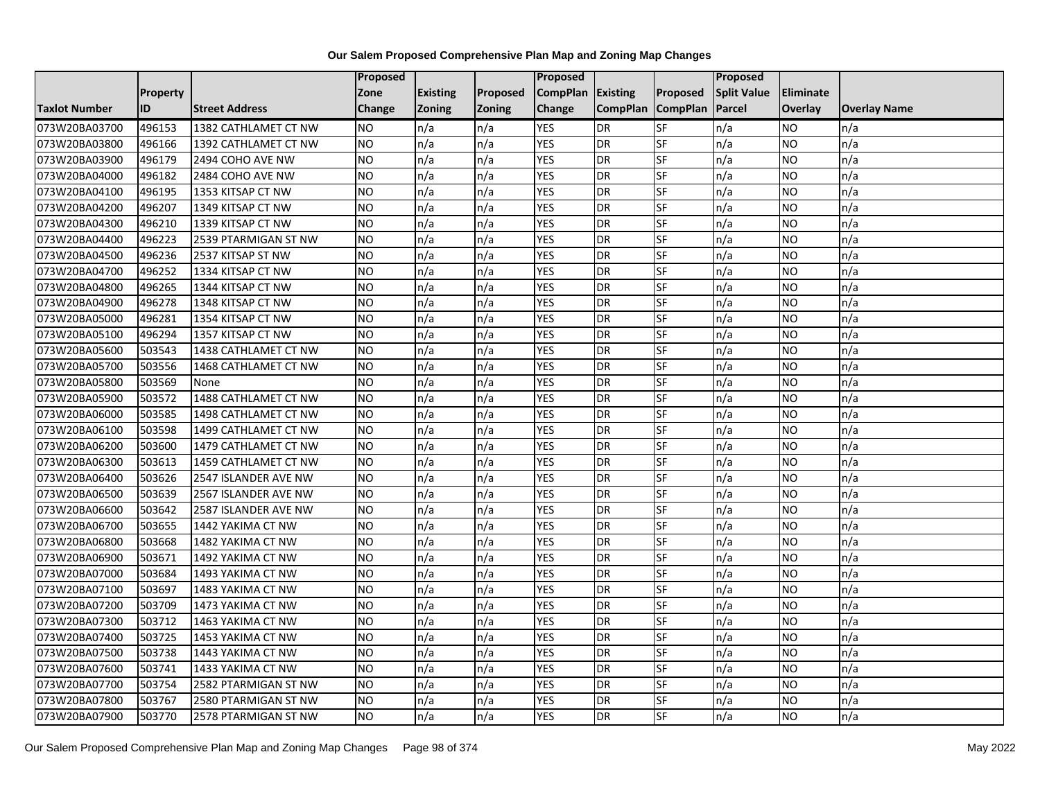# Our Salem Proposed Comprehensive Plan Map and Zoning Map Changes

| Taxlot Number | Property ID | Street Address | Proposed Zone Change | Existing Zoning | Proposed Zoning | Proposed CompPlan Change | Existing CompPlan | Proposed CompPlan | Proposed Split Value Parcel | Eliminate Overlay | Overlay Name |
|---|---|---|---|---|---|---|---|---|---|---|---|
| 073W20BA03700 | 496153 | 1382 CATHLAMET CT NW | NO | n/a | n/a | YES | DR | SF | n/a | NO | n/a |
| 073W20BA03800 | 496166 | 1392 CATHLAMET CT NW | NO | n/a | n/a | YES | DR | SF | n/a | NO | n/a |
| 073W20BA03900 | 496179 | 2494 COHO AVE NW | NO | n/a | n/a | YES | DR | SF | n/a | NO | n/a |
| 073W20BA04000 | 496182 | 2484 COHO AVE NW | NO | n/a | n/a | YES | DR | SF | n/a | NO | n/a |
| 073W20BA04100 | 496195 | 1353 KITSAP CT NW | NO | n/a | n/a | YES | DR | SF | n/a | NO | n/a |
| 073W20BA04200 | 496207 | 1349 KITSAP CT NW | NO | n/a | n/a | YES | DR | SF | n/a | NO | n/a |
| 073W20BA04300 | 496210 | 1339 KITSAP CT NW | NO | n/a | n/a | YES | DR | SF | n/a | NO | n/a |
| 073W20BA04400 | 496223 | 2539 PTARMIGAN ST NW | NO | n/a | n/a | YES | DR | SF | n/a | NO | n/a |
| 073W20BA04500 | 496236 | 2537 KITSAP ST NW | NO | n/a | n/a | YES | DR | SF | n/a | NO | n/a |
| 073W20BA04700 | 496252 | 1334 KITSAP CT NW | NO | n/a | n/a | YES | DR | SF | n/a | NO | n/a |
| 073W20BA04800 | 496265 | 1344 KITSAP CT NW | NO | n/a | n/a | YES | DR | SF | n/a | NO | n/a |
| 073W20BA04900 | 496278 | 1348 KITSAP CT NW | NO | n/a | n/a | YES | DR | SF | n/a | NO | n/a |
| 073W20BA05000 | 496281 | 1354 KITSAP CT NW | NO | n/a | n/a | YES | DR | SF | n/a | NO | n/a |
| 073W20BA05100 | 496294 | 1357 KITSAP CT NW | NO | n/a | n/a | YES | DR | SF | n/a | NO | n/a |
| 073W20BA05600 | 503543 | 1438 CATHLAMET CT NW | NO | n/a | n/a | YES | DR | SF | n/a | NO | n/a |
| 073W20BA05700 | 503556 | 1468 CATHLAMET CT NW | NO | n/a | n/a | YES | DR | SF | n/a | NO | n/a |
| 073W20BA05800 | 503569 | None | NO | n/a | n/a | YES | DR | SF | n/a | NO | n/a |
| 073W20BA05900 | 503572 | 1488 CATHLAMET CT NW | NO | n/a | n/a | YES | DR | SF | n/a | NO | n/a |
| 073W20BA06000 | 503585 | 1498 CATHLAMET CT NW | NO | n/a | n/a | YES | DR | SF | n/a | NO | n/a |
| 073W20BA06100 | 503598 | 1499 CATHLAMET CT NW | NO | n/a | n/a | YES | DR | SF | n/a | NO | n/a |
| 073W20BA06200 | 503600 | 1479 CATHLAMET CT NW | NO | n/a | n/a | YES | DR | SF | n/a | NO | n/a |
| 073W20BA06300 | 503613 | 1459 CATHLAMET CT NW | NO | n/a | n/a | YES | DR | SF | n/a | NO | n/a |
| 073W20BA06400 | 503626 | 2547 ISLANDER AVE NW | NO | n/a | n/a | YES | DR | SF | n/a | NO | n/a |
| 073W20BA06500 | 503639 | 2567 ISLANDER AVE NW | NO | n/a | n/a | YES | DR | SF | n/a | NO | n/a |
| 073W20BA06600 | 503642 | 2587 ISLANDER AVE NW | NO | n/a | n/a | YES | DR | SF | n/a | NO | n/a |
| 073W20BA06700 | 503655 | 1442 YAKIMA CT NW | NO | n/a | n/a | YES | DR | SF | n/a | NO | n/a |
| 073W20BA06800 | 503668 | 1482 YAKIMA CT NW | NO | n/a | n/a | YES | DR | SF | n/a | NO | n/a |
| 073W20BA06900 | 503671 | 1492 YAKIMA CT NW | NO | n/a | n/a | YES | DR | SF | n/a | NO | n/a |
| 073W20BA07000 | 503684 | 1493 YAKIMA CT NW | NO | n/a | n/a | YES | DR | SF | n/a | NO | n/a |
| 073W20BA07100 | 503697 | 1483 YAKIMA CT NW | NO | n/a | n/a | YES | DR | SF | n/a | NO | n/a |
| 073W20BA07200 | 503709 | 1473 YAKIMA CT NW | NO | n/a | n/a | YES | DR | SF | n/a | NO | n/a |
| 073W20BA07300 | 503712 | 1463 YAKIMA CT NW | NO | n/a | n/a | YES | DR | SF | n/a | NO | n/a |
| 073W20BA07400 | 503725 | 1453 YAKIMA CT NW | NO | n/a | n/a | YES | DR | SF | n/a | NO | n/a |
| 073W20BA07500 | 503738 | 1443 YAKIMA CT NW | NO | n/a | n/a | YES | DR | SF | n/a | NO | n/a |
| 073W20BA07600 | 503741 | 1433 YAKIMA CT NW | NO | n/a | n/a | YES | DR | SF | n/a | NO | n/a |
| 073W20BA07700 | 503754 | 2582 PTARMIGAN ST NW | NO | n/a | n/a | YES | DR | SF | n/a | NO | n/a |
| 073W20BA07800 | 503767 | 2580 PTARMIGAN ST NW | NO | n/a | n/a | YES | DR | SF | n/a | NO | n/a |
| 073W20BA07900 | 503770 | 2578 PTARMIGAN ST NW | NO | n/a | n/a | YES | DR | SF | n/a | NO | n/a |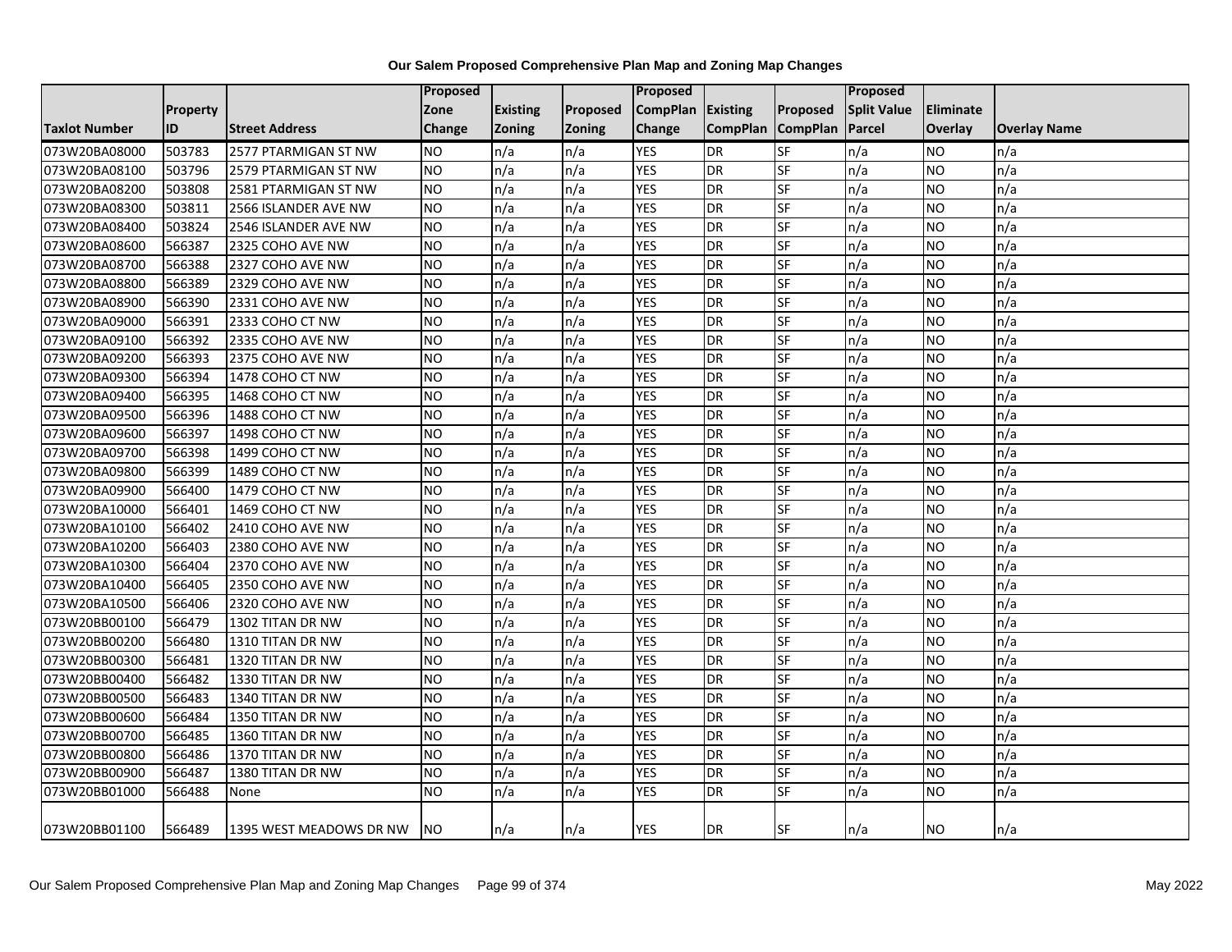# Our Salem Proposed Comprehensive Plan Map and Zoning Map Changes

| Taxlot Number | Property ID | Street Address | Proposed Zone Change | Existing Zoning | Proposed Zoning | Proposed CompPlan Change | Existing CompPlan | Proposed CompPlan | Proposed Split Value Parcel | Eliminate Overlay | Overlay Name |
|---|---|---|---|---|---|---|---|---|---|---|---|
| 073W20BA08000 | 503783 | 2577 PTARMIGAN ST NW | NO | n/a | n/a | YES | DR | SF | n/a | NO | n/a |
| 073W20BA08100 | 503796 | 2579 PTARMIGAN ST NW | NO | n/a | n/a | YES | DR | SF | n/a | NO | n/a |
| 073W20BA08200 | 503808 | 2581 PTARMIGAN ST NW | NO | n/a | n/a | YES | DR | SF | n/a | NO | n/a |
| 073W20BA08300 | 503811 | 2566 ISLANDER AVE NW | NO | n/a | n/a | YES | DR | SF | n/a | NO | n/a |
| 073W20BA08400 | 503824 | 2546 ISLANDER AVE NW | NO | n/a | n/a | YES | DR | SF | n/a | NO | n/a |
| 073W20BA08600 | 566387 | 2325 COHO AVE NW | NO | n/a | n/a | YES | DR | SF | n/a | NO | n/a |
| 073W20BA08700 | 566388 | 2327 COHO AVE NW | NO | n/a | n/a | YES | DR | SF | n/a | NO | n/a |
| 073W20BA08800 | 566389 | 2329 COHO AVE NW | NO | n/a | n/a | YES | DR | SF | n/a | NO | n/a |
| 073W20BA08900 | 566390 | 2331 COHO AVE NW | NO | n/a | n/a | YES | DR | SF | n/a | NO | n/a |
| 073W20BA09000 | 566391 | 2333 COHO CT NW | NO | n/a | n/a | YES | DR | SF | n/a | NO | n/a |
| 073W20BA09100 | 566392 | 2335 COHO AVE NW | NO | n/a | n/a | YES | DR | SF | n/a | NO | n/a |
| 073W20BA09200 | 566393 | 2375 COHO AVE NW | NO | n/a | n/a | YES | DR | SF | n/a | NO | n/a |
| 073W20BA09300 | 566394 | 1478 COHO CT NW | NO | n/a | n/a | YES | DR | SF | n/a | NO | n/a |
| 073W20BA09400 | 566395 | 1468 COHO CT NW | NO | n/a | n/a | YES | DR | SF | n/a | NO | n/a |
| 073W20BA09500 | 566396 | 1488 COHO CT NW | NO | n/a | n/a | YES | DR | SF | n/a | NO | n/a |
| 073W20BA09600 | 566397 | 1498 COHO CT NW | NO | n/a | n/a | YES | DR | SF | n/a | NO | n/a |
| 073W20BA09700 | 566398 | 1499 COHO CT NW | NO | n/a | n/a | YES | DR | SF | n/a | NO | n/a |
| 073W20BA09800 | 566399 | 1489 COHO CT NW | NO | n/a | n/a | YES | DR | SF | n/a | NO | n/a |
| 073W20BA09900 | 566400 | 1479 COHO CT NW | NO | n/a | n/a | YES | DR | SF | n/a | NO | n/a |
| 073W20BA10000 | 566401 | 1469 COHO CT NW | NO | n/a | n/a | YES | DR | SF | n/a | NO | n/a |
| 073W20BA10100 | 566402 | 2410 COHO AVE NW | NO | n/a | n/a | YES | DR | SF | n/a | NO | n/a |
| 073W20BA10200 | 566403 | 2380 COHO AVE NW | NO | n/a | n/a | YES | DR | SF | n/a | NO | n/a |
| 073W20BA10300 | 566404 | 2370 COHO AVE NW | NO | n/a | n/a | YES | DR | SF | n/a | NO | n/a |
| 073W20BA10400 | 566405 | 2350 COHO AVE NW | NO | n/a | n/a | YES | DR | SF | n/a | NO | n/a |
| 073W20BA10500 | 566406 | 2320 COHO AVE NW | NO | n/a | n/a | YES | DR | SF | n/a | NO | n/a |
| 073W20BB00100 | 566479 | 1302 TITAN DR NW | NO | n/a | n/a | YES | DR | SF | n/a | NO | n/a |
| 073W20BB00200 | 566480 | 1310 TITAN DR NW | NO | n/a | n/a | YES | DR | SF | n/a | NO | n/a |
| 073W20BB00300 | 566481 | 1320 TITAN DR NW | NO | n/a | n/a | YES | DR | SF | n/a | NO | n/a |
| 073W20BB00400 | 566482 | 1330 TITAN DR NW | NO | n/a | n/a | YES | DR | SF | n/a | NO | n/a |
| 073W20BB00500 | 566483 | 1340 TITAN DR NW | NO | n/a | n/a | YES | DR | SF | n/a | NO | n/a |
| 073W20BB00600 | 566484 | 1350 TITAN DR NW | NO | n/a | n/a | YES | DR | SF | n/a | NO | n/a |
| 073W20BB00700 | 566485 | 1360 TITAN DR NW | NO | n/a | n/a | YES | DR | SF | n/a | NO | n/a |
| 073W20BB00800 | 566486 | 1370 TITAN DR NW | NO | n/a | n/a | YES | DR | SF | n/a | NO | n/a |
| 073W20BB00900 | 566487 | 1380 TITAN DR NW | NO | n/a | n/a | YES | DR | SF | n/a | NO | n/a |
| 073W20BB01000 | 566488 | None | NO | n/a | n/a | YES | DR | SF | n/a | NO | n/a |
| 073W20BB01100 | 566489 | 1395 WEST MEADOWS DR NW | NO | n/a | n/a | YES | DR | SF | n/a | NO | n/a |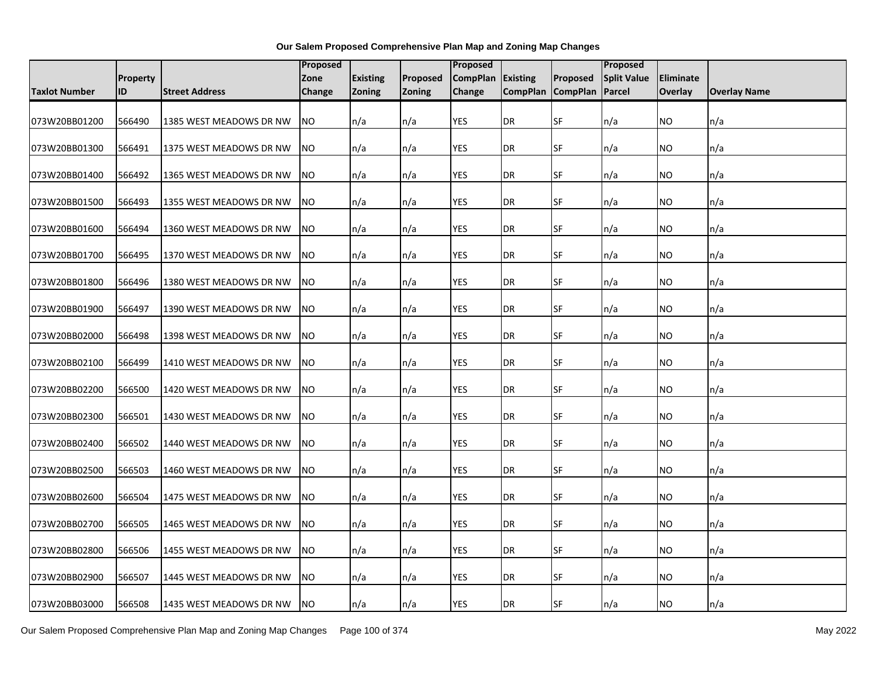**Our Salem Proposed Comprehensive Plan Map and Zoning Map Changes**

| Taxlot Number | Property ID | Street Address | Proposed Zone Change | Existing Zoning | Proposed Zoning | Proposed CompPlan Change | Existing CompPlan | Proposed CompPlan | Proposed Split Value Parcel | Eliminate Overlay | Overlay Name |
|---|---|---|---|---|---|---|---|---|---|---|---|
| 073W20BB01200 | 566490 | 1385 WEST MEADOWS DR NW | NO | n/a | n/a | YES | DR | SF | n/a | NO | n/a |
| 073W20BB01300 | 566491 | 1375 WEST MEADOWS DR NW | NO | n/a | n/a | YES | DR | SF | n/a | NO | n/a |
| 073W20BB01400 | 566492 | 1365 WEST MEADOWS DR NW | NO | n/a | n/a | YES | DR | SF | n/a | NO | n/a |
| 073W20BB01500 | 566493 | 1355 WEST MEADOWS DR NW | NO | n/a | n/a | YES | DR | SF | n/a | NO | n/a |
| 073W20BB01600 | 566494 | 1360 WEST MEADOWS DR NW | NO | n/a | n/a | YES | DR | SF | n/a | NO | n/a |
| 073W20BB01700 | 566495 | 1370 WEST MEADOWS DR NW | NO | n/a | n/a | YES | DR | SF | n/a | NO | n/a |
| 073W20BB01800 | 566496 | 1380 WEST MEADOWS DR NW | NO | n/a | n/a | YES | DR | SF | n/a | NO | n/a |
| 073W20BB01900 | 566497 | 1390 WEST MEADOWS DR NW | NO | n/a | n/a | YES | DR | SF | n/a | NO | n/a |
| 073W20BB02000 | 566498 | 1398 WEST MEADOWS DR NW | NO | n/a | n/a | YES | DR | SF | n/a | NO | n/a |
| 073W20BB02100 | 566499 | 1410 WEST MEADOWS DR NW | NO | n/a | n/a | YES | DR | SF | n/a | NO | n/a |
| 073W20BB02200 | 566500 | 1420 WEST MEADOWS DR NW | NO | n/a | n/a | YES | DR | SF | n/a | NO | n/a |
| 073W20BB02300 | 566501 | 1430 WEST MEADOWS DR NW | NO | n/a | n/a | YES | DR | SF | n/a | NO | n/a |
| 073W20BB02400 | 566502 | 1440 WEST MEADOWS DR NW | NO | n/a | n/a | YES | DR | SF | n/a | NO | n/a |
| 073W20BB02500 | 566503 | 1460 WEST MEADOWS DR NW | NO | n/a | n/a | YES | DR | SF | n/a | NO | n/a |
| 073W20BB02600 | 566504 | 1475 WEST MEADOWS DR NW | NO | n/a | n/a | YES | DR | SF | n/a | NO | n/a |
| 073W20BB02700 | 566505 | 1465 WEST MEADOWS DR NW | NO | n/a | n/a | YES | DR | SF | n/a | NO | n/a |
| 073W20BB02800 | 566506 | 1455 WEST MEADOWS DR NW | NO | n/a | n/a | YES | DR | SF | n/a | NO | n/a |
| 073W20BB02900 | 566507 | 1445 WEST MEADOWS DR NW | NO | n/a | n/a | YES | DR | SF | n/a | NO | n/a |
| 073W20BB03000 | 566508 | 1435 WEST MEADOWS DR NW | NO | n/a | n/a | YES | DR | SF | n/a | NO | n/a |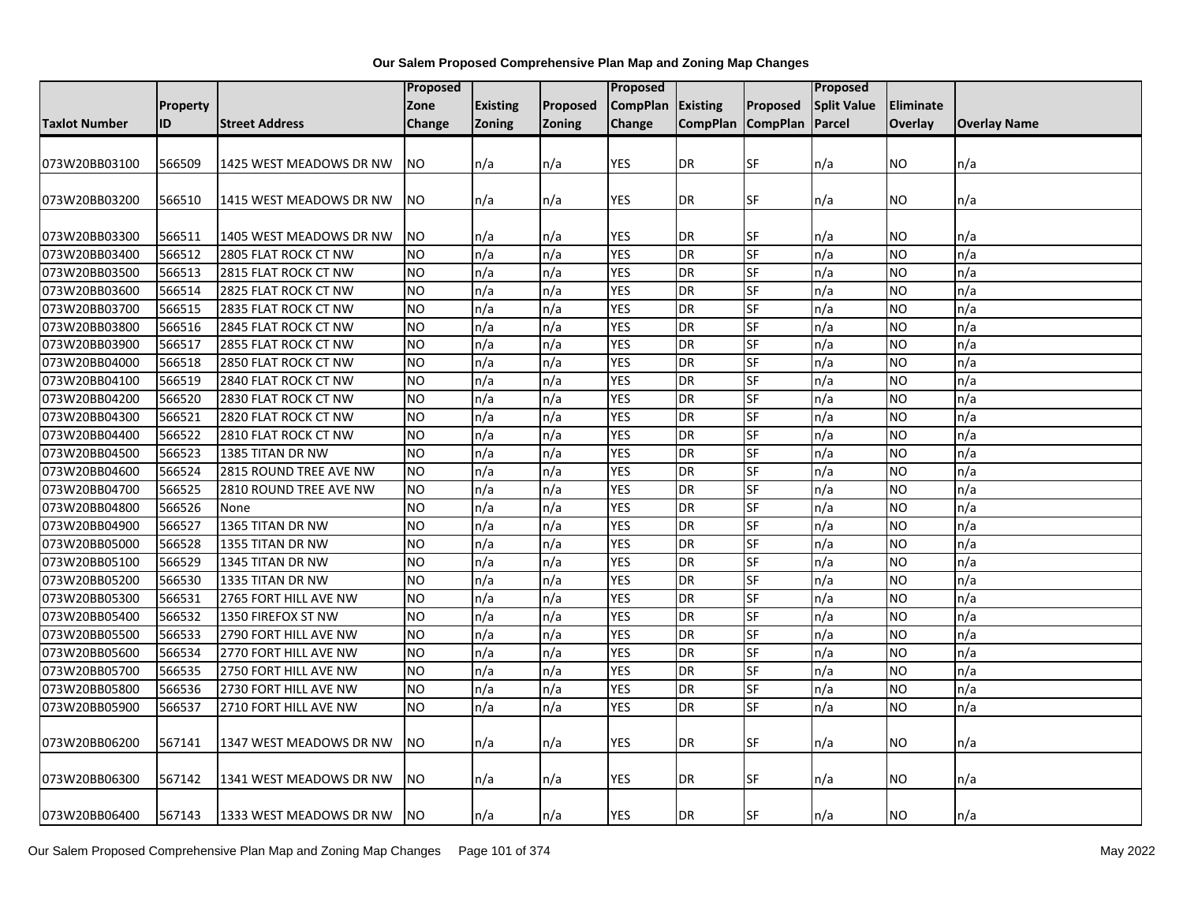**Our Salem Proposed Comprehensive Plan Map and Zoning Map Changes**

| Taxlot Number | Property ID | Street Address | Proposed Zone Change | Existing Zoning | Proposed Zoning | Proposed CompPlan Change | Existing CompPlan | Proposed CompPlan | Proposed Split Value Parcel | Eliminate Overlay | Overlay Name |
|---|---|---|---|---|---|---|---|---|---|---|---|
| 073W20BB03100 | 566509 | 1425 WEST MEADOWS DR NW | NO | n/a | n/a | YES | DR | SF | n/a | NO | n/a |
| 073W20BB03200 | 566510 | 1415 WEST MEADOWS DR NW | NO | n/a | n/a | YES | DR | SF | n/a | NO | n/a |
| 073W20BB03300 | 566511 | 1405 WEST MEADOWS DR NW | NO | n/a | n/a | YES | DR | SF | n/a | NO | n/a |
| 073W20BB03400 | 566512 | 2805 FLAT ROCK CT NW | NO | n/a | n/a | YES | DR | SF | n/a | NO | n/a |
| 073W20BB03500 | 566513 | 2815 FLAT ROCK CT NW | NO | n/a | n/a | YES | DR | SF | n/a | NO | n/a |
| 073W20BB03600 | 566514 | 2825 FLAT ROCK CT NW | NO | n/a | n/a | YES | DR | SF | n/a | NO | n/a |
| 073W20BB03700 | 566515 | 2835 FLAT ROCK CT NW | NO | n/a | n/a | YES | DR | SF | n/a | NO | n/a |
| 073W20BB03800 | 566516 | 2845 FLAT ROCK CT NW | NO | n/a | n/a | YES | DR | SF | n/a | NO | n/a |
| 073W20BB03900 | 566517 | 2855 FLAT ROCK CT NW | NO | n/a | n/a | YES | DR | SF | n/a | NO | n/a |
| 073W20BB04000 | 566518 | 2850 FLAT ROCK CT NW | NO | n/a | n/a | YES | DR | SF | n/a | NO | n/a |
| 073W20BB04100 | 566519 | 2840 FLAT ROCK CT NW | NO | n/a | n/a | YES | DR | SF | n/a | NO | n/a |
| 073W20BB04200 | 566520 | 2830 FLAT ROCK CT NW | NO | n/a | n/a | YES | DR | SF | n/a | NO | n/a |
| 073W20BB04300 | 566521 | 2820 FLAT ROCK CT NW | NO | n/a | n/a | YES | DR | SF | n/a | NO | n/a |
| 073W20BB04400 | 566522 | 2810 FLAT ROCK CT NW | NO | n/a | n/a | YES | DR | SF | n/a | NO | n/a |
| 073W20BB04500 | 566523 | 1385 TITAN DR NW | NO | n/a | n/a | YES | DR | SF | n/a | NO | n/a |
| 073W20BB04600 | 566524 | 2815 ROUND TREE AVE NW | NO | n/a | n/a | YES | DR | SF | n/a | NO | n/a |
| 073W20BB04700 | 566525 | 2810 ROUND TREE AVE NW | NO | n/a | n/a | YES | DR | SF | n/a | NO | n/a |
| 073W20BB04800 | 566526 | None | NO | n/a | n/a | YES | DR | SF | n/a | NO | n/a |
| 073W20BB04900 | 566527 | 1365 TITAN DR NW | NO | n/a | n/a | YES | DR | SF | n/a | NO | n/a |
| 073W20BB05000 | 566528 | 1355 TITAN DR NW | NO | n/a | n/a | YES | DR | SF | n/a | NO | n/a |
| 073W20BB05100 | 566529 | 1345 TITAN DR NW | NO | n/a | n/a | YES | DR | SF | n/a | NO | n/a |
| 073W20BB05200 | 566530 | 1335 TITAN DR NW | NO | n/a | n/a | YES | DR | SF | n/a | NO | n/a |
| 073W20BB05300 | 566531 | 2765 FORT HILL AVE NW | NO | n/a | n/a | YES | DR | SF | n/a | NO | n/a |
| 073W20BB05400 | 566532 | 1350 FIREFOX ST NW | NO | n/a | n/a | YES | DR | SF | n/a | NO | n/a |
| 073W20BB05500 | 566533 | 2790 FORT HILL AVE NW | NO | n/a | n/a | YES | DR | SF | n/a | NO | n/a |
| 073W20BB05600 | 566534 | 2770 FORT HILL AVE NW | NO | n/a | n/a | YES | DR | SF | n/a | NO | n/a |
| 073W20BB05700 | 566535 | 2750 FORT HILL AVE NW | NO | n/a | n/a | YES | DR | SF | n/a | NO | n/a |
| 073W20BB05800 | 566536 | 2730 FORT HILL AVE NW | NO | n/a | n/a | YES | DR | SF | n/a | NO | n/a |
| 073W20BB05900 | 566537 | 2710 FORT HILL AVE NW | NO | n/a | n/a | YES | DR | SF | n/a | NO | n/a |
| 073W20BB06200 | 567141 | 1347 WEST MEADOWS DR NW | NO | n/a | n/a | YES | DR | SF | n/a | NO | n/a |
| 073W20BB06300 | 567142 | 1341 WEST MEADOWS DR NW | NO | n/a | n/a | YES | DR | SF | n/a | NO | n/a |
| 073W20BB06400 | 567143 | 1333 WEST MEADOWS DR NW | NO | n/a | n/a | YES | DR | SF | n/a | NO | n/a |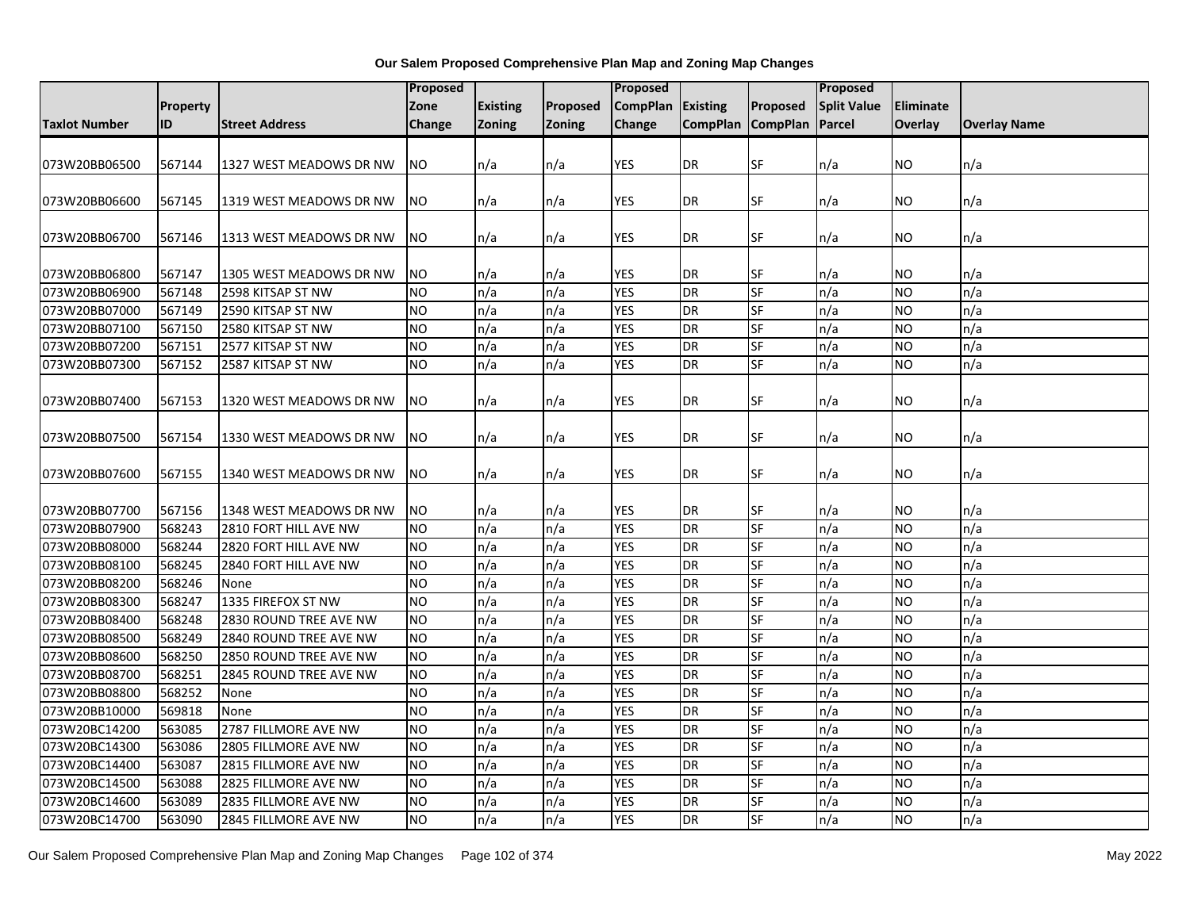**Our Salem Proposed Comprehensive Plan Map and Zoning Map Changes**

| Taxlot Number | Property ID | Street Address | Proposed Zone Change | Existing Zoning | Proposed Zoning | Proposed CompPlan Change | Existing CompPlan | Proposed CompPlan | Proposed Split Value Parcel | Eliminate Overlay | Overlay Name |
|---|---|---|---|---|---|---|---|---|---|---|---|
| 073W20BB06500 | 567144 | 1327 WEST MEADOWS DR NW | NO | n/a | n/a | YES | DR | SF | n/a | NO | n/a |
| 073W20BB06600 | 567145 | 1319 WEST MEADOWS DR NW | NO | n/a | n/a | YES | DR | SF | n/a | NO | n/a |
| 073W20BB06700 | 567146 | 1313 WEST MEADOWS DR NW | NO | n/a | n/a | YES | DR | SF | n/a | NO | n/a |
| 073W20BB06800 | 567147 | 1305 WEST MEADOWS DR NW | NO | n/a | n/a | YES | DR | SF | n/a | NO | n/a |
| 073W20BB06900 | 567148 | 2598 KITSAP ST NW | NO | n/a | n/a | YES | DR | SF | n/a | NO | n/a |
| 073W20BB07000 | 567149 | 2590 KITSAP ST NW | NO | n/a | n/a | YES | DR | SF | n/a | NO | n/a |
| 073W20BB07100 | 567150 | 2580 KITSAP ST NW | NO | n/a | n/a | YES | DR | SF | n/a | NO | n/a |
| 073W20BB07200 | 567151 | 2577 KITSAP ST NW | NO | n/a | n/a | YES | DR | SF | n/a | NO | n/a |
| 073W20BB07300 | 567152 | 2587 KITSAP ST NW | NO | n/a | n/a | YES | DR | SF | n/a | NO | n/a |
| 073W20BB07400 | 567153 | 1320 WEST MEADOWS DR NW | NO | n/a | n/a | YES | DR | SF | n/a | NO | n/a |
| 073W20BB07500 | 567154 | 1330 WEST MEADOWS DR NW | NO | n/a | n/a | YES | DR | SF | n/a | NO | n/a |
| 073W20BB07600 | 567155 | 1340 WEST MEADOWS DR NW | NO | n/a | n/a | YES | DR | SF | n/a | NO | n/a |
| 073W20BB07700 | 567156 | 1348 WEST MEADOWS DR NW | NO | n/a | n/a | YES | DR | SF | n/a | NO | n/a |
| 073W20BB07900 | 568243 | 2810 FORT HILL AVE NW | NO | n/a | n/a | YES | DR | SF | n/a | NO | n/a |
| 073W20BB08000 | 568244 | 2820 FORT HILL AVE NW | NO | n/a | n/a | YES | DR | SF | n/a | NO | n/a |
| 073W20BB08100 | 568245 | 2840 FORT HILL AVE NW | NO | n/a | n/a | YES | DR | SF | n/a | NO | n/a |
| 073W20BB08200 | 568246 | None | NO | n/a | n/a | YES | DR | SF | n/a | NO | n/a |
| 073W20BB08300 | 568247 | 1335 FIREFOX ST NW | NO | n/a | n/a | YES | DR | SF | n/a | NO | n/a |
| 073W20BB08400 | 568248 | 2830 ROUND TREE AVE NW | NO | n/a | n/a | YES | DR | SF | n/a | NO | n/a |
| 073W20BB08500 | 568249 | 2840 ROUND TREE AVE NW | NO | n/a | n/a | YES | DR | SF | n/a | NO | n/a |
| 073W20BB08600 | 568250 | 2850 ROUND TREE AVE NW | NO | n/a | n/a | YES | DR | SF | n/a | NO | n/a |
| 073W20BB08700 | 568251 | 2845 ROUND TREE AVE NW | NO | n/a | n/a | YES | DR | SF | n/a | NO | n/a |
| 073W20BB08800 | 568252 | None | NO | n/a | n/a | YES | DR | SF | n/a | NO | n/a |
| 073W20BB10000 | 569818 | None | NO | n/a | n/a | YES | DR | SF | n/a | NO | n/a |
| 073W20BC14200 | 563085 | 2787 FILLMORE AVE NW | NO | n/a | n/a | YES | DR | SF | n/a | NO | n/a |
| 073W20BC14300 | 563086 | 2805 FILLMORE AVE NW | NO | n/a | n/a | YES | DR | SF | n/a | NO | n/a |
| 073W20BC14400 | 563087 | 2815 FILLMORE AVE NW | NO | n/a | n/a | YES | DR | SF | n/a | NO | n/a |
| 073W20BC14500 | 563088 | 2825 FILLMORE AVE NW | NO | n/a | n/a | YES | DR | SF | n/a | NO | n/a |
| 073W20BC14600 | 563089 | 2835 FILLMORE AVE NW | NO | n/a | n/a | YES | DR | SF | n/a | NO | n/a |
| 073W20BC14700 | 563090 | 2845 FILLMORE AVE NW | NO | n/a | n/a | YES | DR | SF | n/a | NO | n/a |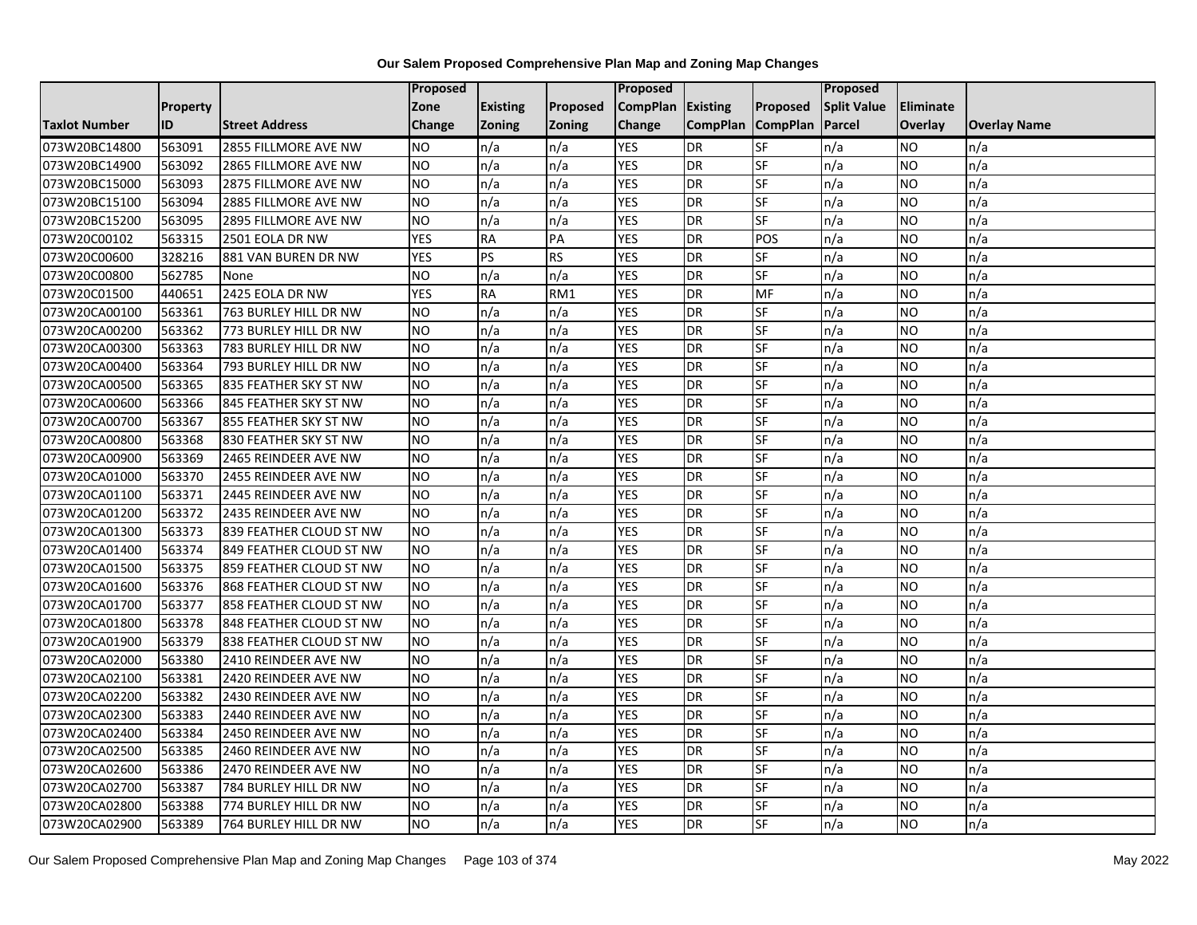# Our Salem Proposed Comprehensive Plan Map and Zoning Map Changes

| Taxlot Number | Property ID | Street Address | Proposed Zone Change | Existing Zoning | Proposed Zoning | Proposed CompPlan Change | Existing CompPlan | Proposed CompPlan | Proposed Split Value Parcel | Eliminate Overlay | Overlay Name |
|---|---|---|---|---|---|---|---|---|---|---|---|
| 073W20BC14800 | 563091 | 2855 FILLMORE AVE NW | NO | n/a | n/a | YES | DR | SF | n/a | NO | n/a |
| 073W20BC14900 | 563092 | 2865 FILLMORE AVE NW | NO | n/a | n/a | YES | DR | SF | n/a | NO | n/a |
| 073W20BC15000 | 563093 | 2875 FILLMORE AVE NW | NO | n/a | n/a | YES | DR | SF | n/a | NO | n/a |
| 073W20BC15100 | 563094 | 2885 FILLMORE AVE NW | NO | n/a | n/a | YES | DR | SF | n/a | NO | n/a |
| 073W20BC15200 | 563095 | 2895 FILLMORE AVE NW | NO | n/a | n/a | YES | DR | SF | n/a | NO | n/a |
| 073W20C00102 | 563315 | 2501 EOLA DR NW | YES | RA | PA | YES | DR | POS | n/a | NO | n/a |
| 073W20C00600 | 328216 | 881 VAN BUREN DR NW | YES | PS | RS | YES | DR | SF | n/a | NO | n/a |
| 073W20C00800 | 562785 | None | NO | n/a | n/a | YES | DR | SF | n/a | NO | n/a |
| 073W20C01500 | 440651 | 2425 EOLA DR NW | YES | RA | RM1 | YES | DR | MF | n/a | NO | n/a |
| 073W20CA00100 | 563361 | 763 BURLEY HILL DR NW | NO | n/a | n/a | YES | DR | SF | n/a | NO | n/a |
| 073W20CA00200 | 563362 | 773 BURLEY HILL DR NW | NO | n/a | n/a | YES | DR | SF | n/a | NO | n/a |
| 073W20CA00300 | 563363 | 783 BURLEY HILL DR NW | NO | n/a | n/a | YES | DR | SF | n/a | NO | n/a |
| 073W20CA00400 | 563364 | 793 BURLEY HILL DR NW | NO | n/a | n/a | YES | DR | SF | n/a | NO | n/a |
| 073W20CA00500 | 563365 | 835 FEATHER SKY ST NW | NO | n/a | n/a | YES | DR | SF | n/a | NO | n/a |
| 073W20CA00600 | 563366 | 845 FEATHER SKY ST NW | NO | n/a | n/a | YES | DR | SF | n/a | NO | n/a |
| 073W20CA00700 | 563367 | 855 FEATHER SKY ST NW | NO | n/a | n/a | YES | DR | SF | n/a | NO | n/a |
| 073W20CA00800 | 563368 | 830 FEATHER SKY ST NW | NO | n/a | n/a | YES | DR | SF | n/a | NO | n/a |
| 073W20CA00900 | 563369 | 2465 REINDEER AVE NW | NO | n/a | n/a | YES | DR | SF | n/a | NO | n/a |
| 073W20CA01000 | 563370 | 2455 REINDEER AVE NW | NO | n/a | n/a | YES | DR | SF | n/a | NO | n/a |
| 073W20CA01100 | 563371 | 2445 REINDEER AVE NW | NO | n/a | n/a | YES | DR | SF | n/a | NO | n/a |
| 073W20CA01200 | 563372 | 2435 REINDEER AVE NW | NO | n/a | n/a | YES | DR | SF | n/a | NO | n/a |
| 073W20CA01300 | 563373 | 839 FEATHER CLOUD ST NW | NO | n/a | n/a | YES | DR | SF | n/a | NO | n/a |
| 073W20CA01400 | 563374 | 849 FEATHER CLOUD ST NW | NO | n/a | n/a | YES | DR | SF | n/a | NO | n/a |
| 073W20CA01500 | 563375 | 859 FEATHER CLOUD ST NW | NO | n/a | n/a | YES | DR | SF | n/a | NO | n/a |
| 073W20CA01600 | 563376 | 868 FEATHER CLOUD ST NW | NO | n/a | n/a | YES | DR | SF | n/a | NO | n/a |
| 073W20CA01700 | 563377 | 858 FEATHER CLOUD ST NW | NO | n/a | n/a | YES | DR | SF | n/a | NO | n/a |
| 073W20CA01800 | 563378 | 848 FEATHER CLOUD ST NW | NO | n/a | n/a | YES | DR | SF | n/a | NO | n/a |
| 073W20CA01900 | 563379 | 838 FEATHER CLOUD ST NW | NO | n/a | n/a | YES | DR | SF | n/a | NO | n/a |
| 073W20CA02000 | 563380 | 2410 REINDEER AVE NW | NO | n/a | n/a | YES | DR | SF | n/a | NO | n/a |
| 073W20CA02100 | 563381 | 2420 REINDEER AVE NW | NO | n/a | n/a | YES | DR | SF | n/a | NO | n/a |
| 073W20CA02200 | 563382 | 2430 REINDEER AVE NW | NO | n/a | n/a | YES | DR | SF | n/a | NO | n/a |
| 073W20CA02300 | 563383 | 2440 REINDEER AVE NW | NO | n/a | n/a | YES | DR | SF | n/a | NO | n/a |
| 073W20CA02400 | 563384 | 2450 REINDEER AVE NW | NO | n/a | n/a | YES | DR | SF | n/a | NO | n/a |
| 073W20CA02500 | 563385 | 2460 REINDEER AVE NW | NO | n/a | n/a | YES | DR | SF | n/a | NO | n/a |
| 073W20CA02600 | 563386 | 2470 REINDEER AVE NW | NO | n/a | n/a | YES | DR | SF | n/a | NO | n/a |
| 073W20CA02700 | 563387 | 784 BURLEY HILL DR NW | NO | n/a | n/a | YES | DR | SF | n/a | NO | n/a |
| 073W20CA02800 | 563388 | 774 BURLEY HILL DR NW | NO | n/a | n/a | YES | DR | SF | n/a | NO | n/a |
| 073W20CA02900 | 563389 | 764 BURLEY HILL DR NW | NO | n/a | n/a | YES | DR | SF | n/a | NO | n/a |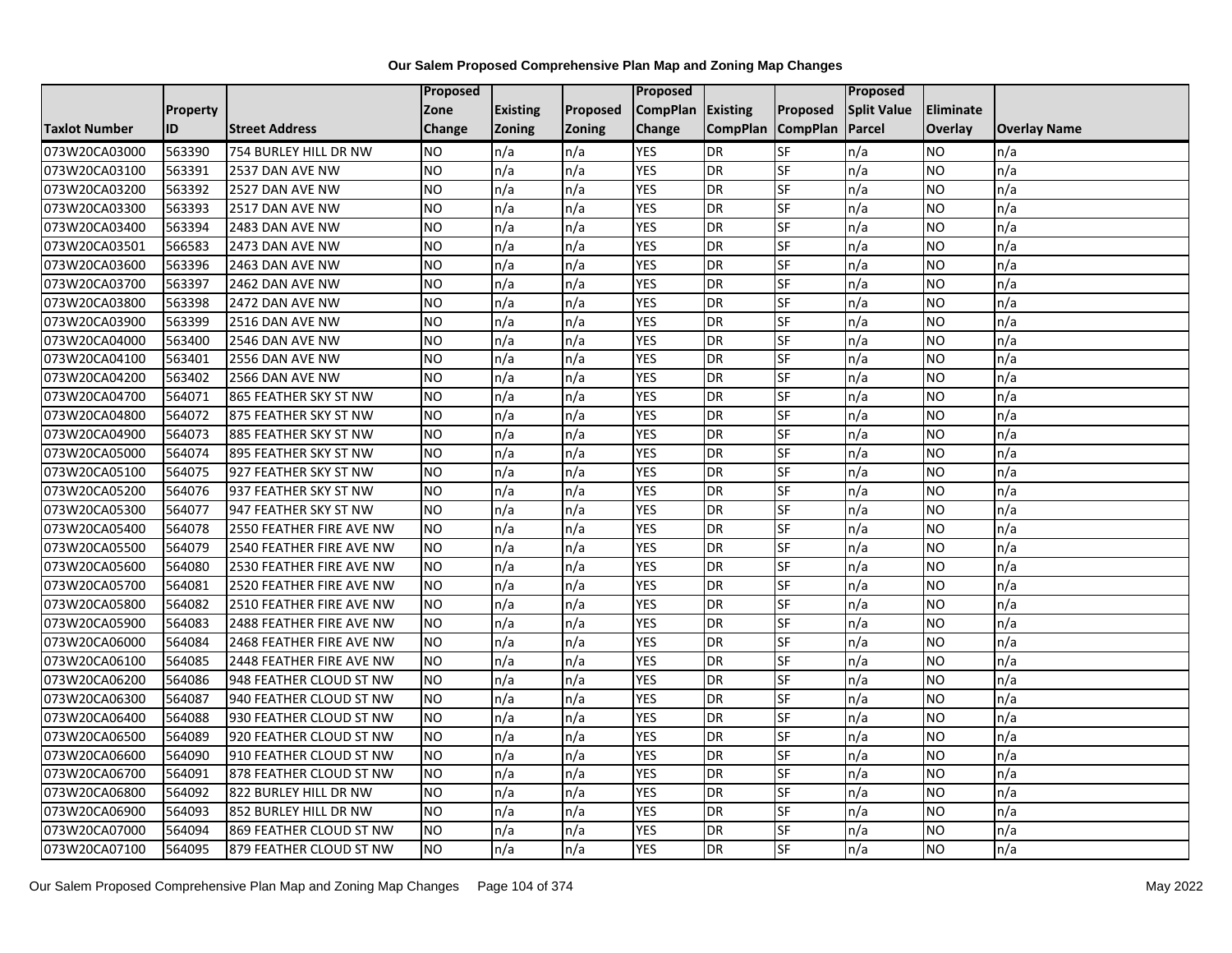# Our Salem Proposed Comprehensive Plan Map and Zoning Map Changes

| Taxlot Number | Property ID | Street Address | Proposed Zone Change | Existing Zoning | Proposed Zoning | Proposed CompPlan Change | Existing CompPlan | Proposed CompPlan | Proposed Split Value Parcel | Eliminate Overlay | Overlay Name |
|---|---|---|---|---|---|---|---|---|---|---|---|
| 073W20CA03000 | 563390 | 754 BURLEY HILL DR NW | NO | n/a | n/a | YES | DR | SF | n/a | NO | n/a |
| 073W20CA03100 | 563391 | 2537 DAN AVE NW | NO | n/a | n/a | YES | DR | SF | n/a | NO | n/a |
| 073W20CA03200 | 563392 | 2527 DAN AVE NW | NO | n/a | n/a | YES | DR | SF | n/a | NO | n/a |
| 073W20CA03300 | 563393 | 2517 DAN AVE NW | NO | n/a | n/a | YES | DR | SF | n/a | NO | n/a |
| 073W20CA03400 | 563394 | 2483 DAN AVE NW | NO | n/a | n/a | YES | DR | SF | n/a | NO | n/a |
| 073W20CA03501 | 566583 | 2473 DAN AVE NW | NO | n/a | n/a | YES | DR | SF | n/a | NO | n/a |
| 073W20CA03600 | 563396 | 2463 DAN AVE NW | NO | n/a | n/a | YES | DR | SF | n/a | NO | n/a |
| 073W20CA03700 | 563397 | 2462 DAN AVE NW | NO | n/a | n/a | YES | DR | SF | n/a | NO | n/a |
| 073W20CA03800 | 563398 | 2472 DAN AVE NW | NO | n/a | n/a | YES | DR | SF | n/a | NO | n/a |
| 073W20CA03900 | 563399 | 2516 DAN AVE NW | NO | n/a | n/a | YES | DR | SF | n/a | NO | n/a |
| 073W20CA04000 | 563400 | 2546 DAN AVE NW | NO | n/a | n/a | YES | DR | SF | n/a | NO | n/a |
| 073W20CA04100 | 563401 | 2556 DAN AVE NW | NO | n/a | n/a | YES | DR | SF | n/a | NO | n/a |
| 073W20CA04200 | 563402 | 2566 DAN AVE NW | NO | n/a | n/a | YES | DR | SF | n/a | NO | n/a |
| 073W20CA04700 | 564071 | 865 FEATHER SKY ST NW | NO | n/a | n/a | YES | DR | SF | n/a | NO | n/a |
| 073W20CA04800 | 564072 | 875 FEATHER SKY ST NW | NO | n/a | n/a | YES | DR | SF | n/a | NO | n/a |
| 073W20CA04900 | 564073 | 885 FEATHER SKY ST NW | NO | n/a | n/a | YES | DR | SF | n/a | NO | n/a |
| 073W20CA05000 | 564074 | 895 FEATHER SKY ST NW | NO | n/a | n/a | YES | DR | SF | n/a | NO | n/a |
| 073W20CA05100 | 564075 | 927 FEATHER SKY ST NW | NO | n/a | n/a | YES | DR | SF | n/a | NO | n/a |
| 073W20CA05200 | 564076 | 937 FEATHER SKY ST NW | NO | n/a | n/a | YES | DR | SF | n/a | NO | n/a |
| 073W20CA05300 | 564077 | 947 FEATHER SKY ST NW | NO | n/a | n/a | YES | DR | SF | n/a | NO | n/a |
| 073W20CA05400 | 564078 | 2550 FEATHER FIRE AVE NW | NO | n/a | n/a | YES | DR | SF | n/a | NO | n/a |
| 073W20CA05500 | 564079 | 2540 FEATHER FIRE AVE NW | NO | n/a | n/a | YES | DR | SF | n/a | NO | n/a |
| 073W20CA05600 | 564080 | 2530 FEATHER FIRE AVE NW | NO | n/a | n/a | YES | DR | SF | n/a | NO | n/a |
| 073W20CA05700 | 564081 | 2520 FEATHER FIRE AVE NW | NO | n/a | n/a | YES | DR | SF | n/a | NO | n/a |
| 073W20CA05800 | 564082 | 2510 FEATHER FIRE AVE NW | NO | n/a | n/a | YES | DR | SF | n/a | NO | n/a |
| 073W20CA05900 | 564083 | 2488 FEATHER FIRE AVE NW | NO | n/a | n/a | YES | DR | SF | n/a | NO | n/a |
| 073W20CA06000 | 564084 | 2468 FEATHER FIRE AVE NW | NO | n/a | n/a | YES | DR | SF | n/a | NO | n/a |
| 073W20CA06100 | 564085 | 2448 FEATHER FIRE AVE NW | NO | n/a | n/a | YES | DR | SF | n/a | NO | n/a |
| 073W20CA06200 | 564086 | 948 FEATHER CLOUD ST NW | NO | n/a | n/a | YES | DR | SF | n/a | NO | n/a |
| 073W20CA06300 | 564087 | 940 FEATHER CLOUD ST NW | NO | n/a | n/a | YES | DR | SF | n/a | NO | n/a |
| 073W20CA06400 | 564088 | 930 FEATHER CLOUD ST NW | NO | n/a | n/a | YES | DR | SF | n/a | NO | n/a |
| 073W20CA06500 | 564089 | 920 FEATHER CLOUD ST NW | NO | n/a | n/a | YES | DR | SF | n/a | NO | n/a |
| 073W20CA06600 | 564090 | 910 FEATHER CLOUD ST NW | NO | n/a | n/a | YES | DR | SF | n/a | NO | n/a |
| 073W20CA06700 | 564091 | 878 FEATHER CLOUD ST NW | NO | n/a | n/a | YES | DR | SF | n/a | NO | n/a |
| 073W20CA06800 | 564092 | 822 BURLEY HILL DR NW | NO | n/a | n/a | YES | DR | SF | n/a | NO | n/a |
| 073W20CA06900 | 564093 | 852 BURLEY HILL DR NW | NO | n/a | n/a | YES | DR | SF | n/a | NO | n/a |
| 073W20CA07000 | 564094 | 869 FEATHER CLOUD ST NW | NO | n/a | n/a | YES | DR | SF | n/a | NO | n/a |
| 073W20CA07100 | 564095 | 879 FEATHER CLOUD ST NW | NO | n/a | n/a | YES | DR | SF | n/a | NO | n/a |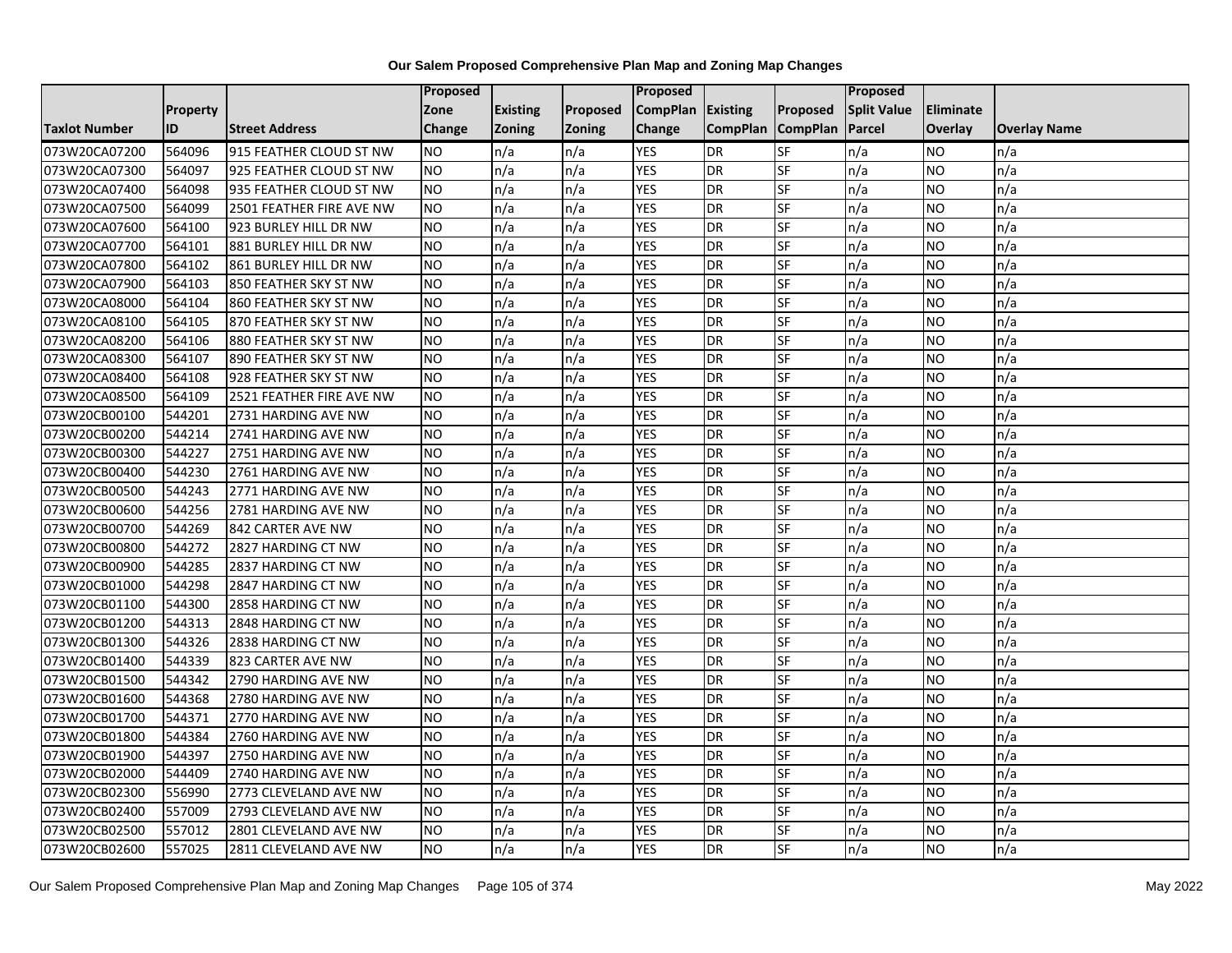**Our Salem Proposed Comprehensive Plan Map and Zoning Map Changes**

| Taxlot Number | Property ID | Street Address | Proposed Zone Change | Existing Zoning | Proposed Zoning | Proposed CompPlan Change | Existing CompPlan | Proposed CompPlan | Proposed Split Value Parcel | Eliminate Overlay | Overlay Name |
|---|---|---|---|---|---|---|---|---|---|---|---|
| 073W20CA07200 | 564096 | 915 FEATHER CLOUD ST NW | NO | n/a | n/a | YES | DR | SF | n/a | NO | n/a |
| 073W20CA07300 | 564097 | 925 FEATHER CLOUD ST NW | NO | n/a | n/a | YES | DR | SF | n/a | NO | n/a |
| 073W20CA07400 | 564098 | 935 FEATHER CLOUD ST NW | NO | n/a | n/a | YES | DR | SF | n/a | NO | n/a |
| 073W20CA07500 | 564099 | 2501 FEATHER FIRE AVE NW | NO | n/a | n/a | YES | DR | SF | n/a | NO | n/a |
| 073W20CA07600 | 564100 | 923 BURLEY HILL DR NW | NO | n/a | n/a | YES | DR | SF | n/a | NO | n/a |
| 073W20CA07700 | 564101 | 881 BURLEY HILL DR NW | NO | n/a | n/a | YES | DR | SF | n/a | NO | n/a |
| 073W20CA07800 | 564102 | 861 BURLEY HILL DR NW | NO | n/a | n/a | YES | DR | SF | n/a | NO | n/a |
| 073W20CA07900 | 564103 | 850 FEATHER SKY ST NW | NO | n/a | n/a | YES | DR | SF | n/a | NO | n/a |
| 073W20CA08000 | 564104 | 860 FEATHER SKY ST NW | NO | n/a | n/a | YES | DR | SF | n/a | NO | n/a |
| 073W20CA08100 | 564105 | 870 FEATHER SKY ST NW | NO | n/a | n/a | YES | DR | SF | n/a | NO | n/a |
| 073W20CA08200 | 564106 | 880 FEATHER SKY ST NW | NO | n/a | n/a | YES | DR | SF | n/a | NO | n/a |
| 073W20CA08300 | 564107 | 890 FEATHER SKY ST NW | NO | n/a | n/a | YES | DR | SF | n/a | NO | n/a |
| 073W20CA08400 | 564108 | 928 FEATHER SKY ST NW | NO | n/a | n/a | YES | DR | SF | n/a | NO | n/a |
| 073W20CA08500 | 564109 | 2521 FEATHER FIRE AVE NW | NO | n/a | n/a | YES | DR | SF | n/a | NO | n/a |
| 073W20CB00100 | 544201 | 2731 HARDING AVE NW | NO | n/a | n/a | YES | DR | SF | n/a | NO | n/a |
| 073W20CB00200 | 544214 | 2741 HARDING AVE NW | NO | n/a | n/a | YES | DR | SF | n/a | NO | n/a |
| 073W20CB00300 | 544227 | 2751 HARDING AVE NW | NO | n/a | n/a | YES | DR | SF | n/a | NO | n/a |
| 073W20CB00400 | 544230 | 2761 HARDING AVE NW | NO | n/a | n/a | YES | DR | SF | n/a | NO | n/a |
| 073W20CB00500 | 544243 | 2771 HARDING AVE NW | NO | n/a | n/a | YES | DR | SF | n/a | NO | n/a |
| 073W20CB00600 | 544256 | 2781 HARDING AVE NW | NO | n/a | n/a | YES | DR | SF | n/a | NO | n/a |
| 073W20CB00700 | 544269 | 842 CARTER AVE NW | NO | n/a | n/a | YES | DR | SF | n/a | NO | n/a |
| 073W20CB00800 | 544272 | 2827 HARDING CT NW | NO | n/a | n/a | YES | DR | SF | n/a | NO | n/a |
| 073W20CB00900 | 544285 | 2837 HARDING CT NW | NO | n/a | n/a | YES | DR | SF | n/a | NO | n/a |
| 073W20CB01000 | 544298 | 2847 HARDING CT NW | NO | n/a | n/a | YES | DR | SF | n/a | NO | n/a |
| 073W20CB01100 | 544300 | 2858 HARDING CT NW | NO | n/a | n/a | YES | DR | SF | n/a | NO | n/a |
| 073W20CB01200 | 544313 | 2848 HARDING CT NW | NO | n/a | n/a | YES | DR | SF | n/a | NO | n/a |
| 073W20CB01300 | 544326 | 2838 HARDING CT NW | NO | n/a | n/a | YES | DR | SF | n/a | NO | n/a |
| 073W20CB01400 | 544339 | 823 CARTER AVE NW | NO | n/a | n/a | YES | DR | SF | n/a | NO | n/a |
| 073W20CB01500 | 544342 | 2790 HARDING AVE NW | NO | n/a | n/a | YES | DR | SF | n/a | NO | n/a |
| 073W20CB01600 | 544368 | 2780 HARDING AVE NW | NO | n/a | n/a | YES | DR | SF | n/a | NO | n/a |
| 073W20CB01700 | 544371 | 2770 HARDING AVE NW | NO | n/a | n/a | YES | DR | SF | n/a | NO | n/a |
| 073W20CB01800 | 544384 | 2760 HARDING AVE NW | NO | n/a | n/a | YES | DR | SF | n/a | NO | n/a |
| 073W20CB01900 | 544397 | 2750 HARDING AVE NW | NO | n/a | n/a | YES | DR | SF | n/a | NO | n/a |
| 073W20CB02000 | 544409 | 2740 HARDING AVE NW | NO | n/a | n/a | YES | DR | SF | n/a | NO | n/a |
| 073W20CB02300 | 556990 | 2773 CLEVELAND AVE NW | NO | n/a | n/a | YES | DR | SF | n/a | NO | n/a |
| 073W20CB02400 | 557009 | 2793 CLEVELAND AVE NW | NO | n/a | n/a | YES | DR | SF | n/a | NO | n/a |
| 073W20CB02500 | 557012 | 2801 CLEVELAND AVE NW | NO | n/a | n/a | YES | DR | SF | n/a | NO | n/a |
| 073W20CB02600 | 557025 | 2811 CLEVELAND AVE NW | NO | n/a | n/a | YES | DR | SF | n/a | NO | n/a |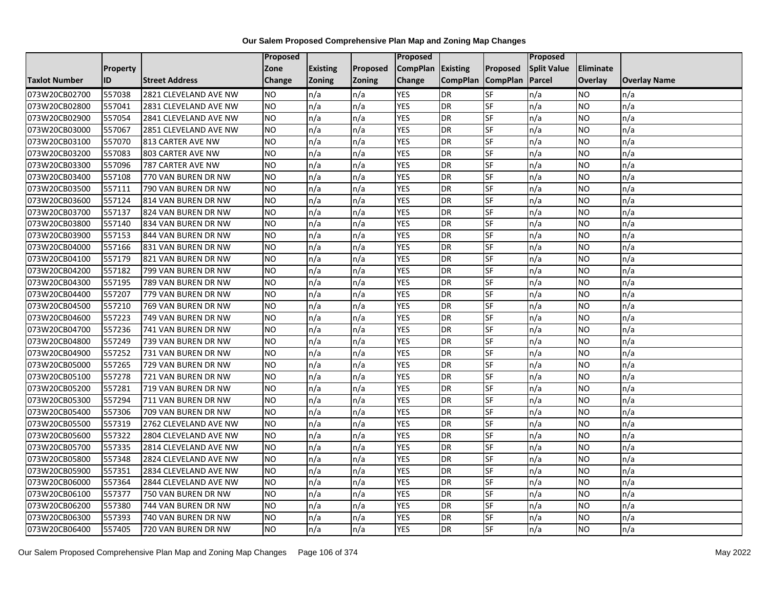**Our Salem Proposed Comprehensive Plan Map and Zoning Map Changes**

| Taxlot Number | Property ID | Street Address | Proposed Zone Change | Existing Zoning | Proposed Zoning | Proposed CompPlan Change | Existing CompPlan | Proposed CompPlan | Proposed Split Value Parcel | Eliminate Overlay | Overlay Name |
|---|---|---|---|---|---|---|---|---|---|---|---|
| 073W20CB02700 | 557038 | 2821 CLEVELAND AVE NW | NO | n/a | n/a | YES | DR | SF | n/a | NO | n/a |
| 073W20CB02800 | 557041 | 2831 CLEVELAND AVE NW | NO | n/a | n/a | YES | DR | SF | n/a | NO | n/a |
| 073W20CB02900 | 557054 | 2841 CLEVELAND AVE NW | NO | n/a | n/a | YES | DR | SF | n/a | NO | n/a |
| 073W20CB03000 | 557067 | 2851 CLEVELAND AVE NW | NO | n/a | n/a | YES | DR | SF | n/a | NO | n/a |
| 073W20CB03100 | 557070 | 813 CARTER AVE NW | NO | n/a | n/a | YES | DR | SF | n/a | NO | n/a |
| 073W20CB03200 | 557083 | 803 CARTER AVE NW | NO | n/a | n/a | YES | DR | SF | n/a | NO | n/a |
| 073W20CB03300 | 557096 | 787 CARTER AVE NW | NO | n/a | n/a | YES | DR | SF | n/a | NO | n/a |
| 073W20CB03400 | 557108 | 770 VAN BUREN DR NW | NO | n/a | n/a | YES | DR | SF | n/a | NO | n/a |
| 073W20CB03500 | 557111 | 790 VAN BUREN DR NW | NO | n/a | n/a | YES | DR | SF | n/a | NO | n/a |
| 073W20CB03600 | 557124 | 814 VAN BUREN DR NW | NO | n/a | n/a | YES | DR | SF | n/a | NO | n/a |
| 073W20CB03700 | 557137 | 824 VAN BUREN DR NW | NO | n/a | n/a | YES | DR | SF | n/a | NO | n/a |
| 073W20CB03800 | 557140 | 834 VAN BUREN DR NW | NO | n/a | n/a | YES | DR | SF | n/a | NO | n/a |
| 073W20CB03900 | 557153 | 844 VAN BUREN DR NW | NO | n/a | n/a | YES | DR | SF | n/a | NO | n/a |
| 073W20CB04000 | 557166 | 831 VAN BUREN DR NW | NO | n/a | n/a | YES | DR | SF | n/a | NO | n/a |
| 073W20CB04100 | 557179 | 821 VAN BUREN DR NW | NO | n/a | n/a | YES | DR | SF | n/a | NO | n/a |
| 073W20CB04200 | 557182 | 799 VAN BUREN DR NW | NO | n/a | n/a | YES | DR | SF | n/a | NO | n/a |
| 073W20CB04300 | 557195 | 789 VAN BUREN DR NW | NO | n/a | n/a | YES | DR | SF | n/a | NO | n/a |
| 073W20CB04400 | 557207 | 779 VAN BUREN DR NW | NO | n/a | n/a | YES | DR | SF | n/a | NO | n/a |
| 073W20CB04500 | 557210 | 769 VAN BUREN DR NW | NO | n/a | n/a | YES | DR | SF | n/a | NO | n/a |
| 073W20CB04600 | 557223 | 749 VAN BUREN DR NW | NO | n/a | n/a | YES | DR | SF | n/a | NO | n/a |
| 073W20CB04700 | 557236 | 741 VAN BUREN DR NW | NO | n/a | n/a | YES | DR | SF | n/a | NO | n/a |
| 073W20CB04800 | 557249 | 739 VAN BUREN DR NW | NO | n/a | n/a | YES | DR | SF | n/a | NO | n/a |
| 073W20CB04900 | 557252 | 731 VAN BUREN DR NW | NO | n/a | n/a | YES | DR | SF | n/a | NO | n/a |
| 073W20CB05000 | 557265 | 729 VAN BUREN DR NW | NO | n/a | n/a | YES | DR | SF | n/a | NO | n/a |
| 073W20CB05100 | 557278 | 721 VAN BUREN DR NW | NO | n/a | n/a | YES | DR | SF | n/a | NO | n/a |
| 073W20CB05200 | 557281 | 719 VAN BUREN DR NW | NO | n/a | n/a | YES | DR | SF | n/a | NO | n/a |
| 073W20CB05300 | 557294 | 711 VAN BUREN DR NW | NO | n/a | n/a | YES | DR | SF | n/a | NO | n/a |
| 073W20CB05400 | 557306 | 709 VAN BUREN DR NW | NO | n/a | n/a | YES | DR | SF | n/a | NO | n/a |
| 073W20CB05500 | 557319 | 2762 CLEVELAND AVE NW | NO | n/a | n/a | YES | DR | SF | n/a | NO | n/a |
| 073W20CB05600 | 557322 | 2804 CLEVELAND AVE NW | NO | n/a | n/a | YES | DR | SF | n/a | NO | n/a |
| 073W20CB05700 | 557335 | 2814 CLEVELAND AVE NW | NO | n/a | n/a | YES | DR | SF | n/a | NO | n/a |
| 073W20CB05800 | 557348 | 2824 CLEVELAND AVE NW | NO | n/a | n/a | YES | DR | SF | n/a | NO | n/a |
| 073W20CB05900 | 557351 | 2834 CLEVELAND AVE NW | NO | n/a | n/a | YES | DR | SF | n/a | NO | n/a |
| 073W20CB06000 | 557364 | 2844 CLEVELAND AVE NW | NO | n/a | n/a | YES | DR | SF | n/a | NO | n/a |
| 073W20CB06100 | 557377 | 750 VAN BUREN DR NW | NO | n/a | n/a | YES | DR | SF | n/a | NO | n/a |
| 073W20CB06200 | 557380 | 744 VAN BUREN DR NW | NO | n/a | n/a | YES | DR | SF | n/a | NO | n/a |
| 073W20CB06300 | 557393 | 740 VAN BUREN DR NW | NO | n/a | n/a | YES | DR | SF | n/a | NO | n/a |
| 073W20CB06400 | 557405 | 720 VAN BUREN DR NW | NO | n/a | n/a | YES | DR | SF | n/a | NO | n/a |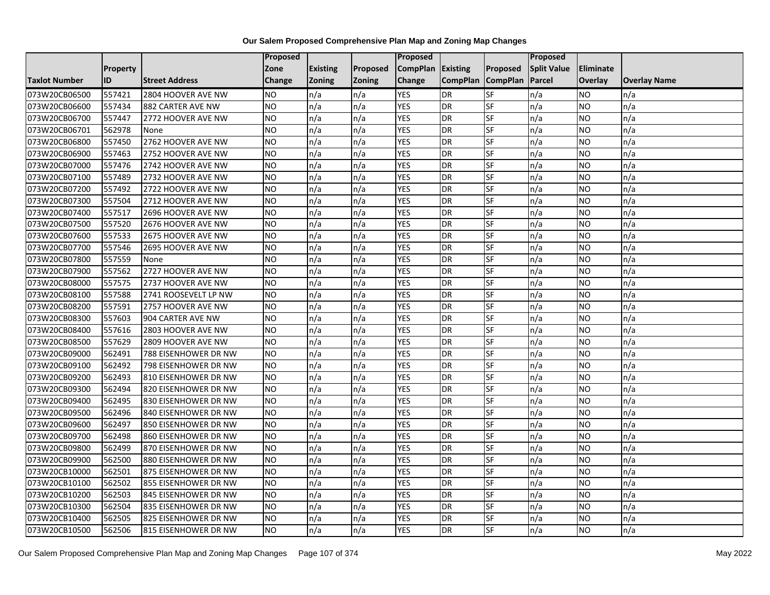# Our Salem Proposed Comprehensive Plan Map and Zoning Map Changes

| Taxlot Number | Property ID | Street Address | Proposed Zone Change | Existing Zoning | Proposed Zoning | Proposed CompPlan Change | Existing CompPlan | Proposed CompPlan | Proposed Split Value Parcel | Eliminate Overlay | Overlay Name |
|---|---|---|---|---|---|---|---|---|---|---|---|
| 073W20CB06500 | 557421 | 2804 HOOVER AVE NW | NO | n/a | n/a | YES | DR | SF | n/a | NO | n/a |
| 073W20CB06600 | 557434 | 882 CARTER AVE NW | NO | n/a | n/a | YES | DR | SF | n/a | NO | n/a |
| 073W20CB06700 | 557447 | 2772 HOOVER AVE NW | NO | n/a | n/a | YES | DR | SF | n/a | NO | n/a |
| 073W20CB06701 | 562978 | None | NO | n/a | n/a | YES | DR | SF | n/a | NO | n/a |
| 073W20CB06800 | 557450 | 2762 HOOVER AVE NW | NO | n/a | n/a | YES | DR | SF | n/a | NO | n/a |
| 073W20CB06900 | 557463 | 2752 HOOVER AVE NW | NO | n/a | n/a | YES | DR | SF | n/a | NO | n/a |
| 073W20CB07000 | 557476 | 2742 HOOVER AVE NW | NO | n/a | n/a | YES | DR | SF | n/a | NO | n/a |
| 073W20CB07100 | 557489 | 2732 HOOVER AVE NW | NO | n/a | n/a | YES | DR | SF | n/a | NO | n/a |
| 073W20CB07200 | 557492 | 2722 HOOVER AVE NW | NO | n/a | n/a | YES | DR | SF | n/a | NO | n/a |
| 073W20CB07300 | 557504 | 2712 HOOVER AVE NW | NO | n/a | n/a | YES | DR | SF | n/a | NO | n/a |
| 073W20CB07400 | 557517 | 2696 HOOVER AVE NW | NO | n/a | n/a | YES | DR | SF | n/a | NO | n/a |
| 073W20CB07500 | 557520 | 2676 HOOVER AVE NW | NO | n/a | n/a | YES | DR | SF | n/a | NO | n/a |
| 073W20CB07600 | 557533 | 2675 HOOVER AVE NW | NO | n/a | n/a | YES | DR | SF | n/a | NO | n/a |
| 073W20CB07700 | 557546 | 2695 HOOVER AVE NW | NO | n/a | n/a | YES | DR | SF | n/a | NO | n/a |
| 073W20CB07800 | 557559 | None | NO | n/a | n/a | YES | DR | SF | n/a | NO | n/a |
| 073W20CB07900 | 557562 | 2727 HOOVER AVE NW | NO | n/a | n/a | YES | DR | SF | n/a | NO | n/a |
| 073W20CB08000 | 557575 | 2737 HOOVER AVE NW | NO | n/a | n/a | YES | DR | SF | n/a | NO | n/a |
| 073W20CB08100 | 557588 | 2741 ROOSEVELT LP NW | NO | n/a | n/a | YES | DR | SF | n/a | NO | n/a |
| 073W20CB08200 | 557591 | 2757 HOOVER AVE NW | NO | n/a | n/a | YES | DR | SF | n/a | NO | n/a |
| 073W20CB08300 | 557603 | 904 CARTER AVE NW | NO | n/a | n/a | YES | DR | SF | n/a | NO | n/a |
| 073W20CB08400 | 557616 | 2803 HOOVER AVE NW | NO | n/a | n/a | YES | DR | SF | n/a | NO | n/a |
| 073W20CB08500 | 557629 | 2809 HOOVER AVE NW | NO | n/a | n/a | YES | DR | SF | n/a | NO | n/a |
| 073W20CB09000 | 562491 | 788 EISENHOWER DR NW | NO | n/a | n/a | YES | DR | SF | n/a | NO | n/a |
| 073W20CB09100 | 562492 | 798 EISENHOWER DR NW | NO | n/a | n/a | YES | DR | SF | n/a | NO | n/a |
| 073W20CB09200 | 562493 | 810 EISENHOWER DR NW | NO | n/a | n/a | YES | DR | SF | n/a | NO | n/a |
| 073W20CB09300 | 562494 | 820 EISENHOWER DR NW | NO | n/a | n/a | YES | DR | SF | n/a | NO | n/a |
| 073W20CB09400 | 562495 | 830 EISENHOWER DR NW | NO | n/a | n/a | YES | DR | SF | n/a | NO | n/a |
| 073W20CB09500 | 562496 | 840 EISENHOWER DR NW | NO | n/a | n/a | YES | DR | SF | n/a | NO | n/a |
| 073W20CB09600 | 562497 | 850 EISENHOWER DR NW | NO | n/a | n/a | YES | DR | SF | n/a | NO | n/a |
| 073W20CB09700 | 562498 | 860 EISENHOWER DR NW | NO | n/a | n/a | YES | DR | SF | n/a | NO | n/a |
| 073W20CB09800 | 562499 | 870 EISENHOWER DR NW | NO | n/a | n/a | YES | DR | SF | n/a | NO | n/a |
| 073W20CB09900 | 562500 | 880 EISENHOWER DR NW | NO | n/a | n/a | YES | DR | SF | n/a | NO | n/a |
| 073W20CB10000 | 562501 | 875 EISENHOWER DR NW | NO | n/a | n/a | YES | DR | SF | n/a | NO | n/a |
| 073W20CB10100 | 562502 | 855 EISENHOWER DR NW | NO | n/a | n/a | YES | DR | SF | n/a | NO | n/a |
| 073W20CB10200 | 562503 | 845 EISENHOWER DR NW | NO | n/a | n/a | YES | DR | SF | n/a | NO | n/a |
| 073W20CB10300 | 562504 | 835 EISENHOWER DR NW | NO | n/a | n/a | YES | DR | SF | n/a | NO | n/a |
| 073W20CB10400 | 562505 | 825 EISENHOWER DR NW | NO | n/a | n/a | YES | DR | SF | n/a | NO | n/a |
| 073W20CB10500 | 562506 | 815 EISENHOWER DR NW | NO | n/a | n/a | YES | DR | SF | n/a | NO | n/a |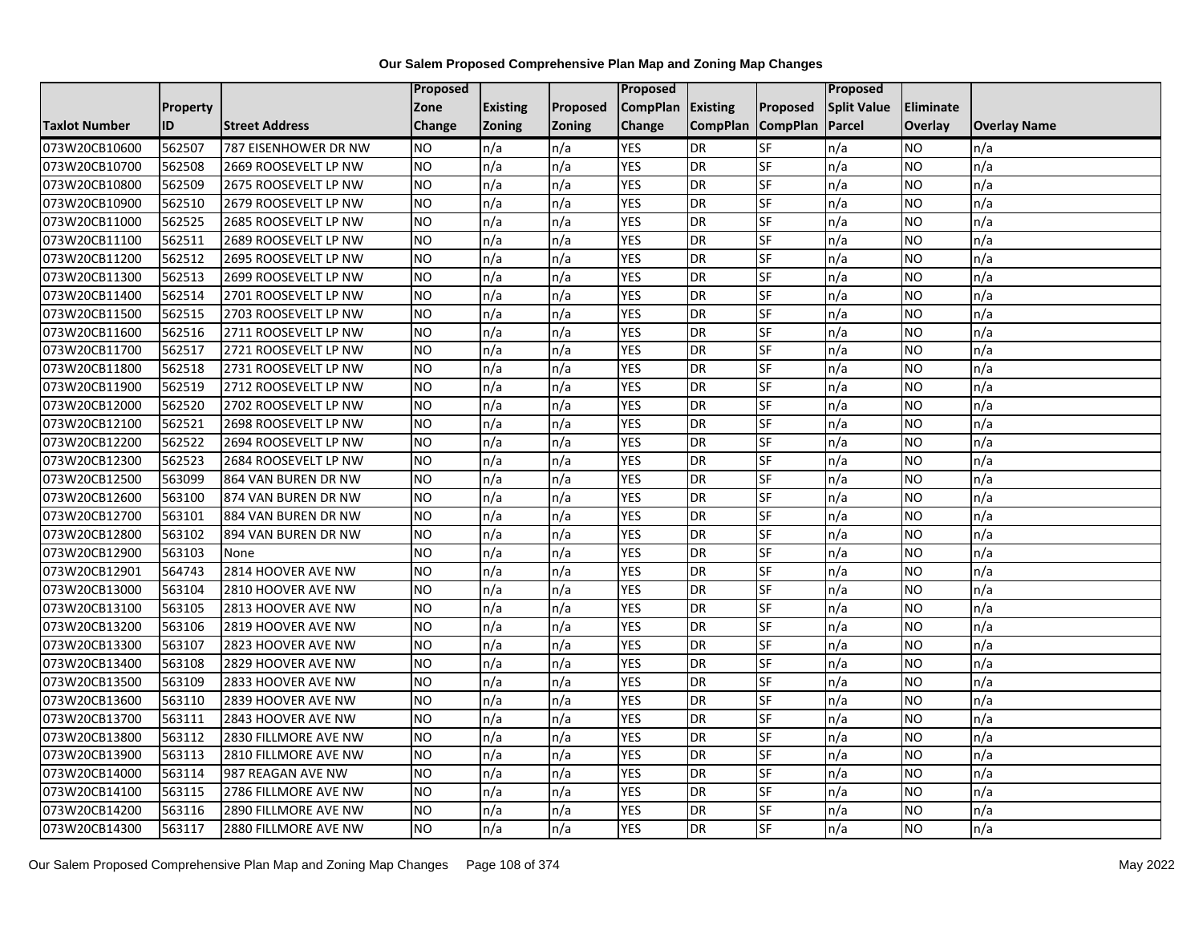# Our Salem Proposed Comprehensive Plan Map and Zoning Map Changes

| Taxlot Number | Property ID | Street Address | Proposed Zone Change | Existing Zoning | Proposed Zoning | Proposed CompPlan Change | Existing CompPlan | Proposed CompPlan | Proposed Split Value Parcel | Eliminate Overlay | Overlay Name |
|---|---|---|---|---|---|---|---|---|---|---|---|
| 073W20CB10600 | 562507 | 787 EISENHOWER DR NW | NO | n/a | n/a | YES | DR | SF | n/a | NO | n/a |
| 073W20CB10700 | 562508 | 2669 ROOSEVELT LP NW | NO | n/a | n/a | YES | DR | SF | n/a | NO | n/a |
| 073W20CB10800 | 562509 | 2675 ROOSEVELT LP NW | NO | n/a | n/a | YES | DR | SF | n/a | NO | n/a |
| 073W20CB10900 | 562510 | 2679 ROOSEVELT LP NW | NO | n/a | n/a | YES | DR | SF | n/a | NO | n/a |
| 073W20CB11000 | 562525 | 2685 ROOSEVELT LP NW | NO | n/a | n/a | YES | DR | SF | n/a | NO | n/a |
| 073W20CB11100 | 562511 | 2689 ROOSEVELT LP NW | NO | n/a | n/a | YES | DR | SF | n/a | NO | n/a |
| 073W20CB11200 | 562512 | 2695 ROOSEVELT LP NW | NO | n/a | n/a | YES | DR | SF | n/a | NO | n/a |
| 073W20CB11300 | 562513 | 2699 ROOSEVELT LP NW | NO | n/a | n/a | YES | DR | SF | n/a | NO | n/a |
| 073W20CB11400 | 562514 | 2701 ROOSEVELT LP NW | NO | n/a | n/a | YES | DR | SF | n/a | NO | n/a |
| 073W20CB11500 | 562515 | 2703 ROOSEVELT LP NW | NO | n/a | n/a | YES | DR | SF | n/a | NO | n/a |
| 073W20CB11600 | 562516 | 2711 ROOSEVELT LP NW | NO | n/a | n/a | YES | DR | SF | n/a | NO | n/a |
| 073W20CB11700 | 562517 | 2721 ROOSEVELT LP NW | NO | n/a | n/a | YES | DR | SF | n/a | NO | n/a |
| 073W20CB11800 | 562518 | 2731 ROOSEVELT LP NW | NO | n/a | n/a | YES | DR | SF | n/a | NO | n/a |
| 073W20CB11900 | 562519 | 2712 ROOSEVELT LP NW | NO | n/a | n/a | YES | DR | SF | n/a | NO | n/a |
| 073W20CB12000 | 562520 | 2702 ROOSEVELT LP NW | NO | n/a | n/a | YES | DR | SF | n/a | NO | n/a |
| 073W20CB12100 | 562521 | 2698 ROOSEVELT LP NW | NO | n/a | n/a | YES | DR | SF | n/a | NO | n/a |
| 073W20CB12200 | 562522 | 2694 ROOSEVELT LP NW | NO | n/a | n/a | YES | DR | SF | n/a | NO | n/a |
| 073W20CB12300 | 562523 | 2684 ROOSEVELT LP NW | NO | n/a | n/a | YES | DR | SF | n/a | NO | n/a |
| 073W20CB12500 | 563099 | 864 VAN BUREN DR NW | NO | n/a | n/a | YES | DR | SF | n/a | NO | n/a |
| 073W20CB12600 | 563100 | 874 VAN BUREN DR NW | NO | n/a | n/a | YES | DR | SF | n/a | NO | n/a |
| 073W20CB12700 | 563101 | 884 VAN BUREN DR NW | NO | n/a | n/a | YES | DR | SF | n/a | NO | n/a |
| 073W20CB12800 | 563102 | 894 VAN BUREN DR NW | NO | n/a | n/a | YES | DR | SF | n/a | NO | n/a |
| 073W20CB12900 | 563103 | None | NO | n/a | n/a | YES | DR | SF | n/a | NO | n/a |
| 073W20CB12901 | 564743 | 2814 HOOVER AVE NW | NO | n/a | n/a | YES | DR | SF | n/a | NO | n/a |
| 073W20CB13000 | 563104 | 2810 HOOVER AVE NW | NO | n/a | n/a | YES | DR | SF | n/a | NO | n/a |
| 073W20CB13100 | 563105 | 2813 HOOVER AVE NW | NO | n/a | n/a | YES | DR | SF | n/a | NO | n/a |
| 073W20CB13200 | 563106 | 2819 HOOVER AVE NW | NO | n/a | n/a | YES | DR | SF | n/a | NO | n/a |
| 073W20CB13300 | 563107 | 2823 HOOVER AVE NW | NO | n/a | n/a | YES | DR | SF | n/a | NO | n/a |
| 073W20CB13400 | 563108 | 2829 HOOVER AVE NW | NO | n/a | n/a | YES | DR | SF | n/a | NO | n/a |
| 073W20CB13500 | 563109 | 2833 HOOVER AVE NW | NO | n/a | n/a | YES | DR | SF | n/a | NO | n/a |
| 073W20CB13600 | 563110 | 2839 HOOVER AVE NW | NO | n/a | n/a | YES | DR | SF | n/a | NO | n/a |
| 073W20CB13700 | 563111 | 2843 HOOVER AVE NW | NO | n/a | n/a | YES | DR | SF | n/a | NO | n/a |
| 073W20CB13800 | 563112 | 2830 FILLMORE AVE NW | NO | n/a | n/a | YES | DR | SF | n/a | NO | n/a |
| 073W20CB13900 | 563113 | 2810 FILLMORE AVE NW | NO | n/a | n/a | YES | DR | SF | n/a | NO | n/a |
| 073W20CB14000 | 563114 | 987 REAGAN AVE NW | NO | n/a | n/a | YES | DR | SF | n/a | NO | n/a |
| 073W20CB14100 | 563115 | 2786 FILLMORE AVE NW | NO | n/a | n/a | YES | DR | SF | n/a | NO | n/a |
| 073W20CB14200 | 563116 | 2890 FILLMORE AVE NW | NO | n/a | n/a | YES | DR | SF | n/a | NO | n/a |
| 073W20CB14300 | 563117 | 2880 FILLMORE AVE NW | NO | n/a | n/a | YES | DR | SF | n/a | NO | n/a |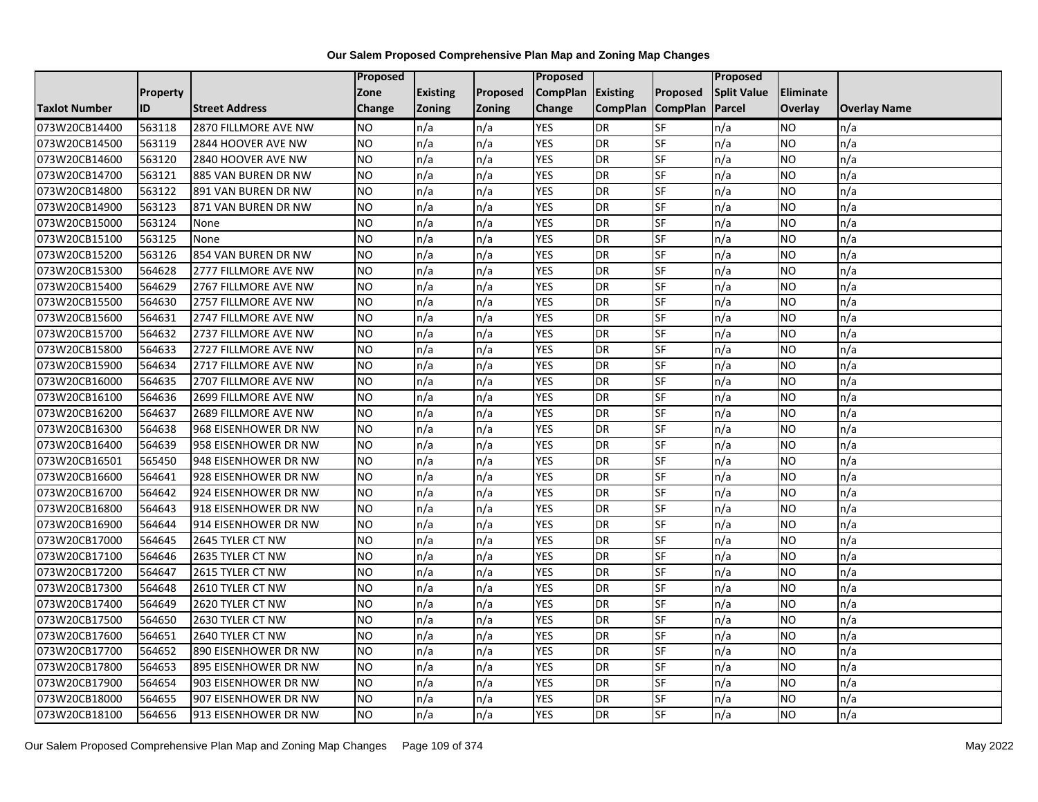**Our Salem Proposed Comprehensive Plan Map and Zoning Map Changes**

| Taxlot Number | Property ID | Street Address | Proposed Zone Change | Existing Zoning | Proposed Zoning | Proposed CompPlan Change | Existing CompPlan | Proposed CompPlan | Proposed Split Value Parcel | Eliminate Overlay | Overlay Name |
|---|---|---|---|---|---|---|---|---|---|---|---|
| 073W20CB14400 | 563118 | 2870 FILLMORE AVE NW | NO | n/a | n/a | YES | DR | SF | n/a | NO | n/a |
| 073W20CB14500 | 563119 | 2844 HOOVER AVE NW | NO | n/a | n/a | YES | DR | SF | n/a | NO | n/a |
| 073W20CB14600 | 563120 | 2840 HOOVER AVE NW | NO | n/a | n/a | YES | DR | SF | n/a | NO | n/a |
| 073W20CB14700 | 563121 | 885 VAN BUREN DR NW | NO | n/a | n/a | YES | DR | SF | n/a | NO | n/a |
| 073W20CB14800 | 563122 | 891 VAN BUREN DR NW | NO | n/a | n/a | YES | DR | SF | n/a | NO | n/a |
| 073W20CB14900 | 563123 | 871 VAN BUREN DR NW | NO | n/a | n/a | YES | DR | SF | n/a | NO | n/a |
| 073W20CB15000 | 563124 | None | NO | n/a | n/a | YES | DR | SF | n/a | NO | n/a |
| 073W20CB15100 | 563125 | None | NO | n/a | n/a | YES | DR | SF | n/a | NO | n/a |
| 073W20CB15200 | 563126 | 854 VAN BUREN DR NW | NO | n/a | n/a | YES | DR | SF | n/a | NO | n/a |
| 073W20CB15300 | 564628 | 2777 FILLMORE AVE NW | NO | n/a | n/a | YES | DR | SF | n/a | NO | n/a |
| 073W20CB15400 | 564629 | 2767 FILLMORE AVE NW | NO | n/a | n/a | YES | DR | SF | n/a | NO | n/a |
| 073W20CB15500 | 564630 | 2757 FILLMORE AVE NW | NO | n/a | n/a | YES | DR | SF | n/a | NO | n/a |
| 073W20CB15600 | 564631 | 2747 FILLMORE AVE NW | NO | n/a | n/a | YES | DR | SF | n/a | NO | n/a |
| 073W20CB15700 | 564632 | 2737 FILLMORE AVE NW | NO | n/a | n/a | YES | DR | SF | n/a | NO | n/a |
| 073W20CB15800 | 564633 | 2727 FILLMORE AVE NW | NO | n/a | n/a | YES | DR | SF | n/a | NO | n/a |
| 073W20CB15900 | 564634 | 2717 FILLMORE AVE NW | NO | n/a | n/a | YES | DR | SF | n/a | NO | n/a |
| 073W20CB16000 | 564635 | 2707 FILLMORE AVE NW | NO | n/a | n/a | YES | DR | SF | n/a | NO | n/a |
| 073W20CB16100 | 564636 | 2699 FILLMORE AVE NW | NO | n/a | n/a | YES | DR | SF | n/a | NO | n/a |
| 073W20CB16200 | 564637 | 2689 FILLMORE AVE NW | NO | n/a | n/a | YES | DR | SF | n/a | NO | n/a |
| 073W20CB16300 | 564638 | 968 EISENHOWER DR NW | NO | n/a | n/a | YES | DR | SF | n/a | NO | n/a |
| 073W20CB16400 | 564639 | 958 EISENHOWER DR NW | NO | n/a | n/a | YES | DR | SF | n/a | NO | n/a |
| 073W20CB16501 | 565450 | 948 EISENHOWER DR NW | NO | n/a | n/a | YES | DR | SF | n/a | NO | n/a |
| 073W20CB16600 | 564641 | 928 EISENHOWER DR NW | NO | n/a | n/a | YES | DR | SF | n/a | NO | n/a |
| 073W20CB16700 | 564642 | 924 EISENHOWER DR NW | NO | n/a | n/a | YES | DR | SF | n/a | NO | n/a |
| 073W20CB16800 | 564643 | 918 EISENHOWER DR NW | NO | n/a | n/a | YES | DR | SF | n/a | NO | n/a |
| 073W20CB16900 | 564644 | 914 EISENHOWER DR NW | NO | n/a | n/a | YES | DR | SF | n/a | NO | n/a |
| 073W20CB17000 | 564645 | 2645 TYLER CT NW | NO | n/a | n/a | YES | DR | SF | n/a | NO | n/a |
| 073W20CB17100 | 564646 | 2635 TYLER CT NW | NO | n/a | n/a | YES | DR | SF | n/a | NO | n/a |
| 073W20CB17200 | 564647 | 2615 TYLER CT NW | NO | n/a | n/a | YES | DR | SF | n/a | NO | n/a |
| 073W20CB17300 | 564648 | 2610 TYLER CT NW | NO | n/a | n/a | YES | DR | SF | n/a | NO | n/a |
| 073W20CB17400 | 564649 | 2620 TYLER CT NW | NO | n/a | n/a | YES | DR | SF | n/a | NO | n/a |
| 073W20CB17500 | 564650 | 2630 TYLER CT NW | NO | n/a | n/a | YES | DR | SF | n/a | NO | n/a |
| 073W20CB17600 | 564651 | 2640 TYLER CT NW | NO | n/a | n/a | YES | DR | SF | n/a | NO | n/a |
| 073W20CB17700 | 564652 | 890 EISENHOWER DR NW | NO | n/a | n/a | YES | DR | SF | n/a | NO | n/a |
| 073W20CB17800 | 564653 | 895 EISENHOWER DR NW | NO | n/a | n/a | YES | DR | SF | n/a | NO | n/a |
| 073W20CB17900 | 564654 | 903 EISENHOWER DR NW | NO | n/a | n/a | YES | DR | SF | n/a | NO | n/a |
| 073W20CB18000 | 564655 | 907 EISENHOWER DR NW | NO | n/a | n/a | YES | DR | SF | n/a | NO | n/a |
| 073W20CB18100 | 564656 | 913 EISENHOWER DR NW | NO | n/a | n/a | YES | DR | SF | n/a | NO | n/a |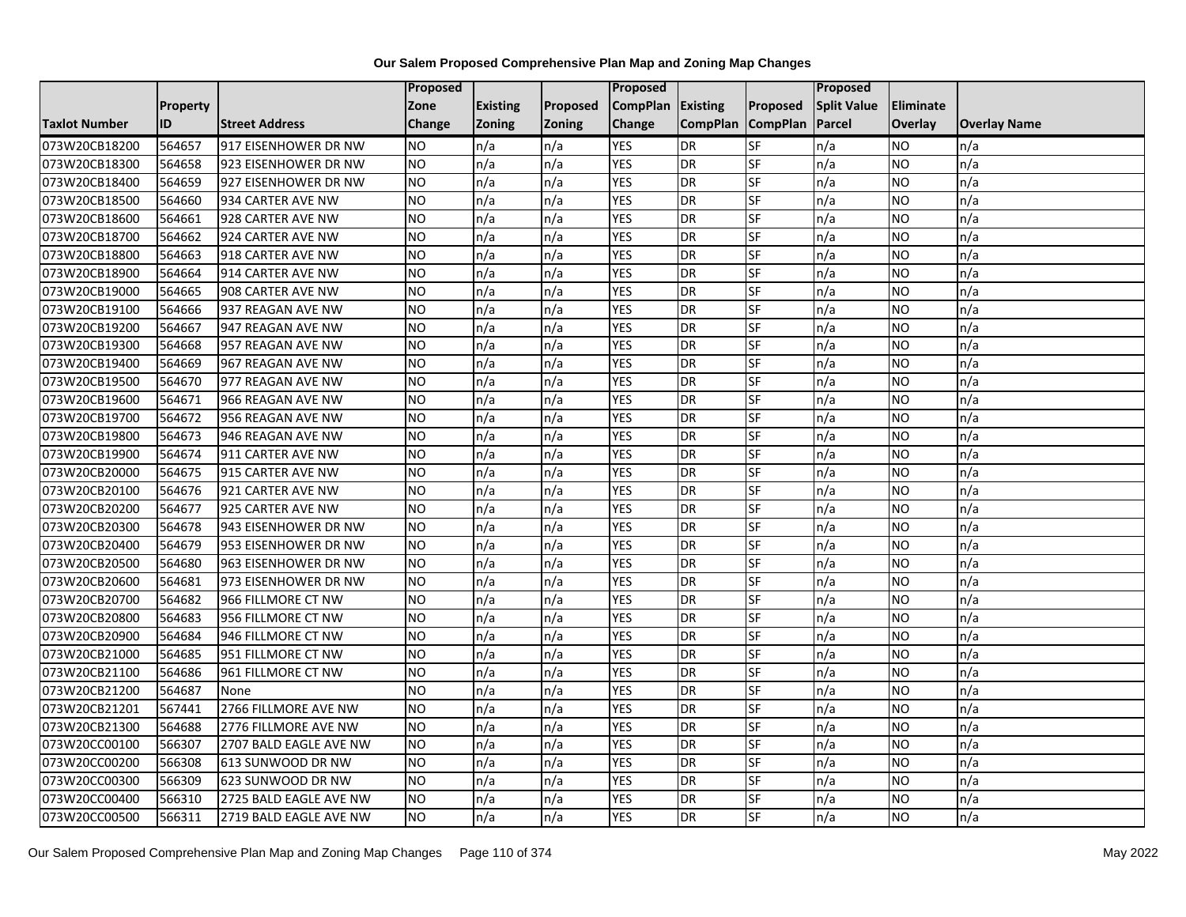**Our Salem Proposed Comprehensive Plan Map and Zoning Map Changes**

| Taxlot Number | Property ID | Street Address | Proposed Zone Change | Existing Zoning | Proposed Zoning | Proposed CompPlan Change | Existing CompPlan | Proposed CompPlan | Proposed Split Value Parcel | Eliminate Overlay | Overlay Name |
|---|---|---|---|---|---|---|---|---|---|---|---|
| 073W20CB18200 | 564657 | 917 EISENHOWER DR NW | NO | n/a | n/a | YES | DR | SF | n/a | NO | n/a |
| 073W20CB18300 | 564658 | 923 EISENHOWER DR NW | NO | n/a | n/a | YES | DR | SF | n/a | NO | n/a |
| 073W20CB18400 | 564659 | 927 EISENHOWER DR NW | NO | n/a | n/a | YES | DR | SF | n/a | NO | n/a |
| 073W20CB18500 | 564660 | 934 CARTER AVE NW | NO | n/a | n/a | YES | DR | SF | n/a | NO | n/a |
| 073W20CB18600 | 564661 | 928 CARTER AVE NW | NO | n/a | n/a | YES | DR | SF | n/a | NO | n/a |
| 073W20CB18700 | 564662 | 924 CARTER AVE NW | NO | n/a | n/a | YES | DR | SF | n/a | NO | n/a |
| 073W20CB18800 | 564663 | 918 CARTER AVE NW | NO | n/a | n/a | YES | DR | SF | n/a | NO | n/a |
| 073W20CB18900 | 564664 | 914 CARTER AVE NW | NO | n/a | n/a | YES | DR | SF | n/a | NO | n/a |
| 073W20CB19000 | 564665 | 908 CARTER AVE NW | NO | n/a | n/a | YES | DR | SF | n/a | NO | n/a |
| 073W20CB19100 | 564666 | 937 REAGAN AVE NW | NO | n/a | n/a | YES | DR | SF | n/a | NO | n/a |
| 073W20CB19200 | 564667 | 947 REAGAN AVE NW | NO | n/a | n/a | YES | DR | SF | n/a | NO | n/a |
| 073W20CB19300 | 564668 | 957 REAGAN AVE NW | NO | n/a | n/a | YES | DR | SF | n/a | NO | n/a |
| 073W20CB19400 | 564669 | 967 REAGAN AVE NW | NO | n/a | n/a | YES | DR | SF | n/a | NO | n/a |
| 073W20CB19500 | 564670 | 977 REAGAN AVE NW | NO | n/a | n/a | YES | DR | SF | n/a | NO | n/a |
| 073W20CB19600 | 564671 | 966 REAGAN AVE NW | NO | n/a | n/a | YES | DR | SF | n/a | NO | n/a |
| 073W20CB19700 | 564672 | 956 REAGAN AVE NW | NO | n/a | n/a | YES | DR | SF | n/a | NO | n/a |
| 073W20CB19800 | 564673 | 946 REAGAN AVE NW | NO | n/a | n/a | YES | DR | SF | n/a | NO | n/a |
| 073W20CB19900 | 564674 | 911 CARTER AVE NW | NO | n/a | n/a | YES | DR | SF | n/a | NO | n/a |
| 073W20CB20000 | 564675 | 915 CARTER AVE NW | NO | n/a | n/a | YES | DR | SF | n/a | NO | n/a |
| 073W20CB20100 | 564676 | 921 CARTER AVE NW | NO | n/a | n/a | YES | DR | SF | n/a | NO | n/a |
| 073W20CB20200 | 564677 | 925 CARTER AVE NW | NO | n/a | n/a | YES | DR | SF | n/a | NO | n/a |
| 073W20CB20300 | 564678 | 943 EISENHOWER DR NW | NO | n/a | n/a | YES | DR | SF | n/a | NO | n/a |
| 073W20CB20400 | 564679 | 953 EISENHOWER DR NW | NO | n/a | n/a | YES | DR | SF | n/a | NO | n/a |
| 073W20CB20500 | 564680 | 963 EISENHOWER DR NW | NO | n/a | n/a | YES | DR | SF | n/a | NO | n/a |
| 073W20CB20600 | 564681 | 973 EISENHOWER DR NW | NO | n/a | n/a | YES | DR | SF | n/a | NO | n/a |
| 073W20CB20700 | 564682 | 966 FILLMORE CT NW | NO | n/a | n/a | YES | DR | SF | n/a | NO | n/a |
| 073W20CB20800 | 564683 | 956 FILLMORE CT NW | NO | n/a | n/a | YES | DR | SF | n/a | NO | n/a |
| 073W20CB20900 | 564684 | 946 FILLMORE CT NW | NO | n/a | n/a | YES | DR | SF | n/a | NO | n/a |
| 073W20CB21000 | 564685 | 951 FILLMORE CT NW | NO | n/a | n/a | YES | DR | SF | n/a | NO | n/a |
| 073W20CB21100 | 564686 | 961 FILLMORE CT NW | NO | n/a | n/a | YES | DR | SF | n/a | NO | n/a |
| 073W20CB21200 | 564687 | None | NO | n/a | n/a | YES | DR | SF | n/a | NO | n/a |
| 073W20CB21201 | 567441 | 2766 FILLMORE AVE NW | NO | n/a | n/a | YES | DR | SF | n/a | NO | n/a |
| 073W20CB21300 | 564688 | 2776 FILLMORE AVE NW | NO | n/a | n/a | YES | DR | SF | n/a | NO | n/a |
| 073W20CC00100 | 566307 | 2707 BALD EAGLE AVE NW | NO | n/a | n/a | YES | DR | SF | n/a | NO | n/a |
| 073W20CC00200 | 566308 | 613 SUNWOOD DR NW | NO | n/a | n/a | YES | DR | SF | n/a | NO | n/a |
| 073W20CC00300 | 566309 | 623 SUNWOOD DR NW | NO | n/a | n/a | YES | DR | SF | n/a | NO | n/a |
| 073W20CC00400 | 566310 | 2725 BALD EAGLE AVE NW | NO | n/a | n/a | YES | DR | SF | n/a | NO | n/a |
| 073W20CC00500 | 566311 | 2719 BALD EAGLE AVE NW | NO | n/a | n/a | YES | DR | SF | n/a | NO | n/a |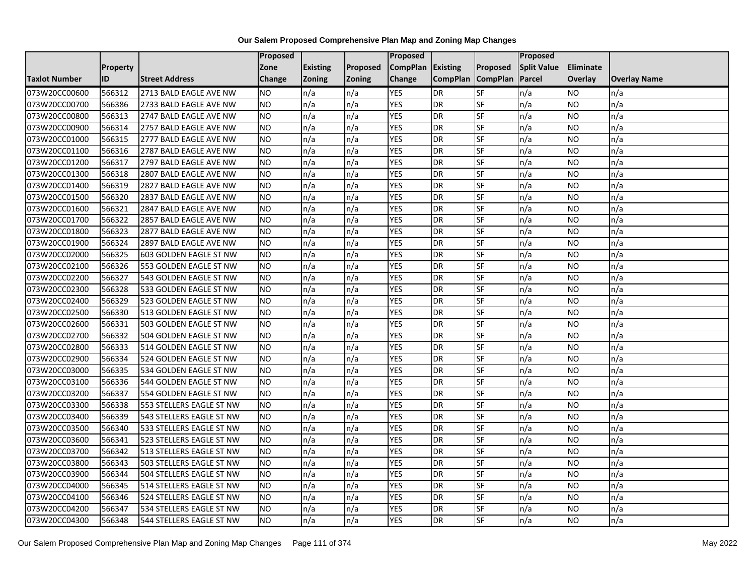**Our Salem Proposed Comprehensive Plan Map and Zoning Map Changes**

| Taxlot Number | Property ID | Street Address | Proposed Zone Change | Existing Zoning | Proposed Zoning | Proposed CompPlan Change | Existing CompPlan | Proposed CompPlan | Proposed Split Value Parcel | Eliminate Overlay | Overlay Name |
|---|---|---|---|---|---|---|---|---|---|---|---|
| 073W20CC00600 | 566312 | 2713 BALD EAGLE AVE NW | NO | n/a | n/a | YES | DR | SF | n/a | NO | n/a |
| 073W20CC00700 | 566386 | 2733 BALD EAGLE AVE NW | NO | n/a | n/a | YES | DR | SF | n/a | NO | n/a |
| 073W20CC00800 | 566313 | 2747 BALD EAGLE AVE NW | NO | n/a | n/a | YES | DR | SF | n/a | NO | n/a |
| 073W20CC00900 | 566314 | 2757 BALD EAGLE AVE NW | NO | n/a | n/a | YES | DR | SF | n/a | NO | n/a |
| 073W20CC01000 | 566315 | 2777 BALD EAGLE AVE NW | NO | n/a | n/a | YES | DR | SF | n/a | NO | n/a |
| 073W20CC01100 | 566316 | 2787 BALD EAGLE AVE NW | NO | n/a | n/a | YES | DR | SF | n/a | NO | n/a |
| 073W20CC01200 | 566317 | 2797 BALD EAGLE AVE NW | NO | n/a | n/a | YES | DR | SF | n/a | NO | n/a |
| 073W20CC01300 | 566318 | 2807 BALD EAGLE AVE NW | NO | n/a | n/a | YES | DR | SF | n/a | NO | n/a |
| 073W20CC01400 | 566319 | 2827 BALD EAGLE AVE NW | NO | n/a | n/a | YES | DR | SF | n/a | NO | n/a |
| 073W20CC01500 | 566320 | 2837 BALD EAGLE AVE NW | NO | n/a | n/a | YES | DR | SF | n/a | NO | n/a |
| 073W20CC01600 | 566321 | 2847 BALD EAGLE AVE NW | NO | n/a | n/a | YES | DR | SF | n/a | NO | n/a |
| 073W20CC01700 | 566322 | 2857 BALD EAGLE AVE NW | NO | n/a | n/a | YES | DR | SF | n/a | NO | n/a |
| 073W20CC01800 | 566323 | 2877 BALD EAGLE AVE NW | NO | n/a | n/a | YES | DR | SF | n/a | NO | n/a |
| 073W20CC01900 | 566324 | 2897 BALD EAGLE AVE NW | NO | n/a | n/a | YES | DR | SF | n/a | NO | n/a |
| 073W20CC02000 | 566325 | 603 GOLDEN EAGLE ST NW | NO | n/a | n/a | YES | DR | SF | n/a | NO | n/a |
| 073W20CC02100 | 566326 | 553 GOLDEN EAGLE ST NW | NO | n/a | n/a | YES | DR | SF | n/a | NO | n/a |
| 073W20CC02200 | 566327 | 543 GOLDEN EAGLE ST NW | NO | n/a | n/a | YES | DR | SF | n/a | NO | n/a |
| 073W20CC02300 | 566328 | 533 GOLDEN EAGLE ST NW | NO | n/a | n/a | YES | DR | SF | n/a | NO | n/a |
| 073W20CC02400 | 566329 | 523 GOLDEN EAGLE ST NW | NO | n/a | n/a | YES | DR | SF | n/a | NO | n/a |
| 073W20CC02500 | 566330 | 513 GOLDEN EAGLE ST NW | NO | n/a | n/a | YES | DR | SF | n/a | NO | n/a |
| 073W20CC02600 | 566331 | 503 GOLDEN EAGLE ST NW | NO | n/a | n/a | YES | DR | SF | n/a | NO | n/a |
| 073W20CC02700 | 566332 | 504 GOLDEN EAGLE ST NW | NO | n/a | n/a | YES | DR | SF | n/a | NO | n/a |
| 073W20CC02800 | 566333 | 514 GOLDEN EAGLE ST NW | NO | n/a | n/a | YES | DR | SF | n/a | NO | n/a |
| 073W20CC02900 | 566334 | 524 GOLDEN EAGLE ST NW | NO | n/a | n/a | YES | DR | SF | n/a | NO | n/a |
| 073W20CC03000 | 566335 | 534 GOLDEN EAGLE ST NW | NO | n/a | n/a | YES | DR | SF | n/a | NO | n/a |
| 073W20CC03100 | 566336 | 544 GOLDEN EAGLE ST NW | NO | n/a | n/a | YES | DR | SF | n/a | NO | n/a |
| 073W20CC03200 | 566337 | 554 GOLDEN EAGLE ST NW | NO | n/a | n/a | YES | DR | SF | n/a | NO | n/a |
| 073W20CC03300 | 566338 | 553 STELLERS EAGLE ST NW | NO | n/a | n/a | YES | DR | SF | n/a | NO | n/a |
| 073W20CC03400 | 566339 | 543 STELLERS EAGLE ST NW | NO | n/a | n/a | YES | DR | SF | n/a | NO | n/a |
| 073W20CC03500 | 566340 | 533 STELLERS EAGLE ST NW | NO | n/a | n/a | YES | DR | SF | n/a | NO | n/a |
| 073W20CC03600 | 566341 | 523 STELLERS EAGLE ST NW | NO | n/a | n/a | YES | DR | SF | n/a | NO | n/a |
| 073W20CC03700 | 566342 | 513 STELLERS EAGLE ST NW | NO | n/a | n/a | YES | DR | SF | n/a | NO | n/a |
| 073W20CC03800 | 566343 | 503 STELLERS EAGLE ST NW | NO | n/a | n/a | YES | DR | SF | n/a | NO | n/a |
| 073W20CC03900 | 566344 | 504 STELLERS EAGLE ST NW | NO | n/a | n/a | YES | DR | SF | n/a | NO | n/a |
| 073W20CC04000 | 566345 | 514 STELLERS EAGLE ST NW | NO | n/a | n/a | YES | DR | SF | n/a | NO | n/a |
| 073W20CC04100 | 566346 | 524 STELLERS EAGLE ST NW | NO | n/a | n/a | YES | DR | SF | n/a | NO | n/a |
| 073W20CC04200 | 566347 | 534 STELLERS EAGLE ST NW | NO | n/a | n/a | YES | DR | SF | n/a | NO | n/a |
| 073W20CC04300 | 566348 | 544 STELLERS EAGLE ST NW | NO | n/a | n/a | YES | DR | SF | n/a | NO | n/a |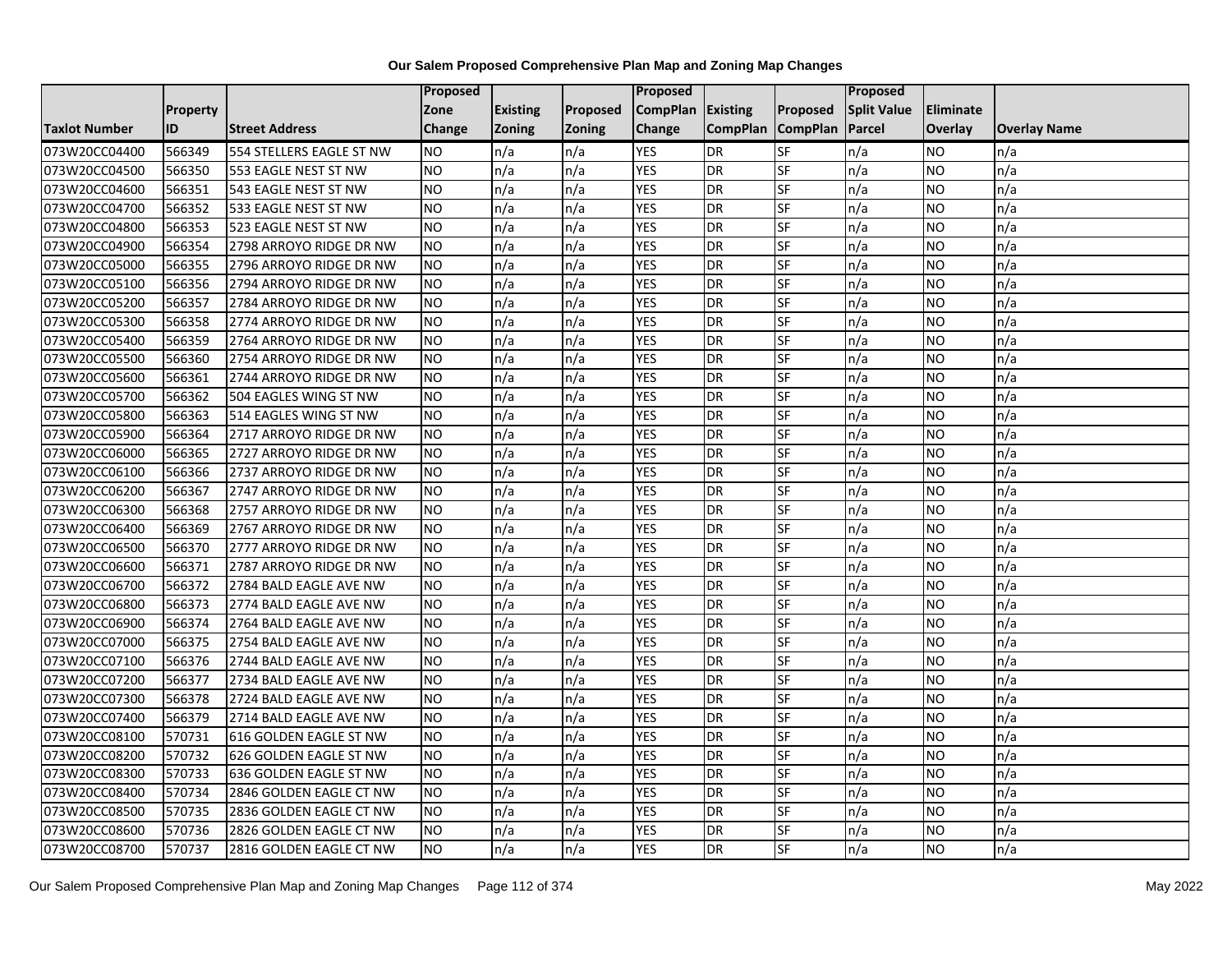**Our Salem Proposed Comprehensive Plan Map and Zoning Map Changes**

| Taxlot Number | Property ID | Street Address | Proposed Zone Change | Existing Zoning | Proposed Zoning | Proposed CompPlan Change | Existing CompPlan | Proposed CompPlan | Proposed Split Value Parcel | Eliminate Overlay | Overlay Name |
|---|---|---|---|---|---|---|---|---|---|---|---|
| 073W20CC04400 | 566349 | 554 STELLERS EAGLE ST NW | NO | n/a | n/a | YES | DR | SF | n/a | NO | n/a |
| 073W20CC04500 | 566350 | 553 EAGLE NEST ST NW | NO | n/a | n/a | YES | DR | SF | n/a | NO | n/a |
| 073W20CC04600 | 566351 | 543 EAGLE NEST ST NW | NO | n/a | n/a | YES | DR | SF | n/a | NO | n/a |
| 073W20CC04700 | 566352 | 533 EAGLE NEST ST NW | NO | n/a | n/a | YES | DR | SF | n/a | NO | n/a |
| 073W20CC04800 | 566353 | 523 EAGLE NEST ST NW | NO | n/a | n/a | YES | DR | SF | n/a | NO | n/a |
| 073W20CC04900 | 566354 | 2798 ARROYO RIDGE DR NW | NO | n/a | n/a | YES | DR | SF | n/a | NO | n/a |
| 073W20CC05000 | 566355 | 2796 ARROYO RIDGE DR NW | NO | n/a | n/a | YES | DR | SF | n/a | NO | n/a |
| 073W20CC05100 | 566356 | 2794 ARROYO RIDGE DR NW | NO | n/a | n/a | YES | DR | SF | n/a | NO | n/a |
| 073W20CC05200 | 566357 | 2784 ARROYO RIDGE DR NW | NO | n/a | n/a | YES | DR | SF | n/a | NO | n/a |
| 073W20CC05300 | 566358 | 2774 ARROYO RIDGE DR NW | NO | n/a | n/a | YES | DR | SF | n/a | NO | n/a |
| 073W20CC05400 | 566359 | 2764 ARROYO RIDGE DR NW | NO | n/a | n/a | YES | DR | SF | n/a | NO | n/a |
| 073W20CC05500 | 566360 | 2754 ARROYO RIDGE DR NW | NO | n/a | n/a | YES | DR | SF | n/a | NO | n/a |
| 073W20CC05600 | 566361 | 2744 ARROYO RIDGE DR NW | NO | n/a | n/a | YES | DR | SF | n/a | NO | n/a |
| 073W20CC05700 | 566362 | 504 EAGLES WING ST NW | NO | n/a | n/a | YES | DR | SF | n/a | NO | n/a |
| 073W20CC05800 | 566363 | 514 EAGLES WING ST NW | NO | n/a | n/a | YES | DR | SF | n/a | NO | n/a |
| 073W20CC05900 | 566364 | 2717 ARROYO RIDGE DR NW | NO | n/a | n/a | YES | DR | SF | n/a | NO | n/a |
| 073W20CC06000 | 566365 | 2727 ARROYO RIDGE DR NW | NO | n/a | n/a | YES | DR | SF | n/a | NO | n/a |
| 073W20CC06100 | 566366 | 2737 ARROYO RIDGE DR NW | NO | n/a | n/a | YES | DR | SF | n/a | NO | n/a |
| 073W20CC06200 | 566367 | 2747 ARROYO RIDGE DR NW | NO | n/a | n/a | YES | DR | SF | n/a | NO | n/a |
| 073W20CC06300 | 566368 | 2757 ARROYO RIDGE DR NW | NO | n/a | n/a | YES | DR | SF | n/a | NO | n/a |
| 073W20CC06400 | 566369 | 2767 ARROYO RIDGE DR NW | NO | n/a | n/a | YES | DR | SF | n/a | NO | n/a |
| 073W20CC06500 | 566370 | 2777 ARROYO RIDGE DR NW | NO | n/a | n/a | YES | DR | SF | n/a | NO | n/a |
| 073W20CC06600 | 566371 | 2787 ARROYO RIDGE DR NW | NO | n/a | n/a | YES | DR | SF | n/a | NO | n/a |
| 073W20CC06700 | 566372 | 2784 BALD EAGLE AVE NW | NO | n/a | n/a | YES | DR | SF | n/a | NO | n/a |
| 073W20CC06800 | 566373 | 2774 BALD EAGLE AVE NW | NO | n/a | n/a | YES | DR | SF | n/a | NO | n/a |
| 073W20CC06900 | 566374 | 2764 BALD EAGLE AVE NW | NO | n/a | n/a | YES | DR | SF | n/a | NO | n/a |
| 073W20CC07000 | 566375 | 2754 BALD EAGLE AVE NW | NO | n/a | n/a | YES | DR | SF | n/a | NO | n/a |
| 073W20CC07100 | 566376 | 2744 BALD EAGLE AVE NW | NO | n/a | n/a | YES | DR | SF | n/a | NO | n/a |
| 073W20CC07200 | 566377 | 2734 BALD EAGLE AVE NW | NO | n/a | n/a | YES | DR | SF | n/a | NO | n/a |
| 073W20CC07300 | 566378 | 2724 BALD EAGLE AVE NW | NO | n/a | n/a | YES | DR | SF | n/a | NO | n/a |
| 073W20CC07400 | 566379 | 2714 BALD EAGLE AVE NW | NO | n/a | n/a | YES | DR | SF | n/a | NO | n/a |
| 073W20CC08100 | 570731 | 616 GOLDEN EAGLE ST NW | NO | n/a | n/a | YES | DR | SF | n/a | NO | n/a |
| 073W20CC08200 | 570732 | 626 GOLDEN EAGLE ST NW | NO | n/a | n/a | YES | DR | SF | n/a | NO | n/a |
| 073W20CC08300 | 570733 | 636 GOLDEN EAGLE ST NW | NO | n/a | n/a | YES | DR | SF | n/a | NO | n/a |
| 073W20CC08400 | 570734 | 2846 GOLDEN EAGLE CT NW | NO | n/a | n/a | YES | DR | SF | n/a | NO | n/a |
| 073W20CC08500 | 570735 | 2836 GOLDEN EAGLE CT NW | NO | n/a | n/a | YES | DR | SF | n/a | NO | n/a |
| 073W20CC08600 | 570736 | 2826 GOLDEN EAGLE CT NW | NO | n/a | n/a | YES | DR | SF | n/a | NO | n/a |
| 073W20CC08700 | 570737 | 2816 GOLDEN EAGLE CT NW | NO | n/a | n/a | YES | DR | SF | n/a | NO | n/a |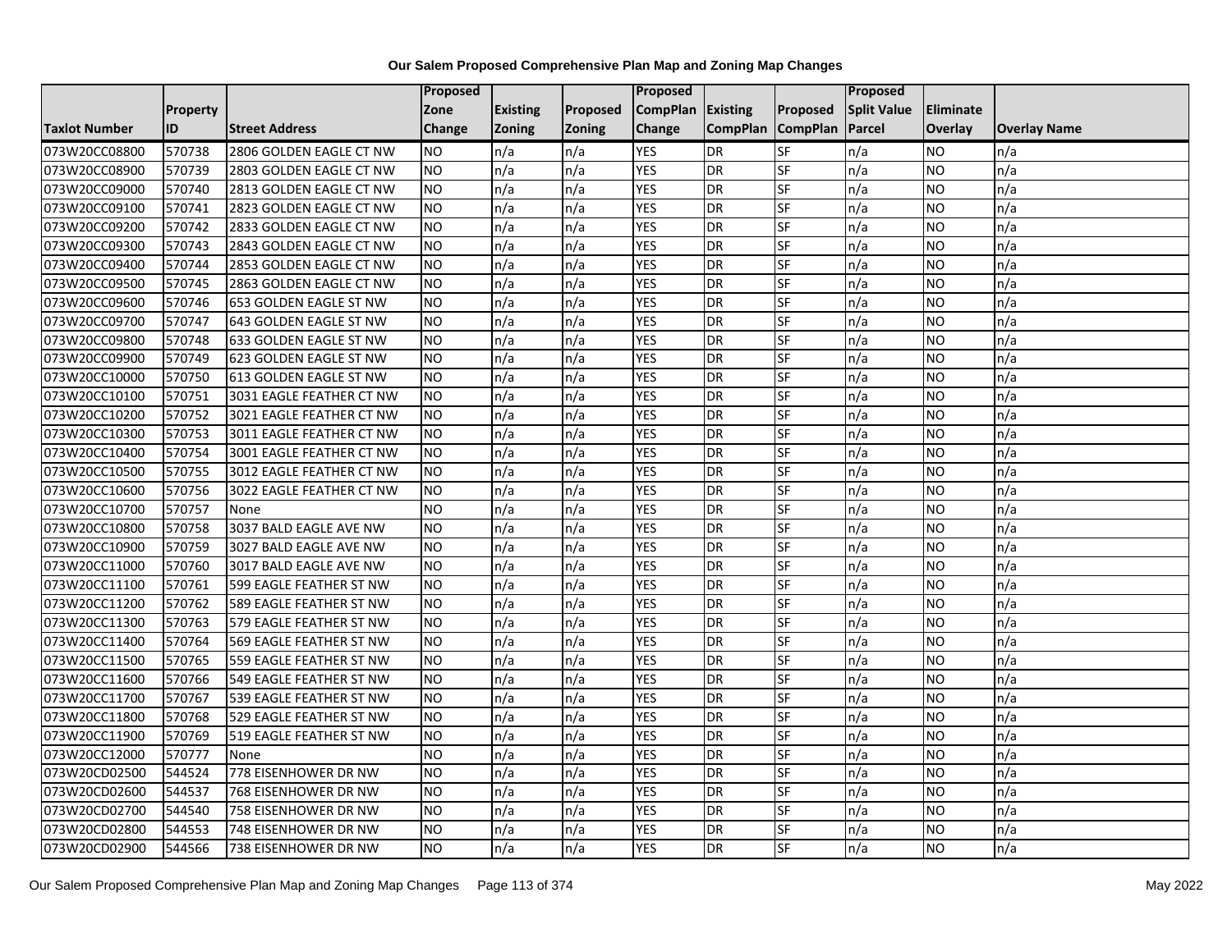# Our Salem Proposed Comprehensive Plan Map and Zoning Map Changes

| Taxlot Number | Property ID | Street Address | Proposed Zone Change | Existing Zoning | Proposed Zoning | Proposed CompPlan Change | Existing CompPlan | Proposed CompPlan | Proposed Split Value Parcel | Eliminate Overlay | Overlay Name |
|---|---|---|---|---|---|---|---|---|---|---|---|
| 073W20CC08800 | 570738 | 2806 GOLDEN EAGLE CT NW | NO | n/a | n/a | YES | DR | SF | n/a | NO | n/a |
| 073W20CC08900 | 570739 | 2803 GOLDEN EAGLE CT NW | NO | n/a | n/a | YES | DR | SF | n/a | NO | n/a |
| 073W20CC09000 | 570740 | 2813 GOLDEN EAGLE CT NW | NO | n/a | n/a | YES | DR | SF | n/a | NO | n/a |
| 073W20CC09100 | 570741 | 2823 GOLDEN EAGLE CT NW | NO | n/a | n/a | YES | DR | SF | n/a | NO | n/a |
| 073W20CC09200 | 570742 | 2833 GOLDEN EAGLE CT NW | NO | n/a | n/a | YES | DR | SF | n/a | NO | n/a |
| 073W20CC09300 | 570743 | 2843 GOLDEN EAGLE CT NW | NO | n/a | n/a | YES | DR | SF | n/a | NO | n/a |
| 073W20CC09400 | 570744 | 2853 GOLDEN EAGLE CT NW | NO | n/a | n/a | YES | DR | SF | n/a | NO | n/a |
| 073W20CC09500 | 570745 | 2863 GOLDEN EAGLE CT NW | NO | n/a | n/a | YES | DR | SF | n/a | NO | n/a |
| 073W20CC09600 | 570746 | 653 GOLDEN EAGLE ST NW | NO | n/a | n/a | YES | DR | SF | n/a | NO | n/a |
| 073W20CC09700 | 570747 | 643 GOLDEN EAGLE ST NW | NO | n/a | n/a | YES | DR | SF | n/a | NO | n/a |
| 073W20CC09800 | 570748 | 633 GOLDEN EAGLE ST NW | NO | n/a | n/a | YES | DR | SF | n/a | NO | n/a |
| 073W20CC09900 | 570749 | 623 GOLDEN EAGLE ST NW | NO | n/a | n/a | YES | DR | SF | n/a | NO | n/a |
| 073W20CC10000 | 570750 | 613 GOLDEN EAGLE ST NW | NO | n/a | n/a | YES | DR | SF | n/a | NO | n/a |
| 073W20CC10100 | 570751 | 3031 EAGLE FEATHER CT NW | NO | n/a | n/a | YES | DR | SF | n/a | NO | n/a |
| 073W20CC10200 | 570752 | 3021 EAGLE FEATHER CT NW | NO | n/a | n/a | YES | DR | SF | n/a | NO | n/a |
| 073W20CC10300 | 570753 | 3011 EAGLE FEATHER CT NW | NO | n/a | n/a | YES | DR | SF | n/a | NO | n/a |
| 073W20CC10400 | 570754 | 3001 EAGLE FEATHER CT NW | NO | n/a | n/a | YES | DR | SF | n/a | NO | n/a |
| 073W20CC10500 | 570755 | 3012 EAGLE FEATHER CT NW | NO | n/a | n/a | YES | DR | SF | n/a | NO | n/a |
| 073W20CC10600 | 570756 | 3022 EAGLE FEATHER CT NW | NO | n/a | n/a | YES | DR | SF | n/a | NO | n/a |
| 073W20CC10700 | 570757 | None | NO | n/a | n/a | YES | DR | SF | n/a | NO | n/a |
| 073W20CC10800 | 570758 | 3037 BALD EAGLE AVE NW | NO | n/a | n/a | YES | DR | SF | n/a | NO | n/a |
| 073W20CC10900 | 570759 | 3027 BALD EAGLE AVE NW | NO | n/a | n/a | YES | DR | SF | n/a | NO | n/a |
| 073W20CC11000 | 570760 | 3017 BALD EAGLE AVE NW | NO | n/a | n/a | YES | DR | SF | n/a | NO | n/a |
| 073W20CC11100 | 570761 | 599 EAGLE FEATHER ST NW | NO | n/a | n/a | YES | DR | SF | n/a | NO | n/a |
| 073W20CC11200 | 570762 | 589 EAGLE FEATHER ST NW | NO | n/a | n/a | YES | DR | SF | n/a | NO | n/a |
| 073W20CC11300 | 570763 | 579 EAGLE FEATHER ST NW | NO | n/a | n/a | YES | DR | SF | n/a | NO | n/a |
| 073W20CC11400 | 570764 | 569 EAGLE FEATHER ST NW | NO | n/a | n/a | YES | DR | SF | n/a | NO | n/a |
| 073W20CC11500 | 570765 | 559 EAGLE FEATHER ST NW | NO | n/a | n/a | YES | DR | SF | n/a | NO | n/a |
| 073W20CC11600 | 570766 | 549 EAGLE FEATHER ST NW | NO | n/a | n/a | YES | DR | SF | n/a | NO | n/a |
| 073W20CC11700 | 570767 | 539 EAGLE FEATHER ST NW | NO | n/a | n/a | YES | DR | SF | n/a | NO | n/a |
| 073W20CC11800 | 570768 | 529 EAGLE FEATHER ST NW | NO | n/a | n/a | YES | DR | SF | n/a | NO | n/a |
| 073W20CC11900 | 570769 | 519 EAGLE FEATHER ST NW | NO | n/a | n/a | YES | DR | SF | n/a | NO | n/a |
| 073W20CC12000 | 570777 | None | NO | n/a | n/a | YES | DR | SF | n/a | NO | n/a |
| 073W20CD02500 | 544524 | 778 EISENHOWER DR NW | NO | n/a | n/a | YES | DR | SF | n/a | NO | n/a |
| 073W20CD02600 | 544537 | 768 EISENHOWER DR NW | NO | n/a | n/a | YES | DR | SF | n/a | NO | n/a |
| 073W20CD02700 | 544540 | 758 EISENHOWER DR NW | NO | n/a | n/a | YES | DR | SF | n/a | NO | n/a |
| 073W20CD02800 | 544553 | 748 EISENHOWER DR NW | NO | n/a | n/a | YES | DR | SF | n/a | NO | n/a |
| 073W20CD02900 | 544566 | 738 EISENHOWER DR NW | NO | n/a | n/a | YES | DR | SF | n/a | NO | n/a |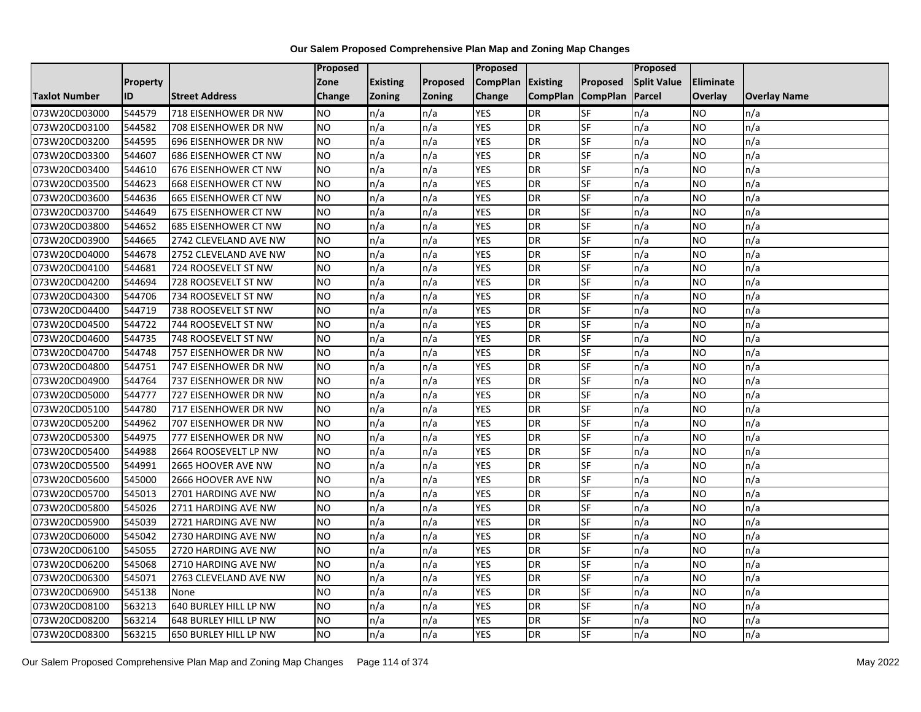**Our Salem Proposed Comprehensive Plan Map and Zoning Map Changes**

| Taxlot Number | Property ID | Street Address | Proposed Zone Change | Existing Zoning | Proposed Zoning | Proposed CompPlan Change | Existing CompPlan | Proposed CompPlan | Proposed Split Value Parcel | Eliminate Overlay | Overlay Name |
|---|---|---|---|---|---|---|---|---|---|---|---|
| 073W20CD03000 | 544579 | 718 EISENHOWER DR NW | NO | n/a | n/a | YES | DR | SF | n/a | NO | n/a |
| 073W20CD03100 | 544582 | 708 EISENHOWER DR NW | NO | n/a | n/a | YES | DR | SF | n/a | NO | n/a |
| 073W20CD03200 | 544595 | 696 EISENHOWER DR NW | NO | n/a | n/a | YES | DR | SF | n/a | NO | n/a |
| 073W20CD03300 | 544607 | 686 EISENHOWER CT NW | NO | n/a | n/a | YES | DR | SF | n/a | NO | n/a |
| 073W20CD03400 | 544610 | 676 EISENHOWER CT NW | NO | n/a | n/a | YES | DR | SF | n/a | NO | n/a |
| 073W20CD03500 | 544623 | 668 EISENHOWER CT NW | NO | n/a | n/a | YES | DR | SF | n/a | NO | n/a |
| 073W20CD03600 | 544636 | 665 EISENHOWER CT NW | NO | n/a | n/a | YES | DR | SF | n/a | NO | n/a |
| 073W20CD03700 | 544649 | 675 EISENHOWER CT NW | NO | n/a | n/a | YES | DR | SF | n/a | NO | n/a |
| 073W20CD03800 | 544652 | 685 EISENHOWER CT NW | NO | n/a | n/a | YES | DR | SF | n/a | NO | n/a |
| 073W20CD03900 | 544665 | 2742 CLEVELAND AVE NW | NO | n/a | n/a | YES | DR | SF | n/a | NO | n/a |
| 073W20CD04000 | 544678 | 2752 CLEVELAND AVE NW | NO | n/a | n/a | YES | DR | SF | n/a | NO | n/a |
| 073W20CD04100 | 544681 | 724 ROOSEVELT ST NW | NO | n/a | n/a | YES | DR | SF | n/a | NO | n/a |
| 073W20CD04200 | 544694 | 728 ROOSEVELT ST NW | NO | n/a | n/a | YES | DR | SF | n/a | NO | n/a |
| 073W20CD04300 | 544706 | 734 ROOSEVELT ST NW | NO | n/a | n/a | YES | DR | SF | n/a | NO | n/a |
| 073W20CD04400 | 544719 | 738 ROOSEVELT ST NW | NO | n/a | n/a | YES | DR | SF | n/a | NO | n/a |
| 073W20CD04500 | 544722 | 744 ROOSEVELT ST NW | NO | n/a | n/a | YES | DR | SF | n/a | NO | n/a |
| 073W20CD04600 | 544735 | 748 ROOSEVELT ST NW | NO | n/a | n/a | YES | DR | SF | n/a | NO | n/a |
| 073W20CD04700 | 544748 | 757 EISENHOWER DR NW | NO | n/a | n/a | YES | DR | SF | n/a | NO | n/a |
| 073W20CD04800 | 544751 | 747 EISENHOWER DR NW | NO | n/a | n/a | YES | DR | SF | n/a | NO | n/a |
| 073W20CD04900 | 544764 | 737 EISENHOWER DR NW | NO | n/a | n/a | YES | DR | SF | n/a | NO | n/a |
| 073W20CD05000 | 544777 | 727 EISENHOWER DR NW | NO | n/a | n/a | YES | DR | SF | n/a | NO | n/a |
| 073W20CD05100 | 544780 | 717 EISENHOWER DR NW | NO | n/a | n/a | YES | DR | SF | n/a | NO | n/a |
| 073W20CD05200 | 544962 | 707 EISENHOWER DR NW | NO | n/a | n/a | YES | DR | SF | n/a | NO | n/a |
| 073W20CD05300 | 544975 | 777 EISENHOWER DR NW | NO | n/a | n/a | YES | DR | SF | n/a | NO | n/a |
| 073W20CD05400 | 544988 | 2664 ROOSEVELT LP NW | NO | n/a | n/a | YES | DR | SF | n/a | NO | n/a |
| 073W20CD05500 | 544991 | 2665 HOOVER AVE NW | NO | n/a | n/a | YES | DR | SF | n/a | NO | n/a |
| 073W20CD05600 | 545000 | 2666 HOOVER AVE NW | NO | n/a | n/a | YES | DR | SF | n/a | NO | n/a |
| 073W20CD05700 | 545013 | 2701 HARDING AVE NW | NO | n/a | n/a | YES | DR | SF | n/a | NO | n/a |
| 073W20CD05800 | 545026 | 2711 HARDING AVE NW | NO | n/a | n/a | YES | DR | SF | n/a | NO | n/a |
| 073W20CD05900 | 545039 | 2721 HARDING AVE NW | NO | n/a | n/a | YES | DR | SF | n/a | NO | n/a |
| 073W20CD06000 | 545042 | 2730 HARDING AVE NW | NO | n/a | n/a | YES | DR | SF | n/a | NO | n/a |
| 073W20CD06100 | 545055 | 2720 HARDING AVE NW | NO | n/a | n/a | YES | DR | SF | n/a | NO | n/a |
| 073W20CD06200 | 545068 | 2710 HARDING AVE NW | NO | n/a | n/a | YES | DR | SF | n/a | NO | n/a |
| 073W20CD06300 | 545071 | 2763 CLEVELAND AVE NW | NO | n/a | n/a | YES | DR | SF | n/a | NO | n/a |
| 073W20CD06900 | 545138 | None | NO | n/a | n/a | YES | DR | SF | n/a | NO | n/a |
| 073W20CD08100 | 563213 | 640 BURLEY HILL LP NW | NO | n/a | n/a | YES | DR | SF | n/a | NO | n/a |
| 073W20CD08200 | 563214 | 648 BURLEY HILL LP NW | NO | n/a | n/a | YES | DR | SF | n/a | NO | n/a |
| 073W20CD08300 | 563215 | 650 BURLEY HILL LP NW | NO | n/a | n/a | YES | DR | SF | n/a | NO | n/a |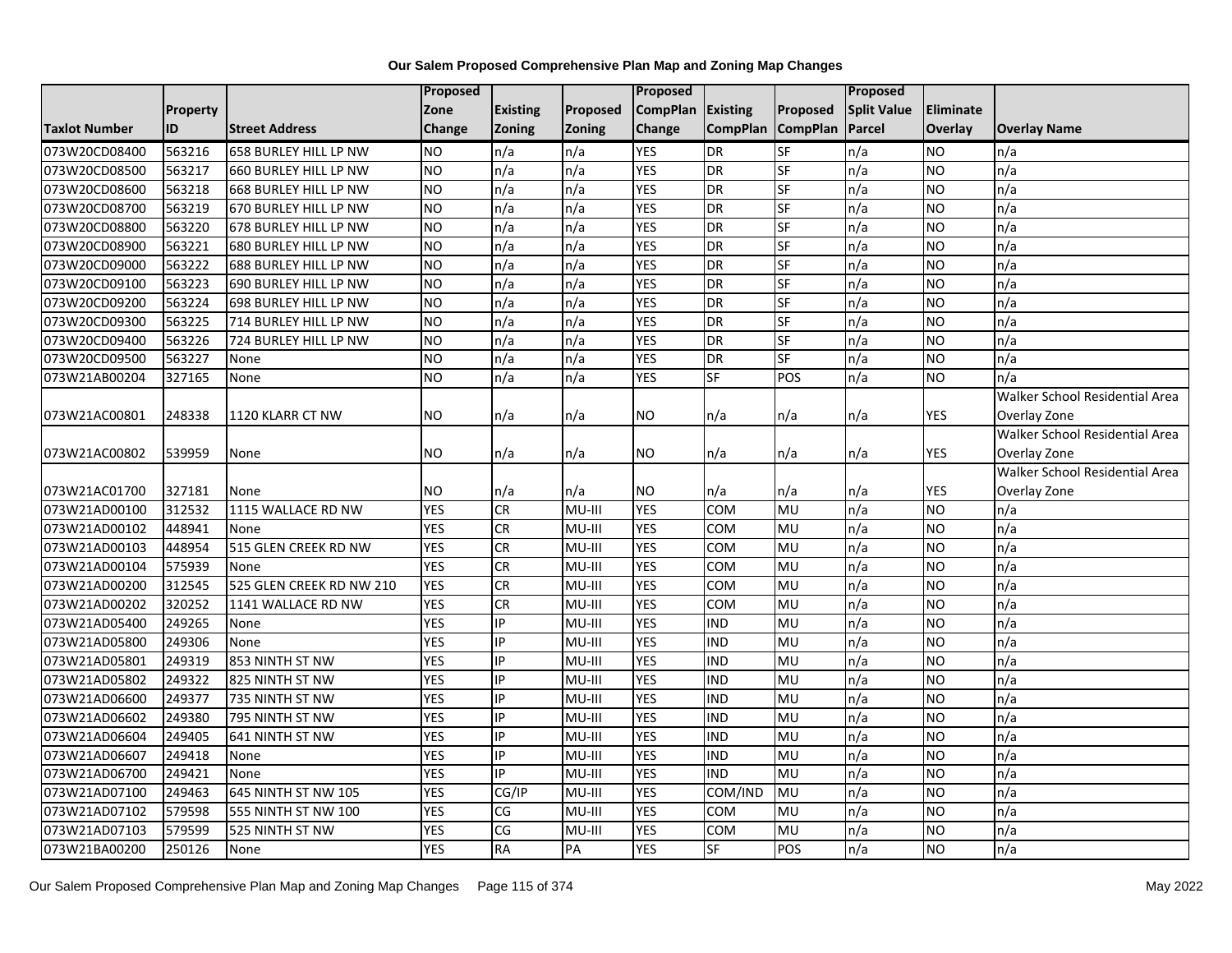## Our Salem Proposed Comprehensive Plan Map and Zoning Map Changes

| Taxlot Number | Property ID | Street Address | Proposed Zone Change | Existing Zoning | Proposed Zoning | Proposed CompPlan Change | Existing CompPlan | Proposed CompPlan | Proposed Split Value Parcel | Eliminate Overlay | Overlay Name |
|---|---|---|---|---|---|---|---|---|---|---|---|
| 073W20CD08400 | 563216 | 658 BURLEY HILL LP NW | NO | n/a | n/a | YES | DR | SF | n/a | NO | n/a |
| 073W20CD08500 | 563217 | 660 BURLEY HILL LP NW | NO | n/a | n/a | YES | DR | SF | n/a | NO | n/a |
| 073W20CD08600 | 563218 | 668 BURLEY HILL LP NW | NO | n/a | n/a | YES | DR | SF | n/a | NO | n/a |
| 073W20CD08700 | 563219 | 670 BURLEY HILL LP NW | NO | n/a | n/a | YES | DR | SF | n/a | NO | n/a |
| 073W20CD08800 | 563220 | 678 BURLEY HILL LP NW | NO | n/a | n/a | YES | DR | SF | n/a | NO | n/a |
| 073W20CD08900 | 563221 | 680 BURLEY HILL LP NW | NO | n/a | n/a | YES | DR | SF | n/a | NO | n/a |
| 073W20CD09000 | 563222 | 688 BURLEY HILL LP NW | NO | n/a | n/a | YES | DR | SF | n/a | NO | n/a |
| 073W20CD09100 | 563223 | 690 BURLEY HILL LP NW | NO | n/a | n/a | YES | DR | SF | n/a | NO | n/a |
| 073W20CD09200 | 563224 | 698 BURLEY HILL LP NW | NO | n/a | n/a | YES | DR | SF | n/a | NO | n/a |
| 073W20CD09300 | 563225 | 714 BURLEY HILL LP NW | NO | n/a | n/a | YES | DR | SF | n/a | NO | n/a |
| 073W20CD09400 | 563226 | 724 BURLEY HILL LP NW | NO | n/a | n/a | YES | DR | SF | n/a | NO | n/a |
| 073W20CD09500 | 563227 | None | NO | n/a | n/a | YES | DR | SF | n/a | NO | n/a |
| 073W21AB00204 | 327165 | None | NO | n/a | n/a | YES | SF | POS | n/a | NO | n/a |
| 073W21AC00801 | 248338 | 1120 KLARR CT NW | NO | n/a | n/a | NO | n/a | n/a | n/a | YES | Walker School Residential Area Overlay Zone |
| 073W21AC00802 | 539959 | None | NO | n/a | n/a | NO | n/a | n/a | n/a | YES | Walker School Residential Area Overlay Zone |
| 073W21AC01700 | 327181 | None | NO | n/a | n/a | NO | n/a | n/a | n/a | YES | Walker School Residential Area Overlay Zone |
| 073W21AD00100 | 312532 | 1115 WALLACE RD NW | YES | CR | MU-III | YES | COM | MU | n/a | NO | n/a |
| 073W21AD00102 | 448941 | None | YES | CR | MU-III | YES | COM | MU | n/a | NO | n/a |
| 073W21AD00103 | 448954 | 515 GLEN CREEK RD NW | YES | CR | MU-III | YES | COM | MU | n/a | NO | n/a |
| 073W21AD00104 | 575939 | None | YES | CR | MU-III | YES | COM | MU | n/a | NO | n/a |
| 073W21AD00200 | 312545 | 525 GLEN CREEK RD NW 210 | YES | CR | MU-III | YES | COM | MU | n/a | NO | n/a |
| 073W21AD00202 | 320252 | 1141 WALLACE RD NW | YES | CR | MU-III | YES | COM | MU | n/a | NO | n/a |
| 073W21AD05400 | 249265 | None | YES | IP | MU-III | YES | IND | MU | n/a | NO | n/a |
| 073W21AD05800 | 249306 | None | YES | IP | MU-III | YES | IND | MU | n/a | NO | n/a |
| 073W21AD05801 | 249319 | 853 NINTH ST NW | YES | IP | MU-III | YES | IND | MU | n/a | NO | n/a |
| 073W21AD05802 | 249322 | 825 NINTH ST NW | YES | IP | MU-III | YES | IND | MU | n/a | NO | n/a |
| 073W21AD06600 | 249377 | 735 NINTH ST NW | YES | IP | MU-III | YES | IND | MU | n/a | NO | n/a |
| 073W21AD06602 | 249380 | 795 NINTH ST NW | YES | IP | MU-III | YES | IND | MU | n/a | NO | n/a |
| 073W21AD06604 | 249405 | 641 NINTH ST NW | YES | IP | MU-III | YES | IND | MU | n/a | NO | n/a |
| 073W21AD06607 | 249418 | None | YES | IP | MU-III | YES | IND | MU | n/a | NO | n/a |
| 073W21AD06700 | 249421 | None | YES | IP | MU-III | YES | IND | MU | n/a | NO | n/a |
| 073W21AD07100 | 249463 | 645 NINTH ST NW 105 | YES | CG/IP | MU-III | YES | COM/IND | MU | n/a | NO | n/a |
| 073W21AD07102 | 579598 | 555 NINTH ST NW 100 | YES | CG | MU-III | YES | COM | MU | n/a | NO | n/a |
| 073W21AD07103 | 579599 | 525 NINTH ST NW | YES | CG | MU-III | YES | COM | MU | n/a | NO | n/a |
| 073W21BA00200 | 250126 | None | YES | RA | PA | YES | SF | POS | n/a | NO | n/a |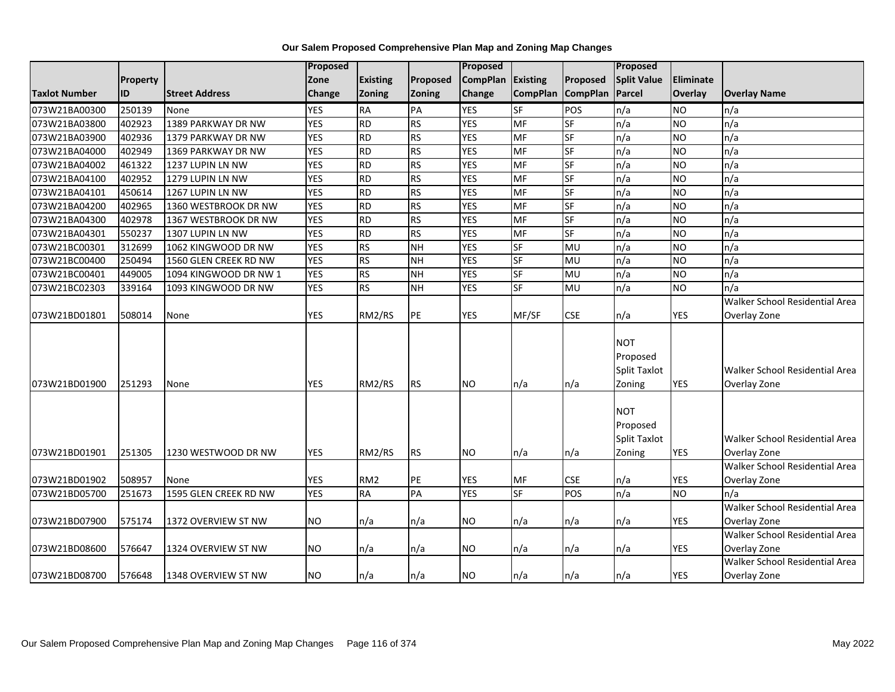**Our Salem Proposed Comprehensive Plan Map and Zoning Map Changes**

| Taxlot Number | Property ID | Street Address | Proposed Zone Change | Existing Zoning | Proposed Zoning | Proposed CompPlan Change | Existing CompPlan | Proposed CompPlan | Proposed Split Value Parcel | Eliminate Overlay | Overlay Name |
|---|---|---|---|---|---|---|---|---|---|---|---|
| 073W21BA00300 | 250139 | None | YES | RA | PA | YES | SF | POS | n/a | NO | n/a |
| 073W21BA03800 | 402923 | 1389 PARKWAY DR NW | YES | RD | RS | YES | MF | SF | n/a | NO | n/a |
| 073W21BA03900 | 402936 | 1379 PARKWAY DR NW | YES | RD | RS | YES | MF | SF | n/a | NO | n/a |
| 073W21BA04000 | 402949 | 1369 PARKWAY DR NW | YES | RD | RS | YES | MF | SF | n/a | NO | n/a |
| 073W21BA04002 | 461322 | 1237 LUPIN LN NW | YES | RD | RS | YES | MF | SF | n/a | NO | n/a |
| 073W21BA04100 | 402952 | 1279 LUPIN LN NW | YES | RD | RS | YES | MF | SF | n/a | NO | n/a |
| 073W21BA04101 | 450614 | 1267 LUPIN LN NW | YES | RD | RS | YES | MF | SF | n/a | NO | n/a |
| 073W21BA04200 | 402965 | 1360 WESTBROOK DR NW | YES | RD | RS | YES | MF | SF | n/a | NO | n/a |
| 073W21BA04300 | 402978 | 1367 WESTBROOK DR NW | YES | RD | RS | YES | MF | SF | n/a | NO | n/a |
| 073W21BA04301 | 550237 | 1307 LUPIN LN NW | YES | RD | RS | YES | MF | SF | n/a | NO | n/a |
| 073W21BC00301 | 312699 | 1062 KINGWOOD DR NW | YES | RS | NH | YES | SF | MU | n/a | NO | n/a |
| 073W21BC00400 | 250494 | 1560 GLEN CREEK RD NW | YES | RS | NH | YES | SF | MU | n/a | NO | n/a |
| 073W21BC00401 | 449005 | 1094 KINGWOOD DR NW 1 | YES | RS | NH | YES | SF | MU | n/a | NO | n/a |
| 073W21BC02303 | 339164 | 1093 KINGWOOD DR NW | YES | RS | NH | YES | SF | MU | n/a | NO | n/a |
| 073W21BD01801 | 508014 | None | YES | RM2/RS | PE | YES | MF/SF | CSE | n/a | YES | Walker School Residential Area Overlay Zone |
| 073W21BD01900 | 251293 | None | YES | RM2/RS | RS | NO | n/a | n/a | NOT Proposed Split Taxlot Zoning | YES | Walker School Residential Area Overlay Zone |
| 073W21BD01901 | 251305 | 1230 WESTWOOD DR NW | YES | RM2/RS | RS | NO | n/a | n/a | NOT Proposed Split Taxlot Zoning | YES | Walker School Residential Area Overlay Zone |
| 073W21BD01902 | 508957 | None | YES | RM2 | PE | YES | MF | CSE | n/a | YES | Walker School Residential Area Overlay Zone |
| 073W21BD05700 | 251673 | 1595 GLEN CREEK RD NW | YES | RA | PA | YES | SF | POS | n/a | NO | n/a |
| 073W21BD07900 | 575174 | 1372 OVERVIEW ST NW | NO | n/a | n/a | NO | n/a | n/a | n/a | YES | Walker School Residential Area Overlay Zone |
| 073W21BD08600 | 576647 | 1324 OVERVIEW ST NW | NO | n/a | n/a | NO | n/a | n/a | n/a | YES | Walker School Residential Area Overlay Zone |
| 073W21BD08700 | 576648 | 1348 OVERVIEW ST NW | NO | n/a | n/a | NO | n/a | n/a | n/a | YES | Walker School Residential Area Overlay Zone |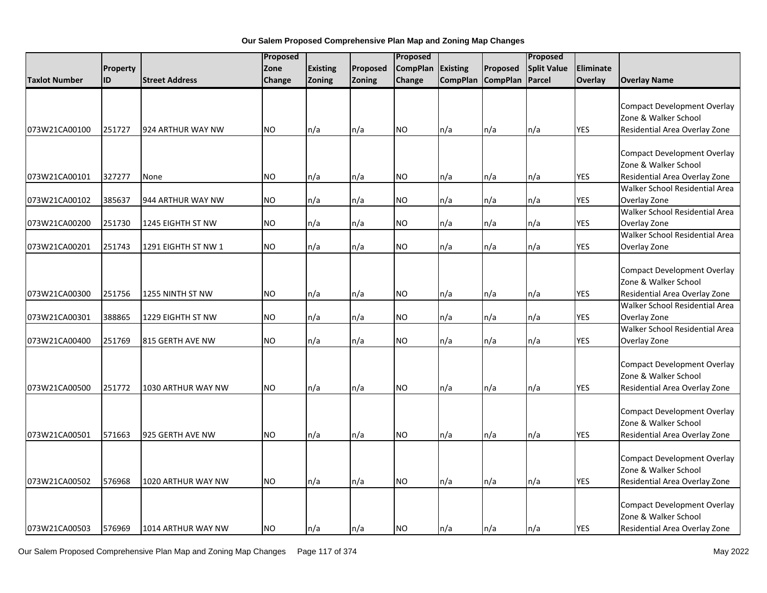**Our Salem Proposed Comprehensive Plan Map and Zoning Map Changes**

| Taxlot Number | Property ID | Street Address | Proposed Zone Change | Existing Zoning | Proposed Zoning | Proposed CompPlan Change | Existing CompPlan | Proposed CompPlan | Proposed Split Value Parcel | Eliminate Overlay | Overlay Name |
|---|---|---|---|---|---|---|---|---|---|---|---|
| 073W21CA00100 | 251727 | 924 ARTHUR WAY NW | NO | n/a | n/a | NO | n/a | n/a | n/a | YES | Compact Development Overlay Zone & Walker School Residential Area Overlay Zone |
| 073W21CA00101 | 327277 | None | NO | n/a | n/a | NO | n/a | n/a | n/a | YES | Compact Development Overlay Zone & Walker School Residential Area Overlay Zone |
| 073W21CA00102 | 385637 | 944 ARTHUR WAY NW | NO | n/a | n/a | NO | n/a | n/a | n/a | YES | Walker School Residential Area Overlay Zone |
| 073W21CA00200 | 251730 | 1245 EIGHTH ST NW | NO | n/a | n/a | NO | n/a | n/a | n/a | YES | Walker School Residential Area Overlay Zone |
| 073W21CA00201 | 251743 | 1291 EIGHTH ST NW 1 | NO | n/a | n/a | NO | n/a | n/a | n/a | YES | Walker School Residential Area Overlay Zone |
| 073W21CA00300 | 251756 | 1255 NINTH ST NW | NO | n/a | n/a | NO | n/a | n/a | n/a | YES | Compact Development Overlay Zone & Walker School Residential Area Overlay Zone |
| 073W21CA00301 | 388865 | 1229 EIGHTH ST NW | NO | n/a | n/a | NO | n/a | n/a | n/a | YES | Walker School Residential Area Overlay Zone |
| 073W21CA00400 | 251769 | 815 GERTH AVE NW | NO | n/a | n/a | NO | n/a | n/a | n/a | YES | Walker School Residential Area Overlay Zone |
| 073W21CA00500 | 251772 | 1030 ARTHUR WAY NW | NO | n/a | n/a | NO | n/a | n/a | n/a | YES | Compact Development Overlay Zone & Walker School Residential Area Overlay Zone |
| 073W21CA00501 | 571663 | 925 GERTH AVE NW | NO | n/a | n/a | NO | n/a | n/a | n/a | YES | Compact Development Overlay Zone & Walker School Residential Area Overlay Zone |
| 073W21CA00502 | 576968 | 1020 ARTHUR WAY NW | NO | n/a | n/a | NO | n/a | n/a | n/a | YES | Compact Development Overlay Zone & Walker School Residential Area Overlay Zone |
| 073W21CA00503 | 576969 | 1014 ARTHUR WAY NW | NO | n/a | n/a | NO | n/a | n/a | n/a | YES | Compact Development Overlay Zone & Walker School Residential Area Overlay Zone |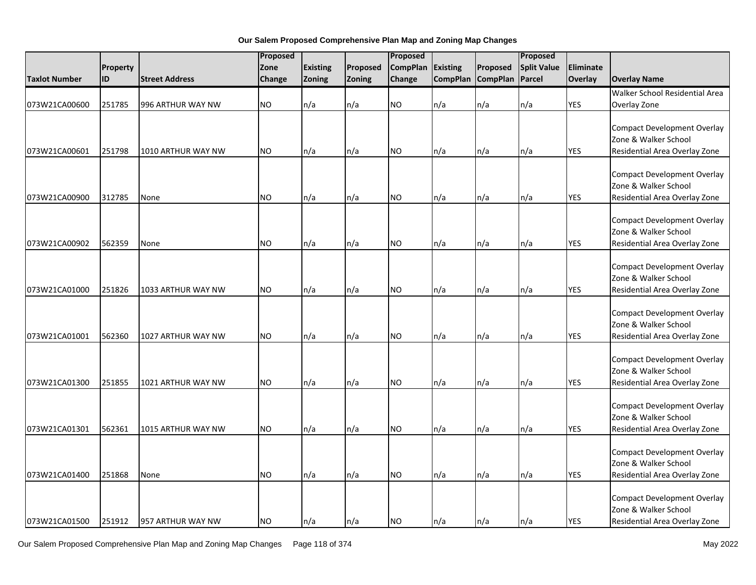**Our Salem Proposed Comprehensive Plan Map and Zoning Map Changes**

| Taxlot Number | Property ID | Street Address | Proposed Zone Change | Existing Zoning | Proposed Zoning | Proposed CompPlan Change | Existing CompPlan | Proposed CompPlan | Proposed Split Value Parcel | Eliminate Overlay | Overlay Name |
|---|---|---|---|---|---|---|---|---|---|---|---|
| 073W21CA00600 | 251785 | 996 ARTHUR WAY NW | NO | n/a | n/a | NO | n/a | n/a | n/a | YES | Walker School Residential Area Overlay Zone |
| 073W21CA00601 | 251798 | 1010 ARTHUR WAY NW | NO | n/a | n/a | NO | n/a | n/a | n/a | YES | Compact Development Overlay Zone & Walker School Residential Area Overlay Zone |
| 073W21CA00900 | 312785 | None | NO | n/a | n/a | NO | n/a | n/a | n/a | YES | Compact Development Overlay Zone & Walker School Residential Area Overlay Zone |
| 073W21CA00902 | 562359 | None | NO | n/a | n/a | NO | n/a | n/a | n/a | YES | Compact Development Overlay Zone & Walker School Residential Area Overlay Zone |
| 073W21CA01000 | 251826 | 1033 ARTHUR WAY NW | NO | n/a | n/a | NO | n/a | n/a | n/a | YES | Compact Development Overlay Zone & Walker School Residential Area Overlay Zone |
| 073W21CA01001 | 562360 | 1027 ARTHUR WAY NW | NO | n/a | n/a | NO | n/a | n/a | n/a | YES | Compact Development Overlay Zone & Walker School Residential Area Overlay Zone |
| 073W21CA01300 | 251855 | 1021 ARTHUR WAY NW | NO | n/a | n/a | NO | n/a | n/a | n/a | YES | Compact Development Overlay Zone & Walker School Residential Area Overlay Zone |
| 073W21CA01301 | 562361 | 1015 ARTHUR WAY NW | NO | n/a | n/a | NO | n/a | n/a | n/a | YES | Compact Development Overlay Zone & Walker School Residential Area Overlay Zone |
| 073W21CA01400 | 251868 | None | NO | n/a | n/a | NO | n/a | n/a | n/a | YES | Compact Development Overlay Zone & Walker School Residential Area Overlay Zone |
| 073W21CA01500 | 251912 | 957 ARTHUR WAY NW | NO | n/a | n/a | NO | n/a | n/a | n/a | YES | Compact Development Overlay Zone & Walker School Residential Area Overlay Zone |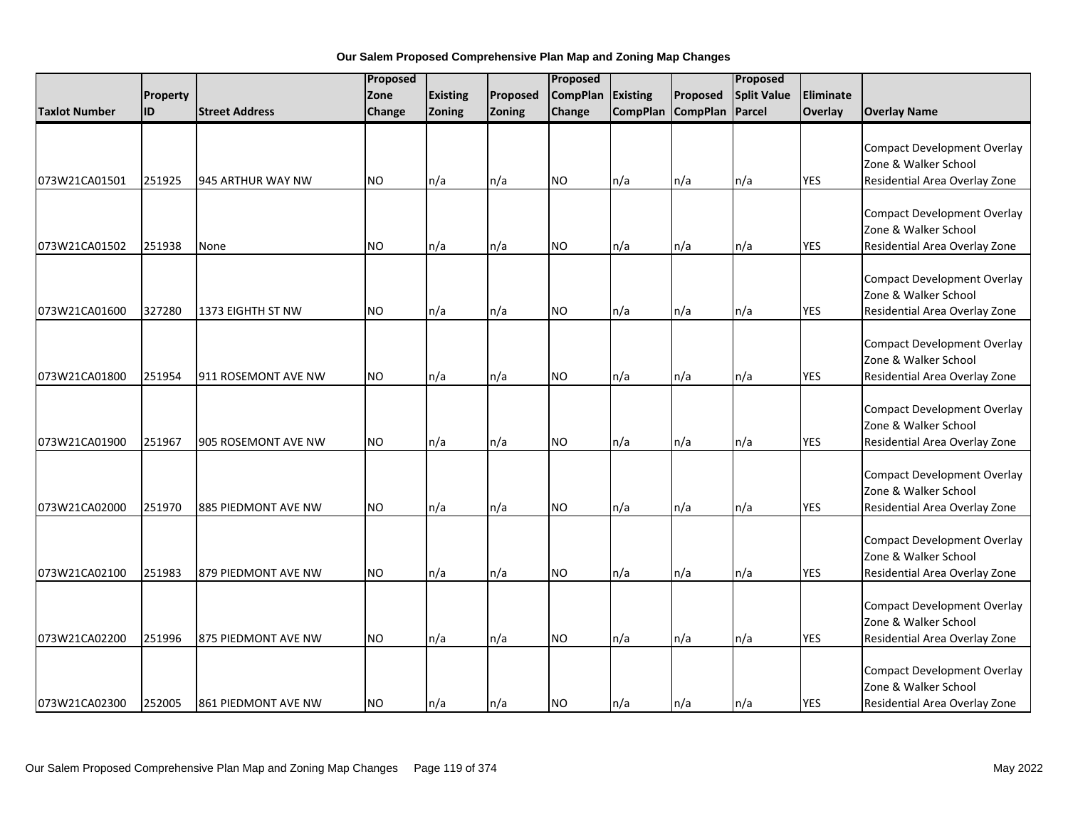**Our Salem Proposed Comprehensive Plan Map and Zoning Map Changes**

| Taxlot Number | Property ID | Street Address | Proposed Zone Change | Existing Zoning | Proposed Zoning | Proposed CompPlan Change | Existing CompPlan | Proposed CompPlan | Proposed Split Value Parcel | Eliminate Overlay | Overlay Name |
|---|---|---|---|---|---|---|---|---|---|---|---|
| 073W21CA01501 | 251925 | 945 ARTHUR WAY NW | NO | n/a | n/a | NO | n/a | n/a | n/a | YES | Compact Development Overlay Zone & Walker School Residential Area Overlay Zone |
| 073W21CA01502 | 251938 | None | NO | n/a | n/a | NO | n/a | n/a | n/a | YES | Compact Development Overlay Zone & Walker School Residential Area Overlay Zone |
| 073W21CA01600 | 327280 | 1373 EIGHTH ST NW | NO | n/a | n/a | NO | n/a | n/a | n/a | YES | Compact Development Overlay Zone & Walker School Residential Area Overlay Zone |
| 073W21CA01800 | 251954 | 911 ROSEMONT AVE NW | NO | n/a | n/a | NO | n/a | n/a | n/a | YES | Compact Development Overlay Zone & Walker School Residential Area Overlay Zone |
| 073W21CA01900 | 251967 | 905 ROSEMONT AVE NW | NO | n/a | n/a | NO | n/a | n/a | n/a | YES | Compact Development Overlay Zone & Walker School Residential Area Overlay Zone |
| 073W21CA02000 | 251970 | 885 PIEDMONT AVE NW | NO | n/a | n/a | NO | n/a | n/a | n/a | YES | Compact Development Overlay Zone & Walker School Residential Area Overlay Zone |
| 073W21CA02100 | 251983 | 879 PIEDMONT AVE NW | NO | n/a | n/a | NO | n/a | n/a | n/a | YES | Compact Development Overlay Zone & Walker School Residential Area Overlay Zone |
| 073W21CA02200 | 251996 | 875 PIEDMONT AVE NW | NO | n/a | n/a | NO | n/a | n/a | n/a | YES | Compact Development Overlay Zone & Walker School Residential Area Overlay Zone |
| 073W21CA02300 | 252005 | 861 PIEDMONT AVE NW | NO | n/a | n/a | NO | n/a | n/a | n/a | YES | Compact Development Overlay Zone & Walker School Residential Area Overlay Zone |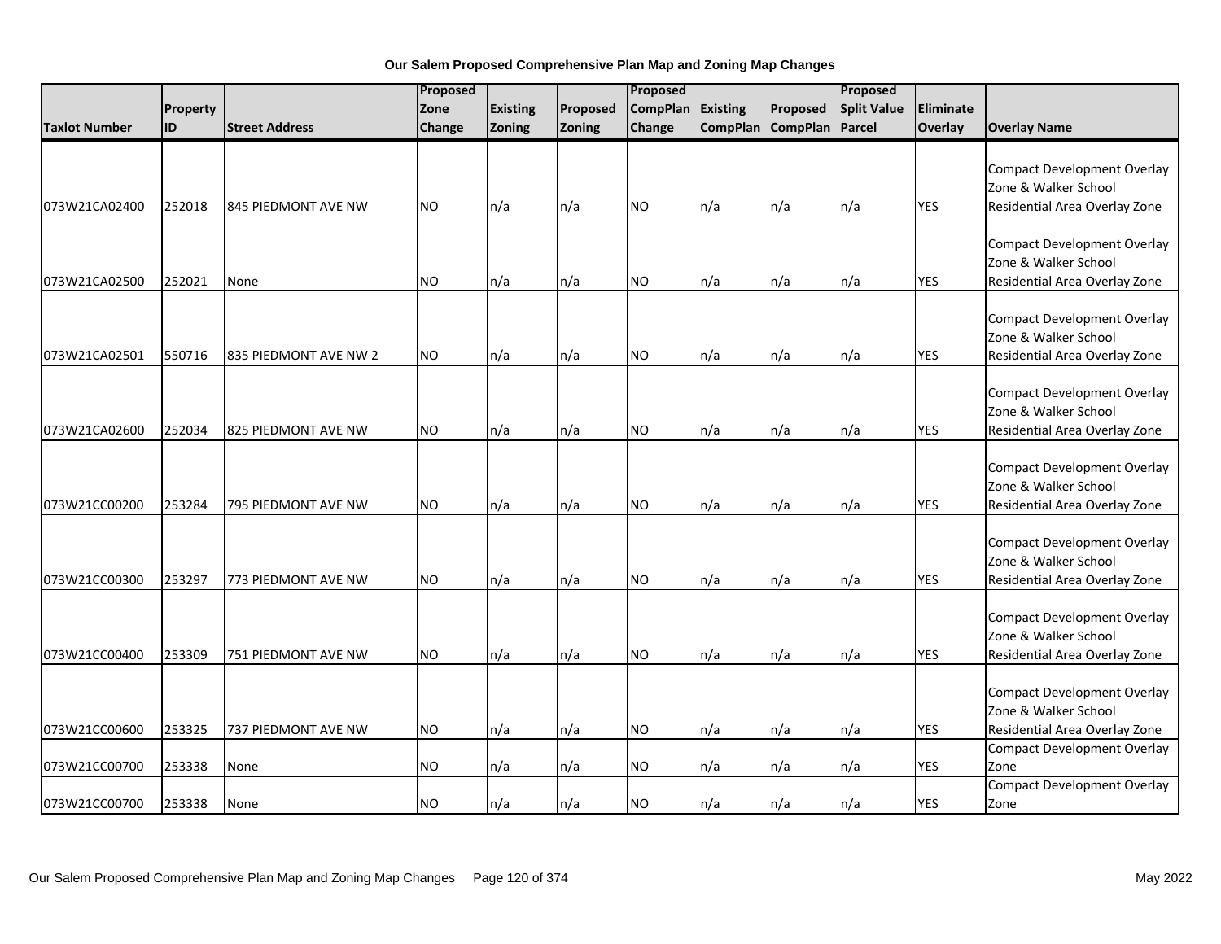**Our Salem Proposed Comprehensive Plan Map and Zoning Map Changes**

| Taxlot Number | Property ID | Street Address | Proposed Zone Change | Existing Zoning | Proposed Zoning | Proposed CompPlan Change | Existing CompPlan | Proposed CompPlan | Proposed Split Value Parcel | Eliminate Overlay | Overlay Name |
|---|---|---|---|---|---|---|---|---|---|---|---|
| 073W21CA02400 | 252018 | 845 PIEDMONT AVE NW | NO | n/a | n/a | NO | n/a | n/a | n/a | YES | Compact Development Overlay Zone & Walker School Residential Area Overlay Zone |
| 073W21CA02500 | 252021 | None | NO | n/a | n/a | NO | n/a | n/a | n/a | YES | Compact Development Overlay Zone & Walker School Residential Area Overlay Zone |
| 073W21CA02501 | 550716 | 835 PIEDMONT AVE NW 2 | NO | n/a | n/a | NO | n/a | n/a | n/a | YES | Compact Development Overlay Zone & Walker School Residential Area Overlay Zone |
| 073W21CA02600 | 252034 | 825 PIEDMONT AVE NW | NO | n/a | n/a | NO | n/a | n/a | n/a | YES | Compact Development Overlay Zone & Walker School Residential Area Overlay Zone |
| 073W21CC00200 | 253284 | 795 PIEDMONT AVE NW | NO | n/a | n/a | NO | n/a | n/a | n/a | YES | Compact Development Overlay Zone & Walker School Residential Area Overlay Zone |
| 073W21CC00300 | 253297 | 773 PIEDMONT AVE NW | NO | n/a | n/a | NO | n/a | n/a | n/a | YES | Compact Development Overlay Zone & Walker School Residential Area Overlay Zone |
| 073W21CC00400 | 253309 | 751 PIEDMONT AVE NW | NO | n/a | n/a | NO | n/a | n/a | n/a | YES | Compact Development Overlay Zone & Walker School Residential Area Overlay Zone |
| 073W21CC00600 | 253325 | 737 PIEDMONT AVE NW | NO | n/a | n/a | NO | n/a | n/a | n/a | YES | Compact Development Overlay Zone & Walker School Residential Area Overlay Zone |
| 073W21CC00700 | 253338 | None | NO | n/a | n/a | NO | n/a | n/a | n/a | YES | Compact Development Overlay Zone |
| 073W21CC00700 | 253338 | None | NO | n/a | n/a | NO | n/a | n/a | n/a | YES | Compact Development Overlay Zone |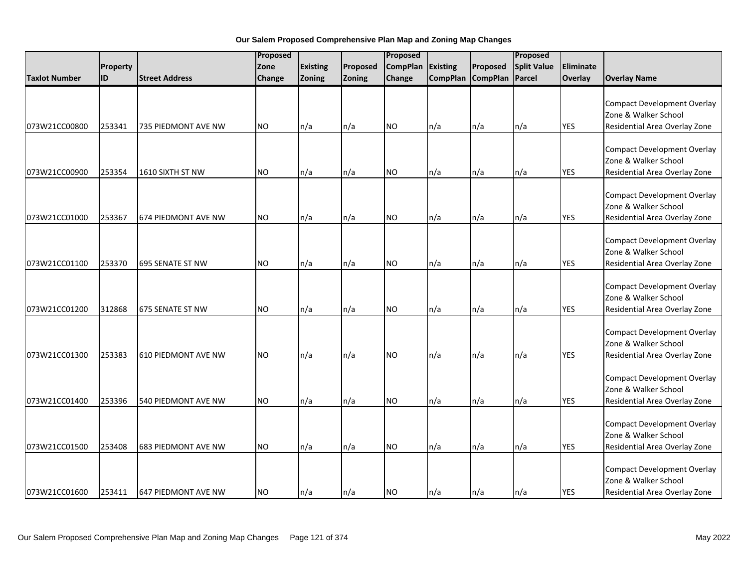**Our Salem Proposed Comprehensive Plan Map and Zoning Map Changes**

| Taxlot Number | Property ID | Street Address | Proposed Zone Change | Existing Zoning | Proposed Zoning | Proposed CompPlan Change | Existing CompPlan | Proposed CompPlan | Proposed Split Value Parcel | Eliminate Overlay | Overlay Name |
|---|---|---|---|---|---|---|---|---|---|---|---|
| 073W21CC00800 | 253341 | 735 PIEDMONT AVE NW | NO | n/a | n/a | NO | n/a | n/a | n/a | YES | Compact Development Overlay Zone & Walker School Residential Area Overlay Zone |
| 073W21CC00900 | 253354 | 1610 SIXTH ST NW | NO | n/a | n/a | NO | n/a | n/a | n/a | YES | Compact Development Overlay Zone & Walker School Residential Area Overlay Zone |
| 073W21CC01000 | 253367 | 674 PIEDMONT AVE NW | NO | n/a | n/a | NO | n/a | n/a | n/a | YES | Compact Development Overlay Zone & Walker School Residential Area Overlay Zone |
| 073W21CC01100 | 253370 | 695 SENATE ST NW | NO | n/a | n/a | NO | n/a | n/a | n/a | YES | Compact Development Overlay Zone & Walker School Residential Area Overlay Zone |
| 073W21CC01200 | 312868 | 675 SENATE ST NW | NO | n/a | n/a | NO | n/a | n/a | n/a | YES | Compact Development Overlay Zone & Walker School Residential Area Overlay Zone |
| 073W21CC01300 | 253383 | 610 PIEDMONT AVE NW | NO | n/a | n/a | NO | n/a | n/a | n/a | YES | Compact Development Overlay Zone & Walker School Residential Area Overlay Zone |
| 073W21CC01400 | 253396 | 540 PIEDMONT AVE NW | NO | n/a | n/a | NO | n/a | n/a | n/a | YES | Compact Development Overlay Zone & Walker School Residential Area Overlay Zone |
| 073W21CC01500 | 253408 | 683 PIEDMONT AVE NW | NO | n/a | n/a | NO | n/a | n/a | n/a | YES | Compact Development Overlay Zone & Walker School Residential Area Overlay Zone |
| 073W21CC01600 | 253411 | 647 PIEDMONT AVE NW | NO | n/a | n/a | NO | n/a | n/a | n/a | YES | Compact Development Overlay Zone & Walker School Residential Area Overlay Zone |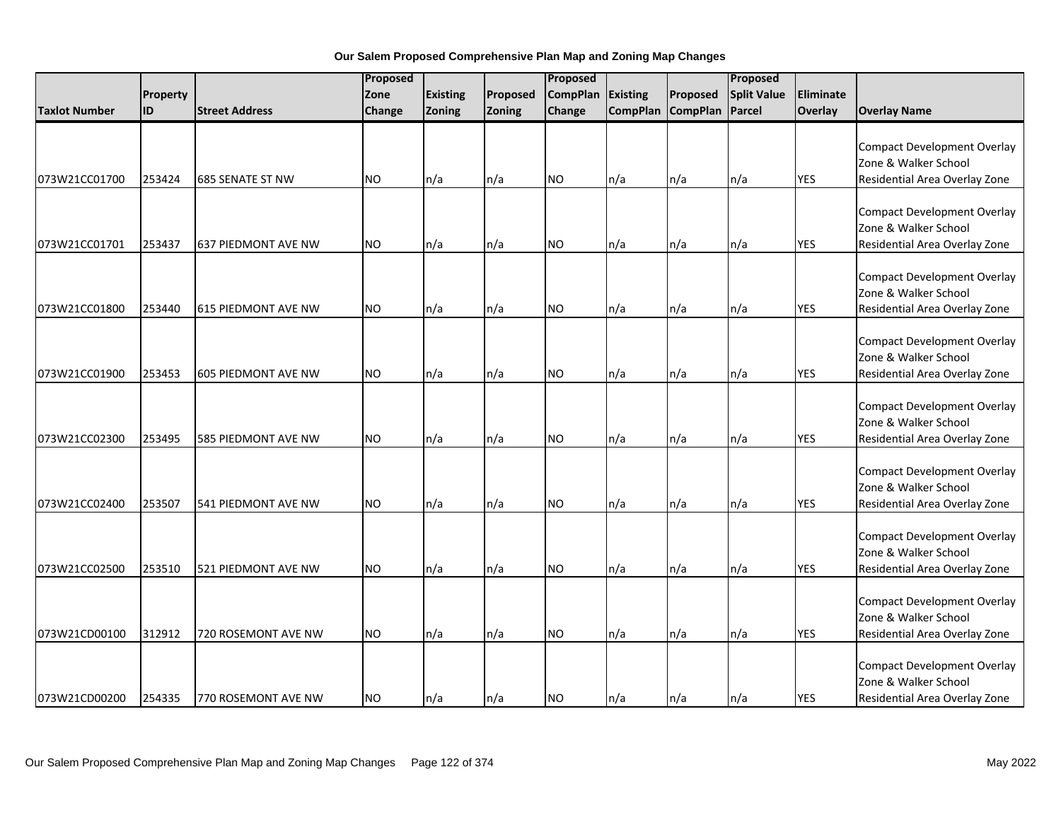**Our Salem Proposed Comprehensive Plan Map and Zoning Map Changes**

| Taxlot Number | Property ID | Street Address | Proposed Zone Change | Existing Zoning | Proposed Zoning | Proposed CompPlan Change | Existing CompPlan | Proposed CompPlan | Proposed Split Value Parcel | Eliminate Overlay | Overlay Name |
|---|---|---|---|---|---|---|---|---|---|---|---|
| 073W21CC01700 | 253424 | 685 SENATE ST NW | NO | n/a | n/a | NO | n/a | n/a | n/a | YES | Compact Development Overlay Zone & Walker School Residential Area Overlay Zone |
| 073W21CC01701 | 253437 | 637 PIEDMONT AVE NW | NO | n/a | n/a | NO | n/a | n/a | n/a | YES | Compact Development Overlay Zone & Walker School Residential Area Overlay Zone |
| 073W21CC01800 | 253440 | 615 PIEDMONT AVE NW | NO | n/a | n/a | NO | n/a | n/a | n/a | YES | Compact Development Overlay Zone & Walker School Residential Area Overlay Zone |
| 073W21CC01900 | 253453 | 605 PIEDMONT AVE NW | NO | n/a | n/a | NO | n/a | n/a | n/a | YES | Compact Development Overlay Zone & Walker School Residential Area Overlay Zone |
| 073W21CC02300 | 253495 | 585 PIEDMONT AVE NW | NO | n/a | n/a | NO | n/a | n/a | n/a | YES | Compact Development Overlay Zone & Walker School Residential Area Overlay Zone |
| 073W21CC02400 | 253507 | 541 PIEDMONT AVE NW | NO | n/a | n/a | NO | n/a | n/a | n/a | YES | Compact Development Overlay Zone & Walker School Residential Area Overlay Zone |
| 073W21CC02500 | 253510 | 521 PIEDMONT AVE NW | NO | n/a | n/a | NO | n/a | n/a | n/a | YES | Compact Development Overlay Zone & Walker School Residential Area Overlay Zone |
| 073W21CD00100 | 312912 | 720 ROSEMONT AVE NW | NO | n/a | n/a | NO | n/a | n/a | n/a | YES | Compact Development Overlay Zone & Walker School Residential Area Overlay Zone |
| 073W21CD00200 | 254335 | 770 ROSEMONT AVE NW | NO | n/a | n/a | NO | n/a | n/a | n/a | YES | Compact Development Overlay Zone & Walker School Residential Area Overlay Zone |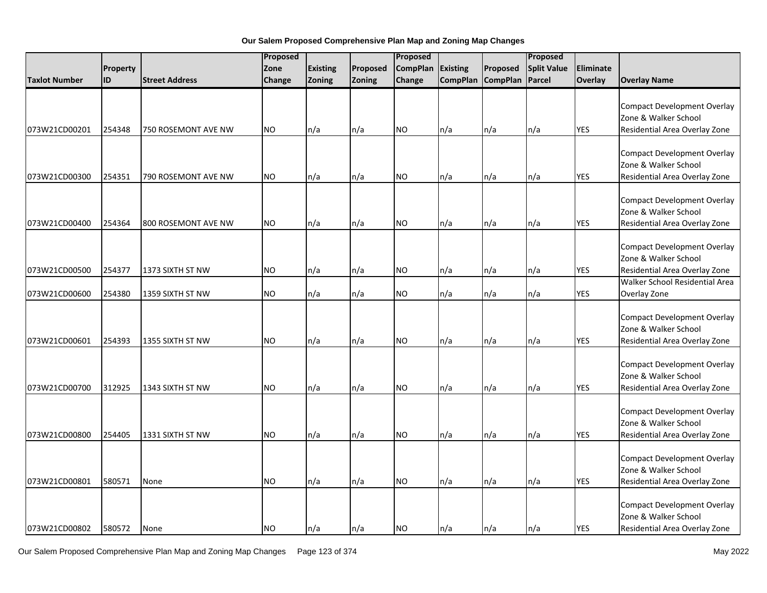**Our Salem Proposed Comprehensive Plan Map and Zoning Map Changes**

| Taxlot Number | Property ID | Street Address | Proposed Zone Change | Existing Zoning | Proposed Zoning | Proposed CompPlan Change | Existing CompPlan | Proposed CompPlan | Proposed Split Value Parcel | Eliminate Overlay | Overlay Name |
|---|---|---|---|---|---|---|---|---|---|---|---|
| 073W21CD00201 | 254348 | 750 ROSEMONT AVE NW | NO | n/a | n/a | NO | n/a | n/a | n/a | YES | Compact Development Overlay Zone & Walker School Residential Area Overlay Zone |
| 073W21CD00300 | 254351 | 790 ROSEMONT AVE NW | NO | n/a | n/a | NO | n/a | n/a | n/a | YES | Compact Development Overlay Zone & Walker School Residential Area Overlay Zone |
| 073W21CD00400 | 254364 | 800 ROSEMONT AVE NW | NO | n/a | n/a | NO | n/a | n/a | n/a | YES | Compact Development Overlay Zone & Walker School Residential Area Overlay Zone |
| 073W21CD00500 | 254377 | 1373 SIXTH ST NW | NO | n/a | n/a | NO | n/a | n/a | n/a | YES | Compact Development Overlay Zone & Walker School Residential Area Overlay Zone |
| 073W21CD00600 | 254380 | 1359 SIXTH ST NW | NO | n/a | n/a | NO | n/a | n/a | n/a | YES | Walker School Residential Area Overlay Zone |
| 073W21CD00601 | 254393 | 1355 SIXTH ST NW | NO | n/a | n/a | NO | n/a | n/a | n/a | YES | Compact Development Overlay Zone & Walker School Residential Area Overlay Zone |
| 073W21CD00700 | 312925 | 1343 SIXTH ST NW | NO | n/a | n/a | NO | n/a | n/a | n/a | YES | Compact Development Overlay Zone & Walker School Residential Area Overlay Zone |
| 073W21CD00800 | 254405 | 1331 SIXTH ST NW | NO | n/a | n/a | NO | n/a | n/a | n/a | YES | Compact Development Overlay Zone & Walker School Residential Area Overlay Zone |
| 073W21CD00801 | 580571 | None | NO | n/a | n/a | NO | n/a | n/a | n/a | YES | Compact Development Overlay Zone & Walker School Residential Area Overlay Zone |
| 073W21CD00802 | 580572 | None | NO | n/a | n/a | NO | n/a | n/a | n/a | YES | Compact Development Overlay Zone & Walker School Residential Area Overlay Zone |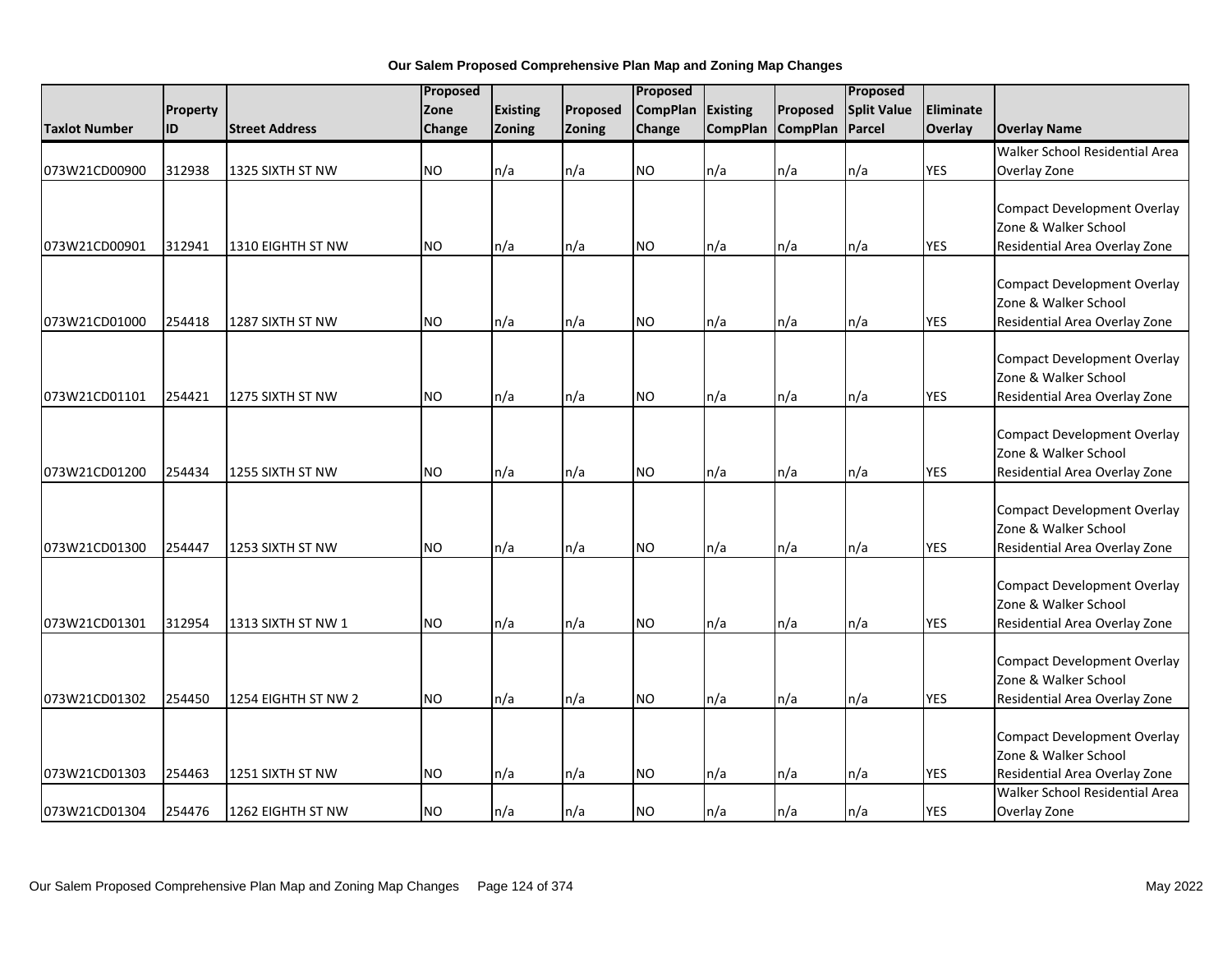**Our Salem Proposed Comprehensive Plan Map and Zoning Map Changes**

| Taxlot Number | Property ID | Street Address | Proposed Zone Change | Existing Zoning | Proposed Zoning | Proposed CompPlan Change | Existing CompPlan | Proposed CompPlan | Proposed Split Value Parcel | Eliminate Overlay | Overlay Name |
|---|---|---|---|---|---|---|---|---|---|---|---|
| 073W21CD00900 | 312938 | 1325 SIXTH ST NW | NO | n/a | n/a | NO | n/a | n/a | n/a | YES | Walker School Residential Area Overlay Zone |
| 073W21CD00901 | 312941 | 1310 EIGHTH ST NW | NO | n/a | n/a | NO | n/a | n/a | n/a | YES | Compact Development Overlay Zone & Walker School Residential Area Overlay Zone |
| 073W21CD01000 | 254418 | 1287 SIXTH ST NW | NO | n/a | n/a | NO | n/a | n/a | n/a | YES | Compact Development Overlay Zone & Walker School Residential Area Overlay Zone |
| 073W21CD01101 | 254421 | 1275 SIXTH ST NW | NO | n/a | n/a | NO | n/a | n/a | n/a | YES | Compact Development Overlay Zone & Walker School Residential Area Overlay Zone |
| 073W21CD01200 | 254434 | 1255 SIXTH ST NW | NO | n/a | n/a | NO | n/a | n/a | n/a | YES | Compact Development Overlay Zone & Walker School Residential Area Overlay Zone |
| 073W21CD01300 | 254447 | 1253 SIXTH ST NW | NO | n/a | n/a | NO | n/a | n/a | n/a | YES | Compact Development Overlay Zone & Walker School Residential Area Overlay Zone |
| 073W21CD01301 | 312954 | 1313 SIXTH ST NW 1 | NO | n/a | n/a | NO | n/a | n/a | n/a | YES | Compact Development Overlay Zone & Walker School Residential Area Overlay Zone |
| 073W21CD01302 | 254450 | 1254 EIGHTH ST NW 2 | NO | n/a | n/a | NO | n/a | n/a | n/a | YES | Compact Development Overlay Zone & Walker School Residential Area Overlay Zone |
| 073W21CD01303 | 254463 | 1251 SIXTH ST NW | NO | n/a | n/a | NO | n/a | n/a | n/a | YES | Compact Development Overlay Zone & Walker School Residential Area Overlay Zone |
| 073W21CD01304 | 254476 | 1262 EIGHTH ST NW | NO | n/a | n/a | NO | n/a | n/a | n/a | YES | Walker School Residential Area Overlay Zone |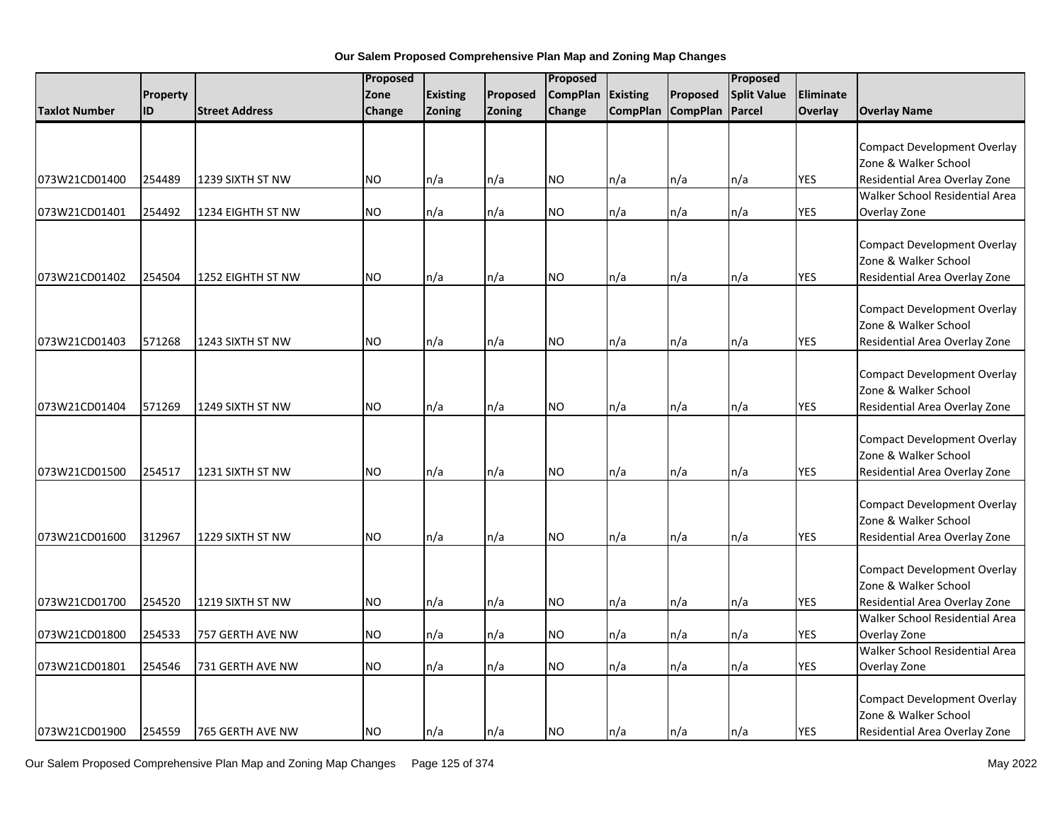**Our Salem Proposed Comprehensive Plan Map and Zoning Map Changes**

| Taxlot Number | Property ID | Street Address | Proposed Zone Change | Existing Zoning | Proposed Zoning | Proposed CompPlan Change | Existing CompPlan | Proposed CompPlan | Proposed Split Value Parcel | Eliminate Overlay | Overlay Name |
|---|---|---|---|---|---|---|---|---|---|---|---|
| 073W21CD01400 | 254489 | 1239 SIXTH ST NW | NO | n/a | n/a | NO | n/a | n/a | n/a | YES | Compact Development Overlay Zone & Walker School Residential Area Overlay Zone |
| 073W21CD01401 | 254492 | 1234 EIGHTH ST NW | NO | n/a | n/a | NO | n/a | n/a | n/a | YES | Walker School Residential Area Overlay Zone |
| 073W21CD01402 | 254504 | 1252 EIGHTH ST NW | NO | n/a | n/a | NO | n/a | n/a | n/a | YES | Compact Development Overlay Zone & Walker School Residential Area Overlay Zone |
| 073W21CD01403 | 571268 | 1243 SIXTH ST NW | NO | n/a | n/a | NO | n/a | n/a | n/a | YES | Compact Development Overlay Zone & Walker School Residential Area Overlay Zone |
| 073W21CD01404 | 571269 | 1249 SIXTH ST NW | NO | n/a | n/a | NO | n/a | n/a | n/a | YES | Compact Development Overlay Zone & Walker School Residential Area Overlay Zone |
| 073W21CD01500 | 254517 | 1231 SIXTH ST NW | NO | n/a | n/a | NO | n/a | n/a | n/a | YES | Compact Development Overlay Zone & Walker School Residential Area Overlay Zone |
| 073W21CD01600 | 312967 | 1229 SIXTH ST NW | NO | n/a | n/a | NO | n/a | n/a | n/a | YES | Compact Development Overlay Zone & Walker School Residential Area Overlay Zone |
| 073W21CD01700 | 254520 | 1219 SIXTH ST NW | NO | n/a | n/a | NO | n/a | n/a | n/a | YES | Compact Development Overlay Zone & Walker School Residential Area Overlay Zone |
| 073W21CD01800 | 254533 | 757 GERTH AVE NW | NO | n/a | n/a | NO | n/a | n/a | n/a | YES | Walker School Residential Area Overlay Zone |
| 073W21CD01801 | 254546 | 731 GERTH AVE NW | NO | n/a | n/a | NO | n/a | n/a | n/a | YES | Walker School Residential Area Overlay Zone |
| 073W21CD01900 | 254559 | 765 GERTH AVE NW | NO | n/a | n/a | NO | n/a | n/a | n/a | YES | Compact Development Overlay Zone & Walker School Residential Area Overlay Zone |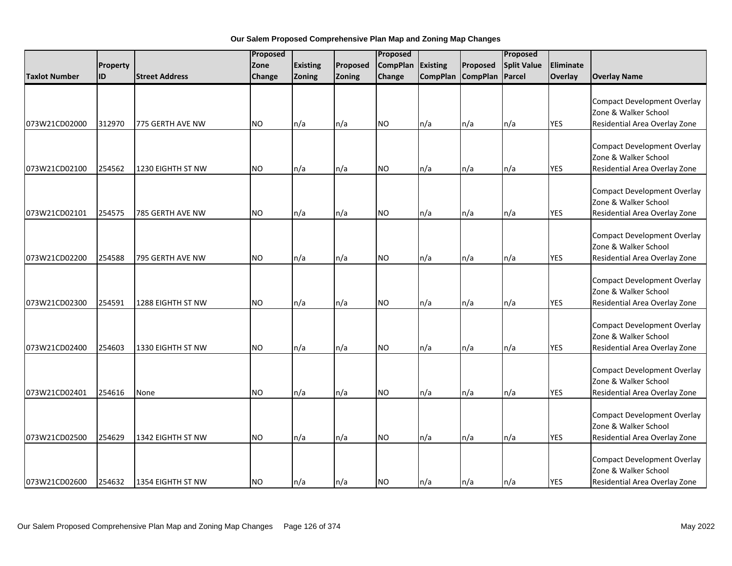**Our Salem Proposed Comprehensive Plan Map and Zoning Map Changes**

| Taxlot Number | Property ID | Street Address | Proposed Zone Change | Existing Zoning | Proposed Zoning | Proposed CompPlan Change | Existing CompPlan | Proposed CompPlan | Proposed Split Value Parcel | Eliminate Overlay | Overlay Name |
|---|---|---|---|---|---|---|---|---|---|---|---|
| 073W21CD02000 | 312970 | 775 GERTH AVE NW | NO | n/a | n/a | NO | n/a | n/a | n/a | YES | Compact Development Overlay Zone & Walker School Residential Area Overlay Zone |
| 073W21CD02100 | 254562 | 1230 EIGHTH ST NW | NO | n/a | n/a | NO | n/a | n/a | n/a | YES | Compact Development Overlay Zone & Walker School Residential Area Overlay Zone |
| 073W21CD02101 | 254575 | 785 GERTH AVE NW | NO | n/a | n/a | NO | n/a | n/a | n/a | YES | Compact Development Overlay Zone & Walker School Residential Area Overlay Zone |
| 073W21CD02200 | 254588 | 795 GERTH AVE NW | NO | n/a | n/a | NO | n/a | n/a | n/a | YES | Compact Development Overlay Zone & Walker School Residential Area Overlay Zone |
| 073W21CD02300 | 254591 | 1288 EIGHTH ST NW | NO | n/a | n/a | NO | n/a | n/a | n/a | YES | Compact Development Overlay Zone & Walker School Residential Area Overlay Zone |
| 073W21CD02400 | 254603 | 1330 EIGHTH ST NW | NO | n/a | n/a | NO | n/a | n/a | n/a | YES | Compact Development Overlay Zone & Walker School Residential Area Overlay Zone |
| 073W21CD02401 | 254616 | None | NO | n/a | n/a | NO | n/a | n/a | n/a | YES | Compact Development Overlay Zone & Walker School Residential Area Overlay Zone |
| 073W21CD02500 | 254629 | 1342 EIGHTH ST NW | NO | n/a | n/a | NO | n/a | n/a | n/a | YES | Compact Development Overlay Zone & Walker School Residential Area Overlay Zone |
| 073W21CD02600 | 254632 | 1354 EIGHTH ST NW | NO | n/a | n/a | NO | n/a | n/a | n/a | YES | Compact Development Overlay Zone & Walker School Residential Area Overlay Zone |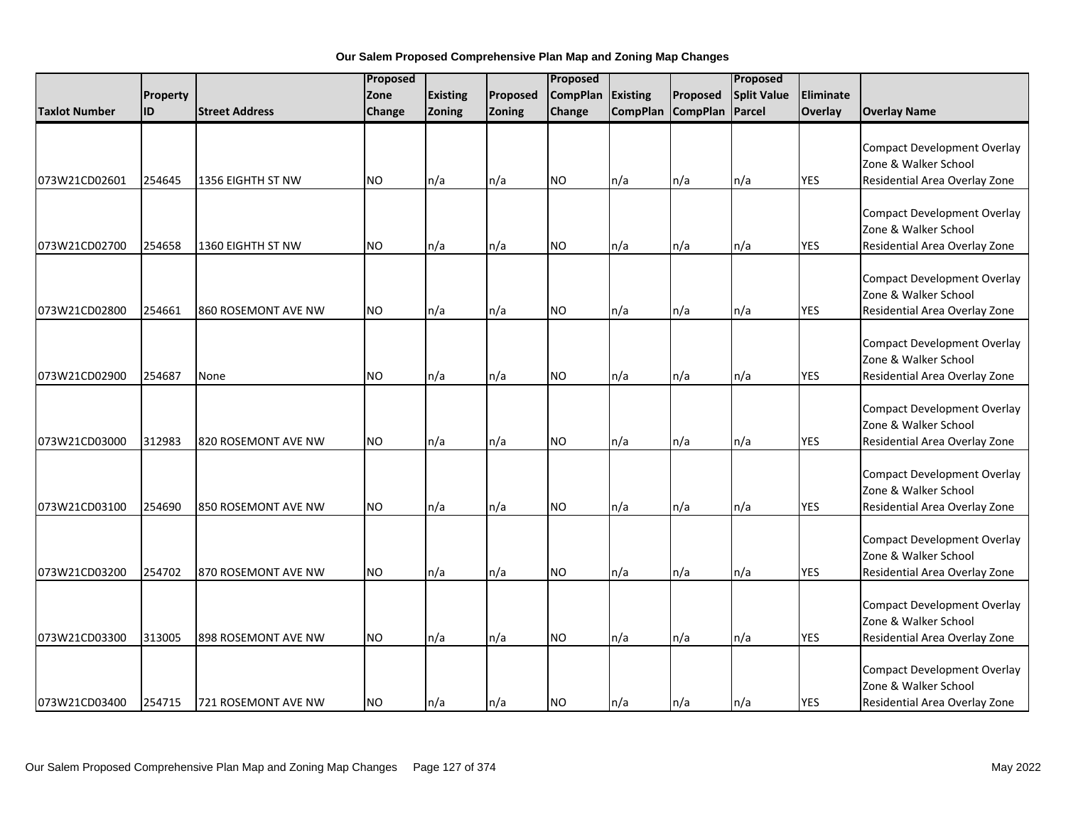**Our Salem Proposed Comprehensive Plan Map and Zoning Map Changes**

| Taxlot Number | Property ID | Street Address | Proposed Zone Change | Existing Zoning | Proposed Zoning | Proposed CompPlan Change | Existing CompPlan | Proposed CompPlan | Proposed Split Value Parcel | Eliminate Overlay | Overlay Name |
|---|---|---|---|---|---|---|---|---|---|---|---|
| 073W21CD02601 | 254645 | 1356 EIGHTH ST NW | NO | n/a | n/a | NO | n/a | n/a | n/a | YES | Compact Development Overlay Zone & Walker School Residential Area Overlay Zone |
| 073W21CD02700 | 254658 | 1360 EIGHTH ST NW | NO | n/a | n/a | NO | n/a | n/a | n/a | YES | Compact Development Overlay Zone & Walker School Residential Area Overlay Zone |
| 073W21CD02800 | 254661 | 860 ROSEMONT AVE NW | NO | n/a | n/a | NO | n/a | n/a | n/a | YES | Compact Development Overlay Zone & Walker School Residential Area Overlay Zone |
| 073W21CD02900 | 254687 | None | NO | n/a | n/a | NO | n/a | n/a | n/a | YES | Compact Development Overlay Zone & Walker School Residential Area Overlay Zone |
| 073W21CD03000 | 312983 | 820 ROSEMONT AVE NW | NO | n/a | n/a | NO | n/a | n/a | n/a | YES | Compact Development Overlay Zone & Walker School Residential Area Overlay Zone |
| 073W21CD03100 | 254690 | 850 ROSEMONT AVE NW | NO | n/a | n/a | NO | n/a | n/a | n/a | YES | Compact Development Overlay Zone & Walker School Residential Area Overlay Zone |
| 073W21CD03200 | 254702 | 870 ROSEMONT AVE NW | NO | n/a | n/a | NO | n/a | n/a | n/a | YES | Compact Development Overlay Zone & Walker School Residential Area Overlay Zone |
| 073W21CD03300 | 313005 | 898 ROSEMONT AVE NW | NO | n/a | n/a | NO | n/a | n/a | n/a | YES | Compact Development Overlay Zone & Walker School Residential Area Overlay Zone |
| 073W21CD03400 | 254715 | 721 ROSEMONT AVE NW | NO | n/a | n/a | NO | n/a | n/a | n/a | YES | Compact Development Overlay Zone & Walker School Residential Area Overlay Zone |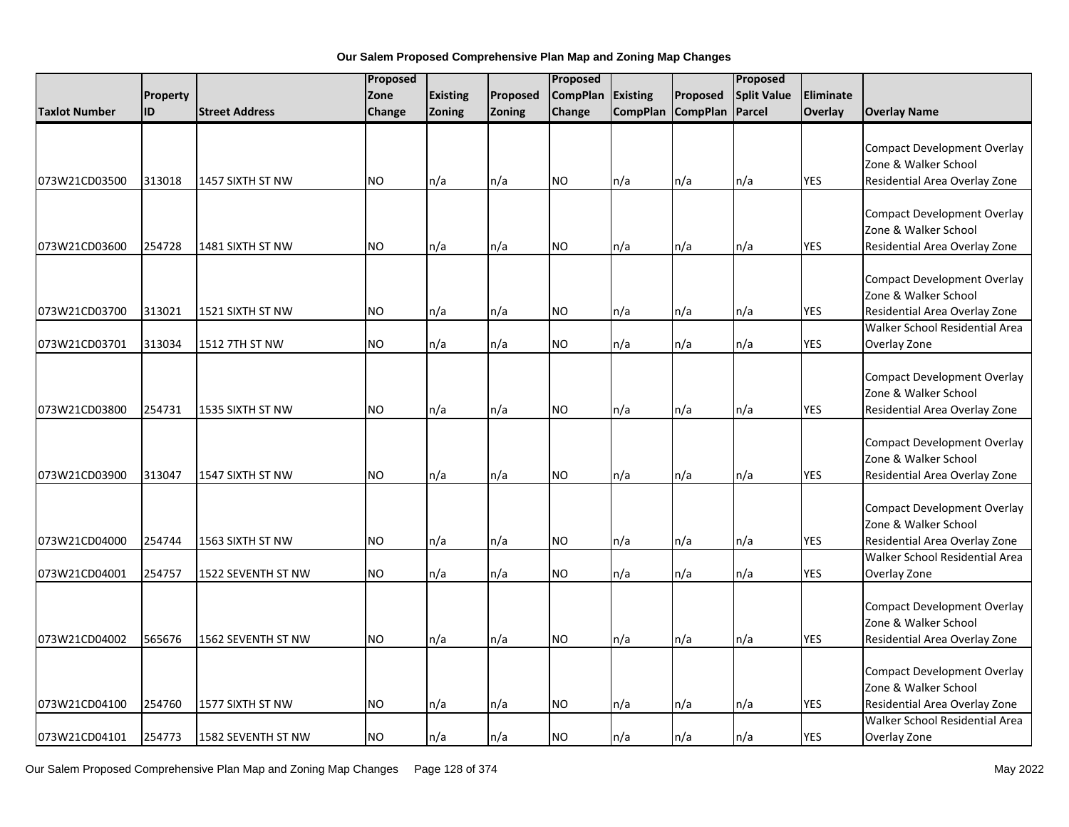# Our Salem Proposed Comprehensive Plan Map and Zoning Map Changes

| Taxlot Number | Property ID | Street Address | Proposed Zone Change | Existing Zoning | Proposed Zoning | Proposed CompPlan Change | Existing CompPlan | Proposed CompPlan | Proposed Split Value Parcel | Eliminate Overlay | Overlay Name |
|---|---|---|---|---|---|---|---|---|---|---|---|
| 073W21CD03500 | 313018 | 1457 SIXTH ST NW | NO | n/a | n/a | NO | n/a | n/a | n/a | YES | Compact Development Overlay Zone & Walker School Residential Area Overlay Zone |
| 073W21CD03600 | 254728 | 1481 SIXTH ST NW | NO | n/a | n/a | NO | n/a | n/a | n/a | YES | Compact Development Overlay Zone & Walker School Residential Area Overlay Zone |
| 073W21CD03700 | 313021 | 1521 SIXTH ST NW | NO | n/a | n/a | NO | n/a | n/a | n/a | YES | Compact Development Overlay Zone & Walker School Residential Area Overlay Zone |
| 073W21CD03701 | 313034 | 1512 7TH ST NW | NO | n/a | n/a | NO | n/a | n/a | n/a | YES | Walker School Residential Area Overlay Zone |
| 073W21CD03800 | 254731 | 1535 SIXTH ST NW | NO | n/a | n/a | NO | n/a | n/a | n/a | YES | Compact Development Overlay Zone & Walker School Residential Area Overlay Zone |
| 073W21CD03900 | 313047 | 1547 SIXTH ST NW | NO | n/a | n/a | NO | n/a | n/a | n/a | YES | Compact Development Overlay Zone & Walker School Residential Area Overlay Zone |
| 073W21CD04000 | 254744 | 1563 SIXTH ST NW | NO | n/a | n/a | NO | n/a | n/a | n/a | YES | Compact Development Overlay Zone & Walker School Residential Area Overlay Zone |
| 073W21CD04001 | 254757 | 1522 SEVENTH ST NW | NO | n/a | n/a | NO | n/a | n/a | n/a | YES | Walker School Residential Area Overlay Zone |
| 073W21CD04002 | 565676 | 1562 SEVENTH ST NW | NO | n/a | n/a | NO | n/a | n/a | n/a | YES | Compact Development Overlay Zone & Walker School Residential Area Overlay Zone |
| 073W21CD04100 | 254760 | 1577 SIXTH ST NW | NO | n/a | n/a | NO | n/a | n/a | n/a | YES | Compact Development Overlay Zone & Walker School Residential Area Overlay Zone |
| 073W21CD04101 | 254773 | 1582 SEVENTH ST NW | NO | n/a | n/a | NO | n/a | n/a | n/a | YES | Walker School Residential Area Overlay Zone |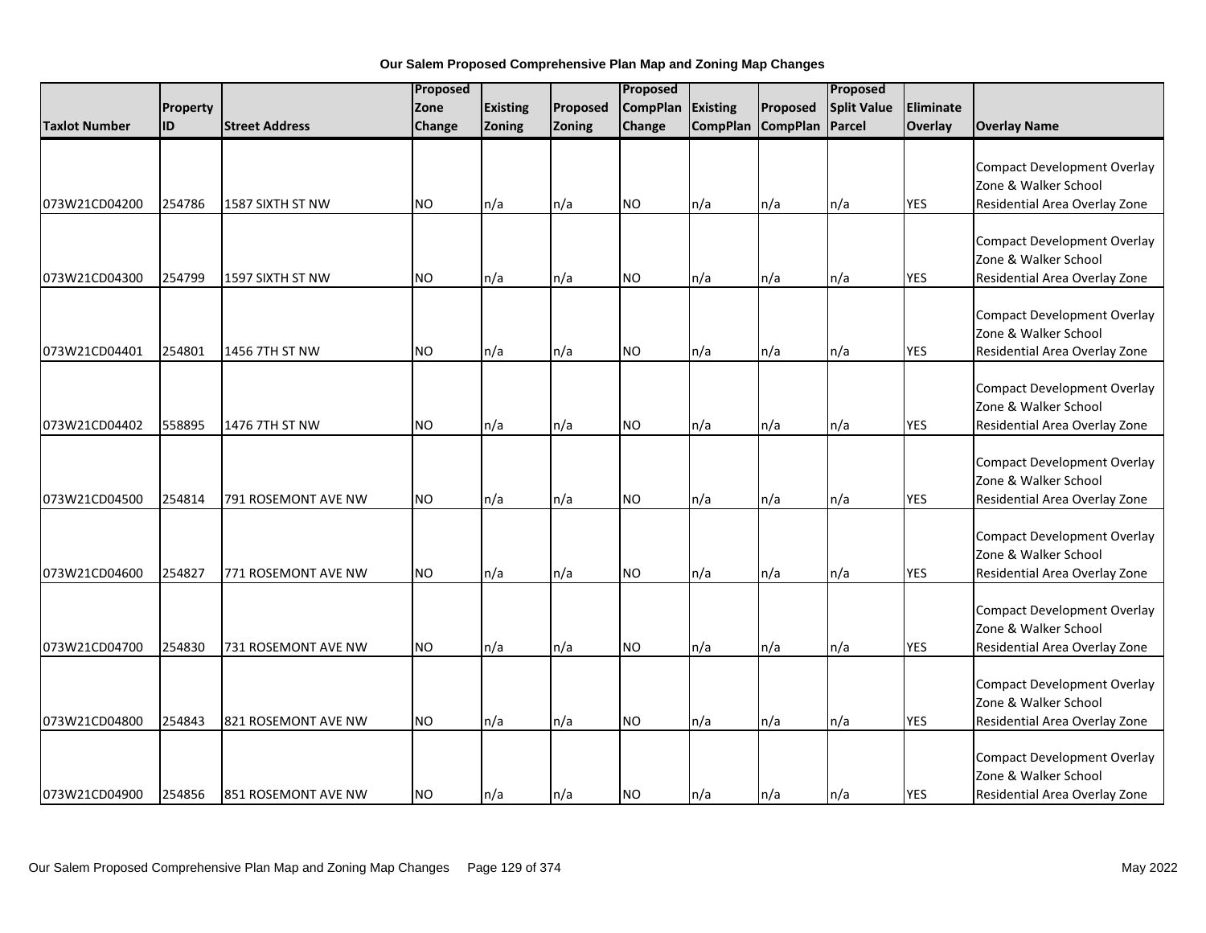**Our Salem Proposed Comprehensive Plan Map and Zoning Map Changes**

| Taxlot Number | Property ID | Street Address | Proposed Zone Change | Existing Zoning | Proposed Zoning | Proposed CompPlan Change | Existing CompPlan | Proposed CompPlan | Proposed Split Value Parcel | Eliminate Overlay | Overlay Name |
|---|---|---|---|---|---|---|---|---|---|---|---|
| 073W21CD04200 | 254786 | 1587 SIXTH ST NW | NO | n/a | n/a | NO | n/a | n/a | n/a | YES | Compact Development Overlay Zone & Walker School Residential Area Overlay Zone |
| 073W21CD04300 | 254799 | 1597 SIXTH ST NW | NO | n/a | n/a | NO | n/a | n/a | n/a | YES | Compact Development Overlay Zone & Walker School Residential Area Overlay Zone |
| 073W21CD04401 | 254801 | 1456 7TH ST NW | NO | n/a | n/a | NO | n/a | n/a | n/a | YES | Compact Development Overlay Zone & Walker School Residential Area Overlay Zone |
| 073W21CD04402 | 558895 | 1476 7TH ST NW | NO | n/a | n/a | NO | n/a | n/a | n/a | YES | Compact Development Overlay Zone & Walker School Residential Area Overlay Zone |
| 073W21CD04500 | 254814 | 791 ROSEMONT AVE NW | NO | n/a | n/a | NO | n/a | n/a | n/a | YES | Compact Development Overlay Zone & Walker School Residential Area Overlay Zone |
| 073W21CD04600 | 254827 | 771 ROSEMONT AVE NW | NO | n/a | n/a | NO | n/a | n/a | n/a | YES | Compact Development Overlay Zone & Walker School Residential Area Overlay Zone |
| 073W21CD04700 | 254830 | 731 ROSEMONT AVE NW | NO | n/a | n/a | NO | n/a | n/a | n/a | YES | Compact Development Overlay Zone & Walker School Residential Area Overlay Zone |
| 073W21CD04800 | 254843 | 821 ROSEMONT AVE NW | NO | n/a | n/a | NO | n/a | n/a | n/a | YES | Compact Development Overlay Zone & Walker School Residential Area Overlay Zone |
| 073W21CD04900 | 254856 | 851 ROSEMONT AVE NW | NO | n/a | n/a | NO | n/a | n/a | n/a | YES | Compact Development Overlay Zone & Walker School Residential Area Overlay Zone |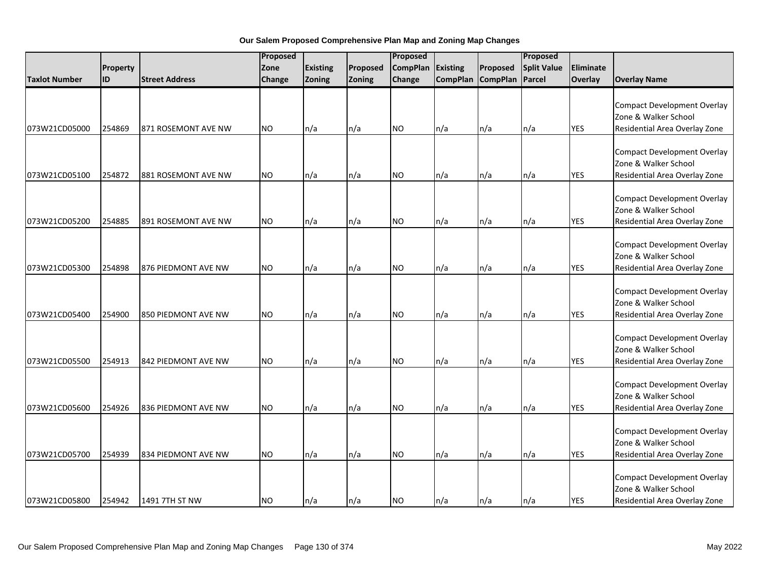**Our Salem Proposed Comprehensive Plan Map and Zoning Map Changes**

| Taxlot Number | Property ID | Street Address | Proposed Zone Change | Existing Zoning | Proposed Zoning | Proposed CompPlan Change | Existing CompPlan | Proposed CompPlan | Proposed Split Value Parcel | Eliminate Overlay | Overlay Name |
|---|---|---|---|---|---|---|---|---|---|---|---|
| 073W21CD05000 | 254869 | 871 ROSEMONT AVE NW | NO | n/a | n/a | NO | n/a | n/a | n/a | YES | Compact Development Overlay Zone & Walker School Residential Area Overlay Zone |
| 073W21CD05100 | 254872 | 881 ROSEMONT AVE NW | NO | n/a | n/a | NO | n/a | n/a | n/a | YES | Compact Development Overlay Zone & Walker School Residential Area Overlay Zone |
| 073W21CD05200 | 254885 | 891 ROSEMONT AVE NW | NO | n/a | n/a | NO | n/a | n/a | n/a | YES | Compact Development Overlay Zone & Walker School Residential Area Overlay Zone |
| 073W21CD05300 | 254898 | 876 PIEDMONT AVE NW | NO | n/a | n/a | NO | n/a | n/a | n/a | YES | Compact Development Overlay Zone & Walker School Residential Area Overlay Zone |
| 073W21CD05400 | 254900 | 850 PIEDMONT AVE NW | NO | n/a | n/a | NO | n/a | n/a | n/a | YES | Compact Development Overlay Zone & Walker School Residential Area Overlay Zone |
| 073W21CD05500 | 254913 | 842 PIEDMONT AVE NW | NO | n/a | n/a | NO | n/a | n/a | n/a | YES | Compact Development Overlay Zone & Walker School Residential Area Overlay Zone |
| 073W21CD05600 | 254926 | 836 PIEDMONT AVE NW | NO | n/a | n/a | NO | n/a | n/a | n/a | YES | Compact Development Overlay Zone & Walker School Residential Area Overlay Zone |
| 073W21CD05700 | 254939 | 834 PIEDMONT AVE NW | NO | n/a | n/a | NO | n/a | n/a | n/a | YES | Compact Development Overlay Zone & Walker School Residential Area Overlay Zone |
| 073W21CD05800 | 254942 | 1491 7TH ST NW | NO | n/a | n/a | NO | n/a | n/a | n/a | YES | Compact Development Overlay Zone & Walker School Residential Area Overlay Zone |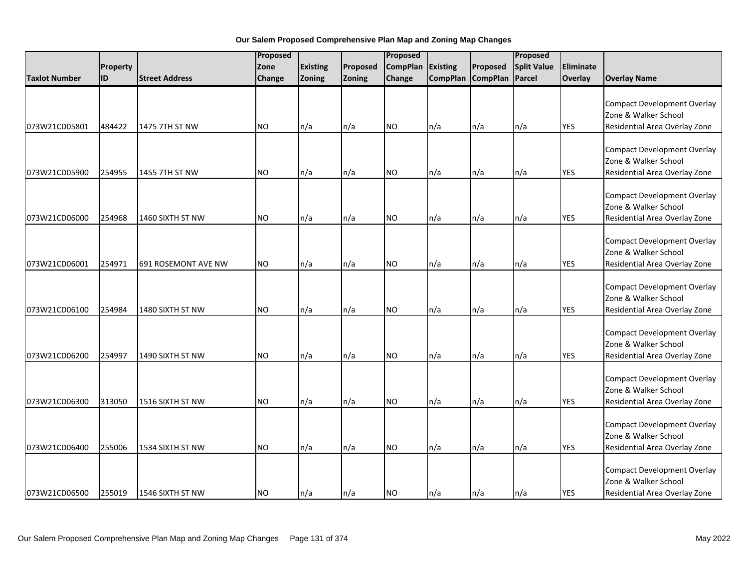**Our Salem Proposed Comprehensive Plan Map and Zoning Map Changes**

| Taxlot Number | Property ID | Street Address | Proposed Zone Change | Existing Zoning | Proposed Zoning | Proposed CompPlan Change | Existing CompPlan | Proposed CompPlan | Proposed Split Value Parcel | Eliminate Overlay | Overlay Name |
|---|---|---|---|---|---|---|---|---|---|---|---|
| 073W21CD05801 | 484422 | 1475 7TH ST NW | NO | n/a | n/a | NO | n/a | n/a | n/a | YES | Compact Development Overlay Zone & Walker School Residential Area Overlay Zone |
| 073W21CD05900 | 254955 | 1455 7TH ST NW | NO | n/a | n/a | NO | n/a | n/a | n/a | YES | Compact Development Overlay Zone & Walker School Residential Area Overlay Zone |
| 073W21CD06000 | 254968 | 1460 SIXTH ST NW | NO | n/a | n/a | NO | n/a | n/a | n/a | YES | Compact Development Overlay Zone & Walker School Residential Area Overlay Zone |
| 073W21CD06001 | 254971 | 691 ROSEMONT AVE NW | NO | n/a | n/a | NO | n/a | n/a | n/a | YES | Compact Development Overlay Zone & Walker School Residential Area Overlay Zone |
| 073W21CD06100 | 254984 | 1480 SIXTH ST NW | NO | n/a | n/a | NO | n/a | n/a | n/a | YES | Compact Development Overlay Zone & Walker School Residential Area Overlay Zone |
| 073W21CD06200 | 254997 | 1490 SIXTH ST NW | NO | n/a | n/a | NO | n/a | n/a | n/a | YES | Compact Development Overlay Zone & Walker School Residential Area Overlay Zone |
| 073W21CD06300 | 313050 | 1516 SIXTH ST NW | NO | n/a | n/a | NO | n/a | n/a | n/a | YES | Compact Development Overlay Zone & Walker School Residential Area Overlay Zone |
| 073W21CD06400 | 255006 | 1534 SIXTH ST NW | NO | n/a | n/a | NO | n/a | n/a | n/a | YES | Compact Development Overlay Zone & Walker School Residential Area Overlay Zone |
| 073W21CD06500 | 255019 | 1546 SIXTH ST NW | NO | n/a | n/a | NO | n/a | n/a | n/a | YES | Compact Development Overlay Zone & Walker School Residential Area Overlay Zone |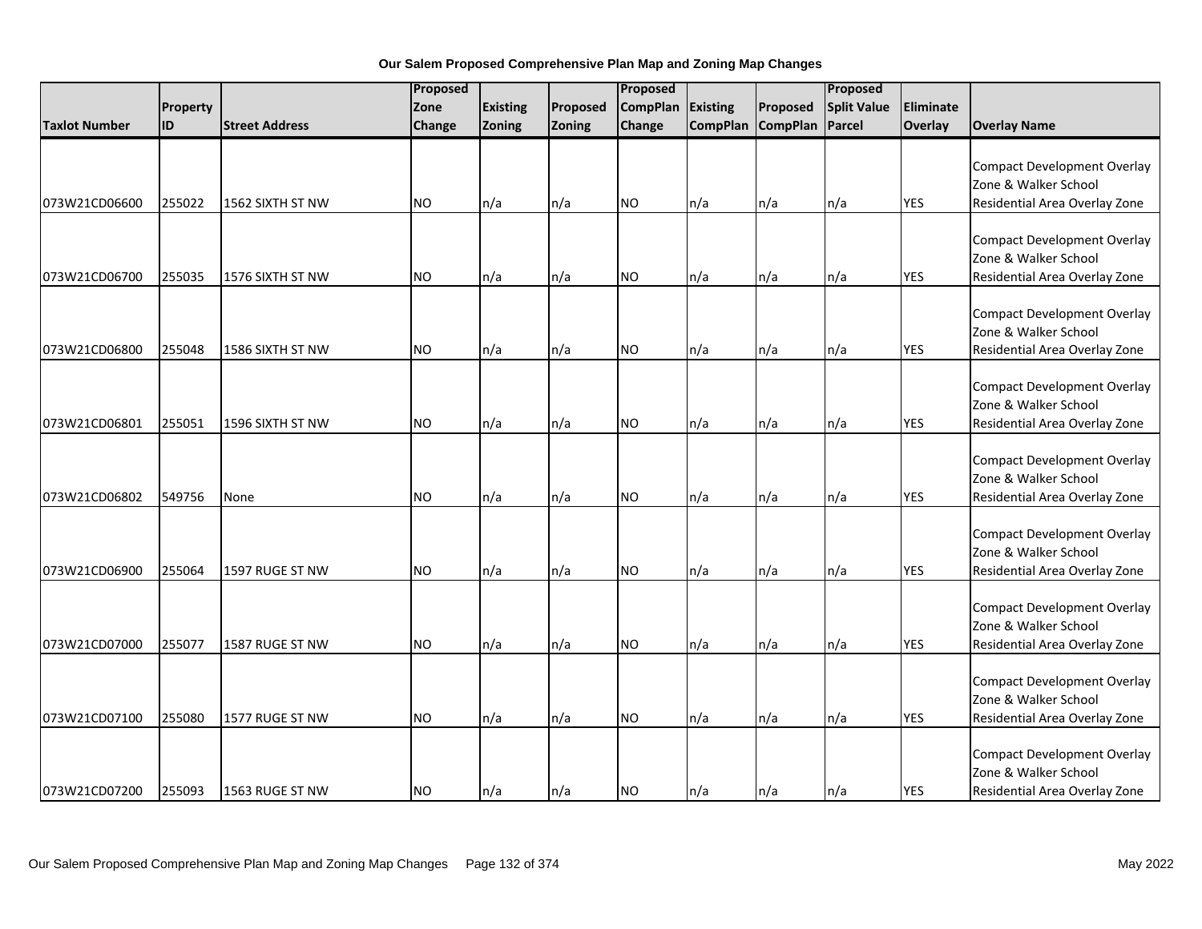**Our Salem Proposed Comprehensive Plan Map and Zoning Map Changes**

| Taxlot Number | Property ID | Street Address | Proposed Zone Change | Existing Zoning | Proposed Zoning | Proposed CompPlan Change | Existing CompPlan | Proposed CompPlan | Proposed Split Value Parcel | Eliminate Overlay | Overlay Name |
|---|---|---|---|---|---|---|---|---|---|---|---|
| 073W21CD06600 | 255022 | 1562 SIXTH ST NW | NO | n/a | n/a | NO | n/a | n/a | n/a | YES | Compact Development Overlay Zone & Walker School Residential Area Overlay Zone |
| 073W21CD06700 | 255035 | 1576 SIXTH ST NW | NO | n/a | n/a | NO | n/a | n/a | n/a | YES | Compact Development Overlay Zone & Walker School Residential Area Overlay Zone |
| 073W21CD06800 | 255048 | 1586 SIXTH ST NW | NO | n/a | n/a | NO | n/a | n/a | n/a | YES | Compact Development Overlay Zone & Walker School Residential Area Overlay Zone |
| 073W21CD06801 | 255051 | 1596 SIXTH ST NW | NO | n/a | n/a | NO | n/a | n/a | n/a | YES | Compact Development Overlay Zone & Walker School Residential Area Overlay Zone |
| 073W21CD06802 | 549756 | None | NO | n/a | n/a | NO | n/a | n/a | n/a | YES | Compact Development Overlay Zone & Walker School Residential Area Overlay Zone |
| 073W21CD06900 | 255064 | 1597 RUGE ST NW | NO | n/a | n/a | NO | n/a | n/a | n/a | YES | Compact Development Overlay Zone & Walker School Residential Area Overlay Zone |
| 073W21CD07000 | 255077 | 1587 RUGE ST NW | NO | n/a | n/a | NO | n/a | n/a | n/a | YES | Compact Development Overlay Zone & Walker School Residential Area Overlay Zone |
| 073W21CD07100 | 255080 | 1577 RUGE ST NW | NO | n/a | n/a | NO | n/a | n/a | n/a | YES | Compact Development Overlay Zone & Walker School Residential Area Overlay Zone |
| 073W21CD07200 | 255093 | 1563 RUGE ST NW | NO | n/a | n/a | NO | n/a | n/a | n/a | YES | Compact Development Overlay Zone & Walker School Residential Area Overlay Zone |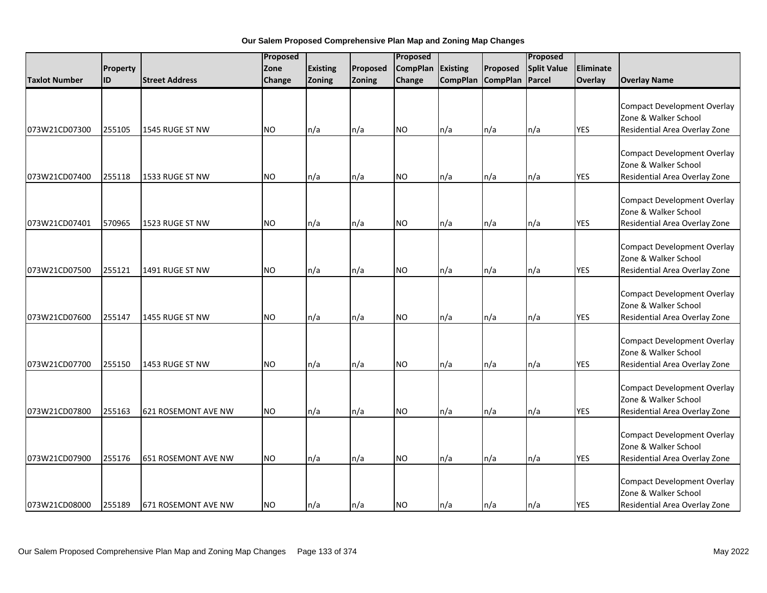**Our Salem Proposed Comprehensive Plan Map and Zoning Map Changes**

| Taxlot Number | Property ID | Street Address | Proposed Zone Change | Existing Zoning | Proposed Zoning | Proposed CompPlan Change | Existing CompPlan | Proposed CompPlan | Proposed Split Value Parcel | Eliminate Overlay | Overlay Name |
|---|---|---|---|---|---|---|---|---|---|---|---|
| 073W21CD07300 | 255105 | 1545 RUGE ST NW | NO | n/a | n/a | NO | n/a | n/a | n/a | YES | Compact Development Overlay Zone & Walker School Residential Area Overlay Zone |
| 073W21CD07400 | 255118 | 1533 RUGE ST NW | NO | n/a | n/a | NO | n/a | n/a | n/a | YES | Compact Development Overlay Zone & Walker School Residential Area Overlay Zone |
| 073W21CD07401 | 570965 | 1523 RUGE ST NW | NO | n/a | n/a | NO | n/a | n/a | n/a | YES | Compact Development Overlay Zone & Walker School Residential Area Overlay Zone |
| 073W21CD07500 | 255121 | 1491 RUGE ST NW | NO | n/a | n/a | NO | n/a | n/a | n/a | YES | Compact Development Overlay Zone & Walker School Residential Area Overlay Zone |
| 073W21CD07600 | 255147 | 1455 RUGE ST NW | NO | n/a | n/a | NO | n/a | n/a | n/a | YES | Compact Development Overlay Zone & Walker School Residential Area Overlay Zone |
| 073W21CD07700 | 255150 | 1453 RUGE ST NW | NO | n/a | n/a | NO | n/a | n/a | n/a | YES | Compact Development Overlay Zone & Walker School Residential Area Overlay Zone |
| 073W21CD07800 | 255163 | 621 ROSEMONT AVE NW | NO | n/a | n/a | NO | n/a | n/a | n/a | YES | Compact Development Overlay Zone & Walker School Residential Area Overlay Zone |
| 073W21CD07900 | 255176 | 651 ROSEMONT AVE NW | NO | n/a | n/a | NO | n/a | n/a | n/a | YES | Compact Development Overlay Zone & Walker School Residential Area Overlay Zone |
| 073W21CD08000 | 255189 | 671 ROSEMONT AVE NW | NO | n/a | n/a | NO | n/a | n/a | n/a | YES | Compact Development Overlay Zone & Walker School Residential Area Overlay Zone |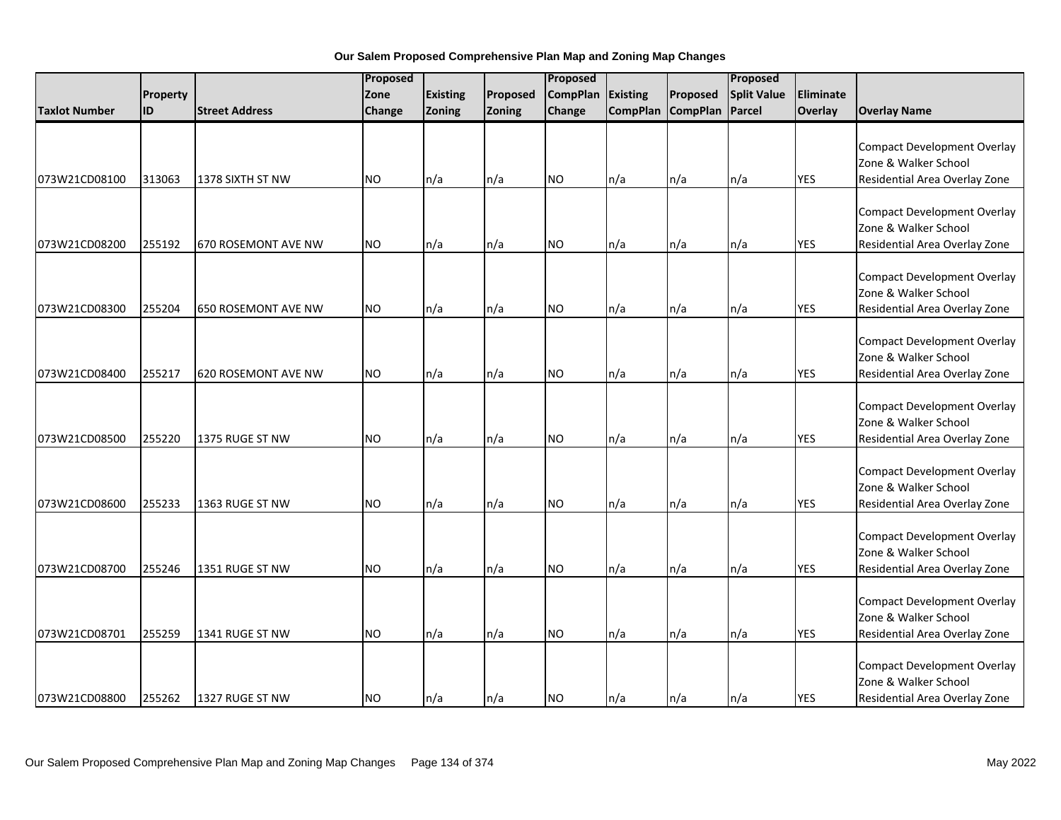**Our Salem Proposed Comprehensive Plan Map and Zoning Map Changes**

| Taxlot Number | Property ID | Street Address | Proposed Zone Change | Existing Zoning | Proposed Zoning | Proposed CompPlan Change | Existing CompPlan | Proposed CompPlan | Proposed Split Value Parcel | Eliminate Overlay | Overlay Name |
|---|---|---|---|---|---|---|---|---|---|---|---|
| 073W21CD08100 | 313063 | 1378 SIXTH ST NW | NO | n/a | n/a | NO | n/a | n/a | n/a | YES | Compact Development Overlay Zone & Walker School Residential Area Overlay Zone |
| 073W21CD08200 | 255192 | 670 ROSEMONT AVE NW | NO | n/a | n/a | NO | n/a | n/a | n/a | YES | Compact Development Overlay Zone & Walker School Residential Area Overlay Zone |
| 073W21CD08300 | 255204 | 650 ROSEMONT AVE NW | NO | n/a | n/a | NO | n/a | n/a | n/a | YES | Compact Development Overlay Zone & Walker School Residential Area Overlay Zone |
| 073W21CD08400 | 255217 | 620 ROSEMONT AVE NW | NO | n/a | n/a | NO | n/a | n/a | n/a | YES | Compact Development Overlay Zone & Walker School Residential Area Overlay Zone |
| 073W21CD08500 | 255220 | 1375 RUGE ST NW | NO | n/a | n/a | NO | n/a | n/a | n/a | YES | Compact Development Overlay Zone & Walker School Residential Area Overlay Zone |
| 073W21CD08600 | 255233 | 1363 RUGE ST NW | NO | n/a | n/a | NO | n/a | n/a | n/a | YES | Compact Development Overlay Zone & Walker School Residential Area Overlay Zone |
| 073W21CD08700 | 255246 | 1351 RUGE ST NW | NO | n/a | n/a | NO | n/a | n/a | n/a | YES | Compact Development Overlay Zone & Walker School Residential Area Overlay Zone |
| 073W21CD08701 | 255259 | 1341 RUGE ST NW | NO | n/a | n/a | NO | n/a | n/a | n/a | YES | Compact Development Overlay Zone & Walker School Residential Area Overlay Zone |
| 073W21CD08800 | 255262 | 1327 RUGE ST NW | NO | n/a | n/a | NO | n/a | n/a | n/a | YES | Compact Development Overlay Zone & Walker School Residential Area Overlay Zone |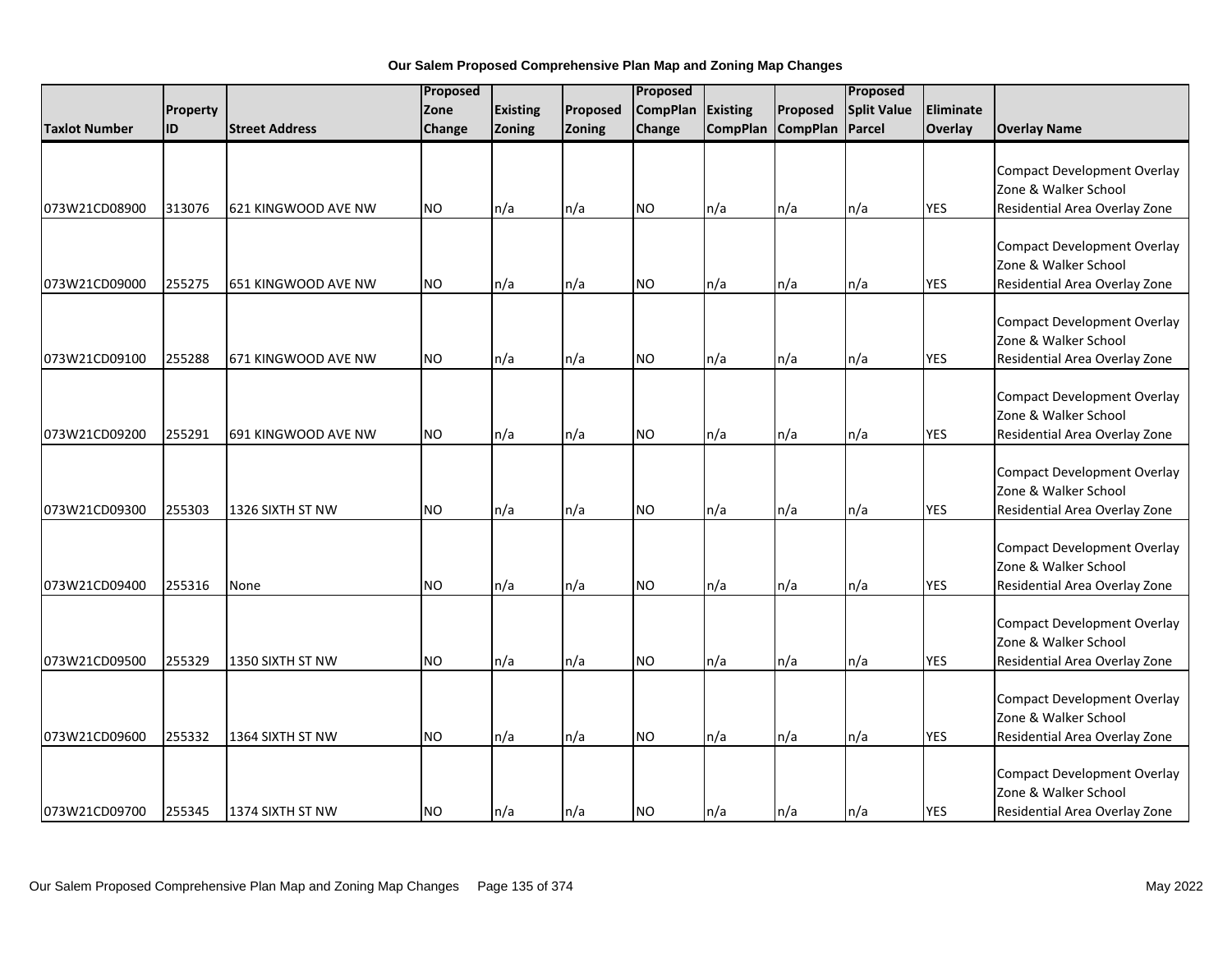**Our Salem Proposed Comprehensive Plan Map and Zoning Map Changes**

| Taxlot Number | Property ID | Street Address | Proposed Zone Change | Existing Zoning | Proposed Zoning | Proposed CompPlan Change | Existing CompPlan | Proposed CompPlan | Proposed Split Value Parcel | Eliminate Overlay | Overlay Name |
|---|---|---|---|---|---|---|---|---|---|---|---|
| 073W21CD08900 | 313076 | 621 KINGWOOD AVE NW | NO | n/a | n/a | NO | n/a | n/a | n/a | YES | Compact Development Overlay Zone & Walker School Residential Area Overlay Zone |
| 073W21CD09000 | 255275 | 651 KINGWOOD AVE NW | NO | n/a | n/a | NO | n/a | n/a | n/a | YES | Compact Development Overlay Zone & Walker School Residential Area Overlay Zone |
| 073W21CD09100 | 255288 | 671 KINGWOOD AVE NW | NO | n/a | n/a | NO | n/a | n/a | n/a | YES | Compact Development Overlay Zone & Walker School Residential Area Overlay Zone |
| 073W21CD09200 | 255291 | 691 KINGWOOD AVE NW | NO | n/a | n/a | NO | n/a | n/a | n/a | YES | Compact Development Overlay Zone & Walker School Residential Area Overlay Zone |
| 073W21CD09300 | 255303 | 1326 SIXTH ST NW | NO | n/a | n/a | NO | n/a | n/a | n/a | YES | Compact Development Overlay Zone & Walker School Residential Area Overlay Zone |
| 073W21CD09400 | 255316 | None | NO | n/a | n/a | NO | n/a | n/a | n/a | YES | Compact Development Overlay Zone & Walker School Residential Area Overlay Zone |
| 073W21CD09500 | 255329 | 1350 SIXTH ST NW | NO | n/a | n/a | NO | n/a | n/a | n/a | YES | Compact Development Overlay Zone & Walker School Residential Area Overlay Zone |
| 073W21CD09600 | 255332 | 1364 SIXTH ST NW | NO | n/a | n/a | NO | n/a | n/a | n/a | YES | Compact Development Overlay Zone & Walker School Residential Area Overlay Zone |
| 073W21CD09700 | 255345 | 1374 SIXTH ST NW | NO | n/a | n/a | NO | n/a | n/a | n/a | YES | Compact Development Overlay Zone & Walker School Residential Area Overlay Zone |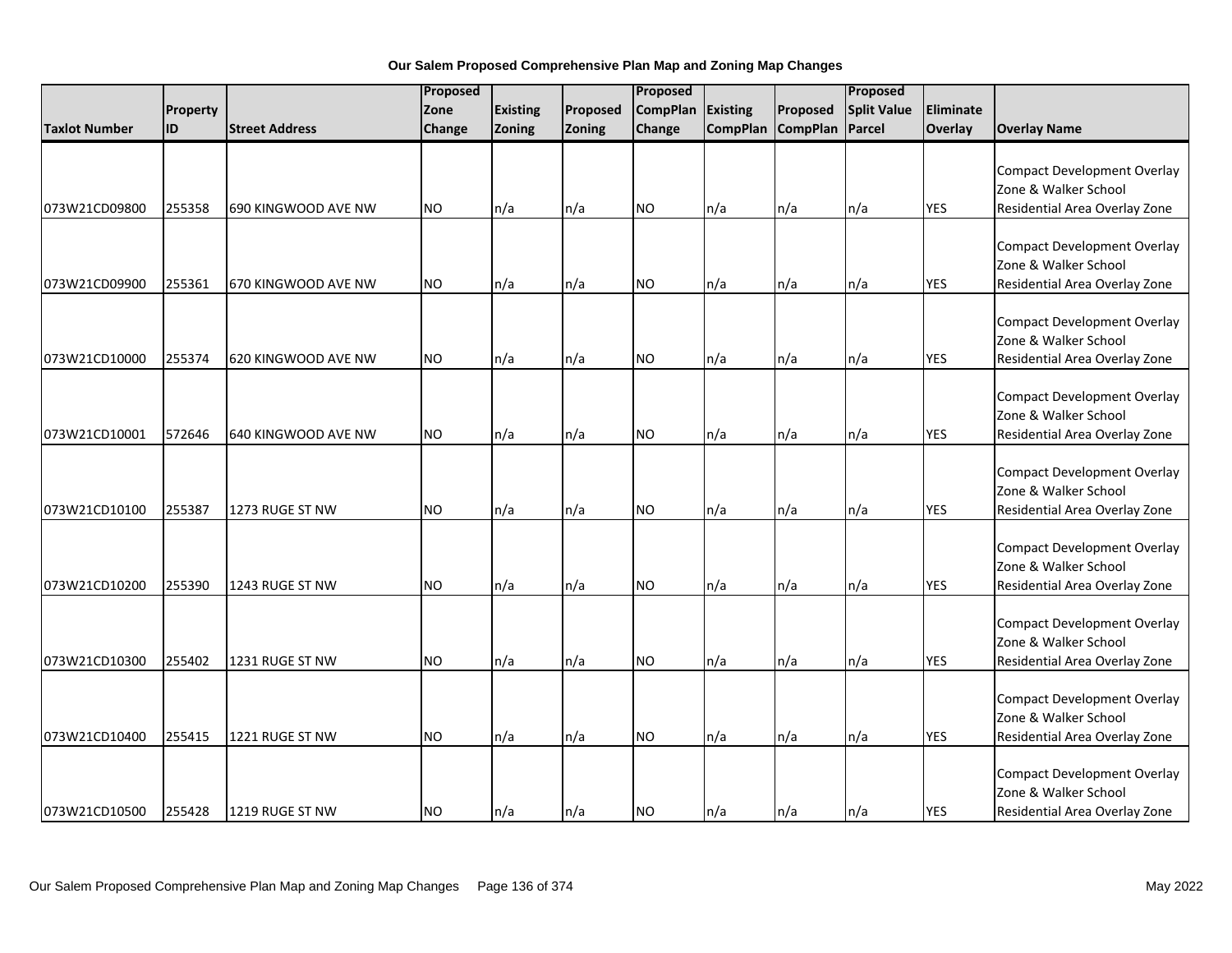**Our Salem Proposed Comprehensive Plan Map and Zoning Map Changes**

| Taxlot Number | Property ID | Street Address | Proposed Zone Change | Existing Zoning | Proposed Zoning | Proposed CompPlan Change | Existing CompPlan | Proposed CompPlan | Proposed Split Value Parcel | Eliminate Overlay | Overlay Name |
|---|---|---|---|---|---|---|---|---|---|---|---|
| 073W21CD09800 | 255358 | 690 KINGWOOD AVE NW | NO | n/a | n/a | NO | n/a | n/a | n/a | YES | Compact Development Overlay Zone & Walker School Residential Area Overlay Zone |
| 073W21CD09900 | 255361 | 670 KINGWOOD AVE NW | NO | n/a | n/a | NO | n/a | n/a | n/a | YES | Compact Development Overlay Zone & Walker School Residential Area Overlay Zone |
| 073W21CD10000 | 255374 | 620 KINGWOOD AVE NW | NO | n/a | n/a | NO | n/a | n/a | n/a | YES | Compact Development Overlay Zone & Walker School Residential Area Overlay Zone |
| 073W21CD10001 | 572646 | 640 KINGWOOD AVE NW | NO | n/a | n/a | NO | n/a | n/a | n/a | YES | Compact Development Overlay Zone & Walker School Residential Area Overlay Zone |
| 073W21CD10100 | 255387 | 1273 RUGE ST NW | NO | n/a | n/a | NO | n/a | n/a | n/a | YES | Compact Development Overlay Zone & Walker School Residential Area Overlay Zone |
| 073W21CD10200 | 255390 | 1243 RUGE ST NW | NO | n/a | n/a | NO | n/a | n/a | n/a | YES | Compact Development Overlay Zone & Walker School Residential Area Overlay Zone |
| 073W21CD10300 | 255402 | 1231 RUGE ST NW | NO | n/a | n/a | NO | n/a | n/a | n/a | YES | Compact Development Overlay Zone & Walker School Residential Area Overlay Zone |
| 073W21CD10400 | 255415 | 1221 RUGE ST NW | NO | n/a | n/a | NO | n/a | n/a | n/a | YES | Compact Development Overlay Zone & Walker School Residential Area Overlay Zone |
| 073W21CD10500 | 255428 | 1219 RUGE ST NW | NO | n/a | n/a | NO | n/a | n/a | n/a | YES | Compact Development Overlay Zone & Walker School Residential Area Overlay Zone |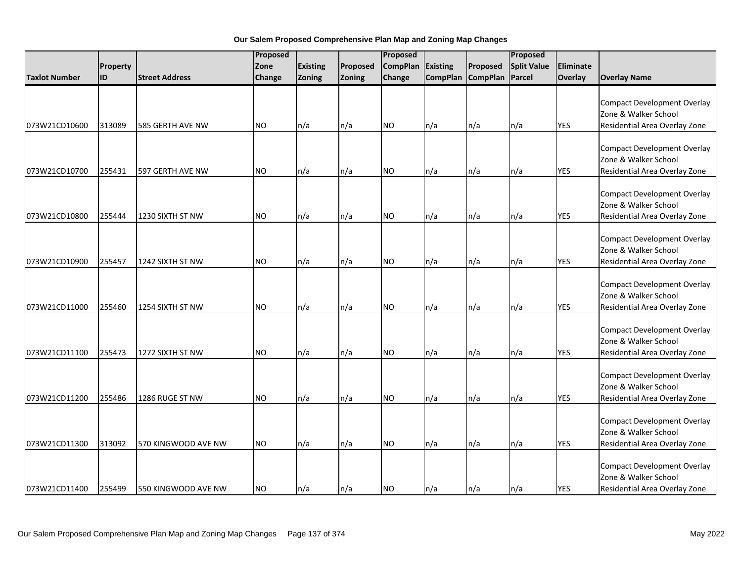**Our Salem Proposed Comprehensive Plan Map and Zoning Map Changes**

| Taxlot Number | Property ID | Street Address | Proposed Zone Change | Existing Zoning | Proposed Zoning | Proposed CompPlan Change | Existing CompPlan | Proposed CompPlan | Proposed Split Value Parcel | Eliminate Overlay | Overlay Name |
|---|---|---|---|---|---|---|---|---|---|---|---|
| 073W21CD10600 | 313089 | 585 GERTH AVE NW | NO | n/a | n/a | NO | n/a | n/a | n/a | YES | Compact Development Overlay Zone & Walker School Residential Area Overlay Zone |
| 073W21CD10700 | 255431 | 597 GERTH AVE NW | NO | n/a | n/a | NO | n/a | n/a | n/a | YES | Compact Development Overlay Zone & Walker School Residential Area Overlay Zone |
| 073W21CD10800 | 255444 | 1230 SIXTH ST NW | NO | n/a | n/a | NO | n/a | n/a | n/a | YES | Compact Development Overlay Zone & Walker School Residential Area Overlay Zone |
| 073W21CD10900 | 255457 | 1242 SIXTH ST NW | NO | n/a | n/a | NO | n/a | n/a | n/a | YES | Compact Development Overlay Zone & Walker School Residential Area Overlay Zone |
| 073W21CD11000 | 255460 | 1254 SIXTH ST NW | NO | n/a | n/a | NO | n/a | n/a | n/a | YES | Compact Development Overlay Zone & Walker School Residential Area Overlay Zone |
| 073W21CD11100 | 255473 | 1272 SIXTH ST NW | NO | n/a | n/a | NO | n/a | n/a | n/a | YES | Compact Development Overlay Zone & Walker School Residential Area Overlay Zone |
| 073W21CD11200 | 255486 | 1286 RUGE ST NW | NO | n/a | n/a | NO | n/a | n/a | n/a | YES | Compact Development Overlay Zone & Walker School Residential Area Overlay Zone |
| 073W21CD11300 | 313092 | 570 KINGWOOD AVE NW | NO | n/a | n/a | NO | n/a | n/a | n/a | YES | Compact Development Overlay Zone & Walker School Residential Area Overlay Zone |
| 073W21CD11400 | 255499 | 550 KINGWOOD AVE NW | NO | n/a | n/a | NO | n/a | n/a | n/a | YES | Compact Development Overlay Zone & Walker School Residential Area Overlay Zone |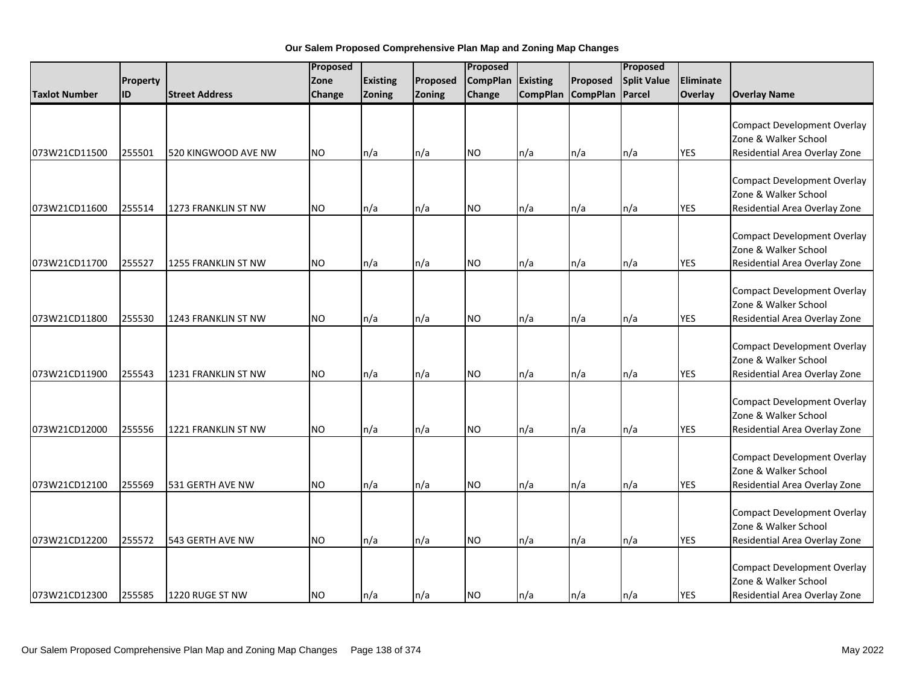**Our Salem Proposed Comprehensive Plan Map and Zoning Map Changes**

| Taxlot Number | Property ID | Street Address | Proposed Zone Change | Existing Zoning | Proposed Zoning | Proposed CompPlan Change | Existing CompPlan | Proposed CompPlan | Proposed Split Value Parcel | Eliminate Overlay | Overlay Name |
|---|---|---|---|---|---|---|---|---|---|---|---|
| 073W21CD11500 | 255501 | 520 KINGWOOD AVE NW | NO | n/a | n/a | NO | n/a | n/a | n/a | YES | Compact Development Overlay Zone & Walker School Residential Area Overlay Zone |
| 073W21CD11600 | 255514 | 1273 FRANKLIN ST NW | NO | n/a | n/a | NO | n/a | n/a | n/a | YES | Compact Development Overlay Zone & Walker School Residential Area Overlay Zone |
| 073W21CD11700 | 255527 | 1255 FRANKLIN ST NW | NO | n/a | n/a | NO | n/a | n/a | n/a | YES | Compact Development Overlay Zone & Walker School Residential Area Overlay Zone |
| 073W21CD11800 | 255530 | 1243 FRANKLIN ST NW | NO | n/a | n/a | NO | n/a | n/a | n/a | YES | Compact Development Overlay Zone & Walker School Residential Area Overlay Zone |
| 073W21CD11900 | 255543 | 1231 FRANKLIN ST NW | NO | n/a | n/a | NO | n/a | n/a | n/a | YES | Compact Development Overlay Zone & Walker School Residential Area Overlay Zone |
| 073W21CD12000 | 255556 | 1221 FRANKLIN ST NW | NO | n/a | n/a | NO | n/a | n/a | n/a | YES | Compact Development Overlay Zone & Walker School Residential Area Overlay Zone |
| 073W21CD12100 | 255569 | 531 GERTH AVE NW | NO | n/a | n/a | NO | n/a | n/a | n/a | YES | Compact Development Overlay Zone & Walker School Residential Area Overlay Zone |
| 073W21CD12200 | 255572 | 543 GERTH AVE NW | NO | n/a | n/a | NO | n/a | n/a | n/a | YES | Compact Development Overlay Zone & Walker School Residential Area Overlay Zone |
| 073W21CD12300 | 255585 | 1220 RUGE ST NW | NO | n/a | n/a | NO | n/a | n/a | n/a | YES | Compact Development Overlay Zone & Walker School Residential Area Overlay Zone |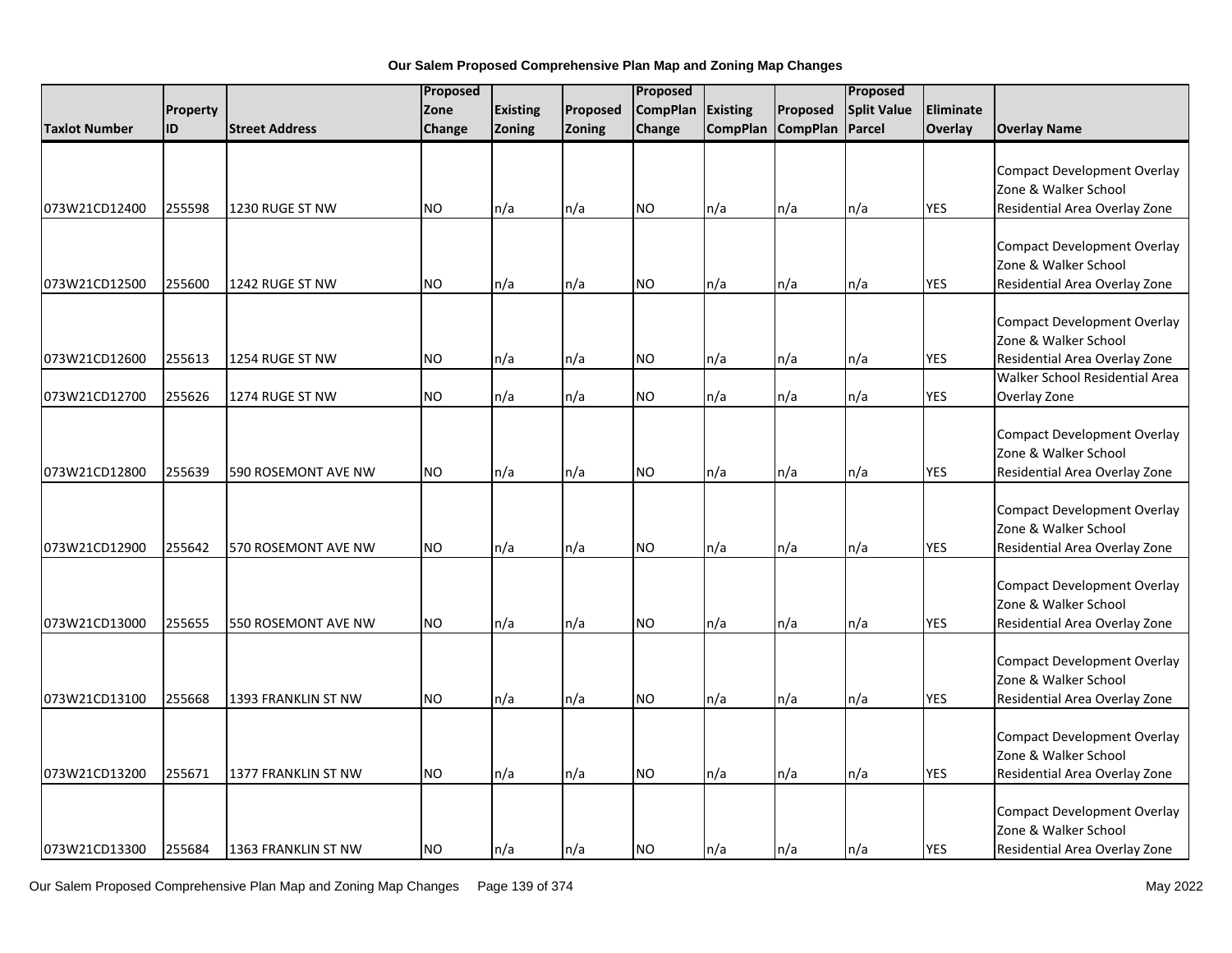**Our Salem Proposed Comprehensive Plan Map and Zoning Map Changes**

| Taxlot Number | Property ID | Street Address | Proposed Zone Change | Existing Zoning | Proposed Zoning | Proposed CompPlan Change | Existing CompPlan | Proposed CompPlan | Proposed Split Value Parcel | Eliminate Overlay | Overlay Name |
|---|---|---|---|---|---|---|---|---|---|---|---|
| 073W21CD12400 | 255598 | 1230 RUGE ST NW | NO | n/a | n/a | NO | n/a | n/a | n/a | YES | Compact Development Overlay Zone & Walker School Residential Area Overlay Zone |
| 073W21CD12500 | 255600 | 1242 RUGE ST NW | NO | n/a | n/a | NO | n/a | n/a | n/a | YES | Compact Development Overlay Zone & Walker School Residential Area Overlay Zone |
| 073W21CD12600 | 255613 | 1254 RUGE ST NW | NO | n/a | n/a | NO | n/a | n/a | n/a | YES | Compact Development Overlay Zone & Walker School Residential Area Overlay Zone |
| 073W21CD12700 | 255626 | 1274 RUGE ST NW | NO | n/a | n/a | NO | n/a | n/a | n/a | YES | Walker School Residential Area Overlay Zone |
| 073W21CD12800 | 255639 | 590 ROSEMONT AVE NW | NO | n/a | n/a | NO | n/a | n/a | n/a | YES | Compact Development Overlay Zone & Walker School Residential Area Overlay Zone |
| 073W21CD12900 | 255642 | 570 ROSEMONT AVE NW | NO | n/a | n/a | NO | n/a | n/a | n/a | YES | Compact Development Overlay Zone & Walker School Residential Area Overlay Zone |
| 073W21CD13000 | 255655 | 550 ROSEMONT AVE NW | NO | n/a | n/a | NO | n/a | n/a | n/a | YES | Compact Development Overlay Zone & Walker School Residential Area Overlay Zone |
| 073W21CD13100 | 255668 | 1393 FRANKLIN ST NW | NO | n/a | n/a | NO | n/a | n/a | n/a | YES | Compact Development Overlay Zone & Walker School Residential Area Overlay Zone |
| 073W21CD13200 | 255671 | 1377 FRANKLIN ST NW | NO | n/a | n/a | NO | n/a | n/a | n/a | YES | Compact Development Overlay Zone & Walker School Residential Area Overlay Zone |
| 073W21CD13300 | 255684 | 1363 FRANKLIN ST NW | NO | n/a | n/a | NO | n/a | n/a | n/a | YES | Compact Development Overlay Zone & Walker School Residential Area Overlay Zone |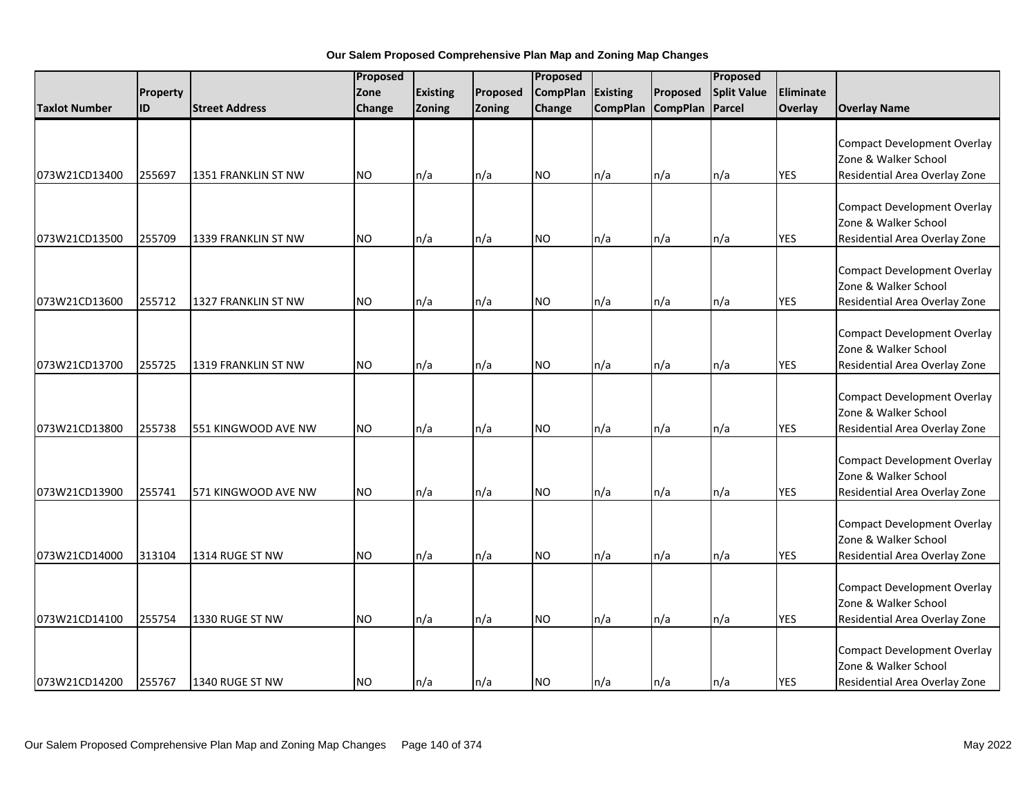**Our Salem Proposed Comprehensive Plan Map and Zoning Map Changes**

| Taxlot Number | Property ID | Street Address | Proposed Zone Change | Existing Zoning | Proposed Zoning | Proposed CompPlan Change | Existing CompPlan | Proposed CompPlan | Proposed Split Value Parcel | Eliminate Overlay | Overlay Name |
|---|---|---|---|---|---|---|---|---|---|---|---|
| 073W21CD13400 | 255697 | 1351 FRANKLIN ST NW | NO | n/a | n/a | NO | n/a | n/a | n/a | YES | Compact Development Overlay Zone & Walker School Residential Area Overlay Zone |
| 073W21CD13500 | 255709 | 1339 FRANKLIN ST NW | NO | n/a | n/a | NO | n/a | n/a | n/a | YES | Compact Development Overlay Zone & Walker School Residential Area Overlay Zone |
| 073W21CD13600 | 255712 | 1327 FRANKLIN ST NW | NO | n/a | n/a | NO | n/a | n/a | n/a | YES | Compact Development Overlay Zone & Walker School Residential Area Overlay Zone |
| 073W21CD13700 | 255725 | 1319 FRANKLIN ST NW | NO | n/a | n/a | NO | n/a | n/a | n/a | YES | Compact Development Overlay Zone & Walker School Residential Area Overlay Zone |
| 073W21CD13800 | 255738 | 551 KINGWOOD AVE NW | NO | n/a | n/a | NO | n/a | n/a | n/a | YES | Compact Development Overlay Zone & Walker School Residential Area Overlay Zone |
| 073W21CD13900 | 255741 | 571 KINGWOOD AVE NW | NO | n/a | n/a | NO | n/a | n/a | n/a | YES | Compact Development Overlay Zone & Walker School Residential Area Overlay Zone |
| 073W21CD14000 | 313104 | 1314 RUGE ST NW | NO | n/a | n/a | NO | n/a | n/a | n/a | YES | Compact Development Overlay Zone & Walker School Residential Area Overlay Zone |
| 073W21CD14100 | 255754 | 1330 RUGE ST NW | NO | n/a | n/a | NO | n/a | n/a | n/a | YES | Compact Development Overlay Zone & Walker School Residential Area Overlay Zone |
| 073W21CD14200 | 255767 | 1340 RUGE ST NW | NO | n/a | n/a | NO | n/a | n/a | n/a | YES | Compact Development Overlay Zone & Walker School Residential Area Overlay Zone |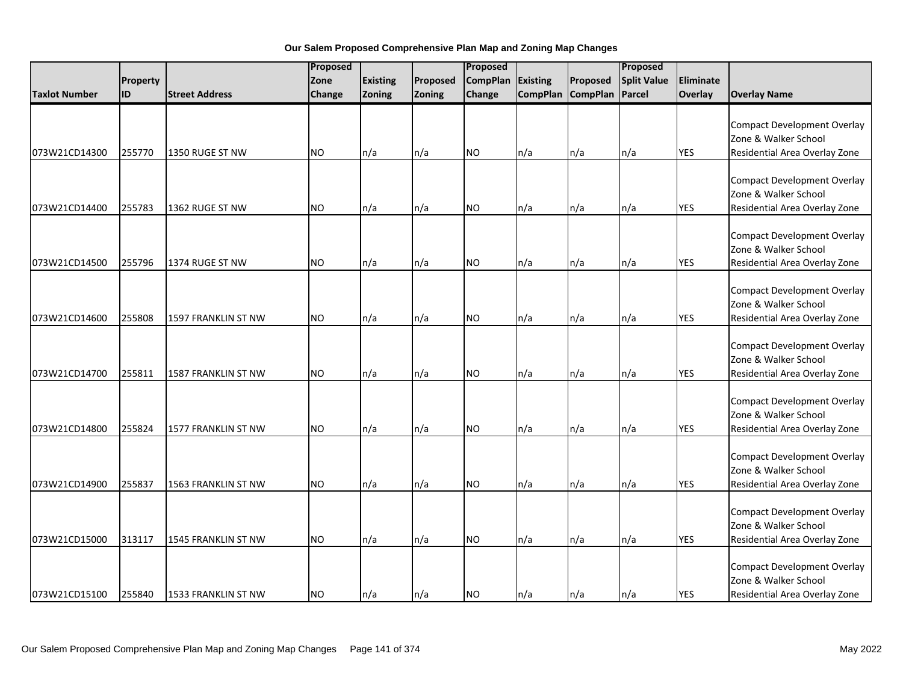**Our Salem Proposed Comprehensive Plan Map and Zoning Map Changes**

| Taxlot Number | Property ID | Street Address | Proposed Zone Change | Existing Zoning | Proposed Zoning | Proposed CompPlan Change | Existing CompPlan | Proposed CompPlan | Proposed Split Value Parcel | Eliminate Overlay | Overlay Name |
|---|---|---|---|---|---|---|---|---|---|---|---|
| 073W21CD14300 | 255770 | 1350 RUGE ST NW | NO | n/a | n/a | NO | n/a | n/a | n/a | YES | Compact Development Overlay Zone & Walker School Residential Area Overlay Zone |
| 073W21CD14400 | 255783 | 1362 RUGE ST NW | NO | n/a | n/a | NO | n/a | n/a | n/a | YES | Compact Development Overlay Zone & Walker School Residential Area Overlay Zone |
| 073W21CD14500 | 255796 | 1374 RUGE ST NW | NO | n/a | n/a | NO | n/a | n/a | n/a | YES | Compact Development Overlay Zone & Walker School Residential Area Overlay Zone |
| 073W21CD14600 | 255808 | 1597 FRANKLIN ST NW | NO | n/a | n/a | NO | n/a | n/a | n/a | YES | Compact Development Overlay Zone & Walker School Residential Area Overlay Zone |
| 073W21CD14700 | 255811 | 1587 FRANKLIN ST NW | NO | n/a | n/a | NO | n/a | n/a | n/a | YES | Compact Development Overlay Zone & Walker School Residential Area Overlay Zone |
| 073W21CD14800 | 255824 | 1577 FRANKLIN ST NW | NO | n/a | n/a | NO | n/a | n/a | n/a | YES | Compact Development Overlay Zone & Walker School Residential Area Overlay Zone |
| 073W21CD14900 | 255837 | 1563 FRANKLIN ST NW | NO | n/a | n/a | NO | n/a | n/a | n/a | YES | Compact Development Overlay Zone & Walker School Residential Area Overlay Zone |
| 073W21CD15000 | 313117 | 1545 FRANKLIN ST NW | NO | n/a | n/a | NO | n/a | n/a | n/a | YES | Compact Development Overlay Zone & Walker School Residential Area Overlay Zone |
| 073W21CD15100 | 255840 | 1533 FRANKLIN ST NW | NO | n/a | n/a | NO | n/a | n/a | n/a | YES | Compact Development Overlay Zone & Walker School Residential Area Overlay Zone |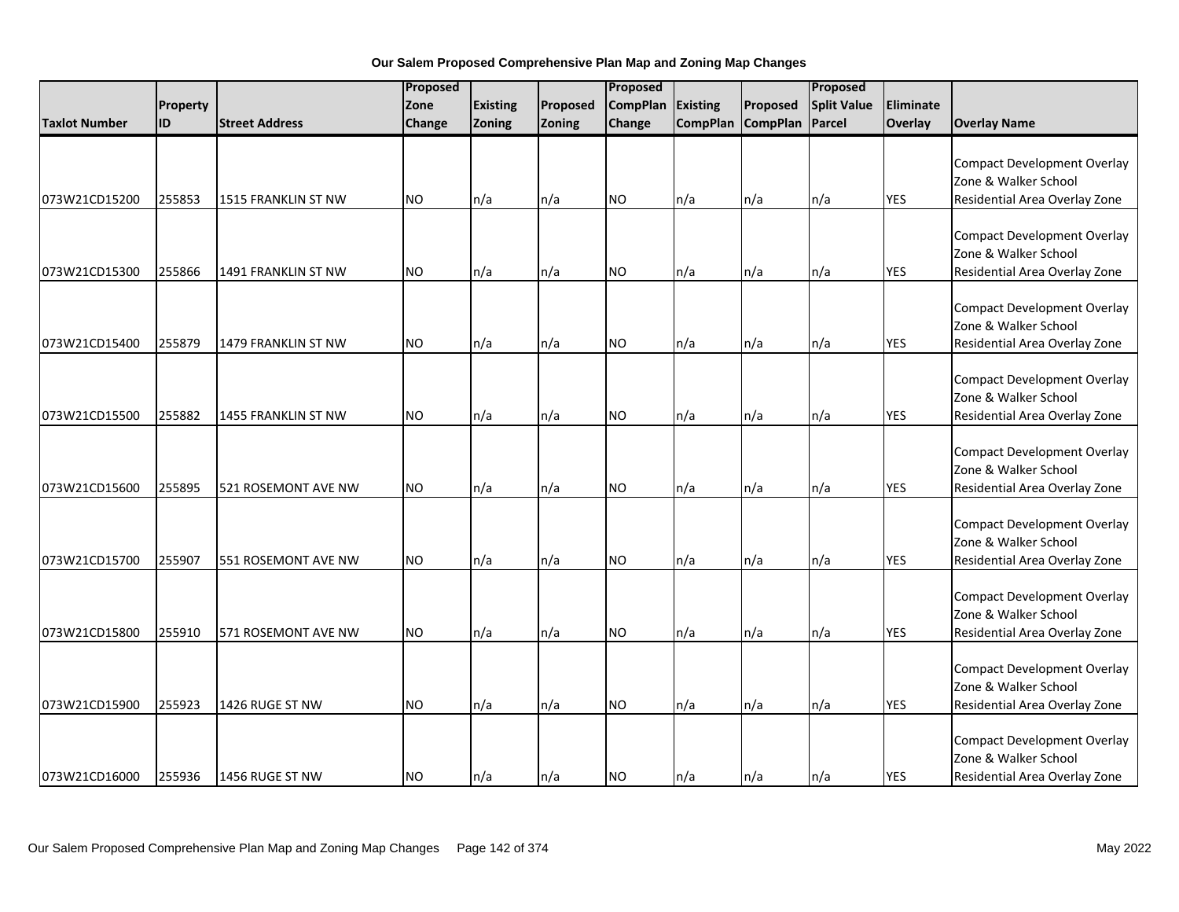**Our Salem Proposed Comprehensive Plan Map and Zoning Map Changes**

| Taxlot Number | Property ID | Street Address | Proposed Zone Change | Existing Zoning | Proposed Zoning | Proposed CompPlan Change | Existing CompPlan | Proposed CompPlan | Proposed Split Value Parcel | Eliminate Overlay | Overlay Name |
|---|---|---|---|---|---|---|---|---|---|---|---|
| 073W21CD15200 | 255853 | 1515 FRANKLIN ST NW | NO | n/a | n/a | NO | n/a | n/a | n/a | YES | Compact Development Overlay Zone & Walker School Residential Area Overlay Zone |
| 073W21CD15300 | 255866 | 1491 FRANKLIN ST NW | NO | n/a | n/a | NO | n/a | n/a | n/a | YES | Compact Development Overlay Zone & Walker School Residential Area Overlay Zone |
| 073W21CD15400 | 255879 | 1479 FRANKLIN ST NW | NO | n/a | n/a | NO | n/a | n/a | n/a | YES | Compact Development Overlay Zone & Walker School Residential Area Overlay Zone |
| 073W21CD15500 | 255882 | 1455 FRANKLIN ST NW | NO | n/a | n/a | NO | n/a | n/a | n/a | YES | Compact Development Overlay Zone & Walker School Residential Area Overlay Zone |
| 073W21CD15600 | 255895 | 521 ROSEMONT AVE NW | NO | n/a | n/a | NO | n/a | n/a | n/a | YES | Compact Development Overlay Zone & Walker School Residential Area Overlay Zone |
| 073W21CD15700 | 255907 | 551 ROSEMONT AVE NW | NO | n/a | n/a | NO | n/a | n/a | n/a | YES | Compact Development Overlay Zone & Walker School Residential Area Overlay Zone |
| 073W21CD15800 | 255910 | 571 ROSEMONT AVE NW | NO | n/a | n/a | NO | n/a | n/a | n/a | YES | Compact Development Overlay Zone & Walker School Residential Area Overlay Zone |
| 073W21CD15900 | 255923 | 1426 RUGE ST NW | NO | n/a | n/a | NO | n/a | n/a | n/a | YES | Compact Development Overlay Zone & Walker School Residential Area Overlay Zone |
| 073W21CD16000 | 255936 | 1456 RUGE ST NW | NO | n/a | n/a | NO | n/a | n/a | n/a | YES | Compact Development Overlay Zone & Walker School Residential Area Overlay Zone |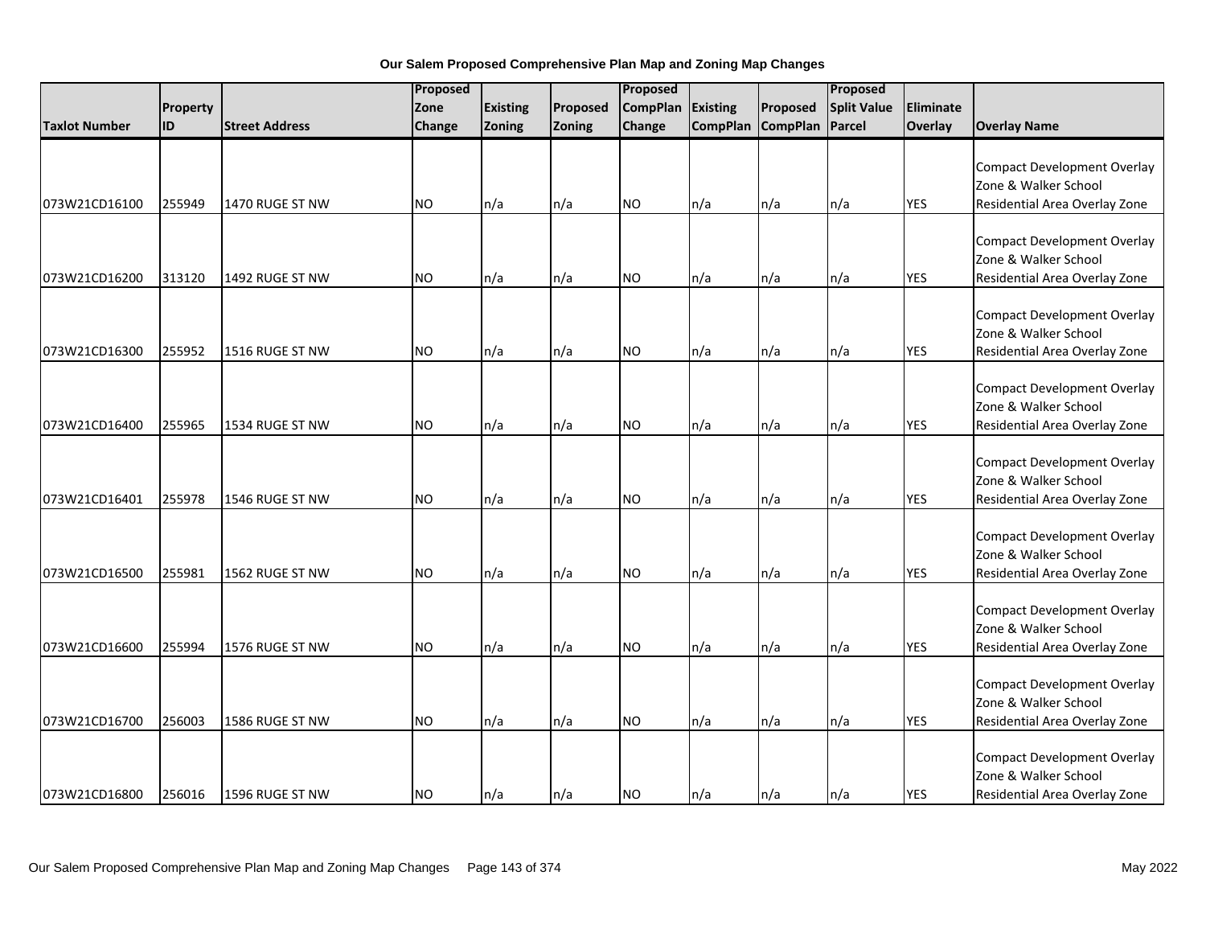**Our Salem Proposed Comprehensive Plan Map and Zoning Map Changes**

| Taxlot Number | Property ID | Street Address | Proposed Zone Change | Existing Zoning | Proposed Zoning | Proposed CompPlan Change | Existing CompPlan | Proposed CompPlan | Proposed Split Value Parcel | Eliminate Overlay | Overlay Name |
|---|---|---|---|---|---|---|---|---|---|---|---|
| 073W21CD16100 | 255949 | 1470 RUGE ST NW | NO | n/a | n/a | NO | n/a | n/a | n/a | YES | Compact Development Overlay Zone & Walker School Residential Area Overlay Zone |
| 073W21CD16200 | 313120 | 1492 RUGE ST NW | NO | n/a | n/a | NO | n/a | n/a | n/a | YES | Compact Development Overlay Zone & Walker School Residential Area Overlay Zone |
| 073W21CD16300 | 255952 | 1516 RUGE ST NW | NO | n/a | n/a | NO | n/a | n/a | n/a | YES | Compact Development Overlay Zone & Walker School Residential Area Overlay Zone |
| 073W21CD16400 | 255965 | 1534 RUGE ST NW | NO | n/a | n/a | NO | n/a | n/a | n/a | YES | Compact Development Overlay Zone & Walker School Residential Area Overlay Zone |
| 073W21CD16401 | 255978 | 1546 RUGE ST NW | NO | n/a | n/a | NO | n/a | n/a | n/a | YES | Compact Development Overlay Zone & Walker School Residential Area Overlay Zone |
| 073W21CD16500 | 255981 | 1562 RUGE ST NW | NO | n/a | n/a | NO | n/a | n/a | n/a | YES | Compact Development Overlay Zone & Walker School Residential Area Overlay Zone |
| 073W21CD16600 | 255994 | 1576 RUGE ST NW | NO | n/a | n/a | NO | n/a | n/a | n/a | YES | Compact Development Overlay Zone & Walker School Residential Area Overlay Zone |
| 073W21CD16700 | 256003 | 1586 RUGE ST NW | NO | n/a | n/a | NO | n/a | n/a | n/a | YES | Compact Development Overlay Zone & Walker School Residential Area Overlay Zone |
| 073W21CD16800 | 256016 | 1596 RUGE ST NW | NO | n/a | n/a | NO | n/a | n/a | n/a | YES | Compact Development Overlay Zone & Walker School Residential Area Overlay Zone |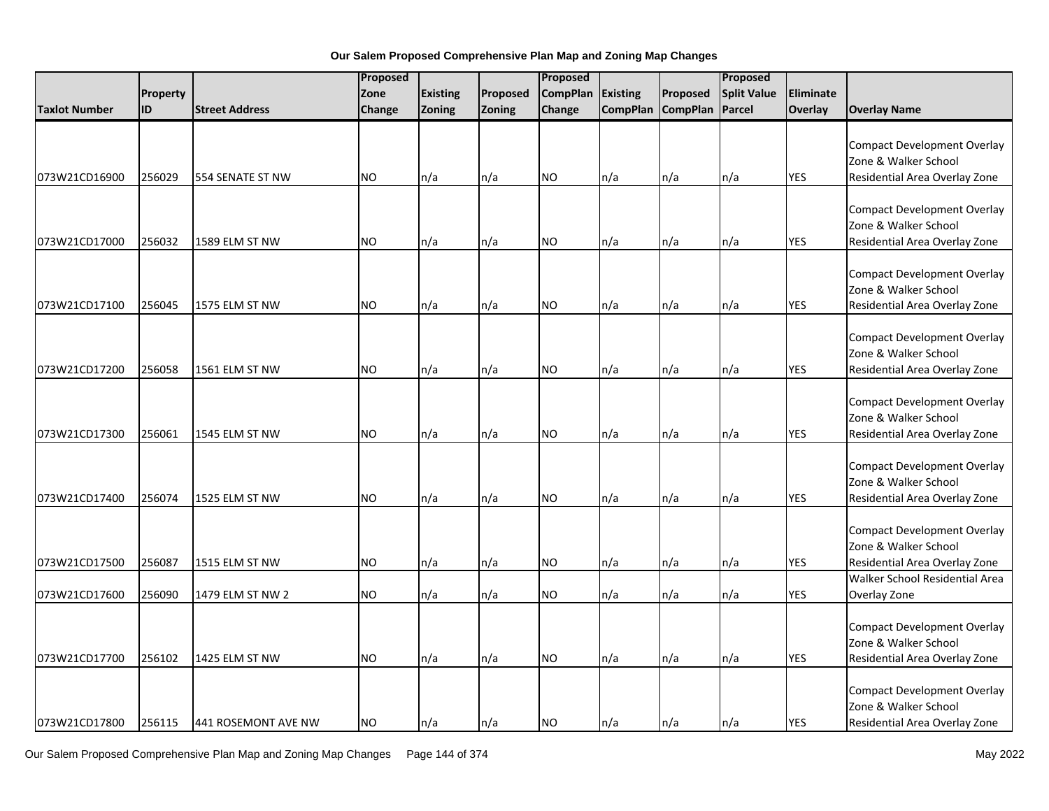**Our Salem Proposed Comprehensive Plan Map and Zoning Map Changes**

| Taxlot Number | Property ID | Street Address | Proposed Zone Change | Existing Zoning | Proposed Zoning | Proposed CompPlan Change | Existing CompPlan | Proposed CompPlan | Proposed Split Value Parcel | Eliminate Overlay | Overlay Name |
|---|---|---|---|---|---|---|---|---|---|---|---|
| 073W21CD16900 | 256029 | 554 SENATE ST NW | NO | n/a | n/a | NO | n/a | n/a | n/a | YES | Compact Development Overlay Zone & Walker School Residential Area Overlay Zone |
| 073W21CD17000 | 256032 | 1589 ELM ST NW | NO | n/a | n/a | NO | n/a | n/a | n/a | YES | Compact Development Overlay Zone & Walker School Residential Area Overlay Zone |
| 073W21CD17100 | 256045 | 1575 ELM ST NW | NO | n/a | n/a | NO | n/a | n/a | n/a | YES | Compact Development Overlay Zone & Walker School Residential Area Overlay Zone |
| 073W21CD17200 | 256058 | 1561 ELM ST NW | NO | n/a | n/a | NO | n/a | n/a | n/a | YES | Compact Development Overlay Zone & Walker School Residential Area Overlay Zone |
| 073W21CD17300 | 256061 | 1545 ELM ST NW | NO | n/a | n/a | NO | n/a | n/a | n/a | YES | Compact Development Overlay Zone & Walker School Residential Area Overlay Zone |
| 073W21CD17400 | 256074 | 1525 ELM ST NW | NO | n/a | n/a | NO | n/a | n/a | n/a | YES | Compact Development Overlay Zone & Walker School Residential Area Overlay Zone |
| 073W21CD17500 | 256087 | 1515 ELM ST NW | NO | n/a | n/a | NO | n/a | n/a | n/a | YES | Compact Development Overlay Zone & Walker School Residential Area Overlay Zone |
| 073W21CD17600 | 256090 | 1479 ELM ST NW 2 | NO | n/a | n/a | NO | n/a | n/a | n/a | YES | Walker School Residential Area Overlay Zone |
| 073W21CD17700 | 256102 | 1425 ELM ST NW | NO | n/a | n/a | NO | n/a | n/a | n/a | YES | Compact Development Overlay Zone & Walker School Residential Area Overlay Zone |
| 073W21CD17800 | 256115 | 441 ROSEMONT AVE NW | NO | n/a | n/a | NO | n/a | n/a | n/a | YES | Compact Development Overlay Zone & Walker School Residential Area Overlay Zone |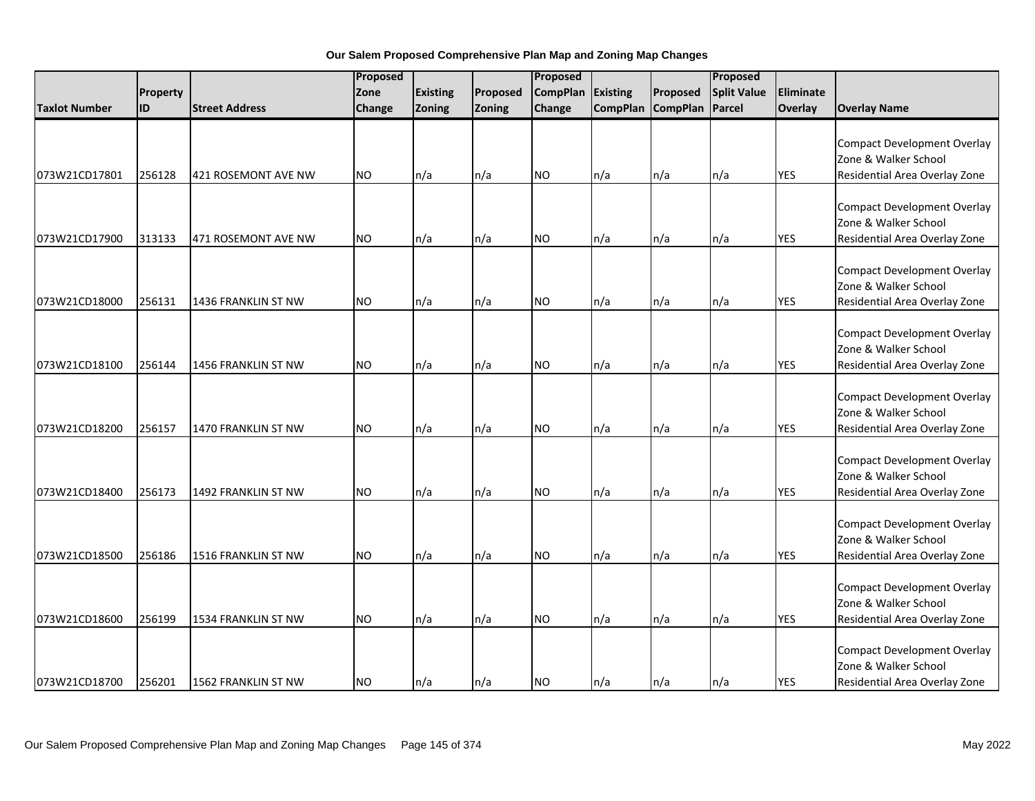**Our Salem Proposed Comprehensive Plan Map and Zoning Map Changes**

| Taxlot Number | Property ID | Street Address | Proposed Zone Change | Existing Zoning | Proposed Zoning | Proposed CompPlan Change | Existing CompPlan | Proposed CompPlan | Proposed Split Value Parcel | Eliminate Overlay | Overlay Name |
|---|---|---|---|---|---|---|---|---|---|---|---|
| 073W21CD17801 | 256128 | 421 ROSEMONT AVE NW | NO | n/a | n/a | NO | n/a | n/a | n/a | YES | Compact Development Overlay Zone & Walker School Residential Area Overlay Zone |
| 073W21CD17900 | 313133 | 471 ROSEMONT AVE NW | NO | n/a | n/a | NO | n/a | n/a | n/a | YES | Compact Development Overlay Zone & Walker School Residential Area Overlay Zone |
| 073W21CD18000 | 256131 | 1436 FRANKLIN ST NW | NO | n/a | n/a | NO | n/a | n/a | n/a | YES | Compact Development Overlay Zone & Walker School Residential Area Overlay Zone |
| 073W21CD18100 | 256144 | 1456 FRANKLIN ST NW | NO | n/a | n/a | NO | n/a | n/a | n/a | YES | Compact Development Overlay Zone & Walker School Residential Area Overlay Zone |
| 073W21CD18200 | 256157 | 1470 FRANKLIN ST NW | NO | n/a | n/a | NO | n/a | n/a | n/a | YES | Compact Development Overlay Zone & Walker School Residential Area Overlay Zone |
| 073W21CD18400 | 256173 | 1492 FRANKLIN ST NW | NO | n/a | n/a | NO | n/a | n/a | n/a | YES | Compact Development Overlay Zone & Walker School Residential Area Overlay Zone |
| 073W21CD18500 | 256186 | 1516 FRANKLIN ST NW | NO | n/a | n/a | NO | n/a | n/a | n/a | YES | Compact Development Overlay Zone & Walker School Residential Area Overlay Zone |
| 073W21CD18600 | 256199 | 1534 FRANKLIN ST NW | NO | n/a | n/a | NO | n/a | n/a | n/a | YES | Compact Development Overlay Zone & Walker School Residential Area Overlay Zone |
| 073W21CD18700 | 256201 | 1562 FRANKLIN ST NW | NO | n/a | n/a | NO | n/a | n/a | n/a | YES | Compact Development Overlay Zone & Walker School Residential Area Overlay Zone |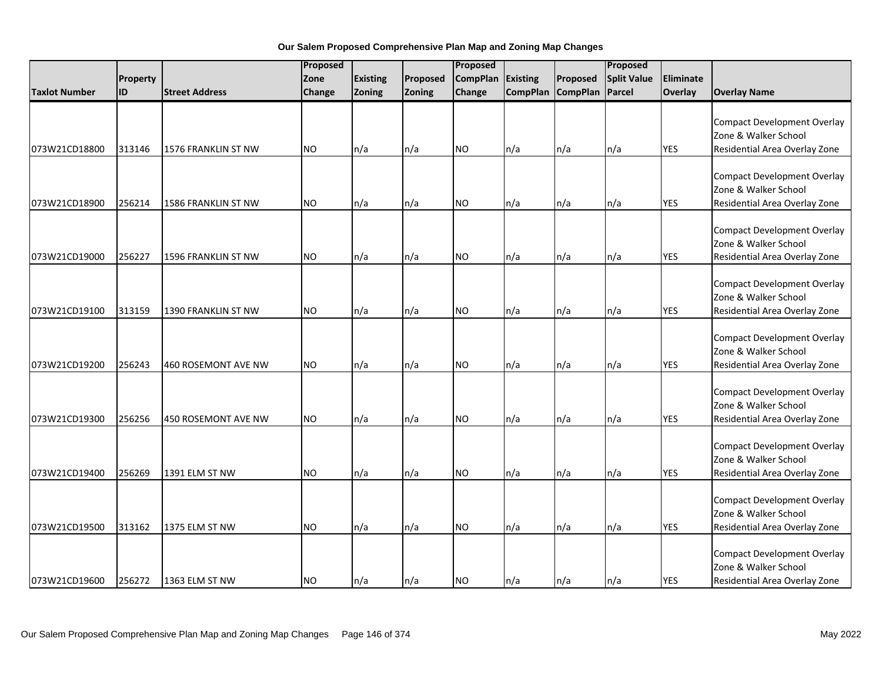**Our Salem Proposed Comprehensive Plan Map and Zoning Map Changes**

| Taxlot Number | Property ID | Street Address | Proposed Zone Change | Existing Zoning | Proposed Zoning | Proposed CompPlan Change | Existing CompPlan | Proposed CompPlan | Proposed Split Value Parcel | Eliminate Overlay | Overlay Name |
|---|---|---|---|---|---|---|---|---|---|---|---|
| 073W21CD18800 | 313146 | 1576 FRANKLIN ST NW | NO | n/a | n/a | NO | n/a | n/a | n/a | YES | Compact Development Overlay Zone & Walker School Residential Area Overlay Zone |
| 073W21CD18900 | 256214 | 1586 FRANKLIN ST NW | NO | n/a | n/a | NO | n/a | n/a | n/a | YES | Compact Development Overlay Zone & Walker School Residential Area Overlay Zone |
| 073W21CD19000 | 256227 | 1596 FRANKLIN ST NW | NO | n/a | n/a | NO | n/a | n/a | n/a | YES | Compact Development Overlay Zone & Walker School Residential Area Overlay Zone |
| 073W21CD19100 | 313159 | 1390 FRANKLIN ST NW | NO | n/a | n/a | NO | n/a | n/a | n/a | YES | Compact Development Overlay Zone & Walker School Residential Area Overlay Zone |
| 073W21CD19200 | 256243 | 460 ROSEMONT AVE NW | NO | n/a | n/a | NO | n/a | n/a | n/a | YES | Compact Development Overlay Zone & Walker School Residential Area Overlay Zone |
| 073W21CD19300 | 256256 | 450 ROSEMONT AVE NW | NO | n/a | n/a | NO | n/a | n/a | n/a | YES | Compact Development Overlay Zone & Walker School Residential Area Overlay Zone |
| 073W21CD19400 | 256269 | 1391 ELM ST NW | NO | n/a | n/a | NO | n/a | n/a | n/a | YES | Compact Development Overlay Zone & Walker School Residential Area Overlay Zone |
| 073W21CD19500 | 313162 | 1375 ELM ST NW | NO | n/a | n/a | NO | n/a | n/a | n/a | YES | Compact Development Overlay Zone & Walker School Residential Area Overlay Zone |
| 073W21CD19600 | 256272 | 1363 ELM ST NW | NO | n/a | n/a | NO | n/a | n/a | n/a | YES | Compact Development Overlay Zone & Walker School Residential Area Overlay Zone |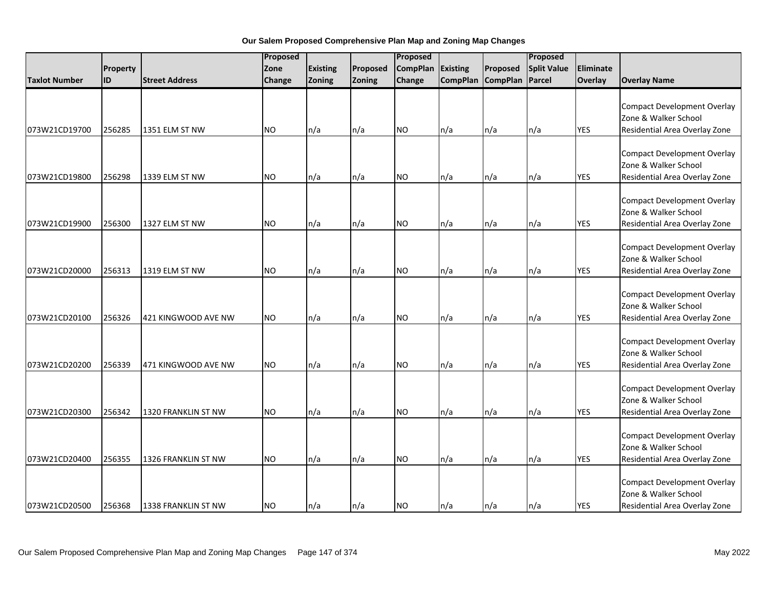**Our Salem Proposed Comprehensive Plan Map and Zoning Map Changes**

| Taxlot Number | Property ID | Street Address | Proposed Zone Change | Existing Zoning | Proposed Zoning | Proposed CompPlan Change | Existing CompPlan | Proposed CompPlan | Proposed Split Value Parcel | Eliminate Overlay | Overlay Name |
|---|---|---|---|---|---|---|---|---|---|---|---|
| 073W21CD19700 | 256285 | 1351 ELM ST NW | NO | n/a | n/a | NO | n/a | n/a | n/a | YES | Compact Development Overlay Zone & Walker School Residential Area Overlay Zone |
| 073W21CD19800 | 256298 | 1339 ELM ST NW | NO | n/a | n/a | NO | n/a | n/a | n/a | YES | Compact Development Overlay Zone & Walker School Residential Area Overlay Zone |
| 073W21CD19900 | 256300 | 1327 ELM ST NW | NO | n/a | n/a | NO | n/a | n/a | n/a | YES | Compact Development Overlay Zone & Walker School Residential Area Overlay Zone |
| 073W21CD20000 | 256313 | 1319 ELM ST NW | NO | n/a | n/a | NO | n/a | n/a | n/a | YES | Compact Development Overlay Zone & Walker School Residential Area Overlay Zone |
| 073W21CD20100 | 256326 | 421 KINGWOOD AVE NW | NO | n/a | n/a | NO | n/a | n/a | n/a | YES | Compact Development Overlay Zone & Walker School Residential Area Overlay Zone |
| 073W21CD20200 | 256339 | 471 KINGWOOD AVE NW | NO | n/a | n/a | NO | n/a | n/a | n/a | YES | Compact Development Overlay Zone & Walker School Residential Area Overlay Zone |
| 073W21CD20300 | 256342 | 1320 FRANKLIN ST NW | NO | n/a | n/a | NO | n/a | n/a | n/a | YES | Compact Development Overlay Zone & Walker School Residential Area Overlay Zone |
| 073W21CD20400 | 256355 | 1326 FRANKLIN ST NW | NO | n/a | n/a | NO | n/a | n/a | n/a | YES | Compact Development Overlay Zone & Walker School Residential Area Overlay Zone |
| 073W21CD20500 | 256368 | 1338 FRANKLIN ST NW | NO | n/a | n/a | NO | n/a | n/a | n/a | YES | Compact Development Overlay Zone & Walker School Residential Area Overlay Zone |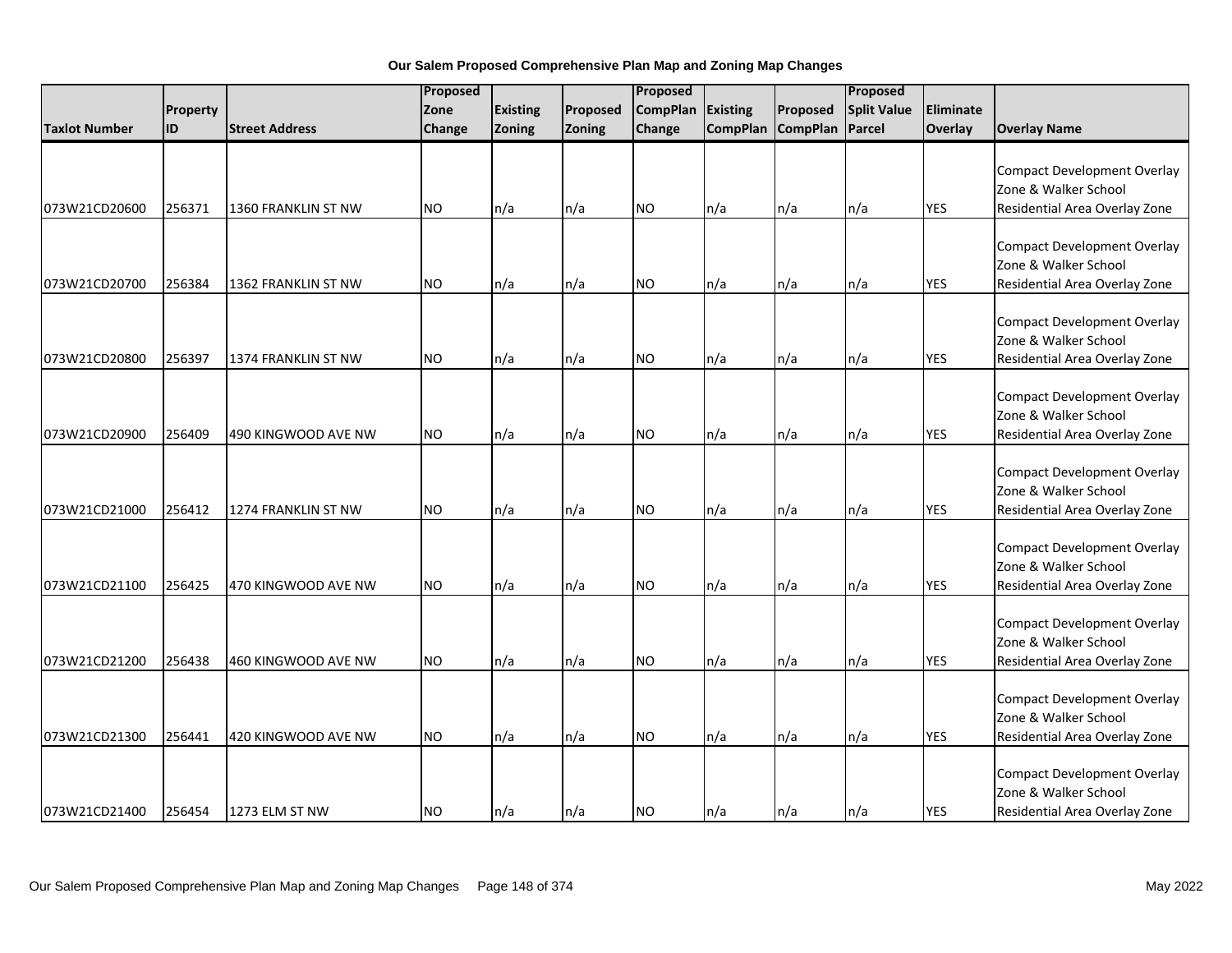**Our Salem Proposed Comprehensive Plan Map and Zoning Map Changes**

| Taxlot Number | Property ID | Street Address | Proposed Zone Change | Existing Zoning | Proposed Zoning | Proposed CompPlan Change | Existing CompPlan | Proposed CompPlan | Proposed Split Value Parcel | Eliminate Overlay | Overlay Name |
|---|---|---|---|---|---|---|---|---|---|---|---|
| 073W21CD20600 | 256371 | 1360 FRANKLIN ST NW | NO | n/a | n/a | NO | n/a | n/a | n/a | YES | Compact Development Overlay Zone & Walker School Residential Area Overlay Zone |
| 073W21CD20700 | 256384 | 1362 FRANKLIN ST NW | NO | n/a | n/a | NO | n/a | n/a | n/a | YES | Compact Development Overlay Zone & Walker School Residential Area Overlay Zone |
| 073W21CD20800 | 256397 | 1374 FRANKLIN ST NW | NO | n/a | n/a | NO | n/a | n/a | n/a | YES | Compact Development Overlay Zone & Walker School Residential Area Overlay Zone |
| 073W21CD20900 | 256409 | 490 KINGWOOD AVE NW | NO | n/a | n/a | NO | n/a | n/a | n/a | YES | Compact Development Overlay Zone & Walker School Residential Area Overlay Zone |
| 073W21CD21000 | 256412 | 1274 FRANKLIN ST NW | NO | n/a | n/a | NO | n/a | n/a | n/a | YES | Compact Development Overlay Zone & Walker School Residential Area Overlay Zone |
| 073W21CD21100 | 256425 | 470 KINGWOOD AVE NW | NO | n/a | n/a | NO | n/a | n/a | n/a | YES | Compact Development Overlay Zone & Walker School Residential Area Overlay Zone |
| 073W21CD21200 | 256438 | 460 KINGWOOD AVE NW | NO | n/a | n/a | NO | n/a | n/a | n/a | YES | Compact Development Overlay Zone & Walker School Residential Area Overlay Zone |
| 073W21CD21300 | 256441 | 420 KINGWOOD AVE NW | NO | n/a | n/a | NO | n/a | n/a | n/a | YES | Compact Development Overlay Zone & Walker School Residential Area Overlay Zone |
| 073W21CD21400 | 256454 | 1273 ELM ST NW | NO | n/a | n/a | NO | n/a | n/a | n/a | YES | Compact Development Overlay Zone & Walker School Residential Area Overlay Zone |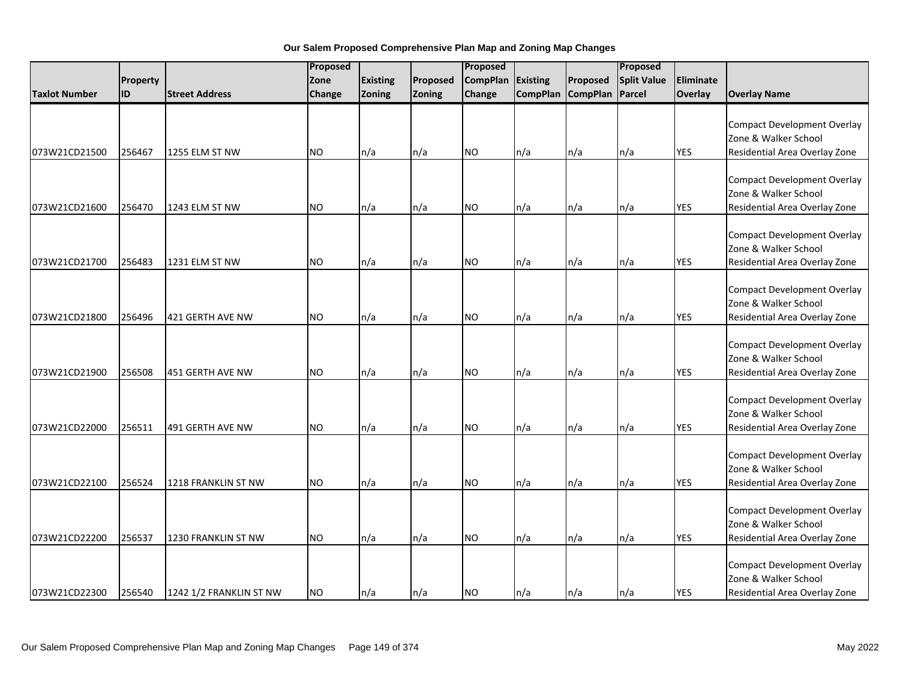**Our Salem Proposed Comprehensive Plan Map and Zoning Map Changes**

| Taxlot Number | Property ID | Street Address | Proposed Zone Change | Existing Zoning | Proposed Zoning | Proposed CompPlan Change | Existing CompPlan | Proposed CompPlan | Proposed Split Value Parcel | Eliminate Overlay | Overlay Name |
|---|---|---|---|---|---|---|---|---|---|---|---|
| 073W21CD21500 | 256467 | 1255 ELM ST NW | NO | n/a | n/a | NO | n/a | n/a | n/a | YES | Compact Development Overlay Zone & Walker School Residential Area Overlay Zone |
| 073W21CD21600 | 256470 | 1243 ELM ST NW | NO | n/a | n/a | NO | n/a | n/a | n/a | YES | Compact Development Overlay Zone & Walker School Residential Area Overlay Zone |
| 073W21CD21700 | 256483 | 1231 ELM ST NW | NO | n/a | n/a | NO | n/a | n/a | n/a | YES | Compact Development Overlay Zone & Walker School Residential Area Overlay Zone |
| 073W21CD21800 | 256496 | 421 GERTH AVE NW | NO | n/a | n/a | NO | n/a | n/a | n/a | YES | Compact Development Overlay Zone & Walker School Residential Area Overlay Zone |
| 073W21CD21900 | 256508 | 451 GERTH AVE NW | NO | n/a | n/a | NO | n/a | n/a | n/a | YES | Compact Development Overlay Zone & Walker School Residential Area Overlay Zone |
| 073W21CD22000 | 256511 | 491 GERTH AVE NW | NO | n/a | n/a | NO | n/a | n/a | n/a | YES | Compact Development Overlay Zone & Walker School Residential Area Overlay Zone |
| 073W21CD22100 | 256524 | 1218 FRANKLIN ST NW | NO | n/a | n/a | NO | n/a | n/a | n/a | YES | Compact Development Overlay Zone & Walker School Residential Area Overlay Zone |
| 073W21CD22200 | 256537 | 1230 FRANKLIN ST NW | NO | n/a | n/a | NO | n/a | n/a | n/a | YES | Compact Development Overlay Zone & Walker School Residential Area Overlay Zone |
| 073W21CD22300 | 256540 | 1242 1/2 FRANKLIN ST NW | NO | n/a | n/a | NO | n/a | n/a | n/a | YES | Compact Development Overlay Zone & Walker School Residential Area Overlay Zone |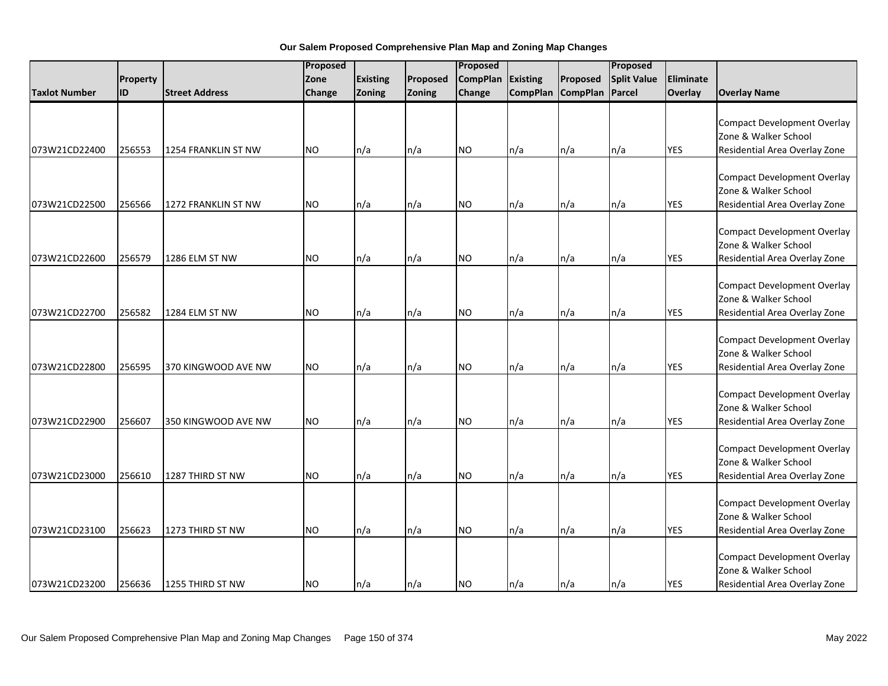**Our Salem Proposed Comprehensive Plan Map and Zoning Map Changes**

| Taxlot Number | Property ID | Street Address | Proposed Zone Change | Existing Zoning | Proposed Zoning | Proposed CompPlan Change | Existing CompPlan | Proposed CompPlan | Proposed Split Value Parcel | Eliminate Overlay | Overlay Name |
|---|---|---|---|---|---|---|---|---|---|---|---|
| 073W21CD22400 | 256553 | 1254 FRANKLIN ST NW | NO | n/a | n/a | NO | n/a | n/a | n/a | YES | Compact Development Overlay Zone & Walker School Residential Area Overlay Zone |
| 073W21CD22500 | 256566 | 1272 FRANKLIN ST NW | NO | n/a | n/a | NO | n/a | n/a | n/a | YES | Compact Development Overlay Zone & Walker School Residential Area Overlay Zone |
| 073W21CD22600 | 256579 | 1286 ELM ST NW | NO | n/a | n/a | NO | n/a | n/a | n/a | YES | Compact Development Overlay Zone & Walker School Residential Area Overlay Zone |
| 073W21CD22700 | 256582 | 1284 ELM ST NW | NO | n/a | n/a | NO | n/a | n/a | n/a | YES | Compact Development Overlay Zone & Walker School Residential Area Overlay Zone |
| 073W21CD22800 | 256595 | 370 KINGWOOD AVE NW | NO | n/a | n/a | NO | n/a | n/a | n/a | YES | Compact Development Overlay Zone & Walker School Residential Area Overlay Zone |
| 073W21CD22900 | 256607 | 350 KINGWOOD AVE NW | NO | n/a | n/a | NO | n/a | n/a | n/a | YES | Compact Development Overlay Zone & Walker School Residential Area Overlay Zone |
| 073W21CD23000 | 256610 | 1287 THIRD ST NW | NO | n/a | n/a | NO | n/a | n/a | n/a | YES | Compact Development Overlay Zone & Walker School Residential Area Overlay Zone |
| 073W21CD23100 | 256623 | 1273 THIRD ST NW | NO | n/a | n/a | NO | n/a | n/a | n/a | YES | Compact Development Overlay Zone & Walker School Residential Area Overlay Zone |
| 073W21CD23200 | 256636 | 1255 THIRD ST NW | NO | n/a | n/a | NO | n/a | n/a | n/a | YES | Compact Development Overlay Zone & Walker School Residential Area Overlay Zone |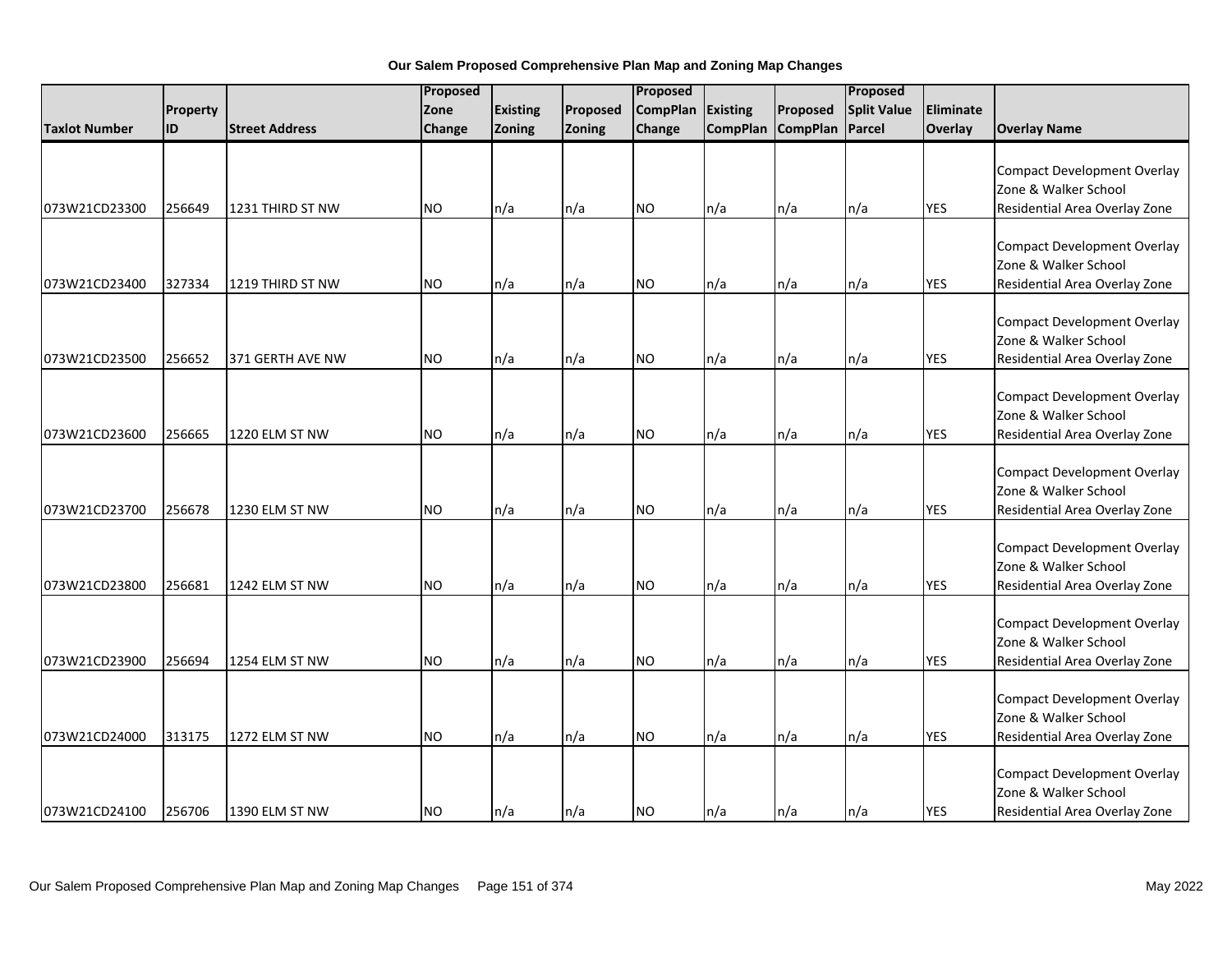**Our Salem Proposed Comprehensive Plan Map and Zoning Map Changes**

| Taxlot Number | Property ID | Street Address | Proposed Zone Change | Existing Zoning | Proposed Zoning | Proposed CompPlan Change | Existing CompPlan | Proposed CompPlan | Proposed Split Value Parcel | Eliminate Overlay | Overlay Name |
|---|---|---|---|---|---|---|---|---|---|---|---|
| 073W21CD23300 | 256649 | 1231 THIRD ST NW | NO | n/a | n/a | NO | n/a | n/a | n/a | YES | Compact Development Overlay Zone & Walker School Residential Area Overlay Zone |
| 073W21CD23400 | 327334 | 1219 THIRD ST NW | NO | n/a | n/a | NO | n/a | n/a | n/a | YES | Compact Development Overlay Zone & Walker School Residential Area Overlay Zone |
| 073W21CD23500 | 256652 | 371 GERTH AVE NW | NO | n/a | n/a | NO | n/a | n/a | n/a | YES | Compact Development Overlay Zone & Walker School Residential Area Overlay Zone |
| 073W21CD23600 | 256665 | 1220 ELM ST NW | NO | n/a | n/a | NO | n/a | n/a | n/a | YES | Compact Development Overlay Zone & Walker School Residential Area Overlay Zone |
| 073W21CD23700 | 256678 | 1230 ELM ST NW | NO | n/a | n/a | NO | n/a | n/a | n/a | YES | Compact Development Overlay Zone & Walker School Residential Area Overlay Zone |
| 073W21CD23800 | 256681 | 1242 ELM ST NW | NO | n/a | n/a | NO | n/a | n/a | n/a | YES | Compact Development Overlay Zone & Walker School Residential Area Overlay Zone |
| 073W21CD23900 | 256694 | 1254 ELM ST NW | NO | n/a | n/a | NO | n/a | n/a | n/a | YES | Compact Development Overlay Zone & Walker School Residential Area Overlay Zone |
| 073W21CD24000 | 313175 | 1272 ELM ST NW | NO | n/a | n/a | NO | n/a | n/a | n/a | YES | Compact Development Overlay Zone & Walker School Residential Area Overlay Zone |
| 073W21CD24100 | 256706 | 1390 ELM ST NW | NO | n/a | n/a | NO | n/a | n/a | n/a | YES | Compact Development Overlay Zone & Walker School Residential Area Overlay Zone |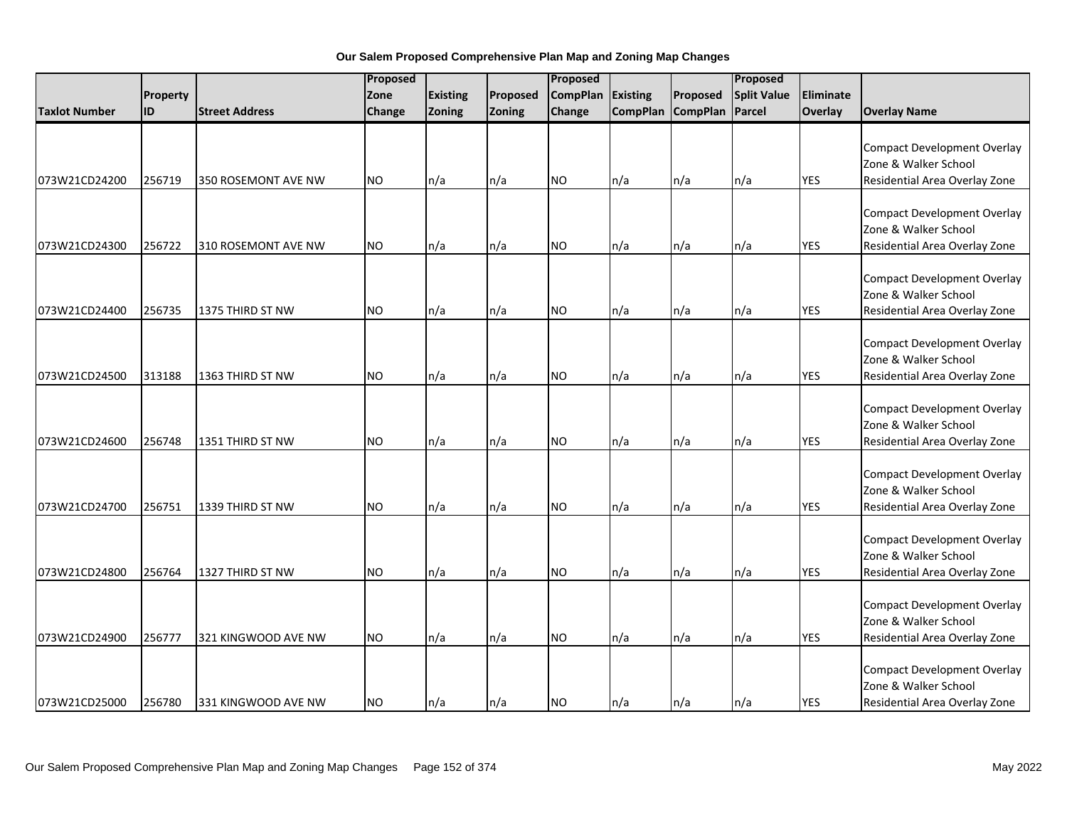**Our Salem Proposed Comprehensive Plan Map and Zoning Map Changes**

| Taxlot Number | Property ID | Street Address | Proposed Zone Change | Existing Zoning | Proposed Zoning | Proposed CompPlan Change | Existing CompPlan | Proposed CompPlan | Proposed Split Value Parcel | Eliminate Overlay | Overlay Name |
|---|---|---|---|---|---|---|---|---|---|---|---|
| 073W21CD24200 | 256719 | 350 ROSEMONT AVE NW | NO | n/a | n/a | NO | n/a | n/a | n/a | YES | Compact Development Overlay Zone & Walker School Residential Area Overlay Zone |
| 073W21CD24300 | 256722 | 310 ROSEMONT AVE NW | NO | n/a | n/a | NO | n/a | n/a | n/a | YES | Compact Development Overlay Zone & Walker School Residential Area Overlay Zone |
| 073W21CD24400 | 256735 | 1375 THIRD ST NW | NO | n/a | n/a | NO | n/a | n/a | n/a | YES | Compact Development Overlay Zone & Walker School Residential Area Overlay Zone |
| 073W21CD24500 | 313188 | 1363 THIRD ST NW | NO | n/a | n/a | NO | n/a | n/a | n/a | YES | Compact Development Overlay Zone & Walker School Residential Area Overlay Zone |
| 073W21CD24600 | 256748 | 1351 THIRD ST NW | NO | n/a | n/a | NO | n/a | n/a | n/a | YES | Compact Development Overlay Zone & Walker School Residential Area Overlay Zone |
| 073W21CD24700 | 256751 | 1339 THIRD ST NW | NO | n/a | n/a | NO | n/a | n/a | n/a | YES | Compact Development Overlay Zone & Walker School Residential Area Overlay Zone |
| 073W21CD24800 | 256764 | 1327 THIRD ST NW | NO | n/a | n/a | NO | n/a | n/a | n/a | YES | Compact Development Overlay Zone & Walker School Residential Area Overlay Zone |
| 073W21CD24900 | 256777 | 321 KINGWOOD AVE NW | NO | n/a | n/a | NO | n/a | n/a | n/a | YES | Compact Development Overlay Zone & Walker School Residential Area Overlay Zone |
| 073W21CD25000 | 256780 | 331 KINGWOOD AVE NW | NO | n/a | n/a | NO | n/a | n/a | n/a | YES | Compact Development Overlay Zone & Walker School Residential Area Overlay Zone |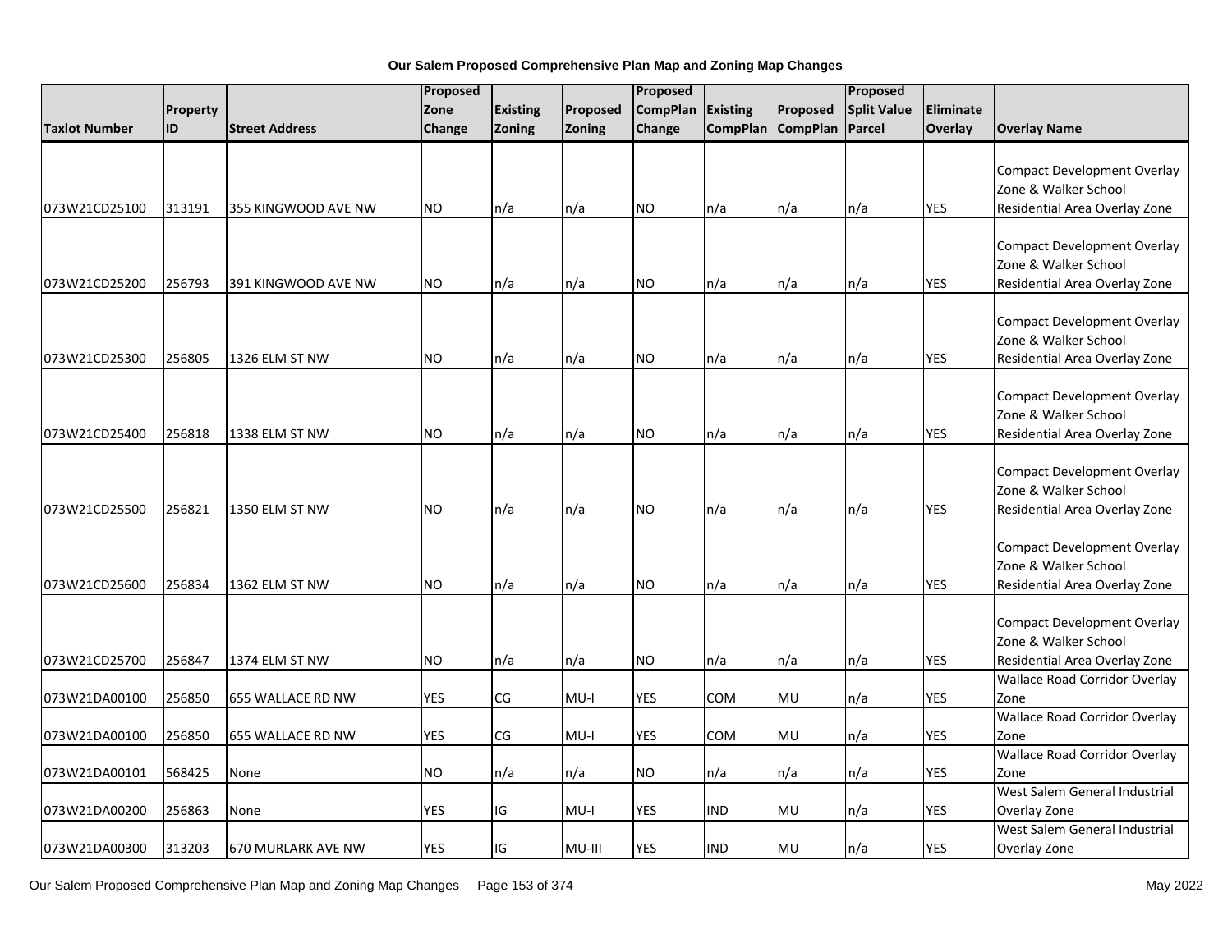**Our Salem Proposed Comprehensive Plan Map and Zoning Map Changes**

| Taxlot Number | Property ID | Street Address | Proposed Zone Change | Existing Zoning | Proposed Zoning | Proposed CompPlan Change | Existing CompPlan | Proposed CompPlan | Proposed Split Value Parcel | Eliminate Overlay | Overlay Name |
|---|---|---|---|---|---|---|---|---|---|---|---|
| 073W21CD25100 | 313191 | 355 KINGWOOD AVE NW | NO | n/a | n/a | NO | n/a | n/a | n/a | YES | Compact Development Overlay Zone & Walker School Residential Area Overlay Zone |
| 073W21CD25200 | 256793 | 391 KINGWOOD AVE NW | NO | n/a | n/a | NO | n/a | n/a | n/a | YES | Compact Development Overlay Zone & Walker School Residential Area Overlay Zone |
| 073W21CD25300 | 256805 | 1326 ELM ST NW | NO | n/a | n/a | NO | n/a | n/a | n/a | YES | Compact Development Overlay Zone & Walker School Residential Area Overlay Zone |
| 073W21CD25400 | 256818 | 1338 ELM ST NW | NO | n/a | n/a | NO | n/a | n/a | n/a | YES | Compact Development Overlay Zone & Walker School Residential Area Overlay Zone |
| 073W21CD25500 | 256821 | 1350 ELM ST NW | NO | n/a | n/a | NO | n/a | n/a | n/a | YES | Compact Development Overlay Zone & Walker School Residential Area Overlay Zone |
| 073W21CD25600 | 256834 | 1362 ELM ST NW | NO | n/a | n/a | NO | n/a | n/a | n/a | YES | Compact Development Overlay Zone & Walker School Residential Area Overlay Zone |
| 073W21CD25700 | 256847 | 1374 ELM ST NW | NO | n/a | n/a | NO | n/a | n/a | n/a | YES | Compact Development Overlay Zone & Walker School Residential Area Overlay Zone |
| 073W21DA00100 | 256850 | 655 WALLACE RD NW | YES | CG | MU-I | YES | COM | MU | n/a | YES | Wallace Road Corridor Overlay Zone |
| 073W21DA00100 | 256850 | 655 WALLACE RD NW | YES | CG | MU-I | YES | COM | MU | n/a | YES | Wallace Road Corridor Overlay Zone |
| 073W21DA00101 | 568425 | None | NO | n/a | n/a | NO | n/a | n/a | n/a | YES | Wallace Road Corridor Overlay Zone |
| 073W21DA00200 | 256863 | None | YES | IG | MU-I | YES | IND | MU | n/a | YES | West Salem General Industrial Overlay Zone |
| 073W21DA00300 | 313203 | 670 MURLARK AVE NW | YES | IG | MU-III | YES | IND | MU | n/a | YES | West Salem General Industrial Overlay Zone |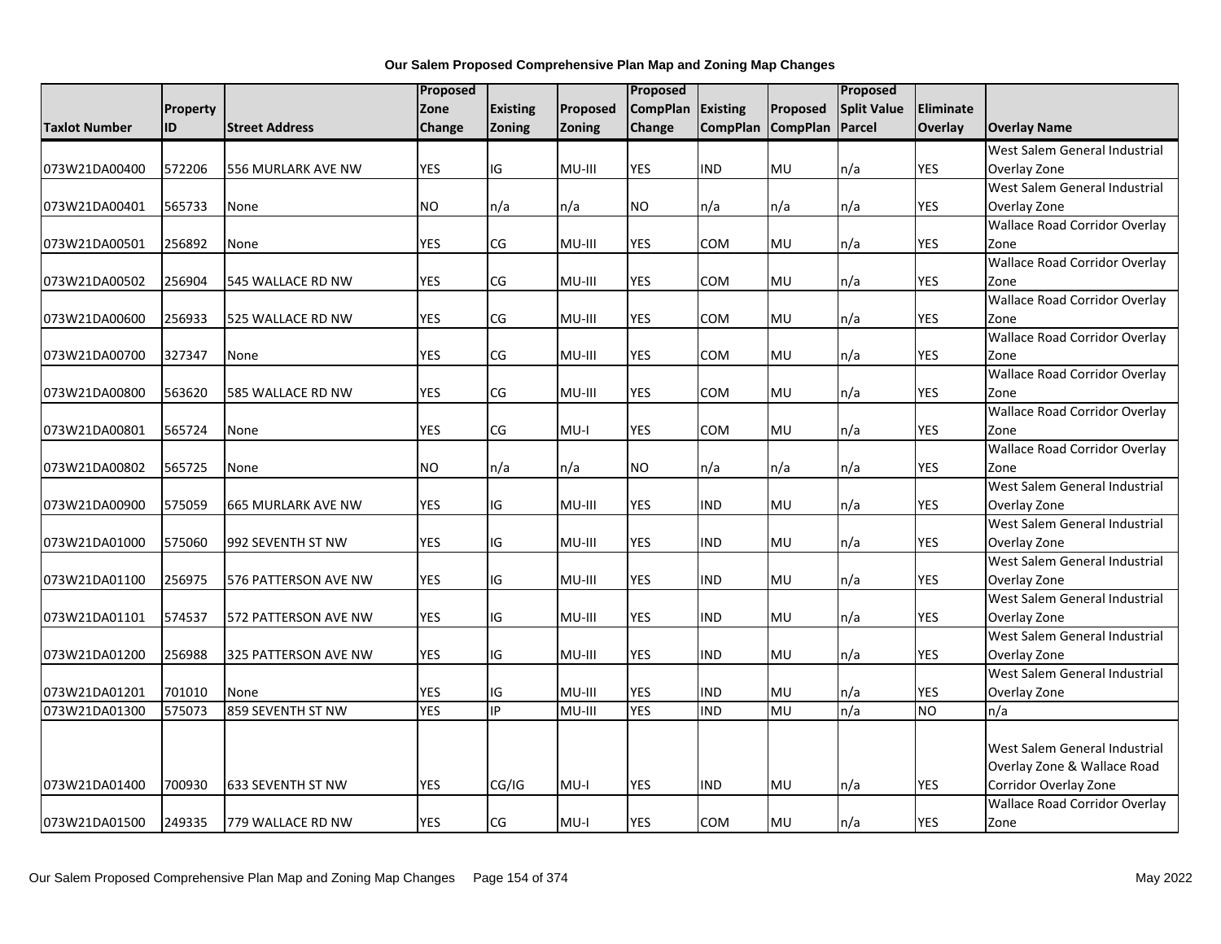**Our Salem Proposed Comprehensive Plan Map and Zoning Map Changes**

| Taxlot Number | Property ID | Street Address | Proposed Zone Change | Existing Zoning | Proposed Zoning | Proposed CompPlan Change | Existing CompPlan | Proposed CompPlan | Proposed Split Value Parcel | Eliminate Overlay | Overlay Name |
|---|---|---|---|---|---|---|---|---|---|---|---|
| 073W21DA00400 | 572206 | 556 MURLARK AVE NW | YES | IG | MU-III | YES | IND | MU | n/a | YES | West Salem General Industrial Overlay Zone |
| 073W21DA00401 | 565733 | None | NO | n/a | n/a | NO | n/a | n/a | n/a | YES | West Salem General Industrial Overlay Zone |
| 073W21DA00501 | 256892 | None | YES | CG | MU-III | YES | COM | MU | n/a | YES | Wallace Road Corridor Overlay Zone |
| 073W21DA00502 | 256904 | 545 WALLACE RD NW | YES | CG | MU-III | YES | COM | MU | n/a | YES | Wallace Road Corridor Overlay Zone |
| 073W21DA00600 | 256933 | 525 WALLACE RD NW | YES | CG | MU-III | YES | COM | MU | n/a | YES | Wallace Road Corridor Overlay Zone |
| 073W21DA00700 | 327347 | None | YES | CG | MU-III | YES | COM | MU | n/a | YES | Wallace Road Corridor Overlay Zone |
| 073W21DA00800 | 563620 | 585 WALLACE RD NW | YES | CG | MU-III | YES | COM | MU | n/a | YES | Wallace Road Corridor Overlay Zone |
| 073W21DA00801 | 565724 | None | YES | CG | MU-I | YES | COM | MU | n/a | YES | Wallace Road Corridor Overlay Zone |
| 073W21DA00802 | 565725 | None | NO | n/a | n/a | NO | n/a | n/a | n/a | YES | Wallace Road Corridor Overlay Zone |
| 073W21DA00900 | 575059 | 665 MURLARK AVE NW | YES | IG | MU-III | YES | IND | MU | n/a | YES | West Salem General Industrial Overlay Zone |
| 073W21DA01000 | 575060 | 992 SEVENTH ST NW | YES | IG | MU-III | YES | IND | MU | n/a | YES | West Salem General Industrial Overlay Zone |
| 073W21DA01100 | 256975 | 576 PATTERSON AVE NW | YES | IG | MU-III | YES | IND | MU | n/a | YES | West Salem General Industrial Overlay Zone |
| 073W21DA01101 | 574537 | 572 PATTERSON AVE NW | YES | IG | MU-III | YES | IND | MU | n/a | YES | West Salem General Industrial Overlay Zone |
| 073W21DA01200 | 256988 | 325 PATTERSON AVE NW | YES | IG | MU-III | YES | IND | MU | n/a | YES | West Salem General Industrial Overlay Zone |
| 073W21DA01201 | 701010 | None | YES | IG | MU-III | YES | IND | MU | n/a | YES | West Salem General Industrial Overlay Zone |
| 073W21DA01300 | 575073 | 859 SEVENTH ST NW | YES | IP | MU-III | YES | IND | MU | n/a | NO | n/a |
| 073W21DA01400 | 700930 | 633 SEVENTH ST NW | YES | CG/IG | MU-I | YES | IND | MU | n/a | YES | West Salem General Industrial Overlay Zone & Wallace Road Corridor Overlay Zone |
| 073W21DA01500 | 249335 | 779 WALLACE RD NW | YES | CG | MU-I | YES | COM | MU | n/a | YES | Wallace Road Corridor Overlay Zone |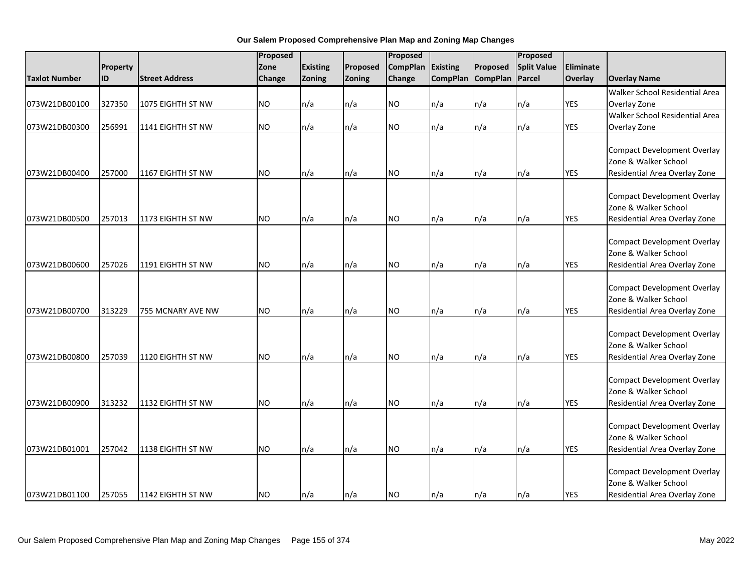**Our Salem Proposed Comprehensive Plan Map and Zoning Map Changes**

| Taxlot Number | Property ID | Street Address | Proposed Zone Change | Existing Zoning | Proposed Zoning | Proposed CompPlan Change | Existing CompPlan | Proposed CompPlan | Proposed Split Value Parcel | Eliminate Overlay | Overlay Name |
|---|---|---|---|---|---|---|---|---|---|---|---|
| 073W21DB00100 | 327350 | 1075 EIGHTH ST NW | NO | n/a | n/a | NO | n/a | n/a | n/a | YES | Walker School Residential Area Overlay Zone |
| 073W21DB00300 | 256991 | 1141 EIGHTH ST NW | NO | n/a | n/a | NO | n/a | n/a | n/a | YES | Walker School Residential Area Overlay Zone |
| 073W21DB00400 | 257000 | 1167 EIGHTH ST NW | NO | n/a | n/a | NO | n/a | n/a | n/a | YES | Compact Development Overlay Zone & Walker School Residential Area Overlay Zone |
| 073W21DB00500 | 257013 | 1173 EIGHTH ST NW | NO | n/a | n/a | NO | n/a | n/a | n/a | YES | Compact Development Overlay Zone & Walker School Residential Area Overlay Zone |
| 073W21DB00600 | 257026 | 1191 EIGHTH ST NW | NO | n/a | n/a | NO | n/a | n/a | n/a | YES | Compact Development Overlay Zone & Walker School Residential Area Overlay Zone |
| 073W21DB00700 | 313229 | 755 MCNARY AVE NW | NO | n/a | n/a | NO | n/a | n/a | n/a | YES | Compact Development Overlay Zone & Walker School Residential Area Overlay Zone |
| 073W21DB00800 | 257039 | 1120 EIGHTH ST NW | NO | n/a | n/a | NO | n/a | n/a | n/a | YES | Compact Development Overlay Zone & Walker School Residential Area Overlay Zone |
| 073W21DB00900 | 313232 | 1132 EIGHTH ST NW | NO | n/a | n/a | NO | n/a | n/a | n/a | YES | Compact Development Overlay Zone & Walker School Residential Area Overlay Zone |
| 073W21DB01001 | 257042 | 1138 EIGHTH ST NW | NO | n/a | n/a | NO | n/a | n/a | n/a | YES | Compact Development Overlay Zone & Walker School Residential Area Overlay Zone |
| 073W21DB01100 | 257055 | 1142 EIGHTH ST NW | NO | n/a | n/a | NO | n/a | n/a | n/a | YES | Compact Development Overlay Zone & Walker School Residential Area Overlay Zone |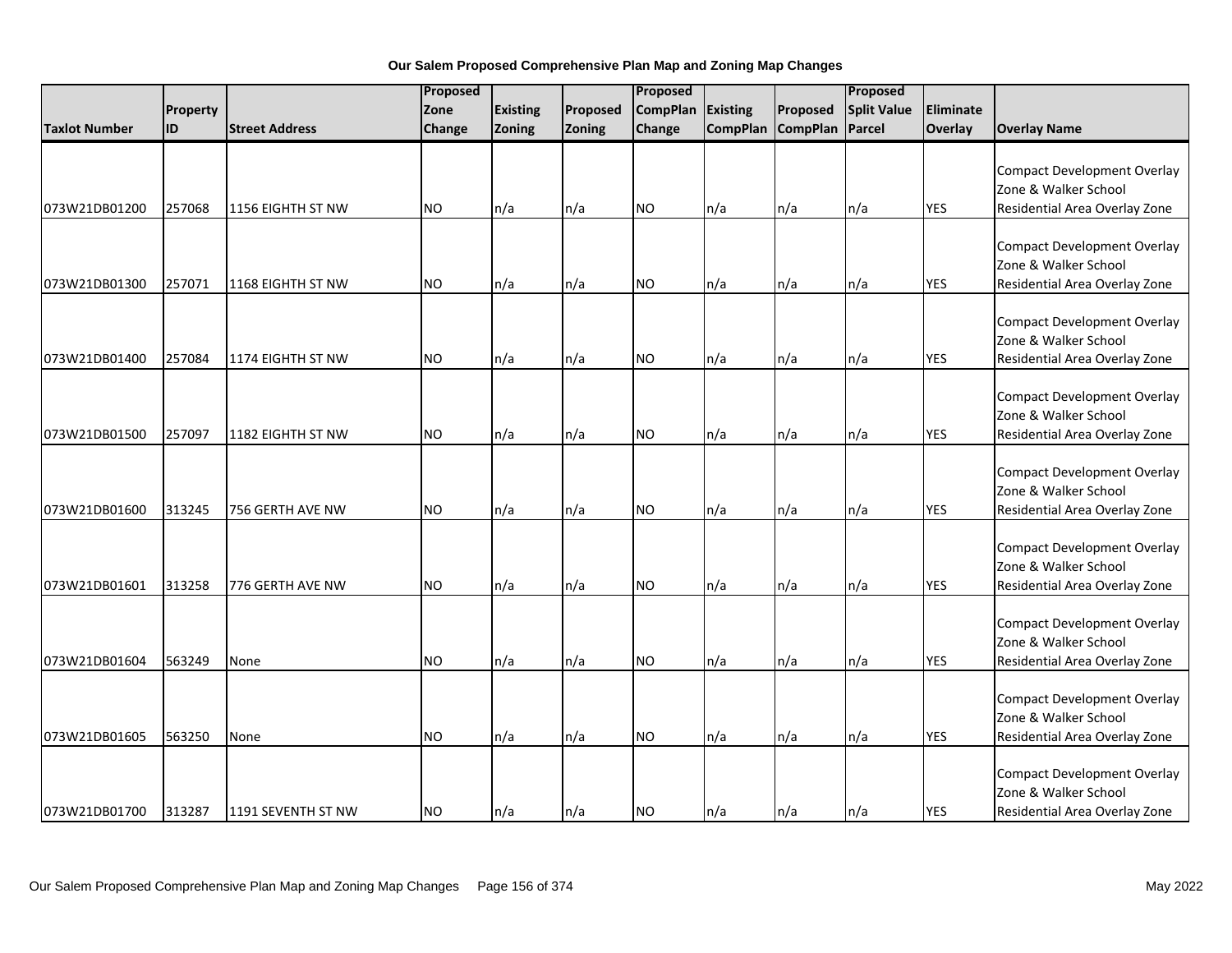**Our Salem Proposed Comprehensive Plan Map and Zoning Map Changes**

| Taxlot Number | Property ID | Street Address | Proposed Zone Change | Existing Zoning | Proposed Zoning | Proposed CompPlan Change | Existing CompPlan | Proposed CompPlan | Proposed Split Value Parcel | Eliminate Overlay | Overlay Name |
|---|---|---|---|---|---|---|---|---|---|---|---|
| 073W21DB01200 | 257068 | 1156 EIGHTH ST NW | NO | n/a | n/a | NO | n/a | n/a | n/a | YES | Compact Development Overlay Zone & Walker School Residential Area Overlay Zone |
| 073W21DB01300 | 257071 | 1168 EIGHTH ST NW | NO | n/a | n/a | NO | n/a | n/a | n/a | YES | Compact Development Overlay Zone & Walker School Residential Area Overlay Zone |
| 073W21DB01400 | 257084 | 1174 EIGHTH ST NW | NO | n/a | n/a | NO | n/a | n/a | n/a | YES | Compact Development Overlay Zone & Walker School Residential Area Overlay Zone |
| 073W21DB01500 | 257097 | 1182 EIGHTH ST NW | NO | n/a | n/a | NO | n/a | n/a | n/a | YES | Compact Development Overlay Zone & Walker School Residential Area Overlay Zone |
| 073W21DB01600 | 313245 | 756 GERTH AVE NW | NO | n/a | n/a | NO | n/a | n/a | n/a | YES | Compact Development Overlay Zone & Walker School Residential Area Overlay Zone |
| 073W21DB01601 | 313258 | 776 GERTH AVE NW | NO | n/a | n/a | NO | n/a | n/a | n/a | YES | Compact Development Overlay Zone & Walker School Residential Area Overlay Zone |
| 073W21DB01604 | 563249 | None | NO | n/a | n/a | NO | n/a | n/a | n/a | YES | Compact Development Overlay Zone & Walker School Residential Area Overlay Zone |
| 073W21DB01605 | 563250 | None | NO | n/a | n/a | NO | n/a | n/a | n/a | YES | Compact Development Overlay Zone & Walker School Residential Area Overlay Zone |
| 073W21DB01700 | 313287 | 1191 SEVENTH ST NW | NO | n/a | n/a | NO | n/a | n/a | n/a | YES | Compact Development Overlay Zone & Walker School Residential Area Overlay Zone |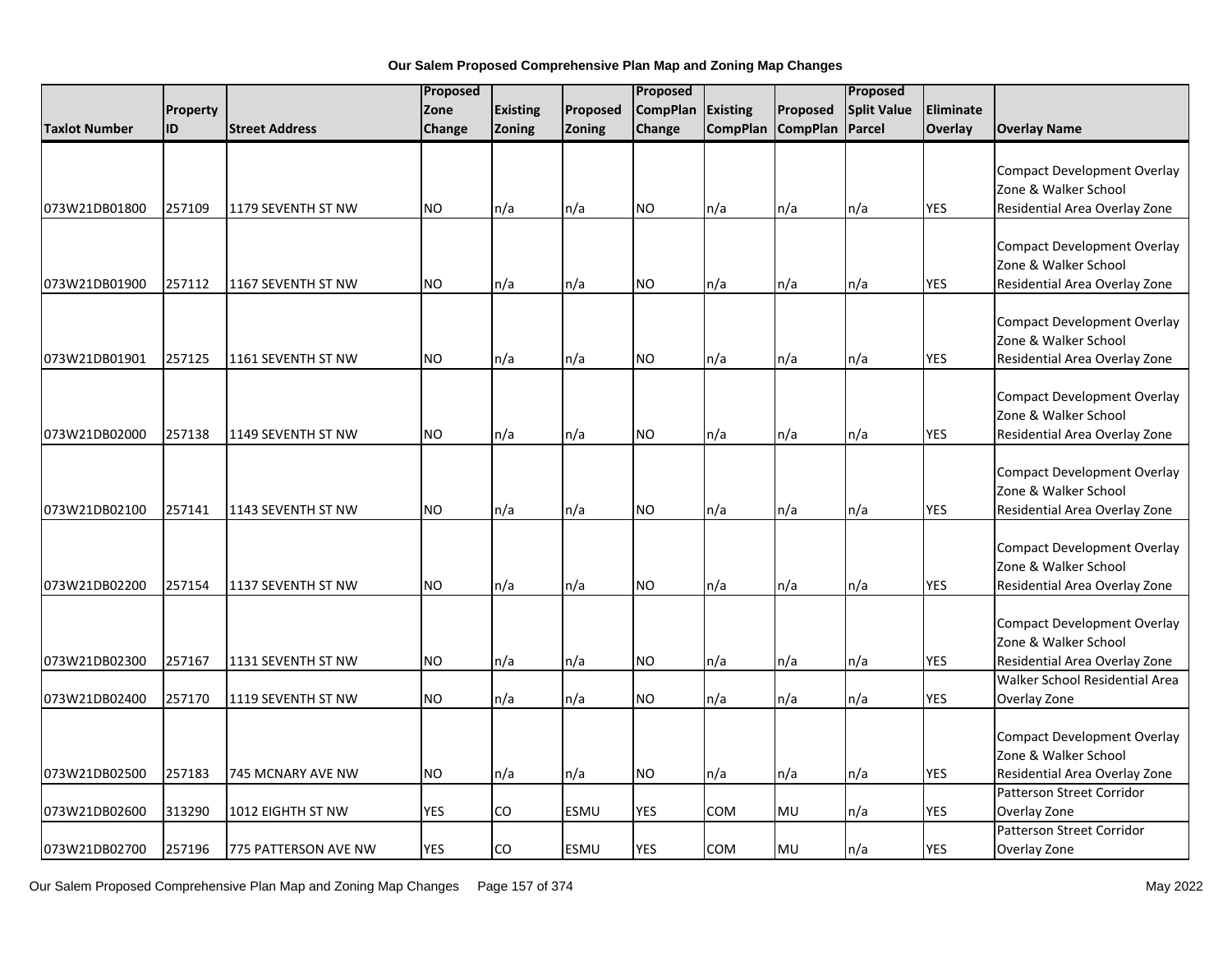**Our Salem Proposed Comprehensive Plan Map and Zoning Map Changes**

| Taxlot Number | Property ID | Street Address | Proposed Zone Change | Existing Zoning | Proposed Zoning | Proposed CompPlan Change | Existing CompPlan | Proposed CompPlan | Proposed Split Value Parcel | Eliminate Overlay | Overlay Name |
|---|---|---|---|---|---|---|---|---|---|---|---|
| 073W21DB01800 | 257109 | 1179 SEVENTH ST NW | NO | n/a | n/a | NO | n/a | n/a | n/a | YES | Compact Development Overlay Zone & Walker School Residential Area Overlay Zone |
| 073W21DB01900 | 257112 | 1167 SEVENTH ST NW | NO | n/a | n/a | NO | n/a | n/a | n/a | YES | Compact Development Overlay Zone & Walker School Residential Area Overlay Zone |
| 073W21DB01901 | 257125 | 1161 SEVENTH ST NW | NO | n/a | n/a | NO | n/a | n/a | n/a | YES | Compact Development Overlay Zone & Walker School Residential Area Overlay Zone |
| 073W21DB02000 | 257138 | 1149 SEVENTH ST NW | NO | n/a | n/a | NO | n/a | n/a | n/a | YES | Compact Development Overlay Zone & Walker School Residential Area Overlay Zone |
| 073W21DB02100 | 257141 | 1143 SEVENTH ST NW | NO | n/a | n/a | NO | n/a | n/a | n/a | YES | Compact Development Overlay Zone & Walker School Residential Area Overlay Zone |
| 073W21DB02200 | 257154 | 1137 SEVENTH ST NW | NO | n/a | n/a | NO | n/a | n/a | n/a | YES | Compact Development Overlay Zone & Walker School Residential Area Overlay Zone |
| 073W21DB02300 | 257167 | 1131 SEVENTH ST NW | NO | n/a | n/a | NO | n/a | n/a | n/a | YES | Compact Development Overlay Zone & Walker School Residential Area Overlay Zone |
| 073W21DB02400 | 257170 | 1119 SEVENTH ST NW | NO | n/a | n/a | NO | n/a | n/a | n/a | YES | Walker School Residential Area Overlay Zone |
| 073W21DB02500 | 257183 | 745 MCNARY AVE NW | NO | n/a | n/a | NO | n/a | n/a | n/a | YES | Compact Development Overlay Zone & Walker School Residential Area Overlay Zone |
| 073W21DB02600 | 313290 | 1012 EIGHTH ST NW | YES | CO | ESMU | YES | COM | MU | n/a | YES | Patterson Street Corridor Overlay Zone |
| 073W21DB02700 | 257196 | 775 PATTERSON AVE NW | YES | CO | ESMU | YES | COM | MU | n/a | YES | Patterson Street Corridor Overlay Zone |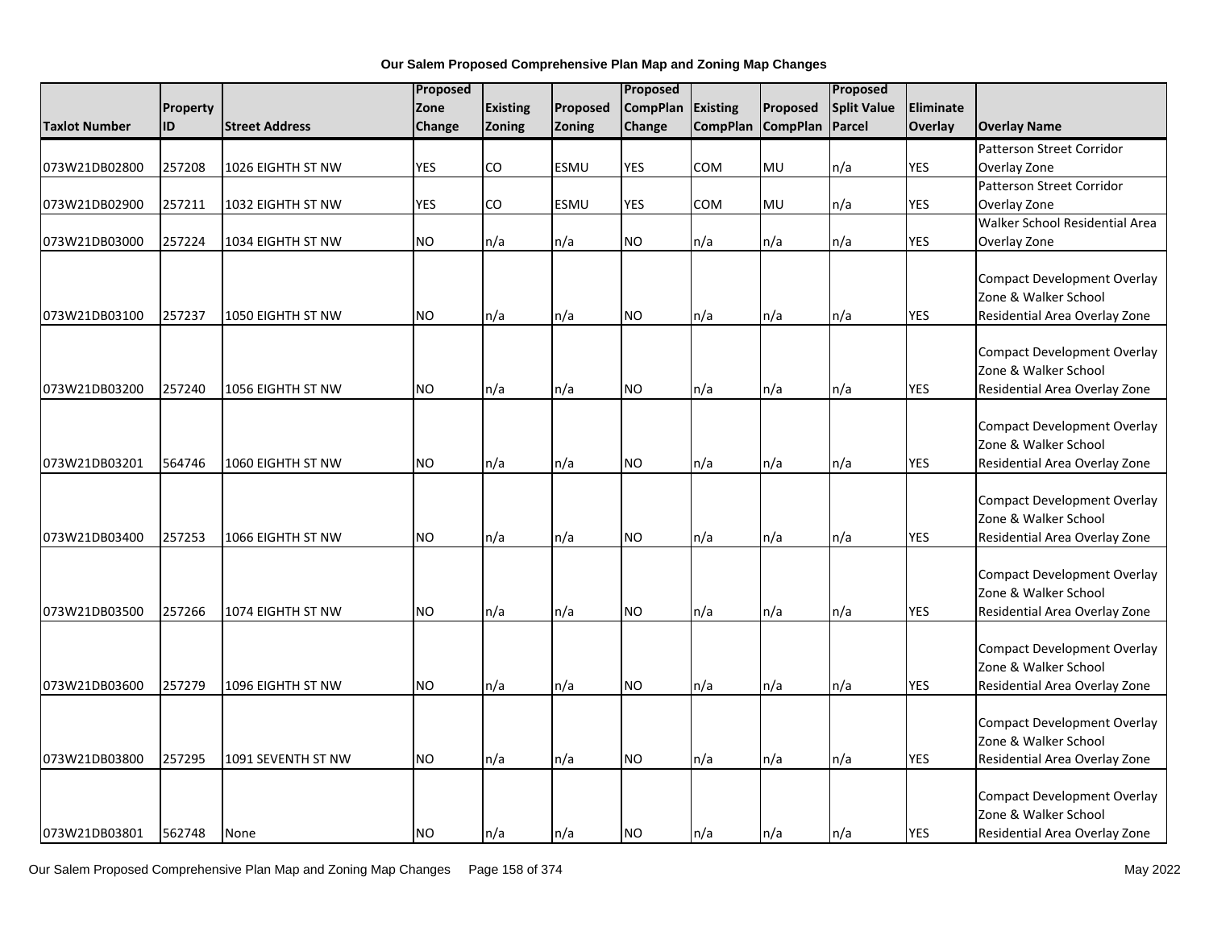**Our Salem Proposed Comprehensive Plan Map and Zoning Map Changes**

| Taxlot Number | Property ID | Street Address | Proposed Zone Change | Existing Zoning | Proposed Zoning | Proposed CompPlan Change | Existing CompPlan | Proposed CompPlan | Proposed Split Value Parcel | Eliminate Overlay | Overlay Name |
|---|---|---|---|---|---|---|---|---|---|---|---|
| 073W21DB02800 | 257208 | 1026 EIGHTH ST NW | YES | CO | ESMU | YES | COM | MU | n/a | YES | Patterson Street Corridor Overlay Zone |
| 073W21DB02900 | 257211 | 1032 EIGHTH ST NW | YES | CO | ESMU | YES | COM | MU | n/a | YES | Patterson Street Corridor Overlay Zone |
| 073W21DB03000 | 257224 | 1034 EIGHTH ST NW | NO | n/a | n/a | NO | n/a | n/a | n/a | YES | Walker School Residential Area Overlay Zone |
| 073W21DB03100 | 257237 | 1050 EIGHTH ST NW | NO | n/a | n/a | NO | n/a | n/a | n/a | YES | Compact Development Overlay Zone & Walker School Residential Area Overlay Zone |
| 073W21DB03200 | 257240 | 1056 EIGHTH ST NW | NO | n/a | n/a | NO | n/a | n/a | n/a | YES | Compact Development Overlay Zone & Walker School Residential Area Overlay Zone |
| 073W21DB03201 | 564746 | 1060 EIGHTH ST NW | NO | n/a | n/a | NO | n/a | n/a | n/a | YES | Compact Development Overlay Zone & Walker School Residential Area Overlay Zone |
| 073W21DB03400 | 257253 | 1066 EIGHTH ST NW | NO | n/a | n/a | NO | n/a | n/a | n/a | YES | Compact Development Overlay Zone & Walker School Residential Area Overlay Zone |
| 073W21DB03500 | 257266 | 1074 EIGHTH ST NW | NO | n/a | n/a | NO | n/a | n/a | n/a | YES | Compact Development Overlay Zone & Walker School Residential Area Overlay Zone |
| 073W21DB03600 | 257279 | 1096 EIGHTH ST NW | NO | n/a | n/a | NO | n/a | n/a | n/a | YES | Compact Development Overlay Zone & Walker School Residential Area Overlay Zone |
| 073W21DB03800 | 257295 | 1091 SEVENTH ST NW | NO | n/a | n/a | NO | n/a | n/a | n/a | YES | Compact Development Overlay Zone & Walker School Residential Area Overlay Zone |
| 073W21DB03801 | 562748 | None | NO | n/a | n/a | NO | n/a | n/a | n/a | YES | Compact Development Overlay Zone & Walker School Residential Area Overlay Zone |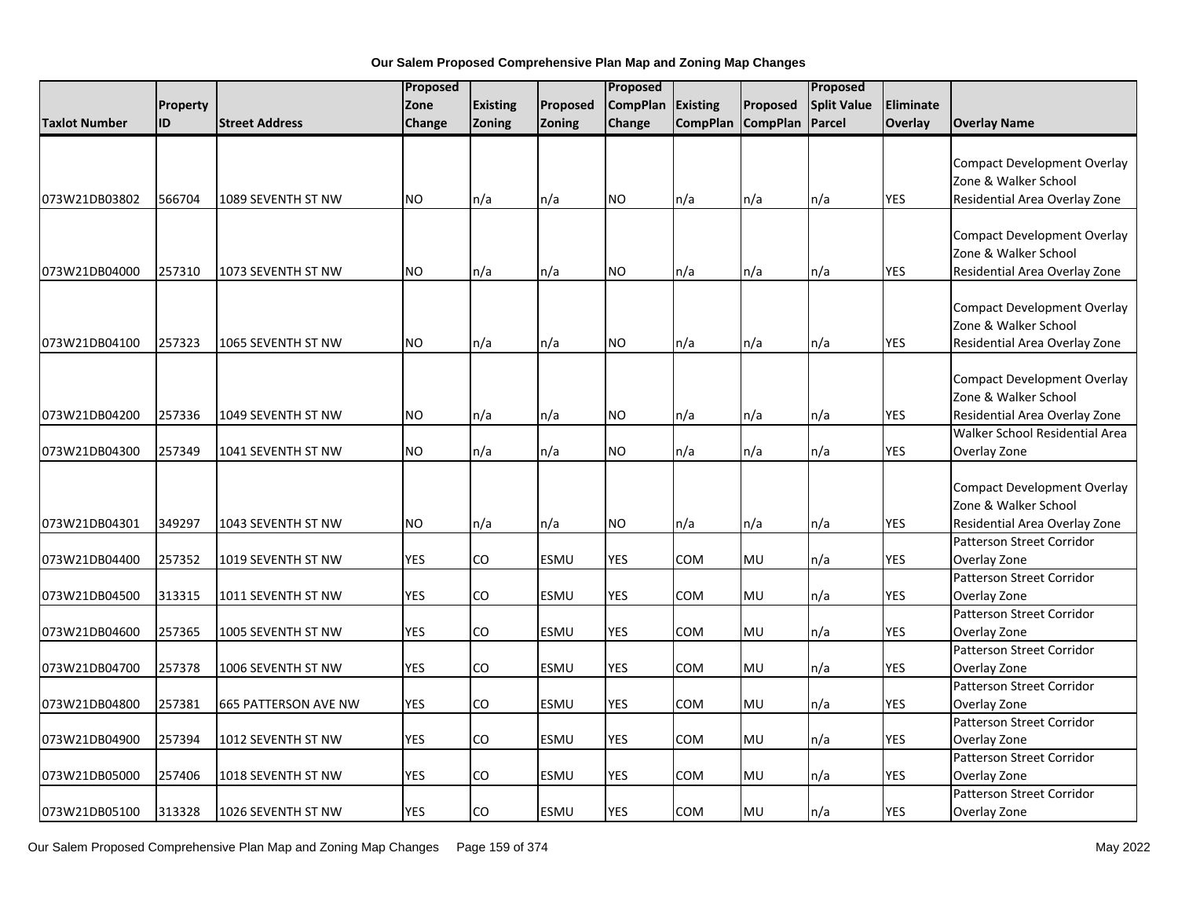**Our Salem Proposed Comprehensive Plan Map and Zoning Map Changes**

| Taxlot Number | Property ID | Street Address | Proposed Zone Change | Existing Zoning | Proposed Zoning | Proposed CompPlan Change | Existing CompPlan | Proposed CompPlan | Proposed Split Value Parcel | Eliminate Overlay | Overlay Name |
|---|---|---|---|---|---|---|---|---|---|---|---|
| 073W21DB03802 | 566704 | 1089 SEVENTH ST NW | NO | n/a | n/a | NO | n/a | n/a | n/a | YES | Compact Development Overlay Zone & Walker School Residential Area Overlay Zone |
| 073W21DB04000 | 257310 | 1073 SEVENTH ST NW | NO | n/a | n/a | NO | n/a | n/a | n/a | YES | Compact Development Overlay Zone & Walker School Residential Area Overlay Zone |
| 073W21DB04100 | 257323 | 1065 SEVENTH ST NW | NO | n/a | n/a | NO | n/a | n/a | n/a | YES | Compact Development Overlay Zone & Walker School Residential Area Overlay Zone |
| 073W21DB04200 | 257336 | 1049 SEVENTH ST NW | NO | n/a | n/a | NO | n/a | n/a | n/a | YES | Compact Development Overlay Zone & Walker School Residential Area Overlay Zone |
| 073W21DB04300 | 257349 | 1041 SEVENTH ST NW | NO | n/a | n/a | NO | n/a | n/a | n/a | YES | Walker School Residential Area Overlay Zone |
| 073W21DB04301 | 349297 | 1043 SEVENTH ST NW | NO | n/a | n/a | NO | n/a | n/a | n/a | YES | Compact Development Overlay Zone & Walker School Residential Area Overlay Zone |
| 073W21DB04400 | 257352 | 1019 SEVENTH ST NW | YES | CO | ESMU | YES | COM | MU | n/a | YES | Patterson Street Corridor Overlay Zone |
| 073W21DB04500 | 313315 | 1011 SEVENTH ST NW | YES | CO | ESMU | YES | COM | MU | n/a | YES | Patterson Street Corridor Overlay Zone |
| 073W21DB04600 | 257365 | 1005 SEVENTH ST NW | YES | CO | ESMU | YES | COM | MU | n/a | YES | Patterson Street Corridor Overlay Zone |
| 073W21DB04700 | 257378 | 1006 SEVENTH ST NW | YES | CO | ESMU | YES | COM | MU | n/a | YES | Patterson Street Corridor Overlay Zone |
| 073W21DB04800 | 257381 | 665 PATTERSON AVE NW | YES | CO | ESMU | YES | COM | MU | n/a | YES | Patterson Street Corridor Overlay Zone |
| 073W21DB04900 | 257394 | 1012 SEVENTH ST NW | YES | CO | ESMU | YES | COM | MU | n/a | YES | Patterson Street Corridor Overlay Zone |
| 073W21DB05000 | 257406 | 1018 SEVENTH ST NW | YES | CO | ESMU | YES | COM | MU | n/a | YES | Patterson Street Corridor Overlay Zone |
| 073W21DB05100 | 313328 | 1026 SEVENTH ST NW | YES | CO | ESMU | YES | COM | MU | n/a | YES | Patterson Street Corridor Overlay Zone |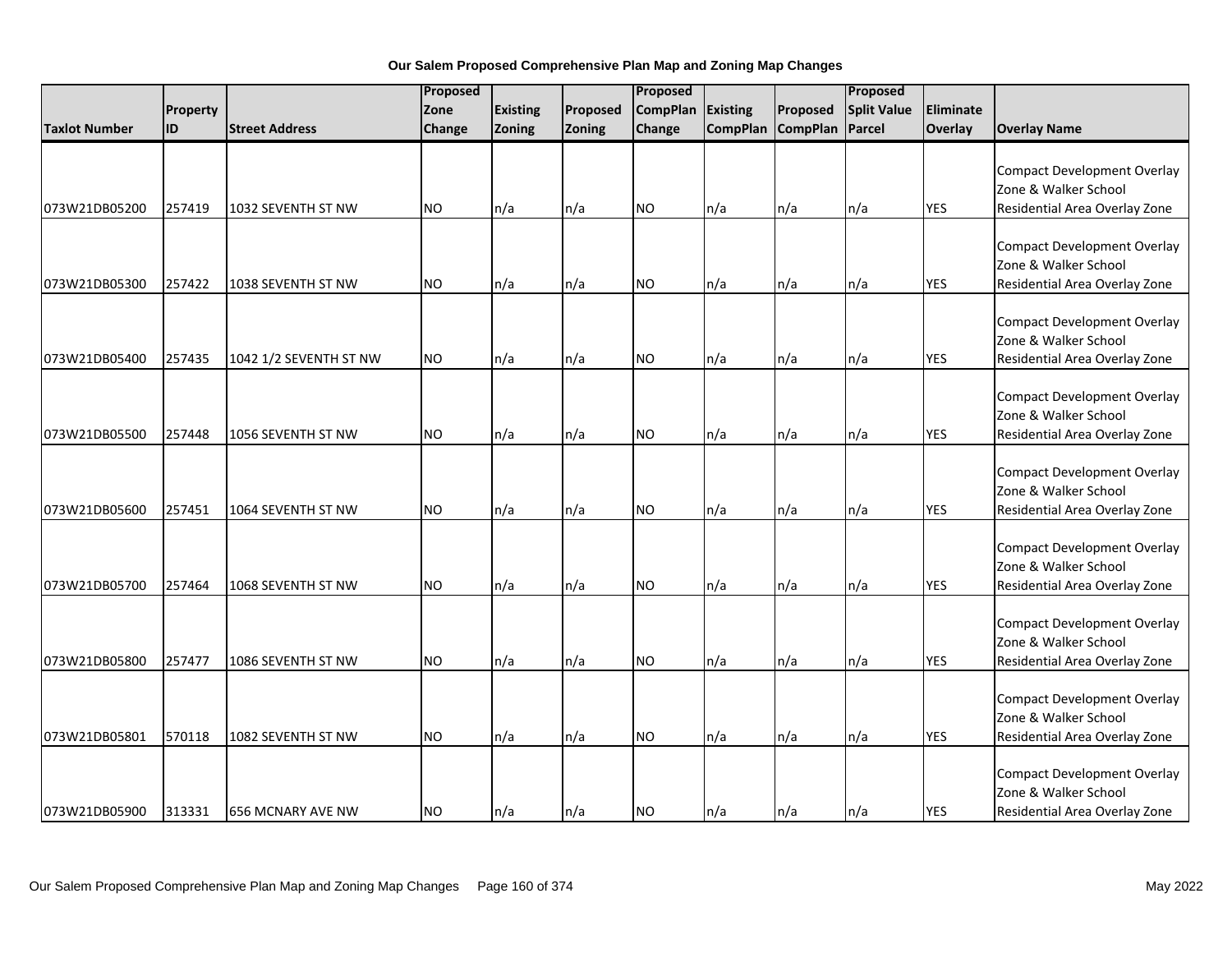**Our Salem Proposed Comprehensive Plan Map and Zoning Map Changes**

| Taxlot Number | Property ID | Street Address | Proposed Zone Change | Existing Zoning | Proposed Zoning | Proposed CompPlan Change | Existing CompPlan | Proposed CompPlan | Proposed Split Value Parcel | Eliminate Overlay | Overlay Name |
|---|---|---|---|---|---|---|---|---|---|---|---|
| 073W21DB05200 | 257419 | 1032 SEVENTH ST NW | NO | n/a | n/a | NO | n/a | n/a | n/a | YES | Compact Development Overlay Zone & Walker School Residential Area Overlay Zone |
| 073W21DB05300 | 257422 | 1038 SEVENTH ST NW | NO | n/a | n/a | NO | n/a | n/a | n/a | YES | Compact Development Overlay Zone & Walker School Residential Area Overlay Zone |
| 073W21DB05400 | 257435 | 1042 1/2 SEVENTH ST NW | NO | n/a | n/a | NO | n/a | n/a | n/a | YES | Compact Development Overlay Zone & Walker School Residential Area Overlay Zone |
| 073W21DB05500 | 257448 | 1056 SEVENTH ST NW | NO | n/a | n/a | NO | n/a | n/a | n/a | YES | Compact Development Overlay Zone & Walker School Residential Area Overlay Zone |
| 073W21DB05600 | 257451 | 1064 SEVENTH ST NW | NO | n/a | n/a | NO | n/a | n/a | n/a | YES | Compact Development Overlay Zone & Walker School Residential Area Overlay Zone |
| 073W21DB05700 | 257464 | 1068 SEVENTH ST NW | NO | n/a | n/a | NO | n/a | n/a | n/a | YES | Compact Development Overlay Zone & Walker School Residential Area Overlay Zone |
| 073W21DB05800 | 257477 | 1086 SEVENTH ST NW | NO | n/a | n/a | NO | n/a | n/a | n/a | YES | Compact Development Overlay Zone & Walker School Residential Area Overlay Zone |
| 073W21DB05801 | 570118 | 1082 SEVENTH ST NW | NO | n/a | n/a | NO | n/a | n/a | n/a | YES | Compact Development Overlay Zone & Walker School Residential Area Overlay Zone |
| 073W21DB05900 | 313331 | 656 MCNARY AVE NW | NO | n/a | n/a | NO | n/a | n/a | n/a | YES | Compact Development Overlay Zone & Walker School Residential Area Overlay Zone |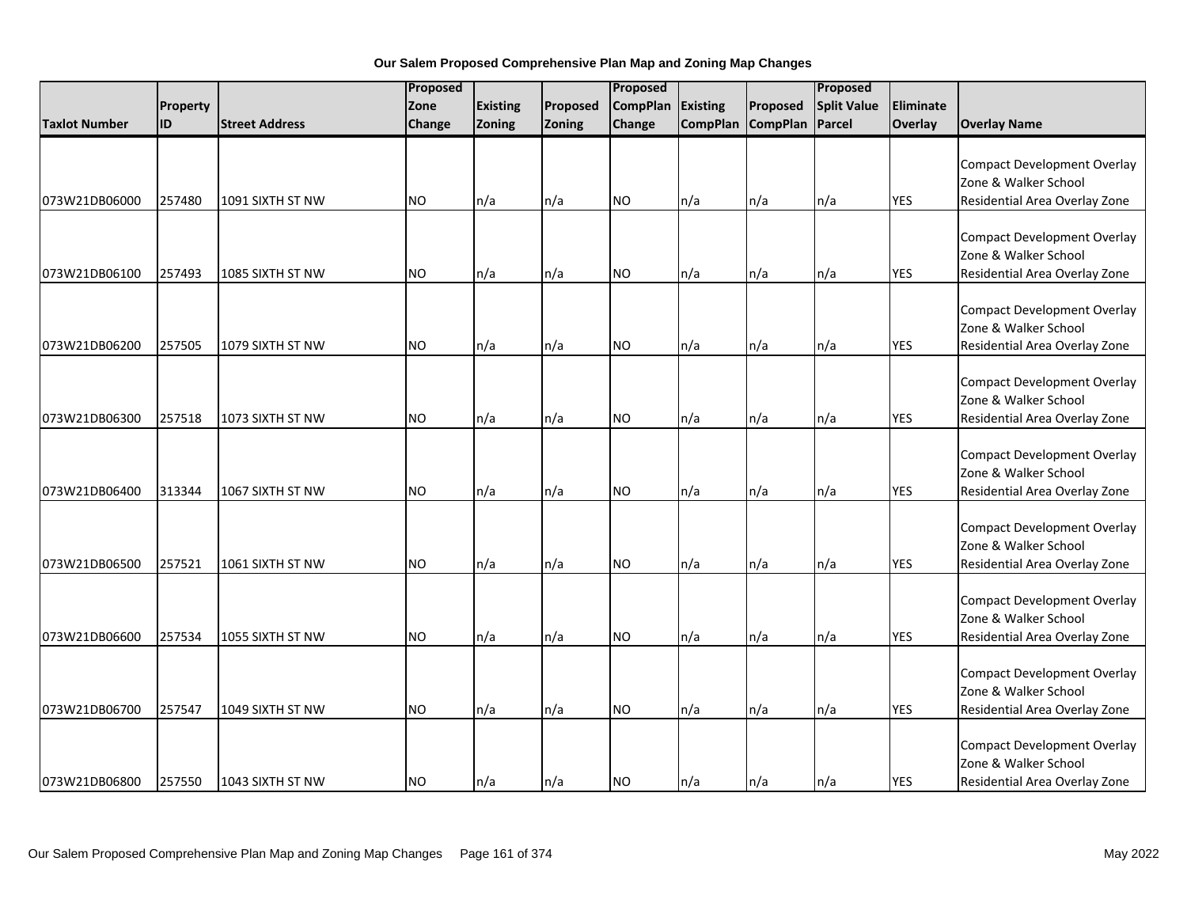**Our Salem Proposed Comprehensive Plan Map and Zoning Map Changes**

| Taxlot Number | Property ID | Street Address | Proposed Zone Change | Existing Zoning | Proposed Zoning | Proposed CompPlan Change | Existing CompPlan | Proposed CompPlan | Proposed Split Value Parcel | Eliminate Overlay | Overlay Name |
|---|---|---|---|---|---|---|---|---|---|---|---|
| 073W21DB06000 | 257480 | 1091 SIXTH ST NW | NO | n/a | n/a | NO | n/a | n/a | n/a | YES | Compact Development Overlay Zone & Walker School Residential Area Overlay Zone |
| 073W21DB06100 | 257493 | 1085 SIXTH ST NW | NO | n/a | n/a | NO | n/a | n/a | n/a | YES | Compact Development Overlay Zone & Walker School Residential Area Overlay Zone |
| 073W21DB06200 | 257505 | 1079 SIXTH ST NW | NO | n/a | n/a | NO | n/a | n/a | n/a | YES | Compact Development Overlay Zone & Walker School Residential Area Overlay Zone |
| 073W21DB06300 | 257518 | 1073 SIXTH ST NW | NO | n/a | n/a | NO | n/a | n/a | n/a | YES | Compact Development Overlay Zone & Walker School Residential Area Overlay Zone |
| 073W21DB06400 | 313344 | 1067 SIXTH ST NW | NO | n/a | n/a | NO | n/a | n/a | n/a | YES | Compact Development Overlay Zone & Walker School Residential Area Overlay Zone |
| 073W21DB06500 | 257521 | 1061 SIXTH ST NW | NO | n/a | n/a | NO | n/a | n/a | n/a | YES | Compact Development Overlay Zone & Walker School Residential Area Overlay Zone |
| 073W21DB06600 | 257534 | 1055 SIXTH ST NW | NO | n/a | n/a | NO | n/a | n/a | n/a | YES | Compact Development Overlay Zone & Walker School Residential Area Overlay Zone |
| 073W21DB06700 | 257547 | 1049 SIXTH ST NW | NO | n/a | n/a | NO | n/a | n/a | n/a | YES | Compact Development Overlay Zone & Walker School Residential Area Overlay Zone |
| 073W21DB06800 | 257550 | 1043 SIXTH ST NW | NO | n/a | n/a | NO | n/a | n/a | n/a | YES | Compact Development Overlay Zone & Walker School Residential Area Overlay Zone |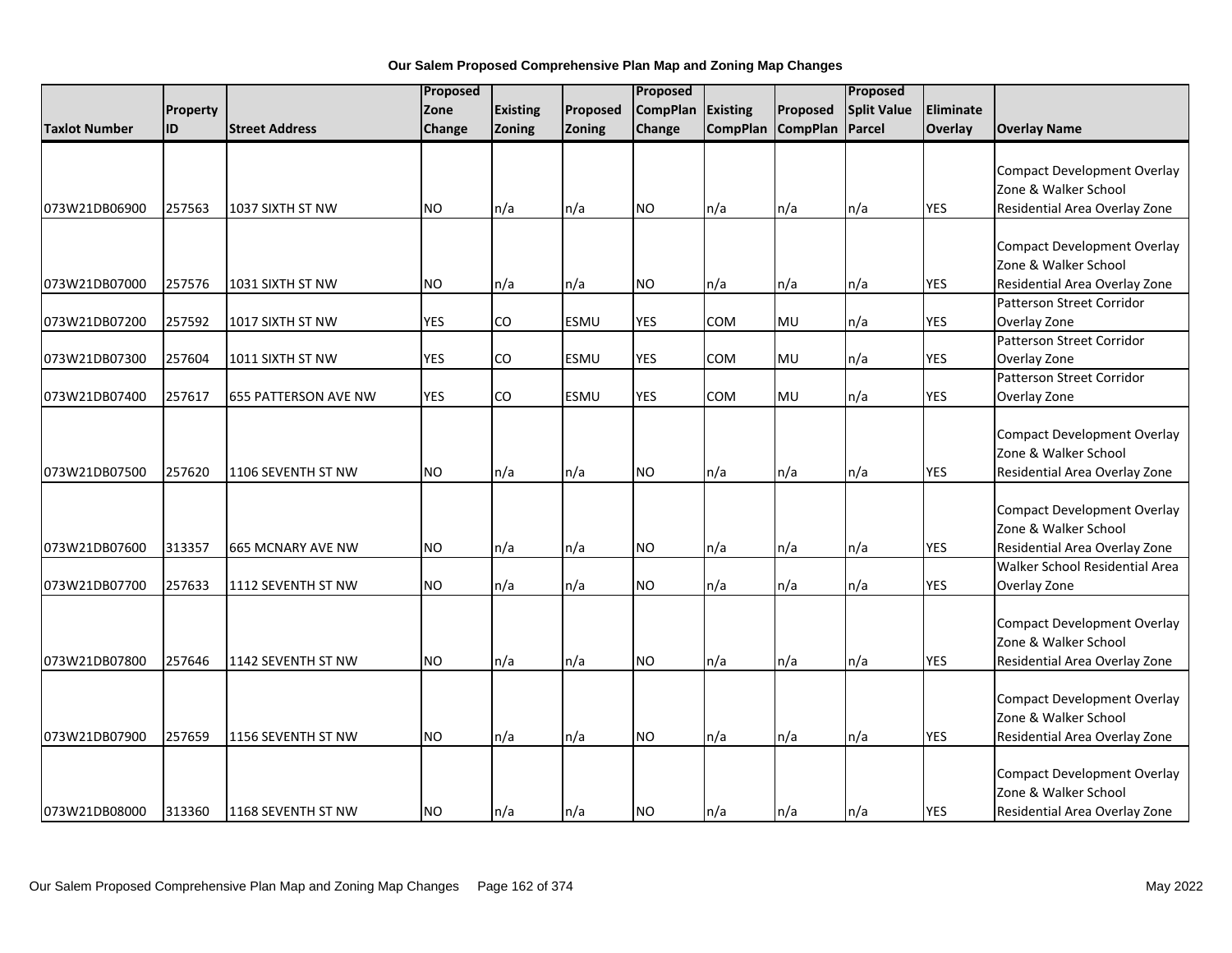**Our Salem Proposed Comprehensive Plan Map and Zoning Map Changes**

| Taxlot Number | Property ID | Street Address | Proposed Zone Change | Existing Zoning | Proposed Zoning | Proposed CompPlan Change | Existing CompPlan | Proposed CompPlan | Proposed Split Value Parcel | Eliminate Overlay | Overlay Name |
|---|---|---|---|---|---|---|---|---|---|---|---|
| 073W21DB06900 | 257563 | 1037 SIXTH ST NW | NO | n/a | n/a | NO | n/a | n/a | n/a | YES | Compact Development Overlay Zone & Walker School Residential Area Overlay Zone |
| 073W21DB07000 | 257576 | 1031 SIXTH ST NW | NO | n/a | n/a | NO | n/a | n/a | n/a | YES | Compact Development Overlay Zone & Walker School Residential Area Overlay Zone |
| 073W21DB07200 | 257592 | 1017 SIXTH ST NW | YES | CO | ESMU | YES | COM | MU | n/a | YES | Patterson Street Corridor Overlay Zone |
| 073W21DB07300 | 257604 | 1011 SIXTH ST NW | YES | CO | ESMU | YES | COM | MU | n/a | YES | Patterson Street Corridor Overlay Zone |
| 073W21DB07400 | 257617 | 655 PATTERSON AVE NW | YES | CO | ESMU | YES | COM | MU | n/a | YES | Patterson Street Corridor Overlay Zone |
| 073W21DB07500 | 257620 | 1106 SEVENTH ST NW | NO | n/a | n/a | NO | n/a | n/a | n/a | YES | Compact Development Overlay Zone & Walker School Residential Area Overlay Zone |
| 073W21DB07600 | 313357 | 665 MCNARY AVE NW | NO | n/a | n/a | NO | n/a | n/a | n/a | YES | Compact Development Overlay Zone & Walker School Residential Area Overlay Zone |
| 073W21DB07700 | 257633 | 1112 SEVENTH ST NW | NO | n/a | n/a | NO | n/a | n/a | n/a | YES | Walker School Residential Area Overlay Zone |
| 073W21DB07800 | 257646 | 1142 SEVENTH ST NW | NO | n/a | n/a | NO | n/a | n/a | n/a | YES | Compact Development Overlay Zone & Walker School Residential Area Overlay Zone |
| 073W21DB07900 | 257659 | 1156 SEVENTH ST NW | NO | n/a | n/a | NO | n/a | n/a | n/a | YES | Compact Development Overlay Zone & Walker School Residential Area Overlay Zone |
| 073W21DB08000 | 313360 | 1168 SEVENTH ST NW | NO | n/a | n/a | NO | n/a | n/a | n/a | YES | Compact Development Overlay Zone & Walker School Residential Area Overlay Zone |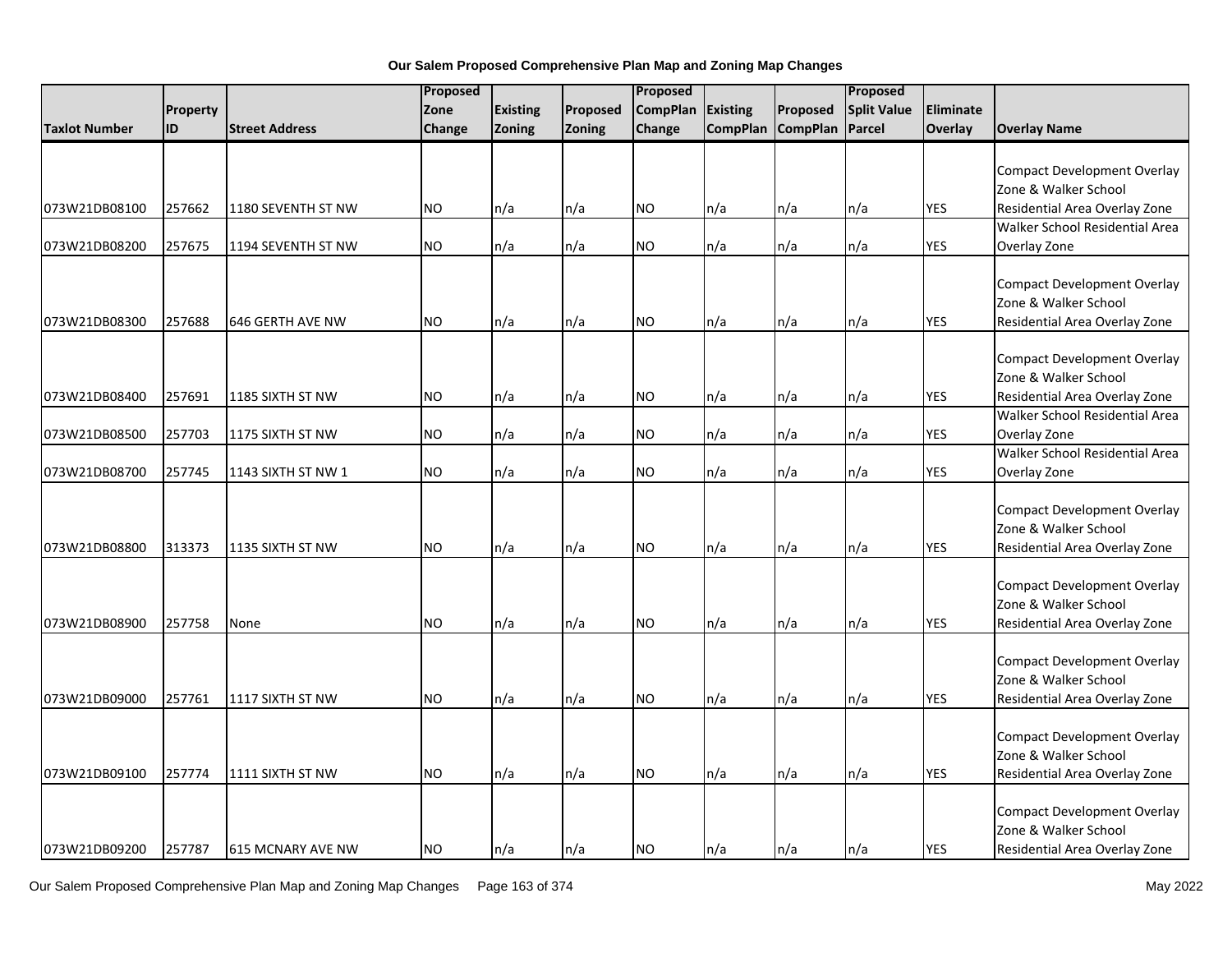**Our Salem Proposed Comprehensive Plan Map and Zoning Map Changes**

| Taxlot Number | Property ID | Street Address | Proposed Zone Change | Existing Zoning | Proposed Zoning | Proposed CompPlan Change | Existing CompPlan | Proposed CompPlan | Proposed Split Value Parcel | Eliminate Overlay | Overlay Name |
|---|---|---|---|---|---|---|---|---|---|---|---|
| 073W21DB08100 | 257662 | 1180 SEVENTH ST NW | NO | n/a | n/a | NO | n/a | n/a | n/a | YES | Compact Development Overlay Zone & Walker School Residential Area Overlay Zone |
| 073W21DB08200 | 257675 | 1194 SEVENTH ST NW | NO | n/a | n/a | NO | n/a | n/a | n/a | YES | Walker School Residential Area Overlay Zone |
| 073W21DB08300 | 257688 | 646 GERTH AVE NW | NO | n/a | n/a | NO | n/a | n/a | n/a | YES | Compact Development Overlay Zone & Walker School Residential Area Overlay Zone |
| 073W21DB08400 | 257691 | 1185 SIXTH ST NW | NO | n/a | n/a | NO | n/a | n/a | n/a | YES | Compact Development Overlay Zone & Walker School Residential Area Overlay Zone |
| 073W21DB08500 | 257703 | 1175 SIXTH ST NW | NO | n/a | n/a | NO | n/a | n/a | n/a | YES | Walker School Residential Area Overlay Zone |
| 073W21DB08700 | 257745 | 1143 SIXTH ST NW 1 | NO | n/a | n/a | NO | n/a | n/a | n/a | YES | Walker School Residential Area Overlay Zone |
| 073W21DB08800 | 313373 | 1135 SIXTH ST NW | NO | n/a | n/a | NO | n/a | n/a | n/a | YES | Compact Development Overlay Zone & Walker School Residential Area Overlay Zone |
| 073W21DB08900 | 257758 | None | NO | n/a | n/a | NO | n/a | n/a | n/a | YES | Compact Development Overlay Zone & Walker School Residential Area Overlay Zone |
| 073W21DB09000 | 257761 | 1117 SIXTH ST NW | NO | n/a | n/a | NO | n/a | n/a | n/a | YES | Compact Development Overlay Zone & Walker School Residential Area Overlay Zone |
| 073W21DB09100 | 257774 | 1111 SIXTH ST NW | NO | n/a | n/a | NO | n/a | n/a | n/a | YES | Compact Development Overlay Zone & Walker School Residential Area Overlay Zone |
| 073W21DB09200 | 257787 | 615 MCNARY AVE NW | NO | n/a | n/a | NO | n/a | n/a | n/a | YES | Compact Development Overlay Zone & Walker School Residential Area Overlay Zone |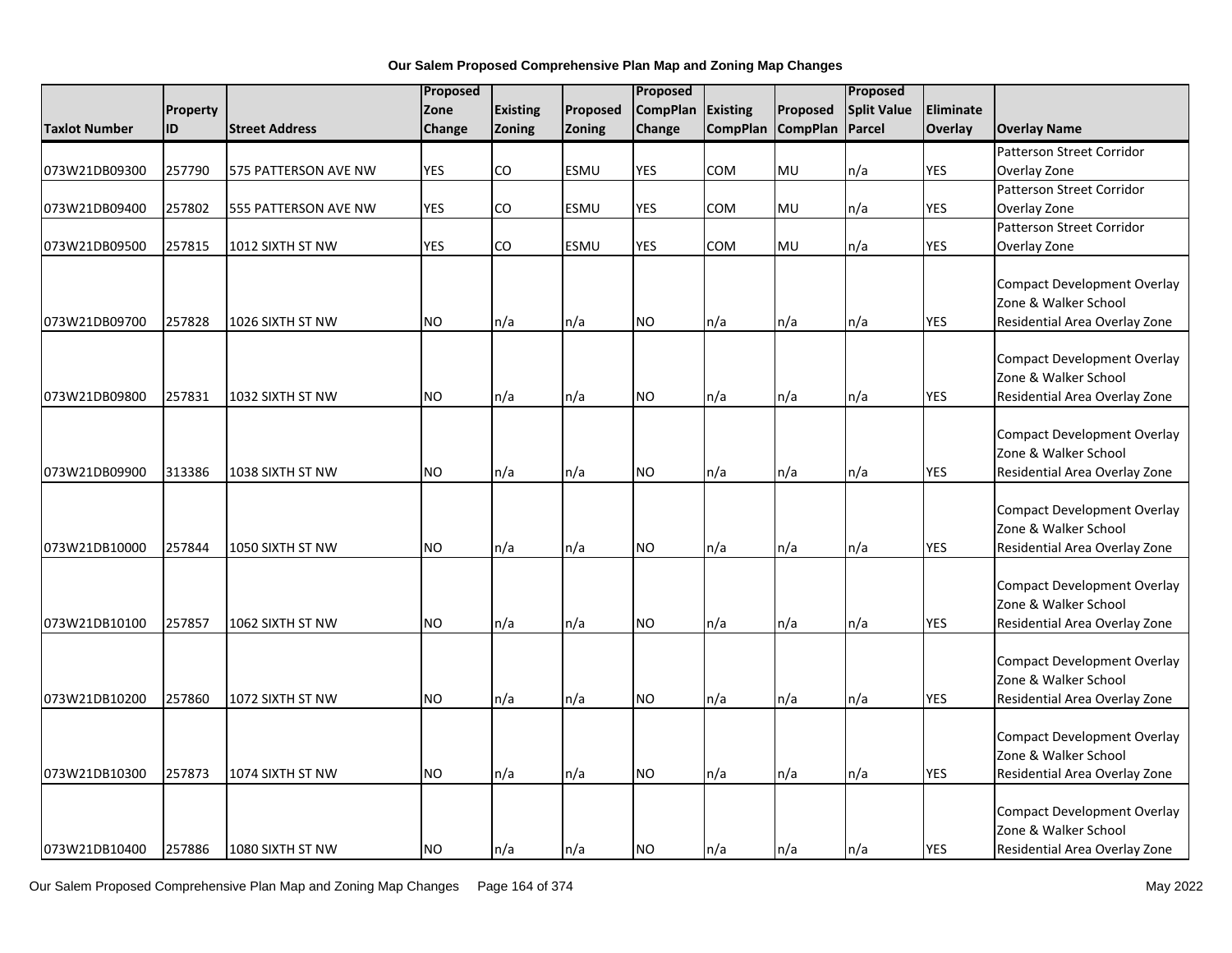**Our Salem Proposed Comprehensive Plan Map and Zoning Map Changes**

| Taxlot Number | Property ID | Street Address | Proposed Zone Change | Existing Zoning | Proposed Zoning | Proposed CompPlan Change | Existing CompPlan | Proposed CompPlan | Proposed Split Value Parcel | Eliminate Overlay | Overlay Name |
|---|---|---|---|---|---|---|---|---|---|---|---|
| 073W21DB09300 | 257790 | 575 PATTERSON AVE NW | YES | CO | ESMU | YES | COM | MU | n/a | YES | Patterson Street Corridor Overlay Zone |
| 073W21DB09400 | 257802 | 555 PATTERSON AVE NW | YES | CO | ESMU | YES | COM | MU | n/a | YES | Patterson Street Corridor Overlay Zone |
| 073W21DB09500 | 257815 | 1012 SIXTH ST NW | YES | CO | ESMU | YES | COM | MU | n/a | YES | Patterson Street Corridor Overlay Zone |
| 073W21DB09700 | 257828 | 1026 SIXTH ST NW | NO | n/a | n/a | NO | n/a | n/a | n/a | YES | Compact Development Overlay Zone & Walker School Residential Area Overlay Zone |
| 073W21DB09800 | 257831 | 1032 SIXTH ST NW | NO | n/a | n/a | NO | n/a | n/a | n/a | YES | Compact Development Overlay Zone & Walker School Residential Area Overlay Zone |
| 073W21DB09900 | 313386 | 1038 SIXTH ST NW | NO | n/a | n/a | NO | n/a | n/a | n/a | YES | Compact Development Overlay Zone & Walker School Residential Area Overlay Zone |
| 073W21DB10000 | 257844 | 1050 SIXTH ST NW | NO | n/a | n/a | NO | n/a | n/a | n/a | YES | Compact Development Overlay Zone & Walker School Residential Area Overlay Zone |
| 073W21DB10100 | 257857 | 1062 SIXTH ST NW | NO | n/a | n/a | NO | n/a | n/a | n/a | YES | Compact Development Overlay Zone & Walker School Residential Area Overlay Zone |
| 073W21DB10200 | 257860 | 1072 SIXTH ST NW | NO | n/a | n/a | NO | n/a | n/a | n/a | YES | Compact Development Overlay Zone & Walker School Residential Area Overlay Zone |
| 073W21DB10300 | 257873 | 1074 SIXTH ST NW | NO | n/a | n/a | NO | n/a | n/a | n/a | YES | Compact Development Overlay Zone & Walker School Residential Area Overlay Zone |
| 073W21DB10400 | 257886 | 1080 SIXTH ST NW | NO | n/a | n/a | NO | n/a | n/a | n/a | YES | Compact Development Overlay Zone & Walker School Residential Area Overlay Zone |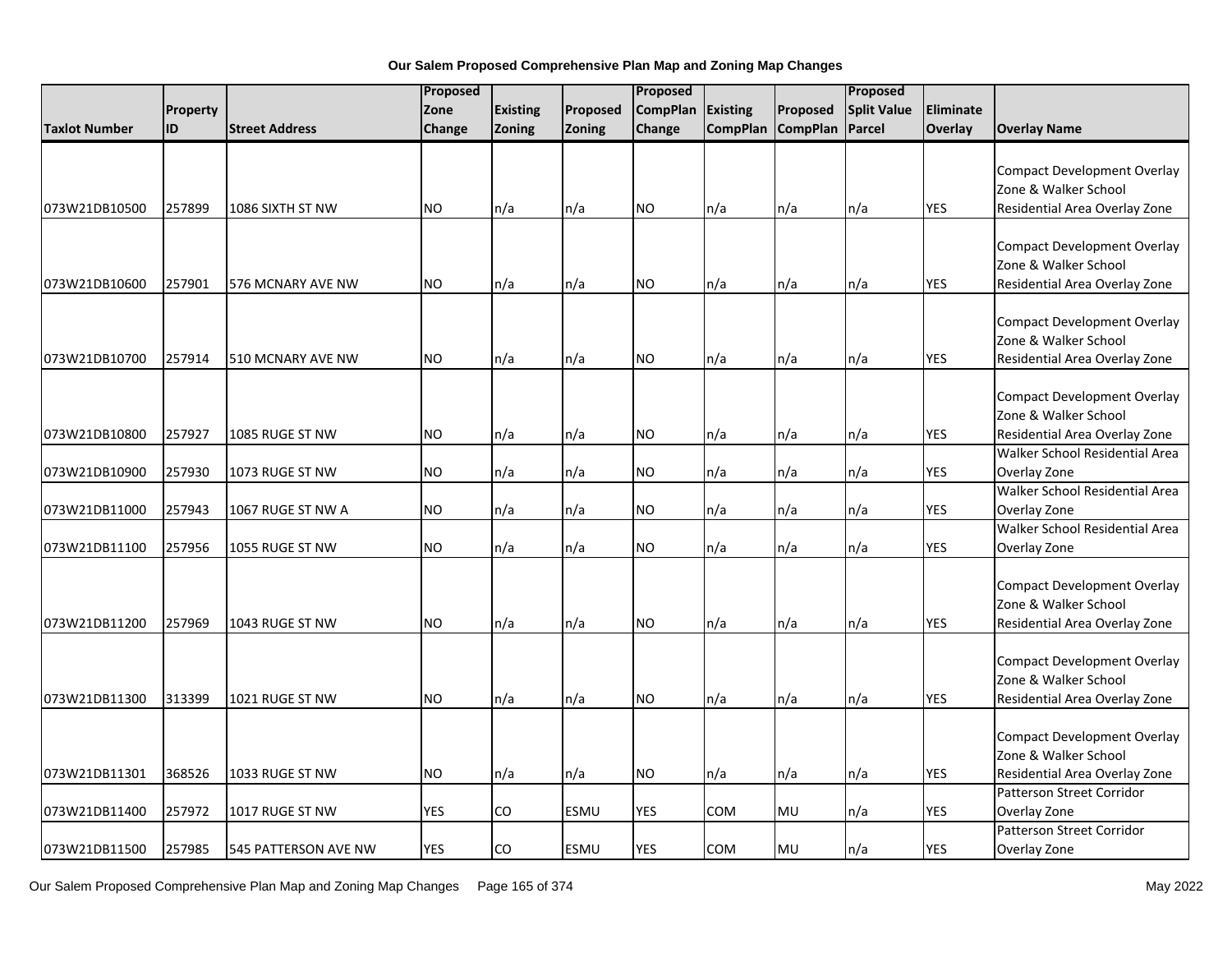**Our Salem Proposed Comprehensive Plan Map and Zoning Map Changes**

| Taxlot Number | Property ID | Street Address | Proposed Zone Change | Existing Zoning | Proposed Zoning | Proposed CompPlan Change | Existing CompPlan | Proposed CompPlan | Proposed Split Value Parcel | Eliminate Overlay | Overlay Name |
|---|---|---|---|---|---|---|---|---|---|---|---|
| 073W21DB10500 | 257899 | 1086 SIXTH ST NW | NO | n/a | n/a | NO | n/a | n/a | n/a | YES | Compact Development Overlay Zone & Walker School Residential Area Overlay Zone |
| 073W21DB10600 | 257901 | 576 MCNARY AVE NW | NO | n/a | n/a | NO | n/a | n/a | n/a | YES | Compact Development Overlay Zone & Walker School Residential Area Overlay Zone |
| 073W21DB10700 | 257914 | 510 MCNARY AVE NW | NO | n/a | n/a | NO | n/a | n/a | n/a | YES | Compact Development Overlay Zone & Walker School Residential Area Overlay Zone |
| 073W21DB10800 | 257927 | 1085 RUGE ST NW | NO | n/a | n/a | NO | n/a | n/a | n/a | YES | Compact Development Overlay Zone & Walker School Residential Area Overlay Zone |
| 073W21DB10900 | 257930 | 1073 RUGE ST NW | NO | n/a | n/a | NO | n/a | n/a | n/a | YES | Walker School Residential Area Overlay Zone |
| 073W21DB11000 | 257943 | 1067 RUGE ST NW A | NO | n/a | n/a | NO | n/a | n/a | n/a | YES | Walker School Residential Area Overlay Zone |
| 073W21DB11100 | 257956 | 1055 RUGE ST NW | NO | n/a | n/a | NO | n/a | n/a | n/a | YES | Walker School Residential Area Overlay Zone |
| 073W21DB11200 | 257969 | 1043 RUGE ST NW | NO | n/a | n/a | NO | n/a | n/a | n/a | YES | Compact Development Overlay Zone & Walker School Residential Area Overlay Zone |
| 073W21DB11300 | 313399 | 1021 RUGE ST NW | NO | n/a | n/a | NO | n/a | n/a | n/a | YES | Compact Development Overlay Zone & Walker School Residential Area Overlay Zone |
| 073W21DB11301 | 368526 | 1033 RUGE ST NW | NO | n/a | n/a | NO | n/a | n/a | n/a | YES | Compact Development Overlay Zone & Walker School Residential Area Overlay Zone |
| 073W21DB11400 | 257972 | 1017 RUGE ST NW | YES | CO | ESMU | YES | COM | MU | n/a | YES | Patterson Street Corridor Overlay Zone |
| 073W21DB11500 | 257985 | 545 PATTERSON AVE NW | YES | CO | ESMU | YES | COM | MU | n/a | YES | Patterson Street Corridor Overlay Zone |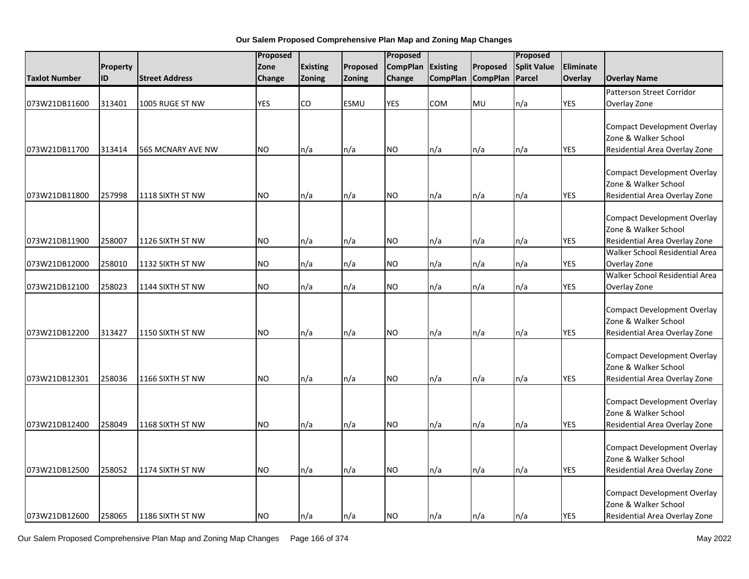**Our Salem Proposed Comprehensive Plan Map and Zoning Map Changes**

| Taxlot Number | Property ID | Street Address | Proposed Zone Change | Existing Zoning | Proposed Zoning | Proposed CompPlan Change | Existing CompPlan | Proposed CompPlan | Proposed Split Value Parcel | Eliminate Overlay | Overlay Name |
|---|---|---|---|---|---|---|---|---|---|---|---|
| 073W21DB11600 | 313401 | 1005 RUGE ST NW | YES | CO | ESMU | YES | COM | MU | n/a | YES | Patterson Street Corridor Overlay Zone |
| 073W21DB11700 | 313414 | 565 MCNARY AVE NW | NO | n/a | n/a | NO | n/a | n/a | n/a | YES | Compact Development Overlay Zone & Walker School Residential Area Overlay Zone |
| 073W21DB11800 | 257998 | 1118 SIXTH ST NW | NO | n/a | n/a | NO | n/a | n/a | n/a | YES | Compact Development Overlay Zone & Walker School Residential Area Overlay Zone |
| 073W21DB11900 | 258007 | 1126 SIXTH ST NW | NO | n/a | n/a | NO | n/a | n/a | n/a | YES | Compact Development Overlay Zone & Walker School Residential Area Overlay Zone |
| 073W21DB12000 | 258010 | 1132 SIXTH ST NW | NO | n/a | n/a | NO | n/a | n/a | n/a | YES | Walker School Residential Area Overlay Zone |
| 073W21DB12100 | 258023 | 1144 SIXTH ST NW | NO | n/a | n/a | NO | n/a | n/a | n/a | YES | Walker School Residential Area Overlay Zone |
| 073W21DB12200 | 313427 | 1150 SIXTH ST NW | NO | n/a | n/a | NO | n/a | n/a | n/a | YES | Compact Development Overlay Zone & Walker School Residential Area Overlay Zone |
| 073W21DB12301 | 258036 | 1166 SIXTH ST NW | NO | n/a | n/a | NO | n/a | n/a | n/a | YES | Compact Development Overlay Zone & Walker School Residential Area Overlay Zone |
| 073W21DB12400 | 258049 | 1168 SIXTH ST NW | NO | n/a | n/a | NO | n/a | n/a | n/a | YES | Compact Development Overlay Zone & Walker School Residential Area Overlay Zone |
| 073W21DB12500 | 258052 | 1174 SIXTH ST NW | NO | n/a | n/a | NO | n/a | n/a | n/a | YES | Compact Development Overlay Zone & Walker School Residential Area Overlay Zone |
| 073W21DB12600 | 258065 | 1186 SIXTH ST NW | NO | n/a | n/a | NO | n/a | n/a | n/a | YES | Compact Development Overlay Zone & Walker School Residential Area Overlay Zone |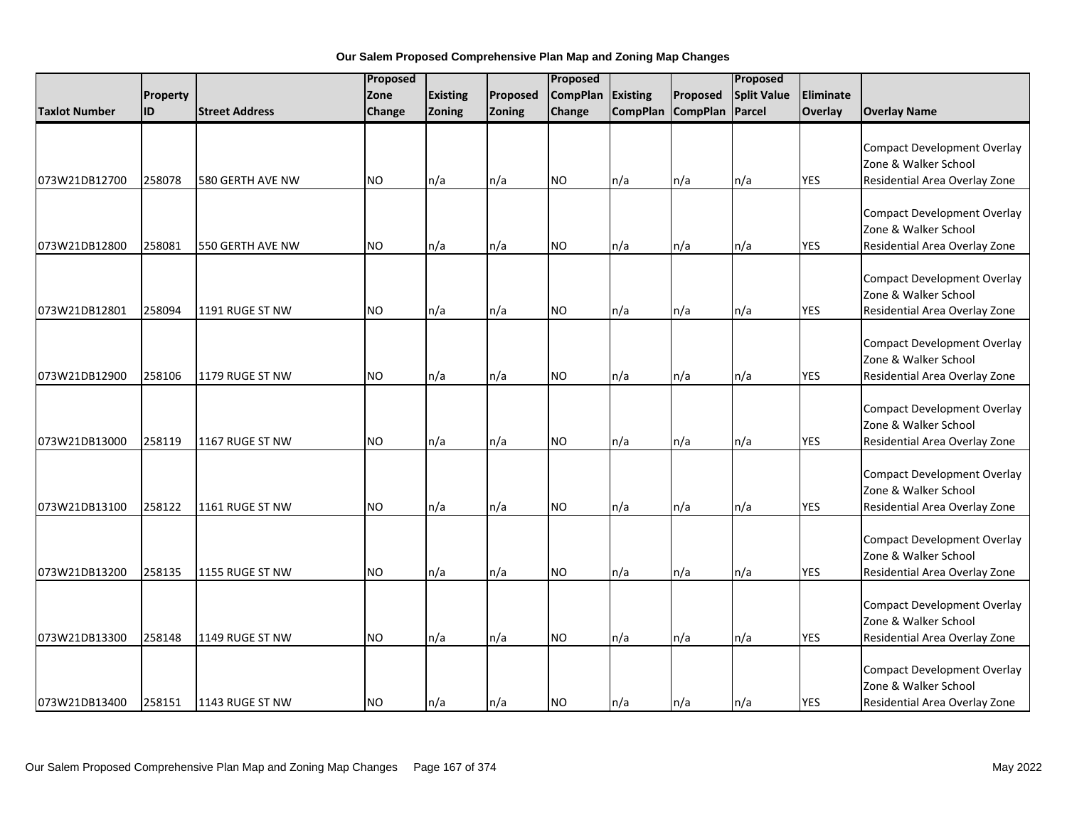**Our Salem Proposed Comprehensive Plan Map and Zoning Map Changes**

| Taxlot Number | Property ID | Street Address | Proposed Zone Change | Existing Zoning | Proposed Zoning | Proposed CompPlan Change | Existing CompPlan | Proposed CompPlan | Proposed Split Value Parcel | Eliminate Overlay | Overlay Name |
|---|---|---|---|---|---|---|---|---|---|---|---|
| 073W21DB12700 | 258078 | 580 GERTH AVE NW | NO | n/a | n/a | NO | n/a | n/a | n/a | YES | Compact Development Overlay Zone & Walker School Residential Area Overlay Zone |
| 073W21DB12800 | 258081 | 550 GERTH AVE NW | NO | n/a | n/a | NO | n/a | n/a | n/a | YES | Compact Development Overlay Zone & Walker School Residential Area Overlay Zone |
| 073W21DB12801 | 258094 | 1191 RUGE ST NW | NO | n/a | n/a | NO | n/a | n/a | n/a | YES | Compact Development Overlay Zone & Walker School Residential Area Overlay Zone |
| 073W21DB12900 | 258106 | 1179 RUGE ST NW | NO | n/a | n/a | NO | n/a | n/a | n/a | YES | Compact Development Overlay Zone & Walker School Residential Area Overlay Zone |
| 073W21DB13000 | 258119 | 1167 RUGE ST NW | NO | n/a | n/a | NO | n/a | n/a | n/a | YES | Compact Development Overlay Zone & Walker School Residential Area Overlay Zone |
| 073W21DB13100 | 258122 | 1161 RUGE ST NW | NO | n/a | n/a | NO | n/a | n/a | n/a | YES | Compact Development Overlay Zone & Walker School Residential Area Overlay Zone |
| 073W21DB13200 | 258135 | 1155 RUGE ST NW | NO | n/a | n/a | NO | n/a | n/a | n/a | YES | Compact Development Overlay Zone & Walker School Residential Area Overlay Zone |
| 073W21DB13300 | 258148 | 1149 RUGE ST NW | NO | n/a | n/a | NO | n/a | n/a | n/a | YES | Compact Development Overlay Zone & Walker School Residential Area Overlay Zone |
| 073W21DB13400 | 258151 | 1143 RUGE ST NW | NO | n/a | n/a | NO | n/a | n/a | n/a | YES | Compact Development Overlay Zone & Walker School Residential Area Overlay Zone |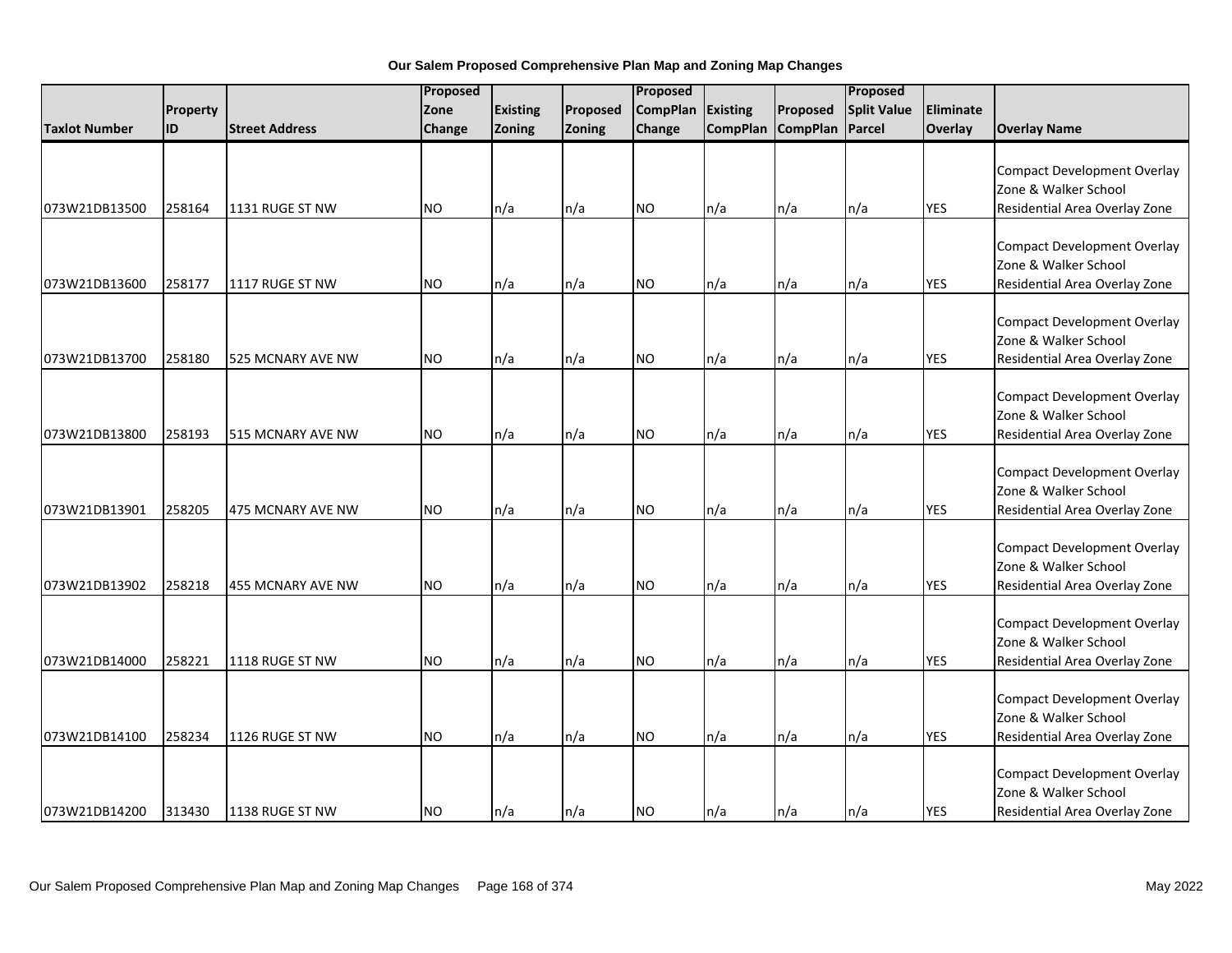**Our Salem Proposed Comprehensive Plan Map and Zoning Map Changes**

| Taxlot Number | Property ID | Street Address | Proposed Zone Change | Existing Zoning | Proposed Zoning | Proposed CompPlan Change | Existing CompPlan | Proposed CompPlan | Proposed Split Value Parcel | Eliminate Overlay | Overlay Name |
|---|---|---|---|---|---|---|---|---|---|---|---|
| 073W21DB13500 | 258164 | 1131 RUGE ST NW | NO | n/a | n/a | NO | n/a | n/a | n/a | YES | Compact Development Overlay Zone & Walker School Residential Area Overlay Zone |
| 073W21DB13600 | 258177 | 1117 RUGE ST NW | NO | n/a | n/a | NO | n/a | n/a | n/a | YES | Compact Development Overlay Zone & Walker School Residential Area Overlay Zone |
| 073W21DB13700 | 258180 | 525 MCNARY AVE NW | NO | n/a | n/a | NO | n/a | n/a | n/a | YES | Compact Development Overlay Zone & Walker School Residential Area Overlay Zone |
| 073W21DB13800 | 258193 | 515 MCNARY AVE NW | NO | n/a | n/a | NO | n/a | n/a | n/a | YES | Compact Development Overlay Zone & Walker School Residential Area Overlay Zone |
| 073W21DB13901 | 258205 | 475 MCNARY AVE NW | NO | n/a | n/a | NO | n/a | n/a | n/a | YES | Compact Development Overlay Zone & Walker School Residential Area Overlay Zone |
| 073W21DB13902 | 258218 | 455 MCNARY AVE NW | NO | n/a | n/a | NO | n/a | n/a | n/a | YES | Compact Development Overlay Zone & Walker School Residential Area Overlay Zone |
| 073W21DB14000 | 258221 | 1118 RUGE ST NW | NO | n/a | n/a | NO | n/a | n/a | n/a | YES | Compact Development Overlay Zone & Walker School Residential Area Overlay Zone |
| 073W21DB14100 | 258234 | 1126 RUGE ST NW | NO | n/a | n/a | NO | n/a | n/a | n/a | YES | Compact Development Overlay Zone & Walker School Residential Area Overlay Zone |
| 073W21DB14200 | 313430 | 1138 RUGE ST NW | NO | n/a | n/a | NO | n/a | n/a | n/a | YES | Compact Development Overlay Zone & Walker School Residential Area Overlay Zone |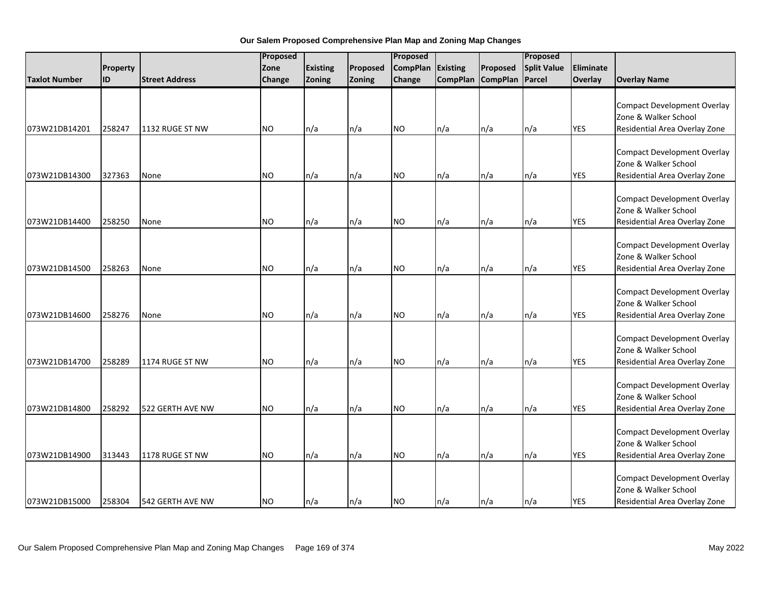**Our Salem Proposed Comprehensive Plan Map and Zoning Map Changes**

| Taxlot Number | Property ID | Street Address | Proposed Zone Change | Existing Zoning | Proposed Zoning | Proposed CompPlan Change | Existing CompPlan | Proposed CompPlan | Proposed Split Value Parcel | Eliminate Overlay | Overlay Name |
|---|---|---|---|---|---|---|---|---|---|---|---|
| 073W21DB14201 | 258247 | 1132 RUGE ST NW | NO | n/a | n/a | NO | n/a | n/a | n/a | YES | Compact Development Overlay Zone & Walker School Residential Area Overlay Zone |
| 073W21DB14300 | 327363 | None | NO | n/a | n/a | NO | n/a | n/a | n/a | YES | Compact Development Overlay Zone & Walker School Residential Area Overlay Zone |
| 073W21DB14400 | 258250 | None | NO | n/a | n/a | NO | n/a | n/a | n/a | YES | Compact Development Overlay Zone & Walker School Residential Area Overlay Zone |
| 073W21DB14500 | 258263 | None | NO | n/a | n/a | NO | n/a | n/a | n/a | YES | Compact Development Overlay Zone & Walker School Residential Area Overlay Zone |
| 073W21DB14600 | 258276 | None | NO | n/a | n/a | NO | n/a | n/a | n/a | YES | Compact Development Overlay Zone & Walker School Residential Area Overlay Zone |
| 073W21DB14700 | 258289 | 1174 RUGE ST NW | NO | n/a | n/a | NO | n/a | n/a | n/a | YES | Compact Development Overlay Zone & Walker School Residential Area Overlay Zone |
| 073W21DB14800 | 258292 | 522 GERTH AVE NW | NO | n/a | n/a | NO | n/a | n/a | n/a | YES | Compact Development Overlay Zone & Walker School Residential Area Overlay Zone |
| 073W21DB14900 | 313443 | 1178 RUGE ST NW | NO | n/a | n/a | NO | n/a | n/a | n/a | YES | Compact Development Overlay Zone & Walker School Residential Area Overlay Zone |
| 073W21DB15000 | 258304 | 542 GERTH AVE NW | NO | n/a | n/a | NO | n/a | n/a | n/a | YES | Compact Development Overlay Zone & Walker School Residential Area Overlay Zone |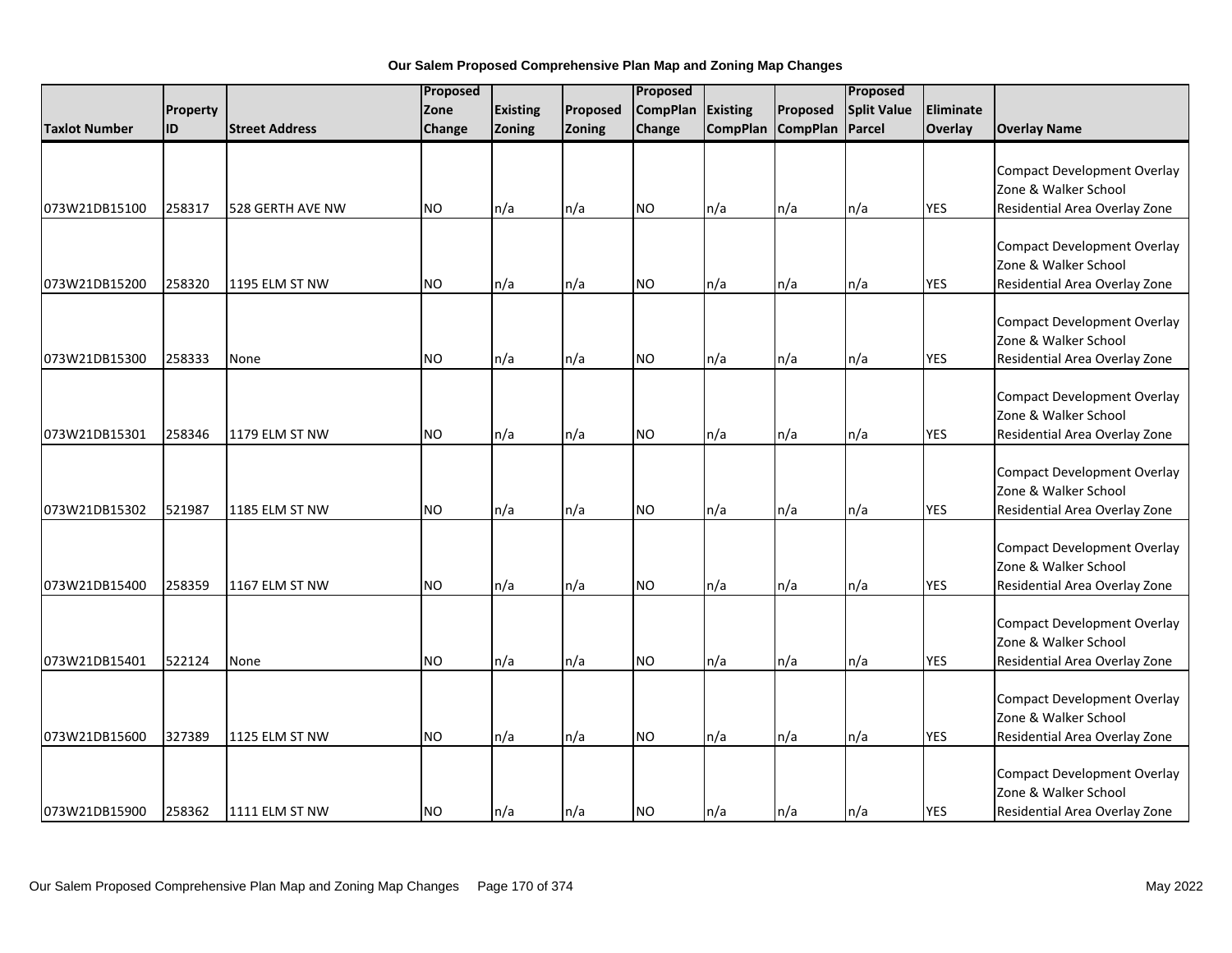**Our Salem Proposed Comprehensive Plan Map and Zoning Map Changes**

| Taxlot Number | Property ID | Street Address | Proposed Zone Change | Existing Zoning | Proposed Zoning | Proposed CompPlan Change | Existing CompPlan | Proposed CompPlan | Proposed Split Value Parcel | Eliminate Overlay | Overlay Name |
|---|---|---|---|---|---|---|---|---|---|---|---|
| 073W21DB15100 | 258317 | 528 GERTH AVE NW | NO | n/a | n/a | NO | n/a | n/a | n/a | YES | Compact Development Overlay Zone & Walker School Residential Area Overlay Zone |
| 073W21DB15200 | 258320 | 1195 ELM ST NW | NO | n/a | n/a | NO | n/a | n/a | n/a | YES | Compact Development Overlay Zone & Walker School Residential Area Overlay Zone |
| 073W21DB15300 | 258333 | None | NO | n/a | n/a | NO | n/a | n/a | n/a | YES | Compact Development Overlay Zone & Walker School Residential Area Overlay Zone |
| 073W21DB15301 | 258346 | 1179 ELM ST NW | NO | n/a | n/a | NO | n/a | n/a | n/a | YES | Compact Development Overlay Zone & Walker School Residential Area Overlay Zone |
| 073W21DB15302 | 521987 | 1185 ELM ST NW | NO | n/a | n/a | NO | n/a | n/a | n/a | YES | Compact Development Overlay Zone & Walker School Residential Area Overlay Zone |
| 073W21DB15400 | 258359 | 1167 ELM ST NW | NO | n/a | n/a | NO | n/a | n/a | n/a | YES | Compact Development Overlay Zone & Walker School Residential Area Overlay Zone |
| 073W21DB15401 | 522124 | None | NO | n/a | n/a | NO | n/a | n/a | n/a | YES | Compact Development Overlay Zone & Walker School Residential Area Overlay Zone |
| 073W21DB15600 | 327389 | 1125 ELM ST NW | NO | n/a | n/a | NO | n/a | n/a | n/a | YES | Compact Development Overlay Zone & Walker School Residential Area Overlay Zone |
| 073W21DB15900 | 258362 | 1111 ELM ST NW | NO | n/a | n/a | NO | n/a | n/a | n/a | YES | Compact Development Overlay Zone & Walker School Residential Area Overlay Zone |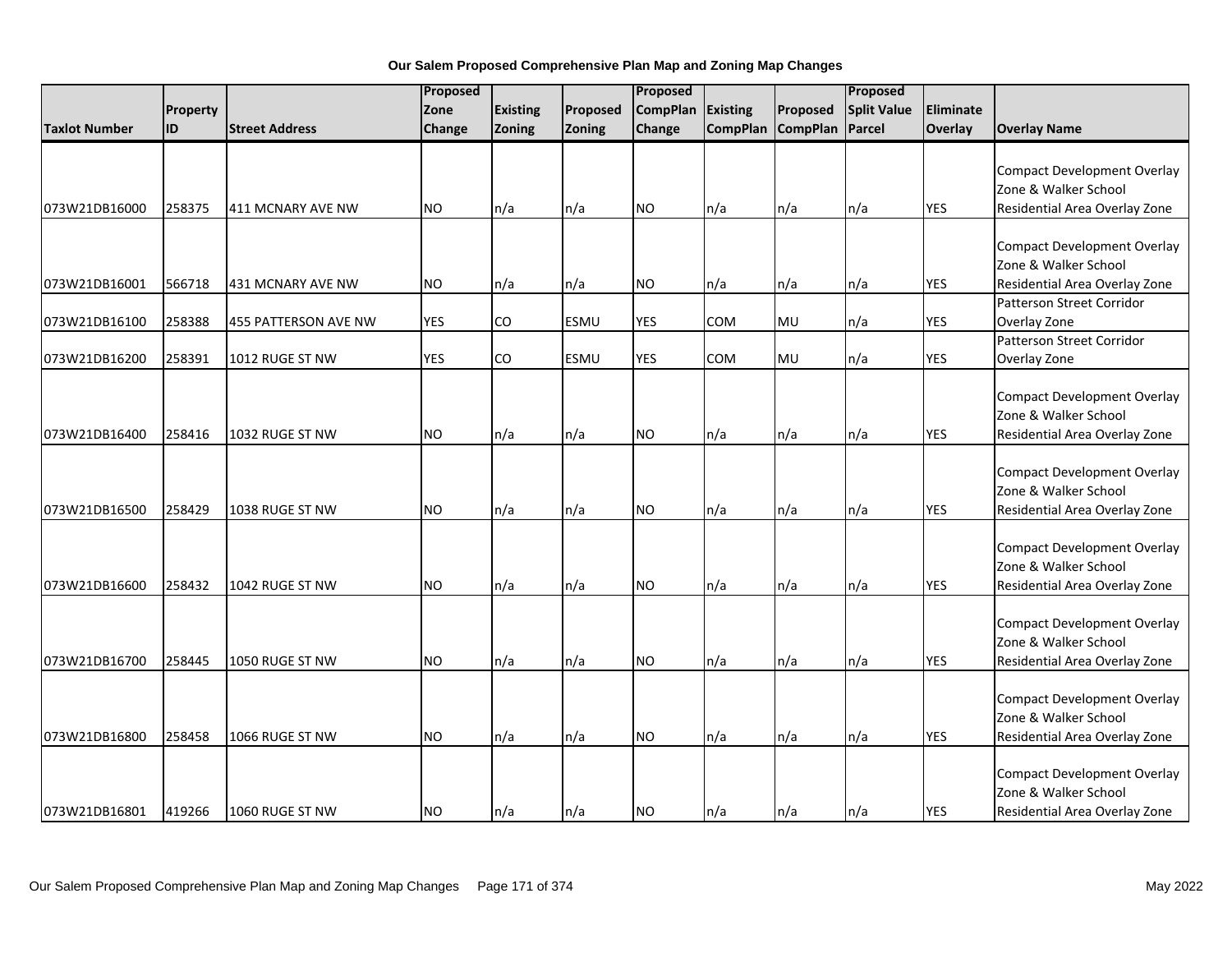**Our Salem Proposed Comprehensive Plan Map and Zoning Map Changes**

| Taxlot Number | Property ID | Street Address | Proposed Zone Change | Existing Zoning | Proposed Zoning | Proposed CompPlan Change | Existing CompPlan | Proposed CompPlan | Proposed Split Value Parcel | Eliminate Overlay | Overlay Name |
|---|---|---|---|---|---|---|---|---|---|---|---|
| 073W21DB16000 | 258375 | 411 MCNARY AVE NW | NO | n/a | n/a | NO | n/a | n/a | n/a | YES | Compact Development Overlay Zone & Walker School Residential Area Overlay Zone |
| 073W21DB16001 | 566718 | 431 MCNARY AVE NW | NO | n/a | n/a | NO | n/a | n/a | n/a | YES | Compact Development Overlay Zone & Walker School Residential Area Overlay Zone |
| 073W21DB16100 | 258388 | 455 PATTERSON AVE NW | YES | CO | ESMU | YES | COM | MU | n/a | YES | Patterson Street Corridor Overlay Zone |
| 073W21DB16200 | 258391 | 1012 RUGE ST NW | YES | CO | ESMU | YES | COM | MU | n/a | YES | Patterson Street Corridor Overlay Zone |
| 073W21DB16400 | 258416 | 1032 RUGE ST NW | NO | n/a | n/a | NO | n/a | n/a | n/a | YES | Compact Development Overlay Zone & Walker School Residential Area Overlay Zone |
| 073W21DB16500 | 258429 | 1038 RUGE ST NW | NO | n/a | n/a | NO | n/a | n/a | n/a | YES | Compact Development Overlay Zone & Walker School Residential Area Overlay Zone |
| 073W21DB16600 | 258432 | 1042 RUGE ST NW | NO | n/a | n/a | NO | n/a | n/a | n/a | YES | Compact Development Overlay Zone & Walker School Residential Area Overlay Zone |
| 073W21DB16700 | 258445 | 1050 RUGE ST NW | NO | n/a | n/a | NO | n/a | n/a | n/a | YES | Compact Development Overlay Zone & Walker School Residential Area Overlay Zone |
| 073W21DB16800 | 258458 | 1066 RUGE ST NW | NO | n/a | n/a | NO | n/a | n/a | n/a | YES | Compact Development Overlay Zone & Walker School Residential Area Overlay Zone |
| 073W21DB16801 | 419266 | 1060 RUGE ST NW | NO | n/a | n/a | NO | n/a | n/a | n/a | YES | Compact Development Overlay Zone & Walker School Residential Area Overlay Zone |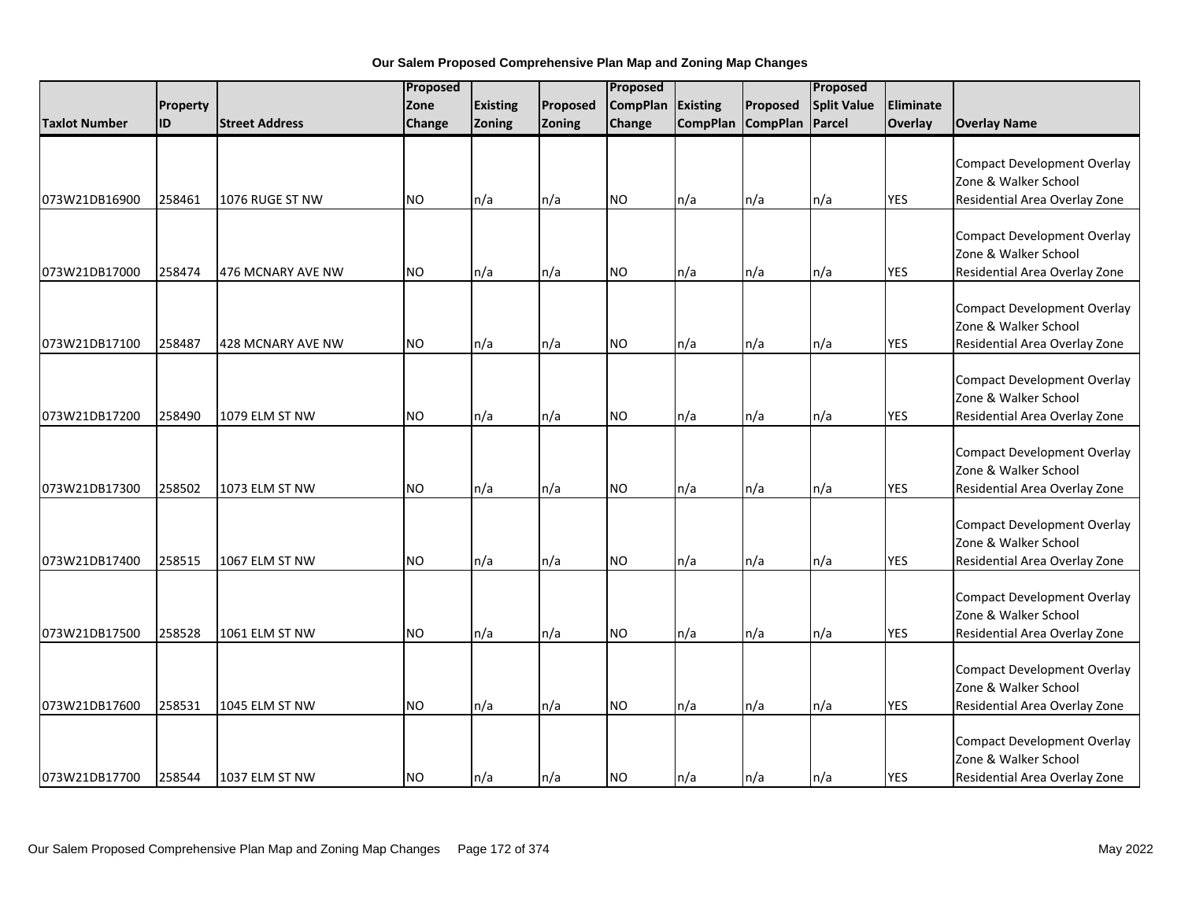**Our Salem Proposed Comprehensive Plan Map and Zoning Map Changes**

| Taxlot Number | Property ID | Street Address | Proposed Zone Change | Existing Zoning | Proposed Zoning | Proposed CompPlan Change | Existing CompPlan | Proposed CompPlan | Proposed Split Value Parcel | Eliminate Overlay | Overlay Name |
|---|---|---|---|---|---|---|---|---|---|---|---|
| 073W21DB16900 | 258461 | 1076 RUGE ST NW | NO | n/a | n/a | NO | n/a | n/a | n/a | YES | Compact Development Overlay Zone & Walker School Residential Area Overlay Zone |
| 073W21DB17000 | 258474 | 476 MCNARY AVE NW | NO | n/a | n/a | NO | n/a | n/a | n/a | YES | Compact Development Overlay Zone & Walker School Residential Area Overlay Zone |
| 073W21DB17100 | 258487 | 428 MCNARY AVE NW | NO | n/a | n/a | NO | n/a | n/a | n/a | YES | Compact Development Overlay Zone & Walker School Residential Area Overlay Zone |
| 073W21DB17200 | 258490 | 1079 ELM ST NW | NO | n/a | n/a | NO | n/a | n/a | n/a | YES | Compact Development Overlay Zone & Walker School Residential Area Overlay Zone |
| 073W21DB17300 | 258502 | 1073 ELM ST NW | NO | n/a | n/a | NO | n/a | n/a | n/a | YES | Compact Development Overlay Zone & Walker School Residential Area Overlay Zone |
| 073W21DB17400 | 258515 | 1067 ELM ST NW | NO | n/a | n/a | NO | n/a | n/a | n/a | YES | Compact Development Overlay Zone & Walker School Residential Area Overlay Zone |
| 073W21DB17500 | 258528 | 1061 ELM ST NW | NO | n/a | n/a | NO | n/a | n/a | n/a | YES | Compact Development Overlay Zone & Walker School Residential Area Overlay Zone |
| 073W21DB17600 | 258531 | 1045 ELM ST NW | NO | n/a | n/a | NO | n/a | n/a | n/a | YES | Compact Development Overlay Zone & Walker School Residential Area Overlay Zone |
| 073W21DB17700 | 258544 | 1037 ELM ST NW | NO | n/a | n/a | NO | n/a | n/a | n/a | YES | Compact Development Overlay Zone & Walker School Residential Area Overlay Zone |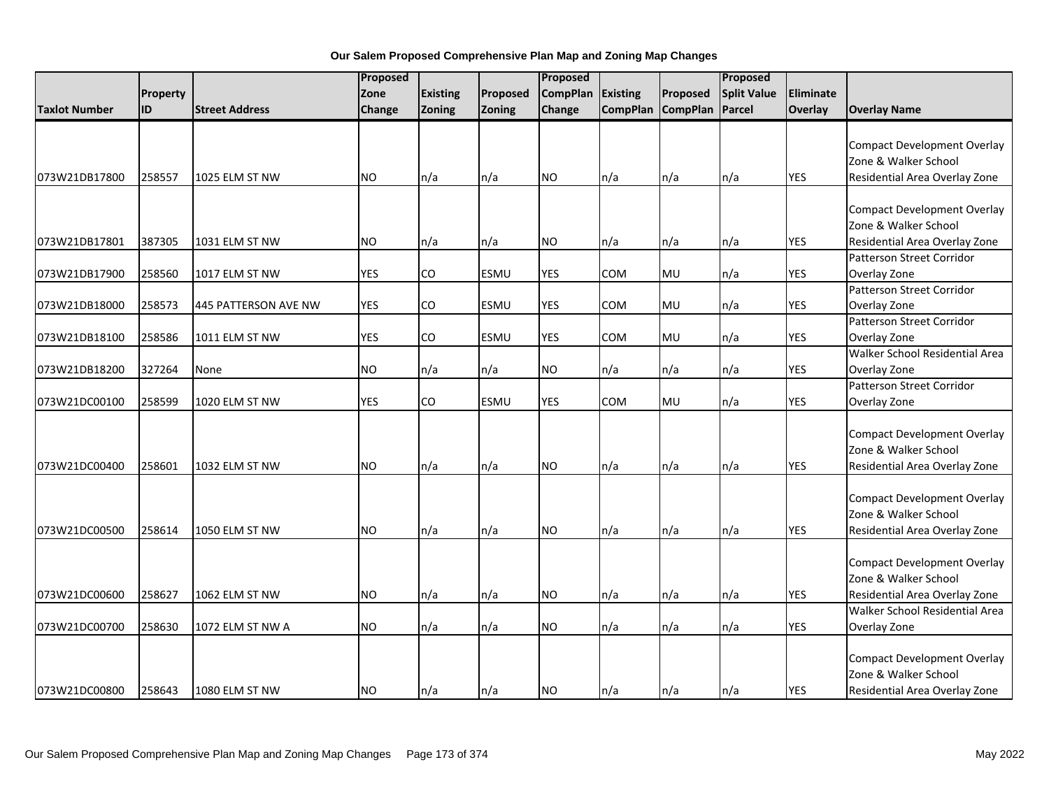**Our Salem Proposed Comprehensive Plan Map and Zoning Map Changes**

| Taxlot Number | Property ID | Street Address | Proposed Zone Change | Existing Zoning | Proposed Zoning | Proposed CompPlan Change | Existing CompPlan | Proposed CompPlan | Proposed Split Value Parcel | Eliminate Overlay | Overlay Name |
|---|---|---|---|---|---|---|---|---|---|---|---|
| 073W21DB17800 | 258557 | 1025 ELM ST NW | NO | n/a | n/a | NO | n/a | n/a | n/a | YES | Compact Development Overlay Zone & Walker School Residential Area Overlay Zone |
| 073W21DB17801 | 387305 | 1031 ELM ST NW | NO | n/a | n/a | NO | n/a | n/a | n/a | YES | Compact Development Overlay Zone & Walker School Residential Area Overlay Zone |
| 073W21DB17900 | 258560 | 1017 ELM ST NW | YES | CO | ESMU | YES | COM | MU | n/a | YES | Patterson Street Corridor Overlay Zone |
| 073W21DB18000 | 258573 | 445 PATTERSON AVE NW | YES | CO | ESMU | YES | COM | MU | n/a | YES | Patterson Street Corridor Overlay Zone |
| 073W21DB18100 | 258586 | 1011 ELM ST NW | YES | CO | ESMU | YES | COM | MU | n/a | YES | Patterson Street Corridor Overlay Zone |
| 073W21DB18200 | 327264 | None | NO | n/a | n/a | NO | n/a | n/a | n/a | YES | Walker School Residential Area Overlay Zone |
| 073W21DC00100 | 258599 | 1020 ELM ST NW | YES | CO | ESMU | YES | COM | MU | n/a | YES | Patterson Street Corridor Overlay Zone |
| 073W21DC00400 | 258601 | 1032 ELM ST NW | NO | n/a | n/a | NO | n/a | n/a | n/a | YES | Compact Development Overlay Zone & Walker School Residential Area Overlay Zone |
| 073W21DC00500 | 258614 | 1050 ELM ST NW | NO | n/a | n/a | NO | n/a | n/a | n/a | YES | Compact Development Overlay Zone & Walker School Residential Area Overlay Zone |
| 073W21DC00600 | 258627 | 1062 ELM ST NW | NO | n/a | n/a | NO | n/a | n/a | n/a | YES | Compact Development Overlay Zone & Walker School Residential Area Overlay Zone |
| 073W21DC00700 | 258630 | 1072 ELM ST NW A | NO | n/a | n/a | NO | n/a | n/a | n/a | YES | Walker School Residential Area Overlay Zone |
| 073W21DC00800 | 258643 | 1080 ELM ST NW | NO | n/a | n/a | NO | n/a | n/a | n/a | YES | Compact Development Overlay Zone & Walker School Residential Area Overlay Zone |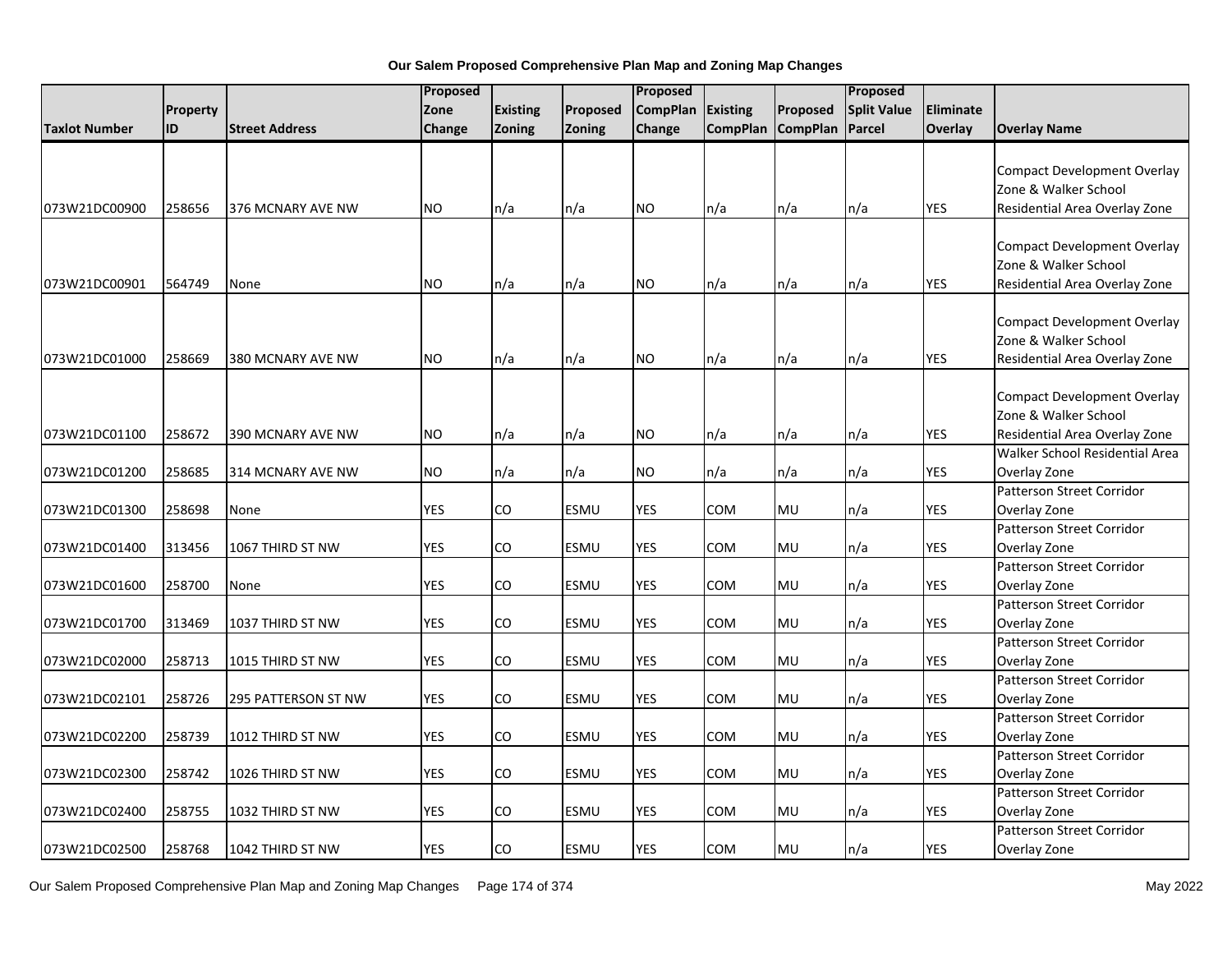**Our Salem Proposed Comprehensive Plan Map and Zoning Map Changes**

| Taxlot Number | Property ID | Street Address | Proposed Zone Change | Existing Zoning | Proposed Zoning | Proposed CompPlan Change | Existing CompPlan | Proposed CompPlan | Proposed Split Value Parcel | Eliminate Overlay | Overlay Name |
|---|---|---|---|---|---|---|---|---|---|---|---|
| 073W21DC00900 | 258656 | 376 MCNARY AVE NW | NO | n/a | n/a | NO | n/a | n/a | n/a | YES | Compact Development Overlay Zone & Walker School Residential Area Overlay Zone |
| 073W21DC00901 | 564749 | None | NO | n/a | n/a | NO | n/a | n/a | n/a | YES | Compact Development Overlay Zone & Walker School Residential Area Overlay Zone |
| 073W21DC01000 | 258669 | 380 MCNARY AVE NW | NO | n/a | n/a | NO | n/a | n/a | n/a | YES | Compact Development Overlay Zone & Walker School Residential Area Overlay Zone |
| 073W21DC01100 | 258672 | 390 MCNARY AVE NW | NO | n/a | n/a | NO | n/a | n/a | n/a | YES | Compact Development Overlay Zone & Walker School Residential Area Overlay Zone |
| 073W21DC01200 | 258685 | 314 MCNARY AVE NW | NO | n/a | n/a | NO | n/a | n/a | n/a | YES | Walker School Residential Area Overlay Zone |
| 073W21DC01300 | 258698 | None | YES | CO | ESMU | YES | COM | MU | n/a | YES | Patterson Street Corridor Overlay Zone |
| 073W21DC01400 | 313456 | 1067 THIRD ST NW | YES | CO | ESMU | YES | COM | MU | n/a | YES | Patterson Street Corridor Overlay Zone |
| 073W21DC01600 | 258700 | None | YES | CO | ESMU | YES | COM | MU | n/a | YES | Patterson Street Corridor Overlay Zone |
| 073W21DC01700 | 313469 | 1037 THIRD ST NW | YES | CO | ESMU | YES | COM | MU | n/a | YES | Patterson Street Corridor Overlay Zone |
| 073W21DC02000 | 258713 | 1015 THIRD ST NW | YES | CO | ESMU | YES | COM | MU | n/a | YES | Patterson Street Corridor Overlay Zone |
| 073W21DC02101 | 258726 | 295 PATTERSON ST NW | YES | CO | ESMU | YES | COM | MU | n/a | YES | Patterson Street Corridor Overlay Zone |
| 073W21DC02200 | 258739 | 1012 THIRD ST NW | YES | CO | ESMU | YES | COM | MU | n/a | YES | Patterson Street Corridor Overlay Zone |
| 073W21DC02300 | 258742 | 1026 THIRD ST NW | YES | CO | ESMU | YES | COM | MU | n/a | YES | Patterson Street Corridor Overlay Zone |
| 073W21DC02400 | 258755 | 1032 THIRD ST NW | YES | CO | ESMU | YES | COM | MU | n/a | YES | Patterson Street Corridor Overlay Zone |
| 073W21DC02500 | 258768 | 1042 THIRD ST NW | YES | CO | ESMU | YES | COM | MU | n/a | YES | Patterson Street Corridor Overlay Zone |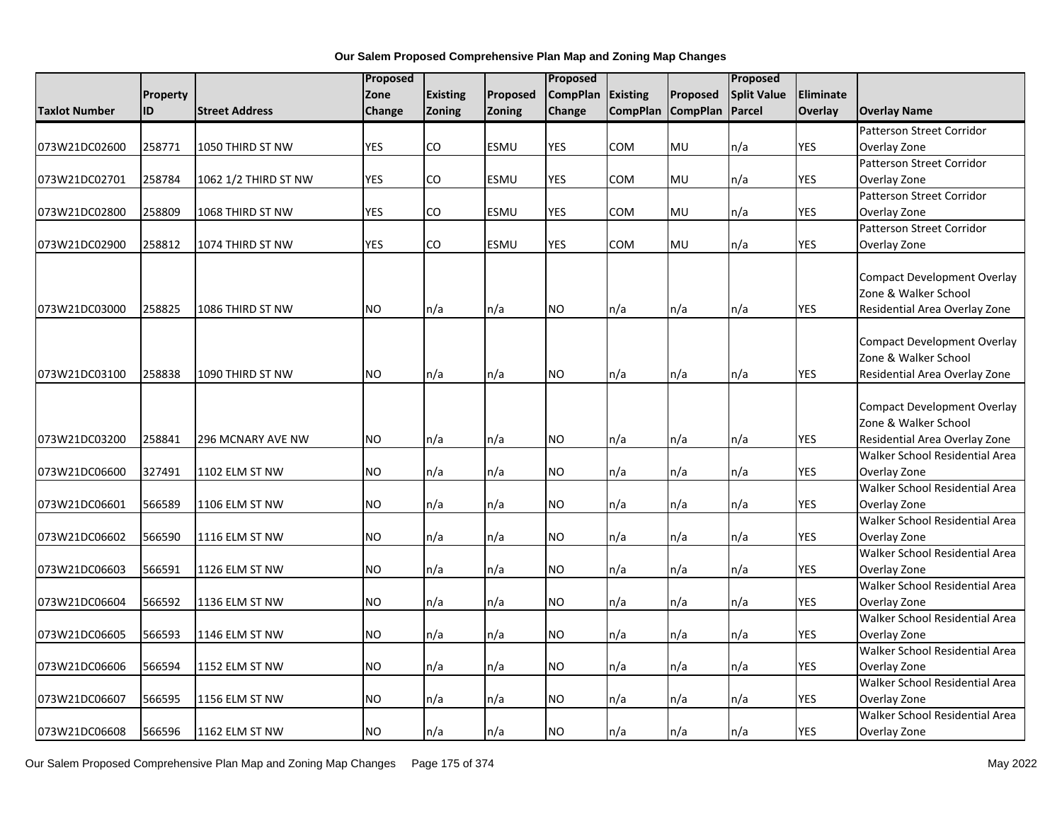**Our Salem Proposed Comprehensive Plan Map and Zoning Map Changes**

| Taxlot Number | Property ID | Street Address | Proposed Zone Change | Existing Zoning | Proposed Zoning | Proposed CompPlan Change | Existing CompPlan | Proposed CompPlan | Proposed Split Value Parcel | Eliminate Overlay | Overlay Name |
|---|---|---|---|---|---|---|---|---|---|---|---|
| 073W21DC02600 | 258771 | 1050 THIRD ST NW | YES | CO | ESMU | YES | COM | MU | n/a | YES | Patterson Street Corridor Overlay Zone |
| 073W21DC02701 | 258784 | 1062 1/2 THIRD ST NW | YES | CO | ESMU | YES | COM | MU | n/a | YES | Patterson Street Corridor Overlay Zone |
| 073W21DC02800 | 258809 | 1068 THIRD ST NW | YES | CO | ESMU | YES | COM | MU | n/a | YES | Patterson Street Corridor Overlay Zone |
| 073W21DC02900 | 258812 | 1074 THIRD ST NW | YES | CO | ESMU | YES | COM | MU | n/a | YES | Patterson Street Corridor Overlay Zone |
| 073W21DC03000 | 258825 | 1086 THIRD ST NW | NO | n/a | n/a | NO | n/a | n/a | n/a | YES | Compact Development Overlay Zone & Walker School Residential Area Overlay Zone |
| 073W21DC03100 | 258838 | 1090 THIRD ST NW | NO | n/a | n/a | NO | n/a | n/a | n/a | YES | Compact Development Overlay Zone & Walker School Residential Area Overlay Zone |
| 073W21DC03200 | 258841 | 296 MCNARY AVE NW | NO | n/a | n/a | NO | n/a | n/a | n/a | YES | Compact Development Overlay Zone & Walker School Residential Area Overlay Zone |
| 073W21DC06600 | 327491 | 1102 ELM ST NW | NO | n/a | n/a | NO | n/a | n/a | n/a | YES | Walker School Residential Area Overlay Zone |
| 073W21DC06601 | 566589 | 1106 ELM ST NW | NO | n/a | n/a | NO | n/a | n/a | n/a | YES | Walker School Residential Area Overlay Zone |
| 073W21DC06602 | 566590 | 1116 ELM ST NW | NO | n/a | n/a | NO | n/a | n/a | n/a | YES | Walker School Residential Area Overlay Zone |
| 073W21DC06603 | 566591 | 1126 ELM ST NW | NO | n/a | n/a | NO | n/a | n/a | n/a | YES | Walker School Residential Area Overlay Zone |
| 073W21DC06604 | 566592 | 1136 ELM ST NW | NO | n/a | n/a | NO | n/a | n/a | n/a | YES | Walker School Residential Area Overlay Zone |
| 073W21DC06605 | 566593 | 1146 ELM ST NW | NO | n/a | n/a | NO | n/a | n/a | n/a | YES | Walker School Residential Area Overlay Zone |
| 073W21DC06606 | 566594 | 1152 ELM ST NW | NO | n/a | n/a | NO | n/a | n/a | n/a | YES | Walker School Residential Area Overlay Zone |
| 073W21DC06607 | 566595 | 1156 ELM ST NW | NO | n/a | n/a | NO | n/a | n/a | n/a | YES | Walker School Residential Area Overlay Zone |
| 073W21DC06608 | 566596 | 1162 ELM ST NW | NO | n/a | n/a | NO | n/a | n/a | n/a | YES | Walker School Residential Area Overlay Zone |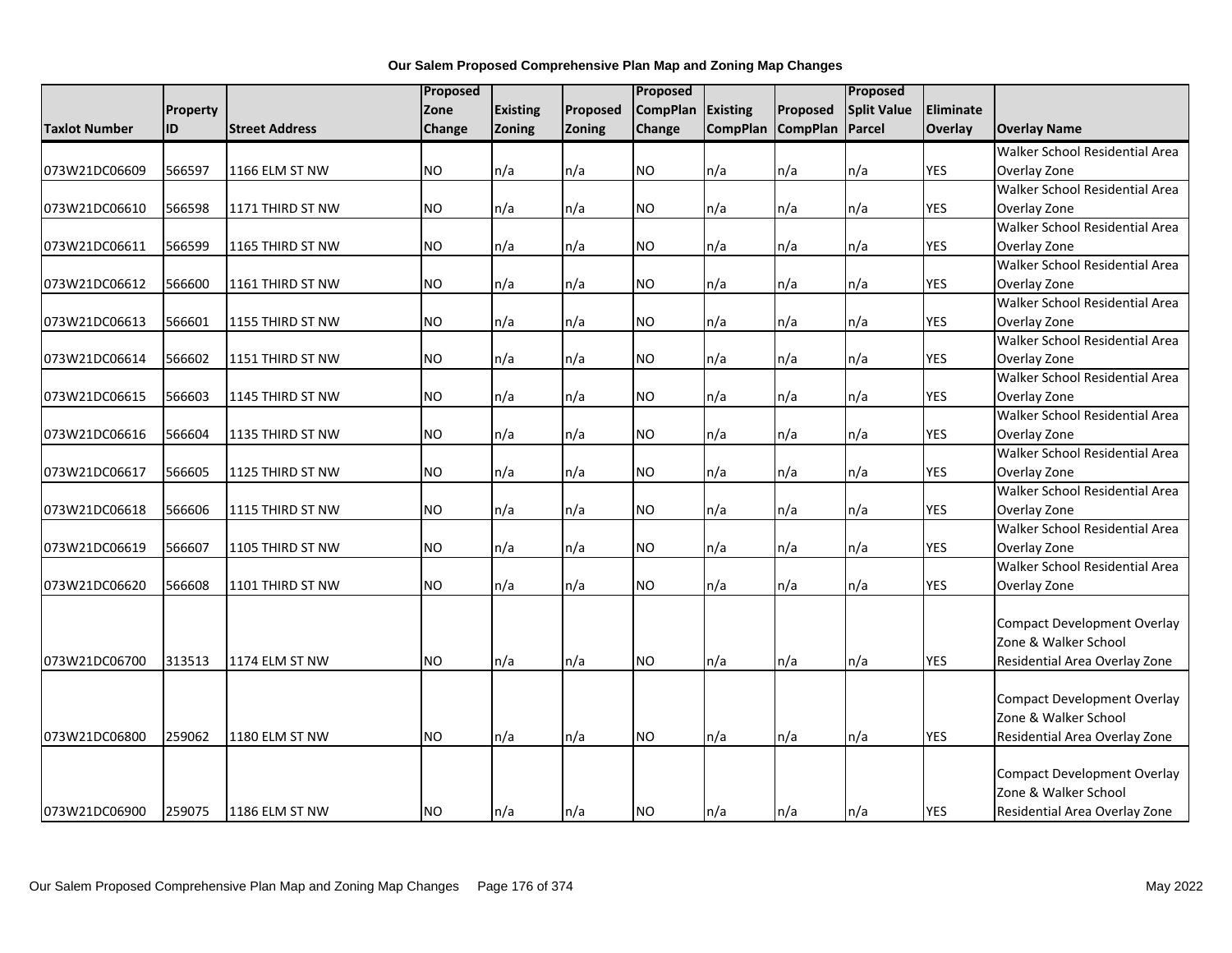# Our Salem Proposed Comprehensive Plan Map and Zoning Map Changes

| Taxlot Number | Property ID | Street Address | Proposed Zone Change | Existing Zoning | Proposed Zoning | Proposed CompPlan Change | Existing CompPlan | Proposed CompPlan | Proposed Split Value Parcel | Eliminate Overlay | Overlay Name |
|---|---|---|---|---|---|---|---|---|---|---|---|
| 073W21DC06609 | 566597 | 1166 ELM ST NW | NO | n/a | n/a | NO | n/a | n/a | n/a | YES | Walker School Residential Area Overlay Zone |
| 073W21DC06610 | 566598 | 1171 THIRD ST NW | NO | n/a | n/a | NO | n/a | n/a | n/a | YES | Walker School Residential Area Overlay Zone |
| 073W21DC06611 | 566599 | 1165 THIRD ST NW | NO | n/a | n/a | NO | n/a | n/a | n/a | YES | Walker School Residential Area Overlay Zone |
| 073W21DC06612 | 566600 | 1161 THIRD ST NW | NO | n/a | n/a | NO | n/a | n/a | n/a | YES | Walker School Residential Area Overlay Zone |
| 073W21DC06613 | 566601 | 1155 THIRD ST NW | NO | n/a | n/a | NO | n/a | n/a | n/a | YES | Walker School Residential Area Overlay Zone |
| 073W21DC06614 | 566602 | 1151 THIRD ST NW | NO | n/a | n/a | NO | n/a | n/a | n/a | YES | Walker School Residential Area Overlay Zone |
| 073W21DC06615 | 566603 | 1145 THIRD ST NW | NO | n/a | n/a | NO | n/a | n/a | n/a | YES | Walker School Residential Area Overlay Zone |
| 073W21DC06616 | 566604 | 1135 THIRD ST NW | NO | n/a | n/a | NO | n/a | n/a | n/a | YES | Walker School Residential Area Overlay Zone |
| 073W21DC06617 | 566605 | 1125 THIRD ST NW | NO | n/a | n/a | NO | n/a | n/a | n/a | YES | Walker School Residential Area Overlay Zone |
| 073W21DC06618 | 566606 | 1115 THIRD ST NW | NO | n/a | n/a | NO | n/a | n/a | n/a | YES | Walker School Residential Area Overlay Zone |
| 073W21DC06619 | 566607 | 1105 THIRD ST NW | NO | n/a | n/a | NO | n/a | n/a | n/a | YES | Walker School Residential Area Overlay Zone |
| 073W21DC06620 | 566608 | 1101 THIRD ST NW | NO | n/a | n/a | NO | n/a | n/a | n/a | YES | Walker School Residential Area Overlay Zone |
| 073W21DC06700 | 313513 | 1174 ELM ST NW | NO | n/a | n/a | NO | n/a | n/a | n/a | YES | Compact Development Overlay Zone & Walker School Residential Area Overlay Zone |
| 073W21DC06800 | 259062 | 1180 ELM ST NW | NO | n/a | n/a | NO | n/a | n/a | n/a | YES | Compact Development Overlay Zone & Walker School Residential Area Overlay Zone |
| 073W21DC06900 | 259075 | 1186 ELM ST NW | NO | n/a | n/a | NO | n/a | n/a | n/a | YES | Compact Development Overlay Zone & Walker School Residential Area Overlay Zone |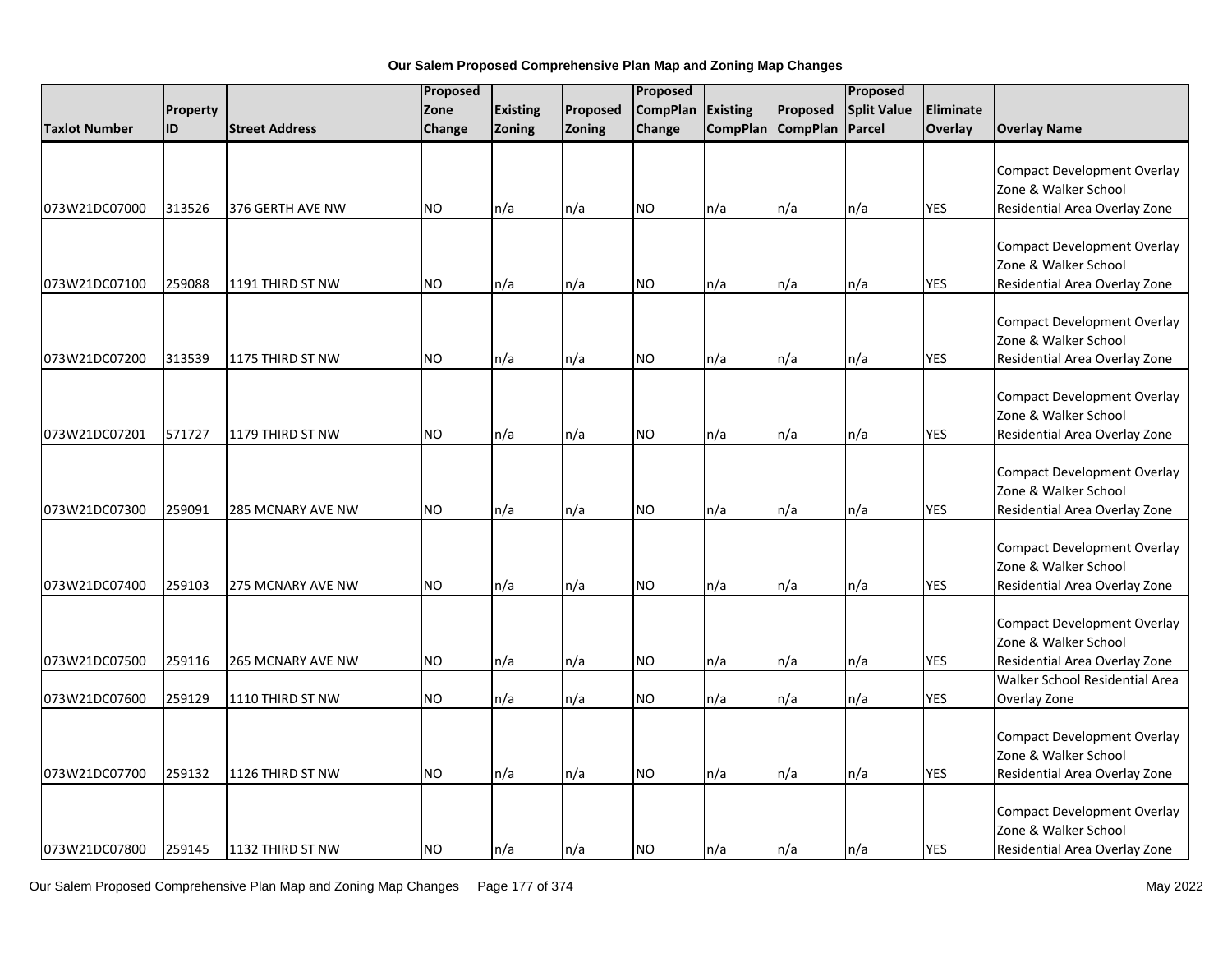**Our Salem Proposed Comprehensive Plan Map and Zoning Map Changes**

| Taxlot Number | Property ID | Street Address | Proposed Zone Change | Existing Zoning | Proposed Zoning | Proposed CompPlan Change | Existing CompPlan | Proposed CompPlan | Proposed Split Value Parcel | Eliminate Overlay | Overlay Name |
|---|---|---|---|---|---|---|---|---|---|---|---|
| 073W21DC07000 | 313526 | 376 GERTH AVE NW | NO | n/a | n/a | NO | n/a | n/a | n/a | YES | Compact Development Overlay Zone & Walker School Residential Area Overlay Zone |
| 073W21DC07100 | 259088 | 1191 THIRD ST NW | NO | n/a | n/a | NO | n/a | n/a | n/a | YES | Compact Development Overlay Zone & Walker School Residential Area Overlay Zone |
| 073W21DC07200 | 313539 | 1175 THIRD ST NW | NO | n/a | n/a | NO | n/a | n/a | n/a | YES | Compact Development Overlay Zone & Walker School Residential Area Overlay Zone |
| 073W21DC07201 | 571727 | 1179 THIRD ST NW | NO | n/a | n/a | NO | n/a | n/a | n/a | YES | Compact Development Overlay Zone & Walker School Residential Area Overlay Zone |
| 073W21DC07300 | 259091 | 285 MCNARY AVE NW | NO | n/a | n/a | NO | n/a | n/a | n/a | YES | Compact Development Overlay Zone & Walker School Residential Area Overlay Zone |
| 073W21DC07400 | 259103 | 275 MCNARY AVE NW | NO | n/a | n/a | NO | n/a | n/a | n/a | YES | Compact Development Overlay Zone & Walker School Residential Area Overlay Zone |
| 073W21DC07500 | 259116 | 265 MCNARY AVE NW | NO | n/a | n/a | NO | n/a | n/a | n/a | YES | Compact Development Overlay Zone & Walker School Residential Area Overlay Zone |
| 073W21DC07600 | 259129 | 1110 THIRD ST NW | NO | n/a | n/a | NO | n/a | n/a | n/a | YES | Walker School Residential Area Overlay Zone |
| 073W21DC07700 | 259132 | 1126 THIRD ST NW | NO | n/a | n/a | NO | n/a | n/a | n/a | YES | Compact Development Overlay Zone & Walker School Residential Area Overlay Zone |
| 073W21DC07800 | 259145 | 1132 THIRD ST NW | NO | n/a | n/a | NO | n/a | n/a | n/a | YES | Compact Development Overlay Zone & Walker School Residential Area Overlay Zone |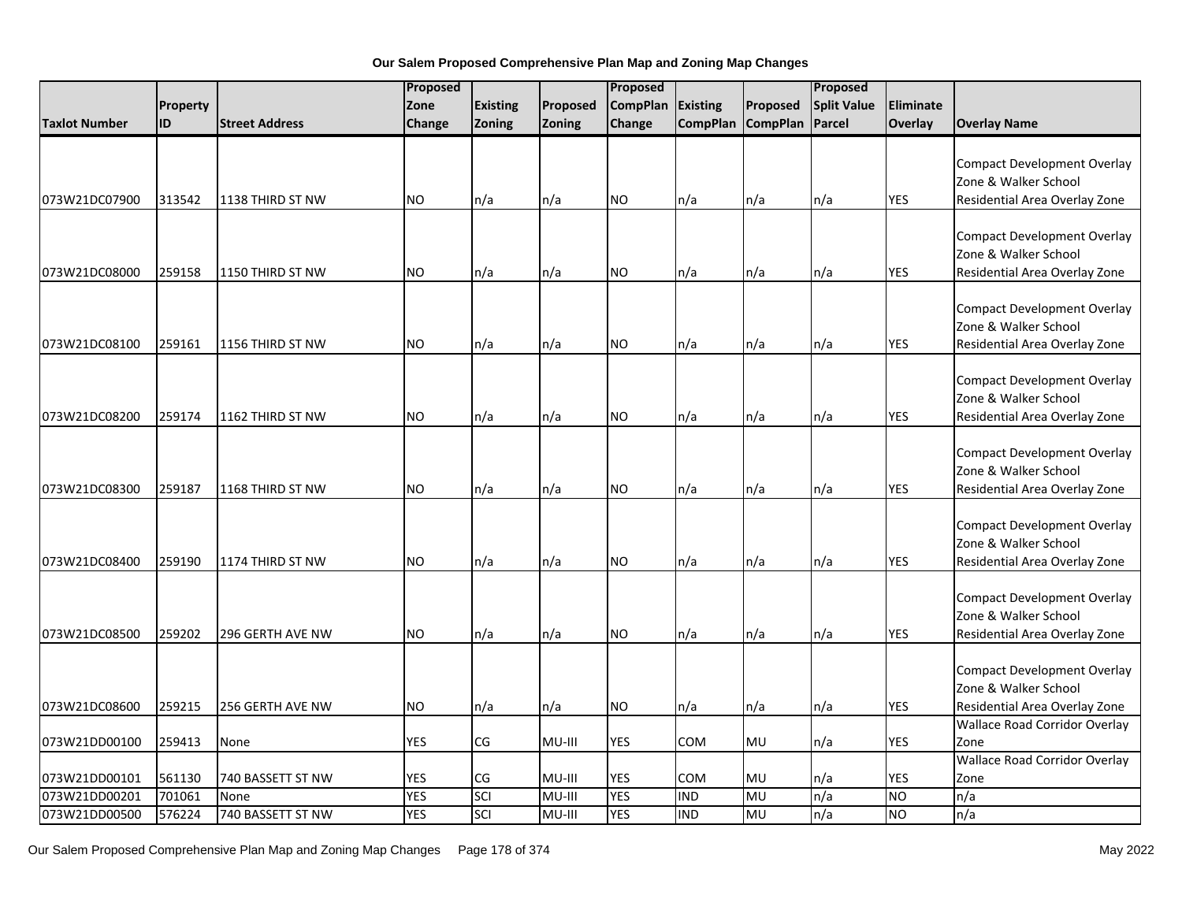**Our Salem Proposed Comprehensive Plan Map and Zoning Map Changes**

| Taxlot Number | Property ID | Street Address | Proposed Zone Change | Existing Zoning | Proposed Zoning | Proposed CompPlan Change | Existing CompPlan | Proposed CompPlan | Proposed Split Value Parcel | Eliminate Overlay | Overlay Name |
|---|---|---|---|---|---|---|---|---|---|---|---|
| 073W21DC07900 | 313542 | 1138 THIRD ST NW | NO | n/a | n/a | NO | n/a | n/a | n/a | YES | Compact Development Overlay Zone & Walker School Residential Area Overlay Zone |
| 073W21DC08000 | 259158 | 1150 THIRD ST NW | NO | n/a | n/a | NO | n/a | n/a | n/a | YES | Compact Development Overlay Zone & Walker School Residential Area Overlay Zone |
| 073W21DC08100 | 259161 | 1156 THIRD ST NW | NO | n/a | n/a | NO | n/a | n/a | n/a | YES | Compact Development Overlay Zone & Walker School Residential Area Overlay Zone |
| 073W21DC08200 | 259174 | 1162 THIRD ST NW | NO | n/a | n/a | NO | n/a | n/a | n/a | YES | Compact Development Overlay Zone & Walker School Residential Area Overlay Zone |
| 073W21DC08300 | 259187 | 1168 THIRD ST NW | NO | n/a | n/a | NO | n/a | n/a | n/a | YES | Compact Development Overlay Zone & Walker School Residential Area Overlay Zone |
| 073W21DC08400 | 259190 | 1174 THIRD ST NW | NO | n/a | n/a | NO | n/a | n/a | n/a | YES | Compact Development Overlay Zone & Walker School Residential Area Overlay Zone |
| 073W21DC08500 | 259202 | 296 GERTH AVE NW | NO | n/a | n/a | NO | n/a | n/a | n/a | YES | Compact Development Overlay Zone & Walker School Residential Area Overlay Zone |
| 073W21DC08600 | 259215 | 256 GERTH AVE NW | NO | n/a | n/a | NO | n/a | n/a | n/a | YES | Compact Development Overlay Zone & Walker School Residential Area Overlay Zone |
| 073W21DD00100 | 259413 | None | YES | CG | MU-III | YES | COM | MU | n/a | YES | Wallace Road Corridor Overlay Zone |
| 073W21DD00101 | 561130 | 740 BASSETT ST NW | YES | CG | MU-III | YES | COM | MU | n/a | YES | Wallace Road Corridor Overlay Zone |
| 073W21DD00201 | 701061 | None | YES | SCI | MU-III | YES | IND | MU | n/a | NO | n/a |
| 073W21DD00500 | 576224 | 740 BASSETT ST NW | YES | SCI | MU-III | YES | IND | MU | n/a | NO | n/a |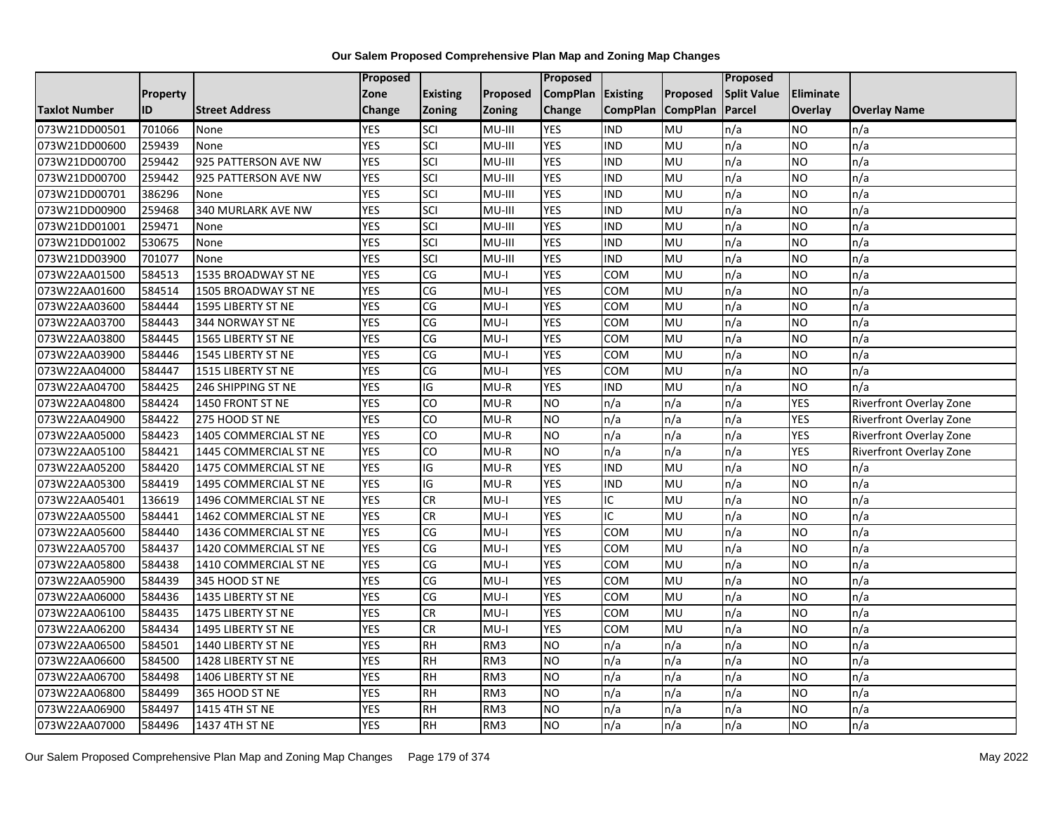**Our Salem Proposed Comprehensive Plan Map and Zoning Map Changes**

| Taxlot Number | Property ID | Street Address | Proposed Zone Change | Existing Zoning | Proposed Zoning | Proposed CompPlan Change | Existing CompPlan | Proposed CompPlan | Proposed Split Value Parcel | Eliminate Overlay | Overlay Name |
|---|---|---|---|---|---|---|---|---|---|---|---|
| 073W21DD00501 | 701066 | None | YES | SCI | MU-III | YES | IND | MU | n/a | NO | n/a |
| 073W21DD00600 | 259439 | None | YES | SCI | MU-III | YES | IND | MU | n/a | NO | n/a |
| 073W21DD00700 | 259442 | 925 PATTERSON AVE NW | YES | SCI | MU-III | YES | IND | MU | n/a | NO | n/a |
| 073W21DD00700 | 259442 | 925 PATTERSON AVE NW | YES | SCI | MU-III | YES | IND | MU | n/a | NO | n/a |
| 073W21DD00701 | 386296 | None | YES | SCI | MU-III | YES | IND | MU | n/a | NO | n/a |
| 073W21DD00900 | 259468 | 340 MURLARK AVE NW | YES | SCI | MU-III | YES | IND | MU | n/a | NO | n/a |
| 073W21DD01001 | 259471 | None | YES | SCI | MU-III | YES | IND | MU | n/a | NO | n/a |
| 073W21DD01002 | 530675 | None | YES | SCI | MU-III | YES | IND | MU | n/a | NO | n/a |
| 073W21DD03900 | 701077 | None | YES | SCI | MU-III | YES | IND | MU | n/a | NO | n/a |
| 073W22AA01500 | 584513 | 1535 BROADWAY ST NE | YES | CG | MU-I | YES | COM | MU | n/a | NO | n/a |
| 073W22AA01600 | 584514 | 1505 BROADWAY ST NE | YES | CG | MU-I | YES | COM | MU | n/a | NO | n/a |
| 073W22AA03600 | 584444 | 1595 LIBERTY ST NE | YES | CG | MU-I | YES | COM | MU | n/a | NO | n/a |
| 073W22AA03700 | 584443 | 344 NORWAY ST NE | YES | CG | MU-I | YES | COM | MU | n/a | NO | n/a |
| 073W22AA03800 | 584445 | 1565 LIBERTY ST NE | YES | CG | MU-I | YES | COM | MU | n/a | NO | n/a |
| 073W22AA03900 | 584446 | 1545 LIBERTY ST NE | YES | CG | MU-I | YES | COM | MU | n/a | NO | n/a |
| 073W22AA04000 | 584447 | 1515 LIBERTY ST NE | YES | CG | MU-I | YES | COM | MU | n/a | NO | n/a |
| 073W22AA04700 | 584425 | 246 SHIPPING ST NE | YES | IG | MU-R | YES | IND | MU | n/a | NO | n/a |
| 073W22AA04800 | 584424 | 1450 FRONT ST NE | YES | CO | MU-R | NO | n/a | n/a | n/a | YES | Riverfront Overlay Zone |
| 073W22AA04900 | 584422 | 275 HOOD ST NE | YES | CO | MU-R | NO | n/a | n/a | n/a | YES | Riverfront Overlay Zone |
| 073W22AA05000 | 584423 | 1405 COMMERCIAL ST NE | YES | CO | MU-R | NO | n/a | n/a | n/a | YES | Riverfront Overlay Zone |
| 073W22AA05100 | 584421 | 1445 COMMERCIAL ST NE | YES | CO | MU-R | NO | n/a | n/a | n/a | YES | Riverfront Overlay Zone |
| 073W22AA05200 | 584420 | 1475 COMMERCIAL ST NE | YES | IG | MU-R | YES | IND | MU | n/a | NO | n/a |
| 073W22AA05300 | 584419 | 1495 COMMERCIAL ST NE | YES | IG | MU-R | YES | IND | MU | n/a | NO | n/a |
| 073W22AA05401 | 136619 | 1496 COMMERCIAL ST NE | YES | CR | MU-I | YES | IC | MU | n/a | NO | n/a |
| 073W22AA05500 | 584441 | 1462 COMMERCIAL ST NE | YES | CR | MU-I | YES | IC | MU | n/a | NO | n/a |
| 073W22AA05600 | 584440 | 1436 COMMERCIAL ST NE | YES | CG | MU-I | YES | COM | MU | n/a | NO | n/a |
| 073W22AA05700 | 584437 | 1420 COMMERCIAL ST NE | YES | CG | MU-I | YES | COM | MU | n/a | NO | n/a |
| 073W22AA05800 | 584438 | 1410 COMMERCIAL ST NE | YES | CG | MU-I | YES | COM | MU | n/a | NO | n/a |
| 073W22AA05900 | 584439 | 345 HOOD ST NE | YES | CG | MU-I | YES | COM | MU | n/a | NO | n/a |
| 073W22AA06000 | 584436 | 1435 LIBERTY ST NE | YES | CG | MU-I | YES | COM | MU | n/a | NO | n/a |
| 073W22AA06100 | 584435 | 1475 LIBERTY ST NE | YES | CR | MU-I | YES | COM | MU | n/a | NO | n/a |
| 073W22AA06200 | 584434 | 1495 LIBERTY ST NE | YES | CR | MU-I | YES | COM | MU | n/a | NO | n/a |
| 073W22AA06500 | 584501 | 1440 LIBERTY ST NE | YES | RH | RM3 | NO | n/a | n/a | n/a | NO | n/a |
| 073W22AA06600 | 584500 | 1428 LIBERTY ST NE | YES | RH | RM3 | NO | n/a | n/a | n/a | NO | n/a |
| 073W22AA06700 | 584498 | 1406 LIBERTY ST NE | YES | RH | RM3 | NO | n/a | n/a | n/a | NO | n/a |
| 073W22AA06800 | 584499 | 365 HOOD ST NE | YES | RH | RM3 | NO | n/a | n/a | n/a | NO | n/a |
| 073W22AA06900 | 584497 | 1415 4TH ST NE | YES | RH | RM3 | NO | n/a | n/a | n/a | NO | n/a |
| 073W22AA07000 | 584496 | 1437 4TH ST NE | YES | RH | RM3 | NO | n/a | n/a | n/a | NO | n/a |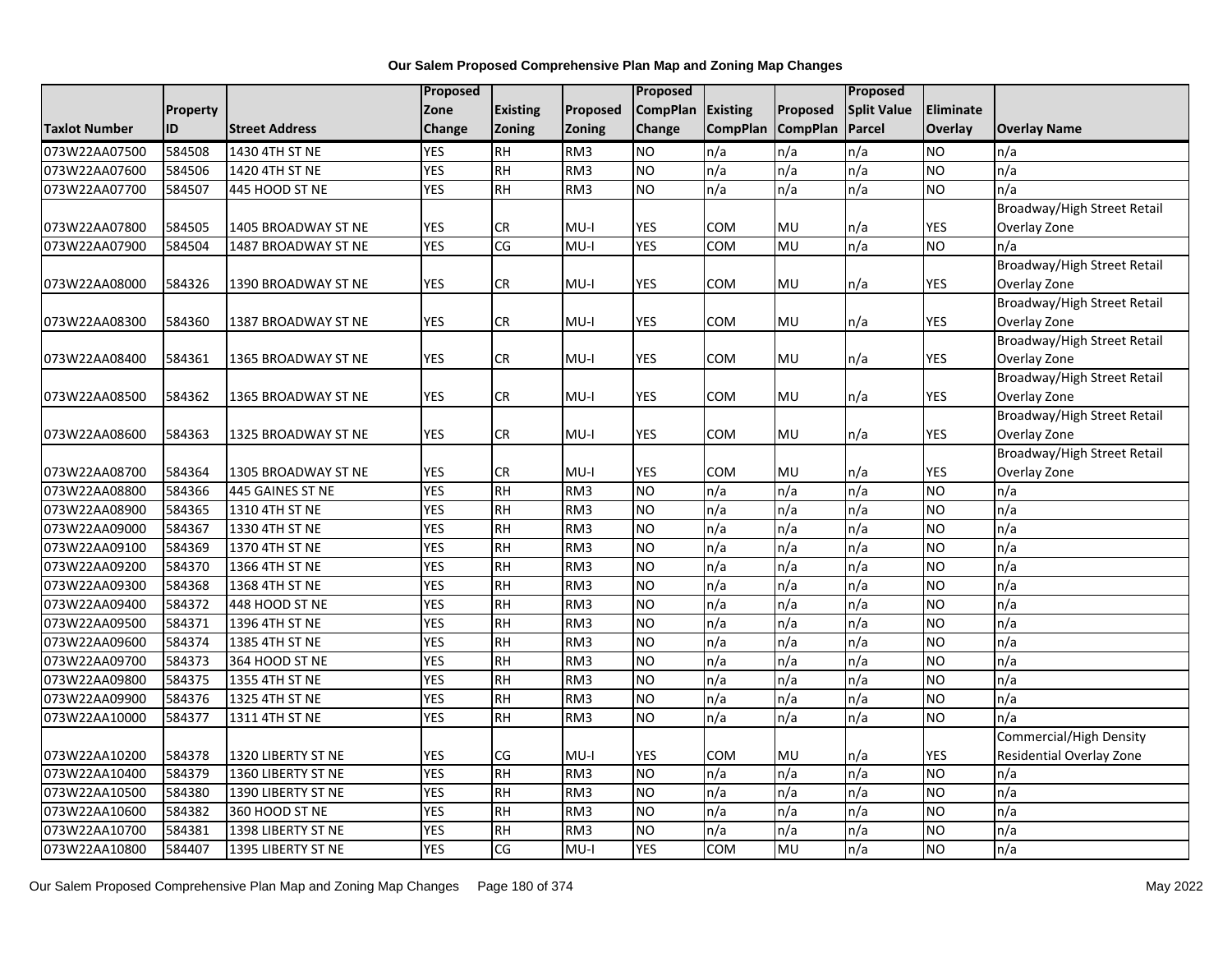# Our Salem Proposed Comprehensive Plan Map and Zoning Map Changes

| Taxlot Number | Property ID | Street Address | Proposed Zone Change | Existing Zoning | Proposed Zoning | Proposed CompPlan Change | Existing CompPlan | Proposed CompPlan | Proposed Split Value Parcel | Eliminate Overlay | Overlay Name |
|---|---|---|---|---|---|---|---|---|---|---|---|
| 073W22AA07500 | 584508 | 1430 4TH ST NE | YES | RH | RM3 | NO | n/a | n/a | n/a | NO | n/a |
| 073W22AA07600 | 584506 | 1420 4TH ST NE | YES | RH | RM3 | NO | n/a | n/a | n/a | NO | n/a |
| 073W22AA07700 | 584507 | 445 HOOD ST NE | YES | RH | RM3 | NO | n/a | n/a | n/a | NO | n/a |
| 073W22AA07800 | 584505 | 1405 BROADWAY ST NE | YES | CR | MU-I | YES | COM | MU | n/a | YES | Broadway/High Street Retail Overlay Zone |
| 073W22AA07900 | 584504 | 1487 BROADWAY ST NE | YES | CG | MU-I | YES | COM | MU | n/a | NO | n/a |
| 073W22AA08000 | 584326 | 1390 BROADWAY ST NE | YES | CR | MU-I | YES | COM | MU | n/a | YES | Broadway/High Street Retail Overlay Zone |
| 073W22AA08300 | 584360 | 1387 BROADWAY ST NE | YES | CR | MU-I | YES | COM | MU | n/a | YES | Broadway/High Street Retail Overlay Zone |
| 073W22AA08400 | 584361 | 1365 BROADWAY ST NE | YES | CR | MU-I | YES | COM | MU | n/a | YES | Broadway/High Street Retail Overlay Zone |
| 073W22AA08500 | 584362 | 1365 BROADWAY ST NE | YES | CR | MU-I | YES | COM | MU | n/a | YES | Broadway/High Street Retail Overlay Zone |
| 073W22AA08600 | 584363 | 1325 BROADWAY ST NE | YES | CR | MU-I | YES | COM | MU | n/a | YES | Broadway/High Street Retail Overlay Zone |
| 073W22AA08700 | 584364 | 1305 BROADWAY ST NE | YES | CR | MU-I | YES | COM | MU | n/a | YES | Broadway/High Street Retail Overlay Zone |
| 073W22AA08800 | 584366 | 445 GAINES ST NE | YES | RH | RM3 | NO | n/a | n/a | n/a | NO | n/a |
| 073W22AA08900 | 584365 | 1310 4TH ST NE | YES | RH | RM3 | NO | n/a | n/a | n/a | NO | n/a |
| 073W22AA09000 | 584367 | 1330 4TH ST NE | YES | RH | RM3 | NO | n/a | n/a | n/a | NO | n/a |
| 073W22AA09100 | 584369 | 1370 4TH ST NE | YES | RH | RM3 | NO | n/a | n/a | n/a | NO | n/a |
| 073W22AA09200 | 584370 | 1366 4TH ST NE | YES | RH | RM3 | NO | n/a | n/a | n/a | NO | n/a |
| 073W22AA09300 | 584368 | 1368 4TH ST NE | YES | RH | RM3 | NO | n/a | n/a | n/a | NO | n/a |
| 073W22AA09400 | 584372 | 448 HOOD ST NE | YES | RH | RM3 | NO | n/a | n/a | n/a | NO | n/a |
| 073W22AA09500 | 584371 | 1396 4TH ST NE | YES | RH | RM3 | NO | n/a | n/a | n/a | NO | n/a |
| 073W22AA09600 | 584374 | 1385 4TH ST NE | YES | RH | RM3 | NO | n/a | n/a | n/a | NO | n/a |
| 073W22AA09700 | 584373 | 364 HOOD ST NE | YES | RH | RM3 | NO | n/a | n/a | n/a | NO | n/a |
| 073W22AA09800 | 584375 | 1355 4TH ST NE | YES | RH | RM3 | NO | n/a | n/a | n/a | NO | n/a |
| 073W22AA09900 | 584376 | 1325 4TH ST NE | YES | RH | RM3 | NO | n/a | n/a | n/a | NO | n/a |
| 073W22AA10000 | 584377 | 1311 4TH ST NE | YES | RH | RM3 | NO | n/a | n/a | n/a | NO | n/a |
| 073W22AA10200 | 584378 | 1320 LIBERTY ST NE | YES | CG | MU-I | YES | COM | MU | n/a | YES | Commercial/High Density Residential Overlay Zone |
| 073W22AA10400 | 584379 | 1360 LIBERTY ST NE | YES | RH | RM3 | NO | n/a | n/a | n/a | NO | n/a |
| 073W22AA10500 | 584380 | 1390 LIBERTY ST NE | YES | RH | RM3 | NO | n/a | n/a | n/a | NO | n/a |
| 073W22AA10600 | 584382 | 360 HOOD ST NE | YES | RH | RM3 | NO | n/a | n/a | n/a | NO | n/a |
| 073W22AA10700 | 584381 | 1398 LIBERTY ST NE | YES | RH | RM3 | NO | n/a | n/a | n/a | NO | n/a |
| 073W22AA10800 | 584407 | 1395 LIBERTY ST NE | YES | CG | MU-I | YES | COM | MU | n/a | NO | n/a |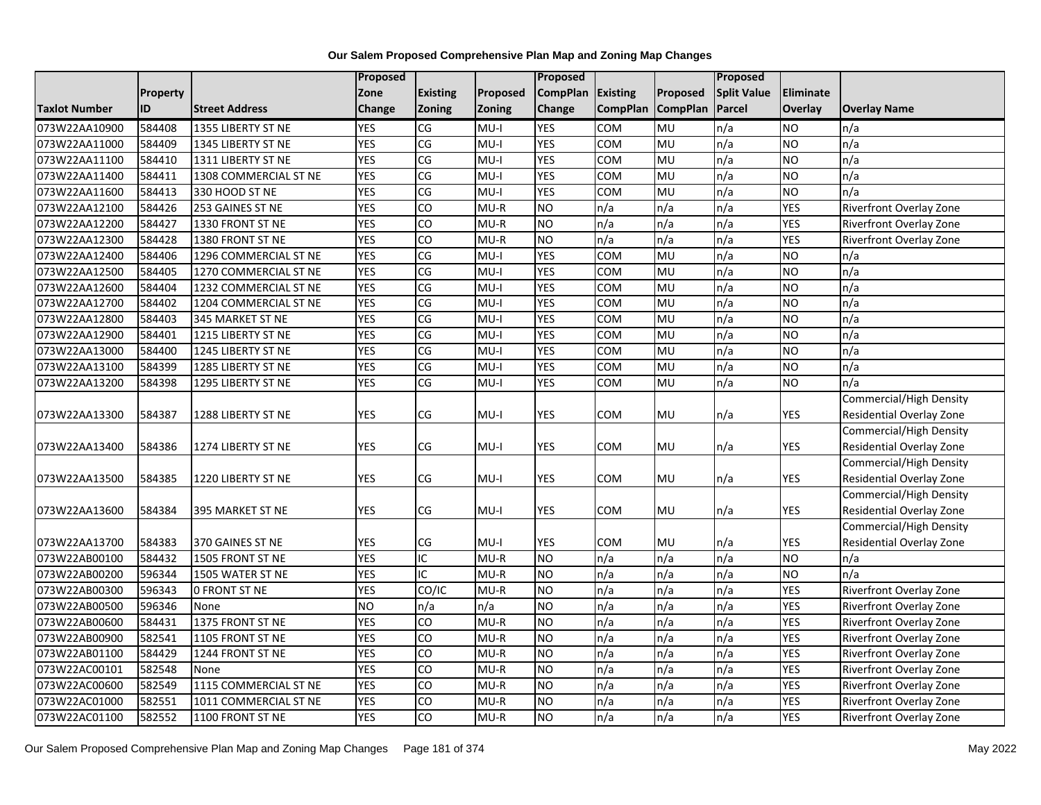# Our Salem Proposed Comprehensive Plan Map and Zoning Map Changes

| Taxlot Number | Property ID | Street Address | Proposed Zone Change | Existing Zoning | Proposed Zoning | Proposed CompPlan Change | Existing CompPlan | Proposed CompPlan | Proposed Split Value Parcel | Eliminate Overlay | Overlay Name |
|---|---|---|---|---|---|---|---|---|---|---|---|
| 073W22AA10900 | 584408 | 1355 LIBERTY ST NE | YES | CG | MU-I | YES | COM | MU | n/a | NO | n/a |
| 073W22AA11000 | 584409 | 1345 LIBERTY ST NE | YES | CG | MU-I | YES | COM | MU | n/a | NO | n/a |
| 073W22AA11100 | 584410 | 1311 LIBERTY ST NE | YES | CG | MU-I | YES | COM | MU | n/a | NO | n/a |
| 073W22AA11400 | 584411 | 1308 COMMERCIAL ST NE | YES | CG | MU-I | YES | COM | MU | n/a | NO | n/a |
| 073W22AA11600 | 584413 | 330 HOOD ST NE | YES | CG | MU-I | YES | COM | MU | n/a | NO | n/a |
| 073W22AA12100 | 584426 | 253 GAINES ST NE | YES | CO | MU-R | NO | n/a | n/a | n/a | YES | Riverfront Overlay Zone |
| 073W22AA12200 | 584427 | 1330 FRONT ST NE | YES | CO | MU-R | NO | n/a | n/a | n/a | YES | Riverfront Overlay Zone |
| 073W22AA12300 | 584428 | 1380 FRONT ST NE | YES | CO | MU-R | NO | n/a | n/a | n/a | YES | Riverfront Overlay Zone |
| 073W22AA12400 | 584406 | 1296 COMMERCIAL ST NE | YES | CG | MU-I | YES | COM | MU | n/a | NO | n/a |
| 073W22AA12500 | 584405 | 1270 COMMERCIAL ST NE | YES | CG | MU-I | YES | COM | MU | n/a | NO | n/a |
| 073W22AA12600 | 584404 | 1232 COMMERCIAL ST NE | YES | CG | MU-I | YES | COM | MU | n/a | NO | n/a |
| 073W22AA12700 | 584402 | 1204 COMMERCIAL ST NE | YES | CG | MU-I | YES | COM | MU | n/a | NO | n/a |
| 073W22AA12800 | 584403 | 345 MARKET ST NE | YES | CG | MU-I | YES | COM | MU | n/a | NO | n/a |
| 073W22AA12900 | 584401 | 1215 LIBERTY ST NE | YES | CG | MU-I | YES | COM | MU | n/a | NO | n/a |
| 073W22AA13000 | 584400 | 1245 LIBERTY ST NE | YES | CG | MU-I | YES | COM | MU | n/a | NO | n/a |
| 073W22AA13100 | 584399 | 1285 LIBERTY ST NE | YES | CG | MU-I | YES | COM | MU | n/a | NO | n/a |
| 073W22AA13200 | 584398 | 1295 LIBERTY ST NE | YES | CG | MU-I | YES | COM | MU | n/a | NO | n/a |
| 073W22AA13300 | 584387 | 1288 LIBERTY ST NE | YES | CG | MU-I | YES | COM | MU | n/a | YES | Commercial/High Density Residential Overlay Zone |
| 073W22AA13400 | 584386 | 1274 LIBERTY ST NE | YES | CG | MU-I | YES | COM | MU | n/a | YES | Commercial/High Density Residential Overlay Zone |
| 073W22AA13500 | 584385 | 1220 LIBERTY ST NE | YES | CG | MU-I | YES | COM | MU | n/a | YES | Commercial/High Density Residential Overlay Zone |
| 073W22AA13600 | 584384 | 395 MARKET ST NE | YES | CG | MU-I | YES | COM | MU | n/a | YES | Commercial/High Density Residential Overlay Zone |
| 073W22AA13700 | 584383 | 370 GAINES ST NE | YES | CG | MU-I | YES | COM | MU | n/a | YES | Commercial/High Density Residential Overlay Zone |
| 073W22AB00100 | 584432 | 1505 FRONT ST NE | YES | IC | MU-R | NO | n/a | n/a | n/a | NO | n/a |
| 073W22AB00200 | 596344 | 1505 WATER ST NE | YES | IC | MU-R | NO | n/a | n/a | n/a | NO | n/a |
| 073W22AB00300 | 596343 | 0 FRONT ST NE | YES | CO/IC | MU-R | NO | n/a | n/a | n/a | YES | Riverfront Overlay Zone |
| 073W22AB00500 | 596346 | None | NO | n/a | n/a | NO | n/a | n/a | n/a | YES | Riverfront Overlay Zone |
| 073W22AB00600 | 584431 | 1375 FRONT ST NE | YES | CO | MU-R | NO | n/a | n/a | n/a | YES | Riverfront Overlay Zone |
| 073W22AB00900 | 582541 | 1105 FRONT ST NE | YES | CO | MU-R | NO | n/a | n/a | n/a | YES | Riverfront Overlay Zone |
| 073W22AB01100 | 584429 | 1244 FRONT ST NE | YES | CO | MU-R | NO | n/a | n/a | n/a | YES | Riverfront Overlay Zone |
| 073W22AC00101 | 582548 | None | YES | CO | MU-R | NO | n/a | n/a | n/a | YES | Riverfront Overlay Zone |
| 073W22AC00600 | 582549 | 1115 COMMERCIAL ST NE | YES | CO | MU-R | NO | n/a | n/a | n/a | YES | Riverfront Overlay Zone |
| 073W22AC01000 | 582551 | 1011 COMMERCIAL ST NE | YES | CO | MU-R | NO | n/a | n/a | n/a | YES | Riverfront Overlay Zone |
| 073W22AC01100 | 582552 | 1100 FRONT ST NE | YES | CO | MU-R | NO | n/a | n/a | n/a | YES | Riverfront Overlay Zone |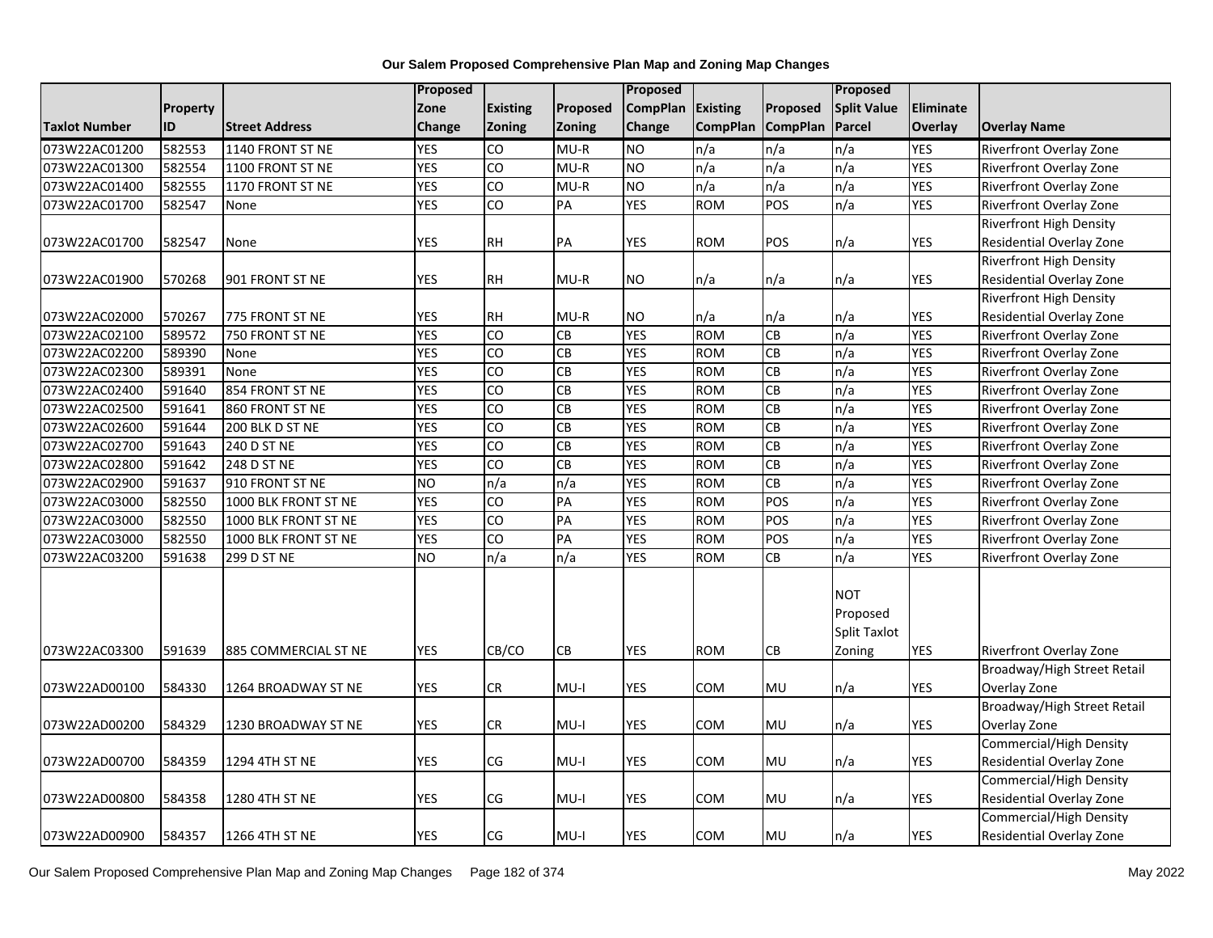# Our Salem Proposed Comprehensive Plan Map and Zoning Map Changes

| Taxlot Number | Property ID | Street Address | Proposed Zone Change | Existing Zoning | Proposed Zoning | Proposed CompPlan Change | Existing CompPlan | Proposed CompPlan | Proposed Split Value Parcel | Eliminate Overlay | Overlay Name |
|---|---|---|---|---|---|---|---|---|---|---|---|
| 073W22AC01200 | 582553 | 1140 FRONT ST NE | YES | CO | MU-R | NO | n/a | n/a | n/a | YES | Riverfront Overlay Zone |
| 073W22AC01300 | 582554 | 1100 FRONT ST NE | YES | CO | MU-R | NO | n/a | n/a | n/a | YES | Riverfront Overlay Zone |
| 073W22AC01400 | 582555 | 1170 FRONT ST NE | YES | CO | MU-R | NO | n/a | n/a | n/a | YES | Riverfront Overlay Zone |
| 073W22AC01700 | 582547 | None | YES | CO | PA | YES | ROM | POS | n/a | YES | Riverfront Overlay Zone |
| 073W22AC01700 | 582547 | None | YES | RH | PA | YES | ROM | POS | n/a | YES | Riverfront High Density Residential Overlay Zone |
| 073W22AC01900 | 570268 | 901 FRONT ST NE | YES | RH | MU-R | NO | n/a | n/a | n/a | YES | Riverfront High Density Residential Overlay Zone |
| 073W22AC02000 | 570267 | 775 FRONT ST NE | YES | RH | MU-R | NO | n/a | n/a | n/a | YES | Riverfront High Density Residential Overlay Zone |
| 073W22AC02100 | 589572 | 750 FRONT ST NE | YES | CO | CB | YES | ROM | CB | n/a | YES | Riverfront Overlay Zone |
| 073W22AC02200 | 589390 | None | YES | CO | CB | YES | ROM | CB | n/a | YES | Riverfront Overlay Zone |
| 073W22AC02300 | 589391 | None | YES | CO | CB | YES | ROM | CB | n/a | YES | Riverfront Overlay Zone |
| 073W22AC02400 | 591640 | 854 FRONT ST NE | YES | CO | CB | YES | ROM | CB | n/a | YES | Riverfront Overlay Zone |
| 073W22AC02500 | 591641 | 860 FRONT ST NE | YES | CO | CB | YES | ROM | CB | n/a | YES | Riverfront Overlay Zone |
| 073W22AC02600 | 591644 | 200 BLK D ST NE | YES | CO | CB | YES | ROM | CB | n/a | YES | Riverfront Overlay Zone |
| 073W22AC02700 | 591643 | 240 D ST NE | YES | CO | CB | YES | ROM | CB | n/a | YES | Riverfront Overlay Zone |
| 073W22AC02800 | 591642 | 248 D ST NE | YES | CO | CB | YES | ROM | CB | n/a | YES | Riverfront Overlay Zone |
| 073W22AC02900 | 591637 | 910 FRONT ST NE | NO | n/a | n/a | YES | ROM | CB | n/a | YES | Riverfront Overlay Zone |
| 073W22AC03000 | 582550 | 1000 BLK FRONT ST NE | YES | CO | PA | YES | ROM | POS | n/a | YES | Riverfront Overlay Zone |
| 073W22AC03000 | 582550 | 1000 BLK FRONT ST NE | YES | CO | PA | YES | ROM | POS | n/a | YES | Riverfront Overlay Zone |
| 073W22AC03000 | 582550 | 1000 BLK FRONT ST NE | YES | CO | PA | YES | ROM | POS | n/a | YES | Riverfront Overlay Zone |
| 073W22AC03200 | 591638 | 299 D ST NE | NO | n/a | n/a | YES | ROM | CB | n/a | YES | Riverfront Overlay Zone |
| 073W22AC03300 | 591639 | 885 COMMERCIAL ST NE | YES | CB/CO | CB | YES | ROM | CB | NOT Proposed Split Taxlot Zoning | YES | Riverfront Overlay Zone |
| 073W22AD00100 | 584330 | 1264 BROADWAY ST NE | YES | CR | MU-I | YES | COM | MU | n/a | YES | Broadway/High Street Retail Overlay Zone |
| 073W22AD00200 | 584329 | 1230 BROADWAY ST NE | YES | CR | MU-I | YES | COM | MU | n/a | YES | Broadway/High Street Retail Overlay Zone |
| 073W22AD00700 | 584359 | 1294 4TH ST NE | YES | CG | MU-I | YES | COM | MU | n/a | YES | Commercial/High Density Residential Overlay Zone |
| 073W22AD00800 | 584358 | 1280 4TH ST NE | YES | CG | MU-I | YES | COM | MU | n/a | YES | Commercial/High Density Residential Overlay Zone |
| 073W22AD00900 | 584357 | 1266 4TH ST NE | YES | CG | MU-I | YES | COM | MU | n/a | YES | Commercial/High Density Residential Overlay Zone |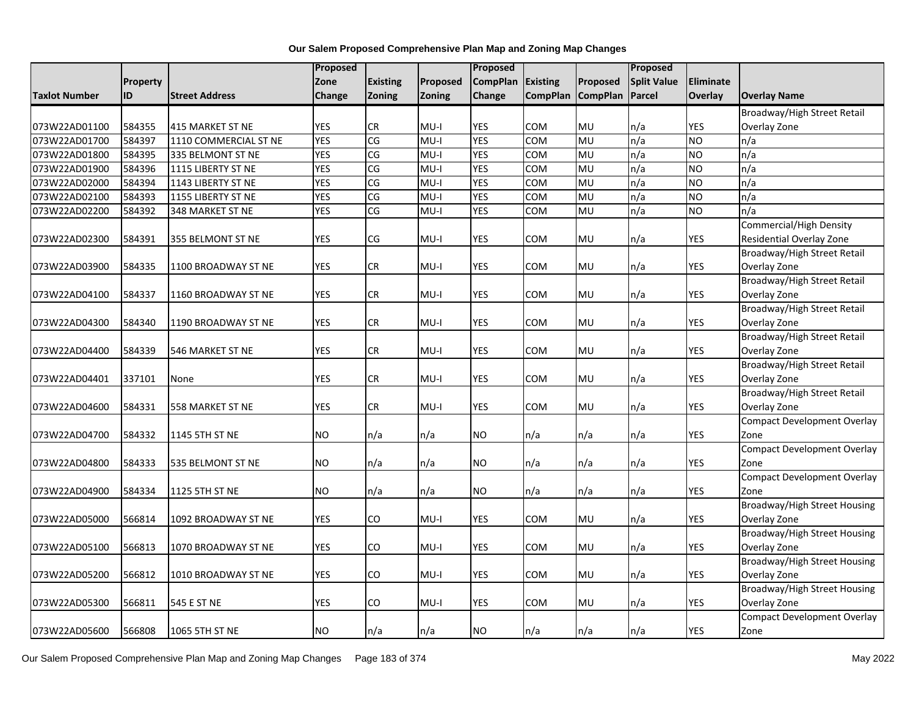**Our Salem Proposed Comprehensive Plan Map and Zoning Map Changes**

| Taxlot Number | Property ID | Street Address | Proposed Zone Change | Existing Zoning | Proposed Zoning | Proposed CompPlan Change | Existing CompPlan | Proposed CompPlan | Proposed Split Value Parcel | Eliminate Overlay | Overlay Name |
|---|---|---|---|---|---|---|---|---|---|---|---|
| 073W22AD01100 | 584355 | 415 MARKET ST NE | YES | CR | MU-I | YES | COM | MU | n/a | YES | Broadway/High Street Retail Overlay Zone |
| 073W22AD01700 | 584397 | 1110 COMMERCIAL ST NE | YES | CG | MU-I | YES | COM | MU | n/a | NO | n/a |
| 073W22AD01800 | 584395 | 335 BELMONT ST NE | YES | CG | MU-I | YES | COM | MU | n/a | NO | n/a |
| 073W22AD01900 | 584396 | 1115 LIBERTY ST NE | YES | CG | MU-I | YES | COM | MU | n/a | NO | n/a |
| 073W22AD02000 | 584394 | 1143 LIBERTY ST NE | YES | CG | MU-I | YES | COM | MU | n/a | NO | n/a |
| 073W22AD02100 | 584393 | 1155 LIBERTY ST NE | YES | CG | MU-I | YES | COM | MU | n/a | NO | n/a |
| 073W22AD02200 | 584392 | 348 MARKET ST NE | YES | CG | MU-I | YES | COM | MU | n/a | NO | n/a |
| 073W22AD02300 | 584391 | 355 BELMONT ST NE | YES | CG | MU-I | YES | COM | MU | n/a | YES | Commercial/High Density Residential Overlay Zone |
| 073W22AD03900 | 584335 | 1100 BROADWAY ST NE | YES | CR | MU-I | YES | COM | MU | n/a | YES | Broadway/High Street Retail Overlay Zone |
| 073W22AD04100 | 584337 | 1160 BROADWAY ST NE | YES | CR | MU-I | YES | COM | MU | n/a | YES | Broadway/High Street Retail Overlay Zone |
| 073W22AD04300 | 584340 | 1190 BROADWAY ST NE | YES | CR | MU-I | YES | COM | MU | n/a | YES | Broadway/High Street Retail Overlay Zone |
| 073W22AD04400 | 584339 | 546 MARKET ST NE | YES | CR | MU-I | YES | COM | MU | n/a | YES | Broadway/High Street Retail Overlay Zone |
| 073W22AD04401 | 337101 | None | YES | CR | MU-I | YES | COM | MU | n/a | YES | Broadway/High Street Retail Overlay Zone |
| 073W22AD04600 | 584331 | 558 MARKET ST NE | YES | CR | MU-I | YES | COM | MU | n/a | YES | Broadway/High Street Retail Overlay Zone |
| 073W22AD04700 | 584332 | 1145 5TH ST NE | NO | n/a | n/a | NO | n/a | n/a | n/a | YES | Compact Development Overlay Zone |
| 073W22AD04800 | 584333 | 535 BELMONT ST NE | NO | n/a | n/a | NO | n/a | n/a | n/a | YES | Compact Development Overlay Zone |
| 073W22AD04900 | 584334 | 1125 5TH ST NE | NO | n/a | n/a | NO | n/a | n/a | n/a | YES | Compact Development Overlay Zone |
| 073W22AD05000 | 566814 | 1092 BROADWAY ST NE | YES | CO | MU-I | YES | COM | MU | n/a | YES | Broadway/High Street Housing Overlay Zone |
| 073W22AD05100 | 566813 | 1070 BROADWAY ST NE | YES | CO | MU-I | YES | COM | MU | n/a | YES | Broadway/High Street Housing Overlay Zone |
| 073W22AD05200 | 566812 | 1010 BROADWAY ST NE | YES | CO | MU-I | YES | COM | MU | n/a | YES | Broadway/High Street Housing Overlay Zone |
| 073W22AD05300 | 566811 | 545 E ST NE | YES | CO | MU-I | YES | COM | MU | n/a | YES | Broadway/High Street Housing Overlay Zone |
| 073W22AD05600 | 566808 | 1065 5TH ST NE | NO | n/a | n/a | NO | n/a | n/a | n/a | YES | Compact Development Overlay Zone |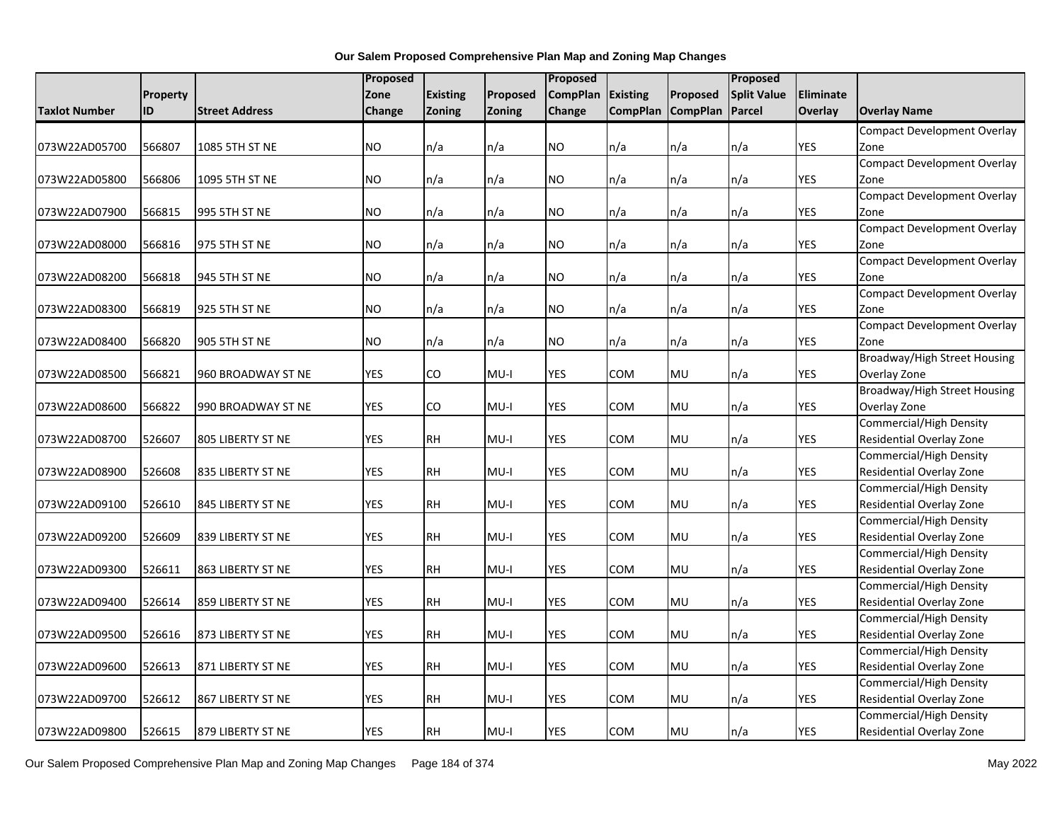**Our Salem Proposed Comprehensive Plan Map and Zoning Map Changes**

| Taxlot Number | Property ID | Street Address | Proposed Zone Change | Existing Zoning | Proposed Zoning | Proposed CompPlan Change | Existing CompPlan | Proposed CompPlan | Proposed Split Value Parcel | Eliminate Overlay | Overlay Name |
|---|---|---|---|---|---|---|---|---|---|---|---|
| 073W22AD05700 | 566807 | 1085 5TH ST NE | NO | n/a | n/a | NO | n/a | n/a | n/a | YES | Compact Development Overlay Zone |
| 073W22AD05800 | 566806 | 1095 5TH ST NE | NO | n/a | n/a | NO | n/a | n/a | n/a | YES | Compact Development Overlay Zone |
| 073W22AD07900 | 566815 | 995 5TH ST NE | NO | n/a | n/a | NO | n/a | n/a | n/a | YES | Compact Development Overlay Zone |
| 073W22AD08000 | 566816 | 975 5TH ST NE | NO | n/a | n/a | NO | n/a | n/a | n/a | YES | Compact Development Overlay Zone |
| 073W22AD08200 | 566818 | 945 5TH ST NE | NO | n/a | n/a | NO | n/a | n/a | n/a | YES | Compact Development Overlay Zone |
| 073W22AD08300 | 566819 | 925 5TH ST NE | NO | n/a | n/a | NO | n/a | n/a | n/a | YES | Compact Development Overlay Zone |
| 073W22AD08400 | 566820 | 905 5TH ST NE | NO | n/a | n/a | NO | n/a | n/a | n/a | YES | Compact Development Overlay Zone |
| 073W22AD08500 | 566821 | 960 BROADWAY ST NE | YES | CO | MU-I | YES | COM | MU | n/a | YES | Broadway/High Street Housing Overlay Zone |
| 073W22AD08600 | 566822 | 990 BROADWAY ST NE | YES | CO | MU-I | YES | COM | MU | n/a | YES | Broadway/High Street Housing Overlay Zone |
| 073W22AD08700 | 526607 | 805 LIBERTY ST NE | YES | RH | MU-I | YES | COM | MU | n/a | YES | Commercial/High Density Residential Overlay Zone |
| 073W22AD08900 | 526608 | 835 LIBERTY ST NE | YES | RH | MU-I | YES | COM | MU | n/a | YES | Commercial/High Density Residential Overlay Zone |
| 073W22AD09100 | 526610 | 845 LIBERTY ST NE | YES | RH | MU-I | YES | COM | MU | n/a | YES | Commercial/High Density Residential Overlay Zone |
| 073W22AD09200 | 526609 | 839 LIBERTY ST NE | YES | RH | MU-I | YES | COM | MU | n/a | YES | Commercial/High Density Residential Overlay Zone |
| 073W22AD09300 | 526611 | 863 LIBERTY ST NE | YES | RH | MU-I | YES | COM | MU | n/a | YES | Commercial/High Density Residential Overlay Zone |
| 073W22AD09400 | 526614 | 859 LIBERTY ST NE | YES | RH | MU-I | YES | COM | MU | n/a | YES | Commercial/High Density Residential Overlay Zone |
| 073W22AD09500 | 526616 | 873 LIBERTY ST NE | YES | RH | MU-I | YES | COM | MU | n/a | YES | Commercial/High Density Residential Overlay Zone |
| 073W22AD09600 | 526613 | 871 LIBERTY ST NE | YES | RH | MU-I | YES | COM | MU | n/a | YES | Commercial/High Density Residential Overlay Zone |
| 073W22AD09700 | 526612 | 867 LIBERTY ST NE | YES | RH | MU-I | YES | COM | MU | n/a | YES | Commercial/High Density Residential Overlay Zone |
| 073W22AD09800 | 526615 | 879 LIBERTY ST NE | YES | RH | MU-I | YES | COM | MU | n/a | YES | Commercial/High Density Residential Overlay Zone |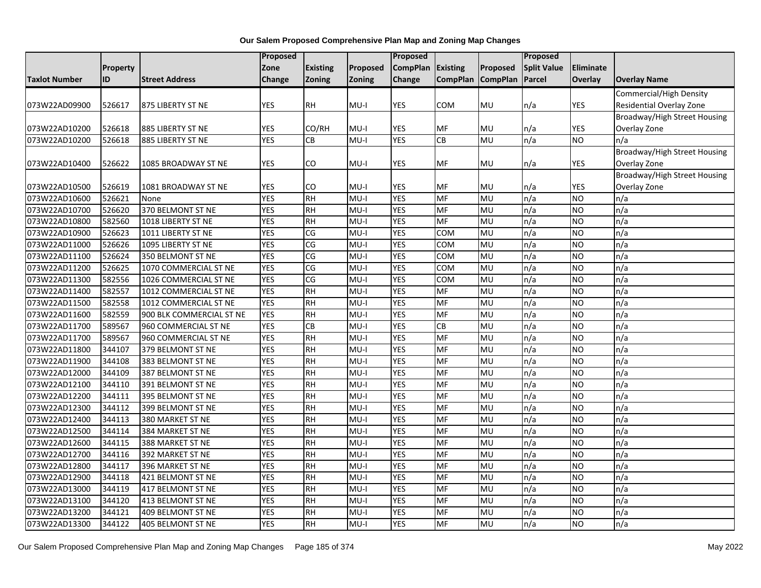# Our Salem Proposed Comprehensive Plan Map and Zoning Map Changes

| Taxlot Number | Property ID | Street Address | Proposed Zone Change | Existing Zoning | Proposed Zoning | Proposed CompPlan Change | Existing CompPlan | Proposed CompPlan | Proposed Split Value Parcel | Eliminate Overlay | Overlay Name |
|---|---|---|---|---|---|---|---|---|---|---|---|
| 073W22AD09900 | 526617 | 875 LIBERTY ST NE | YES | RH | MU-I | YES | COM | MU | n/a | YES | Commercial/High Density Residential Overlay Zone |
| 073W22AD10200 | 526618 | 885 LIBERTY ST NE | YES | CO/RH | MU-I | YES | MF | MU | n/a | YES | Broadway/High Street Housing Overlay Zone |
| 073W22AD10200 | 526618 | 885 LIBERTY ST NE | YES | CB | MU-I | YES | CB | MU | n/a | NO | n/a |
| 073W22AD10400 | 526622 | 1085 BROADWAY ST NE | YES | CO | MU-I | YES | MF | MU | n/a | YES | Broadway/High Street Housing Overlay Zone |
| 073W22AD10500 | 526619 | 1081 BROADWAY ST NE | YES | CO | MU-I | YES | MF | MU | n/a | YES | Broadway/High Street Housing Overlay Zone |
| 073W22AD10600 | 526621 | None | YES | RH | MU-I | YES | MF | MU | n/a | NO | n/a |
| 073W22AD10700 | 526620 | 370 BELMONT ST NE | YES | RH | MU-I | YES | MF | MU | n/a | NO | n/a |
| 073W22AD10800 | 582560 | 1018 LIBERTY ST NE | YES | RH | MU-I | YES | MF | MU | n/a | NO | n/a |
| 073W22AD10900 | 526623 | 1011 LIBERTY ST NE | YES | CG | MU-I | YES | COM | MU | n/a | NO | n/a |
| 073W22AD11000 | 526626 | 1095 LIBERTY ST NE | YES | CG | MU-I | YES | COM | MU | n/a | NO | n/a |
| 073W22AD11100 | 526624 | 350 BELMONT ST NE | YES | CG | MU-I | YES | COM | MU | n/a | NO | n/a |
| 073W22AD11200 | 526625 | 1070 COMMERCIAL ST NE | YES | CG | MU-I | YES | COM | MU | n/a | NO | n/a |
| 073W22AD11300 | 582556 | 1026 COMMERCIAL ST NE | YES | CG | MU-I | YES | COM | MU | n/a | NO | n/a |
| 073W22AD11400 | 582557 | 1012 COMMERCIAL ST NE | YES | RH | MU-I | YES | MF | MU | n/a | NO | n/a |
| 073W22AD11500 | 582558 | 1012 COMMERCIAL ST NE | YES | RH | MU-I | YES | MF | MU | n/a | NO | n/a |
| 073W22AD11600 | 582559 | 900 BLK COMMERCIAL ST NE | YES | RH | MU-I | YES | MF | MU | n/a | NO | n/a |
| 073W22AD11700 | 589567 | 960 COMMERCIAL ST NE | YES | CB | MU-I | YES | CB | MU | n/a | NO | n/a |
| 073W22AD11700 | 589567 | 960 COMMERCIAL ST NE | YES | RH | MU-I | YES | MF | MU | n/a | NO | n/a |
| 073W22AD11800 | 344107 | 379 BELMONT ST NE | YES | RH | MU-I | YES | MF | MU | n/a | NO | n/a |
| 073W22AD11900 | 344108 | 383 BELMONT ST NE | YES | RH | MU-I | YES | MF | MU | n/a | NO | n/a |
| 073W22AD12000 | 344109 | 387 BELMONT ST NE | YES | RH | MU-I | YES | MF | MU | n/a | NO | n/a |
| 073W22AD12100 | 344110 | 391 BELMONT ST NE | YES | RH | MU-I | YES | MF | MU | n/a | NO | n/a |
| 073W22AD12200 | 344111 | 395 BELMONT ST NE | YES | RH | MU-I | YES | MF | MU | n/a | NO | n/a |
| 073W22AD12300 | 344112 | 399 BELMONT ST NE | YES | RH | MU-I | YES | MF | MU | n/a | NO | n/a |
| 073W22AD12400 | 344113 | 380 MARKET ST NE | YES | RH | MU-I | YES | MF | MU | n/a | NO | n/a |
| 073W22AD12500 | 344114 | 384 MARKET ST NE | YES | RH | MU-I | YES | MF | MU | n/a | NO | n/a |
| 073W22AD12600 | 344115 | 388 MARKET ST NE | YES | RH | MU-I | YES | MF | MU | n/a | NO | n/a |
| 073W22AD12700 | 344116 | 392 MARKET ST NE | YES | RH | MU-I | YES | MF | MU | n/a | NO | n/a |
| 073W22AD12800 | 344117 | 396 MARKET ST NE | YES | RH | MU-I | YES | MF | MU | n/a | NO | n/a |
| 073W22AD12900 | 344118 | 421 BELMONT ST NE | YES | RH | MU-I | YES | MF | MU | n/a | NO | n/a |
| 073W22AD13000 | 344119 | 417 BELMONT ST NE | YES | RH | MU-I | YES | MF | MU | n/a | NO | n/a |
| 073W22AD13100 | 344120 | 413 BELMONT ST NE | YES | RH | MU-I | YES | MF | MU | n/a | NO | n/a |
| 073W22AD13200 | 344121 | 409 BELMONT ST NE | YES | RH | MU-I | YES | MF | MU | n/a | NO | n/a |
| 073W22AD13300 | 344122 | 405 BELMONT ST NE | YES | RH | MU-I | YES | MF | MU | n/a | NO | n/a |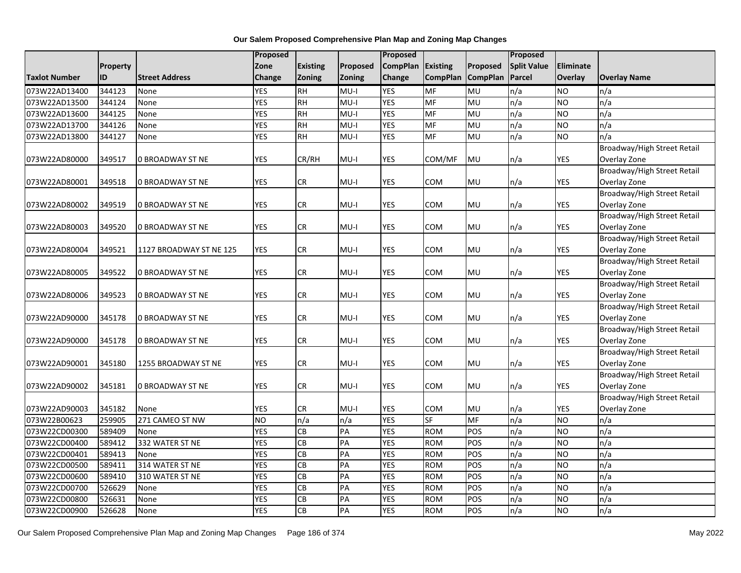# Our Salem Proposed Comprehensive Plan Map and Zoning Map Changes

| Taxlot Number | Property ID | Street Address | Proposed Zone Change | Existing Zoning | Proposed Zoning | Proposed CompPlan Change | Existing CompPlan | Proposed CompPlan | Proposed Split Value Parcel | Eliminate Overlay | Overlay Name |
|---|---|---|---|---|---|---|---|---|---|---|---|
| 073W22AD13400 | 344123 | None | YES | RH | MU-I | YES | MF | MU | n/a | NO | n/a |
| 073W22AD13500 | 344124 | None | YES | RH | MU-I | YES | MF | MU | n/a | NO | n/a |
| 073W22AD13600 | 344125 | None | YES | RH | MU-I | YES | MF | MU | n/a | NO | n/a |
| 073W22AD13700 | 344126 | None | YES | RH | MU-I | YES | MF | MU | n/a | NO | n/a |
| 073W22AD13800 | 344127 | None | YES | RH | MU-I | YES | MF | MU | n/a | NO | n/a |
| 073W22AD80000 | 349517 | 0 BROADWAY ST NE | YES | CR/RH | MU-I | YES | COM/MF | MU | n/a | YES | Broadway/High Street Retail Overlay Zone |
| 073W22AD80001 | 349518 | 0 BROADWAY ST NE | YES | CR | MU-I | YES | COM | MU | n/a | YES | Broadway/High Street Retail Overlay Zone |
| 073W22AD80002 | 349519 | 0 BROADWAY ST NE | YES | CR | MU-I | YES | COM | MU | n/a | YES | Broadway/High Street Retail Overlay Zone |
| 073W22AD80003 | 349520 | 0 BROADWAY ST NE | YES | CR | MU-I | YES | COM | MU | n/a | YES | Broadway/High Street Retail Overlay Zone |
| 073W22AD80004 | 349521 | 1127 BROADWAY ST NE 125 | YES | CR | MU-I | YES | COM | MU | n/a | YES | Broadway/High Street Retail Overlay Zone |
| 073W22AD80005 | 349522 | 0 BROADWAY ST NE | YES | CR | MU-I | YES | COM | MU | n/a | YES | Broadway/High Street Retail Overlay Zone |
| 073W22AD80006 | 349523 | 0 BROADWAY ST NE | YES | CR | MU-I | YES | COM | MU | n/a | YES | Broadway/High Street Retail Overlay Zone |
| 073W22AD90000 | 345178 | 0 BROADWAY ST NE | YES | CR | MU-I | YES | COM | MU | n/a | YES | Broadway/High Street Retail Overlay Zone |
| 073W22AD90000 | 345178 | 0 BROADWAY ST NE | YES | CR | MU-I | YES | COM | MU | n/a | YES | Broadway/High Street Retail Overlay Zone |
| 073W22AD90001 | 345180 | 1255 BROADWAY ST NE | YES | CR | MU-I | YES | COM | MU | n/a | YES | Broadway/High Street Retail Overlay Zone |
| 073W22AD90002 | 345181 | 0 BROADWAY ST NE | YES | CR | MU-I | YES | COM | MU | n/a | YES | Broadway/High Street Retail Overlay Zone |
| 073W22AD90003 | 345182 | None | YES | CR | MU-I | YES | COM | MU | n/a | YES | Broadway/High Street Retail Overlay Zone |
| 073W22B00623 | 259905 | 271 CAMEO ST NW | NO | n/a | n/a | YES | SF | MF | n/a | NO | n/a |
| 073W22CD00300 | 589409 | None | YES | CB | PA | YES | ROM | POS | n/a | NO | n/a |
| 073W22CD00400 | 589412 | 332 WATER ST NE | YES | CB | PA | YES | ROM | POS | n/a | NO | n/a |
| 073W22CD00401 | 589413 | None | YES | CB | PA | YES | ROM | POS | n/a | NO | n/a |
| 073W22CD00500 | 589411 | 314 WATER ST NE | YES | CB | PA | YES | ROM | POS | n/a | NO | n/a |
| 073W22CD00600 | 589410 | 310 WATER ST NE | YES | CB | PA | YES | ROM | POS | n/a | NO | n/a |
| 073W22CD00700 | 526629 | None | YES | CB | PA | YES | ROM | POS | n/a | NO | n/a |
| 073W22CD00800 | 526631 | None | YES | CB | PA | YES | ROM | POS | n/a | NO | n/a |
| 073W22CD00900 | 526628 | None | YES | CB | PA | YES | ROM | POS | n/a | NO | n/a |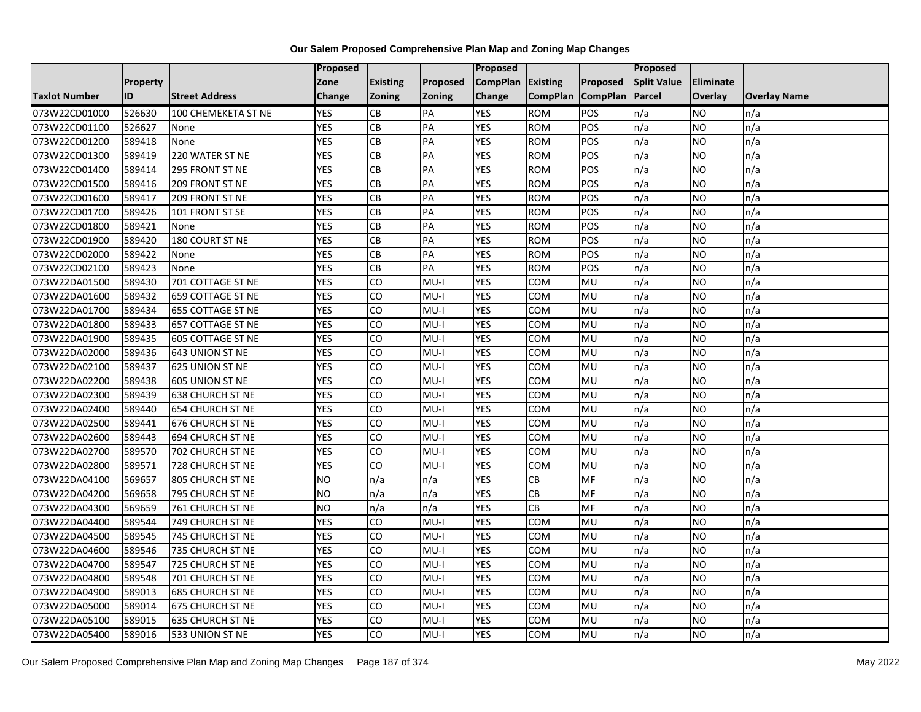**Our Salem Proposed Comprehensive Plan Map and Zoning Map Changes**

| Taxlot Number | Property ID | Street Address | Proposed Zone Change | Existing Zoning | Proposed Zoning | Proposed CompPlan Change | Existing CompPlan | Proposed CompPlan | Proposed Split Value Parcel | Eliminate Overlay | Overlay Name |
|---|---|---|---|---|---|---|---|---|---|---|---|
| 073W22CD01000 | 526630 | 100 CHEMEKETA ST NE | YES | CB | PA | YES | ROM | POS | n/a | NO | n/a |
| 073W22CD01100 | 526627 | None | YES | CB | PA | YES | ROM | POS | n/a | NO | n/a |
| 073W22CD01200 | 589418 | None | YES | CB | PA | YES | ROM | POS | n/a | NO | n/a |
| 073W22CD01300 | 589419 | 220 WATER ST NE | YES | CB | PA | YES | ROM | POS | n/a | NO | n/a |
| 073W22CD01400 | 589414 | 295 FRONT ST NE | YES | CB | PA | YES | ROM | POS | n/a | NO | n/a |
| 073W22CD01500 | 589416 | 209 FRONT ST NE | YES | CB | PA | YES | ROM | POS | n/a | NO | n/a |
| 073W22CD01600 | 589417 | 209 FRONT ST NE | YES | CB | PA | YES | ROM | POS | n/a | NO | n/a |
| 073W22CD01700 | 589426 | 101 FRONT ST SE | YES | CB | PA | YES | ROM | POS | n/a | NO | n/a |
| 073W22CD01800 | 589421 | None | YES | CB | PA | YES | ROM | POS | n/a | NO | n/a |
| 073W22CD01900 | 589420 | 180 COURT ST NE | YES | CB | PA | YES | ROM | POS | n/a | NO | n/a |
| 073W22CD02000 | 589422 | None | YES | CB | PA | YES | ROM | POS | n/a | NO | n/a |
| 073W22CD02100 | 589423 | None | YES | CB | PA | YES | ROM | POS | n/a | NO | n/a |
| 073W22DA01500 | 589430 | 701 COTTAGE ST NE | YES | CO | MU-I | YES | COM | MU | n/a | NO | n/a |
| 073W22DA01600 | 589432 | 659 COTTAGE ST NE | YES | CO | MU-I | YES | COM | MU | n/a | NO | n/a |
| 073W22DA01700 | 589434 | 655 COTTAGE ST NE | YES | CO | MU-I | YES | COM | MU | n/a | NO | n/a |
| 073W22DA01800 | 589433 | 657 COTTAGE ST NE | YES | CO | MU-I | YES | COM | MU | n/a | NO | n/a |
| 073W22DA01900 | 589435 | 605 COTTAGE ST NE | YES | CO | MU-I | YES | COM | MU | n/a | NO | n/a |
| 073W22DA02000 | 589436 | 643 UNION ST NE | YES | CO | MU-I | YES | COM | MU | n/a | NO | n/a |
| 073W22DA02100 | 589437 | 625 UNION ST NE | YES | CO | MU-I | YES | COM | MU | n/a | NO | n/a |
| 073W22DA02200 | 589438 | 605 UNION ST NE | YES | CO | MU-I | YES | COM | MU | n/a | NO | n/a |
| 073W22DA02300 | 589439 | 638 CHURCH ST NE | YES | CO | MU-I | YES | COM | MU | n/a | NO | n/a |
| 073W22DA02400 | 589440 | 654 CHURCH ST NE | YES | CO | MU-I | YES | COM | MU | n/a | NO | n/a |
| 073W22DA02500 | 589441 | 676 CHURCH ST NE | YES | CO | MU-I | YES | COM | MU | n/a | NO | n/a |
| 073W22DA02600 | 589443 | 694 CHURCH ST NE | YES | CO | MU-I | YES | COM | MU | n/a | NO | n/a |
| 073W22DA02700 | 589570 | 702 CHURCH ST NE | YES | CO | MU-I | YES | COM | MU | n/a | NO | n/a |
| 073W22DA02800 | 589571 | 728 CHURCH ST NE | YES | CO | MU-I | YES | COM | MU | n/a | NO | n/a |
| 073W22DA04100 | 569657 | 805 CHURCH ST NE | NO | n/a | n/a | YES | CB | MF | n/a | NO | n/a |
| 073W22DA04200 | 569658 | 795 CHURCH ST NE | NO | n/a | n/a | YES | CB | MF | n/a | NO | n/a |
| 073W22DA04300 | 569659 | 761 CHURCH ST NE | NO | n/a | n/a | YES | CB | MF | n/a | NO | n/a |
| 073W22DA04400 | 589544 | 749 CHURCH ST NE | YES | CO | MU-I | YES | COM | MU | n/a | NO | n/a |
| 073W22DA04500 | 589545 | 745 CHURCH ST NE | YES | CO | MU-I | YES | COM | MU | n/a | NO | n/a |
| 073W22DA04600 | 589546 | 735 CHURCH ST NE | YES | CO | MU-I | YES | COM | MU | n/a | NO | n/a |
| 073W22DA04700 | 589547 | 725 CHURCH ST NE | YES | CO | MU-I | YES | COM | MU | n/a | NO | n/a |
| 073W22DA04800 | 589548 | 701 CHURCH ST NE | YES | CO | MU-I | YES | COM | MU | n/a | NO | n/a |
| 073W22DA04900 | 589013 | 685 CHURCH ST NE | YES | CO | MU-I | YES | COM | MU | n/a | NO | n/a |
| 073W22DA05000 | 589014 | 675 CHURCH ST NE | YES | CO | MU-I | YES | COM | MU | n/a | NO | n/a |
| 073W22DA05100 | 589015 | 635 CHURCH ST NE | YES | CO | MU-I | YES | COM | MU | n/a | NO | n/a |
| 073W22DA05400 | 589016 | 533 UNION ST NE | YES | CO | MU-I | YES | COM | MU | n/a | NO | n/a |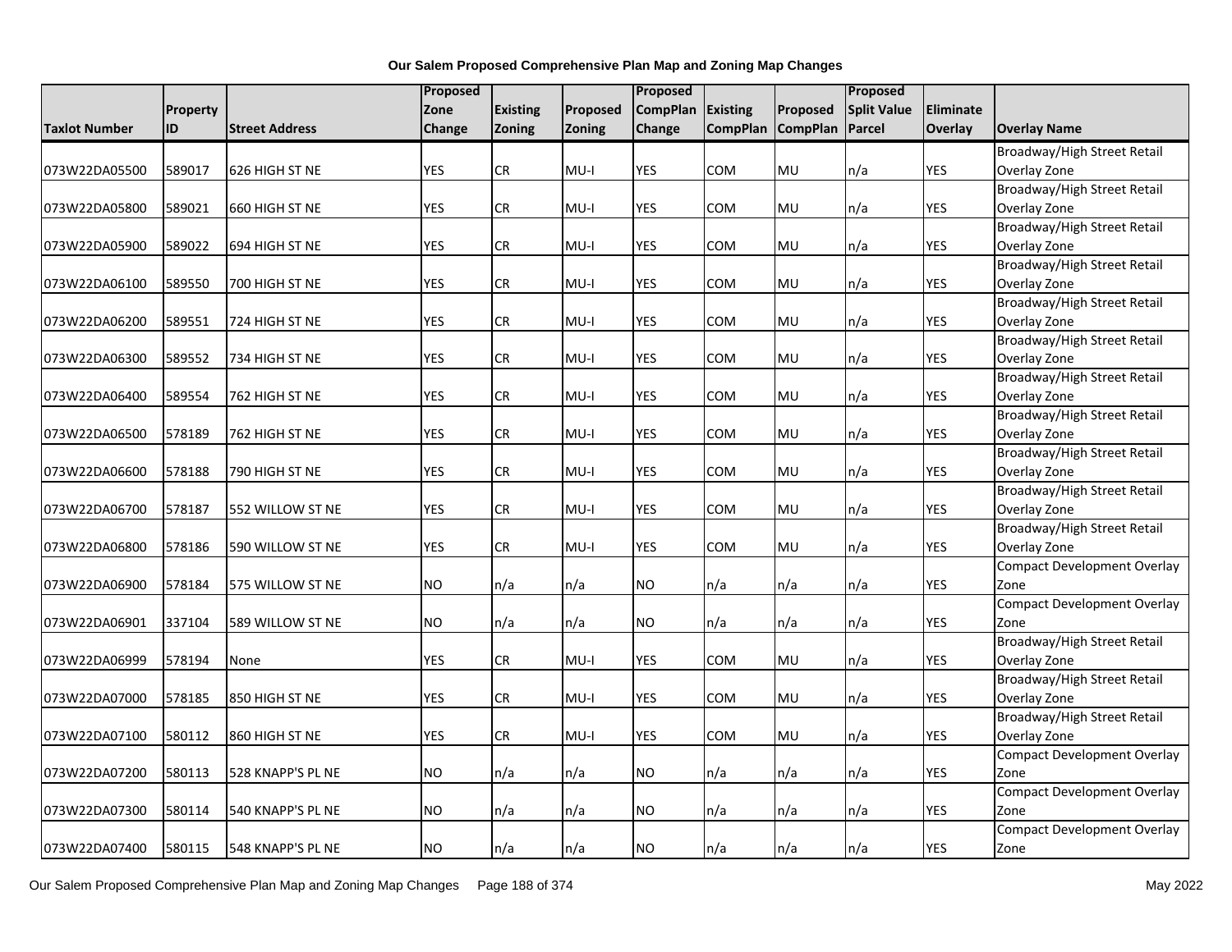**Our Salem Proposed Comprehensive Plan Map and Zoning Map Changes**

| Taxlot Number | Property ID | Street Address | Proposed Zone Change | Existing Zoning | Proposed Zoning | Proposed CompPlan Change | Existing CompPlan | Proposed CompPlan | Proposed Split Value Parcel | Eliminate Overlay | Overlay Name |
|---|---|---|---|---|---|---|---|---|---|---|---|
| 073W22DA05500 | 589017 | 626 HIGH ST NE | YES | CR | MU-I | YES | COM | MU | n/a | YES | Broadway/High Street Retail Overlay Zone |
| 073W22DA05800 | 589021 | 660 HIGH ST NE | YES | CR | MU-I | YES | COM | MU | n/a | YES | Broadway/High Street Retail Overlay Zone |
| 073W22DA05900 | 589022 | 694 HIGH ST NE | YES | CR | MU-I | YES | COM | MU | n/a | YES | Broadway/High Street Retail Overlay Zone |
| 073W22DA06100 | 589550 | 700 HIGH ST NE | YES | CR | MU-I | YES | COM | MU | n/a | YES | Broadway/High Street Retail Overlay Zone |
| 073W22DA06200 | 589551 | 724 HIGH ST NE | YES | CR | MU-I | YES | COM | MU | n/a | YES | Broadway/High Street Retail Overlay Zone |
| 073W22DA06300 | 589552 | 734 HIGH ST NE | YES | CR | MU-I | YES | COM | MU | n/a | YES | Broadway/High Street Retail Overlay Zone |
| 073W22DA06400 | 589554 | 762 HIGH ST NE | YES | CR | MU-I | YES | COM | MU | n/a | YES | Broadway/High Street Retail Overlay Zone |
| 073W22DA06500 | 578189 | 762 HIGH ST NE | YES | CR | MU-I | YES | COM | MU | n/a | YES | Broadway/High Street Retail Overlay Zone |
| 073W22DA06600 | 578188 | 790 HIGH ST NE | YES | CR | MU-I | YES | COM | MU | n/a | YES | Broadway/High Street Retail Overlay Zone |
| 073W22DA06700 | 578187 | 552 WILLOW ST NE | YES | CR | MU-I | YES | COM | MU | n/a | YES | Broadway/High Street Retail Overlay Zone |
| 073W22DA06800 | 578186 | 590 WILLOW ST NE | YES | CR | MU-I | YES | COM | MU | n/a | YES | Broadway/High Street Retail Overlay Zone |
| 073W22DA06900 | 578184 | 575 WILLOW ST NE | NO | n/a | n/a | NO | n/a | n/a | n/a | YES | Compact Development Overlay Zone |
| 073W22DA06901 | 337104 | 589 WILLOW ST NE | NO | n/a | n/a | NO | n/a | n/a | n/a | YES | Compact Development Overlay Zone |
| 073W22DA06999 | 578194 | None | YES | CR | MU-I | YES | COM | MU | n/a | YES | Broadway/High Street Retail Overlay Zone |
| 073W22DA07000 | 578185 | 850 HIGH ST NE | YES | CR | MU-I | YES | COM | MU | n/a | YES | Broadway/High Street Retail Overlay Zone |
| 073W22DA07100 | 580112 | 860 HIGH ST NE | YES | CR | MU-I | YES | COM | MU | n/a | YES | Broadway/High Street Retail Overlay Zone |
| 073W22DA07200 | 580113 | 528 KNAPP'S PL NE | NO | n/a | n/a | NO | n/a | n/a | n/a | YES | Compact Development Overlay Zone |
| 073W22DA07300 | 580114 | 540 KNAPP'S PL NE | NO | n/a | n/a | NO | n/a | n/a | n/a | YES | Compact Development Overlay Zone |
| 073W22DA07400 | 580115 | 548 KNAPP'S PL NE | NO | n/a | n/a | NO | n/a | n/a | n/a | YES | Compact Development Overlay Zone |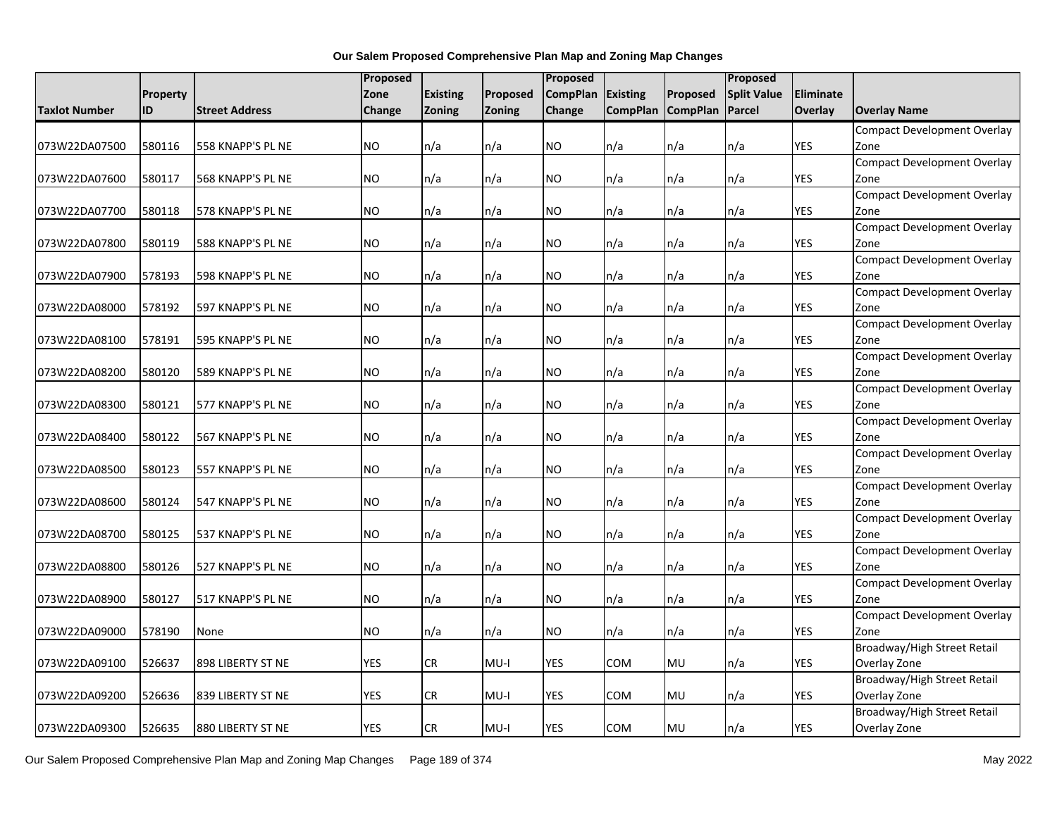**Our Salem Proposed Comprehensive Plan Map and Zoning Map Changes**

| Taxlot Number | Property ID | Street Address | Proposed Zone Change | Existing Zoning | Proposed Zoning | Proposed CompPlan Change | Existing CompPlan | Proposed CompPlan | Proposed Split Value Parcel | Eliminate Overlay | Overlay Name |
|---|---|---|---|---|---|---|---|---|---|---|---|
| 073W22DA07500 | 580116 | 558 KNAPP'S PL NE | NO | n/a | n/a | NO | n/a | n/a | n/a | YES | Compact Development Overlay Zone |
| 073W22DA07600 | 580117 | 568 KNAPP'S PL NE | NO | n/a | n/a | NO | n/a | n/a | n/a | YES | Compact Development Overlay Zone |
| 073W22DA07700 | 580118 | 578 KNAPP'S PL NE | NO | n/a | n/a | NO | n/a | n/a | n/a | YES | Compact Development Overlay Zone |
| 073W22DA07800 | 580119 | 588 KNAPP'S PL NE | NO | n/a | n/a | NO | n/a | n/a | n/a | YES | Compact Development Overlay Zone |
| 073W22DA07900 | 578193 | 598 KNAPP'S PL NE | NO | n/a | n/a | NO | n/a | n/a | n/a | YES | Compact Development Overlay Zone |
| 073W22DA08000 | 578192 | 597 KNAPP'S PL NE | NO | n/a | n/a | NO | n/a | n/a | n/a | YES | Compact Development Overlay Zone |
| 073W22DA08100 | 578191 | 595 KNAPP'S PL NE | NO | n/a | n/a | NO | n/a | n/a | n/a | YES | Compact Development Overlay Zone |
| 073W22DA08200 | 580120 | 589 KNAPP'S PL NE | NO | n/a | n/a | NO | n/a | n/a | n/a | YES | Compact Development Overlay Zone |
| 073W22DA08300 | 580121 | 577 KNAPP'S PL NE | NO | n/a | n/a | NO | n/a | n/a | n/a | YES | Compact Development Overlay Zone |
| 073W22DA08400 | 580122 | 567 KNAPP'S PL NE | NO | n/a | n/a | NO | n/a | n/a | n/a | YES | Compact Development Overlay Zone |
| 073W22DA08500 | 580123 | 557 KNAPP'S PL NE | NO | n/a | n/a | NO | n/a | n/a | n/a | YES | Compact Development Overlay Zone |
| 073W22DA08600 | 580124 | 547 KNAPP'S PL NE | NO | n/a | n/a | NO | n/a | n/a | n/a | YES | Compact Development Overlay Zone |
| 073W22DA08700 | 580125 | 537 KNAPP'S PL NE | NO | n/a | n/a | NO | n/a | n/a | n/a | YES | Compact Development Overlay Zone |
| 073W22DA08800 | 580126 | 527 KNAPP'S PL NE | NO | n/a | n/a | NO | n/a | n/a | n/a | YES | Compact Development Overlay Zone |
| 073W22DA08900 | 580127 | 517 KNAPP'S PL NE | NO | n/a | n/a | NO | n/a | n/a | n/a | YES | Compact Development Overlay Zone |
| 073W22DA09000 | 578190 | None | NO | n/a | n/a | NO | n/a | n/a | n/a | YES | Compact Development Overlay Zone |
| 073W22DA09100 | 526637 | 898 LIBERTY ST NE | YES | CR | MU-I | YES | COM | MU | n/a | YES | Broadway/High Street Retail Overlay Zone |
| 073W22DA09200 | 526636 | 839 LIBERTY ST NE | YES | CR | MU-I | YES | COM | MU | n/a | YES | Broadway/High Street Retail Overlay Zone |
| 073W22DA09300 | 526635 | 880 LIBERTY ST NE | YES | CR | MU-I | YES | COM | MU | n/a | YES | Broadway/High Street Retail Overlay Zone |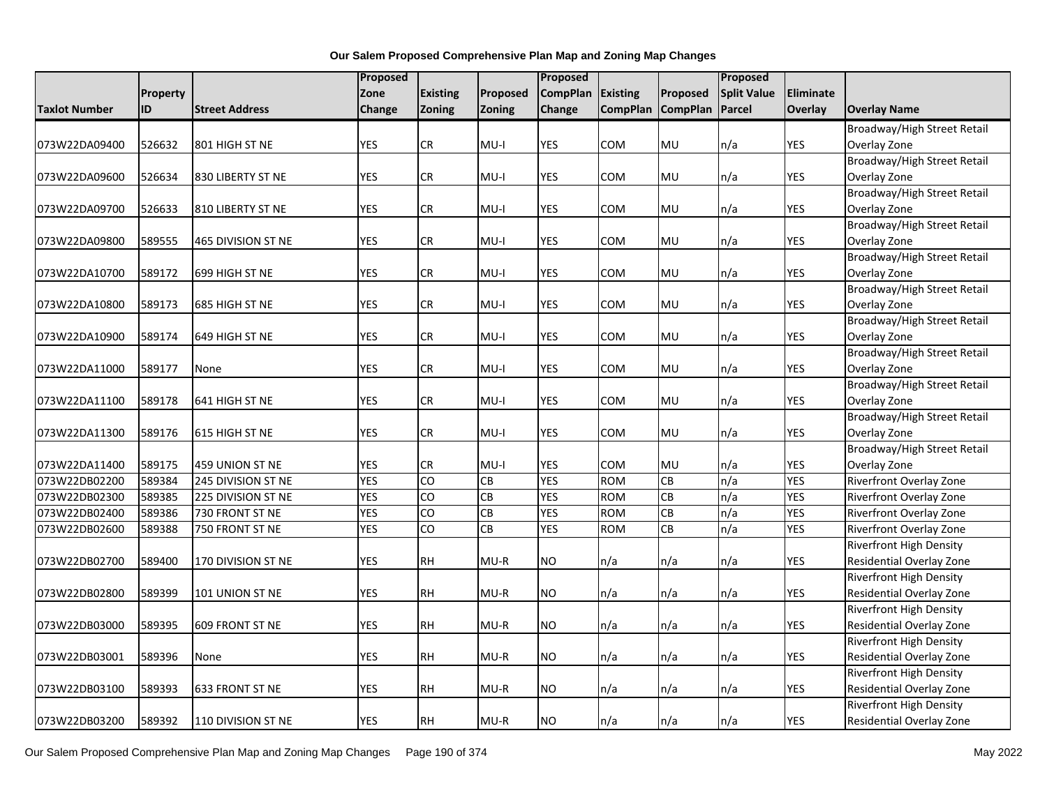**Our Salem Proposed Comprehensive Plan Map and Zoning Map Changes**

| Taxlot Number | Property ID | Street Address | Proposed Zone Change | Existing Zoning | Proposed Zoning | Proposed CompPlan Change | Existing CompPlan | Proposed CompPlan | Proposed Split Value Parcel | Eliminate Overlay | Overlay Name |
|---|---|---|---|---|---|---|---|---|---|---|---|
| 073W22DA09400 | 526632 | 801 HIGH ST NE | YES | CR | MU-I | YES | COM | MU | n/a | YES | Broadway/High Street Retail Overlay Zone |
| 073W22DA09600 | 526634 | 830 LIBERTY ST NE | YES | CR | MU-I | YES | COM | MU | n/a | YES | Broadway/High Street Retail Overlay Zone |
| 073W22DA09700 | 526633 | 810 LIBERTY ST NE | YES | CR | MU-I | YES | COM | MU | n/a | YES | Broadway/High Street Retail Overlay Zone |
| 073W22DA09800 | 589555 | 465 DIVISION ST NE | YES | CR | MU-I | YES | COM | MU | n/a | YES | Broadway/High Street Retail Overlay Zone |
| 073W22DA10700 | 589172 | 699 HIGH ST NE | YES | CR | MU-I | YES | COM | MU | n/a | YES | Broadway/High Street Retail Overlay Zone |
| 073W22DA10800 | 589173 | 685 HIGH ST NE | YES | CR | MU-I | YES | COM | MU | n/a | YES | Broadway/High Street Retail Overlay Zone |
| 073W22DA10900 | 589174 | 649 HIGH ST NE | YES | CR | MU-I | YES | COM | MU | n/a | YES | Broadway/High Street Retail Overlay Zone |
| 073W22DA11000 | 589177 | None | YES | CR | MU-I | YES | COM | MU | n/a | YES | Broadway/High Street Retail Overlay Zone |
| 073W22DA11100 | 589178 | 641 HIGH ST NE | YES | CR | MU-I | YES | COM | MU | n/a | YES | Broadway/High Street Retail Overlay Zone |
| 073W22DA11300 | 589176 | 615 HIGH ST NE | YES | CR | MU-I | YES | COM | MU | n/a | YES | Broadway/High Street Retail Overlay Zone |
| 073W22DA11400 | 589175 | 459 UNION ST NE | YES | CR | MU-I | YES | COM | MU | n/a | YES | Broadway/High Street Retail Overlay Zone |
| 073W22DB02200 | 589384 | 245 DIVISION ST NE | YES | CO | CB | YES | ROM | CB | n/a | YES | Riverfront Overlay Zone |
| 073W22DB02300 | 589385 | 225 DIVISION ST NE | YES | CO | CB | YES | ROM | CB | n/a | YES | Riverfront Overlay Zone |
| 073W22DB02400 | 589386 | 730 FRONT ST NE | YES | CO | CB | YES | ROM | CB | n/a | YES | Riverfront Overlay Zone |
| 073W22DB02600 | 589388 | 750 FRONT ST NE | YES | CO | CB | YES | ROM | CB | n/a | YES | Riverfront Overlay Zone |
| 073W22DB02700 | 589400 | 170 DIVISION ST NE | YES | RH | MU-R | NO | n/a | n/a | n/a | YES | Riverfront High Density Residential Overlay Zone |
| 073W22DB02800 | 589399 | 101 UNION ST NE | YES | RH | MU-R | NO | n/a | n/a | n/a | YES | Riverfront High Density Residential Overlay Zone |
| 073W22DB03000 | 589395 | 609 FRONT ST NE | YES | RH | MU-R | NO | n/a | n/a | n/a | YES | Riverfront High Density Residential Overlay Zone |
| 073W22DB03001 | 589396 | None | YES | RH | MU-R | NO | n/a | n/a | n/a | YES | Riverfront High Density Residential Overlay Zone |
| 073W22DB03100 | 589393 | 633 FRONT ST NE | YES | RH | MU-R | NO | n/a | n/a | n/a | YES | Riverfront High Density Residential Overlay Zone |
| 073W22DB03200 | 589392 | 110 DIVISION ST NE | YES | RH | MU-R | NO | n/a | n/a | n/a | YES | Riverfront High Density Residential Overlay Zone |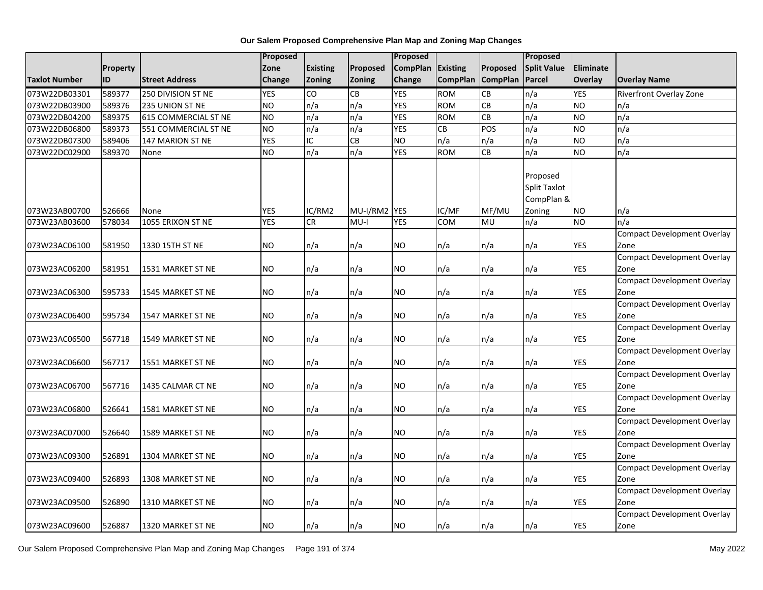**Our Salem Proposed Comprehensive Plan Map and Zoning Map Changes**

| Taxlot Number | Property ID | Street Address | Proposed Zone Change | Existing Zoning | Proposed Zoning | Proposed CompPlan Change | Existing CompPlan | Proposed CompPlan | Proposed Split Value Parcel | Eliminate Overlay | Overlay Name |
|---|---|---|---|---|---|---|---|---|---|---|---|
| 073W22DB03301 | 589377 | 250 DIVISION ST NE | YES | CO | CB | YES | ROM | CB | n/a | YES | Riverfront Overlay Zone |
| 073W22DB03900 | 589376 | 235 UNION ST NE | NO | n/a | n/a | YES | ROM | CB | n/a | NO | n/a |
| 073W22DB04200 | 589375 | 615 COMMERCIAL ST NE | NO | n/a | n/a | YES | ROM | CB | n/a | NO | n/a |
| 073W22DB06800 | 589373 | 551 COMMERCIAL ST NE | NO | n/a | n/a | YES | CB | POS | n/a | NO | n/a |
| 073W22DB07300 | 589406 | 147 MARION ST NE | YES | IC | CB | NO | n/a | n/a | n/a | NO | n/a |
| 073W22DC02900 | 589370 | None | NO | n/a | n/a | YES | ROM | CB | n/a | NO | n/a |
| 073W23AB00700 | 526666 | None | YES | IC/RM2 | MU-I/RM2 | YES | IC/MF | MF/MU | Proposed Split Taxlot CompPlan & Zoning | NO | n/a |
| 073W23AB03600 | 578034 | 1055 ERIXON ST NE | YES | CR | MU-I | YES | COM | MU | n/a | NO | n/a |
| 073W23AC06100 | 581950 | 1330 15TH ST NE | NO | n/a | n/a | NO | n/a | n/a | n/a | YES | Compact Development Overlay Zone |
| 073W23AC06200 | 581951 | 1531 MARKET ST NE | NO | n/a | n/a | NO | n/a | n/a | n/a | YES | Compact Development Overlay Zone |
| 073W23AC06300 | 595733 | 1545 MARKET ST NE | NO | n/a | n/a | NO | n/a | n/a | n/a | YES | Compact Development Overlay Zone |
| 073W23AC06400 | 595734 | 1547 MARKET ST NE | NO | n/a | n/a | NO | n/a | n/a | n/a | YES | Compact Development Overlay Zone |
| 073W23AC06500 | 567718 | 1549 MARKET ST NE | NO | n/a | n/a | NO | n/a | n/a | n/a | YES | Compact Development Overlay Zone |
| 073W23AC06600 | 567717 | 1551 MARKET ST NE | NO | n/a | n/a | NO | n/a | n/a | n/a | YES | Compact Development Overlay Zone |
| 073W23AC06700 | 567716 | 1435 CALMAR CT NE | NO | n/a | n/a | NO | n/a | n/a | n/a | YES | Compact Development Overlay Zone |
| 073W23AC06800 | 526641 | 1581 MARKET ST NE | NO | n/a | n/a | NO | n/a | n/a | n/a | YES | Compact Development Overlay Zone |
| 073W23AC07000 | 526640 | 1589 MARKET ST NE | NO | n/a | n/a | NO | n/a | n/a | n/a | YES | Compact Development Overlay Zone |
| 073W23AC09300 | 526891 | 1304 MARKET ST NE | NO | n/a | n/a | NO | n/a | n/a | n/a | YES | Compact Development Overlay Zone |
| 073W23AC09400 | 526893 | 1308 MARKET ST NE | NO | n/a | n/a | NO | n/a | n/a | n/a | YES | Compact Development Overlay Zone |
| 073W23AC09500 | 526890 | 1310 MARKET ST NE | NO | n/a | n/a | NO | n/a | n/a | n/a | YES | Compact Development Overlay Zone |
| 073W23AC09600 | 526887 | 1320 MARKET ST NE | NO | n/a | n/a | NO | n/a | n/a | n/a | YES | Compact Development Overlay Zone |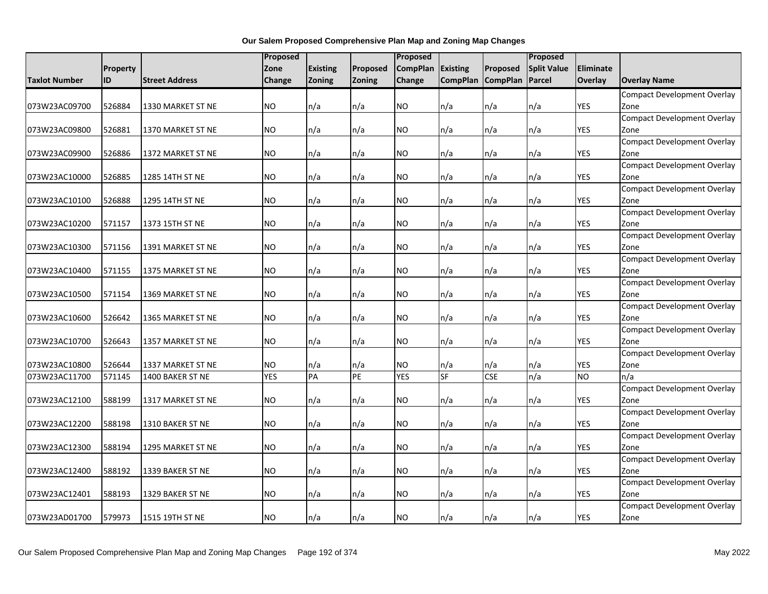**Our Salem Proposed Comprehensive Plan Map and Zoning Map Changes**

| Taxlot Number | Property ID | Street Address | Proposed Zone Change | Existing Zoning | Proposed Zoning | Proposed CompPlan Change | Existing CompPlan | Proposed CompPlan | Proposed Split Value Parcel | Eliminate Overlay | Overlay Name |
|---|---|---|---|---|---|---|---|---|---|---|---|
| 073W23AC09700 | 526884 | 1330 MARKET ST NE | NO | n/a | n/a | NO | n/a | n/a | n/a | YES | Compact Development Overlay Zone |
| 073W23AC09800 | 526881 | 1370 MARKET ST NE | NO | n/a | n/a | NO | n/a | n/a | n/a | YES | Compact Development Overlay Zone |
| 073W23AC09900 | 526886 | 1372 MARKET ST NE | NO | n/a | n/a | NO | n/a | n/a | n/a | YES | Compact Development Overlay Zone |
| 073W23AC10000 | 526885 | 1285 14TH ST NE | NO | n/a | n/a | NO | n/a | n/a | n/a | YES | Compact Development Overlay Zone |
| 073W23AC10100 | 526888 | 1295 14TH ST NE | NO | n/a | n/a | NO | n/a | n/a | n/a | YES | Compact Development Overlay Zone |
| 073W23AC10200 | 571157 | 1373 15TH ST NE | NO | n/a | n/a | NO | n/a | n/a | n/a | YES | Compact Development Overlay Zone |
| 073W23AC10300 | 571156 | 1391 MARKET ST NE | NO | n/a | n/a | NO | n/a | n/a | n/a | YES | Compact Development Overlay Zone |
| 073W23AC10400 | 571155 | 1375 MARKET ST NE | NO | n/a | n/a | NO | n/a | n/a | n/a | YES | Compact Development Overlay Zone |
| 073W23AC10500 | 571154 | 1369 MARKET ST NE | NO | n/a | n/a | NO | n/a | n/a | n/a | YES | Compact Development Overlay Zone |
| 073W23AC10600 | 526642 | 1365 MARKET ST NE | NO | n/a | n/a | NO | n/a | n/a | n/a | YES | Compact Development Overlay Zone |
| 073W23AC10700 | 526643 | 1357 MARKET ST NE | NO | n/a | n/a | NO | n/a | n/a | n/a | YES | Compact Development Overlay Zone |
| 073W23AC10800 | 526644 | 1337 MARKET ST NE | NO | n/a | n/a | NO | n/a | n/a | n/a | YES | Compact Development Overlay Zone |
| 073W23AC11700 | 571145 | 1400 BAKER ST NE | YES | PA | PE | YES | SF | CSE | n/a | NO | n/a |
| 073W23AC12100 | 588199 | 1317 MARKET ST NE | NO | n/a | n/a | NO | n/a | n/a | n/a | YES | Compact Development Overlay Zone |
| 073W23AC12200 | 588198 | 1310 BAKER ST NE | NO | n/a | n/a | NO | n/a | n/a | n/a | YES | Compact Development Overlay Zone |
| 073W23AC12300 | 588194 | 1295 MARKET ST NE | NO | n/a | n/a | NO | n/a | n/a | n/a | YES | Compact Development Overlay Zone |
| 073W23AC12400 | 588192 | 1339 BAKER ST NE | NO | n/a | n/a | NO | n/a | n/a | n/a | YES | Compact Development Overlay Zone |
| 073W23AC12401 | 588193 | 1329 BAKER ST NE | NO | n/a | n/a | NO | n/a | n/a | n/a | YES | Compact Development Overlay Zone |
| 073W23AD01700 | 579973 | 1515 19TH ST NE | NO | n/a | n/a | NO | n/a | n/a | n/a | YES | Compact Development Overlay Zone |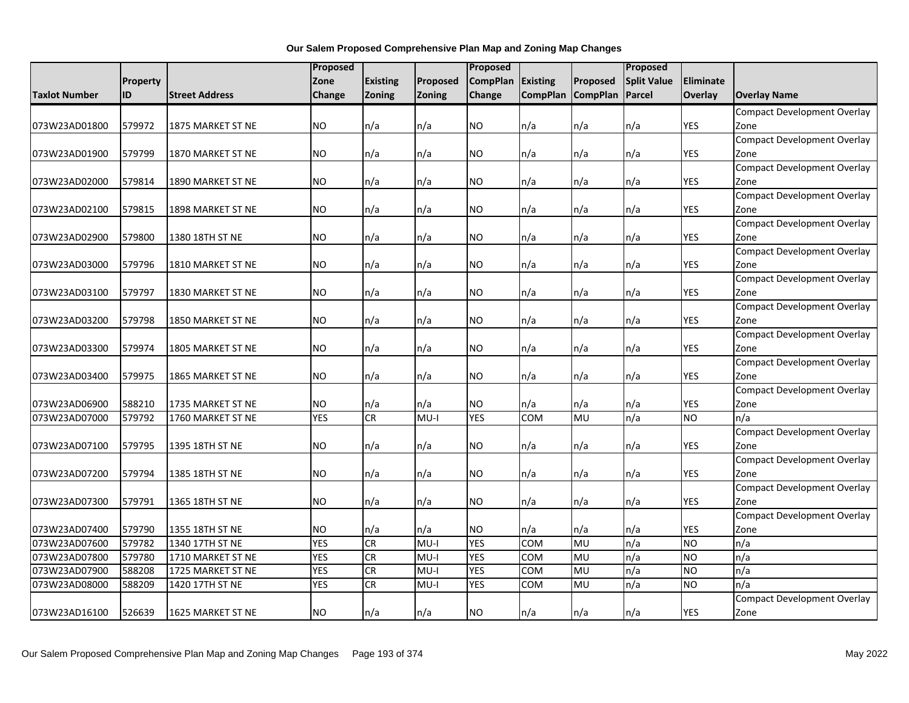**Our Salem Proposed Comprehensive Plan Map and Zoning Map Changes**

| Taxlot Number | Property ID | Street Address | Proposed Zone Change | Existing Zoning | Proposed Zoning | Proposed CompPlan Change | Existing CompPlan | Proposed CompPlan | Proposed Split Value Parcel | Eliminate Overlay | Overlay Name |
|---|---|---|---|---|---|---|---|---|---|---|---|
| 073W23AD01800 | 579972 | 1875 MARKET ST NE | NO | n/a | n/a | NO | n/a | n/a | n/a | YES | Compact Development Overlay Zone |
| 073W23AD01900 | 579799 | 1870 MARKET ST NE | NO | n/a | n/a | NO | n/a | n/a | n/a | YES | Compact Development Overlay Zone |
| 073W23AD02000 | 579814 | 1890 MARKET ST NE | NO | n/a | n/a | NO | n/a | n/a | n/a | YES | Compact Development Overlay Zone |
| 073W23AD02100 | 579815 | 1898 MARKET ST NE | NO | n/a | n/a | NO | n/a | n/a | n/a | YES | Compact Development Overlay Zone |
| 073W23AD02900 | 579800 | 1380 18TH ST NE | NO | n/a | n/a | NO | n/a | n/a | n/a | YES | Compact Development Overlay Zone |
| 073W23AD03000 | 579796 | 1810 MARKET ST NE | NO | n/a | n/a | NO | n/a | n/a | n/a | YES | Compact Development Overlay Zone |
| 073W23AD03100 | 579797 | 1830 MARKET ST NE | NO | n/a | n/a | NO | n/a | n/a | n/a | YES | Compact Development Overlay Zone |
| 073W23AD03200 | 579798 | 1850 MARKET ST NE | NO | n/a | n/a | NO | n/a | n/a | n/a | YES | Compact Development Overlay Zone |
| 073W23AD03300 | 579974 | 1805 MARKET ST NE | NO | n/a | n/a | NO | n/a | n/a | n/a | YES | Compact Development Overlay Zone |
| 073W23AD03400 | 579975 | 1865 MARKET ST NE | NO | n/a | n/a | NO | n/a | n/a | n/a | YES | Compact Development Overlay Zone |
| 073W23AD06900 | 588210 | 1735 MARKET ST NE | NO | n/a | n/a | NO | n/a | n/a | n/a | YES | Compact Development Overlay Zone |
| 073W23AD07000 | 579792 | 1760 MARKET ST NE | YES | CR | MU-I | YES | COM | MU | n/a | NO | n/a |
| 073W23AD07100 | 579795 | 1395 18TH ST NE | NO | n/a | n/a | NO | n/a | n/a | n/a | YES | Compact Development Overlay Zone |
| 073W23AD07200 | 579794 | 1385 18TH ST NE | NO | n/a | n/a | NO | n/a | n/a | n/a | YES | Compact Development Overlay Zone |
| 073W23AD07300 | 579791 | 1365 18TH ST NE | NO | n/a | n/a | NO | n/a | n/a | n/a | YES | Compact Development Overlay Zone |
| 073W23AD07400 | 579790 | 1355 18TH ST NE | NO | n/a | n/a | NO | n/a | n/a | n/a | YES | Compact Development Overlay Zone |
| 073W23AD07600 | 579782 | 1340 17TH ST NE | YES | CR | MU-I | YES | COM | MU | n/a | NO | n/a |
| 073W23AD07800 | 579780 | 1710 MARKET ST NE | YES | CR | MU-I | YES | COM | MU | n/a | NO | n/a |
| 073W23AD07900 | 588208 | 1725 MARKET ST NE | YES | CR | MU-I | YES | COM | MU | n/a | NO | n/a |
| 073W23AD08000 | 588209 | 1420 17TH ST NE | YES | CR | MU-I | YES | COM | MU | n/a | NO | n/a |
| 073W23AD16100 | 526639 | 1625 MARKET ST NE | NO | n/a | n/a | NO | n/a | n/a | n/a | YES | Compact Development Overlay Zone |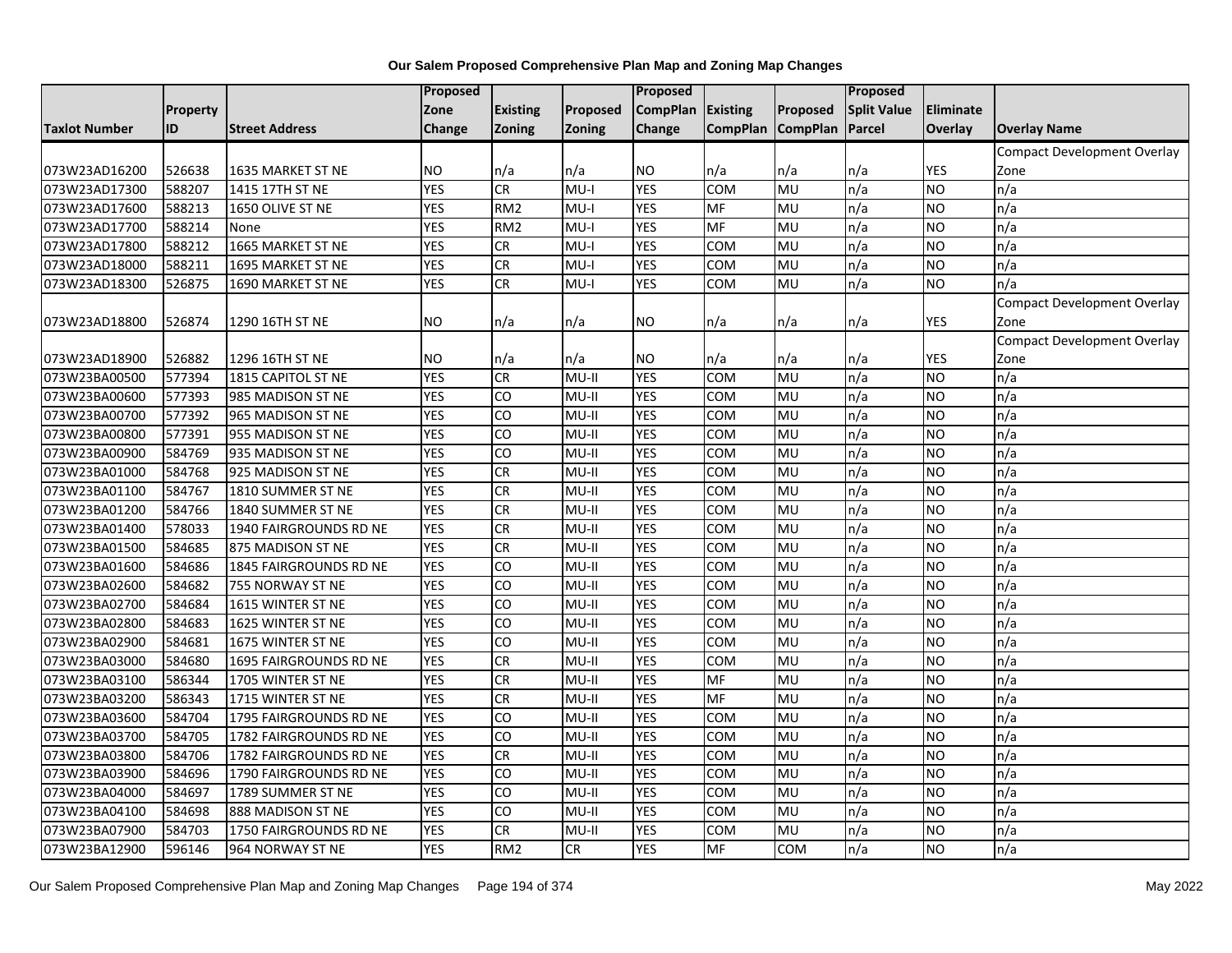# Our Salem Proposed Comprehensive Plan Map and Zoning Map Changes

| Taxlot Number | Property ID | Street Address | Proposed Zone Change | Existing Zoning | Proposed Zoning | Proposed CompPlan Change | Existing CompPlan | Proposed CompPlan | Proposed Split Value Parcel | Eliminate Overlay | Overlay Name |
|---|---|---|---|---|---|---|---|---|---|---|---|
| 073W23AD16200 | 526638 | 1635 MARKET ST NE | NO | n/a | n/a | NO | n/a | n/a | n/a | YES | Compact Development Overlay Zone |
| 073W23AD17300 | 588207 | 1415 17TH ST NE | YES | CR | MU-I | YES | COM | MU | n/a | NO | n/a |
| 073W23AD17600 | 588213 | 1650 OLIVE ST NE | YES | RM2 | MU-I | YES | MF | MU | n/a | NO | n/a |
| 073W23AD17700 | 588214 | None | YES | RM2 | MU-I | YES | MF | MU | n/a | NO | n/a |
| 073W23AD17800 | 588212 | 1665 MARKET ST NE | YES | CR | MU-I | YES | COM | MU | n/a | NO | n/a |
| 073W23AD18000 | 588211 | 1695 MARKET ST NE | YES | CR | MU-I | YES | COM | MU | n/a | NO | n/a |
| 073W23AD18300 | 526875 | 1690 MARKET ST NE | YES | CR | MU-I | YES | COM | MU | n/a | NO | n/a |
| 073W23AD18800 | 526874 | 1290 16TH ST NE | NO | n/a | n/a | NO | n/a | n/a | n/a | YES | Compact Development Overlay Zone |
| 073W23AD18900 | 526882 | 1296 16TH ST NE | NO | n/a | n/a | NO | n/a | n/a | n/a | YES | Compact Development Overlay Zone |
| 073W23BA00500 | 577394 | 1815 CAPITOL ST NE | YES | CR | MU-II | YES | COM | MU | n/a | NO | n/a |
| 073W23BA00600 | 577393 | 985 MADISON ST NE | YES | CO | MU-II | YES | COM | MU | n/a | NO | n/a |
| 073W23BA00700 | 577392 | 965 MADISON ST NE | YES | CO | MU-II | YES | COM | MU | n/a | NO | n/a |
| 073W23BA00800 | 577391 | 955 MADISON ST NE | YES | CO | MU-II | YES | COM | MU | n/a | NO | n/a |
| 073W23BA00900 | 584769 | 935 MADISON ST NE | YES | CO | MU-II | YES | COM | MU | n/a | NO | n/a |
| 073W23BA01000 | 584768 | 925 MADISON ST NE | YES | CR | MU-II | YES | COM | MU | n/a | NO | n/a |
| 073W23BA01100 | 584767 | 1810 SUMMER ST NE | YES | CR | MU-II | YES | COM | MU | n/a | NO | n/a |
| 073W23BA01200 | 584766 | 1840 SUMMER ST NE | YES | CR | MU-II | YES | COM | MU | n/a | NO | n/a |
| 073W23BA01400 | 578033 | 1940 FAIRGROUNDS RD NE | YES | CR | MU-II | YES | COM | MU | n/a | NO | n/a |
| 073W23BA01500 | 584685 | 875 MADISON ST NE | YES | CR | MU-II | YES | COM | MU | n/a | NO | n/a |
| 073W23BA01600 | 584686 | 1845 FAIRGROUNDS RD NE | YES | CO | MU-II | YES | COM | MU | n/a | NO | n/a |
| 073W23BA02600 | 584682 | 755 NORWAY ST NE | YES | CO | MU-II | YES | COM | MU | n/a | NO | n/a |
| 073W23BA02700 | 584684 | 1615 WINTER ST NE | YES | CO | MU-II | YES | COM | MU | n/a | NO | n/a |
| 073W23BA02800 | 584683 | 1625 WINTER ST NE | YES | CO | MU-II | YES | COM | MU | n/a | NO | n/a |
| 073W23BA02900 | 584681 | 1675 WINTER ST NE | YES | CO | MU-II | YES | COM | MU | n/a | NO | n/a |
| 073W23BA03000 | 584680 | 1695 FAIRGROUNDS RD NE | YES | CR | MU-II | YES | COM | MU | n/a | NO | n/a |
| 073W23BA03100 | 586344 | 1705 WINTER ST NE | YES | CR | MU-II | YES | MF | MU | n/a | NO | n/a |
| 073W23BA03200 | 586343 | 1715 WINTER ST NE | YES | CR | MU-II | YES | MF | MU | n/a | NO | n/a |
| 073W23BA03600 | 584704 | 1795 FAIRGROUNDS RD NE | YES | CO | MU-II | YES | COM | MU | n/a | NO | n/a |
| 073W23BA03700 | 584705 | 1782 FAIRGROUNDS RD NE | YES | CO | MU-II | YES | COM | MU | n/a | NO | n/a |
| 073W23BA03800 | 584706 | 1782 FAIRGROUNDS RD NE | YES | CR | MU-II | YES | COM | MU | n/a | NO | n/a |
| 073W23BA03900 | 584696 | 1790 FAIRGROUNDS RD NE | YES | CO | MU-II | YES | COM | MU | n/a | NO | n/a |
| 073W23BA04000 | 584697 | 1789 SUMMER ST NE | YES | CO | MU-II | YES | COM | MU | n/a | NO | n/a |
| 073W23BA04100 | 584698 | 888 MADISON ST NE | YES | CO | MU-II | YES | COM | MU | n/a | NO | n/a |
| 073W23BA07900 | 584703 | 1750 FAIRGROUNDS RD NE | YES | CR | MU-II | YES | COM | MU | n/a | NO | n/a |
| 073W23BA12900 | 596146 | 964 NORWAY ST NE | YES | RM2 | CR | YES | MF | COM | n/a | NO | n/a |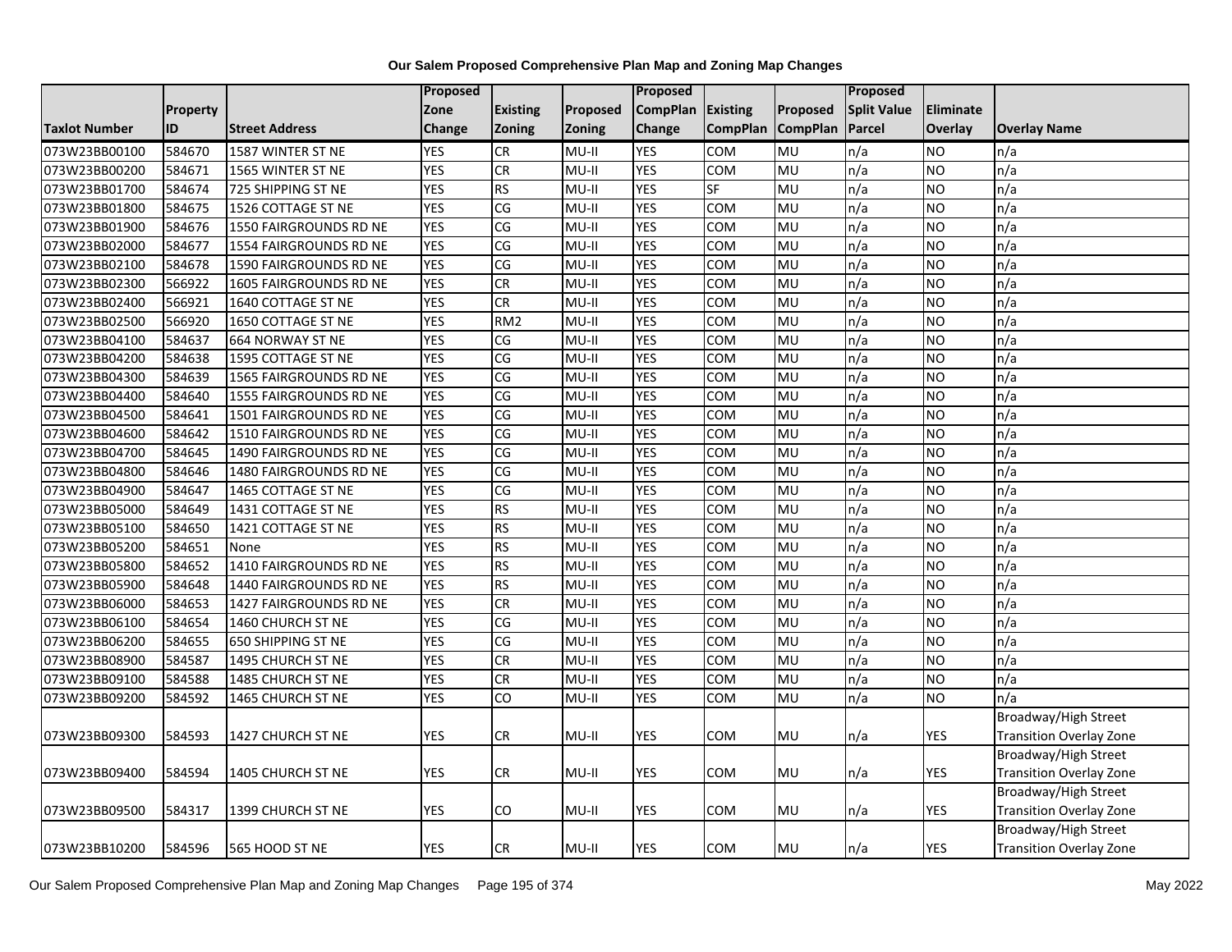# Our Salem Proposed Comprehensive Plan Map and Zoning Map Changes

| Taxlot Number | Property ID | Street Address | Proposed Zone Change | Existing Zoning | Proposed Zoning | Proposed CompPlan Change | Existing CompPlan | Proposed CompPlan | Proposed Split Value Parcel | Eliminate Overlay | Overlay Name |
|---|---|---|---|---|---|---|---|---|---|---|---|
| 073W23BB00100 | 584670 | 1587 WINTER ST NE | YES | CR | MU-II | YES | COM | MU | n/a | NO | n/a |
| 073W23BB00200 | 584671 | 1565 WINTER ST NE | YES | CR | MU-II | YES | COM | MU | n/a | NO | n/a |
| 073W23BB01700 | 584674 | 725 SHIPPING ST NE | YES | RS | MU-II | YES | SF | MU | n/a | NO | n/a |
| 073W23BB01800 | 584675 | 1526 COTTAGE ST NE | YES | CG | MU-II | YES | COM | MU | n/a | NO | n/a |
| 073W23BB01900 | 584676 | 1550 FAIRGROUNDS RD NE | YES | CG | MU-II | YES | COM | MU | n/a | NO | n/a |
| 073W23BB02000 | 584677 | 1554 FAIRGROUNDS RD NE | YES | CG | MU-II | YES | COM | MU | n/a | NO | n/a |
| 073W23BB02100 | 584678 | 1590 FAIRGROUNDS RD NE | YES | CG | MU-II | YES | COM | MU | n/a | NO | n/a |
| 073W23BB02300 | 566922 | 1605 FAIRGROUNDS RD NE | YES | CR | MU-II | YES | COM | MU | n/a | NO | n/a |
| 073W23BB02400 | 566921 | 1640 COTTAGE ST NE | YES | CR | MU-II | YES | COM | MU | n/a | NO | n/a |
| 073W23BB02500 | 566920 | 1650 COTTAGE ST NE | YES | RM2 | MU-II | YES | COM | MU | n/a | NO | n/a |
| 073W23BB04100 | 584637 | 664 NORWAY ST NE | YES | CG | MU-II | YES | COM | MU | n/a | NO | n/a |
| 073W23BB04200 | 584638 | 1595 COTTAGE ST NE | YES | CG | MU-II | YES | COM | MU | n/a | NO | n/a |
| 073W23BB04300 | 584639 | 1565 FAIRGROUNDS RD NE | YES | CG | MU-II | YES | COM | MU | n/a | NO | n/a |
| 073W23BB04400 | 584640 | 1555 FAIRGROUNDS RD NE | YES | CG | MU-II | YES | COM | MU | n/a | NO | n/a |
| 073W23BB04500 | 584641 | 1501 FAIRGROUNDS RD NE | YES | CG | MU-II | YES | COM | MU | n/a | NO | n/a |
| 073W23BB04600 | 584642 | 1510 FAIRGROUNDS RD NE | YES | CG | MU-II | YES | COM | MU | n/a | NO | n/a |
| 073W23BB04700 | 584645 | 1490 FAIRGROUNDS RD NE | YES | CG | MU-II | YES | COM | MU | n/a | NO | n/a |
| 073W23BB04800 | 584646 | 1480 FAIRGROUNDS RD NE | YES | CG | MU-II | YES | COM | MU | n/a | NO | n/a |
| 073W23BB04900 | 584647 | 1465 COTTAGE ST NE | YES | CG | MU-II | YES | COM | MU | n/a | NO | n/a |
| 073W23BB05000 | 584649 | 1431 COTTAGE ST NE | YES | RS | MU-II | YES | COM | MU | n/a | NO | n/a |
| 073W23BB05100 | 584650 | 1421 COTTAGE ST NE | YES | RS | MU-II | YES | COM | MU | n/a | NO | n/a |
| 073W23BB05200 | 584651 | None | YES | RS | MU-II | YES | COM | MU | n/a | NO | n/a |
| 073W23BB05800 | 584652 | 1410 FAIRGROUNDS RD NE | YES | RS | MU-II | YES | COM | MU | n/a | NO | n/a |
| 073W23BB05900 | 584648 | 1440 FAIRGROUNDS RD NE | YES | RS | MU-II | YES | COM | MU | n/a | NO | n/a |
| 073W23BB06000 | 584653 | 1427 FAIRGROUNDS RD NE | YES | CR | MU-II | YES | COM | MU | n/a | NO | n/a |
| 073W23BB06100 | 584654 | 1460 CHURCH ST NE | YES | CG | MU-II | YES | COM | MU | n/a | NO | n/a |
| 073W23BB06200 | 584655 | 650 SHIPPING ST NE | YES | CG | MU-II | YES | COM | MU | n/a | NO | n/a |
| 073W23BB08900 | 584587 | 1495 CHURCH ST NE | YES | CR | MU-II | YES | COM | MU | n/a | NO | n/a |
| 073W23BB09100 | 584588 | 1485 CHURCH ST NE | YES | CR | MU-II | YES | COM | MU | n/a | NO | n/a |
| 073W23BB09200 | 584592 | 1465 CHURCH ST NE | YES | CO | MU-II | YES | COM | MU | n/a | NO | n/a |
| 073W23BB09300 | 584593 | 1427 CHURCH ST NE | YES | CR | MU-II | YES | COM | MU | n/a | YES | Broadway/High Street Transition Overlay Zone |
| 073W23BB09400 | 584594 | 1405 CHURCH ST NE | YES | CR | MU-II | YES | COM | MU | n/a | YES | Broadway/High Street Transition Overlay Zone |
| 073W23BB09500 | 584317 | 1399 CHURCH ST NE | YES | CO | MU-II | YES | COM | MU | n/a | YES | Broadway/High Street Transition Overlay Zone |
| 073W23BB10200 | 584596 | 565 HOOD ST NE | YES | CR | MU-II | YES | COM | MU | n/a | YES | Broadway/High Street Transition Overlay Zone |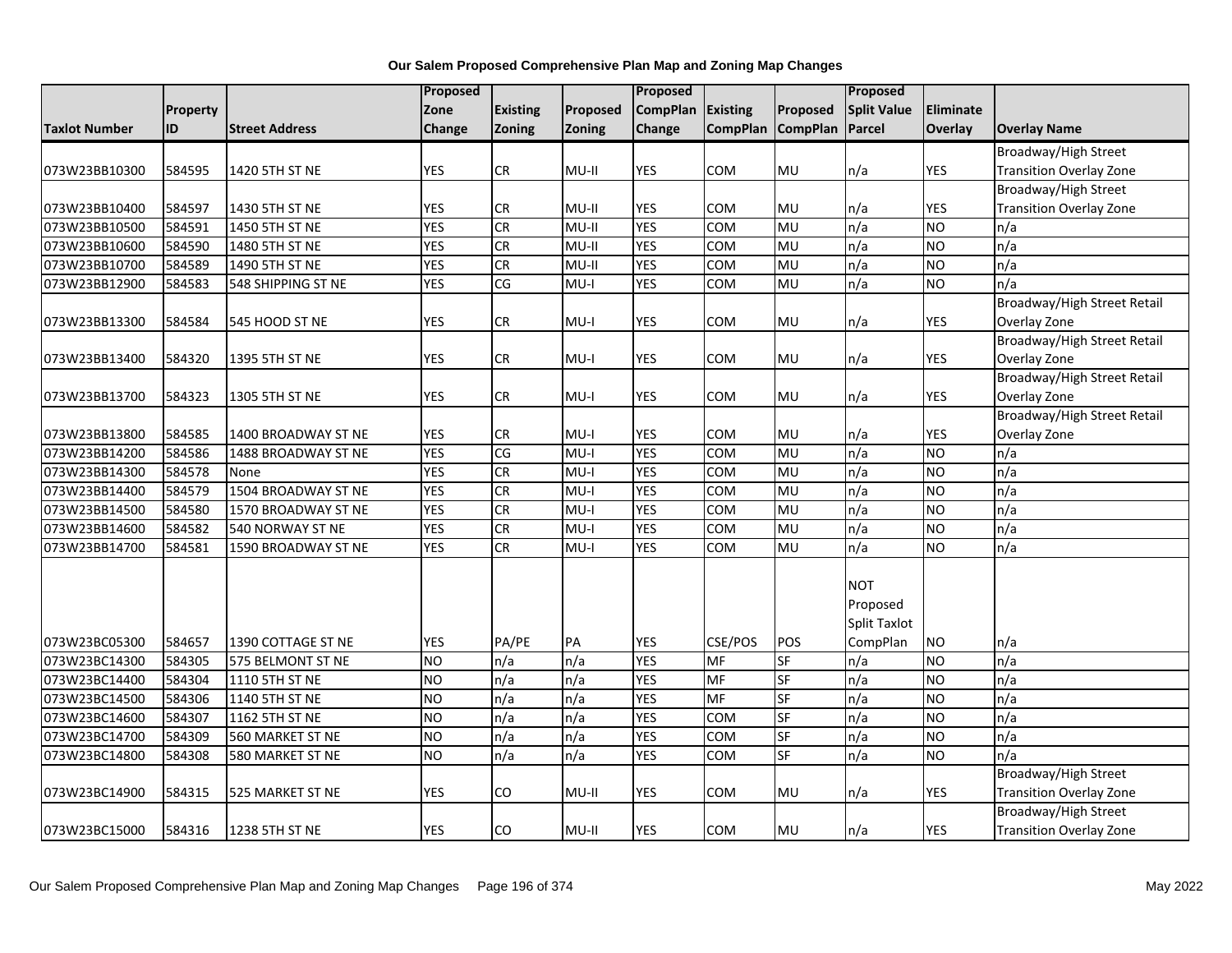# Our Salem Proposed Comprehensive Plan Map and Zoning Map Changes

| Taxlot Number | Property ID | Street Address | Proposed Zone Change | Existing Zoning | Proposed Zoning | Proposed CompPlan Change | Existing CompPlan | Proposed CompPlan | Proposed Split Value Parcel | Eliminate Overlay | Overlay Name |
|---|---|---|---|---|---|---|---|---|---|---|---|
| 073W23BB10300 | 584595 | 1420 5TH ST NE | YES | CR | MU-II | YES | COM | MU | n/a | YES | Broadway/High Street Transition Overlay Zone |
| 073W23BB10400 | 584597 | 1430 5TH ST NE | YES | CR | MU-II | YES | COM | MU | n/a | YES | Broadway/High Street Transition Overlay Zone |
| 073W23BB10500 | 584591 | 1450 5TH ST NE | YES | CR | MU-II | YES | COM | MU | n/a | NO | n/a |
| 073W23BB10600 | 584590 | 1480 5TH ST NE | YES | CR | MU-II | YES | COM | MU | n/a | NO | n/a |
| 073W23BB10700 | 584589 | 1490 5TH ST NE | YES | CR | MU-II | YES | COM | MU | n/a | NO | n/a |
| 073W23BB12900 | 584583 | 548 SHIPPING ST NE | YES | CG | MU-I | YES | COM | MU | n/a | NO | n/a |
| 073W23BB13300 | 584584 | 545 HOOD ST NE | YES | CR | MU-I | YES | COM | MU | n/a | YES | Broadway/High Street Retail Overlay Zone |
| 073W23BB13400 | 584320 | 1395 5TH ST NE | YES | CR | MU-I | YES | COM | MU | n/a | YES | Broadway/High Street Retail Overlay Zone |
| 073W23BB13700 | 584323 | 1305 5TH ST NE | YES | CR | MU-I | YES | COM | MU | n/a | YES | Broadway/High Street Retail Overlay Zone |
| 073W23BB13800 | 584585 | 1400 BROADWAY ST NE | YES | CR | MU-I | YES | COM | MU | n/a | YES | Broadway/High Street Retail Overlay Zone |
| 073W23BB14200 | 584586 | 1488 BROADWAY ST NE | YES | CG | MU-I | YES | COM | MU | n/a | NO | n/a |
| 073W23BB14300 | 584578 | None | YES | CR | MU-I | YES | COM | MU | n/a | NO | n/a |
| 073W23BB14400 | 584579 | 1504 BROADWAY ST NE | YES | CR | MU-I | YES | COM | MU | n/a | NO | n/a |
| 073W23BB14500 | 584580 | 1570 BROADWAY ST NE | YES | CR | MU-I | YES | COM | MU | n/a | NO | n/a |
| 073W23BB14600 | 584582 | 540 NORWAY ST NE | YES | CR | MU-I | YES | COM | MU | n/a | NO | n/a |
| 073W23BB14700 | 584581 | 1590 BROADWAY ST NE | YES | CR | MU-I | YES | COM | MU | n/a | NO | n/a |
| 073W23BC05300 | 584657 | 1390 COTTAGE ST NE | YES | PA/PE | PA | YES | CSE/POS | POS | NOT Proposed Split Taxlot CompPlan | NO | n/a |
| 073W23BC14300 | 584305 | 575 BELMONT ST NE | NO | n/a | n/a | YES | MF | SF | n/a | NO | n/a |
| 073W23BC14400 | 584304 | 1110 5TH ST NE | NO | n/a | n/a | YES | MF | SF | n/a | NO | n/a |
| 073W23BC14500 | 584306 | 1140 5TH ST NE | NO | n/a | n/a | YES | MF | SF | n/a | NO | n/a |
| 073W23BC14600 | 584307 | 1162 5TH ST NE | NO | n/a | n/a | YES | COM | SF | n/a | NO | n/a |
| 073W23BC14700 | 584309 | 560 MARKET ST NE | NO | n/a | n/a | YES | COM | SF | n/a | NO | n/a |
| 073W23BC14800 | 584308 | 580 MARKET ST NE | NO | n/a | n/a | YES | COM | SF | n/a | NO | n/a |
| 073W23BC14900 | 584315 | 525 MARKET ST NE | YES | CO | MU-II | YES | COM | MU | n/a | YES | Broadway/High Street Transition Overlay Zone |
| 073W23BC15000 | 584316 | 1238 5TH ST NE | YES | CO | MU-II | YES | COM | MU | n/a | YES | Broadway/High Street Transition Overlay Zone |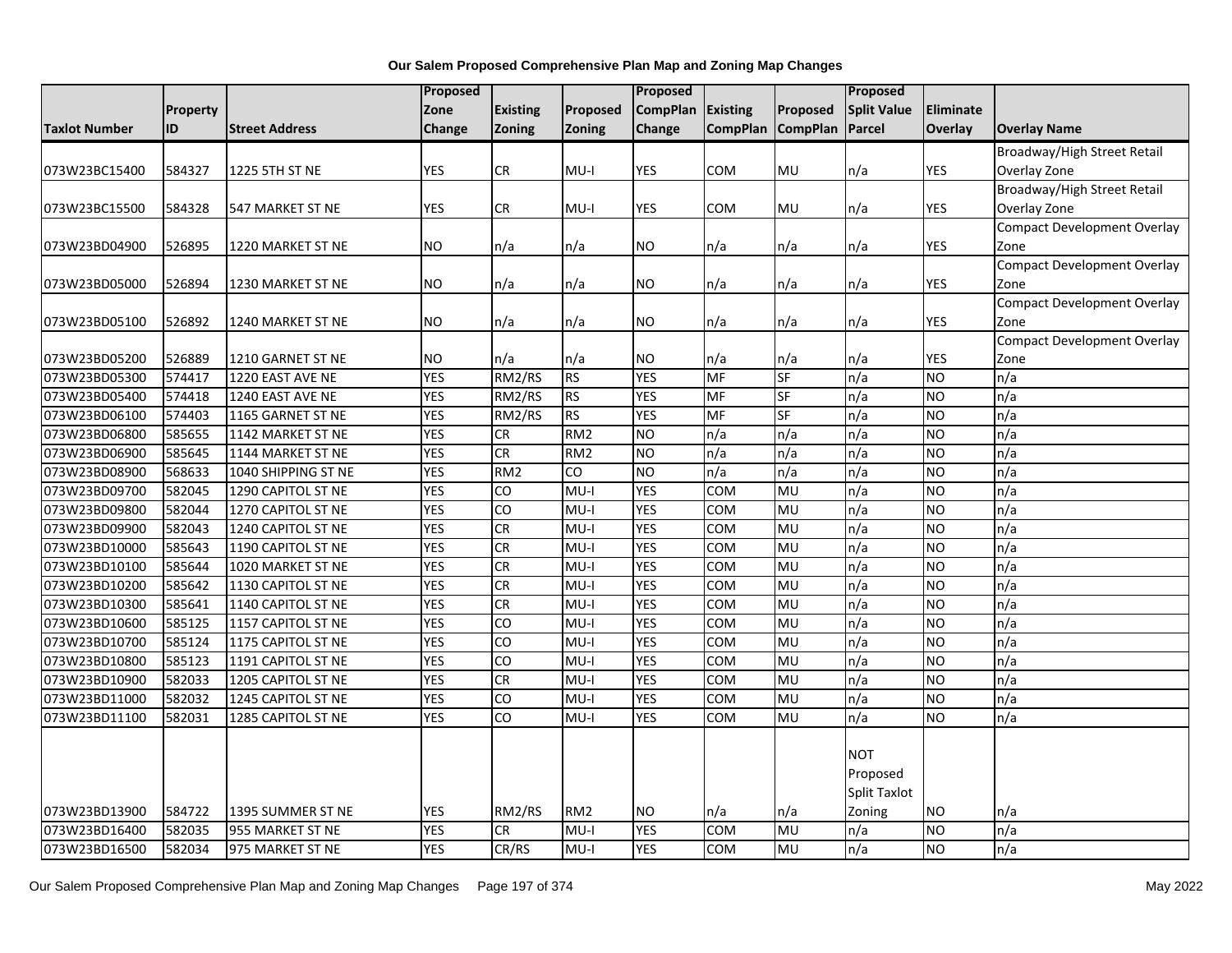**Our Salem Proposed Comprehensive Plan Map and Zoning Map Changes**

| Taxlot Number | Property ID | Street Address | Proposed Zone Change | Existing Zoning | Proposed Zoning | Proposed CompPlan Change | Existing CompPlan | Proposed CompPlan | Proposed Split Value Parcel | Eliminate Overlay | Overlay Name |
|---|---|---|---|---|---|---|---|---|---|---|---|
| 073W23BC15400 | 584327 | 1225 5TH ST NE | YES | CR | MU-I | YES | COM | MU | n/a | YES | Broadway/High Street Retail Overlay Zone |
| 073W23BC15500 | 584328 | 547 MARKET ST NE | YES | CR | MU-I | YES | COM | MU | n/a | YES | Broadway/High Street Retail Overlay Zone |
| 073W23BD04900 | 526895 | 1220 MARKET ST NE | NO | n/a | n/a | NO | n/a | n/a | n/a | YES | Compact Development Overlay Zone |
| 073W23BD05000 | 526894 | 1230 MARKET ST NE | NO | n/a | n/a | NO | n/a | n/a | n/a | YES | Compact Development Overlay Zone |
| 073W23BD05100 | 526892 | 1240 MARKET ST NE | NO | n/a | n/a | NO | n/a | n/a | n/a | YES | Compact Development Overlay Zone |
| 073W23BD05200 | 526889 | 1210 GARNET ST NE | NO | n/a | n/a | NO | n/a | n/a | n/a | YES | Compact Development Overlay Zone |
| 073W23BD05300 | 574417 | 1220 EAST AVE NE | YES | RM2/RS | RS | YES | MF | SF | n/a | NO | n/a |
| 073W23BD05400 | 574418 | 1240 EAST AVE NE | YES | RM2/RS | RS | YES | MF | SF | n/a | NO | n/a |
| 073W23BD06100 | 574403 | 1165 GARNET ST NE | YES | RM2/RS | RS | YES | MF | SF | n/a | NO | n/a |
| 073W23BD06800 | 585655 | 1142 MARKET ST NE | YES | CR | RM2 | NO | n/a | n/a | n/a | NO | n/a |
| 073W23BD06900 | 585645 | 1144 MARKET ST NE | YES | CR | RM2 | NO | n/a | n/a | n/a | NO | n/a |
| 073W23BD08900 | 568633 | 1040 SHIPPING ST NE | YES | RM2 | CO | NO | n/a | n/a | n/a | NO | n/a |
| 073W23BD09700 | 582045 | 1290 CAPITOL ST NE | YES | CO | MU-I | YES | COM | MU | n/a | NO | n/a |
| 073W23BD09800 | 582044 | 1270 CAPITOL ST NE | YES | CO | MU-I | YES | COM | MU | n/a | NO | n/a |
| 073W23BD09900 | 582043 | 1240 CAPITOL ST NE | YES | CR | MU-I | YES | COM | MU | n/a | NO | n/a |
| 073W23BD10000 | 585643 | 1190 CAPITOL ST NE | YES | CR | MU-I | YES | COM | MU | n/a | NO | n/a |
| 073W23BD10100 | 585644 | 1020 MARKET ST NE | YES | CR | MU-I | YES | COM | MU | n/a | NO | n/a |
| 073W23BD10200 | 585642 | 1130 CAPITOL ST NE | YES | CR | MU-I | YES | COM | MU | n/a | NO | n/a |
| 073W23BD10300 | 585641 | 1140 CAPITOL ST NE | YES | CR | MU-I | YES | COM | MU | n/a | NO | n/a |
| 073W23BD10600 | 585125 | 1157 CAPITOL ST NE | YES | CO | MU-I | YES | COM | MU | n/a | NO | n/a |
| 073W23BD10700 | 585124 | 1175 CAPITOL ST NE | YES | CO | MU-I | YES | COM | MU | n/a | NO | n/a |
| 073W23BD10800 | 585123 | 1191 CAPITOL ST NE | YES | CO | MU-I | YES | COM | MU | n/a | NO | n/a |
| 073W23BD10900 | 582033 | 1205 CAPITOL ST NE | YES | CR | MU-I | YES | COM | MU | n/a | NO | n/a |
| 073W23BD11000 | 582032 | 1245 CAPITOL ST NE | YES | CO | MU-I | YES | COM | MU | n/a | NO | n/a |
| 073W23BD11100 | 582031 | 1285 CAPITOL ST NE | YES | CO | MU-I | YES | COM | MU | n/a | NO | n/a |
| 073W23BD13900 | 584722 | 1395 SUMMER ST NE | YES | RM2/RS | RM2 | NO | n/a | n/a | NOT Proposed Split Taxlot Zoning | NO | n/a |
| 073W23BD16400 | 582035 | 955 MARKET ST NE | YES | CR | MU-I | YES | COM | MU | n/a | NO | n/a |
| 073W23BD16500 | 582034 | 975 MARKET ST NE | YES | CR/RS | MU-I | YES | COM | MU | n/a | NO | n/a |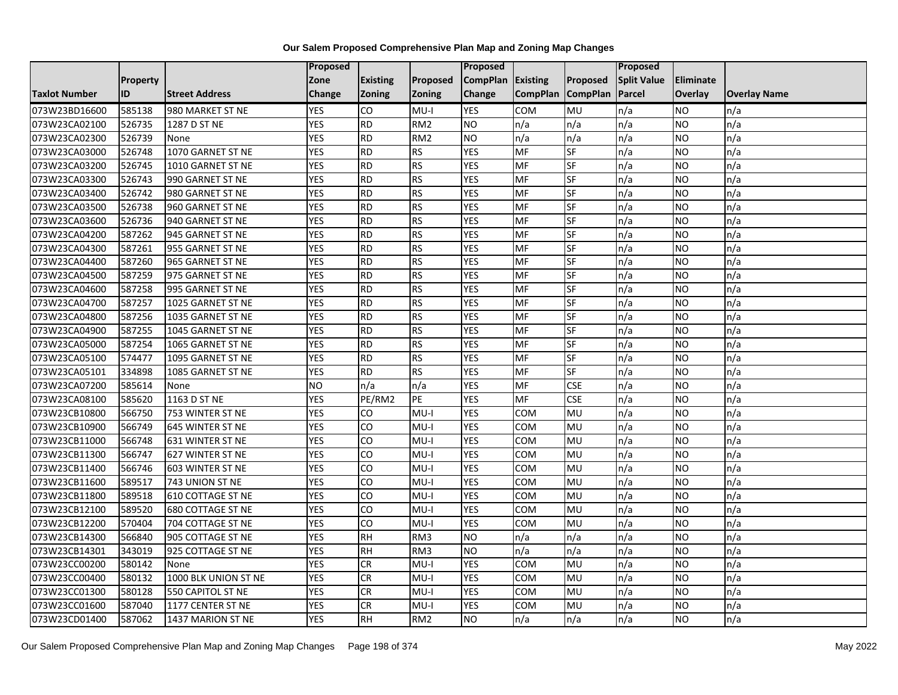# Our Salem Proposed Comprehensive Plan Map and Zoning Map Changes

| Taxlot Number | Property ID | Street Address | Proposed Zone Change | Existing Zoning | Proposed Zoning | Proposed CompPlan Change | Existing CompPlan | Proposed CompPlan | Proposed Split Value Parcel | Eliminate Overlay | Overlay Name |
|---|---|---|---|---|---|---|---|---|---|---|---|
| 073W23BD16600 | 585138 | 980 MARKET ST NE | YES | CO | MU-I | YES | COM | MU | n/a | NO | n/a |
| 073W23CA02100 | 526735 | 1287 D ST NE | YES | RD | RM2 | NO | n/a | n/a | n/a | NO | n/a |
| 073W23CA02300 | 526739 | None | YES | RD | RM2 | NO | n/a | n/a | n/a | NO | n/a |
| 073W23CA03000 | 526748 | 1070 GARNET ST NE | YES | RD | RS | YES | MF | SF | n/a | NO | n/a |
| 073W23CA03200 | 526745 | 1010 GARNET ST NE | YES | RD | RS | YES | MF | SF | n/a | NO | n/a |
| 073W23CA03300 | 526743 | 990 GARNET ST NE | YES | RD | RS | YES | MF | SF | n/a | NO | n/a |
| 073W23CA03400 | 526742 | 980 GARNET ST NE | YES | RD | RS | YES | MF | SF | n/a | NO | n/a |
| 073W23CA03500 | 526738 | 960 GARNET ST NE | YES | RD | RS | YES | MF | SF | n/a | NO | n/a |
| 073W23CA03600 | 526736 | 940 GARNET ST NE | YES | RD | RS | YES | MF | SF | n/a | NO | n/a |
| 073W23CA04200 | 587262 | 945 GARNET ST NE | YES | RD | RS | YES | MF | SF | n/a | NO | n/a |
| 073W23CA04300 | 587261 | 955 GARNET ST NE | YES | RD | RS | YES | MF | SF | n/a | NO | n/a |
| 073W23CA04400 | 587260 | 965 GARNET ST NE | YES | RD | RS | YES | MF | SF | n/a | NO | n/a |
| 073W23CA04500 | 587259 | 975 GARNET ST NE | YES | RD | RS | YES | MF | SF | n/a | NO | n/a |
| 073W23CA04600 | 587258 | 995 GARNET ST NE | YES | RD | RS | YES | MF | SF | n/a | NO | n/a |
| 073W23CA04700 | 587257 | 1025 GARNET ST NE | YES | RD | RS | YES | MF | SF | n/a | NO | n/a |
| 073W23CA04800 | 587256 | 1035 GARNET ST NE | YES | RD | RS | YES | MF | SF | n/a | NO | n/a |
| 073W23CA04900 | 587255 | 1045 GARNET ST NE | YES | RD | RS | YES | MF | SF | n/a | NO | n/a |
| 073W23CA05000 | 587254 | 1065 GARNET ST NE | YES | RD | RS | YES | MF | SF | n/a | NO | n/a |
| 073W23CA05100 | 574477 | 1095 GARNET ST NE | YES | RD | RS | YES | MF | SF | n/a | NO | n/a |
| 073W23CA05101 | 334898 | 1085 GARNET ST NE | YES | RD | RS | YES | MF | SF | n/a | NO | n/a |
| 073W23CA07200 | 585614 | None | NO | n/a | n/a | YES | MF | CSE | n/a | NO | n/a |
| 073W23CA08100 | 585620 | 1163 D ST NE | YES | PE/RM2 | PE | YES | MF | CSE | n/a | NO | n/a |
| 073W23CB10800 | 566750 | 753 WINTER ST NE | YES | CO | MU-I | YES | COM | MU | n/a | NO | n/a |
| 073W23CB10900 | 566749 | 645 WINTER ST NE | YES | CO | MU-I | YES | COM | MU | n/a | NO | n/a |
| 073W23CB11000 | 566748 | 631 WINTER ST NE | YES | CO | MU-I | YES | COM | MU | n/a | NO | n/a |
| 073W23CB11300 | 566747 | 627 WINTER ST NE | YES | CO | MU-I | YES | COM | MU | n/a | NO | n/a |
| 073W23CB11400 | 566746 | 603 WINTER ST NE | YES | CO | MU-I | YES | COM | MU | n/a | NO | n/a |
| 073W23CB11600 | 589517 | 743 UNION ST NE | YES | CO | MU-I | YES | COM | MU | n/a | NO | n/a |
| 073W23CB11800 | 589518 | 610 COTTAGE ST NE | YES | CO | MU-I | YES | COM | MU | n/a | NO | n/a |
| 073W23CB12100 | 589520 | 680 COTTAGE ST NE | YES | CO | MU-I | YES | COM | MU | n/a | NO | n/a |
| 073W23CB12200 | 570404 | 704 COTTAGE ST NE | YES | CO | MU-I | YES | COM | MU | n/a | NO | n/a |
| 073W23CB14300 | 566840 | 905 COTTAGE ST NE | YES | RH | RM3 | NO | n/a | n/a | n/a | NO | n/a |
| 073W23CB14301 | 343019 | 925 COTTAGE ST NE | YES | RH | RM3 | NO | n/a | n/a | n/a | NO | n/a |
| 073W23CC00200 | 580142 | None | YES | CR | MU-I | YES | COM | MU | n/a | NO | n/a |
| 073W23CC00400 | 580132 | 1000 BLK UNION ST NE | YES | CR | MU-I | YES | COM | MU | n/a | NO | n/a |
| 073W23CC01300 | 580128 | 550 CAPITOL ST NE | YES | CR | MU-I | YES | COM | MU | n/a | NO | n/a |
| 073W23CC01600 | 587040 | 1177 CENTER ST NE | YES | CR | MU-I | YES | COM | MU | n/a | NO | n/a |
| 073W23CD01400 | 587062 | 1437 MARION ST NE | YES | RH | RM2 | NO | n/a | n/a | n/a | NO | n/a |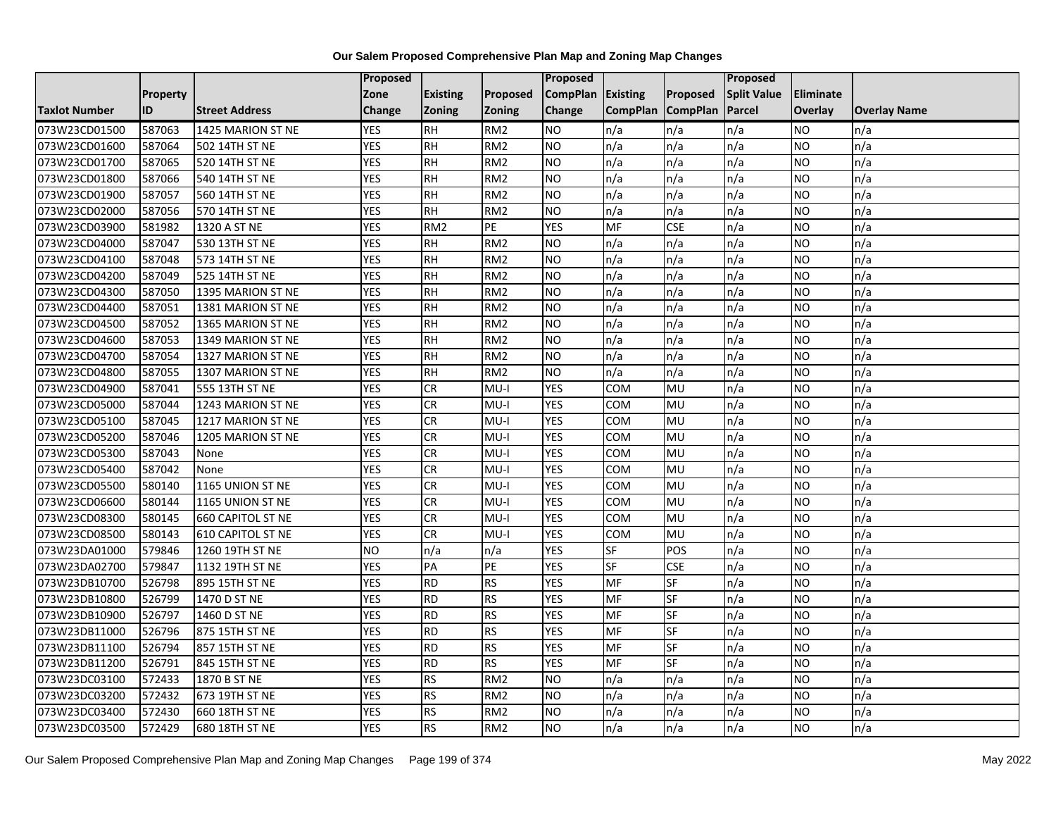**Our Salem Proposed Comprehensive Plan Map and Zoning Map Changes**

| Taxlot Number | Property ID | Street Address | Proposed Zone Change | Existing Zoning | Proposed Zoning | Proposed CompPlan Change | Existing CompPlan | Proposed CompPlan | Proposed Split Value Parcel | Eliminate Overlay | Overlay Name |
|---|---|---|---|---|---|---|---|---|---|---|---|
| 073W23CD01500 | 587063 | 1425 MARION ST NE | YES | RH | RM2 | NO | n/a | n/a | n/a | NO | n/a |
| 073W23CD01600 | 587064 | 502 14TH ST NE | YES | RH | RM2 | NO | n/a | n/a | n/a | NO | n/a |
| 073W23CD01700 | 587065 | 520 14TH ST NE | YES | RH | RM2 | NO | n/a | n/a | n/a | NO | n/a |
| 073W23CD01800 | 587066 | 540 14TH ST NE | YES | RH | RM2 | NO | n/a | n/a | n/a | NO | n/a |
| 073W23CD01900 | 587057 | 560 14TH ST NE | YES | RH | RM2 | NO | n/a | n/a | n/a | NO | n/a |
| 073W23CD02000 | 587056 | 570 14TH ST NE | YES | RH | RM2 | NO | n/a | n/a | n/a | NO | n/a |
| 073W23CD03900 | 581982 | 1320 A ST NE | YES | RM2 | PE | YES | MF | CSE | n/a | NO | n/a |
| 073W23CD04000 | 587047 | 530 13TH ST NE | YES | RH | RM2 | NO | n/a | n/a | n/a | NO | n/a |
| 073W23CD04100 | 587048 | 573 14TH ST NE | YES | RH | RM2 | NO | n/a | n/a | n/a | NO | n/a |
| 073W23CD04200 | 587049 | 525 14TH ST NE | YES | RH | RM2 | NO | n/a | n/a | n/a | NO | n/a |
| 073W23CD04300 | 587050 | 1395 MARION ST NE | YES | RH | RM2 | NO | n/a | n/a | n/a | NO | n/a |
| 073W23CD04400 | 587051 | 1381 MARION ST NE | YES | RH | RM2 | NO | n/a | n/a | n/a | NO | n/a |
| 073W23CD04500 | 587052 | 1365 MARION ST NE | YES | RH | RM2 | NO | n/a | n/a | n/a | NO | n/a |
| 073W23CD04600 | 587053 | 1349 MARION ST NE | YES | RH | RM2 | NO | n/a | n/a | n/a | NO | n/a |
| 073W23CD04700 | 587054 | 1327 MARION ST NE | YES | RH | RM2 | NO | n/a | n/a | n/a | NO | n/a |
| 073W23CD04800 | 587055 | 1307 MARION ST NE | YES | RH | RM2 | NO | n/a | n/a | n/a | NO | n/a |
| 073W23CD04900 | 587041 | 555 13TH ST NE | YES | CR | MU-I | YES | COM | MU | n/a | NO | n/a |
| 073W23CD05000 | 587044 | 1243 MARION ST NE | YES | CR | MU-I | YES | COM | MU | n/a | NO | n/a |
| 073W23CD05100 | 587045 | 1217 MARION ST NE | YES | CR | MU-I | YES | COM | MU | n/a | NO | n/a |
| 073W23CD05200 | 587046 | 1205 MARION ST NE | YES | CR | MU-I | YES | COM | MU | n/a | NO | n/a |
| 073W23CD05300 | 587043 | None | YES | CR | MU-I | YES | COM | MU | n/a | NO | n/a |
| 073W23CD05400 | 587042 | None | YES | CR | MU-I | YES | COM | MU | n/a | NO | n/a |
| 073W23CD05500 | 580140 | 1165 UNION ST NE | YES | CR | MU-I | YES | COM | MU | n/a | NO | n/a |
| 073W23CD06600 | 580144 | 1165 UNION ST NE | YES | CR | MU-I | YES | COM | MU | n/a | NO | n/a |
| 073W23CD08300 | 580145 | 660 CAPITOL ST NE | YES | CR | MU-I | YES | COM | MU | n/a | NO | n/a |
| 073W23CD08500 | 580143 | 610 CAPITOL ST NE | YES | CR | MU-I | YES | COM | MU | n/a | NO | n/a |
| 073W23DA01000 | 579846 | 1260 19TH ST NE | NO | n/a | n/a | YES | SF | POS | n/a | NO | n/a |
| 073W23DA02700 | 579847 | 1132 19TH ST NE | YES | PA | PE | YES | SF | CSE | n/a | NO | n/a |
| 073W23DB10700 | 526798 | 895 15TH ST NE | YES | RD | RS | YES | MF | SF | n/a | NO | n/a |
| 073W23DB10800 | 526799 | 1470 D ST NE | YES | RD | RS | YES | MF | SF | n/a | NO | n/a |
| 073W23DB10900 | 526797 | 1460 D ST NE | YES | RD | RS | YES | MF | SF | n/a | NO | n/a |
| 073W23DB11000 | 526796 | 875 15TH ST NE | YES | RD | RS | YES | MF | SF | n/a | NO | n/a |
| 073W23DB11100 | 526794 | 857 15TH ST NE | YES | RD | RS | YES | MF | SF | n/a | NO | n/a |
| 073W23DB11200 | 526791 | 845 15TH ST NE | YES | RD | RS | YES | MF | SF | n/a | NO | n/a |
| 073W23DC03100 | 572433 | 1870 B ST NE | YES | RS | RM2 | NO | n/a | n/a | n/a | NO | n/a |
| 073W23DC03200 | 572432 | 673 19TH ST NE | YES | RS | RM2 | NO | n/a | n/a | n/a | NO | n/a |
| 073W23DC03400 | 572430 | 660 18TH ST NE | YES | RS | RM2 | NO | n/a | n/a | n/a | NO | n/a |
| 073W23DC03500 | 572429 | 680 18TH ST NE | YES | RS | RM2 | NO | n/a | n/a | n/a | NO | n/a |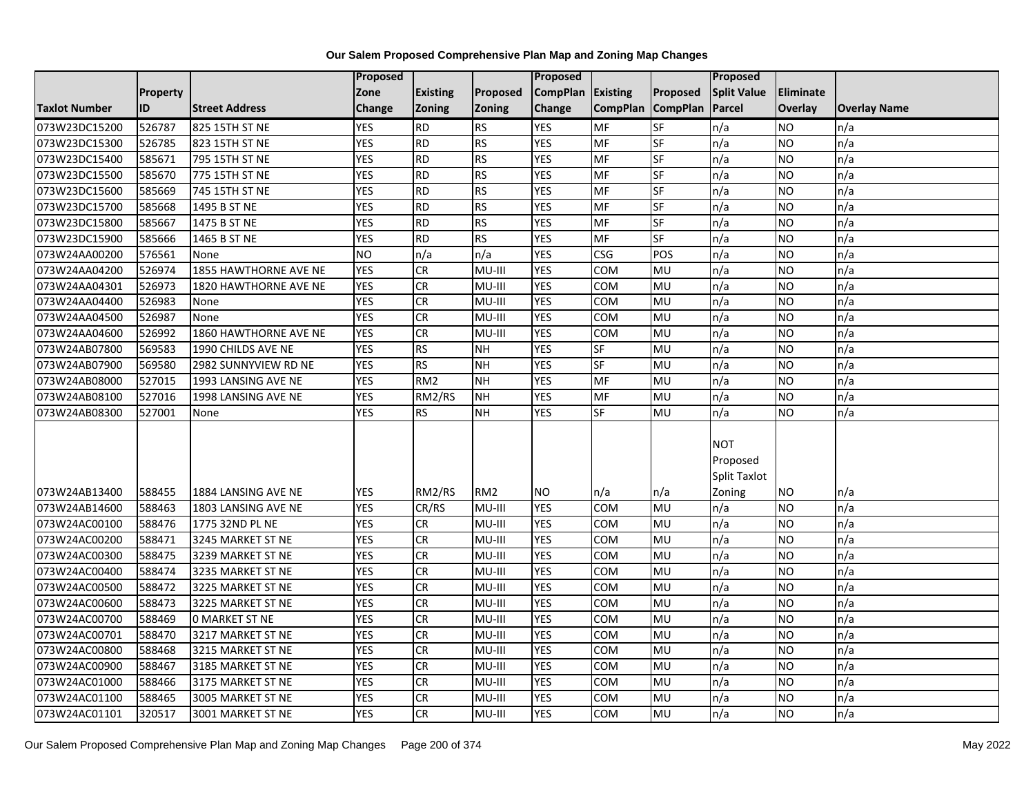# Our Salem Proposed Comprehensive Plan Map and Zoning Map Changes

| Taxlot Number | Property ID | Street Address | Proposed Zone Change | Existing Zoning | Proposed Zoning | Proposed CompPlan Change | Existing CompPlan | Proposed CompPlan | Proposed Split Value Parcel | Eliminate Overlay | Overlay Name |
|---|---|---|---|---|---|---|---|---|---|---|---|
| 073W23DC15200 | 526787 | 825 15TH ST NE | YES | RD | RS | YES | MF | SF | n/a | NO | n/a |
| 073W23DC15300 | 526785 | 823 15TH ST NE | YES | RD | RS | YES | MF | SF | n/a | NO | n/a |
| 073W23DC15400 | 585671 | 795 15TH ST NE | YES | RD | RS | YES | MF | SF | n/a | NO | n/a |
| 073W23DC15500 | 585670 | 775 15TH ST NE | YES | RD | RS | YES | MF | SF | n/a | NO | n/a |
| 073W23DC15600 | 585669 | 745 15TH ST NE | YES | RD | RS | YES | MF | SF | n/a | NO | n/a |
| 073W23DC15700 | 585668 | 1495 B ST NE | YES | RD | RS | YES | MF | SF | n/a | NO | n/a |
| 073W23DC15800 | 585667 | 1475 B ST NE | YES | RD | RS | YES | MF | SF | n/a | NO | n/a |
| 073W23DC15900 | 585666 | 1465 B ST NE | YES | RD | RS | YES | MF | SF | n/a | NO | n/a |
| 073W24AA00200 | 576561 | None | NO | n/a | n/a | YES | CSG | POS | n/a | NO | n/a |
| 073W24AA04200 | 526974 | 1855 HAWTHORNE AVE NE | YES | CR | MU-III | YES | COM | MU | n/a | NO | n/a |
| 073W24AA04301 | 526973 | 1820 HAWTHORNE AVE NE | YES | CR | MU-III | YES | COM | MU | n/a | NO | n/a |
| 073W24AA04400 | 526983 | None | YES | CR | MU-III | YES | COM | MU | n/a | NO | n/a |
| 073W24AA04500 | 526987 | None | YES | CR | MU-III | YES | COM | MU | n/a | NO | n/a |
| 073W24AA04600 | 526992 | 1860 HAWTHORNE AVE NE | YES | CR | MU-III | YES | COM | MU | n/a | NO | n/a |
| 073W24AB07800 | 569583 | 1990 CHILDS AVE NE | YES | RS | NH | YES | SF | MU | n/a | NO | n/a |
| 073W24AB07900 | 569580 | 2982 SUNNYVIEW RD NE | YES | RS | NH | YES | SF | MU | n/a | NO | n/a |
| 073W24AB08000 | 527015 | 1993 LANSING AVE NE | YES | RM2 | NH | YES | MF | MU | n/a | NO | n/a |
| 073W24AB08100 | 527016 | 1998 LANSING AVE NE | YES | RM2/RS | NH | YES | MF | MU | n/a | NO | n/a |
| 073W24AB08300 | 527001 | None | YES | RS | NH | YES | SF | MU | n/a | NO | n/a |
| 073W24AB13400 | 588455 | 1884 LANSING AVE NE | YES | RM2/RS | RM2 | NO | n/a | n/a | NOT Proposed Split Taxlot Zoning | NO | n/a |
| 073W24AB14600 | 588463 | 1803 LANSING AVE NE | YES | CR/RS | MU-III | YES | COM | MU | n/a | NO | n/a |
| 073W24AC00100 | 588476 | 1775 32ND PL NE | YES | CR | MU-III | YES | COM | MU | n/a | NO | n/a |
| 073W24AC00200 | 588471 | 3245 MARKET ST NE | YES | CR | MU-III | YES | COM | MU | n/a | NO | n/a |
| 073W24AC00300 | 588475 | 3239 MARKET ST NE | YES | CR | MU-III | YES | COM | MU | n/a | NO | n/a |
| 073W24AC00400 | 588474 | 3235 MARKET ST NE | YES | CR | MU-III | YES | COM | MU | n/a | NO | n/a |
| 073W24AC00500 | 588472 | 3225 MARKET ST NE | YES | CR | MU-III | YES | COM | MU | n/a | NO | n/a |
| 073W24AC00600 | 588473 | 3225 MARKET ST NE | YES | CR | MU-III | YES | COM | MU | n/a | NO | n/a |
| 073W24AC00700 | 588469 | 0 MARKET ST NE | YES | CR | MU-III | YES | COM | MU | n/a | NO | n/a |
| 073W24AC00701 | 588470 | 3217 MARKET ST NE | YES | CR | MU-III | YES | COM | MU | n/a | NO | n/a |
| 073W24AC00800 | 588468 | 3215 MARKET ST NE | YES | CR | MU-III | YES | COM | MU | n/a | NO | n/a |
| 073W24AC00900 | 588467 | 3185 MARKET ST NE | YES | CR | MU-III | YES | COM | MU | n/a | NO | n/a |
| 073W24AC01000 | 588466 | 3175 MARKET ST NE | YES | CR | MU-III | YES | COM | MU | n/a | NO | n/a |
| 073W24AC01100 | 588465 | 3005 MARKET ST NE | YES | CR | MU-III | YES | COM | MU | n/a | NO | n/a |
| 073W24AC01101 | 320517 | 3001 MARKET ST NE | YES | CR | MU-III | YES | COM | MU | n/a | NO | n/a |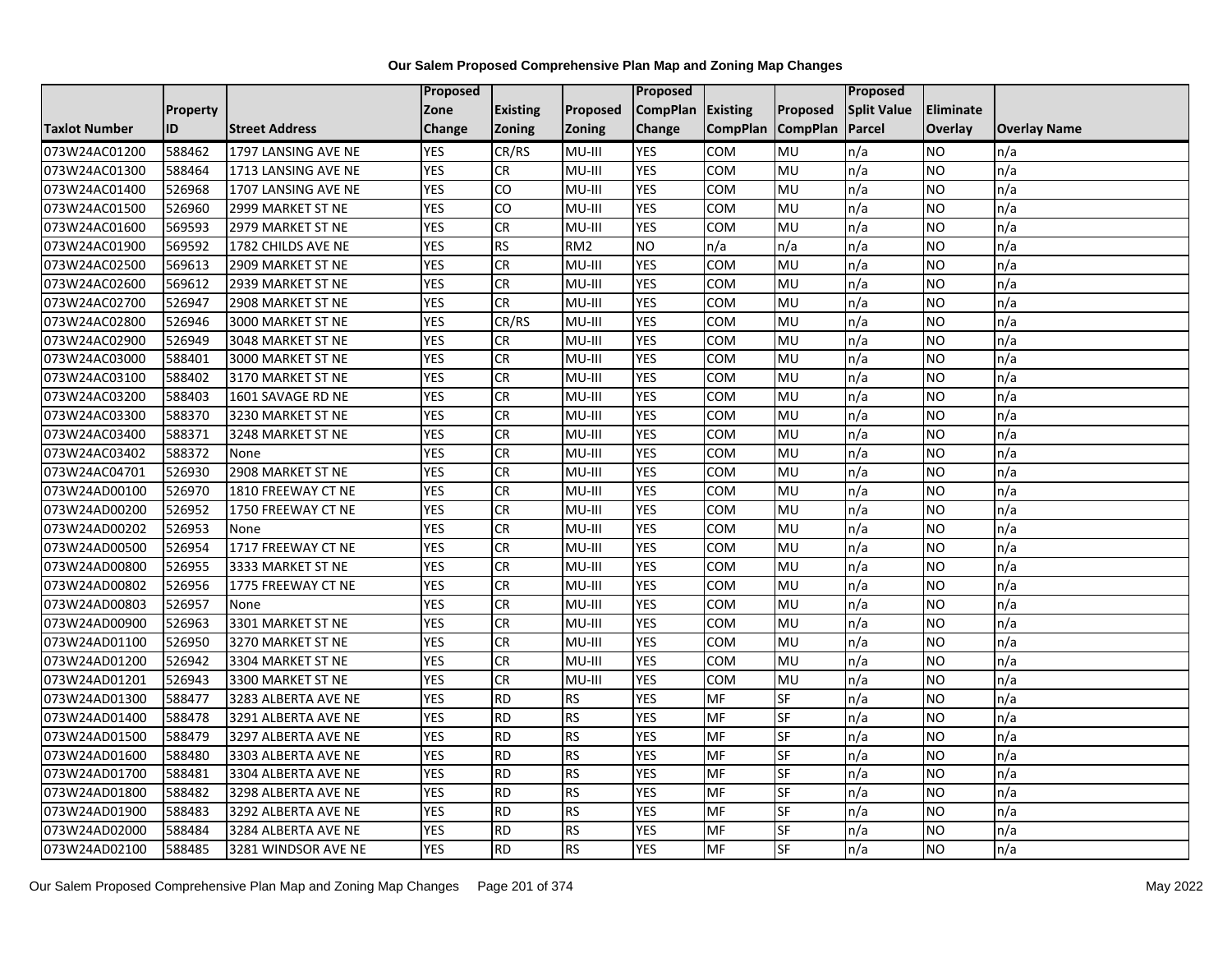# Our Salem Proposed Comprehensive Plan Map and Zoning Map Changes

| Taxlot Number | Property ID | Street Address | Proposed Zone Change | Existing Zoning | Proposed Zoning | Proposed CompPlan Change | Existing CompPlan | Proposed CompPlan | Proposed Split Value Parcel | Eliminate Overlay | Overlay Name |
|---|---|---|---|---|---|---|---|---|---|---|---|
| 073W24AC01200 | 588462 | 1797 LANSING AVE NE | YES | CR/RS | MU-III | YES | COM | MU | n/a | NO | n/a |
| 073W24AC01300 | 588464 | 1713 LANSING AVE NE | YES | CR | MU-III | YES | COM | MU | n/a | NO | n/a |
| 073W24AC01400 | 526968 | 1707 LANSING AVE NE | YES | CO | MU-III | YES | COM | MU | n/a | NO | n/a |
| 073W24AC01500 | 526960 | 2999 MARKET ST NE | YES | CO | MU-III | YES | COM | MU | n/a | NO | n/a |
| 073W24AC01600 | 569593 | 2979 MARKET ST NE | YES | CR | MU-III | YES | COM | MU | n/a | NO | n/a |
| 073W24AC01900 | 569592 | 1782 CHILDS AVE NE | YES | RS | RM2 | NO | n/a | n/a | n/a | NO | n/a |
| 073W24AC02500 | 569613 | 2909 MARKET ST NE | YES | CR | MU-III | YES | COM | MU | n/a | NO | n/a |
| 073W24AC02600 | 569612 | 2939 MARKET ST NE | YES | CR | MU-III | YES | COM | MU | n/a | NO | n/a |
| 073W24AC02700 | 526947 | 2908 MARKET ST NE | YES | CR | MU-III | YES | COM | MU | n/a | NO | n/a |
| 073W24AC02800 | 526946 | 3000 MARKET ST NE | YES | CR/RS | MU-III | YES | COM | MU | n/a | NO | n/a |
| 073W24AC02900 | 526949 | 3048 MARKET ST NE | YES | CR | MU-III | YES | COM | MU | n/a | NO | n/a |
| 073W24AC03000 | 588401 | 3000 MARKET ST NE | YES | CR | MU-III | YES | COM | MU | n/a | NO | n/a |
| 073W24AC03100 | 588402 | 3170 MARKET ST NE | YES | CR | MU-III | YES | COM | MU | n/a | NO | n/a |
| 073W24AC03200 | 588403 | 1601 SAVAGE RD NE | YES | CR | MU-III | YES | COM | MU | n/a | NO | n/a |
| 073W24AC03300 | 588370 | 3230 MARKET ST NE | YES | CR | MU-III | YES | COM | MU | n/a | NO | n/a |
| 073W24AC03400 | 588371 | 3248 MARKET ST NE | YES | CR | MU-III | YES | COM | MU | n/a | NO | n/a |
| 073W24AC03402 | 588372 | None | YES | CR | MU-III | YES | COM | MU | n/a | NO | n/a |
| 073W24AC04701 | 526930 | 2908 MARKET ST NE | YES | CR | MU-III | YES | COM | MU | n/a | NO | n/a |
| 073W24AD00100 | 526970 | 1810 FREEWAY CT NE | YES | CR | MU-III | YES | COM | MU | n/a | NO | n/a |
| 073W24AD00200 | 526952 | 1750 FREEWAY CT NE | YES | CR | MU-III | YES | COM | MU | n/a | NO | n/a |
| 073W24AD00202 | 526953 | None | YES | CR | MU-III | YES | COM | MU | n/a | NO | n/a |
| 073W24AD00500 | 526954 | 1717 FREEWAY CT NE | YES | CR | MU-III | YES | COM | MU | n/a | NO | n/a |
| 073W24AD00800 | 526955 | 3333 MARKET ST NE | YES | CR | MU-III | YES | COM | MU | n/a | NO | n/a |
| 073W24AD00802 | 526956 | 1775 FREEWAY CT NE | YES | CR | MU-III | YES | COM | MU | n/a | NO | n/a |
| 073W24AD00803 | 526957 | None | YES | CR | MU-III | YES | COM | MU | n/a | NO | n/a |
| 073W24AD00900 | 526963 | 3301 MARKET ST NE | YES | CR | MU-III | YES | COM | MU | n/a | NO | n/a |
| 073W24AD01100 | 526950 | 3270 MARKET ST NE | YES | CR | MU-III | YES | COM | MU | n/a | NO | n/a |
| 073W24AD01200 | 526942 | 3304 MARKET ST NE | YES | CR | MU-III | YES | COM | MU | n/a | NO | n/a |
| 073W24AD01201 | 526943 | 3300 MARKET ST NE | YES | CR | MU-III | YES | COM | MU | n/a | NO | n/a |
| 073W24AD01300 | 588477 | 3283 ALBERTA AVE NE | YES | RD | RS | YES | MF | SF | n/a | NO | n/a |
| 073W24AD01400 | 588478 | 3291 ALBERTA AVE NE | YES | RD | RS | YES | MF | SF | n/a | NO | n/a |
| 073W24AD01500 | 588479 | 3297 ALBERTA AVE NE | YES | RD | RS | YES | MF | SF | n/a | NO | n/a |
| 073W24AD01600 | 588480 | 3303 ALBERTA AVE NE | YES | RD | RS | YES | MF | SF | n/a | NO | n/a |
| 073W24AD01700 | 588481 | 3304 ALBERTA AVE NE | YES | RD | RS | YES | MF | SF | n/a | NO | n/a |
| 073W24AD01800 | 588482 | 3298 ALBERTA AVE NE | YES | RD | RS | YES | MF | SF | n/a | NO | n/a |
| 073W24AD01900 | 588483 | 3292 ALBERTA AVE NE | YES | RD | RS | YES | MF | SF | n/a | NO | n/a |
| 073W24AD02000 | 588484 | 3284 ALBERTA AVE NE | YES | RD | RS | YES | MF | SF | n/a | NO | n/a |
| 073W24AD02100 | 588485 | 3281 WINDSOR AVE NE | YES | RD | RS | YES | MF | SF | n/a | NO | n/a |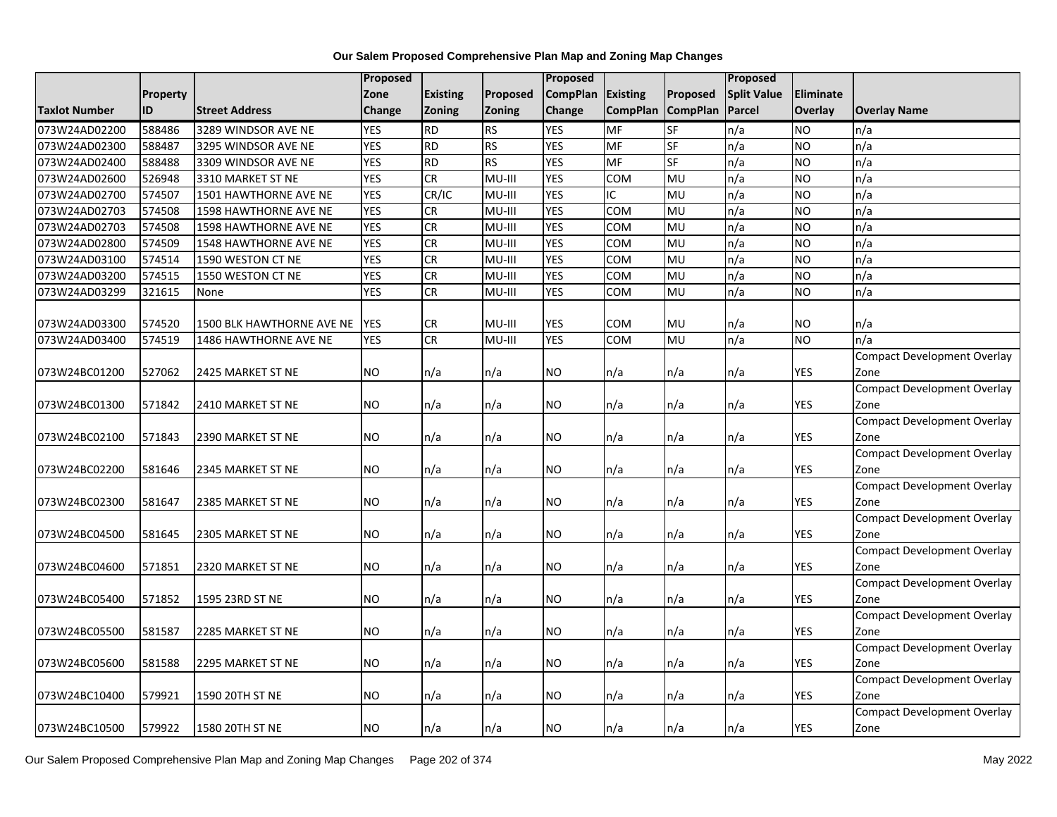**Our Salem Proposed Comprehensive Plan Map and Zoning Map Changes**

| Taxlot Number | Property ID | Street Address | Proposed Zone Change | Existing Zoning | Proposed Zoning | Proposed CompPlan Change | Existing CompPlan | Proposed CompPlan | Proposed Split Value Parcel | Eliminate Overlay | Overlay Name |
|---|---|---|---|---|---|---|---|---|---|---|---|
| 073W24AD02200 | 588486 | 3289 WINDSOR AVE NE | YES | RD | RS | YES | MF | SF | n/a | NO | n/a |
| 073W24AD02300 | 588487 | 3295 WINDSOR AVE NE | YES | RD | RS | YES | MF | SF | n/a | NO | n/a |
| 073W24AD02400 | 588488 | 3309 WINDSOR AVE NE | YES | RD | RS | YES | MF | SF | n/a | NO | n/a |
| 073W24AD02600 | 526948 | 3310 MARKET ST NE | YES | CR | MU-III | YES | COM | MU | n/a | NO | n/a |
| 073W24AD02700 | 574507 | 1501 HAWTHORNE AVE NE | YES | CR/IC | MU-III | YES | IC | MU | n/a | NO | n/a |
| 073W24AD02703 | 574508 | 1598 HAWTHORNE AVE NE | YES | CR | MU-III | YES | COM | MU | n/a | NO | n/a |
| 073W24AD02703 | 574508 | 1598 HAWTHORNE AVE NE | YES | CR | MU-III | YES | COM | MU | n/a | NO | n/a |
| 073W24AD02800 | 574509 | 1548 HAWTHORNE AVE NE | YES | CR | MU-III | YES | COM | MU | n/a | NO | n/a |
| 073W24AD03100 | 574514 | 1590 WESTON CT NE | YES | CR | MU-III | YES | COM | MU | n/a | NO | n/a |
| 073W24AD03200 | 574515 | 1550 WESTON CT NE | YES | CR | MU-III | YES | COM | MU | n/a | NO | n/a |
| 073W24AD03299 | 321615 | None | YES | CR | MU-III | YES | COM | MU | n/a | NO | n/a |
| 073W24AD03300 | 574520 | 1500 BLK HAWTHORNE AVE NE | YES | CR | MU-III | YES | COM | MU | n/a | NO | n/a |
| 073W24AD03400 | 574519 | 1486 HAWTHORNE AVE NE | YES | CR | MU-III | YES | COM | MU | n/a | NO | n/a |
| 073W24BC01200 | 527062 | 2425 MARKET ST NE | NO | n/a | n/a | NO | n/a | n/a | n/a | YES | Compact Development Overlay Zone |
| 073W24BC01300 | 571842 | 2410 MARKET ST NE | NO | n/a | n/a | NO | n/a | n/a | n/a | YES | Compact Development Overlay Zone |
| 073W24BC02100 | 571843 | 2390 MARKET ST NE | NO | n/a | n/a | NO | n/a | n/a | n/a | YES | Compact Development Overlay Zone |
| 073W24BC02200 | 581646 | 2345 MARKET ST NE | NO | n/a | n/a | NO | n/a | n/a | n/a | YES | Compact Development Overlay Zone |
| 073W24BC02300 | 581647 | 2385 MARKET ST NE | NO | n/a | n/a | NO | n/a | n/a | n/a | YES | Compact Development Overlay Zone |
| 073W24BC04500 | 581645 | 2305 MARKET ST NE | NO | n/a | n/a | NO | n/a | n/a | n/a | YES | Compact Development Overlay Zone |
| 073W24BC04600 | 571851 | 2320 MARKET ST NE | NO | n/a | n/a | NO | n/a | n/a | n/a | YES | Compact Development Overlay Zone |
| 073W24BC05400 | 571852 | 1595 23RD ST NE | NO | n/a | n/a | NO | n/a | n/a | n/a | YES | Compact Development Overlay Zone |
| 073W24BC05500 | 581587 | 2285 MARKET ST NE | NO | n/a | n/a | NO | n/a | n/a | n/a | YES | Compact Development Overlay Zone |
| 073W24BC05600 | 581588 | 2295 MARKET ST NE | NO | n/a | n/a | NO | n/a | n/a | n/a | YES | Compact Development Overlay Zone |
| 073W24BC10400 | 579921 | 1590 20TH ST NE | NO | n/a | n/a | NO | n/a | n/a | n/a | YES | Compact Development Overlay Zone |
| 073W24BC10500 | 579922 | 1580 20TH ST NE | NO | n/a | n/a | NO | n/a | n/a | n/a | YES | Compact Development Overlay Zone |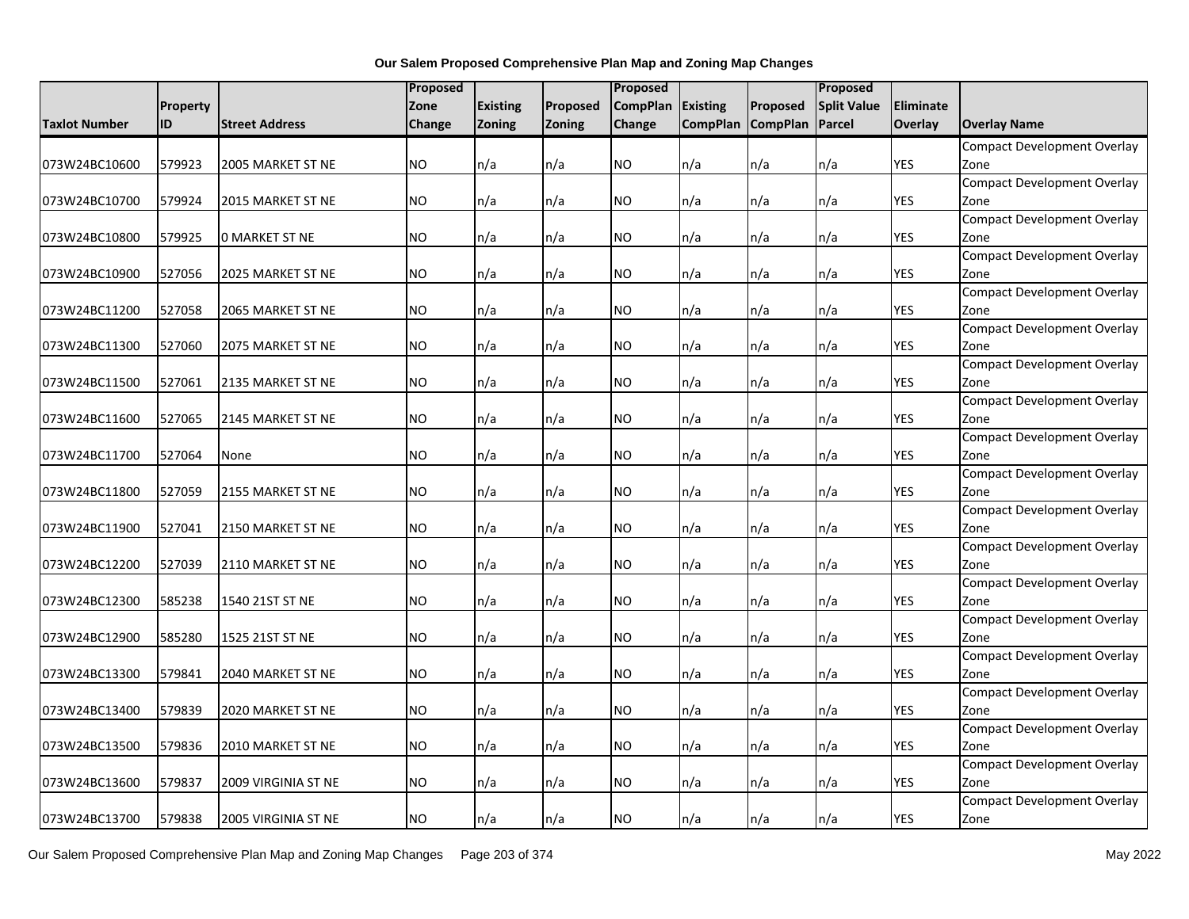**Our Salem Proposed Comprehensive Plan Map and Zoning Map Changes**

| Taxlot Number | Property ID | Street Address | Proposed Zone Change | Existing Zoning | Proposed Zoning | Proposed CompPlan Change | Existing CompPlan | Proposed CompPlan | Proposed Split Value Parcel | Eliminate Overlay | Overlay Name |
|---|---|---|---|---|---|---|---|---|---|---|---|
| 073W24BC10600 | 579923 | 2005 MARKET ST NE | NO | n/a | n/a | NO | n/a | n/a | n/a | YES | Compact Development Overlay Zone |
| 073W24BC10700 | 579924 | 2015 MARKET ST NE | NO | n/a | n/a | NO | n/a | n/a | n/a | YES | Compact Development Overlay Zone |
| 073W24BC10800 | 579925 | 0 MARKET ST NE | NO | n/a | n/a | NO | n/a | n/a | n/a | YES | Compact Development Overlay Zone |
| 073W24BC10900 | 527056 | 2025 MARKET ST NE | NO | n/a | n/a | NO | n/a | n/a | n/a | YES | Compact Development Overlay Zone |
| 073W24BC11200 | 527058 | 2065 MARKET ST NE | NO | n/a | n/a | NO | n/a | n/a | n/a | YES | Compact Development Overlay Zone |
| 073W24BC11300 | 527060 | 2075 MARKET ST NE | NO | n/a | n/a | NO | n/a | n/a | n/a | YES | Compact Development Overlay Zone |
| 073W24BC11500 | 527061 | 2135 MARKET ST NE | NO | n/a | n/a | NO | n/a | n/a | n/a | YES | Compact Development Overlay Zone |
| 073W24BC11600 | 527065 | 2145 MARKET ST NE | NO | n/a | n/a | NO | n/a | n/a | n/a | YES | Compact Development Overlay Zone |
| 073W24BC11700 | 527064 | None | NO | n/a | n/a | NO | n/a | n/a | n/a | YES | Compact Development Overlay Zone |
| 073W24BC11800 | 527059 | 2155 MARKET ST NE | NO | n/a | n/a | NO | n/a | n/a | n/a | YES | Compact Development Overlay Zone |
| 073W24BC11900 | 527041 | 2150 MARKET ST NE | NO | n/a | n/a | NO | n/a | n/a | n/a | YES | Compact Development Overlay Zone |
| 073W24BC12200 | 527039 | 2110 MARKET ST NE | NO | n/a | n/a | NO | n/a | n/a | n/a | YES | Compact Development Overlay Zone |
| 073W24BC12300 | 585238 | 1540 21ST ST NE | NO | n/a | n/a | NO | n/a | n/a | n/a | YES | Compact Development Overlay Zone |
| 073W24BC12900 | 585280 | 1525 21ST ST NE | NO | n/a | n/a | NO | n/a | n/a | n/a | YES | Compact Development Overlay Zone |
| 073W24BC13300 | 579841 | 2040 MARKET ST NE | NO | n/a | n/a | NO | n/a | n/a | n/a | YES | Compact Development Overlay Zone |
| 073W24BC13400 | 579839 | 2020 MARKET ST NE | NO | n/a | n/a | NO | n/a | n/a | n/a | YES | Compact Development Overlay Zone |
| 073W24BC13500 | 579836 | 2010 MARKET ST NE | NO | n/a | n/a | NO | n/a | n/a | n/a | YES | Compact Development Overlay Zone |
| 073W24BC13600 | 579837 | 2009 VIRGINIA ST NE | NO | n/a | n/a | NO | n/a | n/a | n/a | YES | Compact Development Overlay Zone |
| 073W24BC13700 | 579838 | 2005 VIRGINIA ST NE | NO | n/a | n/a | NO | n/a | n/a | n/a | YES | Compact Development Overlay Zone |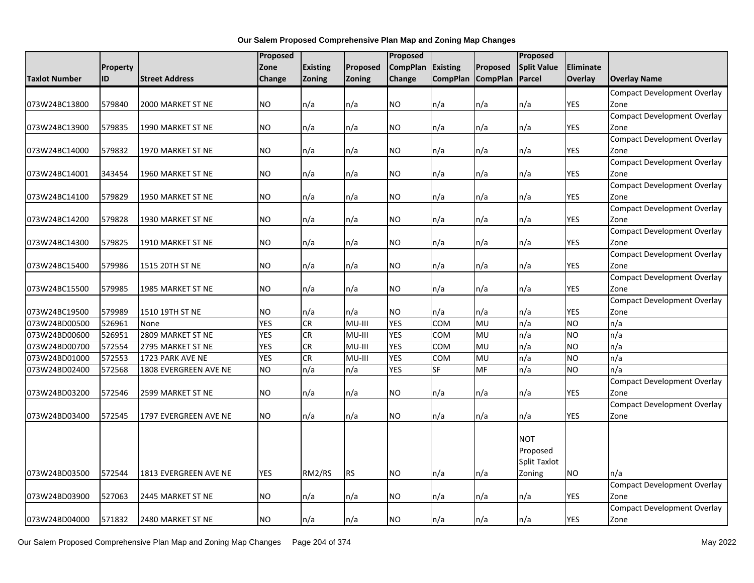# Our Salem Proposed Comprehensive Plan Map and Zoning Map Changes

| Taxlot Number | Property ID | Street Address | Proposed Zone Change | Existing Zoning | Proposed Zoning | Proposed CompPlan Change | Existing CompPlan | Proposed CompPlan | Proposed Split Value Parcel | Eliminate Overlay | Overlay Name |
|---|---|---|---|---|---|---|---|---|---|---|---|
| 073W24BC13800 | 579840 | 2000 MARKET ST NE | NO | n/a | n/a | NO | n/a | n/a | n/a | YES | Compact Development Overlay Zone |
| 073W24BC13900 | 579835 | 1990 MARKET ST NE | NO | n/a | n/a | NO | n/a | n/a | n/a | YES | Compact Development Overlay Zone |
| 073W24BC14000 | 579832 | 1970 MARKET ST NE | NO | n/a | n/a | NO | n/a | n/a | n/a | YES | Compact Development Overlay Zone |
| 073W24BC14001 | 343454 | 1960 MARKET ST NE | NO | n/a | n/a | NO | n/a | n/a | n/a | YES | Compact Development Overlay Zone |
| 073W24BC14100 | 579829 | 1950 MARKET ST NE | NO | n/a | n/a | NO | n/a | n/a | n/a | YES | Compact Development Overlay Zone |
| 073W24BC14200 | 579828 | 1930 MARKET ST NE | NO | n/a | n/a | NO | n/a | n/a | n/a | YES | Compact Development Overlay Zone |
| 073W24BC14300 | 579825 | 1910 MARKET ST NE | NO | n/a | n/a | NO | n/a | n/a | n/a | YES | Compact Development Overlay Zone |
| 073W24BC15400 | 579986 | 1515 20TH ST NE | NO | n/a | n/a | NO | n/a | n/a | n/a | YES | Compact Development Overlay Zone |
| 073W24BC15500 | 579985 | 1985 MARKET ST NE | NO | n/a | n/a | NO | n/a | n/a | n/a | YES | Compact Development Overlay Zone |
| 073W24BC19500 | 579989 | 1510 19TH ST NE | NO | n/a | n/a | NO | n/a | n/a | n/a | YES | Compact Development Overlay Zone |
| 073W24BD00500 | 526961 | None | YES | CR | MU-III | YES | COM | MU | n/a | NO | n/a |
| 073W24BD00600 | 526951 | 2809 MARKET ST NE | YES | CR | MU-III | YES | COM | MU | n/a | NO | n/a |
| 073W24BD00700 | 572554 | 2795 MARKET ST NE | YES | CR | MU-III | YES | COM | MU | n/a | NO | n/a |
| 073W24BD01000 | 572553 | 1723 PARK AVE NE | YES | CR | MU-III | YES | COM | MU | n/a | NO | n/a |
| 073W24BD02400 | 572568 | 1808 EVERGREEN AVE NE | NO | n/a | n/a | YES | SF | MF | n/a | NO | n/a |
| 073W24BD03200 | 572546 | 2599 MARKET ST NE | NO | n/a | n/a | NO | n/a | n/a | n/a | YES | Compact Development Overlay Zone |
| 073W24BD03400 | 572545 | 1797 EVERGREEN AVE NE | NO | n/a | n/a | NO | n/a | n/a | n/a | YES | Compact Development Overlay Zone |
| 073W24BD03500 | 572544 | 1813 EVERGREEN AVE NE | YES | RM2/RS | RS | NO | n/a | n/a | NOT Proposed Split Taxlot Zoning | NO | n/a |
| 073W24BD03900 | 527063 | 2445 MARKET ST NE | NO | n/a | n/a | NO | n/a | n/a | n/a | YES | Compact Development Overlay Zone |
| 073W24BD04000 | 571832 | 2480 MARKET ST NE | NO | n/a | n/a | NO | n/a | n/a | n/a | YES | Compact Development Overlay Zone |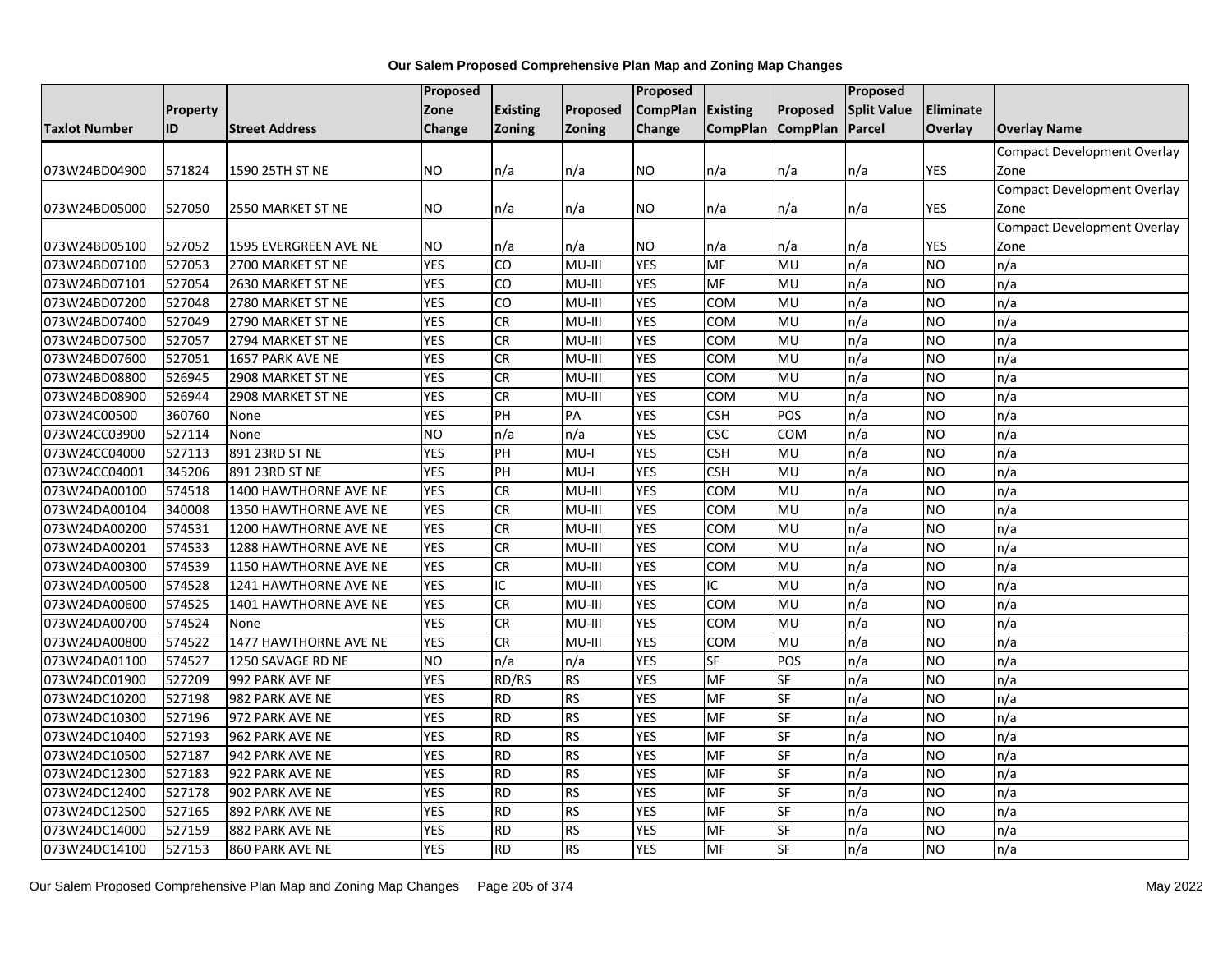# Our Salem Proposed Comprehensive Plan Map and Zoning Map Changes

| Taxlot Number | Property ID | Street Address | Proposed Zone Change | Existing Zoning | Proposed Zoning | Proposed CompPlan Change | Existing CompPlan | Proposed CompPlan | Proposed Split Value Parcel | Eliminate Overlay | Overlay Name |
|---|---|---|---|---|---|---|---|---|---|---|---|
| 073W24BD04900 | 571824 | 1590 25TH ST NE | NO | n/a | n/a | NO | n/a | n/a | n/a | YES | Compact Development Overlay Zone |
| 073W24BD05000 | 527050 | 2550 MARKET ST NE | NO | n/a | n/a | NO | n/a | n/a | n/a | YES | Compact Development Overlay Zone |
| 073W24BD05100 | 527052 | 1595 EVERGREEN AVE NE | NO | n/a | n/a | NO | n/a | n/a | n/a | YES | Compact Development Overlay Zone |
| 073W24BD07100 | 527053 | 2700 MARKET ST NE | YES | CO | MU-III | YES | MF | MU | n/a | NO | n/a |
| 073W24BD07101 | 527054 | 2630 MARKET ST NE | YES | CO | MU-III | YES | MF | MU | n/a | NO | n/a |
| 073W24BD07200 | 527048 | 2780 MARKET ST NE | YES | CO | MU-III | YES | COM | MU | n/a | NO | n/a |
| 073W24BD07400 | 527049 | 2790 MARKET ST NE | YES | CR | MU-III | YES | COM | MU | n/a | NO | n/a |
| 073W24BD07500 | 527057 | 2794 MARKET ST NE | YES | CR | MU-III | YES | COM | MU | n/a | NO | n/a |
| 073W24BD07600 | 527051 | 1657 PARK AVE NE | YES | CR | MU-III | YES | COM | MU | n/a | NO | n/a |
| 073W24BD08800 | 526945 | 2908 MARKET ST NE | YES | CR | MU-III | YES | COM | MU | n/a | NO | n/a |
| 073W24BD08900 | 526944 | 2908 MARKET ST NE | YES | CR | MU-III | YES | COM | MU | n/a | NO | n/a |
| 073W24C00500 | 360760 | None | YES | PH | PA | YES | CSH | POS | n/a | NO | n/a |
| 073W24CC03900 | 527114 | None | NO | n/a | n/a | YES | CSC | COM | n/a | NO | n/a |
| 073W24CC04000 | 527113 | 891 23RD ST NE | YES | PH | MU-I | YES | CSH | MU | n/a | NO | n/a |
| 073W24CC04001 | 345206 | 891 23RD ST NE | YES | PH | MU-I | YES | CSH | MU | n/a | NO | n/a |
| 073W24DA00100 | 574518 | 1400 HAWTHORNE AVE NE | YES | CR | MU-III | YES | COM | MU | n/a | NO | n/a |
| 073W24DA00104 | 340008 | 1350 HAWTHORNE AVE NE | YES | CR | MU-III | YES | COM | MU | n/a | NO | n/a |
| 073W24DA00200 | 574531 | 1200 HAWTHORNE AVE NE | YES | CR | MU-III | YES | COM | MU | n/a | NO | n/a |
| 073W24DA00201 | 574533 | 1288 HAWTHORNE AVE NE | YES | CR | MU-III | YES | COM | MU | n/a | NO | n/a |
| 073W24DA00300 | 574539 | 1150 HAWTHORNE AVE NE | YES | CR | MU-III | YES | COM | MU | n/a | NO | n/a |
| 073W24DA00500 | 574528 | 1241 HAWTHORNE AVE NE | YES | IC | MU-III | YES | IC | MU | n/a | NO | n/a |
| 073W24DA00600 | 574525 | 1401 HAWTHORNE AVE NE | YES | CR | MU-III | YES | COM | MU | n/a | NO | n/a |
| 073W24DA00700 | 574524 | None | YES | CR | MU-III | YES | COM | MU | n/a | NO | n/a |
| 073W24DA00800 | 574522 | 1477 HAWTHORNE AVE NE | YES | CR | MU-III | YES | COM | MU | n/a | NO | n/a |
| 073W24DA01100 | 574527 | 1250 SAVAGE RD NE | NO | n/a | n/a | YES | SF | POS | n/a | NO | n/a |
| 073W24DC01900 | 527209 | 992 PARK AVE NE | YES | RD/RS | RS | YES | MF | SF | n/a | NO | n/a |
| 073W24DC10200 | 527198 | 982 PARK AVE NE | YES | RD | RS | YES | MF | SF | n/a | NO | n/a |
| 073W24DC10300 | 527196 | 972 PARK AVE NE | YES | RD | RS | YES | MF | SF | n/a | NO | n/a |
| 073W24DC10400 | 527193 | 962 PARK AVE NE | YES | RD | RS | YES | MF | SF | n/a | NO | n/a |
| 073W24DC10500 | 527187 | 942 PARK AVE NE | YES | RD | RS | YES | MF | SF | n/a | NO | n/a |
| 073W24DC12300 | 527183 | 922 PARK AVE NE | YES | RD | RS | YES | MF | SF | n/a | NO | n/a |
| 073W24DC12400 | 527178 | 902 PARK AVE NE | YES | RD | RS | YES | MF | SF | n/a | NO | n/a |
| 073W24DC12500 | 527165 | 892 PARK AVE NE | YES | RD | RS | YES | MF | SF | n/a | NO | n/a |
| 073W24DC14000 | 527159 | 882 PARK AVE NE | YES | RD | RS | YES | MF | SF | n/a | NO | n/a |
| 073W24DC14100 | 527153 | 860 PARK AVE NE | YES | RD | RS | YES | MF | SF | n/a | NO | n/a |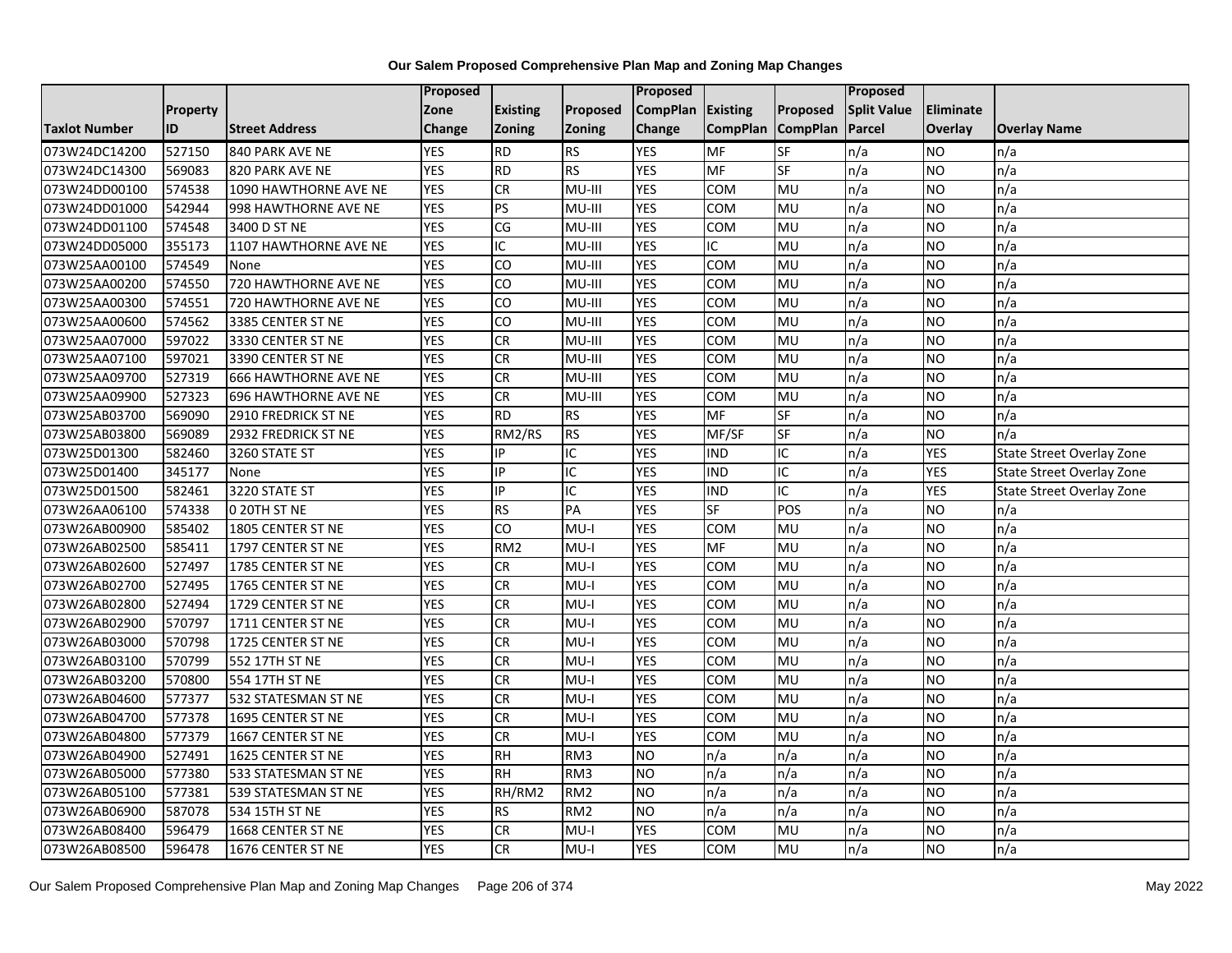# Our Salem Proposed Comprehensive Plan Map and Zoning Map Changes

| Taxlot Number | Property ID | Street Address | Proposed Zone Change | Existing Zoning | Proposed Zoning | Proposed CompPlan Change | Existing CompPlan | Proposed CompPlan | Proposed Split Value Parcel | Eliminate Overlay | Overlay Name |
|---|---|---|---|---|---|---|---|---|---|---|---|
| 073W24DC14200 | 527150 | 840 PARK AVE NE | YES | RD | RS | YES | MF | SF | n/a | NO | n/a |
| 073W24DC14300 | 569083 | 820 PARK AVE NE | YES | RD | RS | YES | MF | SF | n/a | NO | n/a |
| 073W24DD00100 | 574538 | 1090 HAWTHORNE AVE NE | YES | CR | MU-III | YES | COM | MU | n/a | NO | n/a |
| 073W24DD01000 | 542944 | 998 HAWTHORNE AVE NE | YES | PS | MU-III | YES | COM | MU | n/a | NO | n/a |
| 073W24DD01100 | 574548 | 3400 D ST NE | YES | CG | MU-III | YES | COM | MU | n/a | NO | n/a |
| 073W24DD05000 | 355173 | 1107 HAWTHORNE AVE NE | YES | IC | MU-III | YES | IC | MU | n/a | NO | n/a |
| 073W25AA00100 | 574549 | None | YES | CO | MU-III | YES | COM | MU | n/a | NO | n/a |
| 073W25AA00200 | 574550 | 720 HAWTHORNE AVE NE | YES | CO | MU-III | YES | COM | MU | n/a | NO | n/a |
| 073W25AA00300 | 574551 | 720 HAWTHORNE AVE NE | YES | CO | MU-III | YES | COM | MU | n/a | NO | n/a |
| 073W25AA00600 | 574562 | 3385 CENTER ST NE | YES | CO | MU-III | YES | COM | MU | n/a | NO | n/a |
| 073W25AA07000 | 597022 | 3330 CENTER ST NE | YES | CR | MU-III | YES | COM | MU | n/a | NO | n/a |
| 073W25AA07100 | 597021 | 3390 CENTER ST NE | YES | CR | MU-III | YES | COM | MU | n/a | NO | n/a |
| 073W25AA09700 | 527319 | 666 HAWTHORNE AVE NE | YES | CR | MU-III | YES | COM | MU | n/a | NO | n/a |
| 073W25AA09900 | 527323 | 696 HAWTHORNE AVE NE | YES | CR | MU-III | YES | COM | MU | n/a | NO | n/a |
| 073W25AB03700 | 569090 | 2910 FREDRICK ST NE | YES | RD | RS | YES | MF | SF | n/a | NO | n/a |
| 073W25AB03800 | 569089 | 2932 FREDRICK ST NE | YES | RM2/RS | RS | YES | MF/SF | SF | n/a | NO | n/a |
| 073W25D01300 | 582460 | 3260 STATE ST | YES | IP | IC | YES | IND | IC | n/a | YES | State Street Overlay Zone |
| 073W25D01400 | 345177 | None | YES | IP | IC | YES | IND | IC | n/a | YES | State Street Overlay Zone |
| 073W25D01500 | 582461 | 3220 STATE ST | YES | IP | IC | YES | IND | IC | n/a | YES | State Street Overlay Zone |
| 073W26AA06100 | 574338 | 0 20TH ST NE | YES | RS | PA | YES | SF | POS | n/a | NO | n/a |
| 073W26AB00900 | 585402 | 1805 CENTER ST NE | YES | CO | MU-I | YES | COM | MU | n/a | NO | n/a |
| 073W26AB02500 | 585411 | 1797 CENTER ST NE | YES | RM2 | MU-I | YES | MF | MU | n/a | NO | n/a |
| 073W26AB02600 | 527497 | 1785 CENTER ST NE | YES | CR | MU-I | YES | COM | MU | n/a | NO | n/a |
| 073W26AB02700 | 527495 | 1765 CENTER ST NE | YES | CR | MU-I | YES | COM | MU | n/a | NO | n/a |
| 073W26AB02800 | 527494 | 1729 CENTER ST NE | YES | CR | MU-I | YES | COM | MU | n/a | NO | n/a |
| 073W26AB02900 | 570797 | 1711 CENTER ST NE | YES | CR | MU-I | YES | COM | MU | n/a | NO | n/a |
| 073W26AB03000 | 570798 | 1725 CENTER ST NE | YES | CR | MU-I | YES | COM | MU | n/a | NO | n/a |
| 073W26AB03100 | 570799 | 552 17TH ST NE | YES | CR | MU-I | YES | COM | MU | n/a | NO | n/a |
| 073W26AB03200 | 570800 | 554 17TH ST NE | YES | CR | MU-I | YES | COM | MU | n/a | NO | n/a |
| 073W26AB04600 | 577377 | 532 STATESMAN ST NE | YES | CR | MU-I | YES | COM | MU | n/a | NO | n/a |
| 073W26AB04700 | 577378 | 1695 CENTER ST NE | YES | CR | MU-I | YES | COM | MU | n/a | NO | n/a |
| 073W26AB04800 | 577379 | 1667 CENTER ST NE | YES | CR | MU-I | YES | COM | MU | n/a | NO | n/a |
| 073W26AB04900 | 527491 | 1625 CENTER ST NE | YES | RH | RM3 | NO | n/a | n/a | n/a | NO | n/a |
| 073W26AB05000 | 577380 | 533 STATESMAN ST NE | YES | RH | RM3 | NO | n/a | n/a | n/a | NO | n/a |
| 073W26AB05100 | 577381 | 539 STATESMAN ST NE | YES | RH/RM2 | RM2 | NO | n/a | n/a | n/a | NO | n/a |
| 073W26AB06900 | 587078 | 534 15TH ST NE | YES | RS | RM2 | NO | n/a | n/a | n/a | NO | n/a |
| 073W26AB08400 | 596479 | 1668 CENTER ST NE | YES | CR | MU-I | YES | COM | MU | n/a | NO | n/a |
| 073W26AB08500 | 596478 | 1676 CENTER ST NE | YES | CR | MU-I | YES | COM | MU | n/a | NO | n/a |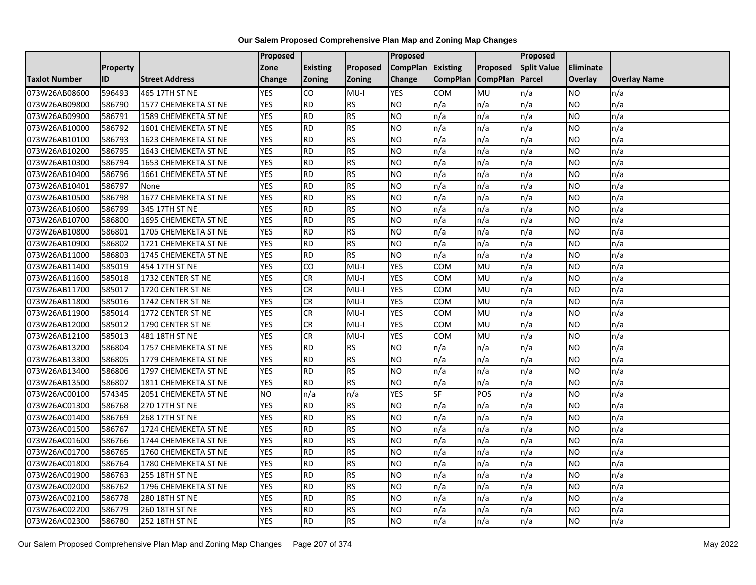# Our Salem Proposed Comprehensive Plan Map and Zoning Map Changes

| Taxlot Number | Property ID | Street Address | Proposed Zone Change | Existing Zoning | Proposed Zoning | Proposed CompPlan Change | Existing CompPlan | Proposed CompPlan | Proposed Split Value Parcel | Eliminate Overlay | Overlay Name |
|---|---|---|---|---|---|---|---|---|---|---|---|
| 073W26AB08600 | 596493 | 465 17TH ST NE | YES | CO | MU-I | YES | COM | MU | n/a | NO | n/a |
| 073W26AB09800 | 586790 | 1577 CHEMEKETA ST NE | YES | RD | RS | NO | n/a | n/a | n/a | NO | n/a |
| 073W26AB09900 | 586791 | 1589 CHEMEKETA ST NE | YES | RD | RS | NO | n/a | n/a | n/a | NO | n/a |
| 073W26AB10000 | 586792 | 1601 CHEMEKETA ST NE | YES | RD | RS | NO | n/a | n/a | n/a | NO | n/a |
| 073W26AB10100 | 586793 | 1623 CHEMEKETA ST NE | YES | RD | RS | NO | n/a | n/a | n/a | NO | n/a |
| 073W26AB10200 | 586795 | 1643 CHEMEKETA ST NE | YES | RD | RS | NO | n/a | n/a | n/a | NO | n/a |
| 073W26AB10300 | 586794 | 1653 CHEMEKETA ST NE | YES | RD | RS | NO | n/a | n/a | n/a | NO | n/a |
| 073W26AB10400 | 586796 | 1661 CHEMEKETA ST NE | YES | RD | RS | NO | n/a | n/a | n/a | NO | n/a |
| 073W26AB10401 | 586797 | None | YES | RD | RS | NO | n/a | n/a | n/a | NO | n/a |
| 073W26AB10500 | 586798 | 1677 CHEMEKETA ST NE | YES | RD | RS | NO | n/a | n/a | n/a | NO | n/a |
| 073W26AB10600 | 586799 | 345 17TH ST NE | YES | RD | RS | NO | n/a | n/a | n/a | NO | n/a |
| 073W26AB10700 | 586800 | 1695 CHEMEKETA ST NE | YES | RD | RS | NO | n/a | n/a | n/a | NO | n/a |
| 073W26AB10800 | 586801 | 1705 CHEMEKETA ST NE | YES | RD | RS | NO | n/a | n/a | n/a | NO | n/a |
| 073W26AB10900 | 586802 | 1721 CHEMEKETA ST NE | YES | RD | RS | NO | n/a | n/a | n/a | NO | n/a |
| 073W26AB11000 | 586803 | 1745 CHEMEKETA ST NE | YES | RD | RS | NO | n/a | n/a | n/a | NO | n/a |
| 073W26AB11400 | 585019 | 454 17TH ST NE | YES | CO | MU-I | YES | COM | MU | n/a | NO | n/a |
| 073W26AB11600 | 585018 | 1732 CENTER ST NE | YES | CR | MU-I | YES | COM | MU | n/a | NO | n/a |
| 073W26AB11700 | 585017 | 1720 CENTER ST NE | YES | CR | MU-I | YES | COM | MU | n/a | NO | n/a |
| 073W26AB11800 | 585016 | 1742 CENTER ST NE | YES | CR | MU-I | YES | COM | MU | n/a | NO | n/a |
| 073W26AB11900 | 585014 | 1772 CENTER ST NE | YES | CR | MU-I | YES | COM | MU | n/a | NO | n/a |
| 073W26AB12000 | 585012 | 1790 CENTER ST NE | YES | CR | MU-I | YES | COM | MU | n/a | NO | n/a |
| 073W26AB12100 | 585013 | 481 18TH ST NE | YES | CR | MU-I | YES | COM | MU | n/a | NO | n/a |
| 073W26AB13200 | 586804 | 1757 CHEMEKETA ST NE | YES | RD | RS | NO | n/a | n/a | n/a | NO | n/a |
| 073W26AB13300 | 586805 | 1779 CHEMEKETA ST NE | YES | RD | RS | NO | n/a | n/a | n/a | NO | n/a |
| 073W26AB13400 | 586806 | 1797 CHEMEKETA ST NE | YES | RD | RS | NO | n/a | n/a | n/a | NO | n/a |
| 073W26AB13500 | 586807 | 1811 CHEMEKETA ST NE | YES | RD | RS | NO | n/a | n/a | n/a | NO | n/a |
| 073W26AC00100 | 574345 | 2051 CHEMEKETA ST NE | NO | n/a | n/a | YES | SF | POS | n/a | NO | n/a |
| 073W26AC01300 | 586768 | 270 17TH ST NE | YES | RD | RS | NO | n/a | n/a | n/a | NO | n/a |
| 073W26AC01400 | 586769 | 268 17TH ST NE | YES | RD | RS | NO | n/a | n/a | n/a | NO | n/a |
| 073W26AC01500 | 586767 | 1724 CHEMEKETA ST NE | YES | RD | RS | NO | n/a | n/a | n/a | NO | n/a |
| 073W26AC01600 | 586766 | 1744 CHEMEKETA ST NE | YES | RD | RS | NO | n/a | n/a | n/a | NO | n/a |
| 073W26AC01700 | 586765 | 1760 CHEMEKETA ST NE | YES | RD | RS | NO | n/a | n/a | n/a | NO | n/a |
| 073W26AC01800 | 586764 | 1780 CHEMEKETA ST NE | YES | RD | RS | NO | n/a | n/a | n/a | NO | n/a |
| 073W26AC01900 | 586763 | 255 18TH ST NE | YES | RD | RS | NO | n/a | n/a | n/a | NO | n/a |
| 073W26AC02000 | 586762 | 1796 CHEMEKETA ST NE | YES | RD | RS | NO | n/a | n/a | n/a | NO | n/a |
| 073W26AC02100 | 586778 | 280 18TH ST NE | YES | RD | RS | NO | n/a | n/a | n/a | NO | n/a |
| 073W26AC02200 | 586779 | 260 18TH ST NE | YES | RD | RS | NO | n/a | n/a | n/a | NO | n/a |
| 073W26AC02300 | 586780 | 252 18TH ST NE | YES | RD | RS | NO | n/a | n/a | n/a | NO | n/a |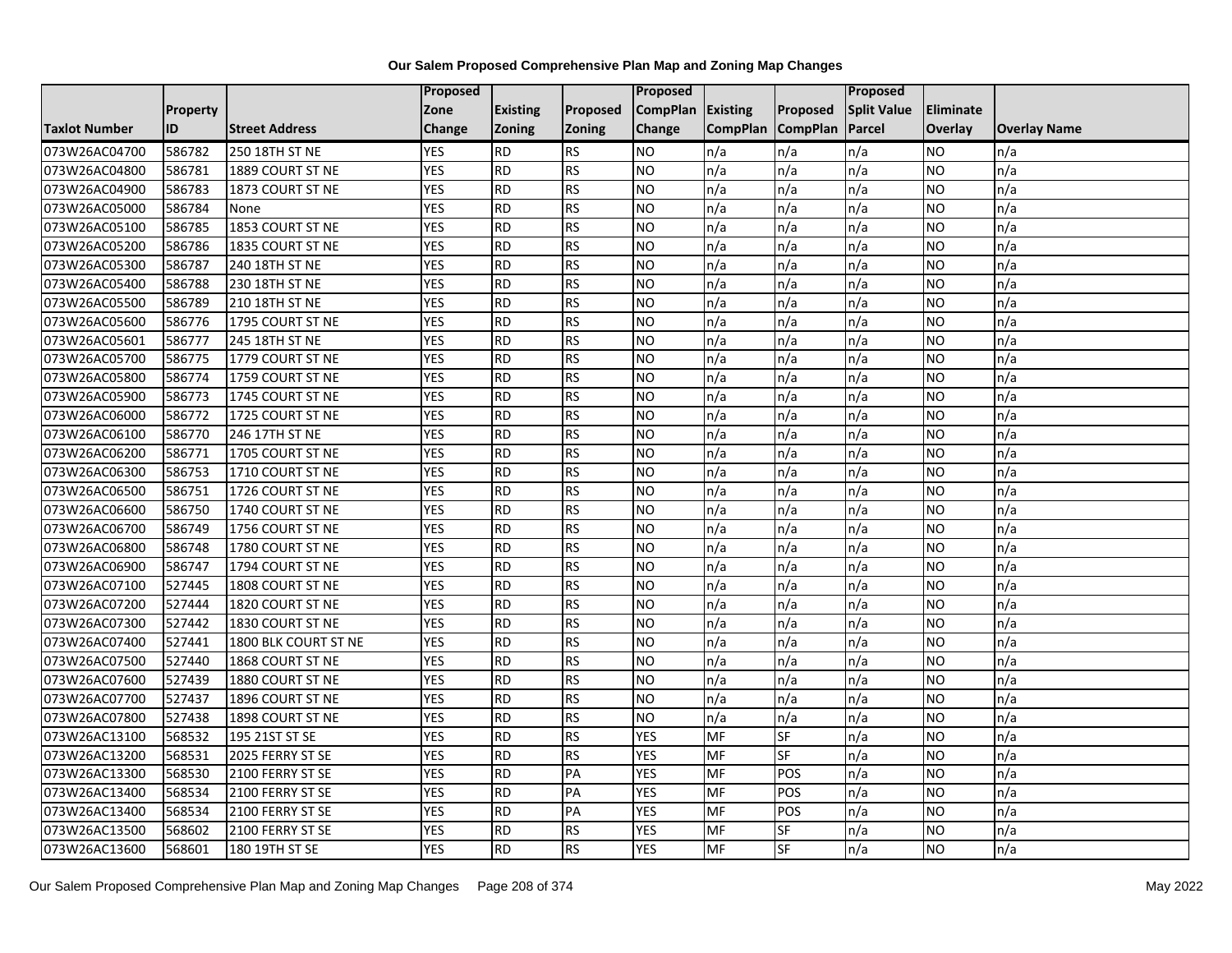**Our Salem Proposed Comprehensive Plan Map and Zoning Map Changes**

| Taxlot Number | Property ID | Street Address | Proposed Zone Change | Existing Zoning | Proposed Zoning | Proposed CompPlan Change | Existing CompPlan | Proposed CompPlan | Proposed Split Value Parcel | Eliminate Overlay | Overlay Name |
|---|---|---|---|---|---|---|---|---|---|---|---|
| 073W26AC04700 | 586782 | 250 18TH ST NE | YES | RD | RS | NO | n/a | n/a | n/a | NO | n/a |
| 073W26AC04800 | 586781 | 1889 COURT ST NE | YES | RD | RS | NO | n/a | n/a | n/a | NO | n/a |
| 073W26AC04900 | 586783 | 1873 COURT ST NE | YES | RD | RS | NO | n/a | n/a | n/a | NO | n/a |
| 073W26AC05000 | 586784 | None | YES | RD | RS | NO | n/a | n/a | n/a | NO | n/a |
| 073W26AC05100 | 586785 | 1853 COURT ST NE | YES | RD | RS | NO | n/a | n/a | n/a | NO | n/a |
| 073W26AC05200 | 586786 | 1835 COURT ST NE | YES | RD | RS | NO | n/a | n/a | n/a | NO | n/a |
| 073W26AC05300 | 586787 | 240 18TH ST NE | YES | RD | RS | NO | n/a | n/a | n/a | NO | n/a |
| 073W26AC05400 | 586788 | 230 18TH ST NE | YES | RD | RS | NO | n/a | n/a | n/a | NO | n/a |
| 073W26AC05500 | 586789 | 210 18TH ST NE | YES | RD | RS | NO | n/a | n/a | n/a | NO | n/a |
| 073W26AC05600 | 586776 | 1795 COURT ST NE | YES | RD | RS | NO | n/a | n/a | n/a | NO | n/a |
| 073W26AC05601 | 586777 | 245 18TH ST NE | YES | RD | RS | NO | n/a | n/a | n/a | NO | n/a |
| 073W26AC05700 | 586775 | 1779 COURT ST NE | YES | RD | RS | NO | n/a | n/a | n/a | NO | n/a |
| 073W26AC05800 | 586774 | 1759 COURT ST NE | YES | RD | RS | NO | n/a | n/a | n/a | NO | n/a |
| 073W26AC05900 | 586773 | 1745 COURT ST NE | YES | RD | RS | NO | n/a | n/a | n/a | NO | n/a |
| 073W26AC06000 | 586772 | 1725 COURT ST NE | YES | RD | RS | NO | n/a | n/a | n/a | NO | n/a |
| 073W26AC06100 | 586770 | 246 17TH ST NE | YES | RD | RS | NO | n/a | n/a | n/a | NO | n/a |
| 073W26AC06200 | 586771 | 1705 COURT ST NE | YES | RD | RS | NO | n/a | n/a | n/a | NO | n/a |
| 073W26AC06300 | 586753 | 1710 COURT ST NE | YES | RD | RS | NO | n/a | n/a | n/a | NO | n/a |
| 073W26AC06500 | 586751 | 1726 COURT ST NE | YES | RD | RS | NO | n/a | n/a | n/a | NO | n/a |
| 073W26AC06600 | 586750 | 1740 COURT ST NE | YES | RD | RS | NO | n/a | n/a | n/a | NO | n/a |
| 073W26AC06700 | 586749 | 1756 COURT ST NE | YES | RD | RS | NO | n/a | n/a | n/a | NO | n/a |
| 073W26AC06800 | 586748 | 1780 COURT ST NE | YES | RD | RS | NO | n/a | n/a | n/a | NO | n/a |
| 073W26AC06900 | 586747 | 1794 COURT ST NE | YES | RD | RS | NO | n/a | n/a | n/a | NO | n/a |
| 073W26AC07100 | 527445 | 1808 COURT ST NE | YES | RD | RS | NO | n/a | n/a | n/a | NO | n/a |
| 073W26AC07200 | 527444 | 1820 COURT ST NE | YES | RD | RS | NO | n/a | n/a | n/a | NO | n/a |
| 073W26AC07300 | 527442 | 1830 COURT ST NE | YES | RD | RS | NO | n/a | n/a | n/a | NO | n/a |
| 073W26AC07400 | 527441 | 1800 BLK COURT ST NE | YES | RD | RS | NO | n/a | n/a | n/a | NO | n/a |
| 073W26AC07500 | 527440 | 1868 COURT ST NE | YES | RD | RS | NO | n/a | n/a | n/a | NO | n/a |
| 073W26AC07600 | 527439 | 1880 COURT ST NE | YES | RD | RS | NO | n/a | n/a | n/a | NO | n/a |
| 073W26AC07700 | 527437 | 1896 COURT ST NE | YES | RD | RS | NO | n/a | n/a | n/a | NO | n/a |
| 073W26AC07800 | 527438 | 1898 COURT ST NE | YES | RD | RS | NO | n/a | n/a | n/a | NO | n/a |
| 073W26AC13100 | 568532 | 195 21ST ST SE | YES | RD | RS | YES | MF | SF | n/a | NO | n/a |
| 073W26AC13200 | 568531 | 2025 FERRY ST SE | YES | RD | RS | YES | MF | SF | n/a | NO | n/a |
| 073W26AC13300 | 568530 | 2100 FERRY ST SE | YES | RD | PA | YES | MF | POS | n/a | NO | n/a |
| 073W26AC13400 | 568534 | 2100 FERRY ST SE | YES | RD | PA | YES | MF | POS | n/a | NO | n/a |
| 073W26AC13400 | 568534 | 2100 FERRY ST SE | YES | RD | PA | YES | MF | POS | n/a | NO | n/a |
| 073W26AC13500 | 568602 | 2100 FERRY ST SE | YES | RD | RS | YES | MF | SF | n/a | NO | n/a |
| 073W26AC13600 | 568601 | 180 19TH ST SE | YES | RD | RS | YES | MF | SF | n/a | NO | n/a |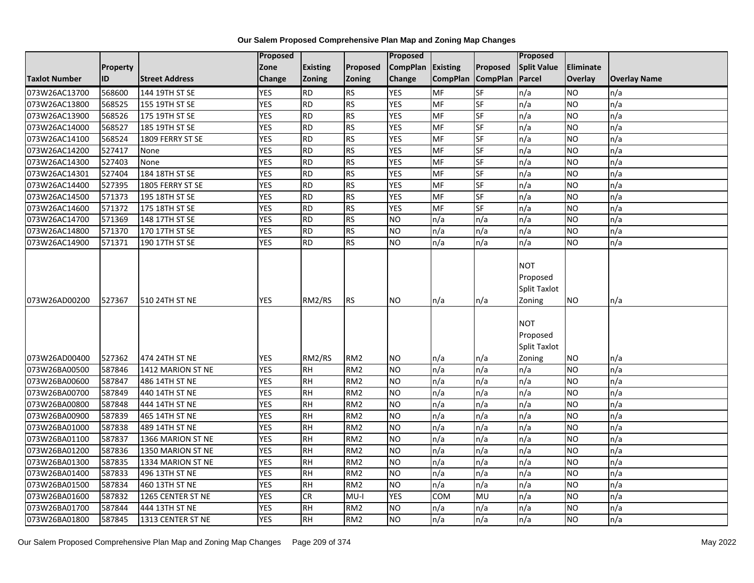# Our Salem Proposed Comprehensive Plan Map and Zoning Map Changes

| Taxlot Number | Property ID | Street Address | Proposed Zone Change | Existing Zoning | Proposed Zoning | Proposed CompPlan Change | Existing CompPlan | Proposed CompPlan | Proposed Split Value Parcel | Eliminate Overlay | Overlay Name |
|---|---|---|---|---|---|---|---|---|---|---|---|
| 073W26AC13700 | 568600 | 144 19TH ST SE | YES | RD | RS | YES | MF | SF | n/a | NO | n/a |
| 073W26AC13800 | 568525 | 155 19TH ST SE | YES | RD | RS | YES | MF | SF | n/a | NO | n/a |
| 073W26AC13900 | 568526 | 175 19TH ST SE | YES | RD | RS | YES | MF | SF | n/a | NO | n/a |
| 073W26AC14000 | 568527 | 185 19TH ST SE | YES | RD | RS | YES | MF | SF | n/a | NO | n/a |
| 073W26AC14100 | 568524 | 1809 FERRY ST SE | YES | RD | RS | YES | MF | SF | n/a | NO | n/a |
| 073W26AC14200 | 527417 | None | YES | RD | RS | YES | MF | SF | n/a | NO | n/a |
| 073W26AC14300 | 527403 | None | YES | RD | RS | YES | MF | SF | n/a | NO | n/a |
| 073W26AC14301 | 527404 | 184 18TH ST SE | YES | RD | RS | YES | MF | SF | n/a | NO | n/a |
| 073W26AC14400 | 527395 | 1805 FERRY ST SE | YES | RD | RS | YES | MF | SF | n/a | NO | n/a |
| 073W26AC14500 | 571373 | 195 18TH ST SE | YES | RD | RS | YES | MF | SF | n/a | NO | n/a |
| 073W26AC14600 | 571372 | 175 18TH ST SE | YES | RD | RS | YES | MF | SF | n/a | NO | n/a |
| 073W26AC14700 | 571369 | 148 17TH ST SE | YES | RD | RS | NO | n/a | n/a | n/a | NO | n/a |
| 073W26AC14800 | 571370 | 170 17TH ST SE | YES | RD | RS | NO | n/a | n/a | n/a | NO | n/a |
| 073W26AC14900 | 571371 | 190 17TH ST SE | YES | RD | RS | NO | n/a | n/a | n/a | NO | n/a |
| 073W26AD00200 | 527367 | 510 24TH ST NE | YES | RM2/RS | RS | NO | n/a | n/a | NOT Proposed Split Taxlot Zoning | NO | n/a |
| 073W26AD00400 | 527362 | 474 24TH ST NE | YES | RM2/RS | RM2 | NO | n/a | n/a | NOT Proposed Split Taxlot Zoning | NO | n/a |
| 073W26BA00500 | 587846 | 1412 MARION ST NE | YES | RH | RM2 | NO | n/a | n/a | n/a | NO | n/a |
| 073W26BA00600 | 587847 | 486 14TH ST NE | YES | RH | RM2 | NO | n/a | n/a | n/a | NO | n/a |
| 073W26BA00700 | 587849 | 440 14TH ST NE | YES | RH | RM2 | NO | n/a | n/a | n/a | NO | n/a |
| 073W26BA00800 | 587848 | 444 14TH ST NE | YES | RH | RM2 | NO | n/a | n/a | n/a | NO | n/a |
| 073W26BA00900 | 587839 | 465 14TH ST NE | YES | RH | RM2 | NO | n/a | n/a | n/a | NO | n/a |
| 073W26BA01000 | 587838 | 489 14TH ST NE | YES | RH | RM2 | NO | n/a | n/a | n/a | NO | n/a |
| 073W26BA01100 | 587837 | 1366 MARION ST NE | YES | RH | RM2 | NO | n/a | n/a | n/a | NO | n/a |
| 073W26BA01200 | 587836 | 1350 MARION ST NE | YES | RH | RM2 | NO | n/a | n/a | n/a | NO | n/a |
| 073W26BA01300 | 587835 | 1334 MARION ST NE | YES | RH | RM2 | NO | n/a | n/a | n/a | NO | n/a |
| 073W26BA01400 | 587833 | 496 13TH ST NE | YES | RH | RM2 | NO | n/a | n/a | n/a | NO | n/a |
| 073W26BA01500 | 587834 | 460 13TH ST NE | YES | RH | RM2 | NO | n/a | n/a | n/a | NO | n/a |
| 073W26BA01600 | 587832 | 1265 CENTER ST NE | YES | CR | MU-I | YES | COM | MU | n/a | NO | n/a |
| 073W26BA01700 | 587844 | 444 13TH ST NE | YES | RH | RM2 | NO | n/a | n/a | n/a | NO | n/a |
| 073W26BA01800 | 587845 | 1313 CENTER ST NE | YES | RH | RM2 | NO | n/a | n/a | n/a | NO | n/a |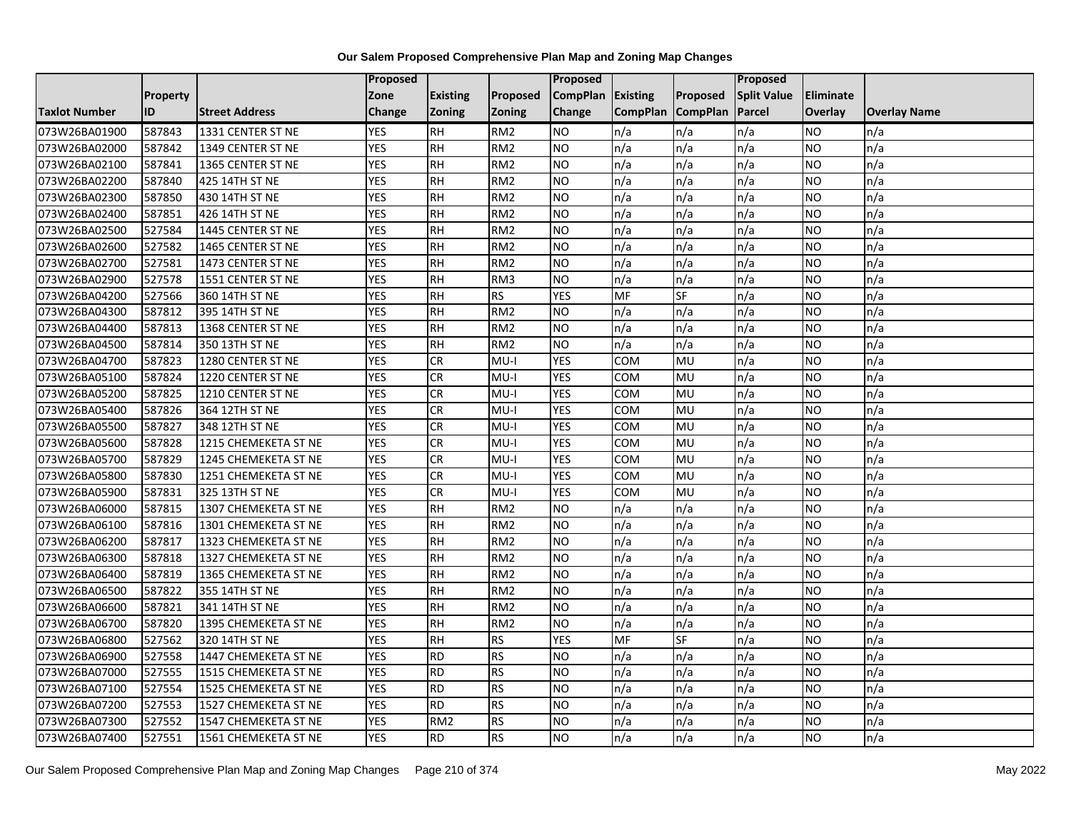# Our Salem Proposed Comprehensive Plan Map and Zoning Map Changes

| Taxlot Number | Property ID | Street Address | Proposed Zone Change | Existing Zoning | Proposed Zoning | Proposed CompPlan Change | Existing CompPlan | Proposed CompPlan | Proposed Split Value Parcel | Eliminate Overlay | Overlay Name |
|---|---|---|---|---|---|---|---|---|---|---|---|
| 073W26BA01900 | 587843 | 1331 CENTER ST NE | YES | RH | RM2 | NO | n/a | n/a | n/a | NO | n/a |
| 073W26BA02000 | 587842 | 1349 CENTER ST NE | YES | RH | RM2 | NO | n/a | n/a | n/a | NO | n/a |
| 073W26BA02100 | 587841 | 1365 CENTER ST NE | YES | RH | RM2 | NO | n/a | n/a | n/a | NO | n/a |
| 073W26BA02200 | 587840 | 425 14TH ST NE | YES | RH | RM2 | NO | n/a | n/a | n/a | NO | n/a |
| 073W26BA02300 | 587850 | 430 14TH ST NE | YES | RH | RM2 | NO | n/a | n/a | n/a | NO | n/a |
| 073W26BA02400 | 587851 | 426 14TH ST NE | YES | RH | RM2 | NO | n/a | n/a | n/a | NO | n/a |
| 073W26BA02500 | 527584 | 1445 CENTER ST NE | YES | RH | RM2 | NO | n/a | n/a | n/a | NO | n/a |
| 073W26BA02600 | 527582 | 1465 CENTER ST NE | YES | RH | RM2 | NO | n/a | n/a | n/a | NO | n/a |
| 073W26BA02700 | 527581 | 1473 CENTER ST NE | YES | RH | RM2 | NO | n/a | n/a | n/a | NO | n/a |
| 073W26BA02900 | 527578 | 1551 CENTER ST NE | YES | RH | RM3 | NO | n/a | n/a | n/a | NO | n/a |
| 073W26BA04200 | 527566 | 360 14TH ST NE | YES | RH | RS | YES | MF | SF | n/a | NO | n/a |
| 073W26BA04300 | 587812 | 395 14TH ST NE | YES | RH | RM2 | NO | n/a | n/a | n/a | NO | n/a |
| 073W26BA04400 | 587813 | 1368 CENTER ST NE | YES | RH | RM2 | NO | n/a | n/a | n/a | NO | n/a |
| 073W26BA04500 | 587814 | 350 13TH ST NE | YES | RH | RM2 | NO | n/a | n/a | n/a | NO | n/a |
| 073W26BA04700 | 587823 | 1280 CENTER ST NE | YES | CR | MU-I | YES | COM | MU | n/a | NO | n/a |
| 073W26BA05100 | 587824 | 1220 CENTER ST NE | YES | CR | MU-I | YES | COM | MU | n/a | NO | n/a |
| 073W26BA05200 | 587825 | 1210 CENTER ST NE | YES | CR | MU-I | YES | COM | MU | n/a | NO | n/a |
| 073W26BA05400 | 587826 | 364 12TH ST NE | YES | CR | MU-I | YES | COM | MU | n/a | NO | n/a |
| 073W26BA05500 | 587827 | 348 12TH ST NE | YES | CR | MU-I | YES | COM | MU | n/a | NO | n/a |
| 073W26BA05600 | 587828 | 1215 CHEMEKETA ST NE | YES | CR | MU-I | YES | COM | MU | n/a | NO | n/a |
| 073W26BA05700 | 587829 | 1245 CHEMEKETA ST NE | YES | CR | MU-I | YES | COM | MU | n/a | NO | n/a |
| 073W26BA05800 | 587830 | 1251 CHEMEKETA ST NE | YES | CR | MU-I | YES | COM | MU | n/a | NO | n/a |
| 073W26BA05900 | 587831 | 325 13TH ST NE | YES | CR | MU-I | YES | COM | MU | n/a | NO | n/a |
| 073W26BA06000 | 587815 | 1307 CHEMEKETA ST NE | YES | RH | RM2 | NO | n/a | n/a | n/a | NO | n/a |
| 073W26BA06100 | 587816 | 1301 CHEMEKETA ST NE | YES | RH | RM2 | NO | n/a | n/a | n/a | NO | n/a |
| 073W26BA06200 | 587817 | 1323 CHEMEKETA ST NE | YES | RH | RM2 | NO | n/a | n/a | n/a | NO | n/a |
| 073W26BA06300 | 587818 | 1327 CHEMEKETA ST NE | YES | RH | RM2 | NO | n/a | n/a | n/a | NO | n/a |
| 073W26BA06400 | 587819 | 1365 CHEMEKETA ST NE | YES | RH | RM2 | NO | n/a | n/a | n/a | NO | n/a |
| 073W26BA06500 | 587822 | 355 14TH ST NE | YES | RH | RM2 | NO | n/a | n/a | n/a | NO | n/a |
| 073W26BA06600 | 587821 | 341 14TH ST NE | YES | RH | RM2 | NO | n/a | n/a | n/a | NO | n/a |
| 073W26BA06700 | 587820 | 1395 CHEMEKETA ST NE | YES | RH | RM2 | NO | n/a | n/a | n/a | NO | n/a |
| 073W26BA06800 | 527562 | 320 14TH ST NE | YES | RH | RS | YES | MF | SF | n/a | NO | n/a |
| 073W26BA06900 | 527558 | 1447 CHEMEKETA ST NE | YES | RD | RS | NO | n/a | n/a | n/a | NO | n/a |
| 073W26BA07000 | 527555 | 1515 CHEMEKETA ST NE | YES | RD | RS | NO | n/a | n/a | n/a | NO | n/a |
| 073W26BA07100 | 527554 | 1525 CHEMEKETA ST NE | YES | RD | RS | NO | n/a | n/a | n/a | NO | n/a |
| 073W26BA07200 | 527553 | 1527 CHEMEKETA ST NE | YES | RD | RS | NO | n/a | n/a | n/a | NO | n/a |
| 073W26BA07300 | 527552 | 1547 CHEMEKETA ST NE | YES | RM2 | RS | NO | n/a | n/a | n/a | NO | n/a |
| 073W26BA07400 | 527551 | 1561 CHEMEKETA ST NE | YES | RD | RS | NO | n/a | n/a | n/a | NO | n/a |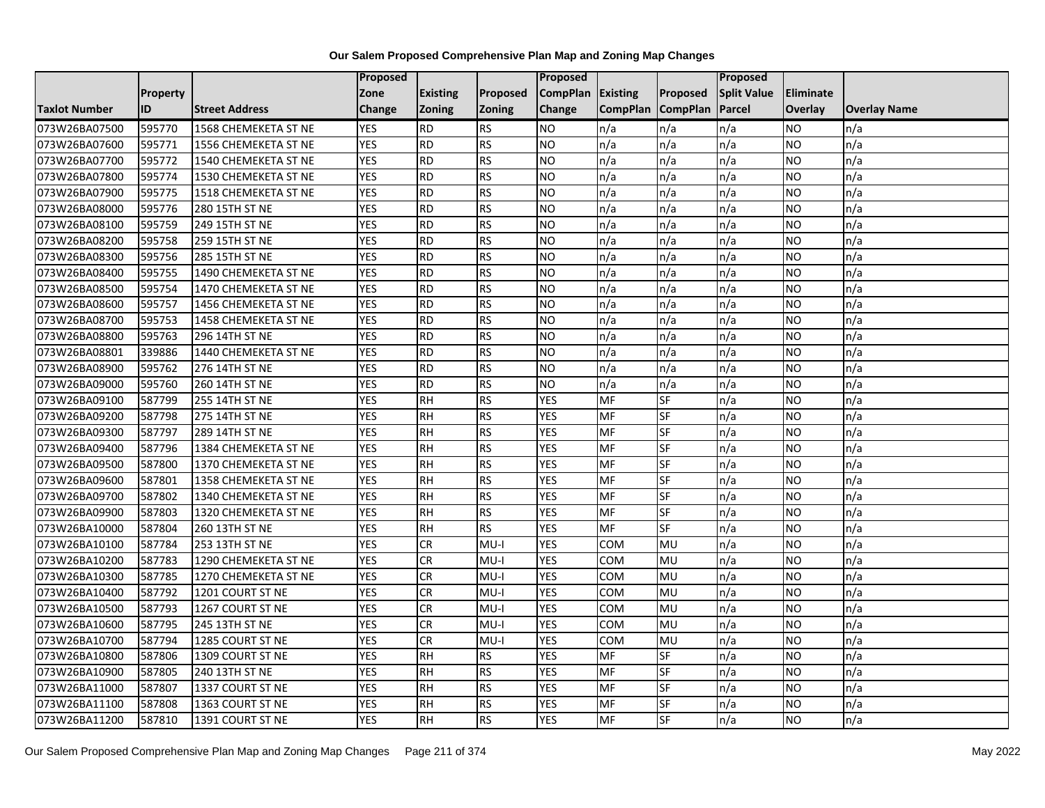**Our Salem Proposed Comprehensive Plan Map and Zoning Map Changes**

| Taxlot Number | Property ID | Street Address | Proposed Zone Change | Existing Zoning | Proposed Zoning | Proposed CompPlan Change | Existing CompPlan | Proposed CompPlan | Proposed Split Value Parcel | Eliminate Overlay | Overlay Name |
|---|---|---|---|---|---|---|---|---|---|---|---|
| 073W26BA07500 | 595770 | 1568 CHEMEKETA ST NE | YES | RD | RS | NO | n/a | n/a | n/a | NO | n/a |
| 073W26BA07600 | 595771 | 1556 CHEMEKETA ST NE | YES | RD | RS | NO | n/a | n/a | n/a | NO | n/a |
| 073W26BA07700 | 595772 | 1540 CHEMEKETA ST NE | YES | RD | RS | NO | n/a | n/a | n/a | NO | n/a |
| 073W26BA07800 | 595774 | 1530 CHEMEKETA ST NE | YES | RD | RS | NO | n/a | n/a | n/a | NO | n/a |
| 073W26BA07900 | 595775 | 1518 CHEMEKETA ST NE | YES | RD | RS | NO | n/a | n/a | n/a | NO | n/a |
| 073W26BA08000 | 595776 | 280 15TH ST NE | YES | RD | RS | NO | n/a | n/a | n/a | NO | n/a |
| 073W26BA08100 | 595759 | 249 15TH ST NE | YES | RD | RS | NO | n/a | n/a | n/a | NO | n/a |
| 073W26BA08200 | 595758 | 259 15TH ST NE | YES | RD | RS | NO | n/a | n/a | n/a | NO | n/a |
| 073W26BA08300 | 595756 | 285 15TH ST NE | YES | RD | RS | NO | n/a | n/a | n/a | NO | n/a |
| 073W26BA08400 | 595755 | 1490 CHEMEKETA ST NE | YES | RD | RS | NO | n/a | n/a | n/a | NO | n/a |
| 073W26BA08500 | 595754 | 1470 CHEMEKETA ST NE | YES | RD | RS | NO | n/a | n/a | n/a | NO | n/a |
| 073W26BA08600 | 595757 | 1456 CHEMEKETA ST NE | YES | RD | RS | NO | n/a | n/a | n/a | NO | n/a |
| 073W26BA08700 | 595753 | 1458 CHEMEKETA ST NE | YES | RD | RS | NO | n/a | n/a | n/a | NO | n/a |
| 073W26BA08800 | 595763 | 296 14TH ST NE | YES | RD | RS | NO | n/a | n/a | n/a | NO | n/a |
| 073W26BA08801 | 339886 | 1440 CHEMEKETA ST NE | YES | RD | RS | NO | n/a | n/a | n/a | NO | n/a |
| 073W26BA08900 | 595762 | 276 14TH ST NE | YES | RD | RS | NO | n/a | n/a | n/a | NO | n/a |
| 073W26BA09000 | 595760 | 260 14TH ST NE | YES | RD | RS | NO | n/a | n/a | n/a | NO | n/a |
| 073W26BA09100 | 587799 | 255 14TH ST NE | YES | RH | RS | YES | MF | SF | n/a | NO | n/a |
| 073W26BA09200 | 587798 | 275 14TH ST NE | YES | RH | RS | YES | MF | SF | n/a | NO | n/a |
| 073W26BA09300 | 587797 | 289 14TH ST NE | YES | RH | RS | YES | MF | SF | n/a | NO | n/a |
| 073W26BA09400 | 587796 | 1384 CHEMEKETA ST NE | YES | RH | RS | YES | MF | SF | n/a | NO | n/a |
| 073W26BA09500 | 587800 | 1370 CHEMEKETA ST NE | YES | RH | RS | YES | MF | SF | n/a | NO | n/a |
| 073W26BA09600 | 587801 | 1358 CHEMEKETA ST NE | YES | RH | RS | YES | MF | SF | n/a | NO | n/a |
| 073W26BA09700 | 587802 | 1340 CHEMEKETA ST NE | YES | RH | RS | YES | MF | SF | n/a | NO | n/a |
| 073W26BA09900 | 587803 | 1320 CHEMEKETA ST NE | YES | RH | RS | YES | MF | SF | n/a | NO | n/a |
| 073W26BA10000 | 587804 | 260 13TH ST NE | YES | RH | RS | YES | MF | SF | n/a | NO | n/a |
| 073W26BA10100 | 587784 | 253 13TH ST NE | YES | CR | MU-I | YES | COM | MU | n/a | NO | n/a |
| 073W26BA10200 | 587783 | 1290 CHEMEKETA ST NE | YES | CR | MU-I | YES | COM | MU | n/a | NO | n/a |
| 073W26BA10300 | 587785 | 1270 CHEMEKETA ST NE | YES | CR | MU-I | YES | COM | MU | n/a | NO | n/a |
| 073W26BA10400 | 587792 | 1201 COURT ST NE | YES | CR | MU-I | YES | COM | MU | n/a | NO | n/a |
| 073W26BA10500 | 587793 | 1267 COURT ST NE | YES | CR | MU-I | YES | COM | MU | n/a | NO | n/a |
| 073W26BA10600 | 587795 | 245 13TH ST NE | YES | CR | MU-I | YES | COM | MU | n/a | NO | n/a |
| 073W26BA10700 | 587794 | 1285 COURT ST NE | YES | CR | MU-I | YES | COM | MU | n/a | NO | n/a |
| 073W26BA10800 | 587806 | 1309 COURT ST NE | YES | RH | RS | YES | MF | SF | n/a | NO | n/a |
| 073W26BA10900 | 587805 | 240 13TH ST NE | YES | RH | RS | YES | MF | SF | n/a | NO | n/a |
| 073W26BA11000 | 587807 | 1337 COURT ST NE | YES | RH | RS | YES | MF | SF | n/a | NO | n/a |
| 073W26BA11100 | 587808 | 1363 COURT ST NE | YES | RH | RS | YES | MF | SF | n/a | NO | n/a |
| 073W26BA11200 | 587810 | 1391 COURT ST NE | YES | RH | RS | YES | MF | SF | n/a | NO | n/a |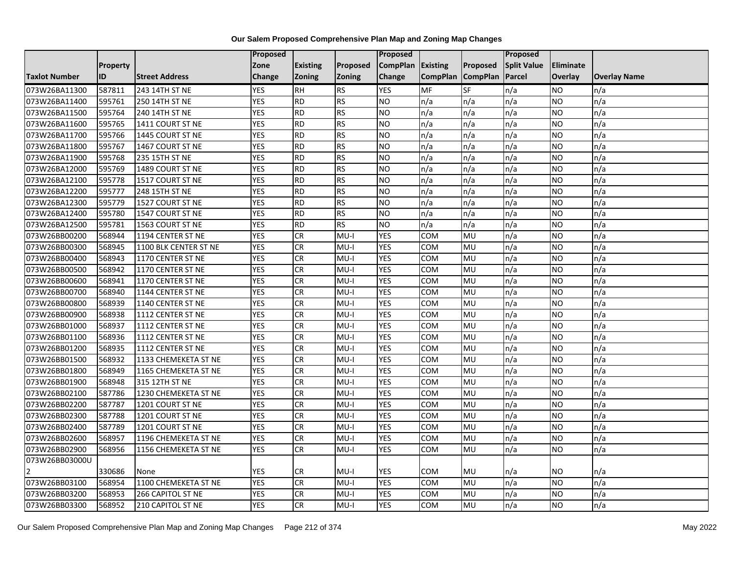# Our Salem Proposed Comprehensive Plan Map and Zoning Map Changes

| Taxlot Number | Property ID | Street Address | Proposed Zone Change | Existing Zoning | Proposed Zoning | Proposed CompPlan Change | Existing CompPlan | Proposed CompPlan | Proposed Split Value Parcel | Eliminate Overlay | Overlay Name |
|---|---|---|---|---|---|---|---|---|---|---|---|
| 073W26BA11300 | 587811 | 243 14TH ST NE | YES | RH | RS | YES | MF | SF | n/a | NO | n/a |
| 073W26BA11400 | 595761 | 250 14TH ST NE | YES | RD | RS | NO | n/a | n/a | n/a | NO | n/a |
| 073W26BA11500 | 595764 | 240 14TH ST NE | YES | RD | RS | NO | n/a | n/a | n/a | NO | n/a |
| 073W26BA11600 | 595765 | 1411 COURT ST NE | YES | RD | RS | NO | n/a | n/a | n/a | NO | n/a |
| 073W26BA11700 | 595766 | 1445 COURT ST NE | YES | RD | RS | NO | n/a | n/a | n/a | NO | n/a |
| 073W26BA11800 | 595767 | 1467 COURT ST NE | YES | RD | RS | NO | n/a | n/a | n/a | NO | n/a |
| 073W26BA11900 | 595768 | 235 15TH ST NE | YES | RD | RS | NO | n/a | n/a | n/a | NO | n/a |
| 073W26BA12000 | 595769 | 1489 COURT ST NE | YES | RD | RS | NO | n/a | n/a | n/a | NO | n/a |
| 073W26BA12100 | 595778 | 1517 COURT ST NE | YES | RD | RS | NO | n/a | n/a | n/a | NO | n/a |
| 073W26BA12200 | 595777 | 248 15TH ST NE | YES | RD | RS | NO | n/a | n/a | n/a | NO | n/a |
| 073W26BA12300 | 595779 | 1527 COURT ST NE | YES | RD | RS | NO | n/a | n/a | n/a | NO | n/a |
| 073W26BA12400 | 595780 | 1547 COURT ST NE | YES | RD | RS | NO | n/a | n/a | n/a | NO | n/a |
| 073W26BA12500 | 595781 | 1563 COURT ST NE | YES | RD | RS | NO | n/a | n/a | n/a | NO | n/a |
| 073W26BB00200 | 568944 | 1194 CENTER ST NE | YES | CR | MU-I | YES | COM | MU | n/a | NO | n/a |
| 073W26BB00300 | 568945 | 1100 BLK CENTER ST NE | YES | CR | MU-I | YES | COM | MU | n/a | NO | n/a |
| 073W26BB00400 | 568943 | 1170 CENTER ST NE | YES | CR | MU-I | YES | COM | MU | n/a | NO | n/a |
| 073W26BB00500 | 568942 | 1170 CENTER ST NE | YES | CR | MU-I | YES | COM | MU | n/a | NO | n/a |
| 073W26BB00600 | 568941 | 1170 CENTER ST NE | YES | CR | MU-I | YES | COM | MU | n/a | NO | n/a |
| 073W26BB00700 | 568940 | 1144 CENTER ST NE | YES | CR | MU-I | YES | COM | MU | n/a | NO | n/a |
| 073W26BB00800 | 568939 | 1140 CENTER ST NE | YES | CR | MU-I | YES | COM | MU | n/a | NO | n/a |
| 073W26BB00900 | 568938 | 1112 CENTER ST NE | YES | CR | MU-I | YES | COM | MU | n/a | NO | n/a |
| 073W26BB01000 | 568937 | 1112 CENTER ST NE | YES | CR | MU-I | YES | COM | MU | n/a | NO | n/a |
| 073W26BB01100 | 568936 | 1112 CENTER ST NE | YES | CR | MU-I | YES | COM | MU | n/a | NO | n/a |
| 073W26BB01200 | 568935 | 1112 CENTER ST NE | YES | CR | MU-I | YES | COM | MU | n/a | NO | n/a |
| 073W26BB01500 | 568932 | 1133 CHEMEKETA ST NE | YES | CR | MU-I | YES | COM | MU | n/a | NO | n/a |
| 073W26BB01800 | 568949 | 1165 CHEMEKETA ST NE | YES | CR | MU-I | YES | COM | MU | n/a | NO | n/a |
| 073W26BB01900 | 568948 | 315 12TH ST NE | YES | CR | MU-I | YES | COM | MU | n/a | NO | n/a |
| 073W26BB02100 | 587786 | 1230 CHEMEKETA ST NE | YES | CR | MU-I | YES | COM | MU | n/a | NO | n/a |
| 073W26BB02200 | 587787 | 1201 COURT ST NE | YES | CR | MU-I | YES | COM | MU | n/a | NO | n/a |
| 073W26BB02300 | 587788 | 1201 COURT ST NE | YES | CR | MU-I | YES | COM | MU | n/a | NO | n/a |
| 073W26BB02400 | 587789 | 1201 COURT ST NE | YES | CR | MU-I | YES | COM | MU | n/a | NO | n/a |
| 073W26BB02600 | 568957 | 1196 CHEMEKETA ST NE | YES | CR | MU-I | YES | COM | MU | n/a | NO | n/a |
| 073W26BB02900 | 568956 | 1156 CHEMEKETA ST NE | YES | CR | MU-I | YES | COM | MU | n/a | NO | n/a |
| 073W26BB03000U2 | 330686 | None | YES | CR | MU-I | YES | COM | MU | n/a | NO | n/a |
| 073W26BB03100 | 568954 | 1100 CHEMEKETA ST NE | YES | CR | MU-I | YES | COM | MU | n/a | NO | n/a |
| 073W26BB03200 | 568953 | 266 CAPITOL ST NE | YES | CR | MU-I | YES | COM | MU | n/a | NO | n/a |
| 073W26BB03300 | 568952 | 210 CAPITOL ST NE | YES | CR | MU-I | YES | COM | MU | n/a | NO | n/a |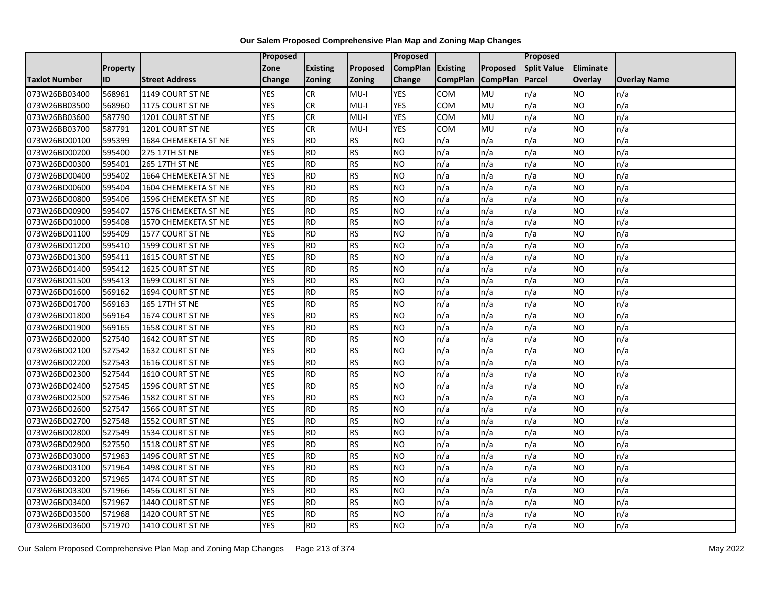# Our Salem Proposed Comprehensive Plan Map and Zoning Map Changes

| Taxlot Number | Property ID | Street Address | Proposed Zone Change | Existing Zoning | Proposed Zoning | Proposed CompPlan Change | Existing CompPlan | Proposed CompPlan | Proposed Split Value Parcel | Eliminate Overlay | Overlay Name |
|---|---|---|---|---|---|---|---|---|---|---|---|
| 073W26BB03400 | 568961 | 1149 COURT ST NE | YES | CR | MU-I | YES | COM | MU | n/a | NO | n/a |
| 073W26BB03500 | 568960 | 1175 COURT ST NE | YES | CR | MU-I | YES | COM | MU | n/a | NO | n/a |
| 073W26BB03600 | 587790 | 1201 COURT ST NE | YES | CR | MU-I | YES | COM | MU | n/a | NO | n/a |
| 073W26BB03700 | 587791 | 1201 COURT ST NE | YES | CR | MU-I | YES | COM | MU | n/a | NO | n/a |
| 073W26BD00100 | 595399 | 1684 CHEMEKETA ST NE | YES | RD | RS | NO | n/a | n/a | n/a | NO | n/a |
| 073W26BD00200 | 595400 | 275 17TH ST NE | YES | RD | RS | NO | n/a | n/a | n/a | NO | n/a |
| 073W26BD00300 | 595401 | 265 17TH ST NE | YES | RD | RS | NO | n/a | n/a | n/a | NO | n/a |
| 073W26BD00400 | 595402 | 1664 CHEMEKETA ST NE | YES | RD | RS | NO | n/a | n/a | n/a | NO | n/a |
| 073W26BD00600 | 595404 | 1604 CHEMEKETA ST NE | YES | RD | RS | NO | n/a | n/a | n/a | NO | n/a |
| 073W26BD00800 | 595406 | 1596 CHEMEKETA ST NE | YES | RD | RS | NO | n/a | n/a | n/a | NO | n/a |
| 073W26BD00900 | 595407 | 1576 CHEMEKETA ST NE | YES | RD | RS | NO | n/a | n/a | n/a | NO | n/a |
| 073W26BD01000 | 595408 | 1570 CHEMEKETA ST NE | YES | RD | RS | NO | n/a | n/a | n/a | NO | n/a |
| 073W26BD01100 | 595409 | 1577 COURT ST NE | YES | RD | RS | NO | n/a | n/a | n/a | NO | n/a |
| 073W26BD01200 | 595410 | 1599 COURT ST NE | YES | RD | RS | NO | n/a | n/a | n/a | NO | n/a |
| 073W26BD01300 | 595411 | 1615 COURT ST NE | YES | RD | RS | NO | n/a | n/a | n/a | NO | n/a |
| 073W26BD01400 | 595412 | 1625 COURT ST NE | YES | RD | RS | NO | n/a | n/a | n/a | NO | n/a |
| 073W26BD01500 | 595413 | 1699 COURT ST NE | YES | RD | RS | NO | n/a | n/a | n/a | NO | n/a |
| 073W26BD01600 | 569162 | 1694 COURT ST NE | YES | RD | RS | NO | n/a | n/a | n/a | NO | n/a |
| 073W26BD01700 | 569163 | 165 17TH ST NE | YES | RD | RS | NO | n/a | n/a | n/a | NO | n/a |
| 073W26BD01800 | 569164 | 1674 COURT ST NE | YES | RD | RS | NO | n/a | n/a | n/a | NO | n/a |
| 073W26BD01900 | 569165 | 1658 COURT ST NE | YES | RD | RS | NO | n/a | n/a | n/a | NO | n/a |
| 073W26BD02000 | 527540 | 1642 COURT ST NE | YES | RD | RS | NO | n/a | n/a | n/a | NO | n/a |
| 073W26BD02100 | 527542 | 1632 COURT ST NE | YES | RD | RS | NO | n/a | n/a | n/a | NO | n/a |
| 073W26BD02200 | 527543 | 1616 COURT ST NE | YES | RD | RS | NO | n/a | n/a | n/a | NO | n/a |
| 073W26BD02300 | 527544 | 1610 COURT ST NE | YES | RD | RS | NO | n/a | n/a | n/a | NO | n/a |
| 073W26BD02400 | 527545 | 1596 COURT ST NE | YES | RD | RS | NO | n/a | n/a | n/a | NO | n/a |
| 073W26BD02500 | 527546 | 1582 COURT ST NE | YES | RD | RS | NO | n/a | n/a | n/a | NO | n/a |
| 073W26BD02600 | 527547 | 1566 COURT ST NE | YES | RD | RS | NO | n/a | n/a | n/a | NO | n/a |
| 073W26BD02700 | 527548 | 1552 COURT ST NE | YES | RD | RS | NO | n/a | n/a | n/a | NO | n/a |
| 073W26BD02800 | 527549 | 1534 COURT ST NE | YES | RD | RS | NO | n/a | n/a | n/a | NO | n/a |
| 073W26BD02900 | 527550 | 1518 COURT ST NE | YES | RD | RS | NO | n/a | n/a | n/a | NO | n/a |
| 073W26BD03000 | 571963 | 1496 COURT ST NE | YES | RD | RS | NO | n/a | n/a | n/a | NO | n/a |
| 073W26BD03100 | 571964 | 1498 COURT ST NE | YES | RD | RS | NO | n/a | n/a | n/a | NO | n/a |
| 073W26BD03200 | 571965 | 1474 COURT ST NE | YES | RD | RS | NO | n/a | n/a | n/a | NO | n/a |
| 073W26BD03300 | 571966 | 1456 COURT ST NE | YES | RD | RS | NO | n/a | n/a | n/a | NO | n/a |
| 073W26BD03400 | 571967 | 1440 COURT ST NE | YES | RD | RS | NO | n/a | n/a | n/a | NO | n/a |
| 073W26BD03500 | 571968 | 1420 COURT ST NE | YES | RD | RS | NO | n/a | n/a | n/a | NO | n/a |
| 073W26BD03600 | 571970 | 1410 COURT ST NE | YES | RD | RS | NO | n/a | n/a | n/a | NO | n/a |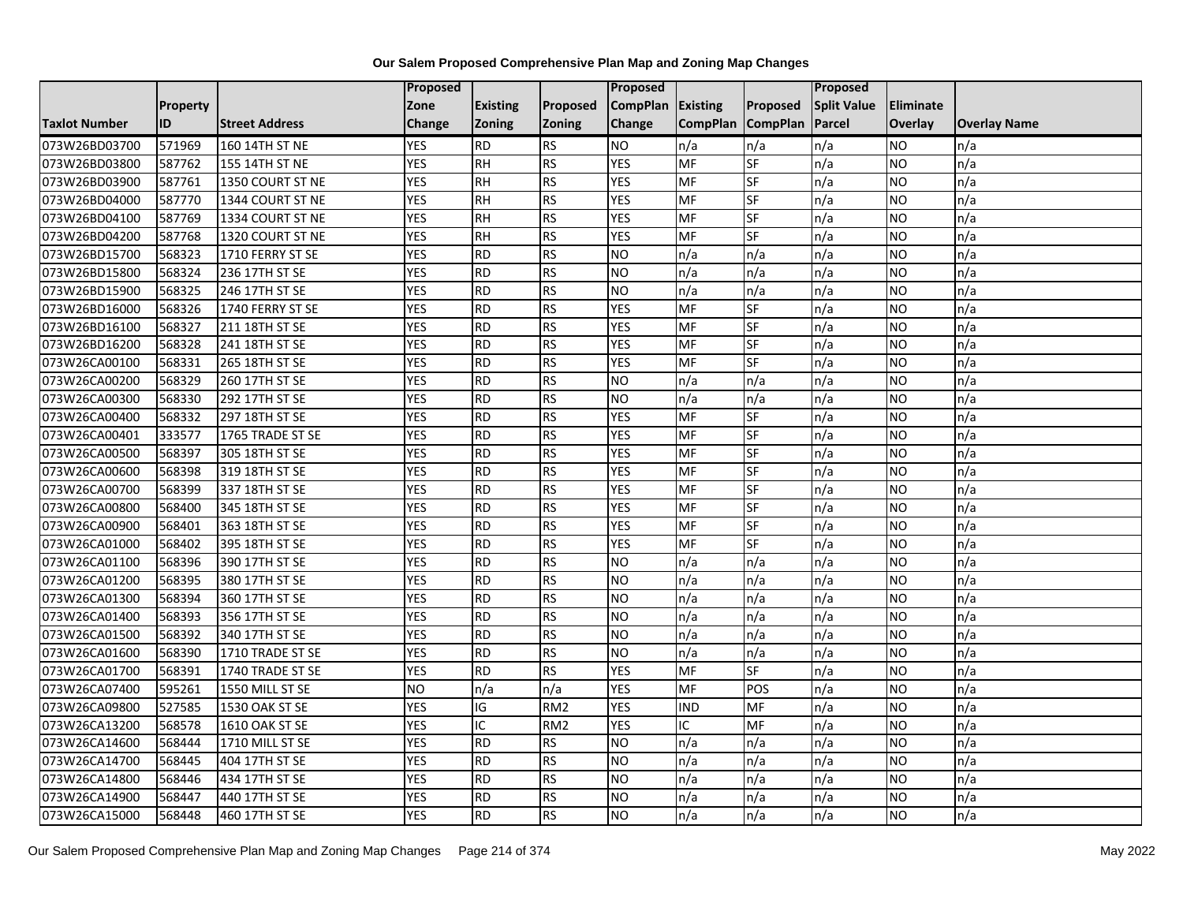**Our Salem Proposed Comprehensive Plan Map and Zoning Map Changes**

| Taxlot Number | Property ID | Street Address | Proposed Zone Change | Existing Zoning | Proposed Zoning | Proposed CompPlan Change | Existing CompPlan | Proposed CompPlan | Proposed Split Value Parcel | Eliminate Overlay | Overlay Name |
|---|---|---|---|---|---|---|---|---|---|---|---|
| 073W26BD03700 | 571969 | 160 14TH ST NE | YES | RD | RS | NO | n/a | n/a | n/a | NO | n/a |
| 073W26BD03800 | 587762 | 155 14TH ST NE | YES | RH | RS | YES | MF | SF | n/a | NO | n/a |
| 073W26BD03900 | 587761 | 1350 COURT ST NE | YES | RH | RS | YES | MF | SF | n/a | NO | n/a |
| 073W26BD04000 | 587770 | 1344 COURT ST NE | YES | RH | RS | YES | MF | SF | n/a | NO | n/a |
| 073W26BD04100 | 587769 | 1334 COURT ST NE | YES | RH | RS | YES | MF | SF | n/a | NO | n/a |
| 073W26BD04200 | 587768 | 1320 COURT ST NE | YES | RH | RS | YES | MF | SF | n/a | NO | n/a |
| 073W26BD15700 | 568323 | 1710 FERRY ST SE | YES | RD | RS | NO | n/a | n/a | n/a | NO | n/a |
| 073W26BD15800 | 568324 | 236 17TH ST SE | YES | RD | RS | NO | n/a | n/a | n/a | NO | n/a |
| 073W26BD15900 | 568325 | 246 17TH ST SE | YES | RD | RS | NO | n/a | n/a | n/a | NO | n/a |
| 073W26BD16000 | 568326 | 1740 FERRY ST SE | YES | RD | RS | YES | MF | SF | n/a | NO | n/a |
| 073W26BD16100 | 568327 | 211 18TH ST SE | YES | RD | RS | YES | MF | SF | n/a | NO | n/a |
| 073W26BD16200 | 568328 | 241 18TH ST SE | YES | RD | RS | YES | MF | SF | n/a | NO | n/a |
| 073W26CA00100 | 568331 | 265 18TH ST SE | YES | RD | RS | YES | MF | SF | n/a | NO | n/a |
| 073W26CA00200 | 568329 | 260 17TH ST SE | YES | RD | RS | NO | n/a | n/a | n/a | NO | n/a |
| 073W26CA00300 | 568330 | 292 17TH ST SE | YES | RD | RS | NO | n/a | n/a | n/a | NO | n/a |
| 073W26CA00400 | 568332 | 297 18TH ST SE | YES | RD | RS | YES | MF | SF | n/a | NO | n/a |
| 073W26CA00401 | 333577 | 1765 TRADE ST SE | YES | RD | RS | YES | MF | SF | n/a | NO | n/a |
| 073W26CA00500 | 568397 | 305 18TH ST SE | YES | RD | RS | YES | MF | SF | n/a | NO | n/a |
| 073W26CA00600 | 568398 | 319 18TH ST SE | YES | RD | RS | YES | MF | SF | n/a | NO | n/a |
| 073W26CA00700 | 568399 | 337 18TH ST SE | YES | RD | RS | YES | MF | SF | n/a | NO | n/a |
| 073W26CA00800 | 568400 | 345 18TH ST SE | YES | RD | RS | YES | MF | SF | n/a | NO | n/a |
| 073W26CA00900 | 568401 | 363 18TH ST SE | YES | RD | RS | YES | MF | SF | n/a | NO | n/a |
| 073W26CA01000 | 568402 | 395 18TH ST SE | YES | RD | RS | YES | MF | SF | n/a | NO | n/a |
| 073W26CA01100 | 568396 | 390 17TH ST SE | YES | RD | RS | NO | n/a | n/a | n/a | NO | n/a |
| 073W26CA01200 | 568395 | 380 17TH ST SE | YES | RD | RS | NO | n/a | n/a | n/a | NO | n/a |
| 073W26CA01300 | 568394 | 360 17TH ST SE | YES | RD | RS | NO | n/a | n/a | n/a | NO | n/a |
| 073W26CA01400 | 568393 | 356 17TH ST SE | YES | RD | RS | NO | n/a | n/a | n/a | NO | n/a |
| 073W26CA01500 | 568392 | 340 17TH ST SE | YES | RD | RS | NO | n/a | n/a | n/a | NO | n/a |
| 073W26CA01600 | 568390 | 1710 TRADE ST SE | YES | RD | RS | NO | n/a | n/a | n/a | NO | n/a |
| 073W26CA01700 | 568391 | 1740 TRADE ST SE | YES | RD | RS | YES | MF | SF | n/a | NO | n/a |
| 073W26CA07400 | 595261 | 1550 MILL ST SE | NO | n/a | n/a | YES | MF | POS | n/a | NO | n/a |
| 073W26CA09800 | 527585 | 1530 OAK ST SE | YES | IG | RM2 | YES | IND | MF | n/a | NO | n/a |
| 073W26CA13200 | 568578 | 1610 OAK ST SE | YES | IC | RM2 | YES | IC | MF | n/a | NO | n/a |
| 073W26CA14600 | 568444 | 1710 MILL ST SE | YES | RD | RS | NO | n/a | n/a | n/a | NO | n/a |
| 073W26CA14700 | 568445 | 404 17TH ST SE | YES | RD | RS | NO | n/a | n/a | n/a | NO | n/a |
| 073W26CA14800 | 568446 | 434 17TH ST SE | YES | RD | RS | NO | n/a | n/a | n/a | NO | n/a |
| 073W26CA14900 | 568447 | 440 17TH ST SE | YES | RD | RS | NO | n/a | n/a | n/a | NO | n/a |
| 073W26CA15000 | 568448 | 460 17TH ST SE | YES | RD | RS | NO | n/a | n/a | n/a | NO | n/a |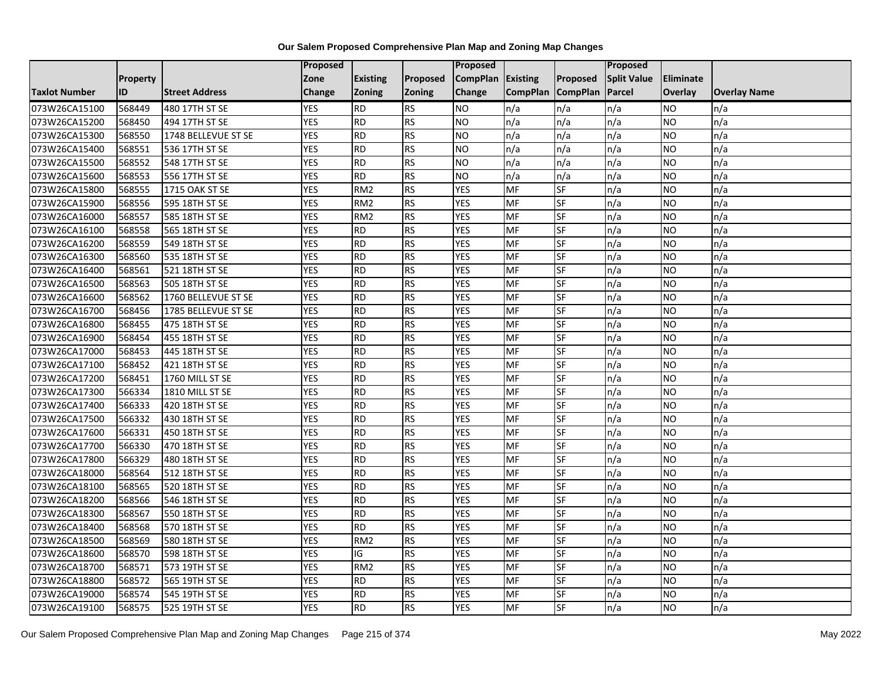# Our Salem Proposed Comprehensive Plan Map and Zoning Map Changes

| Taxlot Number | Property ID | Street Address | Proposed Zone Change | Existing Zoning | Proposed Zoning | Proposed CompPlan Change | Existing CompPlan | Proposed CompPlan | Proposed Split Value Parcel | Eliminate Overlay | Overlay Name |
|---|---|---|---|---|---|---|---|---|---|---|---|
| 073W26CA15100 | 568449 | 480 17TH ST SE | YES | RD | RS | NO | n/a | n/a | n/a | NO | n/a |
| 073W26CA15200 | 568450 | 494 17TH ST SE | YES | RD | RS | NO | n/a | n/a | n/a | NO | n/a |
| 073W26CA15300 | 568550 | 1748 BELLEVUE ST SE | YES | RD | RS | NO | n/a | n/a | n/a | NO | n/a |
| 073W26CA15400 | 568551 | 536 17TH ST SE | YES | RD | RS | NO | n/a | n/a | n/a | NO | n/a |
| 073W26CA15500 | 568552 | 548 17TH ST SE | YES | RD | RS | NO | n/a | n/a | n/a | NO | n/a |
| 073W26CA15600 | 568553 | 556 17TH ST SE | YES | RD | RS | NO | n/a | n/a | n/a | NO | n/a |
| 073W26CA15800 | 568555 | 1715 OAK ST SE | YES | RM2 | RS | YES | MF | SF | n/a | NO | n/a |
| 073W26CA15900 | 568556 | 595 18TH ST SE | YES | RM2 | RS | YES | MF | SF | n/a | NO | n/a |
| 073W26CA16000 | 568557 | 585 18TH ST SE | YES | RM2 | RS | YES | MF | SF | n/a | NO | n/a |
| 073W26CA16100 | 568558 | 565 18TH ST SE | YES | RD | RS | YES | MF | SF | n/a | NO | n/a |
| 073W26CA16200 | 568559 | 549 18TH ST SE | YES | RD | RS | YES | MF | SF | n/a | NO | n/a |
| 073W26CA16300 | 568560 | 535 18TH ST SE | YES | RD | RS | YES | MF | SF | n/a | NO | n/a |
| 073W26CA16400 | 568561 | 521 18TH ST SE | YES | RD | RS | YES | MF | SF | n/a | NO | n/a |
| 073W26CA16500 | 568563 | 505 18TH ST SE | YES | RD | RS | YES | MF | SF | n/a | NO | n/a |
| 073W26CA16600 | 568562 | 1760 BELLEVUE ST SE | YES | RD | RS | YES | MF | SF | n/a | NO | n/a |
| 073W26CA16700 | 568456 | 1785 BELLEVUE ST SE | YES | RD | RS | YES | MF | SF | n/a | NO | n/a |
| 073W26CA16800 | 568455 | 475 18TH ST SE | YES | RD | RS | YES | MF | SF | n/a | NO | n/a |
| 073W26CA16900 | 568454 | 455 18TH ST SE | YES | RD | RS | YES | MF | SF | n/a | NO | n/a |
| 073W26CA17000 | 568453 | 445 18TH ST SE | YES | RD | RS | YES | MF | SF | n/a | NO | n/a |
| 073W26CA17100 | 568452 | 421 18TH ST SE | YES | RD | RS | YES | MF | SF | n/a | NO | n/a |
| 073W26CA17200 | 568451 | 1760 MILL ST SE | YES | RD | RS | YES | MF | SF | n/a | NO | n/a |
| 073W26CA17300 | 566334 | 1810 MILL ST SE | YES | RD | RS | YES | MF | SF | n/a | NO | n/a |
| 073W26CA17400 | 566333 | 420 18TH ST SE | YES | RD | RS | YES | MF | SF | n/a | NO | n/a |
| 073W26CA17500 | 566332 | 430 18TH ST SE | YES | RD | RS | YES | MF | SF | n/a | NO | n/a |
| 073W26CA17600 | 566331 | 450 18TH ST SE | YES | RD | RS | YES | MF | SF | n/a | NO | n/a |
| 073W26CA17700 | 566330 | 470 18TH ST SE | YES | RD | RS | YES | MF | SF | n/a | NO | n/a |
| 073W26CA17800 | 566329 | 480 18TH ST SE | YES | RD | RS | YES | MF | SF | n/a | NO | n/a |
| 073W26CA18000 | 568564 | 512 18TH ST SE | YES | RD | RS | YES | MF | SF | n/a | NO | n/a |
| 073W26CA18100 | 568565 | 520 18TH ST SE | YES | RD | RS | YES | MF | SF | n/a | NO | n/a |
| 073W26CA18200 | 568566 | 546 18TH ST SE | YES | RD | RS | YES | MF | SF | n/a | NO | n/a |
| 073W26CA18300 | 568567 | 550 18TH ST SE | YES | RD | RS | YES | MF | SF | n/a | NO | n/a |
| 073W26CA18400 | 568568 | 570 18TH ST SE | YES | RD | RS | YES | MF | SF | n/a | NO | n/a |
| 073W26CA18500 | 568569 | 580 18TH ST SE | YES | RM2 | RS | YES | MF | SF | n/a | NO | n/a |
| 073W26CA18600 | 568570 | 598 18TH ST SE | YES | IG | RS | YES | MF | SF | n/a | NO | n/a |
| 073W26CA18700 | 568571 | 573 19TH ST SE | YES | RM2 | RS | YES | MF | SF | n/a | NO | n/a |
| 073W26CA18800 | 568572 | 565 19TH ST SE | YES | RD | RS | YES | MF | SF | n/a | NO | n/a |
| 073W26CA19000 | 568574 | 545 19TH ST SE | YES | RD | RS | YES | MF | SF | n/a | NO | n/a |
| 073W26CA19100 | 568575 | 525 19TH ST SE | YES | RD | RS | YES | MF | SF | n/a | NO | n/a |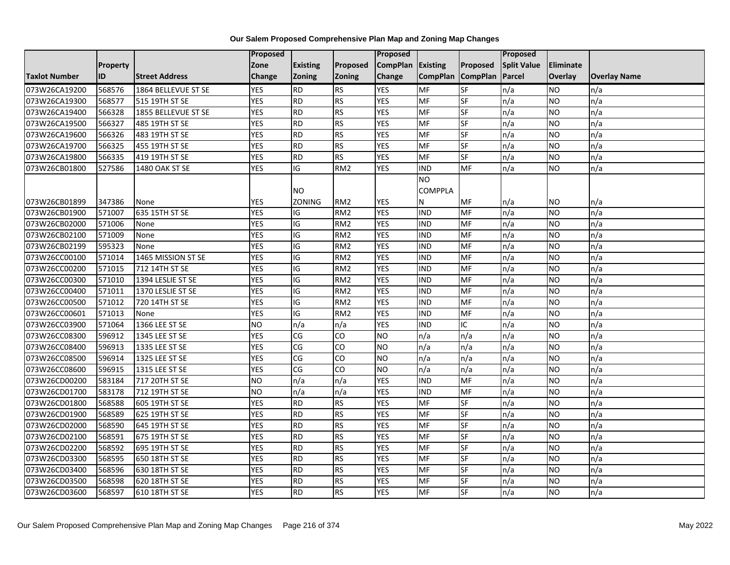**Our Salem Proposed Comprehensive Plan Map and Zoning Map Changes**

| Taxlot Number | Property ID | Street Address | Proposed Zone Change | Existing Zoning | Proposed Zoning | Proposed CompPlan Change | Existing CompPlan | Proposed CompPlan | Proposed Split Value Parcel | Eliminate Overlay | Overlay Name |
|---|---|---|---|---|---|---|---|---|---|---|---|
| 073W26CA19200 | 568576 | 1864 BELLEVUE ST SE | YES | RD | RS | YES | MF | SF | n/a | NO | n/a |
| 073W26CA19300 | 568577 | 515 19TH ST SE | YES | RD | RS | YES | MF | SF | n/a | NO | n/a |
| 073W26CA19400 | 566328 | 1855 BELLEVUE ST SE | YES | RD | RS | YES | MF | SF | n/a | NO | n/a |
| 073W26CA19500 | 566327 | 485 19TH ST SE | YES | RD | RS | YES | MF | SF | n/a | NO | n/a |
| 073W26CA19600 | 566326 | 483 19TH ST SE | YES | RD | RS | YES | MF | SF | n/a | NO | n/a |
| 073W26CA19700 | 566325 | 455 19TH ST SE | YES | RD | RS | YES | MF | SF | n/a | NO | n/a |
| 073W26CA19800 | 566335 | 419 19TH ST SE | YES | RD | RS | YES | MF | SF | n/a | NO | n/a |
| 073W26CB01800 | 527586 | 1480 OAK ST SE | YES | IG | RM2 | YES | IND | MF | n/a | NO | n/a |
| 073W26CB01899 | 347386 | None | YES | NO ZONING | RM2 | YES | NO COMPPLAN | MF | n/a | NO | n/a |
| 073W26CB01900 | 571007 | 635 15TH ST SE | YES | IG | RM2 | YES | IND | MF | n/a | NO | n/a |
| 073W26CB02000 | 571006 | None | YES | IG | RM2 | YES | IND | MF | n/a | NO | n/a |
| 073W26CB02100 | 571009 | None | YES | IG | RM2 | YES | IND | MF | n/a | NO | n/a |
| 073W26CB02199 | 595323 | None | YES | IG | RM2 | YES | IND | MF | n/a | NO | n/a |
| 073W26CC00100 | 571014 | 1465 MISSION ST SE | YES | IG | RM2 | YES | IND | MF | n/a | NO | n/a |
| 073W26CC00200 | 571015 | 712 14TH ST SE | YES | IG | RM2 | YES | IND | MF | n/a | NO | n/a |
| 073W26CC00300 | 571010 | 1394 LESLIE ST SE | YES | IG | RM2 | YES | IND | MF | n/a | NO | n/a |
| 073W26CC00400 | 571011 | 1370 LESLIE ST SE | YES | IG | RM2 | YES | IND | MF | n/a | NO | n/a |
| 073W26CC00500 | 571012 | 720 14TH ST SE | YES | IG | RM2 | YES | IND | MF | n/a | NO | n/a |
| 073W26CC00601 | 571013 | None | YES | IG | RM2 | YES | IND | MF | n/a | NO | n/a |
| 073W26CC03900 | 571064 | 1366 LEE ST SE | NO | n/a | n/a | YES | IND | IC | n/a | NO | n/a |
| 073W26CC08300 | 596912 | 1345 LEE ST SE | YES | CG | CO | NO | n/a | n/a | n/a | NO | n/a |
| 073W26CC08400 | 596913 | 1335 LEE ST SE | YES | CG | CO | NO | n/a | n/a | n/a | NO | n/a |
| 073W26CC08500 | 596914 | 1325 LEE ST SE | YES | CG | CO | NO | n/a | n/a | n/a | NO | n/a |
| 073W26CC08600 | 596915 | 1315 LEE ST SE | YES | CG | CO | NO | n/a | n/a | n/a | NO | n/a |
| 073W26CD00200 | 583184 | 717 20TH ST SE | NO | n/a | n/a | YES | IND | MF | n/a | NO | n/a |
| 073W26CD01700 | 583178 | 712 19TH ST SE | NO | n/a | n/a | YES | IND | MF | n/a | NO | n/a |
| 073W26CD01800 | 568588 | 605 19TH ST SE | YES | RD | RS | YES | MF | SF | n/a | NO | n/a |
| 073W26CD01900 | 568589 | 625 19TH ST SE | YES | RD | RS | YES | MF | SF | n/a | NO | n/a |
| 073W26CD02000 | 568590 | 645 19TH ST SE | YES | RD | RS | YES | MF | SF | n/a | NO | n/a |
| 073W26CD02100 | 568591 | 675 19TH ST SE | YES | RD | RS | YES | MF | SF | n/a | NO | n/a |
| 073W26CD02200 | 568592 | 695 19TH ST SE | YES | RD | RS | YES | MF | SF | n/a | NO | n/a |
| 073W26CD03300 | 568595 | 650 18TH ST SE | YES | RD | RS | YES | MF | SF | n/a | NO | n/a |
| 073W26CD03400 | 568596 | 630 18TH ST SE | YES | RD | RS | YES | MF | SF | n/a | NO | n/a |
| 073W26CD03500 | 568598 | 620 18TH ST SE | YES | RD | RS | YES | MF | SF | n/a | NO | n/a |
| 073W26CD03600 | 568597 | 610 18TH ST SE | YES | RD | RS | YES | MF | SF | n/a | NO | n/a |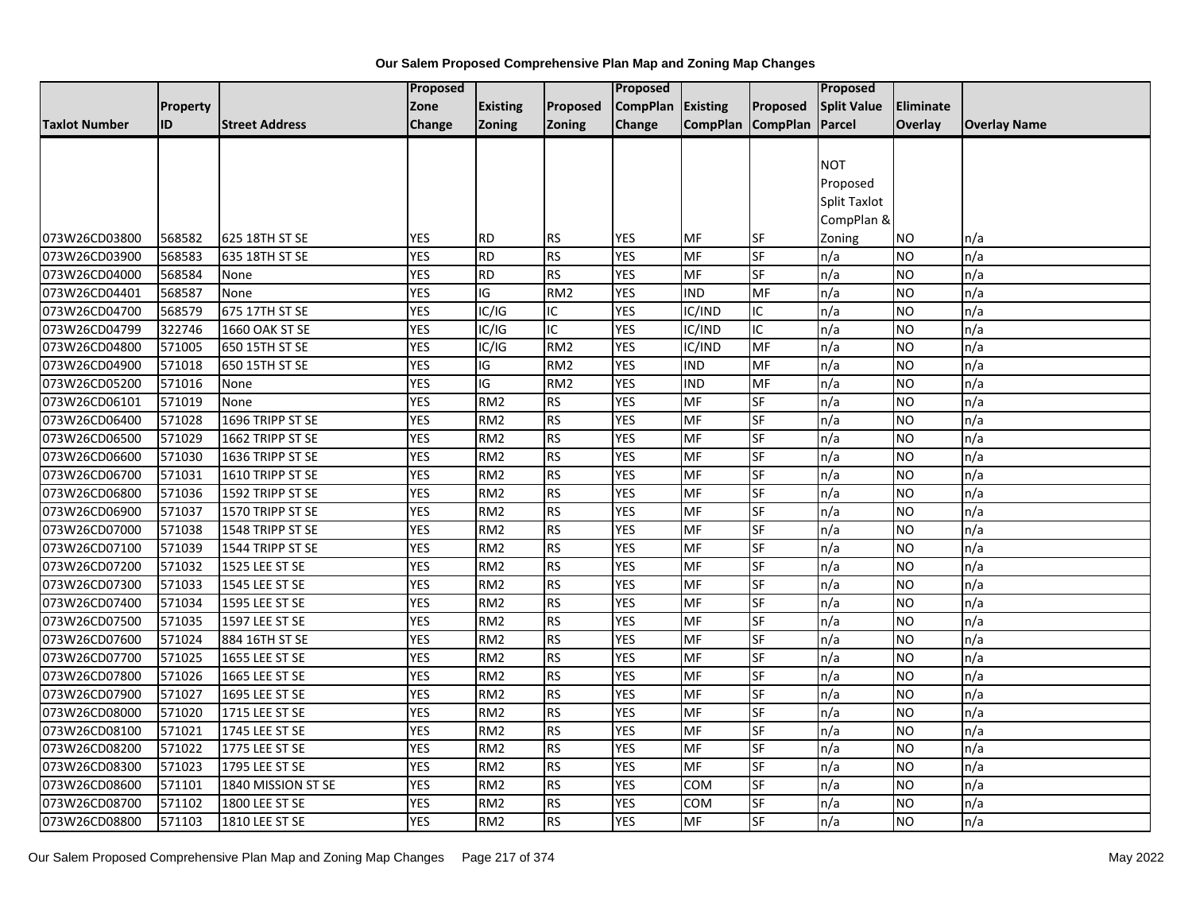# Our Salem Proposed Comprehensive Plan Map and Zoning Map Changes

| Taxlot Number | Property ID | Street Address | Proposed Zone Change | Existing Zoning | Proposed Zoning | Proposed CompPlan Change | Existing CompPlan | Proposed CompPlan | Proposed Split Value Parcel | Eliminate Overlay | Overlay Name |
|---|---|---|---|---|---|---|---|---|---|---|---|
| 073W26CD03800 | 568582 | 625 18TH ST SE | YES | RD | RS | YES | MF | SF | NOT Proposed Split Taxlot CompPlan & Zoning | NO | n/a |
| 073W26CD03900 | 568583 | 635 18TH ST SE | YES | RD | RS | YES | MF | SF | n/a | NO | n/a |
| 073W26CD04000 | 568584 | None | YES | RD | RS | YES | MF | SF | n/a | NO | n/a |
| 073W26CD04401 | 568587 | None | YES | IG | RM2 | YES | IND | MF | n/a | NO | n/a |
| 073W26CD04700 | 568579 | 675 17TH ST SE | YES | IC/IG | IC | YES | IC/IND | IC | n/a | NO | n/a |
| 073W26CD04799 | 322746 | 1660 OAK ST SE | YES | IC/IG | IC | YES | IC/IND | IC | n/a | NO | n/a |
| 073W26CD04800 | 571005 | 650 15TH ST SE | YES | IC/IG | RM2 | YES | IC/IND | MF | n/a | NO | n/a |
| 073W26CD04900 | 571018 | 650 15TH ST SE | YES | IG | RM2 | YES | IND | MF | n/a | NO | n/a |
| 073W26CD05200 | 571016 | None | YES | IG | RM2 | YES | IND | MF | n/a | NO | n/a |
| 073W26CD06101 | 571019 | None | YES | RM2 | RS | YES | MF | SF | n/a | NO | n/a |
| 073W26CD06400 | 571028 | 1696 TRIPP ST SE | YES | RM2 | RS | YES | MF | SF | n/a | NO | n/a |
| 073W26CD06500 | 571029 | 1662 TRIPP ST SE | YES | RM2 | RS | YES | MF | SF | n/a | NO | n/a |
| 073W26CD06600 | 571030 | 1636 TRIPP ST SE | YES | RM2 | RS | YES | MF | SF | n/a | NO | n/a |
| 073W26CD06700 | 571031 | 1610 TRIPP ST SE | YES | RM2 | RS | YES | MF | SF | n/a | NO | n/a |
| 073W26CD06800 | 571036 | 1592 TRIPP ST SE | YES | RM2 | RS | YES | MF | SF | n/a | NO | n/a |
| 073W26CD06900 | 571037 | 1570 TRIPP ST SE | YES | RM2 | RS | YES | MF | SF | n/a | NO | n/a |
| 073W26CD07000 | 571038 | 1548 TRIPP ST SE | YES | RM2 | RS | YES | MF | SF | n/a | NO | n/a |
| 073W26CD07100 | 571039 | 1544 TRIPP ST SE | YES | RM2 | RS | YES | MF | SF | n/a | NO | n/a |
| 073W26CD07200 | 571032 | 1525 LEE ST SE | YES | RM2 | RS | YES | MF | SF | n/a | NO | n/a |
| 073W26CD07300 | 571033 | 1545 LEE ST SE | YES | RM2 | RS | YES | MF | SF | n/a | NO | n/a |
| 073W26CD07400 | 571034 | 1595 LEE ST SE | YES | RM2 | RS | YES | MF | SF | n/a | NO | n/a |
| 073W26CD07500 | 571035 | 1597 LEE ST SE | YES | RM2 | RS | YES | MF | SF | n/a | NO | n/a |
| 073W26CD07600 | 571024 | 884 16TH ST SE | YES | RM2 | RS | YES | MF | SF | n/a | NO | n/a |
| 073W26CD07700 | 571025 | 1655 LEE ST SE | YES | RM2 | RS | YES | MF | SF | n/a | NO | n/a |
| 073W26CD07800 | 571026 | 1665 LEE ST SE | YES | RM2 | RS | YES | MF | SF | n/a | NO | n/a |
| 073W26CD07900 | 571027 | 1695 LEE ST SE | YES | RM2 | RS | YES | MF | SF | n/a | NO | n/a |
| 073W26CD08000 | 571020 | 1715 LEE ST SE | YES | RM2 | RS | YES | MF | SF | n/a | NO | n/a |
| 073W26CD08100 | 571021 | 1745 LEE ST SE | YES | RM2 | RS | YES | MF | SF | n/a | NO | n/a |
| 073W26CD08200 | 571022 | 1775 LEE ST SE | YES | RM2 | RS | YES | MF | SF | n/a | NO | n/a |
| 073W26CD08300 | 571023 | 1795 LEE ST SE | YES | RM2 | RS | YES | MF | SF | n/a | NO | n/a |
| 073W26CD08600 | 571101 | 1840 MISSION ST SE | YES | RM2 | RS | YES | COM | SF | n/a | NO | n/a |
| 073W26CD08700 | 571102 | 1800 LEE ST SE | YES | RM2 | RS | YES | COM | SF | n/a | NO | n/a |
| 073W26CD08800 | 571103 | 1810 LEE ST SE | YES | RM2 | RS | YES | MF | SF | n/a | NO | n/a |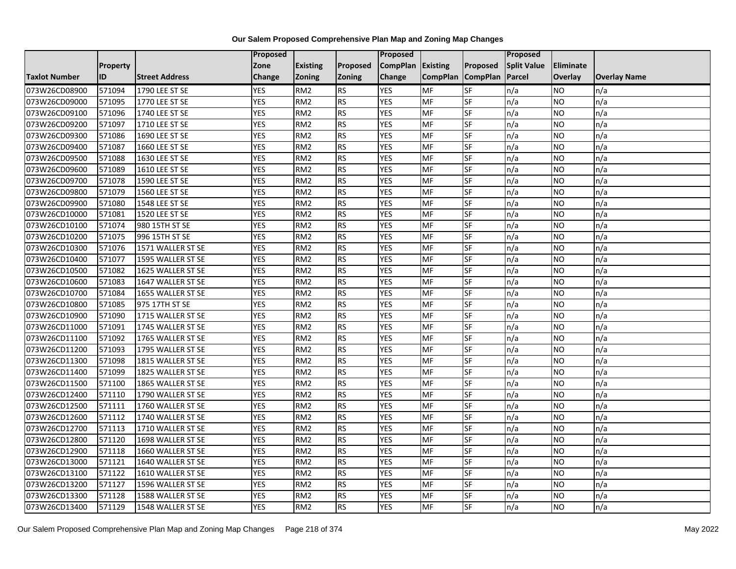**Our Salem Proposed Comprehensive Plan Map and Zoning Map Changes**

| Taxlot Number | Property ID | Street Address | Proposed Zone Change | Existing Zoning | Proposed Zoning | Proposed CompPlan Change | Existing CompPlan | Proposed CompPlan | Proposed Split Value Parcel | Eliminate Overlay | Overlay Name |
|---|---|---|---|---|---|---|---|---|---|---|---|
| 073W26CD08900 | 571094 | 1790 LEE ST SE | YES | RM2 | RS | YES | MF | SF | n/a | NO | n/a |
| 073W26CD09000 | 571095 | 1770 LEE ST SE | YES | RM2 | RS | YES | MF | SF | n/a | NO | n/a |
| 073W26CD09100 | 571096 | 1740 LEE ST SE | YES | RM2 | RS | YES | MF | SF | n/a | NO | n/a |
| 073W26CD09200 | 571097 | 1710 LEE ST SE | YES | RM2 | RS | YES | MF | SF | n/a | NO | n/a |
| 073W26CD09300 | 571086 | 1690 LEE ST SE | YES | RM2 | RS | YES | MF | SF | n/a | NO | n/a |
| 073W26CD09400 | 571087 | 1660 LEE ST SE | YES | RM2 | RS | YES | MF | SF | n/a | NO | n/a |
| 073W26CD09500 | 571088 | 1630 LEE ST SE | YES | RM2 | RS | YES | MF | SF | n/a | NO | n/a |
| 073W26CD09600 | 571089 | 1610 LEE ST SE | YES | RM2 | RS | YES | MF | SF | n/a | NO | n/a |
| 073W26CD09700 | 571078 | 1590 LEE ST SE | YES | RM2 | RS | YES | MF | SF | n/a | NO | n/a |
| 073W26CD09800 | 571079 | 1560 LEE ST SE | YES | RM2 | RS | YES | MF | SF | n/a | NO | n/a |
| 073W26CD09900 | 571080 | 1548 LEE ST SE | YES | RM2 | RS | YES | MF | SF | n/a | NO | n/a |
| 073W26CD10000 | 571081 | 1520 LEE ST SE | YES | RM2 | RS | YES | MF | SF | n/a | NO | n/a |
| 073W26CD10100 | 571074 | 980 15TH ST SE | YES | RM2 | RS | YES | MF | SF | n/a | NO | n/a |
| 073W26CD10200 | 571075 | 996 15TH ST SE | YES | RM2 | RS | YES | MF | SF | n/a | NO | n/a |
| 073W26CD10300 | 571076 | 1571 WALLER ST SE | YES | RM2 | RS | YES | MF | SF | n/a | NO | n/a |
| 073W26CD10400 | 571077 | 1595 WALLER ST SE | YES | RM2 | RS | YES | MF | SF | n/a | NO | n/a |
| 073W26CD10500 | 571082 | 1625 WALLER ST SE | YES | RM2 | RS | YES | MF | SF | n/a | NO | n/a |
| 073W26CD10600 | 571083 | 1647 WALLER ST SE | YES | RM2 | RS | YES | MF | SF | n/a | NO | n/a |
| 073W26CD10700 | 571084 | 1655 WALLER ST SE | YES | RM2 | RS | YES | MF | SF | n/a | NO | n/a |
| 073W26CD10800 | 571085 | 975 17TH ST SE | YES | RM2 | RS | YES | MF | SF | n/a | NO | n/a |
| 073W26CD10900 | 571090 | 1715 WALLER ST SE | YES | RM2 | RS | YES | MF | SF | n/a | NO | n/a |
| 073W26CD11000 | 571091 | 1745 WALLER ST SE | YES | RM2 | RS | YES | MF | SF | n/a | NO | n/a |
| 073W26CD11100 | 571092 | 1765 WALLER ST SE | YES | RM2 | RS | YES | MF | SF | n/a | NO | n/a |
| 073W26CD11200 | 571093 | 1795 WALLER ST SE | YES | RM2 | RS | YES | MF | SF | n/a | NO | n/a |
| 073W26CD11300 | 571098 | 1815 WALLER ST SE | YES | RM2 | RS | YES | MF | SF | n/a | NO | n/a |
| 073W26CD11400 | 571099 | 1825 WALLER ST SE | YES | RM2 | RS | YES | MF | SF | n/a | NO | n/a |
| 073W26CD11500 | 571100 | 1865 WALLER ST SE | YES | RM2 | RS | YES | MF | SF | n/a | NO | n/a |
| 073W26CD12400 | 571110 | 1790 WALLER ST SE | YES | RM2 | RS | YES | MF | SF | n/a | NO | n/a |
| 073W26CD12500 | 571111 | 1760 WALLER ST SE | YES | RM2 | RS | YES | MF | SF | n/a | NO | n/a |
| 073W26CD12600 | 571112 | 1740 WALLER ST SE | YES | RM2 | RS | YES | MF | SF | n/a | NO | n/a |
| 073W26CD12700 | 571113 | 1710 WALLER ST SE | YES | RM2 | RS | YES | MF | SF | n/a | NO | n/a |
| 073W26CD12800 | 571120 | 1698 WALLER ST SE | YES | RM2 | RS | YES | MF | SF | n/a | NO | n/a |
| 073W26CD12900 | 571118 | 1660 WALLER ST SE | YES | RM2 | RS | YES | MF | SF | n/a | NO | n/a |
| 073W26CD13000 | 571121 | 1640 WALLER ST SE | YES | RM2 | RS | YES | MF | SF | n/a | NO | n/a |
| 073W26CD13100 | 571122 | 1610 WALLER ST SE | YES | RM2 | RS | YES | MF | SF | n/a | NO | n/a |
| 073W26CD13200 | 571127 | 1596 WALLER ST SE | YES | RM2 | RS | YES | MF | SF | n/a | NO | n/a |
| 073W26CD13300 | 571128 | 1588 WALLER ST SE | YES | RM2 | RS | YES | MF | SF | n/a | NO | n/a |
| 073W26CD13400 | 571129 | 1548 WALLER ST SE | YES | RM2 | RS | YES | MF | SF | n/a | NO | n/a |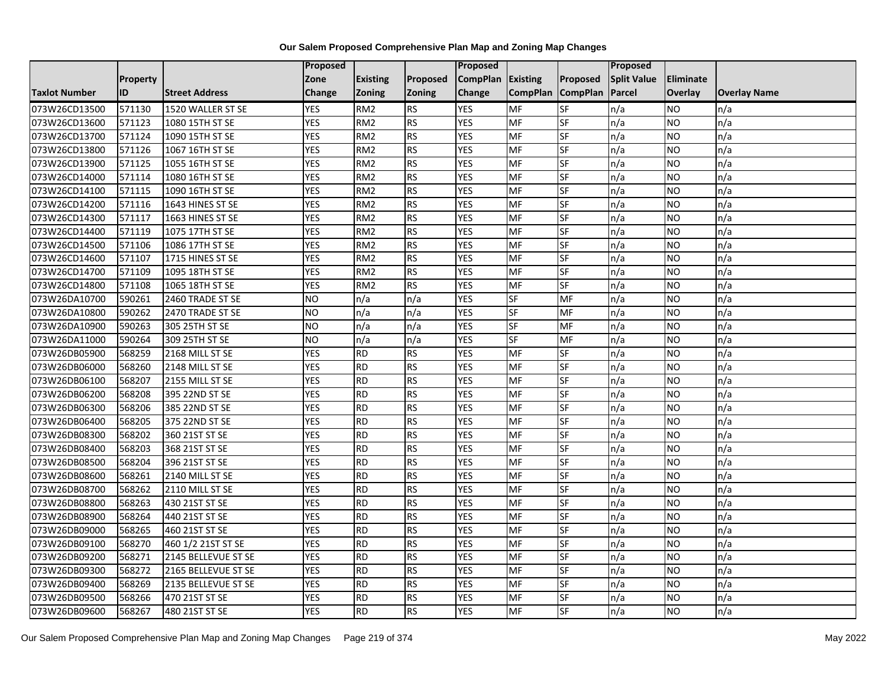# Our Salem Proposed Comprehensive Plan Map and Zoning Map Changes

| Taxlot Number | Property ID | Street Address | Proposed Zone Change | Existing Zoning | Proposed Zoning | Proposed CompPlan Change | Existing CompPlan | Proposed CompPlan | Proposed Split Value Parcel | Eliminate Overlay | Overlay Name |
|---|---|---|---|---|---|---|---|---|---|---|---|
| 073W26CD13500 | 571130 | 1520 WALLER ST SE | YES | RM2 | RS | YES | MF | SF | n/a | NO | n/a |
| 073W26CD13600 | 571123 | 1080 15TH ST SE | YES | RM2 | RS | YES | MF | SF | n/a | NO | n/a |
| 073W26CD13700 | 571124 | 1090 15TH ST SE | YES | RM2 | RS | YES | MF | SF | n/a | NO | n/a |
| 073W26CD13800 | 571126 | 1067 16TH ST SE | YES | RM2 | RS | YES | MF | SF | n/a | NO | n/a |
| 073W26CD13900 | 571125 | 1055 16TH ST SE | YES | RM2 | RS | YES | MF | SF | n/a | NO | n/a |
| 073W26CD14000 | 571114 | 1080 16TH ST SE | YES | RM2 | RS | YES | MF | SF | n/a | NO | n/a |
| 073W26CD14100 | 571115 | 1090 16TH ST SE | YES | RM2 | RS | YES | MF | SF | n/a | NO | n/a |
| 073W26CD14200 | 571116 | 1643 HINES ST SE | YES | RM2 | RS | YES | MF | SF | n/a | NO | n/a |
| 073W26CD14300 | 571117 | 1663 HINES ST SE | YES | RM2 | RS | YES | MF | SF | n/a | NO | n/a |
| 073W26CD14400 | 571119 | 1075 17TH ST SE | YES | RM2 | RS | YES | MF | SF | n/a | NO | n/a |
| 073W26CD14500 | 571106 | 1086 17TH ST SE | YES | RM2 | RS | YES | MF | SF | n/a | NO | n/a |
| 073W26CD14600 | 571107 | 1715 HINES ST SE | YES | RM2 | RS | YES | MF | SF | n/a | NO | n/a |
| 073W26CD14700 | 571109 | 1095 18TH ST SE | YES | RM2 | RS | YES | MF | SF | n/a | NO | n/a |
| 073W26CD14800 | 571108 | 1065 18TH ST SE | YES | RM2 | RS | YES | MF | SF | n/a | NO | n/a |
| 073W26DA10700 | 590261 | 2460 TRADE ST SE | NO | n/a | n/a | YES | SF | MF | n/a | NO | n/a |
| 073W26DA10800 | 590262 | 2470 TRADE ST SE | NO | n/a | n/a | YES | SF | MF | n/a | NO | n/a |
| 073W26DA10900 | 590263 | 305 25TH ST SE | NO | n/a | n/a | YES | SF | MF | n/a | NO | n/a |
| 073W26DA11000 | 590264 | 309 25TH ST SE | NO | n/a | n/a | YES | SF | MF | n/a | NO | n/a |
| 073W26DB05900 | 568259 | 2168 MILL ST SE | YES | RD | RS | YES | MF | SF | n/a | NO | n/a |
| 073W26DB06000 | 568260 | 2148 MILL ST SE | YES | RD | RS | YES | MF | SF | n/a | NO | n/a |
| 073W26DB06100 | 568207 | 2155 MILL ST SE | YES | RD | RS | YES | MF | SF | n/a | NO | n/a |
| 073W26DB06200 | 568208 | 395 22ND ST SE | YES | RD | RS | YES | MF | SF | n/a | NO | n/a |
| 073W26DB06300 | 568206 | 385 22ND ST SE | YES | RD | RS | YES | MF | SF | n/a | NO | n/a |
| 073W26DB06400 | 568205 | 375 22ND ST SE | YES | RD | RS | YES | MF | SF | n/a | NO | n/a |
| 073W26DB08300 | 568202 | 360 21ST ST SE | YES | RD | RS | YES | MF | SF | n/a | NO | n/a |
| 073W26DB08400 | 568203 | 368 21ST ST SE | YES | RD | RS | YES | MF | SF | n/a | NO | n/a |
| 073W26DB08500 | 568204 | 396 21ST ST SE | YES | RD | RS | YES | MF | SF | n/a | NO | n/a |
| 073W26DB08600 | 568261 | 2140 MILL ST SE | YES | RD | RS | YES | MF | SF | n/a | NO | n/a |
| 073W26DB08700 | 568262 | 2110 MILL ST SE | YES | RD | RS | YES | MF | SF | n/a | NO | n/a |
| 073W26DB08800 | 568263 | 430 21ST ST SE | YES | RD | RS | YES | MF | SF | n/a | NO | n/a |
| 073W26DB08900 | 568264 | 440 21ST ST SE | YES | RD | RS | YES | MF | SF | n/a | NO | n/a |
| 073W26DB09000 | 568265 | 460 21ST ST SE | YES | RD | RS | YES | MF | SF | n/a | NO | n/a |
| 073W26DB09100 | 568270 | 460 1/2 21ST ST SE | YES | RD | RS | YES | MF | SF | n/a | NO | n/a |
| 073W26DB09200 | 568271 | 2145 BELLEVUE ST SE | YES | RD | RS | YES | MF | SF | n/a | NO | n/a |
| 073W26DB09300 | 568272 | 2165 BELLEVUE ST SE | YES | RD | RS | YES | MF | SF | n/a | NO | n/a |
| 073W26DB09400 | 568269 | 2135 BELLEVUE ST SE | YES | RD | RS | YES | MF | SF | n/a | NO | n/a |
| 073W26DB09500 | 568266 | 470 21ST ST SE | YES | RD | RS | YES | MF | SF | n/a | NO | n/a |
| 073W26DB09600 | 568267 | 480 21ST ST SE | YES | RD | RS | YES | MF | SF | n/a | NO | n/a |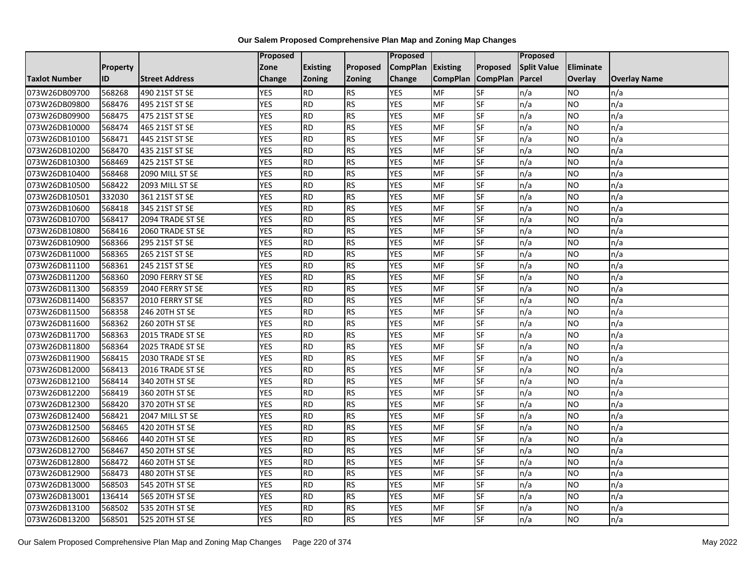**Our Salem Proposed Comprehensive Plan Map and Zoning Map Changes**

| Taxlot Number | Property ID | Street Address | Proposed Zone Change | Existing Zoning | Proposed Zoning | Proposed CompPlan Change | Existing CompPlan | Proposed CompPlan | Proposed Split Value Parcel | Eliminate Overlay | Overlay Name |
|---|---|---|---|---|---|---|---|---|---|---|---|
| 073W26DB09700 | 568268 | 490 21ST ST SE | YES | RD | RS | YES | MF | SF | n/a | NO | n/a |
| 073W26DB09800 | 568476 | 495 21ST ST SE | YES | RD | RS | YES | MF | SF | n/a | NO | n/a |
| 073W26DB09900 | 568475 | 475 21ST ST SE | YES | RD | RS | YES | MF | SF | n/a | NO | n/a |
| 073W26DB10000 | 568474 | 465 21ST ST SE | YES | RD | RS | YES | MF | SF | n/a | NO | n/a |
| 073W26DB10100 | 568471 | 445 21ST ST SE | YES | RD | RS | YES | MF | SF | n/a | NO | n/a |
| 073W26DB10200 | 568470 | 435 21ST ST SE | YES | RD | RS | YES | MF | SF | n/a | NO | n/a |
| 073W26DB10300 | 568469 | 425 21ST ST SE | YES | RD | RS | YES | MF | SF | n/a | NO | n/a |
| 073W26DB10400 | 568468 | 2090 MILL ST SE | YES | RD | RS | YES | MF | SF | n/a | NO | n/a |
| 073W26DB10500 | 568422 | 2093 MILL ST SE | YES | RD | RS | YES | MF | SF | n/a | NO | n/a |
| 073W26DB10501 | 332030 | 361 21ST ST SE | YES | RD | RS | YES | MF | SF | n/a | NO | n/a |
| 073W26DB10600 | 568418 | 345 21ST ST SE | YES | RD | RS | YES | MF | SF | n/a | NO | n/a |
| 073W26DB10700 | 568417 | 2094 TRADE ST SE | YES | RD | RS | YES | MF | SF | n/a | NO | n/a |
| 073W26DB10800 | 568416 | 2060 TRADE ST SE | YES | RD | RS | YES | MF | SF | n/a | NO | n/a |
| 073W26DB10900 | 568366 | 295 21ST ST SE | YES | RD | RS | YES | MF | SF | n/a | NO | n/a |
| 073W26DB11000 | 568365 | 265 21ST ST SE | YES | RD | RS | YES | MF | SF | n/a | NO | n/a |
| 073W26DB11100 | 568361 | 245 21ST ST SE | YES | RD | RS | YES | MF | SF | n/a | NO | n/a |
| 073W26DB11200 | 568360 | 2090 FERRY ST SE | YES | RD | RS | YES | MF | SF | n/a | NO | n/a |
| 073W26DB11300 | 568359 | 2040 FERRY ST SE | YES | RD | RS | YES | MF | SF | n/a | NO | n/a |
| 073W26DB11400 | 568357 | 2010 FERRY ST SE | YES | RD | RS | YES | MF | SF | n/a | NO | n/a |
| 073W26DB11500 | 568358 | 246 20TH ST SE | YES | RD | RS | YES | MF | SF | n/a | NO | n/a |
| 073W26DB11600 | 568362 | 260 20TH ST SE | YES | RD | RS | YES | MF | SF | n/a | NO | n/a |
| 073W26DB11700 | 568363 | 2015 TRADE ST SE | YES | RD | RS | YES | MF | SF | n/a | NO | n/a |
| 073W26DB11800 | 568364 | 2025 TRADE ST SE | YES | RD | RS | YES | MF | SF | n/a | NO | n/a |
| 073W26DB11900 | 568415 | 2030 TRADE ST SE | YES | RD | RS | YES | MF | SF | n/a | NO | n/a |
| 073W26DB12000 | 568413 | 2016 TRADE ST SE | YES | RD | RS | YES | MF | SF | n/a | NO | n/a |
| 073W26DB12100 | 568414 | 340 20TH ST SE | YES | RD | RS | YES | MF | SF | n/a | NO | n/a |
| 073W26DB12200 | 568419 | 360 20TH ST SE | YES | RD | RS | YES | MF | SF | n/a | NO | n/a |
| 073W26DB12300 | 568420 | 370 20TH ST SE | YES | RD | RS | YES | MF | SF | n/a | NO | n/a |
| 073W26DB12400 | 568421 | 2047 MILL ST SE | YES | RD | RS | YES | MF | SF | n/a | NO | n/a |
| 073W26DB12500 | 568465 | 420 20TH ST SE | YES | RD | RS | YES | MF | SF | n/a | NO | n/a |
| 073W26DB12600 | 568466 | 440 20TH ST SE | YES | RD | RS | YES | MF | SF | n/a | NO | n/a |
| 073W26DB12700 | 568467 | 450 20TH ST SE | YES | RD | RS | YES | MF | SF | n/a | NO | n/a |
| 073W26DB12800 | 568472 | 460 20TH ST SE | YES | RD | RS | YES | MF | SF | n/a | NO | n/a |
| 073W26DB12900 | 568473 | 480 20TH ST SE | YES | RD | RS | YES | MF | SF | n/a | NO | n/a |
| 073W26DB13000 | 568503 | 545 20TH ST SE | YES | RD | RS | YES | MF | SF | n/a | NO | n/a |
| 073W26DB13001 | 136414 | 565 20TH ST SE | YES | RD | RS | YES | MF | SF | n/a | NO | n/a |
| 073W26DB13100 | 568502 | 535 20TH ST SE | YES | RD | RS | YES | MF | SF | n/a | NO | n/a |
| 073W26DB13200 | 568501 | 525 20TH ST SE | YES | RD | RS | YES | MF | SF | n/a | NO | n/a |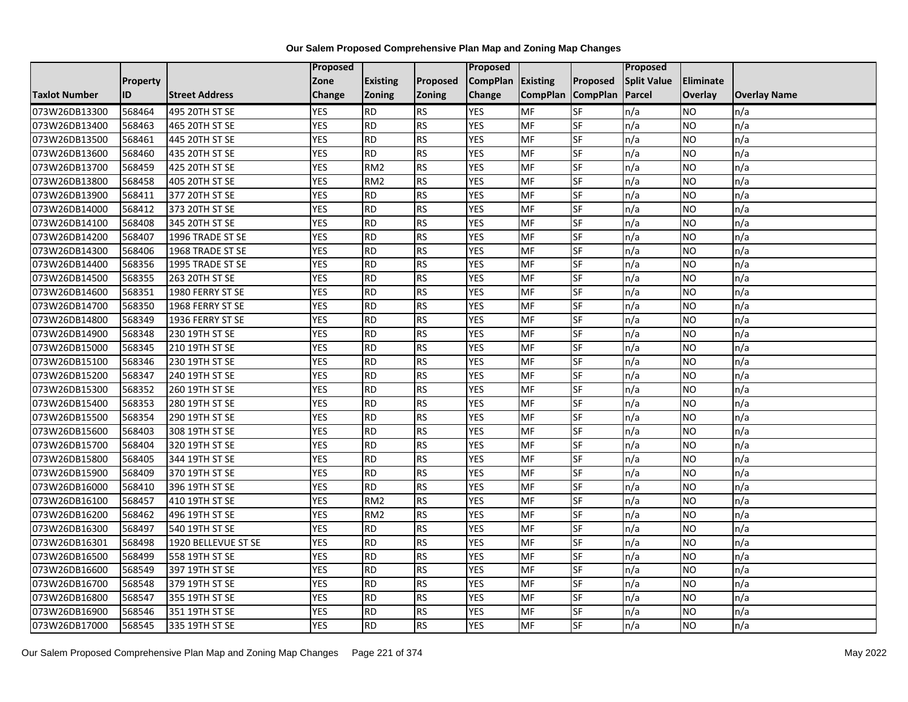# Our Salem Proposed Comprehensive Plan Map and Zoning Map Changes

| Taxlot Number | Property ID | Street Address | Proposed Zone Change | Existing Zoning | Proposed Zoning | Proposed CompPlan Change | Existing CompPlan | Proposed CompPlan | Proposed Split Value Parcel | Eliminate Overlay | Overlay Name |
|---|---|---|---|---|---|---|---|---|---|---|---|
| 073W26DB13300 | 568464 | 495 20TH ST SE | YES | RD | RS | YES | MF | SF | n/a | NO | n/a |
| 073W26DB13400 | 568463 | 465 20TH ST SE | YES | RD | RS | YES | MF | SF | n/a | NO | n/a |
| 073W26DB13500 | 568461 | 445 20TH ST SE | YES | RD | RS | YES | MF | SF | n/a | NO | n/a |
| 073W26DB13600 | 568460 | 435 20TH ST SE | YES | RD | RS | YES | MF | SF | n/a | NO | n/a |
| 073W26DB13700 | 568459 | 425 20TH ST SE | YES | RM2 | RS | YES | MF | SF | n/a | NO | n/a |
| 073W26DB13800 | 568458 | 405 20TH ST SE | YES | RM2 | RS | YES | MF | SF | n/a | NO | n/a |
| 073W26DB13900 | 568411 | 377 20TH ST SE | YES | RD | RS | YES | MF | SF | n/a | NO | n/a |
| 073W26DB14000 | 568412 | 373 20TH ST SE | YES | RD | RS | YES | MF | SF | n/a | NO | n/a |
| 073W26DB14100 | 568408 | 345 20TH ST SE | YES | RD | RS | YES | MF | SF | n/a | NO | n/a |
| 073W26DB14200 | 568407 | 1996 TRADE ST SE | YES | RD | RS | YES | MF | SF | n/a | NO | n/a |
| 073W26DB14300 | 568406 | 1968 TRADE ST SE | YES | RD | RS | YES | MF | SF | n/a | NO | n/a |
| 073W26DB14400 | 568356 | 1995 TRADE ST SE | YES | RD | RS | YES | MF | SF | n/a | NO | n/a |
| 073W26DB14500 | 568355 | 263 20TH ST SE | YES | RD | RS | YES | MF | SF | n/a | NO | n/a |
| 073W26DB14600 | 568351 | 1980 FERRY ST SE | YES | RD | RS | YES | MF | SF | n/a | NO | n/a |
| 073W26DB14700 | 568350 | 1968 FERRY ST SE | YES | RD | RS | YES | MF | SF | n/a | NO | n/a |
| 073W26DB14800 | 568349 | 1936 FERRY ST SE | YES | RD | RS | YES | MF | SF | n/a | NO | n/a |
| 073W26DB14900 | 568348 | 230 19TH ST SE | YES | RD | RS | YES | MF | SF | n/a | NO | n/a |
| 073W26DB15000 | 568345 | 210 19TH ST SE | YES | RD | RS | YES | MF | SF | n/a | NO | n/a |
| 073W26DB15100 | 568346 | 230 19TH ST SE | YES | RD | RS | YES | MF | SF | n/a | NO | n/a |
| 073W26DB15200 | 568347 | 240 19TH ST SE | YES | RD | RS | YES | MF | SF | n/a | NO | n/a |
| 073W26DB15300 | 568352 | 260 19TH ST SE | YES | RD | RS | YES | MF | SF | n/a | NO | n/a |
| 073W26DB15400 | 568353 | 280 19TH ST SE | YES | RD | RS | YES | MF | SF | n/a | NO | n/a |
| 073W26DB15500 | 568354 | 290 19TH ST SE | YES | RD | RS | YES | MF | SF | n/a | NO | n/a |
| 073W26DB15600 | 568403 | 308 19TH ST SE | YES | RD | RS | YES | MF | SF | n/a | NO | n/a |
| 073W26DB15700 | 568404 | 320 19TH ST SE | YES | RD | RS | YES | MF | SF | n/a | NO | n/a |
| 073W26DB15800 | 568405 | 344 19TH ST SE | YES | RD | RS | YES | MF | SF | n/a | NO | n/a |
| 073W26DB15900 | 568409 | 370 19TH ST SE | YES | RD | RS | YES | MF | SF | n/a | NO | n/a |
| 073W26DB16000 | 568410 | 396 19TH ST SE | YES | RD | RS | YES | MF | SF | n/a | NO | n/a |
| 073W26DB16100 | 568457 | 410 19TH ST SE | YES | RM2 | RS | YES | MF | SF | n/a | NO | n/a |
| 073W26DB16200 | 568462 | 496 19TH ST SE | YES | RM2 | RS | YES | MF | SF | n/a | NO | n/a |
| 073W26DB16300 | 568497 | 540 19TH ST SE | YES | RD | RS | YES | MF | SF | n/a | NO | n/a |
| 073W26DB16301 | 568498 | 1920 BELLEVUE ST SE | YES | RD | RS | YES | MF | SF | n/a | NO | n/a |
| 073W26DB16500 | 568499 | 558 19TH ST SE | YES | RD | RS | YES | MF | SF | n/a | NO | n/a |
| 073W26DB16600 | 568549 | 397 19TH ST SE | YES | RD | RS | YES | MF | SF | n/a | NO | n/a |
| 073W26DB16700 | 568548 | 379 19TH ST SE | YES | RD | RS | YES | MF | SF | n/a | NO | n/a |
| 073W26DB16800 | 568547 | 355 19TH ST SE | YES | RD | RS | YES | MF | SF | n/a | NO | n/a |
| 073W26DB16900 | 568546 | 351 19TH ST SE | YES | RD | RS | YES | MF | SF | n/a | NO | n/a |
| 073W26DB17000 | 568545 | 335 19TH ST SE | YES | RD | RS | YES | MF | SF | n/a | NO | n/a |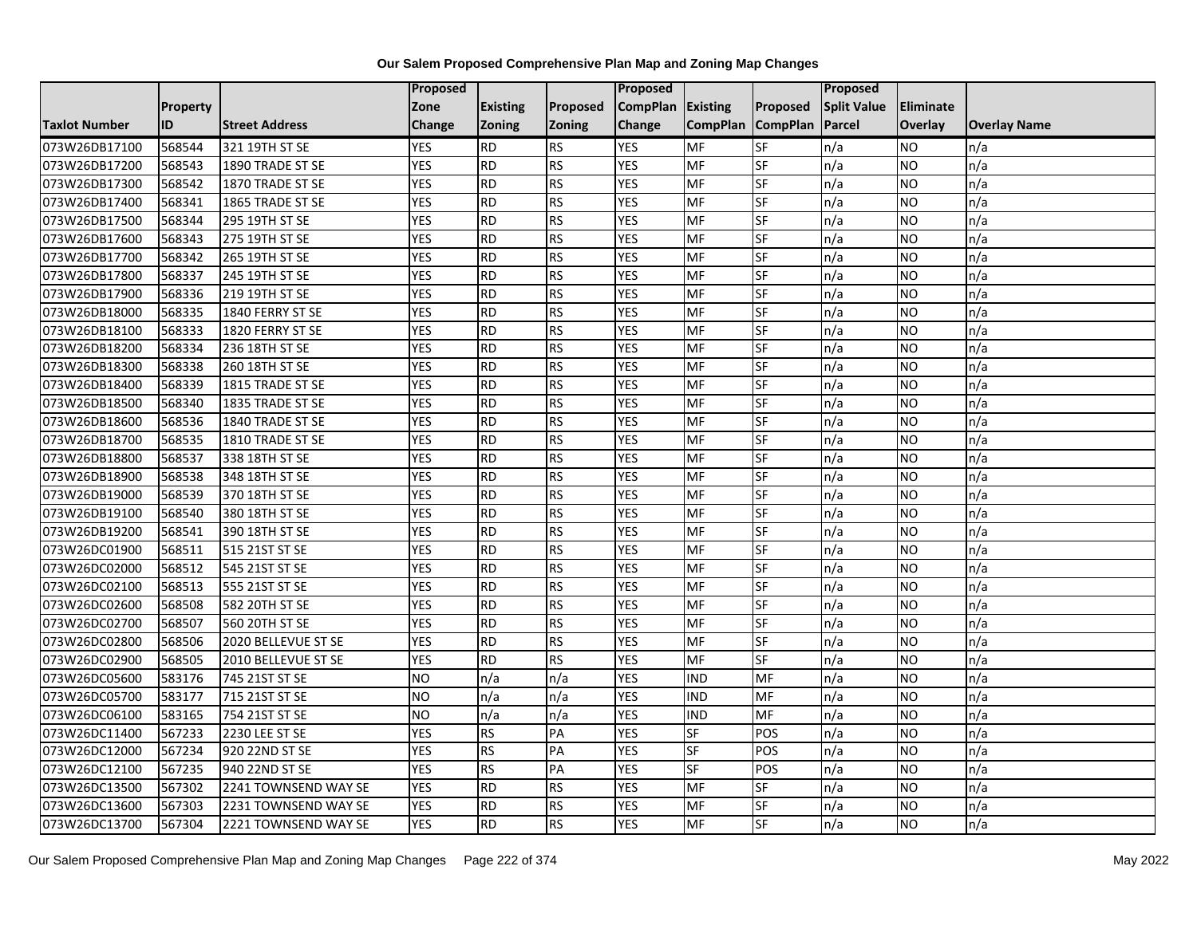**Our Salem Proposed Comprehensive Plan Map and Zoning Map Changes**

| Taxlot Number | Property ID | Street Address | Proposed Zone Change | Existing Zoning | Proposed Zoning | Proposed CompPlan Change | Existing CompPlan | Proposed CompPlan | Proposed Split Value Parcel | Eliminate Overlay | Overlay Name |
|---|---|---|---|---|---|---|---|---|---|---|---|
| 073W26DB17100 | 568544 | 321 19TH ST SE | YES | RD | RS | YES | MF | SF | n/a | NO | n/a |
| 073W26DB17200 | 568543 | 1890 TRADE ST SE | YES | RD | RS | YES | MF | SF | n/a | NO | n/a |
| 073W26DB17300 | 568542 | 1870 TRADE ST SE | YES | RD | RS | YES | MF | SF | n/a | NO | n/a |
| 073W26DB17400 | 568341 | 1865 TRADE ST SE | YES | RD | RS | YES | MF | SF | n/a | NO | n/a |
| 073W26DB17500 | 568344 | 295 19TH ST SE | YES | RD | RS | YES | MF | SF | n/a | NO | n/a |
| 073W26DB17600 | 568343 | 275 19TH ST SE | YES | RD | RS | YES | MF | SF | n/a | NO | n/a |
| 073W26DB17700 | 568342 | 265 19TH ST SE | YES | RD | RS | YES | MF | SF | n/a | NO | n/a |
| 073W26DB17800 | 568337 | 245 19TH ST SE | YES | RD | RS | YES | MF | SF | n/a | NO | n/a |
| 073W26DB17900 | 568336 | 219 19TH ST SE | YES | RD | RS | YES | MF | SF | n/a | NO | n/a |
| 073W26DB18000 | 568335 | 1840 FERRY ST SE | YES | RD | RS | YES | MF | SF | n/a | NO | n/a |
| 073W26DB18100 | 568333 | 1820 FERRY ST SE | YES | RD | RS | YES | MF | SF | n/a | NO | n/a |
| 073W26DB18200 | 568334 | 236 18TH ST SE | YES | RD | RS | YES | MF | SF | n/a | NO | n/a |
| 073W26DB18300 | 568338 | 260 18TH ST SE | YES | RD | RS | YES | MF | SF | n/a | NO | n/a |
| 073W26DB18400 | 568339 | 1815 TRADE ST SE | YES | RD | RS | YES | MF | SF | n/a | NO | n/a |
| 073W26DB18500 | 568340 | 1835 TRADE ST SE | YES | RD | RS | YES | MF | SF | n/a | NO | n/a |
| 073W26DB18600 | 568536 | 1840 TRADE ST SE | YES | RD | RS | YES | MF | SF | n/a | NO | n/a |
| 073W26DB18700 | 568535 | 1810 TRADE ST SE | YES | RD | RS | YES | MF | SF | n/a | NO | n/a |
| 073W26DB18800 | 568537 | 338 18TH ST SE | YES | RD | RS | YES | MF | SF | n/a | NO | n/a |
| 073W26DB18900 | 568538 | 348 18TH ST SE | YES | RD | RS | YES | MF | SF | n/a | NO | n/a |
| 073W26DB19000 | 568539 | 370 18TH ST SE | YES | RD | RS | YES | MF | SF | n/a | NO | n/a |
| 073W26DB19100 | 568540 | 380 18TH ST SE | YES | RD | RS | YES | MF | SF | n/a | NO | n/a |
| 073W26DB19200 | 568541 | 390 18TH ST SE | YES | RD | RS | YES | MF | SF | n/a | NO | n/a |
| 073W26DC01900 | 568511 | 515 21ST ST SE | YES | RD | RS | YES | MF | SF | n/a | NO | n/a |
| 073W26DC02000 | 568512 | 545 21ST ST SE | YES | RD | RS | YES | MF | SF | n/a | NO | n/a |
| 073W26DC02100 | 568513 | 555 21ST ST SE | YES | RD | RS | YES | MF | SF | n/a | NO | n/a |
| 073W26DC02600 | 568508 | 582 20TH ST SE | YES | RD | RS | YES | MF | SF | n/a | NO | n/a |
| 073W26DC02700 | 568507 | 560 20TH ST SE | YES | RD | RS | YES | MF | SF | n/a | NO | n/a |
| 073W26DC02800 | 568506 | 2020 BELLEVUE ST SE | YES | RD | RS | YES | MF | SF | n/a | NO | n/a |
| 073W26DC02900 | 568505 | 2010 BELLEVUE ST SE | YES | RD | RS | YES | MF | SF | n/a | NO | n/a |
| 073W26DC05600 | 583176 | 745 21ST ST SE | NO | n/a | n/a | YES | IND | MF | n/a | NO | n/a |
| 073W26DC05700 | 583177 | 715 21ST ST SE | NO | n/a | n/a | YES | IND | MF | n/a | NO | n/a |
| 073W26DC06100 | 583165 | 754 21ST ST SE | NO | n/a | n/a | YES | IND | MF | n/a | NO | n/a |
| 073W26DC11400 | 567233 | 2230 LEE ST SE | YES | RS | PA | YES | SF | POS | n/a | NO | n/a |
| 073W26DC12000 | 567234 | 920 22ND ST SE | YES | RS | PA | YES | SF | POS | n/a | NO | n/a |
| 073W26DC12100 | 567235 | 940 22ND ST SE | YES | RS | PA | YES | SF | POS | n/a | NO | n/a |
| 073W26DC13500 | 567302 | 2241 TOWNSEND WAY SE | YES | RD | RS | YES | MF | SF | n/a | NO | n/a |
| 073W26DC13600 | 567303 | 2231 TOWNSEND WAY SE | YES | RD | RS | YES | MF | SF | n/a | NO | n/a |
| 073W26DC13700 | 567304 | 2221 TOWNSEND WAY SE | YES | RD | RS | YES | MF | SF | n/a | NO | n/a |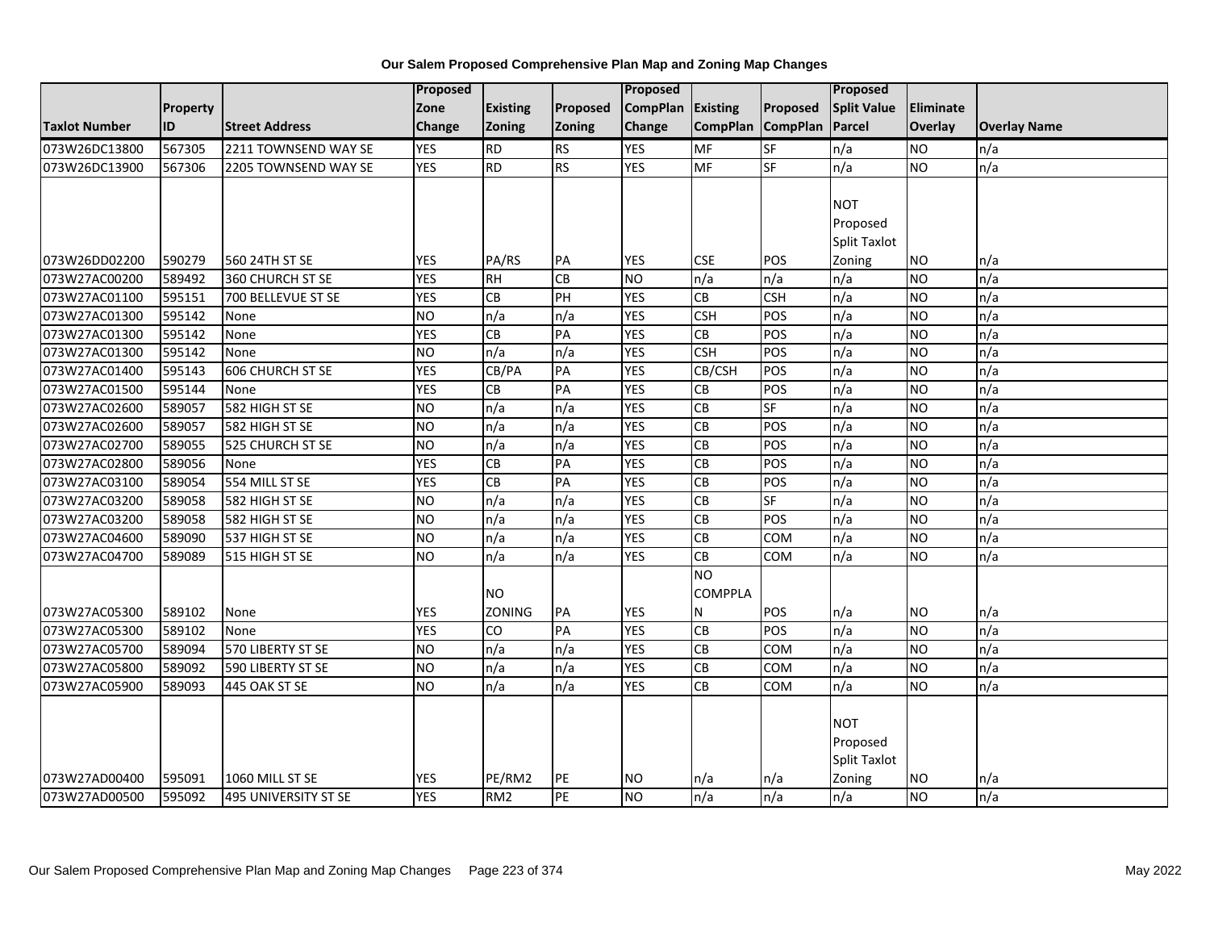**Our Salem Proposed Comprehensive Plan Map and Zoning Map Changes**

| Taxlot Number | Property ID | Street Address | Proposed Zone Change | Existing Zoning | Proposed Zoning | Proposed CompPlan Change | Existing CompPlan | Proposed CompPlan | Proposed Split Value Parcel | Eliminate Overlay | Overlay Name |
|---|---|---|---|---|---|---|---|---|---|---|---|
| 073W26DC13800 | 567305 | 2211 TOWNSEND WAY SE | YES | RD | RS | YES | MF | SF | n/a | NO | n/a |
| 073W26DC13900 | 567306 | 2205 TOWNSEND WAY SE | YES | RD | RS | YES | MF | SF | n/a | NO | n/a |
| 073W26DD02200 | 590279 | 560 24TH ST SE | YES | PA/RS | PA | YES | CSE | POS | NOT Proposed Split Taxlot Zoning | NO | n/a |
| 073W27AC00200 | 589492 | 360 CHURCH ST SE | YES | RH | CB | NO | n/a | n/a | n/a | NO | n/a |
| 073W27AC01100 | 595151 | 700 BELLEVUE ST SE | YES | CB | PH | YES | CB | CSH | n/a | NO | n/a |
| 073W27AC01300 | 595142 | None | NO | n/a | n/a | YES | CSH | POS | n/a | NO | n/a |
| 073W27AC01300 | 595142 | None | YES | CB | PA | YES | CB | POS | n/a | NO | n/a |
| 073W27AC01300 | 595142 | None | NO | n/a | n/a | YES | CSH | POS | n/a | NO | n/a |
| 073W27AC01400 | 595143 | 606 CHURCH ST SE | YES | CB/PA | PA | YES | CB/CSH | POS | n/a | NO | n/a |
| 073W27AC01500 | 595144 | None | YES | CB | PA | YES | CB | POS | n/a | NO | n/a |
| 073W27AC02600 | 589057 | 582 HIGH ST SE | NO | n/a | n/a | YES | CB | SF | n/a | NO | n/a |
| 073W27AC02600 | 589057 | 582 HIGH ST SE | NO | n/a | n/a | YES | CB | POS | n/a | NO | n/a |
| 073W27AC02700 | 589055 | 525 CHURCH ST SE | NO | n/a | n/a | YES | CB | POS | n/a | NO | n/a |
| 073W27AC02800 | 589056 | None | YES | CB | PA | YES | CB | POS | n/a | NO | n/a |
| 073W27AC03100 | 589054 | 554 MILL ST SE | YES | CB | PA | YES | CB | POS | n/a | NO | n/a |
| 073W27AC03200 | 589058 | 582 HIGH ST SE | NO | n/a | n/a | YES | CB | SF | n/a | NO | n/a |
| 073W27AC03200 | 589058 | 582 HIGH ST SE | NO | n/a | n/a | YES | CB | POS | n/a | NO | n/a |
| 073W27AC04600 | 589090 | 537 HIGH ST SE | NO | n/a | n/a | YES | CB | COM | n/a | NO | n/a |
| 073W27AC04700 | 589089 | 515 HIGH ST SE | NO | n/a | n/a | YES | CB | COM | n/a | NO | n/a |
| 073W27AC05300 | 589102 | None | YES | NO ZONING | PA | YES | NO COMPPLAN | POS | n/a | NO | n/a |
| 073W27AC05300 | 589102 | None | YES | CO | PA | YES | CB | POS | n/a | NO | n/a |
| 073W27AC05700 | 589094 | 570 LIBERTY ST SE | NO | n/a | n/a | YES | CB | COM | n/a | NO | n/a |
| 073W27AC05800 | 589092 | 590 LIBERTY ST SE | NO | n/a | n/a | YES | CB | COM | n/a | NO | n/a |
| 073W27AC05900 | 589093 | 445 OAK ST SE | NO | n/a | n/a | YES | CB | COM | n/a | NO | n/a |
| 073W27AD00400 | 595091 | 1060 MILL ST SE | YES | PE/RM2 | PE | NO | n/a | n/a | NOT Proposed Split Taxlot Zoning | NO | n/a |
| 073W27AD00500 | 595092 | 495 UNIVERSITY ST SE | YES | RM2 | PE | NO | n/a | n/a | n/a | NO | n/a |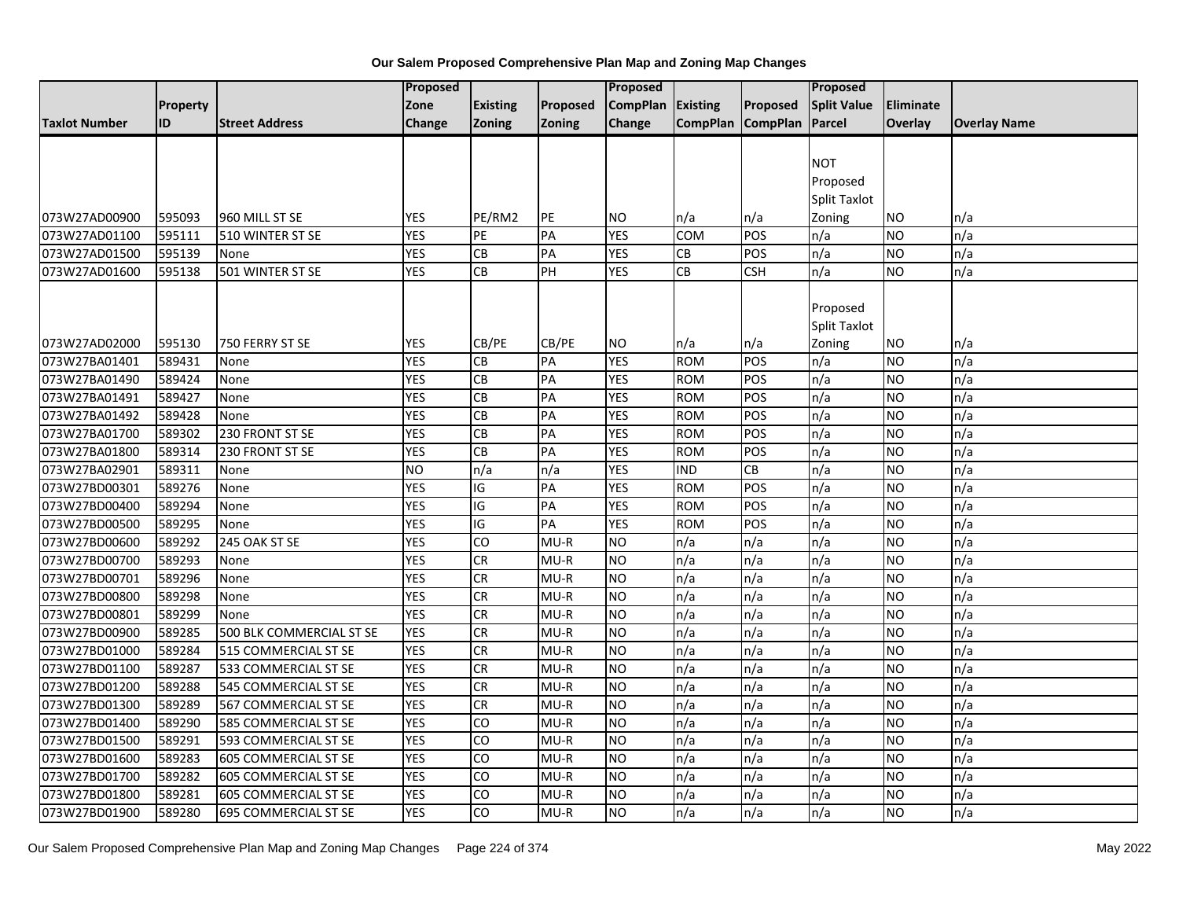**Our Salem Proposed Comprehensive Plan Map and Zoning Map Changes**

| Taxlot Number | Property ID | Street Address | Proposed Zone Change | Existing Zoning | Proposed Zoning | Proposed CompPlan Change | Existing CompPlan | Proposed CompPlan | Proposed Split Value Parcel | Eliminate Overlay | Overlay Name |
|---|---|---|---|---|---|---|---|---|---|---|---|
| 073W27AD00900 | 595093 | 960 MILL ST SE | YES | PE/RM2 | PE | NO | n/a | n/a | NOT Proposed Split Taxlot Zoning | NO | n/a |
| 073W27AD01100 | 595111 | 510 WINTER ST SE | YES | PE | PA | YES | COM | POS | n/a | NO | n/a |
| 073W27AD01500 | 595139 | None | YES | CB | PA | YES | CB | POS | n/a | NO | n/a |
| 073W27AD01600 | 595138 | 501 WINTER ST SE | YES | CB | PH | YES | CB | CSH | n/a | NO | n/a |
| 073W27AD02000 | 595130 | 750 FERRY ST SE | YES | CB/PE | CB/PE | NO | n/a | n/a | Proposed Split Taxlot Zoning | NO | n/a |
| 073W27BA01401 | 589431 | None | YES | CB | PA | YES | ROM | POS | n/a | NO | n/a |
| 073W27BA01490 | 589424 | None | YES | CB | PA | YES | ROM | POS | n/a | NO | n/a |
| 073W27BA01491 | 589427 | None | YES | CB | PA | YES | ROM | POS | n/a | NO | n/a |
| 073W27BA01492 | 589428 | None | YES | CB | PA | YES | ROM | POS | n/a | NO | n/a |
| 073W27BA01700 | 589302 | 230 FRONT ST SE | YES | CB | PA | YES | ROM | POS | n/a | NO | n/a |
| 073W27BA01800 | 589314 | 230 FRONT ST SE | YES | CB | PA | YES | ROM | POS | n/a | NO | n/a |
| 073W27BA02901 | 589311 | None | NO | n/a | n/a | YES | IND | CB | n/a | NO | n/a |
| 073W27BD00301 | 589276 | None | YES | IG | PA | YES | ROM | POS | n/a | NO | n/a |
| 073W27BD00400 | 589294 | None | YES | IG | PA | YES | ROM | POS | n/a | NO | n/a |
| 073W27BD00500 | 589295 | None | YES | IG | PA | YES | ROM | POS | n/a | NO | n/a |
| 073W27BD00600 | 589292 | 245 OAK ST SE | YES | CO | MU-R | NO | n/a | n/a | n/a | NO | n/a |
| 073W27BD00700 | 589293 | None | YES | CR | MU-R | NO | n/a | n/a | n/a | NO | n/a |
| 073W27BD00701 | 589296 | None | YES | CR | MU-R | NO | n/a | n/a | n/a | NO | n/a |
| 073W27BD00800 | 589298 | None | YES | CR | MU-R | NO | n/a | n/a | n/a | NO | n/a |
| 073W27BD00801 | 589299 | None | YES | CR | MU-R | NO | n/a | n/a | n/a | NO | n/a |
| 073W27BD00900 | 589285 | 500 BLK COMMERCIAL ST SE | YES | CR | MU-R | NO | n/a | n/a | n/a | NO | n/a |
| 073W27BD01000 | 589284 | 515 COMMERCIAL ST SE | YES | CR | MU-R | NO | n/a | n/a | n/a | NO | n/a |
| 073W27BD01100 | 589287 | 533 COMMERCIAL ST SE | YES | CR | MU-R | NO | n/a | n/a | n/a | NO | n/a |
| 073W27BD01200 | 589288 | 545 COMMERCIAL ST SE | YES | CR | MU-R | NO | n/a | n/a | n/a | NO | n/a |
| 073W27BD01300 | 589289 | 567 COMMERCIAL ST SE | YES | CR | MU-R | NO | n/a | n/a | n/a | NO | n/a |
| 073W27BD01400 | 589290 | 585 COMMERCIAL ST SE | YES | CO | MU-R | NO | n/a | n/a | n/a | NO | n/a |
| 073W27BD01500 | 589291 | 593 COMMERCIAL ST SE | YES | CO | MU-R | NO | n/a | n/a | n/a | NO | n/a |
| 073W27BD01600 | 589283 | 605 COMMERCIAL ST SE | YES | CO | MU-R | NO | n/a | n/a | n/a | NO | n/a |
| 073W27BD01700 | 589282 | 605 COMMERCIAL ST SE | YES | CO | MU-R | NO | n/a | n/a | n/a | NO | n/a |
| 073W27BD01800 | 589281 | 605 COMMERCIAL ST SE | YES | CO | MU-R | NO | n/a | n/a | n/a | NO | n/a |
| 073W27BD01900 | 589280 | 695 COMMERCIAL ST SE | YES | CO | MU-R | NO | n/a | n/a | n/a | NO | n/a |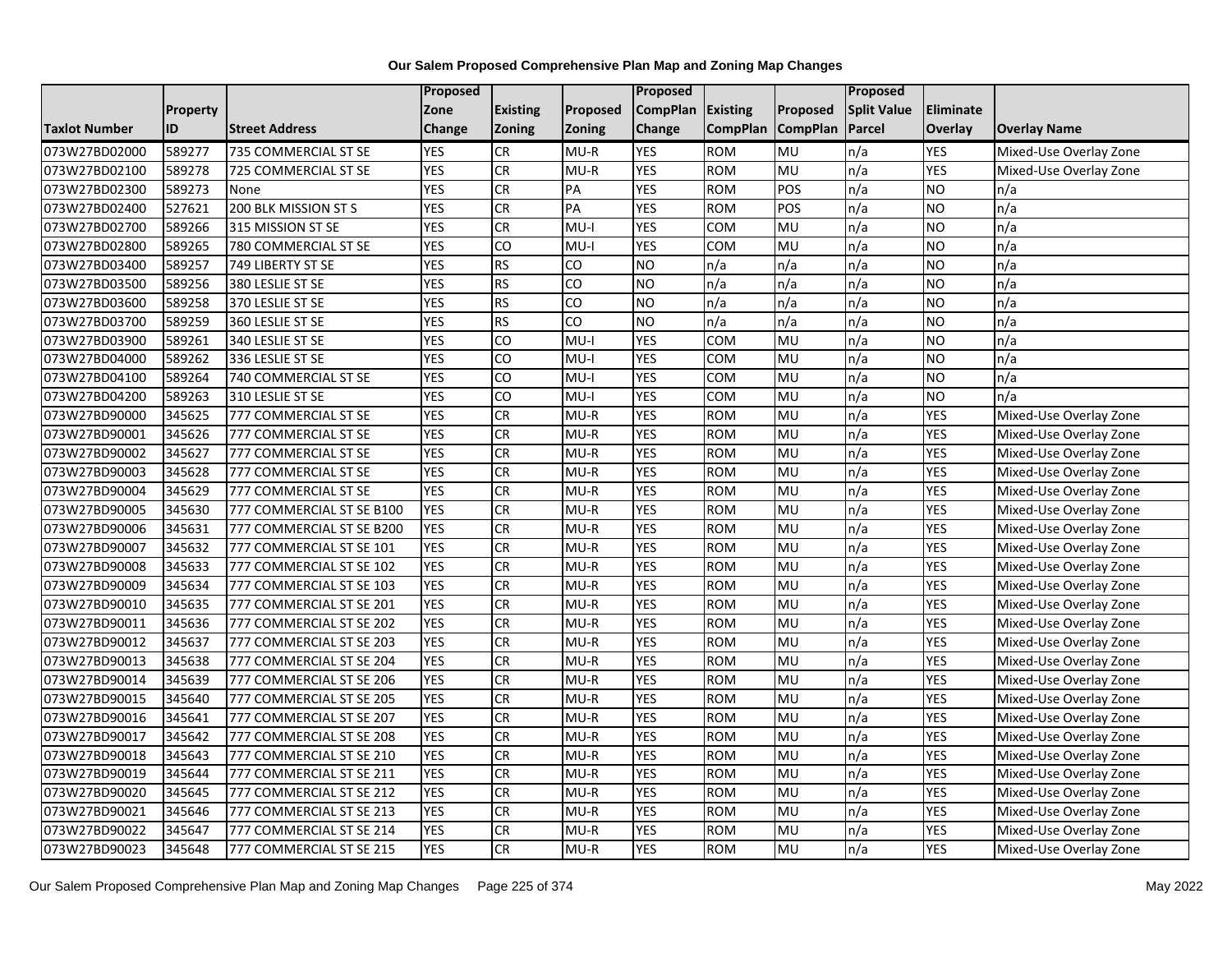**Our Salem Proposed Comprehensive Plan Map and Zoning Map Changes**

| Taxlot Number | Property ID | Street Address | Proposed Zone Change | Existing Zoning | Proposed Zoning | Proposed CompPlan Change | Existing CompPlan | Proposed CompPlan | Proposed Split Value Parcel | Eliminate Overlay | Overlay Name |
|---|---|---|---|---|---|---|---|---|---|---|---|
| 073W27BD02000 | 589277 | 735 COMMERCIAL ST SE | YES | CR | MU-R | YES | ROM | MU | n/a | YES | Mixed-Use Overlay Zone |
| 073W27BD02100 | 589278 | 725 COMMERCIAL ST SE | YES | CR | MU-R | YES | ROM | MU | n/a | YES | Mixed-Use Overlay Zone |
| 073W27BD02300 | 589273 | None | YES | CR | PA | YES | ROM | POS | n/a | NO | n/a |
| 073W27BD02400 | 527621 | 200 BLK MISSION ST S | YES | CR | PA | YES | ROM | POS | n/a | NO | n/a |
| 073W27BD02700 | 589266 | 315 MISSION ST SE | YES | CR | MU-I | YES | COM | MU | n/a | NO | n/a |
| 073W27BD02800 | 589265 | 780 COMMERCIAL ST SE | YES | CO | MU-I | YES | COM | MU | n/a | NO | n/a |
| 073W27BD03400 | 589257 | 749 LIBERTY ST SE | YES | RS | CO | NO | n/a | n/a | n/a | NO | n/a |
| 073W27BD03500 | 589256 | 380 LESLIE ST SE | YES | RS | CO | NO | n/a | n/a | n/a | NO | n/a |
| 073W27BD03600 | 589258 | 370 LESLIE ST SE | YES | RS | CO | NO | n/a | n/a | n/a | NO | n/a |
| 073W27BD03700 | 589259 | 360 LESLIE ST SE | YES | RS | CO | NO | n/a | n/a | n/a | NO | n/a |
| 073W27BD03900 | 589261 | 340 LESLIE ST SE | YES | CO | MU-I | YES | COM | MU | n/a | NO | n/a |
| 073W27BD04000 | 589262 | 336 LESLIE ST SE | YES | CO | MU-I | YES | COM | MU | n/a | NO | n/a |
| 073W27BD04100 | 589264 | 740 COMMERCIAL ST SE | YES | CO | MU-I | YES | COM | MU | n/a | NO | n/a |
| 073W27BD04200 | 589263 | 310 LESLIE ST SE | YES | CO | MU-I | YES | COM | MU | n/a | NO | n/a |
| 073W27BD90000 | 345625 | 777 COMMERCIAL ST SE | YES | CR | MU-R | YES | ROM | MU | n/a | YES | Mixed-Use Overlay Zone |
| 073W27BD90001 | 345626 | 777 COMMERCIAL ST SE | YES | CR | MU-R | YES | ROM | MU | n/a | YES | Mixed-Use Overlay Zone |
| 073W27BD90002 | 345627 | 777 COMMERCIAL ST SE | YES | CR | MU-R | YES | ROM | MU | n/a | YES | Mixed-Use Overlay Zone |
| 073W27BD90003 | 345628 | 777 COMMERCIAL ST SE | YES | CR | MU-R | YES | ROM | MU | n/a | YES | Mixed-Use Overlay Zone |
| 073W27BD90004 | 345629 | 777 COMMERCIAL ST SE | YES | CR | MU-R | YES | ROM | MU | n/a | YES | Mixed-Use Overlay Zone |
| 073W27BD90005 | 345630 | 777 COMMERCIAL ST SE B100 | YES | CR | MU-R | YES | ROM | MU | n/a | YES | Mixed-Use Overlay Zone |
| 073W27BD90006 | 345631 | 777 COMMERCIAL ST SE B200 | YES | CR | MU-R | YES | ROM | MU | n/a | YES | Mixed-Use Overlay Zone |
| 073W27BD90007 | 345632 | 777 COMMERCIAL ST SE 101 | YES | CR | MU-R | YES | ROM | MU | n/a | YES | Mixed-Use Overlay Zone |
| 073W27BD90008 | 345633 | 777 COMMERCIAL ST SE 102 | YES | CR | MU-R | YES | ROM | MU | n/a | YES | Mixed-Use Overlay Zone |
| 073W27BD90009 | 345634 | 777 COMMERCIAL ST SE 103 | YES | CR | MU-R | YES | ROM | MU | n/a | YES | Mixed-Use Overlay Zone |
| 073W27BD90010 | 345635 | 777 COMMERCIAL ST SE 201 | YES | CR | MU-R | YES | ROM | MU | n/a | YES | Mixed-Use Overlay Zone |
| 073W27BD90011 | 345636 | 777 COMMERCIAL ST SE 202 | YES | CR | MU-R | YES | ROM | MU | n/a | YES | Mixed-Use Overlay Zone |
| 073W27BD90012 | 345637 | 777 COMMERCIAL ST SE 203 | YES | CR | MU-R | YES | ROM | MU | n/a | YES | Mixed-Use Overlay Zone |
| 073W27BD90013 | 345638 | 777 COMMERCIAL ST SE 204 | YES | CR | MU-R | YES | ROM | MU | n/a | YES | Mixed-Use Overlay Zone |
| 073W27BD90014 | 345639 | 777 COMMERCIAL ST SE 206 | YES | CR | MU-R | YES | ROM | MU | n/a | YES | Mixed-Use Overlay Zone |
| 073W27BD90015 | 345640 | 777 COMMERCIAL ST SE 205 | YES | CR | MU-R | YES | ROM | MU | n/a | YES | Mixed-Use Overlay Zone |
| 073W27BD90016 | 345641 | 777 COMMERCIAL ST SE 207 | YES | CR | MU-R | YES | ROM | MU | n/a | YES | Mixed-Use Overlay Zone |
| 073W27BD90017 | 345642 | 777 COMMERCIAL ST SE 208 | YES | CR | MU-R | YES | ROM | MU | n/a | YES | Mixed-Use Overlay Zone |
| 073W27BD90018 | 345643 | 777 COMMERCIAL ST SE 210 | YES | CR | MU-R | YES | ROM | MU | n/a | YES | Mixed-Use Overlay Zone |
| 073W27BD90019 | 345644 | 777 COMMERCIAL ST SE 211 | YES | CR | MU-R | YES | ROM | MU | n/a | YES | Mixed-Use Overlay Zone |
| 073W27BD90020 | 345645 | 777 COMMERCIAL ST SE 212 | YES | CR | MU-R | YES | ROM | MU | n/a | YES | Mixed-Use Overlay Zone |
| 073W27BD90021 | 345646 | 777 COMMERCIAL ST SE 213 | YES | CR | MU-R | YES | ROM | MU | n/a | YES | Mixed-Use Overlay Zone |
| 073W27BD90022 | 345647 | 777 COMMERCIAL ST SE 214 | YES | CR | MU-R | YES | ROM | MU | n/a | YES | Mixed-Use Overlay Zone |
| 073W27BD90023 | 345648 | 777 COMMERCIAL ST SE 215 | YES | CR | MU-R | YES | ROM | MU | n/a | YES | Mixed-Use Overlay Zone |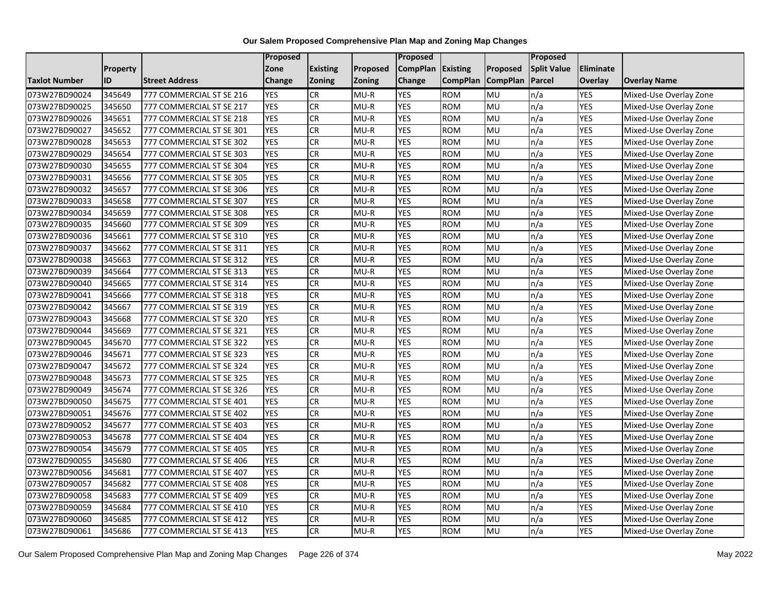# Our Salem Proposed Comprehensive Plan Map and Zoning Map Changes

| Taxlot Number | Property ID | Street Address | Proposed Zone Change | Existing Zoning | Proposed Zoning | Proposed CompPlan Change | Existing CompPlan | Proposed CompPlan | Proposed Split Value Parcel | Eliminate Overlay | Overlay Name |
|---|---|---|---|---|---|---|---|---|---|---|---|
| 073W27BD90024 | 345649 | 777 COMMERCIAL ST SE 216 | YES | CR | MU-R | YES | ROM | MU | n/a | YES | Mixed-Use Overlay Zone |
| 073W27BD90025 | 345650 | 777 COMMERCIAL ST SE 217 | YES | CR | MU-R | YES | ROM | MU | n/a | YES | Mixed-Use Overlay Zone |
| 073W27BD90026 | 345651 | 777 COMMERCIAL ST SE 218 | YES | CR | MU-R | YES | ROM | MU | n/a | YES | Mixed-Use Overlay Zone |
| 073W27BD90027 | 345652 | 777 COMMERCIAL ST SE 301 | YES | CR | MU-R | YES | ROM | MU | n/a | YES | Mixed-Use Overlay Zone |
| 073W27BD90028 | 345653 | 777 COMMERCIAL ST SE 302 | YES | CR | MU-R | YES | ROM | MU | n/a | YES | Mixed-Use Overlay Zone |
| 073W27BD90029 | 345654 | 777 COMMERCIAL ST SE 303 | YES | CR | MU-R | YES | ROM | MU | n/a | YES | Mixed-Use Overlay Zone |
| 073W27BD90030 | 345655 | 777 COMMERCIAL ST SE 304 | YES | CR | MU-R | YES | ROM | MU | n/a | YES | Mixed-Use Overlay Zone |
| 073W27BD90031 | 345656 | 777 COMMERCIAL ST SE 305 | YES | CR | MU-R | YES | ROM | MU | n/a | YES | Mixed-Use Overlay Zone |
| 073W27BD90032 | 345657 | 777 COMMERCIAL ST SE 306 | YES | CR | MU-R | YES | ROM | MU | n/a | YES | Mixed-Use Overlay Zone |
| 073W27BD90033 | 345658 | 777 COMMERCIAL ST SE 307 | YES | CR | MU-R | YES | ROM | MU | n/a | YES | Mixed-Use Overlay Zone |
| 073W27BD90034 | 345659 | 777 COMMERCIAL ST SE 308 | YES | CR | MU-R | YES | ROM | MU | n/a | YES | Mixed-Use Overlay Zone |
| 073W27BD90035 | 345660 | 777 COMMERCIAL ST SE 309 | YES | CR | MU-R | YES | ROM | MU | n/a | YES | Mixed-Use Overlay Zone |
| 073W27BD90036 | 345661 | 777 COMMERCIAL ST SE 310 | YES | CR | MU-R | YES | ROM | MU | n/a | YES | Mixed-Use Overlay Zone |
| 073W27BD90037 | 345662 | 777 COMMERCIAL ST SE 311 | YES | CR | MU-R | YES | ROM | MU | n/a | YES | Mixed-Use Overlay Zone |
| 073W27BD90038 | 345663 | 777 COMMERCIAL ST SE 312 | YES | CR | MU-R | YES | ROM | MU | n/a | YES | Mixed-Use Overlay Zone |
| 073W27BD90039 | 345664 | 777 COMMERCIAL ST SE 313 | YES | CR | MU-R | YES | ROM | MU | n/a | YES | Mixed-Use Overlay Zone |
| 073W27BD90040 | 345665 | 777 COMMERCIAL ST SE 314 | YES | CR | MU-R | YES | ROM | MU | n/a | YES | Mixed-Use Overlay Zone |
| 073W27BD90041 | 345666 | 777 COMMERCIAL ST SE 318 | YES | CR | MU-R | YES | ROM | MU | n/a | YES | Mixed-Use Overlay Zone |
| 073W27BD90042 | 345667 | 777 COMMERCIAL ST SE 319 | YES | CR | MU-R | YES | ROM | MU | n/a | YES | Mixed-Use Overlay Zone |
| 073W27BD90043 | 345668 | 777 COMMERCIAL ST SE 320 | YES | CR | MU-R | YES | ROM | MU | n/a | YES | Mixed-Use Overlay Zone |
| 073W27BD90044 | 345669 | 777 COMMERCIAL ST SE 321 | YES | CR | MU-R | YES | ROM | MU | n/a | YES | Mixed-Use Overlay Zone |
| 073W27BD90045 | 345670 | 777 COMMERCIAL ST SE 322 | YES | CR | MU-R | YES | ROM | MU | n/a | YES | Mixed-Use Overlay Zone |
| 073W27BD90046 | 345671 | 777 COMMERCIAL ST SE 323 | YES | CR | MU-R | YES | ROM | MU | n/a | YES | Mixed-Use Overlay Zone |
| 073W27BD90047 | 345672 | 777 COMMERCIAL ST SE 324 | YES | CR | MU-R | YES | ROM | MU | n/a | YES | Mixed-Use Overlay Zone |
| 073W27BD90048 | 345673 | 777 COMMERCIAL ST SE 325 | YES | CR | MU-R | YES | ROM | MU | n/a | YES | Mixed-Use Overlay Zone |
| 073W27BD90049 | 345674 | 777 COMMERCIAL ST SE 326 | YES | CR | MU-R | YES | ROM | MU | n/a | YES | Mixed-Use Overlay Zone |
| 073W27BD90050 | 345675 | 777 COMMERCIAL ST SE 401 | YES | CR | MU-R | YES | ROM | MU | n/a | YES | Mixed-Use Overlay Zone |
| 073W27BD90051 | 345676 | 777 COMMERCIAL ST SE 402 | YES | CR | MU-R | YES | ROM | MU | n/a | YES | Mixed-Use Overlay Zone |
| 073W27BD90052 | 345677 | 777 COMMERCIAL ST SE 403 | YES | CR | MU-R | YES | ROM | MU | n/a | YES | Mixed-Use Overlay Zone |
| 073W27BD90053 | 345678 | 777 COMMERCIAL ST SE 404 | YES | CR | MU-R | YES | ROM | MU | n/a | YES | Mixed-Use Overlay Zone |
| 073W27BD90054 | 345679 | 777 COMMERCIAL ST SE 405 | YES | CR | MU-R | YES | ROM | MU | n/a | YES | Mixed-Use Overlay Zone |
| 073W27BD90055 | 345680 | 777 COMMERCIAL ST SE 406 | YES | CR | MU-R | YES | ROM | MU | n/a | YES | Mixed-Use Overlay Zone |
| 073W27BD90056 | 345681 | 777 COMMERCIAL ST SE 407 | YES | CR | MU-R | YES | ROM | MU | n/a | YES | Mixed-Use Overlay Zone |
| 073W27BD90057 | 345682 | 777 COMMERCIAL ST SE 408 | YES | CR | MU-R | YES | ROM | MU | n/a | YES | Mixed-Use Overlay Zone |
| 073W27BD90058 | 345683 | 777 COMMERCIAL ST SE 409 | YES | CR | MU-R | YES | ROM | MU | n/a | YES | Mixed-Use Overlay Zone |
| 073W27BD90059 | 345684 | 777 COMMERCIAL ST SE 410 | YES | CR | MU-R | YES | ROM | MU | n/a | YES | Mixed-Use Overlay Zone |
| 073W27BD90060 | 345685 | 777 COMMERCIAL ST SE 412 | YES | CR | MU-R | YES | ROM | MU | n/a | YES | Mixed-Use Overlay Zone |
| 073W27BD90061 | 345686 | 777 COMMERCIAL ST SE 413 | YES | CR | MU-R | YES | ROM | MU | n/a | YES | Mixed-Use Overlay Zone |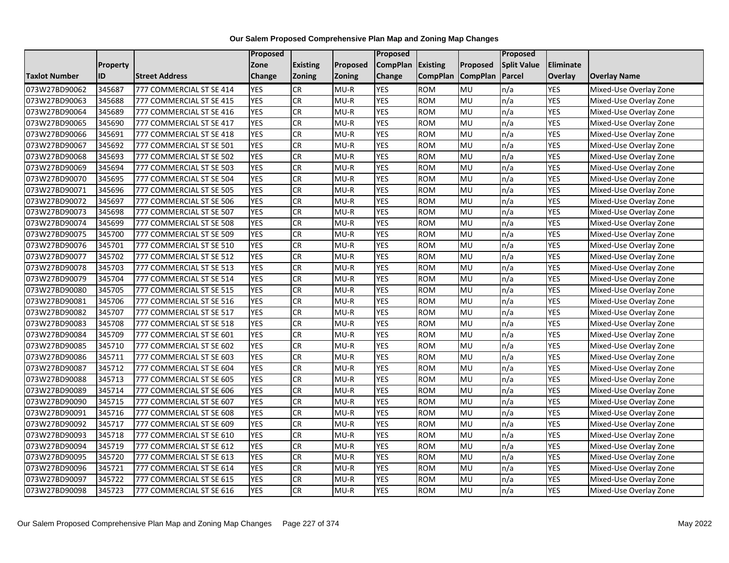**Our Salem Proposed Comprehensive Plan Map and Zoning Map Changes**

| Taxlot Number | Property ID | Street Address | Proposed Zone Change | Existing Zoning | Proposed Zoning | Proposed CompPlan Change | Existing CompPlan | Proposed CompPlan | Proposed Split Value Parcel | Eliminate Overlay | Overlay Name |
|---|---|---|---|---|---|---|---|---|---|---|---|
| 073W27BD90062 | 345687 | 777 COMMERCIAL ST SE 414 | YES | CR | MU-R | YES | ROM | MU | n/a | YES | Mixed-Use Overlay Zone |
| 073W27BD90063 | 345688 | 777 COMMERCIAL ST SE 415 | YES | CR | MU-R | YES | ROM | MU | n/a | YES | Mixed-Use Overlay Zone |
| 073W27BD90064 | 345689 | 777 COMMERCIAL ST SE 416 | YES | CR | MU-R | YES | ROM | MU | n/a | YES | Mixed-Use Overlay Zone |
| 073W27BD90065 | 345690 | 777 COMMERCIAL ST SE 417 | YES | CR | MU-R | YES | ROM | MU | n/a | YES | Mixed-Use Overlay Zone |
| 073W27BD90066 | 345691 | 777 COMMERCIAL ST SE 418 | YES | CR | MU-R | YES | ROM | MU | n/a | YES | Mixed-Use Overlay Zone |
| 073W27BD90067 | 345692 | 777 COMMERCIAL ST SE 501 | YES | CR | MU-R | YES | ROM | MU | n/a | YES | Mixed-Use Overlay Zone |
| 073W27BD90068 | 345693 | 777 COMMERCIAL ST SE 502 | YES | CR | MU-R | YES | ROM | MU | n/a | YES | Mixed-Use Overlay Zone |
| 073W27BD90069 | 345694 | 777 COMMERCIAL ST SE 503 | YES | CR | MU-R | YES | ROM | MU | n/a | YES | Mixed-Use Overlay Zone |
| 073W27BD90070 | 345695 | 777 COMMERCIAL ST SE 504 | YES | CR | MU-R | YES | ROM | MU | n/a | YES | Mixed-Use Overlay Zone |
| 073W27BD90071 | 345696 | 777 COMMERCIAL ST SE 505 | YES | CR | MU-R | YES | ROM | MU | n/a | YES | Mixed-Use Overlay Zone |
| 073W27BD90072 | 345697 | 777 COMMERCIAL ST SE 506 | YES | CR | MU-R | YES | ROM | MU | n/a | YES | Mixed-Use Overlay Zone |
| 073W27BD90073 | 345698 | 777 COMMERCIAL ST SE 507 | YES | CR | MU-R | YES | ROM | MU | n/a | YES | Mixed-Use Overlay Zone |
| 073W27BD90074 | 345699 | 777 COMMERCIAL ST SE 508 | YES | CR | MU-R | YES | ROM | MU | n/a | YES | Mixed-Use Overlay Zone |
| 073W27BD90075 | 345700 | 777 COMMERCIAL ST SE 509 | YES | CR | MU-R | YES | ROM | MU | n/a | YES | Mixed-Use Overlay Zone |
| 073W27BD90076 | 345701 | 777 COMMERCIAL ST SE 510 | YES | CR | MU-R | YES | ROM | MU | n/a | YES | Mixed-Use Overlay Zone |
| 073W27BD90077 | 345702 | 777 COMMERCIAL ST SE 512 | YES | CR | MU-R | YES | ROM | MU | n/a | YES | Mixed-Use Overlay Zone |
| 073W27BD90078 | 345703 | 777 COMMERCIAL ST SE 513 | YES | CR | MU-R | YES | ROM | MU | n/a | YES | Mixed-Use Overlay Zone |
| 073W27BD90079 | 345704 | 777 COMMERCIAL ST SE 514 | YES | CR | MU-R | YES | ROM | MU | n/a | YES | Mixed-Use Overlay Zone |
| 073W27BD90080 | 345705 | 777 COMMERCIAL ST SE 515 | YES | CR | MU-R | YES | ROM | MU | n/a | YES | Mixed-Use Overlay Zone |
| 073W27BD90081 | 345706 | 777 COMMERCIAL ST SE 516 | YES | CR | MU-R | YES | ROM | MU | n/a | YES | Mixed-Use Overlay Zone |
| 073W27BD90082 | 345707 | 777 COMMERCIAL ST SE 517 | YES | CR | MU-R | YES | ROM | MU | n/a | YES | Mixed-Use Overlay Zone |
| 073W27BD90083 | 345708 | 777 COMMERCIAL ST SE 518 | YES | CR | MU-R | YES | ROM | MU | n/a | YES | Mixed-Use Overlay Zone |
| 073W27BD90084 | 345709 | 777 COMMERCIAL ST SE 601 | YES | CR | MU-R | YES | ROM | MU | n/a | YES | Mixed-Use Overlay Zone |
| 073W27BD90085 | 345710 | 777 COMMERCIAL ST SE 602 | YES | CR | MU-R | YES | ROM | MU | n/a | YES | Mixed-Use Overlay Zone |
| 073W27BD90086 | 345711 | 777 COMMERCIAL ST SE 603 | YES | CR | MU-R | YES | ROM | MU | n/a | YES | Mixed-Use Overlay Zone |
| 073W27BD90087 | 345712 | 777 COMMERCIAL ST SE 604 | YES | CR | MU-R | YES | ROM | MU | n/a | YES | Mixed-Use Overlay Zone |
| 073W27BD90088 | 345713 | 777 COMMERCIAL ST SE 605 | YES | CR | MU-R | YES | ROM | MU | n/a | YES | Mixed-Use Overlay Zone |
| 073W27BD90089 | 345714 | 777 COMMERCIAL ST SE 606 | YES | CR | MU-R | YES | ROM | MU | n/a | YES | Mixed-Use Overlay Zone |
| 073W27BD90090 | 345715 | 777 COMMERCIAL ST SE 607 | YES | CR | MU-R | YES | ROM | MU | n/a | YES | Mixed-Use Overlay Zone |
| 073W27BD90091 | 345716 | 777 COMMERCIAL ST SE 608 | YES | CR | MU-R | YES | ROM | MU | n/a | YES | Mixed-Use Overlay Zone |
| 073W27BD90092 | 345717 | 777 COMMERCIAL ST SE 609 | YES | CR | MU-R | YES | ROM | MU | n/a | YES | Mixed-Use Overlay Zone |
| 073W27BD90093 | 345718 | 777 COMMERCIAL ST SE 610 | YES | CR | MU-R | YES | ROM | MU | n/a | YES | Mixed-Use Overlay Zone |
| 073W27BD90094 | 345719 | 777 COMMERCIAL ST SE 612 | YES | CR | MU-R | YES | ROM | MU | n/a | YES | Mixed-Use Overlay Zone |
| 073W27BD90095 | 345720 | 777 COMMERCIAL ST SE 613 | YES | CR | MU-R | YES | ROM | MU | n/a | YES | Mixed-Use Overlay Zone |
| 073W27BD90096 | 345721 | 777 COMMERCIAL ST SE 614 | YES | CR | MU-R | YES | ROM | MU | n/a | YES | Mixed-Use Overlay Zone |
| 073W27BD90097 | 345722 | 777 COMMERCIAL ST SE 615 | YES | CR | MU-R | YES | ROM | MU | n/a | YES | Mixed-Use Overlay Zone |
| 073W27BD90098 | 345723 | 777 COMMERCIAL ST SE 616 | YES | CR | MU-R | YES | ROM | MU | n/a | YES | Mixed-Use Overlay Zone |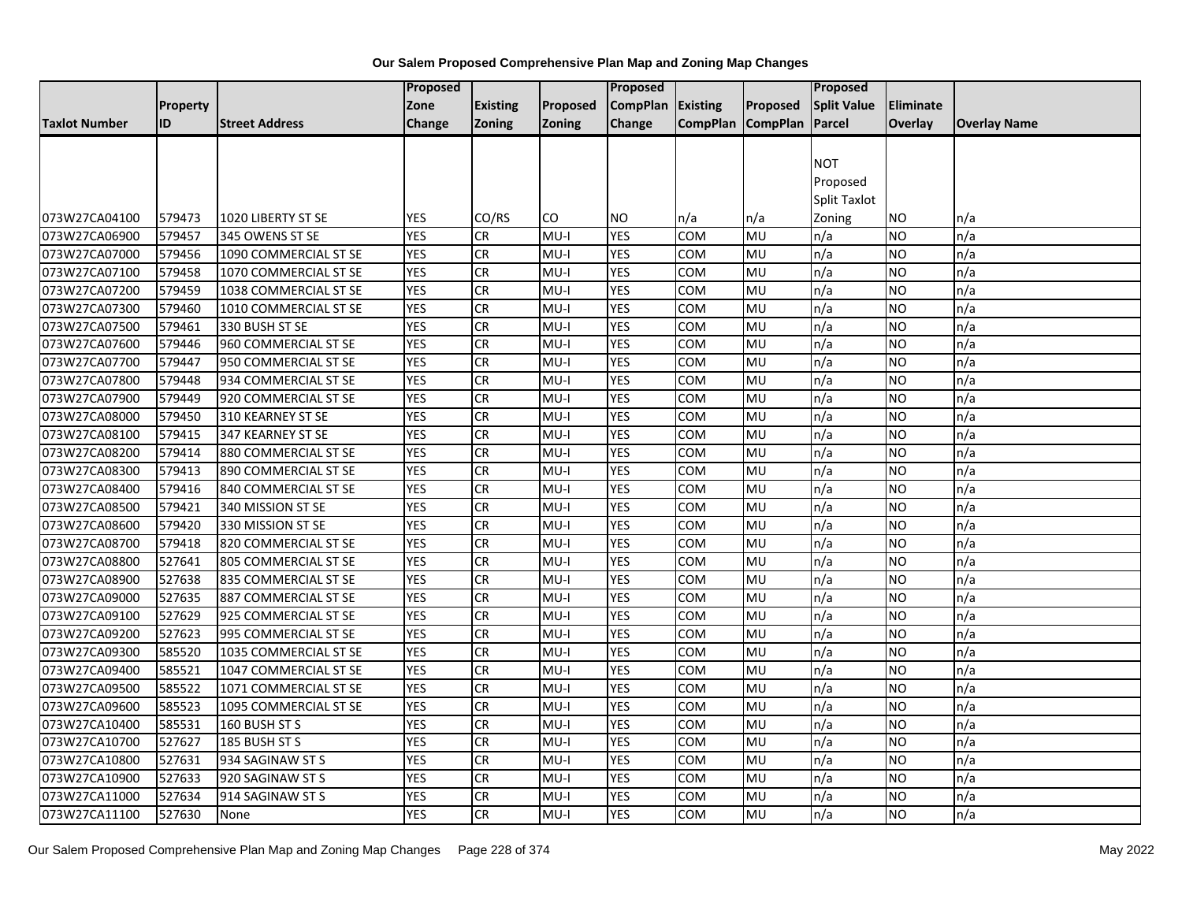**Our Salem Proposed Comprehensive Plan Map and Zoning Map Changes**

| Taxlot Number | Property ID | Street Address | Proposed Zone Change | Existing Zoning | Proposed Zoning | Proposed CompPlan Change | Existing CompPlan | Proposed CompPlan | Proposed Split Value Parcel | Eliminate Overlay | Overlay Name |
|---|---|---|---|---|---|---|---|---|---|---|---|
| 073W27CA04100 | 579473 | 1020 LIBERTY ST SE | YES | CO/RS | CO | NO | n/a | n/a | NOT Proposed Split Taxlot Zoning | NO | n/a |
| 073W27CA06900 | 579457 | 345 OWENS ST SE | YES | CR | MU-I | YES | COM | MU | n/a | NO | n/a |
| 073W27CA07000 | 579456 | 1090 COMMERCIAL ST SE | YES | CR | MU-I | YES | COM | MU | n/a | NO | n/a |
| 073W27CA07100 | 579458 | 1070 COMMERCIAL ST SE | YES | CR | MU-I | YES | COM | MU | n/a | NO | n/a |
| 073W27CA07200 | 579459 | 1038 COMMERCIAL ST SE | YES | CR | MU-I | YES | COM | MU | n/a | NO | n/a |
| 073W27CA07300 | 579460 | 1010 COMMERCIAL ST SE | YES | CR | MU-I | YES | COM | MU | n/a | NO | n/a |
| 073W27CA07500 | 579461 | 330 BUSH ST SE | YES | CR | MU-I | YES | COM | MU | n/a | NO | n/a |
| 073W27CA07600 | 579446 | 960 COMMERCIAL ST SE | YES | CR | MU-I | YES | COM | MU | n/a | NO | n/a |
| 073W27CA07700 | 579447 | 950 COMMERCIAL ST SE | YES | CR | MU-I | YES | COM | MU | n/a | NO | n/a |
| 073W27CA07800 | 579448 | 934 COMMERCIAL ST SE | YES | CR | MU-I | YES | COM | MU | n/a | NO | n/a |
| 073W27CA07900 | 579449 | 920 COMMERCIAL ST SE | YES | CR | MU-I | YES | COM | MU | n/a | NO | n/a |
| 073W27CA08000 | 579450 | 310 KEARNEY ST SE | YES | CR | MU-I | YES | COM | MU | n/a | NO | n/a |
| 073W27CA08100 | 579415 | 347 KEARNEY ST SE | YES | CR | MU-I | YES | COM | MU | n/a | NO | n/a |
| 073W27CA08200 | 579414 | 880 COMMERCIAL ST SE | YES | CR | MU-I | YES | COM | MU | n/a | NO | n/a |
| 073W27CA08300 | 579413 | 890 COMMERCIAL ST SE | YES | CR | MU-I | YES | COM | MU | n/a | NO | n/a |
| 073W27CA08400 | 579416 | 840 COMMERCIAL ST SE | YES | CR | MU-I | YES | COM | MU | n/a | NO | n/a |
| 073W27CA08500 | 579421 | 340 MISSION ST SE | YES | CR | MU-I | YES | COM | MU | n/a | NO | n/a |
| 073W27CA08600 | 579420 | 330 MISSION ST SE | YES | CR | MU-I | YES | COM | MU | n/a | NO | n/a |
| 073W27CA08700 | 579418 | 820 COMMERCIAL ST SE | YES | CR | MU-I | YES | COM | MU | n/a | NO | n/a |
| 073W27CA08800 | 527641 | 805 COMMERCIAL ST SE | YES | CR | MU-I | YES | COM | MU | n/a | NO | n/a |
| 073W27CA08900 | 527638 | 835 COMMERCIAL ST SE | YES | CR | MU-I | YES | COM | MU | n/a | NO | n/a |
| 073W27CA09000 | 527635 | 887 COMMERCIAL ST SE | YES | CR | MU-I | YES | COM | MU | n/a | NO | n/a |
| 073W27CA09100 | 527629 | 925 COMMERCIAL ST SE | YES | CR | MU-I | YES | COM | MU | n/a | NO | n/a |
| 073W27CA09200 | 527623 | 995 COMMERCIAL ST SE | YES | CR | MU-I | YES | COM | MU | n/a | NO | n/a |
| 073W27CA09300 | 585520 | 1035 COMMERCIAL ST SE | YES | CR | MU-I | YES | COM | MU | n/a | NO | n/a |
| 073W27CA09400 | 585521 | 1047 COMMERCIAL ST SE | YES | CR | MU-I | YES | COM | MU | n/a | NO | n/a |
| 073W27CA09500 | 585522 | 1071 COMMERCIAL ST SE | YES | CR | MU-I | YES | COM | MU | n/a | NO | n/a |
| 073W27CA09600 | 585523 | 1095 COMMERCIAL ST SE | YES | CR | MU-I | YES | COM | MU | n/a | NO | n/a |
| 073W27CA10400 | 585531 | 160 BUSH ST S | YES | CR | MU-I | YES | COM | MU | n/a | NO | n/a |
| 073W27CA10700 | 527627 | 185 BUSH ST S | YES | CR | MU-I | YES | COM | MU | n/a | NO | n/a |
| 073W27CA10800 | 527631 | 934 SAGINAW ST S | YES | CR | MU-I | YES | COM | MU | n/a | NO | n/a |
| 073W27CA10900 | 527633 | 920 SAGINAW ST S | YES | CR | MU-I | YES | COM | MU | n/a | NO | n/a |
| 073W27CA11000 | 527634 | 914 SAGINAW ST S | YES | CR | MU-I | YES | COM | MU | n/a | NO | n/a |
| 073W27CA11100 | 527630 | None | YES | CR | MU-I | YES | COM | MU | n/a | NO | n/a |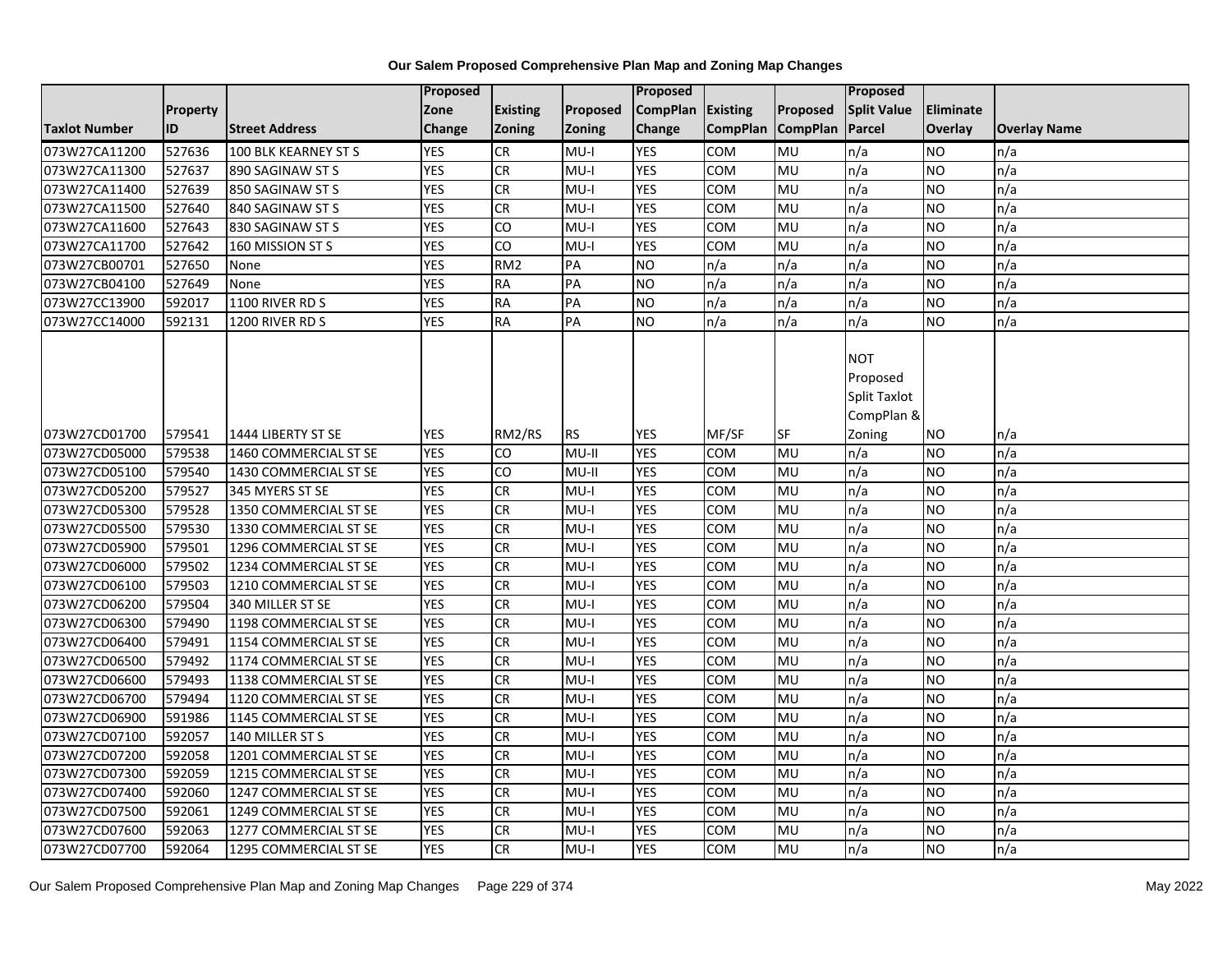# Our Salem Proposed Comprehensive Plan Map and Zoning Map Changes

| Taxlot Number | Property ID | Street Address | Proposed Zone Change | Existing Zoning | Proposed Zoning | Proposed CompPlan Change | Existing CompPlan | Proposed CompPlan | Proposed Split Value Parcel | Eliminate Overlay | Overlay Name |
|---|---|---|---|---|---|---|---|---|---|---|---|
| 073W27CA11200 | 527636 | 100 BLK KEARNEY ST S | YES | CR | MU-I | YES | COM | MU | n/a | NO | n/a |
| 073W27CA11300 | 527637 | 890 SAGINAW ST S | YES | CR | MU-I | YES | COM | MU | n/a | NO | n/a |
| 073W27CA11400 | 527639 | 850 SAGINAW ST S | YES | CR | MU-I | YES | COM | MU | n/a | NO | n/a |
| 073W27CA11500 | 527640 | 840 SAGINAW ST S | YES | CR | MU-I | YES | COM | MU | n/a | NO | n/a |
| 073W27CA11600 | 527643 | 830 SAGINAW ST S | YES | CO | MU-I | YES | COM | MU | n/a | NO | n/a |
| 073W27CA11700 | 527642 | 160 MISSION ST S | YES | CO | MU-I | YES | COM | MU | n/a | NO | n/a |
| 073W27CB00701 | 527650 | None | YES | RM2 | PA | NO | n/a | n/a | n/a | NO | n/a |
| 073W27CB04100 | 527649 | None | YES | RA | PA | NO | n/a | n/a | n/a | NO | n/a |
| 073W27CC13900 | 592017 | 1100 RIVER RD S | YES | RA | PA | NO | n/a | n/a | n/a | NO | n/a |
| 073W27CC14000 | 592131 | 1200 RIVER RD S | YES | RA | PA | NO | n/a | n/a | n/a | NO | n/a |
| 073W27CD01700 | 579541 | 1444 LIBERTY ST SE | YES | RM2/RS | RS | YES | MF/SF | SF | NOT Proposed Split Taxlot CompPlan & Zoning | NO | n/a |
| 073W27CD05000 | 579538 | 1460 COMMERCIAL ST SE | YES | CO | MU-II | YES | COM | MU | n/a | NO | n/a |
| 073W27CD05100 | 579540 | 1430 COMMERCIAL ST SE | YES | CO | MU-II | YES | COM | MU | n/a | NO | n/a |
| 073W27CD05200 | 579527 | 345 MYERS ST SE | YES | CR | MU-I | YES | COM | MU | n/a | NO | n/a |
| 073W27CD05300 | 579528 | 1350 COMMERCIAL ST SE | YES | CR | MU-I | YES | COM | MU | n/a | NO | n/a |
| 073W27CD05500 | 579530 | 1330 COMMERCIAL ST SE | YES | CR | MU-I | YES | COM | MU | n/a | NO | n/a |
| 073W27CD05900 | 579501 | 1296 COMMERCIAL ST SE | YES | CR | MU-I | YES | COM | MU | n/a | NO | n/a |
| 073W27CD06000 | 579502 | 1234 COMMERCIAL ST SE | YES | CR | MU-I | YES | COM | MU | n/a | NO | n/a |
| 073W27CD06100 | 579503 | 1210 COMMERCIAL ST SE | YES | CR | MU-I | YES | COM | MU | n/a | NO | n/a |
| 073W27CD06200 | 579504 | 340 MILLER ST SE | YES | CR | MU-I | YES | COM | MU | n/a | NO | n/a |
| 073W27CD06300 | 579490 | 1198 COMMERCIAL ST SE | YES | CR | MU-I | YES | COM | MU | n/a | NO | n/a |
| 073W27CD06400 | 579491 | 1154 COMMERCIAL ST SE | YES | CR | MU-I | YES | COM | MU | n/a | NO | n/a |
| 073W27CD06500 | 579492 | 1174 COMMERCIAL ST SE | YES | CR | MU-I | YES | COM | MU | n/a | NO | n/a |
| 073W27CD06600 | 579493 | 1138 COMMERCIAL ST SE | YES | CR | MU-I | YES | COM | MU | n/a | NO | n/a |
| 073W27CD06700 | 579494 | 1120 COMMERCIAL ST SE | YES | CR | MU-I | YES | COM | MU | n/a | NO | n/a |
| 073W27CD06900 | 591986 | 1145 COMMERCIAL ST SE | YES | CR | MU-I | YES | COM | MU | n/a | NO | n/a |
| 073W27CD07100 | 592057 | 140 MILLER ST S | YES | CR | MU-I | YES | COM | MU | n/a | NO | n/a |
| 073W27CD07200 | 592058 | 1201 COMMERCIAL ST SE | YES | CR | MU-I | YES | COM | MU | n/a | NO | n/a |
| 073W27CD07300 | 592059 | 1215 COMMERCIAL ST SE | YES | CR | MU-I | YES | COM | MU | n/a | NO | n/a |
| 073W27CD07400 | 592060 | 1247 COMMERCIAL ST SE | YES | CR | MU-I | YES | COM | MU | n/a | NO | n/a |
| 073W27CD07500 | 592061 | 1249 COMMERCIAL ST SE | YES | CR | MU-I | YES | COM | MU | n/a | NO | n/a |
| 073W27CD07600 | 592063 | 1277 COMMERCIAL ST SE | YES | CR | MU-I | YES | COM | MU | n/a | NO | n/a |
| 073W27CD07700 | 592064 | 1295 COMMERCIAL ST SE | YES | CR | MU-I | YES | COM | MU | n/a | NO | n/a |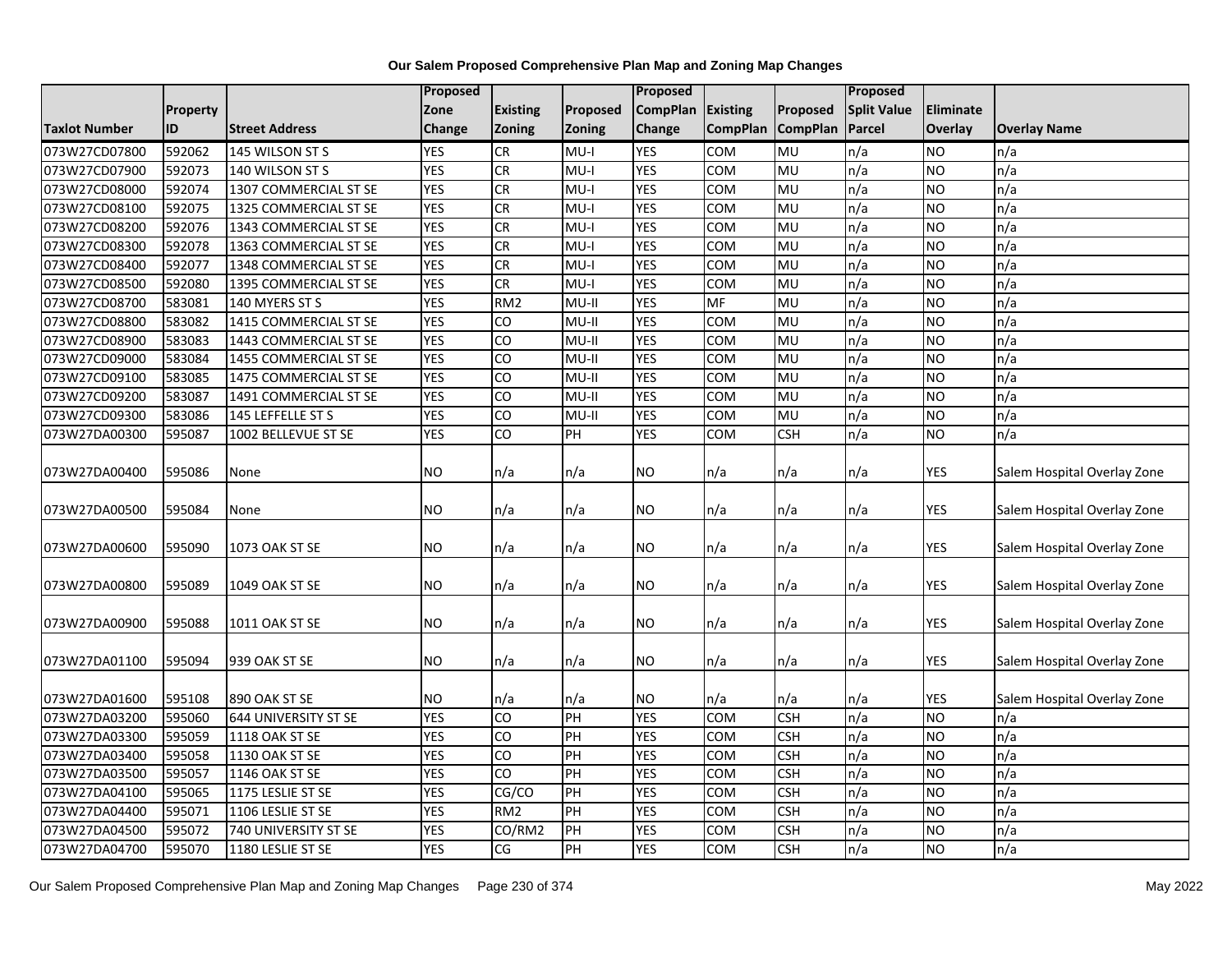# Our Salem Proposed Comprehensive Plan Map and Zoning Map Changes

| Taxlot Number | Property ID | Street Address | Proposed Zone Change | Existing Zoning | Proposed Zoning | Proposed CompPlan Change | Existing CompPlan | Proposed CompPlan | Proposed Split Value Parcel | Eliminate Overlay | Overlay Name |
|---|---|---|---|---|---|---|---|---|---|---|---|
| 073W27CD07800 | 592062 | 145 WILSON ST S | YES | CR | MU-I | YES | COM | MU | n/a | NO | n/a |
| 073W27CD07900 | 592073 | 140 WILSON ST S | YES | CR | MU-I | YES | COM | MU | n/a | NO | n/a |
| 073W27CD08000 | 592074 | 1307 COMMERCIAL ST SE | YES | CR | MU-I | YES | COM | MU | n/a | NO | n/a |
| 073W27CD08100 | 592075 | 1325 COMMERCIAL ST SE | YES | CR | MU-I | YES | COM | MU | n/a | NO | n/a |
| 073W27CD08200 | 592076 | 1343 COMMERCIAL ST SE | YES | CR | MU-I | YES | COM | MU | n/a | NO | n/a |
| 073W27CD08300 | 592078 | 1363 COMMERCIAL ST SE | YES | CR | MU-I | YES | COM | MU | n/a | NO | n/a |
| 073W27CD08400 | 592077 | 1348 COMMERCIAL ST SE | YES | CR | MU-I | YES | COM | MU | n/a | NO | n/a |
| 073W27CD08500 | 592080 | 1395 COMMERCIAL ST SE | YES | CR | MU-I | YES | COM | MU | n/a | NO | n/a |
| 073W27CD08700 | 583081 | 140 MYERS ST S | YES | RM2 | MU-II | YES | MF | MU | n/a | NO | n/a |
| 073W27CD08800 | 583082 | 1415 COMMERCIAL ST SE | YES | CO | MU-II | YES | COM | MU | n/a | NO | n/a |
| 073W27CD08900 | 583083 | 1443 COMMERCIAL ST SE | YES | CO | MU-II | YES | COM | MU | n/a | NO | n/a |
| 073W27CD09000 | 583084 | 1455 COMMERCIAL ST SE | YES | CO | MU-II | YES | COM | MU | n/a | NO | n/a |
| 073W27CD09100 | 583085 | 1475 COMMERCIAL ST SE | YES | CO | MU-II | YES | COM | MU | n/a | NO | n/a |
| 073W27CD09200 | 583087 | 1491 COMMERCIAL ST SE | YES | CO | MU-II | YES | COM | MU | n/a | NO | n/a |
| 073W27CD09300 | 583086 | 145 LEFFELLE ST S | YES | CO | MU-II | YES | COM | MU | n/a | NO | n/a |
| 073W27DA00300 | 595087 | 1002 BELLEVUE ST SE | YES | CO | PH | YES | COM | CSH | n/a | NO | n/a |
| 073W27DA00400 | 595086 | None | NO | n/a | n/a | NO | n/a | n/a | n/a | YES | Salem Hospital Overlay Zone |
| 073W27DA00500 | 595084 | None | NO | n/a | n/a | NO | n/a | n/a | n/a | YES | Salem Hospital Overlay Zone |
| 073W27DA00600 | 595090 | 1073 OAK ST SE | NO | n/a | n/a | NO | n/a | n/a | n/a | YES | Salem Hospital Overlay Zone |
| 073W27DA00800 | 595089 | 1049 OAK ST SE | NO | n/a | n/a | NO | n/a | n/a | n/a | YES | Salem Hospital Overlay Zone |
| 073W27DA00900 | 595088 | 1011 OAK ST SE | NO | n/a | n/a | NO | n/a | n/a | n/a | YES | Salem Hospital Overlay Zone |
| 073W27DA01100 | 595094 | 939 OAK ST SE | NO | n/a | n/a | NO | n/a | n/a | n/a | YES | Salem Hospital Overlay Zone |
| 073W27DA01600 | 595108 | 890 OAK ST SE | NO | n/a | n/a | NO | n/a | n/a | n/a | YES | Salem Hospital Overlay Zone |
| 073W27DA03200 | 595060 | 644 UNIVERSITY ST SE | YES | CO | PH | YES | COM | CSH | n/a | NO | n/a |
| 073W27DA03300 | 595059 | 1118 OAK ST SE | YES | CO | PH | YES | COM | CSH | n/a | NO | n/a |
| 073W27DA03400 | 595058 | 1130 OAK ST SE | YES | CO | PH | YES | COM | CSH | n/a | NO | n/a |
| 073W27DA03500 | 595057 | 1146 OAK ST SE | YES | CO | PH | YES | COM | CSH | n/a | NO | n/a |
| 073W27DA04100 | 595065 | 1175 LESLIE ST SE | YES | CG/CO | PH | YES | COM | CSH | n/a | NO | n/a |
| 073W27DA04400 | 595071 | 1106 LESLIE ST SE | YES | RM2 | PH | YES | COM | CSH | n/a | NO | n/a |
| 073W27DA04500 | 595072 | 740 UNIVERSITY ST SE | YES | CO/RM2 | PH | YES | COM | CSH | n/a | NO | n/a |
| 073W27DA04700 | 595070 | 1180 LESLIE ST SE | YES | CG | PH | YES | COM | CSH | n/a | NO | n/a |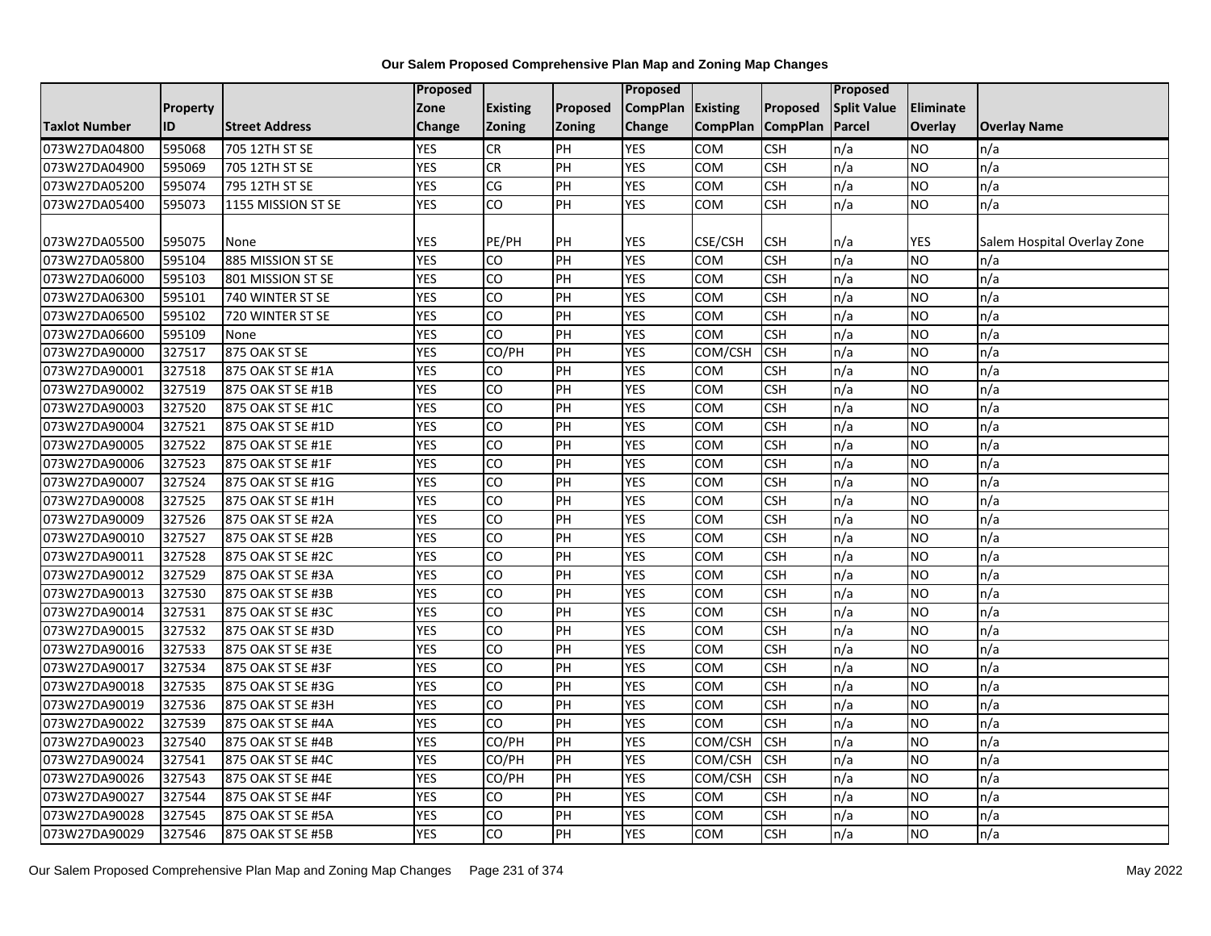# Our Salem Proposed Comprehensive Plan Map and Zoning Map Changes

| Taxlot Number | Property ID | Street Address | Proposed Zone Change | Existing Zoning | Proposed Zoning | Proposed CompPlan Change | Existing CompPlan | Proposed CompPlan | Proposed Split Value Parcel | Eliminate Overlay | Overlay Name |
|---|---|---|---|---|---|---|---|---|---|---|---|
| 073W27DA04800 | 595068 | 705 12TH ST SE | YES | CR | PH | YES | COM | CSH | n/a | NO | n/a |
| 073W27DA04900 | 595069 | 705 12TH ST SE | YES | CR | PH | YES | COM | CSH | n/a | NO | n/a |
| 073W27DA05200 | 595074 | 795 12TH ST SE | YES | CG | PH | YES | COM | CSH | n/a | NO | n/a |
| 073W27DA05400 | 595073 | 1155 MISSION ST SE | YES | CO | PH | YES | COM | CSH | n/a | NO | n/a |
| 073W27DA05500 | 595075 | None | YES | PE/PH | PH | YES | CSE/CSH | CSH | n/a | YES | Salem Hospital Overlay Zone |
| 073W27DA05800 | 595104 | 885 MISSION ST SE | YES | CO | PH | YES | COM | CSH | n/a | NO | n/a |
| 073W27DA06000 | 595103 | 801 MISSION ST SE | YES | CO | PH | YES | COM | CSH | n/a | NO | n/a |
| 073W27DA06300 | 595101 | 740 WINTER ST SE | YES | CO | PH | YES | COM | CSH | n/a | NO | n/a |
| 073W27DA06500 | 595102 | 720 WINTER ST SE | YES | CO | PH | YES | COM | CSH | n/a | NO | n/a |
| 073W27DA06600 | 595109 | None | YES | CO | PH | YES | COM | CSH | n/a | NO | n/a |
| 073W27DA90000 | 327517 | 875 OAK ST SE | YES | CO/PH | PH | YES | COM/CSH | CSH | n/a | NO | n/a |
| 073W27DA90001 | 327518 | 875 OAK ST SE #1A | YES | CO | PH | YES | COM | CSH | n/a | NO | n/a |
| 073W27DA90002 | 327519 | 875 OAK ST SE #1B | YES | CO | PH | YES | COM | CSH | n/a | NO | n/a |
| 073W27DA90003 | 327520 | 875 OAK ST SE #1C | YES | CO | PH | YES | COM | CSH | n/a | NO | n/a |
| 073W27DA90004 | 327521 | 875 OAK ST SE #1D | YES | CO | PH | YES | COM | CSH | n/a | NO | n/a |
| 073W27DA90005 | 327522 | 875 OAK ST SE #1E | YES | CO | PH | YES | COM | CSH | n/a | NO | n/a |
| 073W27DA90006 | 327523 | 875 OAK ST SE #1F | YES | CO | PH | YES | COM | CSH | n/a | NO | n/a |
| 073W27DA90007 | 327524 | 875 OAK ST SE #1G | YES | CO | PH | YES | COM | CSH | n/a | NO | n/a |
| 073W27DA90008 | 327525 | 875 OAK ST SE #1H | YES | CO | PH | YES | COM | CSH | n/a | NO | n/a |
| 073W27DA90009 | 327526 | 875 OAK ST SE #2A | YES | CO | PH | YES | COM | CSH | n/a | NO | n/a |
| 073W27DA90010 | 327527 | 875 OAK ST SE #2B | YES | CO | PH | YES | COM | CSH | n/a | NO | n/a |
| 073W27DA90011 | 327528 | 875 OAK ST SE #2C | YES | CO | PH | YES | COM | CSH | n/a | NO | n/a |
| 073W27DA90012 | 327529 | 875 OAK ST SE #3A | YES | CO | PH | YES | COM | CSH | n/a | NO | n/a |
| 073W27DA90013 | 327530 | 875 OAK ST SE #3B | YES | CO | PH | YES | COM | CSH | n/a | NO | n/a |
| 073W27DA90014 | 327531 | 875 OAK ST SE #3C | YES | CO | PH | YES | COM | CSH | n/a | NO | n/a |
| 073W27DA90015 | 327532 | 875 OAK ST SE #3D | YES | CO | PH | YES | COM | CSH | n/a | NO | n/a |
| 073W27DA90016 | 327533 | 875 OAK ST SE #3E | YES | CO | PH | YES | COM | CSH | n/a | NO | n/a |
| 073W27DA90017 | 327534 | 875 OAK ST SE #3F | YES | CO | PH | YES | COM | CSH | n/a | NO | n/a |
| 073W27DA90018 | 327535 | 875 OAK ST SE #3G | YES | CO | PH | YES | COM | CSH | n/a | NO | n/a |
| 073W27DA90019 | 327536 | 875 OAK ST SE #3H | YES | CO | PH | YES | COM | CSH | n/a | NO | n/a |
| 073W27DA90022 | 327539 | 875 OAK ST SE #4A | YES | CO | PH | YES | COM | CSH | n/a | NO | n/a |
| 073W27DA90023 | 327540 | 875 OAK ST SE #4B | YES | CO/PH | PH | YES | COM/CSH | CSH | n/a | NO | n/a |
| 073W27DA90024 | 327541 | 875 OAK ST SE #4C | YES | CO/PH | PH | YES | COM/CSH | CSH | n/a | NO | n/a |
| 073W27DA90026 | 327543 | 875 OAK ST SE #4E | YES | CO/PH | PH | YES | COM/CSH | CSH | n/a | NO | n/a |
| 073W27DA90027 | 327544 | 875 OAK ST SE #4F | YES | CO | PH | YES | COM | CSH | n/a | NO | n/a |
| 073W27DA90028 | 327545 | 875 OAK ST SE #5A | YES | CO | PH | YES | COM | CSH | n/a | NO | n/a |
| 073W27DA90029 | 327546 | 875 OAK ST SE #5B | YES | CO | PH | YES | COM | CSH | n/a | NO | n/a |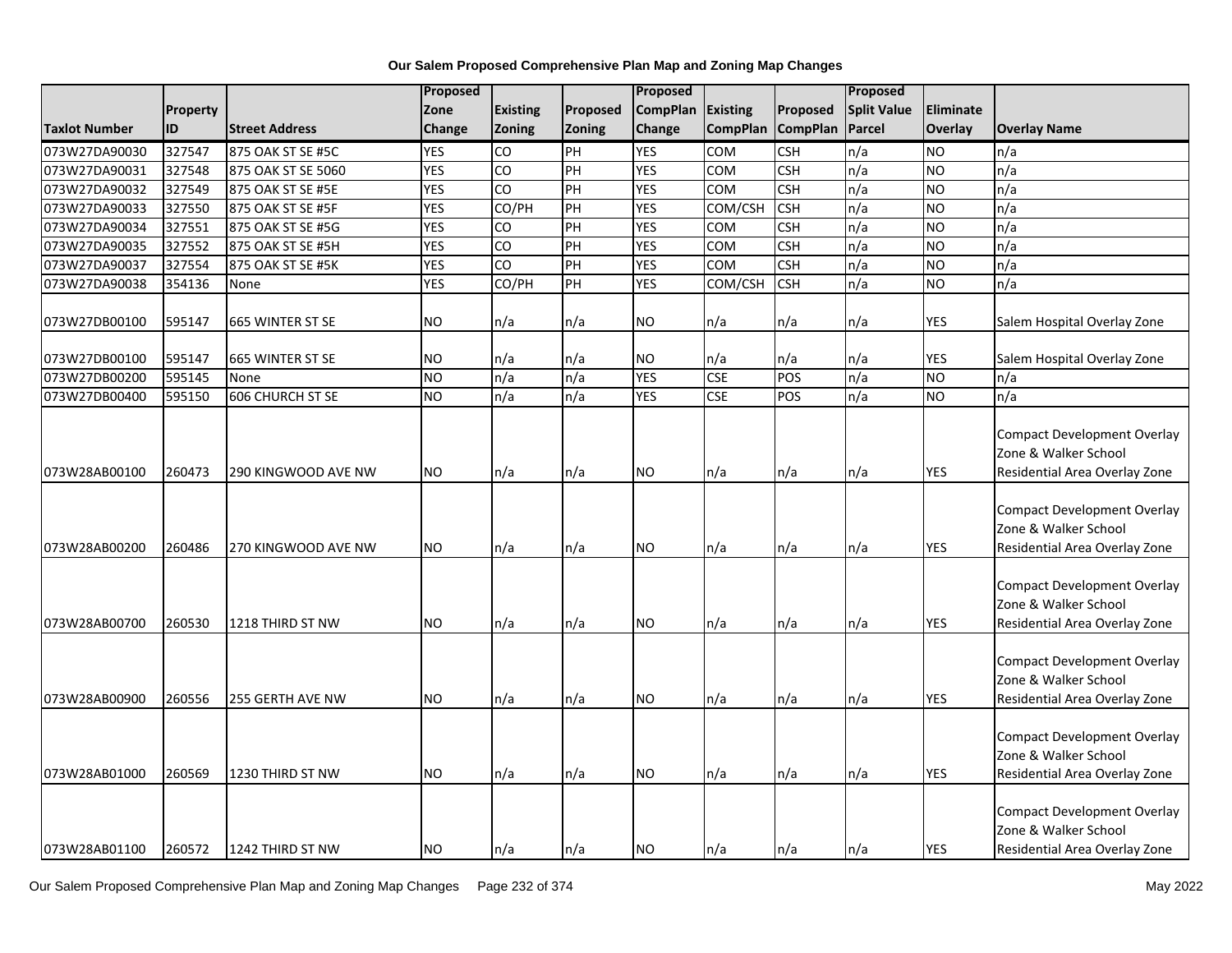**Our Salem Proposed Comprehensive Plan Map and Zoning Map Changes**

| Taxlot Number | Property ID | Street Address | Proposed Zone Change | Existing Zoning | Proposed Zoning | Proposed CompPlan Change | Existing CompPlan | Proposed CompPlan | Proposed Split Value Parcel | Eliminate Overlay | Overlay Name |
|---|---|---|---|---|---|---|---|---|---|---|---|
| 073W27DA90030 | 327547 | 875 OAK ST SE #5C | YES | CO | PH | YES | COM | CSH | n/a | NO | n/a |
| 073W27DA90031 | 327548 | 875 OAK ST SE 5060 | YES | CO | PH | YES | COM | CSH | n/a | NO | n/a |
| 073W27DA90032 | 327549 | 875 OAK ST SE #5E | YES | CO | PH | YES | COM | CSH | n/a | NO | n/a |
| 073W27DA90033 | 327550 | 875 OAK ST SE #5F | YES | CO/PH | PH | YES | COM/CSH | CSH | n/a | NO | n/a |
| 073W27DA90034 | 327551 | 875 OAK ST SE #5G | YES | CO | PH | YES | COM | CSH | n/a | NO | n/a |
| 073W27DA90035 | 327552 | 875 OAK ST SE #5H | YES | CO | PH | YES | COM | CSH | n/a | NO | n/a |
| 073W27DA90037 | 327554 | 875 OAK ST SE #5K | YES | CO | PH | YES | COM | CSH | n/a | NO | n/a |
| 073W27DA90038 | 354136 | None | YES | CO/PH | PH | YES | COM/CSH | CSH | n/a | NO | n/a |
| 073W27DB00100 | 595147 | 665 WINTER ST SE | NO | n/a | n/a | NO | n/a | n/a | n/a | YES | Salem Hospital Overlay Zone |
| 073W27DB00100 | 595147 | 665 WINTER ST SE | NO | n/a | n/a | NO | n/a | n/a | n/a | YES | Salem Hospital Overlay Zone |
| 073W27DB00200 | 595145 | None | NO | n/a | n/a | YES | CSE | POS | n/a | NO | n/a |
| 073W27DB00400 | 595150 | 606 CHURCH ST SE | NO | n/a | n/a | YES | CSE | POS | n/a | NO | n/a |
| 073W28AB00100 | 260473 | 290 KINGWOOD AVE NW | NO | n/a | n/a | NO | n/a | n/a | n/a | YES | Compact Development Overlay Zone & Walker School Residential Area Overlay Zone |
| 073W28AB00200 | 260486 | 270 KINGWOOD AVE NW | NO | n/a | n/a | NO | n/a | n/a | n/a | YES | Compact Development Overlay Zone & Walker School Residential Area Overlay Zone |
| 073W28AB00700 | 260530 | 1218 THIRD ST NW | NO | n/a | n/a | NO | n/a | n/a | n/a | YES | Compact Development Overlay Zone & Walker School Residential Area Overlay Zone |
| 073W28AB00900 | 260556 | 255 GERTH AVE NW | NO | n/a | n/a | NO | n/a | n/a | n/a | YES | Compact Development Overlay Zone & Walker School Residential Area Overlay Zone |
| 073W28AB01000 | 260569 | 1230 THIRD ST NW | NO | n/a | n/a | NO | n/a | n/a | n/a | YES | Compact Development Overlay Zone & Walker School Residential Area Overlay Zone |
| 073W28AB01100 | 260572 | 1242 THIRD ST NW | NO | n/a | n/a | NO | n/a | n/a | n/a | YES | Compact Development Overlay Zone & Walker School Residential Area Overlay Zone |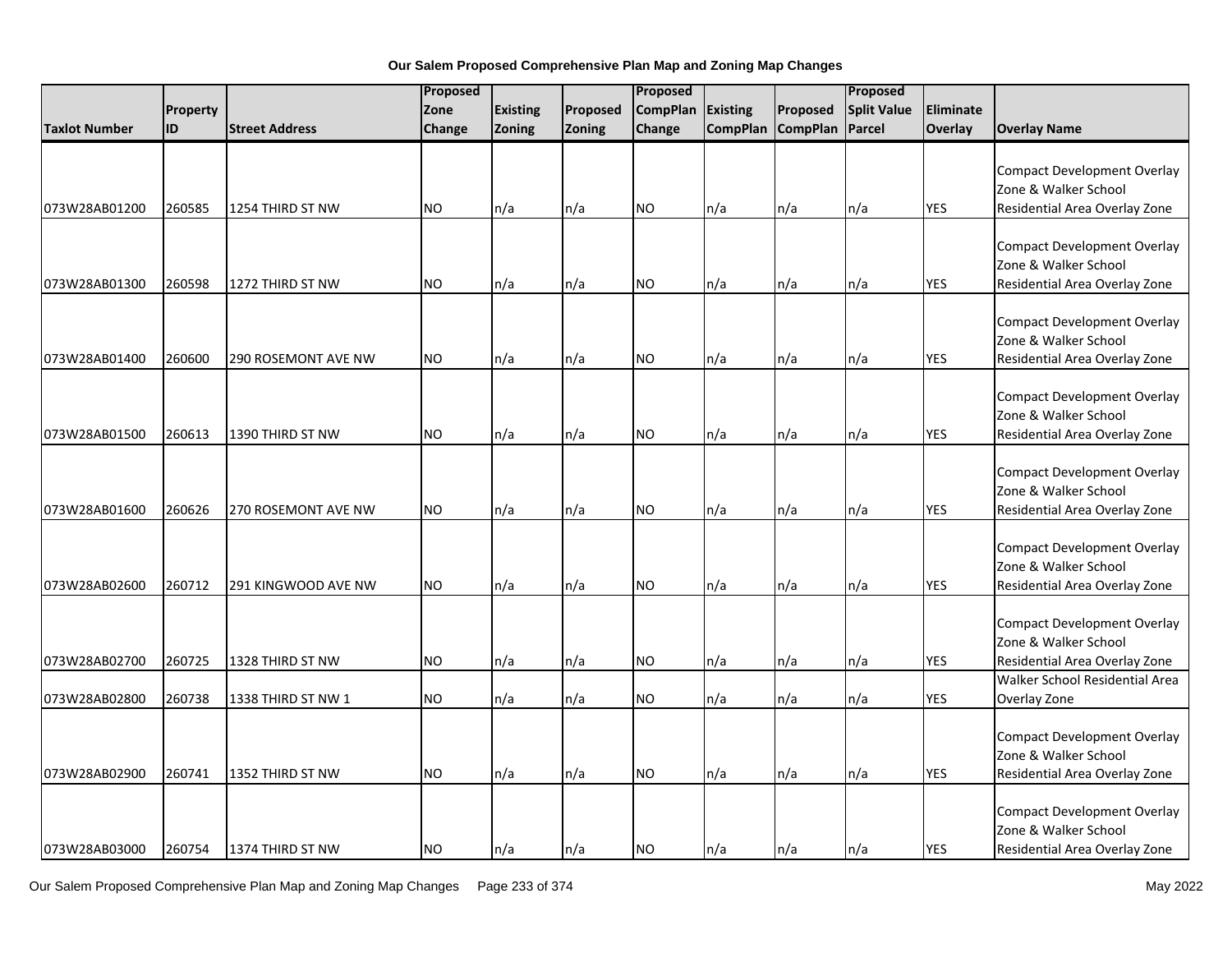**Our Salem Proposed Comprehensive Plan Map and Zoning Map Changes**

| Taxlot Number | Property ID | Street Address | Proposed Zone Change | Existing Zoning | Proposed Zoning | Proposed CompPlan Change | Existing CompPlan | Proposed CompPlan | Proposed Split Value Parcel | Eliminate Overlay | Overlay Name |
|---|---|---|---|---|---|---|---|---|---|---|---|
| 073W28AB01200 | 260585 | 1254 THIRD ST NW | NO | n/a | n/a | NO | n/a | n/a | n/a | YES | Compact Development Overlay Zone & Walker School Residential Area Overlay Zone |
| 073W28AB01300 | 260598 | 1272 THIRD ST NW | NO | n/a | n/a | NO | n/a | n/a | n/a | YES | Compact Development Overlay Zone & Walker School Residential Area Overlay Zone |
| 073W28AB01400 | 260600 | 290 ROSEMONT AVE NW | NO | n/a | n/a | NO | n/a | n/a | n/a | YES | Compact Development Overlay Zone & Walker School Residential Area Overlay Zone |
| 073W28AB01500 | 260613 | 1390 THIRD ST NW | NO | n/a | n/a | NO | n/a | n/a | n/a | YES | Compact Development Overlay Zone & Walker School Residential Area Overlay Zone |
| 073W28AB01600 | 260626 | 270 ROSEMONT AVE NW | NO | n/a | n/a | NO | n/a | n/a | n/a | YES | Compact Development Overlay Zone & Walker School Residential Area Overlay Zone |
| 073W28AB02600 | 260712 | 291 KINGWOOD AVE NW | NO | n/a | n/a | NO | n/a | n/a | n/a | YES | Compact Development Overlay Zone & Walker School Residential Area Overlay Zone |
| 073W28AB02700 | 260725 | 1328 THIRD ST NW | NO | n/a | n/a | NO | n/a | n/a | n/a | YES | Compact Development Overlay Zone & Walker School Residential Area Overlay Zone |
| 073W28AB02800 | 260738 | 1338 THIRD ST NW 1 | NO | n/a | n/a | NO | n/a | n/a | n/a | YES | Walker School Residential Area Overlay Zone |
| 073W28AB02900 | 260741 | 1352 THIRD ST NW | NO | n/a | n/a | NO | n/a | n/a | n/a | YES | Compact Development Overlay Zone & Walker School Residential Area Overlay Zone |
| 073W28AB03000 | 260754 | 1374 THIRD ST NW | NO | n/a | n/a | NO | n/a | n/a | n/a | YES | Compact Development Overlay Zone & Walker School Residential Area Overlay Zone |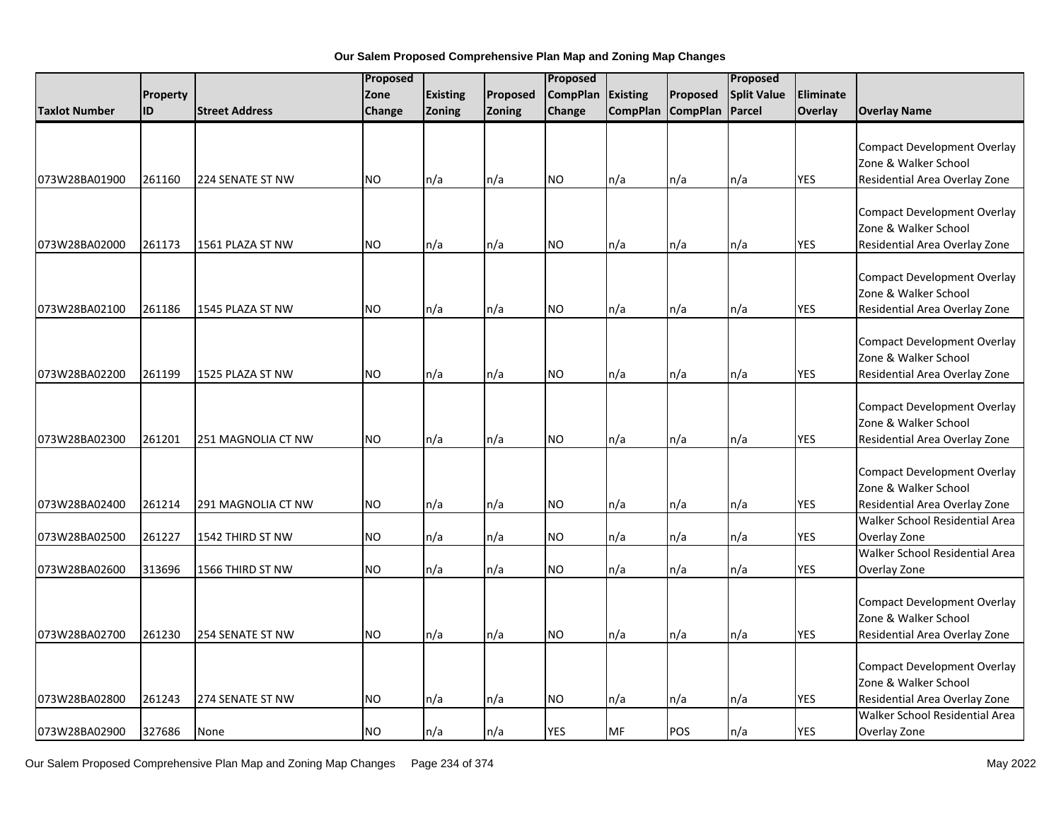**Our Salem Proposed Comprehensive Plan Map and Zoning Map Changes**

| Taxlot Number | Property ID | Street Address | Proposed Zone Change | Existing Zoning | Proposed Zoning | Proposed CompPlan Change | Existing CompPlan | Proposed CompPlan | Proposed Split Value Parcel | Eliminate Overlay | Overlay Name |
|---|---|---|---|---|---|---|---|---|---|---|---|
| 073W28BA01900 | 261160 | 224 SENATE ST NW | NO | n/a | n/a | NO | n/a | n/a | n/a | YES | Compact Development Overlay Zone & Walker School Residential Area Overlay Zone |
| 073W28BA02000 | 261173 | 1561 PLAZA ST NW | NO | n/a | n/a | NO | n/a | n/a | n/a | YES | Compact Development Overlay Zone & Walker School Residential Area Overlay Zone |
| 073W28BA02100 | 261186 | 1545 PLAZA ST NW | NO | n/a | n/a | NO | n/a | n/a | n/a | YES | Compact Development Overlay Zone & Walker School Residential Area Overlay Zone |
| 073W28BA02200 | 261199 | 1525 PLAZA ST NW | NO | n/a | n/a | NO | n/a | n/a | n/a | YES | Compact Development Overlay Zone & Walker School Residential Area Overlay Zone |
| 073W28BA02300 | 261201 | 251 MAGNOLIA CT NW | NO | n/a | n/a | NO | n/a | n/a | n/a | YES | Compact Development Overlay Zone & Walker School Residential Area Overlay Zone |
| 073W28BA02400 | 261214 | 291 MAGNOLIA CT NW | NO | n/a | n/a | NO | n/a | n/a | n/a | YES | Compact Development Overlay Zone & Walker School Residential Area Overlay Zone |
| 073W28BA02500 | 261227 | 1542 THIRD ST NW | NO | n/a | n/a | NO | n/a | n/a | n/a | YES | Walker School Residential Area Overlay Zone |
| 073W28BA02600 | 313696 | 1566 THIRD ST NW | NO | n/a | n/a | NO | n/a | n/a | n/a | YES | Walker School Residential Area Overlay Zone |
| 073W28BA02700 | 261230 | 254 SENATE ST NW | NO | n/a | n/a | NO | n/a | n/a | n/a | YES | Compact Development Overlay Zone & Walker School Residential Area Overlay Zone |
| 073W28BA02800 | 261243 | 274 SENATE ST NW | NO | n/a | n/a | NO | n/a | n/a | n/a | YES | Compact Development Overlay Zone & Walker School Residential Area Overlay Zone |
| 073W28BA02900 | 327686 | None | NO | n/a | n/a | YES | MF | POS | n/a | YES | Walker School Residential Area Overlay Zone |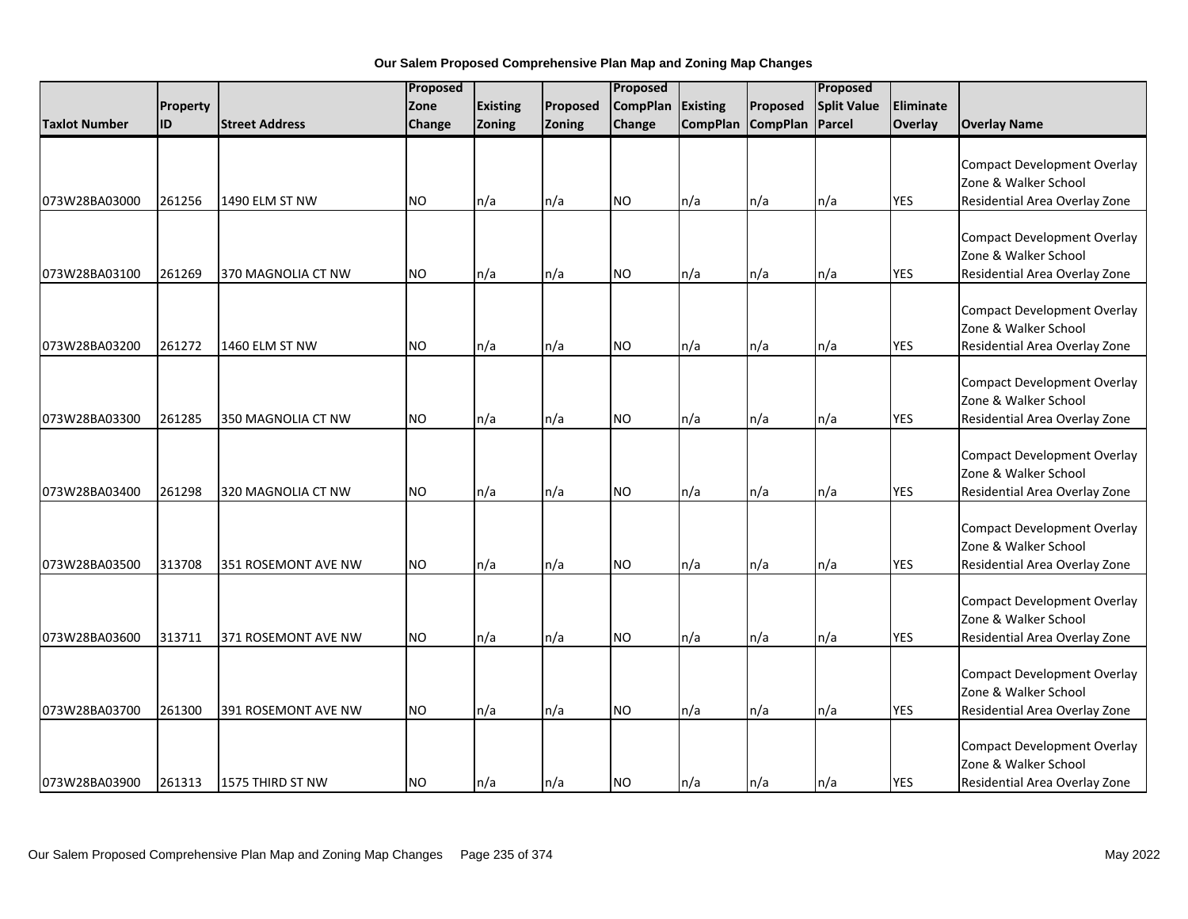# Our Salem Proposed Comprehensive Plan Map and Zoning Map Changes

| Taxlot Number | Property ID | Street Address | Proposed Zone Change | Existing Zoning | Proposed Zoning | Proposed CompPlan Change | Existing CompPlan | Proposed CompPlan | Proposed Split Value Parcel | Eliminate Overlay | Overlay Name |
|---|---|---|---|---|---|---|---|---|---|---|---|
| 073W28BA03000 | 261256 | 1490 ELM ST NW | NO | n/a | n/a | NO | n/a | n/a | n/a | YES | Compact Development Overlay Zone & Walker School Residential Area Overlay Zone |
| 073W28BA03100 | 261269 | 370 MAGNOLIA CT NW | NO | n/a | n/a | NO | n/a | n/a | n/a | YES | Compact Development Overlay Zone & Walker School Residential Area Overlay Zone |
| 073W28BA03200 | 261272 | 1460 ELM ST NW | NO | n/a | n/a | NO | n/a | n/a | n/a | YES | Compact Development Overlay Zone & Walker School Residential Area Overlay Zone |
| 073W28BA03300 | 261285 | 350 MAGNOLIA CT NW | NO | n/a | n/a | NO | n/a | n/a | n/a | YES | Compact Development Overlay Zone & Walker School Residential Area Overlay Zone |
| 073W28BA03400 | 261298 | 320 MAGNOLIA CT NW | NO | n/a | n/a | NO | n/a | n/a | n/a | YES | Compact Development Overlay Zone & Walker School Residential Area Overlay Zone |
| 073W28BA03500 | 313708 | 351 ROSEMONT AVE NW | NO | n/a | n/a | NO | n/a | n/a | n/a | YES | Compact Development Overlay Zone & Walker School Residential Area Overlay Zone |
| 073W28BA03600 | 313711 | 371 ROSEMONT AVE NW | NO | n/a | n/a | NO | n/a | n/a | n/a | YES | Compact Development Overlay Zone & Walker School Residential Area Overlay Zone |
| 073W28BA03700 | 261300 | 391 ROSEMONT AVE NW | NO | n/a | n/a | NO | n/a | n/a | n/a | YES | Compact Development Overlay Zone & Walker School Residential Area Overlay Zone |
| 073W28BA03900 | 261313 | 1575 THIRD ST NW | NO | n/a | n/a | NO | n/a | n/a | n/a | YES | Compact Development Overlay Zone & Walker School Residential Area Overlay Zone |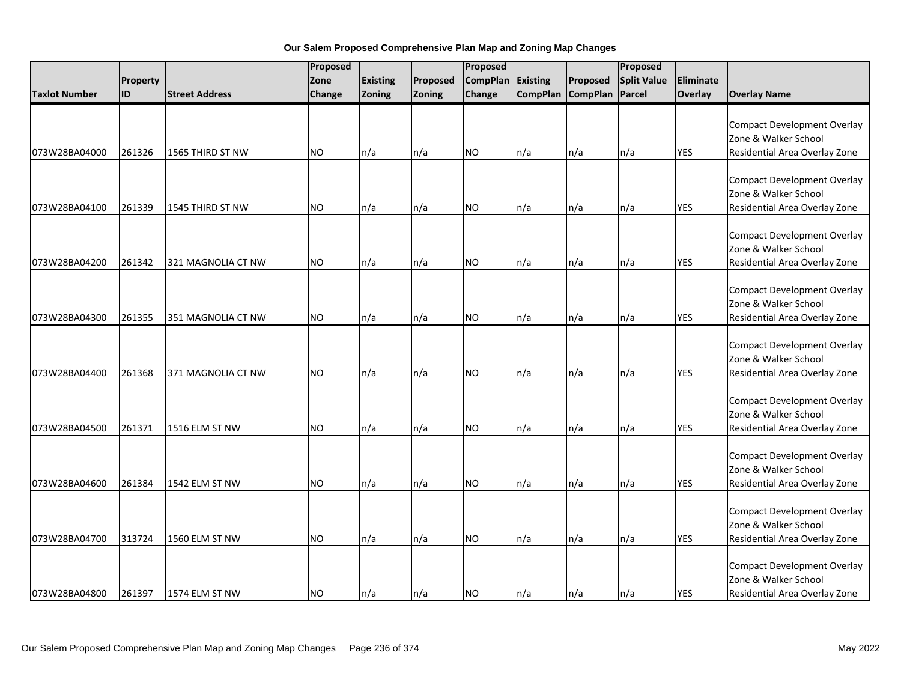**Our Salem Proposed Comprehensive Plan Map and Zoning Map Changes**

| Taxlot Number | Property ID | Street Address | Proposed Zone Change | Existing Zoning | Proposed Zoning | Proposed CompPlan Change | Existing CompPlan | Proposed CompPlan | Proposed Split Value Parcel | Eliminate Overlay | Overlay Name |
|---|---|---|---|---|---|---|---|---|---|---|---|
| 073W28BA04000 | 261326 | 1565 THIRD ST NW | NO | n/a | n/a | NO | n/a | n/a | n/a | YES | Compact Development Overlay Zone & Walker School Residential Area Overlay Zone |
| 073W28BA04100 | 261339 | 1545 THIRD ST NW | NO | n/a | n/a | NO | n/a | n/a | n/a | YES | Compact Development Overlay Zone & Walker School Residential Area Overlay Zone |
| 073W28BA04200 | 261342 | 321 MAGNOLIA CT NW | NO | n/a | n/a | NO | n/a | n/a | n/a | YES | Compact Development Overlay Zone & Walker School Residential Area Overlay Zone |
| 073W28BA04300 | 261355 | 351 MAGNOLIA CT NW | NO | n/a | n/a | NO | n/a | n/a | n/a | YES | Compact Development Overlay Zone & Walker School Residential Area Overlay Zone |
| 073W28BA04400 | 261368 | 371 MAGNOLIA CT NW | NO | n/a | n/a | NO | n/a | n/a | n/a | YES | Compact Development Overlay Zone & Walker School Residential Area Overlay Zone |
| 073W28BA04500 | 261371 | 1516 ELM ST NW | NO | n/a | n/a | NO | n/a | n/a | n/a | YES | Compact Development Overlay Zone & Walker School Residential Area Overlay Zone |
| 073W28BA04600 | 261384 | 1542 ELM ST NW | NO | n/a | n/a | NO | n/a | n/a | n/a | YES | Compact Development Overlay Zone & Walker School Residential Area Overlay Zone |
| 073W28BA04700 | 313724 | 1560 ELM ST NW | NO | n/a | n/a | NO | n/a | n/a | n/a | YES | Compact Development Overlay Zone & Walker School Residential Area Overlay Zone |
| 073W28BA04800 | 261397 | 1574 ELM ST NW | NO | n/a | n/a | NO | n/a | n/a | n/a | YES | Compact Development Overlay Zone & Walker School Residential Area Overlay Zone |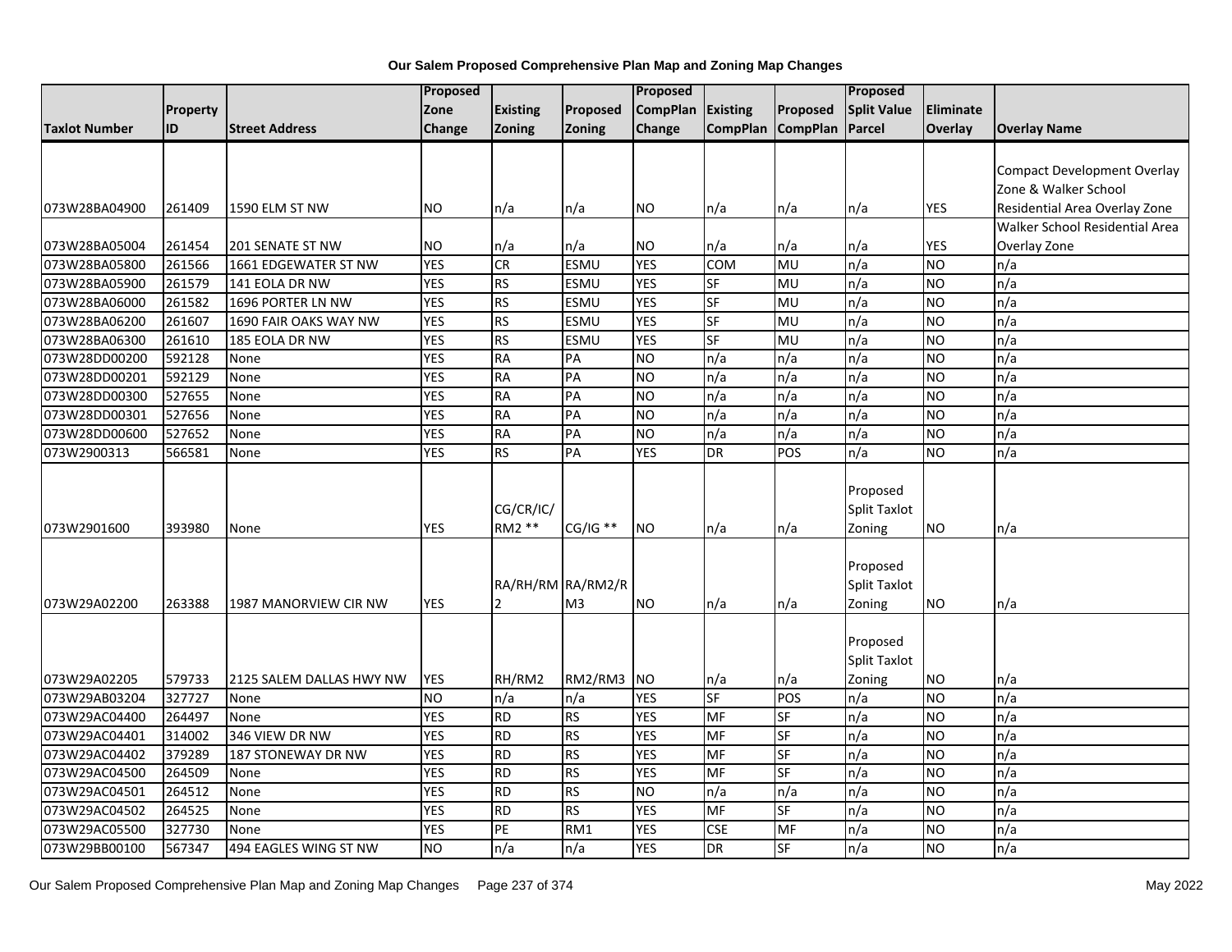**Our Salem Proposed Comprehensive Plan Map and Zoning Map Changes**

| Taxlot Number | Property ID | Street Address | Proposed Zone Change | Existing Zoning | Proposed Zoning | Proposed CompPlan Change | Existing CompPlan | Proposed CompPlan | Proposed Split Value Parcel | Eliminate Overlay | Overlay Name |
|---|---|---|---|---|---|---|---|---|---|---|---|
| 073W28BA04900 | 261409 | 1590 ELM ST NW | NO | n/a | n/a | NO | n/a | n/a | n/a | YES | Compact Development Overlay Zone & Walker School Residential Area Overlay Zone |
| 073W28BA05004 | 261454 | 201 SENATE ST NW | NO | n/a | n/a | NO | n/a | n/a | n/a | YES | Walker School Residential Area Overlay Zone |
| 073W28BA05800 | 261566 | 1661 EDGEWATER ST NW | YES | CR | ESMU | YES | COM | MU | n/a | NO | n/a |
| 073W28BA05900 | 261579 | 141 EOLA DR NW | YES | RS | ESMU | YES | SF | MU | n/a | NO | n/a |
| 073W28BA06000 | 261582 | 1696 PORTER LN NW | YES | RS | ESMU | YES | SF | MU | n/a | NO | n/a |
| 073W28BA06200 | 261607 | 1690 FAIR OAKS WAY NW | YES | RS | ESMU | YES | SF | MU | n/a | NO | n/a |
| 073W28BA06300 | 261610 | 185 EOLA DR NW | YES | RS | ESMU | YES | SF | MU | n/a | NO | n/a |
| 073W28DD00200 | 592128 | None | YES | RA | PA | NO | n/a | n/a | n/a | NO | n/a |
| 073W28DD00201 | 592129 | None | YES | RA | PA | NO | n/a | n/a | n/a | NO | n/a |
| 073W28DD00300 | 527655 | None | YES | RA | PA | NO | n/a | n/a | n/a | NO | n/a |
| 073W28DD00301 | 527656 | None | YES | RA | PA | NO | n/a | n/a | n/a | NO | n/a |
| 073W28DD00600 | 527652 | None | YES | RA | PA | NO | n/a | n/a | n/a | NO | n/a |
| 073W2900313 | 566581 | None | YES | RS | PA | YES | DR | POS | n/a | NO | n/a |
| 073W2901600 | 393980 | None | YES | CG/CR/IC/RM2 ** | CG/IG ** | NO | n/a | n/a | Proposed Split Taxlot Zoning | NO | n/a |
| 073W29A02200 | 263388 | 1987 MANORVIEW CIR NW | YES | RA/RH/RM2 | RA/RM2/RM3 | NO | n/a | n/a | Proposed Split Taxlot Zoning | NO | n/a |
| 073W29A02205 | 579733 | 2125 SALEM DALLAS HWY NW | YES | RH/RM2 | RM2/RM3 | NO | n/a | n/a | Proposed Split Taxlot Zoning | NO | n/a |
| 073W29AB03204 | 327727 | None | NO | n/a | n/a | YES | SF | POS | n/a | NO | n/a |
| 073W29AC04400 | 264497 | None | YES | RD | RS | YES | MF | SF | n/a | NO | n/a |
| 073W29AC04401 | 314002 | 346 VIEW DR NW | YES | RD | RS | YES | MF | SF | n/a | NO | n/a |
| 073W29AC04402 | 379289 | 187 STONEWAY DR NW | YES | RD | RS | YES | MF | SF | n/a | NO | n/a |
| 073W29AC04500 | 264509 | None | YES | RD | RS | YES | MF | SF | n/a | NO | n/a |
| 073W29AC04501 | 264512 | None | YES | RD | RS | NO | n/a | n/a | n/a | NO | n/a |
| 073W29AC04502 | 264525 | None | YES | RD | RS | YES | MF | SF | n/a | NO | n/a |
| 073W29AC05500 | 327730 | None | YES | PE | RM1 | YES | CSE | MF | n/a | NO | n/a |
| 073W29BB00100 | 567347 | 494 EAGLES WING ST NW | NO | n/a | n/a | YES | DR | SF | n/a | NO | n/a |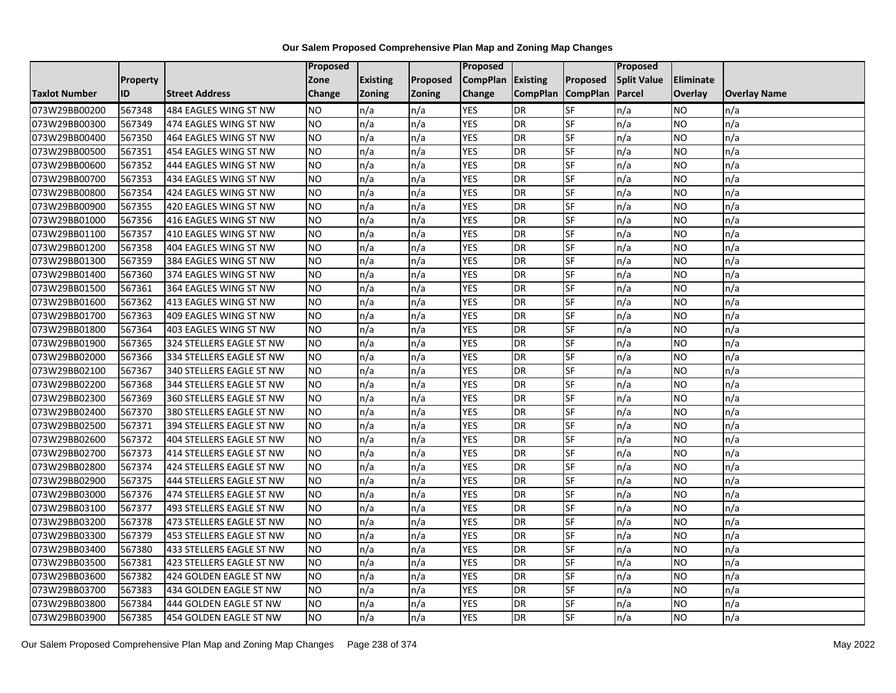**Our Salem Proposed Comprehensive Plan Map and Zoning Map Changes**

| Taxlot Number | Property ID | Street Address | Proposed Zone Change | Existing Zoning | Proposed Zoning | Proposed CompPlan Change | Existing CompPlan | Proposed CompPlan | Proposed Split Value Parcel | Eliminate Overlay | Overlay Name |
|---|---|---|---|---|---|---|---|---|---|---|---|
| 073W29BB00200 | 567348 | 484 EAGLES WING ST NW | NO | n/a | n/a | YES | DR | SF | n/a | NO | n/a |
| 073W29BB00300 | 567349 | 474 EAGLES WING ST NW | NO | n/a | n/a | YES | DR | SF | n/a | NO | n/a |
| 073W29BB00400 | 567350 | 464 EAGLES WING ST NW | NO | n/a | n/a | YES | DR | SF | n/a | NO | n/a |
| 073W29BB00500 | 567351 | 454 EAGLES WING ST NW | NO | n/a | n/a | YES | DR | SF | n/a | NO | n/a |
| 073W29BB00600 | 567352 | 444 EAGLES WING ST NW | NO | n/a | n/a | YES | DR | SF | n/a | NO | n/a |
| 073W29BB00700 | 567353 | 434 EAGLES WING ST NW | NO | n/a | n/a | YES | DR | SF | n/a | NO | n/a |
| 073W29BB00800 | 567354 | 424 EAGLES WING ST NW | NO | n/a | n/a | YES | DR | SF | n/a | NO | n/a |
| 073W29BB00900 | 567355 | 420 EAGLES WING ST NW | NO | n/a | n/a | YES | DR | SF | n/a | NO | n/a |
| 073W29BB01000 | 567356 | 416 EAGLES WING ST NW | NO | n/a | n/a | YES | DR | SF | n/a | NO | n/a |
| 073W29BB01100 | 567357 | 410 EAGLES WING ST NW | NO | n/a | n/a | YES | DR | SF | n/a | NO | n/a |
| 073W29BB01200 | 567358 | 404 EAGLES WING ST NW | NO | n/a | n/a | YES | DR | SF | n/a | NO | n/a |
| 073W29BB01300 | 567359 | 384 EAGLES WING ST NW | NO | n/a | n/a | YES | DR | SF | n/a | NO | n/a |
| 073W29BB01400 | 567360 | 374 EAGLES WING ST NW | NO | n/a | n/a | YES | DR | SF | n/a | NO | n/a |
| 073W29BB01500 | 567361 | 364 EAGLES WING ST NW | NO | n/a | n/a | YES | DR | SF | n/a | NO | n/a |
| 073W29BB01600 | 567362 | 413 EAGLES WING ST NW | NO | n/a | n/a | YES | DR | SF | n/a | NO | n/a |
| 073W29BB01700 | 567363 | 409 EAGLES WING ST NW | NO | n/a | n/a | YES | DR | SF | n/a | NO | n/a |
| 073W29BB01800 | 567364 | 403 EAGLES WING ST NW | NO | n/a | n/a | YES | DR | SF | n/a | NO | n/a |
| 073W29BB01900 | 567365 | 324 STELLERS EAGLE ST NW | NO | n/a | n/a | YES | DR | SF | n/a | NO | n/a |
| 073W29BB02000 | 567366 | 334 STELLERS EAGLE ST NW | NO | n/a | n/a | YES | DR | SF | n/a | NO | n/a |
| 073W29BB02100 | 567367 | 340 STELLERS EAGLE ST NW | NO | n/a | n/a | YES | DR | SF | n/a | NO | n/a |
| 073W29BB02200 | 567368 | 344 STELLERS EAGLE ST NW | NO | n/a | n/a | YES | DR | SF | n/a | NO | n/a |
| 073W29BB02300 | 567369 | 360 STELLERS EAGLE ST NW | NO | n/a | n/a | YES | DR | SF | n/a | NO | n/a |
| 073W29BB02400 | 567370 | 380 STELLERS EAGLE ST NW | NO | n/a | n/a | YES | DR | SF | n/a | NO | n/a |
| 073W29BB02500 | 567371 | 394 STELLERS EAGLE ST NW | NO | n/a | n/a | YES | DR | SF | n/a | NO | n/a |
| 073W29BB02600 | 567372 | 404 STELLERS EAGLE ST NW | NO | n/a | n/a | YES | DR | SF | n/a | NO | n/a |
| 073W29BB02700 | 567373 | 414 STELLERS EAGLE ST NW | NO | n/a | n/a | YES | DR | SF | n/a | NO | n/a |
| 073W29BB02800 | 567374 | 424 STELLERS EAGLE ST NW | NO | n/a | n/a | YES | DR | SF | n/a | NO | n/a |
| 073W29BB02900 | 567375 | 444 STELLERS EAGLE ST NW | NO | n/a | n/a | YES | DR | SF | n/a | NO | n/a |
| 073W29BB03000 | 567376 | 474 STELLERS EAGLE ST NW | NO | n/a | n/a | YES | DR | SF | n/a | NO | n/a |
| 073W29BB03100 | 567377 | 493 STELLERS EAGLE ST NW | NO | n/a | n/a | YES | DR | SF | n/a | NO | n/a |
| 073W29BB03200 | 567378 | 473 STELLERS EAGLE ST NW | NO | n/a | n/a | YES | DR | SF | n/a | NO | n/a |
| 073W29BB03300 | 567379 | 453 STELLERS EAGLE ST NW | NO | n/a | n/a | YES | DR | SF | n/a | NO | n/a |
| 073W29BB03400 | 567380 | 433 STELLERS EAGLE ST NW | NO | n/a | n/a | YES | DR | SF | n/a | NO | n/a |
| 073W29BB03500 | 567381 | 423 STELLERS EAGLE ST NW | NO | n/a | n/a | YES | DR | SF | n/a | NO | n/a |
| 073W29BB03600 | 567382 | 424 GOLDEN EAGLE ST NW | NO | n/a | n/a | YES | DR | SF | n/a | NO | n/a |
| 073W29BB03700 | 567383 | 434 GOLDEN EAGLE ST NW | NO | n/a | n/a | YES | DR | SF | n/a | NO | n/a |
| 073W29BB03800 | 567384 | 444 GOLDEN EAGLE ST NW | NO | n/a | n/a | YES | DR | SF | n/a | NO | n/a |
| 073W29BB03900 | 567385 | 454 GOLDEN EAGLE ST NW | NO | n/a | n/a | YES | DR | SF | n/a | NO | n/a |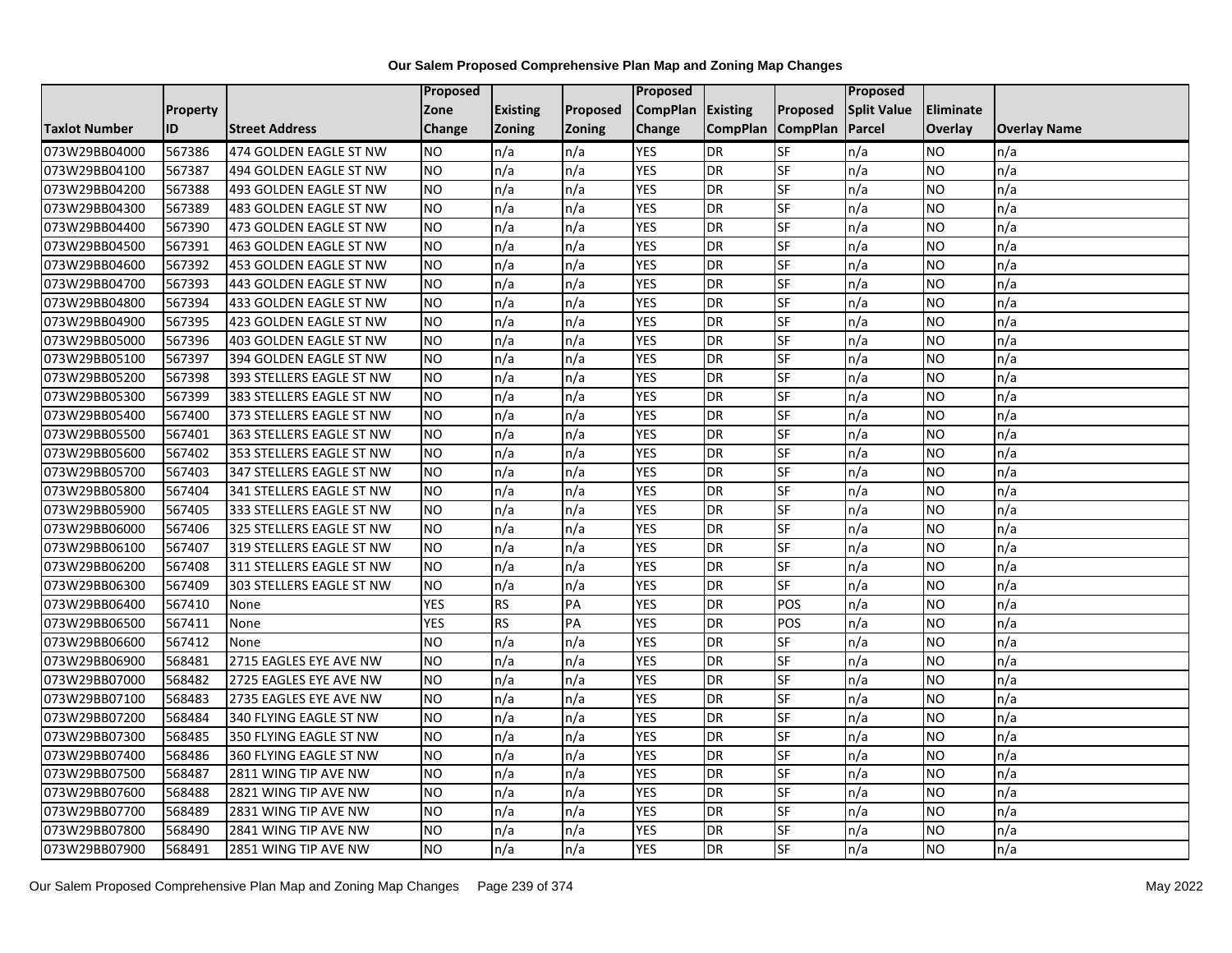# Our Salem Proposed Comprehensive Plan Map and Zoning Map Changes

| Taxlot Number | Property ID | Street Address | Proposed Zone Change | Existing Zoning | Proposed Zoning | Proposed CompPlan Change | Existing CompPlan | Proposed CompPlan | Proposed Split Value Parcel | Eliminate Overlay | Overlay Name |
|---|---|---|---|---|---|---|---|---|---|---|---|
| 073W29BB04000 | 567386 | 474 GOLDEN EAGLE ST NW | NO | n/a | n/a | YES | DR | SF | n/a | NO | n/a |
| 073W29BB04100 | 567387 | 494 GOLDEN EAGLE ST NW | NO | n/a | n/a | YES | DR | SF | n/a | NO | n/a |
| 073W29BB04200 | 567388 | 493 GOLDEN EAGLE ST NW | NO | n/a | n/a | YES | DR | SF | n/a | NO | n/a |
| 073W29BB04300 | 567389 | 483 GOLDEN EAGLE ST NW | NO | n/a | n/a | YES | DR | SF | n/a | NO | n/a |
| 073W29BB04400 | 567390 | 473 GOLDEN EAGLE ST NW | NO | n/a | n/a | YES | DR | SF | n/a | NO | n/a |
| 073W29BB04500 | 567391 | 463 GOLDEN EAGLE ST NW | NO | n/a | n/a | YES | DR | SF | n/a | NO | n/a |
| 073W29BB04600 | 567392 | 453 GOLDEN EAGLE ST NW | NO | n/a | n/a | YES | DR | SF | n/a | NO | n/a |
| 073W29BB04700 | 567393 | 443 GOLDEN EAGLE ST NW | NO | n/a | n/a | YES | DR | SF | n/a | NO | n/a |
| 073W29BB04800 | 567394 | 433 GOLDEN EAGLE ST NW | NO | n/a | n/a | YES | DR | SF | n/a | NO | n/a |
| 073W29BB04900 | 567395 | 423 GOLDEN EAGLE ST NW | NO | n/a | n/a | YES | DR | SF | n/a | NO | n/a |
| 073W29BB05000 | 567396 | 403 GOLDEN EAGLE ST NW | NO | n/a | n/a | YES | DR | SF | n/a | NO | n/a |
| 073W29BB05100 | 567397 | 394 GOLDEN EAGLE ST NW | NO | n/a | n/a | YES | DR | SF | n/a | NO | n/a |
| 073W29BB05200 | 567398 | 393 STELLERS EAGLE ST NW | NO | n/a | n/a | YES | DR | SF | n/a | NO | n/a |
| 073W29BB05300 | 567399 | 383 STELLERS EAGLE ST NW | NO | n/a | n/a | YES | DR | SF | n/a | NO | n/a |
| 073W29BB05400 | 567400 | 373 STELLERS EAGLE ST NW | NO | n/a | n/a | YES | DR | SF | n/a | NO | n/a |
| 073W29BB05500 | 567401 | 363 STELLERS EAGLE ST NW | NO | n/a | n/a | YES | DR | SF | n/a | NO | n/a |
| 073W29BB05600 | 567402 | 353 STELLERS EAGLE ST NW | NO | n/a | n/a | YES | DR | SF | n/a | NO | n/a |
| 073W29BB05700 | 567403 | 347 STELLERS EAGLE ST NW | NO | n/a | n/a | YES | DR | SF | n/a | NO | n/a |
| 073W29BB05800 | 567404 | 341 STELLERS EAGLE ST NW | NO | n/a | n/a | YES | DR | SF | n/a | NO | n/a |
| 073W29BB05900 | 567405 | 333 STELLERS EAGLE ST NW | NO | n/a | n/a | YES | DR | SF | n/a | NO | n/a |
| 073W29BB06000 | 567406 | 325 STELLERS EAGLE ST NW | NO | n/a | n/a | YES | DR | SF | n/a | NO | n/a |
| 073W29BB06100 | 567407 | 319 STELLERS EAGLE ST NW | NO | n/a | n/a | YES | DR | SF | n/a | NO | n/a |
| 073W29BB06200 | 567408 | 311 STELLERS EAGLE ST NW | NO | n/a | n/a | YES | DR | SF | n/a | NO | n/a |
| 073W29BB06300 | 567409 | 303 STELLERS EAGLE ST NW | NO | n/a | n/a | YES | DR | SF | n/a | NO | n/a |
| 073W29BB06400 | 567410 | None | YES | RS | PA | YES | DR | POS | n/a | NO | n/a |
| 073W29BB06500 | 567411 | None | YES | RS | PA | YES | DR | POS | n/a | NO | n/a |
| 073W29BB06600 | 567412 | None | NO | n/a | n/a | YES | DR | SF | n/a | NO | n/a |
| 073W29BB06900 | 568481 | 2715 EAGLES EYE AVE NW | NO | n/a | n/a | YES | DR | SF | n/a | NO | n/a |
| 073W29BB07000 | 568482 | 2725 EAGLES EYE AVE NW | NO | n/a | n/a | YES | DR | SF | n/a | NO | n/a |
| 073W29BB07100 | 568483 | 2735 EAGLES EYE AVE NW | NO | n/a | n/a | YES | DR | SF | n/a | NO | n/a |
| 073W29BB07200 | 568484 | 340 FLYING EAGLE ST NW | NO | n/a | n/a | YES | DR | SF | n/a | NO | n/a |
| 073W29BB07300 | 568485 | 350 FLYING EAGLE ST NW | NO | n/a | n/a | YES | DR | SF | n/a | NO | n/a |
| 073W29BB07400 | 568486 | 360 FLYING EAGLE ST NW | NO | n/a | n/a | YES | DR | SF | n/a | NO | n/a |
| 073W29BB07500 | 568487 | 2811 WING TIP AVE NW | NO | n/a | n/a | YES | DR | SF | n/a | NO | n/a |
| 073W29BB07600 | 568488 | 2821 WING TIP AVE NW | NO | n/a | n/a | YES | DR | SF | n/a | NO | n/a |
| 073W29BB07700 | 568489 | 2831 WING TIP AVE NW | NO | n/a | n/a | YES | DR | SF | n/a | NO | n/a |
| 073W29BB07800 | 568490 | 2841 WING TIP AVE NW | NO | n/a | n/a | YES | DR | SF | n/a | NO | n/a |
| 073W29BB07900 | 568491 | 2851 WING TIP AVE NW | NO | n/a | n/a | YES | DR | SF | n/a | NO | n/a |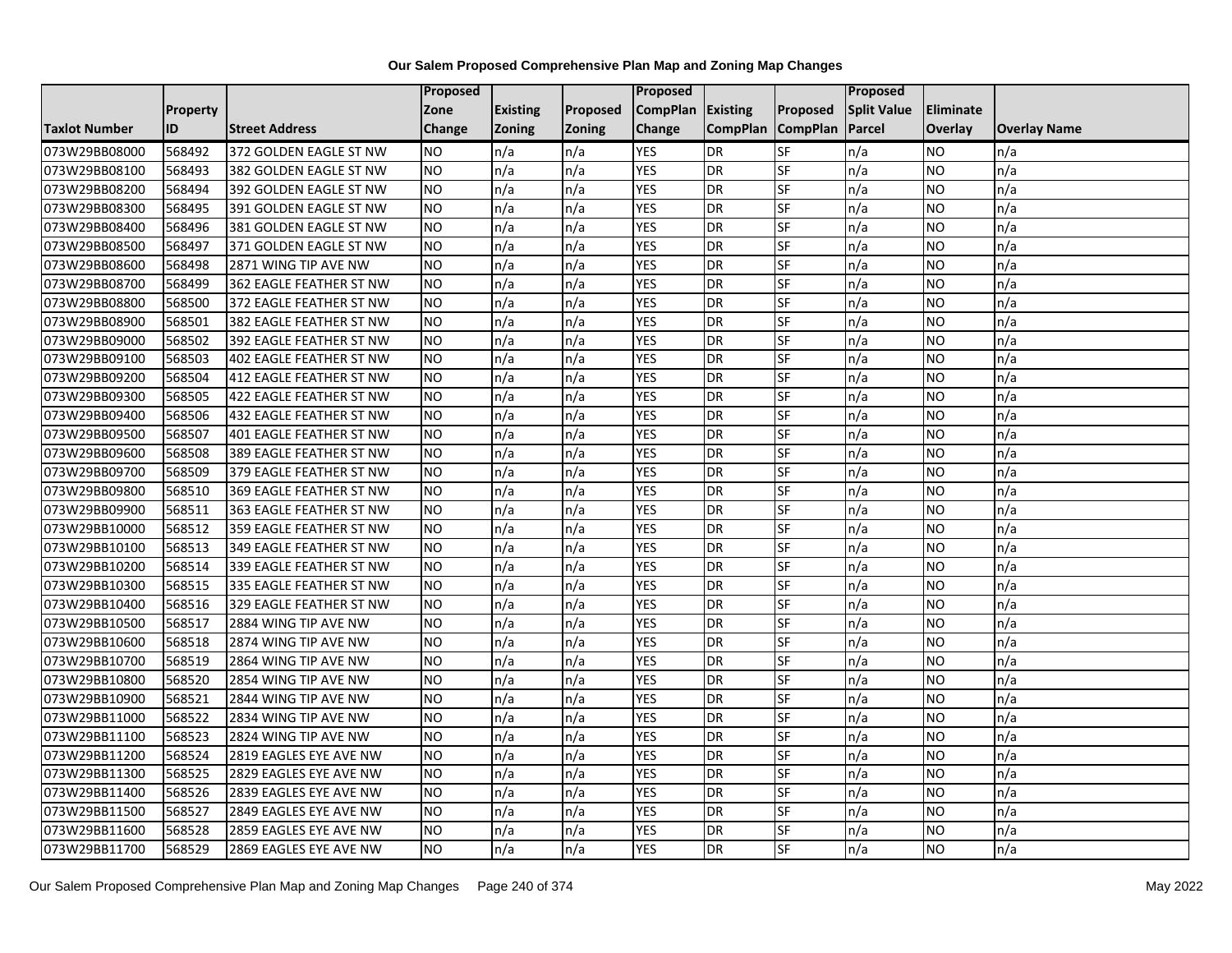## Our Salem Proposed Comprehensive Plan Map and Zoning Map Changes

| Taxlot Number | Property ID | Street Address | Proposed Zone Change | Existing Zoning | Proposed Zoning | Proposed CompPlan Change | Existing CompPlan | Proposed CompPlan | Proposed Split Value Parcel | Eliminate Overlay | Overlay Name |
|---|---|---|---|---|---|---|---|---|---|---|---|
| 073W29BB08000 | 568492 | 372 GOLDEN EAGLE ST NW | NO | n/a | n/a | YES | DR | SF | n/a | NO | n/a |
| 073W29BB08100 | 568493 | 382 GOLDEN EAGLE ST NW | NO | n/a | n/a | YES | DR | SF | n/a | NO | n/a |
| 073W29BB08200 | 568494 | 392 GOLDEN EAGLE ST NW | NO | n/a | n/a | YES | DR | SF | n/a | NO | n/a |
| 073W29BB08300 | 568495 | 391 GOLDEN EAGLE ST NW | NO | n/a | n/a | YES | DR | SF | n/a | NO | n/a |
| 073W29BB08400 | 568496 | 381 GOLDEN EAGLE ST NW | NO | n/a | n/a | YES | DR | SF | n/a | NO | n/a |
| 073W29BB08500 | 568497 | 371 GOLDEN EAGLE ST NW | NO | n/a | n/a | YES | DR | SF | n/a | NO | n/a |
| 073W29BB08600 | 568498 | 2871 WING TIP AVE NW | NO | n/a | n/a | YES | DR | SF | n/a | NO | n/a |
| 073W29BB08700 | 568499 | 362 EAGLE FEATHER ST NW | NO | n/a | n/a | YES | DR | SF | n/a | NO | n/a |
| 073W29BB08800 | 568500 | 372 EAGLE FEATHER ST NW | NO | n/a | n/a | YES | DR | SF | n/a | NO | n/a |
| 073W29BB08900 | 568501 | 382 EAGLE FEATHER ST NW | NO | n/a | n/a | YES | DR | SF | n/a | NO | n/a |
| 073W29BB09000 | 568502 | 392 EAGLE FEATHER ST NW | NO | n/a | n/a | YES | DR | SF | n/a | NO | n/a |
| 073W29BB09100 | 568503 | 402 EAGLE FEATHER ST NW | NO | n/a | n/a | YES | DR | SF | n/a | NO | n/a |
| 073W29BB09200 | 568504 | 412 EAGLE FEATHER ST NW | NO | n/a | n/a | YES | DR | SF | n/a | NO | n/a |
| 073W29BB09300 | 568505 | 422 EAGLE FEATHER ST NW | NO | n/a | n/a | YES | DR | SF | n/a | NO | n/a |
| 073W29BB09400 | 568506 | 432 EAGLE FEATHER ST NW | NO | n/a | n/a | YES | DR | SF | n/a | NO | n/a |
| 073W29BB09500 | 568507 | 401 EAGLE FEATHER ST NW | NO | n/a | n/a | YES | DR | SF | n/a | NO | n/a |
| 073W29BB09600 | 568508 | 389 EAGLE FEATHER ST NW | NO | n/a | n/a | YES | DR | SF | n/a | NO | n/a |
| 073W29BB09700 | 568509 | 379 EAGLE FEATHER ST NW | NO | n/a | n/a | YES | DR | SF | n/a | NO | n/a |
| 073W29BB09800 | 568510 | 369 EAGLE FEATHER ST NW | NO | n/a | n/a | YES | DR | SF | n/a | NO | n/a |
| 073W29BB09900 | 568511 | 363 EAGLE FEATHER ST NW | NO | n/a | n/a | YES | DR | SF | n/a | NO | n/a |
| 073W29BB10000 | 568512 | 359 EAGLE FEATHER ST NW | NO | n/a | n/a | YES | DR | SF | n/a | NO | n/a |
| 073W29BB10100 | 568513 | 349 EAGLE FEATHER ST NW | NO | n/a | n/a | YES | DR | SF | n/a | NO | n/a |
| 073W29BB10200 | 568514 | 339 EAGLE FEATHER ST NW | NO | n/a | n/a | YES | DR | SF | n/a | NO | n/a |
| 073W29BB10300 | 568515 | 335 EAGLE FEATHER ST NW | NO | n/a | n/a | YES | DR | SF | n/a | NO | n/a |
| 073W29BB10400 | 568516 | 329 EAGLE FEATHER ST NW | NO | n/a | n/a | YES | DR | SF | n/a | NO | n/a |
| 073W29BB10500 | 568517 | 2884 WING TIP AVE NW | NO | n/a | n/a | YES | DR | SF | n/a | NO | n/a |
| 073W29BB10600 | 568518 | 2874 WING TIP AVE NW | NO | n/a | n/a | YES | DR | SF | n/a | NO | n/a |
| 073W29BB10700 | 568519 | 2864 WING TIP AVE NW | NO | n/a | n/a | YES | DR | SF | n/a | NO | n/a |
| 073W29BB10800 | 568520 | 2854 WING TIP AVE NW | NO | n/a | n/a | YES | DR | SF | n/a | NO | n/a |
| 073W29BB10900 | 568521 | 2844 WING TIP AVE NW | NO | n/a | n/a | YES | DR | SF | n/a | NO | n/a |
| 073W29BB11000 | 568522 | 2834 WING TIP AVE NW | NO | n/a | n/a | YES | DR | SF | n/a | NO | n/a |
| 073W29BB11100 | 568523 | 2824 WING TIP AVE NW | NO | n/a | n/a | YES | DR | SF | n/a | NO | n/a |
| 073W29BB11200 | 568524 | 2819 EAGLES EYE AVE NW | NO | n/a | n/a | YES | DR | SF | n/a | NO | n/a |
| 073W29BB11300 | 568525 | 2829 EAGLES EYE AVE NW | NO | n/a | n/a | YES | DR | SF | n/a | NO | n/a |
| 073W29BB11400 | 568526 | 2839 EAGLES EYE AVE NW | NO | n/a | n/a | YES | DR | SF | n/a | NO | n/a |
| 073W29BB11500 | 568527 | 2849 EAGLES EYE AVE NW | NO | n/a | n/a | YES | DR | SF | n/a | NO | n/a |
| 073W29BB11600 | 568528 | 2859 EAGLES EYE AVE NW | NO | n/a | n/a | YES | DR | SF | n/a | NO | n/a |
| 073W29BB11700 | 568529 | 2869 EAGLES EYE AVE NW | NO | n/a | n/a | YES | DR | SF | n/a | NO | n/a |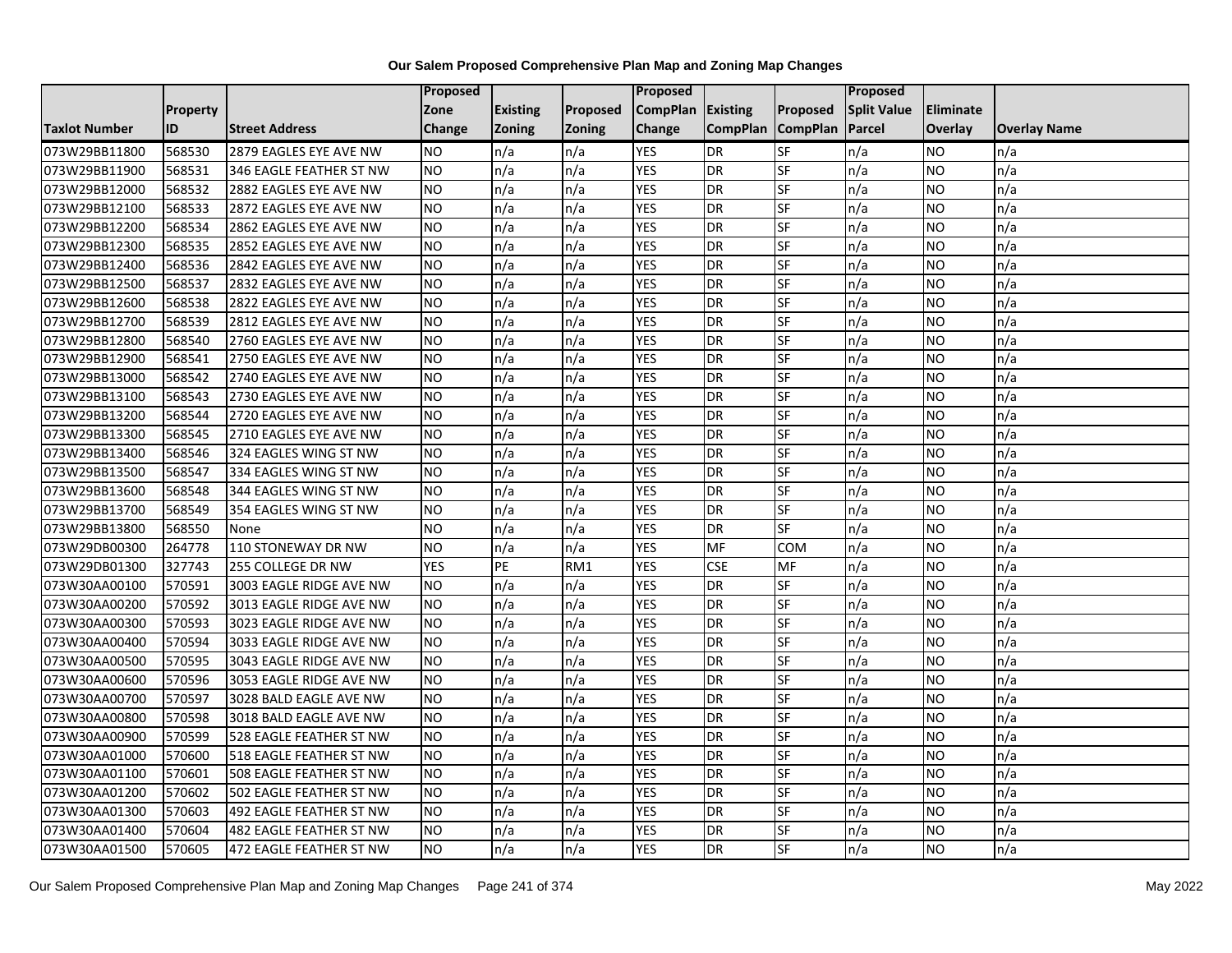**Our Salem Proposed Comprehensive Plan Map and Zoning Map Changes**

| Taxlot Number | Property ID | Street Address | Proposed Zone Change | Existing Zoning | Proposed Zoning | Proposed CompPlan Change | Existing CompPlan | Proposed CompPlan | Proposed Split Value Parcel | Eliminate Overlay | Overlay Name |
|---|---|---|---|---|---|---|---|---|---|---|---|
| 073W29BB11800 | 568530 | 2879 EAGLES EYE AVE NW | NO | n/a | n/a | YES | DR | SF | n/a | NO | n/a |
| 073W29BB11900 | 568531 | 346 EAGLE FEATHER ST NW | NO | n/a | n/a | YES | DR | SF | n/a | NO | n/a |
| 073W29BB12000 | 568532 | 2882 EAGLES EYE AVE NW | NO | n/a | n/a | YES | DR | SF | n/a | NO | n/a |
| 073W29BB12100 | 568533 | 2872 EAGLES EYE AVE NW | NO | n/a | n/a | YES | DR | SF | n/a | NO | n/a |
| 073W29BB12200 | 568534 | 2862 EAGLES EYE AVE NW | NO | n/a | n/a | YES | DR | SF | n/a | NO | n/a |
| 073W29BB12300 | 568535 | 2852 EAGLES EYE AVE NW | NO | n/a | n/a | YES | DR | SF | n/a | NO | n/a |
| 073W29BB12400 | 568536 | 2842 EAGLES EYE AVE NW | NO | n/a | n/a | YES | DR | SF | n/a | NO | n/a |
| 073W29BB12500 | 568537 | 2832 EAGLES EYE AVE NW | NO | n/a | n/a | YES | DR | SF | n/a | NO | n/a |
| 073W29BB12600 | 568538 | 2822 EAGLES EYE AVE NW | NO | n/a | n/a | YES | DR | SF | n/a | NO | n/a |
| 073W29BB12700 | 568539 | 2812 EAGLES EYE AVE NW | NO | n/a | n/a | YES | DR | SF | n/a | NO | n/a |
| 073W29BB12800 | 568540 | 2760 EAGLES EYE AVE NW | NO | n/a | n/a | YES | DR | SF | n/a | NO | n/a |
| 073W29BB12900 | 568541 | 2750 EAGLES EYE AVE NW | NO | n/a | n/a | YES | DR | SF | n/a | NO | n/a |
| 073W29BB13000 | 568542 | 2740 EAGLES EYE AVE NW | NO | n/a | n/a | YES | DR | SF | n/a | NO | n/a |
| 073W29BB13100 | 568543 | 2730 EAGLES EYE AVE NW | NO | n/a | n/a | YES | DR | SF | n/a | NO | n/a |
| 073W29BB13200 | 568544 | 2720 EAGLES EYE AVE NW | NO | n/a | n/a | YES | DR | SF | n/a | NO | n/a |
| 073W29BB13300 | 568545 | 2710 EAGLES EYE AVE NW | NO | n/a | n/a | YES | DR | SF | n/a | NO | n/a |
| 073W29BB13400 | 568546 | 324 EAGLES WING ST NW | NO | n/a | n/a | YES | DR | SF | n/a | NO | n/a |
| 073W29BB13500 | 568547 | 334 EAGLES WING ST NW | NO | n/a | n/a | YES | DR | SF | n/a | NO | n/a |
| 073W29BB13600 | 568548 | 344 EAGLES WING ST NW | NO | n/a | n/a | YES | DR | SF | n/a | NO | n/a |
| 073W29BB13700 | 568549 | 354 EAGLES WING ST NW | NO | n/a | n/a | YES | DR | SF | n/a | NO | n/a |
| 073W29BB13800 | 568550 | None | NO | n/a | n/a | YES | DR | SF | n/a | NO | n/a |
| 073W29DB00300 | 264778 | 110 STONEWAY DR NW | NO | n/a | n/a | YES | MF | COM | n/a | NO | n/a |
| 073W29DB01300 | 327743 | 255 COLLEGE DR NW | YES | PE | RM1 | YES | CSE | MF | n/a | NO | n/a |
| 073W30AA00100 | 570591 | 3003 EAGLE RIDGE AVE NW | NO | n/a | n/a | YES | DR | SF | n/a | NO | n/a |
| 073W30AA00200 | 570592 | 3013 EAGLE RIDGE AVE NW | NO | n/a | n/a | YES | DR | SF | n/a | NO | n/a |
| 073W30AA00300 | 570593 | 3023 EAGLE RIDGE AVE NW | NO | n/a | n/a | YES | DR | SF | n/a | NO | n/a |
| 073W30AA00400 | 570594 | 3033 EAGLE RIDGE AVE NW | NO | n/a | n/a | YES | DR | SF | n/a | NO | n/a |
| 073W30AA00500 | 570595 | 3043 EAGLE RIDGE AVE NW | NO | n/a | n/a | YES | DR | SF | n/a | NO | n/a |
| 073W30AA00600 | 570596 | 3053 EAGLE RIDGE AVE NW | NO | n/a | n/a | YES | DR | SF | n/a | NO | n/a |
| 073W30AA00700 | 570597 | 3028 BALD EAGLE AVE NW | NO | n/a | n/a | YES | DR | SF | n/a | NO | n/a |
| 073W30AA00800 | 570598 | 3018 BALD EAGLE AVE NW | NO | n/a | n/a | YES | DR | SF | n/a | NO | n/a |
| 073W30AA00900 | 570599 | 528 EAGLE FEATHER ST NW | NO | n/a | n/a | YES | DR | SF | n/a | NO | n/a |
| 073W30AA01000 | 570600 | 518 EAGLE FEATHER ST NW | NO | n/a | n/a | YES | DR | SF | n/a | NO | n/a |
| 073W30AA01100 | 570601 | 508 EAGLE FEATHER ST NW | NO | n/a | n/a | YES | DR | SF | n/a | NO | n/a |
| 073W30AA01200 | 570602 | 502 EAGLE FEATHER ST NW | NO | n/a | n/a | YES | DR | SF | n/a | NO | n/a |
| 073W30AA01300 | 570603 | 492 EAGLE FEATHER ST NW | NO | n/a | n/a | YES | DR | SF | n/a | NO | n/a |
| 073W30AA01400 | 570604 | 482 EAGLE FEATHER ST NW | NO | n/a | n/a | YES | DR | SF | n/a | NO | n/a |
| 073W30AA01500 | 570605 | 472 EAGLE FEATHER ST NW | NO | n/a | n/a | YES | DR | SF | n/a | NO | n/a |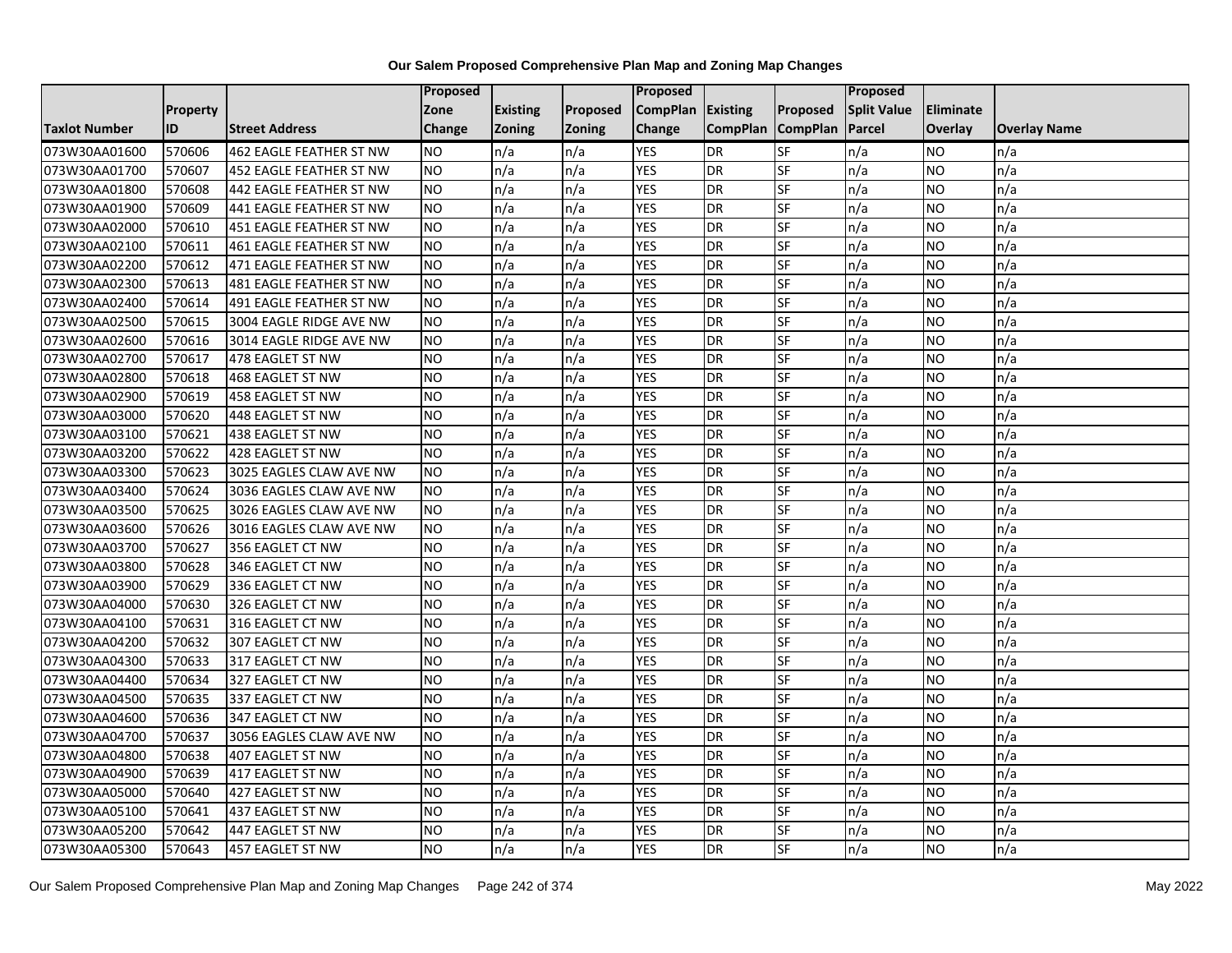# Our Salem Proposed Comprehensive Plan Map and Zoning Map Changes

| Taxlot Number | Property ID | Street Address | Proposed Zone Change | Existing Zoning | Proposed Zoning | Proposed CompPlan Change | Existing CompPlan | Proposed CompPlan | Proposed Split Value Parcel | Eliminate Overlay | Overlay Name |
|---|---|---|---|---|---|---|---|---|---|---|---|
| 073W30AA01600 | 570606 | 462 EAGLE FEATHER ST NW | NO | n/a | n/a | YES | DR | SF | n/a | NO | n/a |
| 073W30AA01700 | 570607 | 452 EAGLE FEATHER ST NW | NO | n/a | n/a | YES | DR | SF | n/a | NO | n/a |
| 073W30AA01800 | 570608 | 442 EAGLE FEATHER ST NW | NO | n/a | n/a | YES | DR | SF | n/a | NO | n/a |
| 073W30AA01900 | 570609 | 441 EAGLE FEATHER ST NW | NO | n/a | n/a | YES | DR | SF | n/a | NO | n/a |
| 073W30AA02000 | 570610 | 451 EAGLE FEATHER ST NW | NO | n/a | n/a | YES | DR | SF | n/a | NO | n/a |
| 073W30AA02100 | 570611 | 461 EAGLE FEATHER ST NW | NO | n/a | n/a | YES | DR | SF | n/a | NO | n/a |
| 073W30AA02200 | 570612 | 471 EAGLE FEATHER ST NW | NO | n/a | n/a | YES | DR | SF | n/a | NO | n/a |
| 073W30AA02300 | 570613 | 481 EAGLE FEATHER ST NW | NO | n/a | n/a | YES | DR | SF | n/a | NO | n/a |
| 073W30AA02400 | 570614 | 491 EAGLE FEATHER ST NW | NO | n/a | n/a | YES | DR | SF | n/a | NO | n/a |
| 073W30AA02500 | 570615 | 3004 EAGLE RIDGE AVE NW | NO | n/a | n/a | YES | DR | SF | n/a | NO | n/a |
| 073W30AA02600 | 570616 | 3014 EAGLE RIDGE AVE NW | NO | n/a | n/a | YES | DR | SF | n/a | NO | n/a |
| 073W30AA02700 | 570617 | 478 EAGLET ST NW | NO | n/a | n/a | YES | DR | SF | n/a | NO | n/a |
| 073W30AA02800 | 570618 | 468 EAGLET ST NW | NO | n/a | n/a | YES | DR | SF | n/a | NO | n/a |
| 073W30AA02900 | 570619 | 458 EAGLET ST NW | NO | n/a | n/a | YES | DR | SF | n/a | NO | n/a |
| 073W30AA03000 | 570620 | 448 EAGLET ST NW | NO | n/a | n/a | YES | DR | SF | n/a | NO | n/a |
| 073W30AA03100 | 570621 | 438 EAGLET ST NW | NO | n/a | n/a | YES | DR | SF | n/a | NO | n/a |
| 073W30AA03200 | 570622 | 428 EAGLET ST NW | NO | n/a | n/a | YES | DR | SF | n/a | NO | n/a |
| 073W30AA03300 | 570623 | 3025 EAGLES CLAW AVE NW | NO | n/a | n/a | YES | DR | SF | n/a | NO | n/a |
| 073W30AA03400 | 570624 | 3036 EAGLES CLAW AVE NW | NO | n/a | n/a | YES | DR | SF | n/a | NO | n/a |
| 073W30AA03500 | 570625 | 3026 EAGLES CLAW AVE NW | NO | n/a | n/a | YES | DR | SF | n/a | NO | n/a |
| 073W30AA03600 | 570626 | 3016 EAGLES CLAW AVE NW | NO | n/a | n/a | YES | DR | SF | n/a | NO | n/a |
| 073W30AA03700 | 570627 | 356 EAGLET CT NW | NO | n/a | n/a | YES | DR | SF | n/a | NO | n/a |
| 073W30AA03800 | 570628 | 346 EAGLET CT NW | NO | n/a | n/a | YES | DR | SF | n/a | NO | n/a |
| 073W30AA03900 | 570629 | 336 EAGLET CT NW | NO | n/a | n/a | YES | DR | SF | n/a | NO | n/a |
| 073W30AA04000 | 570630 | 326 EAGLET CT NW | NO | n/a | n/a | YES | DR | SF | n/a | NO | n/a |
| 073W30AA04100 | 570631 | 316 EAGLET CT NW | NO | n/a | n/a | YES | DR | SF | n/a | NO | n/a |
| 073W30AA04200 | 570632 | 307 EAGLET CT NW | NO | n/a | n/a | YES | DR | SF | n/a | NO | n/a |
| 073W30AA04300 | 570633 | 317 EAGLET CT NW | NO | n/a | n/a | YES | DR | SF | n/a | NO | n/a |
| 073W30AA04400 | 570634 | 327 EAGLET CT NW | NO | n/a | n/a | YES | DR | SF | n/a | NO | n/a |
| 073W30AA04500 | 570635 | 337 EAGLET CT NW | NO | n/a | n/a | YES | DR | SF | n/a | NO | n/a |
| 073W30AA04600 | 570636 | 347 EAGLET CT NW | NO | n/a | n/a | YES | DR | SF | n/a | NO | n/a |
| 073W30AA04700 | 570637 | 3056 EAGLES CLAW AVE NW | NO | n/a | n/a | YES | DR | SF | n/a | NO | n/a |
| 073W30AA04800 | 570638 | 407 EAGLET ST NW | NO | n/a | n/a | YES | DR | SF | n/a | NO | n/a |
| 073W30AA04900 | 570639 | 417 EAGLET ST NW | NO | n/a | n/a | YES | DR | SF | n/a | NO | n/a |
| 073W30AA05000 | 570640 | 427 EAGLET ST NW | NO | n/a | n/a | YES | DR | SF | n/a | NO | n/a |
| 073W30AA05100 | 570641 | 437 EAGLET ST NW | NO | n/a | n/a | YES | DR | SF | n/a | NO | n/a |
| 073W30AA05200 | 570642 | 447 EAGLET ST NW | NO | n/a | n/a | YES | DR | SF | n/a | NO | n/a |
| 073W30AA05300 | 570643 | 457 EAGLET ST NW | NO | n/a | n/a | YES | DR | SF | n/a | NO | n/a |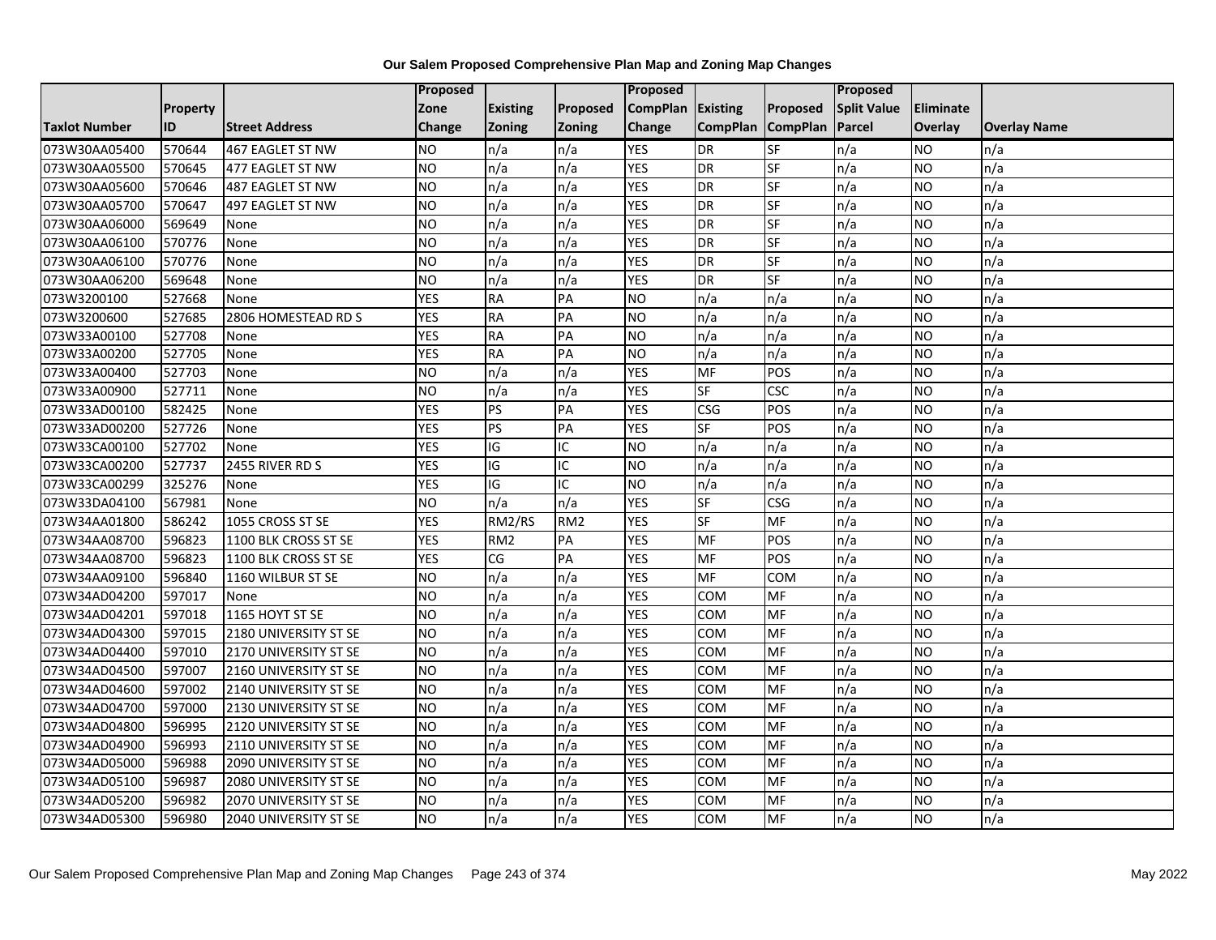# Our Salem Proposed Comprehensive Plan Map and Zoning Map Changes

| Taxlot Number | Property ID | Street Address | Proposed Zone Change | Existing Zoning | Proposed Zoning | Proposed CompPlan Change | Existing CompPlan | Proposed CompPlan | Proposed Split Value Parcel | Eliminate Overlay | Overlay Name |
|---|---|---|---|---|---|---|---|---|---|---|---|
| 073W30AA05400 | 570644 | 467 EAGLET ST NW | NO | n/a | n/a | YES | DR | SF | n/a | NO | n/a |
| 073W30AA05500 | 570645 | 477 EAGLET ST NW | NO | n/a | n/a | YES | DR | SF | n/a | NO | n/a |
| 073W30AA05600 | 570646 | 487 EAGLET ST NW | NO | n/a | n/a | YES | DR | SF | n/a | NO | n/a |
| 073W30AA05700 | 570647 | 497 EAGLET ST NW | NO | n/a | n/a | YES | DR | SF | n/a | NO | n/a |
| 073W30AA06000 | 569649 | None | NO | n/a | n/a | YES | DR | SF | n/a | NO | n/a |
| 073W30AA06100 | 570776 | None | NO | n/a | n/a | YES | DR | SF | n/a | NO | n/a |
| 073W30AA06100 | 570776 | None | NO | n/a | n/a | YES | DR | SF | n/a | NO | n/a |
| 073W30AA06200 | 569648 | None | NO | n/a | n/a | YES | DR | SF | n/a | NO | n/a |
| 073W3200100 | 527668 | None | YES | RA | PA | NO | n/a | n/a | n/a | NO | n/a |
| 073W3200600 | 527685 | 2806 HOMESTEAD RD S | YES | RA | PA | NO | n/a | n/a | n/a | NO | n/a |
| 073W33A00100 | 527708 | None | YES | RA | PA | NO | n/a | n/a | n/a | NO | n/a |
| 073W33A00200 | 527705 | None | YES | RA | PA | NO | n/a | n/a | n/a | NO | n/a |
| 073W33A00400 | 527703 | None | NO | n/a | n/a | YES | MF | POS | n/a | NO | n/a |
| 073W33A00900 | 527711 | None | NO | n/a | n/a | YES | SF | CSC | n/a | NO | n/a |
| 073W33AD00100 | 582425 | None | YES | PS | PA | YES | CSG | POS | n/a | NO | n/a |
| 073W33AD00200 | 527726 | None | YES | PS | PA | YES | SF | POS | n/a | NO | n/a |
| 073W33CA00100 | 527702 | None | YES | IG | IC | NO | n/a | n/a | n/a | NO | n/a |
| 073W33CA00200 | 527737 | 2455 RIVER RD S | YES | IG | IC | NO | n/a | n/a | n/a | NO | n/a |
| 073W33CA00299 | 325276 | None | YES | IG | IC | NO | n/a | n/a | n/a | NO | n/a |
| 073W33DA04100 | 567981 | None | NO | n/a | n/a | YES | SF | CSG | n/a | NO | n/a |
| 073W34AA01800 | 586242 | 1055 CROSS ST SE | YES | RM2/RS | RM2 | YES | SF | MF | n/a | NO | n/a |
| 073W34AA08700 | 596823 | 1100 BLK CROSS ST SE | YES | RM2 | PA | YES | MF | POS | n/a | NO | n/a |
| 073W34AA08700 | 596823 | 1100 BLK CROSS ST SE | YES | CG | PA | YES | MF | POS | n/a | NO | n/a |
| 073W34AA09100 | 596840 | 1160 WILBUR ST SE | NO | n/a | n/a | YES | MF | COM | n/a | NO | n/a |
| 073W34AD04200 | 597017 | None | NO | n/a | n/a | YES | COM | MF | n/a | NO | n/a |
| 073W34AD04201 | 597018 | 1165 HOYT ST SE | NO | n/a | n/a | YES | COM | MF | n/a | NO | n/a |
| 073W34AD04300 | 597015 | 2180 UNIVERSITY ST SE | NO | n/a | n/a | YES | COM | MF | n/a | NO | n/a |
| 073W34AD04400 | 597010 | 2170 UNIVERSITY ST SE | NO | n/a | n/a | YES | COM | MF | n/a | NO | n/a |
| 073W34AD04500 | 597007 | 2160 UNIVERSITY ST SE | NO | n/a | n/a | YES | COM | MF | n/a | NO | n/a |
| 073W34AD04600 | 597002 | 2140 UNIVERSITY ST SE | NO | n/a | n/a | YES | COM | MF | n/a | NO | n/a |
| 073W34AD04700 | 597000 | 2130 UNIVERSITY ST SE | NO | n/a | n/a | YES | COM | MF | n/a | NO | n/a |
| 073W34AD04800 | 596995 | 2120 UNIVERSITY ST SE | NO | n/a | n/a | YES | COM | MF | n/a | NO | n/a |
| 073W34AD04900 | 596993 | 2110 UNIVERSITY ST SE | NO | n/a | n/a | YES | COM | MF | n/a | NO | n/a |
| 073W34AD05000 | 596988 | 2090 UNIVERSITY ST SE | NO | n/a | n/a | YES | COM | MF | n/a | NO | n/a |
| 073W34AD05100 | 596987 | 2080 UNIVERSITY ST SE | NO | n/a | n/a | YES | COM | MF | n/a | NO | n/a |
| 073W34AD05200 | 596982 | 2070 UNIVERSITY ST SE | NO | n/a | n/a | YES | COM | MF | n/a | NO | n/a |
| 073W34AD05300 | 596980 | 2040 UNIVERSITY ST SE | NO | n/a | n/a | YES | COM | MF | n/a | NO | n/a |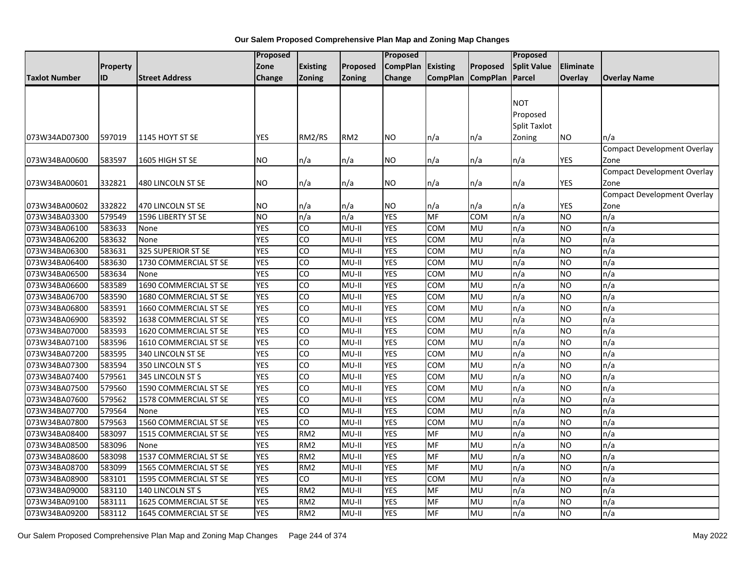**Our Salem Proposed Comprehensive Plan Map and Zoning Map Changes**

| Taxlot Number | Property ID | Street Address | Proposed Zone Change | Existing Zoning | Proposed Zoning | Proposed CompPlan Change | Existing CompPlan | Proposed CompPlan | Proposed Split Value Parcel | Eliminate Overlay | Overlay Name |
|---|---|---|---|---|---|---|---|---|---|---|---|
| 073W34AD07300 | 597019 | 1145 HOYT ST SE | YES | RM2/RS | RM2 | NO | n/a | n/a | NOT Proposed Split Taxlot Zoning | NO | n/a |
| 073W34BA00600 | 583597 | 1605 HIGH ST SE | NO | n/a | n/a | NO | n/a | n/a | n/a | YES | Compact Development Overlay Zone |
| 073W34BA00601 | 332821 | 480 LINCOLN ST SE | NO | n/a | n/a | NO | n/a | n/a | n/a | YES | Compact Development Overlay Zone |
| 073W34BA00602 | 332822 | 470 LINCOLN ST SE | NO | n/a | n/a | NO | n/a | n/a | n/a | YES | Compact Development Overlay Zone |
| 073W34BA03300 | 579549 | 1596 LIBERTY ST SE | NO | n/a | n/a | YES | MF | COM | n/a | NO | n/a |
| 073W34BA06100 | 583633 | None | YES | CO | MU-II | YES | COM | MU | n/a | NO | n/a |
| 073W34BA06200 | 583632 | None | YES | CO | MU-II | YES | COM | MU | n/a | NO | n/a |
| 073W34BA06300 | 583631 | 325 SUPERIOR ST SE | YES | CO | MU-II | YES | COM | MU | n/a | NO | n/a |
| 073W34BA06400 | 583630 | 1730 COMMERCIAL ST SE | YES | CO | MU-II | YES | COM | MU | n/a | NO | n/a |
| 073W34BA06500 | 583634 | None | YES | CO | MU-II | YES | COM | MU | n/a | NO | n/a |
| 073W34BA06600 | 583589 | 1690 COMMERCIAL ST SE | YES | CO | MU-II | YES | COM | MU | n/a | NO | n/a |
| 073W34BA06700 | 583590 | 1680 COMMERCIAL ST SE | YES | CO | MU-II | YES | COM | MU | n/a | NO | n/a |
| 073W34BA06800 | 583591 | 1660 COMMERCIAL ST SE | YES | CO | MU-II | YES | COM | MU | n/a | NO | n/a |
| 073W34BA06900 | 583592 | 1638 COMMERCIAL ST SE | YES | CO | MU-II | YES | COM | MU | n/a | NO | n/a |
| 073W34BA07000 | 583593 | 1620 COMMERCIAL ST SE | YES | CO | MU-II | YES | COM | MU | n/a | NO | n/a |
| 073W34BA07100 | 583596 | 1610 COMMERCIAL ST SE | YES | CO | MU-II | YES | COM | MU | n/a | NO | n/a |
| 073W34BA07200 | 583595 | 340 LINCOLN ST SE | YES | CO | MU-II | YES | COM | MU | n/a | NO | n/a |
| 073W34BA07300 | 583594 | 350 LINCOLN ST S | YES | CO | MU-II | YES | COM | MU | n/a | NO | n/a |
| 073W34BA07400 | 579561 | 345 LINCOLN ST S | YES | CO | MU-II | YES | COM | MU | n/a | NO | n/a |
| 073W34BA07500 | 579560 | 1590 COMMERCIAL ST SE | YES | CO | MU-II | YES | COM | MU | n/a | NO | n/a |
| 073W34BA07600 | 579562 | 1578 COMMERCIAL ST SE | YES | CO | MU-II | YES | COM | MU | n/a | NO | n/a |
| 073W34BA07700 | 579564 | None | YES | CO | MU-II | YES | COM | MU | n/a | NO | n/a |
| 073W34BA07800 | 579563 | 1560 COMMERCIAL ST SE | YES | CO | MU-II | YES | COM | MU | n/a | NO | n/a |
| 073W34BA08400 | 583097 | 1515 COMMERCIAL ST SE | YES | RM2 | MU-II | YES | MF | MU | n/a | NO | n/a |
| 073W34BA08500 | 583096 | None | YES | RM2 | MU-II | YES | MF | MU | n/a | NO | n/a |
| 073W34BA08600 | 583098 | 1537 COMMERCIAL ST SE | YES | RM2 | MU-II | YES | MF | MU | n/a | NO | n/a |
| 073W34BA08700 | 583099 | 1565 COMMERCIAL ST SE | YES | RM2 | MU-II | YES | MF | MU | n/a | NO | n/a |
| 073W34BA08900 | 583101 | 1595 COMMERCIAL ST SE | YES | CO | MU-II | YES | COM | MU | n/a | NO | n/a |
| 073W34BA09000 | 583110 | 140 LINCOLN ST S | YES | RM2 | MU-II | YES | MF | MU | n/a | NO | n/a |
| 073W34BA09100 | 583111 | 1625 COMMERCIAL ST SE | YES | RM2 | MU-II | YES | MF | MU | n/a | NO | n/a |
| 073W34BA09200 | 583112 | 1645 COMMERCIAL ST SE | YES | RM2 | MU-II | YES | MF | MU | n/a | NO | n/a |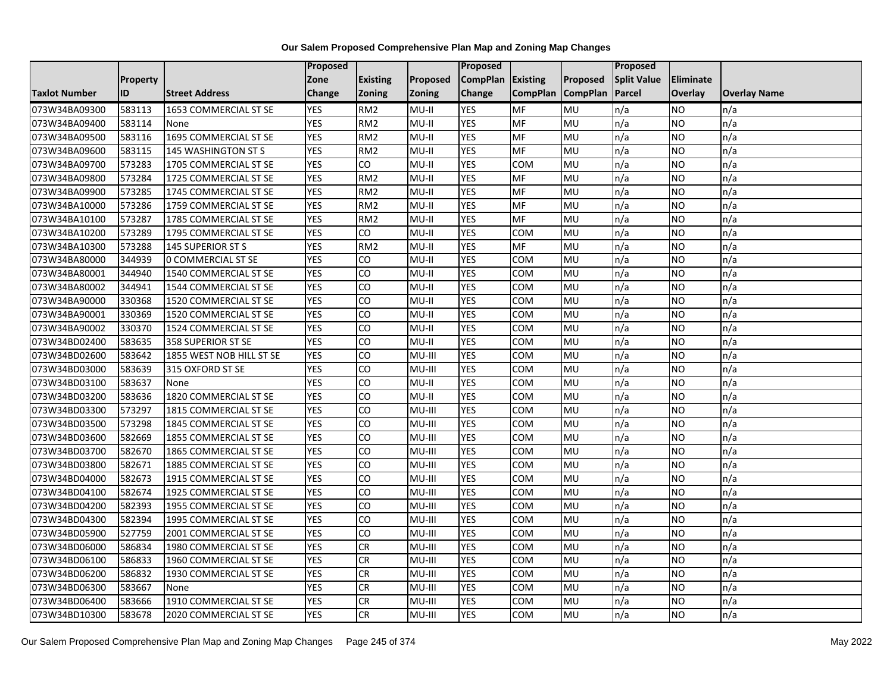# Our Salem Proposed Comprehensive Plan Map and Zoning Map Changes

| Taxlot Number | Property ID | Street Address | Proposed Zone Change | Existing Zoning | Proposed Zoning | Proposed CompPlan Change | Existing CompPlan | Proposed CompPlan | Proposed Split Value Parcel | Eliminate Overlay | Overlay Name |
|---|---|---|---|---|---|---|---|---|---|---|---|
| 073W34BA09300 | 583113 | 1653 COMMERCIAL ST SE | YES | RM2 | MU-II | YES | MF | MU | n/a | NO | n/a |
| 073W34BA09400 | 583114 | None | YES | RM2 | MU-II | YES | MF | MU | n/a | NO | n/a |
| 073W34BA09500 | 583116 | 1695 COMMERCIAL ST SE | YES | RM2 | MU-II | YES | MF | MU | n/a | NO | n/a |
| 073W34BA09600 | 583115 | 145 WASHINGTON ST S | YES | RM2 | MU-II | YES | MF | MU | n/a | NO | n/a |
| 073W34BA09700 | 573283 | 1705 COMMERCIAL ST SE | YES | CO | MU-II | YES | COM | MU | n/a | NO | n/a |
| 073W34BA09800 | 573284 | 1725 COMMERCIAL ST SE | YES | RM2 | MU-II | YES | MF | MU | n/a | NO | n/a |
| 073W34BA09900 | 573285 | 1745 COMMERCIAL ST SE | YES | RM2 | MU-II | YES | MF | MU | n/a | NO | n/a |
| 073W34BA10000 | 573286 | 1759 COMMERCIAL ST SE | YES | RM2 | MU-II | YES | MF | MU | n/a | NO | n/a |
| 073W34BA10100 | 573287 | 1785 COMMERCIAL ST SE | YES | RM2 | MU-II | YES | MF | MU | n/a | NO | n/a |
| 073W34BA10200 | 573289 | 1795 COMMERCIAL ST SE | YES | CO | MU-II | YES | COM | MU | n/a | NO | n/a |
| 073W34BA10300 | 573288 | 145 SUPERIOR ST S | YES | RM2 | MU-II | YES | MF | MU | n/a | NO | n/a |
| 073W34BA80000 | 344939 | 0 COMMERCIAL ST SE | YES | CO | MU-II | YES | COM | MU | n/a | NO | n/a |
| 073W34BA80001 | 344940 | 1540 COMMERCIAL ST SE | YES | CO | MU-II | YES | COM | MU | n/a | NO | n/a |
| 073W34BA80002 | 344941 | 1544 COMMERCIAL ST SE | YES | CO | MU-II | YES | COM | MU | n/a | NO | n/a |
| 073W34BA90000 | 330368 | 1520 COMMERCIAL ST SE | YES | CO | MU-II | YES | COM | MU | n/a | NO | n/a |
| 073W34BA90001 | 330369 | 1520 COMMERCIAL ST SE | YES | CO | MU-II | YES | COM | MU | n/a | NO | n/a |
| 073W34BA90002 | 330370 | 1524 COMMERCIAL ST SE | YES | CO | MU-II | YES | COM | MU | n/a | NO | n/a |
| 073W34BD02400 | 583635 | 358 SUPERIOR ST SE | YES | CO | MU-II | YES | COM | MU | n/a | NO | n/a |
| 073W34BD02600 | 583642 | 1855 WEST NOB HILL ST SE | YES | CO | MU-III | YES | COM | MU | n/a | NO | n/a |
| 073W34BD03000 | 583639 | 315 OXFORD ST SE | YES | CO | MU-III | YES | COM | MU | n/a | NO | n/a |
| 073W34BD03100 | 583637 | None | YES | CO | MU-II | YES | COM | MU | n/a | NO | n/a |
| 073W34BD03200 | 583636 | 1820 COMMERCIAL ST SE | YES | CO | MU-II | YES | COM | MU | n/a | NO | n/a |
| 073W34BD03300 | 573297 | 1815 COMMERCIAL ST SE | YES | CO | MU-III | YES | COM | MU | n/a | NO | n/a |
| 073W34BD03500 | 573298 | 1845 COMMERCIAL ST SE | YES | CO | MU-III | YES | COM | MU | n/a | NO | n/a |
| 073W34BD03600 | 582669 | 1855 COMMERCIAL ST SE | YES | CO | MU-III | YES | COM | MU | n/a | NO | n/a |
| 073W34BD03700 | 582670 | 1865 COMMERCIAL ST SE | YES | CO | MU-III | YES | COM | MU | n/a | NO | n/a |
| 073W34BD03800 | 582671 | 1885 COMMERCIAL ST SE | YES | CO | MU-III | YES | COM | MU | n/a | NO | n/a |
| 073W34BD04000 | 582673 | 1915 COMMERCIAL ST SE | YES | CO | MU-III | YES | COM | MU | n/a | NO | n/a |
| 073W34BD04100 | 582674 | 1925 COMMERCIAL ST SE | YES | CO | MU-III | YES | COM | MU | n/a | NO | n/a |
| 073W34BD04200 | 582393 | 1955 COMMERCIAL ST SE | YES | CO | MU-III | YES | COM | MU | n/a | NO | n/a |
| 073W34BD04300 | 582394 | 1995 COMMERCIAL ST SE | YES | CO | MU-III | YES | COM | MU | n/a | NO | n/a |
| 073W34BD05900 | 527759 | 2001 COMMERCIAL ST SE | YES | CO | MU-III | YES | COM | MU | n/a | NO | n/a |
| 073W34BD06000 | 586834 | 1980 COMMERCIAL ST SE | YES | CR | MU-III | YES | COM | MU | n/a | NO | n/a |
| 073W34BD06100 | 586833 | 1960 COMMERCIAL ST SE | YES | CR | MU-III | YES | COM | MU | n/a | NO | n/a |
| 073W34BD06200 | 586832 | 1930 COMMERCIAL ST SE | YES | CR | MU-III | YES | COM | MU | n/a | NO | n/a |
| 073W34BD06300 | 583667 | None | YES | CR | MU-III | YES | COM | MU | n/a | NO | n/a |
| 073W34BD06400 | 583666 | 1910 COMMERCIAL ST SE | YES | CR | MU-III | YES | COM | MU | n/a | NO | n/a |
| 073W34BD10300 | 583678 | 2020 COMMERCIAL ST SE | YES | CR | MU-III | YES | COM | MU | n/a | NO | n/a |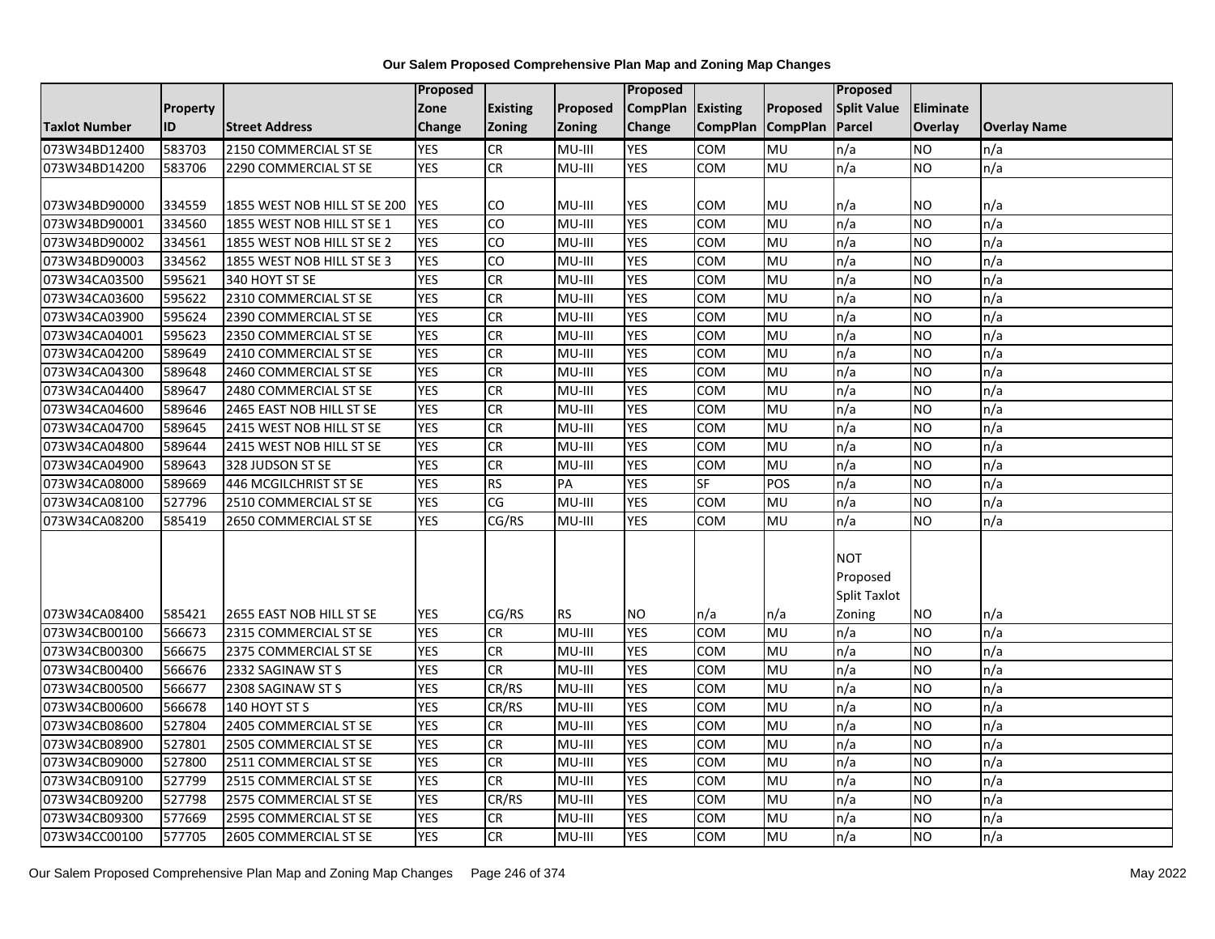# Our Salem Proposed Comprehensive Plan Map and Zoning Map Changes

| Taxlot Number | Property ID | Street Address | Proposed Zone Change | Existing Zoning | Proposed Zoning | Proposed CompPlan Change | Existing CompPlan | Proposed CompPlan | Proposed Split Value Parcel | Eliminate Overlay | Overlay Name |
|---|---|---|---|---|---|---|---|---|---|---|---|
| 073W34BD12400 | 583703 | 2150 COMMERCIAL ST SE | YES | CR | MU-III | YES | COM | MU | n/a | NO | n/a |
| 073W34BD14200 | 583706 | 2290 COMMERCIAL ST SE | YES | CR | MU-III | YES | COM | MU | n/a | NO | n/a |
| 073W34BD90000 | 334559 | 1855 WEST NOB HILL ST SE 200 | YES | CO | MU-III | YES | COM | MU | n/a | NO | n/a |
| 073W34BD90001 | 334560 | 1855 WEST NOB HILL ST SE 1 | YES | CO | MU-III | YES | COM | MU | n/a | NO | n/a |
| 073W34BD90002 | 334561 | 1855 WEST NOB HILL ST SE 2 | YES | CO | MU-III | YES | COM | MU | n/a | NO | n/a |
| 073W34BD90003 | 334562 | 1855 WEST NOB HILL ST SE 3 | YES | CO | MU-III | YES | COM | MU | n/a | NO | n/a |
| 073W34CA03500 | 595621 | 340 HOYT ST SE | YES | CR | MU-III | YES | COM | MU | n/a | NO | n/a |
| 073W34CA03600 | 595622 | 2310 COMMERCIAL ST SE | YES | CR | MU-III | YES | COM | MU | n/a | NO | n/a |
| 073W34CA03900 | 595624 | 2390 COMMERCIAL ST SE | YES | CR | MU-III | YES | COM | MU | n/a | NO | n/a |
| 073W34CA04001 | 595623 | 2350 COMMERCIAL ST SE | YES | CR | MU-III | YES | COM | MU | n/a | NO | n/a |
| 073W34CA04200 | 589649 | 2410 COMMERCIAL ST SE | YES | CR | MU-III | YES | COM | MU | n/a | NO | n/a |
| 073W34CA04300 | 589648 | 2460 COMMERCIAL ST SE | YES | CR | MU-III | YES | COM | MU | n/a | NO | n/a |
| 073W34CA04400 | 589647 | 2480 COMMERCIAL ST SE | YES | CR | MU-III | YES | COM | MU | n/a | NO | n/a |
| 073W34CA04600 | 589646 | 2465 EAST NOB HILL ST SE | YES | CR | MU-III | YES | COM | MU | n/a | NO | n/a |
| 073W34CA04700 | 589645 | 2415 WEST NOB HILL ST SE | YES | CR | MU-III | YES | COM | MU | n/a | NO | n/a |
| 073W34CA04800 | 589644 | 2415 WEST NOB HILL ST SE | YES | CR | MU-III | YES | COM | MU | n/a | NO | n/a |
| 073W34CA04900 | 589643 | 328 JUDSON ST SE | YES | CR | MU-III | YES | COM | MU | n/a | NO | n/a |
| 073W34CA08000 | 589669 | 446 MCGILCHRIST ST SE | YES | RS | PA | YES | SF | POS | n/a | NO | n/a |
| 073W34CA08100 | 527796 | 2510 COMMERCIAL ST SE | YES | CG | MU-III | YES | COM | MU | n/a | NO | n/a |
| 073W34CA08200 | 585419 | 2650 COMMERCIAL ST SE | YES | CG/RS | MU-III | YES | COM | MU | n/a | NO | n/a |
| 073W34CA08400 | 585421 | 2655 EAST NOB HILL ST SE | YES | CG/RS | RS | NO | n/a | n/a | NOT Proposed Split Taxlot Zoning | NO | n/a |
| 073W34CB00100 | 566673 | 2315 COMMERCIAL ST SE | YES | CR | MU-III | YES | COM | MU | n/a | NO | n/a |
| 073W34CB00300 | 566675 | 2375 COMMERCIAL ST SE | YES | CR | MU-III | YES | COM | MU | n/a | NO | n/a |
| 073W34CB00400 | 566676 | 2332 SAGINAW ST S | YES | CR | MU-III | YES | COM | MU | n/a | NO | n/a |
| 073W34CB00500 | 566677 | 2308 SAGINAW ST S | YES | CR/RS | MU-III | YES | COM | MU | n/a | NO | n/a |
| 073W34CB00600 | 566678 | 140 HOYT ST S | YES | CR/RS | MU-III | YES | COM | MU | n/a | NO | n/a |
| 073W34CB08600 | 527804 | 2405 COMMERCIAL ST SE | YES | CR | MU-III | YES | COM | MU | n/a | NO | n/a |
| 073W34CB08900 | 527801 | 2505 COMMERCIAL ST SE | YES | CR | MU-III | YES | COM | MU | n/a | NO | n/a |
| 073W34CB09000 | 527800 | 2511 COMMERCIAL ST SE | YES | CR | MU-III | YES | COM | MU | n/a | NO | n/a |
| 073W34CB09100 | 527799 | 2515 COMMERCIAL ST SE | YES | CR | MU-III | YES | COM | MU | n/a | NO | n/a |
| 073W34CB09200 | 527798 | 2575 COMMERCIAL ST SE | YES | CR/RS | MU-III | YES | COM | MU | n/a | NO | n/a |
| 073W34CB09300 | 577669 | 2595 COMMERCIAL ST SE | YES | CR | MU-III | YES | COM | MU | n/a | NO | n/a |
| 073W34CC00100 | 577705 | 2605 COMMERCIAL ST SE | YES | CR | MU-III | YES | COM | MU | n/a | NO | n/a |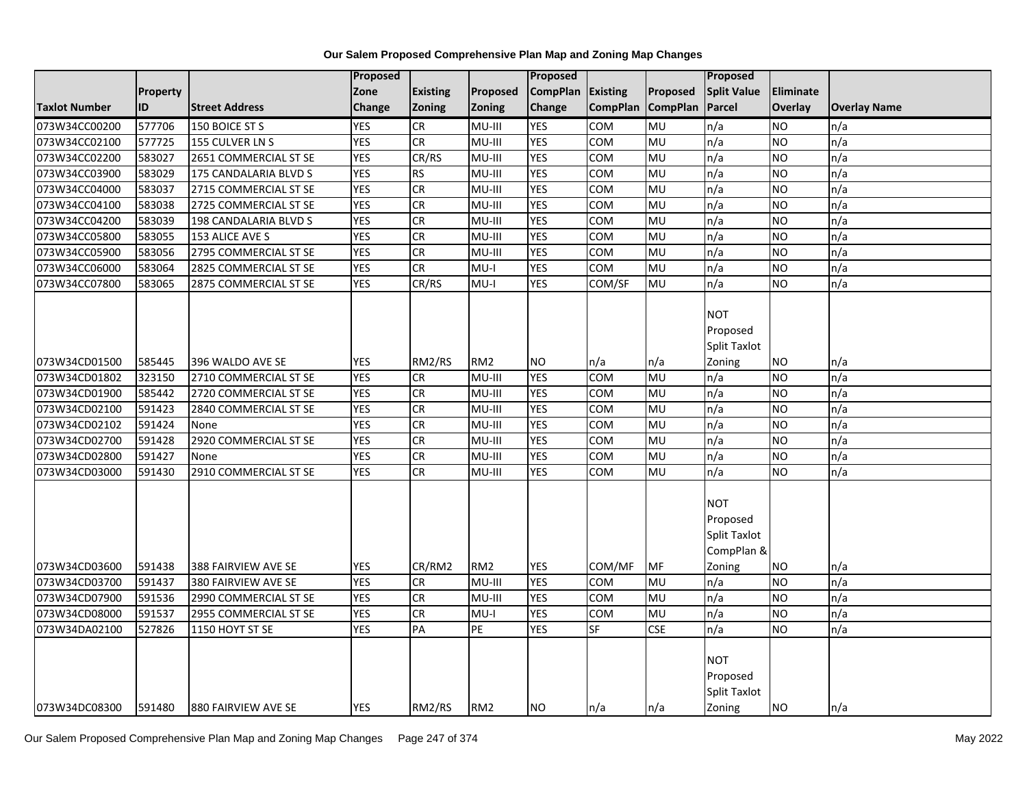# Our Salem Proposed Comprehensive Plan Map and Zoning Map Changes

| Taxlot Number | Property ID | Street Address | Proposed Zone Change | Existing Zoning | Proposed Zoning | Proposed CompPlan Change | Existing CompPlan | Proposed CompPlan | Proposed Split Value Parcel | Eliminate Overlay | Overlay Name |
|---|---|---|---|---|---|---|---|---|---|---|---|
| 073W34CC00200 | 577706 | 150 BOICE ST S | YES | CR | MU-III | YES | COM | MU | n/a | NO | n/a |
| 073W34CC02100 | 577725 | 155 CULVER LN S | YES | CR | MU-III | YES | COM | MU | n/a | NO | n/a |
| 073W34CC02200 | 583027 | 2651 COMMERCIAL ST SE | YES | CR/RS | MU-III | YES | COM | MU | n/a | NO | n/a |
| 073W34CC03900 | 583029 | 175 CANDALARIA BLVD S | YES | RS | MU-III | YES | COM | MU | n/a | NO | n/a |
| 073W34CC04000 | 583037 | 2715 COMMERCIAL ST SE | YES | CR | MU-III | YES | COM | MU | n/a | NO | n/a |
| 073W34CC04100 | 583038 | 2725 COMMERCIAL ST SE | YES | CR | MU-III | YES | COM | MU | n/a | NO | n/a |
| 073W34CC04200 | 583039 | 198 CANDALARIA BLVD S | YES | CR | MU-III | YES | COM | MU | n/a | NO | n/a |
| 073W34CC05800 | 583055 | 153 ALICE AVE S | YES | CR | MU-III | YES | COM | MU | n/a | NO | n/a |
| 073W34CC05900 | 583056 | 2795 COMMERCIAL ST SE | YES | CR | MU-III | YES | COM | MU | n/a | NO | n/a |
| 073W34CC06000 | 583064 | 2825 COMMERCIAL ST SE | YES | CR | MU-I | YES | COM | MU | n/a | NO | n/a |
| 073W34CC07800 | 583065 | 2875 COMMERCIAL ST SE | YES | CR/RS | MU-I | YES | COM/SF | MU | n/a | NO | n/a |
| 073W34CD01500 | 585445 | 396 WALDO AVE SE | YES | RM2/RS | RM2 | NO | n/a | n/a | NOT Proposed Split Taxlot Zoning | NO | n/a |
| 073W34CD01802 | 323150 | 2710 COMMERCIAL ST SE | YES | CR | MU-III | YES | COM | MU | n/a | NO | n/a |
| 073W34CD01900 | 585442 | 2720 COMMERCIAL ST SE | YES | CR | MU-III | YES | COM | MU | n/a | NO | n/a |
| 073W34CD02100 | 591423 | 2840 COMMERCIAL ST SE | YES | CR | MU-III | YES | COM | MU | n/a | NO | n/a |
| 073W34CD02102 | 591424 | None | YES | CR | MU-III | YES | COM | MU | n/a | NO | n/a |
| 073W34CD02700 | 591428 | 2920 COMMERCIAL ST SE | YES | CR | MU-III | YES | COM | MU | n/a | NO | n/a |
| 073W34CD02800 | 591427 | None | YES | CR | MU-III | YES | COM | MU | n/a | NO | n/a |
| 073W34CD03000 | 591430 | 2910 COMMERCIAL ST SE | YES | CR | MU-III | YES | COM | MU | n/a | NO | n/a |
| 073W34CD03600 | 591438 | 388 FAIRVIEW AVE SE | YES | CR/RM2 | RM2 | YES | COM/MF | MF | NOT Proposed Split Taxlot CompPlan & Zoning | NO | n/a |
| 073W34CD03700 | 591437 | 380 FAIRVIEW AVE SE | YES | CR | MU-III | YES | COM | MU | n/a | NO | n/a |
| 073W34CD07900 | 591536 | 2990 COMMERCIAL ST SE | YES | CR | MU-III | YES | COM | MU | n/a | NO | n/a |
| 073W34CD08000 | 591537 | 2955 COMMERCIAL ST SE | YES | CR | MU-I | YES | COM | MU | n/a | NO | n/a |
| 073W34DA02100 | 527826 | 1150 HOYT ST SE | YES | PA | PE | YES | SF | CSE | n/a | NO | n/a |
| 073W34DC08300 | 591480 | 880 FAIRVIEW AVE SE | YES | RM2/RS | RM2 | NO | n/a | n/a | NOT Proposed Split Taxlot Zoning | NO | n/a |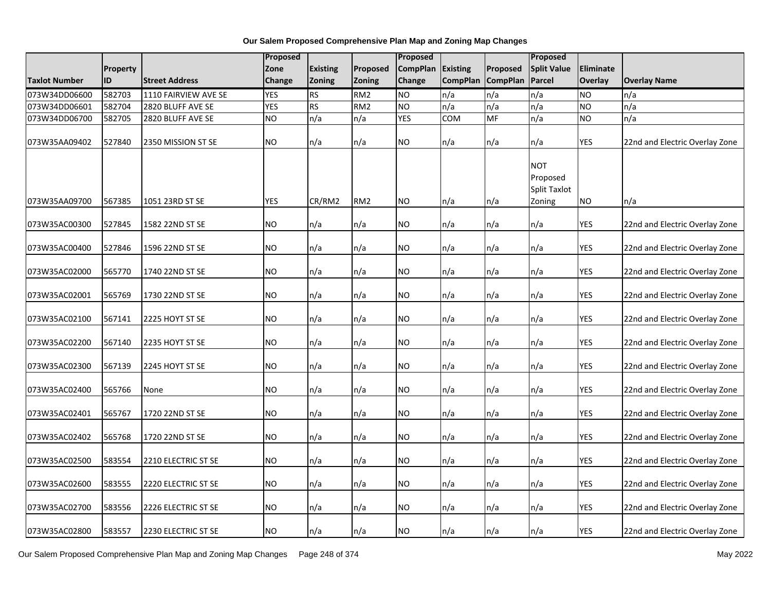**Our Salem Proposed Comprehensive Plan Map and Zoning Map Changes**

| Taxlot Number | Property ID | Street Address | Proposed Zone Change | Existing Zoning | Proposed Zoning | Proposed CompPlan Change | Existing CompPlan | Proposed CompPlan | Proposed Split Value Parcel | Eliminate Overlay | Overlay Name |
|---|---|---|---|---|---|---|---|---|---|---|---|
| 073W34DD06600 | 582703 | 1110 FAIRVIEW AVE SE | YES | RS | RM2 | NO | n/a | n/a | n/a | NO | n/a |
| 073W34DD06601 | 582704 | 2820 BLUFF AVE SE | YES | RS | RM2 | NO | n/a | n/a | n/a | NO | n/a |
| 073W34DD06700 | 582705 | 2820 BLUFF AVE SE | NO | n/a | n/a | YES | COM | MF | n/a | NO | n/a |
| 073W35AA09402 | 527840 | 2350 MISSION ST SE | NO | n/a | n/a | NO | n/a | n/a | n/a | YES | 22nd and Electric Overlay Zone |
| 073W35AA09700 | 567385 | 1051 23RD ST SE | YES | CR/RM2 | RM2 | NO | n/a | n/a | NOT Proposed Split Taxlot Zoning | NO | n/a |
| 073W35AC00300 | 527845 | 1582 22ND ST SE | NO | n/a | n/a | NO | n/a | n/a | n/a | YES | 22nd and Electric Overlay Zone |
| 073W35AC00400 | 527846 | 1596 22ND ST SE | NO | n/a | n/a | NO | n/a | n/a | n/a | YES | 22nd and Electric Overlay Zone |
| 073W35AC02000 | 565770 | 1740 22ND ST SE | NO | n/a | n/a | NO | n/a | n/a | n/a | YES | 22nd and Electric Overlay Zone |
| 073W35AC02001 | 565769 | 1730 22ND ST SE | NO | n/a | n/a | NO | n/a | n/a | n/a | YES | 22nd and Electric Overlay Zone |
| 073W35AC02100 | 567141 | 2225 HOYT ST SE | NO | n/a | n/a | NO | n/a | n/a | n/a | YES | 22nd and Electric Overlay Zone |
| 073W35AC02200 | 567140 | 2235 HOYT ST SE | NO | n/a | n/a | NO | n/a | n/a | n/a | YES | 22nd and Electric Overlay Zone |
| 073W35AC02300 | 567139 | 2245 HOYT ST SE | NO | n/a | n/a | NO | n/a | n/a | n/a | YES | 22nd and Electric Overlay Zone |
| 073W35AC02400 | 565766 | None | NO | n/a | n/a | NO | n/a | n/a | n/a | YES | 22nd and Electric Overlay Zone |
| 073W35AC02401 | 565767 | 1720 22ND ST SE | NO | n/a | n/a | NO | n/a | n/a | n/a | YES | 22nd and Electric Overlay Zone |
| 073W35AC02402 | 565768 | 1720 22ND ST SE | NO | n/a | n/a | NO | n/a | n/a | n/a | YES | 22nd and Electric Overlay Zone |
| 073W35AC02500 | 583554 | 2210 ELECTRIC ST SE | NO | n/a | n/a | NO | n/a | n/a | n/a | YES | 22nd and Electric Overlay Zone |
| 073W35AC02600 | 583555 | 2220 ELECTRIC ST SE | NO | n/a | n/a | NO | n/a | n/a | n/a | YES | 22nd and Electric Overlay Zone |
| 073W35AC02700 | 583556 | 2226 ELECTRIC ST SE | NO | n/a | n/a | NO | n/a | n/a | n/a | YES | 22nd and Electric Overlay Zone |
| 073W35AC02800 | 583557 | 2230 ELECTRIC ST SE | NO | n/a | n/a | NO | n/a | n/a | n/a | YES | 22nd and Electric Overlay Zone |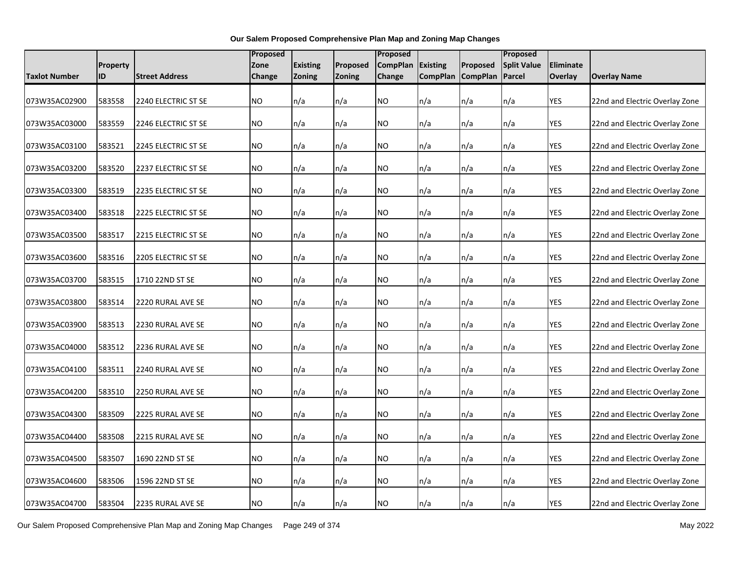**Our Salem Proposed Comprehensive Plan Map and Zoning Map Changes**

| Taxlot Number | Property ID | Street Address | Proposed Zone Change | Existing Zoning | Proposed Zoning | Proposed CompPlan Change | Existing CompPlan | Proposed CompPlan | Proposed Split Value Parcel | Eliminate Overlay | Overlay Name |
|---|---|---|---|---|---|---|---|---|---|---|---|
| 073W35AC02900 | 583558 | 2240 ELECTRIC ST SE | NO | n/a | n/a | NO | n/a | n/a | n/a | YES | 22nd and Electric Overlay Zone |
| 073W35AC03000 | 583559 | 2246 ELECTRIC ST SE | NO | n/a | n/a | NO | n/a | n/a | n/a | YES | 22nd and Electric Overlay Zone |
| 073W35AC03100 | 583521 | 2245 ELECTRIC ST SE | NO | n/a | n/a | NO | n/a | n/a | n/a | YES | 22nd and Electric Overlay Zone |
| 073W35AC03200 | 583520 | 2237 ELECTRIC ST SE | NO | n/a | n/a | NO | n/a | n/a | n/a | YES | 22nd and Electric Overlay Zone |
| 073W35AC03300 | 583519 | 2235 ELECTRIC ST SE | NO | n/a | n/a | NO | n/a | n/a | n/a | YES | 22nd and Electric Overlay Zone |
| 073W35AC03400 | 583518 | 2225 ELECTRIC ST SE | NO | n/a | n/a | NO | n/a | n/a | n/a | YES | 22nd and Electric Overlay Zone |
| 073W35AC03500 | 583517 | 2215 ELECTRIC ST SE | NO | n/a | n/a | NO | n/a | n/a | n/a | YES | 22nd and Electric Overlay Zone |
| 073W35AC03600 | 583516 | 2205 ELECTRIC ST SE | NO | n/a | n/a | NO | n/a | n/a | n/a | YES | 22nd and Electric Overlay Zone |
| 073W35AC03700 | 583515 | 1710 22ND ST SE | NO | n/a | n/a | NO | n/a | n/a | n/a | YES | 22nd and Electric Overlay Zone |
| 073W35AC03800 | 583514 | 2220 RURAL AVE SE | NO | n/a | n/a | NO | n/a | n/a | n/a | YES | 22nd and Electric Overlay Zone |
| 073W35AC03900 | 583513 | 2230 RURAL AVE SE | NO | n/a | n/a | NO | n/a | n/a | n/a | YES | 22nd and Electric Overlay Zone |
| 073W35AC04000 | 583512 | 2236 RURAL AVE SE | NO | n/a | n/a | NO | n/a | n/a | n/a | YES | 22nd and Electric Overlay Zone |
| 073W35AC04100 | 583511 | 2240 RURAL AVE SE | NO | n/a | n/a | NO | n/a | n/a | n/a | YES | 22nd and Electric Overlay Zone |
| 073W35AC04200 | 583510 | 2250 RURAL AVE SE | NO | n/a | n/a | NO | n/a | n/a | n/a | YES | 22nd and Electric Overlay Zone |
| 073W35AC04300 | 583509 | 2225 RURAL AVE SE | NO | n/a | n/a | NO | n/a | n/a | n/a | YES | 22nd and Electric Overlay Zone |
| 073W35AC04400 | 583508 | 2215 RURAL AVE SE | NO | n/a | n/a | NO | n/a | n/a | n/a | YES | 22nd and Electric Overlay Zone |
| 073W35AC04500 | 583507 | 1690 22ND ST SE | NO | n/a | n/a | NO | n/a | n/a | n/a | YES | 22nd and Electric Overlay Zone |
| 073W35AC04600 | 583506 | 1596 22ND ST SE | NO | n/a | n/a | NO | n/a | n/a | n/a | YES | 22nd and Electric Overlay Zone |
| 073W35AC04700 | 583504 | 2235 RURAL AVE SE | NO | n/a | n/a | NO | n/a | n/a | n/a | YES | 22nd and Electric Overlay Zone |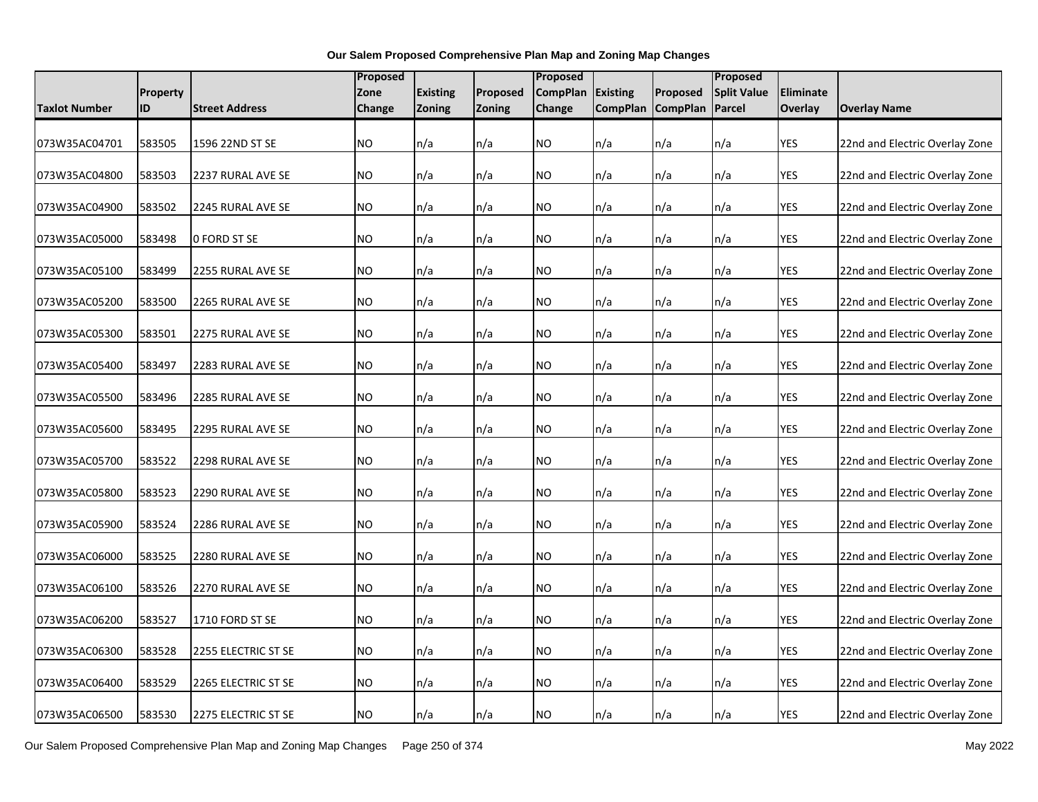**Our Salem Proposed Comprehensive Plan Map and Zoning Map Changes**

| Taxlot Number | Property ID | Street Address | Proposed Zone Change | Existing Zoning | Proposed Zoning | Proposed CompPlan Change | Existing CompPlan | Proposed CompPlan | Proposed Split Value Parcel | Eliminate Overlay | Overlay Name |
|---|---|---|---|---|---|---|---|---|---|---|---|
| 073W35AC04701 | 583505 | 1596 22ND ST SE | NO | n/a | n/a | NO | n/a | n/a | n/a | YES | 22nd and Electric Overlay Zone |
| 073W35AC04800 | 583503 | 2237 RURAL AVE SE | NO | n/a | n/a | NO | n/a | n/a | n/a | YES | 22nd and Electric Overlay Zone |
| 073W35AC04900 | 583502 | 2245 RURAL AVE SE | NO | n/a | n/a | NO | n/a | n/a | n/a | YES | 22nd and Electric Overlay Zone |
| 073W35AC05000 | 583498 | 0 FORD ST SE | NO | n/a | n/a | NO | n/a | n/a | n/a | YES | 22nd and Electric Overlay Zone |
| 073W35AC05100 | 583499 | 2255 RURAL AVE SE | NO | n/a | n/a | NO | n/a | n/a | n/a | YES | 22nd and Electric Overlay Zone |
| 073W35AC05200 | 583500 | 2265 RURAL AVE SE | NO | n/a | n/a | NO | n/a | n/a | n/a | YES | 22nd and Electric Overlay Zone |
| 073W35AC05300 | 583501 | 2275 RURAL AVE SE | NO | n/a | n/a | NO | n/a | n/a | n/a | YES | 22nd and Electric Overlay Zone |
| 073W35AC05400 | 583497 | 2283 RURAL AVE SE | NO | n/a | n/a | NO | n/a | n/a | n/a | YES | 22nd and Electric Overlay Zone |
| 073W35AC05500 | 583496 | 2285 RURAL AVE SE | NO | n/a | n/a | NO | n/a | n/a | n/a | YES | 22nd and Electric Overlay Zone |
| 073W35AC05600 | 583495 | 2295 RURAL AVE SE | NO | n/a | n/a | NO | n/a | n/a | n/a | YES | 22nd and Electric Overlay Zone |
| 073W35AC05700 | 583522 | 2298 RURAL AVE SE | NO | n/a | n/a | NO | n/a | n/a | n/a | YES | 22nd and Electric Overlay Zone |
| 073W35AC05800 | 583523 | 2290 RURAL AVE SE | NO | n/a | n/a | NO | n/a | n/a | n/a | YES | 22nd and Electric Overlay Zone |
| 073W35AC05900 | 583524 | 2286 RURAL AVE SE | NO | n/a | n/a | NO | n/a | n/a | n/a | YES | 22nd and Electric Overlay Zone |
| 073W35AC06000 | 583525 | 2280 RURAL AVE SE | NO | n/a | n/a | NO | n/a | n/a | n/a | YES | 22nd and Electric Overlay Zone |
| 073W35AC06100 | 583526 | 2270 RURAL AVE SE | NO | n/a | n/a | NO | n/a | n/a | n/a | YES | 22nd and Electric Overlay Zone |
| 073W35AC06200 | 583527 | 1710 FORD ST SE | NO | n/a | n/a | NO | n/a | n/a | n/a | YES | 22nd and Electric Overlay Zone |
| 073W35AC06300 | 583528 | 2255 ELECTRIC ST SE | NO | n/a | n/a | NO | n/a | n/a | n/a | YES | 22nd and Electric Overlay Zone |
| 073W35AC06400 | 583529 | 2265 ELECTRIC ST SE | NO | n/a | n/a | NO | n/a | n/a | n/a | YES | 22nd and Electric Overlay Zone |
| 073W35AC06500 | 583530 | 2275 ELECTRIC ST SE | NO | n/a | n/a | NO | n/a | n/a | n/a | YES | 22nd and Electric Overlay Zone |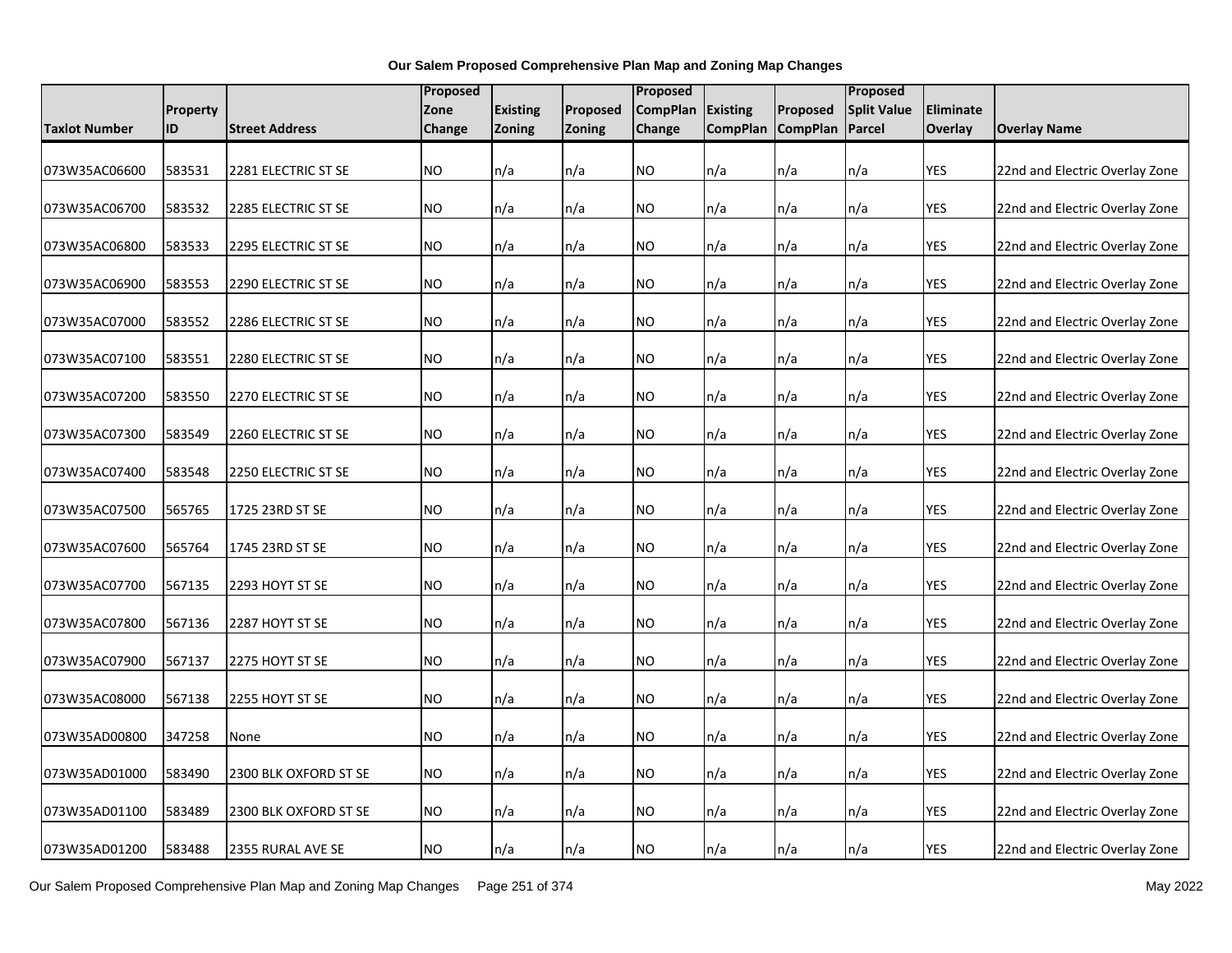**Our Salem Proposed Comprehensive Plan Map and Zoning Map Changes**

| Taxlot Number | Property ID | Street Address | Proposed Zone Change | Existing Zoning | Proposed Zoning | Proposed CompPlan Change | Existing CompPlan | Proposed CompPlan | Proposed Split Value Parcel | Eliminate Overlay | Overlay Name |
|---|---|---|---|---|---|---|---|---|---|---|---|
| 073W35AC06600 | 583531 | 2281 ELECTRIC ST SE | NO | n/a | n/a | NO | n/a | n/a | n/a | YES | 22nd and Electric Overlay Zone |
| 073W35AC06700 | 583532 | 2285 ELECTRIC ST SE | NO | n/a | n/a | NO | n/a | n/a | n/a | YES | 22nd and Electric Overlay Zone |
| 073W35AC06800 | 583533 | 2295 ELECTRIC ST SE | NO | n/a | n/a | NO | n/a | n/a | n/a | YES | 22nd and Electric Overlay Zone |
| 073W35AC06900 | 583553 | 2290 ELECTRIC ST SE | NO | n/a | n/a | NO | n/a | n/a | n/a | YES | 22nd and Electric Overlay Zone |
| 073W35AC07000 | 583552 | 2286 ELECTRIC ST SE | NO | n/a | n/a | NO | n/a | n/a | n/a | YES | 22nd and Electric Overlay Zone |
| 073W35AC07100 | 583551 | 2280 ELECTRIC ST SE | NO | n/a | n/a | NO | n/a | n/a | n/a | YES | 22nd and Electric Overlay Zone |
| 073W35AC07200 | 583550 | 2270 ELECTRIC ST SE | NO | n/a | n/a | NO | n/a | n/a | n/a | YES | 22nd and Electric Overlay Zone |
| 073W35AC07300 | 583549 | 2260 ELECTRIC ST SE | NO | n/a | n/a | NO | n/a | n/a | n/a | YES | 22nd and Electric Overlay Zone |
| 073W35AC07400 | 583548 | 2250 ELECTRIC ST SE | NO | n/a | n/a | NO | n/a | n/a | n/a | YES | 22nd and Electric Overlay Zone |
| 073W35AC07500 | 565765 | 1725 23RD ST SE | NO | n/a | n/a | NO | n/a | n/a | n/a | YES | 22nd and Electric Overlay Zone |
| 073W35AC07600 | 565764 | 1745 23RD ST SE | NO | n/a | n/a | NO | n/a | n/a | n/a | YES | 22nd and Electric Overlay Zone |
| 073W35AC07700 | 567135 | 2293 HOYT ST SE | NO | n/a | n/a | NO | n/a | n/a | n/a | YES | 22nd and Electric Overlay Zone |
| 073W35AC07800 | 567136 | 2287 HOYT ST SE | NO | n/a | n/a | NO | n/a | n/a | n/a | YES | 22nd and Electric Overlay Zone |
| 073W35AC07900 | 567137 | 2275 HOYT ST SE | NO | n/a | n/a | NO | n/a | n/a | n/a | YES | 22nd and Electric Overlay Zone |
| 073W35AC08000 | 567138 | 2255 HOYT ST SE | NO | n/a | n/a | NO | n/a | n/a | n/a | YES | 22nd and Electric Overlay Zone |
| 073W35AD00800 | 347258 | None | NO | n/a | n/a | NO | n/a | n/a | n/a | YES | 22nd and Electric Overlay Zone |
| 073W35AD01000 | 583490 | 2300 BLK OXFORD ST SE | NO | n/a | n/a | NO | n/a | n/a | n/a | YES | 22nd and Electric Overlay Zone |
| 073W35AD01100 | 583489 | 2300 BLK OXFORD ST SE | NO | n/a | n/a | NO | n/a | n/a | n/a | YES | 22nd and Electric Overlay Zone |
| 073W35AD01200 | 583488 | 2355 RURAL AVE SE | NO | n/a | n/a | NO | n/a | n/a | n/a | YES | 22nd and Electric Overlay Zone |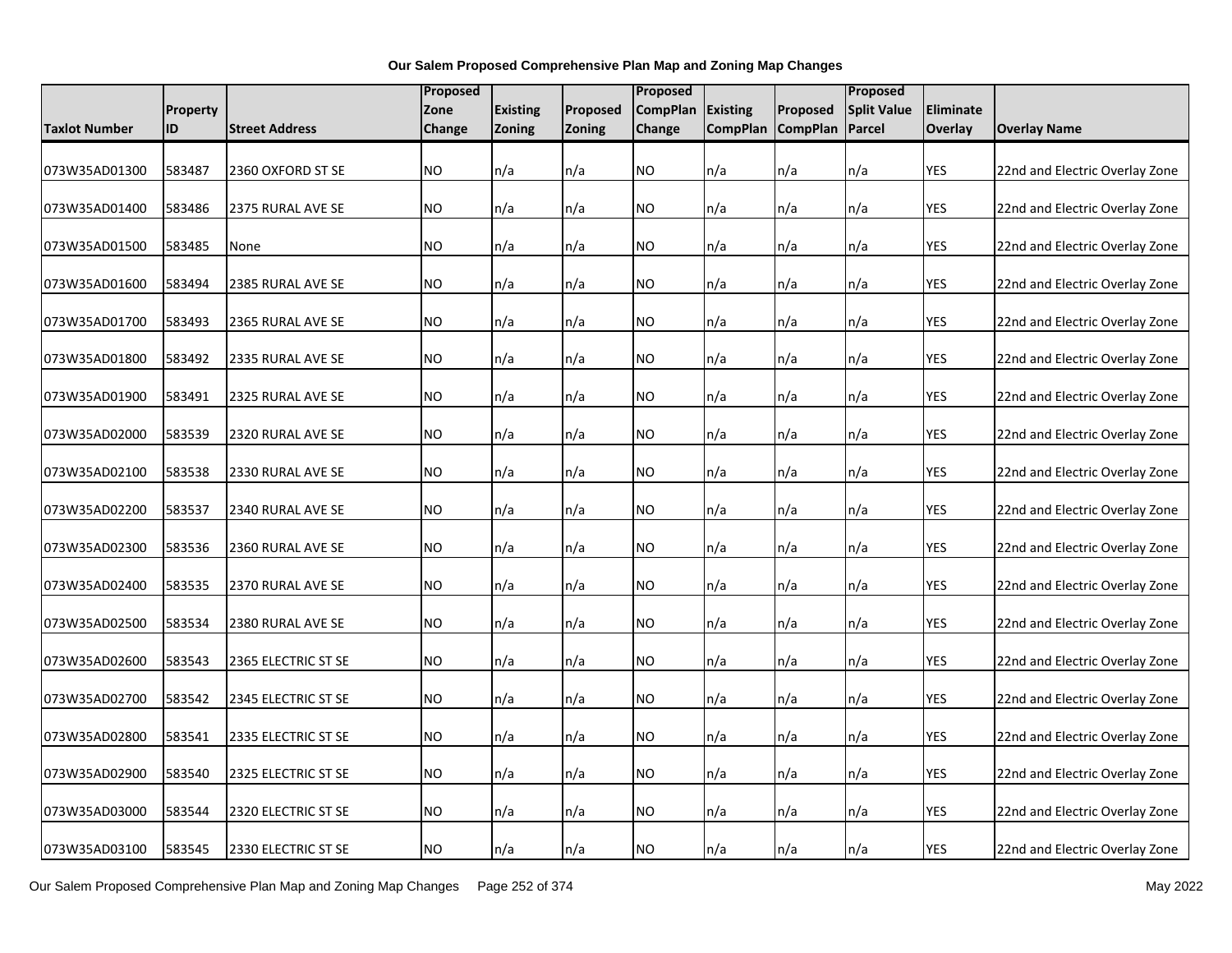**Our Salem Proposed Comprehensive Plan Map and Zoning Map Changes**

| Taxlot Number | Property ID | Street Address | Proposed Zone Change | Existing Zoning | Proposed Zoning | Proposed CompPlan Change | Existing CompPlan | Proposed CompPlan | Proposed Split Value Parcel | Eliminate Overlay | Overlay Name |
|---|---|---|---|---|---|---|---|---|---|---|---|
| 073W35AD01300 | 583487 | 2360 OXFORD ST SE | NO | n/a | n/a | NO | n/a | n/a | n/a | YES | 22nd and Electric Overlay Zone |
| 073W35AD01400 | 583486 | 2375 RURAL AVE SE | NO | n/a | n/a | NO | n/a | n/a | n/a | YES | 22nd and Electric Overlay Zone |
| 073W35AD01500 | 583485 | None | NO | n/a | n/a | NO | n/a | n/a | n/a | YES | 22nd and Electric Overlay Zone |
| 073W35AD01600 | 583494 | 2385 RURAL AVE SE | NO | n/a | n/a | NO | n/a | n/a | n/a | YES | 22nd and Electric Overlay Zone |
| 073W35AD01700 | 583493 | 2365 RURAL AVE SE | NO | n/a | n/a | NO | n/a | n/a | n/a | YES | 22nd and Electric Overlay Zone |
| 073W35AD01800 | 583492 | 2335 RURAL AVE SE | NO | n/a | n/a | NO | n/a | n/a | n/a | YES | 22nd and Electric Overlay Zone |
| 073W35AD01900 | 583491 | 2325 RURAL AVE SE | NO | n/a | n/a | NO | n/a | n/a | n/a | YES | 22nd and Electric Overlay Zone |
| 073W35AD02000 | 583539 | 2320 RURAL AVE SE | NO | n/a | n/a | NO | n/a | n/a | n/a | YES | 22nd and Electric Overlay Zone |
| 073W35AD02100 | 583538 | 2330 RURAL AVE SE | NO | n/a | n/a | NO | n/a | n/a | n/a | YES | 22nd and Electric Overlay Zone |
| 073W35AD02200 | 583537 | 2340 RURAL AVE SE | NO | n/a | n/a | NO | n/a | n/a | n/a | YES | 22nd and Electric Overlay Zone |
| 073W35AD02300 | 583536 | 2360 RURAL AVE SE | NO | n/a | n/a | NO | n/a | n/a | n/a | YES | 22nd and Electric Overlay Zone |
| 073W35AD02400 | 583535 | 2370 RURAL AVE SE | NO | n/a | n/a | NO | n/a | n/a | n/a | YES | 22nd and Electric Overlay Zone |
| 073W35AD02500 | 583534 | 2380 RURAL AVE SE | NO | n/a | n/a | NO | n/a | n/a | n/a | YES | 22nd and Electric Overlay Zone |
| 073W35AD02600 | 583543 | 2365 ELECTRIC ST SE | NO | n/a | n/a | NO | n/a | n/a | n/a | YES | 22nd and Electric Overlay Zone |
| 073W35AD02700 | 583542 | 2345 ELECTRIC ST SE | NO | n/a | n/a | NO | n/a | n/a | n/a | YES | 22nd and Electric Overlay Zone |
| 073W35AD02800 | 583541 | 2335 ELECTRIC ST SE | NO | n/a | n/a | NO | n/a | n/a | n/a | YES | 22nd and Electric Overlay Zone |
| 073W35AD02900 | 583540 | 2325 ELECTRIC ST SE | NO | n/a | n/a | NO | n/a | n/a | n/a | YES | 22nd and Electric Overlay Zone |
| 073W35AD03000 | 583544 | 2320 ELECTRIC ST SE | NO | n/a | n/a | NO | n/a | n/a | n/a | YES | 22nd and Electric Overlay Zone |
| 073W35AD03100 | 583545 | 2330 ELECTRIC ST SE | NO | n/a | n/a | NO | n/a | n/a | n/a | YES | 22nd and Electric Overlay Zone |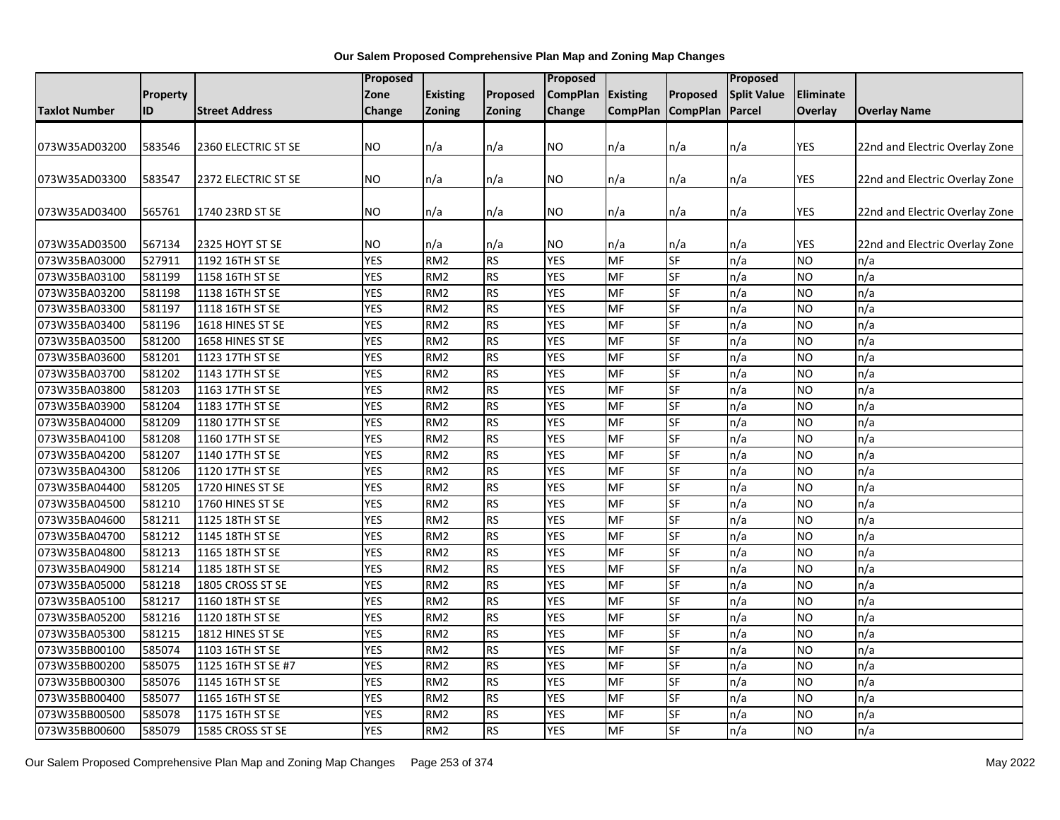**Our Salem Proposed Comprehensive Plan Map and Zoning Map Changes**

| Taxlot Number | Property ID | Street Address | Proposed Zone Change | Existing Zoning | Proposed Zoning | Proposed CompPlan Change | Existing CompPlan | Proposed CompPlan | Proposed Split Value Parcel | Eliminate Overlay | Overlay Name |
|---|---|---|---|---|---|---|---|---|---|---|---|
| 073W35AD03200 | 583546 | 2360 ELECTRIC ST SE | NO | n/a | n/a | NO | n/a | n/a | n/a | YES | 22nd and Electric Overlay Zone |
| 073W35AD03300 | 583547 | 2372 ELECTRIC ST SE | NO | n/a | n/a | NO | n/a | n/a | n/a | YES | 22nd and Electric Overlay Zone |
| 073W35AD03400 | 565761 | 1740 23RD ST SE | NO | n/a | n/a | NO | n/a | n/a | n/a | YES | 22nd and Electric Overlay Zone |
| 073W35AD03500 | 567134 | 2325 HOYT ST SE | NO | n/a | n/a | NO | n/a | n/a | n/a | YES | 22nd and Electric Overlay Zone |
| 073W35BA03000 | 527911 | 1192 16TH ST SE | YES | RM2 | RS | YES | MF | SF | n/a | NO | n/a |
| 073W35BA03100 | 581199 | 1158 16TH ST SE | YES | RM2 | RS | YES | MF | SF | n/a | NO | n/a |
| 073W35BA03200 | 581198 | 1138 16TH ST SE | YES | RM2 | RS | YES | MF | SF | n/a | NO | n/a |
| 073W35BA03300 | 581197 | 1118 16TH ST SE | YES | RM2 | RS | YES | MF | SF | n/a | NO | n/a |
| 073W35BA03400 | 581196 | 1618 HINES ST SE | YES | RM2 | RS | YES | MF | SF | n/a | NO | n/a |
| 073W35BA03500 | 581200 | 1658 HINES ST SE | YES | RM2 | RS | YES | MF | SF | n/a | NO | n/a |
| 073W35BA03600 | 581201 | 1123 17TH ST SE | YES | RM2 | RS | YES | MF | SF | n/a | NO | n/a |
| 073W35BA03700 | 581202 | 1143 17TH ST SE | YES | RM2 | RS | YES | MF | SF | n/a | NO | n/a |
| 073W35BA03800 | 581203 | 1163 17TH ST SE | YES | RM2 | RS | YES | MF | SF | n/a | NO | n/a |
| 073W35BA03900 | 581204 | 1183 17TH ST SE | YES | RM2 | RS | YES | MF | SF | n/a | NO | n/a |
| 073W35BA04000 | 581209 | 1180 17TH ST SE | YES | RM2 | RS | YES | MF | SF | n/a | NO | n/a |
| 073W35BA04100 | 581208 | 1160 17TH ST SE | YES | RM2 | RS | YES | MF | SF | n/a | NO | n/a |
| 073W35BA04200 | 581207 | 1140 17TH ST SE | YES | RM2 | RS | YES | MF | SF | n/a | NO | n/a |
| 073W35BA04300 | 581206 | 1120 17TH ST SE | YES | RM2 | RS | YES | MF | SF | n/a | NO | n/a |
| 073W35BA04400 | 581205 | 1720 HINES ST SE | YES | RM2 | RS | YES | MF | SF | n/a | NO | n/a |
| 073W35BA04500 | 581210 | 1760 HINES ST SE | YES | RM2 | RS | YES | MF | SF | n/a | NO | n/a |
| 073W35BA04600 | 581211 | 1125 18TH ST SE | YES | RM2 | RS | YES | MF | SF | n/a | NO | n/a |
| 073W35BA04700 | 581212 | 1145 18TH ST SE | YES | RM2 | RS | YES | MF | SF | n/a | NO | n/a |
| 073W35BA04800 | 581213 | 1165 18TH ST SE | YES | RM2 | RS | YES | MF | SF | n/a | NO | n/a |
| 073W35BA04900 | 581214 | 1185 18TH ST SE | YES | RM2 | RS | YES | MF | SF | n/a | NO | n/a |
| 073W35BA05000 | 581218 | 1805 CROSS ST SE | YES | RM2 | RS | YES | MF | SF | n/a | NO | n/a |
| 073W35BA05100 | 581217 | 1160 18TH ST SE | YES | RM2 | RS | YES | MF | SF | n/a | NO | n/a |
| 073W35BA05200 | 581216 | 1120 18TH ST SE | YES | RM2 | RS | YES | MF | SF | n/a | NO | n/a |
| 073W35BA05300 | 581215 | 1812 HINES ST SE | YES | RM2 | RS | YES | MF | SF | n/a | NO | n/a |
| 073W35BB00100 | 585074 | 1103 16TH ST SE | YES | RM2 | RS | YES | MF | SF | n/a | NO | n/a |
| 073W35BB00200 | 585075 | 1125 16TH ST SE #7 | YES | RM2 | RS | YES | MF | SF | n/a | NO | n/a |
| 073W35BB00300 | 585076 | 1145 16TH ST SE | YES | RM2 | RS | YES | MF | SF | n/a | NO | n/a |
| 073W35BB00400 | 585077 | 1165 16TH ST SE | YES | RM2 | RS | YES | MF | SF | n/a | NO | n/a |
| 073W35BB00500 | 585078 | 1175 16TH ST SE | YES | RM2 | RS | YES | MF | SF | n/a | NO | n/a |
| 073W35BB00600 | 585079 | 1585 CROSS ST SE | YES | RM2 | RS | YES | MF | SF | n/a | NO | n/a |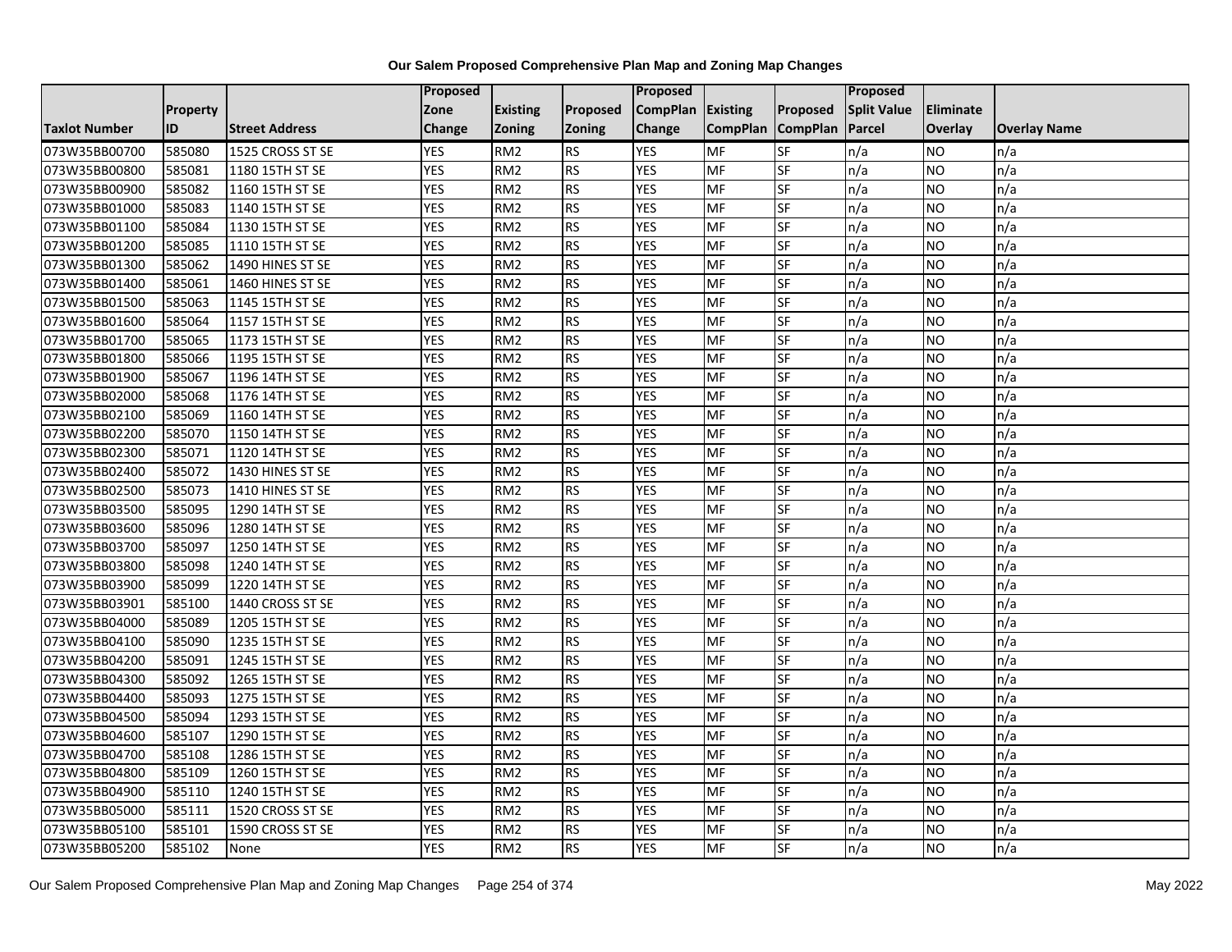**Our Salem Proposed Comprehensive Plan Map and Zoning Map Changes**

| Taxlot Number | Property ID | Street Address | Proposed Zone Change | Existing Zoning | Proposed Zoning | Proposed CompPlan Change | Existing CompPlan | Proposed CompPlan | Proposed Split Value Parcel | Eliminate Overlay | Overlay Name |
|---|---|---|---|---|---|---|---|---|---|---|---|
| 073W35BB00700 | 585080 | 1525 CROSS ST SE | YES | RM2 | RS | YES | MF | SF | n/a | NO | n/a |
| 073W35BB00800 | 585081 | 1180 15TH ST SE | YES | RM2 | RS | YES | MF | SF | n/a | NO | n/a |
| 073W35BB00900 | 585082 | 1160 15TH ST SE | YES | RM2 | RS | YES | MF | SF | n/a | NO | n/a |
| 073W35BB01000 | 585083 | 1140 15TH ST SE | YES | RM2 | RS | YES | MF | SF | n/a | NO | n/a |
| 073W35BB01100 | 585084 | 1130 15TH ST SE | YES | RM2 | RS | YES | MF | SF | n/a | NO | n/a |
| 073W35BB01200 | 585085 | 1110 15TH ST SE | YES | RM2 | RS | YES | MF | SF | n/a | NO | n/a |
| 073W35BB01300 | 585062 | 1490 HINES ST SE | YES | RM2 | RS | YES | MF | SF | n/a | NO | n/a |
| 073W35BB01400 | 585061 | 1460 HINES ST SE | YES | RM2 | RS | YES | MF | SF | n/a | NO | n/a |
| 073W35BB01500 | 585063 | 1145 15TH ST SE | YES | RM2 | RS | YES | MF | SF | n/a | NO | n/a |
| 073W35BB01600 | 585064 | 1157 15TH ST SE | YES | RM2 | RS | YES | MF | SF | n/a | NO | n/a |
| 073W35BB01700 | 585065 | 1173 15TH ST SE | YES | RM2 | RS | YES | MF | SF | n/a | NO | n/a |
| 073W35BB01800 | 585066 | 1195 15TH ST SE | YES | RM2 | RS | YES | MF | SF | n/a | NO | n/a |
| 073W35BB01900 | 585067 | 1196 14TH ST SE | YES | RM2 | RS | YES | MF | SF | n/a | NO | n/a |
| 073W35BB02000 | 585068 | 1176 14TH ST SE | YES | RM2 | RS | YES | MF | SF | n/a | NO | n/a |
| 073W35BB02100 | 585069 | 1160 14TH ST SE | YES | RM2 | RS | YES | MF | SF | n/a | NO | n/a |
| 073W35BB02200 | 585070 | 1150 14TH ST SE | YES | RM2 | RS | YES | MF | SF | n/a | NO | n/a |
| 073W35BB02300 | 585071 | 1120 14TH ST SE | YES | RM2 | RS | YES | MF | SF | n/a | NO | n/a |
| 073W35BB02400 | 585072 | 1430 HINES ST SE | YES | RM2 | RS | YES | MF | SF | n/a | NO | n/a |
| 073W35BB02500 | 585073 | 1410 HINES ST SE | YES | RM2 | RS | YES | MF | SF | n/a | NO | n/a |
| 073W35BB03500 | 585095 | 1290 14TH ST SE | YES | RM2 | RS | YES | MF | SF | n/a | NO | n/a |
| 073W35BB03600 | 585096 | 1280 14TH ST SE | YES | RM2 | RS | YES | MF | SF | n/a | NO | n/a |
| 073W35BB03700 | 585097 | 1250 14TH ST SE | YES | RM2 | RS | YES | MF | SF | n/a | NO | n/a |
| 073W35BB03800 | 585098 | 1240 14TH ST SE | YES | RM2 | RS | YES | MF | SF | n/a | NO | n/a |
| 073W35BB03900 | 585099 | 1220 14TH ST SE | YES | RM2 | RS | YES | MF | SF | n/a | NO | n/a |
| 073W35BB03901 | 585100 | 1440 CROSS ST SE | YES | RM2 | RS | YES | MF | SF | n/a | NO | n/a |
| 073W35BB04000 | 585089 | 1205 15TH ST SE | YES | RM2 | RS | YES | MF | SF | n/a | NO | n/a |
| 073W35BB04100 | 585090 | 1235 15TH ST SE | YES | RM2 | RS | YES | MF | SF | n/a | NO | n/a |
| 073W35BB04200 | 585091 | 1245 15TH ST SE | YES | RM2 | RS | YES | MF | SF | n/a | NO | n/a |
| 073W35BB04300 | 585092 | 1265 15TH ST SE | YES | RM2 | RS | YES | MF | SF | n/a | NO | n/a |
| 073W35BB04400 | 585093 | 1275 15TH ST SE | YES | RM2 | RS | YES | MF | SF | n/a | NO | n/a |
| 073W35BB04500 | 585094 | 1293 15TH ST SE | YES | RM2 | RS | YES | MF | SF | n/a | NO | n/a |
| 073W35BB04600 | 585107 | 1290 15TH ST SE | YES | RM2 | RS | YES | MF | SF | n/a | NO | n/a |
| 073W35BB04700 | 585108 | 1286 15TH ST SE | YES | RM2 | RS | YES | MF | SF | n/a | NO | n/a |
| 073W35BB04800 | 585109 | 1260 15TH ST SE | YES | RM2 | RS | YES | MF | SF | n/a | NO | n/a |
| 073W35BB04900 | 585110 | 1240 15TH ST SE | YES | RM2 | RS | YES | MF | SF | n/a | NO | n/a |
| 073W35BB05000 | 585111 | 1520 CROSS ST SE | YES | RM2 | RS | YES | MF | SF | n/a | NO | n/a |
| 073W35BB05100 | 585101 | 1590 CROSS ST SE | YES | RM2 | RS | YES | MF | SF | n/a | NO | n/a |
| 073W35BB05200 | 585102 | None | YES | RM2 | RS | YES | MF | SF | n/a | NO | n/a |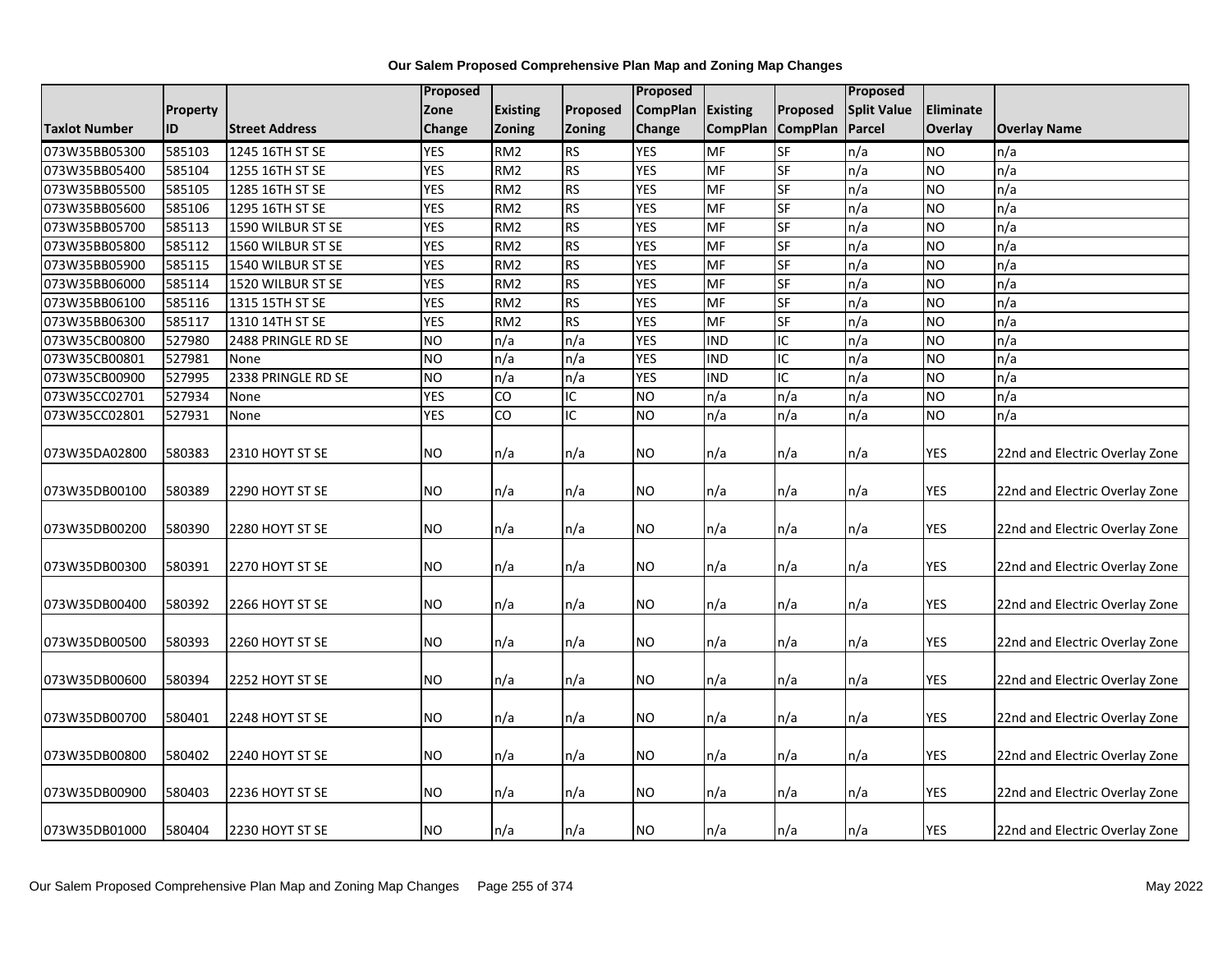**Our Salem Proposed Comprehensive Plan Map and Zoning Map Changes**

| Taxlot Number | Property ID | Street Address | Proposed Zone Change | Existing Zoning | Proposed Zoning | Proposed CompPlan Change | Existing CompPlan | Proposed CompPlan | Proposed Split Value Parcel | Eliminate Overlay | Overlay Name |
|---|---|---|---|---|---|---|---|---|---|---|---|
| 073W35BB05300 | 585103 | 1245 16TH ST SE | YES | RM2 | RS | YES | MF | SF | n/a | NO | n/a |
| 073W35BB05400 | 585104 | 1255 16TH ST SE | YES | RM2 | RS | YES | MF | SF | n/a | NO | n/a |
| 073W35BB05500 | 585105 | 1285 16TH ST SE | YES | RM2 | RS | YES | MF | SF | n/a | NO | n/a |
| 073W35BB05600 | 585106 | 1295 16TH ST SE | YES | RM2 | RS | YES | MF | SF | n/a | NO | n/a |
| 073W35BB05700 | 585113 | 1590 WILBUR ST SE | YES | RM2 | RS | YES | MF | SF | n/a | NO | n/a |
| 073W35BB05800 | 585112 | 1560 WILBUR ST SE | YES | RM2 | RS | YES | MF | SF | n/a | NO | n/a |
| 073W35BB05900 | 585115 | 1540 WILBUR ST SE | YES | RM2 | RS | YES | MF | SF | n/a | NO | n/a |
| 073W35BB06000 | 585114 | 1520 WILBUR ST SE | YES | RM2 | RS | YES | MF | SF | n/a | NO | n/a |
| 073W35BB06100 | 585116 | 1315 15TH ST SE | YES | RM2 | RS | YES | MF | SF | n/a | NO | n/a |
| 073W35BB06300 | 585117 | 1310 14TH ST SE | YES | RM2 | RS | YES | MF | SF | n/a | NO | n/a |
| 073W35CB00800 | 527980 | 2488 PRINGLE RD SE | NO | n/a | n/a | YES | IND | IC | n/a | NO | n/a |
| 073W35CB00801 | 527981 | None | NO | n/a | n/a | YES | IND | IC | n/a | NO | n/a |
| 073W35CB00900 | 527995 | 2338 PRINGLE RD SE | NO | n/a | n/a | YES | IND | IC | n/a | NO | n/a |
| 073W35CC02701 | 527934 | None | YES | CO | IC | NO | n/a | n/a | n/a | NO | n/a |
| 073W35CC02801 | 527931 | None | YES | CO | IC | NO | n/a | n/a | n/a | NO | n/a |
| 073W35DA02800 | 580383 | 2310 HOYT ST SE | NO | n/a | n/a | NO | n/a | n/a | n/a | YES | 22nd and Electric Overlay Zone |
| 073W35DB00100 | 580389 | 2290 HOYT ST SE | NO | n/a | n/a | NO | n/a | n/a | n/a | YES | 22nd and Electric Overlay Zone |
| 073W35DB00200 | 580390 | 2280 HOYT ST SE | NO | n/a | n/a | NO | n/a | n/a | n/a | YES | 22nd and Electric Overlay Zone |
| 073W35DB00300 | 580391 | 2270 HOYT ST SE | NO | n/a | n/a | NO | n/a | n/a | n/a | YES | 22nd and Electric Overlay Zone |
| 073W35DB00400 | 580392 | 2266 HOYT ST SE | NO | n/a | n/a | NO | n/a | n/a | n/a | YES | 22nd and Electric Overlay Zone |
| 073W35DB00500 | 580393 | 2260 HOYT ST SE | NO | n/a | n/a | NO | n/a | n/a | n/a | YES | 22nd and Electric Overlay Zone |
| 073W35DB00600 | 580394 | 2252 HOYT ST SE | NO | n/a | n/a | NO | n/a | n/a | n/a | YES | 22nd and Electric Overlay Zone |
| 073W35DB00700 | 580401 | 2248 HOYT ST SE | NO | n/a | n/a | NO | n/a | n/a | n/a | YES | 22nd and Electric Overlay Zone |
| 073W35DB00800 | 580402 | 2240 HOYT ST SE | NO | n/a | n/a | NO | n/a | n/a | n/a | YES | 22nd and Electric Overlay Zone |
| 073W35DB00900 | 580403 | 2236 HOYT ST SE | NO | n/a | n/a | NO | n/a | n/a | n/a | YES | 22nd and Electric Overlay Zone |
| 073W35DB01000 | 580404 | 2230 HOYT ST SE | NO | n/a | n/a | NO | n/a | n/a | n/a | YES | 22nd and Electric Overlay Zone |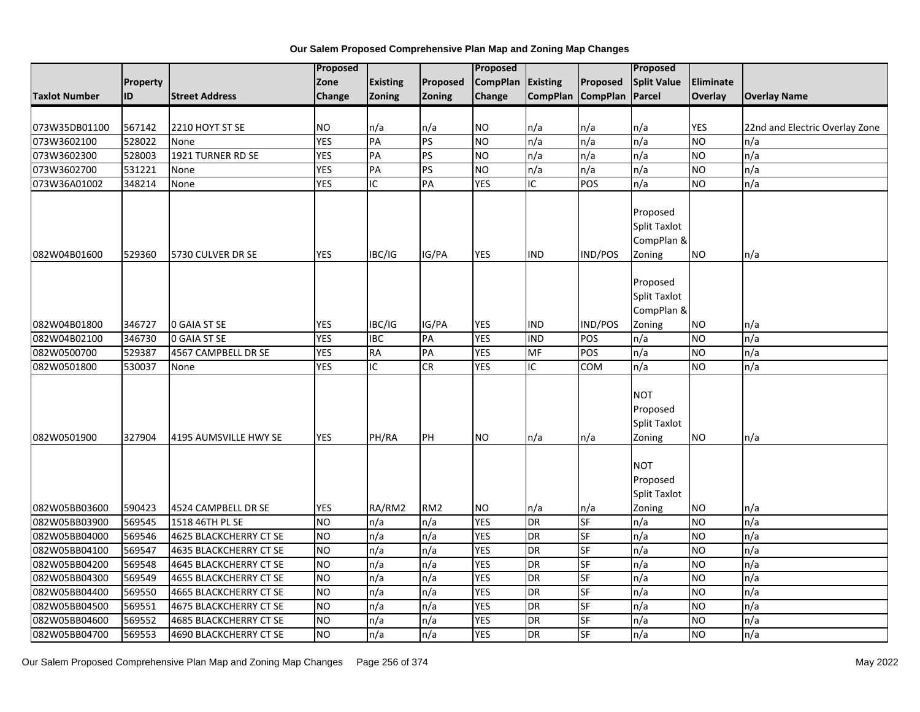**Our Salem Proposed Comprehensive Plan Map and Zoning Map Changes**

| Taxlot Number | Property ID | Street Address | Proposed Zone Change | Existing Zoning | Proposed Zoning | Proposed CompPlan Change | Existing CompPlan | Proposed CompPlan | Proposed Split Value Parcel | Eliminate Overlay | Overlay Name |
|---|---|---|---|---|---|---|---|---|---|---|---|
| 073W35DB01100 | 567142 | 2210 HOYT ST SE | NO | n/a | n/a | NO | n/a | n/a | n/a | YES | 22nd and Electric Overlay Zone |
| 073W3602100 | 528022 | None | YES | PA | PS | NO | n/a | n/a | n/a | NO | n/a |
| 073W3602300 | 528003 | 1921 TURNER RD SE | YES | PA | PS | NO | n/a | n/a | n/a | NO | n/a |
| 073W3602700 | 531221 | None | YES | PA | PS | NO | n/a | n/a | n/a | NO | n/a |
| 073W36A01002 | 348214 | None | YES | IC | PA | YES | IC | POS | n/a | NO | n/a |
| 082W04B01600 | 529360 | 5730 CULVER DR SE | YES | IBC/IG | IG/PA | YES | IND | IND/POS | Proposed Split Taxlot CompPlan & Zoning | NO | n/a |
| 082W04B01800 | 346727 | 0 GAIA ST SE | YES | IBC/IG | IG/PA | YES | IND | IND/POS | Proposed Split Taxlot CompPlan & Zoning | NO | n/a |
| 082W04B02100 | 346730 | 0 GAIA ST SE | YES | IBC | PA | YES | IND | POS | n/a | NO | n/a |
| 082W0500700 | 529387 | 4567 CAMPBELL DR SE | YES | RA | PA | YES | MF | POS | n/a | NO | n/a |
| 082W0501800 | 530037 | None | YES | IC | CR | YES | IC | COM | n/a | NO | n/a |
| 082W0501900 | 327904 | 4195 AUMSVILLE HWY SE | YES | PH/RA | PH | NO | n/a | n/a | NOT Proposed Split Taxlot Zoning | NO | n/a |
| 082W05BB03600 | 590423 | 4524 CAMPBELL DR SE | YES | RA/RM2 | RM2 | NO | n/a | n/a | NOT Proposed Split Taxlot Zoning | NO | n/a |
| 082W05BB03900 | 569545 | 1518 46TH PL SE | NO | n/a | n/a | YES | DR | SF | n/a | NO | n/a |
| 082W05BB04000 | 569546 | 4625 BLACKCHERRY CT SE | NO | n/a | n/a | YES | DR | SF | n/a | NO | n/a |
| 082W05BB04100 | 569547 | 4635 BLACKCHERRY CT SE | NO | n/a | n/a | YES | DR | SF | n/a | NO | n/a |
| 082W05BB04200 | 569548 | 4645 BLACKCHERRY CT SE | NO | n/a | n/a | YES | DR | SF | n/a | NO | n/a |
| 082W05BB04300 | 569549 | 4655 BLACKCHERRY CT SE | NO | n/a | n/a | YES | DR | SF | n/a | NO | n/a |
| 082W05BB04400 | 569550 | 4665 BLACKCHERRY CT SE | NO | n/a | n/a | YES | DR | SF | n/a | NO | n/a |
| 082W05BB04500 | 569551 | 4675 BLACKCHERRY CT SE | NO | n/a | n/a | YES | DR | SF | n/a | NO | n/a |
| 082W05BB04600 | 569552 | 4685 BLACKCHERRY CT SE | NO | n/a | n/a | YES | DR | SF | n/a | NO | n/a |
| 082W05BB04700 | 569553 | 4690 BLACKCHERRY CT SE | NO | n/a | n/a | YES | DR | SF | n/a | NO | n/a |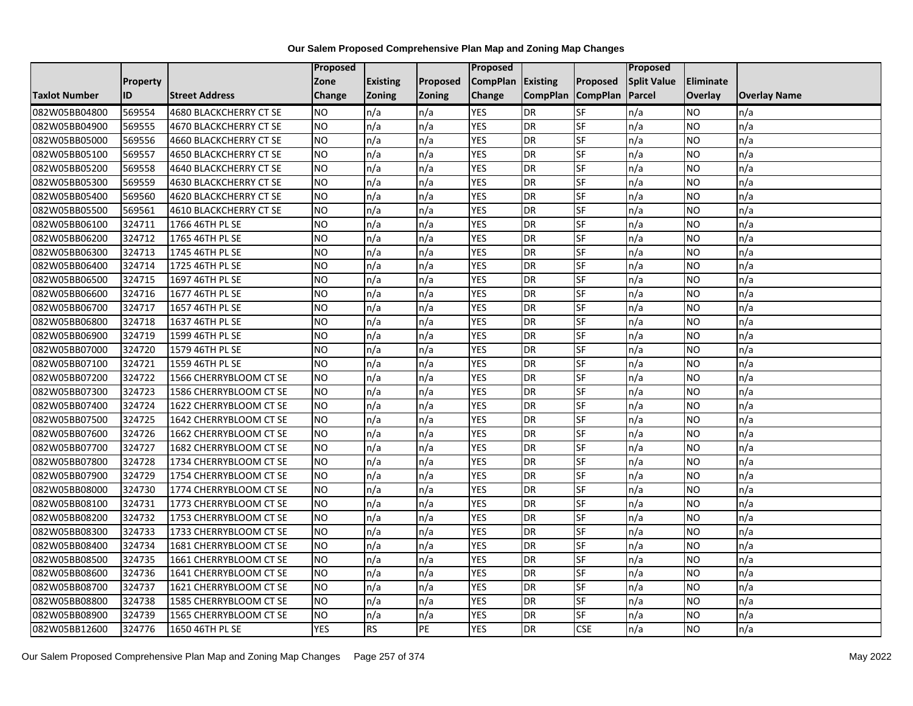**Our Salem Proposed Comprehensive Plan Map and Zoning Map Changes**

| Taxlot Number | Property ID | Street Address | Proposed Zone Change | Existing Zoning | Proposed Zoning | Proposed CompPlan Change | Existing CompPlan | Proposed CompPlan | Proposed Split Value Parcel | Eliminate Overlay | Overlay Name |
|---|---|---|---|---|---|---|---|---|---|---|---|
| 082W05BB04800 | 569554 | 4680 BLACKCHERRY CT SE | NO | n/a | n/a | YES | DR | SF | n/a | NO | n/a |
| 082W05BB04900 | 569555 | 4670 BLACKCHERRY CT SE | NO | n/a | n/a | YES | DR | SF | n/a | NO | n/a |
| 082W05BB05000 | 569556 | 4660 BLACKCHERRY CT SE | NO | n/a | n/a | YES | DR | SF | n/a | NO | n/a |
| 082W05BB05100 | 569557 | 4650 BLACKCHERRY CT SE | NO | n/a | n/a | YES | DR | SF | n/a | NO | n/a |
| 082W05BB05200 | 569558 | 4640 BLACKCHERRY CT SE | NO | n/a | n/a | YES | DR | SF | n/a | NO | n/a |
| 082W05BB05300 | 569559 | 4630 BLACKCHERRY CT SE | NO | n/a | n/a | YES | DR | SF | n/a | NO | n/a |
| 082W05BB05400 | 569560 | 4620 BLACKCHERRY CT SE | NO | n/a | n/a | YES | DR | SF | n/a | NO | n/a |
| 082W05BB05500 | 569561 | 4610 BLACKCHERRY CT SE | NO | n/a | n/a | YES | DR | SF | n/a | NO | n/a |
| 082W05BB06100 | 324711 | 1766 46TH PL SE | NO | n/a | n/a | YES | DR | SF | n/a | NO | n/a |
| 082W05BB06200 | 324712 | 1765 46TH PL SE | NO | n/a | n/a | YES | DR | SF | n/a | NO | n/a |
| 082W05BB06300 | 324713 | 1745 46TH PL SE | NO | n/a | n/a | YES | DR | SF | n/a | NO | n/a |
| 082W05BB06400 | 324714 | 1725 46TH PL SE | NO | n/a | n/a | YES | DR | SF | n/a | NO | n/a |
| 082W05BB06500 | 324715 | 1697 46TH PL SE | NO | n/a | n/a | YES | DR | SF | n/a | NO | n/a |
| 082W05BB06600 | 324716 | 1677 46TH PL SE | NO | n/a | n/a | YES | DR | SF | n/a | NO | n/a |
| 082W05BB06700 | 324717 | 1657 46TH PL SE | NO | n/a | n/a | YES | DR | SF | n/a | NO | n/a |
| 082W05BB06800 | 324718 | 1637 46TH PL SE | NO | n/a | n/a | YES | DR | SF | n/a | NO | n/a |
| 082W05BB06900 | 324719 | 1599 46TH PL SE | NO | n/a | n/a | YES | DR | SF | n/a | NO | n/a |
| 082W05BB07000 | 324720 | 1579 46TH PL SE | NO | n/a | n/a | YES | DR | SF | n/a | NO | n/a |
| 082W05BB07100 | 324721 | 1559 46TH PL SE | NO | n/a | n/a | YES | DR | SF | n/a | NO | n/a |
| 082W05BB07200 | 324722 | 1566 CHERRYBLOOM CT SE | NO | n/a | n/a | YES | DR | SF | n/a | NO | n/a |
| 082W05BB07300 | 324723 | 1586 CHERRYBLOOM CT SE | NO | n/a | n/a | YES | DR | SF | n/a | NO | n/a |
| 082W05BB07400 | 324724 | 1622 CHERRYBLOOM CT SE | NO | n/a | n/a | YES | DR | SF | n/a | NO | n/a |
| 082W05BB07500 | 324725 | 1642 CHERRYBLOOM CT SE | NO | n/a | n/a | YES | DR | SF | n/a | NO | n/a |
| 082W05BB07600 | 324726 | 1662 CHERRYBLOOM CT SE | NO | n/a | n/a | YES | DR | SF | n/a | NO | n/a |
| 082W05BB07700 | 324727 | 1682 CHERRYBLOOM CT SE | NO | n/a | n/a | YES | DR | SF | n/a | NO | n/a |
| 082W05BB07800 | 324728 | 1734 CHERRYBLOOM CT SE | NO | n/a | n/a | YES | DR | SF | n/a | NO | n/a |
| 082W05BB07900 | 324729 | 1754 CHERRYBLOOM CT SE | NO | n/a | n/a | YES | DR | SF | n/a | NO | n/a |
| 082W05BB08000 | 324730 | 1774 CHERRYBLOOM CT SE | NO | n/a | n/a | YES | DR | SF | n/a | NO | n/a |
| 082W05BB08100 | 324731 | 1773 CHERRYBLOOM CT SE | NO | n/a | n/a | YES | DR | SF | n/a | NO | n/a |
| 082W05BB08200 | 324732 | 1753 CHERRYBLOOM CT SE | NO | n/a | n/a | YES | DR | SF | n/a | NO | n/a |
| 082W05BB08300 | 324733 | 1733 CHERRYBLOOM CT SE | NO | n/a | n/a | YES | DR | SF | n/a | NO | n/a |
| 082W05BB08400 | 324734 | 1681 CHERRYBLOOM CT SE | NO | n/a | n/a | YES | DR | SF | n/a | NO | n/a |
| 082W05BB08500 | 324735 | 1661 CHERRYBLOOM CT SE | NO | n/a | n/a | YES | DR | SF | n/a | NO | n/a |
| 082W05BB08600 | 324736 | 1641 CHERRYBLOOM CT SE | NO | n/a | n/a | YES | DR | SF | n/a | NO | n/a |
| 082W05BB08700 | 324737 | 1621 CHERRYBLOOM CT SE | NO | n/a | n/a | YES | DR | SF | n/a | NO | n/a |
| 082W05BB08800 | 324738 | 1585 CHERRYBLOOM CT SE | NO | n/a | n/a | YES | DR | SF | n/a | NO | n/a |
| 082W05BB08900 | 324739 | 1565 CHERRYBLOOM CT SE | NO | n/a | n/a | YES | DR | SF | n/a | NO | n/a |
| 082W05BB12600 | 324776 | 1650 46TH PL SE | YES | RS | PE | YES | DR | CSE | n/a | NO | n/a |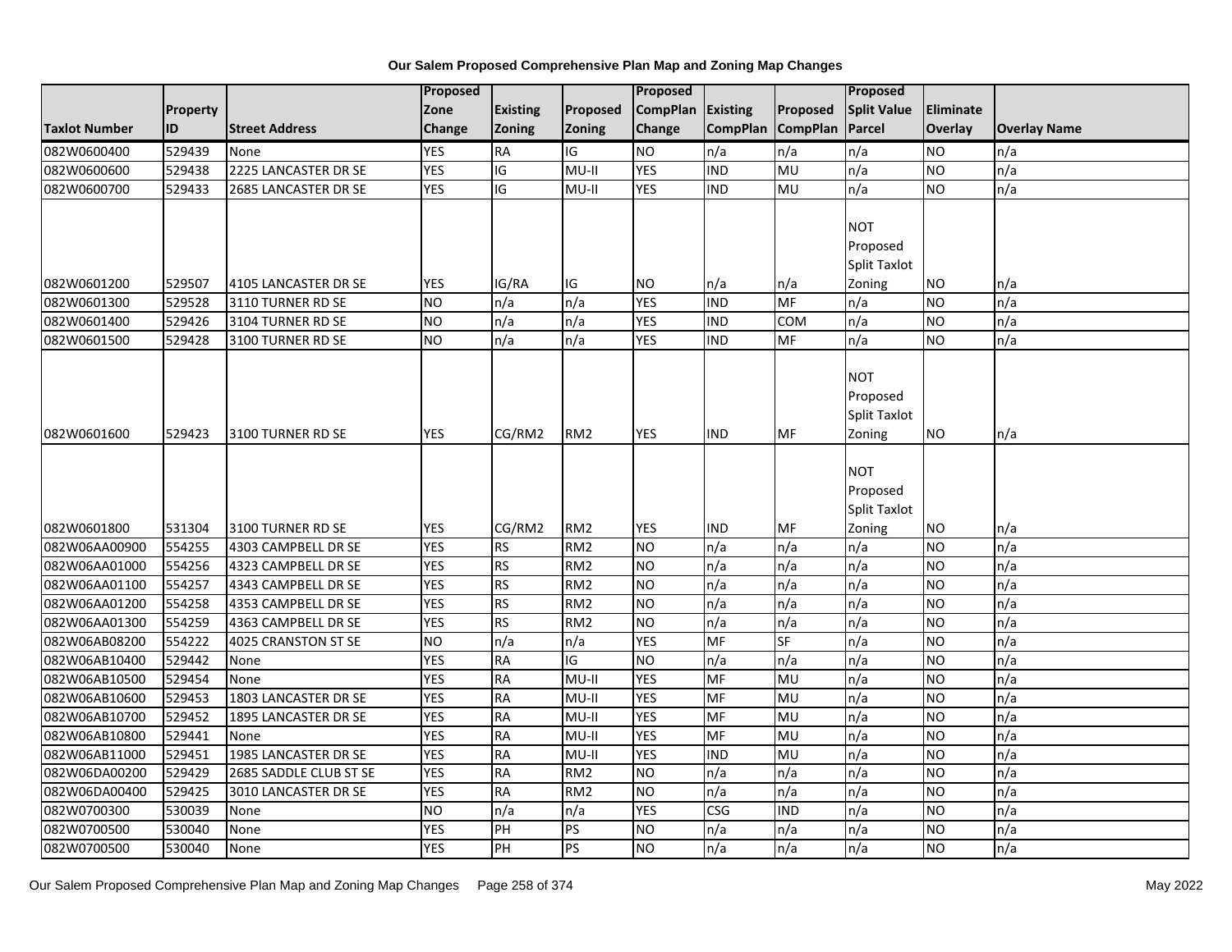# Our Salem Proposed Comprehensive Plan Map and Zoning Map Changes

| Taxlot Number | Property ID | Street Address | Proposed Zone Change | Existing Zoning | Proposed Zoning | Proposed CompPlan Change | Existing CompPlan | Proposed CompPlan | Proposed Split Value Parcel | Eliminate Overlay | Overlay Name |
|---|---|---|---|---|---|---|---|---|---|---|---|
| 082W0600400 | 529439 | None | YES | RA | IG | NO | n/a | n/a | n/a | NO | n/a |
| 082W0600600 | 529438 | 2225 LANCASTER DR SE | YES | IG | MU-II | YES | IND | MU | n/a | NO | n/a |
| 082W0600700 | 529433 | 2685 LANCASTER DR SE | YES | IG | MU-II | YES | IND | MU | n/a | NO | n/a |
| 082W0601200 | 529507 | 4105 LANCASTER DR SE | YES | IG/RA | IG | NO | n/a | n/a | NOT Proposed Split Taxlot Zoning | NO | n/a |
| 082W0601300 | 529528 | 3110 TURNER RD SE | NO | n/a | n/a | YES | IND | MF | n/a | NO | n/a |
| 082W0601400 | 529426 | 3104 TURNER RD SE | NO | n/a | n/a | YES | IND | COM | n/a | NO | n/a |
| 082W0601500 | 529428 | 3100 TURNER RD SE | NO | n/a | n/a | YES | IND | MF | n/a | NO | n/a |
| 082W0601600 | 529423 | 3100 TURNER RD SE | YES | CG/RM2 | RM2 | YES | IND | MF | NOT Proposed Split Taxlot Zoning | NO | n/a |
| 082W0601800 | 531304 | 3100 TURNER RD SE | YES | CG/RM2 | RM2 | YES | IND | MF | NOT Proposed Split Taxlot Zoning | NO | n/a |
| 082W06AA00900 | 554255 | 4303 CAMPBELL DR SE | YES | RS | RM2 | NO | n/a | n/a | n/a | NO | n/a |
| 082W06AA01000 | 554256 | 4323 CAMPBELL DR SE | YES | RS | RM2 | NO | n/a | n/a | n/a | NO | n/a |
| 082W06AA01100 | 554257 | 4343 CAMPBELL DR SE | YES | RS | RM2 | NO | n/a | n/a | n/a | NO | n/a |
| 082W06AA01200 | 554258 | 4353 CAMPBELL DR SE | YES | RS | RM2 | NO | n/a | n/a | n/a | NO | n/a |
| 082W06AA01300 | 554259 | 4363 CAMPBELL DR SE | YES | RS | RM2 | NO | n/a | n/a | n/a | NO | n/a |
| 082W06AB08200 | 554222 | 4025 CRANSTON ST SE | NO | n/a | n/a | YES | MF | SF | n/a | NO | n/a |
| 082W06AB10400 | 529442 | None | YES | RA | IG | NO | n/a | n/a | n/a | NO | n/a |
| 082W06AB10500 | 529454 | None | YES | RA | MU-II | YES | MF | MU | n/a | NO | n/a |
| 082W06AB10600 | 529453 | 1803 LANCASTER DR SE | YES | RA | MU-II | YES | MF | MU | n/a | NO | n/a |
| 082W06AB10700 | 529452 | 1895 LANCASTER DR SE | YES | RA | MU-II | YES | MF | MU | n/a | NO | n/a |
| 082W06AB10800 | 529441 | None | YES | RA | MU-II | YES | MF | MU | n/a | NO | n/a |
| 082W06AB11000 | 529451 | 1985 LANCASTER DR SE | YES | RA | MU-II | YES | IND | MU | n/a | NO | n/a |
| 082W06DA00200 | 529429 | 2685 SADDLE CLUB ST SE | YES | RA | RM2 | NO | n/a | n/a | n/a | NO | n/a |
| 082W06DA00400 | 529425 | 3010 LANCASTER DR SE | YES | RA | RM2 | NO | n/a | n/a | n/a | NO | n/a |
| 082W0700300 | 530039 | None | NO | n/a | n/a | YES | CSG | IND | n/a | NO | n/a |
| 082W0700500 | 530040 | None | YES | PH | PS | NO | n/a | n/a | n/a | NO | n/a |
| 082W0700500 | 530040 | None | YES | PH | PS | NO | n/a | n/a | n/a | NO | n/a |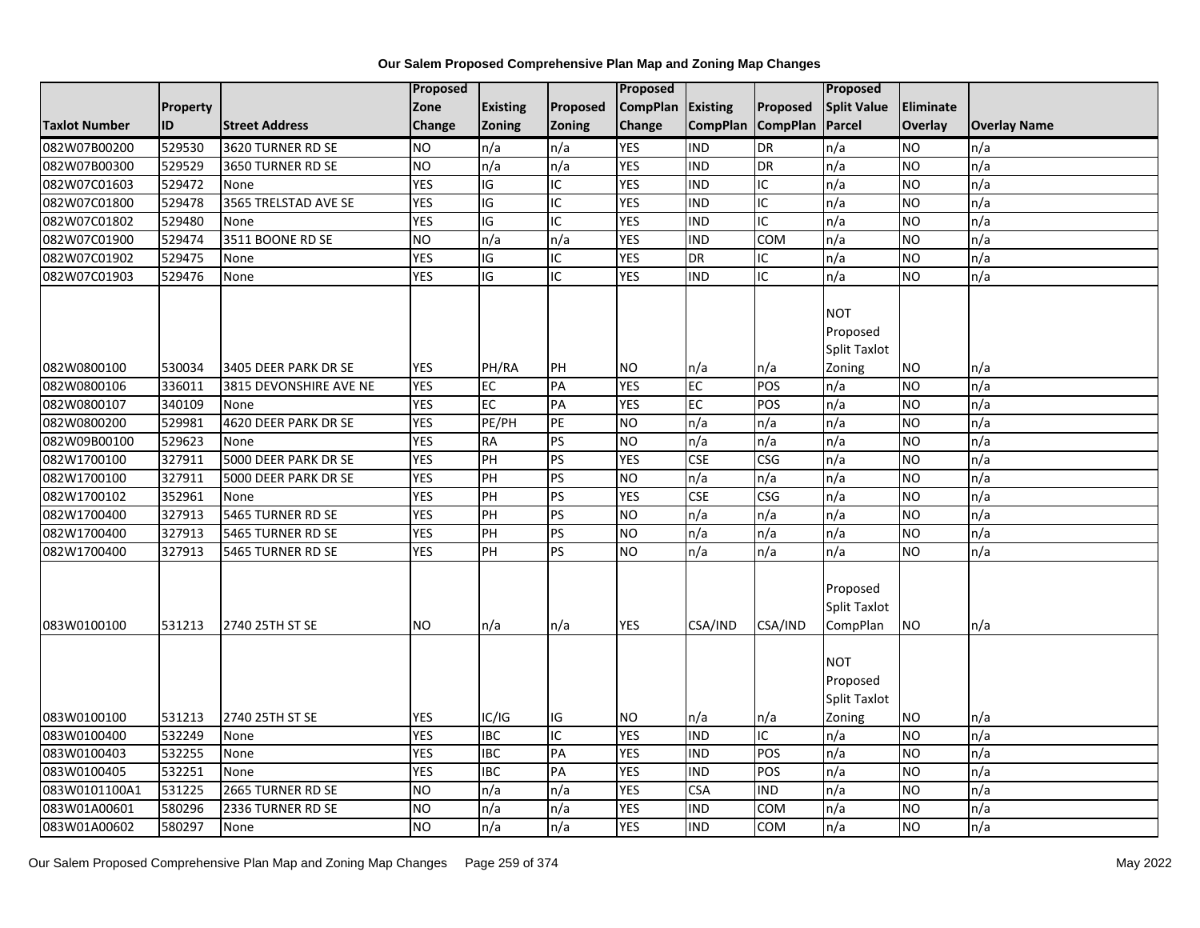# Our Salem Proposed Comprehensive Plan Map and Zoning Map Changes

| Taxlot Number | Property ID | Street Address | Proposed Zone Change | Existing Zoning | Proposed Zoning | Proposed CompPlan Change | Existing CompPlan | Proposed CompPlan | Proposed Split Value Parcel | Eliminate Overlay | Overlay Name |
|---|---|---|---|---|---|---|---|---|---|---|---|
| 082W07B00200 | 529530 | 3620 TURNER RD SE | NO | n/a | n/a | YES | IND | DR | n/a | NO | n/a |
| 082W07B00300 | 529529 | 3650 TURNER RD SE | NO | n/a | n/a | YES | IND | DR | n/a | NO | n/a |
| 082W07C01603 | 529472 | None | YES | IG | IC | YES | IND | IC | n/a | NO | n/a |
| 082W07C01800 | 529478 | 3565 TRELSTAD AVE SE | YES | IG | IC | YES | IND | IC | n/a | NO | n/a |
| 082W07C01802 | 529480 | None | YES | IG | IC | YES | IND | IC | n/a | NO | n/a |
| 082W07C01900 | 529474 | 3511 BOONE RD SE | NO | n/a | n/a | YES | IND | COM | n/a | NO | n/a |
| 082W07C01902 | 529475 | None | YES | IG | IC | YES | DR | IC | n/a | NO | n/a |
| 082W07C01903 | 529476 | None | YES | IG | IC | YES | IND | IC | n/a | NO | n/a |
| 082W0800100 | 530034 | 3405 DEER PARK DR SE | YES | PH/RA | PH | NO | n/a | n/a | NOT Proposed Split Taxlot Zoning | NO | n/a |
| 082W0800106 | 336011 | 3815 DEVONSHIRE AVE NE | YES | EC | PA | YES | EC | POS | n/a | NO | n/a |
| 082W0800107 | 340109 | None | YES | EC | PA | YES | EC | POS | n/a | NO | n/a |
| 082W0800200 | 529981 | 4620 DEER PARK DR SE | YES | PE/PH | PE | NO | n/a | n/a | n/a | NO | n/a |
| 082W09B00100 | 529623 | None | YES | RA | PS | NO | n/a | n/a | n/a | NO | n/a |
| 082W1700100 | 327911 | 5000 DEER PARK DR SE | YES | PH | PS | YES | CSE | CSG | n/a | NO | n/a |
| 082W1700100 | 327911 | 5000 DEER PARK DR SE | YES | PH | PS | NO | n/a | n/a | n/a | NO | n/a |
| 082W1700102 | 352961 | None | YES | PH | PS | YES | CSE | CSG | n/a | NO | n/a |
| 082W1700400 | 327913 | 5465 TURNER RD SE | YES | PH | PS | NO | n/a | n/a | n/a | NO | n/a |
| 082W1700400 | 327913 | 5465 TURNER RD SE | YES | PH | PS | NO | n/a | n/a | n/a | NO | n/a |
| 082W1700400 | 327913 | 5465 TURNER RD SE | YES | PH | PS | NO | n/a | n/a | n/a | NO | n/a |
| 083W0100100 | 531213 | 2740 25TH ST SE | NO | n/a | n/a | YES | CSA/IND | CSA/IND | Proposed Split Taxlot CompPlan | NO | n/a |
| 083W0100100 | 531213 | 2740 25TH ST SE | YES | IC/IG | IG | NO | n/a | n/a | NOT Proposed Split Taxlot Zoning | NO | n/a |
| 083W0100400 | 532249 | None | YES | IBC | IC | YES | IND | IC | n/a | NO | n/a |
| 083W0100403 | 532255 | None | YES | IBC | PA | YES | IND | POS | n/a | NO | n/a |
| 083W0100405 | 532251 | None | YES | IBC | PA | YES | IND | POS | n/a | NO | n/a |
| 083W0101100A1 | 531225 | 2665 TURNER RD SE | NO | n/a | n/a | YES | CSA | IND | n/a | NO | n/a |
| 083W01A00601 | 580296 | 2336 TURNER RD SE | NO | n/a | n/a | YES | IND | COM | n/a | NO | n/a |
| 083W01A00602 | 580297 | None | NO | n/a | n/a | YES | IND | COM | n/a | NO | n/a |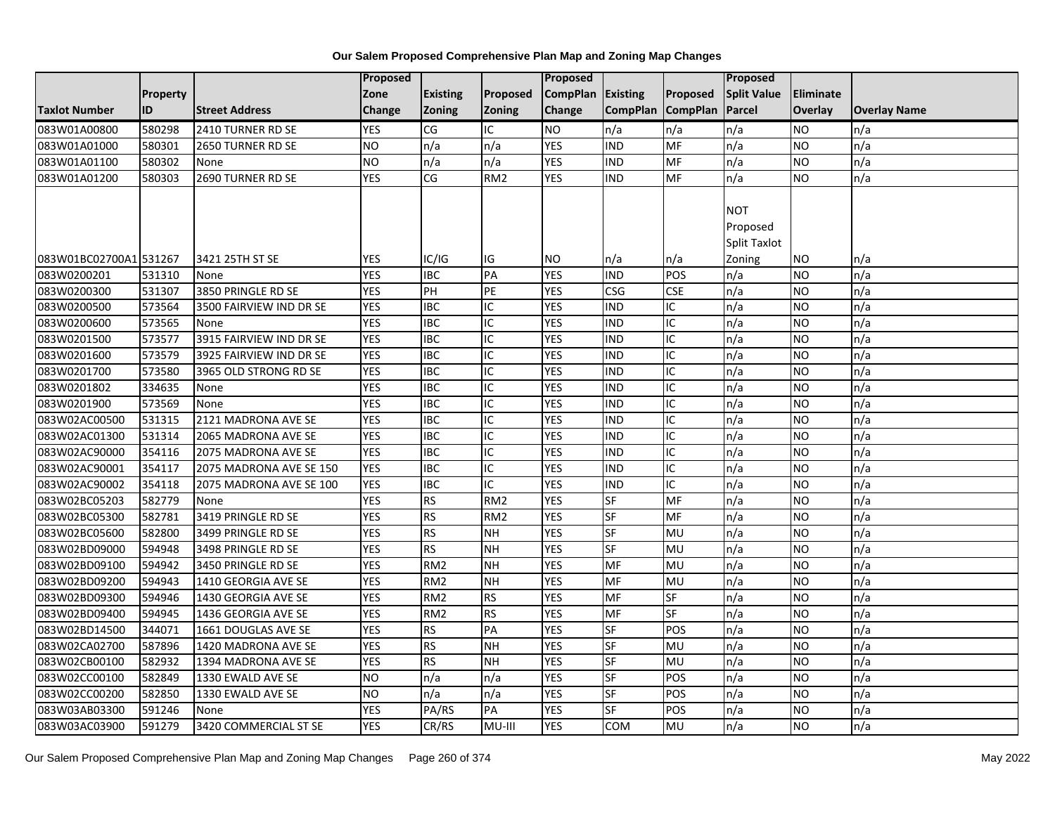# Our Salem Proposed Comprehensive Plan Map and Zoning Map Changes

| Taxlot Number | Property ID | Street Address | Proposed Zone Change | Existing Zoning | Proposed Zoning | Proposed CompPlan Change | Existing CompPlan | Proposed CompPlan | Proposed Split Value Parcel | Eliminate Overlay | Overlay Name |
|---|---|---|---|---|---|---|---|---|---|---|---|
| 083W01A00800 | 580298 | 2410 TURNER RD SE | YES | CG | IC | NO | n/a | n/a | n/a | NO | n/a |
| 083W01A01000 | 580301 | 2650 TURNER RD SE | NO | n/a | n/a | YES | IND | MF | n/a | NO | n/a |
| 083W01A01100 | 580302 | None | NO | n/a | n/a | YES | IND | MF | n/a | NO | n/a |
| 083W01A01200 | 580303 | 2690 TURNER RD SE | YES | CG | RM2 | YES | IND | MF | n/a | NO | n/a |
| 083W01BC02700A1 | 531267 | 3421 25TH ST SE | YES | IC/IG | IG | NO | n/a | n/a | NOT Proposed Split Taxlot Zoning | NO | n/a |
| 083W0200201 | 531310 | None | YES | IBC | PA | YES | IND | POS | n/a | NO | n/a |
| 083W0200300 | 531307 | 3850 PRINGLE RD SE | YES | PH | PE | YES | CSG | CSE | n/a | NO | n/a |
| 083W0200500 | 573564 | 3500 FAIRVIEW IND DR SE | YES | IBC | IC | YES | IND | IC | n/a | NO | n/a |
| 083W0200600 | 573565 | None | YES | IBC | IC | YES | IND | IC | n/a | NO | n/a |
| 083W0201500 | 573577 | 3915 FAIRVIEW IND DR SE | YES | IBC | IC | YES | IND | IC | n/a | NO | n/a |
| 083W0201600 | 573579 | 3925 FAIRVIEW IND DR SE | YES | IBC | IC | YES | IND | IC | n/a | NO | n/a |
| 083W0201700 | 573580 | 3965 OLD STRONG RD SE | YES | IBC | IC | YES | IND | IC | n/a | NO | n/a |
| 083W0201802 | 334635 | None | YES | IBC | IC | YES | IND | IC | n/a | NO | n/a |
| 083W0201900 | 573569 | None | YES | IBC | IC | YES | IND | IC | n/a | NO | n/a |
| 083W02AC00500 | 531315 | 2121 MADRONA AVE SE | YES | IBC | IC | YES | IND | IC | n/a | NO | n/a |
| 083W02AC01300 | 531314 | 2065 MADRONA AVE SE | YES | IBC | IC | YES | IND | IC | n/a | NO | n/a |
| 083W02AC90000 | 354116 | 2075 MADRONA AVE SE | YES | IBC | IC | YES | IND | IC | n/a | NO | n/a |
| 083W02AC90001 | 354117 | 2075 MADRONA AVE SE 150 | YES | IBC | IC | YES | IND | IC | n/a | NO | n/a |
| 083W02AC90002 | 354118 | 2075 MADRONA AVE SE 100 | YES | IBC | IC | YES | IND | IC | n/a | NO | n/a |
| 083W02BC05203 | 582779 | None | YES | RS | RM2 | YES | SF | MF | n/a | NO | n/a |
| 083W02BC05300 | 582781 | 3419 PRINGLE RD SE | YES | RS | RM2 | YES | SF | MF | n/a | NO | n/a |
| 083W02BC05600 | 582800 | 3499 PRINGLE RD SE | YES | RS | NH | YES | SF | MU | n/a | NO | n/a |
| 083W02BD09000 | 594948 | 3498 PRINGLE RD SE | YES | RS | NH | YES | SF | MU | n/a | NO | n/a |
| 083W02BD09100 | 594942 | 3450 PRINGLE RD SE | YES | RM2 | NH | YES | MF | MU | n/a | NO | n/a |
| 083W02BD09200 | 594943 | 1410 GEORGIA AVE SE | YES | RM2 | NH | YES | MF | MU | n/a | NO | n/a |
| 083W02BD09300 | 594946 | 1430 GEORGIA AVE SE | YES | RM2 | RS | YES | MF | SF | n/a | NO | n/a |
| 083W02BD09400 | 594945 | 1436 GEORGIA AVE SE | YES | RM2 | RS | YES | MF | SF | n/a | NO | n/a |
| 083W02BD14500 | 344071 | 1661 DOUGLAS AVE SE | YES | RS | PA | YES | SF | POS | n/a | NO | n/a |
| 083W02CA02700 | 587896 | 1420 MADRONA AVE SE | YES | RS | NH | YES | SF | MU | n/a | NO | n/a |
| 083W02CB00100 | 582932 | 1394 MADRONA AVE SE | YES | RS | NH | YES | SF | MU | n/a | NO | n/a |
| 083W02CC00100 | 582849 | 1330 EWALD AVE SE | NO | n/a | n/a | YES | SF | POS | n/a | NO | n/a |
| 083W02CC00200 | 582850 | 1330 EWALD AVE SE | NO | n/a | n/a | YES | SF | POS | n/a | NO | n/a |
| 083W03AB03300 | 591246 | None | YES | PA/RS | PA | YES | SF | POS | n/a | NO | n/a |
| 083W03AC03900 | 591279 | 3420 COMMERCIAL ST SE | YES | CR/RS | MU-III | YES | COM | MU | n/a | NO | n/a |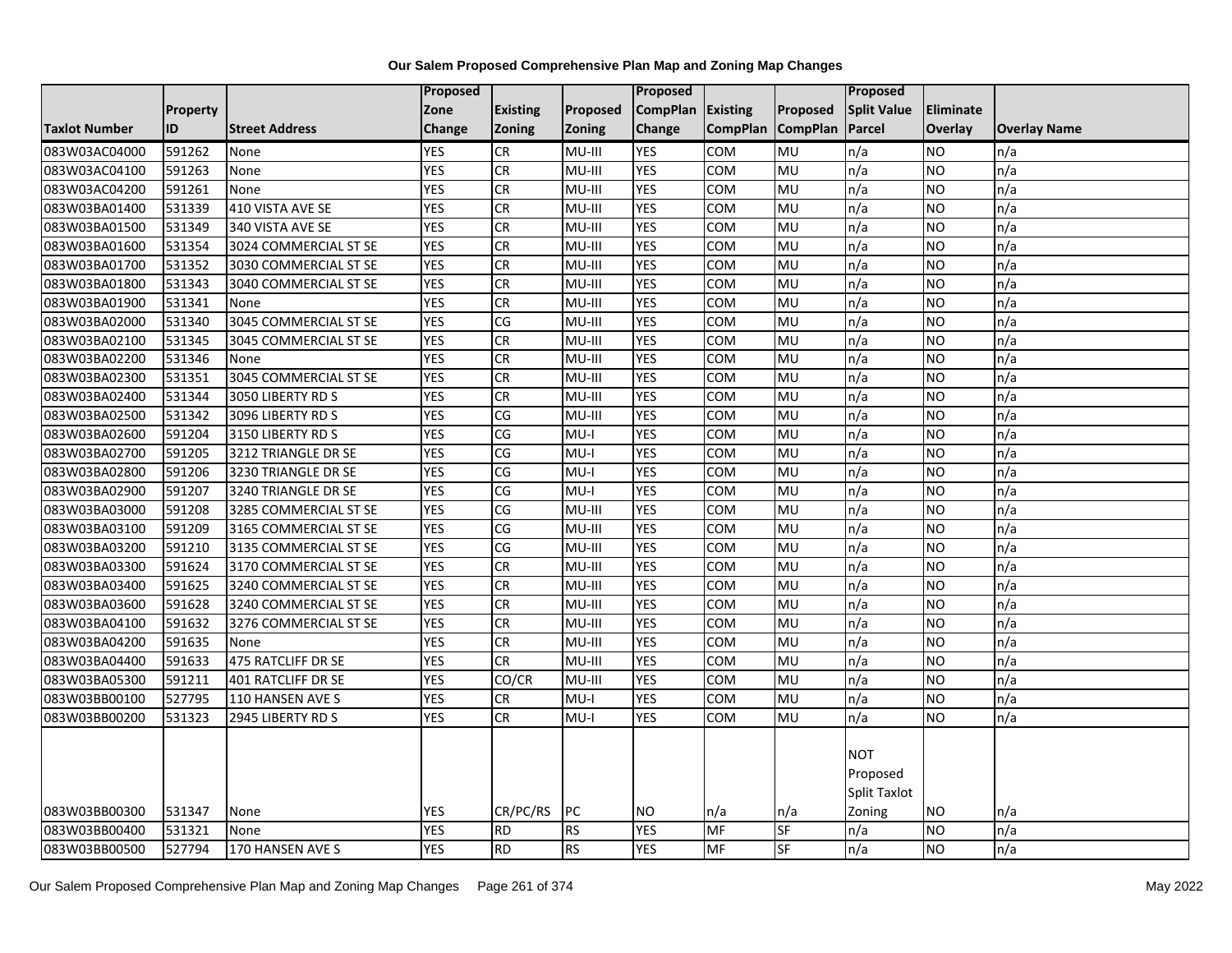# Our Salem Proposed Comprehensive Plan Map and Zoning Map Changes

| Taxlot Number | Property ID | Street Address | Proposed Zone Change | Existing Zoning | Proposed Zoning | Proposed CompPlan Change | Existing CompPlan | Proposed CompPlan | Proposed Split Value Parcel | Eliminate Overlay | Overlay Name |
|---|---|---|---|---|---|---|---|---|---|---|---|
| 083W03AC04000 | 591262 | None | YES | CR | MU-III | YES | COM | MU | n/a | NO | n/a |
| 083W03AC04100 | 591263 | None | YES | CR | MU-III | YES | COM | MU | n/a | NO | n/a |
| 083W03AC04200 | 591261 | None | YES | CR | MU-III | YES | COM | MU | n/a | NO | n/a |
| 083W03BA01400 | 531339 | 410 VISTA AVE SE | YES | CR | MU-III | YES | COM | MU | n/a | NO | n/a |
| 083W03BA01500 | 531349 | 340 VISTA AVE SE | YES | CR | MU-III | YES | COM | MU | n/a | NO | n/a |
| 083W03BA01600 | 531354 | 3024 COMMERCIAL ST SE | YES | CR | MU-III | YES | COM | MU | n/a | NO | n/a |
| 083W03BA01700 | 531352 | 3030 COMMERCIAL ST SE | YES | CR | MU-III | YES | COM | MU | n/a | NO | n/a |
| 083W03BA01800 | 531343 | 3040 COMMERCIAL ST SE | YES | CR | MU-III | YES | COM | MU | n/a | NO | n/a |
| 083W03BA01900 | 531341 | None | YES | CR | MU-III | YES | COM | MU | n/a | NO | n/a |
| 083W03BA02000 | 531340 | 3045 COMMERCIAL ST SE | YES | CG | MU-III | YES | COM | MU | n/a | NO | n/a |
| 083W03BA02100 | 531345 | 3045 COMMERCIAL ST SE | YES | CR | MU-III | YES | COM | MU | n/a | NO | n/a |
| 083W03BA02200 | 531346 | None | YES | CR | MU-III | YES | COM | MU | n/a | NO | n/a |
| 083W03BA02300 | 531351 | 3045 COMMERCIAL ST SE | YES | CR | MU-III | YES | COM | MU | n/a | NO | n/a |
| 083W03BA02400 | 531344 | 3050 LIBERTY RD S | YES | CR | MU-III | YES | COM | MU | n/a | NO | n/a |
| 083W03BA02500 | 531342 | 3096 LIBERTY RD S | YES | CG | MU-III | YES | COM | MU | n/a | NO | n/a |
| 083W03BA02600 | 591204 | 3150 LIBERTY RD S | YES | CG | MU-I | YES | COM | MU | n/a | NO | n/a |
| 083W03BA02700 | 591205 | 3212 TRIANGLE DR SE | YES | CG | MU-I | YES | COM | MU | n/a | NO | n/a |
| 083W03BA02800 | 591206 | 3230 TRIANGLE DR SE | YES | CG | MU-I | YES | COM | MU | n/a | NO | n/a |
| 083W03BA02900 | 591207 | 3240 TRIANGLE DR SE | YES | CG | MU-I | YES | COM | MU | n/a | NO | n/a |
| 083W03BA03000 | 591208 | 3285 COMMERCIAL ST SE | YES | CG | MU-III | YES | COM | MU | n/a | NO | n/a |
| 083W03BA03100 | 591209 | 3165 COMMERCIAL ST SE | YES | CG | MU-III | YES | COM | MU | n/a | NO | n/a |
| 083W03BA03200 | 591210 | 3135 COMMERCIAL ST SE | YES | CG | MU-III | YES | COM | MU | n/a | NO | n/a |
| 083W03BA03300 | 591624 | 3170 COMMERCIAL ST SE | YES | CR | MU-III | YES | COM | MU | n/a | NO | n/a |
| 083W03BA03400 | 591625 | 3240 COMMERCIAL ST SE | YES | CR | MU-III | YES | COM | MU | n/a | NO | n/a |
| 083W03BA03600 | 591628 | 3240 COMMERCIAL ST SE | YES | CR | MU-III | YES | COM | MU | n/a | NO | n/a |
| 083W03BA04100 | 591632 | 3276 COMMERCIAL ST SE | YES | CR | MU-III | YES | COM | MU | n/a | NO | n/a |
| 083W03BA04200 | 591635 | None | YES | CR | MU-III | YES | COM | MU | n/a | NO | n/a |
| 083W03BA04400 | 591633 | 475 RATCLIFF DR SE | YES | CR | MU-III | YES | COM | MU | n/a | NO | n/a |
| 083W03BA05300 | 591211 | 401 RATCLIFF DR SE | YES | CO/CR | MU-III | YES | COM | MU | n/a | NO | n/a |
| 083W03BB00100 | 527795 | 110 HANSEN AVE S | YES | CR | MU-I | YES | COM | MU | n/a | NO | n/a |
| 083W03BB00200 | 531323 | 2945 LIBERTY RD S | YES | CR | MU-I | YES | COM | MU | n/a | NO | n/a |
| 083W03BB00300 | 531347 | None | YES | CR/PC/RS | PC | NO | n/a | n/a | NOT Proposed Split Taxlot Zoning | NO | n/a |
| 083W03BB00400 | 531321 | None | YES | RD | RS | YES | MF | SF | n/a | NO | n/a |
| 083W03BB00500 | 527794 | 170 HANSEN AVE S | YES | RD | RS | YES | MF | SF | n/a | NO | n/a |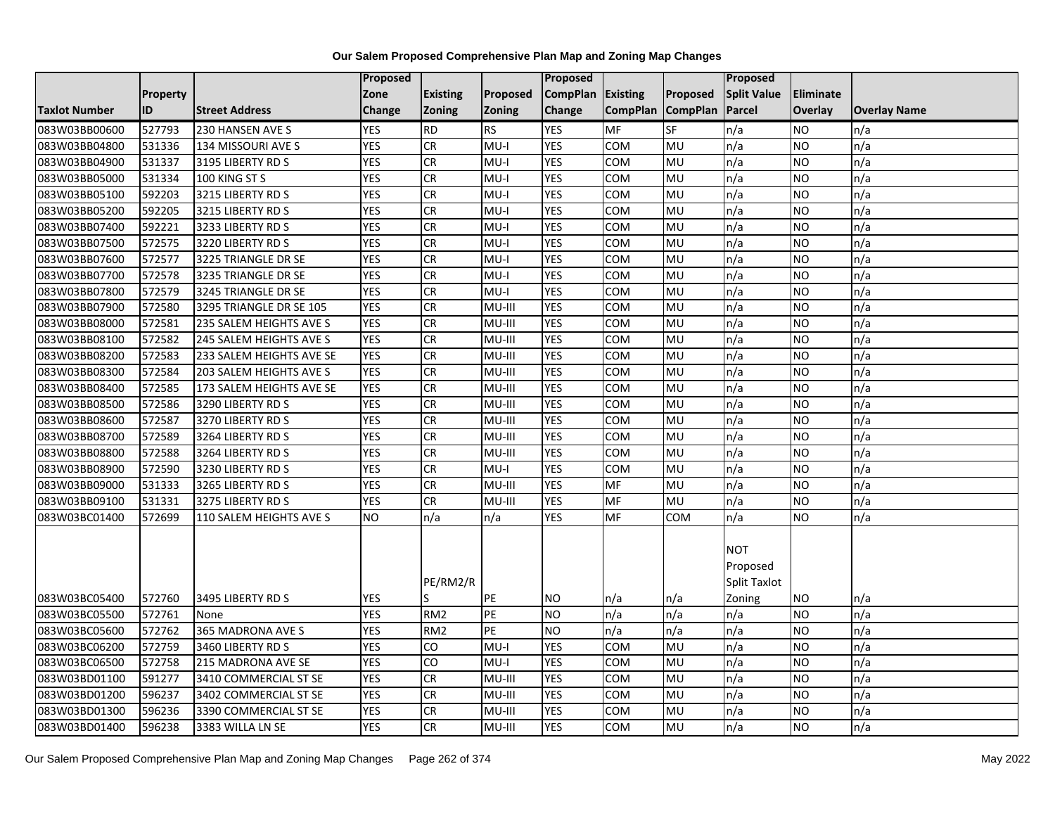## Our Salem Proposed Comprehensive Plan Map and Zoning Map Changes

| Taxlot Number | Property ID | Street Address | Proposed Zone Change | Existing Zoning | Proposed Zoning | Proposed CompPlan Change | Existing CompPlan | Proposed CompPlan | Proposed Split Value Parcel | Eliminate Overlay | Overlay Name |
|---|---|---|---|---|---|---|---|---|---|---|---|
| 083W03BB00600 | 527793 | 230 HANSEN AVE S | YES | RD | RS | YES | MF | SF | n/a | NO | n/a |
| 083W03BB04800 | 531336 | 134 MISSOURI AVE S | YES | CR | MU-I | YES | COM | MU | n/a | NO | n/a |
| 083W03BB04900 | 531337 | 3195 LIBERTY RD S | YES | CR | MU-I | YES | COM | MU | n/a | NO | n/a |
| 083W03BB05000 | 531334 | 100 KING ST S | YES | CR | MU-I | YES | COM | MU | n/a | NO | n/a |
| 083W03BB05100 | 592203 | 3215 LIBERTY RD S | YES | CR | MU-I | YES | COM | MU | n/a | NO | n/a |
| 083W03BB05200 | 592205 | 3215 LIBERTY RD S | YES | CR | MU-I | YES | COM | MU | n/a | NO | n/a |
| 083W03BB07400 | 592221 | 3233 LIBERTY RD S | YES | CR | MU-I | YES | COM | MU | n/a | NO | n/a |
| 083W03BB07500 | 572575 | 3220 LIBERTY RD S | YES | CR | MU-I | YES | COM | MU | n/a | NO | n/a |
| 083W03BB07600 | 572577 | 3225 TRIANGLE DR SE | YES | CR | MU-I | YES | COM | MU | n/a | NO | n/a |
| 083W03BB07700 | 572578 | 3235 TRIANGLE DR SE | YES | CR | MU-I | YES | COM | MU | n/a | NO | n/a |
| 083W03BB07800 | 572579 | 3245 TRIANGLE DR SE | YES | CR | MU-I | YES | COM | MU | n/a | NO | n/a |
| 083W03BB07900 | 572580 | 3295 TRIANGLE DR SE 105 | YES | CR | MU-III | YES | COM | MU | n/a | NO | n/a |
| 083W03BB08000 | 572581 | 235 SALEM HEIGHTS AVE S | YES | CR | MU-III | YES | COM | MU | n/a | NO | n/a |
| 083W03BB08100 | 572582 | 245 SALEM HEIGHTS AVE S | YES | CR | MU-III | YES | COM | MU | n/a | NO | n/a |
| 083W03BB08200 | 572583 | 233 SALEM HEIGHTS AVE SE | YES | CR | MU-III | YES | COM | MU | n/a | NO | n/a |
| 083W03BB08300 | 572584 | 203 SALEM HEIGHTS AVE S | YES | CR | MU-III | YES | COM | MU | n/a | NO | n/a |
| 083W03BB08400 | 572585 | 173 SALEM HEIGHTS AVE SE | YES | CR | MU-III | YES | COM | MU | n/a | NO | n/a |
| 083W03BB08500 | 572586 | 3290 LIBERTY RD S | YES | CR | MU-III | YES | COM | MU | n/a | NO | n/a |
| 083W03BB08600 | 572587 | 3270 LIBERTY RD S | YES | CR | MU-III | YES | COM | MU | n/a | NO | n/a |
| 083W03BB08700 | 572589 | 3264 LIBERTY RD S | YES | CR | MU-III | YES | COM | MU | n/a | NO | n/a |
| 083W03BB08800 | 572588 | 3264 LIBERTY RD S | YES | CR | MU-III | YES | COM | MU | n/a | NO | n/a |
| 083W03BB08900 | 572590 | 3230 LIBERTY RD S | YES | CR | MU-I | YES | COM | MU | n/a | NO | n/a |
| 083W03BB09000 | 531333 | 3265 LIBERTY RD S | YES | CR | MU-III | YES | MF | MU | n/a | NO | n/a |
| 083W03BB09100 | 531331 | 3275 LIBERTY RD S | YES | CR | MU-III | YES | MF | MU | n/a | NO | n/a |
| 083W03BC01400 | 572699 | 110 SALEM HEIGHTS AVE S | NO | n/a | n/a | YES | MF | COM | n/a | NO | n/a |
| 083W03BC05400 | 572760 | 3495 LIBERTY RD S | YES | PE/RM2/RS | PE | NO | n/a | n/a | NOT Proposed Split Taxlot Zoning | NO | n/a |
| 083W03BC05500 | 572761 | None | YES | RM2 | PE | NO | n/a | n/a | n/a | NO | n/a |
| 083W03BC05600 | 572762 | 365 MADRONA AVE S | YES | RM2 | PE | NO | n/a | n/a | n/a | NO | n/a |
| 083W03BC06200 | 572759 | 3460 LIBERTY RD S | YES | CO | MU-I | YES | COM | MU | n/a | NO | n/a |
| 083W03BC06500 | 572758 | 215 MADRONA AVE SE | YES | CO | MU-I | YES | COM | MU | n/a | NO | n/a |
| 083W03BD01100 | 591277 | 3410 COMMERCIAL ST SE | YES | CR | MU-III | YES | COM | MU | n/a | NO | n/a |
| 083W03BD01200 | 596237 | 3402 COMMERCIAL ST SE | YES | CR | MU-III | YES | COM | MU | n/a | NO | n/a |
| 083W03BD01300 | 596236 | 3390 COMMERCIAL ST SE | YES | CR | MU-III | YES | COM | MU | n/a | NO | n/a |
| 083W03BD01400 | 596238 | 3383 WILLA LN SE | YES | CR | MU-III | YES | COM | MU | n/a | NO | n/a |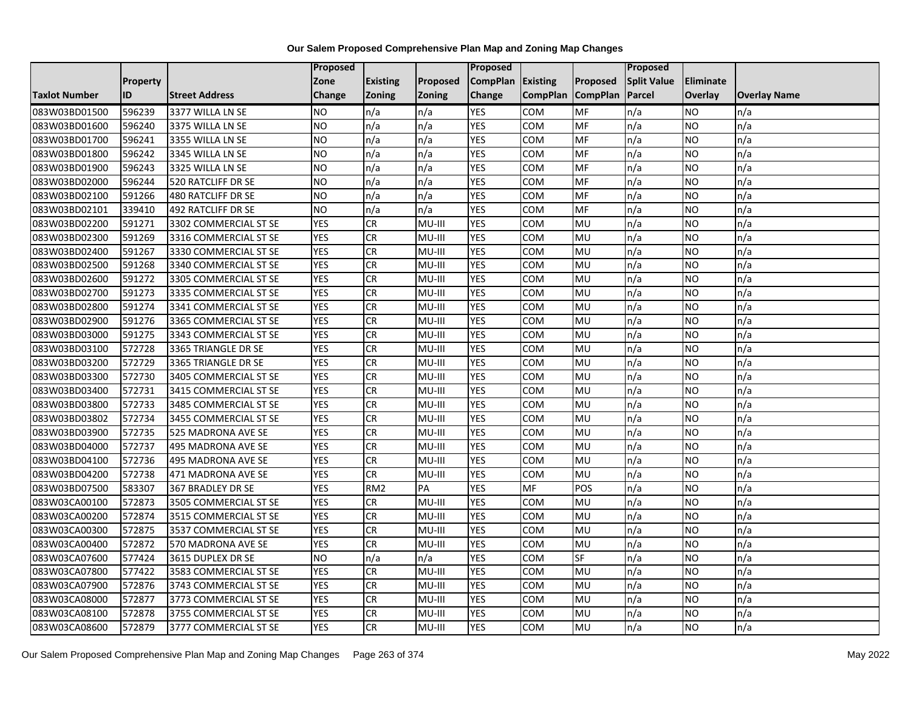**Our Salem Proposed Comprehensive Plan Map and Zoning Map Changes**

| Taxlot Number | Property ID | Street Address | Proposed Zone Change | Existing Zoning | Proposed Zoning | Proposed CompPlan Change | Existing CompPlan | Proposed CompPlan | Proposed Split Value Parcel | Eliminate Overlay | Overlay Name |
|---|---|---|---|---|---|---|---|---|---|---|---|
| 083W03BD01500 | 596239 | 3377 WILLA LN SE | NO | n/a | n/a | YES | COM | MF | n/a | NO | n/a |
| 083W03BD01600 | 596240 | 3375 WILLA LN SE | NO | n/a | n/a | YES | COM | MF | n/a | NO | n/a |
| 083W03BD01700 | 596241 | 3355 WILLA LN SE | NO | n/a | n/a | YES | COM | MF | n/a | NO | n/a |
| 083W03BD01800 | 596242 | 3345 WILLA LN SE | NO | n/a | n/a | YES | COM | MF | n/a | NO | n/a |
| 083W03BD01900 | 596243 | 3325 WILLA LN SE | NO | n/a | n/a | YES | COM | MF | n/a | NO | n/a |
| 083W03BD02000 | 596244 | 520 RATCLIFF DR SE | NO | n/a | n/a | YES | COM | MF | n/a | NO | n/a |
| 083W03BD02100 | 591266 | 480 RATCLIFF DR SE | NO | n/a | n/a | YES | COM | MF | n/a | NO | n/a |
| 083W03BD02101 | 339410 | 492 RATCLIFF DR SE | NO | n/a | n/a | YES | COM | MF | n/a | NO | n/a |
| 083W03BD02200 | 591271 | 3302 COMMERCIAL ST SE | YES | CR | MU-III | YES | COM | MU | n/a | NO | n/a |
| 083W03BD02300 | 591269 | 3316 COMMERCIAL ST SE | YES | CR | MU-III | YES | COM | MU | n/a | NO | n/a |
| 083W03BD02400 | 591267 | 3330 COMMERCIAL ST SE | YES | CR | MU-III | YES | COM | MU | n/a | NO | n/a |
| 083W03BD02500 | 591268 | 3340 COMMERCIAL ST SE | YES | CR | MU-III | YES | COM | MU | n/a | NO | n/a |
| 083W03BD02600 | 591272 | 3305 COMMERCIAL ST SE | YES | CR | MU-III | YES | COM | MU | n/a | NO | n/a |
| 083W03BD02700 | 591273 | 3335 COMMERCIAL ST SE | YES | CR | MU-III | YES | COM | MU | n/a | NO | n/a |
| 083W03BD02800 | 591274 | 3341 COMMERCIAL ST SE | YES | CR | MU-III | YES | COM | MU | n/a | NO | n/a |
| 083W03BD02900 | 591276 | 3365 COMMERCIAL ST SE | YES | CR | MU-III | YES | COM | MU | n/a | NO | n/a |
| 083W03BD03000 | 591275 | 3343 COMMERCIAL ST SE | YES | CR | MU-III | YES | COM | MU | n/a | NO | n/a |
| 083W03BD03100 | 572728 | 3365 TRIANGLE DR SE | YES | CR | MU-III | YES | COM | MU | n/a | NO | n/a |
| 083W03BD03200 | 572729 | 3365 TRIANGLE DR SE | YES | CR | MU-III | YES | COM | MU | n/a | NO | n/a |
| 083W03BD03300 | 572730 | 3405 COMMERCIAL ST SE | YES | CR | MU-III | YES | COM | MU | n/a | NO | n/a |
| 083W03BD03400 | 572731 | 3415 COMMERCIAL ST SE | YES | CR | MU-III | YES | COM | MU | n/a | NO | n/a |
| 083W03BD03800 | 572733 | 3485 COMMERCIAL ST SE | YES | CR | MU-III | YES | COM | MU | n/a | NO | n/a |
| 083W03BD03802 | 572734 | 3455 COMMERCIAL ST SE | YES | CR | MU-III | YES | COM | MU | n/a | NO | n/a |
| 083W03BD03900 | 572735 | 525 MADRONA AVE SE | YES | CR | MU-III | YES | COM | MU | n/a | NO | n/a |
| 083W03BD04000 | 572737 | 495 MADRONA AVE SE | YES | CR | MU-III | YES | COM | MU | n/a | NO | n/a |
| 083W03BD04100 | 572736 | 495 MADRONA AVE SE | YES | CR | MU-III | YES | COM | MU | n/a | NO | n/a |
| 083W03BD04200 | 572738 | 471 MADRONA AVE SE | YES | CR | MU-III | YES | COM | MU | n/a | NO | n/a |
| 083W03BD07500 | 583307 | 367 BRADLEY DR SE | YES | RM2 | PA | YES | MF | POS | n/a | NO | n/a |
| 083W03CA00100 | 572873 | 3505 COMMERCIAL ST SE | YES | CR | MU-III | YES | COM | MU | n/a | NO | n/a |
| 083W03CA00200 | 572874 | 3515 COMMERCIAL ST SE | YES | CR | MU-III | YES | COM | MU | n/a | NO | n/a |
| 083W03CA00300 | 572875 | 3537 COMMERCIAL ST SE | YES | CR | MU-III | YES | COM | MU | n/a | NO | n/a |
| 083W03CA00400 | 572872 | 570 MADRONA AVE SE | YES | CR | MU-III | YES | COM | MU | n/a | NO | n/a |
| 083W03CA07600 | 577424 | 3615 DUPLEX DR SE | NO | n/a | n/a | YES | COM | SF | n/a | NO | n/a |
| 083W03CA07800 | 577422 | 3583 COMMERCIAL ST SE | YES | CR | MU-III | YES | COM | MU | n/a | NO | n/a |
| 083W03CA07900 | 572876 | 3743 COMMERCIAL ST SE | YES | CR | MU-III | YES | COM | MU | n/a | NO | n/a |
| 083W03CA08000 | 572877 | 3773 COMMERCIAL ST SE | YES | CR | MU-III | YES | COM | MU | n/a | NO | n/a |
| 083W03CA08100 | 572878 | 3755 COMMERCIAL ST SE | YES | CR | MU-III | YES | COM | MU | n/a | NO | n/a |
| 083W03CA08600 | 572879 | 3777 COMMERCIAL ST SE | YES | CR | MU-III | YES | COM | MU | n/a | NO | n/a |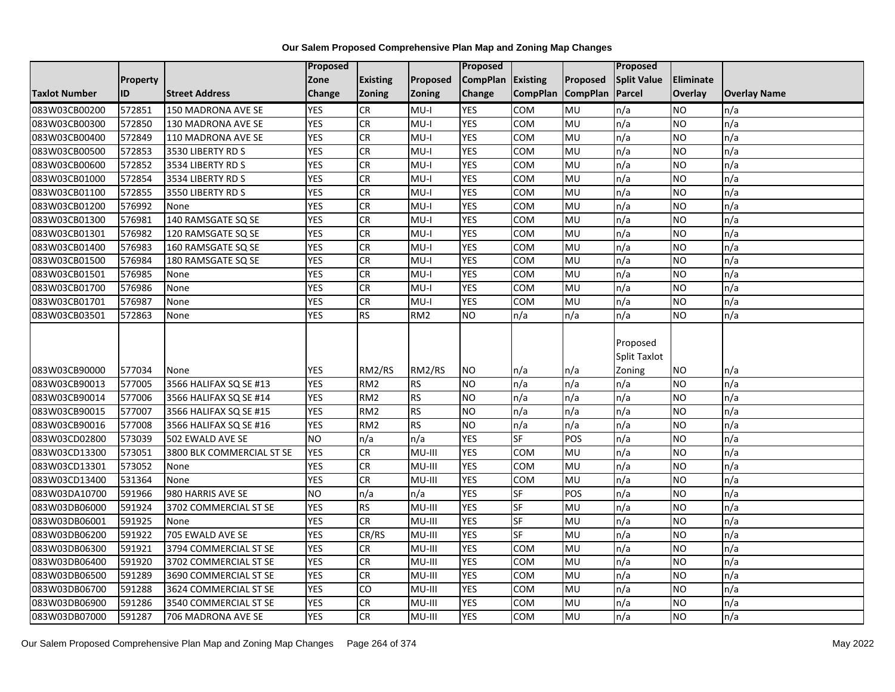# Our Salem Proposed Comprehensive Plan Map and Zoning Map Changes

| Taxlot Number | Property ID | Street Address | Proposed Zone Change | Existing Zoning | Proposed Zoning | Proposed CompPlan Change | Existing CompPlan | Proposed CompPlan | Proposed Split Value Parcel | Eliminate Overlay | Overlay Name |
|---|---|---|---|---|---|---|---|---|---|---|---|
| 083W03CB00200 | 572851 | 150 MADRONA AVE SE | YES | CR | MU-I | YES | COM | MU | n/a | NO | n/a |
| 083W03CB00300 | 572850 | 130 MADRONA AVE SE | YES | CR | MU-I | YES | COM | MU | n/a | NO | n/a |
| 083W03CB00400 | 572849 | 110 MADRONA AVE SE | YES | CR | MU-I | YES | COM | MU | n/a | NO | n/a |
| 083W03CB00500 | 572853 | 3530 LIBERTY RD S | YES | CR | MU-I | YES | COM | MU | n/a | NO | n/a |
| 083W03CB00600 | 572852 | 3534 LIBERTY RD S | YES | CR | MU-I | YES | COM | MU | n/a | NO | n/a |
| 083W03CB01000 | 572854 | 3534 LIBERTY RD S | YES | CR | MU-I | YES | COM | MU | n/a | NO | n/a |
| 083W03CB01100 | 572855 | 3550 LIBERTY RD S | YES | CR | MU-I | YES | COM | MU | n/a | NO | n/a |
| 083W03CB01200 | 576992 | None | YES | CR | MU-I | YES | COM | MU | n/a | NO | n/a |
| 083W03CB01300 | 576981 | 140 RAMSGATE SQ SE | YES | CR | MU-I | YES | COM | MU | n/a | NO | n/a |
| 083W03CB01301 | 576982 | 120 RAMSGATE SQ SE | YES | CR | MU-I | YES | COM | MU | n/a | NO | n/a |
| 083W03CB01400 | 576983 | 160 RAMSGATE SQ SE | YES | CR | MU-I | YES | COM | MU | n/a | NO | n/a |
| 083W03CB01500 | 576984 | 180 RAMSGATE SQ SE | YES | CR | MU-I | YES | COM | MU | n/a | NO | n/a |
| 083W03CB01501 | 576985 | None | YES | CR | MU-I | YES | COM | MU | n/a | NO | n/a |
| 083W03CB01700 | 576986 | None | YES | CR | MU-I | YES | COM | MU | n/a | NO | n/a |
| 083W03CB01701 | 576987 | None | YES | CR | MU-I | YES | COM | MU | n/a | NO | n/a |
| 083W03CB03501 | 572863 | None | YES | RS | RM2 | NO | n/a | n/a | n/a | NO | n/a |
| 083W03CB90000 | 577034 | None | YES | RM2/RS | RM2/RS | NO | n/a | n/a | Proposed Split Taxlot Zoning | NO | n/a |
| 083W03CB90013 | 577005 | 3566 HALIFAX SQ SE #13 | YES | RM2 | RS | NO | n/a | n/a | n/a | NO | n/a |
| 083W03CB90014 | 577006 | 3566 HALIFAX SQ SE #14 | YES | RM2 | RS | NO | n/a | n/a | n/a | NO | n/a |
| 083W03CB90015 | 577007 | 3566 HALIFAX SQ SE #15 | YES | RM2 | RS | NO | n/a | n/a | n/a | NO | n/a |
| 083W03CB90016 | 577008 | 3566 HALIFAX SQ SE #16 | YES | RM2 | RS | NO | n/a | n/a | n/a | NO | n/a |
| 083W03CD02800 | 573039 | 502 EWALD AVE SE | NO | n/a | n/a | YES | SF | POS | n/a | NO | n/a |
| 083W03CD13300 | 573051 | 3800 BLK COMMERCIAL ST SE | YES | CR | MU-III | YES | COM | MU | n/a | NO | n/a |
| 083W03CD13301 | 573052 | None | YES | CR | MU-III | YES | COM | MU | n/a | NO | n/a |
| 083W03CD13400 | 531364 | None | YES | CR | MU-III | YES | COM | MU | n/a | NO | n/a |
| 083W03DA10700 | 591966 | 980 HARRIS AVE SE | NO | n/a | n/a | YES | SF | POS | n/a | NO | n/a |
| 083W03DB06000 | 591924 | 3702 COMMERCIAL ST SE | YES | RS | MU-III | YES | SF | MU | n/a | NO | n/a |
| 083W03DB06001 | 591925 | None | YES | CR | MU-III | YES | SF | MU | n/a | NO | n/a |
| 083W03DB06200 | 591922 | 705 EWALD AVE SE | YES | CR/RS | MU-III | YES | SF | MU | n/a | NO | n/a |
| 083W03DB06300 | 591921 | 3794 COMMERCIAL ST SE | YES | CR | MU-III | YES | COM | MU | n/a | NO | n/a |
| 083W03DB06400 | 591920 | 3702 COMMERCIAL ST SE | YES | CR | MU-III | YES | COM | MU | n/a | NO | n/a |
| 083W03DB06500 | 591289 | 3690 COMMERCIAL ST SE | YES | CR | MU-III | YES | COM | MU | n/a | NO | n/a |
| 083W03DB06700 | 591288 | 3624 COMMERCIAL ST SE | YES | CO | MU-III | YES | COM | MU | n/a | NO | n/a |
| 083W03DB06900 | 591286 | 3540 COMMERCIAL ST SE | YES | CR | MU-III | YES | COM | MU | n/a | NO | n/a |
| 083W03DB07000 | 591287 | 706 MADRONA AVE SE | YES | CR | MU-III | YES | COM | MU | n/a | NO | n/a |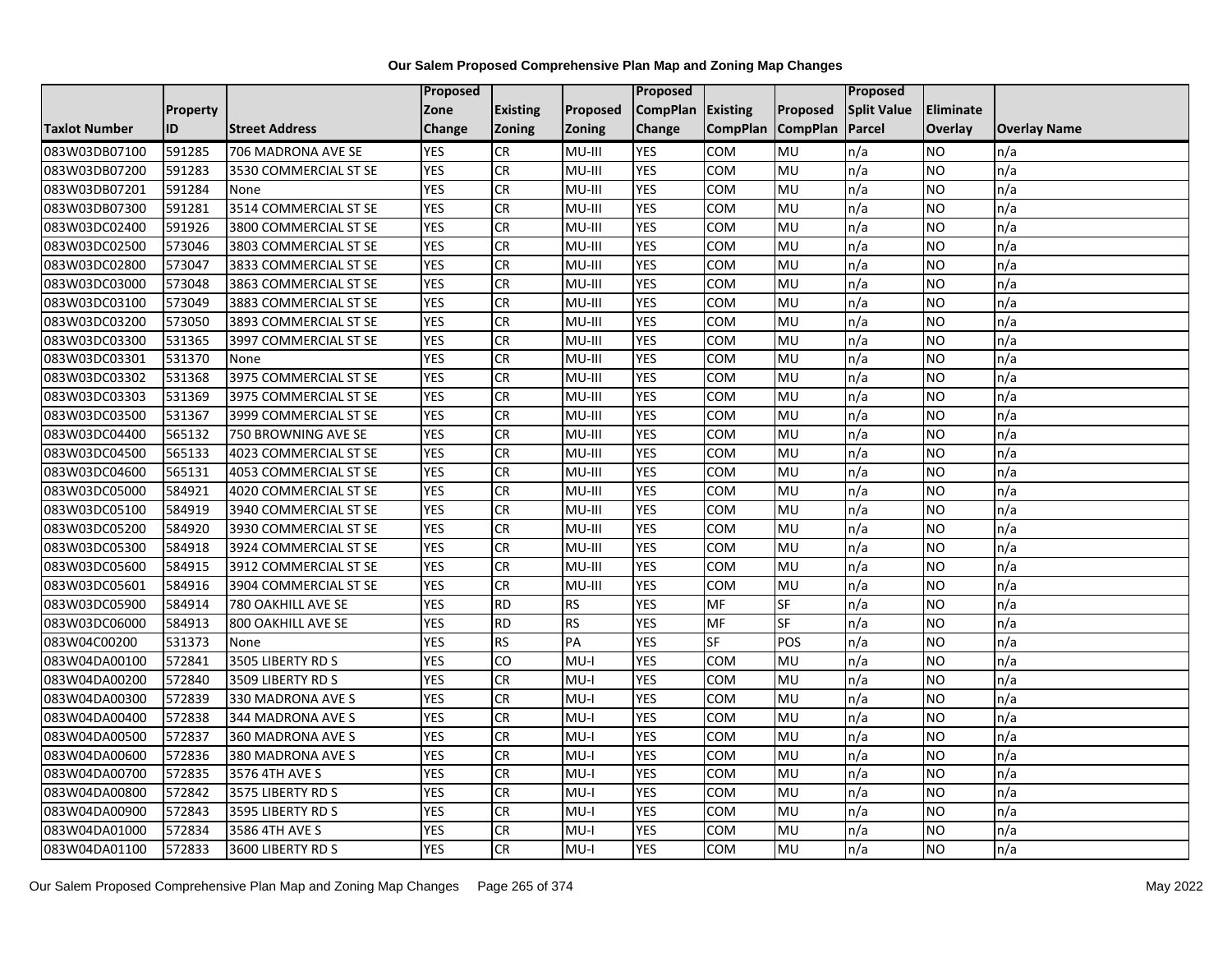# Our Salem Proposed Comprehensive Plan Map and Zoning Map Changes

| Taxlot Number | Property ID | Street Address | Proposed Zone Change | Existing Zoning | Proposed Zoning | Proposed CompPlan Change | Existing CompPlan | Proposed CompPlan | Proposed Split Value Parcel | Eliminate Overlay | Overlay Name |
|---|---|---|---|---|---|---|---|---|---|---|---|
| 083W03DB07100 | 591285 | 706 MADRONA AVE SE | YES | CR | MU-III | YES | COM | MU | n/a | NO | n/a |
| 083W03DB07200 | 591283 | 3530 COMMERCIAL ST SE | YES | CR | MU-III | YES | COM | MU | n/a | NO | n/a |
| 083W03DB07201 | 591284 | None | YES | CR | MU-III | YES | COM | MU | n/a | NO | n/a |
| 083W03DB07300 | 591281 | 3514 COMMERCIAL ST SE | YES | CR | MU-III | YES | COM | MU | n/a | NO | n/a |
| 083W03DC02400 | 591926 | 3800 COMMERCIAL ST SE | YES | CR | MU-III | YES | COM | MU | n/a | NO | n/a |
| 083W03DC02500 | 573046 | 3803 COMMERCIAL ST SE | YES | CR | MU-III | YES | COM | MU | n/a | NO | n/a |
| 083W03DC02800 | 573047 | 3833 COMMERCIAL ST SE | YES | CR | MU-III | YES | COM | MU | n/a | NO | n/a |
| 083W03DC03000 | 573048 | 3863 COMMERCIAL ST SE | YES | CR | MU-III | YES | COM | MU | n/a | NO | n/a |
| 083W03DC03100 | 573049 | 3883 COMMERCIAL ST SE | YES | CR | MU-III | YES | COM | MU | n/a | NO | n/a |
| 083W03DC03200 | 573050 | 3893 COMMERCIAL ST SE | YES | CR | MU-III | YES | COM | MU | n/a | NO | n/a |
| 083W03DC03300 | 531365 | 3997 COMMERCIAL ST SE | YES | CR | MU-III | YES | COM | MU | n/a | NO | n/a |
| 083W03DC03301 | 531370 | None | YES | CR | MU-III | YES | COM | MU | n/a | NO | n/a |
| 083W03DC03302 | 531368 | 3975 COMMERCIAL ST SE | YES | CR | MU-III | YES | COM | MU | n/a | NO | n/a |
| 083W03DC03303 | 531369 | 3975 COMMERCIAL ST SE | YES | CR | MU-III | YES | COM | MU | n/a | NO | n/a |
| 083W03DC03500 | 531367 | 3999 COMMERCIAL ST SE | YES | CR | MU-III | YES | COM | MU | n/a | NO | n/a |
| 083W03DC04400 | 565132 | 750 BROWNING AVE SE | YES | CR | MU-III | YES | COM | MU | n/a | NO | n/a |
| 083W03DC04500 | 565133 | 4023 COMMERCIAL ST SE | YES | CR | MU-III | YES | COM | MU | n/a | NO | n/a |
| 083W03DC04600 | 565131 | 4053 COMMERCIAL ST SE | YES | CR | MU-III | YES | COM | MU | n/a | NO | n/a |
| 083W03DC05000 | 584921 | 4020 COMMERCIAL ST SE | YES | CR | MU-III | YES | COM | MU | n/a | NO | n/a |
| 083W03DC05100 | 584919 | 3940 COMMERCIAL ST SE | YES | CR | MU-III | YES | COM | MU | n/a | NO | n/a |
| 083W03DC05200 | 584920 | 3930 COMMERCIAL ST SE | YES | CR | MU-III | YES | COM | MU | n/a | NO | n/a |
| 083W03DC05300 | 584918 | 3924 COMMERCIAL ST SE | YES | CR | MU-III | YES | COM | MU | n/a | NO | n/a |
| 083W03DC05600 | 584915 | 3912 COMMERCIAL ST SE | YES | CR | MU-III | YES | COM | MU | n/a | NO | n/a |
| 083W03DC05601 | 584916 | 3904 COMMERCIAL ST SE | YES | CR | MU-III | YES | COM | MU | n/a | NO | n/a |
| 083W03DC05900 | 584914 | 780 OAKHILL AVE SE | YES | RD | RS | YES | MF | SF | n/a | NO | n/a |
| 083W03DC06000 | 584913 | 800 OAKHILL AVE SE | YES | RD | RS | YES | MF | SF | n/a | NO | n/a |
| 083W04C00200 | 531373 | None | YES | RS | PA | YES | SF | POS | n/a | NO | n/a |
| 083W04DA00100 | 572841 | 3505 LIBERTY RD S | YES | CO | MU-I | YES | COM | MU | n/a | NO | n/a |
| 083W04DA00200 | 572840 | 3509 LIBERTY RD S | YES | CR | MU-I | YES | COM | MU | n/a | NO | n/a |
| 083W04DA00300 | 572839 | 330 MADRONA AVE S | YES | CR | MU-I | YES | COM | MU | n/a | NO | n/a |
| 083W04DA00400 | 572838 | 344 MADRONA AVE S | YES | CR | MU-I | YES | COM | MU | n/a | NO | n/a |
| 083W04DA00500 | 572837 | 360 MADRONA AVE S | YES | CR | MU-I | YES | COM | MU | n/a | NO | n/a |
| 083W04DA00600 | 572836 | 380 MADRONA AVE S | YES | CR | MU-I | YES | COM | MU | n/a | NO | n/a |
| 083W04DA00700 | 572835 | 3576 4TH AVE S | YES | CR | MU-I | YES | COM | MU | n/a | NO | n/a |
| 083W04DA00800 | 572842 | 3575 LIBERTY RD S | YES | CR | MU-I | YES | COM | MU | n/a | NO | n/a |
| 083W04DA00900 | 572843 | 3595 LIBERTY RD S | YES | CR | MU-I | YES | COM | MU | n/a | NO | n/a |
| 083W04DA01000 | 572834 | 3586 4TH AVE S | YES | CR | MU-I | YES | COM | MU | n/a | NO | n/a |
| 083W04DA01100 | 572833 | 3600 LIBERTY RD S | YES | CR | MU-I | YES | COM | MU | n/a | NO | n/a |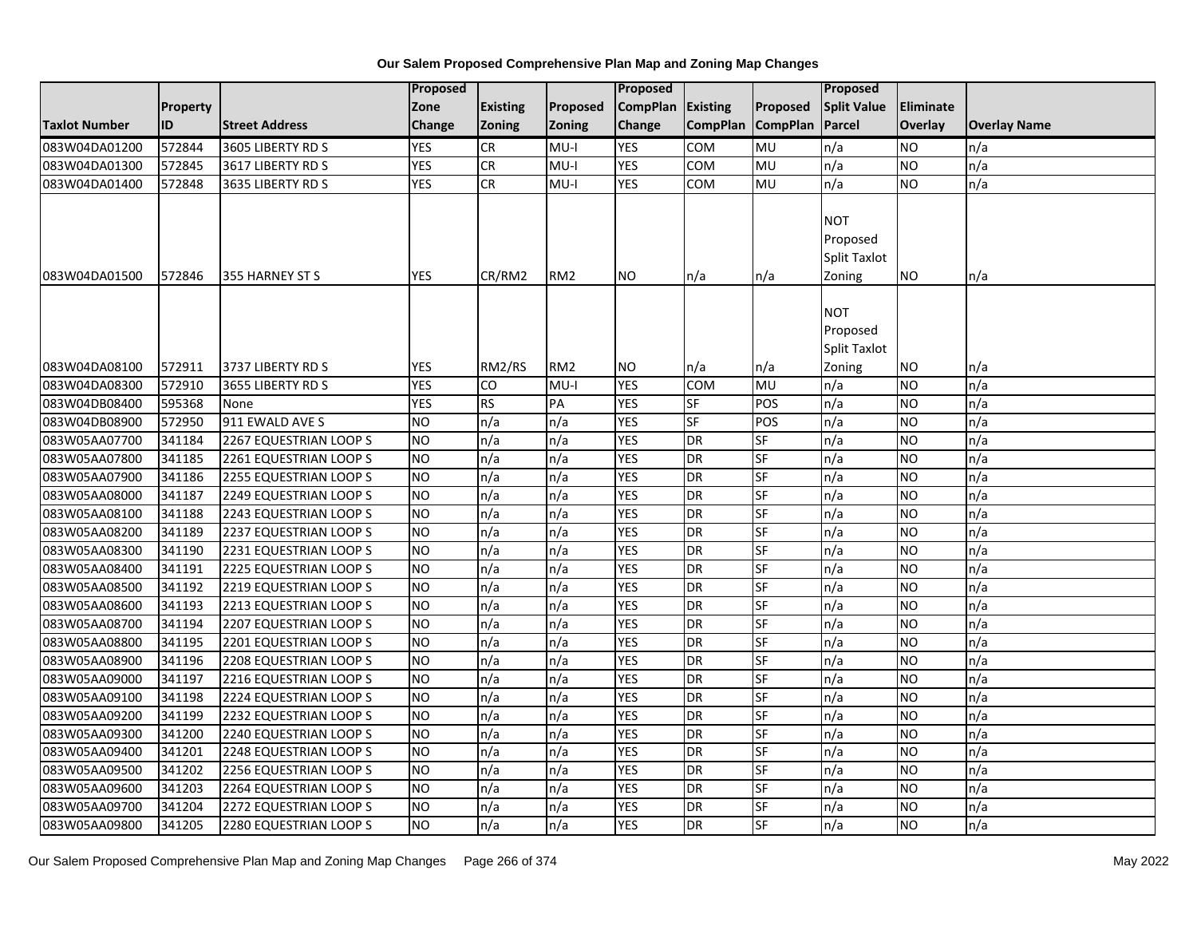# Our Salem Proposed Comprehensive Plan Map and Zoning Map Changes

| Taxlot Number | Property ID | Street Address | Proposed Zone Change | Existing Zoning | Proposed Zoning | Proposed CompPlan Change | Existing CompPlan | Proposed CompPlan | Proposed Split Value Parcel | Eliminate Overlay | Overlay Name |
|---|---|---|---|---|---|---|---|---|---|---|---|
| 083W04DA01200 | 572844 | 3605 LIBERTY RD S | YES | CR | MU-I | YES | COM | MU | n/a | NO | n/a |
| 083W04DA01300 | 572845 | 3617 LIBERTY RD S | YES | CR | MU-I | YES | COM | MU | n/a | NO | n/a |
| 083W04DA01400 | 572848 | 3635 LIBERTY RD S | YES | CR | MU-I | YES | COM | MU | n/a | NO | n/a |
| 083W04DA01500 | 572846 | 355 HARNEY ST S | YES | CR/RM2 | RM2 | NO | n/a | n/a | NOT Proposed Split Taxlot Zoning | NO | n/a |
| 083W04DA08100 | 572911 | 3737 LIBERTY RD S | YES | RM2/RS | RM2 | NO | n/a | n/a | NOT Proposed Split Taxlot Zoning | NO | n/a |
| 083W04DA08300 | 572910 | 3655 LIBERTY RD S | YES | CO | MU-I | YES | COM | MU | n/a | NO | n/a |
| 083W04DB08400 | 595368 | None | YES | RS | PA | YES | SF | POS | n/a | NO | n/a |
| 083W04DB08900 | 572950 | 911 EWALD AVE S | NO | n/a | n/a | YES | SF | POS | n/a | NO | n/a |
| 083W05AA07700 | 341184 | 2267 EQUESTRIAN LOOP S | NO | n/a | n/a | YES | DR | SF | n/a | NO | n/a |
| 083W05AA07800 | 341185 | 2261 EQUESTRIAN LOOP S | NO | n/a | n/a | YES | DR | SF | n/a | NO | n/a |
| 083W05AA07900 | 341186 | 2255 EQUESTRIAN LOOP S | NO | n/a | n/a | YES | DR | SF | n/a | NO | n/a |
| 083W05AA08000 | 341187 | 2249 EQUESTRIAN LOOP S | NO | n/a | n/a | YES | DR | SF | n/a | NO | n/a |
| 083W05AA08100 | 341188 | 2243 EQUESTRIAN LOOP S | NO | n/a | n/a | YES | DR | SF | n/a | NO | n/a |
| 083W05AA08200 | 341189 | 2237 EQUESTRIAN LOOP S | NO | n/a | n/a | YES | DR | SF | n/a | NO | n/a |
| 083W05AA08300 | 341190 | 2231 EQUESTRIAN LOOP S | NO | n/a | n/a | YES | DR | SF | n/a | NO | n/a |
| 083W05AA08400 | 341191 | 2225 EQUESTRIAN LOOP S | NO | n/a | n/a | YES | DR | SF | n/a | NO | n/a |
| 083W05AA08500 | 341192 | 2219 EQUESTRIAN LOOP S | NO | n/a | n/a | YES | DR | SF | n/a | NO | n/a |
| 083W05AA08600 | 341193 | 2213 EQUESTRIAN LOOP S | NO | n/a | n/a | YES | DR | SF | n/a | NO | n/a |
| 083W05AA08700 | 341194 | 2207 EQUESTRIAN LOOP S | NO | n/a | n/a | YES | DR | SF | n/a | NO | n/a |
| 083W05AA08800 | 341195 | 2201 EQUESTRIAN LOOP S | NO | n/a | n/a | YES | DR | SF | n/a | NO | n/a |
| 083W05AA08900 | 341196 | 2208 EQUESTRIAN LOOP S | NO | n/a | n/a | YES | DR | SF | n/a | NO | n/a |
| 083W05AA09000 | 341197 | 2216 EQUESTRIAN LOOP S | NO | n/a | n/a | YES | DR | SF | n/a | NO | n/a |
| 083W05AA09100 | 341198 | 2224 EQUESTRIAN LOOP S | NO | n/a | n/a | YES | DR | SF | n/a | NO | n/a |
| 083W05AA09200 | 341199 | 2232 EQUESTRIAN LOOP S | NO | n/a | n/a | YES | DR | SF | n/a | NO | n/a |
| 083W05AA09300 | 341200 | 2240 EQUESTRIAN LOOP S | NO | n/a | n/a | YES | DR | SF | n/a | NO | n/a |
| 083W05AA09400 | 341201 | 2248 EQUESTRIAN LOOP S | NO | n/a | n/a | YES | DR | SF | n/a | NO | n/a |
| 083W05AA09500 | 341202 | 2256 EQUESTRIAN LOOP S | NO | n/a | n/a | YES | DR | SF | n/a | NO | n/a |
| 083W05AA09600 | 341203 | 2264 EQUESTRIAN LOOP S | NO | n/a | n/a | YES | DR | SF | n/a | NO | n/a |
| 083W05AA09700 | 341204 | 2272 EQUESTRIAN LOOP S | NO | n/a | n/a | YES | DR | SF | n/a | NO | n/a |
| 083W05AA09800 | 341205 | 2280 EQUESTRIAN LOOP S | NO | n/a | n/a | YES | DR | SF | n/a | NO | n/a |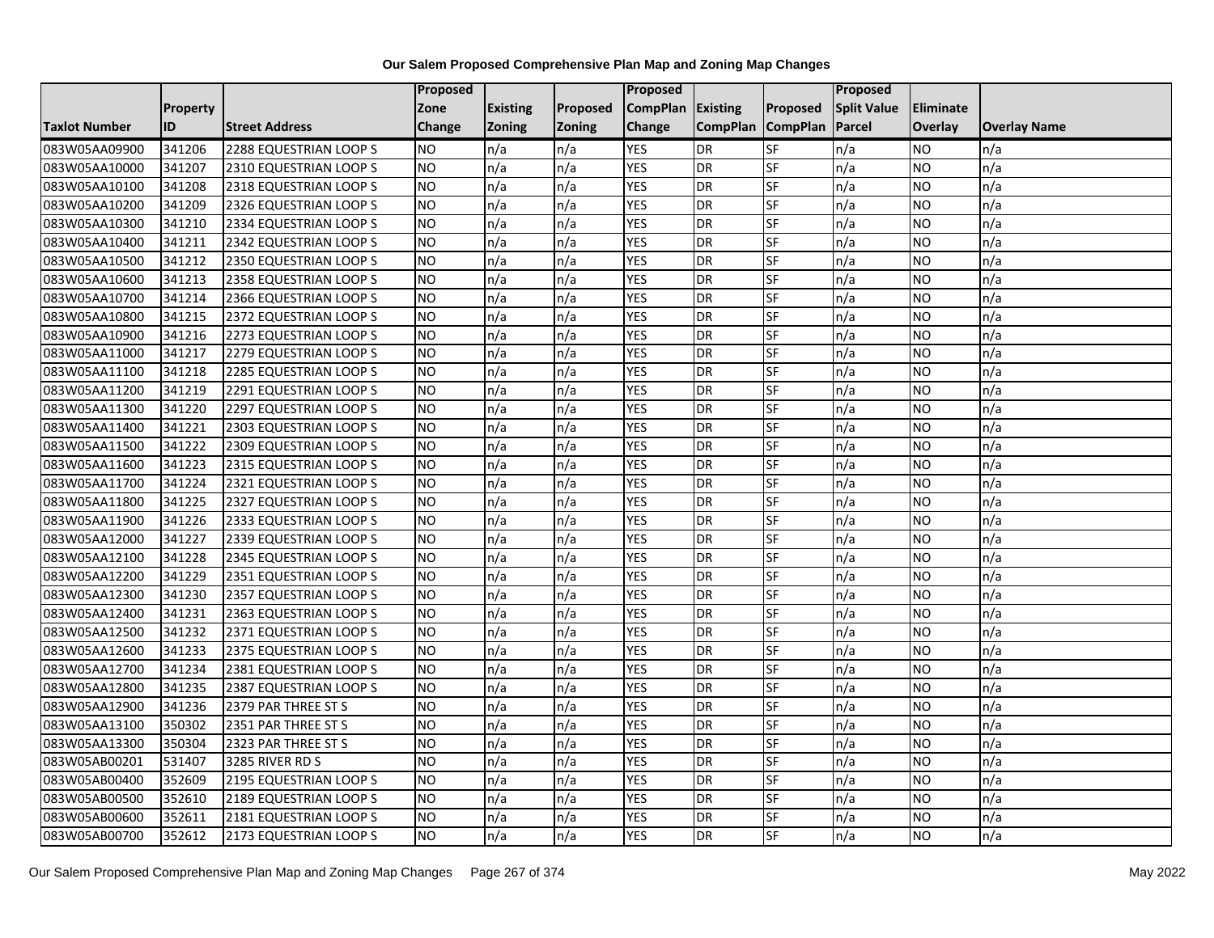**Our Salem Proposed Comprehensive Plan Map and Zoning Map Changes**

| Taxlot Number | Property ID | Street Address | Proposed Zone Change | Existing Zoning | Proposed Zoning | Proposed CompPlan Change | Existing CompPlan | Proposed CompPlan | Proposed Split Value Parcel | Eliminate Overlay | Overlay Name |
|---|---|---|---|---|---|---|---|---|---|---|---|
| 083W05AA09900 | 341206 | 2288 EQUESTRIAN LOOP S | NO | n/a | n/a | YES | DR | SF | n/a | NO | n/a |
| 083W05AA10000 | 341207 | 2310 EQUESTRIAN LOOP S | NO | n/a | n/a | YES | DR | SF | n/a | NO | n/a |
| 083W05AA10100 | 341208 | 2318 EQUESTRIAN LOOP S | NO | n/a | n/a | YES | DR | SF | n/a | NO | n/a |
| 083W05AA10200 | 341209 | 2326 EQUESTRIAN LOOP S | NO | n/a | n/a | YES | DR | SF | n/a | NO | n/a |
| 083W05AA10300 | 341210 | 2334 EQUESTRIAN LOOP S | NO | n/a | n/a | YES | DR | SF | n/a | NO | n/a |
| 083W05AA10400 | 341211 | 2342 EQUESTRIAN LOOP S | NO | n/a | n/a | YES | DR | SF | n/a | NO | n/a |
| 083W05AA10500 | 341212 | 2350 EQUESTRIAN LOOP S | NO | n/a | n/a | YES | DR | SF | n/a | NO | n/a |
| 083W05AA10600 | 341213 | 2358 EQUESTRIAN LOOP S | NO | n/a | n/a | YES | DR | SF | n/a | NO | n/a |
| 083W05AA10700 | 341214 | 2366 EQUESTRIAN LOOP S | NO | n/a | n/a | YES | DR | SF | n/a | NO | n/a |
| 083W05AA10800 | 341215 | 2372 EQUESTRIAN LOOP S | NO | n/a | n/a | YES | DR | SF | n/a | NO | n/a |
| 083W05AA10900 | 341216 | 2273 EQUESTRIAN LOOP S | NO | n/a | n/a | YES | DR | SF | n/a | NO | n/a |
| 083W05AA11000 | 341217 | 2279 EQUESTRIAN LOOP S | NO | n/a | n/a | YES | DR | SF | n/a | NO | n/a |
| 083W05AA11100 | 341218 | 2285 EQUESTRIAN LOOP S | NO | n/a | n/a | YES | DR | SF | n/a | NO | n/a |
| 083W05AA11200 | 341219 | 2291 EQUESTRIAN LOOP S | NO | n/a | n/a | YES | DR | SF | n/a | NO | n/a |
| 083W05AA11300 | 341220 | 2297 EQUESTRIAN LOOP S | NO | n/a | n/a | YES | DR | SF | n/a | NO | n/a |
| 083W05AA11400 | 341221 | 2303 EQUESTRIAN LOOP S | NO | n/a | n/a | YES | DR | SF | n/a | NO | n/a |
| 083W05AA11500 | 341222 | 2309 EQUESTRIAN LOOP S | NO | n/a | n/a | YES | DR | SF | n/a | NO | n/a |
| 083W05AA11600 | 341223 | 2315 EQUESTRIAN LOOP S | NO | n/a | n/a | YES | DR | SF | n/a | NO | n/a |
| 083W05AA11700 | 341224 | 2321 EQUESTRIAN LOOP S | NO | n/a | n/a | YES | DR | SF | n/a | NO | n/a |
| 083W05AA11800 | 341225 | 2327 EQUESTRIAN LOOP S | NO | n/a | n/a | YES | DR | SF | n/a | NO | n/a |
| 083W05AA11900 | 341226 | 2333 EQUESTRIAN LOOP S | NO | n/a | n/a | YES | DR | SF | n/a | NO | n/a |
| 083W05AA12000 | 341227 | 2339 EQUESTRIAN LOOP S | NO | n/a | n/a | YES | DR | SF | n/a | NO | n/a |
| 083W05AA12100 | 341228 | 2345 EQUESTRIAN LOOP S | NO | n/a | n/a | YES | DR | SF | n/a | NO | n/a |
| 083W05AA12200 | 341229 | 2351 EQUESTRIAN LOOP S | NO | n/a | n/a | YES | DR | SF | n/a | NO | n/a |
| 083W05AA12300 | 341230 | 2357 EQUESTRIAN LOOP S | NO | n/a | n/a | YES | DR | SF | n/a | NO | n/a |
| 083W05AA12400 | 341231 | 2363 EQUESTRIAN LOOP S | NO | n/a | n/a | YES | DR | SF | n/a | NO | n/a |
| 083W05AA12500 | 341232 | 2371 EQUESTRIAN LOOP S | NO | n/a | n/a | YES | DR | SF | n/a | NO | n/a |
| 083W05AA12600 | 341233 | 2375 EQUESTRIAN LOOP S | NO | n/a | n/a | YES | DR | SF | n/a | NO | n/a |
| 083W05AA12700 | 341234 | 2381 EQUESTRIAN LOOP S | NO | n/a | n/a | YES | DR | SF | n/a | NO | n/a |
| 083W05AA12800 | 341235 | 2387 EQUESTRIAN LOOP S | NO | n/a | n/a | YES | DR | SF | n/a | NO | n/a |
| 083W05AA12900 | 341236 | 2379 PAR THREE ST S | NO | n/a | n/a | YES | DR | SF | n/a | NO | n/a |
| 083W05AA13100 | 350302 | 2351 PAR THREE ST S | NO | n/a | n/a | YES | DR | SF | n/a | NO | n/a |
| 083W05AA13300 | 350304 | 2323 PAR THREE ST S | NO | n/a | n/a | YES | DR | SF | n/a | NO | n/a |
| 083W05AB00201 | 531407 | 3285 RIVER RD S | NO | n/a | n/a | YES | DR | SF | n/a | NO | n/a |
| 083W05AB00400 | 352609 | 2195 EQUESTRIAN LOOP S | NO | n/a | n/a | YES | DR | SF | n/a | NO | n/a |
| 083W05AB00500 | 352610 | 2189 EQUESTRIAN LOOP S | NO | n/a | n/a | YES | DR | SF | n/a | NO | n/a |
| 083W05AB00600 | 352611 | 2181 EQUESTRIAN LOOP S | NO | n/a | n/a | YES | DR | SF | n/a | NO | n/a |
| 083W05AB00700 | 352612 | 2173 EQUESTRIAN LOOP S | NO | n/a | n/a | YES | DR | SF | n/a | NO | n/a |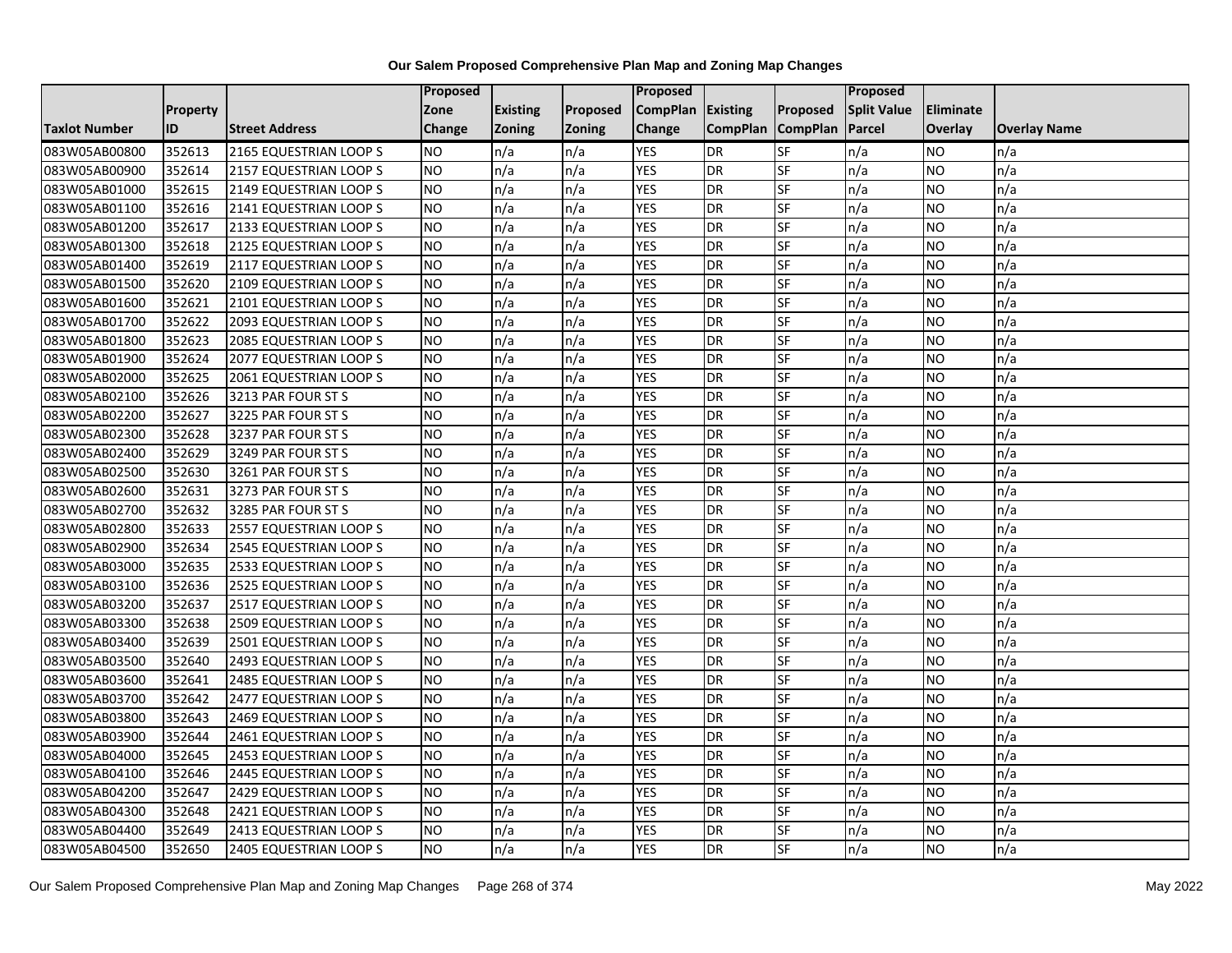# Our Salem Proposed Comprehensive Plan Map and Zoning Map Changes

| Taxlot Number | Property ID | Street Address | Proposed Zone Change | Existing Zoning | Proposed Zoning | Proposed CompPlan Change | Existing CompPlan | Proposed CompPlan | Proposed Split Value Parcel | Eliminate Overlay | Overlay Name |
|---|---|---|---|---|---|---|---|---|---|---|---|
| 083W05AB00800 | 352613 | 2165 EQUESTRIAN LOOP S | NO | n/a | n/a | YES | DR | SF | n/a | NO | n/a |
| 083W05AB00900 | 352614 | 2157 EQUESTRIAN LOOP S | NO | n/a | n/a | YES | DR | SF | n/a | NO | n/a |
| 083W05AB01000 | 352615 | 2149 EQUESTRIAN LOOP S | NO | n/a | n/a | YES | DR | SF | n/a | NO | n/a |
| 083W05AB01100 | 352616 | 2141 EQUESTRIAN LOOP S | NO | n/a | n/a | YES | DR | SF | n/a | NO | n/a |
| 083W05AB01200 | 352617 | 2133 EQUESTRIAN LOOP S | NO | n/a | n/a | YES | DR | SF | n/a | NO | n/a |
| 083W05AB01300 | 352618 | 2125 EQUESTRIAN LOOP S | NO | n/a | n/a | YES | DR | SF | n/a | NO | n/a |
| 083W05AB01400 | 352619 | 2117 EQUESTRIAN LOOP S | NO | n/a | n/a | YES | DR | SF | n/a | NO | n/a |
| 083W05AB01500 | 352620 | 2109 EQUESTRIAN LOOP S | NO | n/a | n/a | YES | DR | SF | n/a | NO | n/a |
| 083W05AB01600 | 352621 | 2101 EQUESTRIAN LOOP S | NO | n/a | n/a | YES | DR | SF | n/a | NO | n/a |
| 083W05AB01700 | 352622 | 2093 EQUESTRIAN LOOP S | NO | n/a | n/a | YES | DR | SF | n/a | NO | n/a |
| 083W05AB01800 | 352623 | 2085 EQUESTRIAN LOOP S | NO | n/a | n/a | YES | DR | SF | n/a | NO | n/a |
| 083W05AB01900 | 352624 | 2077 EQUESTRIAN LOOP S | NO | n/a | n/a | YES | DR | SF | n/a | NO | n/a |
| 083W05AB02000 | 352625 | 2061 EQUESTRIAN LOOP S | NO | n/a | n/a | YES | DR | SF | n/a | NO | n/a |
| 083W05AB02100 | 352626 | 3213 PAR FOUR ST S | NO | n/a | n/a | YES | DR | SF | n/a | NO | n/a |
| 083W05AB02200 | 352627 | 3225 PAR FOUR ST S | NO | n/a | n/a | YES | DR | SF | n/a | NO | n/a |
| 083W05AB02300 | 352628 | 3237 PAR FOUR ST S | NO | n/a | n/a | YES | DR | SF | n/a | NO | n/a |
| 083W05AB02400 | 352629 | 3249 PAR FOUR ST S | NO | n/a | n/a | YES | DR | SF | n/a | NO | n/a |
| 083W05AB02500 | 352630 | 3261 PAR FOUR ST S | NO | n/a | n/a | YES | DR | SF | n/a | NO | n/a |
| 083W05AB02600 | 352631 | 3273 PAR FOUR ST S | NO | n/a | n/a | YES | DR | SF | n/a | NO | n/a |
| 083W05AB02700 | 352632 | 3285 PAR FOUR ST S | NO | n/a | n/a | YES | DR | SF | n/a | NO | n/a |
| 083W05AB02800 | 352633 | 2557 EQUESTRIAN LOOP S | NO | n/a | n/a | YES | DR | SF | n/a | NO | n/a |
| 083W05AB02900 | 352634 | 2545 EQUESTRIAN LOOP S | NO | n/a | n/a | YES | DR | SF | n/a | NO | n/a |
| 083W05AB03000 | 352635 | 2533 EQUESTRIAN LOOP S | NO | n/a | n/a | YES | DR | SF | n/a | NO | n/a |
| 083W05AB03100 | 352636 | 2525 EQUESTRIAN LOOP S | NO | n/a | n/a | YES | DR | SF | n/a | NO | n/a |
| 083W05AB03200 | 352637 | 2517 EQUESTRIAN LOOP S | NO | n/a | n/a | YES | DR | SF | n/a | NO | n/a |
| 083W05AB03300 | 352638 | 2509 EQUESTRIAN LOOP S | NO | n/a | n/a | YES | DR | SF | n/a | NO | n/a |
| 083W05AB03400 | 352639 | 2501 EQUESTRIAN LOOP S | NO | n/a | n/a | YES | DR | SF | n/a | NO | n/a |
| 083W05AB03500 | 352640 | 2493 EQUESTRIAN LOOP S | NO | n/a | n/a | YES | DR | SF | n/a | NO | n/a |
| 083W05AB03600 | 352641 | 2485 EQUESTRIAN LOOP S | NO | n/a | n/a | YES | DR | SF | n/a | NO | n/a |
| 083W05AB03700 | 352642 | 2477 EQUESTRIAN LOOP S | NO | n/a | n/a | YES | DR | SF | n/a | NO | n/a |
| 083W05AB03800 | 352643 | 2469 EQUESTRIAN LOOP S | NO | n/a | n/a | YES | DR | SF | n/a | NO | n/a |
| 083W05AB03900 | 352644 | 2461 EQUESTRIAN LOOP S | NO | n/a | n/a | YES | DR | SF | n/a | NO | n/a |
| 083W05AB04000 | 352645 | 2453 EQUESTRIAN LOOP S | NO | n/a | n/a | YES | DR | SF | n/a | NO | n/a |
| 083W05AB04100 | 352646 | 2445 EQUESTRIAN LOOP S | NO | n/a | n/a | YES | DR | SF | n/a | NO | n/a |
| 083W05AB04200 | 352647 | 2429 EQUESTRIAN LOOP S | NO | n/a | n/a | YES | DR | SF | n/a | NO | n/a |
| 083W05AB04300 | 352648 | 2421 EQUESTRIAN LOOP S | NO | n/a | n/a | YES | DR | SF | n/a | NO | n/a |
| 083W05AB04400 | 352649 | 2413 EQUESTRIAN LOOP S | NO | n/a | n/a | YES | DR | SF | n/a | NO | n/a |
| 083W05AB04500 | 352650 | 2405 EQUESTRIAN LOOP S | NO | n/a | n/a | YES | DR | SF | n/a | NO | n/a |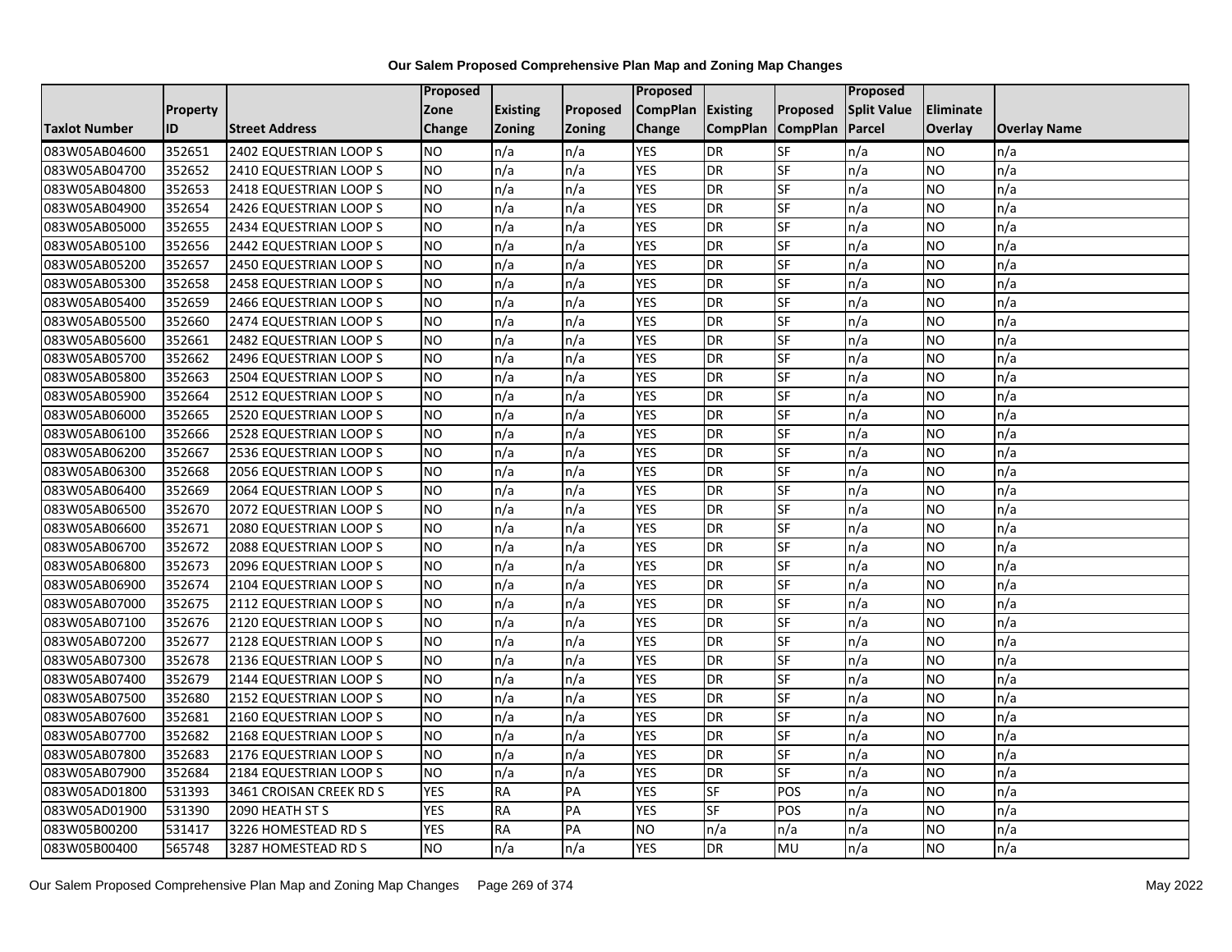# Our Salem Proposed Comprehensive Plan Map and Zoning Map Changes

| Taxlot Number | Property ID | Street Address | Proposed Zone Change | Existing Zoning | Proposed Zoning | Proposed CompPlan Change | Existing CompPlan | Proposed CompPlan | Proposed Split Value Parcel | Eliminate Overlay | Overlay Name |
|---|---|---|---|---|---|---|---|---|---|---|---|
| 083W05AB04600 | 352651 | 2402 EQUESTRIAN LOOP S | NO | n/a | n/a | YES | DR | SF | n/a | NO | n/a |
| 083W05AB04700 | 352652 | 2410 EQUESTRIAN LOOP S | NO | n/a | n/a | YES | DR | SF | n/a | NO | n/a |
| 083W05AB04800 | 352653 | 2418 EQUESTRIAN LOOP S | NO | n/a | n/a | YES | DR | SF | n/a | NO | n/a |
| 083W05AB04900 | 352654 | 2426 EQUESTRIAN LOOP S | NO | n/a | n/a | YES | DR | SF | n/a | NO | n/a |
| 083W05AB05000 | 352655 | 2434 EQUESTRIAN LOOP S | NO | n/a | n/a | YES | DR | SF | n/a | NO | n/a |
| 083W05AB05100 | 352656 | 2442 EQUESTRIAN LOOP S | NO | n/a | n/a | YES | DR | SF | n/a | NO | n/a |
| 083W05AB05200 | 352657 | 2450 EQUESTRIAN LOOP S | NO | n/a | n/a | YES | DR | SF | n/a | NO | n/a |
| 083W05AB05300 | 352658 | 2458 EQUESTRIAN LOOP S | NO | n/a | n/a | YES | DR | SF | n/a | NO | n/a |
| 083W05AB05400 | 352659 | 2466 EQUESTRIAN LOOP S | NO | n/a | n/a | YES | DR | SF | n/a | NO | n/a |
| 083W05AB05500 | 352660 | 2474 EQUESTRIAN LOOP S | NO | n/a | n/a | YES | DR | SF | n/a | NO | n/a |
| 083W05AB05600 | 352661 | 2482 EQUESTRIAN LOOP S | NO | n/a | n/a | YES | DR | SF | n/a | NO | n/a |
| 083W05AB05700 | 352662 | 2496 EQUESTRIAN LOOP S | NO | n/a | n/a | YES | DR | SF | n/a | NO | n/a |
| 083W05AB05800 | 352663 | 2504 EQUESTRIAN LOOP S | NO | n/a | n/a | YES | DR | SF | n/a | NO | n/a |
| 083W05AB05900 | 352664 | 2512 EQUESTRIAN LOOP S | NO | n/a | n/a | YES | DR | SF | n/a | NO | n/a |
| 083W05AB06000 | 352665 | 2520 EQUESTRIAN LOOP S | NO | n/a | n/a | YES | DR | SF | n/a | NO | n/a |
| 083W05AB06100 | 352666 | 2528 EQUESTRIAN LOOP S | NO | n/a | n/a | YES | DR | SF | n/a | NO | n/a |
| 083W05AB06200 | 352667 | 2536 EQUESTRIAN LOOP S | NO | n/a | n/a | YES | DR | SF | n/a | NO | n/a |
| 083W05AB06300 | 352668 | 2056 EQUESTRIAN LOOP S | NO | n/a | n/a | YES | DR | SF | n/a | NO | n/a |
| 083W05AB06400 | 352669 | 2064 EQUESTRIAN LOOP S | NO | n/a | n/a | YES | DR | SF | n/a | NO | n/a |
| 083W05AB06500 | 352670 | 2072 EQUESTRIAN LOOP S | NO | n/a | n/a | YES | DR | SF | n/a | NO | n/a |
| 083W05AB06600 | 352671 | 2080 EQUESTRIAN LOOP S | NO | n/a | n/a | YES | DR | SF | n/a | NO | n/a |
| 083W05AB06700 | 352672 | 2088 EQUESTRIAN LOOP S | NO | n/a | n/a | YES | DR | SF | n/a | NO | n/a |
| 083W05AB06800 | 352673 | 2096 EQUESTRIAN LOOP S | NO | n/a | n/a | YES | DR | SF | n/a | NO | n/a |
| 083W05AB06900 | 352674 | 2104 EQUESTRIAN LOOP S | NO | n/a | n/a | YES | DR | SF | n/a | NO | n/a |
| 083W05AB07000 | 352675 | 2112 EQUESTRIAN LOOP S | NO | n/a | n/a | YES | DR | SF | n/a | NO | n/a |
| 083W05AB07100 | 352676 | 2120 EQUESTRIAN LOOP S | NO | n/a | n/a | YES | DR | SF | n/a | NO | n/a |
| 083W05AB07200 | 352677 | 2128 EQUESTRIAN LOOP S | NO | n/a | n/a | YES | DR | SF | n/a | NO | n/a |
| 083W05AB07300 | 352678 | 2136 EQUESTRIAN LOOP S | NO | n/a | n/a | YES | DR | SF | n/a | NO | n/a |
| 083W05AB07400 | 352679 | 2144 EQUESTRIAN LOOP S | NO | n/a | n/a | YES | DR | SF | n/a | NO | n/a |
| 083W05AB07500 | 352680 | 2152 EQUESTRIAN LOOP S | NO | n/a | n/a | YES | DR | SF | n/a | NO | n/a |
| 083W05AB07600 | 352681 | 2160 EQUESTRIAN LOOP S | NO | n/a | n/a | YES | DR | SF | n/a | NO | n/a |
| 083W05AB07700 | 352682 | 2168 EQUESTRIAN LOOP S | NO | n/a | n/a | YES | DR | SF | n/a | NO | n/a |
| 083W05AB07800 | 352683 | 2176 EQUESTRIAN LOOP S | NO | n/a | n/a | YES | DR | SF | n/a | NO | n/a |
| 083W05AB07900 | 352684 | 2184 EQUESTRIAN LOOP S | NO | n/a | n/a | YES | DR | SF | n/a | NO | n/a |
| 083W05AD01800 | 531393 | 3461 CROISAN CREEK RD S | YES | RA | PA | YES | SF | POS | n/a | NO | n/a |
| 083W05AD01900 | 531390 | 2090 HEATH ST S | YES | RA | PA | YES | SF | POS | n/a | NO | n/a |
| 083W05B00200 | 531417 | 3226 HOMESTEAD RD S | YES | RA | PA | NO | n/a | n/a | n/a | NO | n/a |
| 083W05B00400 | 565748 | 3287 HOMESTEAD RD S | NO | n/a | n/a | YES | DR | MU | n/a | NO | n/a |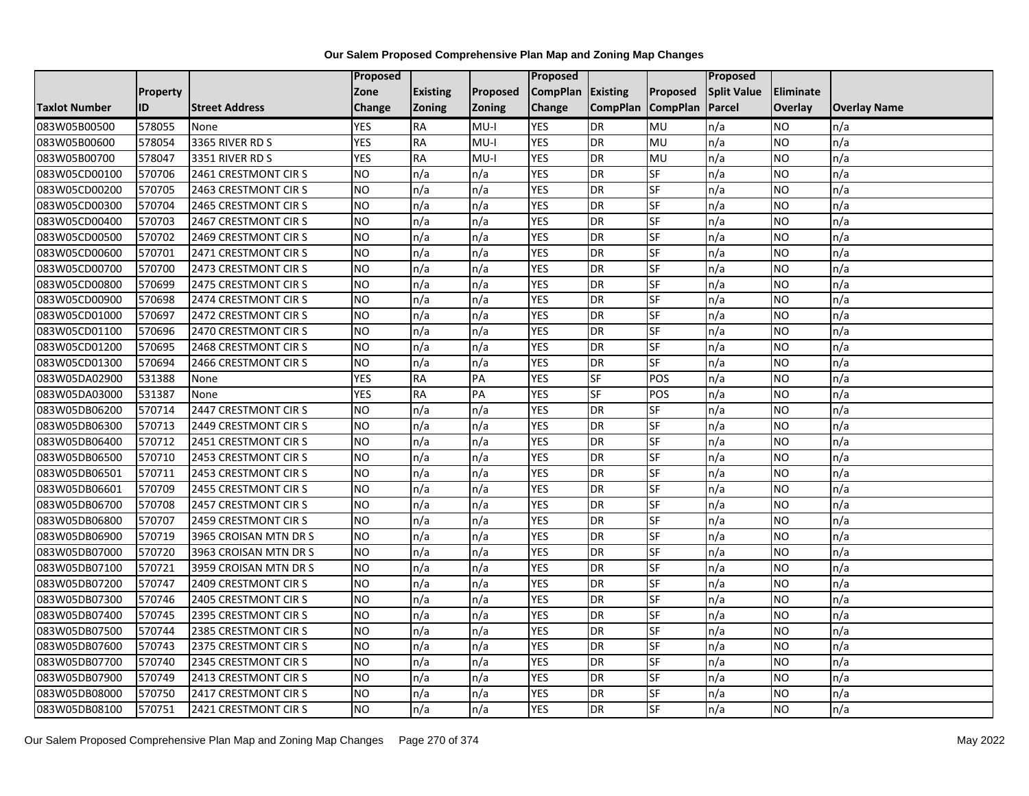# Our Salem Proposed Comprehensive Plan Map and Zoning Map Changes

| Taxlot Number | Property ID | Street Address | Proposed Zone Change | Existing Zoning | Proposed Zoning | Proposed CompPlan Change | Existing CompPlan | Proposed CompPlan | Proposed Split Value Parcel | Eliminate Overlay | Overlay Name |
|---|---|---|---|---|---|---|---|---|---|---|---|
| 083W05B00500 | 578055 | None | YES | RA | MU-I | YES | DR | MU | n/a | NO | n/a |
| 083W05B00600 | 578054 | 3365 RIVER RD S | YES | RA | MU-I | YES | DR | MU | n/a | NO | n/a |
| 083W05B00700 | 578047 | 3351 RIVER RD S | YES | RA | MU-I | YES | DR | MU | n/a | NO | n/a |
| 083W05CD00100 | 570706 | 2461 CRESTMONT CIR S | NO | n/a | n/a | YES | DR | SF | n/a | NO | n/a |
| 083W05CD00200 | 570705 | 2463 CRESTMONT CIR S | NO | n/a | n/a | YES | DR | SF | n/a | NO | n/a |
| 083W05CD00300 | 570704 | 2465 CRESTMONT CIR S | NO | n/a | n/a | YES | DR | SF | n/a | NO | n/a |
| 083W05CD00400 | 570703 | 2467 CRESTMONT CIR S | NO | n/a | n/a | YES | DR | SF | n/a | NO | n/a |
| 083W05CD00500 | 570702 | 2469 CRESTMONT CIR S | NO | n/a | n/a | YES | DR | SF | n/a | NO | n/a |
| 083W05CD00600 | 570701 | 2471 CRESTMONT CIR S | NO | n/a | n/a | YES | DR | SF | n/a | NO | n/a |
| 083W05CD00700 | 570700 | 2473 CRESTMONT CIR S | NO | n/a | n/a | YES | DR | SF | n/a | NO | n/a |
| 083W05CD00800 | 570699 | 2475 CRESTMONT CIR S | NO | n/a | n/a | YES | DR | SF | n/a | NO | n/a |
| 083W05CD00900 | 570698 | 2474 CRESTMONT CIR S | NO | n/a | n/a | YES | DR | SF | n/a | NO | n/a |
| 083W05CD01000 | 570697 | 2472 CRESTMONT CIR S | NO | n/a | n/a | YES | DR | SF | n/a | NO | n/a |
| 083W05CD01100 | 570696 | 2470 CRESTMONT CIR S | NO | n/a | n/a | YES | DR | SF | n/a | NO | n/a |
| 083W05CD01200 | 570695 | 2468 CRESTMONT CIR S | NO | n/a | n/a | YES | DR | SF | n/a | NO | n/a |
| 083W05CD01300 | 570694 | 2466 CRESTMONT CIR S | NO | n/a | n/a | YES | DR | SF | n/a | NO | n/a |
| 083W05DA02900 | 531388 | None | YES | RA | PA | YES | SF | POS | n/a | NO | n/a |
| 083W05DA03000 | 531387 | None | YES | RA | PA | YES | SF | POS | n/a | NO | n/a |
| 083W05DB06200 | 570714 | 2447 CRESTMONT CIR S | NO | n/a | n/a | YES | DR | SF | n/a | NO | n/a |
| 083W05DB06300 | 570713 | 2449 CRESTMONT CIR S | NO | n/a | n/a | YES | DR | SF | n/a | NO | n/a |
| 083W05DB06400 | 570712 | 2451 CRESTMONT CIR S | NO | n/a | n/a | YES | DR | SF | n/a | NO | n/a |
| 083W05DB06500 | 570710 | 2453 CRESTMONT CIR S | NO | n/a | n/a | YES | DR | SF | n/a | NO | n/a |
| 083W05DB06501 | 570711 | 2453 CRESTMONT CIR S | NO | n/a | n/a | YES | DR | SF | n/a | NO | n/a |
| 083W05DB06601 | 570709 | 2455 CRESTMONT CIR S | NO | n/a | n/a | YES | DR | SF | n/a | NO | n/a |
| 083W05DB06700 | 570708 | 2457 CRESTMONT CIR S | NO | n/a | n/a | YES | DR | SF | n/a | NO | n/a |
| 083W05DB06800 | 570707 | 2459 CRESTMONT CIR S | NO | n/a | n/a | YES | DR | SF | n/a | NO | n/a |
| 083W05DB06900 | 570719 | 3965 CROISAN MTN DR S | NO | n/a | n/a | YES | DR | SF | n/a | NO | n/a |
| 083W05DB07000 | 570720 | 3963 CROISAN MTN DR S | NO | n/a | n/a | YES | DR | SF | n/a | NO | n/a |
| 083W05DB07100 | 570721 | 3959 CROISAN MTN DR S | NO | n/a | n/a | YES | DR | SF | n/a | NO | n/a |
| 083W05DB07200 | 570747 | 2409 CRESTMONT CIR S | NO | n/a | n/a | YES | DR | SF | n/a | NO | n/a |
| 083W05DB07300 | 570746 | 2405 CRESTMONT CIR S | NO | n/a | n/a | YES | DR | SF | n/a | NO | n/a |
| 083W05DB07400 | 570745 | 2395 CRESTMONT CIR S | NO | n/a | n/a | YES | DR | SF | n/a | NO | n/a |
| 083W05DB07500 | 570744 | 2385 CRESTMONT CIR S | NO | n/a | n/a | YES | DR | SF | n/a | NO | n/a |
| 083W05DB07600 | 570743 | 2375 CRESTMONT CIR S | NO | n/a | n/a | YES | DR | SF | n/a | NO | n/a |
| 083W05DB07700 | 570740 | 2345 CRESTMONT CIR S | NO | n/a | n/a | YES | DR | SF | n/a | NO | n/a |
| 083W05DB07900 | 570749 | 2413 CRESTMONT CIR S | NO | n/a | n/a | YES | DR | SF | n/a | NO | n/a |
| 083W05DB08000 | 570750 | 2417 CRESTMONT CIR S | NO | n/a | n/a | YES | DR | SF | n/a | NO | n/a |
| 083W05DB08100 | 570751 | 2421 CRESTMONT CIR S | NO | n/a | n/a | YES | DR | SF | n/a | NO | n/a |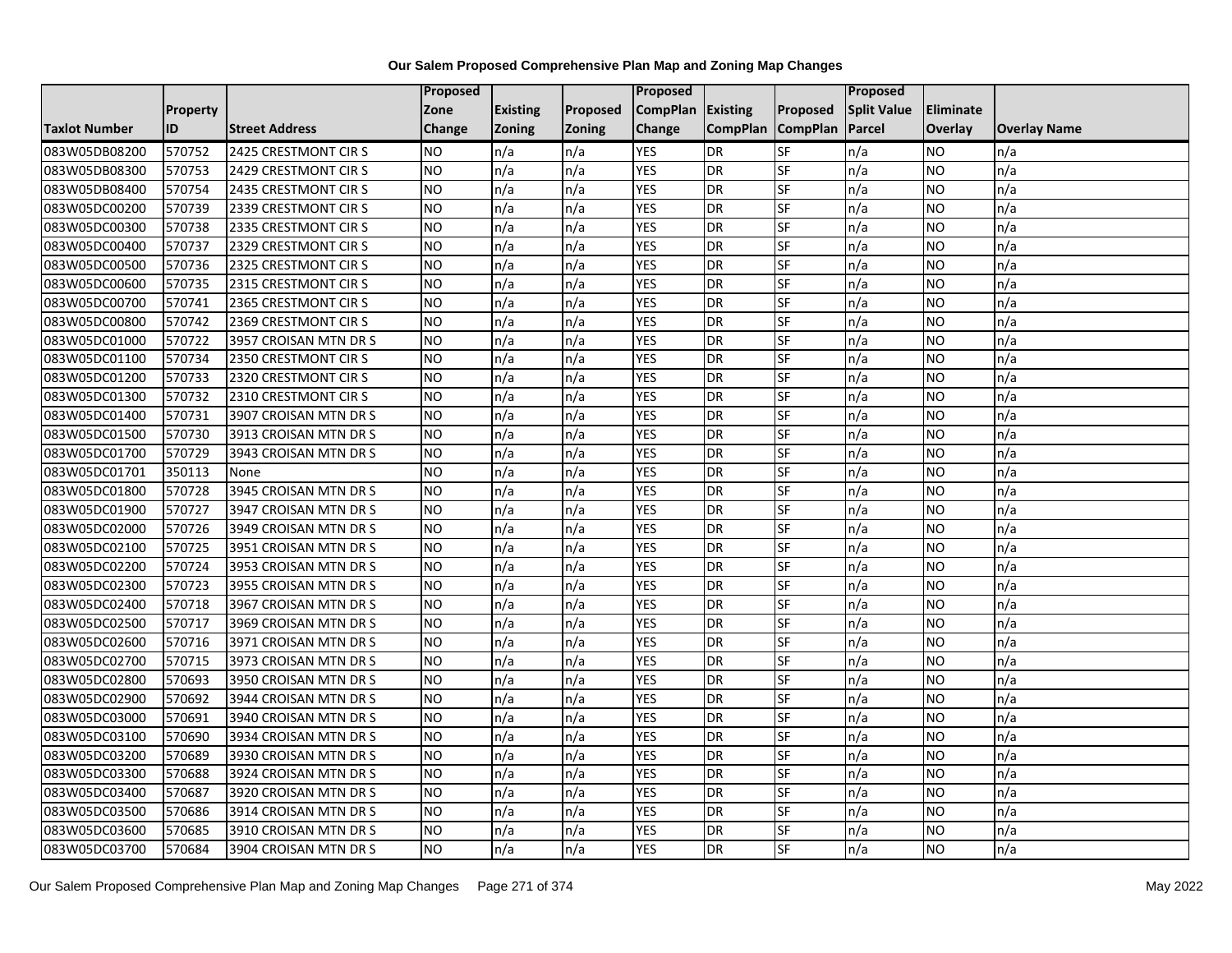# Our Salem Proposed Comprehensive Plan Map and Zoning Map Changes

| Taxlot Number | Property ID | Street Address | Proposed Zone Change | Existing Zoning | Proposed Zoning | Proposed CompPlan Change | Existing CompPlan | Proposed CompPlan | Proposed Split Value Parcel | Eliminate Overlay | Overlay Name |
|---|---|---|---|---|---|---|---|---|---|---|---|
| 083W05DB08200 | 570752 | 2425 CRESTMONT CIR S | NO | n/a | n/a | YES | DR | SF | n/a | NO | n/a |
| 083W05DB08300 | 570753 | 2429 CRESTMONT CIR S | NO | n/a | n/a | YES | DR | SF | n/a | NO | n/a |
| 083W05DB08400 | 570754 | 2435 CRESTMONT CIR S | NO | n/a | n/a | YES | DR | SF | n/a | NO | n/a |
| 083W05DC00200 | 570739 | 2339 CRESTMONT CIR S | NO | n/a | n/a | YES | DR | SF | n/a | NO | n/a |
| 083W05DC00300 | 570738 | 2335 CRESTMONT CIR S | NO | n/a | n/a | YES | DR | SF | n/a | NO | n/a |
| 083W05DC00400 | 570737 | 2329 CRESTMONT CIR S | NO | n/a | n/a | YES | DR | SF | n/a | NO | n/a |
| 083W05DC00500 | 570736 | 2325 CRESTMONT CIR S | NO | n/a | n/a | YES | DR | SF | n/a | NO | n/a |
| 083W05DC00600 | 570735 | 2315 CRESTMONT CIR S | NO | n/a | n/a | YES | DR | SF | n/a | NO | n/a |
| 083W05DC00700 | 570741 | 2365 CRESTMONT CIR S | NO | n/a | n/a | YES | DR | SF | n/a | NO | n/a |
| 083W05DC00800 | 570742 | 2369 CRESTMONT CIR S | NO | n/a | n/a | YES | DR | SF | n/a | NO | n/a |
| 083W05DC01000 | 570722 | 3957 CROISAN MTN DR S | NO | n/a | n/a | YES | DR | SF | n/a | NO | n/a |
| 083W05DC01100 | 570734 | 2350 CRESTMONT CIR S | NO | n/a | n/a | YES | DR | SF | n/a | NO | n/a |
| 083W05DC01200 | 570733 | 2320 CRESTMONT CIR S | NO | n/a | n/a | YES | DR | SF | n/a | NO | n/a |
| 083W05DC01300 | 570732 | 2310 CRESTMONT CIR S | NO | n/a | n/a | YES | DR | SF | n/a | NO | n/a |
| 083W05DC01400 | 570731 | 3907 CROISAN MTN DR S | NO | n/a | n/a | YES | DR | SF | n/a | NO | n/a |
| 083W05DC01500 | 570730 | 3913 CROISAN MTN DR S | NO | n/a | n/a | YES | DR | SF | n/a | NO | n/a |
| 083W05DC01700 | 570729 | 3943 CROISAN MTN DR S | NO | n/a | n/a | YES | DR | SF | n/a | NO | n/a |
| 083W05DC01701 | 350113 | None | NO | n/a | n/a | YES | DR | SF | n/a | NO | n/a |
| 083W05DC01800 | 570728 | 3945 CROISAN MTN DR S | NO | n/a | n/a | YES | DR | SF | n/a | NO | n/a |
| 083W05DC01900 | 570727 | 3947 CROISAN MTN DR S | NO | n/a | n/a | YES | DR | SF | n/a | NO | n/a |
| 083W05DC02000 | 570726 | 3949 CROISAN MTN DR S | NO | n/a | n/a | YES | DR | SF | n/a | NO | n/a |
| 083W05DC02100 | 570725 | 3951 CROISAN MTN DR S | NO | n/a | n/a | YES | DR | SF | n/a | NO | n/a |
| 083W05DC02200 | 570724 | 3953 CROISAN MTN DR S | NO | n/a | n/a | YES | DR | SF | n/a | NO | n/a |
| 083W05DC02300 | 570723 | 3955 CROISAN MTN DR S | NO | n/a | n/a | YES | DR | SF | n/a | NO | n/a |
| 083W05DC02400 | 570718 | 3967 CROISAN MTN DR S | NO | n/a | n/a | YES | DR | SF | n/a | NO | n/a |
| 083W05DC02500 | 570717 | 3969 CROISAN MTN DR S | NO | n/a | n/a | YES | DR | SF | n/a | NO | n/a |
| 083W05DC02600 | 570716 | 3971 CROISAN MTN DR S | NO | n/a | n/a | YES | DR | SF | n/a | NO | n/a |
| 083W05DC02700 | 570715 | 3973 CROISAN MTN DR S | NO | n/a | n/a | YES | DR | SF | n/a | NO | n/a |
| 083W05DC02800 | 570693 | 3950 CROISAN MTN DR S | NO | n/a | n/a | YES | DR | SF | n/a | NO | n/a |
| 083W05DC02900 | 570692 | 3944 CROISAN MTN DR S | NO | n/a | n/a | YES | DR | SF | n/a | NO | n/a |
| 083W05DC03000 | 570691 | 3940 CROISAN MTN DR S | NO | n/a | n/a | YES | DR | SF | n/a | NO | n/a |
| 083W05DC03100 | 570690 | 3934 CROISAN MTN DR S | NO | n/a | n/a | YES | DR | SF | n/a | NO | n/a |
| 083W05DC03200 | 570689 | 3930 CROISAN MTN DR S | NO | n/a | n/a | YES | DR | SF | n/a | NO | n/a |
| 083W05DC03300 | 570688 | 3924 CROISAN MTN DR S | NO | n/a | n/a | YES | DR | SF | n/a | NO | n/a |
| 083W05DC03400 | 570687 | 3920 CROISAN MTN DR S | NO | n/a | n/a | YES | DR | SF | n/a | NO | n/a |
| 083W05DC03500 | 570686 | 3914 CROISAN MTN DR S | NO | n/a | n/a | YES | DR | SF | n/a | NO | n/a |
| 083W05DC03600 | 570685 | 3910 CROISAN MTN DR S | NO | n/a | n/a | YES | DR | SF | n/a | NO | n/a |
| 083W05DC03700 | 570684 | 3904 CROISAN MTN DR S | NO | n/a | n/a | YES | DR | SF | n/a | NO | n/a |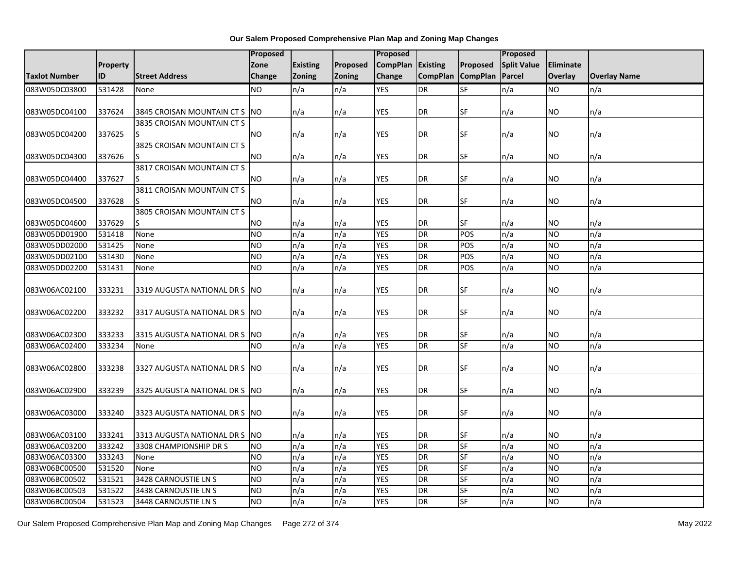# Our Salem Proposed Comprehensive Plan Map and Zoning Map Changes

| Taxlot Number | Property ID | Street Address | Proposed Zone Change | Existing Zoning | Proposed Zoning | Proposed CompPlan Change | Existing CompPlan | Proposed CompPlan | Proposed Split Value Parcel | Eliminate Overlay | Overlay Name |
|---|---|---|---|---|---|---|---|---|---|---|---|
| 083W05DC03800 | 531428 | None | NO | n/a | n/a | YES | DR | SF | n/a | NO | n/a |
| 083W05DC04100 | 337624 | 3845 CROISAN MOUNTAIN CT S | NO | n/a | n/a | YES | DR | SF | n/a | NO | n/a |
| 083W05DC04200 | 337625 | 3835 CROISAN MOUNTAIN CT S | NO | n/a | n/a | YES | DR | SF | n/a | NO | n/a |
| 083W05DC04300 | 337626 | 3825 CROISAN MOUNTAIN CT S | NO | n/a | n/a | YES | DR | SF | n/a | NO | n/a |
| 083W05DC04400 | 337627 | 3817 CROISAN MOUNTAIN CT S | NO | n/a | n/a | YES | DR | SF | n/a | NO | n/a |
| 083W05DC04500 | 337628 | 3811 CROISAN MOUNTAIN CT S | NO | n/a | n/a | YES | DR | SF | n/a | NO | n/a |
| 083W05DC04600 | 337629 | 3805 CROISAN MOUNTAIN CT S | NO | n/a | n/a | YES | DR | SF | n/a | NO | n/a |
| 083W05DD01900 | 531418 | None | NO | n/a | n/a | YES | DR | POS | n/a | NO | n/a |
| 083W05DD02000 | 531425 | None | NO | n/a | n/a | YES | DR | POS | n/a | NO | n/a |
| 083W05DD02100 | 531430 | None | NO | n/a | n/a | YES | DR | POS | n/a | NO | n/a |
| 083W05DD02200 | 531431 | None | NO | n/a | n/a | YES | DR | POS | n/a | NO | n/a |
| 083W06AC02100 | 333231 | 3319 AUGUSTA NATIONAL DR S | NO | n/a | n/a | YES | DR | SF | n/a | NO | n/a |
| 083W06AC02200 | 333232 | 3317 AUGUSTA NATIONAL DR S | NO | n/a | n/a | YES | DR | SF | n/a | NO | n/a |
| 083W06AC02300 | 333233 | 3315 AUGUSTA NATIONAL DR S | NO | n/a | n/a | YES | DR | SF | n/a | NO | n/a |
| 083W06AC02400 | 333234 | None | NO | n/a | n/a | YES | DR | SF | n/a | NO | n/a |
| 083W06AC02800 | 333238 | 3327 AUGUSTA NATIONAL DR S | NO | n/a | n/a | YES | DR | SF | n/a | NO | n/a |
| 083W06AC02900 | 333239 | 3325 AUGUSTA NATIONAL DR S | NO | n/a | n/a | YES | DR | SF | n/a | NO | n/a |
| 083W06AC03000 | 333240 | 3323 AUGUSTA NATIONAL DR S | NO | n/a | n/a | YES | DR | SF | n/a | NO | n/a |
| 083W06AC03100 | 333241 | 3313 AUGUSTA NATIONAL DR S | NO | n/a | n/a | YES | DR | SF | n/a | NO | n/a |
| 083W06AC03200 | 333242 | 3308 CHAMPIONSHIP DR S | NO | n/a | n/a | YES | DR | SF | n/a | NO | n/a |
| 083W06AC03300 | 333243 | None | NO | n/a | n/a | YES | DR | SF | n/a | NO | n/a |
| 083W06BC00500 | 531520 | None | NO | n/a | n/a | YES | DR | SF | n/a | NO | n/a |
| 083W06BC00502 | 531521 | 3428 CARNOUSTIE LN S | NO | n/a | n/a | YES | DR | SF | n/a | NO | n/a |
| 083W06BC00503 | 531522 | 3438 CARNOUSTIE LN S | NO | n/a | n/a | YES | DR | SF | n/a | NO | n/a |
| 083W06BC00504 | 531523 | 3448 CARNOUSTIE LN S | NO | n/a | n/a | YES | DR | SF | n/a | NO | n/a |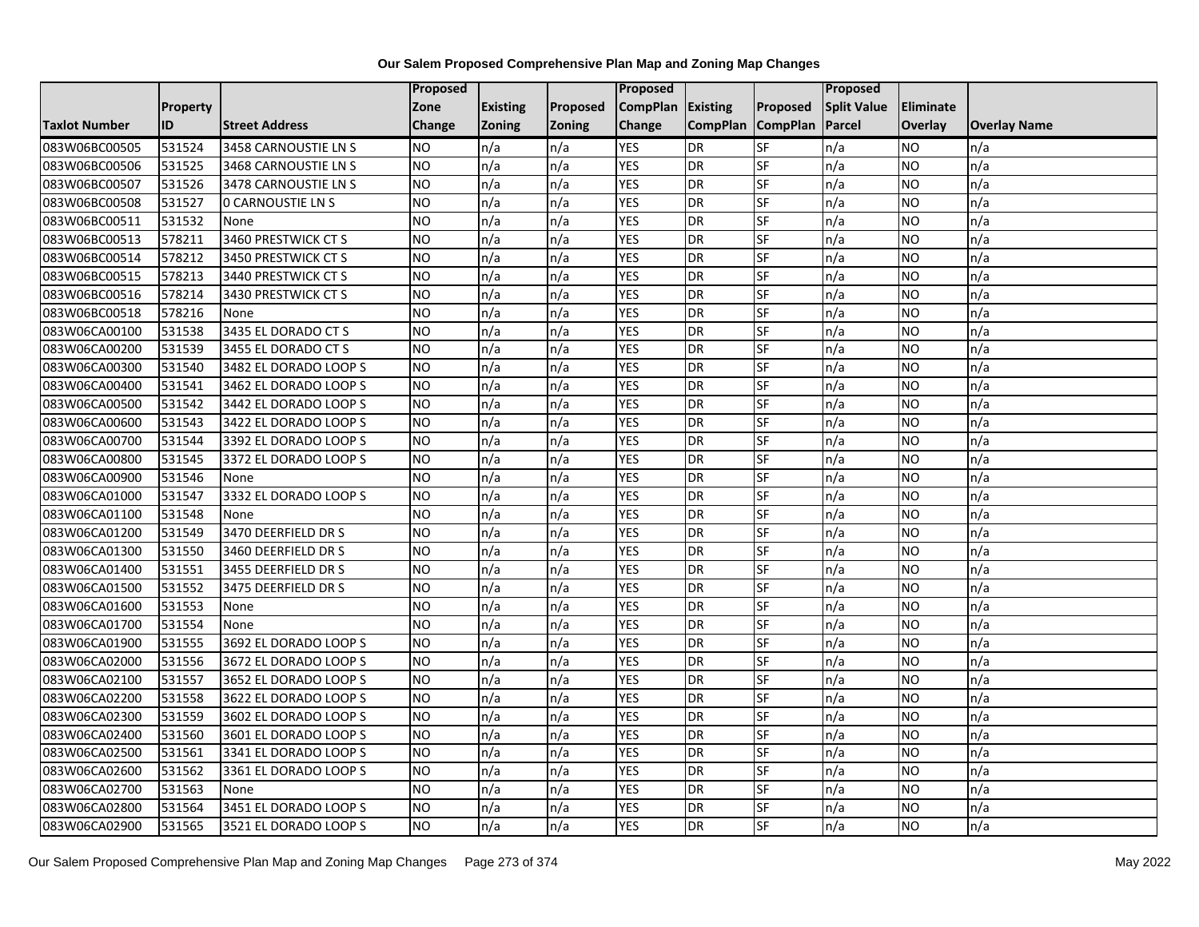# Our Salem Proposed Comprehensive Plan Map and Zoning Map Changes

| Taxlot Number | Property ID | Street Address | Proposed Zone Change | Existing Zoning | Proposed Zoning | Proposed CompPlan Change | Existing CompPlan | Proposed CompPlan | Proposed Split Value Parcel | Eliminate Overlay | Overlay Name |
|---|---|---|---|---|---|---|---|---|---|---|---|
| 083W06BC00505 | 531524 | 3458 CARNOUSTIE LN S | NO | n/a | n/a | YES | DR | SF | n/a | NO | n/a |
| 083W06BC00506 | 531525 | 3468 CARNOUSTIE LN S | NO | n/a | n/a | YES | DR | SF | n/a | NO | n/a |
| 083W06BC00507 | 531526 | 3478 CARNOUSTIE LN S | NO | n/a | n/a | YES | DR | SF | n/a | NO | n/a |
| 083W06BC00508 | 531527 | 0 CARNOUSTIE LN S | NO | n/a | n/a | YES | DR | SF | n/a | NO | n/a |
| 083W06BC00511 | 531532 | None | NO | n/a | n/a | YES | DR | SF | n/a | NO | n/a |
| 083W06BC00513 | 578211 | 3460 PRESTWICK CT S | NO | n/a | n/a | YES | DR | SF | n/a | NO | n/a |
| 083W06BC00514 | 578212 | 3450 PRESTWICK CT S | NO | n/a | n/a | YES | DR | SF | n/a | NO | n/a |
| 083W06BC00515 | 578213 | 3440 PRESTWICK CT S | NO | n/a | n/a | YES | DR | SF | n/a | NO | n/a |
| 083W06BC00516 | 578214 | 3430 PRESTWICK CT S | NO | n/a | n/a | YES | DR | SF | n/a | NO | n/a |
| 083W06BC00518 | 578216 | None | NO | n/a | n/a | YES | DR | SF | n/a | NO | n/a |
| 083W06CA00100 | 531538 | 3435 EL DORADO CT S | NO | n/a | n/a | YES | DR | SF | n/a | NO | n/a |
| 083W06CA00200 | 531539 | 3455 EL DORADO CT S | NO | n/a | n/a | YES | DR | SF | n/a | NO | n/a |
| 083W06CA00300 | 531540 | 3482 EL DORADO LOOP S | NO | n/a | n/a | YES | DR | SF | n/a | NO | n/a |
| 083W06CA00400 | 531541 | 3462 EL DORADO LOOP S | NO | n/a | n/a | YES | DR | SF | n/a | NO | n/a |
| 083W06CA00500 | 531542 | 3442 EL DORADO LOOP S | NO | n/a | n/a | YES | DR | SF | n/a | NO | n/a |
| 083W06CA00600 | 531543 | 3422 EL DORADO LOOP S | NO | n/a | n/a | YES | DR | SF | n/a | NO | n/a |
| 083W06CA00700 | 531544 | 3392 EL DORADO LOOP S | NO | n/a | n/a | YES | DR | SF | n/a | NO | n/a |
| 083W06CA00800 | 531545 | 3372 EL DORADO LOOP S | NO | n/a | n/a | YES | DR | SF | n/a | NO | n/a |
| 083W06CA00900 | 531546 | None | NO | n/a | n/a | YES | DR | SF | n/a | NO | n/a |
| 083W06CA01000 | 531547 | 3332 EL DORADO LOOP S | NO | n/a | n/a | YES | DR | SF | n/a | NO | n/a |
| 083W06CA01100 | 531548 | None | NO | n/a | n/a | YES | DR | SF | n/a | NO | n/a |
| 083W06CA01200 | 531549 | 3470 DEERFIELD DR S | NO | n/a | n/a | YES | DR | SF | n/a | NO | n/a |
| 083W06CA01300 | 531550 | 3460 DEERFIELD DR S | NO | n/a | n/a | YES | DR | SF | n/a | NO | n/a |
| 083W06CA01400 | 531551 | 3455 DEERFIELD DR S | NO | n/a | n/a | YES | DR | SF | n/a | NO | n/a |
| 083W06CA01500 | 531552 | 3475 DEERFIELD DR S | NO | n/a | n/a | YES | DR | SF | n/a | NO | n/a |
| 083W06CA01600 | 531553 | None | NO | n/a | n/a | YES | DR | SF | n/a | NO | n/a |
| 083W06CA01700 | 531554 | None | NO | n/a | n/a | YES | DR | SF | n/a | NO | n/a |
| 083W06CA01900 | 531555 | 3692 EL DORADO LOOP S | NO | n/a | n/a | YES | DR | SF | n/a | NO | n/a |
| 083W06CA02000 | 531556 | 3672 EL DORADO LOOP S | NO | n/a | n/a | YES | DR | SF | n/a | NO | n/a |
| 083W06CA02100 | 531557 | 3652 EL DORADO LOOP S | NO | n/a | n/a | YES | DR | SF | n/a | NO | n/a |
| 083W06CA02200 | 531558 | 3622 EL DORADO LOOP S | NO | n/a | n/a | YES | DR | SF | n/a | NO | n/a |
| 083W06CA02300 | 531559 | 3602 EL DORADO LOOP S | NO | n/a | n/a | YES | DR | SF | n/a | NO | n/a |
| 083W06CA02400 | 531560 | 3601 EL DORADO LOOP S | NO | n/a | n/a | YES | DR | SF | n/a | NO | n/a |
| 083W06CA02500 | 531561 | 3341 EL DORADO LOOP S | NO | n/a | n/a | YES | DR | SF | n/a | NO | n/a |
| 083W06CA02600 | 531562 | 3361 EL DORADO LOOP S | NO | n/a | n/a | YES | DR | SF | n/a | NO | n/a |
| 083W06CA02700 | 531563 | None | NO | n/a | n/a | YES | DR | SF | n/a | NO | n/a |
| 083W06CA02800 | 531564 | 3451 EL DORADO LOOP S | NO | n/a | n/a | YES | DR | SF | n/a | NO | n/a |
| 083W06CA02900 | 531565 | 3521 EL DORADO LOOP S | NO | n/a | n/a | YES | DR | SF | n/a | NO | n/a |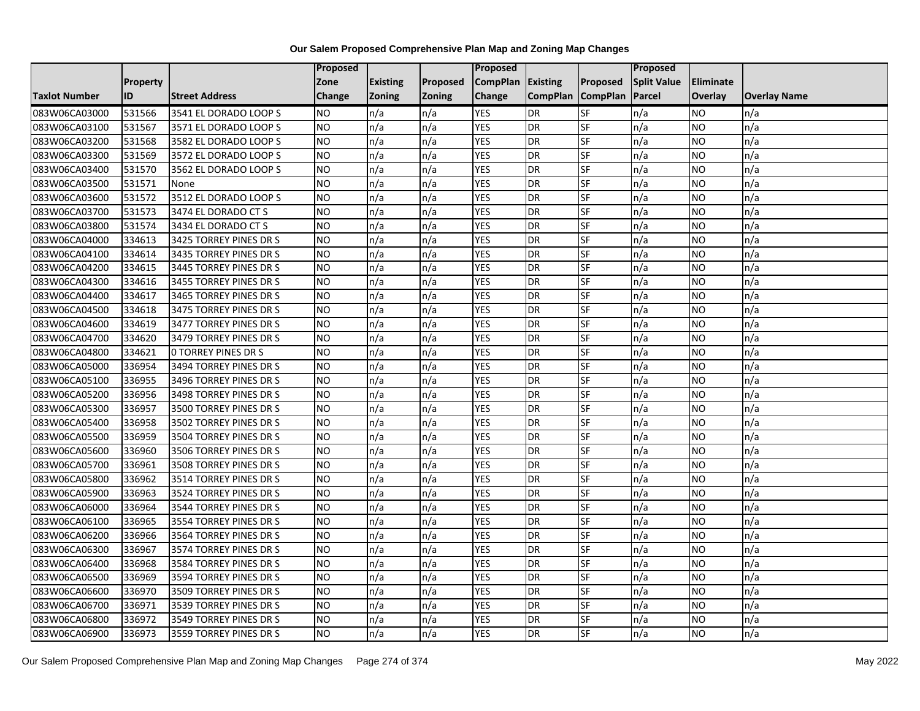**Our Salem Proposed Comprehensive Plan Map and Zoning Map Changes**

| Taxlot Number | Property ID | Street Address | Proposed Zone Change | Existing Zoning | Proposed Zoning | Proposed CompPlan Change | Existing CompPlan | Proposed CompPlan | Proposed Split Value Parcel | Eliminate Overlay | Overlay Name |
|---|---|---|---|---|---|---|---|---|---|---|---|
| 083W06CA03000 | 531566 | 3541 EL DORADO LOOP S | NO | n/a | n/a | YES | DR | SF | n/a | NO | n/a |
| 083W06CA03100 | 531567 | 3571 EL DORADO LOOP S | NO | n/a | n/a | YES | DR | SF | n/a | NO | n/a |
| 083W06CA03200 | 531568 | 3582 EL DORADO LOOP S | NO | n/a | n/a | YES | DR | SF | n/a | NO | n/a |
| 083W06CA03300 | 531569 | 3572 EL DORADO LOOP S | NO | n/a | n/a | YES | DR | SF | n/a | NO | n/a |
| 083W06CA03400 | 531570 | 3562 EL DORADO LOOP S | NO | n/a | n/a | YES | DR | SF | n/a | NO | n/a |
| 083W06CA03500 | 531571 | None | NO | n/a | n/a | YES | DR | SF | n/a | NO | n/a |
| 083W06CA03600 | 531572 | 3512 EL DORADO LOOP S | NO | n/a | n/a | YES | DR | SF | n/a | NO | n/a |
| 083W06CA03700 | 531573 | 3474 EL DORADO CT S | NO | n/a | n/a | YES | DR | SF | n/a | NO | n/a |
| 083W06CA03800 | 531574 | 3434 EL DORADO CT S | NO | n/a | n/a | YES | DR | SF | n/a | NO | n/a |
| 083W06CA04000 | 334613 | 3425 TORREY PINES DR S | NO | n/a | n/a | YES | DR | SF | n/a | NO | n/a |
| 083W06CA04100 | 334614 | 3435 TORREY PINES DR S | NO | n/a | n/a | YES | DR | SF | n/a | NO | n/a |
| 083W06CA04200 | 334615 | 3445 TORREY PINES DR S | NO | n/a | n/a | YES | DR | SF | n/a | NO | n/a |
| 083W06CA04300 | 334616 | 3455 TORREY PINES DR S | NO | n/a | n/a | YES | DR | SF | n/a | NO | n/a |
| 083W06CA04400 | 334617 | 3465 TORREY PINES DR S | NO | n/a | n/a | YES | DR | SF | n/a | NO | n/a |
| 083W06CA04500 | 334618 | 3475 TORREY PINES DR S | NO | n/a | n/a | YES | DR | SF | n/a | NO | n/a |
| 083W06CA04600 | 334619 | 3477 TORREY PINES DR S | NO | n/a | n/a | YES | DR | SF | n/a | NO | n/a |
| 083W06CA04700 | 334620 | 3479 TORREY PINES DR S | NO | n/a | n/a | YES | DR | SF | n/a | NO | n/a |
| 083W06CA04800 | 334621 | 0 TORREY PINES DR S | NO | n/a | n/a | YES | DR | SF | n/a | NO | n/a |
| 083W06CA05000 | 336954 | 3494 TORREY PINES DR S | NO | n/a | n/a | YES | DR | SF | n/a | NO | n/a |
| 083W06CA05100 | 336955 | 3496 TORREY PINES DR S | NO | n/a | n/a | YES | DR | SF | n/a | NO | n/a |
| 083W06CA05200 | 336956 | 3498 TORREY PINES DR S | NO | n/a | n/a | YES | DR | SF | n/a | NO | n/a |
| 083W06CA05300 | 336957 | 3500 TORREY PINES DR S | NO | n/a | n/a | YES | DR | SF | n/a | NO | n/a |
| 083W06CA05400 | 336958 | 3502 TORREY PINES DR S | NO | n/a | n/a | YES | DR | SF | n/a | NO | n/a |
| 083W06CA05500 | 336959 | 3504 TORREY PINES DR S | NO | n/a | n/a | YES | DR | SF | n/a | NO | n/a |
| 083W06CA05600 | 336960 | 3506 TORREY PINES DR S | NO | n/a | n/a | YES | DR | SF | n/a | NO | n/a |
| 083W06CA05700 | 336961 | 3508 TORREY PINES DR S | NO | n/a | n/a | YES | DR | SF | n/a | NO | n/a |
| 083W06CA05800 | 336962 | 3514 TORREY PINES DR S | NO | n/a | n/a | YES | DR | SF | n/a | NO | n/a |
| 083W06CA05900 | 336963 | 3524 TORREY PINES DR S | NO | n/a | n/a | YES | DR | SF | n/a | NO | n/a |
| 083W06CA06000 | 336964 | 3544 TORREY PINES DR S | NO | n/a | n/a | YES | DR | SF | n/a | NO | n/a |
| 083W06CA06100 | 336965 | 3554 TORREY PINES DR S | NO | n/a | n/a | YES | DR | SF | n/a | NO | n/a |
| 083W06CA06200 | 336966 | 3564 TORREY PINES DR S | NO | n/a | n/a | YES | DR | SF | n/a | NO | n/a |
| 083W06CA06300 | 336967 | 3574 TORREY PINES DR S | NO | n/a | n/a | YES | DR | SF | n/a | NO | n/a |
| 083W06CA06400 | 336968 | 3584 TORREY PINES DR S | NO | n/a | n/a | YES | DR | SF | n/a | NO | n/a |
| 083W06CA06500 | 336969 | 3594 TORREY PINES DR S | NO | n/a | n/a | YES | DR | SF | n/a | NO | n/a |
| 083W06CA06600 | 336970 | 3509 TORREY PINES DR S | NO | n/a | n/a | YES | DR | SF | n/a | NO | n/a |
| 083W06CA06700 | 336971 | 3539 TORREY PINES DR S | NO | n/a | n/a | YES | DR | SF | n/a | NO | n/a |
| 083W06CA06800 | 336972 | 3549 TORREY PINES DR S | NO | n/a | n/a | YES | DR | SF | n/a | NO | n/a |
| 083W06CA06900 | 336973 | 3559 TORREY PINES DR S | NO | n/a | n/a | YES | DR | SF | n/a | NO | n/a |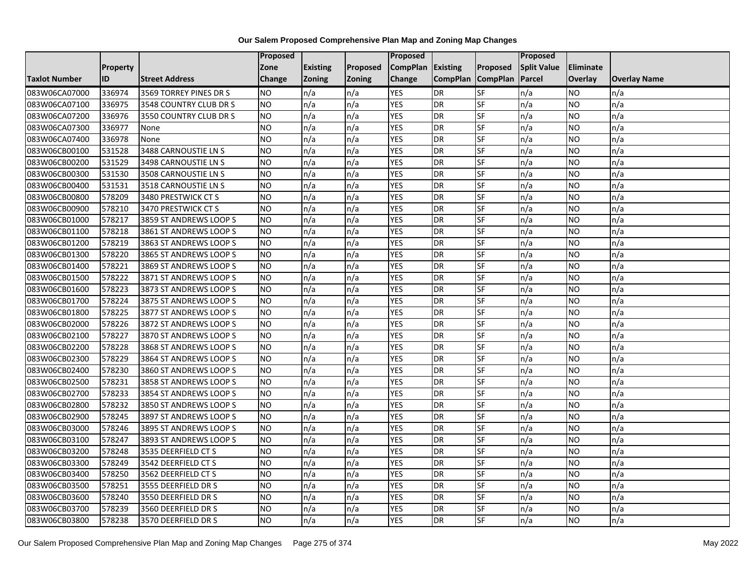**Our Salem Proposed Comprehensive Plan Map and Zoning Map Changes**

| Taxlot Number | Property ID | Street Address | Proposed Zone Change | Existing Zoning | Proposed Zoning | Proposed CompPlan Change | Existing CompPlan | Proposed CompPlan | Proposed Split Value Parcel | Eliminate Overlay | Overlay Name |
|---|---|---|---|---|---|---|---|---|---|---|---|
| 083W06CA07000 | 336974 | 3569 TORREY PINES DR S | NO | n/a | n/a | YES | DR | SF | n/a | NO | n/a |
| 083W06CA07100 | 336975 | 3548 COUNTRY CLUB DR S | NO | n/a | n/a | YES | DR | SF | n/a | NO | n/a |
| 083W06CA07200 | 336976 | 3550 COUNTRY CLUB DR S | NO | n/a | n/a | YES | DR | SF | n/a | NO | n/a |
| 083W06CA07300 | 336977 | None | NO | n/a | n/a | YES | DR | SF | n/a | NO | n/a |
| 083W06CA07400 | 336978 | None | NO | n/a | n/a | YES | DR | SF | n/a | NO | n/a |
| 083W06CB00100 | 531528 | 3488 CARNOUSTIE LN S | NO | n/a | n/a | YES | DR | SF | n/a | NO | n/a |
| 083W06CB00200 | 531529 | 3498 CARNOUSTIE LN S | NO | n/a | n/a | YES | DR | SF | n/a | NO | n/a |
| 083W06CB00300 | 531530 | 3508 CARNOUSTIE LN S | NO | n/a | n/a | YES | DR | SF | n/a | NO | n/a |
| 083W06CB00400 | 531531 | 3518 CARNOUSTIE LN S | NO | n/a | n/a | YES | DR | SF | n/a | NO | n/a |
| 083W06CB00800 | 578209 | 3480 PRESTWICK CT S | NO | n/a | n/a | YES | DR | SF | n/a | NO | n/a |
| 083W06CB00900 | 578210 | 3470 PRESTWICK CT S | NO | n/a | n/a | YES | DR | SF | n/a | NO | n/a |
| 083W06CB01000 | 578217 | 3859 ST ANDREWS LOOP S | NO | n/a | n/a | YES | DR | SF | n/a | NO | n/a |
| 083W06CB01100 | 578218 | 3861 ST ANDREWS LOOP S | NO | n/a | n/a | YES | DR | SF | n/a | NO | n/a |
| 083W06CB01200 | 578219 | 3863 ST ANDREWS LOOP S | NO | n/a | n/a | YES | DR | SF | n/a | NO | n/a |
| 083W06CB01300 | 578220 | 3865 ST ANDREWS LOOP S | NO | n/a | n/a | YES | DR | SF | n/a | NO | n/a |
| 083W06CB01400 | 578221 | 3869 ST ANDREWS LOOP S | NO | n/a | n/a | YES | DR | SF | n/a | NO | n/a |
| 083W06CB01500 | 578222 | 3871 ST ANDREWS LOOP S | NO | n/a | n/a | YES | DR | SF | n/a | NO | n/a |
| 083W06CB01600 | 578223 | 3873 ST ANDREWS LOOP S | NO | n/a | n/a | YES | DR | SF | n/a | NO | n/a |
| 083W06CB01700 | 578224 | 3875 ST ANDREWS LOOP S | NO | n/a | n/a | YES | DR | SF | n/a | NO | n/a |
| 083W06CB01800 | 578225 | 3877 ST ANDREWS LOOP S | NO | n/a | n/a | YES | DR | SF | n/a | NO | n/a |
| 083W06CB02000 | 578226 | 3872 ST ANDREWS LOOP S | NO | n/a | n/a | YES | DR | SF | n/a | NO | n/a |
| 083W06CB02100 | 578227 | 3870 ST ANDREWS LOOP S | NO | n/a | n/a | YES | DR | SF | n/a | NO | n/a |
| 083W06CB02200 | 578228 | 3868 ST ANDREWS LOOP S | NO | n/a | n/a | YES | DR | SF | n/a | NO | n/a |
| 083W06CB02300 | 578229 | 3864 ST ANDREWS LOOP S | NO | n/a | n/a | YES | DR | SF | n/a | NO | n/a |
| 083W06CB02400 | 578230 | 3860 ST ANDREWS LOOP S | NO | n/a | n/a | YES | DR | SF | n/a | NO | n/a |
| 083W06CB02500 | 578231 | 3858 ST ANDREWS LOOP S | NO | n/a | n/a | YES | DR | SF | n/a | NO | n/a |
| 083W06CB02700 | 578233 | 3854 ST ANDREWS LOOP S | NO | n/a | n/a | YES | DR | SF | n/a | NO | n/a |
| 083W06CB02800 | 578232 | 3850 ST ANDREWS LOOP S | NO | n/a | n/a | YES | DR | SF | n/a | NO | n/a |
| 083W06CB02900 | 578245 | 3897 ST ANDREWS LOOP S | NO | n/a | n/a | YES | DR | SF | n/a | NO | n/a |
| 083W06CB03000 | 578246 | 3895 ST ANDREWS LOOP S | NO | n/a | n/a | YES | DR | SF | n/a | NO | n/a |
| 083W06CB03100 | 578247 | 3893 ST ANDREWS LOOP S | NO | n/a | n/a | YES | DR | SF | n/a | NO | n/a |
| 083W06CB03200 | 578248 | 3535 DEERFIELD CT S | NO | n/a | n/a | YES | DR | SF | n/a | NO | n/a |
| 083W06CB03300 | 578249 | 3542 DEERFIELD CT S | NO | n/a | n/a | YES | DR | SF | n/a | NO | n/a |
| 083W06CB03400 | 578250 | 3562 DEERFIELD CT S | NO | n/a | n/a | YES | DR | SF | n/a | NO | n/a |
| 083W06CB03500 | 578251 | 3555 DEERFIELD DR S | NO | n/a | n/a | YES | DR | SF | n/a | NO | n/a |
| 083W06CB03600 | 578240 | 3550 DEERFIELD DR S | NO | n/a | n/a | YES | DR | SF | n/a | NO | n/a |
| 083W06CB03700 | 578239 | 3560 DEERFIELD DR S | NO | n/a | n/a | YES | DR | SF | n/a | NO | n/a |
| 083W06CB03800 | 578238 | 3570 DEERFIELD DR S | NO | n/a | n/a | YES | DR | SF | n/a | NO | n/a |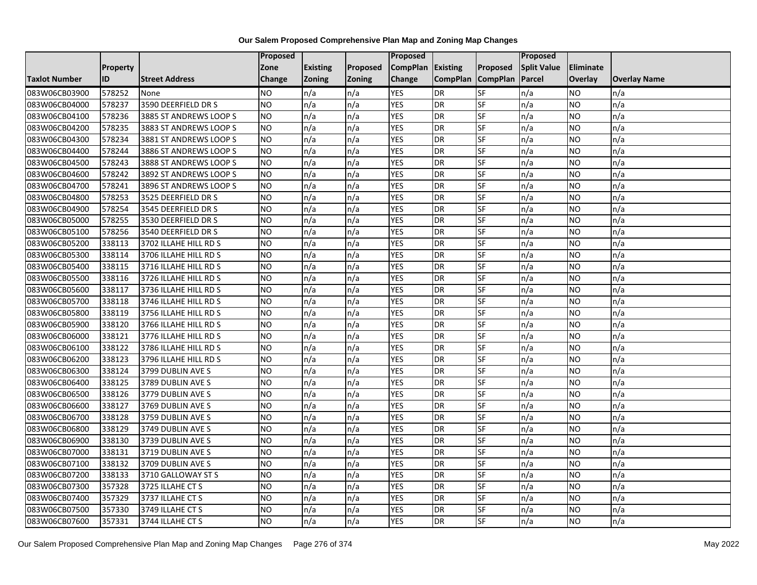# Our Salem Proposed Comprehensive Plan Map and Zoning Map Changes

| Taxlot Number | Property ID | Street Address | Proposed Zone Change | Existing Zoning | Proposed Zoning | Proposed CompPlan Change | Existing CompPlan | Proposed CompPlan | Proposed Split Value Parcel | Eliminate Overlay | Overlay Name |
|---|---|---|---|---|---|---|---|---|---|---|---|
| 083W06CB03900 | 578252 | None | NO | n/a | n/a | YES | DR | SF | n/a | NO | n/a |
| 083W06CB04000 | 578237 | 3590 DEERFIELD DR S | NO | n/a | n/a | YES | DR | SF | n/a | NO | n/a |
| 083W06CB04100 | 578236 | 3885 ST ANDREWS LOOP S | NO | n/a | n/a | YES | DR | SF | n/a | NO | n/a |
| 083W06CB04200 | 578235 | 3883 ST ANDREWS LOOP S | NO | n/a | n/a | YES | DR | SF | n/a | NO | n/a |
| 083W06CB04300 | 578234 | 3881 ST ANDREWS LOOP S | NO | n/a | n/a | YES | DR | SF | n/a | NO | n/a |
| 083W06CB04400 | 578244 | 3886 ST ANDREWS LOOP S | NO | n/a | n/a | YES | DR | SF | n/a | NO | n/a |
| 083W06CB04500 | 578243 | 3888 ST ANDREWS LOOP S | NO | n/a | n/a | YES | DR | SF | n/a | NO | n/a |
| 083W06CB04600 | 578242 | 3892 ST ANDREWS LOOP S | NO | n/a | n/a | YES | DR | SF | n/a | NO | n/a |
| 083W06CB04700 | 578241 | 3896 ST ANDREWS LOOP S | NO | n/a | n/a | YES | DR | SF | n/a | NO | n/a |
| 083W06CB04800 | 578253 | 3525 DEERFIELD DR S | NO | n/a | n/a | YES | DR | SF | n/a | NO | n/a |
| 083W06CB04900 | 578254 | 3545 DEERFIELD DR S | NO | n/a | n/a | YES | DR | SF | n/a | NO | n/a |
| 083W06CB05000 | 578255 | 3530 DEERFIELD DR S | NO | n/a | n/a | YES | DR | SF | n/a | NO | n/a |
| 083W06CB05100 | 578256 | 3540 DEERFIELD DR S | NO | n/a | n/a | YES | DR | SF | n/a | NO | n/a |
| 083W06CB05200 | 338113 | 3702 ILLAHE HILL RD S | NO | n/a | n/a | YES | DR | SF | n/a | NO | n/a |
| 083W06CB05300 | 338114 | 3706 ILLAHE HILL RD S | NO | n/a | n/a | YES | DR | SF | n/a | NO | n/a |
| 083W06CB05400 | 338115 | 3716 ILLAHE HILL RD S | NO | n/a | n/a | YES | DR | SF | n/a | NO | n/a |
| 083W06CB05500 | 338116 | 3726 ILLAHE HILL RD S | NO | n/a | n/a | YES | DR | SF | n/a | NO | n/a |
| 083W06CB05600 | 338117 | 3736 ILLAHE HILL RD S | NO | n/a | n/a | YES | DR | SF | n/a | NO | n/a |
| 083W06CB05700 | 338118 | 3746 ILLAHE HILL RD S | NO | n/a | n/a | YES | DR | SF | n/a | NO | n/a |
| 083W06CB05800 | 338119 | 3756 ILLAHE HILL RD S | NO | n/a | n/a | YES | DR | SF | n/a | NO | n/a |
| 083W06CB05900 | 338120 | 3766 ILLAHE HILL RD S | NO | n/a | n/a | YES | DR | SF | n/a | NO | n/a |
| 083W06CB06000 | 338121 | 3776 ILLAHE HILL RD S | NO | n/a | n/a | YES | DR | SF | n/a | NO | n/a |
| 083W06CB06100 | 338122 | 3786 ILLAHE HILL RD S | NO | n/a | n/a | YES | DR | SF | n/a | NO | n/a |
| 083W06CB06200 | 338123 | 3796 ILLAHE HILL RD S | NO | n/a | n/a | YES | DR | SF | n/a | NO | n/a |
| 083W06CB06300 | 338124 | 3799 DUBLIN AVE S | NO | n/a | n/a | YES | DR | SF | n/a | NO | n/a |
| 083W06CB06400 | 338125 | 3789 DUBLIN AVE S | NO | n/a | n/a | YES | DR | SF | n/a | NO | n/a |
| 083W06CB06500 | 338126 | 3779 DUBLIN AVE S | NO | n/a | n/a | YES | DR | SF | n/a | NO | n/a |
| 083W06CB06600 | 338127 | 3769 DUBLIN AVE S | NO | n/a | n/a | YES | DR | SF | n/a | NO | n/a |
| 083W06CB06700 | 338128 | 3759 DUBLIN AVE S | NO | n/a | n/a | YES | DR | SF | n/a | NO | n/a |
| 083W06CB06800 | 338129 | 3749 DUBLIN AVE S | NO | n/a | n/a | YES | DR | SF | n/a | NO | n/a |
| 083W06CB06900 | 338130 | 3739 DUBLIN AVE S | NO | n/a | n/a | YES | DR | SF | n/a | NO | n/a |
| 083W06CB07000 | 338131 | 3719 DUBLIN AVE S | NO | n/a | n/a | YES | DR | SF | n/a | NO | n/a |
| 083W06CB07100 | 338132 | 3709 DUBLIN AVE S | NO | n/a | n/a | YES | DR | SF | n/a | NO | n/a |
| 083W06CB07200 | 338133 | 3710 GALLOWAY ST S | NO | n/a | n/a | YES | DR | SF | n/a | NO | n/a |
| 083W06CB07300 | 357328 | 3725 ILLAHE CT S | NO | n/a | n/a | YES | DR | SF | n/a | NO | n/a |
| 083W06CB07400 | 357329 | 3737 ILLAHE CT S | NO | n/a | n/a | YES | DR | SF | n/a | NO | n/a |
| 083W06CB07500 | 357330 | 3749 ILLAHE CT S | NO | n/a | n/a | YES | DR | SF | n/a | NO | n/a |
| 083W06CB07600 | 357331 | 3744 ILLAHE CT S | NO | n/a | n/a | YES | DR | SF | n/a | NO | n/a |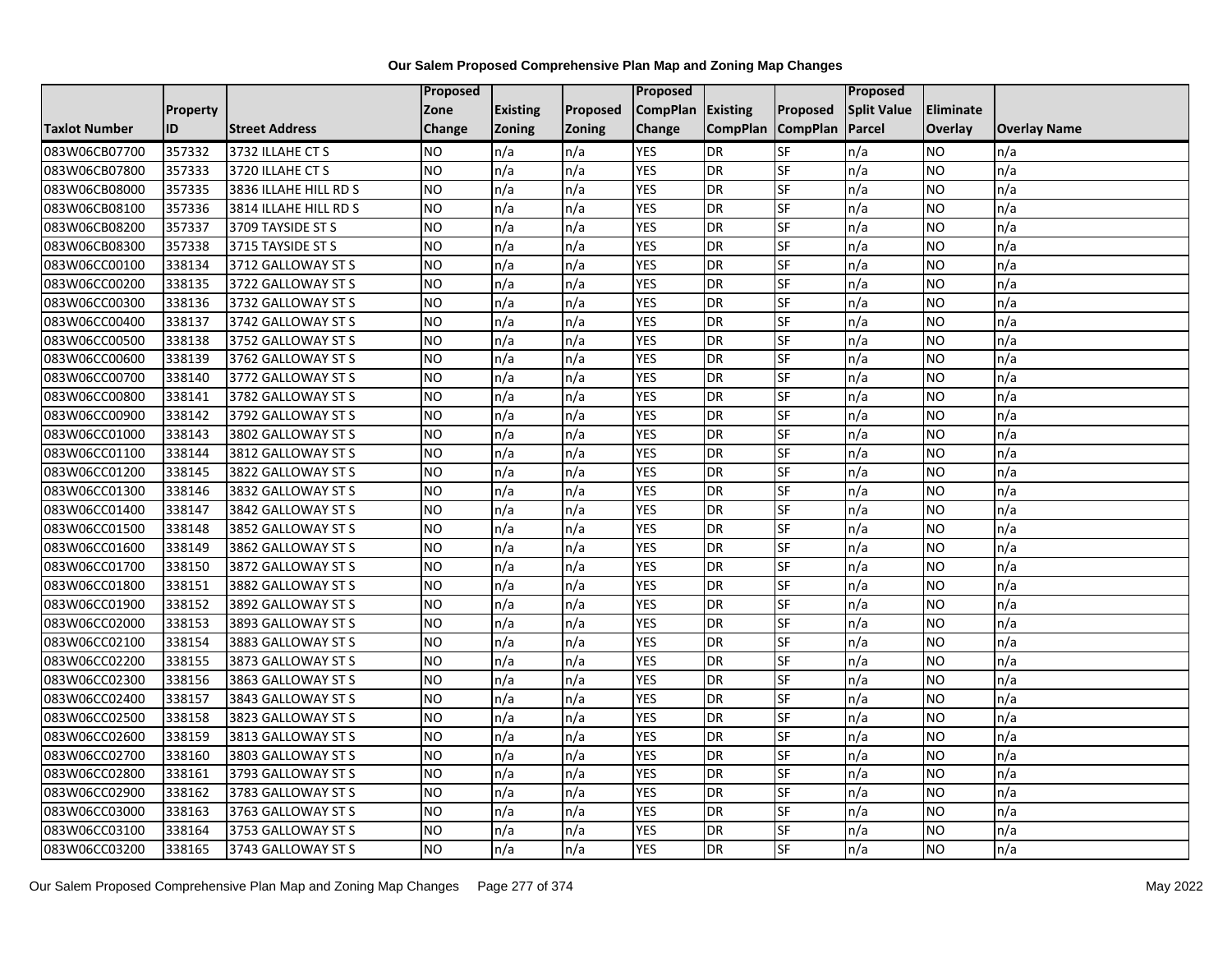# Our Salem Proposed Comprehensive Plan Map and Zoning Map Changes

| Taxlot Number | Property ID | Street Address | Proposed Zone Change | Existing Zoning | Proposed Zoning | Proposed CompPlan Change | Existing CompPlan | Proposed CompPlan | Proposed Split Value Parcel | Eliminate Overlay | Overlay Name |
|---|---|---|---|---|---|---|---|---|---|---|---|
| 083W06CB07700 | 357332 | 3732 ILLAHE CT S | NO | n/a | n/a | YES | DR | SF | n/a | NO | n/a |
| 083W06CB07800 | 357333 | 3720 ILLAHE CT S | NO | n/a | n/a | YES | DR | SF | n/a | NO | n/a |
| 083W06CB08000 | 357335 | 3836 ILLAHE HILL RD S | NO | n/a | n/a | YES | DR | SF | n/a | NO | n/a |
| 083W06CB08100 | 357336 | 3814 ILLAHE HILL RD S | NO | n/a | n/a | YES | DR | SF | n/a | NO | n/a |
| 083W06CB08200 | 357337 | 3709 TAYSIDE ST S | NO | n/a | n/a | YES | DR | SF | n/a | NO | n/a |
| 083W06CB08300 | 357338 | 3715 TAYSIDE ST S | NO | n/a | n/a | YES | DR | SF | n/a | NO | n/a |
| 083W06CC00100 | 338134 | 3712 GALLOWAY ST S | NO | n/a | n/a | YES | DR | SF | n/a | NO | n/a |
| 083W06CC00200 | 338135 | 3722 GALLOWAY ST S | NO | n/a | n/a | YES | DR | SF | n/a | NO | n/a |
| 083W06CC00300 | 338136 | 3732 GALLOWAY ST S | NO | n/a | n/a | YES | DR | SF | n/a | NO | n/a |
| 083W06CC00400 | 338137 | 3742 GALLOWAY ST S | NO | n/a | n/a | YES | DR | SF | n/a | NO | n/a |
| 083W06CC00500 | 338138 | 3752 GALLOWAY ST S | NO | n/a | n/a | YES | DR | SF | n/a | NO | n/a |
| 083W06CC00600 | 338139 | 3762 GALLOWAY ST S | NO | n/a | n/a | YES | DR | SF | n/a | NO | n/a |
| 083W06CC00700 | 338140 | 3772 GALLOWAY ST S | NO | n/a | n/a | YES | DR | SF | n/a | NO | n/a |
| 083W06CC00800 | 338141 | 3782 GALLOWAY ST S | NO | n/a | n/a | YES | DR | SF | n/a | NO | n/a |
| 083W06CC00900 | 338142 | 3792 GALLOWAY ST S | NO | n/a | n/a | YES | DR | SF | n/a | NO | n/a |
| 083W06CC01000 | 338143 | 3802 GALLOWAY ST S | NO | n/a | n/a | YES | DR | SF | n/a | NO | n/a |
| 083W06CC01100 | 338144 | 3812 GALLOWAY ST S | NO | n/a | n/a | YES | DR | SF | n/a | NO | n/a |
| 083W06CC01200 | 338145 | 3822 GALLOWAY ST S | NO | n/a | n/a | YES | DR | SF | n/a | NO | n/a |
| 083W06CC01300 | 338146 | 3832 GALLOWAY ST S | NO | n/a | n/a | YES | DR | SF | n/a | NO | n/a |
| 083W06CC01400 | 338147 | 3842 GALLOWAY ST S | NO | n/a | n/a | YES | DR | SF | n/a | NO | n/a |
| 083W06CC01500 | 338148 | 3852 GALLOWAY ST S | NO | n/a | n/a | YES | DR | SF | n/a | NO | n/a |
| 083W06CC01600 | 338149 | 3862 GALLOWAY ST S | NO | n/a | n/a | YES | DR | SF | n/a | NO | n/a |
| 083W06CC01700 | 338150 | 3872 GALLOWAY ST S | NO | n/a | n/a | YES | DR | SF | n/a | NO | n/a |
| 083W06CC01800 | 338151 | 3882 GALLOWAY ST S | NO | n/a | n/a | YES | DR | SF | n/a | NO | n/a |
| 083W06CC01900 | 338152 | 3892 GALLOWAY ST S | NO | n/a | n/a | YES | DR | SF | n/a | NO | n/a |
| 083W06CC02000 | 338153 | 3893 GALLOWAY ST S | NO | n/a | n/a | YES | DR | SF | n/a | NO | n/a |
| 083W06CC02100 | 338154 | 3883 GALLOWAY ST S | NO | n/a | n/a | YES | DR | SF | n/a | NO | n/a |
| 083W06CC02200 | 338155 | 3873 GALLOWAY ST S | NO | n/a | n/a | YES | DR | SF | n/a | NO | n/a |
| 083W06CC02300 | 338156 | 3863 GALLOWAY ST S | NO | n/a | n/a | YES | DR | SF | n/a | NO | n/a |
| 083W06CC02400 | 338157 | 3843 GALLOWAY ST S | NO | n/a | n/a | YES | DR | SF | n/a | NO | n/a |
| 083W06CC02500 | 338158 | 3823 GALLOWAY ST S | NO | n/a | n/a | YES | DR | SF | n/a | NO | n/a |
| 083W06CC02600 | 338159 | 3813 GALLOWAY ST S | NO | n/a | n/a | YES | DR | SF | n/a | NO | n/a |
| 083W06CC02700 | 338160 | 3803 GALLOWAY ST S | NO | n/a | n/a | YES | DR | SF | n/a | NO | n/a |
| 083W06CC02800 | 338161 | 3793 GALLOWAY ST S | NO | n/a | n/a | YES | DR | SF | n/a | NO | n/a |
| 083W06CC02900 | 338162 | 3783 GALLOWAY ST S | NO | n/a | n/a | YES | DR | SF | n/a | NO | n/a |
| 083W06CC03000 | 338163 | 3763 GALLOWAY ST S | NO | n/a | n/a | YES | DR | SF | n/a | NO | n/a |
| 083W06CC03100 | 338164 | 3753 GALLOWAY ST S | NO | n/a | n/a | YES | DR | SF | n/a | NO | n/a |
| 083W06CC03200 | 338165 | 3743 GALLOWAY ST S | NO | n/a | n/a | YES | DR | SF | n/a | NO | n/a |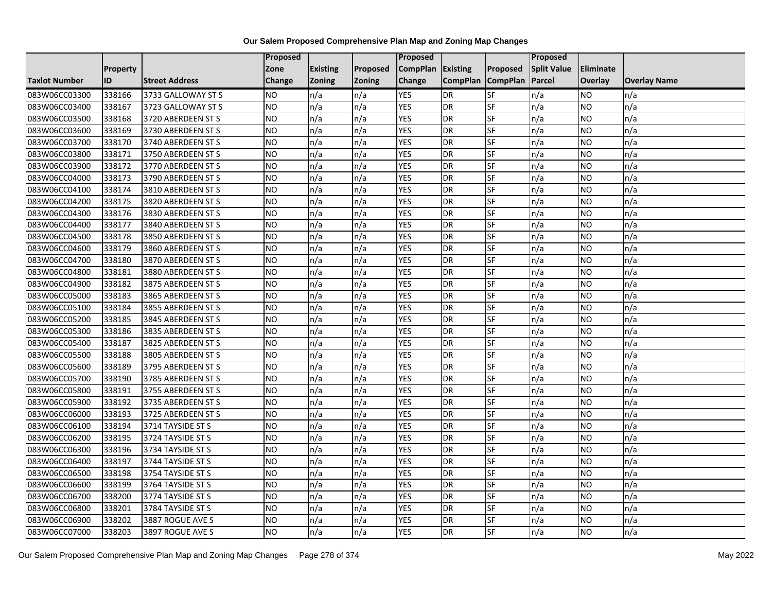# Our Salem Proposed Comprehensive Plan Map and Zoning Map Changes

| Taxlot Number | Property ID | Street Address | Proposed Zone Change | Existing Zoning | Proposed Zoning | Proposed CompPlan Change | Existing CompPlan | Proposed CompPlan | Proposed Split Value Parcel | Eliminate Overlay | Overlay Name |
|---|---|---|---|---|---|---|---|---|---|---|---|
| 083W06CC03300 | 338166 | 3733 GALLOWAY ST S | NO | n/a | n/a | YES | DR | SF | n/a | NO | n/a |
| 083W06CC03400 | 338167 | 3723 GALLOWAY ST S | NO | n/a | n/a | YES | DR | SF | n/a | NO | n/a |
| 083W06CC03500 | 338168 | 3720 ABERDEEN ST S | NO | n/a | n/a | YES | DR | SF | n/a | NO | n/a |
| 083W06CC03600 | 338169 | 3730 ABERDEEN ST S | NO | n/a | n/a | YES | DR | SF | n/a | NO | n/a |
| 083W06CC03700 | 338170 | 3740 ABERDEEN ST S | NO | n/a | n/a | YES | DR | SF | n/a | NO | n/a |
| 083W06CC03800 | 338171 | 3750 ABERDEEN ST S | NO | n/a | n/a | YES | DR | SF | n/a | NO | n/a |
| 083W06CC03900 | 338172 | 3770 ABERDEEN ST S | NO | n/a | n/a | YES | DR | SF | n/a | NO | n/a |
| 083W06CC04000 | 338173 | 3790 ABERDEEN ST S | NO | n/a | n/a | YES | DR | SF | n/a | NO | n/a |
| 083W06CC04100 | 338174 | 3810 ABERDEEN ST S | NO | n/a | n/a | YES | DR | SF | n/a | NO | n/a |
| 083W06CC04200 | 338175 | 3820 ABERDEEN ST S | NO | n/a | n/a | YES | DR | SF | n/a | NO | n/a |
| 083W06CC04300 | 338176 | 3830 ABERDEEN ST S | NO | n/a | n/a | YES | DR | SF | n/a | NO | n/a |
| 083W06CC04400 | 338177 | 3840 ABERDEEN ST S | NO | n/a | n/a | YES | DR | SF | n/a | NO | n/a |
| 083W06CC04500 | 338178 | 3850 ABERDEEN ST S | NO | n/a | n/a | YES | DR | SF | n/a | NO | n/a |
| 083W06CC04600 | 338179 | 3860 ABERDEEN ST S | NO | n/a | n/a | YES | DR | SF | n/a | NO | n/a |
| 083W06CC04700 | 338180 | 3870 ABERDEEN ST S | NO | n/a | n/a | YES | DR | SF | n/a | NO | n/a |
| 083W06CC04800 | 338181 | 3880 ABERDEEN ST S | NO | n/a | n/a | YES | DR | SF | n/a | NO | n/a |
| 083W06CC04900 | 338182 | 3875 ABERDEEN ST S | NO | n/a | n/a | YES | DR | SF | n/a | NO | n/a |
| 083W06CC05000 | 338183 | 3865 ABERDEEN ST S | NO | n/a | n/a | YES | DR | SF | n/a | NO | n/a |
| 083W06CC05100 | 338184 | 3855 ABERDEEN ST S | NO | n/a | n/a | YES | DR | SF | n/a | NO | n/a |
| 083W06CC05200 | 338185 | 3845 ABERDEEN ST S | NO | n/a | n/a | YES | DR | SF | n/a | NO | n/a |
| 083W06CC05300 | 338186 | 3835 ABERDEEN ST S | NO | n/a | n/a | YES | DR | SF | n/a | NO | n/a |
| 083W06CC05400 | 338187 | 3825 ABERDEEN ST S | NO | n/a | n/a | YES | DR | SF | n/a | NO | n/a |
| 083W06CC05500 | 338188 | 3805 ABERDEEN ST S | NO | n/a | n/a | YES | DR | SF | n/a | NO | n/a |
| 083W06CC05600 | 338189 | 3795 ABERDEEN ST S | NO | n/a | n/a | YES | DR | SF | n/a | NO | n/a |
| 083W06CC05700 | 338190 | 3785 ABERDEEN ST S | NO | n/a | n/a | YES | DR | SF | n/a | NO | n/a |
| 083W06CC05800 | 338191 | 3755 ABERDEEN ST S | NO | n/a | n/a | YES | DR | SF | n/a | NO | n/a |
| 083W06CC05900 | 338192 | 3735 ABERDEEN ST S | NO | n/a | n/a | YES | DR | SF | n/a | NO | n/a |
| 083W06CC06000 | 338193 | 3725 ABERDEEN ST S | NO | n/a | n/a | YES | DR | SF | n/a | NO | n/a |
| 083W06CC06100 | 338194 | 3714 TAYSIDE ST S | NO | n/a | n/a | YES | DR | SF | n/a | NO | n/a |
| 083W06CC06200 | 338195 | 3724 TAYSIDE ST S | NO | n/a | n/a | YES | DR | SF | n/a | NO | n/a |
| 083W06CC06300 | 338196 | 3734 TAYSIDE ST S | NO | n/a | n/a | YES | DR | SF | n/a | NO | n/a |
| 083W06CC06400 | 338197 | 3744 TAYSIDE ST S | NO | n/a | n/a | YES | DR | SF | n/a | NO | n/a |
| 083W06CC06500 | 338198 | 3754 TAYSIDE ST S | NO | n/a | n/a | YES | DR | SF | n/a | NO | n/a |
| 083W06CC06600 | 338199 | 3764 TAYSIDE ST S | NO | n/a | n/a | YES | DR | SF | n/a | NO | n/a |
| 083W06CC06700 | 338200 | 3774 TAYSIDE ST S | NO | n/a | n/a | YES | DR | SF | n/a | NO | n/a |
| 083W06CC06800 | 338201 | 3784 TAYSIDE ST S | NO | n/a | n/a | YES | DR | SF | n/a | NO | n/a |
| 083W06CC06900 | 338202 | 3887 ROGUE AVE S | NO | n/a | n/a | YES | DR | SF | n/a | NO | n/a |
| 083W06CC07000 | 338203 | 3897 ROGUE AVE S | NO | n/a | n/a | YES | DR | SF | n/a | NO | n/a |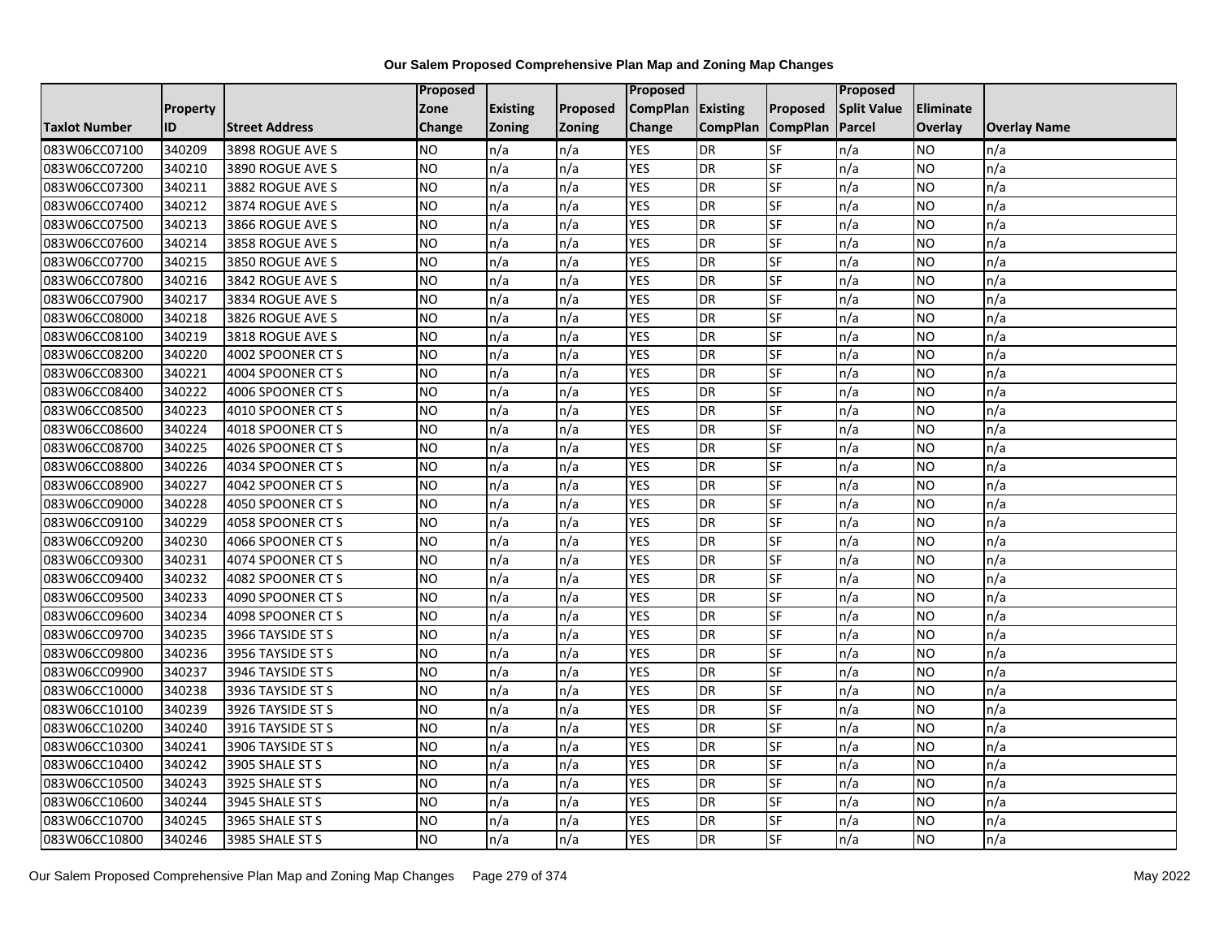# Our Salem Proposed Comprehensive Plan Map and Zoning Map Changes

| Taxlot Number | Property ID | Street Address | Proposed Zone Change | Existing Zoning | Proposed Zoning | Proposed CompPlan Change | Existing CompPlan | Proposed CompPlan | Proposed Split Value Parcel | Eliminate Overlay | Overlay Name |
|---|---|---|---|---|---|---|---|---|---|---|---|
| 083W06CC07100 | 340209 | 3898 ROGUE AVE S | NO | n/a | n/a | YES | DR | SF | n/a | NO | n/a |
| 083W06CC07200 | 340210 | 3890 ROGUE AVE S | NO | n/a | n/a | YES | DR | SF | n/a | NO | n/a |
| 083W06CC07300 | 340211 | 3882 ROGUE AVE S | NO | n/a | n/a | YES | DR | SF | n/a | NO | n/a |
| 083W06CC07400 | 340212 | 3874 ROGUE AVE S | NO | n/a | n/a | YES | DR | SF | n/a | NO | n/a |
| 083W06CC07500 | 340213 | 3866 ROGUE AVE S | NO | n/a | n/a | YES | DR | SF | n/a | NO | n/a |
| 083W06CC07600 | 340214 | 3858 ROGUE AVE S | NO | n/a | n/a | YES | DR | SF | n/a | NO | n/a |
| 083W06CC07700 | 340215 | 3850 ROGUE AVE S | NO | n/a | n/a | YES | DR | SF | n/a | NO | n/a |
| 083W06CC07800 | 340216 | 3842 ROGUE AVE S | NO | n/a | n/a | YES | DR | SF | n/a | NO | n/a |
| 083W06CC07900 | 340217 | 3834 ROGUE AVE S | NO | n/a | n/a | YES | DR | SF | n/a | NO | n/a |
| 083W06CC08000 | 340218 | 3826 ROGUE AVE S | NO | n/a | n/a | YES | DR | SF | n/a | NO | n/a |
| 083W06CC08100 | 340219 | 3818 ROGUE AVE S | NO | n/a | n/a | YES | DR | SF | n/a | NO | n/a |
| 083W06CC08200 | 340220 | 4002 SPOONER CT S | NO | n/a | n/a | YES | DR | SF | n/a | NO | n/a |
| 083W06CC08300 | 340221 | 4004 SPOONER CT S | NO | n/a | n/a | YES | DR | SF | n/a | NO | n/a |
| 083W06CC08400 | 340222 | 4006 SPOONER CT S | NO | n/a | n/a | YES | DR | SF | n/a | NO | n/a |
| 083W06CC08500 | 340223 | 4010 SPOONER CT S | NO | n/a | n/a | YES | DR | SF | n/a | NO | n/a |
| 083W06CC08600 | 340224 | 4018 SPOONER CT S | NO | n/a | n/a | YES | DR | SF | n/a | NO | n/a |
| 083W06CC08700 | 340225 | 4026 SPOONER CT S | NO | n/a | n/a | YES | DR | SF | n/a | NO | n/a |
| 083W06CC08800 | 340226 | 4034 SPOONER CT S | NO | n/a | n/a | YES | DR | SF | n/a | NO | n/a |
| 083W06CC08900 | 340227 | 4042 SPOONER CT S | NO | n/a | n/a | YES | DR | SF | n/a | NO | n/a |
| 083W06CC09000 | 340228 | 4050 SPOONER CT S | NO | n/a | n/a | YES | DR | SF | n/a | NO | n/a |
| 083W06CC09100 | 340229 | 4058 SPOONER CT S | NO | n/a | n/a | YES | DR | SF | n/a | NO | n/a |
| 083W06CC09200 | 340230 | 4066 SPOONER CT S | NO | n/a | n/a | YES | DR | SF | n/a | NO | n/a |
| 083W06CC09300 | 340231 | 4074 SPOONER CT S | NO | n/a | n/a | YES | DR | SF | n/a | NO | n/a |
| 083W06CC09400 | 340232 | 4082 SPOONER CT S | NO | n/a | n/a | YES | DR | SF | n/a | NO | n/a |
| 083W06CC09500 | 340233 | 4090 SPOONER CT S | NO | n/a | n/a | YES | DR | SF | n/a | NO | n/a |
| 083W06CC09600 | 340234 | 4098 SPOONER CT S | NO | n/a | n/a | YES | DR | SF | n/a | NO | n/a |
| 083W06CC09700 | 340235 | 3966 TAYSIDE ST S | NO | n/a | n/a | YES | DR | SF | n/a | NO | n/a |
| 083W06CC09800 | 340236 | 3956 TAYSIDE ST S | NO | n/a | n/a | YES | DR | SF | n/a | NO | n/a |
| 083W06CC09900 | 340237 | 3946 TAYSIDE ST S | NO | n/a | n/a | YES | DR | SF | n/a | NO | n/a |
| 083W06CC10000 | 340238 | 3936 TAYSIDE ST S | NO | n/a | n/a | YES | DR | SF | n/a | NO | n/a |
| 083W06CC10100 | 340239 | 3926 TAYSIDE ST S | NO | n/a | n/a | YES | DR | SF | n/a | NO | n/a |
| 083W06CC10200 | 340240 | 3916 TAYSIDE ST S | NO | n/a | n/a | YES | DR | SF | n/a | NO | n/a |
| 083W06CC10300 | 340241 | 3906 TAYSIDE ST S | NO | n/a | n/a | YES | DR | SF | n/a | NO | n/a |
| 083W06CC10400 | 340242 | 3905 SHALE ST S | NO | n/a | n/a | YES | DR | SF | n/a | NO | n/a |
| 083W06CC10500 | 340243 | 3925 SHALE ST S | NO | n/a | n/a | YES | DR | SF | n/a | NO | n/a |
| 083W06CC10600 | 340244 | 3945 SHALE ST S | NO | n/a | n/a | YES | DR | SF | n/a | NO | n/a |
| 083W06CC10700 | 340245 | 3965 SHALE ST S | NO | n/a | n/a | YES | DR | SF | n/a | NO | n/a |
| 083W06CC10800 | 340246 | 3985 SHALE ST S | NO | n/a | n/a | YES | DR | SF | n/a | NO | n/a |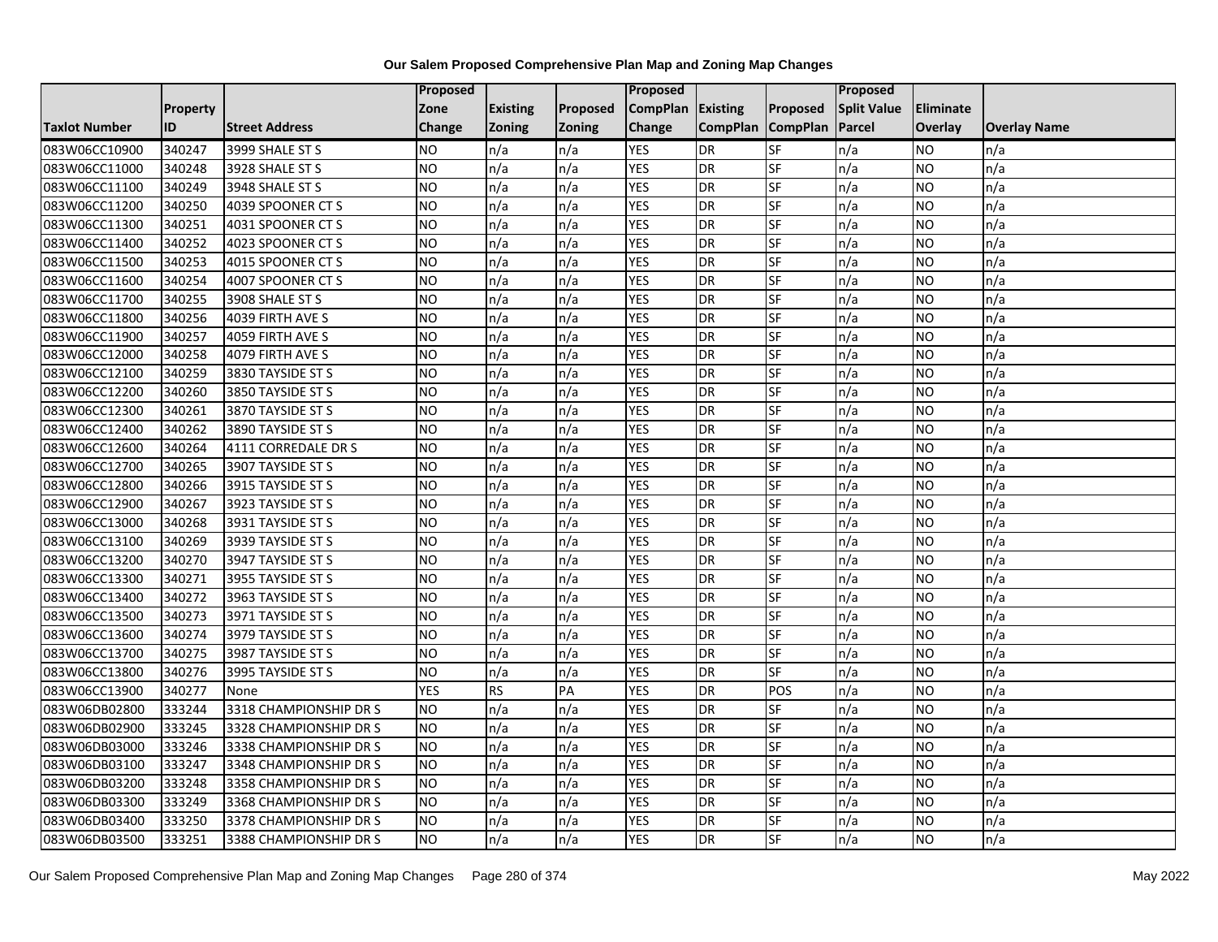**Our Salem Proposed Comprehensive Plan Map and Zoning Map Changes**

| Taxlot Number | Property ID | Street Address | Proposed Zone Change | Existing Zoning | Proposed Zoning | Proposed CompPlan Change | Existing CompPlan | Proposed CompPlan | Proposed Split Value Parcel | Eliminate Overlay | Overlay Name |
|---|---|---|---|---|---|---|---|---|---|---|---|
| 083W06CC10900 | 340247 | 3999 SHALE ST S | NO | n/a | n/a | YES | DR | SF | n/a | NO | n/a |
| 083W06CC11000 | 340248 | 3928 SHALE ST S | NO | n/a | n/a | YES | DR | SF | n/a | NO | n/a |
| 083W06CC11100 | 340249 | 3948 SHALE ST S | NO | n/a | n/a | YES | DR | SF | n/a | NO | n/a |
| 083W06CC11200 | 340250 | 4039 SPOONER CT S | NO | n/a | n/a | YES | DR | SF | n/a | NO | n/a |
| 083W06CC11300 | 340251 | 4031 SPOONER CT S | NO | n/a | n/a | YES | DR | SF | n/a | NO | n/a |
| 083W06CC11400 | 340252 | 4023 SPOONER CT S | NO | n/a | n/a | YES | DR | SF | n/a | NO | n/a |
| 083W06CC11500 | 340253 | 4015 SPOONER CT S | NO | n/a | n/a | YES | DR | SF | n/a | NO | n/a |
| 083W06CC11600 | 340254 | 4007 SPOONER CT S | NO | n/a | n/a | YES | DR | SF | n/a | NO | n/a |
| 083W06CC11700 | 340255 | 3908 SHALE ST S | NO | n/a | n/a | YES | DR | SF | n/a | NO | n/a |
| 083W06CC11800 | 340256 | 4039 FIRTH AVE S | NO | n/a | n/a | YES | DR | SF | n/a | NO | n/a |
| 083W06CC11900 | 340257 | 4059 FIRTH AVE S | NO | n/a | n/a | YES | DR | SF | n/a | NO | n/a |
| 083W06CC12000 | 340258 | 4079 FIRTH AVE S | NO | n/a | n/a | YES | DR | SF | n/a | NO | n/a |
| 083W06CC12100 | 340259 | 3830 TAYSIDE ST S | NO | n/a | n/a | YES | DR | SF | n/a | NO | n/a |
| 083W06CC12200 | 340260 | 3850 TAYSIDE ST S | NO | n/a | n/a | YES | DR | SF | n/a | NO | n/a |
| 083W06CC12300 | 340261 | 3870 TAYSIDE ST S | NO | n/a | n/a | YES | DR | SF | n/a | NO | n/a |
| 083W06CC12400 | 340262 | 3890 TAYSIDE ST S | NO | n/a | n/a | YES | DR | SF | n/a | NO | n/a |
| 083W06CC12600 | 340264 | 4111 CORREDALE DR S | NO | n/a | n/a | YES | DR | SF | n/a | NO | n/a |
| 083W06CC12700 | 340265 | 3907 TAYSIDE ST S | NO | n/a | n/a | YES | DR | SF | n/a | NO | n/a |
| 083W06CC12800 | 340266 | 3915 TAYSIDE ST S | NO | n/a | n/a | YES | DR | SF | n/a | NO | n/a |
| 083W06CC12900 | 340267 | 3923 TAYSIDE ST S | NO | n/a | n/a | YES | DR | SF | n/a | NO | n/a |
| 083W06CC13000 | 340268 | 3931 TAYSIDE ST S | NO | n/a | n/a | YES | DR | SF | n/a | NO | n/a |
| 083W06CC13100 | 340269 | 3939 TAYSIDE ST S | NO | n/a | n/a | YES | DR | SF | n/a | NO | n/a |
| 083W06CC13200 | 340270 | 3947 TAYSIDE ST S | NO | n/a | n/a | YES | DR | SF | n/a | NO | n/a |
| 083W06CC13300 | 340271 | 3955 TAYSIDE ST S | NO | n/a | n/a | YES | DR | SF | n/a | NO | n/a |
| 083W06CC13400 | 340272 | 3963 TAYSIDE ST S | NO | n/a | n/a | YES | DR | SF | n/a | NO | n/a |
| 083W06CC13500 | 340273 | 3971 TAYSIDE ST S | NO | n/a | n/a | YES | DR | SF | n/a | NO | n/a |
| 083W06CC13600 | 340274 | 3979 TAYSIDE ST S | NO | n/a | n/a | YES | DR | SF | n/a | NO | n/a |
| 083W06CC13700 | 340275 | 3987 TAYSIDE ST S | NO | n/a | n/a | YES | DR | SF | n/a | NO | n/a |
| 083W06CC13800 | 340276 | 3995 TAYSIDE ST S | NO | n/a | n/a | YES | DR | SF | n/a | NO | n/a |
| 083W06CC13900 | 340277 | None | YES | RS | PA | YES | DR | POS | n/a | NO | n/a |
| 083W06DB02800 | 333244 | 3318 CHAMPIONSHIP DR S | NO | n/a | n/a | YES | DR | SF | n/a | NO | n/a |
| 083W06DB02900 | 333245 | 3328 CHAMPIONSHIP DR S | NO | n/a | n/a | YES | DR | SF | n/a | NO | n/a |
| 083W06DB03000 | 333246 | 3338 CHAMPIONSHIP DR S | NO | n/a | n/a | YES | DR | SF | n/a | NO | n/a |
| 083W06DB03100 | 333247 | 3348 CHAMPIONSHIP DR S | NO | n/a | n/a | YES | DR | SF | n/a | NO | n/a |
| 083W06DB03200 | 333248 | 3358 CHAMPIONSHIP DR S | NO | n/a | n/a | YES | DR | SF | n/a | NO | n/a |
| 083W06DB03300 | 333249 | 3368 CHAMPIONSHIP DR S | NO | n/a | n/a | YES | DR | SF | n/a | NO | n/a |
| 083W06DB03400 | 333250 | 3378 CHAMPIONSHIP DR S | NO | n/a | n/a | YES | DR | SF | n/a | NO | n/a |
| 083W06DB03500 | 333251 | 3388 CHAMPIONSHIP DR S | NO | n/a | n/a | YES | DR | SF | n/a | NO | n/a |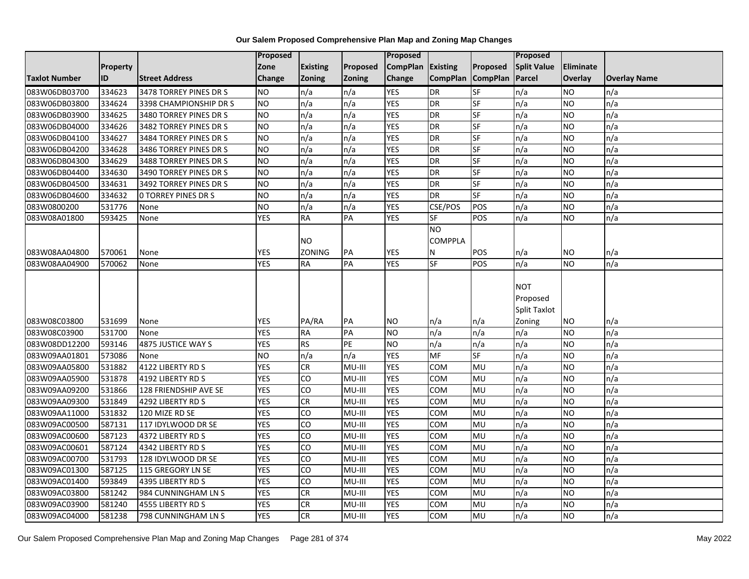# Our Salem Proposed Comprehensive Plan Map and Zoning Map Changes

| Taxlot Number | Property ID | Street Address | Proposed Zone Change | Existing Zoning | Proposed Zoning | Proposed CompPlan Change | Existing CompPlan | Proposed CompPlan | Proposed Split Value Parcel | Eliminate Overlay | Overlay Name |
|---|---|---|---|---|---|---|---|---|---|---|---|
| 083W06DB03700 | 334623 | 3478 TORREY PINES DR S | NO | n/a | n/a | YES | DR | SF | n/a | NO | n/a |
| 083W06DB03800 | 334624 | 3398 CHAMPIONSHIP DR S | NO | n/a | n/a | YES | DR | SF | n/a | NO | n/a |
| 083W06DB03900 | 334625 | 3480 TORREY PINES DR S | NO | n/a | n/a | YES | DR | SF | n/a | NO | n/a |
| 083W06DB04000 | 334626 | 3482 TORREY PINES DR S | NO | n/a | n/a | YES | DR | SF | n/a | NO | n/a |
| 083W06DB04100 | 334627 | 3484 TORREY PINES DR S | NO | n/a | n/a | YES | DR | SF | n/a | NO | n/a |
| 083W06DB04200 | 334628 | 3486 TORREY PINES DR S | NO | n/a | n/a | YES | DR | SF | n/a | NO | n/a |
| 083W06DB04300 | 334629 | 3488 TORREY PINES DR S | NO | n/a | n/a | YES | DR | SF | n/a | NO | n/a |
| 083W06DB04400 | 334630 | 3490 TORREY PINES DR S | NO | n/a | n/a | YES | DR | SF | n/a | NO | n/a |
| 083W06DB04500 | 334631 | 3492 TORREY PINES DR S | NO | n/a | n/a | YES | DR | SF | n/a | NO | n/a |
| 083W06DB04600 | 334632 | 0 TORREY PINES DR S | NO | n/a | n/a | YES | DR | SF | n/a | NO | n/a |
| 083W0800200 | 531776 | None | NO | n/a | n/a | YES | CSE/POS | POS | n/a | NO | n/a |
| 083W08A01800 | 593425 | None | YES | RA | PA | YES | SF | POS | n/a | NO | n/a |
| 083W08AA04800 | 570061 | None | YES | NO ZONING | PA | YES | NO COMPPLAN | POS | n/a | NO | n/a |
| 083W08AA04900 | 570062 | None | YES | RA | PA | YES | SF | POS | n/a | NO | n/a |
| 083W08C03800 | 531699 | None | YES | PA/RA | PA | NO | n/a | n/a | NOT Proposed Split Taxlot Zoning | NO | n/a |
| 083W08C03900 | 531700 | None | YES | RA | PA | NO | n/a | n/a | n/a | NO | n/a |
| 083W08DD12200 | 593146 | 4875 JUSTICE WAY S | YES | RS | PE | NO | n/a | n/a | n/a | NO | n/a |
| 083W09AA01801 | 573086 | None | NO | n/a | n/a | YES | MF | SF | n/a | NO | n/a |
| 083W09AA05800 | 531882 | 4122 LIBERTY RD S | YES | CR | MU-III | YES | COM | MU | n/a | NO | n/a |
| 083W09AA05900 | 531878 | 4192 LIBERTY RD S | YES | CO | MU-III | YES | COM | MU | n/a | NO | n/a |
| 083W09AA09200 | 531866 | 128 FRIENDSHIP AVE SE | YES | CO | MU-III | YES | COM | MU | n/a | NO | n/a |
| 083W09AA09300 | 531849 | 4292 LIBERTY RD S | YES | CR | MU-III | YES | COM | MU | n/a | NO | n/a |
| 083W09AA11000 | 531832 | 120 MIZE RD SE | YES | CO | MU-III | YES | COM | MU | n/a | NO | n/a |
| 083W09AC00500 | 587131 | 117 IDYLWOOD DR SE | YES | CO | MU-III | YES | COM | MU | n/a | NO | n/a |
| 083W09AC00600 | 587123 | 4372 LIBERTY RD S | YES | CO | MU-III | YES | COM | MU | n/a | NO | n/a |
| 083W09AC00601 | 587124 | 4342 LIBERTY RD S | YES | CO | MU-III | YES | COM | MU | n/a | NO | n/a |
| 083W09AC00700 | 531793 | 128 IDYLWOOD DR SE | YES | CO | MU-III | YES | COM | MU | n/a | NO | n/a |
| 083W09AC01300 | 587125 | 115 GREGORY LN SE | YES | CO | MU-III | YES | COM | MU | n/a | NO | n/a |
| 083W09AC01400 | 593849 | 4395 LIBERTY RD S | YES | CO | MU-III | YES | COM | MU | n/a | NO | n/a |
| 083W09AC03800 | 581242 | 984 CUNNINGHAM LN S | YES | CR | MU-III | YES | COM | MU | n/a | NO | n/a |
| 083W09AC03900 | 581240 | 4555 LIBERTY RD S | YES | CR | MU-III | YES | COM | MU | n/a | NO | n/a |
| 083W09AC04000 | 581238 | 798 CUNNINGHAM LN S | YES | CR | MU-III | YES | COM | MU | n/a | NO | n/a |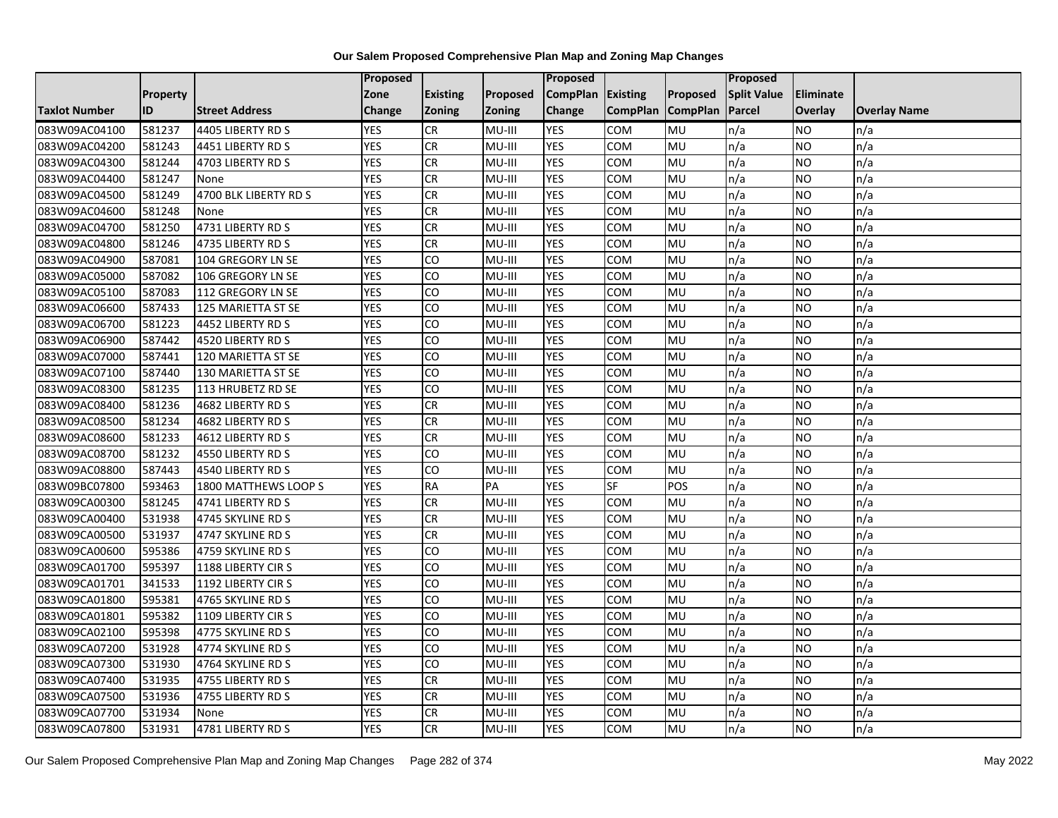**Our Salem Proposed Comprehensive Plan Map and Zoning Map Changes**

| Taxlot Number | Property ID | Street Address | Proposed Zone Change | Existing Zoning | Proposed Zoning | Proposed CompPlan Change | Existing CompPlan | Proposed CompPlan | Proposed Split Value Parcel | Eliminate Overlay | Overlay Name |
|---|---|---|---|---|---|---|---|---|---|---|---|
| 083W09AC04100 | 581237 | 4405 LIBERTY RD S | YES | CR | MU-III | YES | COM | MU | n/a | NO | n/a |
| 083W09AC04200 | 581243 | 4451 LIBERTY RD S | YES | CR | MU-III | YES | COM | MU | n/a | NO | n/a |
| 083W09AC04300 | 581244 | 4703 LIBERTY RD S | YES | CR | MU-III | YES | COM | MU | n/a | NO | n/a |
| 083W09AC04400 | 581247 | None | YES | CR | MU-III | YES | COM | MU | n/a | NO | n/a |
| 083W09AC04500 | 581249 | 4700 BLK LIBERTY RD S | YES | CR | MU-III | YES | COM | MU | n/a | NO | n/a |
| 083W09AC04600 | 581248 | None | YES | CR | MU-III | YES | COM | MU | n/a | NO | n/a |
| 083W09AC04700 | 581250 | 4731 LIBERTY RD S | YES | CR | MU-III | YES | COM | MU | n/a | NO | n/a |
| 083W09AC04800 | 581246 | 4735 LIBERTY RD S | YES | CR | MU-III | YES | COM | MU | n/a | NO | n/a |
| 083W09AC04900 | 587081 | 104 GREGORY LN SE | YES | CO | MU-III | YES | COM | MU | n/a | NO | n/a |
| 083W09AC05000 | 587082 | 106 GREGORY LN SE | YES | CO | MU-III | YES | COM | MU | n/a | NO | n/a |
| 083W09AC05100 | 587083 | 112 GREGORY LN SE | YES | CO | MU-III | YES | COM | MU | n/a | NO | n/a |
| 083W09AC06600 | 587433 | 125 MARIETTA ST SE | YES | CO | MU-III | YES | COM | MU | n/a | NO | n/a |
| 083W09AC06700 | 581223 | 4452 LIBERTY RD S | YES | CO | MU-III | YES | COM | MU | n/a | NO | n/a |
| 083W09AC06900 | 587442 | 4520 LIBERTY RD S | YES | CO | MU-III | YES | COM | MU | n/a | NO | n/a |
| 083W09AC07000 | 587441 | 120 MARIETTA ST SE | YES | CO | MU-III | YES | COM | MU | n/a | NO | n/a |
| 083W09AC07100 | 587440 | 130 MARIETTA ST SE | YES | CO | MU-III | YES | COM | MU | n/a | NO | n/a |
| 083W09AC08300 | 581235 | 113 HRUBETZ RD SE | YES | CO | MU-III | YES | COM | MU | n/a | NO | n/a |
| 083W09AC08400 | 581236 | 4682 LIBERTY RD S | YES | CR | MU-III | YES | COM | MU | n/a | NO | n/a |
| 083W09AC08500 | 581234 | 4682 LIBERTY RD S | YES | CR | MU-III | YES | COM | MU | n/a | NO | n/a |
| 083W09AC08600 | 581233 | 4612 LIBERTY RD S | YES | CR | MU-III | YES | COM | MU | n/a | NO | n/a |
| 083W09AC08700 | 581232 | 4550 LIBERTY RD S | YES | CO | MU-III | YES | COM | MU | n/a | NO | n/a |
| 083W09AC08800 | 587443 | 4540 LIBERTY RD S | YES | CO | MU-III | YES | COM | MU | n/a | NO | n/a |
| 083W09BC07800 | 593463 | 1800 MATTHEWS LOOP S | YES | RA | PA | YES | SF | POS | n/a | NO | n/a |
| 083W09CA00300 | 581245 | 4741 LIBERTY RD S | YES | CR | MU-III | YES | COM | MU | n/a | NO | n/a |
| 083W09CA00400 | 531938 | 4745 SKYLINE RD S | YES | CR | MU-III | YES | COM | MU | n/a | NO | n/a |
| 083W09CA00500 | 531937 | 4747 SKYLINE RD S | YES | CR | MU-III | YES | COM | MU | n/a | NO | n/a |
| 083W09CA00600 | 595386 | 4759 SKYLINE RD S | YES | CO | MU-III | YES | COM | MU | n/a | NO | n/a |
| 083W09CA01700 | 595397 | 1188 LIBERTY CIR S | YES | CO | MU-III | YES | COM | MU | n/a | NO | n/a |
| 083W09CA01701 | 341533 | 1192 LIBERTY CIR S | YES | CO | MU-III | YES | COM | MU | n/a | NO | n/a |
| 083W09CA01800 | 595381 | 4765 SKYLINE RD S | YES | CO | MU-III | YES | COM | MU | n/a | NO | n/a |
| 083W09CA01801 | 595382 | 1109 LIBERTY CIR S | YES | CO | MU-III | YES | COM | MU | n/a | NO | n/a |
| 083W09CA02100 | 595398 | 4775 SKYLINE RD S | YES | CO | MU-III | YES | COM | MU | n/a | NO | n/a |
| 083W09CA07200 | 531928 | 4774 SKYLINE RD S | YES | CO | MU-III | YES | COM | MU | n/a | NO | n/a |
| 083W09CA07300 | 531930 | 4764 SKYLINE RD S | YES | CO | MU-III | YES | COM | MU | n/a | NO | n/a |
| 083W09CA07400 | 531935 | 4755 LIBERTY RD S | YES | CR | MU-III | YES | COM | MU | n/a | NO | n/a |
| 083W09CA07500 | 531936 | 4755 LIBERTY RD S | YES | CR | MU-III | YES | COM | MU | n/a | NO | n/a |
| 083W09CA07700 | 531934 | None | YES | CR | MU-III | YES | COM | MU | n/a | NO | n/a |
| 083W09CA07800 | 531931 | 4781 LIBERTY RD S | YES | CR | MU-III | YES | COM | MU | n/a | NO | n/a |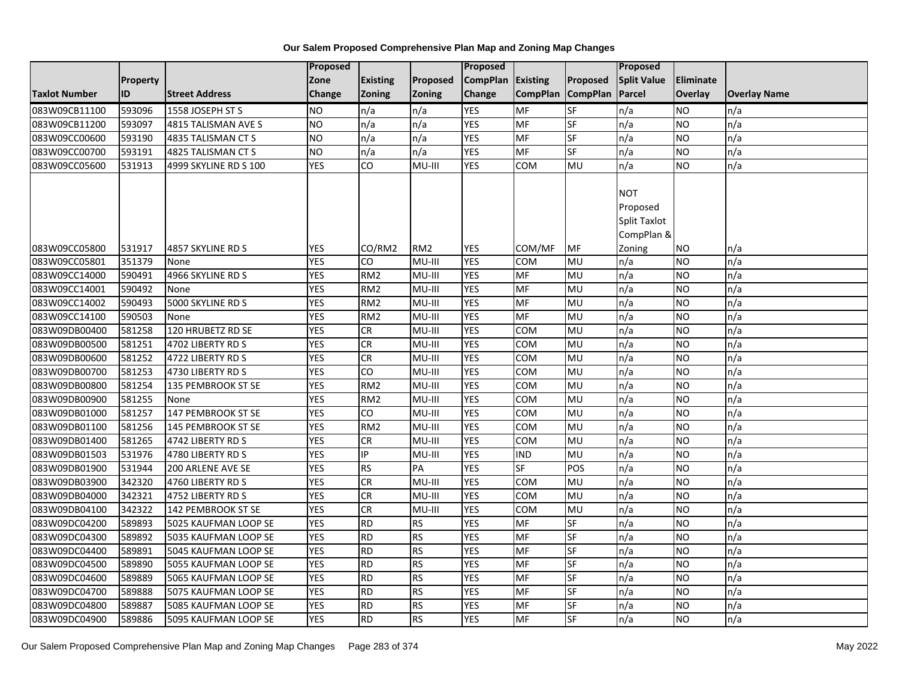# Our Salem Proposed Comprehensive Plan Map and Zoning Map Changes

| Taxlot Number | Property ID | Street Address | Proposed Zone Change | Existing Zoning | Proposed Zoning | Proposed CompPlan Change | Existing CompPlan | Proposed CompPlan | Proposed Split Value Parcel | Eliminate Overlay | Overlay Name |
|---|---|---|---|---|---|---|---|---|---|---|---|
| 083W09CB11100 | 593096 | 1558 JOSEPH ST S | NO | n/a | n/a | YES | MF | SF | n/a | NO | n/a |
| 083W09CB11200 | 593097 | 4815 TALISMAN AVE S | NO | n/a | n/a | YES | MF | SF | n/a | NO | n/a |
| 083W09CC00600 | 593190 | 4835 TALISMAN CT S | NO | n/a | n/a | YES | MF | SF | n/a | NO | n/a |
| 083W09CC00700 | 593191 | 4825 TALISMAN CT S | NO | n/a | n/a | YES | MF | SF | n/a | NO | n/a |
| 083W09CC05600 | 531913 | 4999 SKYLINE RD S 100 | YES | CO | MU-III | YES | COM | MU | n/a | NO | n/a |
| 083W09CC05800 | 531917 | 4857 SKYLINE RD S | YES | CO/RM2 | RM2 | YES | COM/MF | MF | NOT Proposed Split Taxlot CompPlan & Zoning | NO | n/a |
| 083W09CC05801 | 351379 | None | YES | CO | MU-III | YES | COM | MU | n/a | NO | n/a |
| 083W09CC14000 | 590491 | 4966 SKYLINE RD S | YES | RM2 | MU-III | YES | MF | MU | n/a | NO | n/a |
| 083W09CC14001 | 590492 | None | YES | RM2 | MU-III | YES | MF | MU | n/a | NO | n/a |
| 083W09CC14002 | 590493 | 5000 SKYLINE RD S | YES | RM2 | MU-III | YES | MF | MU | n/a | NO | n/a |
| 083W09CC14100 | 590503 | None | YES | RM2 | MU-III | YES | MF | MU | n/a | NO | n/a |
| 083W09DB00400 | 581258 | 120 HRUBETZ RD SE | YES | CR | MU-III | YES | COM | MU | n/a | NO | n/a |
| 083W09DB00500 | 581251 | 4702 LIBERTY RD S | YES | CR | MU-III | YES | COM | MU | n/a | NO | n/a |
| 083W09DB00600 | 581252 | 4722 LIBERTY RD S | YES | CR | MU-III | YES | COM | MU | n/a | NO | n/a |
| 083W09DB00700 | 581253 | 4730 LIBERTY RD S | YES | CO | MU-III | YES | COM | MU | n/a | NO | n/a |
| 083W09DB00800 | 581254 | 135 PEMBROOK ST SE | YES | RM2 | MU-III | YES | COM | MU | n/a | NO | n/a |
| 083W09DB00900 | 581255 | None | YES | RM2 | MU-III | YES | COM | MU | n/a | NO | n/a |
| 083W09DB01000 | 581257 | 147 PEMBROOK ST SE | YES | CO | MU-III | YES | COM | MU | n/a | NO | n/a |
| 083W09DB01100 | 581256 | 145 PEMBROOK ST SE | YES | RM2 | MU-III | YES | COM | MU | n/a | NO | n/a |
| 083W09DB01400 | 581265 | 4742 LIBERTY RD S | YES | CR | MU-III | YES | COM | MU | n/a | NO | n/a |
| 083W09DB01503 | 531976 | 4780 LIBERTY RD S | YES | IP | MU-III | YES | IND | MU | n/a | NO | n/a |
| 083W09DB01900 | 531944 | 200 ARLENE AVE SE | YES | RS | PA | YES | SF | POS | n/a | NO | n/a |
| 083W09DB03900 | 342320 | 4760 LIBERTY RD S | YES | CR | MU-III | YES | COM | MU | n/a | NO | n/a |
| 083W09DB04000 | 342321 | 4752 LIBERTY RD S | YES | CR | MU-III | YES | COM | MU | n/a | NO | n/a |
| 083W09DB04100 | 342322 | 142 PEMBROOK ST SE | YES | CR | MU-III | YES | COM | MU | n/a | NO | n/a |
| 083W09DC04200 | 589893 | 5025 KAUFMAN LOOP SE | YES | RD | RS | YES | MF | SF | n/a | NO | n/a |
| 083W09DC04300 | 589892 | 5035 KAUFMAN LOOP SE | YES | RD | RS | YES | MF | SF | n/a | NO | n/a |
| 083W09DC04400 | 589891 | 5045 KAUFMAN LOOP SE | YES | RD | RS | YES | MF | SF | n/a | NO | n/a |
| 083W09DC04500 | 589890 | 5055 KAUFMAN LOOP SE | YES | RD | RS | YES | MF | SF | n/a | NO | n/a |
| 083W09DC04600 | 589889 | 5065 KAUFMAN LOOP SE | YES | RD | RS | YES | MF | SF | n/a | NO | n/a |
| 083W09DC04700 | 589888 | 5075 KAUFMAN LOOP SE | YES | RD | RS | YES | MF | SF | n/a | NO | n/a |
| 083W09DC04800 | 589887 | 5085 KAUFMAN LOOP SE | YES | RD | RS | YES | MF | SF | n/a | NO | n/a |
| 083W09DC04900 | 589886 | 5095 KAUFMAN LOOP SE | YES | RD | RS | YES | MF | SF | n/a | NO | n/a |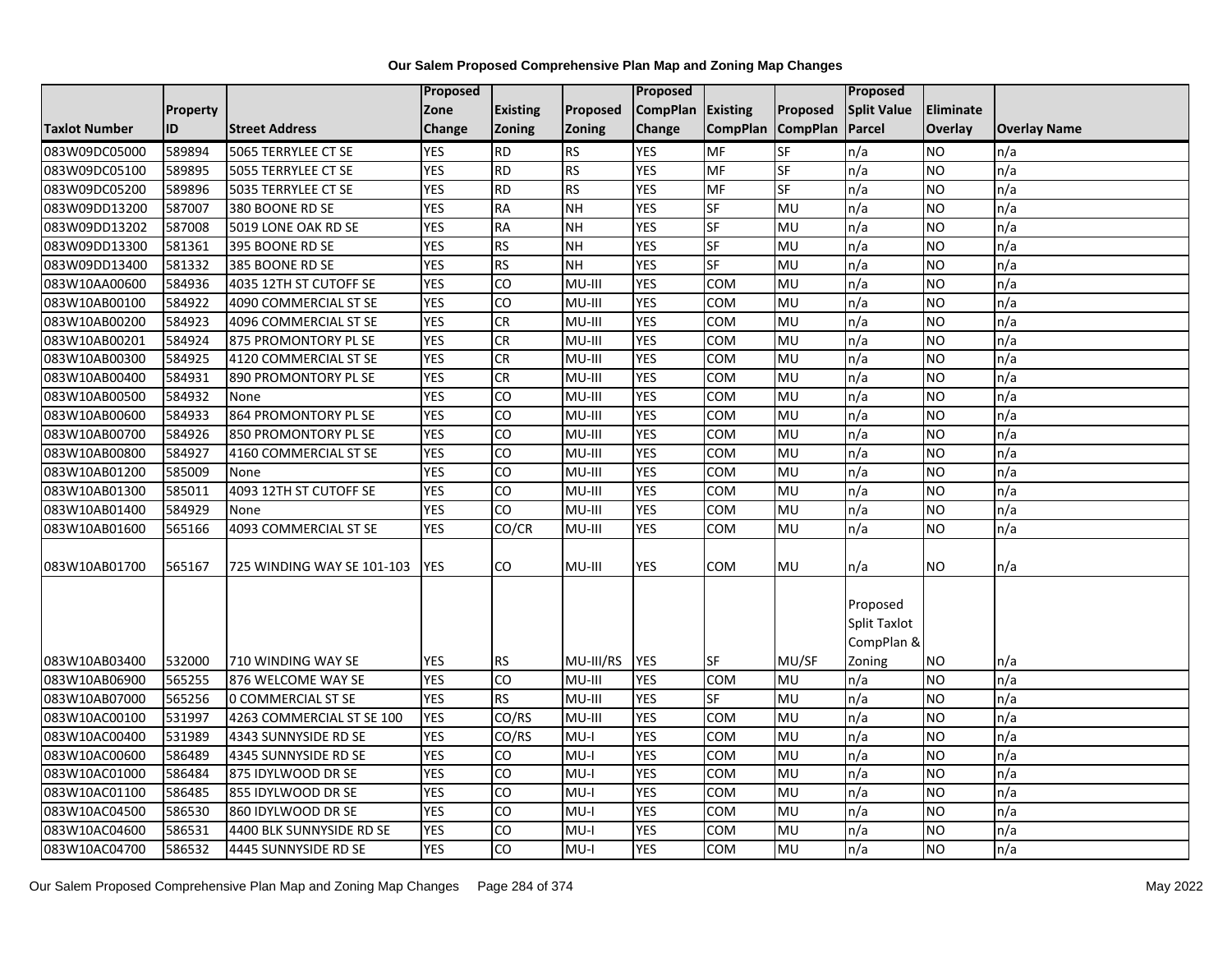# Our Salem Proposed Comprehensive Plan Map and Zoning Map Changes

| Taxlot Number | Property ID | Street Address | Proposed Zone Change | Existing Zoning | Proposed Zoning | Proposed CompPlan Change | Existing CompPlan | Proposed CompPlan | Proposed Split Value Parcel | Eliminate Overlay | Overlay Name |
|---|---|---|---|---|---|---|---|---|---|---|---|
| 083W09DC05000 | 589894 | 5065 TERRYLEE CT SE | YES | RD | RS | YES | MF | SF | n/a | NO | n/a |
| 083W09DC05100 | 589895 | 5055 TERRYLEE CT SE | YES | RD | RS | YES | MF | SF | n/a | NO | n/a |
| 083W09DC05200 | 589896 | 5035 TERRYLEE CT SE | YES | RD | RS | YES | MF | SF | n/a | NO | n/a |
| 083W09DD13200 | 587007 | 380 BOONE RD SE | YES | RA | NH | YES | SF | MU | n/a | NO | n/a |
| 083W09DD13202 | 587008 | 5019 LONE OAK RD SE | YES | RA | NH | YES | SF | MU | n/a | NO | n/a |
| 083W09DD13300 | 581361 | 395 BOONE RD SE | YES | RS | NH | YES | SF | MU | n/a | NO | n/a |
| 083W09DD13400 | 581332 | 385 BOONE RD SE | YES | RS | NH | YES | SF | MU | n/a | NO | n/a |
| 083W10AA00600 | 584936 | 4035 12TH ST CUTOFF SE | YES | CO | MU-III | YES | COM | MU | n/a | NO | n/a |
| 083W10AB00100 | 584922 | 4090 COMMERCIAL ST SE | YES | CO | MU-III | YES | COM | MU | n/a | NO | n/a |
| 083W10AB00200 | 584923 | 4096 COMMERCIAL ST SE | YES | CR | MU-III | YES | COM | MU | n/a | NO | n/a |
| 083W10AB00201 | 584924 | 875 PROMONTORY PL SE | YES | CR | MU-III | YES | COM | MU | n/a | NO | n/a |
| 083W10AB00300 | 584925 | 4120 COMMERCIAL ST SE | YES | CR | MU-III | YES | COM | MU | n/a | NO | n/a |
| 083W10AB00400 | 584931 | 890 PROMONTORY PL SE | YES | CR | MU-III | YES | COM | MU | n/a | NO | n/a |
| 083W10AB00500 | 584932 | None | YES | CO | MU-III | YES | COM | MU | n/a | NO | n/a |
| 083W10AB00600 | 584933 | 864 PROMONTORY PL SE | YES | CO | MU-III | YES | COM | MU | n/a | NO | n/a |
| 083W10AB00700 | 584926 | 850 PROMONTORY PL SE | YES | CO | MU-III | YES | COM | MU | n/a | NO | n/a |
| 083W10AB00800 | 584927 | 4160 COMMERCIAL ST SE | YES | CO | MU-III | YES | COM | MU | n/a | NO | n/a |
| 083W10AB01200 | 585009 | None | YES | CO | MU-III | YES | COM | MU | n/a | NO | n/a |
| 083W10AB01300 | 585011 | 4093 12TH ST CUTOFF SE | YES | CO | MU-III | YES | COM | MU | n/a | NO | n/a |
| 083W10AB01400 | 584929 | None | YES | CO | MU-III | YES | COM | MU | n/a | NO | n/a |
| 083W10AB01600 | 565166 | 4093 COMMERCIAL ST SE | YES | CO/CR | MU-III | YES | COM | MU | n/a | NO | n/a |
| 083W10AB01700 | 565167 | 725 WINDING WAY SE 101-103 | YES | CO | MU-III | YES | COM | MU | n/a | NO | n/a |
| 083W10AB03400 | 532000 | 710 WINDING WAY SE | YES | RS | MU-III/RS | YES | SF | MU/SF | Proposed Split Taxlot CompPlan & Zoning | NO | n/a |
| 083W10AB06900 | 565255 | 876 WELCOME WAY SE | YES | CO | MU-III | YES | COM | MU | n/a | NO | n/a |
| 083W10AB07000 | 565256 | 0 COMMERCIAL ST SE | YES | RS | MU-III | YES | SF | MU | n/a | NO | n/a |
| 083W10AC00100 | 531997 | 4263 COMMERCIAL ST SE 100 | YES | CO/RS | MU-III | YES | COM | MU | n/a | NO | n/a |
| 083W10AC00400 | 531989 | 4343 SUNNYSIDE RD SE | YES | CO/RS | MU-I | YES | COM | MU | n/a | NO | n/a |
| 083W10AC00600 | 586489 | 4345 SUNNYSIDE RD SE | YES | CO | MU-I | YES | COM | MU | n/a | NO | n/a |
| 083W10AC01000 | 586484 | 875 IDYLWOOD DR SE | YES | CO | MU-I | YES | COM | MU | n/a | NO | n/a |
| 083W10AC01100 | 586485 | 855 IDYLWOOD DR SE | YES | CO | MU-I | YES | COM | MU | n/a | NO | n/a |
| 083W10AC04500 | 586530 | 860 IDYLWOOD DR SE | YES | CO | MU-I | YES | COM | MU | n/a | NO | n/a |
| 083W10AC04600 | 586531 | 4400 BLK SUNNYSIDE RD SE | YES | CO | MU-I | YES | COM | MU | n/a | NO | n/a |
| 083W10AC04700 | 586532 | 4445 SUNNYSIDE RD SE | YES | CO | MU-I | YES | COM | MU | n/a | NO | n/a |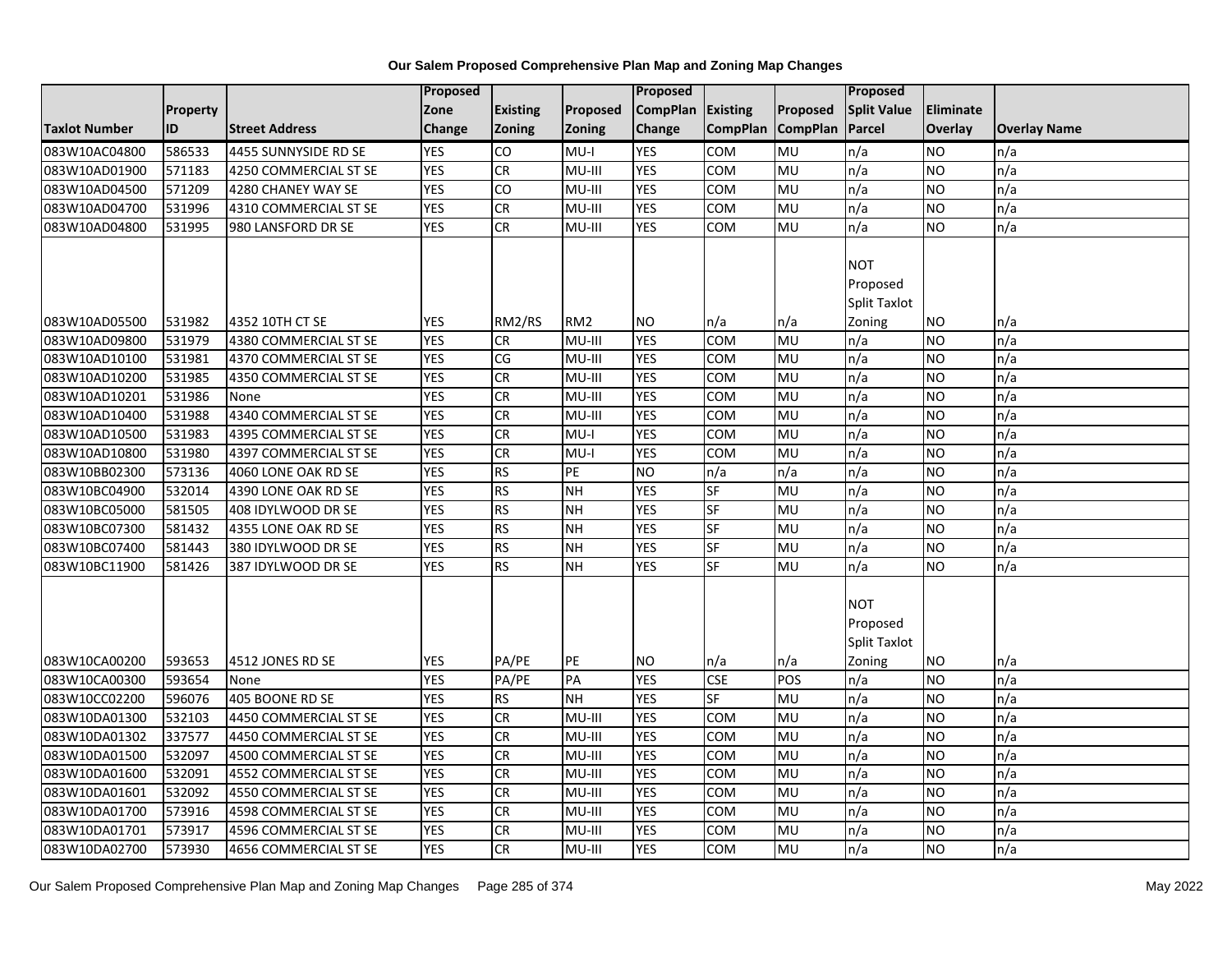# Our Salem Proposed Comprehensive Plan Map and Zoning Map Changes

| Taxlot Number | Property ID | Street Address | Proposed Zone Change | Existing Zoning | Proposed Zoning | Proposed CompPlan Change | Existing CompPlan | Proposed CompPlan | Proposed Split Value Parcel | Eliminate Overlay | Overlay Name |
|---|---|---|---|---|---|---|---|---|---|---|---|
| 083W10AC04800 | 586533 | 4455 SUNNYSIDE RD SE | YES | CO | MU-I | YES | COM | MU | n/a | NO | n/a |
| 083W10AD01900 | 571183 | 4250 COMMERCIAL ST SE | YES | CR | MU-III | YES | COM | MU | n/a | NO | n/a |
| 083W10AD04500 | 571209 | 4280 CHANEY WAY SE | YES | CO | MU-III | YES | COM | MU | n/a | NO | n/a |
| 083W10AD04700 | 531996 | 4310 COMMERCIAL ST SE | YES | CR | MU-III | YES | COM | MU | n/a | NO | n/a |
| 083W10AD04800 | 531995 | 980 LANSFORD DR SE | YES | CR | MU-III | YES | COM | MU | n/a | NO | n/a |
| 083W10AD05500 | 531982 | 4352 10TH CT SE | YES | RM2/RS | RM2 | NO | n/a | n/a | NOT Proposed Split Taxlot Zoning | NO | n/a |
| 083W10AD09800 | 531979 | 4380 COMMERCIAL ST SE | YES | CR | MU-III | YES | COM | MU | n/a | NO | n/a |
| 083W10AD10100 | 531981 | 4370 COMMERCIAL ST SE | YES | CG | MU-III | YES | COM | MU | n/a | NO | n/a |
| 083W10AD10200 | 531985 | 4350 COMMERCIAL ST SE | YES | CR | MU-III | YES | COM | MU | n/a | NO | n/a |
| 083W10AD10201 | 531986 | None | YES | CR | MU-III | YES | COM | MU | n/a | NO | n/a |
| 083W10AD10400 | 531988 | 4340 COMMERCIAL ST SE | YES | CR | MU-III | YES | COM | MU | n/a | NO | n/a |
| 083W10AD10500 | 531983 | 4395 COMMERCIAL ST SE | YES | CR | MU-I | YES | COM | MU | n/a | NO | n/a |
| 083W10AD10800 | 531980 | 4397 COMMERCIAL ST SE | YES | CR | MU-I | YES | COM | MU | n/a | NO | n/a |
| 083W10BB02300 | 573136 | 4060 LONE OAK RD SE | YES | RS | PE | NO | n/a | n/a | n/a | NO | n/a |
| 083W10BC04900 | 532014 | 4390 LONE OAK RD SE | YES | RS | NH | YES | SF | MU | n/a | NO | n/a |
| 083W10BC05000 | 581505 | 408 IDYLWOOD DR SE | YES | RS | NH | YES | SF | MU | n/a | NO | n/a |
| 083W10BC07300 | 581432 | 4355 LONE OAK RD SE | YES | RS | NH | YES | SF | MU | n/a | NO | n/a |
| 083W10BC07400 | 581443 | 380 IDYLWOOD DR SE | YES | RS | NH | YES | SF | MU | n/a | NO | n/a |
| 083W10BC11900 | 581426 | 387 IDYLWOOD DR SE | YES | RS | NH | YES | SF | MU | n/a | NO | n/a |
| 083W10CA00200 | 593653 | 4512 JONES RD SE | YES | PA/PE | PE | NO | n/a | n/a | NOT Proposed Split Taxlot Zoning | NO | n/a |
| 083W10CA00300 | 593654 | None | YES | PA/PE | PA | YES | CSE | POS | n/a | NO | n/a |
| 083W10CC02200 | 596076 | 405 BOONE RD SE | YES | RS | NH | YES | SF | MU | n/a | NO | n/a |
| 083W10DA01300 | 532103 | 4450 COMMERCIAL ST SE | YES | CR | MU-III | YES | COM | MU | n/a | NO | n/a |
| 083W10DA01302 | 337577 | 4450 COMMERCIAL ST SE | YES | CR | MU-III | YES | COM | MU | n/a | NO | n/a |
| 083W10DA01500 | 532097 | 4500 COMMERCIAL ST SE | YES | CR | MU-III | YES | COM | MU | n/a | NO | n/a |
| 083W10DA01600 | 532091 | 4552 COMMERCIAL ST SE | YES | CR | MU-III | YES | COM | MU | n/a | NO | n/a |
| 083W10DA01601 | 532092 | 4550 COMMERCIAL ST SE | YES | CR | MU-III | YES | COM | MU | n/a | NO | n/a |
| 083W10DA01700 | 573916 | 4598 COMMERCIAL ST SE | YES | CR | MU-III | YES | COM | MU | n/a | NO | n/a |
| 083W10DA01701 | 573917 | 4596 COMMERCIAL ST SE | YES | CR | MU-III | YES | COM | MU | n/a | NO | n/a |
| 083W10DA02700 | 573930 | 4656 COMMERCIAL ST SE | YES | CR | MU-III | YES | COM | MU | n/a | NO | n/a |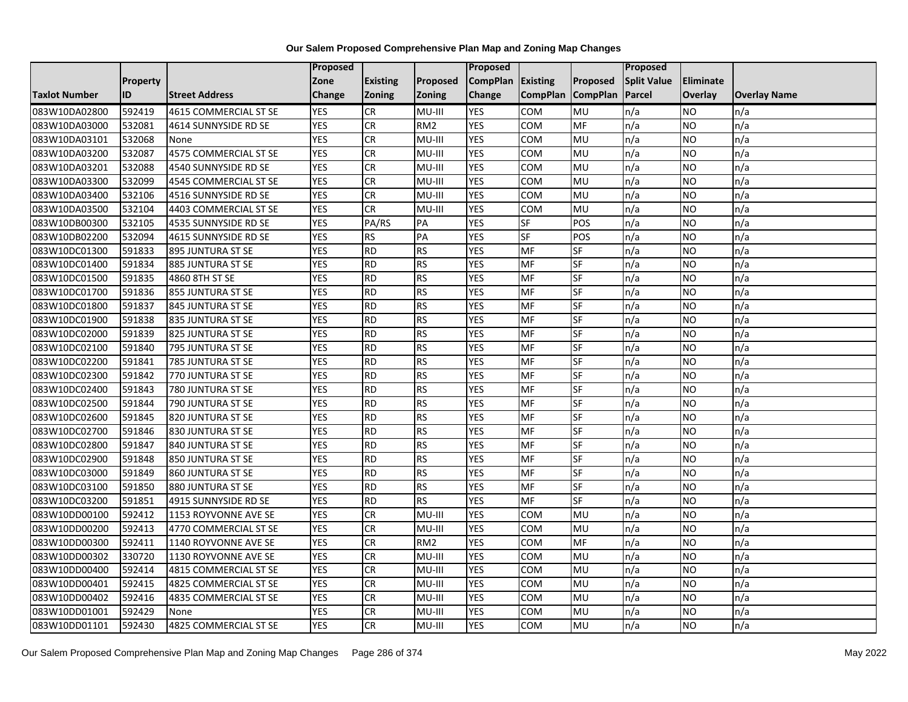# Our Salem Proposed Comprehensive Plan Map and Zoning Map Changes

| Taxlot Number | Property ID | Street Address | Proposed Zone Change | Existing Zoning | Proposed Zoning | Proposed CompPlan Change | Existing CompPlan | Proposed CompPlan | Proposed Split Value Parcel | Eliminate Overlay | Overlay Name |
|---|---|---|---|---|---|---|---|---|---|---|---|
| 083W10DA02800 | 592419 | 4615 COMMERCIAL ST SE | YES | CR | MU-III | YES | COM | MU | n/a | NO | n/a |
| 083W10DA03000 | 532081 | 4614 SUNNYSIDE RD SE | YES | CR | RM2 | YES | COM | MF | n/a | NO | n/a |
| 083W10DA03101 | 532068 | None | YES | CR | MU-III | YES | COM | MU | n/a | NO | n/a |
| 083W10DA03200 | 532087 | 4575 COMMERCIAL ST SE | YES | CR | MU-III | YES | COM | MU | n/a | NO | n/a |
| 083W10DA03201 | 532088 | 4540 SUNNYSIDE RD SE | YES | CR | MU-III | YES | COM | MU | n/a | NO | n/a |
| 083W10DA03300 | 532099 | 4545 COMMERCIAL ST SE | YES | CR | MU-III | YES | COM | MU | n/a | NO | n/a |
| 083W10DA03400 | 532106 | 4516 SUNNYSIDE RD SE | YES | CR | MU-III | YES | COM | MU | n/a | NO | n/a |
| 083W10DA03500 | 532104 | 4403 COMMERCIAL ST SE | YES | CR | MU-III | YES | COM | MU | n/a | NO | n/a |
| 083W10DB00300 | 532105 | 4535 SUNNYSIDE RD SE | YES | PA/RS | PA | YES | SF | POS | n/a | NO | n/a |
| 083W10DB02200 | 532094 | 4615 SUNNYSIDE RD SE | YES | RS | PA | YES | SF | POS | n/a | NO | n/a |
| 083W10DC01300 | 591833 | 895 JUNTURA ST SE | YES | RD | RS | YES | MF | SF | n/a | NO | n/a |
| 083W10DC01400 | 591834 | 885 JUNTURA ST SE | YES | RD | RS | YES | MF | SF | n/a | NO | n/a |
| 083W10DC01500 | 591835 | 4860 8TH ST SE | YES | RD | RS | YES | MF | SF | n/a | NO | n/a |
| 083W10DC01700 | 591836 | 855 JUNTURA ST SE | YES | RD | RS | YES | MF | SF | n/a | NO | n/a |
| 083W10DC01800 | 591837 | 845 JUNTURA ST SE | YES | RD | RS | YES | MF | SF | n/a | NO | n/a |
| 083W10DC01900 | 591838 | 835 JUNTURA ST SE | YES | RD | RS | YES | MF | SF | n/a | NO | n/a |
| 083W10DC02000 | 591839 | 825 JUNTURA ST SE | YES | RD | RS | YES | MF | SF | n/a | NO | n/a |
| 083W10DC02100 | 591840 | 795 JUNTURA ST SE | YES | RD | RS | YES | MF | SF | n/a | NO | n/a |
| 083W10DC02200 | 591841 | 785 JUNTURA ST SE | YES | RD | RS | YES | MF | SF | n/a | NO | n/a |
| 083W10DC02300 | 591842 | 770 JUNTURA ST SE | YES | RD | RS | YES | MF | SF | n/a | NO | n/a |
| 083W10DC02400 | 591843 | 780 JUNTURA ST SE | YES | RD | RS | YES | MF | SF | n/a | NO | n/a |
| 083W10DC02500 | 591844 | 790 JUNTURA ST SE | YES | RD | RS | YES | MF | SF | n/a | NO | n/a |
| 083W10DC02600 | 591845 | 820 JUNTURA ST SE | YES | RD | RS | YES | MF | SF | n/a | NO | n/a |
| 083W10DC02700 | 591846 | 830 JUNTURA ST SE | YES | RD | RS | YES | MF | SF | n/a | NO | n/a |
| 083W10DC02800 | 591847 | 840 JUNTURA ST SE | YES | RD | RS | YES | MF | SF | n/a | NO | n/a |
| 083W10DC02900 | 591848 | 850 JUNTURA ST SE | YES | RD | RS | YES | MF | SF | n/a | NO | n/a |
| 083W10DC03000 | 591849 | 860 JUNTURA ST SE | YES | RD | RS | YES | MF | SF | n/a | NO | n/a |
| 083W10DC03100 | 591850 | 880 JUNTURA ST SE | YES | RD | RS | YES | MF | SF | n/a | NO | n/a |
| 083W10DC03200 | 591851 | 4915 SUNNYSIDE RD SE | YES | RD | RS | YES | MF | SF | n/a | NO | n/a |
| 083W10DD00100 | 592412 | 1153 ROYVONNE AVE SE | YES | CR | MU-III | YES | COM | MU | n/a | NO | n/a |
| 083W10DD00200 | 592413 | 4770 COMMERCIAL ST SE | YES | CR | MU-III | YES | COM | MU | n/a | NO | n/a |
| 083W10DD00300 | 592411 | 1140 ROYVONNE AVE SE | YES | CR | RM2 | YES | COM | MF | n/a | NO | n/a |
| 083W10DD00302 | 330720 | 1130 ROYVONNE AVE SE | YES | CR | MU-III | YES | COM | MU | n/a | NO | n/a |
| 083W10DD00400 | 592414 | 4815 COMMERCIAL ST SE | YES | CR | MU-III | YES | COM | MU | n/a | NO | n/a |
| 083W10DD00401 | 592415 | 4825 COMMERCIAL ST SE | YES | CR | MU-III | YES | COM | MU | n/a | NO | n/a |
| 083W10DD00402 | 592416 | 4835 COMMERCIAL ST SE | YES | CR | MU-III | YES | COM | MU | n/a | NO | n/a |
| 083W10DD01001 | 592429 | None | YES | CR | MU-III | YES | COM | MU | n/a | NO | n/a |
| 083W10DD01101 | 592430 | 4825 COMMERCIAL ST SE | YES | CR | MU-III | YES | COM | MU | n/a | NO | n/a |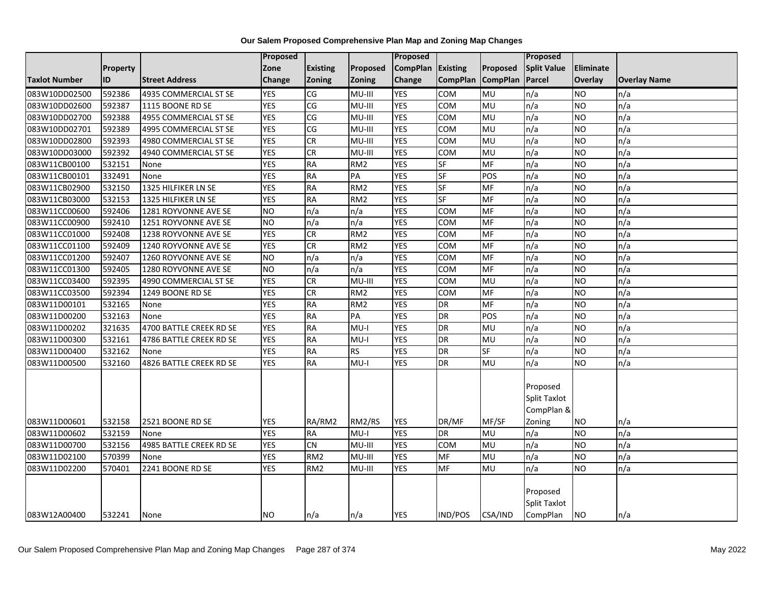**Our Salem Proposed Comprehensive Plan Map and Zoning Map Changes**

| Taxlot Number | Property ID | Street Address | Proposed Zone Change | Existing Zoning | Proposed Zoning | Proposed CompPlan Change | Existing CompPlan | Proposed CompPlan | Proposed Split Value Parcel | Eliminate Overlay | Overlay Name |
|---|---|---|---|---|---|---|---|---|---|---|---|
| 083W10DD02500 | 592386 | 4935 COMMERCIAL ST SE | YES | CG | MU-III | YES | COM | MU | n/a | NO | n/a |
| 083W10DD02600 | 592387 | 1115 BOONE RD SE | YES | CG | MU-III | YES | COM | MU | n/a | NO | n/a |
| 083W10DD02700 | 592388 | 4955 COMMERCIAL ST SE | YES | CG | MU-III | YES | COM | MU | n/a | NO | n/a |
| 083W10DD02701 | 592389 | 4995 COMMERCIAL ST SE | YES | CG | MU-III | YES | COM | MU | n/a | NO | n/a |
| 083W10DD02800 | 592393 | 4980 COMMERCIAL ST SE | YES | CR | MU-III | YES | COM | MU | n/a | NO | n/a |
| 083W10DD03000 | 592392 | 4940 COMMERCIAL ST SE | YES | CR | MU-III | YES | COM | MU | n/a | NO | n/a |
| 083W11CB00100 | 532151 | None | YES | RA | RM2 | YES | SF | MF | n/a | NO | n/a |
| 083W11CB00101 | 332491 | None | YES | RA | PA | YES | SF | POS | n/a | NO | n/a |
| 083W11CB02900 | 532150 | 1325 HILFIKER LN SE | YES | RA | RM2 | YES | SF | MF | n/a | NO | n/a |
| 083W11CB03000 | 532153 | 1325 HILFIKER LN SE | YES | RA | RM2 | YES | SF | MF | n/a | NO | n/a |
| 083W11CC00600 | 592406 | 1281 ROYVONNE AVE SE | NO | n/a | n/a | YES | COM | MF | n/a | NO | n/a |
| 083W11CC00900 | 592410 | 1251 ROYVONNE AVE SE | NO | n/a | n/a | YES | COM | MF | n/a | NO | n/a |
| 083W11CC01000 | 592408 | 1238 ROYVONNE AVE SE | YES | CR | RM2 | YES | COM | MF | n/a | NO | n/a |
| 083W11CC01100 | 592409 | 1240 ROYVONNE AVE SE | YES | CR | RM2 | YES | COM | MF | n/a | NO | n/a |
| 083W11CC01200 | 592407 | 1260 ROYVONNE AVE SE | NO | n/a | n/a | YES | COM | MF | n/a | NO | n/a |
| 083W11CC01300 | 592405 | 1280 ROYVONNE AVE SE | NO | n/a | n/a | YES | COM | MF | n/a | NO | n/a |
| 083W11CC03400 | 592395 | 4990 COMMERCIAL ST SE | YES | CR | MU-III | YES | COM | MU | n/a | NO | n/a |
| 083W11CC03500 | 592394 | 1249 BOONE RD SE | YES | CR | RM2 | YES | COM | MF | n/a | NO | n/a |
| 083W11D00101 | 532165 | None | YES | RA | RM2 | YES | DR | MF | n/a | NO | n/a |
| 083W11D00200 | 532163 | None | YES | RA | PA | YES | DR | POS | n/a | NO | n/a |
| 083W11D00202 | 321635 | 4700 BATTLE CREEK RD SE | YES | RA | MU-I | YES | DR | MU | n/a | NO | n/a |
| 083W11D00300 | 532161 | 4786 BATTLE CREEK RD SE | YES | RA | MU-I | YES | DR | MU | n/a | NO | n/a |
| 083W11D00400 | 532162 | None | YES | RA | RS | YES | DR | SF | n/a | NO | n/a |
| 083W11D00500 | 532160 | 4826 BATTLE CREEK RD SE | YES | RA | MU-I | YES | DR | MU | n/a | NO | n/a |
| 083W11D00601 | 532158 | 2521 BOONE RD SE | YES | RA/RM2 | RM2/RS | YES | DR/MF | MF/SF | Proposed Split Taxlot CompPlan & Zoning | NO | n/a |
| 083W11D00602 | 532159 | None | YES | RA | MU-I | YES | DR | MU | n/a | NO | n/a |
| 083W11D00700 | 532156 | 4985 BATTLE CREEK RD SE | YES | CN | MU-III | YES | COM | MU | n/a | NO | n/a |
| 083W11D02100 | 570399 | None | YES | RM2 | MU-III | YES | MF | MU | n/a | NO | n/a |
| 083W11D02200 | 570401 | 2241 BOONE RD SE | YES | RM2 | MU-III | YES | MF | MU | n/a | NO | n/a |
| 083W12A00400 | 532241 | None | NO | n/a | n/a | YES | IND/POS | CSA/IND | Proposed Split Taxlot CompPlan | NO | n/a |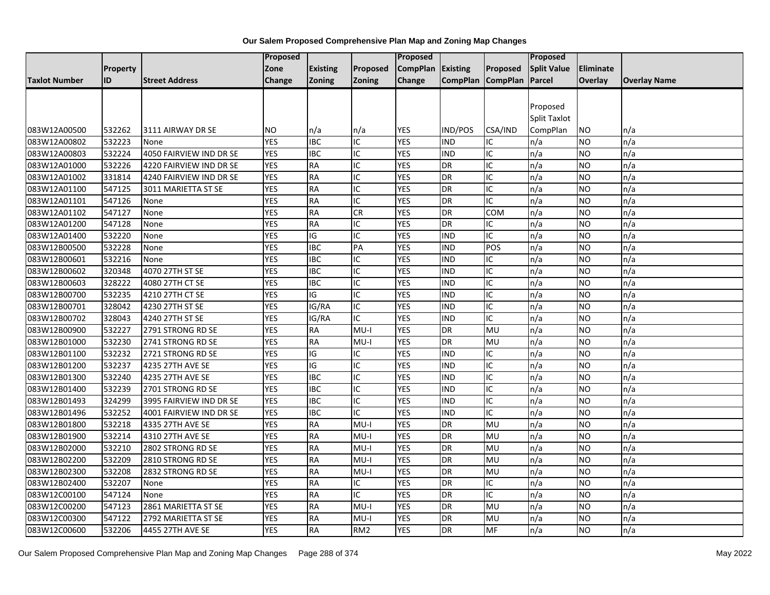# Our Salem Proposed Comprehensive Plan Map and Zoning Map Changes

| Taxlot Number | Property ID | Street Address | Proposed Zone Change | Existing Zoning | Proposed Zoning | Proposed CompPlan Change | Existing CompPlan | Proposed CompPlan | Proposed Split Value Parcel | Eliminate Overlay | Overlay Name |
|---|---|---|---|---|---|---|---|---|---|---|---|
| 083W12A00500 | 532262 | 3111 AIRWAY DR SE | NO | n/a | n/a | YES | IND/POS | CSA/IND | Proposed Split Taxlot CompPlan | NO | n/a |
| 083W12A00802 | 532223 | None | YES | IBC | IC | YES | IND | IC | n/a | NO | n/a |
| 083W12A00803 | 532224 | 4050 FAIRVIEW IND DR SE | YES | IBC | IC | YES | IND | IC | n/a | NO | n/a |
| 083W12A01000 | 532226 | 4220 FAIRVIEW IND DR SE | YES | RA | IC | YES | DR | IC | n/a | NO | n/a |
| 083W12A01002 | 331814 | 4240 FAIRVIEW IND DR SE | YES | RA | IC | YES | DR | IC | n/a | NO | n/a |
| 083W12A01100 | 547125 | 3011 MARIETTA ST SE | YES | RA | IC | YES | DR | IC | n/a | NO | n/a |
| 083W12A01101 | 547126 | None | YES | RA | IC | YES | DR | IC | n/a | NO | n/a |
| 083W12A01102 | 547127 | None | YES | RA | CR | YES | DR | COM | n/a | NO | n/a |
| 083W12A01200 | 547128 | None | YES | RA | IC | YES | DR | IC | n/a | NO | n/a |
| 083W12A01400 | 532220 | None | YES | IG | IC | YES | IND | IC | n/a | NO | n/a |
| 083W12B00500 | 532228 | None | YES | IBC | PA | YES | IND | POS | n/a | NO | n/a |
| 083W12B00601 | 532216 | None | YES | IBC | IC | YES | IND | IC | n/a | NO | n/a |
| 083W12B00602 | 320348 | 4070 27TH ST SE | YES | IBC | IC | YES | IND | IC | n/a | NO | n/a |
| 083W12B00603 | 328222 | 4080 27TH CT SE | YES | IBC | IC | YES | IND | IC | n/a | NO | n/a |
| 083W12B00700 | 532235 | 4210 27TH CT SE | YES | IG | IC | YES | IND | IC | n/a | NO | n/a |
| 083W12B00701 | 328042 | 4230 27TH ST SE | YES | IG/RA | IC | YES | IND | IC | n/a | NO | n/a |
| 083W12B00702 | 328043 | 4240 27TH ST SE | YES | IG/RA | IC | YES | IND | IC | n/a | NO | n/a |
| 083W12B00900 | 532227 | 2791 STRONG RD SE | YES | RA | MU-I | YES | DR | MU | n/a | NO | n/a |
| 083W12B01000 | 532230 | 2741 STRONG RD SE | YES | RA | MU-I | YES | DR | MU | n/a | NO | n/a |
| 083W12B01100 | 532232 | 2721 STRONG RD SE | YES | IG | IC | YES | IND | IC | n/a | NO | n/a |
| 083W12B01200 | 532237 | 4235 27TH AVE SE | YES | IG | IC | YES | IND | IC | n/a | NO | n/a |
| 083W12B01300 | 532240 | 4235 27TH AVE SE | YES | IBC | IC | YES | IND | IC | n/a | NO | n/a |
| 083W12B01400 | 532239 | 2701 STRONG RD SE | YES | IBC | IC | YES | IND | IC | n/a | NO | n/a |
| 083W12B01493 | 324299 | 3995 FAIRVIEW IND DR SE | YES | IBC | IC | YES | IND | IC | n/a | NO | n/a |
| 083W12B01496 | 532252 | 4001 FAIRVIEW IND DR SE | YES | IBC | IC | YES | IND | IC | n/a | NO | n/a |
| 083W12B01800 | 532218 | 4335 27TH AVE SE | YES | RA | MU-I | YES | DR | MU | n/a | NO | n/a |
| 083W12B01900 | 532214 | 4310 27TH AVE SE | YES | RA | MU-I | YES | DR | MU | n/a | NO | n/a |
| 083W12B02000 | 532210 | 2802 STRONG RD SE | YES | RA | MU-I | YES | DR | MU | n/a | NO | n/a |
| 083W12B02200 | 532209 | 2810 STRONG RD SE | YES | RA | MU-I | YES | DR | MU | n/a | NO | n/a |
| 083W12B02300 | 532208 | 2832 STRONG RD SE | YES | RA | MU-I | YES | DR | MU | n/a | NO | n/a |
| 083W12B02400 | 532207 | None | YES | RA | IC | YES | DR | IC | n/a | NO | n/a |
| 083W12C00100 | 547124 | None | YES | RA | IC | YES | DR | IC | n/a | NO | n/a |
| 083W12C00200 | 547123 | 2861 MARIETTA ST SE | YES | RA | MU-I | YES | DR | MU | n/a | NO | n/a |
| 083W12C00300 | 547122 | 2792 MARIETTA ST SE | YES | RA | MU-I | YES | DR | MU | n/a | NO | n/a |
| 083W12C00600 | 532206 | 4455 27TH AVE SE | YES | RA | RM2 | YES | DR | MF | n/a | NO | n/a |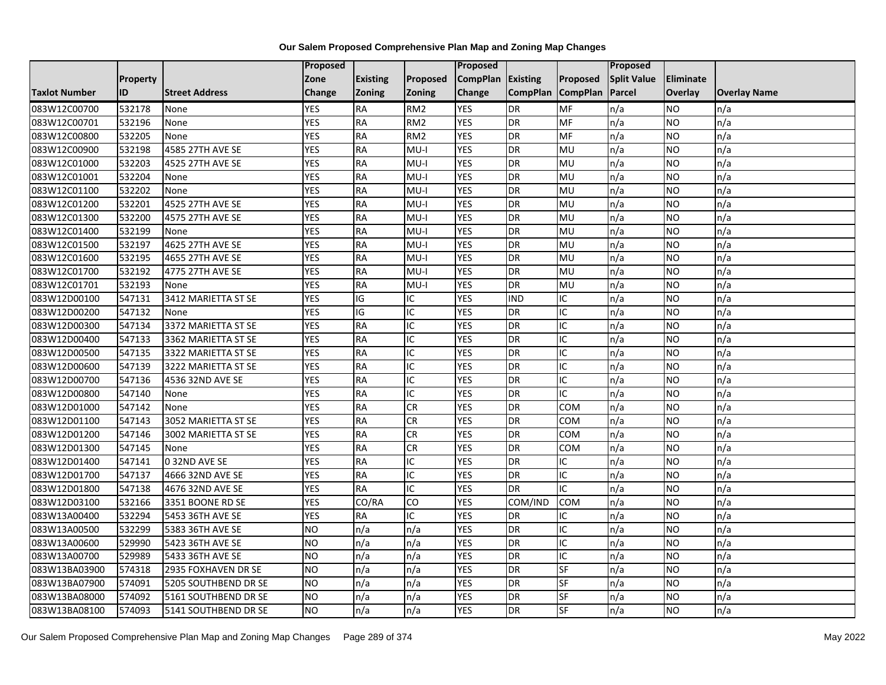# Our Salem Proposed Comprehensive Plan Map and Zoning Map Changes

| Taxlot Number | Property ID | Street Address | Proposed Zone Change | Existing Zoning | Proposed Zoning | Proposed CompPlan Change | Existing CompPlan | Proposed CompPlan | Proposed Split Value Parcel | Eliminate Overlay | Overlay Name |
|---|---|---|---|---|---|---|---|---|---|---|---|
| 083W12C00700 | 532178 | None | YES | RA | RM2 | YES | DR | MF | n/a | NO | n/a |
| 083W12C00701 | 532196 | None | YES | RA | RM2 | YES | DR | MF | n/a | NO | n/a |
| 083W12C00800 | 532205 | None | YES | RA | RM2 | YES | DR | MF | n/a | NO | n/a |
| 083W12C00900 | 532198 | 4585 27TH AVE SE | YES | RA | MU-I | YES | DR | MU | n/a | NO | n/a |
| 083W12C01000 | 532203 | 4525 27TH AVE SE | YES | RA | MU-I | YES | DR | MU | n/a | NO | n/a |
| 083W12C01001 | 532204 | None | YES | RA | MU-I | YES | DR | MU | n/a | NO | n/a |
| 083W12C01100 | 532202 | None | YES | RA | MU-I | YES | DR | MU | n/a | NO | n/a |
| 083W12C01200 | 532201 | 4525 27TH AVE SE | YES | RA | MU-I | YES | DR | MU | n/a | NO | n/a |
| 083W12C01300 | 532200 | 4575 27TH AVE SE | YES | RA | MU-I | YES | DR | MU | n/a | NO | n/a |
| 083W12C01400 | 532199 | None | YES | RA | MU-I | YES | DR | MU | n/a | NO | n/a |
| 083W12C01500 | 532197 | 4625 27TH AVE SE | YES | RA | MU-I | YES | DR | MU | n/a | NO | n/a |
| 083W12C01600 | 532195 | 4655 27TH AVE SE | YES | RA | MU-I | YES | DR | MU | n/a | NO | n/a |
| 083W12C01700 | 532192 | 4775 27TH AVE SE | YES | RA | MU-I | YES | DR | MU | n/a | NO | n/a |
| 083W12C01701 | 532193 | None | YES | RA | MU-I | YES | DR | MU | n/a | NO | n/a |
| 083W12D00100 | 547131 | 3412 MARIETTA ST SE | YES | IG | IC | YES | IND | IC | n/a | NO | n/a |
| 083W12D00200 | 547132 | None | YES | IG | IC | YES | DR | IC | n/a | NO | n/a |
| 083W12D00300 | 547134 | 3372 MARIETTA ST SE | YES | RA | IC | YES | DR | IC | n/a | NO | n/a |
| 083W12D00400 | 547133 | 3362 MARIETTA ST SE | YES | RA | IC | YES | DR | IC | n/a | NO | n/a |
| 083W12D00500 | 547135 | 3322 MARIETTA ST SE | YES | RA | IC | YES | DR | IC | n/a | NO | n/a |
| 083W12D00600 | 547139 | 3222 MARIETTA ST SE | YES | RA | IC | YES | DR | IC | n/a | NO | n/a |
| 083W12D00700 | 547136 | 4536 32ND AVE SE | YES | RA | IC | YES | DR | IC | n/a | NO | n/a |
| 083W12D00800 | 547140 | None | YES | RA | IC | YES | DR | IC | n/a | NO | n/a |
| 083W12D01000 | 547142 | None | YES | RA | CR | YES | DR | COM | n/a | NO | n/a |
| 083W12D01100 | 547143 | 3052 MARIETTA ST SE | YES | RA | CR | YES | DR | COM | n/a | NO | n/a |
| 083W12D01200 | 547146 | 3002 MARIETTA ST SE | YES | RA | CR | YES | DR | COM | n/a | NO | n/a |
| 083W12D01300 | 547145 | None | YES | RA | CR | YES | DR | COM | n/a | NO | n/a |
| 083W12D01400 | 547141 | 0 32ND AVE SE | YES | RA | IC | YES | DR | IC | n/a | NO | n/a |
| 083W12D01700 | 547137 | 4666 32ND AVE SE | YES | RA | IC | YES | DR | IC | n/a | NO | n/a |
| 083W12D01800 | 547138 | 4676 32ND AVE SE | YES | RA | IC | YES | DR | IC | n/a | NO | n/a |
| 083W12D03100 | 532166 | 3351 BOONE RD SE | YES | CO/RA | CO | YES | COM/IND | COM | n/a | NO | n/a |
| 083W13A00400 | 532294 | 5453 36TH AVE SE | YES | RA | IC | YES | DR | IC | n/a | NO | n/a |
| 083W13A00500 | 532299 | 5383 36TH AVE SE | NO | n/a | n/a | YES | DR | IC | n/a | NO | n/a |
| 083W13A00600 | 529990 | 5423 36TH AVE SE | NO | n/a | n/a | YES | DR | IC | n/a | NO | n/a |
| 083W13A00700 | 529989 | 5433 36TH AVE SE | NO | n/a | n/a | YES | DR | IC | n/a | NO | n/a |
| 083W13BA03900 | 574318 | 2935 FOXHAVEN DR SE | NO | n/a | n/a | YES | DR | SF | n/a | NO | n/a |
| 083W13BA07900 | 574091 | 5205 SOUTHBEND DR SE | NO | n/a | n/a | YES | DR | SF | n/a | NO | n/a |
| 083W13BA08000 | 574092 | 5161 SOUTHBEND DR SE | NO | n/a | n/a | YES | DR | SF | n/a | NO | n/a |
| 083W13BA08100 | 574093 | 5141 SOUTHBEND DR SE | NO | n/a | n/a | YES | DR | SF | n/a | NO | n/a |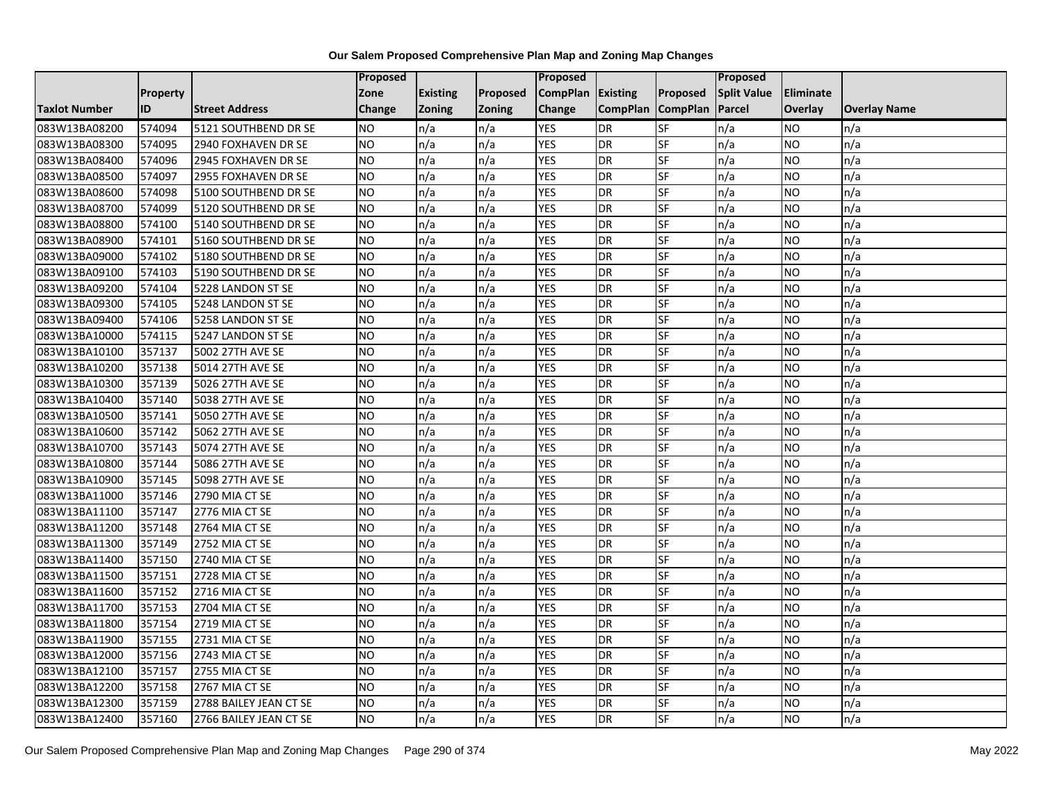# Our Salem Proposed Comprehensive Plan Map and Zoning Map Changes

| Taxlot Number | Property ID | Street Address | Proposed Zone Change | Existing Zoning | Proposed Zoning | Proposed CompPlan Change | Existing CompPlan | Proposed CompPlan | Proposed Split Value Parcel | Eliminate Overlay | Overlay Name |
|---|---|---|---|---|---|---|---|---|---|---|---|
| 083W13BA08200 | 574094 | 5121 SOUTHBEND DR SE | NO | n/a | n/a | YES | DR | SF | n/a | NO | n/a |
| 083W13BA08300 | 574095 | 2940 FOXHAVEN DR SE | NO | n/a | n/a | YES | DR | SF | n/a | NO | n/a |
| 083W13BA08400 | 574096 | 2945 FOXHAVEN DR SE | NO | n/a | n/a | YES | DR | SF | n/a | NO | n/a |
| 083W13BA08500 | 574097 | 2955 FOXHAVEN DR SE | NO | n/a | n/a | YES | DR | SF | n/a | NO | n/a |
| 083W13BA08600 | 574098 | 5100 SOUTHBEND DR SE | NO | n/a | n/a | YES | DR | SF | n/a | NO | n/a |
| 083W13BA08700 | 574099 | 5120 SOUTHBEND DR SE | NO | n/a | n/a | YES | DR | SF | n/a | NO | n/a |
| 083W13BA08800 | 574100 | 5140 SOUTHBEND DR SE | NO | n/a | n/a | YES | DR | SF | n/a | NO | n/a |
| 083W13BA08900 | 574101 | 5160 SOUTHBEND DR SE | NO | n/a | n/a | YES | DR | SF | n/a | NO | n/a |
| 083W13BA09000 | 574102 | 5180 SOUTHBEND DR SE | NO | n/a | n/a | YES | DR | SF | n/a | NO | n/a |
| 083W13BA09100 | 574103 | 5190 SOUTHBEND DR SE | NO | n/a | n/a | YES | DR | SF | n/a | NO | n/a |
| 083W13BA09200 | 574104 | 5228 LANDON ST SE | NO | n/a | n/a | YES | DR | SF | n/a | NO | n/a |
| 083W13BA09300 | 574105 | 5248 LANDON ST SE | NO | n/a | n/a | YES | DR | SF | n/a | NO | n/a |
| 083W13BA09400 | 574106 | 5258 LANDON ST SE | NO | n/a | n/a | YES | DR | SF | n/a | NO | n/a |
| 083W13BA10000 | 574115 | 5247 LANDON ST SE | NO | n/a | n/a | YES | DR | SF | n/a | NO | n/a |
| 083W13BA10100 | 357137 | 5002 27TH AVE SE | NO | n/a | n/a | YES | DR | SF | n/a | NO | n/a |
| 083W13BA10200 | 357138 | 5014 27TH AVE SE | NO | n/a | n/a | YES | DR | SF | n/a | NO | n/a |
| 083W13BA10300 | 357139 | 5026 27TH AVE SE | NO | n/a | n/a | YES | DR | SF | n/a | NO | n/a |
| 083W13BA10400 | 357140 | 5038 27TH AVE SE | NO | n/a | n/a | YES | DR | SF | n/a | NO | n/a |
| 083W13BA10500 | 357141 | 5050 27TH AVE SE | NO | n/a | n/a | YES | DR | SF | n/a | NO | n/a |
| 083W13BA10600 | 357142 | 5062 27TH AVE SE | NO | n/a | n/a | YES | DR | SF | n/a | NO | n/a |
| 083W13BA10700 | 357143 | 5074 27TH AVE SE | NO | n/a | n/a | YES | DR | SF | n/a | NO | n/a |
| 083W13BA10800 | 357144 | 5086 27TH AVE SE | NO | n/a | n/a | YES | DR | SF | n/a | NO | n/a |
| 083W13BA10900 | 357145 | 5098 27TH AVE SE | NO | n/a | n/a | YES | DR | SF | n/a | NO | n/a |
| 083W13BA11000 | 357146 | 2790 MIA CT SE | NO | n/a | n/a | YES | DR | SF | n/a | NO | n/a |
| 083W13BA11100 | 357147 | 2776 MIA CT SE | NO | n/a | n/a | YES | DR | SF | n/a | NO | n/a |
| 083W13BA11200 | 357148 | 2764 MIA CT SE | NO | n/a | n/a | YES | DR | SF | n/a | NO | n/a |
| 083W13BA11300 | 357149 | 2752 MIA CT SE | NO | n/a | n/a | YES | DR | SF | n/a | NO | n/a |
| 083W13BA11400 | 357150 | 2740 MIA CT SE | NO | n/a | n/a | YES | DR | SF | n/a | NO | n/a |
| 083W13BA11500 | 357151 | 2728 MIA CT SE | NO | n/a | n/a | YES | DR | SF | n/a | NO | n/a |
| 083W13BA11600 | 357152 | 2716 MIA CT SE | NO | n/a | n/a | YES | DR | SF | n/a | NO | n/a |
| 083W13BA11700 | 357153 | 2704 MIA CT SE | NO | n/a | n/a | YES | DR | SF | n/a | NO | n/a |
| 083W13BA11800 | 357154 | 2719 MIA CT SE | NO | n/a | n/a | YES | DR | SF | n/a | NO | n/a |
| 083W13BA11900 | 357155 | 2731 MIA CT SE | NO | n/a | n/a | YES | DR | SF | n/a | NO | n/a |
| 083W13BA12000 | 357156 | 2743 MIA CT SE | NO | n/a | n/a | YES | DR | SF | n/a | NO | n/a |
| 083W13BA12100 | 357157 | 2755 MIA CT SE | NO | n/a | n/a | YES | DR | SF | n/a | NO | n/a |
| 083W13BA12200 | 357158 | 2767 MIA CT SE | NO | n/a | n/a | YES | DR | SF | n/a | NO | n/a |
| 083W13BA12300 | 357159 | 2788 BAILEY JEAN CT SE | NO | n/a | n/a | YES | DR | SF | n/a | NO | n/a |
| 083W13BA12400 | 357160 | 2766 BAILEY JEAN CT SE | NO | n/a | n/a | YES | DR | SF | n/a | NO | n/a |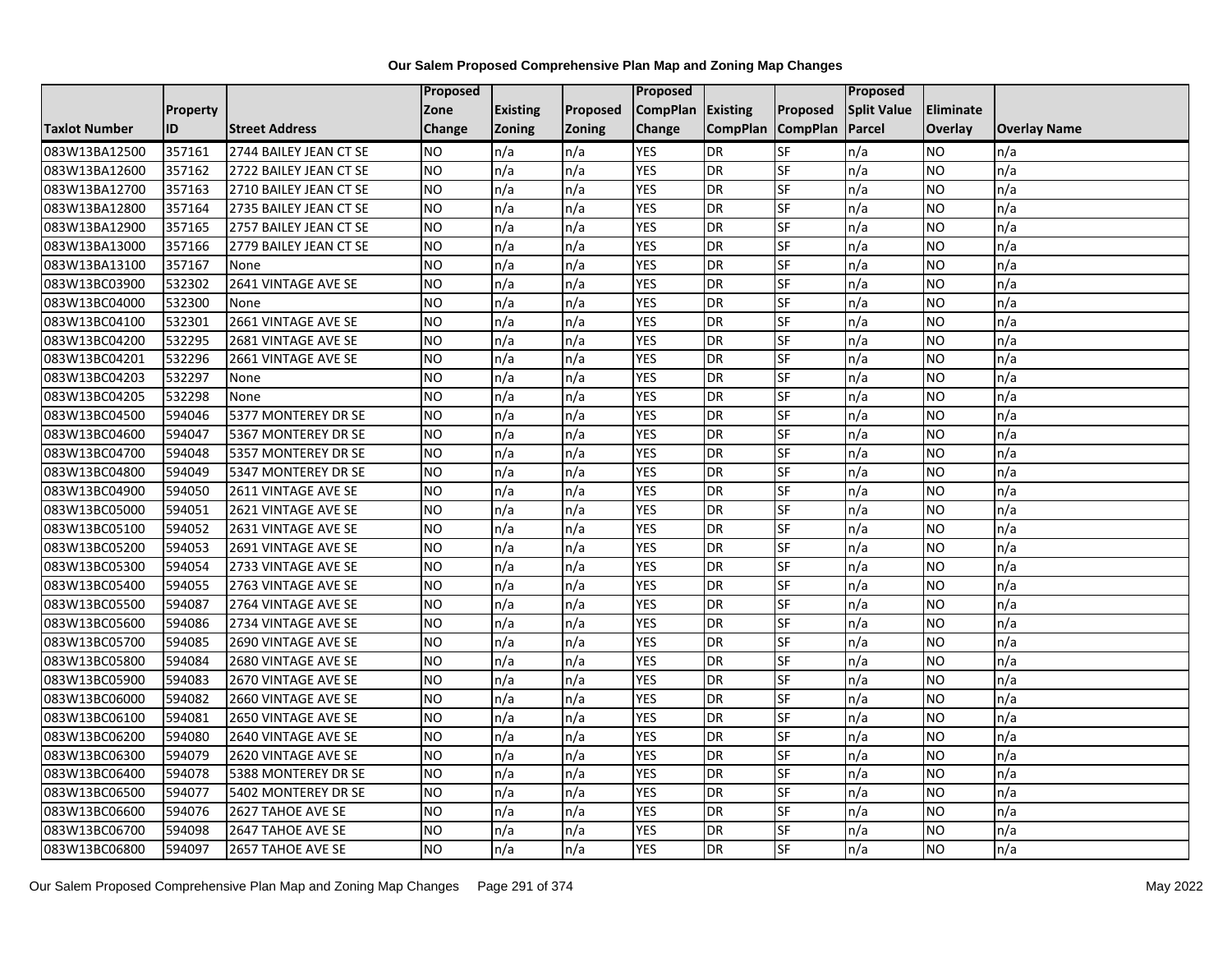**Our Salem Proposed Comprehensive Plan Map and Zoning Map Changes**

| Taxlot Number | Property ID | Street Address | Proposed Zone Change | Existing Zoning | Proposed Zoning | Proposed CompPlan Change | Existing CompPlan | Proposed CompPlan | Proposed Split Value Parcel | Eliminate Overlay | Overlay Name |
|---|---|---|---|---|---|---|---|---|---|---|---|
| 083W13BA12500 | 357161 | 2744 BAILEY JEAN CT SE | NO | n/a | n/a | YES | DR | SF | n/a | NO | n/a |
| 083W13BA12600 | 357162 | 2722 BAILEY JEAN CT SE | NO | n/a | n/a | YES | DR | SF | n/a | NO | n/a |
| 083W13BA12700 | 357163 | 2710 BAILEY JEAN CT SE | NO | n/a | n/a | YES | DR | SF | n/a | NO | n/a |
| 083W13BA12800 | 357164 | 2735 BAILEY JEAN CT SE | NO | n/a | n/a | YES | DR | SF | n/a | NO | n/a |
| 083W13BA12900 | 357165 | 2757 BAILEY JEAN CT SE | NO | n/a | n/a | YES | DR | SF | n/a | NO | n/a |
| 083W13BA13000 | 357166 | 2779 BAILEY JEAN CT SE | NO | n/a | n/a | YES | DR | SF | n/a | NO | n/a |
| 083W13BA13100 | 357167 | None | NO | n/a | n/a | YES | DR | SF | n/a | NO | n/a |
| 083W13BC03900 | 532302 | 2641 VINTAGE AVE SE | NO | n/a | n/a | YES | DR | SF | n/a | NO | n/a |
| 083W13BC04000 | 532300 | None | NO | n/a | n/a | YES | DR | SF | n/a | NO | n/a |
| 083W13BC04100 | 532301 | 2661 VINTAGE AVE SE | NO | n/a | n/a | YES | DR | SF | n/a | NO | n/a |
| 083W13BC04200 | 532295 | 2681 VINTAGE AVE SE | NO | n/a | n/a | YES | DR | SF | n/a | NO | n/a |
| 083W13BC04201 | 532296 | 2661 VINTAGE AVE SE | NO | n/a | n/a | YES | DR | SF | n/a | NO | n/a |
| 083W13BC04203 | 532297 | None | NO | n/a | n/a | YES | DR | SF | n/a | NO | n/a |
| 083W13BC04205 | 532298 | None | NO | n/a | n/a | YES | DR | SF | n/a | NO | n/a |
| 083W13BC04500 | 594046 | 5377 MONTEREY DR SE | NO | n/a | n/a | YES | DR | SF | n/a | NO | n/a |
| 083W13BC04600 | 594047 | 5367 MONTEREY DR SE | NO | n/a | n/a | YES | DR | SF | n/a | NO | n/a |
| 083W13BC04700 | 594048 | 5357 MONTEREY DR SE | NO | n/a | n/a | YES | DR | SF | n/a | NO | n/a |
| 083W13BC04800 | 594049 | 5347 MONTEREY DR SE | NO | n/a | n/a | YES | DR | SF | n/a | NO | n/a |
| 083W13BC04900 | 594050 | 2611 VINTAGE AVE SE | NO | n/a | n/a | YES | DR | SF | n/a | NO | n/a |
| 083W13BC05000 | 594051 | 2621 VINTAGE AVE SE | NO | n/a | n/a | YES | DR | SF | n/a | NO | n/a |
| 083W13BC05100 | 594052 | 2631 VINTAGE AVE SE | NO | n/a | n/a | YES | DR | SF | n/a | NO | n/a |
| 083W13BC05200 | 594053 | 2691 VINTAGE AVE SE | NO | n/a | n/a | YES | DR | SF | n/a | NO | n/a |
| 083W13BC05300 | 594054 | 2733 VINTAGE AVE SE | NO | n/a | n/a | YES | DR | SF | n/a | NO | n/a |
| 083W13BC05400 | 594055 | 2763 VINTAGE AVE SE | NO | n/a | n/a | YES | DR | SF | n/a | NO | n/a |
| 083W13BC05500 | 594087 | 2764 VINTAGE AVE SE | NO | n/a | n/a | YES | DR | SF | n/a | NO | n/a |
| 083W13BC05600 | 594086 | 2734 VINTAGE AVE SE | NO | n/a | n/a | YES | DR | SF | n/a | NO | n/a |
| 083W13BC05700 | 594085 | 2690 VINTAGE AVE SE | NO | n/a | n/a | YES | DR | SF | n/a | NO | n/a |
| 083W13BC05800 | 594084 | 2680 VINTAGE AVE SE | NO | n/a | n/a | YES | DR | SF | n/a | NO | n/a |
| 083W13BC05900 | 594083 | 2670 VINTAGE AVE SE | NO | n/a | n/a | YES | DR | SF | n/a | NO | n/a |
| 083W13BC06000 | 594082 | 2660 VINTAGE AVE SE | NO | n/a | n/a | YES | DR | SF | n/a | NO | n/a |
| 083W13BC06100 | 594081 | 2650 VINTAGE AVE SE | NO | n/a | n/a | YES | DR | SF | n/a | NO | n/a |
| 083W13BC06200 | 594080 | 2640 VINTAGE AVE SE | NO | n/a | n/a | YES | DR | SF | n/a | NO | n/a |
| 083W13BC06300 | 594079 | 2620 VINTAGE AVE SE | NO | n/a | n/a | YES | DR | SF | n/a | NO | n/a |
| 083W13BC06400 | 594078 | 5388 MONTEREY DR SE | NO | n/a | n/a | YES | DR | SF | n/a | NO | n/a |
| 083W13BC06500 | 594077 | 5402 MONTEREY DR SE | NO | n/a | n/a | YES | DR | SF | n/a | NO | n/a |
| 083W13BC06600 | 594076 | 2627 TAHOE AVE SE | NO | n/a | n/a | YES | DR | SF | n/a | NO | n/a |
| 083W13BC06700 | 594098 | 2647 TAHOE AVE SE | NO | n/a | n/a | YES | DR | SF | n/a | NO | n/a |
| 083W13BC06800 | 594097 | 2657 TAHOE AVE SE | NO | n/a | n/a | YES | DR | SF | n/a | NO | n/a |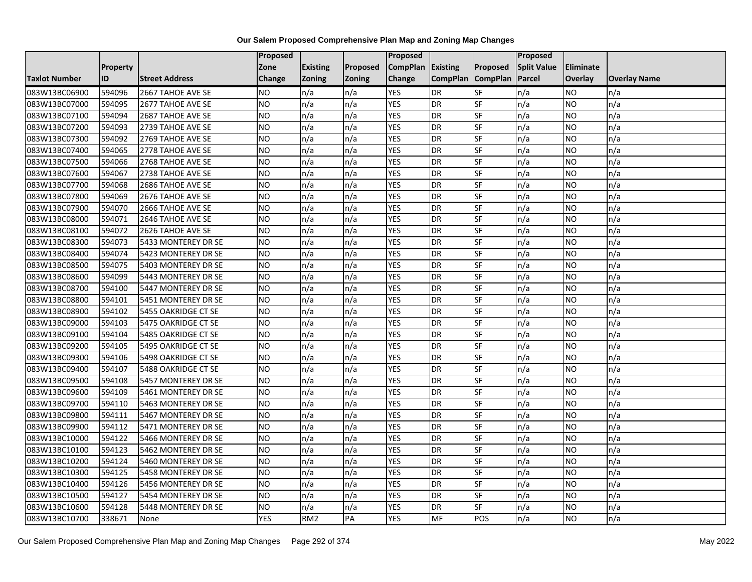# Our Salem Proposed Comprehensive Plan Map and Zoning Map Changes

| Taxlot Number | Property ID | Street Address | Proposed Zone Change | Existing Zoning | Proposed Zoning | Proposed CompPlan Change | Existing CompPlan | Proposed CompPlan | Proposed Split Value Parcel | Eliminate Overlay | Overlay Name |
|---|---|---|---|---|---|---|---|---|---|---|---|
| 083W13BC06900 | 594096 | 2667 TAHOE AVE SE | NO | n/a | n/a | YES | DR | SF | n/a | NO | n/a |
| 083W13BC07000 | 594095 | 2677 TAHOE AVE SE | NO | n/a | n/a | YES | DR | SF | n/a | NO | n/a |
| 083W13BC07100 | 594094 | 2687 TAHOE AVE SE | NO | n/a | n/a | YES | DR | SF | n/a | NO | n/a |
| 083W13BC07200 | 594093 | 2739 TAHOE AVE SE | NO | n/a | n/a | YES | DR | SF | n/a | NO | n/a |
| 083W13BC07300 | 594092 | 2769 TAHOE AVE SE | NO | n/a | n/a | YES | DR | SF | n/a | NO | n/a |
| 083W13BC07400 | 594065 | 2778 TAHOE AVE SE | NO | n/a | n/a | YES | DR | SF | n/a | NO | n/a |
| 083W13BC07500 | 594066 | 2768 TAHOE AVE SE | NO | n/a | n/a | YES | DR | SF | n/a | NO | n/a |
| 083W13BC07600 | 594067 | 2738 TAHOE AVE SE | NO | n/a | n/a | YES | DR | SF | n/a | NO | n/a |
| 083W13BC07700 | 594068 | 2686 TAHOE AVE SE | NO | n/a | n/a | YES | DR | SF | n/a | NO | n/a |
| 083W13BC07800 | 594069 | 2676 TAHOE AVE SE | NO | n/a | n/a | YES | DR | SF | n/a | NO | n/a |
| 083W13BC07900 | 594070 | 2666 TAHOE AVE SE | NO | n/a | n/a | YES | DR | SF | n/a | NO | n/a |
| 083W13BC08000 | 594071 | 2646 TAHOE AVE SE | NO | n/a | n/a | YES | DR | SF | n/a | NO | n/a |
| 083W13BC08100 | 594072 | 2626 TAHOE AVE SE | NO | n/a | n/a | YES | DR | SF | n/a | NO | n/a |
| 083W13BC08300 | 594073 | 5433 MONTEREY DR SE | NO | n/a | n/a | YES | DR | SF | n/a | NO | n/a |
| 083W13BC08400 | 594074 | 5423 MONTEREY DR SE | NO | n/a | n/a | YES | DR | SF | n/a | NO | n/a |
| 083W13BC08500 | 594075 | 5403 MONTEREY DR SE | NO | n/a | n/a | YES | DR | SF | n/a | NO | n/a |
| 083W13BC08600 | 594099 | 5443 MONTEREY DR SE | NO | n/a | n/a | YES | DR | SF | n/a | NO | n/a |
| 083W13BC08700 | 594100 | 5447 MONTEREY DR SE | NO | n/a | n/a | YES | DR | SF | n/a | NO | n/a |
| 083W13BC08800 | 594101 | 5451 MONTEREY DR SE | NO | n/a | n/a | YES | DR | SF | n/a | NO | n/a |
| 083W13BC08900 | 594102 | 5455 OAKRIDGE CT SE | NO | n/a | n/a | YES | DR | SF | n/a | NO | n/a |
| 083W13BC09000 | 594103 | 5475 OAKRIDGE CT SE | NO | n/a | n/a | YES | DR | SF | n/a | NO | n/a |
| 083W13BC09100 | 594104 | 5485 OAKRIDGE CT SE | NO | n/a | n/a | YES | DR | SF | n/a | NO | n/a |
| 083W13BC09200 | 594105 | 5495 OAKRIDGE CT SE | NO | n/a | n/a | YES | DR | SF | n/a | NO | n/a |
| 083W13BC09300 | 594106 | 5498 OAKRIDGE CT SE | NO | n/a | n/a | YES | DR | SF | n/a | NO | n/a |
| 083W13BC09400 | 594107 | 5488 OAKRIDGE CT SE | NO | n/a | n/a | YES | DR | SF | n/a | NO | n/a |
| 083W13BC09500 | 594108 | 5457 MONTEREY DR SE | NO | n/a | n/a | YES | DR | SF | n/a | NO | n/a |
| 083W13BC09600 | 594109 | 5461 MONTEREY DR SE | NO | n/a | n/a | YES | DR | SF | n/a | NO | n/a |
| 083W13BC09700 | 594110 | 5463 MONTEREY DR SE | NO | n/a | n/a | YES | DR | SF | n/a | NO | n/a |
| 083W13BC09800 | 594111 | 5467 MONTEREY DR SE | NO | n/a | n/a | YES | DR | SF | n/a | NO | n/a |
| 083W13BC09900 | 594112 | 5471 MONTEREY DR SE | NO | n/a | n/a | YES | DR | SF | n/a | NO | n/a |
| 083W13BC10000 | 594122 | 5466 MONTEREY DR SE | NO | n/a | n/a | YES | DR | SF | n/a | NO | n/a |
| 083W13BC10100 | 594123 | 5462 MONTEREY DR SE | NO | n/a | n/a | YES | DR | SF | n/a | NO | n/a |
| 083W13BC10200 | 594124 | 5460 MONTEREY DR SE | NO | n/a | n/a | YES | DR | SF | n/a | NO | n/a |
| 083W13BC10300 | 594125 | 5458 MONTEREY DR SE | NO | n/a | n/a | YES | DR | SF | n/a | NO | n/a |
| 083W13BC10400 | 594126 | 5456 MONTEREY DR SE | NO | n/a | n/a | YES | DR | SF | n/a | NO | n/a |
| 083W13BC10500 | 594127 | 5454 MONTEREY DR SE | NO | n/a | n/a | YES | DR | SF | n/a | NO | n/a |
| 083W13BC10600 | 594128 | 5448 MONTEREY DR SE | NO | n/a | n/a | YES | DR | SF | n/a | NO | n/a |
| 083W13BC10700 | 338671 | None | YES | RM2 | PA | YES | MF | POS | n/a | NO | n/a |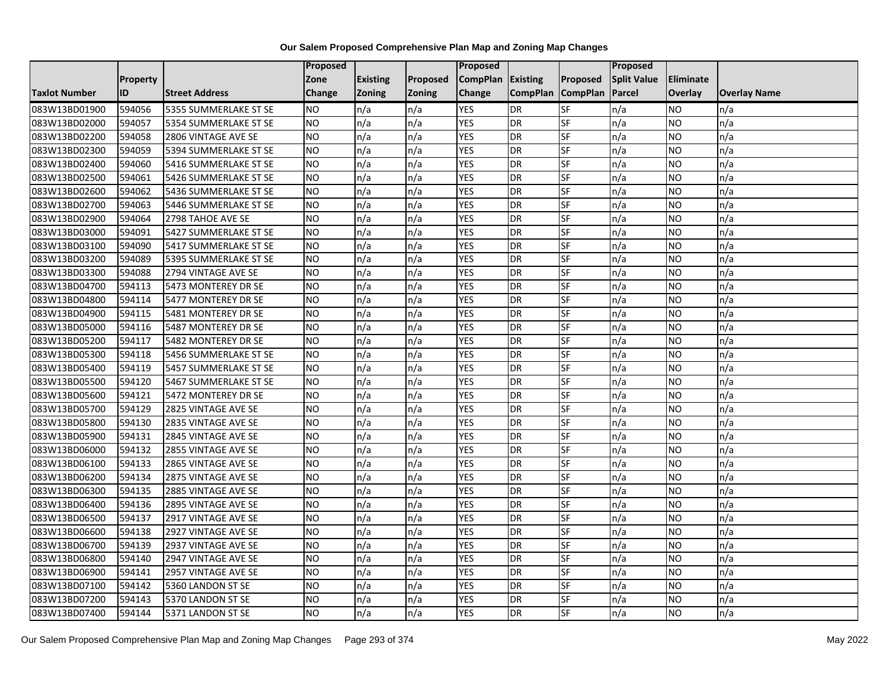**Our Salem Proposed Comprehensive Plan Map and Zoning Map Changes**

| Taxlot Number | Property ID | Street Address | Proposed Zone Change | Existing Zoning | Proposed Zoning | Proposed CompPlan Change | Existing CompPlan | Proposed CompPlan | Proposed Split Value Parcel | Eliminate Overlay | Overlay Name |
|---|---|---|---|---|---|---|---|---|---|---|---|
| 083W13BD01900 | 594056 | 5355 SUMMERLAKE ST SE | NO | n/a | n/a | YES | DR | SF | n/a | NO | n/a |
| 083W13BD02000 | 594057 | 5354 SUMMERLAKE ST SE | NO | n/a | n/a | YES | DR | SF | n/a | NO | n/a |
| 083W13BD02200 | 594058 | 2806 VINTAGE AVE SE | NO | n/a | n/a | YES | DR | SF | n/a | NO | n/a |
| 083W13BD02300 | 594059 | 5394 SUMMERLAKE ST SE | NO | n/a | n/a | YES | DR | SF | n/a | NO | n/a |
| 083W13BD02400 | 594060 | 5416 SUMMERLAKE ST SE | NO | n/a | n/a | YES | DR | SF | n/a | NO | n/a |
| 083W13BD02500 | 594061 | 5426 SUMMERLAKE ST SE | NO | n/a | n/a | YES | DR | SF | n/a | NO | n/a |
| 083W13BD02600 | 594062 | 5436 SUMMERLAKE ST SE | NO | n/a | n/a | YES | DR | SF | n/a | NO | n/a |
| 083W13BD02700 | 594063 | 5446 SUMMERLAKE ST SE | NO | n/a | n/a | YES | DR | SF | n/a | NO | n/a |
| 083W13BD02900 | 594064 | 2798 TAHOE AVE SE | NO | n/a | n/a | YES | DR | SF | n/a | NO | n/a |
| 083W13BD03000 | 594091 | 5427 SUMMERLAKE ST SE | NO | n/a | n/a | YES | DR | SF | n/a | NO | n/a |
| 083W13BD03100 | 594090 | 5417 SUMMERLAKE ST SE | NO | n/a | n/a | YES | DR | SF | n/a | NO | n/a |
| 083W13BD03200 | 594089 | 5395 SUMMERLAKE ST SE | NO | n/a | n/a | YES | DR | SF | n/a | NO | n/a |
| 083W13BD03300 | 594088 | 2794 VINTAGE AVE SE | NO | n/a | n/a | YES | DR | SF | n/a | NO | n/a |
| 083W13BD04700 | 594113 | 5473 MONTEREY DR SE | NO | n/a | n/a | YES | DR | SF | n/a | NO | n/a |
| 083W13BD04800 | 594114 | 5477 MONTEREY DR SE | NO | n/a | n/a | YES | DR | SF | n/a | NO | n/a |
| 083W13BD04900 | 594115 | 5481 MONTEREY DR SE | NO | n/a | n/a | YES | DR | SF | n/a | NO | n/a |
| 083W13BD05000 | 594116 | 5487 MONTEREY DR SE | NO | n/a | n/a | YES | DR | SF | n/a | NO | n/a |
| 083W13BD05200 | 594117 | 5482 MONTEREY DR SE | NO | n/a | n/a | YES | DR | SF | n/a | NO | n/a |
| 083W13BD05300 | 594118 | 5456 SUMMERLAKE ST SE | NO | n/a | n/a | YES | DR | SF | n/a | NO | n/a |
| 083W13BD05400 | 594119 | 5457 SUMMERLAKE ST SE | NO | n/a | n/a | YES | DR | SF | n/a | NO | n/a |
| 083W13BD05500 | 594120 | 5467 SUMMERLAKE ST SE | NO | n/a | n/a | YES | DR | SF | n/a | NO | n/a |
| 083W13BD05600 | 594121 | 5472 MONTEREY DR SE | NO | n/a | n/a | YES | DR | SF | n/a | NO | n/a |
| 083W13BD05700 | 594129 | 2825 VINTAGE AVE SE | NO | n/a | n/a | YES | DR | SF | n/a | NO | n/a |
| 083W13BD05800 | 594130 | 2835 VINTAGE AVE SE | NO | n/a | n/a | YES | DR | SF | n/a | NO | n/a |
| 083W13BD05900 | 594131 | 2845 VINTAGE AVE SE | NO | n/a | n/a | YES | DR | SF | n/a | NO | n/a |
| 083W13BD06000 | 594132 | 2855 VINTAGE AVE SE | NO | n/a | n/a | YES | DR | SF | n/a | NO | n/a |
| 083W13BD06100 | 594133 | 2865 VINTAGE AVE SE | NO | n/a | n/a | YES | DR | SF | n/a | NO | n/a |
| 083W13BD06200 | 594134 | 2875 VINTAGE AVE SE | NO | n/a | n/a | YES | DR | SF | n/a | NO | n/a |
| 083W13BD06300 | 594135 | 2885 VINTAGE AVE SE | NO | n/a | n/a | YES | DR | SF | n/a | NO | n/a |
| 083W13BD06400 | 594136 | 2895 VINTAGE AVE SE | NO | n/a | n/a | YES | DR | SF | n/a | NO | n/a |
| 083W13BD06500 | 594137 | 2917 VINTAGE AVE SE | NO | n/a | n/a | YES | DR | SF | n/a | NO | n/a |
| 083W13BD06600 | 594138 | 2927 VINTAGE AVE SE | NO | n/a | n/a | YES | DR | SF | n/a | NO | n/a |
| 083W13BD06700 | 594139 | 2937 VINTAGE AVE SE | NO | n/a | n/a | YES | DR | SF | n/a | NO | n/a |
| 083W13BD06800 | 594140 | 2947 VINTAGE AVE SE | NO | n/a | n/a | YES | DR | SF | n/a | NO | n/a |
| 083W13BD06900 | 594141 | 2957 VINTAGE AVE SE | NO | n/a | n/a | YES | DR | SF | n/a | NO | n/a |
| 083W13BD07100 | 594142 | 5360 LANDON ST SE | NO | n/a | n/a | YES | DR | SF | n/a | NO | n/a |
| 083W13BD07200 | 594143 | 5370 LANDON ST SE | NO | n/a | n/a | YES | DR | SF | n/a | NO | n/a |
| 083W13BD07400 | 594144 | 5371 LANDON ST SE | NO | n/a | n/a | YES | DR | SF | n/a | NO | n/a |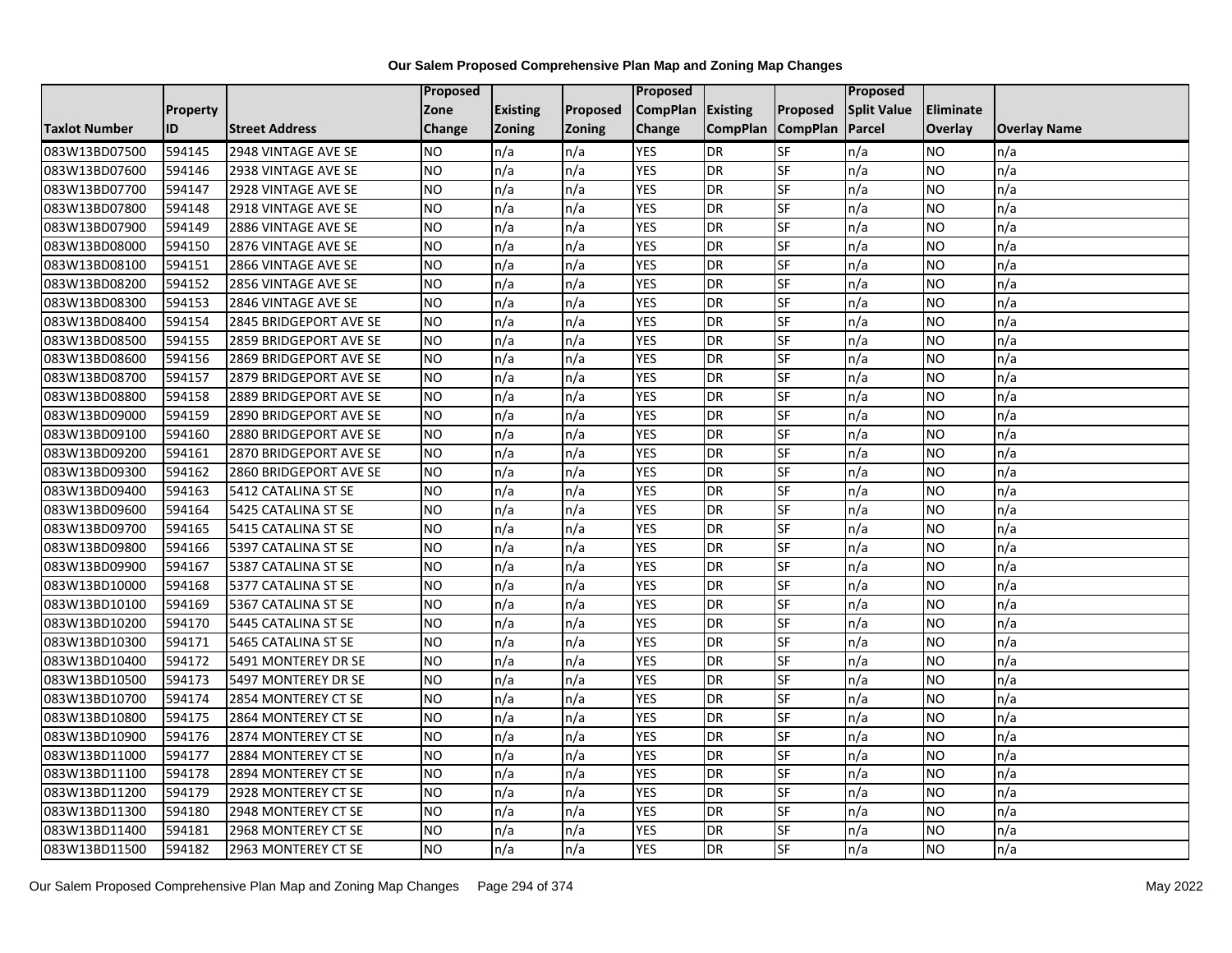**Our Salem Proposed Comprehensive Plan Map and Zoning Map Changes**

| Taxlot Number | Property ID | Street Address | Proposed Zone Change | Existing Zoning | Proposed Zoning | Proposed CompPlan Change | Existing CompPlan | Proposed CompPlan | Proposed Split Value Parcel | Eliminate Overlay | Overlay Name |
|---|---|---|---|---|---|---|---|---|---|---|---|
| 083W13BD07500 | 594145 | 2948 VINTAGE AVE SE | NO | n/a | n/a | YES | DR | SF | n/a | NO | n/a |
| 083W13BD07600 | 594146 | 2938 VINTAGE AVE SE | NO | n/a | n/a | YES | DR | SF | n/a | NO | n/a |
| 083W13BD07700 | 594147 | 2928 VINTAGE AVE SE | NO | n/a | n/a | YES | DR | SF | n/a | NO | n/a |
| 083W13BD07800 | 594148 | 2918 VINTAGE AVE SE | NO | n/a | n/a | YES | DR | SF | n/a | NO | n/a |
| 083W13BD07900 | 594149 | 2886 VINTAGE AVE SE | NO | n/a | n/a | YES | DR | SF | n/a | NO | n/a |
| 083W13BD08000 | 594150 | 2876 VINTAGE AVE SE | NO | n/a | n/a | YES | DR | SF | n/a | NO | n/a |
| 083W13BD08100 | 594151 | 2866 VINTAGE AVE SE | NO | n/a | n/a | YES | DR | SF | n/a | NO | n/a |
| 083W13BD08200 | 594152 | 2856 VINTAGE AVE SE | NO | n/a | n/a | YES | DR | SF | n/a | NO | n/a |
| 083W13BD08300 | 594153 | 2846 VINTAGE AVE SE | NO | n/a | n/a | YES | DR | SF | n/a | NO | n/a |
| 083W13BD08400 | 594154 | 2845 BRIDGEPORT AVE SE | NO | n/a | n/a | YES | DR | SF | n/a | NO | n/a |
| 083W13BD08500 | 594155 | 2859 BRIDGEPORT AVE SE | NO | n/a | n/a | YES | DR | SF | n/a | NO | n/a |
| 083W13BD08600 | 594156 | 2869 BRIDGEPORT AVE SE | NO | n/a | n/a | YES | DR | SF | n/a | NO | n/a |
| 083W13BD08700 | 594157 | 2879 BRIDGEPORT AVE SE | NO | n/a | n/a | YES | DR | SF | n/a | NO | n/a |
| 083W13BD08800 | 594158 | 2889 BRIDGEPORT AVE SE | NO | n/a | n/a | YES | DR | SF | n/a | NO | n/a |
| 083W13BD09000 | 594159 | 2890 BRIDGEPORT AVE SE | NO | n/a | n/a | YES | DR | SF | n/a | NO | n/a |
| 083W13BD09100 | 594160 | 2880 BRIDGEPORT AVE SE | NO | n/a | n/a | YES | DR | SF | n/a | NO | n/a |
| 083W13BD09200 | 594161 | 2870 BRIDGEPORT AVE SE | NO | n/a | n/a | YES | DR | SF | n/a | NO | n/a |
| 083W13BD09300 | 594162 | 2860 BRIDGEPORT AVE SE | NO | n/a | n/a | YES | DR | SF | n/a | NO | n/a |
| 083W13BD09400 | 594163 | 5412 CATALINA ST SE | NO | n/a | n/a | YES | DR | SF | n/a | NO | n/a |
| 083W13BD09600 | 594164 | 5425 CATALINA ST SE | NO | n/a | n/a | YES | DR | SF | n/a | NO | n/a |
| 083W13BD09700 | 594165 | 5415 CATALINA ST SE | NO | n/a | n/a | YES | DR | SF | n/a | NO | n/a |
| 083W13BD09800 | 594166 | 5397 CATALINA ST SE | NO | n/a | n/a | YES | DR | SF | n/a | NO | n/a |
| 083W13BD09900 | 594167 | 5387 CATALINA ST SE | NO | n/a | n/a | YES | DR | SF | n/a | NO | n/a |
| 083W13BD10000 | 594168 | 5377 CATALINA ST SE | NO | n/a | n/a | YES | DR | SF | n/a | NO | n/a |
| 083W13BD10100 | 594169 | 5367 CATALINA ST SE | NO | n/a | n/a | YES | DR | SF | n/a | NO | n/a |
| 083W13BD10200 | 594170 | 5445 CATALINA ST SE | NO | n/a | n/a | YES | DR | SF | n/a | NO | n/a |
| 083W13BD10300 | 594171 | 5465 CATALINA ST SE | NO | n/a | n/a | YES | DR | SF | n/a | NO | n/a |
| 083W13BD10400 | 594172 | 5491 MONTEREY DR SE | NO | n/a | n/a | YES | DR | SF | n/a | NO | n/a |
| 083W13BD10500 | 594173 | 5497 MONTEREY DR SE | NO | n/a | n/a | YES | DR | SF | n/a | NO | n/a |
| 083W13BD10700 | 594174 | 2854 MONTEREY CT SE | NO | n/a | n/a | YES | DR | SF | n/a | NO | n/a |
| 083W13BD10800 | 594175 | 2864 MONTEREY CT SE | NO | n/a | n/a | YES | DR | SF | n/a | NO | n/a |
| 083W13BD10900 | 594176 | 2874 MONTEREY CT SE | NO | n/a | n/a | YES | DR | SF | n/a | NO | n/a |
| 083W13BD11000 | 594177 | 2884 MONTEREY CT SE | NO | n/a | n/a | YES | DR | SF | n/a | NO | n/a |
| 083W13BD11100 | 594178 | 2894 MONTEREY CT SE | NO | n/a | n/a | YES | DR | SF | n/a | NO | n/a |
| 083W13BD11200 | 594179 | 2928 MONTEREY CT SE | NO | n/a | n/a | YES | DR | SF | n/a | NO | n/a |
| 083W13BD11300 | 594180 | 2948 MONTEREY CT SE | NO | n/a | n/a | YES | DR | SF | n/a | NO | n/a |
| 083W13BD11400 | 594181 | 2968 MONTEREY CT SE | NO | n/a | n/a | YES | DR | SF | n/a | NO | n/a |
| 083W13BD11500 | 594182 | 2963 MONTEREY CT SE | NO | n/a | n/a | YES | DR | SF | n/a | NO | n/a |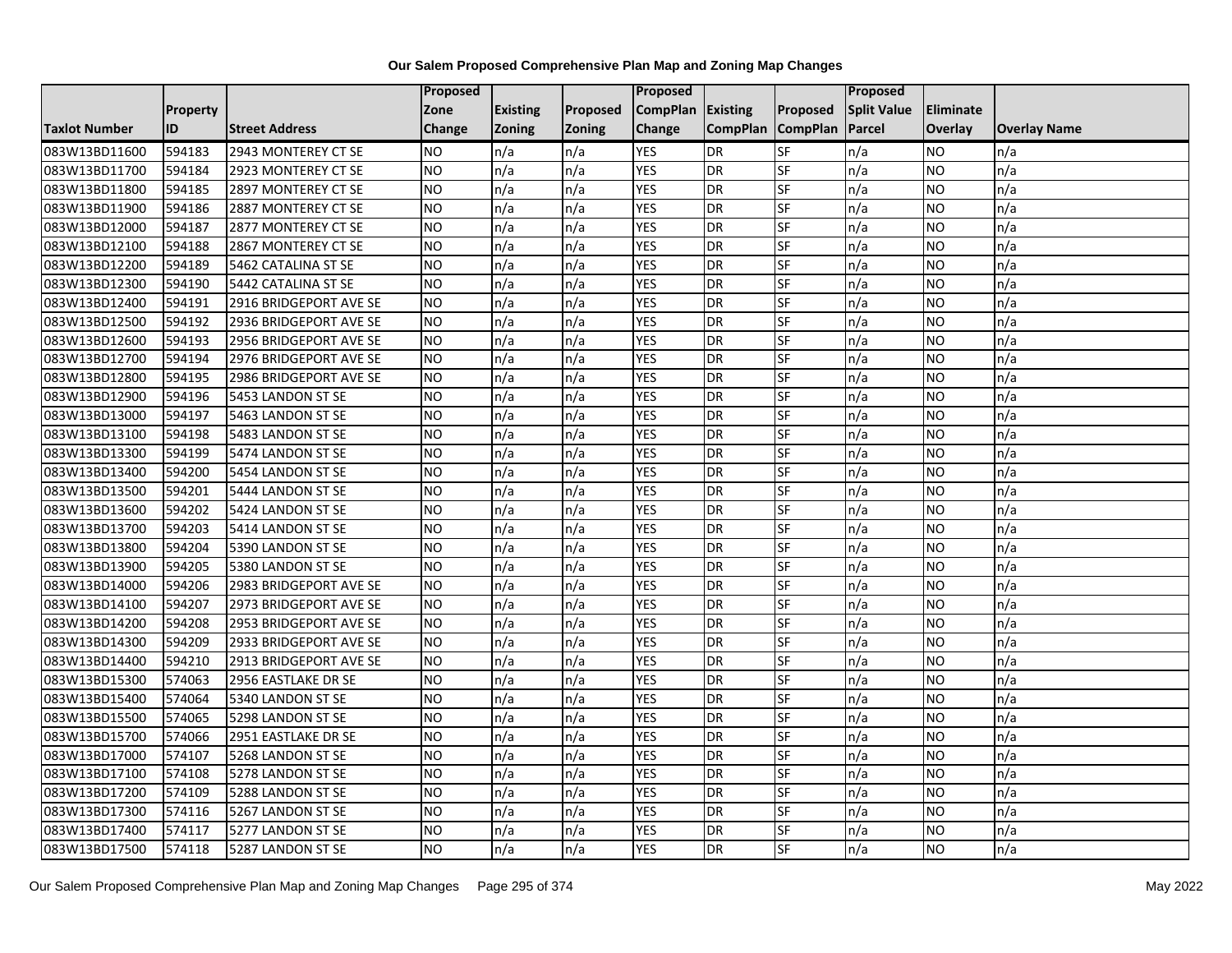# Our Salem Proposed Comprehensive Plan Map and Zoning Map Changes

| Taxlot Number | Property ID | Street Address | Proposed Zone Change | Existing Zoning | Proposed Zoning | Proposed CompPlan Change | Existing CompPlan | Proposed CompPlan | Proposed Split Value Parcel | Eliminate Overlay | Overlay Name |
|---|---|---|---|---|---|---|---|---|---|---|---|
| 083W13BD11600 | 594183 | 2943 MONTEREY CT SE | NO | n/a | n/a | YES | DR | SF | n/a | NO | n/a |
| 083W13BD11700 | 594184 | 2923 MONTEREY CT SE | NO | n/a | n/a | YES | DR | SF | n/a | NO | n/a |
| 083W13BD11800 | 594185 | 2897 MONTEREY CT SE | NO | n/a | n/a | YES | DR | SF | n/a | NO | n/a |
| 083W13BD11900 | 594186 | 2887 MONTEREY CT SE | NO | n/a | n/a | YES | DR | SF | n/a | NO | n/a |
| 083W13BD12000 | 594187 | 2877 MONTEREY CT SE | NO | n/a | n/a | YES | DR | SF | n/a | NO | n/a |
| 083W13BD12100 | 594188 | 2867 MONTEREY CT SE | NO | n/a | n/a | YES | DR | SF | n/a | NO | n/a |
| 083W13BD12200 | 594189 | 5462 CATALINA ST SE | NO | n/a | n/a | YES | DR | SF | n/a | NO | n/a |
| 083W13BD12300 | 594190 | 5442 CATALINA ST SE | NO | n/a | n/a | YES | DR | SF | n/a | NO | n/a |
| 083W13BD12400 | 594191 | 2916 BRIDGEPORT AVE SE | NO | n/a | n/a | YES | DR | SF | n/a | NO | n/a |
| 083W13BD12500 | 594192 | 2936 BRIDGEPORT AVE SE | NO | n/a | n/a | YES | DR | SF | n/a | NO | n/a |
| 083W13BD12600 | 594193 | 2956 BRIDGEPORT AVE SE | NO | n/a | n/a | YES | DR | SF | n/a | NO | n/a |
| 083W13BD12700 | 594194 | 2976 BRIDGEPORT AVE SE | NO | n/a | n/a | YES | DR | SF | n/a | NO | n/a |
| 083W13BD12800 | 594195 | 2986 BRIDGEPORT AVE SE | NO | n/a | n/a | YES | DR | SF | n/a | NO | n/a |
| 083W13BD12900 | 594196 | 5453 LANDON ST SE | NO | n/a | n/a | YES | DR | SF | n/a | NO | n/a |
| 083W13BD13000 | 594197 | 5463 LANDON ST SE | NO | n/a | n/a | YES | DR | SF | n/a | NO | n/a |
| 083W13BD13100 | 594198 | 5483 LANDON ST SE | NO | n/a | n/a | YES | DR | SF | n/a | NO | n/a |
| 083W13BD13300 | 594199 | 5474 LANDON ST SE | NO | n/a | n/a | YES | DR | SF | n/a | NO | n/a |
| 083W13BD13400 | 594200 | 5454 LANDON ST SE | NO | n/a | n/a | YES | DR | SF | n/a | NO | n/a |
| 083W13BD13500 | 594201 | 5444 LANDON ST SE | NO | n/a | n/a | YES | DR | SF | n/a | NO | n/a |
| 083W13BD13600 | 594202 | 5424 LANDON ST SE | NO | n/a | n/a | YES | DR | SF | n/a | NO | n/a |
| 083W13BD13700 | 594203 | 5414 LANDON ST SE | NO | n/a | n/a | YES | DR | SF | n/a | NO | n/a |
| 083W13BD13800 | 594204 | 5390 LANDON ST SE | NO | n/a | n/a | YES | DR | SF | n/a | NO | n/a |
| 083W13BD13900 | 594205 | 5380 LANDON ST SE | NO | n/a | n/a | YES | DR | SF | n/a | NO | n/a |
| 083W13BD14000 | 594206 | 2983 BRIDGEPORT AVE SE | NO | n/a | n/a | YES | DR | SF | n/a | NO | n/a |
| 083W13BD14100 | 594207 | 2973 BRIDGEPORT AVE SE | NO | n/a | n/a | YES | DR | SF | n/a | NO | n/a |
| 083W13BD14200 | 594208 | 2953 BRIDGEPORT AVE SE | NO | n/a | n/a | YES | DR | SF | n/a | NO | n/a |
| 083W13BD14300 | 594209 | 2933 BRIDGEPORT AVE SE | NO | n/a | n/a | YES | DR | SF | n/a | NO | n/a |
| 083W13BD14400 | 594210 | 2913 BRIDGEPORT AVE SE | NO | n/a | n/a | YES | DR | SF | n/a | NO | n/a |
| 083W13BD15300 | 574063 | 2956 EASTLAKE DR SE | NO | n/a | n/a | YES | DR | SF | n/a | NO | n/a |
| 083W13BD15400 | 574064 | 5340 LANDON ST SE | NO | n/a | n/a | YES | DR | SF | n/a | NO | n/a |
| 083W13BD15500 | 574065 | 5298 LANDON ST SE | NO | n/a | n/a | YES | DR | SF | n/a | NO | n/a |
| 083W13BD15700 | 574066 | 2951 EASTLAKE DR SE | NO | n/a | n/a | YES | DR | SF | n/a | NO | n/a |
| 083W13BD17000 | 574107 | 5268 LANDON ST SE | NO | n/a | n/a | YES | DR | SF | n/a | NO | n/a |
| 083W13BD17100 | 574108 | 5278 LANDON ST SE | NO | n/a | n/a | YES | DR | SF | n/a | NO | n/a |
| 083W13BD17200 | 574109 | 5288 LANDON ST SE | NO | n/a | n/a | YES | DR | SF | n/a | NO | n/a |
| 083W13BD17300 | 574116 | 5267 LANDON ST SE | NO | n/a | n/a | YES | DR | SF | n/a | NO | n/a |
| 083W13BD17400 | 574117 | 5277 LANDON ST SE | NO | n/a | n/a | YES | DR | SF | n/a | NO | n/a |
| 083W13BD17500 | 574118 | 5287 LANDON ST SE | NO | n/a | n/a | YES | DR | SF | n/a | NO | n/a |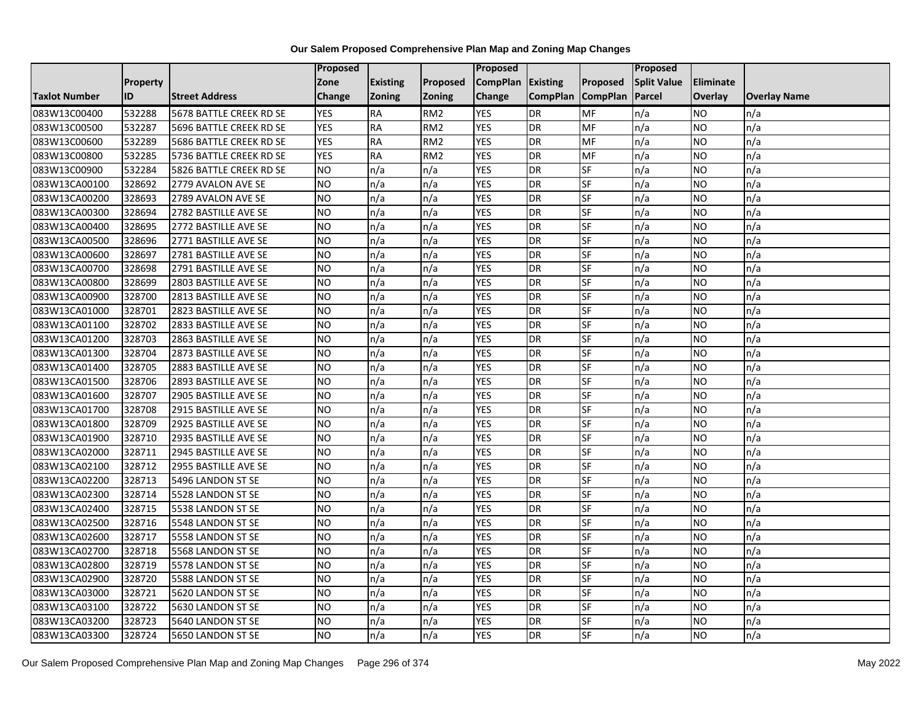# Our Salem Proposed Comprehensive Plan Map and Zoning Map Changes

| Taxlot Number | Property ID | Street Address | Proposed Zone Change | Existing Zoning | Proposed Zoning | Proposed CompPlan Change | Existing CompPlan | Proposed CompPlan | Proposed Split Value Parcel | Eliminate Overlay | Overlay Name |
|---|---|---|---|---|---|---|---|---|---|---|---|
| 083W13C00400 | 532288 | 5678 BATTLE CREEK RD SE | YES | RA | RM2 | YES | DR | MF | n/a | NO | n/a |
| 083W13C00500 | 532287 | 5696 BATTLE CREEK RD SE | YES | RA | RM2 | YES | DR | MF | n/a | NO | n/a |
| 083W13C00600 | 532289 | 5686 BATTLE CREEK RD SE | YES | RA | RM2 | YES | DR | MF | n/a | NO | n/a |
| 083W13C00800 | 532285 | 5736 BATTLE CREEK RD SE | YES | RA | RM2 | YES | DR | MF | n/a | NO | n/a |
| 083W13C00900 | 532284 | 5826 BATTLE CREEK RD SE | NO | n/a | n/a | YES | DR | SF | n/a | NO | n/a |
| 083W13CA00100 | 328692 | 2779 AVALON AVE SE | NO | n/a | n/a | YES | DR | SF | n/a | NO | n/a |
| 083W13CA00200 | 328693 | 2789 AVALON AVE SE | NO | n/a | n/a | YES | DR | SF | n/a | NO | n/a |
| 083W13CA00300 | 328694 | 2782 BASTILLE AVE SE | NO | n/a | n/a | YES | DR | SF | n/a | NO | n/a |
| 083W13CA00400 | 328695 | 2772 BASTILLE AVE SE | NO | n/a | n/a | YES | DR | SF | n/a | NO | n/a |
| 083W13CA00500 | 328696 | 2771 BASTILLE AVE SE | NO | n/a | n/a | YES | DR | SF | n/a | NO | n/a |
| 083W13CA00600 | 328697 | 2781 BASTILLE AVE SE | NO | n/a | n/a | YES | DR | SF | n/a | NO | n/a |
| 083W13CA00700 | 328698 | 2791 BASTILLE AVE SE | NO | n/a | n/a | YES | DR | SF | n/a | NO | n/a |
| 083W13CA00800 | 328699 | 2803 BASTILLE AVE SE | NO | n/a | n/a | YES | DR | SF | n/a | NO | n/a |
| 083W13CA00900 | 328700 | 2813 BASTILLE AVE SE | NO | n/a | n/a | YES | DR | SF | n/a | NO | n/a |
| 083W13CA01000 | 328701 | 2823 BASTILLE AVE SE | NO | n/a | n/a | YES | DR | SF | n/a | NO | n/a |
| 083W13CA01100 | 328702 | 2833 BASTILLE AVE SE | NO | n/a | n/a | YES | DR | SF | n/a | NO | n/a |
| 083W13CA01200 | 328703 | 2863 BASTILLE AVE SE | NO | n/a | n/a | YES | DR | SF | n/a | NO | n/a |
| 083W13CA01300 | 328704 | 2873 BASTILLE AVE SE | NO | n/a | n/a | YES | DR | SF | n/a | NO | n/a |
| 083W13CA01400 | 328705 | 2883 BASTILLE AVE SE | NO | n/a | n/a | YES | DR | SF | n/a | NO | n/a |
| 083W13CA01500 | 328706 | 2893 BASTILLE AVE SE | NO | n/a | n/a | YES | DR | SF | n/a | NO | n/a |
| 083W13CA01600 | 328707 | 2905 BASTILLE AVE SE | NO | n/a | n/a | YES | DR | SF | n/a | NO | n/a |
| 083W13CA01700 | 328708 | 2915 BASTILLE AVE SE | NO | n/a | n/a | YES | DR | SF | n/a | NO | n/a |
| 083W13CA01800 | 328709 | 2925 BASTILLE AVE SE | NO | n/a | n/a | YES | DR | SF | n/a | NO | n/a |
| 083W13CA01900 | 328710 | 2935 BASTILLE AVE SE | NO | n/a | n/a | YES | DR | SF | n/a | NO | n/a |
| 083W13CA02000 | 328711 | 2945 BASTILLE AVE SE | NO | n/a | n/a | YES | DR | SF | n/a | NO | n/a |
| 083W13CA02100 | 328712 | 2955 BASTILLE AVE SE | NO | n/a | n/a | YES | DR | SF | n/a | NO | n/a |
| 083W13CA02200 | 328713 | 5496 LANDON ST SE | NO | n/a | n/a | YES | DR | SF | n/a | NO | n/a |
| 083W13CA02300 | 328714 | 5528 LANDON ST SE | NO | n/a | n/a | YES | DR | SF | n/a | NO | n/a |
| 083W13CA02400 | 328715 | 5538 LANDON ST SE | NO | n/a | n/a | YES | DR | SF | n/a | NO | n/a |
| 083W13CA02500 | 328716 | 5548 LANDON ST SE | NO | n/a | n/a | YES | DR | SF | n/a | NO | n/a |
| 083W13CA02600 | 328717 | 5558 LANDON ST SE | NO | n/a | n/a | YES | DR | SF | n/a | NO | n/a |
| 083W13CA02700 | 328718 | 5568 LANDON ST SE | NO | n/a | n/a | YES | DR | SF | n/a | NO | n/a |
| 083W13CA02800 | 328719 | 5578 LANDON ST SE | NO | n/a | n/a | YES | DR | SF | n/a | NO | n/a |
| 083W13CA02900 | 328720 | 5588 LANDON ST SE | NO | n/a | n/a | YES | DR | SF | n/a | NO | n/a |
| 083W13CA03000 | 328721 | 5620 LANDON ST SE | NO | n/a | n/a | YES | DR | SF | n/a | NO | n/a |
| 083W13CA03100 | 328722 | 5630 LANDON ST SE | NO | n/a | n/a | YES | DR | SF | n/a | NO | n/a |
| 083W13CA03200 | 328723 | 5640 LANDON ST SE | NO | n/a | n/a | YES | DR | SF | n/a | NO | n/a |
| 083W13CA03300 | 328724 | 5650 LANDON ST SE | NO | n/a | n/a | YES | DR | SF | n/a | NO | n/a |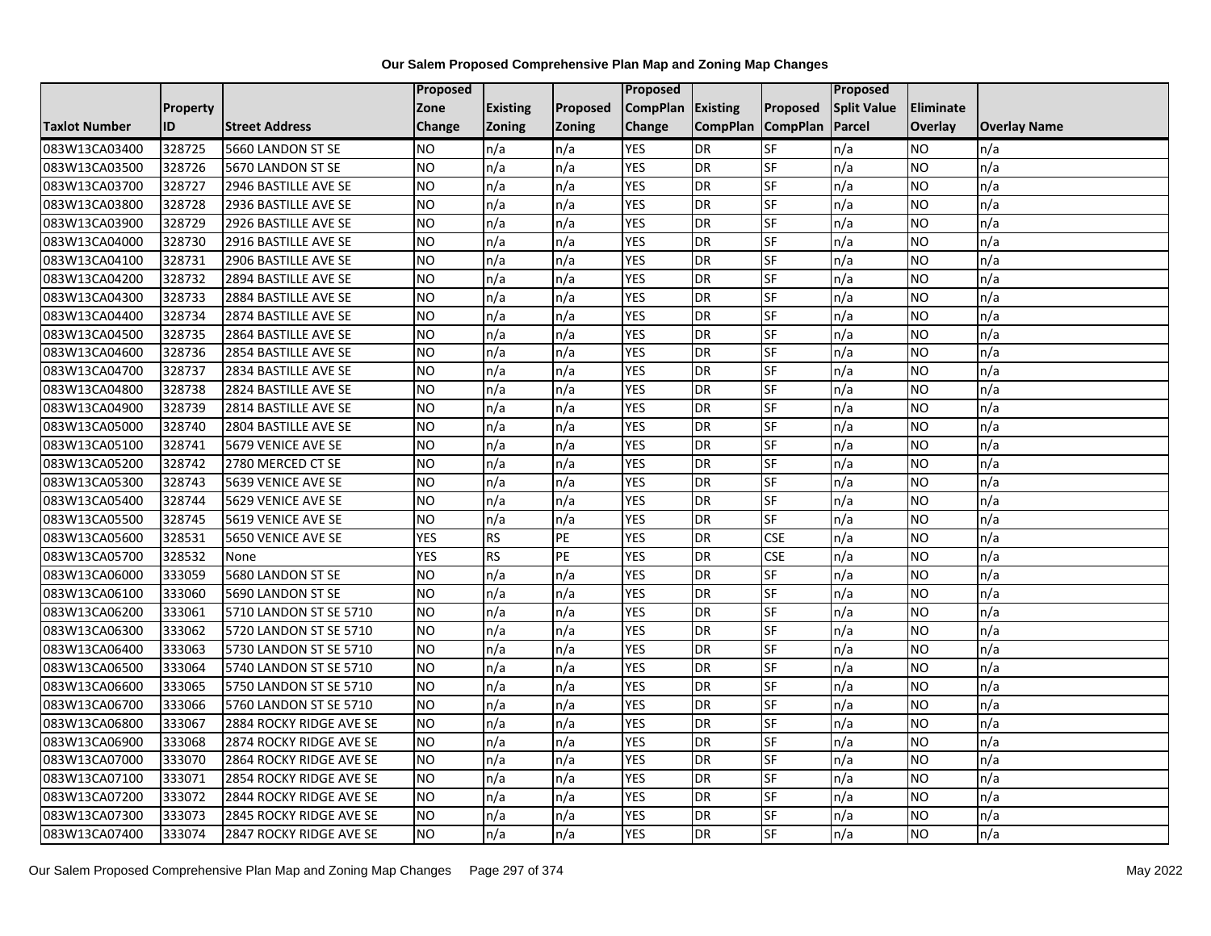**Our Salem Proposed Comprehensive Plan Map and Zoning Map Changes**

| Taxlot Number | Property ID | Street Address | Proposed Zone Change | Existing Zoning | Proposed Zoning | Proposed CompPlan Change | Existing CompPlan | Proposed CompPlan | Proposed Split Value Parcel | Eliminate Overlay | Overlay Name |
|---|---|---|---|---|---|---|---|---|---|---|---|
| 083W13CA03400 | 328725 | 5660 LANDON ST SE | NO | n/a | n/a | YES | DR | SF | n/a | NO | n/a |
| 083W13CA03500 | 328726 | 5670 LANDON ST SE | NO | n/a | n/a | YES | DR | SF | n/a | NO | n/a |
| 083W13CA03700 | 328727 | 2946 BASTILLE AVE SE | NO | n/a | n/a | YES | DR | SF | n/a | NO | n/a |
| 083W13CA03800 | 328728 | 2936 BASTILLE AVE SE | NO | n/a | n/a | YES | DR | SF | n/a | NO | n/a |
| 083W13CA03900 | 328729 | 2926 BASTILLE AVE SE | NO | n/a | n/a | YES | DR | SF | n/a | NO | n/a |
| 083W13CA04000 | 328730 | 2916 BASTILLE AVE SE | NO | n/a | n/a | YES | DR | SF | n/a | NO | n/a |
| 083W13CA04100 | 328731 | 2906 BASTILLE AVE SE | NO | n/a | n/a | YES | DR | SF | n/a | NO | n/a |
| 083W13CA04200 | 328732 | 2894 BASTILLE AVE SE | NO | n/a | n/a | YES | DR | SF | n/a | NO | n/a |
| 083W13CA04300 | 328733 | 2884 BASTILLE AVE SE | NO | n/a | n/a | YES | DR | SF | n/a | NO | n/a |
| 083W13CA04400 | 328734 | 2874 BASTILLE AVE SE | NO | n/a | n/a | YES | DR | SF | n/a | NO | n/a |
| 083W13CA04500 | 328735 | 2864 BASTILLE AVE SE | NO | n/a | n/a | YES | DR | SF | n/a | NO | n/a |
| 083W13CA04600 | 328736 | 2854 BASTILLE AVE SE | NO | n/a | n/a | YES | DR | SF | n/a | NO | n/a |
| 083W13CA04700 | 328737 | 2834 BASTILLE AVE SE | NO | n/a | n/a | YES | DR | SF | n/a | NO | n/a |
| 083W13CA04800 | 328738 | 2824 BASTILLE AVE SE | NO | n/a | n/a | YES | DR | SF | n/a | NO | n/a |
| 083W13CA04900 | 328739 | 2814 BASTILLE AVE SE | NO | n/a | n/a | YES | DR | SF | n/a | NO | n/a |
| 083W13CA05000 | 328740 | 2804 BASTILLE AVE SE | NO | n/a | n/a | YES | DR | SF | n/a | NO | n/a |
| 083W13CA05100 | 328741 | 5679 VENICE AVE SE | NO | n/a | n/a | YES | DR | SF | n/a | NO | n/a |
| 083W13CA05200 | 328742 | 2780 MERCED CT SE | NO | n/a | n/a | YES | DR | SF | n/a | NO | n/a |
| 083W13CA05300 | 328743 | 5639 VENICE AVE SE | NO | n/a | n/a | YES | DR | SF | n/a | NO | n/a |
| 083W13CA05400 | 328744 | 5629 VENICE AVE SE | NO | n/a | n/a | YES | DR | SF | n/a | NO | n/a |
| 083W13CA05500 | 328745 | 5619 VENICE AVE SE | NO | n/a | n/a | YES | DR | SF | n/a | NO | n/a |
| 083W13CA05600 | 328531 | 5650 VENICE AVE SE | YES | RS | PE | YES | DR | CSE | n/a | NO | n/a |
| 083W13CA05700 | 328532 | None | YES | RS | PE | YES | DR | CSE | n/a | NO | n/a |
| 083W13CA06000 | 333059 | 5680 LANDON ST SE | NO | n/a | n/a | YES | DR | SF | n/a | NO | n/a |
| 083W13CA06100 | 333060 | 5690 LANDON ST SE | NO | n/a | n/a | YES | DR | SF | n/a | NO | n/a |
| 083W13CA06200 | 333061 | 5710 LANDON ST SE 5710 | NO | n/a | n/a | YES | DR | SF | n/a | NO | n/a |
| 083W13CA06300 | 333062 | 5720 LANDON ST SE 5710 | NO | n/a | n/a | YES | DR | SF | n/a | NO | n/a |
| 083W13CA06400 | 333063 | 5730 LANDON ST SE 5710 | NO | n/a | n/a | YES | DR | SF | n/a | NO | n/a |
| 083W13CA06500 | 333064 | 5740 LANDON ST SE 5710 | NO | n/a | n/a | YES | DR | SF | n/a | NO | n/a |
| 083W13CA06600 | 333065 | 5750 LANDON ST SE 5710 | NO | n/a | n/a | YES | DR | SF | n/a | NO | n/a |
| 083W13CA06700 | 333066 | 5760 LANDON ST SE 5710 | NO | n/a | n/a | YES | DR | SF | n/a | NO | n/a |
| 083W13CA06800 | 333067 | 2884 ROCKY RIDGE AVE SE | NO | n/a | n/a | YES | DR | SF | n/a | NO | n/a |
| 083W13CA06900 | 333068 | 2874 ROCKY RIDGE AVE SE | NO | n/a | n/a | YES | DR | SF | n/a | NO | n/a |
| 083W13CA07000 | 333070 | 2864 ROCKY RIDGE AVE SE | NO | n/a | n/a | YES | DR | SF | n/a | NO | n/a |
| 083W13CA07100 | 333071 | 2854 ROCKY RIDGE AVE SE | NO | n/a | n/a | YES | DR | SF | n/a | NO | n/a |
| 083W13CA07200 | 333072 | 2844 ROCKY RIDGE AVE SE | NO | n/a | n/a | YES | DR | SF | n/a | NO | n/a |
| 083W13CA07300 | 333073 | 2845 ROCKY RIDGE AVE SE | NO | n/a | n/a | YES | DR | SF | n/a | NO | n/a |
| 083W13CA07400 | 333074 | 2847 ROCKY RIDGE AVE SE | NO | n/a | n/a | YES | DR | SF | n/a | NO | n/a |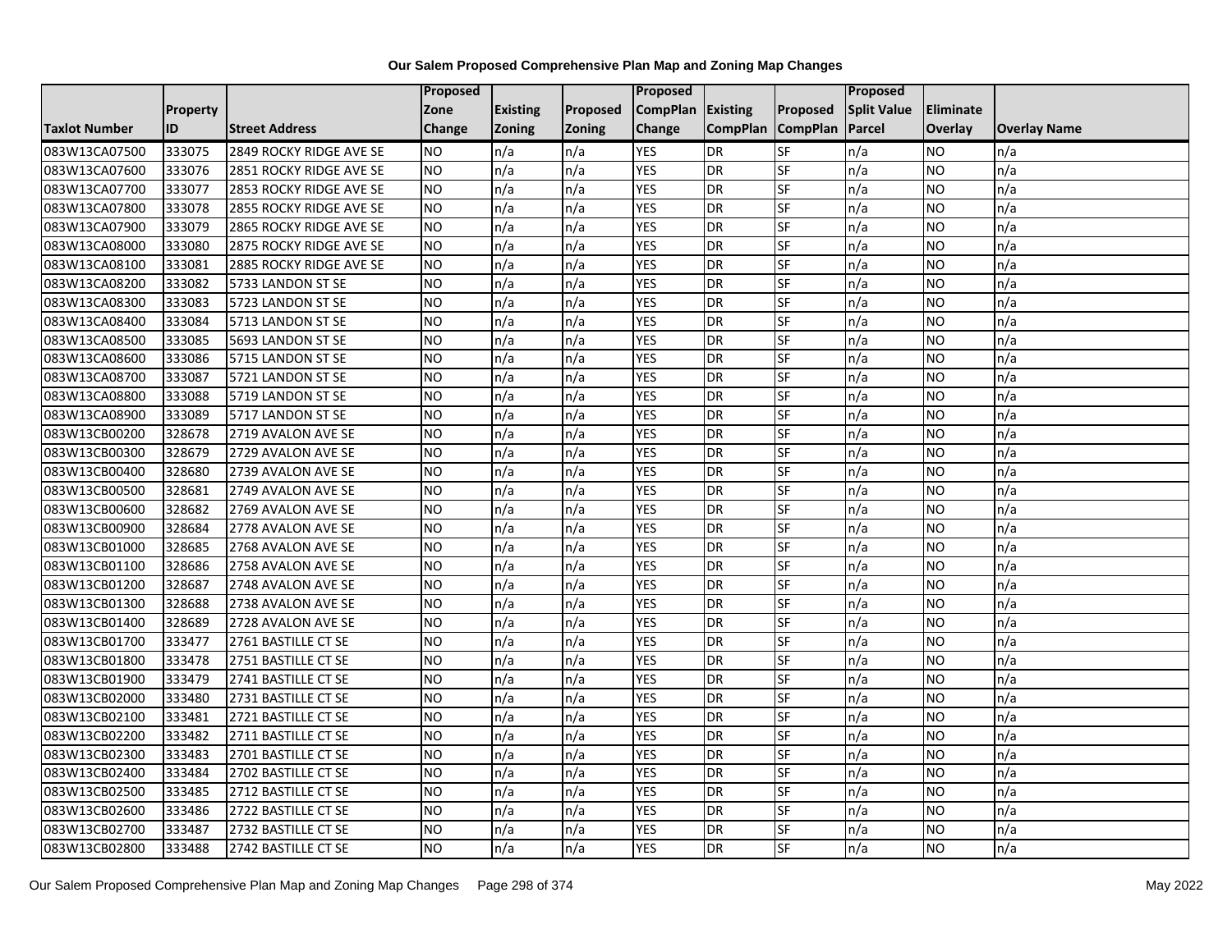# Our Salem Proposed Comprehensive Plan Map and Zoning Map Changes

| Taxlot Number | Property ID | Street Address | Proposed Zone Change | Existing Zoning | Proposed Zoning | Proposed CompPlan Change | Existing CompPlan | Proposed CompPlan | Proposed Split Value Parcel | Eliminate Overlay | Overlay Name |
|---|---|---|---|---|---|---|---|---|---|---|---|
| 083W13CA07500 | 333075 | 2849 ROCKY RIDGE AVE SE | NO | n/a | n/a | YES | DR | SF | n/a | NO | n/a |
| 083W13CA07600 | 333076 | 2851 ROCKY RIDGE AVE SE | NO | n/a | n/a | YES | DR | SF | n/a | NO | n/a |
| 083W13CA07700 | 333077 | 2853 ROCKY RIDGE AVE SE | NO | n/a | n/a | YES | DR | SF | n/a | NO | n/a |
| 083W13CA07800 | 333078 | 2855 ROCKY RIDGE AVE SE | NO | n/a | n/a | YES | DR | SF | n/a | NO | n/a |
| 083W13CA07900 | 333079 | 2865 ROCKY RIDGE AVE SE | NO | n/a | n/a | YES | DR | SF | n/a | NO | n/a |
| 083W13CA08000 | 333080 | 2875 ROCKY RIDGE AVE SE | NO | n/a | n/a | YES | DR | SF | n/a | NO | n/a |
| 083W13CA08100 | 333081 | 2885 ROCKY RIDGE AVE SE | NO | n/a | n/a | YES | DR | SF | n/a | NO | n/a |
| 083W13CA08200 | 333082 | 5733 LANDON ST SE | NO | n/a | n/a | YES | DR | SF | n/a | NO | n/a |
| 083W13CA08300 | 333083 | 5723 LANDON ST SE | NO | n/a | n/a | YES | DR | SF | n/a | NO | n/a |
| 083W13CA08400 | 333084 | 5713 LANDON ST SE | NO | n/a | n/a | YES | DR | SF | n/a | NO | n/a |
| 083W13CA08500 | 333085 | 5693 LANDON ST SE | NO | n/a | n/a | YES | DR | SF | n/a | NO | n/a |
| 083W13CA08600 | 333086 | 5715 LANDON ST SE | NO | n/a | n/a | YES | DR | SF | n/a | NO | n/a |
| 083W13CA08700 | 333087 | 5721 LANDON ST SE | NO | n/a | n/a | YES | DR | SF | n/a | NO | n/a |
| 083W13CA08800 | 333088 | 5719 LANDON ST SE | NO | n/a | n/a | YES | DR | SF | n/a | NO | n/a |
| 083W13CA08900 | 333089 | 5717 LANDON ST SE | NO | n/a | n/a | YES | DR | SF | n/a | NO | n/a |
| 083W13CB00200 | 328678 | 2719 AVALON AVE SE | NO | n/a | n/a | YES | DR | SF | n/a | NO | n/a |
| 083W13CB00300 | 328679 | 2729 AVALON AVE SE | NO | n/a | n/a | YES | DR | SF | n/a | NO | n/a |
| 083W13CB00400 | 328680 | 2739 AVALON AVE SE | NO | n/a | n/a | YES | DR | SF | n/a | NO | n/a |
| 083W13CB00500 | 328681 | 2749 AVALON AVE SE | NO | n/a | n/a | YES | DR | SF | n/a | NO | n/a |
| 083W13CB00600 | 328682 | 2769 AVALON AVE SE | NO | n/a | n/a | YES | DR | SF | n/a | NO | n/a |
| 083W13CB00900 | 328684 | 2778 AVALON AVE SE | NO | n/a | n/a | YES | DR | SF | n/a | NO | n/a |
| 083W13CB01000 | 328685 | 2768 AVALON AVE SE | NO | n/a | n/a | YES | DR | SF | n/a | NO | n/a |
| 083W13CB01100 | 328686 | 2758 AVALON AVE SE | NO | n/a | n/a | YES | DR | SF | n/a | NO | n/a |
| 083W13CB01200 | 328687 | 2748 AVALON AVE SE | NO | n/a | n/a | YES | DR | SF | n/a | NO | n/a |
| 083W13CB01300 | 328688 | 2738 AVALON AVE SE | NO | n/a | n/a | YES | DR | SF | n/a | NO | n/a |
| 083W13CB01400 | 328689 | 2728 AVALON AVE SE | NO | n/a | n/a | YES | DR | SF | n/a | NO | n/a |
| 083W13CB01700 | 333477 | 2761 BASTILLE CT SE | NO | n/a | n/a | YES | DR | SF | n/a | NO | n/a |
| 083W13CB01800 | 333478 | 2751 BASTILLE CT SE | NO | n/a | n/a | YES | DR | SF | n/a | NO | n/a |
| 083W13CB01900 | 333479 | 2741 BASTILLE CT SE | NO | n/a | n/a | YES | DR | SF | n/a | NO | n/a |
| 083W13CB02000 | 333480 | 2731 BASTILLE CT SE | NO | n/a | n/a | YES | DR | SF | n/a | NO | n/a |
| 083W13CB02100 | 333481 | 2721 BASTILLE CT SE | NO | n/a | n/a | YES | DR | SF | n/a | NO | n/a |
| 083W13CB02200 | 333482 | 2711 BASTILLE CT SE | NO | n/a | n/a | YES | DR | SF | n/a | NO | n/a |
| 083W13CB02300 | 333483 | 2701 BASTILLE CT SE | NO | n/a | n/a | YES | DR | SF | n/a | NO | n/a |
| 083W13CB02400 | 333484 | 2702 BASTILLE CT SE | NO | n/a | n/a | YES | DR | SF | n/a | NO | n/a |
| 083W13CB02500 | 333485 | 2712 BASTILLE CT SE | NO | n/a | n/a | YES | DR | SF | n/a | NO | n/a |
| 083W13CB02600 | 333486 | 2722 BASTILLE CT SE | NO | n/a | n/a | YES | DR | SF | n/a | NO | n/a |
| 083W13CB02700 | 333487 | 2732 BASTILLE CT SE | NO | n/a | n/a | YES | DR | SF | n/a | NO | n/a |
| 083W13CB02800 | 333488 | 2742 BASTILLE CT SE | NO | n/a | n/a | YES | DR | SF | n/a | NO | n/a |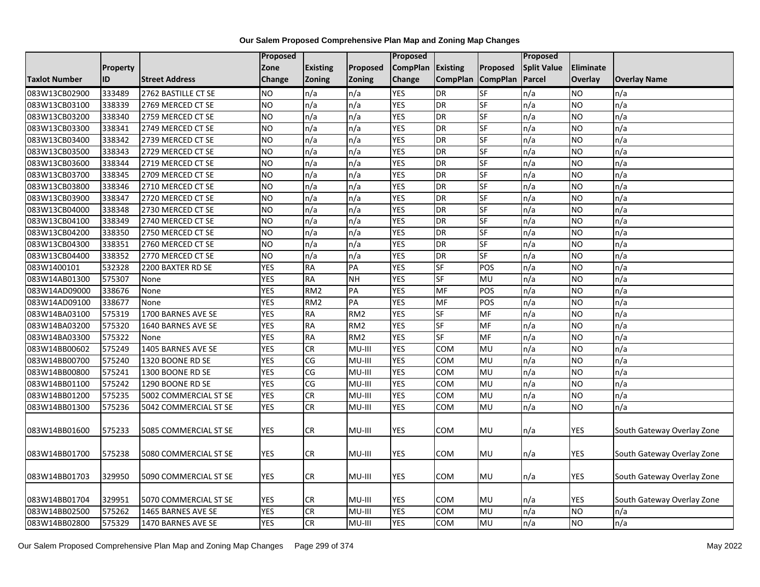**Our Salem Proposed Comprehensive Plan Map and Zoning Map Changes**

| Taxlot Number | Property ID | Street Address | Proposed Zone Change | Existing Zoning | Proposed Zoning | Proposed CompPlan Change | Existing CompPlan | Proposed CompPlan | Proposed Split Value Parcel | Eliminate Overlay | Overlay Name |
|---|---|---|---|---|---|---|---|---|---|---|---|
| 083W13CB02900 | 333489 | 2762 BASTILLE CT SE | NO | n/a | n/a | YES | DR | SF | n/a | NO | n/a |
| 083W13CB03100 | 338339 | 2769 MERCED CT SE | NO | n/a | n/a | YES | DR | SF | n/a | NO | n/a |
| 083W13CB03200 | 338340 | 2759 MERCED CT SE | NO | n/a | n/a | YES | DR | SF | n/a | NO | n/a |
| 083W13CB03300 | 338341 | 2749 MERCED CT SE | NO | n/a | n/a | YES | DR | SF | n/a | NO | n/a |
| 083W13CB03400 | 338342 | 2739 MERCED CT SE | NO | n/a | n/a | YES | DR | SF | n/a | NO | n/a |
| 083W13CB03500 | 338343 | 2729 MERCED CT SE | NO | n/a | n/a | YES | DR | SF | n/a | NO | n/a |
| 083W13CB03600 | 338344 | 2719 MERCED CT SE | NO | n/a | n/a | YES | DR | SF | n/a | NO | n/a |
| 083W13CB03700 | 338345 | 2709 MERCED CT SE | NO | n/a | n/a | YES | DR | SF | n/a | NO | n/a |
| 083W13CB03800 | 338346 | 2710 MERCED CT SE | NO | n/a | n/a | YES | DR | SF | n/a | NO | n/a |
| 083W13CB03900 | 338347 | 2720 MERCED CT SE | NO | n/a | n/a | YES | DR | SF | n/a | NO | n/a |
| 083W13CB04000 | 338348 | 2730 MERCED CT SE | NO | n/a | n/a | YES | DR | SF | n/a | NO | n/a |
| 083W13CB04100 | 338349 | 2740 MERCED CT SE | NO | n/a | n/a | YES | DR | SF | n/a | NO | n/a |
| 083W13CB04200 | 338350 | 2750 MERCED CT SE | NO | n/a | n/a | YES | DR | SF | n/a | NO | n/a |
| 083W13CB04300 | 338351 | 2760 MERCED CT SE | NO | n/a | n/a | YES | DR | SF | n/a | NO | n/a |
| 083W13CB04400 | 338352 | 2770 MERCED CT SE | NO | n/a | n/a | YES | DR | SF | n/a | NO | n/a |
| 083W1400101 | 532328 | 2200 BAXTER RD SE | YES | RA | PA | YES | SF | POS | n/a | NO | n/a |
| 083W14AB01300 | 575307 | None | YES | RA | NH | YES | SF | MU | n/a | NO | n/a |
| 083W14AD09000 | 338676 | None | YES | RM2 | PA | YES | MF | POS | n/a | NO | n/a |
| 083W14AD09100 | 338677 | None | YES | RM2 | PA | YES | MF | POS | n/a | NO | n/a |
| 083W14BA03100 | 575319 | 1700 BARNES AVE SE | YES | RA | RM2 | YES | SF | MF | n/a | NO | n/a |
| 083W14BA03200 | 575320 | 1640 BARNES AVE SE | YES | RA | RM2 | YES | SF | MF | n/a | NO | n/a |
| 083W14BA03300 | 575322 | None | YES | RA | RM2 | YES | SF | MF | n/a | NO | n/a |
| 083W14BB00602 | 575249 | 1405 BARNES AVE SE | YES | CR | MU-III | YES | COM | MU | n/a | NO | n/a |
| 083W14BB00700 | 575240 | 1320 BOONE RD SE | YES | CG | MU-III | YES | COM | MU | n/a | NO | n/a |
| 083W14BB00800 | 575241 | 1300 BOONE RD SE | YES | CG | MU-III | YES | COM | MU | n/a | NO | n/a |
| 083W14BB01100 | 575242 | 1290 BOONE RD SE | YES | CG | MU-III | YES | COM | MU | n/a | NO | n/a |
| 083W14BB01200 | 575235 | 5002 COMMERCIAL ST SE | YES | CR | MU-III | YES | COM | MU | n/a | NO | n/a |
| 083W14BB01300 | 575236 | 5042 COMMERCIAL ST SE | YES | CR | MU-III | YES | COM | MU | n/a | NO | n/a |
| 083W14BB01600 | 575233 | 5085 COMMERCIAL ST SE | YES | CR | MU-III | YES | COM | MU | n/a | YES | South Gateway Overlay Zone |
| 083W14BB01700 | 575238 | 5080 COMMERCIAL ST SE | YES | CR | MU-III | YES | COM | MU | n/a | YES | South Gateway Overlay Zone |
| 083W14BB01703 | 329950 | 5090 COMMERCIAL ST SE | YES | CR | MU-III | YES | COM | MU | n/a | YES | South Gateway Overlay Zone |
| 083W14BB01704 | 329951 | 5070 COMMERCIAL ST SE | YES | CR | MU-III | YES | COM | MU | n/a | YES | South Gateway Overlay Zone |
| 083W14BB02500 | 575262 | 1465 BARNES AVE SE | YES | CR | MU-III | YES | COM | MU | n/a | NO | n/a |
| 083W14BB02800 | 575329 | 1470 BARNES AVE SE | YES | CR | MU-III | YES | COM | MU | n/a | NO | n/a |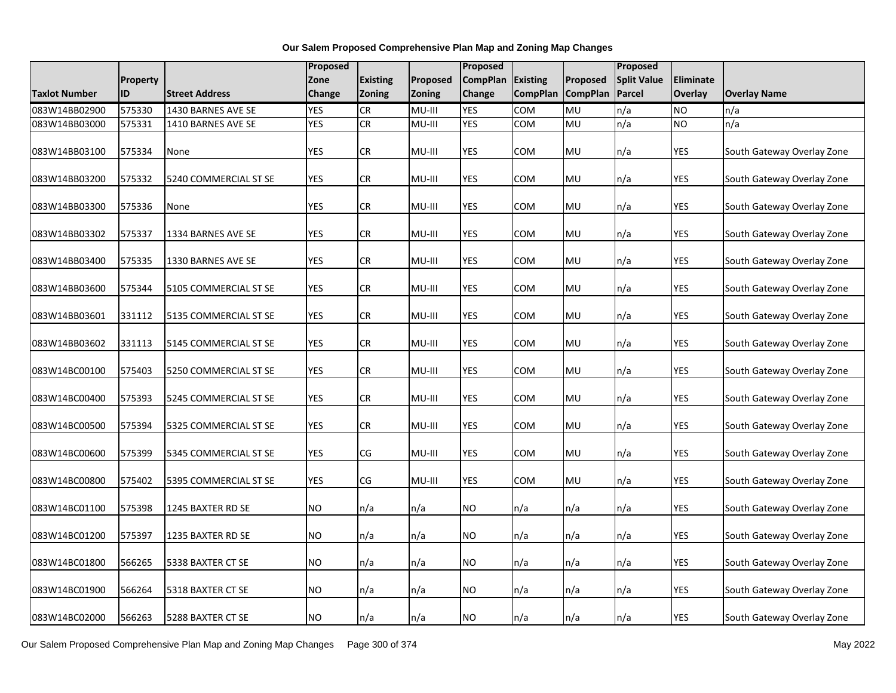**Our Salem Proposed Comprehensive Plan Map and Zoning Map Changes**

| Taxlot Number | Property ID | Street Address | Proposed Zone Change | Existing Zoning | Proposed Zoning | Proposed CompPlan Change | Existing CompPlan | Proposed CompPlan | Proposed Split Value Parcel | Eliminate Overlay | Overlay Name |
|---|---|---|---|---|---|---|---|---|---|---|---|
| 083W14BB02900 | 575330 | 1430 BARNES AVE SE | YES | CR | MU-III | YES | COM | MU | n/a | NO | n/a |
| 083W14BB03000 | 575331 | 1410 BARNES AVE SE | YES | CR | MU-III | YES | COM | MU | n/a | NO | n/a |
| 083W14BB03100 | 575334 | None | YES | CR | MU-III | YES | COM | MU | n/a | YES | South Gateway Overlay Zone |
| 083W14BB03200 | 575332 | 5240 COMMERCIAL ST SE | YES | CR | MU-III | YES | COM | MU | n/a | YES | South Gateway Overlay Zone |
| 083W14BB03300 | 575336 | None | YES | CR | MU-III | YES | COM | MU | n/a | YES | South Gateway Overlay Zone |
| 083W14BB03302 | 575337 | 1334 BARNES AVE SE | YES | CR | MU-III | YES | COM | MU | n/a | YES | South Gateway Overlay Zone |
| 083W14BB03400 | 575335 | 1330 BARNES AVE SE | YES | CR | MU-III | YES | COM | MU | n/a | YES | South Gateway Overlay Zone |
| 083W14BB03600 | 575344 | 5105 COMMERCIAL ST SE | YES | CR | MU-III | YES | COM | MU | n/a | YES | South Gateway Overlay Zone |
| 083W14BB03601 | 331112 | 5135 COMMERCIAL ST SE | YES | CR | MU-III | YES | COM | MU | n/a | YES | South Gateway Overlay Zone |
| 083W14BB03602 | 331113 | 5145 COMMERCIAL ST SE | YES | CR | MU-III | YES | COM | MU | n/a | YES | South Gateway Overlay Zone |
| 083W14BC00100 | 575403 | 5250 COMMERCIAL ST SE | YES | CR | MU-III | YES | COM | MU | n/a | YES | South Gateway Overlay Zone |
| 083W14BC00400 | 575393 | 5245 COMMERCIAL ST SE | YES | CR | MU-III | YES | COM | MU | n/a | YES | South Gateway Overlay Zone |
| 083W14BC00500 | 575394 | 5325 COMMERCIAL ST SE | YES | CR | MU-III | YES | COM | MU | n/a | YES | South Gateway Overlay Zone |
| 083W14BC00600 | 575399 | 5345 COMMERCIAL ST SE | YES | CG | MU-III | YES | COM | MU | n/a | YES | South Gateway Overlay Zone |
| 083W14BC00800 | 575402 | 5395 COMMERCIAL ST SE | YES | CG | MU-III | YES | COM | MU | n/a | YES | South Gateway Overlay Zone |
| 083W14BC01100 | 575398 | 1245 BAXTER RD SE | NO | n/a | n/a | NO | n/a | n/a | n/a | YES | South Gateway Overlay Zone |
| 083W14BC01200 | 575397 | 1235 BAXTER RD SE | NO | n/a | n/a | NO | n/a | n/a | n/a | YES | South Gateway Overlay Zone |
| 083W14BC01800 | 566265 | 5338 BAXTER CT SE | NO | n/a | n/a | NO | n/a | n/a | n/a | YES | South Gateway Overlay Zone |
| 083W14BC01900 | 566264 | 5318 BAXTER CT SE | NO | n/a | n/a | NO | n/a | n/a | n/a | YES | South Gateway Overlay Zone |
| 083W14BC02000 | 566263 | 5288 BAXTER CT SE | NO | n/a | n/a | NO | n/a | n/a | n/a | YES | South Gateway Overlay Zone |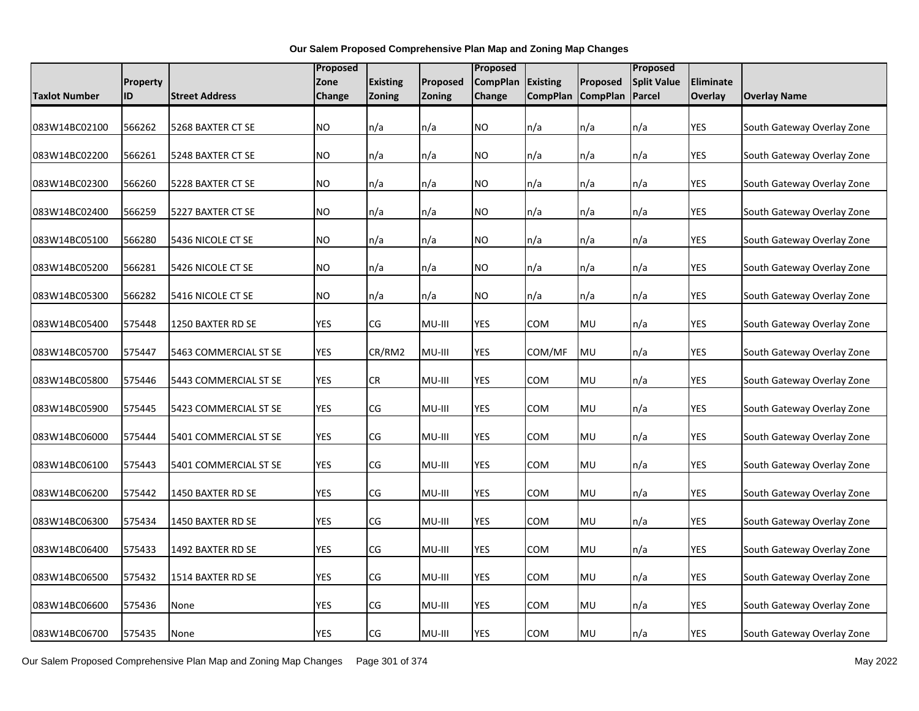**Our Salem Proposed Comprehensive Plan Map and Zoning Map Changes**

| Taxlot Number | Property ID | Street Address | Proposed Zone Change | Existing Zoning | Proposed Zoning | Proposed CompPlan Change | Existing CompPlan | Proposed CompPlan | Proposed Split Value Parcel | Eliminate Overlay | Overlay Name |
|---|---|---|---|---|---|---|---|---|---|---|---|
| 083W14BC02100 | 566262 | 5268 BAXTER CT SE | NO | n/a | n/a | NO | n/a | n/a | n/a | YES | South Gateway Overlay Zone |
| 083W14BC02200 | 566261 | 5248 BAXTER CT SE | NO | n/a | n/a | NO | n/a | n/a | n/a | YES | South Gateway Overlay Zone |
| 083W14BC02300 | 566260 | 5228 BAXTER CT SE | NO | n/a | n/a | NO | n/a | n/a | n/a | YES | South Gateway Overlay Zone |
| 083W14BC02400 | 566259 | 5227 BAXTER CT SE | NO | n/a | n/a | NO | n/a | n/a | n/a | YES | South Gateway Overlay Zone |
| 083W14BC05100 | 566280 | 5436 NICOLE CT SE | NO | n/a | n/a | NO | n/a | n/a | n/a | YES | South Gateway Overlay Zone |
| 083W14BC05200 | 566281 | 5426 NICOLE CT SE | NO | n/a | n/a | NO | n/a | n/a | n/a | YES | South Gateway Overlay Zone |
| 083W14BC05300 | 566282 | 5416 NICOLE CT SE | NO | n/a | n/a | NO | n/a | n/a | n/a | YES | South Gateway Overlay Zone |
| 083W14BC05400 | 575448 | 1250 BAXTER RD SE | YES | CG | MU-III | YES | COM | MU | n/a | YES | South Gateway Overlay Zone |
| 083W14BC05700 | 575447 | 5463 COMMERCIAL ST SE | YES | CR/RM2 | MU-III | YES | COM/MF | MU | n/a | YES | South Gateway Overlay Zone |
| 083W14BC05800 | 575446 | 5443 COMMERCIAL ST SE | YES | CR | MU-III | YES | COM | MU | n/a | YES | South Gateway Overlay Zone |
| 083W14BC05900 | 575445 | 5423 COMMERCIAL ST SE | YES | CG | MU-III | YES | COM | MU | n/a | YES | South Gateway Overlay Zone |
| 083W14BC06000 | 575444 | 5401 COMMERCIAL ST SE | YES | CG | MU-III | YES | COM | MU | n/a | YES | South Gateway Overlay Zone |
| 083W14BC06100 | 575443 | 5401 COMMERCIAL ST SE | YES | CG | MU-III | YES | COM | MU | n/a | YES | South Gateway Overlay Zone |
| 083W14BC06200 | 575442 | 1450 BAXTER RD SE | YES | CG | MU-III | YES | COM | MU | n/a | YES | South Gateway Overlay Zone |
| 083W14BC06300 | 575434 | 1450 BAXTER RD SE | YES | CG | MU-III | YES | COM | MU | n/a | YES | South Gateway Overlay Zone |
| 083W14BC06400 | 575433 | 1492 BAXTER RD SE | YES | CG | MU-III | YES | COM | MU | n/a | YES | South Gateway Overlay Zone |
| 083W14BC06500 | 575432 | 1514 BAXTER RD SE | YES | CG | MU-III | YES | COM | MU | n/a | YES | South Gateway Overlay Zone |
| 083W14BC06600 | 575436 | None | YES | CG | MU-III | YES | COM | MU | n/a | YES | South Gateway Overlay Zone |
| 083W14BC06700 | 575435 | None | YES | CG | MU-III | YES | COM | MU | n/a | YES | South Gateway Overlay Zone |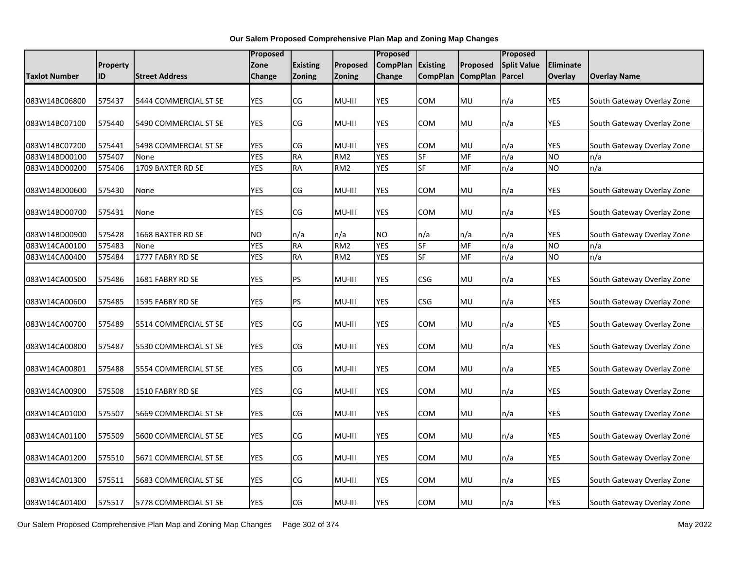**Our Salem Proposed Comprehensive Plan Map and Zoning Map Changes**

| Taxlot Number | Property ID | Street Address | Proposed Zone Change | Existing Zoning | Proposed Zoning | Proposed CompPlan Change | Existing CompPlan | Proposed CompPlan | Proposed Split Value Parcel | Eliminate Overlay | Overlay Name |
|---|---|---|---|---|---|---|---|---|---|---|---|
| 083W14BC06800 | 575437 | 5444 COMMERCIAL ST SE | YES | CG | MU-III | YES | COM | MU | n/a | YES | South Gateway Overlay Zone |
| 083W14BC07100 | 575440 | 5490 COMMERCIAL ST SE | YES | CG | MU-III | YES | COM | MU | n/a | YES | South Gateway Overlay Zone |
| 083W14BC07200 | 575441 | 5498 COMMERCIAL ST SE | YES | CG | MU-III | YES | COM | MU | n/a | YES | South Gateway Overlay Zone |
| 083W14BD00100 | 575407 | None | YES | RA | RM2 | YES | SF | MF | n/a | NO | n/a |
| 083W14BD00200 | 575406 | 1709 BAXTER RD SE | YES | RA | RM2 | YES | SF | MF | n/a | NO | n/a |
| 083W14BD00600 | 575430 | None | YES | CG | MU-III | YES | COM | MU | n/a | YES | South Gateway Overlay Zone |
| 083W14BD00700 | 575431 | None | YES | CG | MU-III | YES | COM | MU | n/a | YES | South Gateway Overlay Zone |
| 083W14BD00900 | 575428 | 1668 BAXTER RD SE | NO | n/a | n/a | NO | n/a | n/a | n/a | YES | South Gateway Overlay Zone |
| 083W14CA00100 | 575483 | None | YES | RA | RM2 | YES | SF | MF | n/a | NO | n/a |
| 083W14CA00400 | 575484 | 1777 FABRY RD SE | YES | RA | RM2 | YES | SF | MF | n/a | NO | n/a |
| 083W14CA00500 | 575486 | 1681 FABRY RD SE | YES | PS | MU-III | YES | CSG | MU | n/a | YES | South Gateway Overlay Zone |
| 083W14CA00600 | 575485 | 1595 FABRY RD SE | YES | PS | MU-III | YES | CSG | MU | n/a | YES | South Gateway Overlay Zone |
| 083W14CA00700 | 575489 | 5514 COMMERCIAL ST SE | YES | CG | MU-III | YES | COM | MU | n/a | YES | South Gateway Overlay Zone |
| 083W14CA00800 | 575487 | 5530 COMMERCIAL ST SE | YES | CG | MU-III | YES | COM | MU | n/a | YES | South Gateway Overlay Zone |
| 083W14CA00801 | 575488 | 5554 COMMERCIAL ST SE | YES | CG | MU-III | YES | COM | MU | n/a | YES | South Gateway Overlay Zone |
| 083W14CA00900 | 575508 | 1510 FABRY RD SE | YES | CG | MU-III | YES | COM | MU | n/a | YES | South Gateway Overlay Zone |
| 083W14CA01000 | 575507 | 5669 COMMERCIAL ST SE | YES | CG | MU-III | YES | COM | MU | n/a | YES | South Gateway Overlay Zone |
| 083W14CA01100 | 575509 | 5600 COMMERCIAL ST SE | YES | CG | MU-III | YES | COM | MU | n/a | YES | South Gateway Overlay Zone |
| 083W14CA01200 | 575510 | 5671 COMMERCIAL ST SE | YES | CG | MU-III | YES | COM | MU | n/a | YES | South Gateway Overlay Zone |
| 083W14CA01300 | 575511 | 5683 COMMERCIAL ST SE | YES | CG | MU-III | YES | COM | MU | n/a | YES | South Gateway Overlay Zone |
| 083W14CA01400 | 575517 | 5778 COMMERCIAL ST SE | YES | CG | MU-III | YES | COM | MU | n/a | YES | South Gateway Overlay Zone |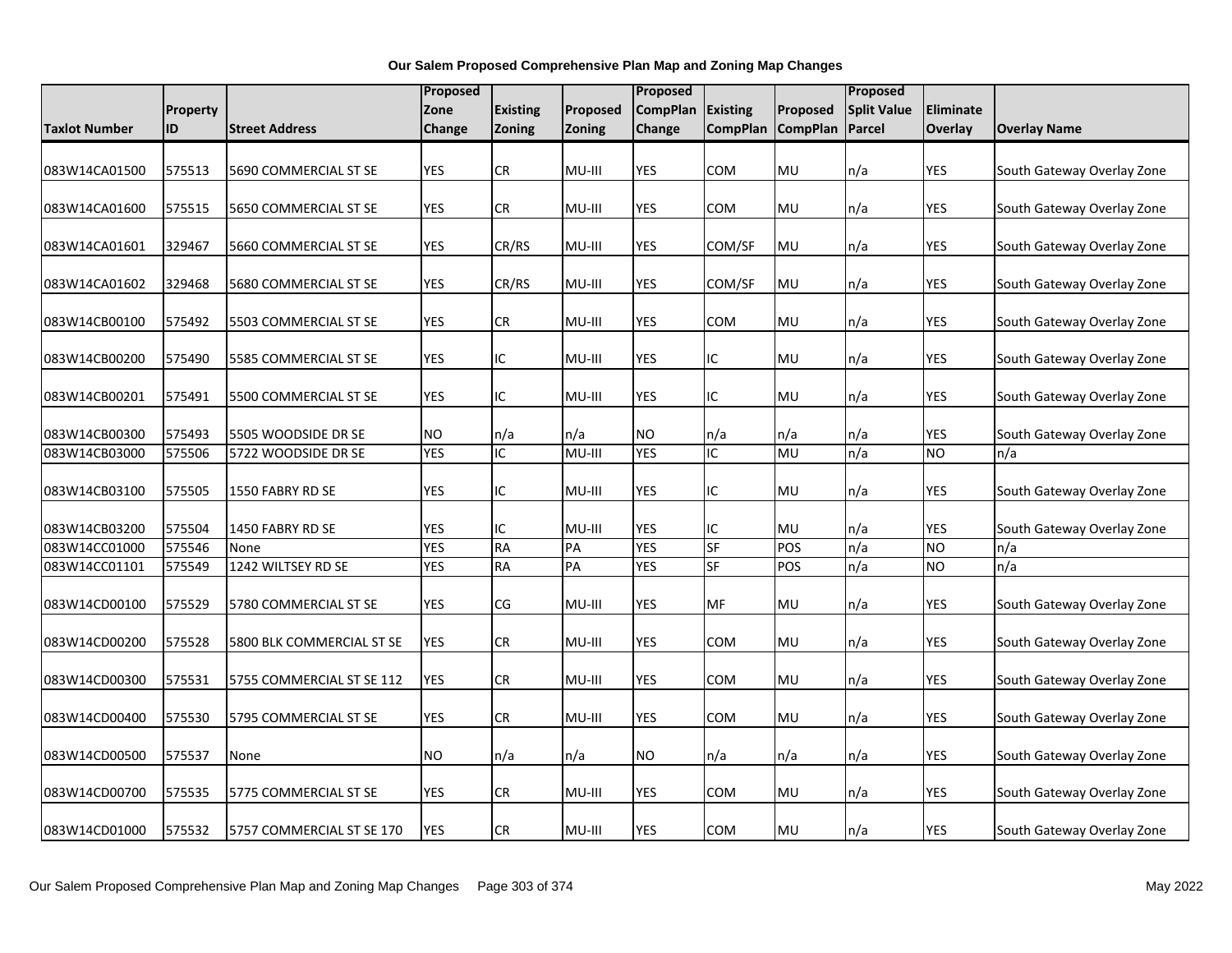**Our Salem Proposed Comprehensive Plan Map and Zoning Map Changes**

| Taxlot Number | Property ID | Street Address | Proposed Zone Change | Existing Zoning | Proposed Zoning | Proposed CompPlan Change | Existing CompPlan | Proposed CompPlan | Proposed Split Value Parcel | Eliminate Overlay | Overlay Name |
|---|---|---|---|---|---|---|---|---|---|---|---|
| 083W14CA01500 | 575513 | 5690 COMMERCIAL ST SE | YES | CR | MU-III | YES | COM | MU | n/a | YES | South Gateway Overlay Zone |
| 083W14CA01600 | 575515 | 5650 COMMERCIAL ST SE | YES | CR | MU-III | YES | COM | MU | n/a | YES | South Gateway Overlay Zone |
| 083W14CA01601 | 329467 | 5660 COMMERCIAL ST SE | YES | CR/RS | MU-III | YES | COM/SF | MU | n/a | YES | South Gateway Overlay Zone |
| 083W14CA01602 | 329468 | 5680 COMMERCIAL ST SE | YES | CR/RS | MU-III | YES | COM/SF | MU | n/a | YES | South Gateway Overlay Zone |
| 083W14CB00100 | 575492 | 5503 COMMERCIAL ST SE | YES | CR | MU-III | YES | COM | MU | n/a | YES | South Gateway Overlay Zone |
| 083W14CB00200 | 575490 | 5585 COMMERCIAL ST SE | YES | IC | MU-III | YES | IC | MU | n/a | YES | South Gateway Overlay Zone |
| 083W14CB00201 | 575491 | 5500 COMMERCIAL ST SE | YES | IC | MU-III | YES | IC | MU | n/a | YES | South Gateway Overlay Zone |
| 083W14CB00300 | 575493 | 5505 WOODSIDE DR SE | NO | n/a | n/a | NO | n/a | n/a | n/a | YES | South Gateway Overlay Zone |
| 083W14CB03000 | 575506 | 5722 WOODSIDE DR SE | YES | IC | MU-III | YES | IC | MU | n/a | NO | n/a |
| 083W14CB03100 | 575505 | 1550 FABRY RD SE | YES | IC | MU-III | YES | IC | MU | n/a | YES | South Gateway Overlay Zone |
| 083W14CB03200 | 575504 | 1450 FABRY RD SE | YES | IC | MU-III | YES | IC | MU | n/a | YES | South Gateway Overlay Zone |
| 083W14CC01000 | 575546 | None | YES | RA | PA | YES | SF | POS | n/a | NO | n/a |
| 083W14CC01101 | 575549 | 1242 WILTSEY RD SE | YES | RA | PA | YES | SF | POS | n/a | NO | n/a |
| 083W14CD00100 | 575529 | 5780 COMMERCIAL ST SE | YES | CG | MU-III | YES | MF | MU | n/a | YES | South Gateway Overlay Zone |
| 083W14CD00200 | 575528 | 5800 BLK COMMERCIAL ST SE | YES | CR | MU-III | YES | COM | MU | n/a | YES | South Gateway Overlay Zone |
| 083W14CD00300 | 575531 | 5755 COMMERCIAL ST SE 112 | YES | CR | MU-III | YES | COM | MU | n/a | YES | South Gateway Overlay Zone |
| 083W14CD00400 | 575530 | 5795 COMMERCIAL ST SE | YES | CR | MU-III | YES | COM | MU | n/a | YES | South Gateway Overlay Zone |
| 083W14CD00500 | 575537 | None | NO | n/a | n/a | NO | n/a | n/a | n/a | YES | South Gateway Overlay Zone |
| 083W14CD00700 | 575535 | 5775 COMMERCIAL ST SE | YES | CR | MU-III | YES | COM | MU | n/a | YES | South Gateway Overlay Zone |
| 083W14CD01000 | 575532 | 5757 COMMERCIAL ST SE 170 | YES | CR | MU-III | YES | COM | MU | n/a | YES | South Gateway Overlay Zone |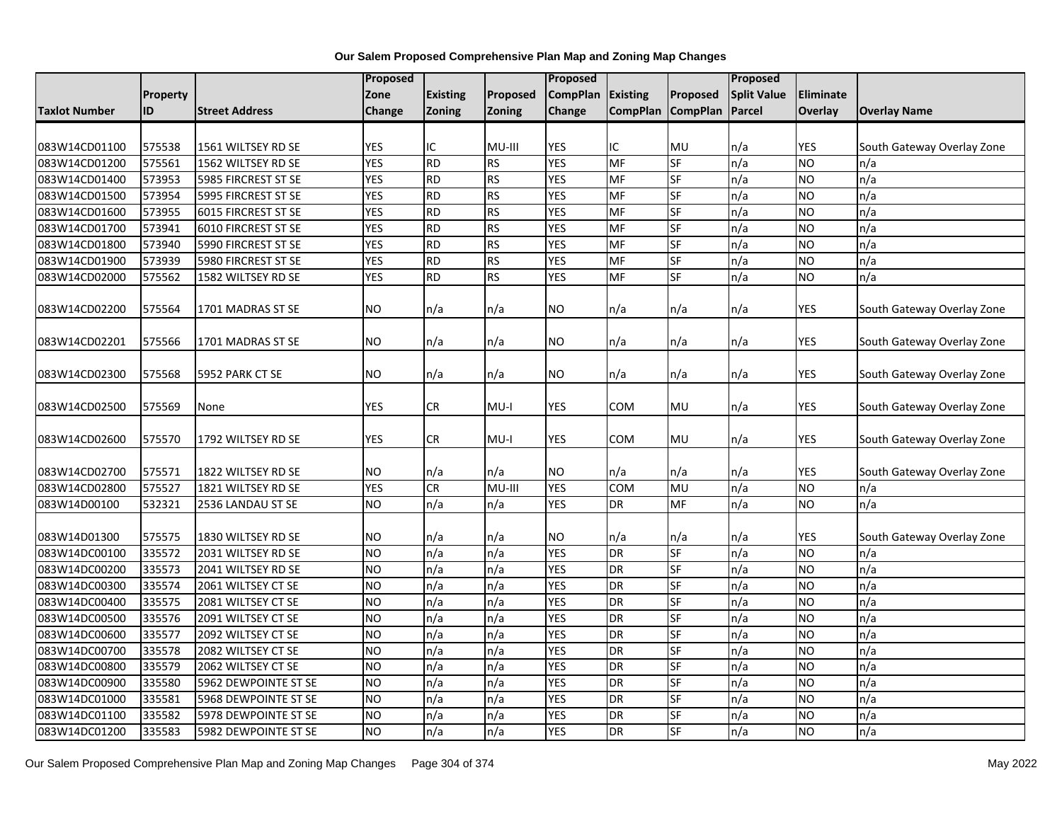**Our Salem Proposed Comprehensive Plan Map and Zoning Map Changes**

| Taxlot Number | Property ID | Street Address | Proposed Zone Change | Existing Zoning | Proposed Zoning | Proposed CompPlan Change | Existing CompPlan | Proposed CompPlan | Proposed Split Value Parcel | Eliminate Overlay | Overlay Name |
|---|---|---|---|---|---|---|---|---|---|---|---|
| 083W14CD01100 | 575538 | 1561 WILTSEY RD SE | YES | IC | MU-III | YES | IC | MU | n/a | YES | South Gateway Overlay Zone |
| 083W14CD01200 | 575561 | 1562 WILTSEY RD SE | YES | RD | RS | YES | MF | SF | n/a | NO | n/a |
| 083W14CD01400 | 573953 | 5985 FIRCREST ST SE | YES | RD | RS | YES | MF | SF | n/a | NO | n/a |
| 083W14CD01500 | 573954 | 5995 FIRCREST ST SE | YES | RD | RS | YES | MF | SF | n/a | NO | n/a |
| 083W14CD01600 | 573955 | 6015 FIRCREST ST SE | YES | RD | RS | YES | MF | SF | n/a | NO | n/a |
| 083W14CD01700 | 573941 | 6010 FIRCREST ST SE | YES | RD | RS | YES | MF | SF | n/a | NO | n/a |
| 083W14CD01800 | 573940 | 5990 FIRCREST ST SE | YES | RD | RS | YES | MF | SF | n/a | NO | n/a |
| 083W14CD01900 | 573939 | 5980 FIRCREST ST SE | YES | RD | RS | YES | MF | SF | n/a | NO | n/a |
| 083W14CD02000 | 575562 | 1582 WILTSEY RD SE | YES | RD | RS | YES | MF | SF | n/a | NO | n/a |
| 083W14CD02200 | 575564 | 1701 MADRAS ST SE | NO | n/a | n/a | NO | n/a | n/a | n/a | YES | South Gateway Overlay Zone |
| 083W14CD02201 | 575566 | 1701 MADRAS ST SE | NO | n/a | n/a | NO | n/a | n/a | n/a | YES | South Gateway Overlay Zone |
| 083W14CD02300 | 575568 | 5952 PARK CT SE | NO | n/a | n/a | NO | n/a | n/a | n/a | YES | South Gateway Overlay Zone |
| 083W14CD02500 | 575569 | None | YES | CR | MU-I | YES | COM | MU | n/a | YES | South Gateway Overlay Zone |
| 083W14CD02600 | 575570 | 1792 WILTSEY RD SE | YES | CR | MU-I | YES | COM | MU | n/a | YES | South Gateway Overlay Zone |
| 083W14CD02700 | 575571 | 1822 WILTSEY RD SE | NO | n/a | n/a | NO | n/a | n/a | n/a | YES | South Gateway Overlay Zone |
| 083W14CD02800 | 575527 | 1821 WILTSEY RD SE | YES | CR | MU-III | YES | COM | MU | n/a | NO | n/a |
| 083W14D00100 | 532321 | 2536 LANDAU ST SE | NO | n/a | n/a | YES | DR | MF | n/a | NO | n/a |
| 083W14D01300 | 575575 | 1830 WILTSEY RD SE | NO | n/a | n/a | NO | n/a | n/a | n/a | YES | South Gateway Overlay Zone |
| 083W14DC00100 | 335572 | 2031 WILTSEY RD SE | NO | n/a | n/a | YES | DR | SF | n/a | NO | n/a |
| 083W14DC00200 | 335573 | 2041 WILTSEY RD SE | NO | n/a | n/a | YES | DR | SF | n/a | NO | n/a |
| 083W14DC00300 | 335574 | 2061 WILTSEY CT SE | NO | n/a | n/a | YES | DR | SF | n/a | NO | n/a |
| 083W14DC00400 | 335575 | 2081 WILTSEY CT SE | NO | n/a | n/a | YES | DR | SF | n/a | NO | n/a |
| 083W14DC00500 | 335576 | 2091 WILTSEY CT SE | NO | n/a | n/a | YES | DR | SF | n/a | NO | n/a |
| 083W14DC00600 | 335577 | 2092 WILTSEY CT SE | NO | n/a | n/a | YES | DR | SF | n/a | NO | n/a |
| 083W14DC00700 | 335578 | 2082 WILTSEY CT SE | NO | n/a | n/a | YES | DR | SF | n/a | NO | n/a |
| 083W14DC00800 | 335579 | 2062 WILTSEY CT SE | NO | n/a | n/a | YES | DR | SF | n/a | NO | n/a |
| 083W14DC00900 | 335580 | 5962 DEWPOINTE ST SE | NO | n/a | n/a | YES | DR | SF | n/a | NO | n/a |
| 083W14DC01000 | 335581 | 5968 DEWPOINTE ST SE | NO | n/a | n/a | YES | DR | SF | n/a | NO | n/a |
| 083W14DC01100 | 335582 | 5978 DEWPOINTE ST SE | NO | n/a | n/a | YES | DR | SF | n/a | NO | n/a |
| 083W14DC01200 | 335583 | 5982 DEWPOINTE ST SE | NO | n/a | n/a | YES | DR | SF | n/a | NO | n/a |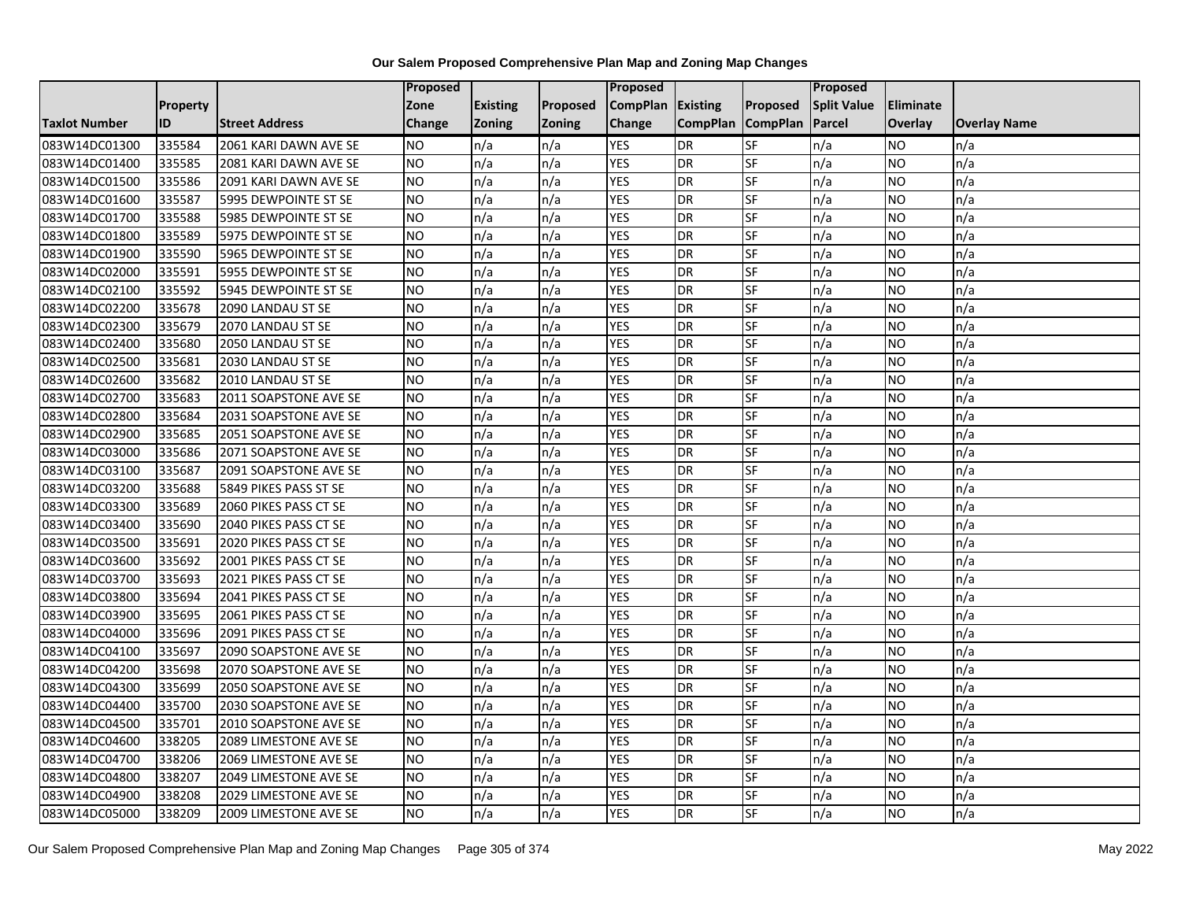**Our Salem Proposed Comprehensive Plan Map and Zoning Map Changes**

| Taxlot Number | Property ID | Street Address | Proposed Zone Change | Existing Zoning | Proposed Zoning | Proposed CompPlan Change | Existing CompPlan | Proposed CompPlan | Proposed Split Value Parcel | Eliminate Overlay | Overlay Name |
|---|---|---|---|---|---|---|---|---|---|---|---|
| 083W14DC01300 | 335584 | 2061 KARI DAWN AVE SE | NO | n/a | n/a | YES | DR | SF | n/a | NO | n/a |
| 083W14DC01400 | 335585 | 2081 KARI DAWN AVE SE | NO | n/a | n/a | YES | DR | SF | n/a | NO | n/a |
| 083W14DC01500 | 335586 | 2091 KARI DAWN AVE SE | NO | n/a | n/a | YES | DR | SF | n/a | NO | n/a |
| 083W14DC01600 | 335587 | 5995 DEWPOINTE ST SE | NO | n/a | n/a | YES | DR | SF | n/a | NO | n/a |
| 083W14DC01700 | 335588 | 5985 DEWPOINTE ST SE | NO | n/a | n/a | YES | DR | SF | n/a | NO | n/a |
| 083W14DC01800 | 335589 | 5975 DEWPOINTE ST SE | NO | n/a | n/a | YES | DR | SF | n/a | NO | n/a |
| 083W14DC01900 | 335590 | 5965 DEWPOINTE ST SE | NO | n/a | n/a | YES | DR | SF | n/a | NO | n/a |
| 083W14DC02000 | 335591 | 5955 DEWPOINTE ST SE | NO | n/a | n/a | YES | DR | SF | n/a | NO | n/a |
| 083W14DC02100 | 335592 | 5945 DEWPOINTE ST SE | NO | n/a | n/a | YES | DR | SF | n/a | NO | n/a |
| 083W14DC02200 | 335678 | 2090 LANDAU ST SE | NO | n/a | n/a | YES | DR | SF | n/a | NO | n/a |
| 083W14DC02300 | 335679 | 2070 LANDAU ST SE | NO | n/a | n/a | YES | DR | SF | n/a | NO | n/a |
| 083W14DC02400 | 335680 | 2050 LANDAU ST SE | NO | n/a | n/a | YES | DR | SF | n/a | NO | n/a |
| 083W14DC02500 | 335681 | 2030 LANDAU ST SE | NO | n/a | n/a | YES | DR | SF | n/a | NO | n/a |
| 083W14DC02600 | 335682 | 2010 LANDAU ST SE | NO | n/a | n/a | YES | DR | SF | n/a | NO | n/a |
| 083W14DC02700 | 335683 | 2011 SOAPSTONE AVE SE | NO | n/a | n/a | YES | DR | SF | n/a | NO | n/a |
| 083W14DC02800 | 335684 | 2031 SOAPSTONE AVE SE | NO | n/a | n/a | YES | DR | SF | n/a | NO | n/a |
| 083W14DC02900 | 335685 | 2051 SOAPSTONE AVE SE | NO | n/a | n/a | YES | DR | SF | n/a | NO | n/a |
| 083W14DC03000 | 335686 | 2071 SOAPSTONE AVE SE | NO | n/a | n/a | YES | DR | SF | n/a | NO | n/a |
| 083W14DC03100 | 335687 | 2091 SOAPSTONE AVE SE | NO | n/a | n/a | YES | DR | SF | n/a | NO | n/a |
| 083W14DC03200 | 335688 | 5849 PIKES PASS ST SE | NO | n/a | n/a | YES | DR | SF | n/a | NO | n/a |
| 083W14DC03300 | 335689 | 2060 PIKES PASS CT SE | NO | n/a | n/a | YES | DR | SF | n/a | NO | n/a |
| 083W14DC03400 | 335690 | 2040 PIKES PASS CT SE | NO | n/a | n/a | YES | DR | SF | n/a | NO | n/a |
| 083W14DC03500 | 335691 | 2020 PIKES PASS CT SE | NO | n/a | n/a | YES | DR | SF | n/a | NO | n/a |
| 083W14DC03600 | 335692 | 2001 PIKES PASS CT SE | NO | n/a | n/a | YES | DR | SF | n/a | NO | n/a |
| 083W14DC03700 | 335693 | 2021 PIKES PASS CT SE | NO | n/a | n/a | YES | DR | SF | n/a | NO | n/a |
| 083W14DC03800 | 335694 | 2041 PIKES PASS CT SE | NO | n/a | n/a | YES | DR | SF | n/a | NO | n/a |
| 083W14DC03900 | 335695 | 2061 PIKES PASS CT SE | NO | n/a | n/a | YES | DR | SF | n/a | NO | n/a |
| 083W14DC04000 | 335696 | 2091 PIKES PASS CT SE | NO | n/a | n/a | YES | DR | SF | n/a | NO | n/a |
| 083W14DC04100 | 335697 | 2090 SOAPSTONE AVE SE | NO | n/a | n/a | YES | DR | SF | n/a | NO | n/a |
| 083W14DC04200 | 335698 | 2070 SOAPSTONE AVE SE | NO | n/a | n/a | YES | DR | SF | n/a | NO | n/a |
| 083W14DC04300 | 335699 | 2050 SOAPSTONE AVE SE | NO | n/a | n/a | YES | DR | SF | n/a | NO | n/a |
| 083W14DC04400 | 335700 | 2030 SOAPSTONE AVE SE | NO | n/a | n/a | YES | DR | SF | n/a | NO | n/a |
| 083W14DC04500 | 335701 | 2010 SOAPSTONE AVE SE | NO | n/a | n/a | YES | DR | SF | n/a | NO | n/a |
| 083W14DC04600 | 338205 | 2089 LIMESTONE AVE SE | NO | n/a | n/a | YES | DR | SF | n/a | NO | n/a |
| 083W14DC04700 | 338206 | 2069 LIMESTONE AVE SE | NO | n/a | n/a | YES | DR | SF | n/a | NO | n/a |
| 083W14DC04800 | 338207 | 2049 LIMESTONE AVE SE | NO | n/a | n/a | YES | DR | SF | n/a | NO | n/a |
| 083W14DC04900 | 338208 | 2029 LIMESTONE AVE SE | NO | n/a | n/a | YES | DR | SF | n/a | NO | n/a |
| 083W14DC05000 | 338209 | 2009 LIMESTONE AVE SE | NO | n/a | n/a | YES | DR | SF | n/a | NO | n/a |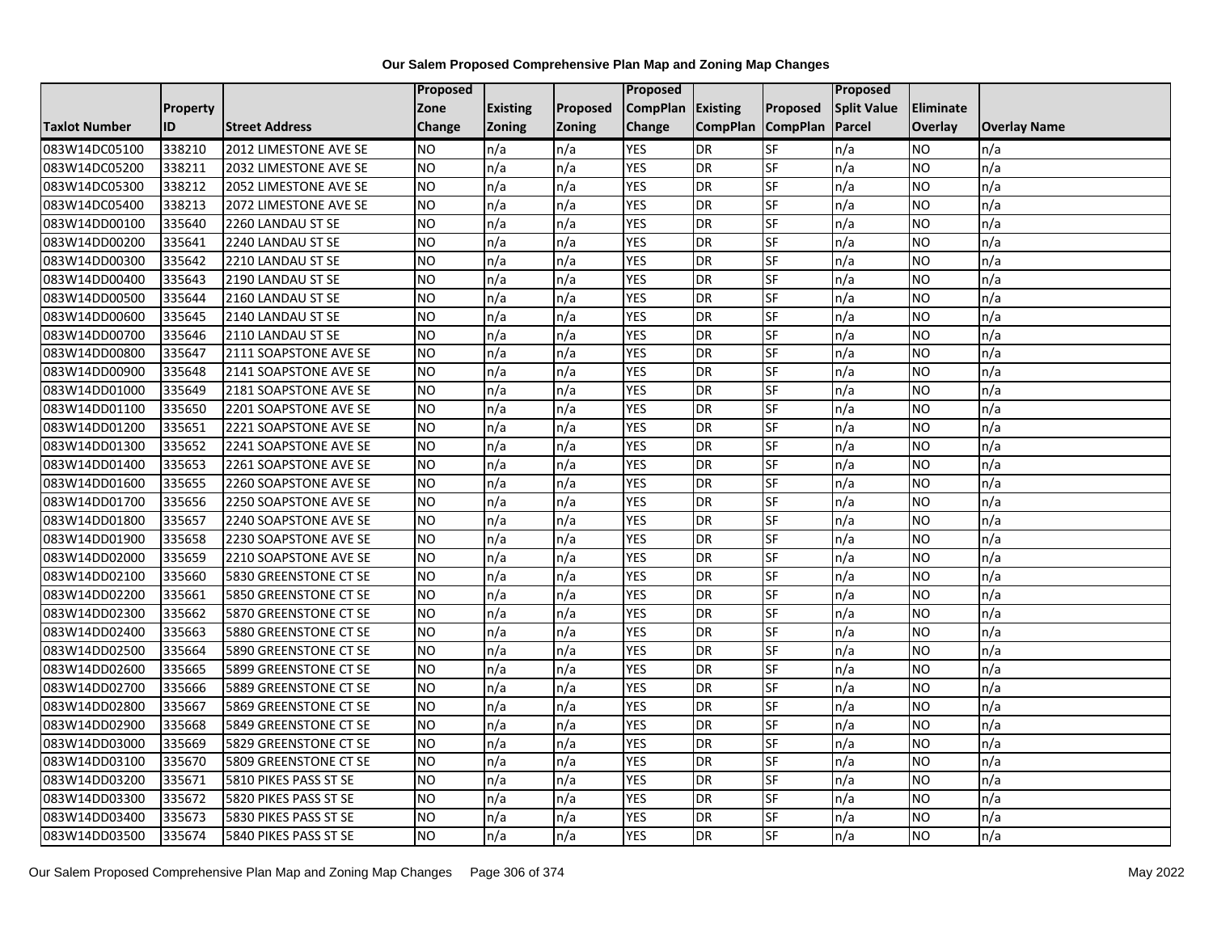**Our Salem Proposed Comprehensive Plan Map and Zoning Map Changes**

| Taxlot Number | Property ID | Street Address | Proposed Zone Change | Existing Zoning | Proposed Zoning | Proposed CompPlan Change | Existing CompPlan | Proposed CompPlan | Proposed Split Value Parcel | Eliminate Overlay | Overlay Name |
|---|---|---|---|---|---|---|---|---|---|---|---|
| 083W14DC05100 | 338210 | 2012 LIMESTONE AVE SE | NO | n/a | n/a | YES | DR | SF | n/a | NO | n/a |
| 083W14DC05200 | 338211 | 2032 LIMESTONE AVE SE | NO | n/a | n/a | YES | DR | SF | n/a | NO | n/a |
| 083W14DC05300 | 338212 | 2052 LIMESTONE AVE SE | NO | n/a | n/a | YES | DR | SF | n/a | NO | n/a |
| 083W14DC05400 | 338213 | 2072 LIMESTONE AVE SE | NO | n/a | n/a | YES | DR | SF | n/a | NO | n/a |
| 083W14DD00100 | 335640 | 2260 LANDAU ST SE | NO | n/a | n/a | YES | DR | SF | n/a | NO | n/a |
| 083W14DD00200 | 335641 | 2240 LANDAU ST SE | NO | n/a | n/a | YES | DR | SF | n/a | NO | n/a |
| 083W14DD00300 | 335642 | 2210 LANDAU ST SE | NO | n/a | n/a | YES | DR | SF | n/a | NO | n/a |
| 083W14DD00400 | 335643 | 2190 LANDAU ST SE | NO | n/a | n/a | YES | DR | SF | n/a | NO | n/a |
| 083W14DD00500 | 335644 | 2160 LANDAU ST SE | NO | n/a | n/a | YES | DR | SF | n/a | NO | n/a |
| 083W14DD00600 | 335645 | 2140 LANDAU ST SE | NO | n/a | n/a | YES | DR | SF | n/a | NO | n/a |
| 083W14DD00700 | 335646 | 2110 LANDAU ST SE | NO | n/a | n/a | YES | DR | SF | n/a | NO | n/a |
| 083W14DD00800 | 335647 | 2111 SOAPSTONE AVE SE | NO | n/a | n/a | YES | DR | SF | n/a | NO | n/a |
| 083W14DD00900 | 335648 | 2141 SOAPSTONE AVE SE | NO | n/a | n/a | YES | DR | SF | n/a | NO | n/a |
| 083W14DD01000 | 335649 | 2181 SOAPSTONE AVE SE | NO | n/a | n/a | YES | DR | SF | n/a | NO | n/a |
| 083W14DD01100 | 335650 | 2201 SOAPSTONE AVE SE | NO | n/a | n/a | YES | DR | SF | n/a | NO | n/a |
| 083W14DD01200 | 335651 | 2221 SOAPSTONE AVE SE | NO | n/a | n/a | YES | DR | SF | n/a | NO | n/a |
| 083W14DD01300 | 335652 | 2241 SOAPSTONE AVE SE | NO | n/a | n/a | YES | DR | SF | n/a | NO | n/a |
| 083W14DD01400 | 335653 | 2261 SOAPSTONE AVE SE | NO | n/a | n/a | YES | DR | SF | n/a | NO | n/a |
| 083W14DD01600 | 335655 | 2260 SOAPSTONE AVE SE | NO | n/a | n/a | YES | DR | SF | n/a | NO | n/a |
| 083W14DD01700 | 335656 | 2250 SOAPSTONE AVE SE | NO | n/a | n/a | YES | DR | SF | n/a | NO | n/a |
| 083W14DD01800 | 335657 | 2240 SOAPSTONE AVE SE | NO | n/a | n/a | YES | DR | SF | n/a | NO | n/a |
| 083W14DD01900 | 335658 | 2230 SOAPSTONE AVE SE | NO | n/a | n/a | YES | DR | SF | n/a | NO | n/a |
| 083W14DD02000 | 335659 | 2210 SOAPSTONE AVE SE | NO | n/a | n/a | YES | DR | SF | n/a | NO | n/a |
| 083W14DD02100 | 335660 | 5830 GREENSTONE CT SE | NO | n/a | n/a | YES | DR | SF | n/a | NO | n/a |
| 083W14DD02200 | 335661 | 5850 GREENSTONE CT SE | NO | n/a | n/a | YES | DR | SF | n/a | NO | n/a |
| 083W14DD02300 | 335662 | 5870 GREENSTONE CT SE | NO | n/a | n/a | YES | DR | SF | n/a | NO | n/a |
| 083W14DD02400 | 335663 | 5880 GREENSTONE CT SE | NO | n/a | n/a | YES | DR | SF | n/a | NO | n/a |
| 083W14DD02500 | 335664 | 5890 GREENSTONE CT SE | NO | n/a | n/a | YES | DR | SF | n/a | NO | n/a |
| 083W14DD02600 | 335665 | 5899 GREENSTONE CT SE | NO | n/a | n/a | YES | DR | SF | n/a | NO | n/a |
| 083W14DD02700 | 335666 | 5889 GREENSTONE CT SE | NO | n/a | n/a | YES | DR | SF | n/a | NO | n/a |
| 083W14DD02800 | 335667 | 5869 GREENSTONE CT SE | NO | n/a | n/a | YES | DR | SF | n/a | NO | n/a |
| 083W14DD02900 | 335668 | 5849 GREENSTONE CT SE | NO | n/a | n/a | YES | DR | SF | n/a | NO | n/a |
| 083W14DD03000 | 335669 | 5829 GREENSTONE CT SE | NO | n/a | n/a | YES | DR | SF | n/a | NO | n/a |
| 083W14DD03100 | 335670 | 5809 GREENSTONE CT SE | NO | n/a | n/a | YES | DR | SF | n/a | NO | n/a |
| 083W14DD03200 | 335671 | 5810 PIKES PASS ST SE | NO | n/a | n/a | YES | DR | SF | n/a | NO | n/a |
| 083W14DD03300 | 335672 | 5820 PIKES PASS ST SE | NO | n/a | n/a | YES | DR | SF | n/a | NO | n/a |
| 083W14DD03400 | 335673 | 5830 PIKES PASS ST SE | NO | n/a | n/a | YES | DR | SF | n/a | NO | n/a |
| 083W14DD03500 | 335674 | 5840 PIKES PASS ST SE | NO | n/a | n/a | YES | DR | SF | n/a | NO | n/a |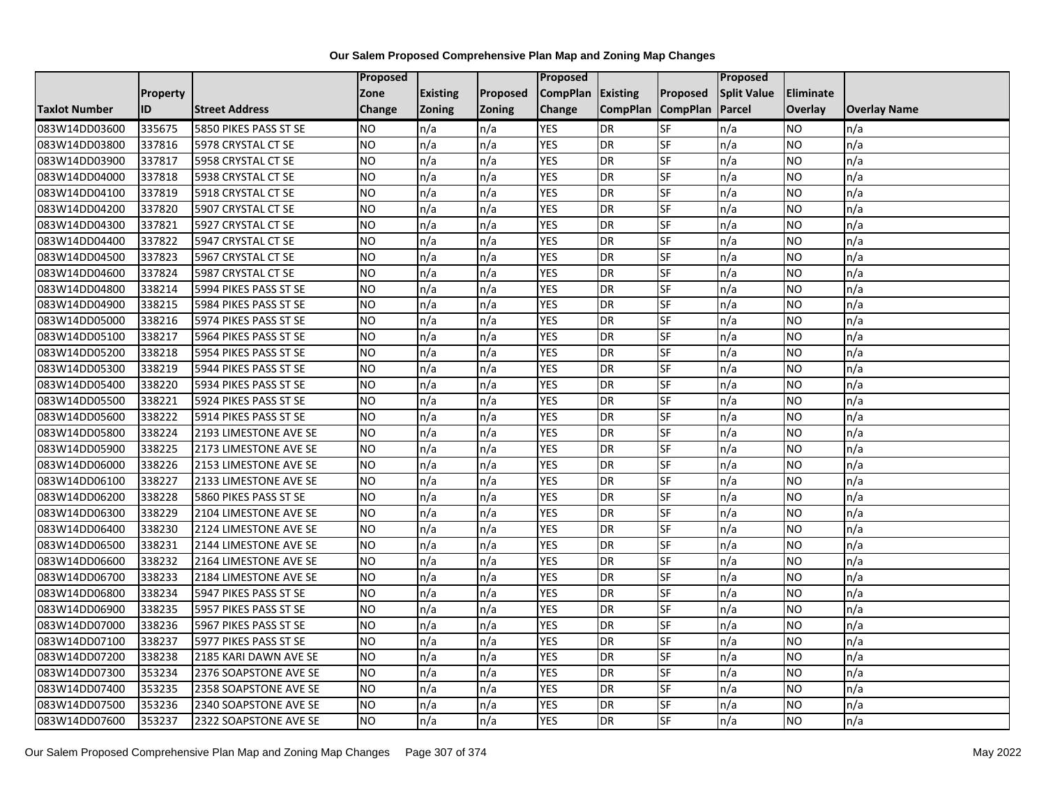**Our Salem Proposed Comprehensive Plan Map and Zoning Map Changes**

| Taxlot Number | Property ID | Street Address | Proposed Zone Change | Existing Zoning | Proposed Zoning | Proposed CompPlan Change | Existing CompPlan | Proposed CompPlan | Proposed Split Value Parcel | Eliminate Overlay | Overlay Name |
|---|---|---|---|---|---|---|---|---|---|---|---|
| 083W14DD03600 | 335675 | 5850 PIKES PASS ST SE | NO | n/a | n/a | YES | DR | SF | n/a | NO | n/a |
| 083W14DD03800 | 337816 | 5978 CRYSTAL CT SE | NO | n/a | n/a | YES | DR | SF | n/a | NO | n/a |
| 083W14DD03900 | 337817 | 5958 CRYSTAL CT SE | NO | n/a | n/a | YES | DR | SF | n/a | NO | n/a |
| 083W14DD04000 | 337818 | 5938 CRYSTAL CT SE | NO | n/a | n/a | YES | DR | SF | n/a | NO | n/a |
| 083W14DD04100 | 337819 | 5918 CRYSTAL CT SE | NO | n/a | n/a | YES | DR | SF | n/a | NO | n/a |
| 083W14DD04200 | 337820 | 5907 CRYSTAL CT SE | NO | n/a | n/a | YES | DR | SF | n/a | NO | n/a |
| 083W14DD04300 | 337821 | 5927 CRYSTAL CT SE | NO | n/a | n/a | YES | DR | SF | n/a | NO | n/a |
| 083W14DD04400 | 337822 | 5947 CRYSTAL CT SE | NO | n/a | n/a | YES | DR | SF | n/a | NO | n/a |
| 083W14DD04500 | 337823 | 5967 CRYSTAL CT SE | NO | n/a | n/a | YES | DR | SF | n/a | NO | n/a |
| 083W14DD04600 | 337824 | 5987 CRYSTAL CT SE | NO | n/a | n/a | YES | DR | SF | n/a | NO | n/a |
| 083W14DD04800 | 338214 | 5994 PIKES PASS ST SE | NO | n/a | n/a | YES | DR | SF | n/a | NO | n/a |
| 083W14DD04900 | 338215 | 5984 PIKES PASS ST SE | NO | n/a | n/a | YES | DR | SF | n/a | NO | n/a |
| 083W14DD05000 | 338216 | 5974 PIKES PASS ST SE | NO | n/a | n/a | YES | DR | SF | n/a | NO | n/a |
| 083W14DD05100 | 338217 | 5964 PIKES PASS ST SE | NO | n/a | n/a | YES | DR | SF | n/a | NO | n/a |
| 083W14DD05200 | 338218 | 5954 PIKES PASS ST SE | NO | n/a | n/a | YES | DR | SF | n/a | NO | n/a |
| 083W14DD05300 | 338219 | 5944 PIKES PASS ST SE | NO | n/a | n/a | YES | DR | SF | n/a | NO | n/a |
| 083W14DD05400 | 338220 | 5934 PIKES PASS ST SE | NO | n/a | n/a | YES | DR | SF | n/a | NO | n/a |
| 083W14DD05500 | 338221 | 5924 PIKES PASS ST SE | NO | n/a | n/a | YES | DR | SF | n/a | NO | n/a |
| 083W14DD05600 | 338222 | 5914 PIKES PASS ST SE | NO | n/a | n/a | YES | DR | SF | n/a | NO | n/a |
| 083W14DD05800 | 338224 | 2193 LIMESTONE AVE SE | NO | n/a | n/a | YES | DR | SF | n/a | NO | n/a |
| 083W14DD05900 | 338225 | 2173 LIMESTONE AVE SE | NO | n/a | n/a | YES | DR | SF | n/a | NO | n/a |
| 083W14DD06000 | 338226 | 2153 LIMESTONE AVE SE | NO | n/a | n/a | YES | DR | SF | n/a | NO | n/a |
| 083W14DD06100 | 338227 | 2133 LIMESTONE AVE SE | NO | n/a | n/a | YES | DR | SF | n/a | NO | n/a |
| 083W14DD06200 | 338228 | 5860 PIKES PASS ST SE | NO | n/a | n/a | YES | DR | SF | n/a | NO | n/a |
| 083W14DD06300 | 338229 | 2104 LIMESTONE AVE SE | NO | n/a | n/a | YES | DR | SF | n/a | NO | n/a |
| 083W14DD06400 | 338230 | 2124 LIMESTONE AVE SE | NO | n/a | n/a | YES | DR | SF | n/a | NO | n/a |
| 083W14DD06500 | 338231 | 2144 LIMESTONE AVE SE | NO | n/a | n/a | YES | DR | SF | n/a | NO | n/a |
| 083W14DD06600 | 338232 | 2164 LIMESTONE AVE SE | NO | n/a | n/a | YES | DR | SF | n/a | NO | n/a |
| 083W14DD06700 | 338233 | 2184 LIMESTONE AVE SE | NO | n/a | n/a | YES | DR | SF | n/a | NO | n/a |
| 083W14DD06800 | 338234 | 5947 PIKES PASS ST SE | NO | n/a | n/a | YES | DR | SF | n/a | NO | n/a |
| 083W14DD06900 | 338235 | 5957 PIKES PASS ST SE | NO | n/a | n/a | YES | DR | SF | n/a | NO | n/a |
| 083W14DD07000 | 338236 | 5967 PIKES PASS ST SE | NO | n/a | n/a | YES | DR | SF | n/a | NO | n/a |
| 083W14DD07100 | 338237 | 5977 PIKES PASS ST SE | NO | n/a | n/a | YES | DR | SF | n/a | NO | n/a |
| 083W14DD07200 | 338238 | 2185 KARI DAWN AVE SE | NO | n/a | n/a | YES | DR | SF | n/a | NO | n/a |
| 083W14DD07300 | 353234 | 2376 SOAPSTONE AVE SE | NO | n/a | n/a | YES | DR | SF | n/a | NO | n/a |
| 083W14DD07400 | 353235 | 2358 SOAPSTONE AVE SE | NO | n/a | n/a | YES | DR | SF | n/a | NO | n/a |
| 083W14DD07500 | 353236 | 2340 SOAPSTONE AVE SE | NO | n/a | n/a | YES | DR | SF | n/a | NO | n/a |
| 083W14DD07600 | 353237 | 2322 SOAPSTONE AVE SE | NO | n/a | n/a | YES | DR | SF | n/a | NO | n/a |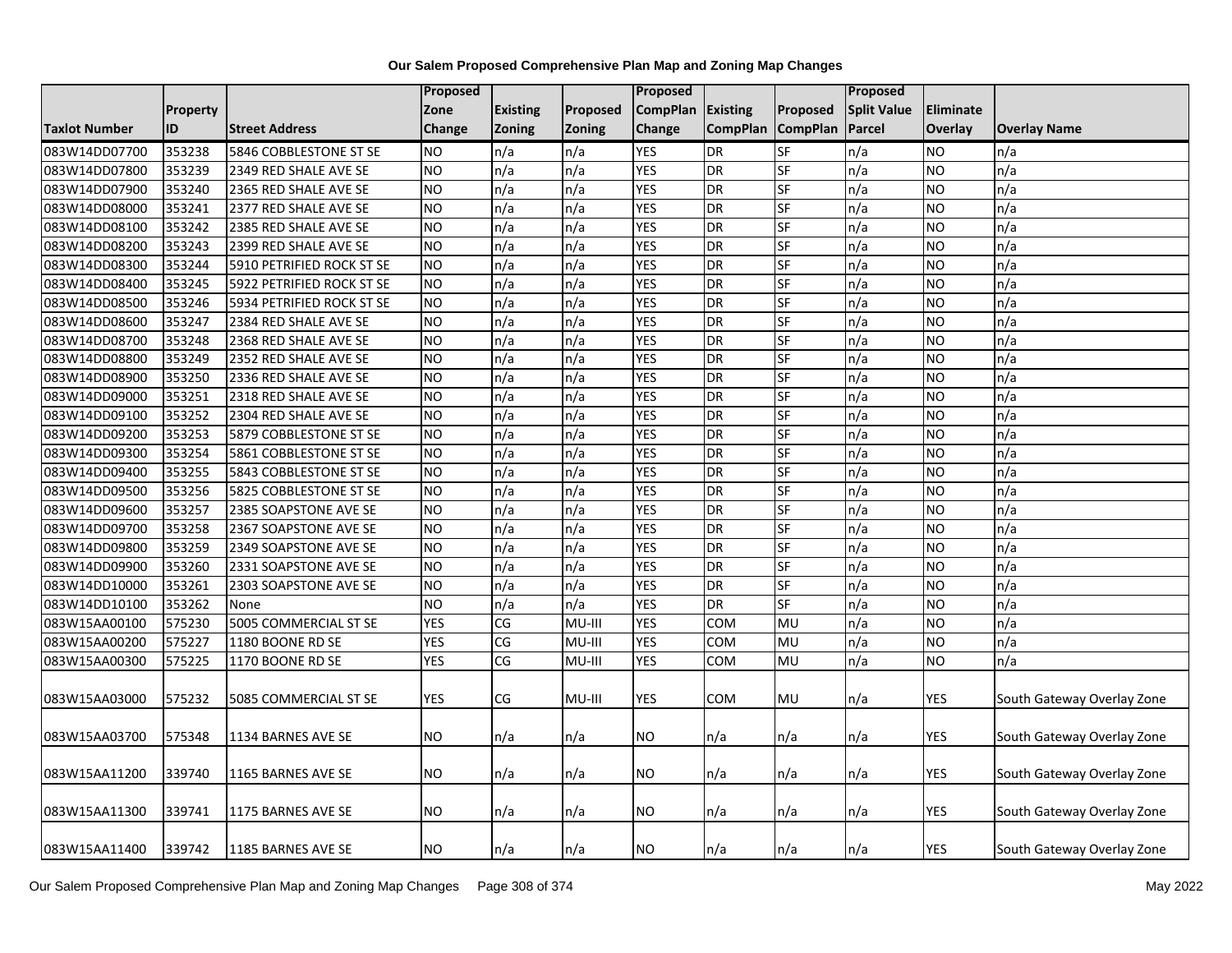**Our Salem Proposed Comprehensive Plan Map and Zoning Map Changes**

| Taxlot Number | Property ID | Street Address | Proposed Zone Change | Existing Zoning | Proposed Zoning | Proposed CompPlan Change | Existing CompPlan | Proposed CompPlan | Proposed Split Value Parcel | Eliminate Overlay | Overlay Name |
|---|---|---|---|---|---|---|---|---|---|---|---|
| 083W14DD07700 | 353238 | 5846 COBBLESTONE ST SE | NO | n/a | n/a | YES | DR | SF | n/a | NO | n/a |
| 083W14DD07800 | 353239 | 2349 RED SHALE AVE SE | NO | n/a | n/a | YES | DR | SF | n/a | NO | n/a |
| 083W14DD07900 | 353240 | 2365 RED SHALE AVE SE | NO | n/a | n/a | YES | DR | SF | n/a | NO | n/a |
| 083W14DD08000 | 353241 | 2377 RED SHALE AVE SE | NO | n/a | n/a | YES | DR | SF | n/a | NO | n/a |
| 083W14DD08100 | 353242 | 2385 RED SHALE AVE SE | NO | n/a | n/a | YES | DR | SF | n/a | NO | n/a |
| 083W14DD08200 | 353243 | 2399 RED SHALE AVE SE | NO | n/a | n/a | YES | DR | SF | n/a | NO | n/a |
| 083W14DD08300 | 353244 | 5910 PETRIFIED ROCK ST SE | NO | n/a | n/a | YES | DR | SF | n/a | NO | n/a |
| 083W14DD08400 | 353245 | 5922 PETRIFIED ROCK ST SE | NO | n/a | n/a | YES | DR | SF | n/a | NO | n/a |
| 083W14DD08500 | 353246 | 5934 PETRIFIED ROCK ST SE | NO | n/a | n/a | YES | DR | SF | n/a | NO | n/a |
| 083W14DD08600 | 353247 | 2384 RED SHALE AVE SE | NO | n/a | n/a | YES | DR | SF | n/a | NO | n/a |
| 083W14DD08700 | 353248 | 2368 RED SHALE AVE SE | NO | n/a | n/a | YES | DR | SF | n/a | NO | n/a |
| 083W14DD08800 | 353249 | 2352 RED SHALE AVE SE | NO | n/a | n/a | YES | DR | SF | n/a | NO | n/a |
| 083W14DD08900 | 353250 | 2336 RED SHALE AVE SE | NO | n/a | n/a | YES | DR | SF | n/a | NO | n/a |
| 083W14DD09000 | 353251 | 2318 RED SHALE AVE SE | NO | n/a | n/a | YES | DR | SF | n/a | NO | n/a |
| 083W14DD09100 | 353252 | 2304 RED SHALE AVE SE | NO | n/a | n/a | YES | DR | SF | n/a | NO | n/a |
| 083W14DD09200 | 353253 | 5879 COBBLESTONE ST SE | NO | n/a | n/a | YES | DR | SF | n/a | NO | n/a |
| 083W14DD09300 | 353254 | 5861 COBBLESTONE ST SE | NO | n/a | n/a | YES | DR | SF | n/a | NO | n/a |
| 083W14DD09400 | 353255 | 5843 COBBLESTONE ST SE | NO | n/a | n/a | YES | DR | SF | n/a | NO | n/a |
| 083W14DD09500 | 353256 | 5825 COBBLESTONE ST SE | NO | n/a | n/a | YES | DR | SF | n/a | NO | n/a |
| 083W14DD09600 | 353257 | 2385 SOAPSTONE AVE SE | NO | n/a | n/a | YES | DR | SF | n/a | NO | n/a |
| 083W14DD09700 | 353258 | 2367 SOAPSTONE AVE SE | NO | n/a | n/a | YES | DR | SF | n/a | NO | n/a |
| 083W14DD09800 | 353259 | 2349 SOAPSTONE AVE SE | NO | n/a | n/a | YES | DR | SF | n/a | NO | n/a |
| 083W14DD09900 | 353260 | 2331 SOAPSTONE AVE SE | NO | n/a | n/a | YES | DR | SF | n/a | NO | n/a |
| 083W14DD10000 | 353261 | 2303 SOAPSTONE AVE SE | NO | n/a | n/a | YES | DR | SF | n/a | NO | n/a |
| 083W14DD10100 | 353262 | None | NO | n/a | n/a | YES | DR | SF | n/a | NO | n/a |
| 083W15AA00100 | 575230 | 5005 COMMERCIAL ST SE | YES | CG | MU-III | YES | COM | MU | n/a | NO | n/a |
| 083W15AA00200 | 575227 | 1180 BOONE RD SE | YES | CG | MU-III | YES | COM | MU | n/a | NO | n/a |
| 083W15AA00300 | 575225 | 1170 BOONE RD SE | YES | CG | MU-III | YES | COM | MU | n/a | NO | n/a |
| 083W15AA03000 | 575232 | 5085 COMMERCIAL ST SE | YES | CG | MU-III | YES | COM | MU | n/a | YES | South Gateway Overlay Zone |
| 083W15AA03700 | 575348 | 1134 BARNES AVE SE | NO | n/a | n/a | NO | n/a | n/a | n/a | YES | South Gateway Overlay Zone |
| 083W15AA11200 | 339740 | 1165 BARNES AVE SE | NO | n/a | n/a | NO | n/a | n/a | n/a | YES | South Gateway Overlay Zone |
| 083W15AA11300 | 339741 | 1175 BARNES AVE SE | NO | n/a | n/a | NO | n/a | n/a | n/a | YES | South Gateway Overlay Zone |
| 083W15AA11400 | 339742 | 1185 BARNES AVE SE | NO | n/a | n/a | NO | n/a | n/a | n/a | YES | South Gateway Overlay Zone |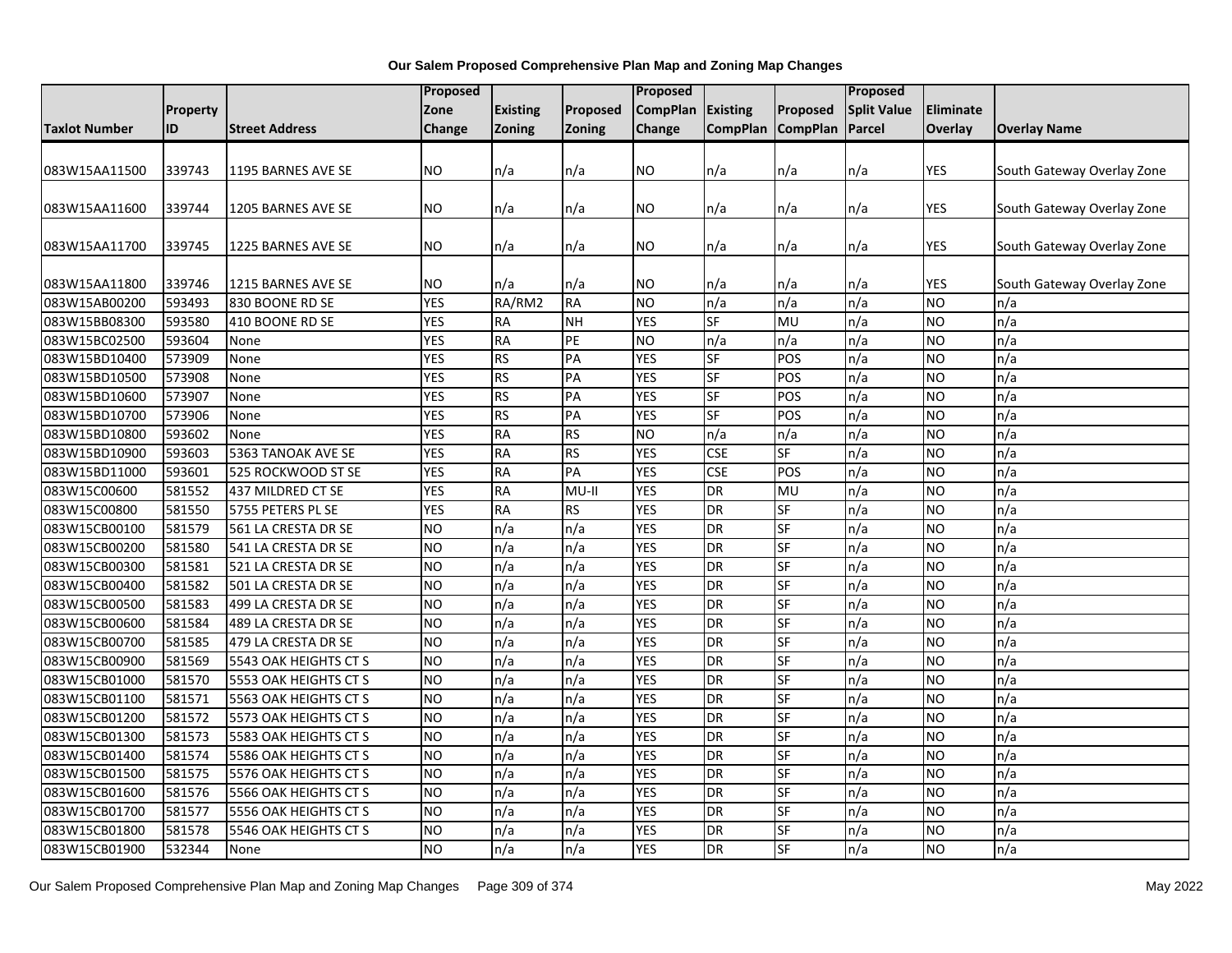# Our Salem Proposed Comprehensive Plan Map and Zoning Map Changes

| Taxlot Number | Property ID | Street Address | Proposed Zone Change | Existing Zoning | Proposed Zoning | Proposed CompPlan Change | Existing CompPlan | Proposed CompPlan | Proposed Split Value Parcel | Eliminate Overlay | Overlay Name |
|---|---|---|---|---|---|---|---|---|---|---|---|
| 083W15AA11500 | 339743 | 1195 BARNES AVE SE | NO | n/a | n/a | NO | n/a | n/a | n/a | YES | South Gateway Overlay Zone |
| 083W15AA11600 | 339744 | 1205 BARNES AVE SE | NO | n/a | n/a | NO | n/a | n/a | n/a | YES | South Gateway Overlay Zone |
| 083W15AA11700 | 339745 | 1225 BARNES AVE SE | NO | n/a | n/a | NO | n/a | n/a | n/a | YES | South Gateway Overlay Zone |
| 083W15AA11800 | 339746 | 1215 BARNES AVE SE | NO | n/a | n/a | NO | n/a | n/a | n/a | YES | South Gateway Overlay Zone |
| 083W15AB00200 | 593493 | 830 BOONE RD SE | YES | RA/RM2 | RA | NO | n/a | n/a | n/a | NO | n/a |
| 083W15BB08300 | 593580 | 410 BOONE RD SE | YES | RA | NH | YES | SF | MU | n/a | NO | n/a |
| 083W15BC02500 | 593604 | None | YES | RA | PE | NO | n/a | n/a | n/a | NO | n/a |
| 083W15BD10400 | 573909 | None | YES | RS | PA | YES | SF | POS | n/a | NO | n/a |
| 083W15BD10500 | 573908 | None | YES | RS | PA | YES | SF | POS | n/a | NO | n/a |
| 083W15BD10600 | 573907 | None | YES | RS | PA | YES | SF | POS | n/a | NO | n/a |
| 083W15BD10700 | 573906 | None | YES | RS | PA | YES | SF | POS | n/a | NO | n/a |
| 083W15BD10800 | 593602 | None | YES | RA | RS | NO | n/a | n/a | n/a | NO | n/a |
| 083W15BD10900 | 593603 | 5363 TANOAK AVE SE | YES | RA | RS | YES | CSE | SF | n/a | NO | n/a |
| 083W15BD11000 | 593601 | 525 ROCKWOOD ST SE | YES | RA | PA | YES | CSE | POS | n/a | NO | n/a |
| 083W15C00600 | 581552 | 437 MILDRED CT SE | YES | RA | MU-II | YES | DR | MU | n/a | NO | n/a |
| 083W15C00800 | 581550 | 5755 PETERS PL SE | YES | RA | RS | YES | DR | SF | n/a | NO | n/a |
| 083W15CB00100 | 581579 | 561 LA CRESTA DR SE | NO | n/a | n/a | YES | DR | SF | n/a | NO | n/a |
| 083W15CB00200 | 581580 | 541 LA CRESTA DR SE | NO | n/a | n/a | YES | DR | SF | n/a | NO | n/a |
| 083W15CB00300 | 581581 | 521 LA CRESTA DR SE | NO | n/a | n/a | YES | DR | SF | n/a | NO | n/a |
| 083W15CB00400 | 581582 | 501 LA CRESTA DR SE | NO | n/a | n/a | YES | DR | SF | n/a | NO | n/a |
| 083W15CB00500 | 581583 | 499 LA CRESTA DR SE | NO | n/a | n/a | YES | DR | SF | n/a | NO | n/a |
| 083W15CB00600 | 581584 | 489 LA CRESTA DR SE | NO | n/a | n/a | YES | DR | SF | n/a | NO | n/a |
| 083W15CB00700 | 581585 | 479 LA CRESTA DR SE | NO | n/a | n/a | YES | DR | SF | n/a | NO | n/a |
| 083W15CB00900 | 581569 | 5543 OAK HEIGHTS CT S | NO | n/a | n/a | YES | DR | SF | n/a | NO | n/a |
| 083W15CB01000 | 581570 | 5553 OAK HEIGHTS CT S | NO | n/a | n/a | YES | DR | SF | n/a | NO | n/a |
| 083W15CB01100 | 581571 | 5563 OAK HEIGHTS CT S | NO | n/a | n/a | YES | DR | SF | n/a | NO | n/a |
| 083W15CB01200 | 581572 | 5573 OAK HEIGHTS CT S | NO | n/a | n/a | YES | DR | SF | n/a | NO | n/a |
| 083W15CB01300 | 581573 | 5583 OAK HEIGHTS CT S | NO | n/a | n/a | YES | DR | SF | n/a | NO | n/a |
| 083W15CB01400 | 581574 | 5586 OAK HEIGHTS CT S | NO | n/a | n/a | YES | DR | SF | n/a | NO | n/a |
| 083W15CB01500 | 581575 | 5576 OAK HEIGHTS CT S | NO | n/a | n/a | YES | DR | SF | n/a | NO | n/a |
| 083W15CB01600 | 581576 | 5566 OAK HEIGHTS CT S | NO | n/a | n/a | YES | DR | SF | n/a | NO | n/a |
| 083W15CB01700 | 581577 | 5556 OAK HEIGHTS CT S | NO | n/a | n/a | YES | DR | SF | n/a | NO | n/a |
| 083W15CB01800 | 581578 | 5546 OAK HEIGHTS CT S | NO | n/a | n/a | YES | DR | SF | n/a | NO | n/a |
| 083W15CB01900 | 532344 | None | NO | n/a | n/a | YES | DR | SF | n/a | NO | n/a |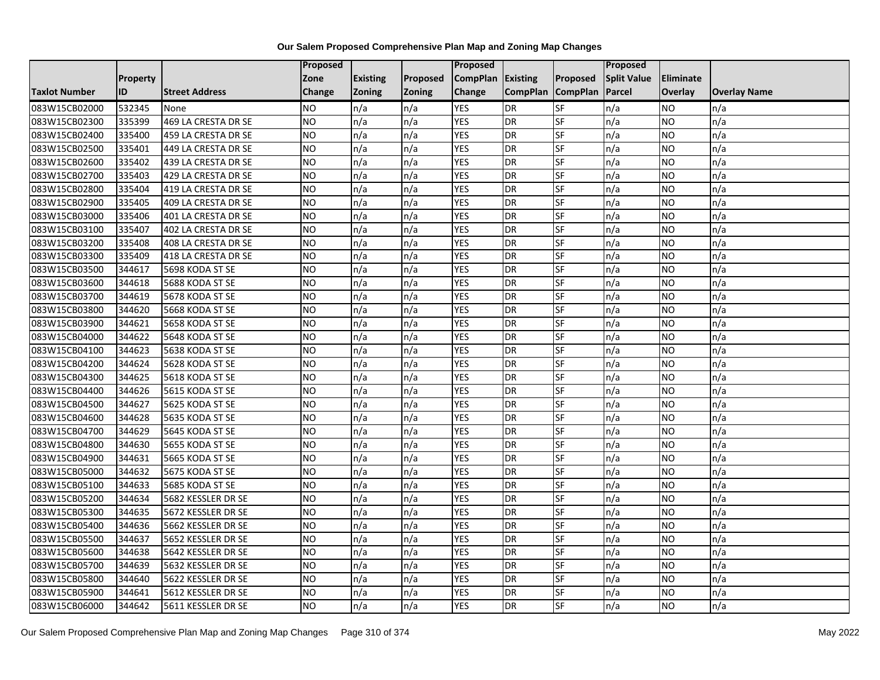**Our Salem Proposed Comprehensive Plan Map and Zoning Map Changes**

| Taxlot Number | Property ID | Street Address | Proposed Zone Change | Existing Zoning | Proposed Zoning | Proposed CompPlan Change | Existing CompPlan | Proposed CompPlan | Proposed Split Value Parcel | Eliminate Overlay | Overlay Name |
|---|---|---|---|---|---|---|---|---|---|---|---|
| 083W15CB02000 | 532345 | None | NO | n/a | n/a | YES | DR | SF | n/a | NO | n/a |
| 083W15CB02300 | 335399 | 469 LA CRESTA DR SE | NO | n/a | n/a | YES | DR | SF | n/a | NO | n/a |
| 083W15CB02400 | 335400 | 459 LA CRESTA DR SE | NO | n/a | n/a | YES | DR | SF | n/a | NO | n/a |
| 083W15CB02500 | 335401 | 449 LA CRESTA DR SE | NO | n/a | n/a | YES | DR | SF | n/a | NO | n/a |
| 083W15CB02600 | 335402 | 439 LA CRESTA DR SE | NO | n/a | n/a | YES | DR | SF | n/a | NO | n/a |
| 083W15CB02700 | 335403 | 429 LA CRESTA DR SE | NO | n/a | n/a | YES | DR | SF | n/a | NO | n/a |
| 083W15CB02800 | 335404 | 419 LA CRESTA DR SE | NO | n/a | n/a | YES | DR | SF | n/a | NO | n/a |
| 083W15CB02900 | 335405 | 409 LA CRESTA DR SE | NO | n/a | n/a | YES | DR | SF | n/a | NO | n/a |
| 083W15CB03000 | 335406 | 401 LA CRESTA DR SE | NO | n/a | n/a | YES | DR | SF | n/a | NO | n/a |
| 083W15CB03100 | 335407 | 402 LA CRESTA DR SE | NO | n/a | n/a | YES | DR | SF | n/a | NO | n/a |
| 083W15CB03200 | 335408 | 408 LA CRESTA DR SE | NO | n/a | n/a | YES | DR | SF | n/a | NO | n/a |
| 083W15CB03300 | 335409 | 418 LA CRESTA DR SE | NO | n/a | n/a | YES | DR | SF | n/a | NO | n/a |
| 083W15CB03500 | 344617 | 5698 KODA ST SE | NO | n/a | n/a | YES | DR | SF | n/a | NO | n/a |
| 083W15CB03600 | 344618 | 5688 KODA ST SE | NO | n/a | n/a | YES | DR | SF | n/a | NO | n/a |
| 083W15CB03700 | 344619 | 5678 KODA ST SE | NO | n/a | n/a | YES | DR | SF | n/a | NO | n/a |
| 083W15CB03800 | 344620 | 5668 KODA ST SE | NO | n/a | n/a | YES | DR | SF | n/a | NO | n/a |
| 083W15CB03900 | 344621 | 5658 KODA ST SE | NO | n/a | n/a | YES | DR | SF | n/a | NO | n/a |
| 083W15CB04000 | 344622 | 5648 KODA ST SE | NO | n/a | n/a | YES | DR | SF | n/a | NO | n/a |
| 083W15CB04100 | 344623 | 5638 KODA ST SE | NO | n/a | n/a | YES | DR | SF | n/a | NO | n/a |
| 083W15CB04200 | 344624 | 5628 KODA ST SE | NO | n/a | n/a | YES | DR | SF | n/a | NO | n/a |
| 083W15CB04300 | 344625 | 5618 KODA ST SE | NO | n/a | n/a | YES | DR | SF | n/a | NO | n/a |
| 083W15CB04400 | 344626 | 5615 KODA ST SE | NO | n/a | n/a | YES | DR | SF | n/a | NO | n/a |
| 083W15CB04500 | 344627 | 5625 KODA ST SE | NO | n/a | n/a | YES | DR | SF | n/a | NO | n/a |
| 083W15CB04600 | 344628 | 5635 KODA ST SE | NO | n/a | n/a | YES | DR | SF | n/a | NO | n/a |
| 083W15CB04700 | 344629 | 5645 KODA ST SE | NO | n/a | n/a | YES | DR | SF | n/a | NO | n/a |
| 083W15CB04800 | 344630 | 5655 KODA ST SE | NO | n/a | n/a | YES | DR | SF | n/a | NO | n/a |
| 083W15CB04900 | 344631 | 5665 KODA ST SE | NO | n/a | n/a | YES | DR | SF | n/a | NO | n/a |
| 083W15CB05000 | 344632 | 5675 KODA ST SE | NO | n/a | n/a | YES | DR | SF | n/a | NO | n/a |
| 083W15CB05100 | 344633 | 5685 KODA ST SE | NO | n/a | n/a | YES | DR | SF | n/a | NO | n/a |
| 083W15CB05200 | 344634 | 5682 KESSLER DR SE | NO | n/a | n/a | YES | DR | SF | n/a | NO | n/a |
| 083W15CB05300 | 344635 | 5672 KESSLER DR SE | NO | n/a | n/a | YES | DR | SF | n/a | NO | n/a |
| 083W15CB05400 | 344636 | 5662 KESSLER DR SE | NO | n/a | n/a | YES | DR | SF | n/a | NO | n/a |
| 083W15CB05500 | 344637 | 5652 KESSLER DR SE | NO | n/a | n/a | YES | DR | SF | n/a | NO | n/a |
| 083W15CB05600 | 344638 | 5642 KESSLER DR SE | NO | n/a | n/a | YES | DR | SF | n/a | NO | n/a |
| 083W15CB05700 | 344639 | 5632 KESSLER DR SE | NO | n/a | n/a | YES | DR | SF | n/a | NO | n/a |
| 083W15CB05800 | 344640 | 5622 KESSLER DR SE | NO | n/a | n/a | YES | DR | SF | n/a | NO | n/a |
| 083W15CB05900 | 344641 | 5612 KESSLER DR SE | NO | n/a | n/a | YES | DR | SF | n/a | NO | n/a |
| 083W15CB06000 | 344642 | 5611 KESSLER DR SE | NO | n/a | n/a | YES | DR | SF | n/a | NO | n/a |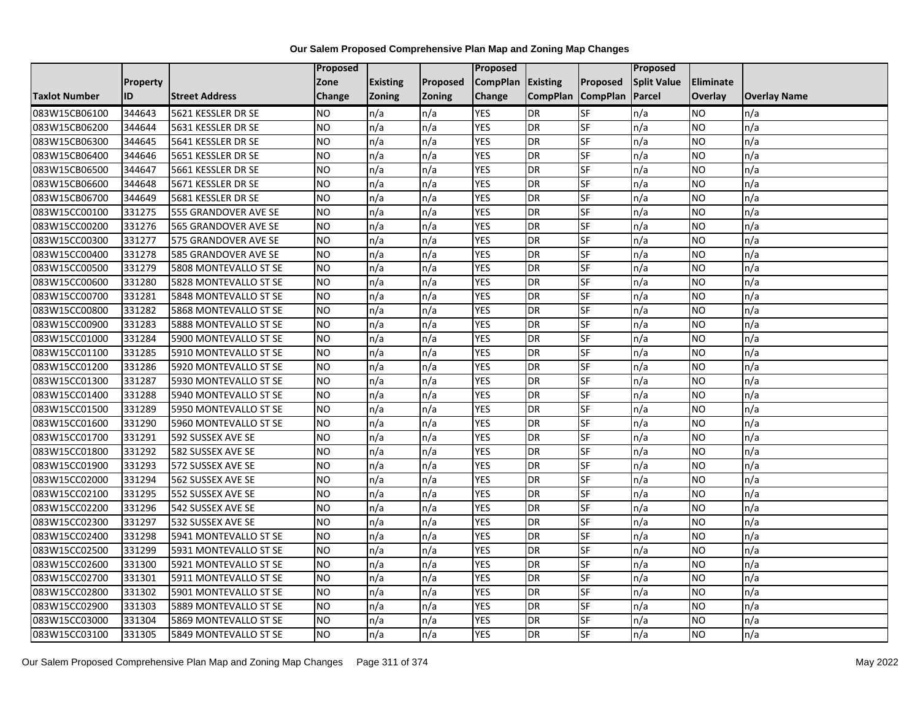# Our Salem Proposed Comprehensive Plan Map and Zoning Map Changes

| Taxlot Number | Property ID | Street Address | Proposed Zone Change | Existing Zoning | Proposed Zoning | Proposed CompPlan Change | Existing CompPlan | Proposed CompPlan | Proposed Split Value Parcel | Eliminate Overlay | Overlay Name |
|---|---|---|---|---|---|---|---|---|---|---|---|
| 083W15CB06100 | 344643 | 5621 KESSLER DR SE | NO | n/a | n/a | YES | DR | SF | n/a | NO | n/a |
| 083W15CB06200 | 344644 | 5631 KESSLER DR SE | NO | n/a | n/a | YES | DR | SF | n/a | NO | n/a |
| 083W15CB06300 | 344645 | 5641 KESSLER DR SE | NO | n/a | n/a | YES | DR | SF | n/a | NO | n/a |
| 083W15CB06400 | 344646 | 5651 KESSLER DR SE | NO | n/a | n/a | YES | DR | SF | n/a | NO | n/a |
| 083W15CB06500 | 344647 | 5661 KESSLER DR SE | NO | n/a | n/a | YES | DR | SF | n/a | NO | n/a |
| 083W15CB06600 | 344648 | 5671 KESSLER DR SE | NO | n/a | n/a | YES | DR | SF | n/a | NO | n/a |
| 083W15CB06700 | 344649 | 5681 KESSLER DR SE | NO | n/a | n/a | YES | DR | SF | n/a | NO | n/a |
| 083W15CC00100 | 331275 | 555 GRANDOVER AVE SE | NO | n/a | n/a | YES | DR | SF | n/a | NO | n/a |
| 083W15CC00200 | 331276 | 565 GRANDOVER AVE SE | NO | n/a | n/a | YES | DR | SF | n/a | NO | n/a |
| 083W15CC00300 | 331277 | 575 GRANDOVER AVE SE | NO | n/a | n/a | YES | DR | SF | n/a | NO | n/a |
| 083W15CC00400 | 331278 | 585 GRANDOVER AVE SE | NO | n/a | n/a | YES | DR | SF | n/a | NO | n/a |
| 083W15CC00500 | 331279 | 5808 MONTEVALLO ST SE | NO | n/a | n/a | YES | DR | SF | n/a | NO | n/a |
| 083W15CC00600 | 331280 | 5828 MONTEVALLO ST SE | NO | n/a | n/a | YES | DR | SF | n/a | NO | n/a |
| 083W15CC00700 | 331281 | 5848 MONTEVALLO ST SE | NO | n/a | n/a | YES | DR | SF | n/a | NO | n/a |
| 083W15CC00800 | 331282 | 5868 MONTEVALLO ST SE | NO | n/a | n/a | YES | DR | SF | n/a | NO | n/a |
| 083W15CC00900 | 331283 | 5888 MONTEVALLO ST SE | NO | n/a | n/a | YES | DR | SF | n/a | NO | n/a |
| 083W15CC01000 | 331284 | 5900 MONTEVALLO ST SE | NO | n/a | n/a | YES | DR | SF | n/a | NO | n/a |
| 083W15CC01100 | 331285 | 5910 MONTEVALLO ST SE | NO | n/a | n/a | YES | DR | SF | n/a | NO | n/a |
| 083W15CC01200 | 331286 | 5920 MONTEVALLO ST SE | NO | n/a | n/a | YES | DR | SF | n/a | NO | n/a |
| 083W15CC01300 | 331287 | 5930 MONTEVALLO ST SE | NO | n/a | n/a | YES | DR | SF | n/a | NO | n/a |
| 083W15CC01400 | 331288 | 5940 MONTEVALLO ST SE | NO | n/a | n/a | YES | DR | SF | n/a | NO | n/a |
| 083W15CC01500 | 331289 | 5950 MONTEVALLO ST SE | NO | n/a | n/a | YES | DR | SF | n/a | NO | n/a |
| 083W15CC01600 | 331290 | 5960 MONTEVALLO ST SE | NO | n/a | n/a | YES | DR | SF | n/a | NO | n/a |
| 083W15CC01700 | 331291 | 592 SUSSEX AVE SE | NO | n/a | n/a | YES | DR | SF | n/a | NO | n/a |
| 083W15CC01800 | 331292 | 582 SUSSEX AVE SE | NO | n/a | n/a | YES | DR | SF | n/a | NO | n/a |
| 083W15CC01900 | 331293 | 572 SUSSEX AVE SE | NO | n/a | n/a | YES | DR | SF | n/a | NO | n/a |
| 083W15CC02000 | 331294 | 562 SUSSEX AVE SE | NO | n/a | n/a | YES | DR | SF | n/a | NO | n/a |
| 083W15CC02100 | 331295 | 552 SUSSEX AVE SE | NO | n/a | n/a | YES | DR | SF | n/a | NO | n/a |
| 083W15CC02200 | 331296 | 542 SUSSEX AVE SE | NO | n/a | n/a | YES | DR | SF | n/a | NO | n/a |
| 083W15CC02300 | 331297 | 532 SUSSEX AVE SE | NO | n/a | n/a | YES | DR | SF | n/a | NO | n/a |
| 083W15CC02400 | 331298 | 5941 MONTEVALLO ST SE | NO | n/a | n/a | YES | DR | SF | n/a | NO | n/a |
| 083W15CC02500 | 331299 | 5931 MONTEVALLO ST SE | NO | n/a | n/a | YES | DR | SF | n/a | NO | n/a |
| 083W15CC02600 | 331300 | 5921 MONTEVALLO ST SE | NO | n/a | n/a | YES | DR | SF | n/a | NO | n/a |
| 083W15CC02700 | 331301 | 5911 MONTEVALLO ST SE | NO | n/a | n/a | YES | DR | SF | n/a | NO | n/a |
| 083W15CC02800 | 331302 | 5901 MONTEVALLO ST SE | NO | n/a | n/a | YES | DR | SF | n/a | NO | n/a |
| 083W15CC02900 | 331303 | 5889 MONTEVALLO ST SE | NO | n/a | n/a | YES | DR | SF | n/a | NO | n/a |
| 083W15CC03000 | 331304 | 5869 MONTEVALLO ST SE | NO | n/a | n/a | YES | DR | SF | n/a | NO | n/a |
| 083W15CC03100 | 331305 | 5849 MONTEVALLO ST SE | NO | n/a | n/a | YES | DR | SF | n/a | NO | n/a |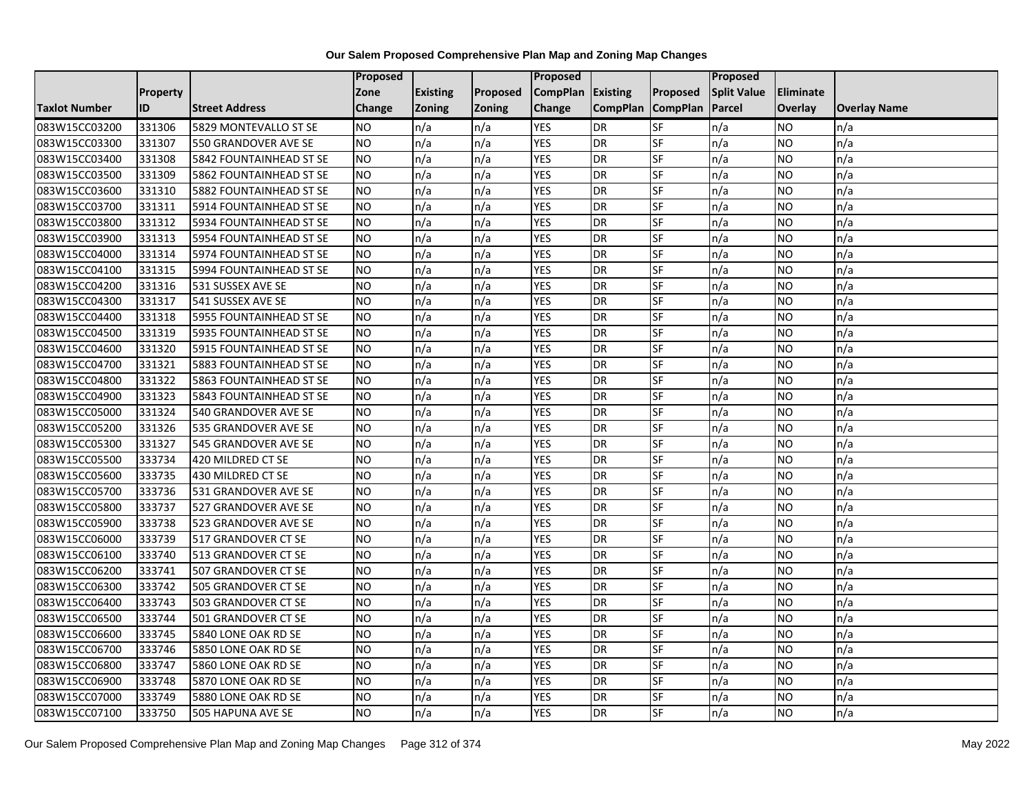**Our Salem Proposed Comprehensive Plan Map and Zoning Map Changes**

| Taxlot Number | Property ID | Street Address | Proposed Zone Change | Existing Zoning | Proposed Zoning | Proposed CompPlan Change | Existing CompPlan | Proposed CompPlan | Proposed Split Value Parcel | Eliminate Overlay | Overlay Name |
|---|---|---|---|---|---|---|---|---|---|---|---|
| 083W15CC03200 | 331306 | 5829 MONTEVALLO ST SE | NO | n/a | n/a | YES | DR | SF | n/a | NO | n/a |
| 083W15CC03300 | 331307 | 550 GRANDOVER AVE SE | NO | n/a | n/a | YES | DR | SF | n/a | NO | n/a |
| 083W15CC03400 | 331308 | 5842 FOUNTAINHEAD ST SE | NO | n/a | n/a | YES | DR | SF | n/a | NO | n/a |
| 083W15CC03500 | 331309 | 5862 FOUNTAINHEAD ST SE | NO | n/a | n/a | YES | DR | SF | n/a | NO | n/a |
| 083W15CC03600 | 331310 | 5882 FOUNTAINHEAD ST SE | NO | n/a | n/a | YES | DR | SF | n/a | NO | n/a |
| 083W15CC03700 | 331311 | 5914 FOUNTAINHEAD ST SE | NO | n/a | n/a | YES | DR | SF | n/a | NO | n/a |
| 083W15CC03800 | 331312 | 5934 FOUNTAINHEAD ST SE | NO | n/a | n/a | YES | DR | SF | n/a | NO | n/a |
| 083W15CC03900 | 331313 | 5954 FOUNTAINHEAD ST SE | NO | n/a | n/a | YES | DR | SF | n/a | NO | n/a |
| 083W15CC04000 | 331314 | 5974 FOUNTAINHEAD ST SE | NO | n/a | n/a | YES | DR | SF | n/a | NO | n/a |
| 083W15CC04100 | 331315 | 5994 FOUNTAINHEAD ST SE | NO | n/a | n/a | YES | DR | SF | n/a | NO | n/a |
| 083W15CC04200 | 331316 | 531 SUSSEX AVE SE | NO | n/a | n/a | YES | DR | SF | n/a | NO | n/a |
| 083W15CC04300 | 331317 | 541 SUSSEX AVE SE | NO | n/a | n/a | YES | DR | SF | n/a | NO | n/a |
| 083W15CC04400 | 331318 | 5955 FOUNTAINHEAD ST SE | NO | n/a | n/a | YES | DR | SF | n/a | NO | n/a |
| 083W15CC04500 | 331319 | 5935 FOUNTAINHEAD ST SE | NO | n/a | n/a | YES | DR | SF | n/a | NO | n/a |
| 083W15CC04600 | 331320 | 5915 FOUNTAINHEAD ST SE | NO | n/a | n/a | YES | DR | SF | n/a | NO | n/a |
| 083W15CC04700 | 331321 | 5883 FOUNTAINHEAD ST SE | NO | n/a | n/a | YES | DR | SF | n/a | NO | n/a |
| 083W15CC04800 | 331322 | 5863 FOUNTAINHEAD ST SE | NO | n/a | n/a | YES | DR | SF | n/a | NO | n/a |
| 083W15CC04900 | 331323 | 5843 FOUNTAINHEAD ST SE | NO | n/a | n/a | YES | DR | SF | n/a | NO | n/a |
| 083W15CC05000 | 331324 | 540 GRANDOVER AVE SE | NO | n/a | n/a | YES | DR | SF | n/a | NO | n/a |
| 083W15CC05200 | 331326 | 535 GRANDOVER AVE SE | NO | n/a | n/a | YES | DR | SF | n/a | NO | n/a |
| 083W15CC05300 | 331327 | 545 GRANDOVER AVE SE | NO | n/a | n/a | YES | DR | SF | n/a | NO | n/a |
| 083W15CC05500 | 333734 | 420 MILDRED CT SE | NO | n/a | n/a | YES | DR | SF | n/a | NO | n/a |
| 083W15CC05600 | 333735 | 430 MILDRED CT SE | NO | n/a | n/a | YES | DR | SF | n/a | NO | n/a |
| 083W15CC05700 | 333736 | 531 GRANDOVER AVE SE | NO | n/a | n/a | YES | DR | SF | n/a | NO | n/a |
| 083W15CC05800 | 333737 | 527 GRANDOVER AVE SE | NO | n/a | n/a | YES | DR | SF | n/a | NO | n/a |
| 083W15CC05900 | 333738 | 523 GRANDOVER AVE SE | NO | n/a | n/a | YES | DR | SF | n/a | NO | n/a |
| 083W15CC06000 | 333739 | 517 GRANDOVER CT SE | NO | n/a | n/a | YES | DR | SF | n/a | NO | n/a |
| 083W15CC06100 | 333740 | 513 GRANDOVER CT SE | NO | n/a | n/a | YES | DR | SF | n/a | NO | n/a |
| 083W15CC06200 | 333741 | 507 GRANDOVER CT SE | NO | n/a | n/a | YES | DR | SF | n/a | NO | n/a |
| 083W15CC06300 | 333742 | 505 GRANDOVER CT SE | NO | n/a | n/a | YES | DR | SF | n/a | NO | n/a |
| 083W15CC06400 | 333743 | 503 GRANDOVER CT SE | NO | n/a | n/a | YES | DR | SF | n/a | NO | n/a |
| 083W15CC06500 | 333744 | 501 GRANDOVER CT SE | NO | n/a | n/a | YES | DR | SF | n/a | NO | n/a |
| 083W15CC06600 | 333745 | 5840 LONE OAK RD SE | NO | n/a | n/a | YES | DR | SF | n/a | NO | n/a |
| 083W15CC06700 | 333746 | 5850 LONE OAK RD SE | NO | n/a | n/a | YES | DR | SF | n/a | NO | n/a |
| 083W15CC06800 | 333747 | 5860 LONE OAK RD SE | NO | n/a | n/a | YES | DR | SF | n/a | NO | n/a |
| 083W15CC06900 | 333748 | 5870 LONE OAK RD SE | NO | n/a | n/a | YES | DR | SF | n/a | NO | n/a |
| 083W15CC07000 | 333749 | 5880 LONE OAK RD SE | NO | n/a | n/a | YES | DR | SF | n/a | NO | n/a |
| 083W15CC07100 | 333750 | 505 HAPUNA AVE SE | NO | n/a | n/a | YES | DR | SF | n/a | NO | n/a |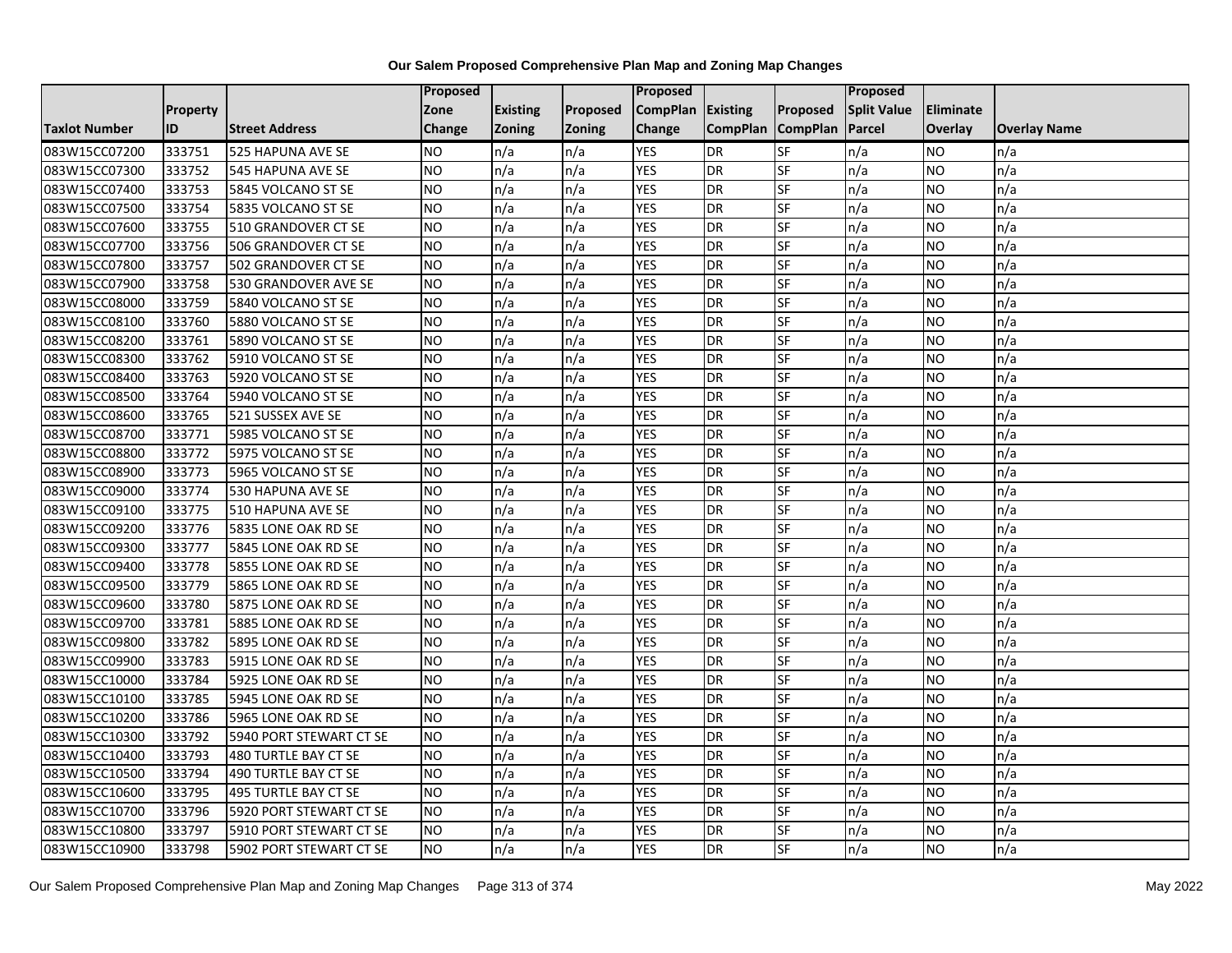# Our Salem Proposed Comprehensive Plan Map and Zoning Map Changes

| Taxlot Number | Property ID | Street Address | Proposed Zone Change | Existing Zoning | Proposed Zoning | Proposed CompPlan Change | Existing CompPlan | Proposed CompPlan | Proposed Split Value Parcel | Eliminate Overlay | Overlay Name |
|---|---|---|---|---|---|---|---|---|---|---|---|
| 083W15CC07200 | 333751 | 525 HAPUNA AVE SE | NO | n/a | n/a | YES | DR | SF | n/a | NO | n/a |
| 083W15CC07300 | 333752 | 545 HAPUNA AVE SE | NO | n/a | n/a | YES | DR | SF | n/a | NO | n/a |
| 083W15CC07400 | 333753 | 5845 VOLCANO ST SE | NO | n/a | n/a | YES | DR | SF | n/a | NO | n/a |
| 083W15CC07500 | 333754 | 5835 VOLCANO ST SE | NO | n/a | n/a | YES | DR | SF | n/a | NO | n/a |
| 083W15CC07600 | 333755 | 510 GRANDOVER CT SE | NO | n/a | n/a | YES | DR | SF | n/a | NO | n/a |
| 083W15CC07700 | 333756 | 506 GRANDOVER CT SE | NO | n/a | n/a | YES | DR | SF | n/a | NO | n/a |
| 083W15CC07800 | 333757 | 502 GRANDOVER CT SE | NO | n/a | n/a | YES | DR | SF | n/a | NO | n/a |
| 083W15CC07900 | 333758 | 530 GRANDOVER AVE SE | NO | n/a | n/a | YES | DR | SF | n/a | NO | n/a |
| 083W15CC08000 | 333759 | 5840 VOLCANO ST SE | NO | n/a | n/a | YES | DR | SF | n/a | NO | n/a |
| 083W15CC08100 | 333760 | 5880 VOLCANO ST SE | NO | n/a | n/a | YES | DR | SF | n/a | NO | n/a |
| 083W15CC08200 | 333761 | 5890 VOLCANO ST SE | NO | n/a | n/a | YES | DR | SF | n/a | NO | n/a |
| 083W15CC08300 | 333762 | 5910 VOLCANO ST SE | NO | n/a | n/a | YES | DR | SF | n/a | NO | n/a |
| 083W15CC08400 | 333763 | 5920 VOLCANO ST SE | NO | n/a | n/a | YES | DR | SF | n/a | NO | n/a |
| 083W15CC08500 | 333764 | 5940 VOLCANO ST SE | NO | n/a | n/a | YES | DR | SF | n/a | NO | n/a |
| 083W15CC08600 | 333765 | 521 SUSSEX AVE SE | NO | n/a | n/a | YES | DR | SF | n/a | NO | n/a |
| 083W15CC08700 | 333771 | 5985 VOLCANO ST SE | NO | n/a | n/a | YES | DR | SF | n/a | NO | n/a |
| 083W15CC08800 | 333772 | 5975 VOLCANO ST SE | NO | n/a | n/a | YES | DR | SF | n/a | NO | n/a |
| 083W15CC08900 | 333773 | 5965 VOLCANO ST SE | NO | n/a | n/a | YES | DR | SF | n/a | NO | n/a |
| 083W15CC09000 | 333774 | 530 HAPUNA AVE SE | NO | n/a | n/a | YES | DR | SF | n/a | NO | n/a |
| 083W15CC09100 | 333775 | 510 HAPUNA AVE SE | NO | n/a | n/a | YES | DR | SF | n/a | NO | n/a |
| 083W15CC09200 | 333776 | 5835 LONE OAK RD SE | NO | n/a | n/a | YES | DR | SF | n/a | NO | n/a |
| 083W15CC09300 | 333777 | 5845 LONE OAK RD SE | NO | n/a | n/a | YES | DR | SF | n/a | NO | n/a |
| 083W15CC09400 | 333778 | 5855 LONE OAK RD SE | NO | n/a | n/a | YES | DR | SF | n/a | NO | n/a |
| 083W15CC09500 | 333779 | 5865 LONE OAK RD SE | NO | n/a | n/a | YES | DR | SF | n/a | NO | n/a |
| 083W15CC09600 | 333780 | 5875 LONE OAK RD SE | NO | n/a | n/a | YES | DR | SF | n/a | NO | n/a |
| 083W15CC09700 | 333781 | 5885 LONE OAK RD SE | NO | n/a | n/a | YES | DR | SF | n/a | NO | n/a |
| 083W15CC09800 | 333782 | 5895 LONE OAK RD SE | NO | n/a | n/a | YES | DR | SF | n/a | NO | n/a |
| 083W15CC09900 | 333783 | 5915 LONE OAK RD SE | NO | n/a | n/a | YES | DR | SF | n/a | NO | n/a |
| 083W15CC10000 | 333784 | 5925 LONE OAK RD SE | NO | n/a | n/a | YES | DR | SF | n/a | NO | n/a |
| 083W15CC10100 | 333785 | 5945 LONE OAK RD SE | NO | n/a | n/a | YES | DR | SF | n/a | NO | n/a |
| 083W15CC10200 | 333786 | 5965 LONE OAK RD SE | NO | n/a | n/a | YES | DR | SF | n/a | NO | n/a |
| 083W15CC10300 | 333792 | 5940 PORT STEWART CT SE | NO | n/a | n/a | YES | DR | SF | n/a | NO | n/a |
| 083W15CC10400 | 333793 | 480 TURTLE BAY CT SE | NO | n/a | n/a | YES | DR | SF | n/a | NO | n/a |
| 083W15CC10500 | 333794 | 490 TURTLE BAY CT SE | NO | n/a | n/a | YES | DR | SF | n/a | NO | n/a |
| 083W15CC10600 | 333795 | 495 TURTLE BAY CT SE | NO | n/a | n/a | YES | DR | SF | n/a | NO | n/a |
| 083W15CC10700 | 333796 | 5920 PORT STEWART CT SE | NO | n/a | n/a | YES | DR | SF | n/a | NO | n/a |
| 083W15CC10800 | 333797 | 5910 PORT STEWART CT SE | NO | n/a | n/a | YES | DR | SF | n/a | NO | n/a |
| 083W15CC10900 | 333798 | 5902 PORT STEWART CT SE | NO | n/a | n/a | YES | DR | SF | n/a | NO | n/a |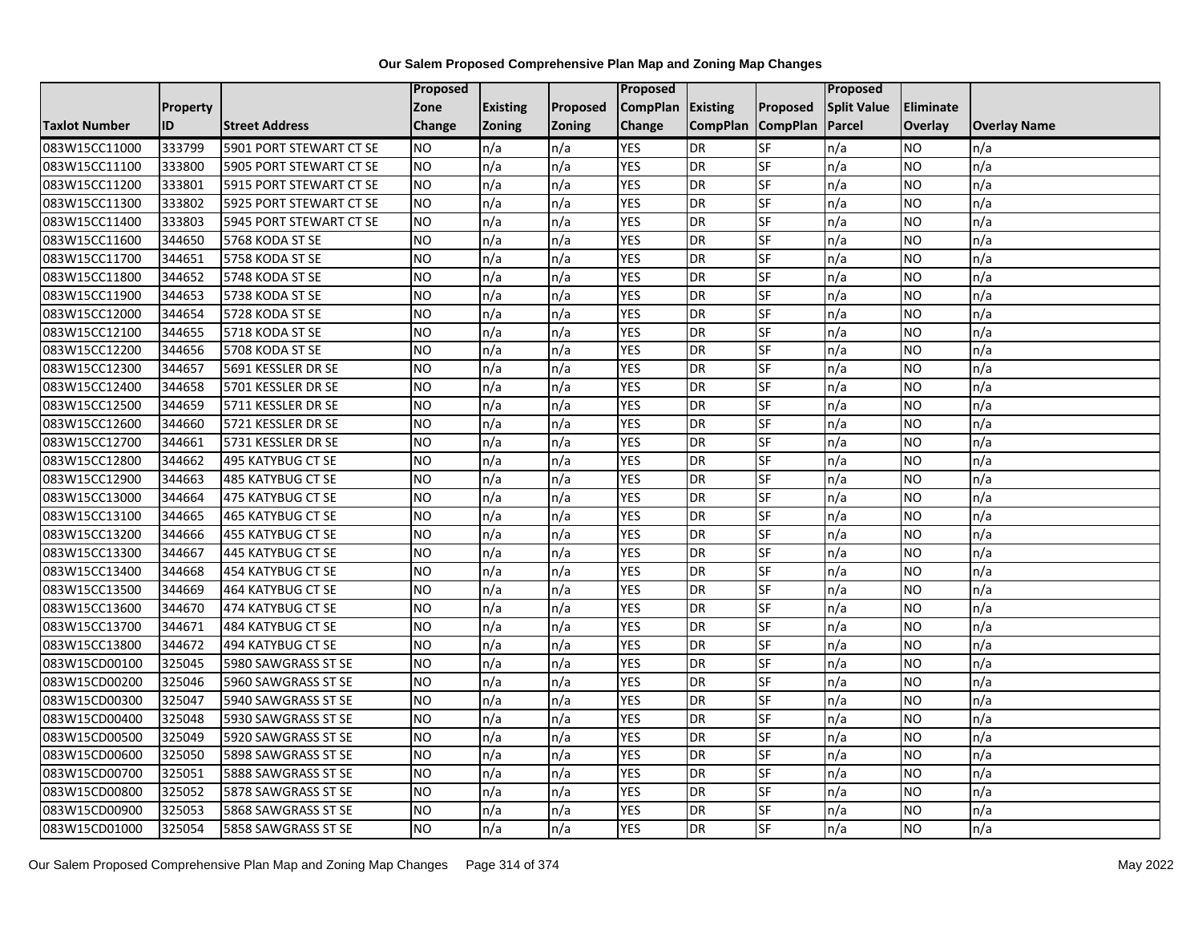# Our Salem Proposed Comprehensive Plan Map and Zoning Map Changes

| Taxlot Number | Property ID | Street Address | Proposed Zone Change | Existing Zoning | Proposed Zoning | Proposed CompPlan Change | Existing CompPlan | Proposed CompPlan | Proposed Split Value Parcel | Eliminate Overlay | Overlay Name |
|---|---|---|---|---|---|---|---|---|---|---|---|
| 083W15CC11000 | 333799 | 5901 PORT STEWART CT SE | NO | n/a | n/a | YES | DR | SF | n/a | NO | n/a |
| 083W15CC11100 | 333800 | 5905 PORT STEWART CT SE | NO | n/a | n/a | YES | DR | SF | n/a | NO | n/a |
| 083W15CC11200 | 333801 | 5915 PORT STEWART CT SE | NO | n/a | n/a | YES | DR | SF | n/a | NO | n/a |
| 083W15CC11300 | 333802 | 5925 PORT STEWART CT SE | NO | n/a | n/a | YES | DR | SF | n/a | NO | n/a |
| 083W15CC11400 | 333803 | 5945 PORT STEWART CT SE | NO | n/a | n/a | YES | DR | SF | n/a | NO | n/a |
| 083W15CC11600 | 344650 | 5768 KODA ST SE | NO | n/a | n/a | YES | DR | SF | n/a | NO | n/a |
| 083W15CC11700 | 344651 | 5758 KODA ST SE | NO | n/a | n/a | YES | DR | SF | n/a | NO | n/a |
| 083W15CC11800 | 344652 | 5748 KODA ST SE | NO | n/a | n/a | YES | DR | SF | n/a | NO | n/a |
| 083W15CC11900 | 344653 | 5738 KODA ST SE | NO | n/a | n/a | YES | DR | SF | n/a | NO | n/a |
| 083W15CC12000 | 344654 | 5728 KODA ST SE | NO | n/a | n/a | YES | DR | SF | n/a | NO | n/a |
| 083W15CC12100 | 344655 | 5718 KODA ST SE | NO | n/a | n/a | YES | DR | SF | n/a | NO | n/a |
| 083W15CC12200 | 344656 | 5708 KODA ST SE | NO | n/a | n/a | YES | DR | SF | n/a | NO | n/a |
| 083W15CC12300 | 344657 | 5691 KESSLER DR SE | NO | n/a | n/a | YES | DR | SF | n/a | NO | n/a |
| 083W15CC12400 | 344658 | 5701 KESSLER DR SE | NO | n/a | n/a | YES | DR | SF | n/a | NO | n/a |
| 083W15CC12500 | 344659 | 5711 KESSLER DR SE | NO | n/a | n/a | YES | DR | SF | n/a | NO | n/a |
| 083W15CC12600 | 344660 | 5721 KESSLER DR SE | NO | n/a | n/a | YES | DR | SF | n/a | NO | n/a |
| 083W15CC12700 | 344661 | 5731 KESSLER DR SE | NO | n/a | n/a | YES | DR | SF | n/a | NO | n/a |
| 083W15CC12800 | 344662 | 495 KATYBUG CT SE | NO | n/a | n/a | YES | DR | SF | n/a | NO | n/a |
| 083W15CC12900 | 344663 | 485 KATYBUG CT SE | NO | n/a | n/a | YES | DR | SF | n/a | NO | n/a |
| 083W15CC13000 | 344664 | 475 KATYBUG CT SE | NO | n/a | n/a | YES | DR | SF | n/a | NO | n/a |
| 083W15CC13100 | 344665 | 465 KATYBUG CT SE | NO | n/a | n/a | YES | DR | SF | n/a | NO | n/a |
| 083W15CC13200 | 344666 | 455 KATYBUG CT SE | NO | n/a | n/a | YES | DR | SF | n/a | NO | n/a |
| 083W15CC13300 | 344667 | 445 KATYBUG CT SE | NO | n/a | n/a | YES | DR | SF | n/a | NO | n/a |
| 083W15CC13400 | 344668 | 454 KATYBUG CT SE | NO | n/a | n/a | YES | DR | SF | n/a | NO | n/a |
| 083W15CC13500 | 344669 | 464 KATYBUG CT SE | NO | n/a | n/a | YES | DR | SF | n/a | NO | n/a |
| 083W15CC13600 | 344670 | 474 KATYBUG CT SE | NO | n/a | n/a | YES | DR | SF | n/a | NO | n/a |
| 083W15CC13700 | 344671 | 484 KATYBUG CT SE | NO | n/a | n/a | YES | DR | SF | n/a | NO | n/a |
| 083W15CC13800 | 344672 | 494 KATYBUG CT SE | NO | n/a | n/a | YES | DR | SF | n/a | NO | n/a |
| 083W15CD00100 | 325045 | 5980 SAWGRASS ST SE | NO | n/a | n/a | YES | DR | SF | n/a | NO | n/a |
| 083W15CD00200 | 325046 | 5960 SAWGRASS ST SE | NO | n/a | n/a | YES | DR | SF | n/a | NO | n/a |
| 083W15CD00300 | 325047 | 5940 SAWGRASS ST SE | NO | n/a | n/a | YES | DR | SF | n/a | NO | n/a |
| 083W15CD00400 | 325048 | 5930 SAWGRASS ST SE | NO | n/a | n/a | YES | DR | SF | n/a | NO | n/a |
| 083W15CD00500 | 325049 | 5920 SAWGRASS ST SE | NO | n/a | n/a | YES | DR | SF | n/a | NO | n/a |
| 083W15CD00600 | 325050 | 5898 SAWGRASS ST SE | NO | n/a | n/a | YES | DR | SF | n/a | NO | n/a |
| 083W15CD00700 | 325051 | 5888 SAWGRASS ST SE | NO | n/a | n/a | YES | DR | SF | n/a | NO | n/a |
| 083W15CD00800 | 325052 | 5878 SAWGRASS ST SE | NO | n/a | n/a | YES | DR | SF | n/a | NO | n/a |
| 083W15CD00900 | 325053 | 5868 SAWGRASS ST SE | NO | n/a | n/a | YES | DR | SF | n/a | NO | n/a |
| 083W15CD01000 | 325054 | 5858 SAWGRASS ST SE | NO | n/a | n/a | YES | DR | SF | n/a | NO | n/a |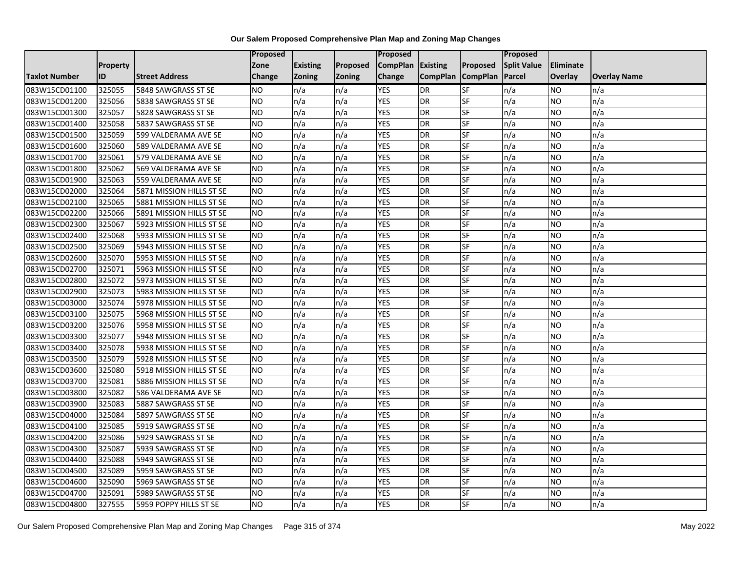**Our Salem Proposed Comprehensive Plan Map and Zoning Map Changes**

| Taxlot Number | Property ID | Street Address | Proposed Zone Change | Existing Zoning | Proposed Zoning | Proposed CompPlan Change | Existing CompPlan | Proposed CompPlan | Proposed Split Value Parcel | Eliminate Overlay | Overlay Name |
|---|---|---|---|---|---|---|---|---|---|---|---|
| 083W15CD01100 | 325055 | 5848 SAWGRASS ST SE | NO | n/a | n/a | YES | DR | SF | n/a | NO | n/a |
| 083W15CD01200 | 325056 | 5838 SAWGRASS ST SE | NO | n/a | n/a | YES | DR | SF | n/a | NO | n/a |
| 083W15CD01300 | 325057 | 5828 SAWGRASS ST SE | NO | n/a | n/a | YES | DR | SF | n/a | NO | n/a |
| 083W15CD01400 | 325058 | 5837 SAWGRASS ST SE | NO | n/a | n/a | YES | DR | SF | n/a | NO | n/a |
| 083W15CD01500 | 325059 | 599 VALDERAMA AVE SE | NO | n/a | n/a | YES | DR | SF | n/a | NO | n/a |
| 083W15CD01600 | 325060 | 589 VALDERAMA AVE SE | NO | n/a | n/a | YES | DR | SF | n/a | NO | n/a |
| 083W15CD01700 | 325061 | 579 VALDERAMA AVE SE | NO | n/a | n/a | YES | DR | SF | n/a | NO | n/a |
| 083W15CD01800 | 325062 | 569 VALDERAMA AVE SE | NO | n/a | n/a | YES | DR | SF | n/a | NO | n/a |
| 083W15CD01900 | 325063 | 559 VALDERAMA AVE SE | NO | n/a | n/a | YES | DR | SF | n/a | NO | n/a |
| 083W15CD02000 | 325064 | 5871 MISSION HILLS ST SE | NO | n/a | n/a | YES | DR | SF | n/a | NO | n/a |
| 083W15CD02100 | 325065 | 5881 MISSION HILLS ST SE | NO | n/a | n/a | YES | DR | SF | n/a | NO | n/a |
| 083W15CD02200 | 325066 | 5891 MISSION HILLS ST SE | NO | n/a | n/a | YES | DR | SF | n/a | NO | n/a |
| 083W15CD02300 | 325067 | 5923 MISSION HILLS ST SE | NO | n/a | n/a | YES | DR | SF | n/a | NO | n/a |
| 083W15CD02400 | 325068 | 5933 MISSION HILLS ST SE | NO | n/a | n/a | YES | DR | SF | n/a | NO | n/a |
| 083W15CD02500 | 325069 | 5943 MISSION HILLS ST SE | NO | n/a | n/a | YES | DR | SF | n/a | NO | n/a |
| 083W15CD02600 | 325070 | 5953 MISSION HILLS ST SE | NO | n/a | n/a | YES | DR | SF | n/a | NO | n/a |
| 083W15CD02700 | 325071 | 5963 MISSION HILLS ST SE | NO | n/a | n/a | YES | DR | SF | n/a | NO | n/a |
| 083W15CD02800 | 325072 | 5973 MISSION HILLS ST SE | NO | n/a | n/a | YES | DR | SF | n/a | NO | n/a |
| 083W15CD02900 | 325073 | 5983 MISSION HILLS ST SE | NO | n/a | n/a | YES | DR | SF | n/a | NO | n/a |
| 083W15CD03000 | 325074 | 5978 MISSION HILLS ST SE | NO | n/a | n/a | YES | DR | SF | n/a | NO | n/a |
| 083W15CD03100 | 325075 | 5968 MISSION HILLS ST SE | NO | n/a | n/a | YES | DR | SF | n/a | NO | n/a |
| 083W15CD03200 | 325076 | 5958 MISSION HILLS ST SE | NO | n/a | n/a | YES | DR | SF | n/a | NO | n/a |
| 083W15CD03300 | 325077 | 5948 MISSION HILLS ST SE | NO | n/a | n/a | YES | DR | SF | n/a | NO | n/a |
| 083W15CD03400 | 325078 | 5938 MISSION HILLS ST SE | NO | n/a | n/a | YES | DR | SF | n/a | NO | n/a |
| 083W15CD03500 | 325079 | 5928 MISSION HILLS ST SE | NO | n/a | n/a | YES | DR | SF | n/a | NO | n/a |
| 083W15CD03600 | 325080 | 5918 MISSION HILLS ST SE | NO | n/a | n/a | YES | DR | SF | n/a | NO | n/a |
| 083W15CD03700 | 325081 | 5886 MISSION HILLS ST SE | NO | n/a | n/a | YES | DR | SF | n/a | NO | n/a |
| 083W15CD03800 | 325082 | 586 VALDERAMA AVE SE | NO | n/a | n/a | YES | DR | SF | n/a | NO | n/a |
| 083W15CD03900 | 325083 | 5887 SAWGRASS ST SE | NO | n/a | n/a | YES | DR | SF | n/a | NO | n/a |
| 083W15CD04000 | 325084 | 5897 SAWGRASS ST SE | NO | n/a | n/a | YES | DR | SF | n/a | NO | n/a |
| 083W15CD04100 | 325085 | 5919 SAWGRASS ST SE | NO | n/a | n/a | YES | DR | SF | n/a | NO | n/a |
| 083W15CD04200 | 325086 | 5929 SAWGRASS ST SE | NO | n/a | n/a | YES | DR | SF | n/a | NO | n/a |
| 083W15CD04300 | 325087 | 5939 SAWGRASS ST SE | NO | n/a | n/a | YES | DR | SF | n/a | NO | n/a |
| 083W15CD04400 | 325088 | 5949 SAWGRASS ST SE | NO | n/a | n/a | YES | DR | SF | n/a | NO | n/a |
| 083W15CD04500 | 325089 | 5959 SAWGRASS ST SE | NO | n/a | n/a | YES | DR | SF | n/a | NO | n/a |
| 083W15CD04600 | 325090 | 5969 SAWGRASS ST SE | NO | n/a | n/a | YES | DR | SF | n/a | NO | n/a |
| 083W15CD04700 | 325091 | 5989 SAWGRASS ST SE | NO | n/a | n/a | YES | DR | SF | n/a | NO | n/a |
| 083W15CD04800 | 327555 | 5959 POPPY HILLS ST SE | NO | n/a | n/a | YES | DR | SF | n/a | NO | n/a |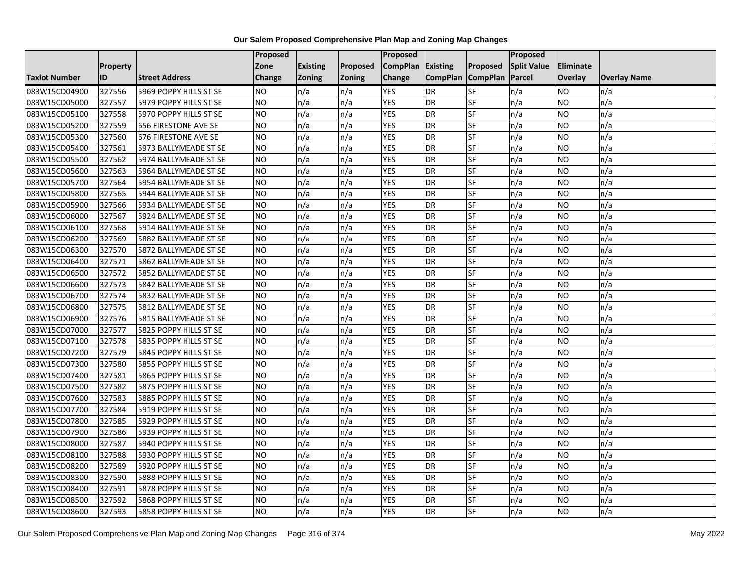# Our Salem Proposed Comprehensive Plan Map and Zoning Map Changes

| Taxlot Number | Property ID | Street Address | Proposed Zone Change | Existing Zoning | Proposed Zoning | Proposed CompPlan Change | Existing CompPlan | Proposed CompPlan | Proposed Split Value Parcel | Eliminate Overlay | Overlay Name |
|---|---|---|---|---|---|---|---|---|---|---|---|
| 083W15CD04900 | 327556 | 5969 POPPY HILLS ST SE | NO | n/a | n/a | YES | DR | SF | n/a | NO | n/a |
| 083W15CD05000 | 327557 | 5979 POPPY HILLS ST SE | NO | n/a | n/a | YES | DR | SF | n/a | NO | n/a |
| 083W15CD05100 | 327558 | 5970 POPPY HILLS ST SE | NO | n/a | n/a | YES | DR | SF | n/a | NO | n/a |
| 083W15CD05200 | 327559 | 656 FIRESTONE AVE SE | NO | n/a | n/a | YES | DR | SF | n/a | NO | n/a |
| 083W15CD05300 | 327560 | 676 FIRESTONE AVE SE | NO | n/a | n/a | YES | DR | SF | n/a | NO | n/a |
| 083W15CD05400 | 327561 | 5973 BALLYMEADE ST SE | NO | n/a | n/a | YES | DR | SF | n/a | NO | n/a |
| 083W15CD05500 | 327562 | 5974 BALLYMEADE ST SE | NO | n/a | n/a | YES | DR | SF | n/a | NO | n/a |
| 083W15CD05600 | 327563 | 5964 BALLYMEADE ST SE | NO | n/a | n/a | YES | DR | SF | n/a | NO | n/a |
| 083W15CD05700 | 327564 | 5954 BALLYMEADE ST SE | NO | n/a | n/a | YES | DR | SF | n/a | NO | n/a |
| 083W15CD05800 | 327565 | 5944 BALLYMEADE ST SE | NO | n/a | n/a | YES | DR | SF | n/a | NO | n/a |
| 083W15CD05900 | 327566 | 5934 BALLYMEADE ST SE | NO | n/a | n/a | YES | DR | SF | n/a | NO | n/a |
| 083W15CD06000 | 327567 | 5924 BALLYMEADE ST SE | NO | n/a | n/a | YES | DR | SF | n/a | NO | n/a |
| 083W15CD06100 | 327568 | 5914 BALLYMEADE ST SE | NO | n/a | n/a | YES | DR | SF | n/a | NO | n/a |
| 083W15CD06200 | 327569 | 5882 BALLYMEADE ST SE | NO | n/a | n/a | YES | DR | SF | n/a | NO | n/a |
| 083W15CD06300 | 327570 | 5872 BALLYMEADE ST SE | NO | n/a | n/a | YES | DR | SF | n/a | NO | n/a |
| 083W15CD06400 | 327571 | 5862 BALLYMEADE ST SE | NO | n/a | n/a | YES | DR | SF | n/a | NO | n/a |
| 083W15CD06500 | 327572 | 5852 BALLYMEADE ST SE | NO | n/a | n/a | YES | DR | SF | n/a | NO | n/a |
| 083W15CD06600 | 327573 | 5842 BALLYMEADE ST SE | NO | n/a | n/a | YES | DR | SF | n/a | NO | n/a |
| 083W15CD06700 | 327574 | 5832 BALLYMEADE ST SE | NO | n/a | n/a | YES | DR | SF | n/a | NO | n/a |
| 083W15CD06800 | 327575 | 5812 BALLYMEADE ST SE | NO | n/a | n/a | YES | DR | SF | n/a | NO | n/a |
| 083W15CD06900 | 327576 | 5815 BALLYMEADE ST SE | NO | n/a | n/a | YES | DR | SF | n/a | NO | n/a |
| 083W15CD07000 | 327577 | 5825 POPPY HILLS ST SE | NO | n/a | n/a | YES | DR | SF | n/a | NO | n/a |
| 083W15CD07100 | 327578 | 5835 POPPY HILLS ST SE | NO | n/a | n/a | YES | DR | SF | n/a | NO | n/a |
| 083W15CD07200 | 327579 | 5845 POPPY HILLS ST SE | NO | n/a | n/a | YES | DR | SF | n/a | NO | n/a |
| 083W15CD07300 | 327580 | 5855 POPPY HILLS ST SE | NO | n/a | n/a | YES | DR | SF | n/a | NO | n/a |
| 083W15CD07400 | 327581 | 5865 POPPY HILLS ST SE | NO | n/a | n/a | YES | DR | SF | n/a | NO | n/a |
| 083W15CD07500 | 327582 | 5875 POPPY HILLS ST SE | NO | n/a | n/a | YES | DR | SF | n/a | NO | n/a |
| 083W15CD07600 | 327583 | 5885 POPPY HILLS ST SE | NO | n/a | n/a | YES | DR | SF | n/a | NO | n/a |
| 083W15CD07700 | 327584 | 5919 POPPY HILLS ST SE | NO | n/a | n/a | YES | DR | SF | n/a | NO | n/a |
| 083W15CD07800 | 327585 | 5929 POPPY HILLS ST SE | NO | n/a | n/a | YES | DR | SF | n/a | NO | n/a |
| 083W15CD07900 | 327586 | 5939 POPPY HILLS ST SE | NO | n/a | n/a | YES | DR | SF | n/a | NO | n/a |
| 083W15CD08000 | 327587 | 5940 POPPY HILLS ST SE | NO | n/a | n/a | YES | DR | SF | n/a | NO | n/a |
| 083W15CD08100 | 327588 | 5930 POPPY HILLS ST SE | NO | n/a | n/a | YES | DR | SF | n/a | NO | n/a |
| 083W15CD08200 | 327589 | 5920 POPPY HILLS ST SE | NO | n/a | n/a | YES | DR | SF | n/a | NO | n/a |
| 083W15CD08300 | 327590 | 5888 POPPY HILLS ST SE | NO | n/a | n/a | YES | DR | SF | n/a | NO | n/a |
| 083W15CD08400 | 327591 | 5878 POPPY HILLS ST SE | NO | n/a | n/a | YES | DR | SF | n/a | NO | n/a |
| 083W15CD08500 | 327592 | 5868 POPPY HILLS ST SE | NO | n/a | n/a | YES | DR | SF | n/a | NO | n/a |
| 083W15CD08600 | 327593 | 5858 POPPY HILLS ST SE | NO | n/a | n/a | YES | DR | SF | n/a | NO | n/a |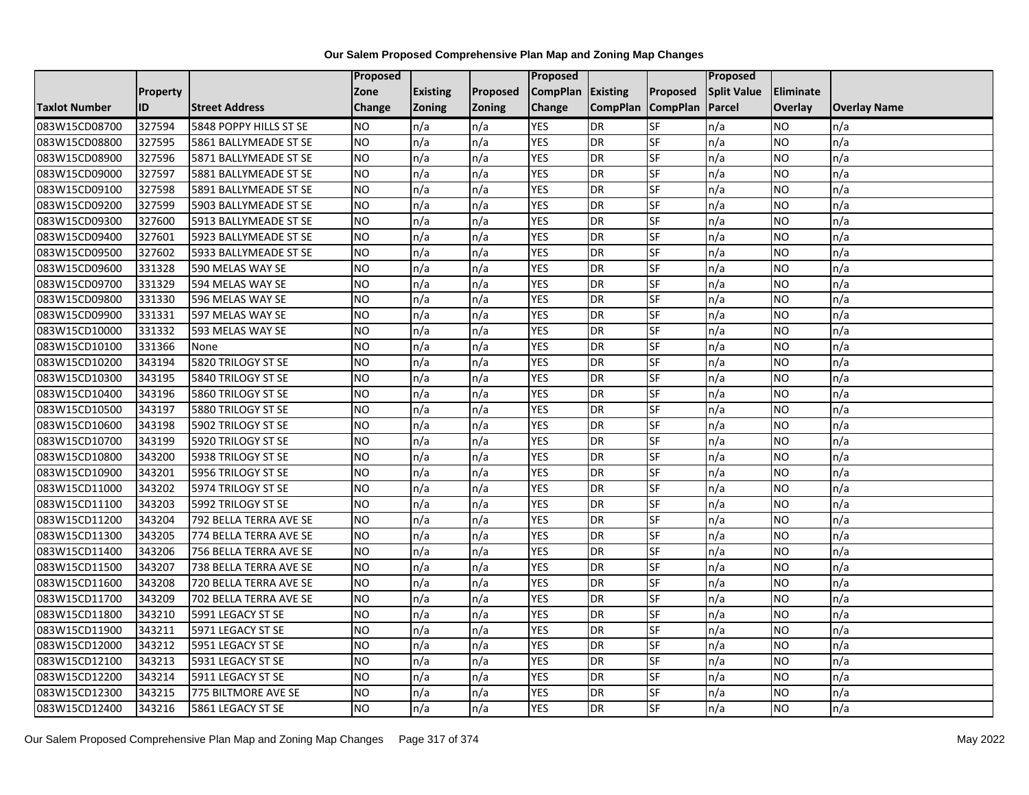# Our Salem Proposed Comprehensive Plan Map and Zoning Map Changes

| Taxlot Number | Property ID | Street Address | Proposed Zone Change | Existing Zoning | Proposed Zoning | Proposed CompPlan Change | Existing CompPlan | Proposed CompPlan | Proposed Split Value Parcel | Eliminate Overlay | Overlay Name |
|---|---|---|---|---|---|---|---|---|---|---|---|
| 083W15CD08700 | 327594 | 5848 POPPY HILLS ST SE | NO | n/a | n/a | YES | DR | SF | n/a | NO | n/a |
| 083W15CD08800 | 327595 | 5861 BALLYMEADE ST SE | NO | n/a | n/a | YES | DR | SF | n/a | NO | n/a |
| 083W15CD08900 | 327596 | 5871 BALLYMEADE ST SE | NO | n/a | n/a | YES | DR | SF | n/a | NO | n/a |
| 083W15CD09000 | 327597 | 5881 BALLYMEADE ST SE | NO | n/a | n/a | YES | DR | SF | n/a | NO | n/a |
| 083W15CD09100 | 327598 | 5891 BALLYMEADE ST SE | NO | n/a | n/a | YES | DR | SF | n/a | NO | n/a |
| 083W15CD09200 | 327599 | 5903 BALLYMEADE ST SE | NO | n/a | n/a | YES | DR | SF | n/a | NO | n/a |
| 083W15CD09300 | 327600 | 5913 BALLYMEADE ST SE | NO | n/a | n/a | YES | DR | SF | n/a | NO | n/a |
| 083W15CD09400 | 327601 | 5923 BALLYMEADE ST SE | NO | n/a | n/a | YES | DR | SF | n/a | NO | n/a |
| 083W15CD09500 | 327602 | 5933 BALLYMEADE ST SE | NO | n/a | n/a | YES | DR | SF | n/a | NO | n/a |
| 083W15CD09600 | 331328 | 590 MELAS WAY SE | NO | n/a | n/a | YES | DR | SF | n/a | NO | n/a |
| 083W15CD09700 | 331329 | 594 MELAS WAY SE | NO | n/a | n/a | YES | DR | SF | n/a | NO | n/a |
| 083W15CD09800 | 331330 | 596 MELAS WAY SE | NO | n/a | n/a | YES | DR | SF | n/a | NO | n/a |
| 083W15CD09900 | 331331 | 597 MELAS WAY SE | NO | n/a | n/a | YES | DR | SF | n/a | NO | n/a |
| 083W15CD10000 | 331332 | 593 MELAS WAY SE | NO | n/a | n/a | YES | DR | SF | n/a | NO | n/a |
| 083W15CD10100 | 331366 | None | NO | n/a | n/a | YES | DR | SF | n/a | NO | n/a |
| 083W15CD10200 | 343194 | 5820 TRILOGY ST SE | NO | n/a | n/a | YES | DR | SF | n/a | NO | n/a |
| 083W15CD10300 | 343195 | 5840 TRILOGY ST SE | NO | n/a | n/a | YES | DR | SF | n/a | NO | n/a |
| 083W15CD10400 | 343196 | 5860 TRILOGY ST SE | NO | n/a | n/a | YES | DR | SF | n/a | NO | n/a |
| 083W15CD10500 | 343197 | 5880 TRILOGY ST SE | NO | n/a | n/a | YES | DR | SF | n/a | NO | n/a |
| 083W15CD10600 | 343198 | 5902 TRILOGY ST SE | NO | n/a | n/a | YES | DR | SF | n/a | NO | n/a |
| 083W15CD10700 | 343199 | 5920 TRILOGY ST SE | NO | n/a | n/a | YES | DR | SF | n/a | NO | n/a |
| 083W15CD10800 | 343200 | 5938 TRILOGY ST SE | NO | n/a | n/a | YES | DR | SF | n/a | NO | n/a |
| 083W15CD10900 | 343201 | 5956 TRILOGY ST SE | NO | n/a | n/a | YES | DR | SF | n/a | NO | n/a |
| 083W15CD11000 | 343202 | 5974 TRILOGY ST SE | NO | n/a | n/a | YES | DR | SF | n/a | NO | n/a |
| 083W15CD11100 | 343203 | 5992 TRILOGY ST SE | NO | n/a | n/a | YES | DR | SF | n/a | NO | n/a |
| 083W15CD11200 | 343204 | 792 BELLA TERRA AVE SE | NO | n/a | n/a | YES | DR | SF | n/a | NO | n/a |
| 083W15CD11300 | 343205 | 774 BELLA TERRA AVE SE | NO | n/a | n/a | YES | DR | SF | n/a | NO | n/a |
| 083W15CD11400 | 343206 | 756 BELLA TERRA AVE SE | NO | n/a | n/a | YES | DR | SF | n/a | NO | n/a |
| 083W15CD11500 | 343207 | 738 BELLA TERRA AVE SE | NO | n/a | n/a | YES | DR | SF | n/a | NO | n/a |
| 083W15CD11600 | 343208 | 720 BELLA TERRA AVE SE | NO | n/a | n/a | YES | DR | SF | n/a | NO | n/a |
| 083W15CD11700 | 343209 | 702 BELLA TERRA AVE SE | NO | n/a | n/a | YES | DR | SF | n/a | NO | n/a |
| 083W15CD11800 | 343210 | 5991 LEGACY ST SE | NO | n/a | n/a | YES | DR | SF | n/a | NO | n/a |
| 083W15CD11900 | 343211 | 5971 LEGACY ST SE | NO | n/a | n/a | YES | DR | SF | n/a | NO | n/a |
| 083W15CD12000 | 343212 | 5951 LEGACY ST SE | NO | n/a | n/a | YES | DR | SF | n/a | NO | n/a |
| 083W15CD12100 | 343213 | 5931 LEGACY ST SE | NO | n/a | n/a | YES | DR | SF | n/a | NO | n/a |
| 083W15CD12200 | 343214 | 5911 LEGACY ST SE | NO | n/a | n/a | YES | DR | SF | n/a | NO | n/a |
| 083W15CD12300 | 343215 | 775 BILTMORE AVE SE | NO | n/a | n/a | YES | DR | SF | n/a | NO | n/a |
| 083W15CD12400 | 343216 | 5861 LEGACY ST SE | NO | n/a | n/a | YES | DR | SF | n/a | NO | n/a |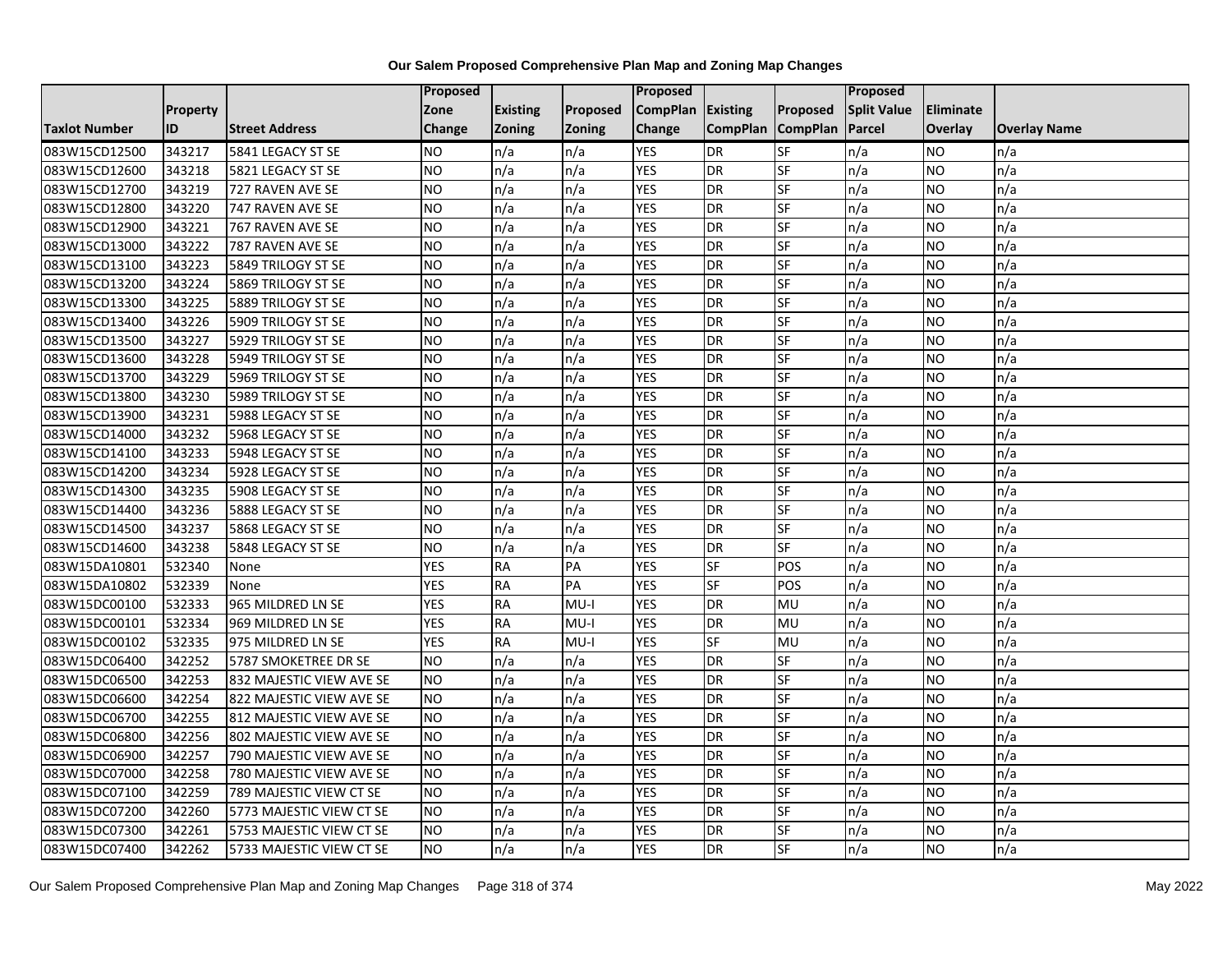# Our Salem Proposed Comprehensive Plan Map and Zoning Map Changes

| Taxlot Number | Property ID | Street Address | Proposed Zone Change | Existing Zoning | Proposed Zoning | Proposed CompPlan Change | Existing CompPlan | Proposed CompPlan | Proposed Split Value Parcel | Eliminate Overlay | Overlay Name |
|---|---|---|---|---|---|---|---|---|---|---|---|
| 083W15CD12500 | 343217 | 5841 LEGACY ST SE | NO | n/a | n/a | YES | DR | SF | n/a | NO | n/a |
| 083W15CD12600 | 343218 | 5821 LEGACY ST SE | NO | n/a | n/a | YES | DR | SF | n/a | NO | n/a |
| 083W15CD12700 | 343219 | 727 RAVEN AVE SE | NO | n/a | n/a | YES | DR | SF | n/a | NO | n/a |
| 083W15CD12800 | 343220 | 747 RAVEN AVE SE | NO | n/a | n/a | YES | DR | SF | n/a | NO | n/a |
| 083W15CD12900 | 343221 | 767 RAVEN AVE SE | NO | n/a | n/a | YES | DR | SF | n/a | NO | n/a |
| 083W15CD13000 | 343222 | 787 RAVEN AVE SE | NO | n/a | n/a | YES | DR | SF | n/a | NO | n/a |
| 083W15CD13100 | 343223 | 5849 TRILOGY ST SE | NO | n/a | n/a | YES | DR | SF | n/a | NO | n/a |
| 083W15CD13200 | 343224 | 5869 TRILOGY ST SE | NO | n/a | n/a | YES | DR | SF | n/a | NO | n/a |
| 083W15CD13300 | 343225 | 5889 TRILOGY ST SE | NO | n/a | n/a | YES | DR | SF | n/a | NO | n/a |
| 083W15CD13400 | 343226 | 5909 TRILOGY ST SE | NO | n/a | n/a | YES | DR | SF | n/a | NO | n/a |
| 083W15CD13500 | 343227 | 5929 TRILOGY ST SE | NO | n/a | n/a | YES | DR | SF | n/a | NO | n/a |
| 083W15CD13600 | 343228 | 5949 TRILOGY ST SE | NO | n/a | n/a | YES | DR | SF | n/a | NO | n/a |
| 083W15CD13700 | 343229 | 5969 TRILOGY ST SE | NO | n/a | n/a | YES | DR | SF | n/a | NO | n/a |
| 083W15CD13800 | 343230 | 5989 TRILOGY ST SE | NO | n/a | n/a | YES | DR | SF | n/a | NO | n/a |
| 083W15CD13900 | 343231 | 5988 LEGACY ST SE | NO | n/a | n/a | YES | DR | SF | n/a | NO | n/a |
| 083W15CD14000 | 343232 | 5968 LEGACY ST SE | NO | n/a | n/a | YES | DR | SF | n/a | NO | n/a |
| 083W15CD14100 | 343233 | 5948 LEGACY ST SE | NO | n/a | n/a | YES | DR | SF | n/a | NO | n/a |
| 083W15CD14200 | 343234 | 5928 LEGACY ST SE | NO | n/a | n/a | YES | DR | SF | n/a | NO | n/a |
| 083W15CD14300 | 343235 | 5908 LEGACY ST SE | NO | n/a | n/a | YES | DR | SF | n/a | NO | n/a |
| 083W15CD14400 | 343236 | 5888 LEGACY ST SE | NO | n/a | n/a | YES | DR | SF | n/a | NO | n/a |
| 083W15CD14500 | 343237 | 5868 LEGACY ST SE | NO | n/a | n/a | YES | DR | SF | n/a | NO | n/a |
| 083W15CD14600 | 343238 | 5848 LEGACY ST SE | NO | n/a | n/a | YES | DR | SF | n/a | NO | n/a |
| 083W15DA10801 | 532340 | None | YES | RA | PA | YES | SF | POS | n/a | NO | n/a |
| 083W15DA10802 | 532339 | None | YES | RA | PA | YES | SF | POS | n/a | NO | n/a |
| 083W15DC00100 | 532333 | 965 MILDRED LN SE | YES | RA | MU-I | YES | DR | MU | n/a | NO | n/a |
| 083W15DC00101 | 532334 | 969 MILDRED LN SE | YES | RA | MU-I | YES | DR | MU | n/a | NO | n/a |
| 083W15DC00102 | 532335 | 975 MILDRED LN SE | YES | RA | MU-I | YES | SF | MU | n/a | NO | n/a |
| 083W15DC06400 | 342252 | 5787 SMOKETREE DR SE | NO | n/a | n/a | YES | DR | SF | n/a | NO | n/a |
| 083W15DC06500 | 342253 | 832 MAJESTIC VIEW AVE SE | NO | n/a | n/a | YES | DR | SF | n/a | NO | n/a |
| 083W15DC06600 | 342254 | 822 MAJESTIC VIEW AVE SE | NO | n/a | n/a | YES | DR | SF | n/a | NO | n/a |
| 083W15DC06700 | 342255 | 812 MAJESTIC VIEW AVE SE | NO | n/a | n/a | YES | DR | SF | n/a | NO | n/a |
| 083W15DC06800 | 342256 | 802 MAJESTIC VIEW AVE SE | NO | n/a | n/a | YES | DR | SF | n/a | NO | n/a |
| 083W15DC06900 | 342257 | 790 MAJESTIC VIEW AVE SE | NO | n/a | n/a | YES | DR | SF | n/a | NO | n/a |
| 083W15DC07000 | 342258 | 780 MAJESTIC VIEW AVE SE | NO | n/a | n/a | YES | DR | SF | n/a | NO | n/a |
| 083W15DC07100 | 342259 | 789 MAJESTIC VIEW CT SE | NO | n/a | n/a | YES | DR | SF | n/a | NO | n/a |
| 083W15DC07200 | 342260 | 5773 MAJESTIC VIEW CT SE | NO | n/a | n/a | YES | DR | SF | n/a | NO | n/a |
| 083W15DC07300 | 342261 | 5753 MAJESTIC VIEW CT SE | NO | n/a | n/a | YES | DR | SF | n/a | NO | n/a |
| 083W15DC07400 | 342262 | 5733 MAJESTIC VIEW CT SE | NO | n/a | n/a | YES | DR | SF | n/a | NO | n/a |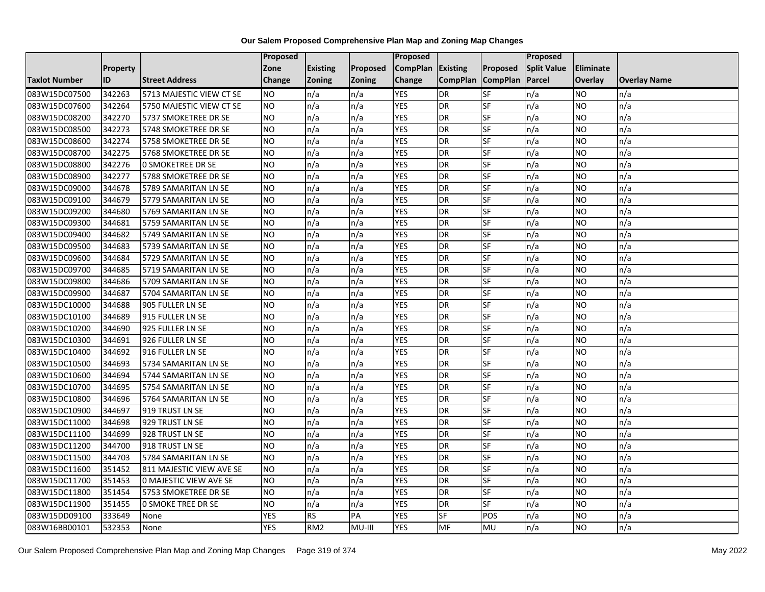# Our Salem Proposed Comprehensive Plan Map and Zoning Map Changes

| Taxlot Number | Property ID | Street Address | Proposed Zone Change | Existing Zoning | Proposed Zoning | Proposed CompPlan Change | Existing CompPlan | Proposed CompPlan | Proposed Split Value Parcel | Eliminate Overlay | Overlay Name |
|---|---|---|---|---|---|---|---|---|---|---|---|
| 083W15DC07500 | 342263 | 5713 MAJESTIC VIEW CT SE | NO | n/a | n/a | YES | DR | SF | n/a | NO | n/a |
| 083W15DC07600 | 342264 | 5750 MAJESTIC VIEW CT SE | NO | n/a | n/a | YES | DR | SF | n/a | NO | n/a |
| 083W15DC08200 | 342270 | 5737 SMOKETREE DR SE | NO | n/a | n/a | YES | DR | SF | n/a | NO | n/a |
| 083W15DC08500 | 342273 | 5748 SMOKETREE DR SE | NO | n/a | n/a | YES | DR | SF | n/a | NO | n/a |
| 083W15DC08600 | 342274 | 5758 SMOKETREE DR SE | NO | n/a | n/a | YES | DR | SF | n/a | NO | n/a |
| 083W15DC08700 | 342275 | 5768 SMOKETREE DR SE | NO | n/a | n/a | YES | DR | SF | n/a | NO | n/a |
| 083W15DC08800 | 342276 | 0 SMOKETREE DR SE | NO | n/a | n/a | YES | DR | SF | n/a | NO | n/a |
| 083W15DC08900 | 342277 | 5788 SMOKETREE DR SE | NO | n/a | n/a | YES | DR | SF | n/a | NO | n/a |
| 083W15DC09000 | 344678 | 5789 SAMARITAN LN SE | NO | n/a | n/a | YES | DR | SF | n/a | NO | n/a |
| 083W15DC09100 | 344679 | 5779 SAMARITAN LN SE | NO | n/a | n/a | YES | DR | SF | n/a | NO | n/a |
| 083W15DC09200 | 344680 | 5769 SAMARITAN LN SE | NO | n/a | n/a | YES | DR | SF | n/a | NO | n/a |
| 083W15DC09300 | 344681 | 5759 SAMARITAN LN SE | NO | n/a | n/a | YES | DR | SF | n/a | NO | n/a |
| 083W15DC09400 | 344682 | 5749 SAMARITAN LN SE | NO | n/a | n/a | YES | DR | SF | n/a | NO | n/a |
| 083W15DC09500 | 344683 | 5739 SAMARITAN LN SE | NO | n/a | n/a | YES | DR | SF | n/a | NO | n/a |
| 083W15DC09600 | 344684 | 5729 SAMARITAN LN SE | NO | n/a | n/a | YES | DR | SF | n/a | NO | n/a |
| 083W15DC09700 | 344685 | 5719 SAMARITAN LN SE | NO | n/a | n/a | YES | DR | SF | n/a | NO | n/a |
| 083W15DC09800 | 344686 | 5709 SAMARITAN LN SE | NO | n/a | n/a | YES | DR | SF | n/a | NO | n/a |
| 083W15DC09900 | 344687 | 5704 SAMARITAN LN SE | NO | n/a | n/a | YES | DR | SF | n/a | NO | n/a |
| 083W15DC10000 | 344688 | 905 FULLER LN SE | NO | n/a | n/a | YES | DR | SF | n/a | NO | n/a |
| 083W15DC10100 | 344689 | 915 FULLER LN SE | NO | n/a | n/a | YES | DR | SF | n/a | NO | n/a |
| 083W15DC10200 | 344690 | 925 FULLER LN SE | NO | n/a | n/a | YES | DR | SF | n/a | NO | n/a |
| 083W15DC10300 | 344691 | 926 FULLER LN SE | NO | n/a | n/a | YES | DR | SF | n/a | NO | n/a |
| 083W15DC10400 | 344692 | 916 FULLER LN SE | NO | n/a | n/a | YES | DR | SF | n/a | NO | n/a |
| 083W15DC10500 | 344693 | 5734 SAMARITAN LN SE | NO | n/a | n/a | YES | DR | SF | n/a | NO | n/a |
| 083W15DC10600 | 344694 | 5744 SAMARITAN LN SE | NO | n/a | n/a | YES | DR | SF | n/a | NO | n/a |
| 083W15DC10700 | 344695 | 5754 SAMARITAN LN SE | NO | n/a | n/a | YES | DR | SF | n/a | NO | n/a |
| 083W15DC10800 | 344696 | 5764 SAMARITAN LN SE | NO | n/a | n/a | YES | DR | SF | n/a | NO | n/a |
| 083W15DC10900 | 344697 | 919 TRUST LN SE | NO | n/a | n/a | YES | DR | SF | n/a | NO | n/a |
| 083W15DC11000 | 344698 | 929 TRUST LN SE | NO | n/a | n/a | YES | DR | SF | n/a | NO | n/a |
| 083W15DC11100 | 344699 | 928 TRUST LN SE | NO | n/a | n/a | YES | DR | SF | n/a | NO | n/a |
| 083W15DC11200 | 344700 | 918 TRUST LN SE | NO | n/a | n/a | YES | DR | SF | n/a | NO | n/a |
| 083W15DC11500 | 344703 | 5784 SAMARITAN LN SE | NO | n/a | n/a | YES | DR | SF | n/a | NO | n/a |
| 083W15DC11600 | 351452 | 811 MAJESTIC VIEW AVE SE | NO | n/a | n/a | YES | DR | SF | n/a | NO | n/a |
| 083W15DC11700 | 351453 | 0 MAJESTIC VIEW AVE SE | NO | n/a | n/a | YES | DR | SF | n/a | NO | n/a |
| 083W15DC11800 | 351454 | 5753 SMOKETREE DR SE | NO | n/a | n/a | YES | DR | SF | n/a | NO | n/a |
| 083W15DC11900 | 351455 | 0 SMOKE TREE DR SE | NO | n/a | n/a | YES | DR | SF | n/a | NO | n/a |
| 083W15DD09100 | 333649 | None | YES | RS | PA | YES | SF | POS | n/a | NO | n/a |
| 083W16BB00101 | 532353 | None | YES | RM2 | MU-III | YES | MF | MU | n/a | NO | n/a |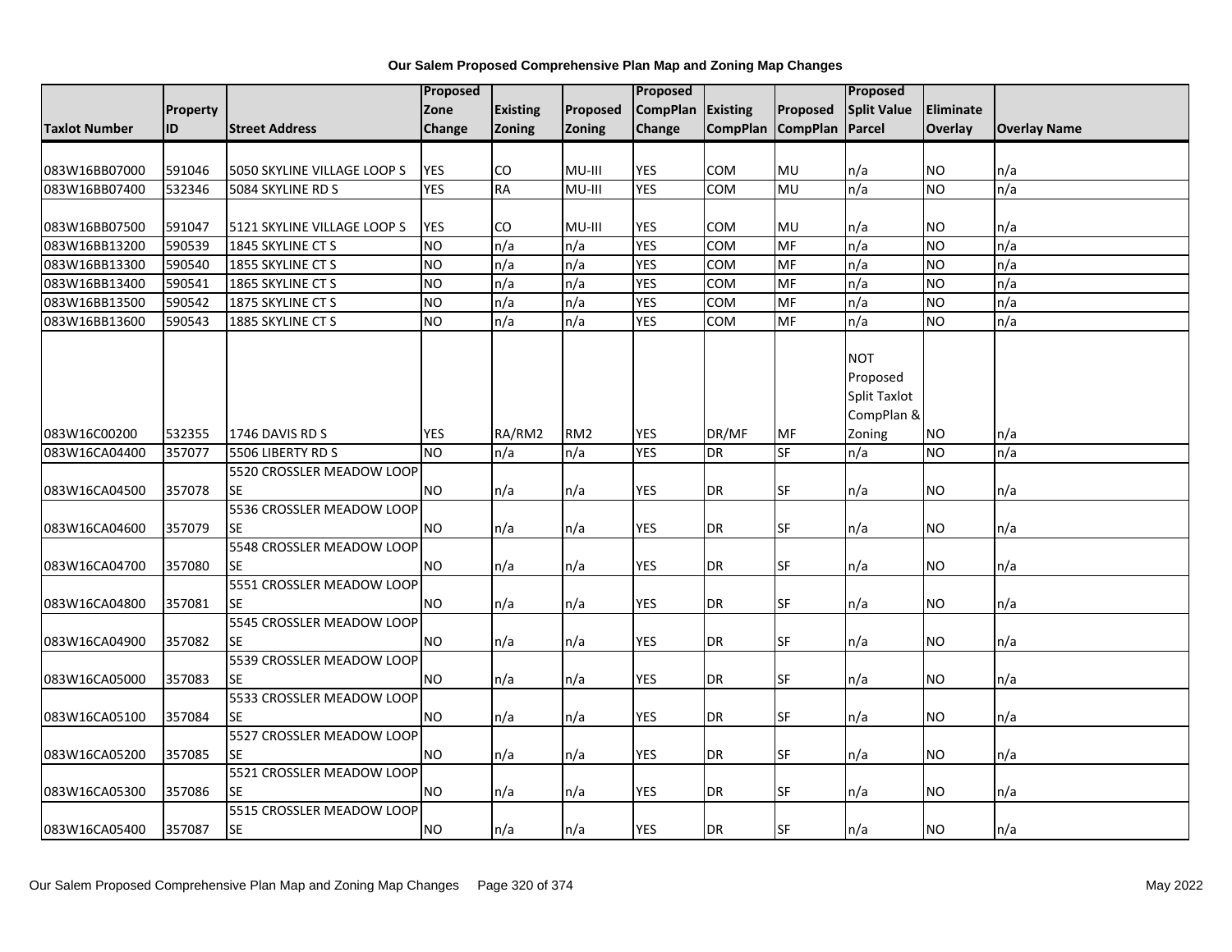**Our Salem Proposed Comprehensive Plan Map and Zoning Map Changes**

| Taxlot Number | Property ID | Street Address | Proposed Zone Change | Existing Zoning | Proposed Zoning | Proposed CompPlan Change | Existing CompPlan | Proposed CompPlan | Proposed Split Value Parcel | Eliminate Overlay | Overlay Name |
|---|---|---|---|---|---|---|---|---|---|---|---|
| 083W16BB07000 | 591046 | 5050 SKYLINE VILLAGE LOOP S | YES | CO | MU-III | YES | COM | MU | n/a | NO | n/a |
| 083W16BB07400 | 532346 | 5084 SKYLINE RD S | YES | RA | MU-III | YES | COM | MU | n/a | NO | n/a |
| 083W16BB07500 | 591047 | 5121 SKYLINE VILLAGE LOOP S | YES | CO | MU-III | YES | COM | MU | n/a | NO | n/a |
| 083W16BB13200 | 590539 | 1845 SKYLINE CT S | NO | n/a | n/a | YES | COM | MF | n/a | NO | n/a |
| 083W16BB13300 | 590540 | 1855 SKYLINE CT S | NO | n/a | n/a | YES | COM | MF | n/a | NO | n/a |
| 083W16BB13400 | 590541 | 1865 SKYLINE CT S | NO | n/a | n/a | YES | COM | MF | n/a | NO | n/a |
| 083W16BB13500 | 590542 | 1875 SKYLINE CT S | NO | n/a | n/a | YES | COM | MF | n/a | NO | n/a |
| 083W16BB13600 | 590543 | 1885 SKYLINE CT S | NO | n/a | n/a | YES | COM | MF | n/a | NO | n/a |
| 083W16C00200 | 532355 | 1746 DAVIS RD S | YES | RA/RM2 | RM2 | YES | DR/MF | MF | NOT Proposed Split Taxlot CompPlan & Zoning | NO | n/a |
| 083W16CA04400 | 357077 | 5506 LIBERTY RD S | NO | n/a | n/a | YES | DR | SF | n/a | NO | n/a |
| 083W16CA04500 | 357078 | 5520 CROSSLER MEADOW LOOP SE | NO | n/a | n/a | YES | DR | SF | n/a | NO | n/a |
| 083W16CA04600 | 357079 | 5536 CROSSLER MEADOW LOOP SE | NO | n/a | n/a | YES | DR | SF | n/a | NO | n/a |
| 083W16CA04700 | 357080 | 5548 CROSSLER MEADOW LOOP SE | NO | n/a | n/a | YES | DR | SF | n/a | NO | n/a |
| 083W16CA04800 | 357081 | 5551 CROSSLER MEADOW LOOP SE | NO | n/a | n/a | YES | DR | SF | n/a | NO | n/a |
| 083W16CA04900 | 357082 | 5545 CROSSLER MEADOW LOOP SE | NO | n/a | n/a | YES | DR | SF | n/a | NO | n/a |
| 083W16CA05000 | 357083 | 5539 CROSSLER MEADOW LOOP SE | NO | n/a | n/a | YES | DR | SF | n/a | NO | n/a |
| 083W16CA05100 | 357084 | 5533 CROSSLER MEADOW LOOP SE | NO | n/a | n/a | YES | DR | SF | n/a | NO | n/a |
| 083W16CA05200 | 357085 | 5527 CROSSLER MEADOW LOOP SE | NO | n/a | n/a | YES | DR | SF | n/a | NO | n/a |
| 083W16CA05300 | 357086 | 5521 CROSSLER MEADOW LOOP SE | NO | n/a | n/a | YES | DR | SF | n/a | NO | n/a |
| 083W16CA05400 | 357087 | 5515 CROSSLER MEADOW LOOP SE | NO | n/a | n/a | YES | DR | SF | n/a | NO | n/a |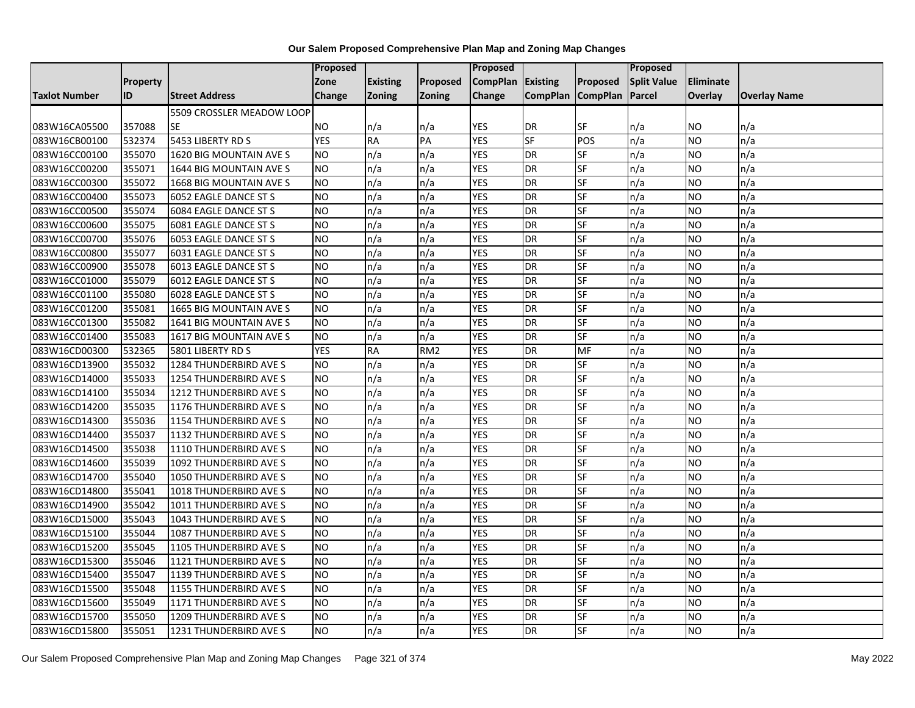# Our Salem Proposed Comprehensive Plan Map and Zoning Map Changes

| Taxlot Number | Property ID | Street Address | Proposed Zone Change | Existing Zoning | Proposed Zoning | Proposed CompPlan Change | Existing CompPlan | Proposed CompPlan | Proposed Split Value Parcel | Eliminate Overlay | Overlay Name |
|---|---|---|---|---|---|---|---|---|---|---|---|
| 083W16CA05500 | 357088 | 5509 CROSSLER MEADOW LOOP SE | NO | n/a | n/a | YES | DR | SF | n/a | NO | n/a |
| 083W16CB00100 | 532374 | 5453 LIBERTY RD S | YES | RA | PA | YES | SF | POS | n/a | NO | n/a |
| 083W16CC00100 | 355070 | 1620 BIG MOUNTAIN AVE S | NO | n/a | n/a | YES | DR | SF | n/a | NO | n/a |
| 083W16CC00200 | 355071 | 1644 BIG MOUNTAIN AVE S | NO | n/a | n/a | YES | DR | SF | n/a | NO | n/a |
| 083W16CC00300 | 355072 | 1668 BIG MOUNTAIN AVE S | NO | n/a | n/a | YES | DR | SF | n/a | NO | n/a |
| 083W16CC00400 | 355073 | 6052 EAGLE DANCE ST S | NO | n/a | n/a | YES | DR | SF | n/a | NO | n/a |
| 083W16CC00500 | 355074 | 6084 EAGLE DANCE ST S | NO | n/a | n/a | YES | DR | SF | n/a | NO | n/a |
| 083W16CC00600 | 355075 | 6081 EAGLE DANCE ST S | NO | n/a | n/a | YES | DR | SF | n/a | NO | n/a |
| 083W16CC00700 | 355076 | 6053 EAGLE DANCE ST S | NO | n/a | n/a | YES | DR | SF | n/a | NO | n/a |
| 083W16CC00800 | 355077 | 6031 EAGLE DANCE ST S | NO | n/a | n/a | YES | DR | SF | n/a | NO | n/a |
| 083W16CC00900 | 355078 | 6013 EAGLE DANCE ST S | NO | n/a | n/a | YES | DR | SF | n/a | NO | n/a |
| 083W16CC01000 | 355079 | 6012 EAGLE DANCE ST S | NO | n/a | n/a | YES | DR | SF | n/a | NO | n/a |
| 083W16CC01100 | 355080 | 6028 EAGLE DANCE ST S | NO | n/a | n/a | YES | DR | SF | n/a | NO | n/a |
| 083W16CC01200 | 355081 | 1665 BIG MOUNTAIN AVE S | NO | n/a | n/a | YES | DR | SF | n/a | NO | n/a |
| 083W16CC01300 | 355082 | 1641 BIG MOUNTAIN AVE S | NO | n/a | n/a | YES | DR | SF | n/a | NO | n/a |
| 083W16CC01400 | 355083 | 1617 BIG MOUNTAIN AVE S | NO | n/a | n/a | YES | DR | SF | n/a | NO | n/a |
| 083W16CD00300 | 532365 | 5801 LIBERTY RD S | YES | RA | RM2 | YES | DR | MF | n/a | NO | n/a |
| 083W16CD13900 | 355032 | 1284 THUNDERBIRD AVE S | NO | n/a | n/a | YES | DR | SF | n/a | NO | n/a |
| 083W16CD14000 | 355033 | 1254 THUNDERBIRD AVE S | NO | n/a | n/a | YES | DR | SF | n/a | NO | n/a |
| 083W16CD14100 | 355034 | 1212 THUNDERBIRD AVE S | NO | n/a | n/a | YES | DR | SF | n/a | NO | n/a |
| 083W16CD14200 | 355035 | 1176 THUNDERBIRD AVE S | NO | n/a | n/a | YES | DR | SF | n/a | NO | n/a |
| 083W16CD14300 | 355036 | 1154 THUNDERBIRD AVE S | NO | n/a | n/a | YES | DR | SF | n/a | NO | n/a |
| 083W16CD14400 | 355037 | 1132 THUNDERBIRD AVE S | NO | n/a | n/a | YES | DR | SF | n/a | NO | n/a |
| 083W16CD14500 | 355038 | 1110 THUNDERBIRD AVE S | NO | n/a | n/a | YES | DR | SF | n/a | NO | n/a |
| 083W16CD14600 | 355039 | 1092 THUNDERBIRD AVE S | NO | n/a | n/a | YES | DR | SF | n/a | NO | n/a |
| 083W16CD14700 | 355040 | 1050 THUNDERBIRD AVE S | NO | n/a | n/a | YES | DR | SF | n/a | NO | n/a |
| 083W16CD14800 | 355041 | 1018 THUNDERBIRD AVE S | NO | n/a | n/a | YES | DR | SF | n/a | NO | n/a |
| 083W16CD14900 | 355042 | 1011 THUNDERBIRD AVE S | NO | n/a | n/a | YES | DR | SF | n/a | NO | n/a |
| 083W16CD15000 | 355043 | 1043 THUNDERBIRD AVE S | NO | n/a | n/a | YES | DR | SF | n/a | NO | n/a |
| 083W16CD15100 | 355044 | 1087 THUNDERBIRD AVE S | NO | n/a | n/a | YES | DR | SF | n/a | NO | n/a |
| 083W16CD15200 | 355045 | 1105 THUNDERBIRD AVE S | NO | n/a | n/a | YES | DR | SF | n/a | NO | n/a |
| 083W16CD15300 | 355046 | 1121 THUNDERBIRD AVE S | NO | n/a | n/a | YES | DR | SF | n/a | NO | n/a |
| 083W16CD15400 | 355047 | 1139 THUNDERBIRD AVE S | NO | n/a | n/a | YES | DR | SF | n/a | NO | n/a |
| 083W16CD15500 | 355048 | 1155 THUNDERBIRD AVE S | NO | n/a | n/a | YES | DR | SF | n/a | NO | n/a |
| 083W16CD15600 | 355049 | 1171 THUNDERBIRD AVE S | NO | n/a | n/a | YES | DR | SF | n/a | NO | n/a |
| 083W16CD15700 | 355050 | 1209 THUNDERBIRD AVE S | NO | n/a | n/a | YES | DR | SF | n/a | NO | n/a |
| 083W16CD15800 | 355051 | 1231 THUNDERBIRD AVE S | NO | n/a | n/a | YES | DR | SF | n/a | NO | n/a |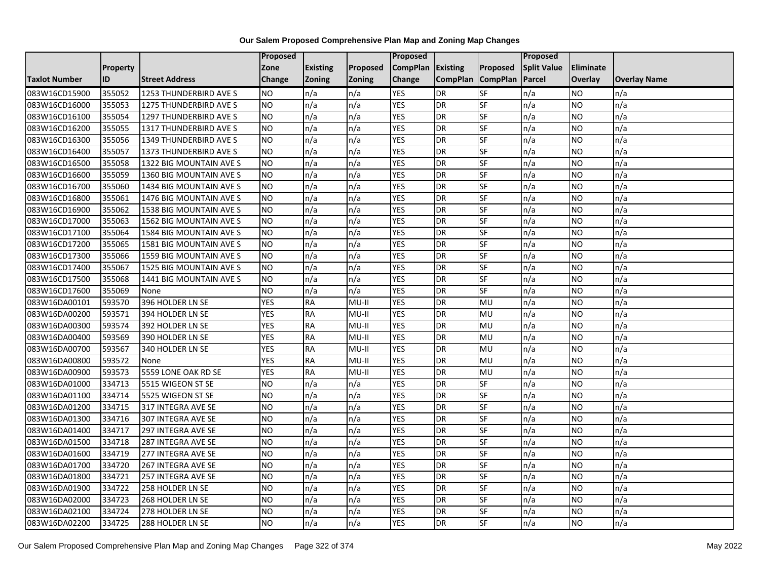# Our Salem Proposed Comprehensive Plan Map and Zoning Map Changes

| Taxlot Number | Property ID | Street Address | Proposed Zone Change | Existing Zoning | Proposed Zoning | Proposed CompPlan Change | Existing CompPlan | Proposed CompPlan | Proposed Split Value Parcel | Eliminate Overlay | Overlay Name |
|---|---|---|---|---|---|---|---|---|---|---|---|
| 083W16CD15900 | 355052 | 1253 THUNDERBIRD AVE S | NO | n/a | n/a | YES | DR | SF | n/a | NO | n/a |
| 083W16CD16000 | 355053 | 1275 THUNDERBIRD AVE S | NO | n/a | n/a | YES | DR | SF | n/a | NO | n/a |
| 083W16CD16100 | 355054 | 1297 THUNDERBIRD AVE S | NO | n/a | n/a | YES | DR | SF | n/a | NO | n/a |
| 083W16CD16200 | 355055 | 1317 THUNDERBIRD AVE S | NO | n/a | n/a | YES | DR | SF | n/a | NO | n/a |
| 083W16CD16300 | 355056 | 1349 THUNDERBIRD AVE S | NO | n/a | n/a | YES | DR | SF | n/a | NO | n/a |
| 083W16CD16400 | 355057 | 1373 THUNDERBIRD AVE S | NO | n/a | n/a | YES | DR | SF | n/a | NO | n/a |
| 083W16CD16500 | 355058 | 1322 BIG MOUNTAIN AVE S | NO | n/a | n/a | YES | DR | SF | n/a | NO | n/a |
| 083W16CD16600 | 355059 | 1360 BIG MOUNTAIN AVE S | NO | n/a | n/a | YES | DR | SF | n/a | NO | n/a |
| 083W16CD16700 | 355060 | 1434 BIG MOUNTAIN AVE S | NO | n/a | n/a | YES | DR | SF | n/a | NO | n/a |
| 083W16CD16800 | 355061 | 1476 BIG MOUNTAIN AVE S | NO | n/a | n/a | YES | DR | SF | n/a | NO | n/a |
| 083W16CD16900 | 355062 | 1538 BIG MOUNTAIN AVE S | NO | n/a | n/a | YES | DR | SF | n/a | NO | n/a |
| 083W16CD17000 | 355063 | 1562 BIG MOUNTAIN AVE S | NO | n/a | n/a | YES | DR | SF | n/a | NO | n/a |
| 083W16CD17100 | 355064 | 1584 BIG MOUNTAIN AVE S | NO | n/a | n/a | YES | DR | SF | n/a | NO | n/a |
| 083W16CD17200 | 355065 | 1581 BIG MOUNTAIN AVE S | NO | n/a | n/a | YES | DR | SF | n/a | NO | n/a |
| 083W16CD17300 | 355066 | 1559 BIG MOUNTAIN AVE S | NO | n/a | n/a | YES | DR | SF | n/a | NO | n/a |
| 083W16CD17400 | 355067 | 1525 BIG MOUNTAIN AVE S | NO | n/a | n/a | YES | DR | SF | n/a | NO | n/a |
| 083W16CD17500 | 355068 | 1441 BIG MOUNTAIN AVE S | NO | n/a | n/a | YES | DR | SF | n/a | NO | n/a |
| 083W16CD17600 | 355069 | None | NO | n/a | n/a | YES | DR | SF | n/a | NO | n/a |
| 083W16DA00101 | 593570 | 396 HOLDER LN SE | YES | RA | MU-II | YES | DR | MU | n/a | NO | n/a |
| 083W16DA00200 | 593571 | 394 HOLDER LN SE | YES | RA | MU-II | YES | DR | MU | n/a | NO | n/a |
| 083W16DA00300 | 593574 | 392 HOLDER LN SE | YES | RA | MU-II | YES | DR | MU | n/a | NO | n/a |
| 083W16DA00400 | 593569 | 390 HOLDER LN SE | YES | RA | MU-II | YES | DR | MU | n/a | NO | n/a |
| 083W16DA00700 | 593567 | 340 HOLDER LN SE | YES | RA | MU-II | YES | DR | MU | n/a | NO | n/a |
| 083W16DA00800 | 593572 | None | YES | RA | MU-II | YES | DR | MU | n/a | NO | n/a |
| 083W16DA00900 | 593573 | 5559 LONE OAK RD SE | YES | RA | MU-II | YES | DR | MU | n/a | NO | n/a |
| 083W16DA01000 | 334713 | 5515 WIGEON ST SE | NO | n/a | n/a | YES | DR | SF | n/a | NO | n/a |
| 083W16DA01100 | 334714 | 5525 WIGEON ST SE | NO | n/a | n/a | YES | DR | SF | n/a | NO | n/a |
| 083W16DA01200 | 334715 | 317 INTEGRA AVE SE | NO | n/a | n/a | YES | DR | SF | n/a | NO | n/a |
| 083W16DA01300 | 334716 | 307 INTEGRA AVE SE | NO | n/a | n/a | YES | DR | SF | n/a | NO | n/a |
| 083W16DA01400 | 334717 | 297 INTEGRA AVE SE | NO | n/a | n/a | YES | DR | SF | n/a | NO | n/a |
| 083W16DA01500 | 334718 | 287 INTEGRA AVE SE | NO | n/a | n/a | YES | DR | SF | n/a | NO | n/a |
| 083W16DA01600 | 334719 | 277 INTEGRA AVE SE | NO | n/a | n/a | YES | DR | SF | n/a | NO | n/a |
| 083W16DA01700 | 334720 | 267 INTEGRA AVE SE | NO | n/a | n/a | YES | DR | SF | n/a | NO | n/a |
| 083W16DA01800 | 334721 | 257 INTEGRA AVE SE | NO | n/a | n/a | YES | DR | SF | n/a | NO | n/a |
| 083W16DA01900 | 334722 | 258 HOLDER LN SE | NO | n/a | n/a | YES | DR | SF | n/a | NO | n/a |
| 083W16DA02000 | 334723 | 268 HOLDER LN SE | NO | n/a | n/a | YES | DR | SF | n/a | NO | n/a |
| 083W16DA02100 | 334724 | 278 HOLDER LN SE | NO | n/a | n/a | YES | DR | SF | n/a | NO | n/a |
| 083W16DA02200 | 334725 | 288 HOLDER LN SE | NO | n/a | n/a | YES | DR | SF | n/a | NO | n/a |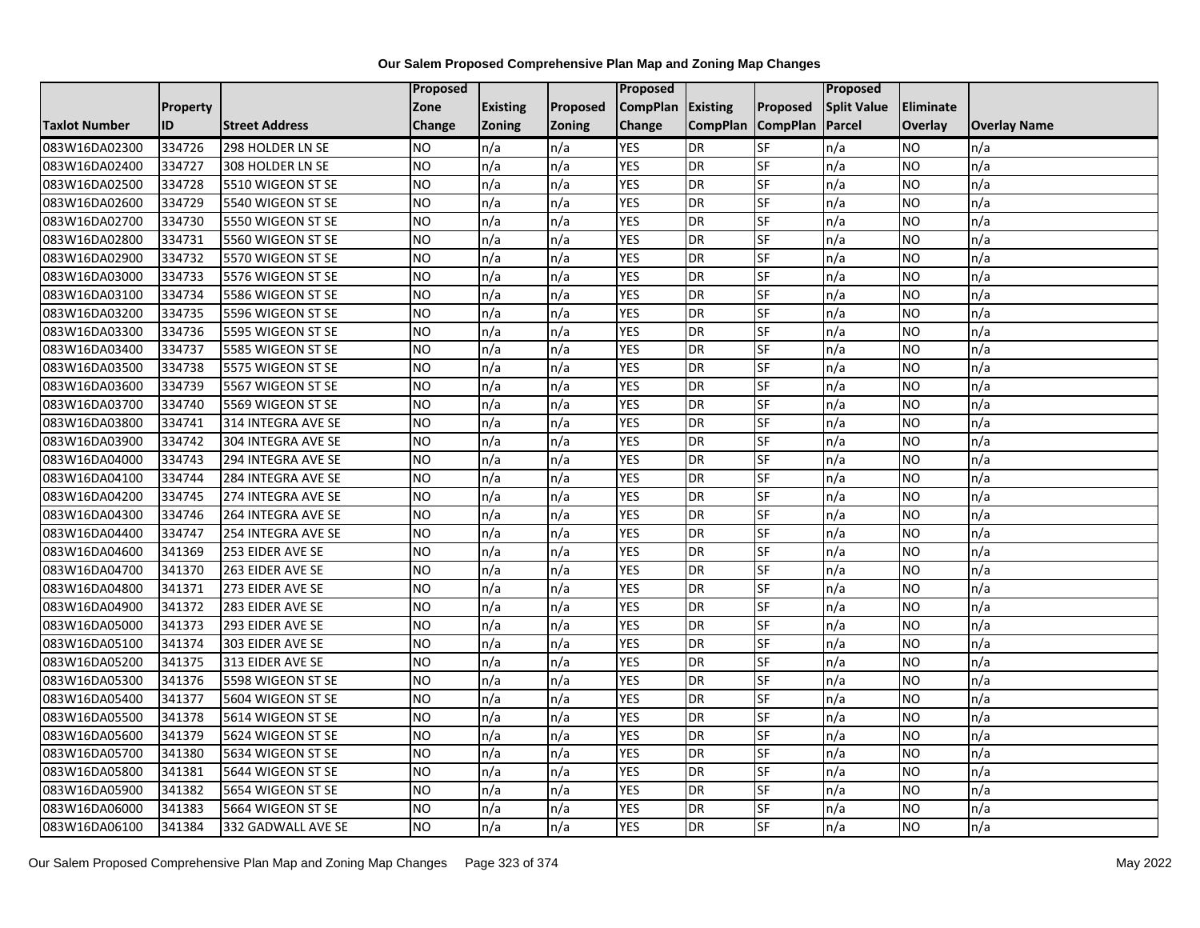# Our Salem Proposed Comprehensive Plan Map and Zoning Map Changes

| Taxlot Number | Property ID | Street Address | Proposed Zone Change | Existing Zoning | Proposed Zoning | Proposed CompPlan Change | Existing CompPlan | Proposed CompPlan | Proposed Split Value Parcel | Eliminate Overlay | Overlay Name |
|---|---|---|---|---|---|---|---|---|---|---|---|
| 083W16DA02300 | 334726 | 298 HOLDER LN SE | NO | n/a | n/a | YES | DR | SF | n/a | NO | n/a |
| 083W16DA02400 | 334727 | 308 HOLDER LN SE | NO | n/a | n/a | YES | DR | SF | n/a | NO | n/a |
| 083W16DA02500 | 334728 | 5510 WIGEON ST SE | NO | n/a | n/a | YES | DR | SF | n/a | NO | n/a |
| 083W16DA02600 | 334729 | 5540 WIGEON ST SE | NO | n/a | n/a | YES | DR | SF | n/a | NO | n/a |
| 083W16DA02700 | 334730 | 5550 WIGEON ST SE | NO | n/a | n/a | YES | DR | SF | n/a | NO | n/a |
| 083W16DA02800 | 334731 | 5560 WIGEON ST SE | NO | n/a | n/a | YES | DR | SF | n/a | NO | n/a |
| 083W16DA02900 | 334732 | 5570 WIGEON ST SE | NO | n/a | n/a | YES | DR | SF | n/a | NO | n/a |
| 083W16DA03000 | 334733 | 5576 WIGEON ST SE | NO | n/a | n/a | YES | DR | SF | n/a | NO | n/a |
| 083W16DA03100 | 334734 | 5586 WIGEON ST SE | NO | n/a | n/a | YES | DR | SF | n/a | NO | n/a |
| 083W16DA03200 | 334735 | 5596 WIGEON ST SE | NO | n/a | n/a | YES | DR | SF | n/a | NO | n/a |
| 083W16DA03300 | 334736 | 5595 WIGEON ST SE | NO | n/a | n/a | YES | DR | SF | n/a | NO | n/a |
| 083W16DA03400 | 334737 | 5585 WIGEON ST SE | NO | n/a | n/a | YES | DR | SF | n/a | NO | n/a |
| 083W16DA03500 | 334738 | 5575 WIGEON ST SE | NO | n/a | n/a | YES | DR | SF | n/a | NO | n/a |
| 083W16DA03600 | 334739 | 5567 WIGEON ST SE | NO | n/a | n/a | YES | DR | SF | n/a | NO | n/a |
| 083W16DA03700 | 334740 | 5569 WIGEON ST SE | NO | n/a | n/a | YES | DR | SF | n/a | NO | n/a |
| 083W16DA03800 | 334741 | 314 INTEGRA AVE SE | NO | n/a | n/a | YES | DR | SF | n/a | NO | n/a |
| 083W16DA03900 | 334742 | 304 INTEGRA AVE SE | NO | n/a | n/a | YES | DR | SF | n/a | NO | n/a |
| 083W16DA04000 | 334743 | 294 INTEGRA AVE SE | NO | n/a | n/a | YES | DR | SF | n/a | NO | n/a |
| 083W16DA04100 | 334744 | 284 INTEGRA AVE SE | NO | n/a | n/a | YES | DR | SF | n/a | NO | n/a |
| 083W16DA04200 | 334745 | 274 INTEGRA AVE SE | NO | n/a | n/a | YES | DR | SF | n/a | NO | n/a |
| 083W16DA04300 | 334746 | 264 INTEGRA AVE SE | NO | n/a | n/a | YES | DR | SF | n/a | NO | n/a |
| 083W16DA04400 | 334747 | 254 INTEGRA AVE SE | NO | n/a | n/a | YES | DR | SF | n/a | NO | n/a |
| 083W16DA04600 | 341369 | 253 EIDER AVE SE | NO | n/a | n/a | YES | DR | SF | n/a | NO | n/a |
| 083W16DA04700 | 341370 | 263 EIDER AVE SE | NO | n/a | n/a | YES | DR | SF | n/a | NO | n/a |
| 083W16DA04800 | 341371 | 273 EIDER AVE SE | NO | n/a | n/a | YES | DR | SF | n/a | NO | n/a |
| 083W16DA04900 | 341372 | 283 EIDER AVE SE | NO | n/a | n/a | YES | DR | SF | n/a | NO | n/a |
| 083W16DA05000 | 341373 | 293 EIDER AVE SE | NO | n/a | n/a | YES | DR | SF | n/a | NO | n/a |
| 083W16DA05100 | 341374 | 303 EIDER AVE SE | NO | n/a | n/a | YES | DR | SF | n/a | NO | n/a |
| 083W16DA05200 | 341375 | 313 EIDER AVE SE | NO | n/a | n/a | YES | DR | SF | n/a | NO | n/a |
| 083W16DA05300 | 341376 | 5598 WIGEON ST SE | NO | n/a | n/a | YES | DR | SF | n/a | NO | n/a |
| 083W16DA05400 | 341377 | 5604 WIGEON ST SE | NO | n/a | n/a | YES | DR | SF | n/a | NO | n/a |
| 083W16DA05500 | 341378 | 5614 WIGEON ST SE | NO | n/a | n/a | YES | DR | SF | n/a | NO | n/a |
| 083W16DA05600 | 341379 | 5624 WIGEON ST SE | NO | n/a | n/a | YES | DR | SF | n/a | NO | n/a |
| 083W16DA05700 | 341380 | 5634 WIGEON ST SE | NO | n/a | n/a | YES | DR | SF | n/a | NO | n/a |
| 083W16DA05800 | 341381 | 5644 WIGEON ST SE | NO | n/a | n/a | YES | DR | SF | n/a | NO | n/a |
| 083W16DA05900 | 341382 | 5654 WIGEON ST SE | NO | n/a | n/a | YES | DR | SF | n/a | NO | n/a |
| 083W16DA06000 | 341383 | 5664 WIGEON ST SE | NO | n/a | n/a | YES | DR | SF | n/a | NO | n/a |
| 083W16DA06100 | 341384 | 332 GADWALL AVE SE | NO | n/a | n/a | YES | DR | SF | n/a | NO | n/a |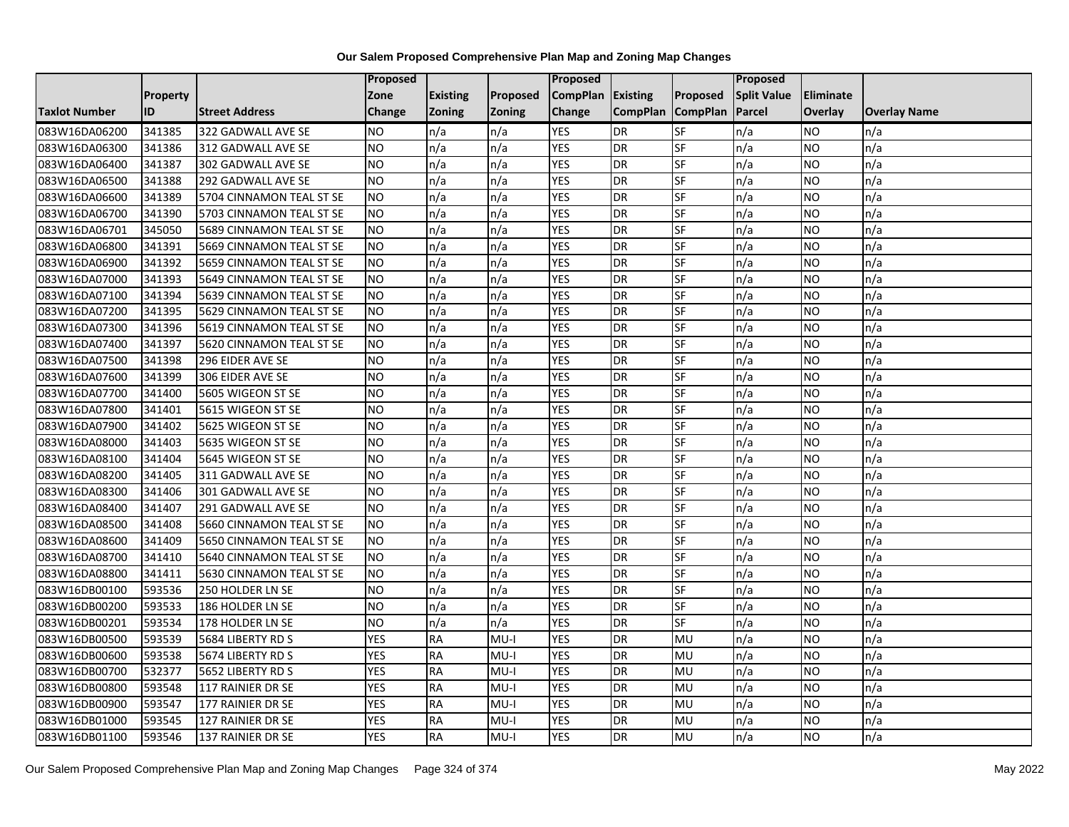# Our Salem Proposed Comprehensive Plan Map and Zoning Map Changes

| Taxlot Number | Property ID | Street Address | Proposed Zone Change | Existing Zoning | Proposed Zoning | Proposed CompPlan Change | Existing CompPlan | Proposed CompPlan | Proposed Split Value Parcel | Eliminate Overlay | Overlay Name |
|---|---|---|---|---|---|---|---|---|---|---|---|
| 083W16DA06200 | 341385 | 322 GADWALL AVE SE | NO | n/a | n/a | YES | DR | SF | n/a | NO | n/a |
| 083W16DA06300 | 341386 | 312 GADWALL AVE SE | NO | n/a | n/a | YES | DR | SF | n/a | NO | n/a |
| 083W16DA06400 | 341387 | 302 GADWALL AVE SE | NO | n/a | n/a | YES | DR | SF | n/a | NO | n/a |
| 083W16DA06500 | 341388 | 292 GADWALL AVE SE | NO | n/a | n/a | YES | DR | SF | n/a | NO | n/a |
| 083W16DA06600 | 341389 | 5704 CINNAMON TEAL ST SE | NO | n/a | n/a | YES | DR | SF | n/a | NO | n/a |
| 083W16DA06700 | 341390 | 5703 CINNAMON TEAL ST SE | NO | n/a | n/a | YES | DR | SF | n/a | NO | n/a |
| 083W16DA06701 | 345050 | 5689 CINNAMON TEAL ST SE | NO | n/a | n/a | YES | DR | SF | n/a | NO | n/a |
| 083W16DA06800 | 341391 | 5669 CINNAMON TEAL ST SE | NO | n/a | n/a | YES | DR | SF | n/a | NO | n/a |
| 083W16DA06900 | 341392 | 5659 CINNAMON TEAL ST SE | NO | n/a | n/a | YES | DR | SF | n/a | NO | n/a |
| 083W16DA07000 | 341393 | 5649 CINNAMON TEAL ST SE | NO | n/a | n/a | YES | DR | SF | n/a | NO | n/a |
| 083W16DA07100 | 341394 | 5639 CINNAMON TEAL ST SE | NO | n/a | n/a | YES | DR | SF | n/a | NO | n/a |
| 083W16DA07200 | 341395 | 5629 CINNAMON TEAL ST SE | NO | n/a | n/a | YES | DR | SF | n/a | NO | n/a |
| 083W16DA07300 | 341396 | 5619 CINNAMON TEAL ST SE | NO | n/a | n/a | YES | DR | SF | n/a | NO | n/a |
| 083W16DA07400 | 341397 | 5620 CINNAMON TEAL ST SE | NO | n/a | n/a | YES | DR | SF | n/a | NO | n/a |
| 083W16DA07500 | 341398 | 296 EIDER AVE SE | NO | n/a | n/a | YES | DR | SF | n/a | NO | n/a |
| 083W16DA07600 | 341399 | 306 EIDER AVE SE | NO | n/a | n/a | YES | DR | SF | n/a | NO | n/a |
| 083W16DA07700 | 341400 | 5605 WIGEON ST SE | NO | n/a | n/a | YES | DR | SF | n/a | NO | n/a |
| 083W16DA07800 | 341401 | 5615 WIGEON ST SE | NO | n/a | n/a | YES | DR | SF | n/a | NO | n/a |
| 083W16DA07900 | 341402 | 5625 WIGEON ST SE | NO | n/a | n/a | YES | DR | SF | n/a | NO | n/a |
| 083W16DA08000 | 341403 | 5635 WIGEON ST SE | NO | n/a | n/a | YES | DR | SF | n/a | NO | n/a |
| 083W16DA08100 | 341404 | 5645 WIGEON ST SE | NO | n/a | n/a | YES | DR | SF | n/a | NO | n/a |
| 083W16DA08200 | 341405 | 311 GADWALL AVE SE | NO | n/a | n/a | YES | DR | SF | n/a | NO | n/a |
| 083W16DA08300 | 341406 | 301 GADWALL AVE SE | NO | n/a | n/a | YES | DR | SF | n/a | NO | n/a |
| 083W16DA08400 | 341407 | 291 GADWALL AVE SE | NO | n/a | n/a | YES | DR | SF | n/a | NO | n/a |
| 083W16DA08500 | 341408 | 5660 CINNAMON TEAL ST SE | NO | n/a | n/a | YES | DR | SF | n/a | NO | n/a |
| 083W16DA08600 | 341409 | 5650 CINNAMON TEAL ST SE | NO | n/a | n/a | YES | DR | SF | n/a | NO | n/a |
| 083W16DA08700 | 341410 | 5640 CINNAMON TEAL ST SE | NO | n/a | n/a | YES | DR | SF | n/a | NO | n/a |
| 083W16DA08800 | 341411 | 5630 CINNAMON TEAL ST SE | NO | n/a | n/a | YES | DR | SF | n/a | NO | n/a |
| 083W16DB00100 | 593536 | 250 HOLDER LN SE | NO | n/a | n/a | YES | DR | SF | n/a | NO | n/a |
| 083W16DB00200 | 593533 | 186 HOLDER LN SE | NO | n/a | n/a | YES | DR | SF | n/a | NO | n/a |
| 083W16DB00201 | 593534 | 178 HOLDER LN SE | NO | n/a | n/a | YES | DR | SF | n/a | NO | n/a |
| 083W16DB00500 | 593539 | 5684 LIBERTY RD S | YES | RA | MU-I | YES | DR | MU | n/a | NO | n/a |
| 083W16DB00600 | 593538 | 5674 LIBERTY RD S | YES | RA | MU-I | YES | DR | MU | n/a | NO | n/a |
| 083W16DB00700 | 532377 | 5652 LIBERTY RD S | YES | RA | MU-I | YES | DR | MU | n/a | NO | n/a |
| 083W16DB00800 | 593548 | 117 RAINIER DR SE | YES | RA | MU-I | YES | DR | MU | n/a | NO | n/a |
| 083W16DB00900 | 593547 | 177 RAINIER DR SE | YES | RA | MU-I | YES | DR | MU | n/a | NO | n/a |
| 083W16DB01000 | 593545 | 127 RAINIER DR SE | YES | RA | MU-I | YES | DR | MU | n/a | NO | n/a |
| 083W16DB01100 | 593546 | 137 RAINIER DR SE | YES | RA | MU-I | YES | DR | MU | n/a | NO | n/a |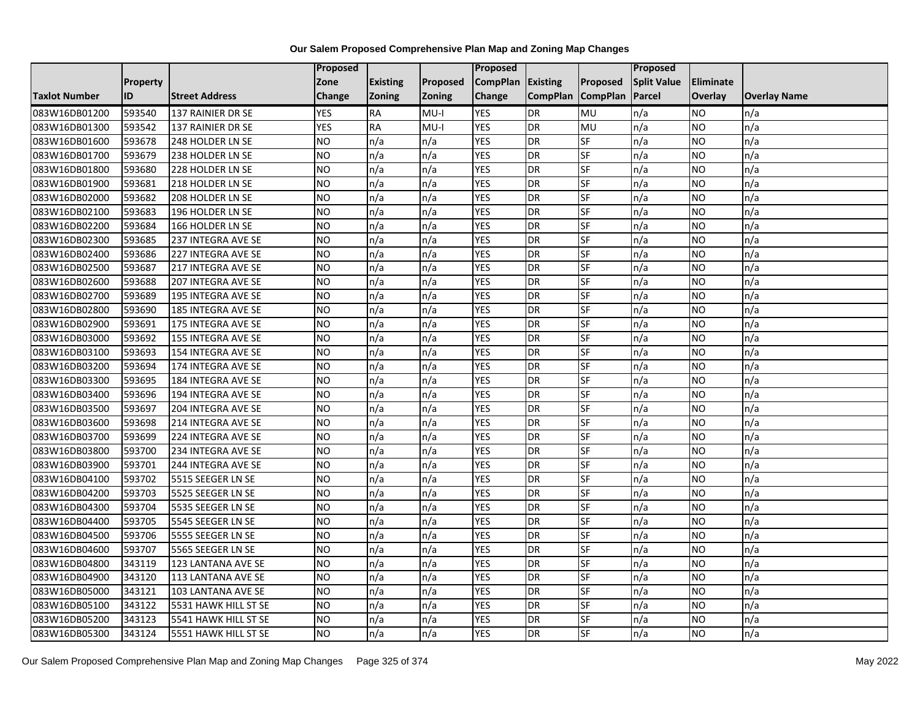# Our Salem Proposed Comprehensive Plan Map and Zoning Map Changes

| Taxlot Number | Property ID | Street Address | Proposed Zone Change | Existing Zoning | Proposed Zoning | Proposed CompPlan Change | Existing CompPlan | Proposed CompPlan | Proposed Split Value Parcel | Eliminate Overlay | Overlay Name |
|---|---|---|---|---|---|---|---|---|---|---|---|
| 083W16DB01200 | 593540 | 137 RAINIER DR SE | YES | RA | MU-I | YES | DR | MU | n/a | NO | n/a |
| 083W16DB01300 | 593542 | 137 RAINIER DR SE | YES | RA | MU-I | YES | DR | MU | n/a | NO | n/a |
| 083W16DB01600 | 593678 | 248 HOLDER LN SE | NO | n/a | n/a | YES | DR | SF | n/a | NO | n/a |
| 083W16DB01700 | 593679 | 238 HOLDER LN SE | NO | n/a | n/a | YES | DR | SF | n/a | NO | n/a |
| 083W16DB01800 | 593680 | 228 HOLDER LN SE | NO | n/a | n/a | YES | DR | SF | n/a | NO | n/a |
| 083W16DB01900 | 593681 | 218 HOLDER LN SE | NO | n/a | n/a | YES | DR | SF | n/a | NO | n/a |
| 083W16DB02000 | 593682 | 208 HOLDER LN SE | NO | n/a | n/a | YES | DR | SF | n/a | NO | n/a |
| 083W16DB02100 | 593683 | 196 HOLDER LN SE | NO | n/a | n/a | YES | DR | SF | n/a | NO | n/a |
| 083W16DB02200 | 593684 | 166 HOLDER LN SE | NO | n/a | n/a | YES | DR | SF | n/a | NO | n/a |
| 083W16DB02300 | 593685 | 237 INTEGRA AVE SE | NO | n/a | n/a | YES | DR | SF | n/a | NO | n/a |
| 083W16DB02400 | 593686 | 227 INTEGRA AVE SE | NO | n/a | n/a | YES | DR | SF | n/a | NO | n/a |
| 083W16DB02500 | 593687 | 217 INTEGRA AVE SE | NO | n/a | n/a | YES | DR | SF | n/a | NO | n/a |
| 083W16DB02600 | 593688 | 207 INTEGRA AVE SE | NO | n/a | n/a | YES | DR | SF | n/a | NO | n/a |
| 083W16DB02700 | 593689 | 195 INTEGRA AVE SE | NO | n/a | n/a | YES | DR | SF | n/a | NO | n/a |
| 083W16DB02800 | 593690 | 185 INTEGRA AVE SE | NO | n/a | n/a | YES | DR | SF | n/a | NO | n/a |
| 083W16DB02900 | 593691 | 175 INTEGRA AVE SE | NO | n/a | n/a | YES | DR | SF | n/a | NO | n/a |
| 083W16DB03000 | 593692 | 155 INTEGRA AVE SE | NO | n/a | n/a | YES | DR | SF | n/a | NO | n/a |
| 083W16DB03100 | 593693 | 154 INTEGRA AVE SE | NO | n/a | n/a | YES | DR | SF | n/a | NO | n/a |
| 083W16DB03200 | 593694 | 174 INTEGRA AVE SE | NO | n/a | n/a | YES | DR | SF | n/a | NO | n/a |
| 083W16DB03300 | 593695 | 184 INTEGRA AVE SE | NO | n/a | n/a | YES | DR | SF | n/a | NO | n/a |
| 083W16DB03400 | 593696 | 194 INTEGRA AVE SE | NO | n/a | n/a | YES | DR | SF | n/a | NO | n/a |
| 083W16DB03500 | 593697 | 204 INTEGRA AVE SE | NO | n/a | n/a | YES | DR | SF | n/a | NO | n/a |
| 083W16DB03600 | 593698 | 214 INTEGRA AVE SE | NO | n/a | n/a | YES | DR | SF | n/a | NO | n/a |
| 083W16DB03700 | 593699 | 224 INTEGRA AVE SE | NO | n/a | n/a | YES | DR | SF | n/a | NO | n/a |
| 083W16DB03800 | 593700 | 234 INTEGRA AVE SE | NO | n/a | n/a | YES | DR | SF | n/a | NO | n/a |
| 083W16DB03900 | 593701 | 244 INTEGRA AVE SE | NO | n/a | n/a | YES | DR | SF | n/a | NO | n/a |
| 083W16DB04100 | 593702 | 5515 SEEGER LN SE | NO | n/a | n/a | YES | DR | SF | n/a | NO | n/a |
| 083W16DB04200 | 593703 | 5525 SEEGER LN SE | NO | n/a | n/a | YES | DR | SF | n/a | NO | n/a |
| 083W16DB04300 | 593704 | 5535 SEEGER LN SE | NO | n/a | n/a | YES | DR | SF | n/a | NO | n/a |
| 083W16DB04400 | 593705 | 5545 SEEGER LN SE | NO | n/a | n/a | YES | DR | SF | n/a | NO | n/a |
| 083W16DB04500 | 593706 | 5555 SEEGER LN SE | NO | n/a | n/a | YES | DR | SF | n/a | NO | n/a |
| 083W16DB04600 | 593707 | 5565 SEEGER LN SE | NO | n/a | n/a | YES | DR | SF | n/a | NO | n/a |
| 083W16DB04800 | 343119 | 123 LANTANA AVE SE | NO | n/a | n/a | YES | DR | SF | n/a | NO | n/a |
| 083W16DB04900 | 343120 | 113 LANTANA AVE SE | NO | n/a | n/a | YES | DR | SF | n/a | NO | n/a |
| 083W16DB05000 | 343121 | 103 LANTANA AVE SE | NO | n/a | n/a | YES | DR | SF | n/a | NO | n/a |
| 083W16DB05100 | 343122 | 5531 HAWK HILL ST SE | NO | n/a | n/a | YES | DR | SF | n/a | NO | n/a |
| 083W16DB05200 | 343123 | 5541 HAWK HILL ST SE | NO | n/a | n/a | YES | DR | SF | n/a | NO | n/a |
| 083W16DB05300 | 343124 | 5551 HAWK HILL ST SE | NO | n/a | n/a | YES | DR | SF | n/a | NO | n/a |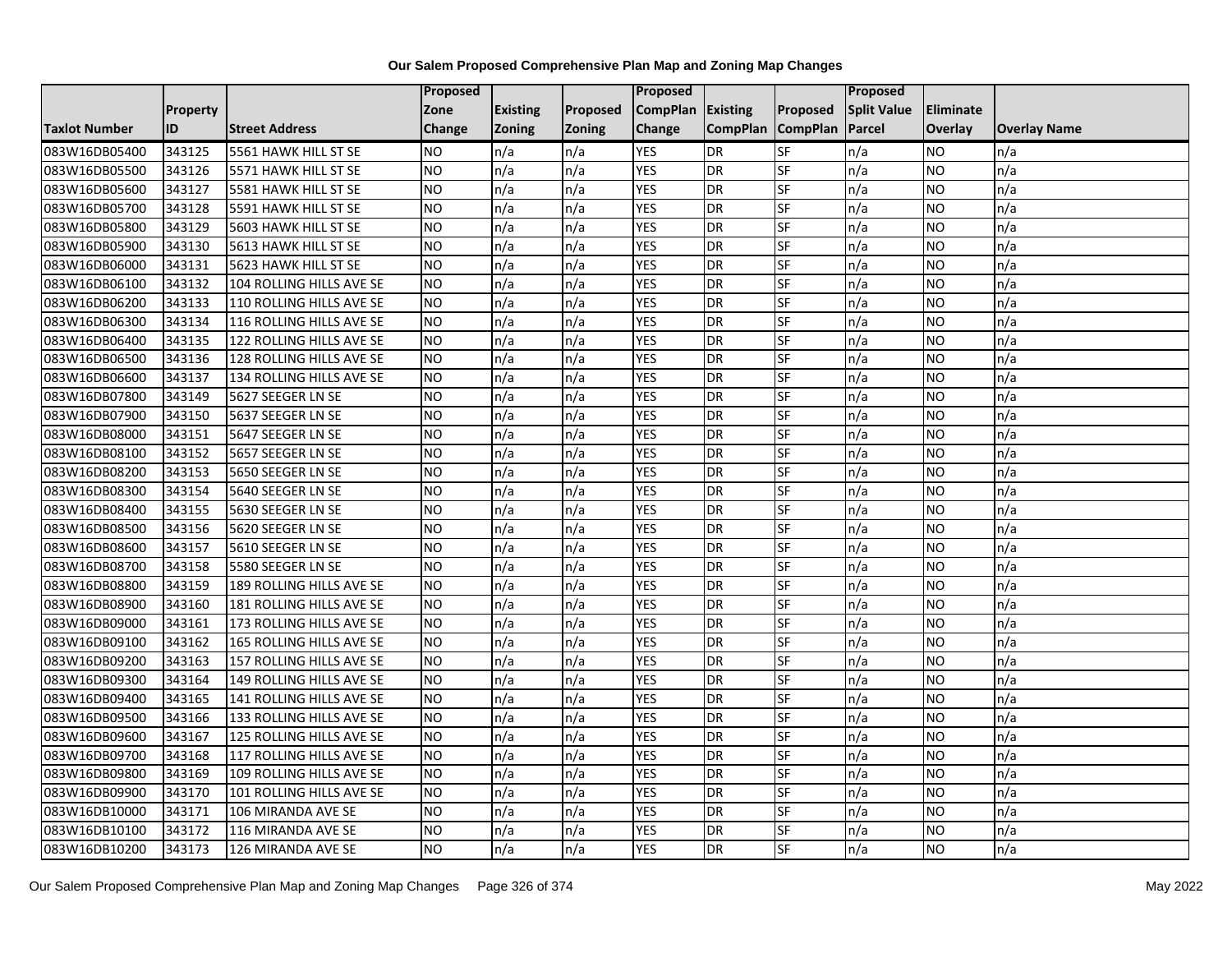**Our Salem Proposed Comprehensive Plan Map and Zoning Map Changes**

| Taxlot Number | Property ID | Street Address | Proposed Zone Change | Existing Zoning | Proposed Zoning | Proposed CompPlan Change | Existing CompPlan | Proposed CompPlan | Proposed Split Value Parcel | Eliminate Overlay | Overlay Name |
|---|---|---|---|---|---|---|---|---|---|---|---|
| 083W16DB05400 | 343125 | 5561 HAWK HILL ST SE | NO | n/a | n/a | YES | DR | SF | n/a | NO | n/a |
| 083W16DB05500 | 343126 | 5571 HAWK HILL ST SE | NO | n/a | n/a | YES | DR | SF | n/a | NO | n/a |
| 083W16DB05600 | 343127 | 5581 HAWK HILL ST SE | NO | n/a | n/a | YES | DR | SF | n/a | NO | n/a |
| 083W16DB05700 | 343128 | 5591 HAWK HILL ST SE | NO | n/a | n/a | YES | DR | SF | n/a | NO | n/a |
| 083W16DB05800 | 343129 | 5603 HAWK HILL ST SE | NO | n/a | n/a | YES | DR | SF | n/a | NO | n/a |
| 083W16DB05900 | 343130 | 5613 HAWK HILL ST SE | NO | n/a | n/a | YES | DR | SF | n/a | NO | n/a |
| 083W16DB06000 | 343131 | 5623 HAWK HILL ST SE | NO | n/a | n/a | YES | DR | SF | n/a | NO | n/a |
| 083W16DB06100 | 343132 | 104 ROLLING HILLS AVE SE | NO | n/a | n/a | YES | DR | SF | n/a | NO | n/a |
| 083W16DB06200 | 343133 | 110 ROLLING HILLS AVE SE | NO | n/a | n/a | YES | DR | SF | n/a | NO | n/a |
| 083W16DB06300 | 343134 | 116 ROLLING HILLS AVE SE | NO | n/a | n/a | YES | DR | SF | n/a | NO | n/a |
| 083W16DB06400 | 343135 | 122 ROLLING HILLS AVE SE | NO | n/a | n/a | YES | DR | SF | n/a | NO | n/a |
| 083W16DB06500 | 343136 | 128 ROLLING HILLS AVE SE | NO | n/a | n/a | YES | DR | SF | n/a | NO | n/a |
| 083W16DB06600 | 343137 | 134 ROLLING HILLS AVE SE | NO | n/a | n/a | YES | DR | SF | n/a | NO | n/a |
| 083W16DB07800 | 343149 | 5627 SEEGER LN SE | NO | n/a | n/a | YES | DR | SF | n/a | NO | n/a |
| 083W16DB07900 | 343150 | 5637 SEEGER LN SE | NO | n/a | n/a | YES | DR | SF | n/a | NO | n/a |
| 083W16DB08000 | 343151 | 5647 SEEGER LN SE | NO | n/a | n/a | YES | DR | SF | n/a | NO | n/a |
| 083W16DB08100 | 343152 | 5657 SEEGER LN SE | NO | n/a | n/a | YES | DR | SF | n/a | NO | n/a |
| 083W16DB08200 | 343153 | 5650 SEEGER LN SE | NO | n/a | n/a | YES | DR | SF | n/a | NO | n/a |
| 083W16DB08300 | 343154 | 5640 SEEGER LN SE | NO | n/a | n/a | YES | DR | SF | n/a | NO | n/a |
| 083W16DB08400 | 343155 | 5630 SEEGER LN SE | NO | n/a | n/a | YES | DR | SF | n/a | NO | n/a |
| 083W16DB08500 | 343156 | 5620 SEEGER LN SE | NO | n/a | n/a | YES | DR | SF | n/a | NO | n/a |
| 083W16DB08600 | 343157 | 5610 SEEGER LN SE | NO | n/a | n/a | YES | DR | SF | n/a | NO | n/a |
| 083W16DB08700 | 343158 | 5580 SEEGER LN SE | NO | n/a | n/a | YES | DR | SF | n/a | NO | n/a |
| 083W16DB08800 | 343159 | 189 ROLLING HILLS AVE SE | NO | n/a | n/a | YES | DR | SF | n/a | NO | n/a |
| 083W16DB08900 | 343160 | 181 ROLLING HILLS AVE SE | NO | n/a | n/a | YES | DR | SF | n/a | NO | n/a |
| 083W16DB09000 | 343161 | 173 ROLLING HILLS AVE SE | NO | n/a | n/a | YES | DR | SF | n/a | NO | n/a |
| 083W16DB09100 | 343162 | 165 ROLLING HILLS AVE SE | NO | n/a | n/a | YES | DR | SF | n/a | NO | n/a |
| 083W16DB09200 | 343163 | 157 ROLLING HILLS AVE SE | NO | n/a | n/a | YES | DR | SF | n/a | NO | n/a |
| 083W16DB09300 | 343164 | 149 ROLLING HILLS AVE SE | NO | n/a | n/a | YES | DR | SF | n/a | NO | n/a |
| 083W16DB09400 | 343165 | 141 ROLLING HILLS AVE SE | NO | n/a | n/a | YES | DR | SF | n/a | NO | n/a |
| 083W16DB09500 | 343166 | 133 ROLLING HILLS AVE SE | NO | n/a | n/a | YES | DR | SF | n/a | NO | n/a |
| 083W16DB09600 | 343167 | 125 ROLLING HILLS AVE SE | NO | n/a | n/a | YES | DR | SF | n/a | NO | n/a |
| 083W16DB09700 | 343168 | 117 ROLLING HILLS AVE SE | NO | n/a | n/a | YES | DR | SF | n/a | NO | n/a |
| 083W16DB09800 | 343169 | 109 ROLLING HILLS AVE SE | NO | n/a | n/a | YES | DR | SF | n/a | NO | n/a |
| 083W16DB09900 | 343170 | 101 ROLLING HILLS AVE SE | NO | n/a | n/a | YES | DR | SF | n/a | NO | n/a |
| 083W16DB10000 | 343171 | 106 MIRANDA AVE SE | NO | n/a | n/a | YES | DR | SF | n/a | NO | n/a |
| 083W16DB10100 | 343172 | 116 MIRANDA AVE SE | NO | n/a | n/a | YES | DR | SF | n/a | NO | n/a |
| 083W16DB10200 | 343173 | 126 MIRANDA AVE SE | NO | n/a | n/a | YES | DR | SF | n/a | NO | n/a |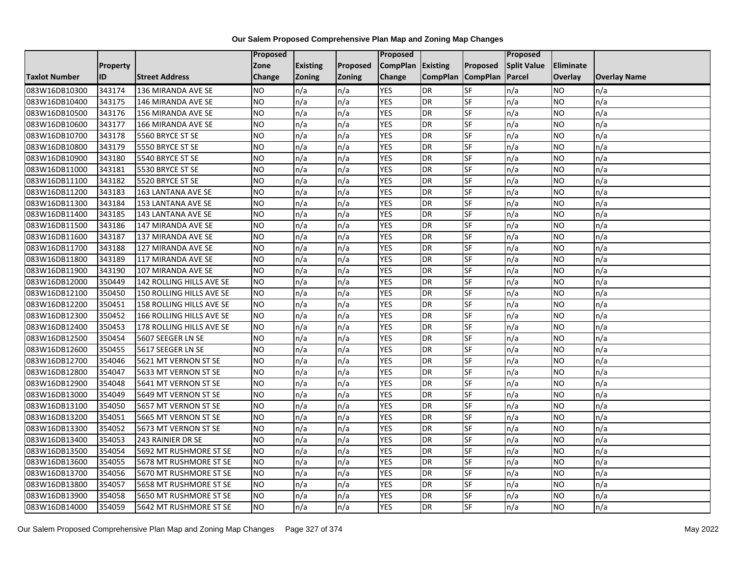**Our Salem Proposed Comprehensive Plan Map and Zoning Map Changes**

| Taxlot Number | Property ID | Street Address | Proposed Zone Change | Existing Zoning | Proposed Zoning | Proposed CompPlan Change | Existing CompPlan | Proposed CompPlan | Proposed Split Value Parcel | Eliminate Overlay | Overlay Name |
|---|---|---|---|---|---|---|---|---|---|---|---|
| 083W16DB10300 | 343174 | 136 MIRANDA AVE SE | NO | n/a | n/a | YES | DR | SF | n/a | NO | n/a |
| 083W16DB10400 | 343175 | 146 MIRANDA AVE SE | NO | n/a | n/a | YES | DR | SF | n/a | NO | n/a |
| 083W16DB10500 | 343176 | 156 MIRANDA AVE SE | NO | n/a | n/a | YES | DR | SF | n/a | NO | n/a |
| 083W16DB10600 | 343177 | 166 MIRANDA AVE SE | NO | n/a | n/a | YES | DR | SF | n/a | NO | n/a |
| 083W16DB10700 | 343178 | 5560 BRYCE ST SE | NO | n/a | n/a | YES | DR | SF | n/a | NO | n/a |
| 083W16DB10800 | 343179 | 5550 BRYCE ST SE | NO | n/a | n/a | YES | DR | SF | n/a | NO | n/a |
| 083W16DB10900 | 343180 | 5540 BRYCE ST SE | NO | n/a | n/a | YES | DR | SF | n/a | NO | n/a |
| 083W16DB11000 | 343181 | 5530 BRYCE ST SE | NO | n/a | n/a | YES | DR | SF | n/a | NO | n/a |
| 083W16DB11100 | 343182 | 5520 BRYCE ST SE | NO | n/a | n/a | YES | DR | SF | n/a | NO | n/a |
| 083W16DB11200 | 343183 | 163 LANTANA AVE SE | NO | n/a | n/a | YES | DR | SF | n/a | NO | n/a |
| 083W16DB11300 | 343184 | 153 LANTANA AVE SE | NO | n/a | n/a | YES | DR | SF | n/a | NO | n/a |
| 083W16DB11400 | 343185 | 143 LANTANA AVE SE | NO | n/a | n/a | YES | DR | SF | n/a | NO | n/a |
| 083W16DB11500 | 343186 | 147 MIRANDA AVE SE | NO | n/a | n/a | YES | DR | SF | n/a | NO | n/a |
| 083W16DB11600 | 343187 | 137 MIRANDA AVE SE | NO | n/a | n/a | YES | DR | SF | n/a | NO | n/a |
| 083W16DB11700 | 343188 | 127 MIRANDA AVE SE | NO | n/a | n/a | YES | DR | SF | n/a | NO | n/a |
| 083W16DB11800 | 343189 | 117 MIRANDA AVE SE | NO | n/a | n/a | YES | DR | SF | n/a | NO | n/a |
| 083W16DB11900 | 343190 | 107 MIRANDA AVE SE | NO | n/a | n/a | YES | DR | SF | n/a | NO | n/a |
| 083W16DB12000 | 350449 | 142 ROLLING HILLS AVE SE | NO | n/a | n/a | YES | DR | SF | n/a | NO | n/a |
| 083W16DB12100 | 350450 | 150 ROLLING HILLS AVE SE | NO | n/a | n/a | YES | DR | SF | n/a | NO | n/a |
| 083W16DB12200 | 350451 | 158 ROLLING HILLS AVE SE | NO | n/a | n/a | YES | DR | SF | n/a | NO | n/a |
| 083W16DB12300 | 350452 | 166 ROLLING HILLS AVE SE | NO | n/a | n/a | YES | DR | SF | n/a | NO | n/a |
| 083W16DB12400 | 350453 | 178 ROLLING HILLS AVE SE | NO | n/a | n/a | YES | DR | SF | n/a | NO | n/a |
| 083W16DB12500 | 350454 | 5607 SEEGER LN SE | NO | n/a | n/a | YES | DR | SF | n/a | NO | n/a |
| 083W16DB12600 | 350455 | 5617 SEEGER LN SE | NO | n/a | n/a | YES | DR | SF | n/a | NO | n/a |
| 083W16DB12700 | 354046 | 5621 MT VERNON ST SE | NO | n/a | n/a | YES | DR | SF | n/a | NO | n/a |
| 083W16DB12800 | 354047 | 5633 MT VERNON ST SE | NO | n/a | n/a | YES | DR | SF | n/a | NO | n/a |
| 083W16DB12900 | 354048 | 5641 MT VERNON ST SE | NO | n/a | n/a | YES | DR | SF | n/a | NO | n/a |
| 083W16DB13000 | 354049 | 5649 MT VERNON ST SE | NO | n/a | n/a | YES | DR | SF | n/a | NO | n/a |
| 083W16DB13100 | 354050 | 5657 MT VERNON ST SE | NO | n/a | n/a | YES | DR | SF | n/a | NO | n/a |
| 083W16DB13200 | 354051 | 5665 MT VERNON ST SE | NO | n/a | n/a | YES | DR | SF | n/a | NO | n/a |
| 083W16DB13300 | 354052 | 5673 MT VERNON ST SE | NO | n/a | n/a | YES | DR | SF | n/a | NO | n/a |
| 083W16DB13400 | 354053 | 243 RAINIER DR SE | NO | n/a | n/a | YES | DR | SF | n/a | NO | n/a |
| 083W16DB13500 | 354054 | 5692 MT RUSHMORE ST SE | NO | n/a | n/a | YES | DR | SF | n/a | NO | n/a |
| 083W16DB13600 | 354055 | 5678 MT RUSHMORE ST SE | NO | n/a | n/a | YES | DR | SF | n/a | NO | n/a |
| 083W16DB13700 | 354056 | 5670 MT RUSHMORE ST SE | NO | n/a | n/a | YES | DR | SF | n/a | NO | n/a |
| 083W16DB13800 | 354057 | 5658 MT RUSHMORE ST SE | NO | n/a | n/a | YES | DR | SF | n/a | NO | n/a |
| 083W16DB13900 | 354058 | 5650 MT RUSHMORE ST SE | NO | n/a | n/a | YES | DR | SF | n/a | NO | n/a |
| 083W16DB14000 | 354059 | 5642 MT RUSHMORE ST SE | NO | n/a | n/a | YES | DR | SF | n/a | NO | n/a |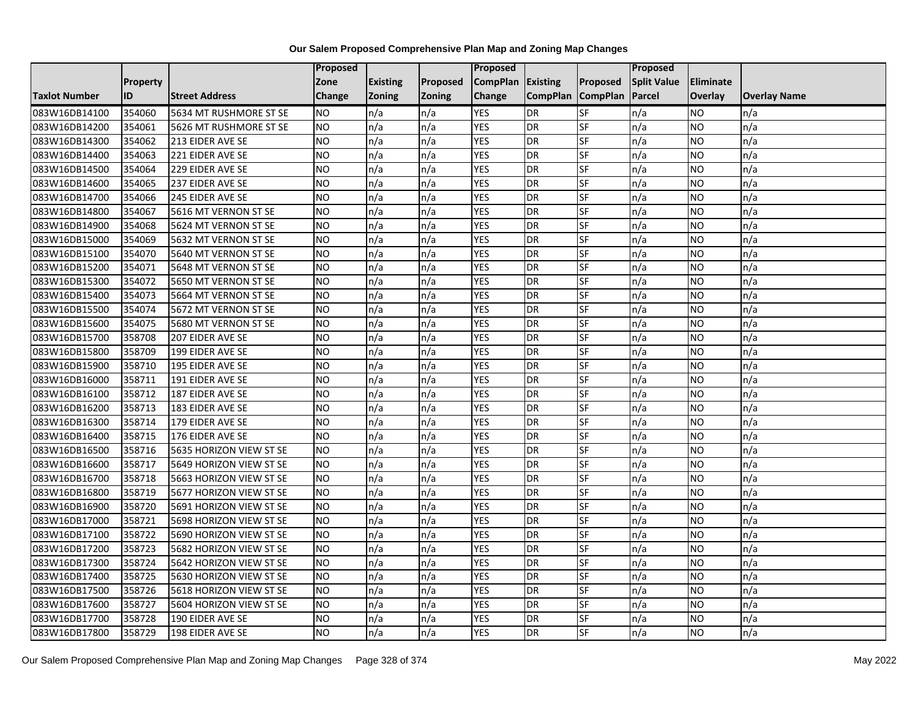# Our Salem Proposed Comprehensive Plan Map and Zoning Map Changes

| Taxlot Number | Property ID | Street Address | Proposed Zone Change | Existing Zoning | Proposed Zoning | Proposed CompPlan Change | Existing CompPlan | Proposed CompPlan | Proposed Split Value Parcel | Eliminate Overlay | Overlay Name |
|---|---|---|---|---|---|---|---|---|---|---|---|
| 083W16DB14100 | 354060 | 5634 MT RUSHMORE ST SE | NO | n/a | n/a | YES | DR | SF | n/a | NO | n/a |
| 083W16DB14200 | 354061 | 5626 MT RUSHMORE ST SE | NO | n/a | n/a | YES | DR | SF | n/a | NO | n/a |
| 083W16DB14300 | 354062 | 213 EIDER AVE SE | NO | n/a | n/a | YES | DR | SF | n/a | NO | n/a |
| 083W16DB14400 | 354063 | 221 EIDER AVE SE | NO | n/a | n/a | YES | DR | SF | n/a | NO | n/a |
| 083W16DB14500 | 354064 | 229 EIDER AVE SE | NO | n/a | n/a | YES | DR | SF | n/a | NO | n/a |
| 083W16DB14600 | 354065 | 237 EIDER AVE SE | NO | n/a | n/a | YES | DR | SF | n/a | NO | n/a |
| 083W16DB14700 | 354066 | 245 EIDER AVE SE | NO | n/a | n/a | YES | DR | SF | n/a | NO | n/a |
| 083W16DB14800 | 354067 | 5616 MT VERNON ST SE | NO | n/a | n/a | YES | DR | SF | n/a | NO | n/a |
| 083W16DB14900 | 354068 | 5624 MT VERNON ST SE | NO | n/a | n/a | YES | DR | SF | n/a | NO | n/a |
| 083W16DB15000 | 354069 | 5632 MT VERNON ST SE | NO | n/a | n/a | YES | DR | SF | n/a | NO | n/a |
| 083W16DB15100 | 354070 | 5640 MT VERNON ST SE | NO | n/a | n/a | YES | DR | SF | n/a | NO | n/a |
| 083W16DB15200 | 354071 | 5648 MT VERNON ST SE | NO | n/a | n/a | YES | DR | SF | n/a | NO | n/a |
| 083W16DB15300 | 354072 | 5650 MT VERNON ST SE | NO | n/a | n/a | YES | DR | SF | n/a | NO | n/a |
| 083W16DB15400 | 354073 | 5664 MT VERNON ST SE | NO | n/a | n/a | YES | DR | SF | n/a | NO | n/a |
| 083W16DB15500 | 354074 | 5672 MT VERNON ST SE | NO | n/a | n/a | YES | DR | SF | n/a | NO | n/a |
| 083W16DB15600 | 354075 | 5680 MT VERNON ST SE | NO | n/a | n/a | YES | DR | SF | n/a | NO | n/a |
| 083W16DB15700 | 358708 | 207 EIDER AVE SE | NO | n/a | n/a | YES | DR | SF | n/a | NO | n/a |
| 083W16DB15800 | 358709 | 199 EIDER AVE SE | NO | n/a | n/a | YES | DR | SF | n/a | NO | n/a |
| 083W16DB15900 | 358710 | 195 EIDER AVE SE | NO | n/a | n/a | YES | DR | SF | n/a | NO | n/a |
| 083W16DB16000 | 358711 | 191 EIDER AVE SE | NO | n/a | n/a | YES | DR | SF | n/a | NO | n/a |
| 083W16DB16100 | 358712 | 187 EIDER AVE SE | NO | n/a | n/a | YES | DR | SF | n/a | NO | n/a |
| 083W16DB16200 | 358713 | 183 EIDER AVE SE | NO | n/a | n/a | YES | DR | SF | n/a | NO | n/a |
| 083W16DB16300 | 358714 | 179 EIDER AVE SE | NO | n/a | n/a | YES | DR | SF | n/a | NO | n/a |
| 083W16DB16400 | 358715 | 176 EIDER AVE SE | NO | n/a | n/a | YES | DR | SF | n/a | NO | n/a |
| 083W16DB16500 | 358716 | 5635 HORIZON VIEW ST SE | NO | n/a | n/a | YES | DR | SF | n/a | NO | n/a |
| 083W16DB16600 | 358717 | 5649 HORIZON VIEW ST SE | NO | n/a | n/a | YES | DR | SF | n/a | NO | n/a |
| 083W16DB16700 | 358718 | 5663 HORIZON VIEW ST SE | NO | n/a | n/a | YES | DR | SF | n/a | NO | n/a |
| 083W16DB16800 | 358719 | 5677 HORIZON VIEW ST SE | NO | n/a | n/a | YES | DR | SF | n/a | NO | n/a |
| 083W16DB16900 | 358720 | 5691 HORIZON VIEW ST SE | NO | n/a | n/a | YES | DR | SF | n/a | NO | n/a |
| 083W16DB17000 | 358721 | 5698 HORIZON VIEW ST SE | NO | n/a | n/a | YES | DR | SF | n/a | NO | n/a |
| 083W16DB17100 | 358722 | 5690 HORIZON VIEW ST SE | NO | n/a | n/a | YES | DR | SF | n/a | NO | n/a |
| 083W16DB17200 | 358723 | 5682 HORIZON VIEW ST SE | NO | n/a | n/a | YES | DR | SF | n/a | NO | n/a |
| 083W16DB17300 | 358724 | 5642 HORIZON VIEW ST SE | NO | n/a | n/a | YES | DR | SF | n/a | NO | n/a |
| 083W16DB17400 | 358725 | 5630 HORIZON VIEW ST SE | NO | n/a | n/a | YES | DR | SF | n/a | NO | n/a |
| 083W16DB17500 | 358726 | 5618 HORIZON VIEW ST SE | NO | n/a | n/a | YES | DR | SF | n/a | NO | n/a |
| 083W16DB17600 | 358727 | 5604 HORIZON VIEW ST SE | NO | n/a | n/a | YES | DR | SF | n/a | NO | n/a |
| 083W16DB17700 | 358728 | 190 EIDER AVE SE | NO | n/a | n/a | YES | DR | SF | n/a | NO | n/a |
| 083W16DB17800 | 358729 | 198 EIDER AVE SE | NO | n/a | n/a | YES | DR | SF | n/a | NO | n/a |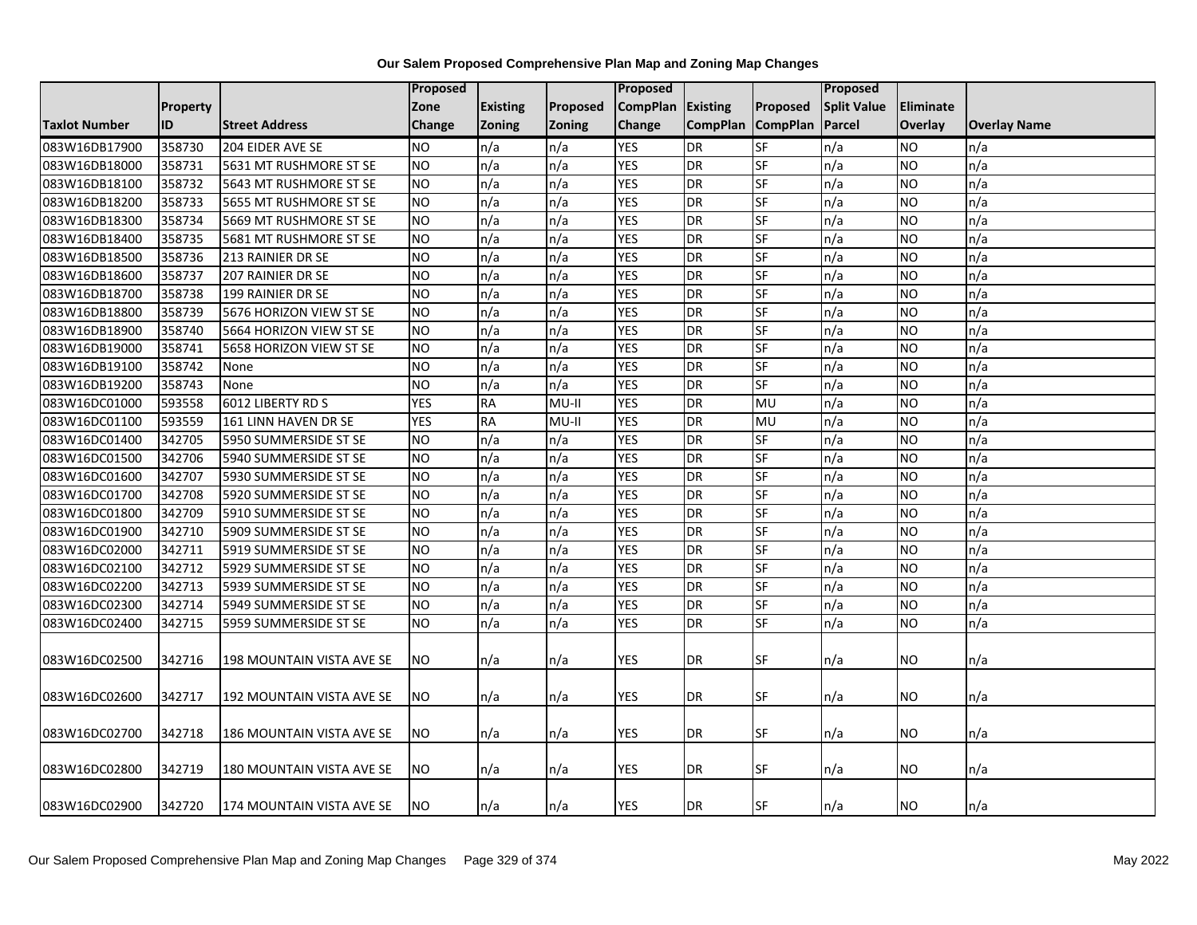**Our Salem Proposed Comprehensive Plan Map and Zoning Map Changes**

| Taxlot Number | Property ID | Street Address | Proposed Zone Change | Existing Zoning | Proposed Zoning | Proposed CompPlan Change | Existing CompPlan | Proposed CompPlan | Proposed Split Value Parcel | Eliminate Overlay | Overlay Name |
|---|---|---|---|---|---|---|---|---|---|---|---|
| 083W16DB17900 | 358730 | 204 EIDER AVE SE | NO | n/a | n/a | YES | DR | SF | n/a | NO | n/a |
| 083W16DB18000 | 358731 | 5631 MT RUSHMORE ST SE | NO | n/a | n/a | YES | DR | SF | n/a | NO | n/a |
| 083W16DB18100 | 358732 | 5643 MT RUSHMORE ST SE | NO | n/a | n/a | YES | DR | SF | n/a | NO | n/a |
| 083W16DB18200 | 358733 | 5655 MT RUSHMORE ST SE | NO | n/a | n/a | YES | DR | SF | n/a | NO | n/a |
| 083W16DB18300 | 358734 | 5669 MT RUSHMORE ST SE | NO | n/a | n/a | YES | DR | SF | n/a | NO | n/a |
| 083W16DB18400 | 358735 | 5681 MT RUSHMORE ST SE | NO | n/a | n/a | YES | DR | SF | n/a | NO | n/a |
| 083W16DB18500 | 358736 | 213 RAINIER DR SE | NO | n/a | n/a | YES | DR | SF | n/a | NO | n/a |
| 083W16DB18600 | 358737 | 207 RAINIER DR SE | NO | n/a | n/a | YES | DR | SF | n/a | NO | n/a |
| 083W16DB18700 | 358738 | 199 RAINIER DR SE | NO | n/a | n/a | YES | DR | SF | n/a | NO | n/a |
| 083W16DB18800 | 358739 | 5676 HORIZON VIEW ST SE | NO | n/a | n/a | YES | DR | SF | n/a | NO | n/a |
| 083W16DB18900 | 358740 | 5664 HORIZON VIEW ST SE | NO | n/a | n/a | YES | DR | SF | n/a | NO | n/a |
| 083W16DB19000 | 358741 | 5658 HORIZON VIEW ST SE | NO | n/a | n/a | YES | DR | SF | n/a | NO | n/a |
| 083W16DB19100 | 358742 | None | NO | n/a | n/a | YES | DR | SF | n/a | NO | n/a |
| 083W16DB19200 | 358743 | None | NO | n/a | n/a | YES | DR | SF | n/a | NO | n/a |
| 083W16DC01000 | 593558 | 6012 LIBERTY RD S | YES | RA | MU-II | YES | DR | MU | n/a | NO | n/a |
| 083W16DC01100 | 593559 | 161 LINN HAVEN DR SE | YES | RA | MU-II | YES | DR | MU | n/a | NO | n/a |
| 083W16DC01400 | 342705 | 5950 SUMMERSIDE ST SE | NO | n/a | n/a | YES | DR | SF | n/a | NO | n/a |
| 083W16DC01500 | 342706 | 5940 SUMMERSIDE ST SE | NO | n/a | n/a | YES | DR | SF | n/a | NO | n/a |
| 083W16DC01600 | 342707 | 5930 SUMMERSIDE ST SE | NO | n/a | n/a | YES | DR | SF | n/a | NO | n/a |
| 083W16DC01700 | 342708 | 5920 SUMMERSIDE ST SE | NO | n/a | n/a | YES | DR | SF | n/a | NO | n/a |
| 083W16DC01800 | 342709 | 5910 SUMMERSIDE ST SE | NO | n/a | n/a | YES | DR | SF | n/a | NO | n/a |
| 083W16DC01900 | 342710 | 5909 SUMMERSIDE ST SE | NO | n/a | n/a | YES | DR | SF | n/a | NO | n/a |
| 083W16DC02000 | 342711 | 5919 SUMMERSIDE ST SE | NO | n/a | n/a | YES | DR | SF | n/a | NO | n/a |
| 083W16DC02100 | 342712 | 5929 SUMMERSIDE ST SE | NO | n/a | n/a | YES | DR | SF | n/a | NO | n/a |
| 083W16DC02200 | 342713 | 5939 SUMMERSIDE ST SE | NO | n/a | n/a | YES | DR | SF | n/a | NO | n/a |
| 083W16DC02300 | 342714 | 5949 SUMMERSIDE ST SE | NO | n/a | n/a | YES | DR | SF | n/a | NO | n/a |
| 083W16DC02400 | 342715 | 5959 SUMMERSIDE ST SE | NO | n/a | n/a | YES | DR | SF | n/a | NO | n/a |
| 083W16DC02500 | 342716 | 198 MOUNTAIN VISTA AVE SE | NO | n/a | n/a | YES | DR | SF | n/a | NO | n/a |
| 083W16DC02600 | 342717 | 192 MOUNTAIN VISTA AVE SE | NO | n/a | n/a | YES | DR | SF | n/a | NO | n/a |
| 083W16DC02700 | 342718 | 186 MOUNTAIN VISTA AVE SE | NO | n/a | n/a | YES | DR | SF | n/a | NO | n/a |
| 083W16DC02800 | 342719 | 180 MOUNTAIN VISTA AVE SE | NO | n/a | n/a | YES | DR | SF | n/a | NO | n/a |
| 083W16DC02900 | 342720 | 174 MOUNTAIN VISTA AVE SE | NO | n/a | n/a | YES | DR | SF | n/a | NO | n/a |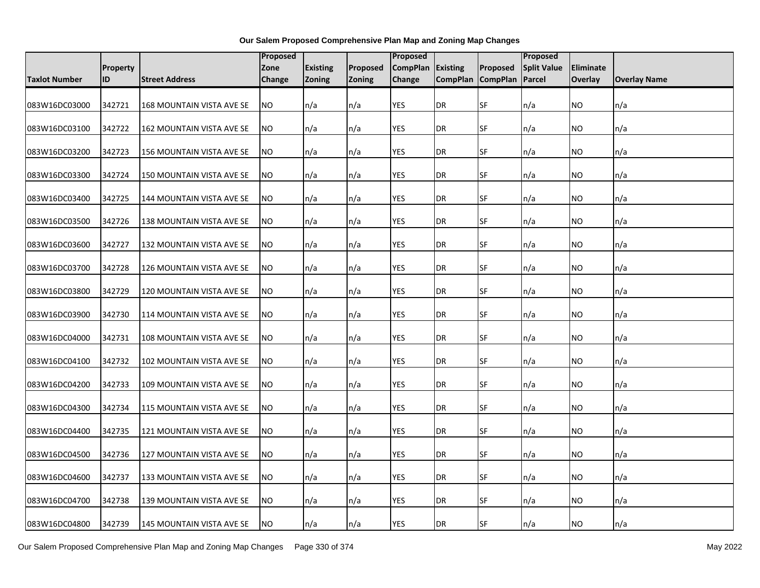**Our Salem Proposed Comprehensive Plan Map and Zoning Map Changes**

| Taxlot Number | Property ID | Street Address | Proposed Zone Change | Existing Zoning | Proposed Zoning | Proposed CompPlan Change | Existing CompPlan | Proposed CompPlan | Proposed Split Value Parcel | Eliminate Overlay | Overlay Name |
|---|---|---|---|---|---|---|---|---|---|---|---|
| 083W16DC03000 | 342721 | 168 MOUNTAIN VISTA AVE SE | NO | n/a | n/a | YES | DR | SF | n/a | NO | n/a |
| 083W16DC03100 | 342722 | 162 MOUNTAIN VISTA AVE SE | NO | n/a | n/a | YES | DR | SF | n/a | NO | n/a |
| 083W16DC03200 | 342723 | 156 MOUNTAIN VISTA AVE SE | NO | n/a | n/a | YES | DR | SF | n/a | NO | n/a |
| 083W16DC03300 | 342724 | 150 MOUNTAIN VISTA AVE SE | NO | n/a | n/a | YES | DR | SF | n/a | NO | n/a |
| 083W16DC03400 | 342725 | 144 MOUNTAIN VISTA AVE SE | NO | n/a | n/a | YES | DR | SF | n/a | NO | n/a |
| 083W16DC03500 | 342726 | 138 MOUNTAIN VISTA AVE SE | NO | n/a | n/a | YES | DR | SF | n/a | NO | n/a |
| 083W16DC03600 | 342727 | 132 MOUNTAIN VISTA AVE SE | NO | n/a | n/a | YES | DR | SF | n/a | NO | n/a |
| 083W16DC03700 | 342728 | 126 MOUNTAIN VISTA AVE SE | NO | n/a | n/a | YES | DR | SF | n/a | NO | n/a |
| 083W16DC03800 | 342729 | 120 MOUNTAIN VISTA AVE SE | NO | n/a | n/a | YES | DR | SF | n/a | NO | n/a |
| 083W16DC03900 | 342730 | 114 MOUNTAIN VISTA AVE SE | NO | n/a | n/a | YES | DR | SF | n/a | NO | n/a |
| 083W16DC04000 | 342731 | 108 MOUNTAIN VISTA AVE SE | NO | n/a | n/a | YES | DR | SF | n/a | NO | n/a |
| 083W16DC04100 | 342732 | 102 MOUNTAIN VISTA AVE SE | NO | n/a | n/a | YES | DR | SF | n/a | NO | n/a |
| 083W16DC04200 | 342733 | 109 MOUNTAIN VISTA AVE SE | NO | n/a | n/a | YES | DR | SF | n/a | NO | n/a |
| 083W16DC04300 | 342734 | 115 MOUNTAIN VISTA AVE SE | NO | n/a | n/a | YES | DR | SF | n/a | NO | n/a |
| 083W16DC04400 | 342735 | 121 MOUNTAIN VISTA AVE SE | NO | n/a | n/a | YES | DR | SF | n/a | NO | n/a |
| 083W16DC04500 | 342736 | 127 MOUNTAIN VISTA AVE SE | NO | n/a | n/a | YES | DR | SF | n/a | NO | n/a |
| 083W16DC04600 | 342737 | 133 MOUNTAIN VISTA AVE SE | NO | n/a | n/a | YES | DR | SF | n/a | NO | n/a |
| 083W16DC04700 | 342738 | 139 MOUNTAIN VISTA AVE SE | NO | n/a | n/a | YES | DR | SF | n/a | NO | n/a |
| 083W16DC04800 | 342739 | 145 MOUNTAIN VISTA AVE SE | NO | n/a | n/a | YES | DR | SF | n/a | NO | n/a |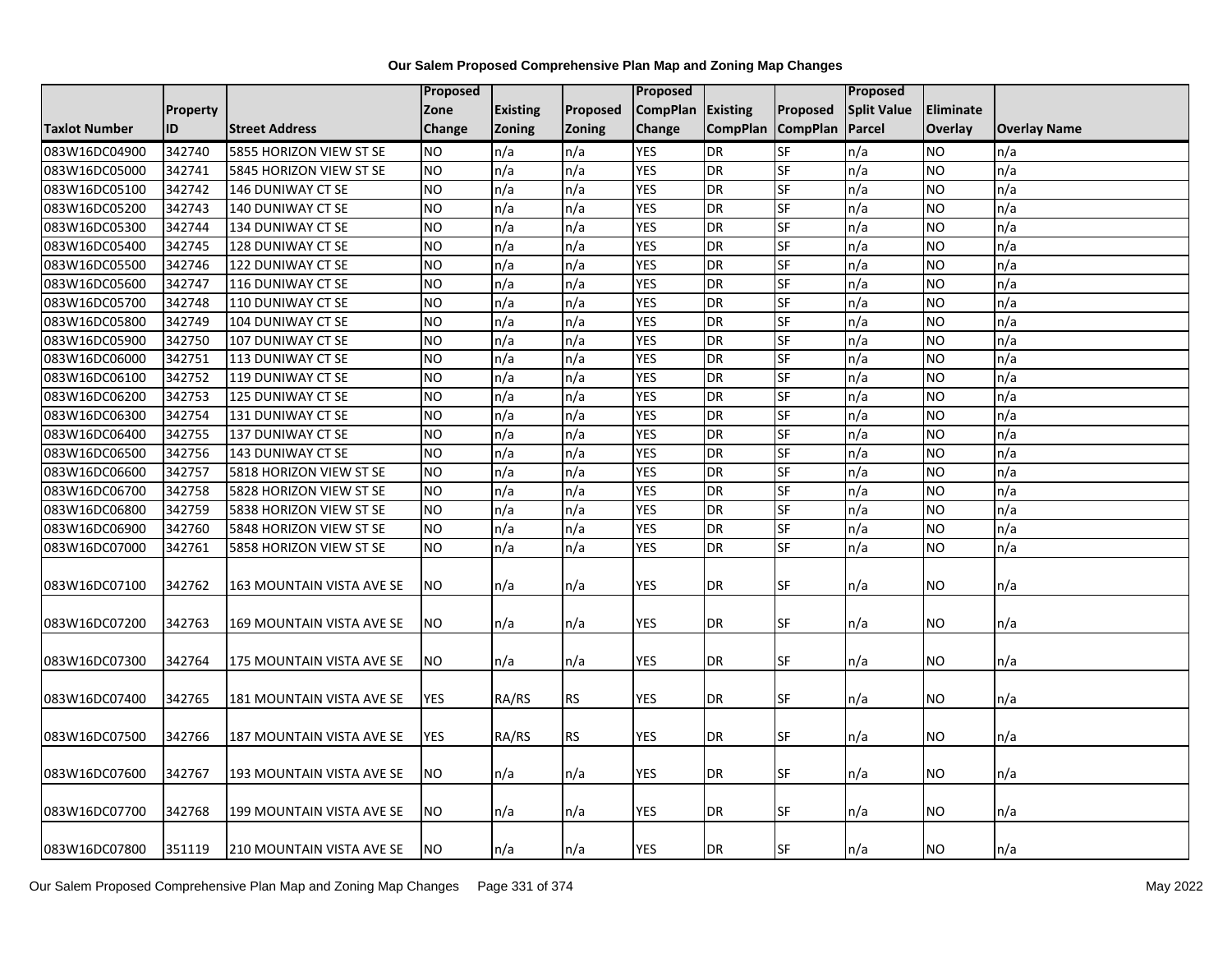# Our Salem Proposed Comprehensive Plan Map and Zoning Map Changes

| Taxlot Number | Property ID | Street Address | Proposed Zone Change | Existing Zoning | Proposed Zoning | Proposed CompPlan Change | Existing CompPlan | Proposed CompPlan | Proposed Split Value Parcel | Eliminate Overlay | Overlay Name |
|---|---|---|---|---|---|---|---|---|---|---|---|
| 083W16DC04900 | 342740 | 5855 HORIZON VIEW ST SE | NO | n/a | n/a | YES | DR | SF | n/a | NO | n/a |
| 083W16DC05000 | 342741 | 5845 HORIZON VIEW ST SE | NO | n/a | n/a | YES | DR | SF | n/a | NO | n/a |
| 083W16DC05100 | 342742 | 146 DUNIWAY CT SE | NO | n/a | n/a | YES | DR | SF | n/a | NO | n/a |
| 083W16DC05200 | 342743 | 140 DUNIWAY CT SE | NO | n/a | n/a | YES | DR | SF | n/a | NO | n/a |
| 083W16DC05300 | 342744 | 134 DUNIWAY CT SE | NO | n/a | n/a | YES | DR | SF | n/a | NO | n/a |
| 083W16DC05400 | 342745 | 128 DUNIWAY CT SE | NO | n/a | n/a | YES | DR | SF | n/a | NO | n/a |
| 083W16DC05500 | 342746 | 122 DUNIWAY CT SE | NO | n/a | n/a | YES | DR | SF | n/a | NO | n/a |
| 083W16DC05600 | 342747 | 116 DUNIWAY CT SE | NO | n/a | n/a | YES | DR | SF | n/a | NO | n/a |
| 083W16DC05700 | 342748 | 110 DUNIWAY CT SE | NO | n/a | n/a | YES | DR | SF | n/a | NO | n/a |
| 083W16DC05800 | 342749 | 104 DUNIWAY CT SE | NO | n/a | n/a | YES | DR | SF | n/a | NO | n/a |
| 083W16DC05900 | 342750 | 107 DUNIWAY CT SE | NO | n/a | n/a | YES | DR | SF | n/a | NO | n/a |
| 083W16DC06000 | 342751 | 113 DUNIWAY CT SE | NO | n/a | n/a | YES | DR | SF | n/a | NO | n/a |
| 083W16DC06100 | 342752 | 119 DUNIWAY CT SE | NO | n/a | n/a | YES | DR | SF | n/a | NO | n/a |
| 083W16DC06200 | 342753 | 125 DUNIWAY CT SE | NO | n/a | n/a | YES | DR | SF | n/a | NO | n/a |
| 083W16DC06300 | 342754 | 131 DUNIWAY CT SE | NO | n/a | n/a | YES | DR | SF | n/a | NO | n/a |
| 083W16DC06400 | 342755 | 137 DUNIWAY CT SE | NO | n/a | n/a | YES | DR | SF | n/a | NO | n/a |
| 083W16DC06500 | 342756 | 143 DUNIWAY CT SE | NO | n/a | n/a | YES | DR | SF | n/a | NO | n/a |
| 083W16DC06600 | 342757 | 5818 HORIZON VIEW ST SE | NO | n/a | n/a | YES | DR | SF | n/a | NO | n/a |
| 083W16DC06700 | 342758 | 5828 HORIZON VIEW ST SE | NO | n/a | n/a | YES | DR | SF | n/a | NO | n/a |
| 083W16DC06800 | 342759 | 5838 HORIZON VIEW ST SE | NO | n/a | n/a | YES | DR | SF | n/a | NO | n/a |
| 083W16DC06900 | 342760 | 5848 HORIZON VIEW ST SE | NO | n/a | n/a | YES | DR | SF | n/a | NO | n/a |
| 083W16DC07000 | 342761 | 5858 HORIZON VIEW ST SE | NO | n/a | n/a | YES | DR | SF | n/a | NO | n/a |
| 083W16DC07100 | 342762 | 163 MOUNTAIN VISTA AVE SE | NO | n/a | n/a | YES | DR | SF | n/a | NO | n/a |
| 083W16DC07200 | 342763 | 169 MOUNTAIN VISTA AVE SE | NO | n/a | n/a | YES | DR | SF | n/a | NO | n/a |
| 083W16DC07300 | 342764 | 175 MOUNTAIN VISTA AVE SE | NO | n/a | n/a | YES | DR | SF | n/a | NO | n/a |
| 083W16DC07400 | 342765 | 181 MOUNTAIN VISTA AVE SE | YES | RA/RS | RS | YES | DR | SF | n/a | NO | n/a |
| 083W16DC07500 | 342766 | 187 MOUNTAIN VISTA AVE SE | YES | RA/RS | RS | YES | DR | SF | n/a | NO | n/a |
| 083W16DC07600 | 342767 | 193 MOUNTAIN VISTA AVE SE | NO | n/a | n/a | YES | DR | SF | n/a | NO | n/a |
| 083W16DC07700 | 342768 | 199 MOUNTAIN VISTA AVE SE | NO | n/a | n/a | YES | DR | SF | n/a | NO | n/a |
| 083W16DC07800 | 351119 | 210 MOUNTAIN VISTA AVE SE | NO | n/a | n/a | YES | DR | SF | n/a | NO | n/a |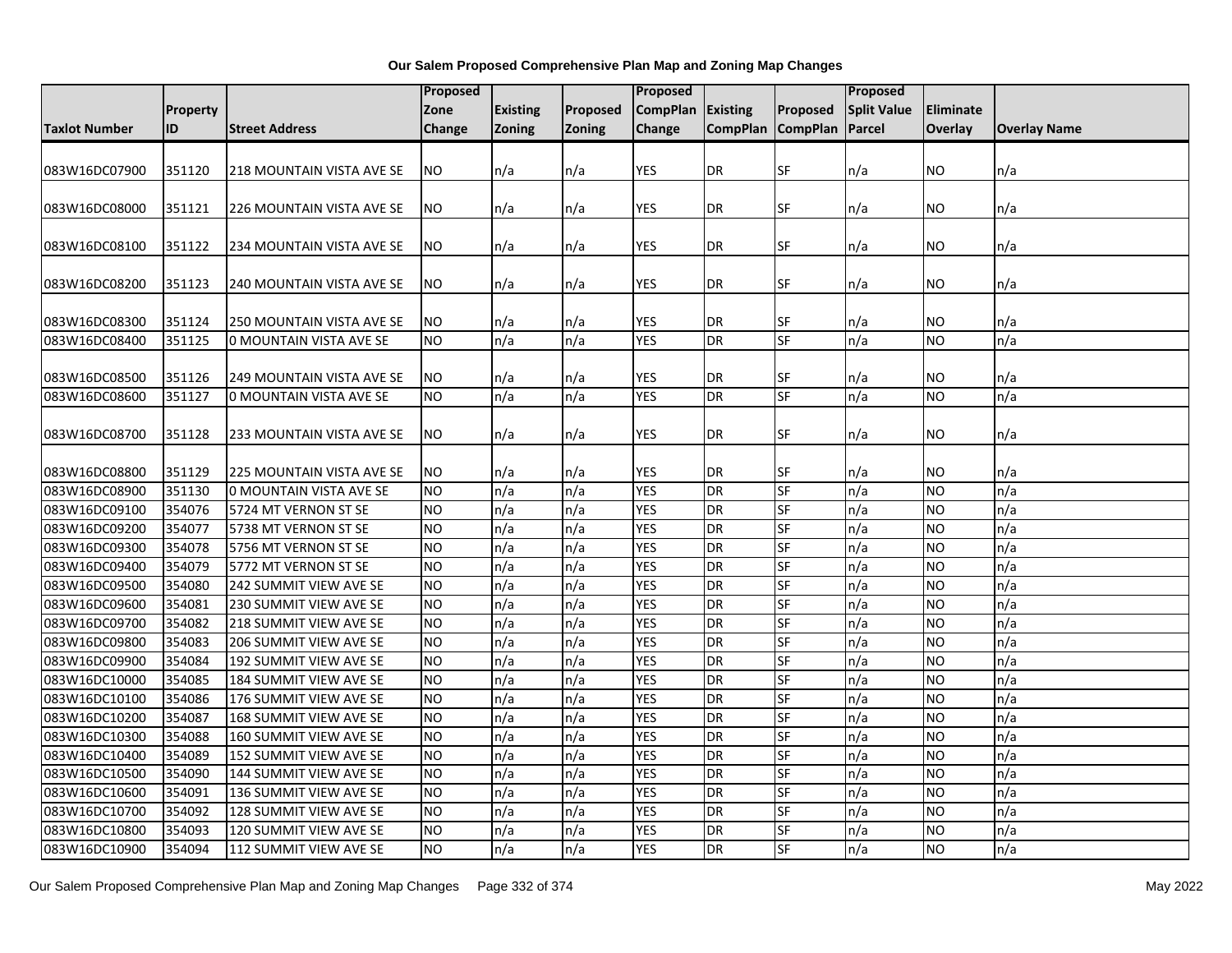# Our Salem Proposed Comprehensive Plan Map and Zoning Map Changes

| Taxlot Number | Property ID | Street Address | Proposed Zone Change | Existing Zoning | Proposed Zoning | Proposed CompPlan Change | Existing CompPlan | Proposed CompPlan | Proposed Split Value Parcel | Eliminate Overlay | Overlay Name |
|---|---|---|---|---|---|---|---|---|---|---|---|
| 083W16DC07900 | 351120 | 218 MOUNTAIN VISTA AVE SE | NO | n/a | n/a | YES | DR | SF | n/a | NO | n/a |
| 083W16DC08000 | 351121 | 226 MOUNTAIN VISTA AVE SE | NO | n/a | n/a | YES | DR | SF | n/a | NO | n/a |
| 083W16DC08100 | 351122 | 234 MOUNTAIN VISTA AVE SE | NO | n/a | n/a | YES | DR | SF | n/a | NO | n/a |
| 083W16DC08200 | 351123 | 240 MOUNTAIN VISTA AVE SE | NO | n/a | n/a | YES | DR | SF | n/a | NO | n/a |
| 083W16DC08300 | 351124 | 250 MOUNTAIN VISTA AVE SE | NO | n/a | n/a | YES | DR | SF | n/a | NO | n/a |
| 083W16DC08400 | 351125 | 0 MOUNTAIN VISTA AVE SE | NO | n/a | n/a | YES | DR | SF | n/a | NO | n/a |
| 083W16DC08500 | 351126 | 249 MOUNTAIN VISTA AVE SE | NO | n/a | n/a | YES | DR | SF | n/a | NO | n/a |
| 083W16DC08600 | 351127 | 0 MOUNTAIN VISTA AVE SE | NO | n/a | n/a | YES | DR | SF | n/a | NO | n/a |
| 083W16DC08700 | 351128 | 233 MOUNTAIN VISTA AVE SE | NO | n/a | n/a | YES | DR | SF | n/a | NO | n/a |
| 083W16DC08800 | 351129 | 225 MOUNTAIN VISTA AVE SE | NO | n/a | n/a | YES | DR | SF | n/a | NO | n/a |
| 083W16DC08900 | 351130 | 0 MOUNTAIN VISTA AVE SE | NO | n/a | n/a | YES | DR | SF | n/a | NO | n/a |
| 083W16DC09100 | 354076 | 5724 MT VERNON ST SE | NO | n/a | n/a | YES | DR | SF | n/a | NO | n/a |
| 083W16DC09200 | 354077 | 5738 MT VERNON ST SE | NO | n/a | n/a | YES | DR | SF | n/a | NO | n/a |
| 083W16DC09300 | 354078 | 5756 MT VERNON ST SE | NO | n/a | n/a | YES | DR | SF | n/a | NO | n/a |
| 083W16DC09400 | 354079 | 5772 MT VERNON ST SE | NO | n/a | n/a | YES | DR | SF | n/a | NO | n/a |
| 083W16DC09500 | 354080 | 242 SUMMIT VIEW AVE SE | NO | n/a | n/a | YES | DR | SF | n/a | NO | n/a |
| 083W16DC09600 | 354081 | 230 SUMMIT VIEW AVE SE | NO | n/a | n/a | YES | DR | SF | n/a | NO | n/a |
| 083W16DC09700 | 354082 | 218 SUMMIT VIEW AVE SE | NO | n/a | n/a | YES | DR | SF | n/a | NO | n/a |
| 083W16DC09800 | 354083 | 206 SUMMIT VIEW AVE SE | NO | n/a | n/a | YES | DR | SF | n/a | NO | n/a |
| 083W16DC09900 | 354084 | 192 SUMMIT VIEW AVE SE | NO | n/a | n/a | YES | DR | SF | n/a | NO | n/a |
| 083W16DC10000 | 354085 | 184 SUMMIT VIEW AVE SE | NO | n/a | n/a | YES | DR | SF | n/a | NO | n/a |
| 083W16DC10100 | 354086 | 176 SUMMIT VIEW AVE SE | NO | n/a | n/a | YES | DR | SF | n/a | NO | n/a |
| 083W16DC10200 | 354087 | 168 SUMMIT VIEW AVE SE | NO | n/a | n/a | YES | DR | SF | n/a | NO | n/a |
| 083W16DC10300 | 354088 | 160 SUMMIT VIEW AVE SE | NO | n/a | n/a | YES | DR | SF | n/a | NO | n/a |
| 083W16DC10400 | 354089 | 152 SUMMIT VIEW AVE SE | NO | n/a | n/a | YES | DR | SF | n/a | NO | n/a |
| 083W16DC10500 | 354090 | 144 SUMMIT VIEW AVE SE | NO | n/a | n/a | YES | DR | SF | n/a | NO | n/a |
| 083W16DC10600 | 354091 | 136 SUMMIT VIEW AVE SE | NO | n/a | n/a | YES | DR | SF | n/a | NO | n/a |
| 083W16DC10700 | 354092 | 128 SUMMIT VIEW AVE SE | NO | n/a | n/a | YES | DR | SF | n/a | NO | n/a |
| 083W16DC10800 | 354093 | 120 SUMMIT VIEW AVE SE | NO | n/a | n/a | YES | DR | SF | n/a | NO | n/a |
| 083W16DC10900 | 354094 | 112 SUMMIT VIEW AVE SE | NO | n/a | n/a | YES | DR | SF | n/a | NO | n/a |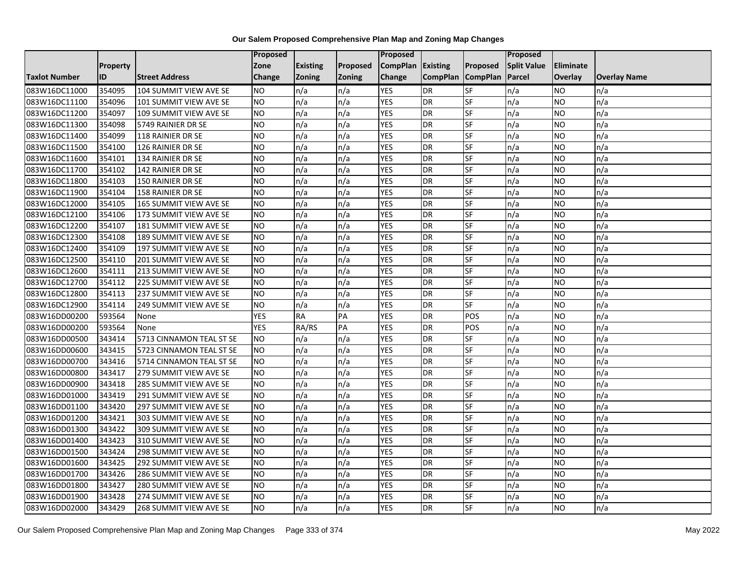# Our Salem Proposed Comprehensive Plan Map and Zoning Map Changes

| Taxlot Number | Property ID | Street Address | Proposed Zone Change | Existing Zoning | Proposed Zoning | Proposed CompPlan Change | Existing CompPlan | Proposed CompPlan | Proposed Split Value Parcel | Eliminate Overlay | Overlay Name |
|---|---|---|---|---|---|---|---|---|---|---|---|
| 083W16DC11000 | 354095 | 104 SUMMIT VIEW AVE SE | NO | n/a | n/a | YES | DR | SF | n/a | NO | n/a |
| 083W16DC11100 | 354096 | 101 SUMMIT VIEW AVE SE | NO | n/a | n/a | YES | DR | SF | n/a | NO | n/a |
| 083W16DC11200 | 354097 | 109 SUMMIT VIEW AVE SE | NO | n/a | n/a | YES | DR | SF | n/a | NO | n/a |
| 083W16DC11300 | 354098 | 5749 RAINIER DR SE | NO | n/a | n/a | YES | DR | SF | n/a | NO | n/a |
| 083W16DC11400 | 354099 | 118 RAINIER DR SE | NO | n/a | n/a | YES | DR | SF | n/a | NO | n/a |
| 083W16DC11500 | 354100 | 126 RAINIER DR SE | NO | n/a | n/a | YES | DR | SF | n/a | NO | n/a |
| 083W16DC11600 | 354101 | 134 RAINIER DR SE | NO | n/a | n/a | YES | DR | SF | n/a | NO | n/a |
| 083W16DC11700 | 354102 | 142 RAINIER DR SE | NO | n/a | n/a | YES | DR | SF | n/a | NO | n/a |
| 083W16DC11800 | 354103 | 150 RAINIER DR SE | NO | n/a | n/a | YES | DR | SF | n/a | NO | n/a |
| 083W16DC11900 | 354104 | 158 RAINIER DR SE | NO | n/a | n/a | YES | DR | SF | n/a | NO | n/a |
| 083W16DC12000 | 354105 | 165 SUMMIT VIEW AVE SE | NO | n/a | n/a | YES | DR | SF | n/a | NO | n/a |
| 083W16DC12100 | 354106 | 173 SUMMIT VIEW AVE SE | NO | n/a | n/a | YES | DR | SF | n/a | NO | n/a |
| 083W16DC12200 | 354107 | 181 SUMMIT VIEW AVE SE | NO | n/a | n/a | YES | DR | SF | n/a | NO | n/a |
| 083W16DC12300 | 354108 | 189 SUMMIT VIEW AVE SE | NO | n/a | n/a | YES | DR | SF | n/a | NO | n/a |
| 083W16DC12400 | 354109 | 197 SUMMIT VIEW AVE SE | NO | n/a | n/a | YES | DR | SF | n/a | NO | n/a |
| 083W16DC12500 | 354110 | 201 SUMMIT VIEW AVE SE | NO | n/a | n/a | YES | DR | SF | n/a | NO | n/a |
| 083W16DC12600 | 354111 | 213 SUMMIT VIEW AVE SE | NO | n/a | n/a | YES | DR | SF | n/a | NO | n/a |
| 083W16DC12700 | 354112 | 225 SUMMIT VIEW AVE SE | NO | n/a | n/a | YES | DR | SF | n/a | NO | n/a |
| 083W16DC12800 | 354113 | 237 SUMMIT VIEW AVE SE | NO | n/a | n/a | YES | DR | SF | n/a | NO | n/a |
| 083W16DC12900 | 354114 | 249 SUMMIT VIEW AVE SE | NO | n/a | n/a | YES | DR | SF | n/a | NO | n/a |
| 083W16DD00200 | 593564 | None | YES | RA | PA | YES | DR | POS | n/a | NO | n/a |
| 083W16DD00200 | 593564 | None | YES | RA/RS | PA | YES | DR | POS | n/a | NO | n/a |
| 083W16DD00500 | 343414 | 5713 CINNAMON TEAL ST SE | NO | n/a | n/a | YES | DR | SF | n/a | NO | n/a |
| 083W16DD00600 | 343415 | 5723 CINNAMON TEAL ST SE | NO | n/a | n/a | YES | DR | SF | n/a | NO | n/a |
| 083W16DD00700 | 343416 | 5714 CINNAMON TEAL ST SE | NO | n/a | n/a | YES | DR | SF | n/a | NO | n/a |
| 083W16DD00800 | 343417 | 279 SUMMIT VIEW AVE SE | NO | n/a | n/a | YES | DR | SF | n/a | NO | n/a |
| 083W16DD00900 | 343418 | 285 SUMMIT VIEW AVE SE | NO | n/a | n/a | YES | DR | SF | n/a | NO | n/a |
| 083W16DD01000 | 343419 | 291 SUMMIT VIEW AVE SE | NO | n/a | n/a | YES | DR | SF | n/a | NO | n/a |
| 083W16DD01100 | 343420 | 297 SUMMIT VIEW AVE SE | NO | n/a | n/a | YES | DR | SF | n/a | NO | n/a |
| 083W16DD01200 | 343421 | 303 SUMMIT VIEW AVE SE | NO | n/a | n/a | YES | DR | SF | n/a | NO | n/a |
| 083W16DD01300 | 343422 | 309 SUMMIT VIEW AVE SE | NO | n/a | n/a | YES | DR | SF | n/a | NO | n/a |
| 083W16DD01400 | 343423 | 310 SUMMIT VIEW AVE SE | NO | n/a | n/a | YES | DR | SF | n/a | NO | n/a |
| 083W16DD01500 | 343424 | 298 SUMMIT VIEW AVE SE | NO | n/a | n/a | YES | DR | SF | n/a | NO | n/a |
| 083W16DD01600 | 343425 | 292 SUMMIT VIEW AVE SE | NO | n/a | n/a | YES | DR | SF | n/a | NO | n/a |
| 083W16DD01700 | 343426 | 286 SUMMIT VIEW AVE SE | NO | n/a | n/a | YES | DR | SF | n/a | NO | n/a |
| 083W16DD01800 | 343427 | 280 SUMMIT VIEW AVE SE | NO | n/a | n/a | YES | DR | SF | n/a | NO | n/a |
| 083W16DD01900 | 343428 | 274 SUMMIT VIEW AVE SE | NO | n/a | n/a | YES | DR | SF | n/a | NO | n/a |
| 083W16DD02000 | 343429 | 268 SUMMIT VIEW AVE SE | NO | n/a | n/a | YES | DR | SF | n/a | NO | n/a |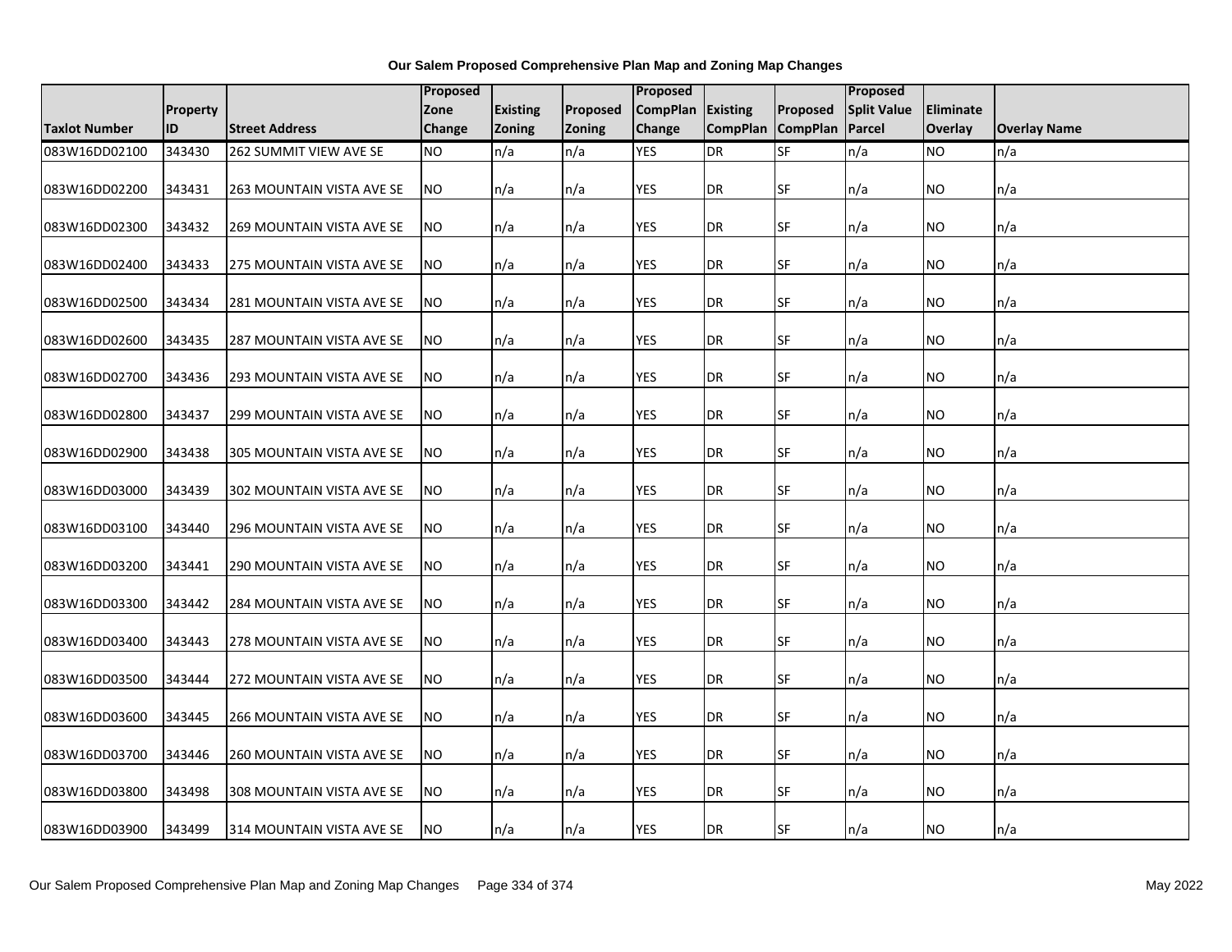# Our Salem Proposed Comprehensive Plan Map and Zoning Map Changes

| Taxlot Number | Property ID | Street Address | Proposed Zone Change | Existing Zoning | Proposed Zoning | Proposed CompPlan Change | Existing CompPlan | Proposed CompPlan | Proposed Split Value Parcel | Eliminate Overlay | Overlay Name |
|---|---|---|---|---|---|---|---|---|---|---|---|
| 083W16DD02100 | 343430 | 262 SUMMIT VIEW AVE SE | NO | n/a | n/a | YES | DR | SF | n/a | NO | n/a |
| 083W16DD02200 | 343431 | 263 MOUNTAIN VISTA AVE SE | NO | n/a | n/a | YES | DR | SF | n/a | NO | n/a |
| 083W16DD02300 | 343432 | 269 MOUNTAIN VISTA AVE SE | NO | n/a | n/a | YES | DR | SF | n/a | NO | n/a |
| 083W16DD02400 | 343433 | 275 MOUNTAIN VISTA AVE SE | NO | n/a | n/a | YES | DR | SF | n/a | NO | n/a |
| 083W16DD02500 | 343434 | 281 MOUNTAIN VISTA AVE SE | NO | n/a | n/a | YES | DR | SF | n/a | NO | n/a |
| 083W16DD02600 | 343435 | 287 MOUNTAIN VISTA AVE SE | NO | n/a | n/a | YES | DR | SF | n/a | NO | n/a |
| 083W16DD02700 | 343436 | 293 MOUNTAIN VISTA AVE SE | NO | n/a | n/a | YES | DR | SF | n/a | NO | n/a |
| 083W16DD02800 | 343437 | 299 MOUNTAIN VISTA AVE SE | NO | n/a | n/a | YES | DR | SF | n/a | NO | n/a |
| 083W16DD02900 | 343438 | 305 MOUNTAIN VISTA AVE SE | NO | n/a | n/a | YES | DR | SF | n/a | NO | n/a |
| 083W16DD03000 | 343439 | 302 MOUNTAIN VISTA AVE SE | NO | n/a | n/a | YES | DR | SF | n/a | NO | n/a |
| 083W16DD03100 | 343440 | 296 MOUNTAIN VISTA AVE SE | NO | n/a | n/a | YES | DR | SF | n/a | NO | n/a |
| 083W16DD03200 | 343441 | 290 MOUNTAIN VISTA AVE SE | NO | n/a | n/a | YES | DR | SF | n/a | NO | n/a |
| 083W16DD03300 | 343442 | 284 MOUNTAIN VISTA AVE SE | NO | n/a | n/a | YES | DR | SF | n/a | NO | n/a |
| 083W16DD03400 | 343443 | 278 MOUNTAIN VISTA AVE SE | NO | n/a | n/a | YES | DR | SF | n/a | NO | n/a |
| 083W16DD03500 | 343444 | 272 MOUNTAIN VISTA AVE SE | NO | n/a | n/a | YES | DR | SF | n/a | NO | n/a |
| 083W16DD03600 | 343445 | 266 MOUNTAIN VISTA AVE SE | NO | n/a | n/a | YES | DR | SF | n/a | NO | n/a |
| 083W16DD03700 | 343446 | 260 MOUNTAIN VISTA AVE SE | NO | n/a | n/a | YES | DR | SF | n/a | NO | n/a |
| 083W16DD03800 | 343498 | 308 MOUNTAIN VISTA AVE SE | NO | n/a | n/a | YES | DR | SF | n/a | NO | n/a |
| 083W16DD03900 | 343499 | 314 MOUNTAIN VISTA AVE SE | NO | n/a | n/a | YES | DR | SF | n/a | NO | n/a |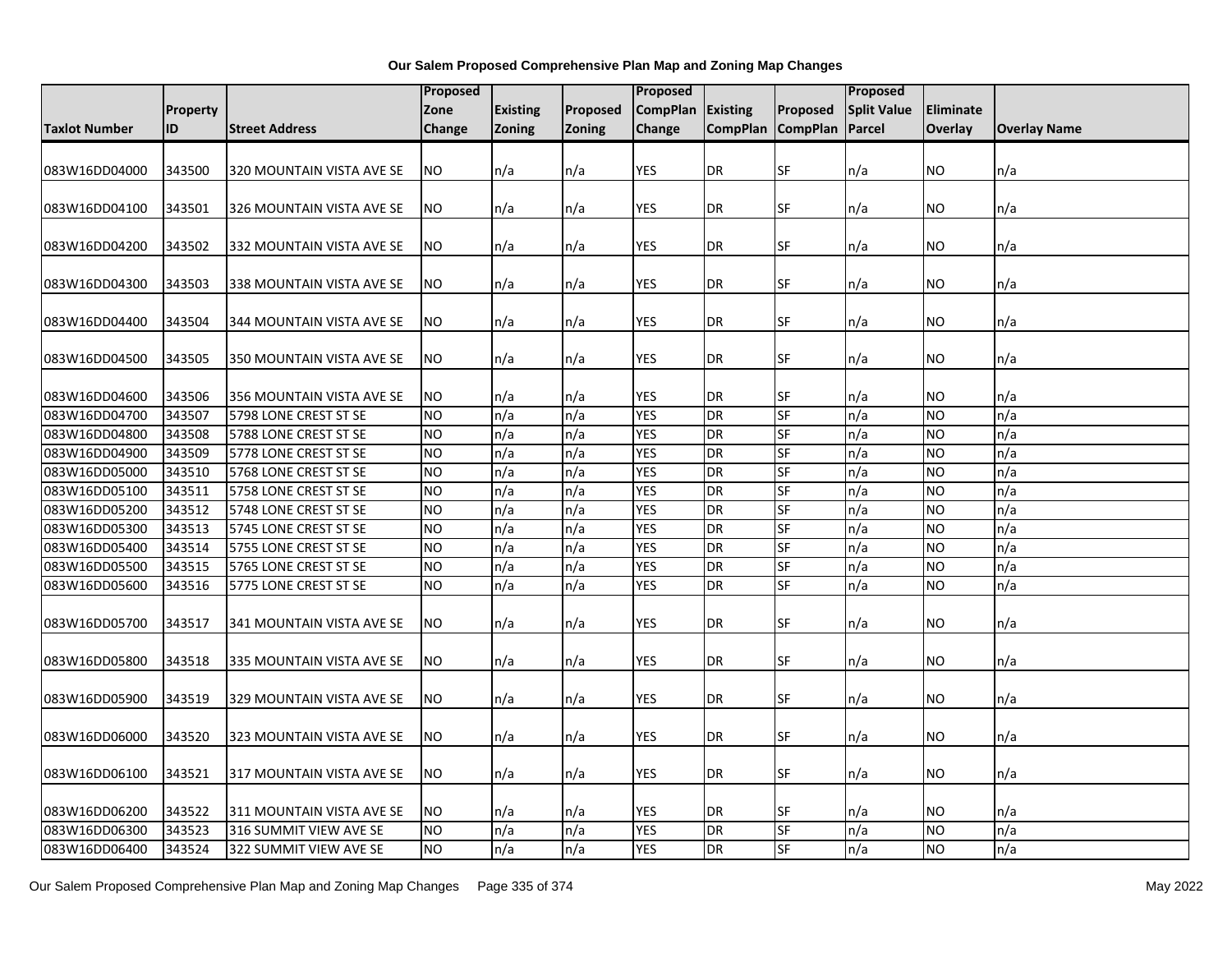**Our Salem Proposed Comprehensive Plan Map and Zoning Map Changes**

| Taxlot Number | Property ID | Street Address | Proposed Zone Change | Existing Zoning | Proposed Zoning | Proposed CompPlan Change | Existing CompPlan | Proposed CompPlan | Proposed Split Value Parcel | Eliminate Overlay | Overlay Name |
|---|---|---|---|---|---|---|---|---|---|---|---|
| 083W16DD04000 | 343500 | 320 MOUNTAIN VISTA AVE SE | NO | n/a | n/a | YES | DR | SF | n/a | NO | n/a |
| 083W16DD04100 | 343501 | 326 MOUNTAIN VISTA AVE SE | NO | n/a | n/a | YES | DR | SF | n/a | NO | n/a |
| 083W16DD04200 | 343502 | 332 MOUNTAIN VISTA AVE SE | NO | n/a | n/a | YES | DR | SF | n/a | NO | n/a |
| 083W16DD04300 | 343503 | 338 MOUNTAIN VISTA AVE SE | NO | n/a | n/a | YES | DR | SF | n/a | NO | n/a |
| 083W16DD04400 | 343504 | 344 MOUNTAIN VISTA AVE SE | NO | n/a | n/a | YES | DR | SF | n/a | NO | n/a |
| 083W16DD04500 | 343505 | 350 MOUNTAIN VISTA AVE SE | NO | n/a | n/a | YES | DR | SF | n/a | NO | n/a |
| 083W16DD04600 | 343506 | 356 MOUNTAIN VISTA AVE SE | NO | n/a | n/a | YES | DR | SF | n/a | NO | n/a |
| 083W16DD04700 | 343507 | 5798 LONE CREST ST SE | NO | n/a | n/a | YES | DR | SF | n/a | NO | n/a |
| 083W16DD04800 | 343508 | 5788 LONE CREST ST SE | NO | n/a | n/a | YES | DR | SF | n/a | NO | n/a |
| 083W16DD04900 | 343509 | 5778 LONE CREST ST SE | NO | n/a | n/a | YES | DR | SF | n/a | NO | n/a |
| 083W16DD05000 | 343510 | 5768 LONE CREST ST SE | NO | n/a | n/a | YES | DR | SF | n/a | NO | n/a |
| 083W16DD05100 | 343511 | 5758 LONE CREST ST SE | NO | n/a | n/a | YES | DR | SF | n/a | NO | n/a |
| 083W16DD05200 | 343512 | 5748 LONE CREST ST SE | NO | n/a | n/a | YES | DR | SF | n/a | NO | n/a |
| 083W16DD05300 | 343513 | 5745 LONE CREST ST SE | NO | n/a | n/a | YES | DR | SF | n/a | NO | n/a |
| 083W16DD05400 | 343514 | 5755 LONE CREST ST SE | NO | n/a | n/a | YES | DR | SF | n/a | NO | n/a |
| 083W16DD05500 | 343515 | 5765 LONE CREST ST SE | NO | n/a | n/a | YES | DR | SF | n/a | NO | n/a |
| 083W16DD05600 | 343516 | 5775 LONE CREST ST SE | NO | n/a | n/a | YES | DR | SF | n/a | NO | n/a |
| 083W16DD05700 | 343517 | 341 MOUNTAIN VISTA AVE SE | NO | n/a | n/a | YES | DR | SF | n/a | NO | n/a |
| 083W16DD05800 | 343518 | 335 MOUNTAIN VISTA AVE SE | NO | n/a | n/a | YES | DR | SF | n/a | NO | n/a |
| 083W16DD05900 | 343519 | 329 MOUNTAIN VISTA AVE SE | NO | n/a | n/a | YES | DR | SF | n/a | NO | n/a |
| 083W16DD06000 | 343520 | 323 MOUNTAIN VISTA AVE SE | NO | n/a | n/a | YES | DR | SF | n/a | NO | n/a |
| 083W16DD06100 | 343521 | 317 MOUNTAIN VISTA AVE SE | NO | n/a | n/a | YES | DR | SF | n/a | NO | n/a |
| 083W16DD06200 | 343522 | 311 MOUNTAIN VISTA AVE SE | NO | n/a | n/a | YES | DR | SF | n/a | NO | n/a |
| 083W16DD06300 | 343523 | 316 SUMMIT VIEW AVE SE | NO | n/a | n/a | YES | DR | SF | n/a | NO | n/a |
| 083W16DD06400 | 343524 | 322 SUMMIT VIEW AVE SE | NO | n/a | n/a | YES | DR | SF | n/a | NO | n/a |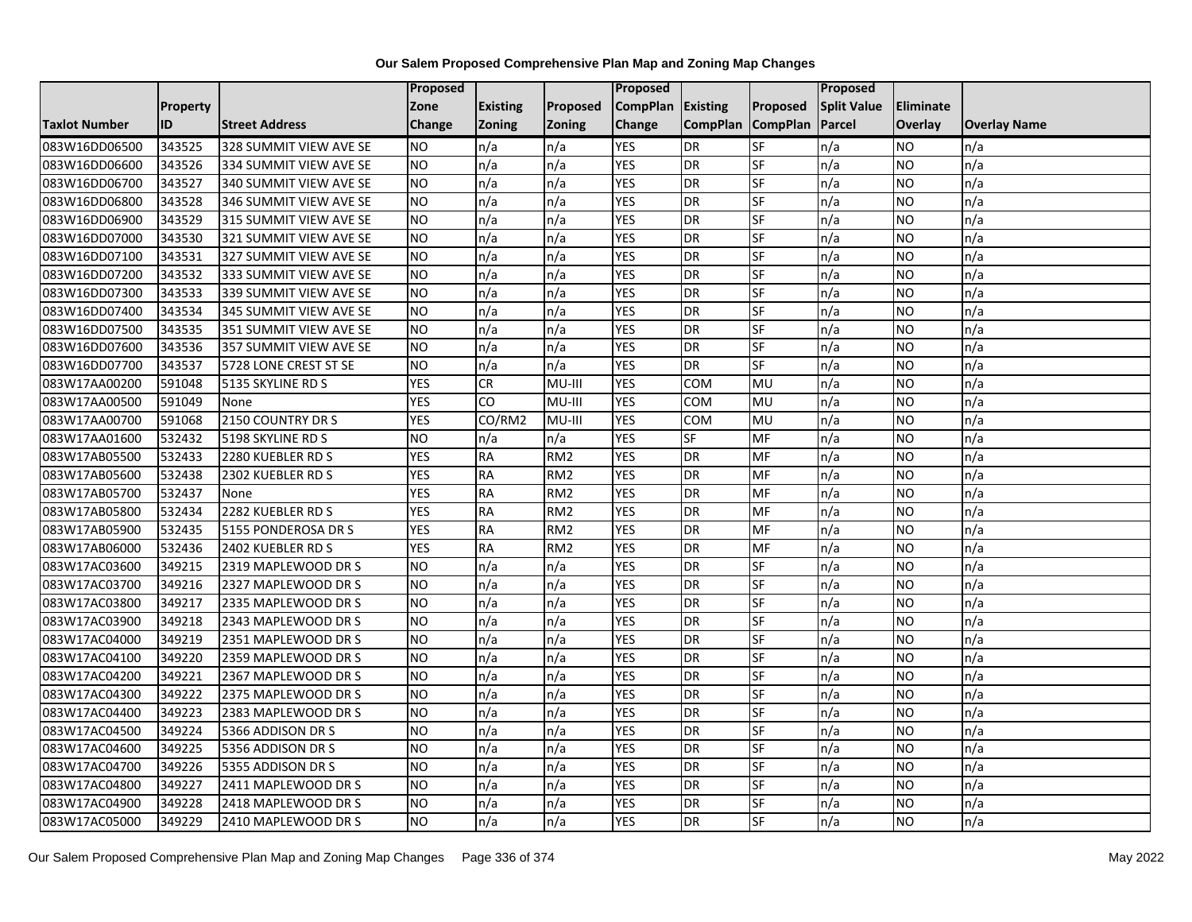# Our Salem Proposed Comprehensive Plan Map and Zoning Map Changes

| Taxlot Number | Property ID | Street Address | Proposed Zone Change | Existing Zoning | Proposed Zoning | Proposed CompPlan Change | Existing CompPlan | Proposed CompPlan | Proposed Split Value Parcel | Eliminate Overlay | Overlay Name |
|---|---|---|---|---|---|---|---|---|---|---|---|
| 083W16DD06500 | 343525 | 328 SUMMIT VIEW AVE SE | NO | n/a | n/a | YES | DR | SF | n/a | NO | n/a |
| 083W16DD06600 | 343526 | 334 SUMMIT VIEW AVE SE | NO | n/a | n/a | YES | DR | SF | n/a | NO | n/a |
| 083W16DD06700 | 343527 | 340 SUMMIT VIEW AVE SE | NO | n/a | n/a | YES | DR | SF | n/a | NO | n/a |
| 083W16DD06800 | 343528 | 346 SUMMIT VIEW AVE SE | NO | n/a | n/a | YES | DR | SF | n/a | NO | n/a |
| 083W16DD06900 | 343529 | 315 SUMMIT VIEW AVE SE | NO | n/a | n/a | YES | DR | SF | n/a | NO | n/a |
| 083W16DD07000 | 343530 | 321 SUMMIT VIEW AVE SE | NO | n/a | n/a | YES | DR | SF | n/a | NO | n/a |
| 083W16DD07100 | 343531 | 327 SUMMIT VIEW AVE SE | NO | n/a | n/a | YES | DR | SF | n/a | NO | n/a |
| 083W16DD07200 | 343532 | 333 SUMMIT VIEW AVE SE | NO | n/a | n/a | YES | DR | SF | n/a | NO | n/a |
| 083W16DD07300 | 343533 | 339 SUMMIT VIEW AVE SE | NO | n/a | n/a | YES | DR | SF | n/a | NO | n/a |
| 083W16DD07400 | 343534 | 345 SUMMIT VIEW AVE SE | NO | n/a | n/a | YES | DR | SF | n/a | NO | n/a |
| 083W16DD07500 | 343535 | 351 SUMMIT VIEW AVE SE | NO | n/a | n/a | YES | DR | SF | n/a | NO | n/a |
| 083W16DD07600 | 343536 | 357 SUMMIT VIEW AVE SE | NO | n/a | n/a | YES | DR | SF | n/a | NO | n/a |
| 083W16DD07700 | 343537 | 5728 LONE CREST ST SE | NO | n/a | n/a | YES | DR | SF | n/a | NO | n/a |
| 083W17AA00200 | 591048 | 5135 SKYLINE RD S | YES | CR | MU-III | YES | COM | MU | n/a | NO | n/a |
| 083W17AA00500 | 591049 | None | YES | CO | MU-III | YES | COM | MU | n/a | NO | n/a |
| 083W17AA00700 | 591068 | 2150 COUNTRY DR S | YES | CO/RM2 | MU-III | YES | COM | MU | n/a | NO | n/a |
| 083W17AA01600 | 532432 | 5198 SKYLINE RD S | NO | n/a | n/a | YES | SF | MF | n/a | NO | n/a |
| 083W17AB05500 | 532433 | 2280 KUEBLER RD S | YES | RA | RM2 | YES | DR | MF | n/a | NO | n/a |
| 083W17AB05600 | 532438 | 2302 KUEBLER RD S | YES | RA | RM2 | YES | DR | MF | n/a | NO | n/a |
| 083W17AB05700 | 532437 | None | YES | RA | RM2 | YES | DR | MF | n/a | NO | n/a |
| 083W17AB05800 | 532434 | 2282 KUEBLER RD S | YES | RA | RM2 | YES | DR | MF | n/a | NO | n/a |
| 083W17AB05900 | 532435 | 5155 PONDEROSA DR S | YES | RA | RM2 | YES | DR | MF | n/a | NO | n/a |
| 083W17AB06000 | 532436 | 2402 KUEBLER RD S | YES | RA | RM2 | YES | DR | MF | n/a | NO | n/a |
| 083W17AC03600 | 349215 | 2319 MAPLEWOOD DR S | NO | n/a | n/a | YES | DR | SF | n/a | NO | n/a |
| 083W17AC03700 | 349216 | 2327 MAPLEWOOD DR S | NO | n/a | n/a | YES | DR | SF | n/a | NO | n/a |
| 083W17AC03800 | 349217 | 2335 MAPLEWOOD DR S | NO | n/a | n/a | YES | DR | SF | n/a | NO | n/a |
| 083W17AC03900 | 349218 | 2343 MAPLEWOOD DR S | NO | n/a | n/a | YES | DR | SF | n/a | NO | n/a |
| 083W17AC04000 | 349219 | 2351 MAPLEWOOD DR S | NO | n/a | n/a | YES | DR | SF | n/a | NO | n/a |
| 083W17AC04100 | 349220 | 2359 MAPLEWOOD DR S | NO | n/a | n/a | YES | DR | SF | n/a | NO | n/a |
| 083W17AC04200 | 349221 | 2367 MAPLEWOOD DR S | NO | n/a | n/a | YES | DR | SF | n/a | NO | n/a |
| 083W17AC04300 | 349222 | 2375 MAPLEWOOD DR S | NO | n/a | n/a | YES | DR | SF | n/a | NO | n/a |
| 083W17AC04400 | 349223 | 2383 MAPLEWOOD DR S | NO | n/a | n/a | YES | DR | SF | n/a | NO | n/a |
| 083W17AC04500 | 349224 | 5366 ADDISON DR S | NO | n/a | n/a | YES | DR | SF | n/a | NO | n/a |
| 083W17AC04600 | 349225 | 5356 ADDISON DR S | NO | n/a | n/a | YES | DR | SF | n/a | NO | n/a |
| 083W17AC04700 | 349226 | 5355 ADDISON DR S | NO | n/a | n/a | YES | DR | SF | n/a | NO | n/a |
| 083W17AC04800 | 349227 | 2411 MAPLEWOOD DR S | NO | n/a | n/a | YES | DR | SF | n/a | NO | n/a |
| 083W17AC04900 | 349228 | 2418 MAPLEWOOD DR S | NO | n/a | n/a | YES | DR | SF | n/a | NO | n/a |
| 083W17AC05000 | 349229 | 2410 MAPLEWOOD DR S | NO | n/a | n/a | YES | DR | SF | n/a | NO | n/a |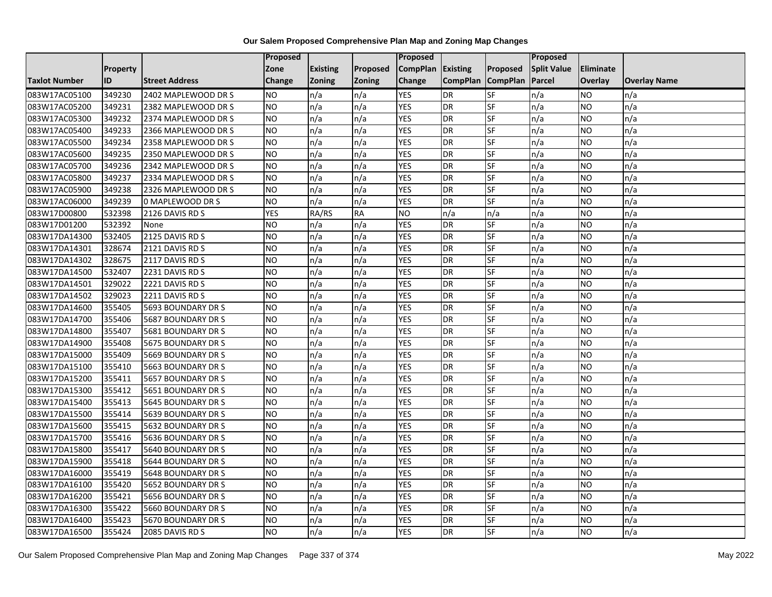# Our Salem Proposed Comprehensive Plan Map and Zoning Map Changes

| Taxlot Number | Property ID | Street Address | Proposed Zone Change | Existing Zoning | Proposed Zoning | Proposed CompPlan Change | Existing CompPlan | Proposed CompPlan | Proposed Split Value Parcel | Eliminate Overlay | Overlay Name |
|---|---|---|---|---|---|---|---|---|---|---|---|
| 083W17AC05100 | 349230 | 2402 MAPLEWOOD DR S | NO | n/a | n/a | YES | DR | SF | n/a | NO | n/a |
| 083W17AC05200 | 349231 | 2382 MAPLEWOOD DR S | NO | n/a | n/a | YES | DR | SF | n/a | NO | n/a |
| 083W17AC05300 | 349232 | 2374 MAPLEWOOD DR S | NO | n/a | n/a | YES | DR | SF | n/a | NO | n/a |
| 083W17AC05400 | 349233 | 2366 MAPLEWOOD DR S | NO | n/a | n/a | YES | DR | SF | n/a | NO | n/a |
| 083W17AC05500 | 349234 | 2358 MAPLEWOOD DR S | NO | n/a | n/a | YES | DR | SF | n/a | NO | n/a |
| 083W17AC05600 | 349235 | 2350 MAPLEWOOD DR S | NO | n/a | n/a | YES | DR | SF | n/a | NO | n/a |
| 083W17AC05700 | 349236 | 2342 MAPLEWOOD DR S | NO | n/a | n/a | YES | DR | SF | n/a | NO | n/a |
| 083W17AC05800 | 349237 | 2334 MAPLEWOOD DR S | NO | n/a | n/a | YES | DR | SF | n/a | NO | n/a |
| 083W17AC05900 | 349238 | 2326 MAPLEWOOD DR S | NO | n/a | n/a | YES | DR | SF | n/a | NO | n/a |
| 083W17AC06000 | 349239 | 0 MAPLEWOOD DR S | NO | n/a | n/a | YES | DR | SF | n/a | NO | n/a |
| 083W17D00800 | 532398 | 2126 DAVIS RD S | YES | RA/RS | RA | NO | n/a | n/a | n/a | NO | n/a |
| 083W17D01200 | 532392 | None | NO | n/a | n/a | YES | DR | SF | n/a | NO | n/a |
| 083W17DA14300 | 532405 | 2125 DAVIS RD S | NO | n/a | n/a | YES | DR | SF | n/a | NO | n/a |
| 083W17DA14301 | 328674 | 2121 DAVIS RD S | NO | n/a | n/a | YES | DR | SF | n/a | NO | n/a |
| 083W17DA14302 | 328675 | 2117 DAVIS RD S | NO | n/a | n/a | YES | DR | SF | n/a | NO | n/a |
| 083W17DA14500 | 532407 | 2231 DAVIS RD S | NO | n/a | n/a | YES | DR | SF | n/a | NO | n/a |
| 083W17DA14501 | 329022 | 2221 DAVIS RD S | NO | n/a | n/a | YES | DR | SF | n/a | NO | n/a |
| 083W17DA14502 | 329023 | 2211 DAVIS RD S | NO | n/a | n/a | YES | DR | SF | n/a | NO | n/a |
| 083W17DA14600 | 355405 | 5693 BOUNDARY DR S | NO | n/a | n/a | YES | DR | SF | n/a | NO | n/a |
| 083W17DA14700 | 355406 | 5687 BOUNDARY DR S | NO | n/a | n/a | YES | DR | SF | n/a | NO | n/a |
| 083W17DA14800 | 355407 | 5681 BOUNDARY DR S | NO | n/a | n/a | YES | DR | SF | n/a | NO | n/a |
| 083W17DA14900 | 355408 | 5675 BOUNDARY DR S | NO | n/a | n/a | YES | DR | SF | n/a | NO | n/a |
| 083W17DA15000 | 355409 | 5669 BOUNDARY DR S | NO | n/a | n/a | YES | DR | SF | n/a | NO | n/a |
| 083W17DA15100 | 355410 | 5663 BOUNDARY DR S | NO | n/a | n/a | YES | DR | SF | n/a | NO | n/a |
| 083W17DA15200 | 355411 | 5657 BOUNDARY DR S | NO | n/a | n/a | YES | DR | SF | n/a | NO | n/a |
| 083W17DA15300 | 355412 | 5651 BOUNDARY DR S | NO | n/a | n/a | YES | DR | SF | n/a | NO | n/a |
| 083W17DA15400 | 355413 | 5645 BOUNDARY DR S | NO | n/a | n/a | YES | DR | SF | n/a | NO | n/a |
| 083W17DA15500 | 355414 | 5639 BOUNDARY DR S | NO | n/a | n/a | YES | DR | SF | n/a | NO | n/a |
| 083W17DA15600 | 355415 | 5632 BOUNDARY DR S | NO | n/a | n/a | YES | DR | SF | n/a | NO | n/a |
| 083W17DA15700 | 355416 | 5636 BOUNDARY DR S | NO | n/a | n/a | YES | DR | SF | n/a | NO | n/a |
| 083W17DA15800 | 355417 | 5640 BOUNDARY DR S | NO | n/a | n/a | YES | DR | SF | n/a | NO | n/a |
| 083W17DA15900 | 355418 | 5644 BOUNDARY DR S | NO | n/a | n/a | YES | DR | SF | n/a | NO | n/a |
| 083W17DA16000 | 355419 | 5648 BOUNDARY DR S | NO | n/a | n/a | YES | DR | SF | n/a | NO | n/a |
| 083W17DA16100 | 355420 | 5652 BOUNDARY DR S | NO | n/a | n/a | YES | DR | SF | n/a | NO | n/a |
| 083W17DA16200 | 355421 | 5656 BOUNDARY DR S | NO | n/a | n/a | YES | DR | SF | n/a | NO | n/a |
| 083W17DA16300 | 355422 | 5660 BOUNDARY DR S | NO | n/a | n/a | YES | DR | SF | n/a | NO | n/a |
| 083W17DA16400 | 355423 | 5670 BOUNDARY DR S | NO | n/a | n/a | YES | DR | SF | n/a | NO | n/a |
| 083W17DA16500 | 355424 | 2085 DAVIS RD S | NO | n/a | n/a | YES | DR | SF | n/a | NO | n/a |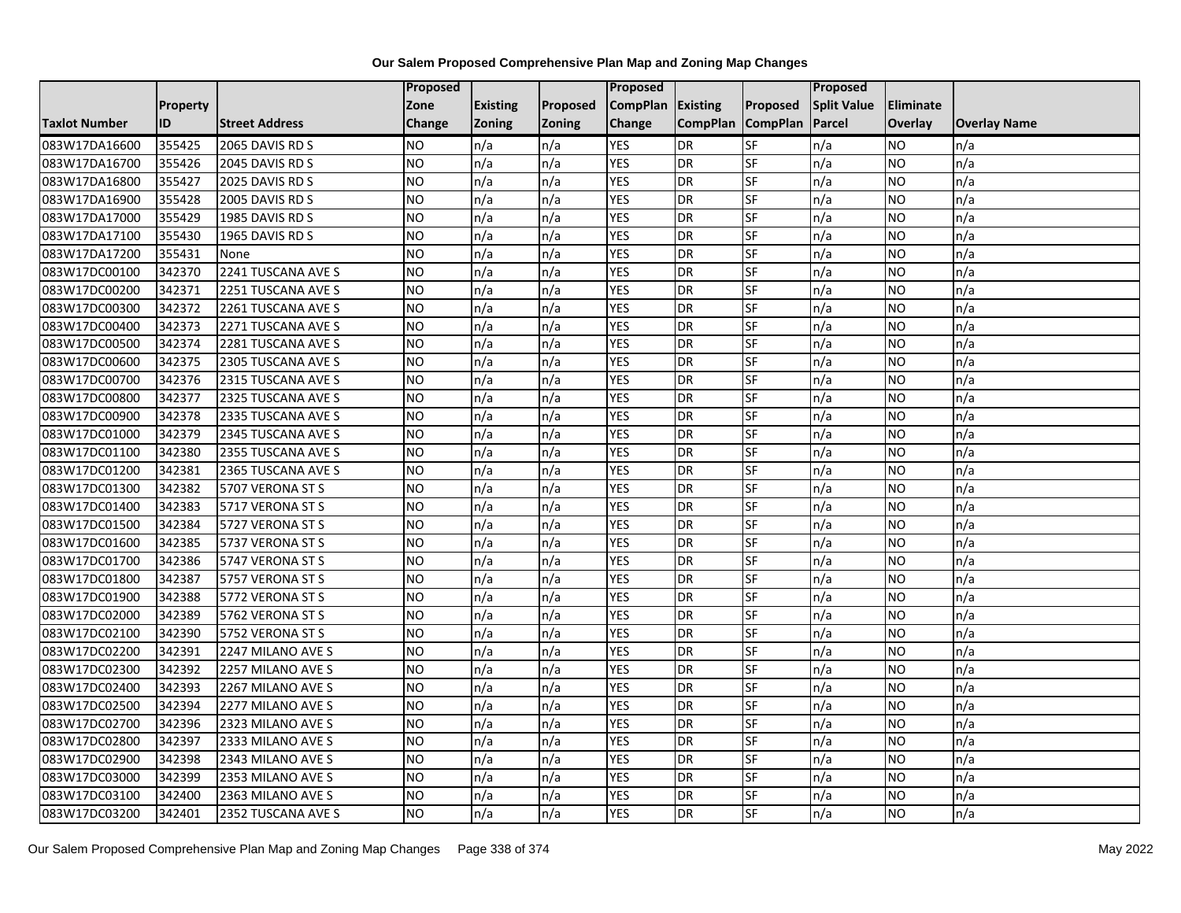**Our Salem Proposed Comprehensive Plan Map and Zoning Map Changes**

| Taxlot Number | Property ID | Street Address | Proposed Zone Change | Existing Zoning | Proposed Zoning | Proposed CompPlan Change | Existing CompPlan | Proposed CompPlan | Proposed Split Value Parcel | Eliminate Overlay | Overlay Name |
|---|---|---|---|---|---|---|---|---|---|---|---|
| 083W17DA16600 | 355425 | 2065 DAVIS RD S | NO | n/a | n/a | YES | DR | SF | n/a | NO | n/a |
| 083W17DA16700 | 355426 | 2045 DAVIS RD S | NO | n/a | n/a | YES | DR | SF | n/a | NO | n/a |
| 083W17DA16800 | 355427 | 2025 DAVIS RD S | NO | n/a | n/a | YES | DR | SF | n/a | NO | n/a |
| 083W17DA16900 | 355428 | 2005 DAVIS RD S | NO | n/a | n/a | YES | DR | SF | n/a | NO | n/a |
| 083W17DA17000 | 355429 | 1985 DAVIS RD S | NO | n/a | n/a | YES | DR | SF | n/a | NO | n/a |
| 083W17DA17100 | 355430 | 1965 DAVIS RD S | NO | n/a | n/a | YES | DR | SF | n/a | NO | n/a |
| 083W17DA17200 | 355431 | None | NO | n/a | n/a | YES | DR | SF | n/a | NO | n/a |
| 083W17DC00100 | 342370 | 2241 TUSCANA AVE S | NO | n/a | n/a | YES | DR | SF | n/a | NO | n/a |
| 083W17DC00200 | 342371 | 2251 TUSCANA AVE S | NO | n/a | n/a | YES | DR | SF | n/a | NO | n/a |
| 083W17DC00300 | 342372 | 2261 TUSCANA AVE S | NO | n/a | n/a | YES | DR | SF | n/a | NO | n/a |
| 083W17DC00400 | 342373 | 2271 TUSCANA AVE S | NO | n/a | n/a | YES | DR | SF | n/a | NO | n/a |
| 083W17DC00500 | 342374 | 2281 TUSCANA AVE S | NO | n/a | n/a | YES | DR | SF | n/a | NO | n/a |
| 083W17DC00600 | 342375 | 2305 TUSCANA AVE S | NO | n/a | n/a | YES | DR | SF | n/a | NO | n/a |
| 083W17DC00700 | 342376 | 2315 TUSCANA AVE S | NO | n/a | n/a | YES | DR | SF | n/a | NO | n/a |
| 083W17DC00800 | 342377 | 2325 TUSCANA AVE S | NO | n/a | n/a | YES | DR | SF | n/a | NO | n/a |
| 083W17DC00900 | 342378 | 2335 TUSCANA AVE S | NO | n/a | n/a | YES | DR | SF | n/a | NO | n/a |
| 083W17DC01000 | 342379 | 2345 TUSCANA AVE S | NO | n/a | n/a | YES | DR | SF | n/a | NO | n/a |
| 083W17DC01100 | 342380 | 2355 TUSCANA AVE S | NO | n/a | n/a | YES | DR | SF | n/a | NO | n/a |
| 083W17DC01200 | 342381 | 2365 TUSCANA AVE S | NO | n/a | n/a | YES | DR | SF | n/a | NO | n/a |
| 083W17DC01300 | 342382 | 5707 VERONA ST S | NO | n/a | n/a | YES | DR | SF | n/a | NO | n/a |
| 083W17DC01400 | 342383 | 5717 VERONA ST S | NO | n/a | n/a | YES | DR | SF | n/a | NO | n/a |
| 083W17DC01500 | 342384 | 5727 VERONA ST S | NO | n/a | n/a | YES | DR | SF | n/a | NO | n/a |
| 083W17DC01600 | 342385 | 5737 VERONA ST S | NO | n/a | n/a | YES | DR | SF | n/a | NO | n/a |
| 083W17DC01700 | 342386 | 5747 VERONA ST S | NO | n/a | n/a | YES | DR | SF | n/a | NO | n/a |
| 083W17DC01800 | 342387 | 5757 VERONA ST S | NO | n/a | n/a | YES | DR | SF | n/a | NO | n/a |
| 083W17DC01900 | 342388 | 5772 VERONA ST S | NO | n/a | n/a | YES | DR | SF | n/a | NO | n/a |
| 083W17DC02000 | 342389 | 5762 VERONA ST S | NO | n/a | n/a | YES | DR | SF | n/a | NO | n/a |
| 083W17DC02100 | 342390 | 5752 VERONA ST S | NO | n/a | n/a | YES | DR | SF | n/a | NO | n/a |
| 083W17DC02200 | 342391 | 2247 MILANO AVE S | NO | n/a | n/a | YES | DR | SF | n/a | NO | n/a |
| 083W17DC02300 | 342392 | 2257 MILANO AVE S | NO | n/a | n/a | YES | DR | SF | n/a | NO | n/a |
| 083W17DC02400 | 342393 | 2267 MILANO AVE S | NO | n/a | n/a | YES | DR | SF | n/a | NO | n/a |
| 083W17DC02500 | 342394 | 2277 MILANO AVE S | NO | n/a | n/a | YES | DR | SF | n/a | NO | n/a |
| 083W17DC02700 | 342396 | 2323 MILANO AVE S | NO | n/a | n/a | YES | DR | SF | n/a | NO | n/a |
| 083W17DC02800 | 342397 | 2333 MILANO AVE S | NO | n/a | n/a | YES | DR | SF | n/a | NO | n/a |
| 083W17DC02900 | 342398 | 2343 MILANO AVE S | NO | n/a | n/a | YES | DR | SF | n/a | NO | n/a |
| 083W17DC03000 | 342399 | 2353 MILANO AVE S | NO | n/a | n/a | YES | DR | SF | n/a | NO | n/a |
| 083W17DC03100 | 342400 | 2363 MILANO AVE S | NO | n/a | n/a | YES | DR | SF | n/a | NO | n/a |
| 083W17DC03200 | 342401 | 2352 TUSCANA AVE S | NO | n/a | n/a | YES | DR | SF | n/a | NO | n/a |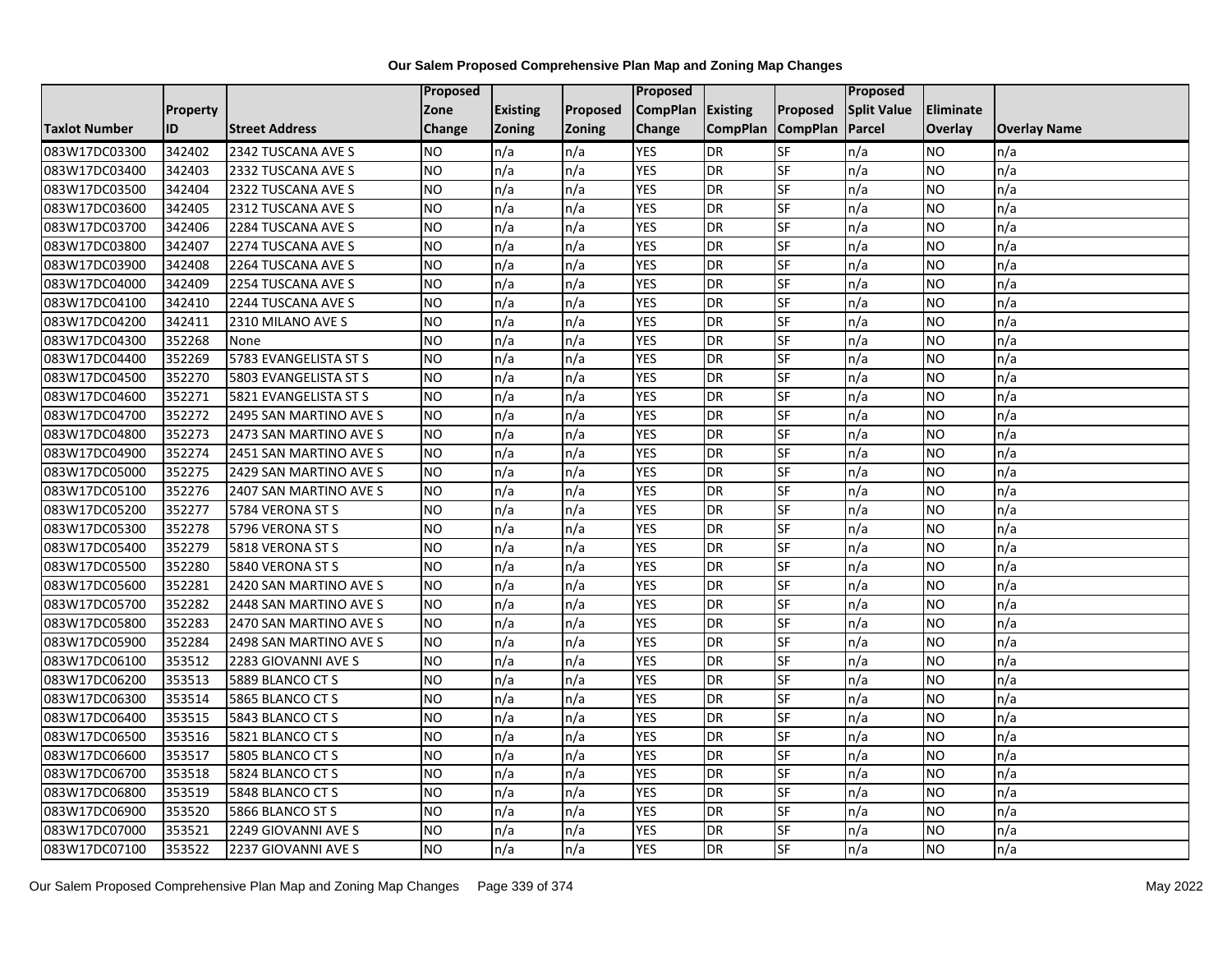# Our Salem Proposed Comprehensive Plan Map and Zoning Map Changes

| Taxlot Number | Property ID | Street Address | Proposed Zone Change | Existing Zoning | Proposed Zoning | Proposed CompPlan Change | Existing CompPlan | Proposed CompPlan | Proposed Split Value Parcel | Eliminate Overlay | Overlay Name |
|---|---|---|---|---|---|---|---|---|---|---|---|
| 083W17DC03300 | 342402 | 2342 TUSCANA AVE S | NO | n/a | n/a | YES | DR | SF | n/a | NO | n/a |
| 083W17DC03400 | 342403 | 2332 TUSCANA AVE S | NO | n/a | n/a | YES | DR | SF | n/a | NO | n/a |
| 083W17DC03500 | 342404 | 2322 TUSCANA AVE S | NO | n/a | n/a | YES | DR | SF | n/a | NO | n/a |
| 083W17DC03600 | 342405 | 2312 TUSCANA AVE S | NO | n/a | n/a | YES | DR | SF | n/a | NO | n/a |
| 083W17DC03700 | 342406 | 2284 TUSCANA AVE S | NO | n/a | n/a | YES | DR | SF | n/a | NO | n/a |
| 083W17DC03800 | 342407 | 2274 TUSCANA AVE S | NO | n/a | n/a | YES | DR | SF | n/a | NO | n/a |
| 083W17DC03900 | 342408 | 2264 TUSCANA AVE S | NO | n/a | n/a | YES | DR | SF | n/a | NO | n/a |
| 083W17DC04000 | 342409 | 2254 TUSCANA AVE S | NO | n/a | n/a | YES | DR | SF | n/a | NO | n/a |
| 083W17DC04100 | 342410 | 2244 TUSCANA AVE S | NO | n/a | n/a | YES | DR | SF | n/a | NO | n/a |
| 083W17DC04200 | 342411 | 2310 MILANO AVE S | NO | n/a | n/a | YES | DR | SF | n/a | NO | n/a |
| 083W17DC04300 | 352268 | None | NO | n/a | n/a | YES | DR | SF | n/a | NO | n/a |
| 083W17DC04400 | 352269 | 5783 EVANGELISTA ST S | NO | n/a | n/a | YES | DR | SF | n/a | NO | n/a |
| 083W17DC04500 | 352270 | 5803 EVANGELISTA ST S | NO | n/a | n/a | YES | DR | SF | n/a | NO | n/a |
| 083W17DC04600 | 352271 | 5821 EVANGELISTA ST S | NO | n/a | n/a | YES | DR | SF | n/a | NO | n/a |
| 083W17DC04700 | 352272 | 2495 SAN MARTINO AVE S | NO | n/a | n/a | YES | DR | SF | n/a | NO | n/a |
| 083W17DC04800 | 352273 | 2473 SAN MARTINO AVE S | NO | n/a | n/a | YES | DR | SF | n/a | NO | n/a |
| 083W17DC04900 | 352274 | 2451 SAN MARTINO AVE S | NO | n/a | n/a | YES | DR | SF | n/a | NO | n/a |
| 083W17DC05000 | 352275 | 2429 SAN MARTINO AVE S | NO | n/a | n/a | YES | DR | SF | n/a | NO | n/a |
| 083W17DC05100 | 352276 | 2407 SAN MARTINO AVE S | NO | n/a | n/a | YES | DR | SF | n/a | NO | n/a |
| 083W17DC05200 | 352277 | 5784 VERONA ST S | NO | n/a | n/a | YES | DR | SF | n/a | NO | n/a |
| 083W17DC05300 | 352278 | 5796 VERONA ST S | NO | n/a | n/a | YES | DR | SF | n/a | NO | n/a |
| 083W17DC05400 | 352279 | 5818 VERONA ST S | NO | n/a | n/a | YES | DR | SF | n/a | NO | n/a |
| 083W17DC05500 | 352280 | 5840 VERONA ST S | NO | n/a | n/a | YES | DR | SF | n/a | NO | n/a |
| 083W17DC05600 | 352281 | 2420 SAN MARTINO AVE S | NO | n/a | n/a | YES | DR | SF | n/a | NO | n/a |
| 083W17DC05700 | 352282 | 2448 SAN MARTINO AVE S | NO | n/a | n/a | YES | DR | SF | n/a | NO | n/a |
| 083W17DC05800 | 352283 | 2470 SAN MARTINO AVE S | NO | n/a | n/a | YES | DR | SF | n/a | NO | n/a |
| 083W17DC05900 | 352284 | 2498 SAN MARTINO AVE S | NO | n/a | n/a | YES | DR | SF | n/a | NO | n/a |
| 083W17DC06100 | 353512 | 2283 GIOVANNI AVE S | NO | n/a | n/a | YES | DR | SF | n/a | NO | n/a |
| 083W17DC06200 | 353513 | 5889 BLANCO CT S | NO | n/a | n/a | YES | DR | SF | n/a | NO | n/a |
| 083W17DC06300 | 353514 | 5865 BLANCO CT S | NO | n/a | n/a | YES | DR | SF | n/a | NO | n/a |
| 083W17DC06400 | 353515 | 5843 BLANCO CT S | NO | n/a | n/a | YES | DR | SF | n/a | NO | n/a |
| 083W17DC06500 | 353516 | 5821 BLANCO CT S | NO | n/a | n/a | YES | DR | SF | n/a | NO | n/a |
| 083W17DC06600 | 353517 | 5805 BLANCO CT S | NO | n/a | n/a | YES | DR | SF | n/a | NO | n/a |
| 083W17DC06700 | 353518 | 5824 BLANCO CT S | NO | n/a | n/a | YES | DR | SF | n/a | NO | n/a |
| 083W17DC06800 | 353519 | 5848 BLANCO CT S | NO | n/a | n/a | YES | DR | SF | n/a | NO | n/a |
| 083W17DC06900 | 353520 | 5866 BLANCO ST S | NO | n/a | n/a | YES | DR | SF | n/a | NO | n/a |
| 083W17DC07000 | 353521 | 2249 GIOVANNI AVE S | NO | n/a | n/a | YES | DR | SF | n/a | NO | n/a |
| 083W17DC07100 | 353522 | 2237 GIOVANNI AVE S | NO | n/a | n/a | YES | DR | SF | n/a | NO | n/a |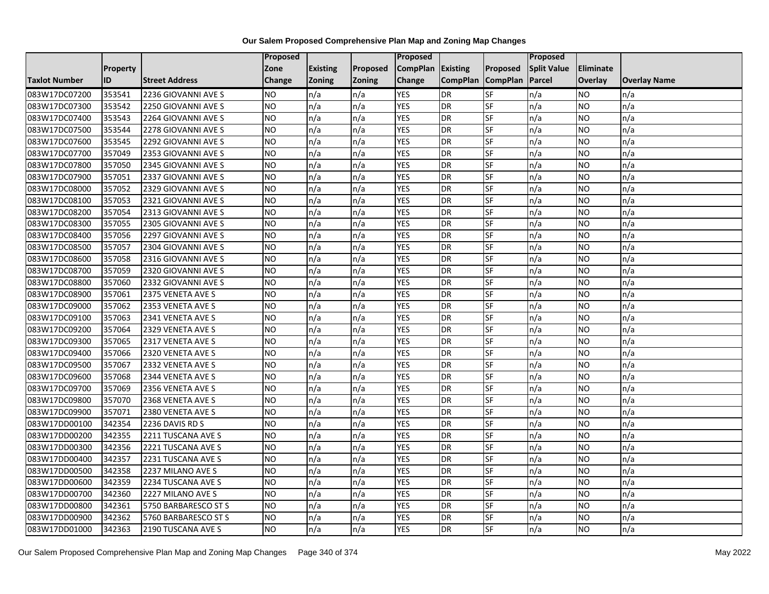# Our Salem Proposed Comprehensive Plan Map and Zoning Map Changes

| Taxlot Number | Property ID | Street Address | Proposed Zone Change | Existing Zoning | Proposed Zoning | Proposed CompPlan Change | Existing CompPlan | Proposed CompPlan | Proposed Split Value Parcel | Eliminate Overlay | Overlay Name |
|---|---|---|---|---|---|---|---|---|---|---|---|
| 083W17DC07200 | 353541 | 2236 GIOVANNI AVE S | NO | n/a | n/a | YES | DR | SF | n/a | NO | n/a |
| 083W17DC07300 | 353542 | 2250 GIOVANNI AVE S | NO | n/a | n/a | YES | DR | SF | n/a | NO | n/a |
| 083W17DC07400 | 353543 | 2264 GIOVANNI AVE S | NO | n/a | n/a | YES | DR | SF | n/a | NO | n/a |
| 083W17DC07500 | 353544 | 2278 GIOVANNI AVE S | NO | n/a | n/a | YES | DR | SF | n/a | NO | n/a |
| 083W17DC07600 | 353545 | 2292 GIOVANNI AVE S | NO | n/a | n/a | YES | DR | SF | n/a | NO | n/a |
| 083W17DC07700 | 357049 | 2353 GIOVANNI AVE S | NO | n/a | n/a | YES | DR | SF | n/a | NO | n/a |
| 083W17DC07800 | 357050 | 2345 GIOVANNI AVE S | NO | n/a | n/a | YES | DR | SF | n/a | NO | n/a |
| 083W17DC07900 | 357051 | 2337 GIOVANNI AVE S | NO | n/a | n/a | YES | DR | SF | n/a | NO | n/a |
| 083W17DC08000 | 357052 | 2329 GIOVANNI AVE S | NO | n/a | n/a | YES | DR | SF | n/a | NO | n/a |
| 083W17DC08100 | 357053 | 2321 GIOVANNI AVE S | NO | n/a | n/a | YES | DR | SF | n/a | NO | n/a |
| 083W17DC08200 | 357054 | 2313 GIOVANNI AVE S | NO | n/a | n/a | YES | DR | SF | n/a | NO | n/a |
| 083W17DC08300 | 357055 | 2305 GIOVANNI AVE S | NO | n/a | n/a | YES | DR | SF | n/a | NO | n/a |
| 083W17DC08400 | 357056 | 2297 GIOVANNI AVE S | NO | n/a | n/a | YES | DR | SF | n/a | NO | n/a |
| 083W17DC08500 | 357057 | 2304 GIOVANNI AVE S | NO | n/a | n/a | YES | DR | SF | n/a | NO | n/a |
| 083W17DC08600 | 357058 | 2316 GIOVANNI AVE S | NO | n/a | n/a | YES | DR | SF | n/a | NO | n/a |
| 083W17DC08700 | 357059 | 2320 GIOVANNI AVE S | NO | n/a | n/a | YES | DR | SF | n/a | NO | n/a |
| 083W17DC08800 | 357060 | 2332 GIOVANNI AVE S | NO | n/a | n/a | YES | DR | SF | n/a | NO | n/a |
| 083W17DC08900 | 357061 | 2375 VENETA AVE S | NO | n/a | n/a | YES | DR | SF | n/a | NO | n/a |
| 083W17DC09000 | 357062 | 2353 VENETA AVE S | NO | n/a | n/a | YES | DR | SF | n/a | NO | n/a |
| 083W17DC09100 | 357063 | 2341 VENETA AVE S | NO | n/a | n/a | YES | DR | SF | n/a | NO | n/a |
| 083W17DC09200 | 357064 | 2329 VENETA AVE S | NO | n/a | n/a | YES | DR | SF | n/a | NO | n/a |
| 083W17DC09300 | 357065 | 2317 VENETA AVE S | NO | n/a | n/a | YES | DR | SF | n/a | NO | n/a |
| 083W17DC09400 | 357066 | 2320 VENETA AVE S | NO | n/a | n/a | YES | DR | SF | n/a | NO | n/a |
| 083W17DC09500 | 357067 | 2332 VENETA AVE S | NO | n/a | n/a | YES | DR | SF | n/a | NO | n/a |
| 083W17DC09600 | 357068 | 2344 VENETA AVE S | NO | n/a | n/a | YES | DR | SF | n/a | NO | n/a |
| 083W17DC09700 | 357069 | 2356 VENETA AVE S | NO | n/a | n/a | YES | DR | SF | n/a | NO | n/a |
| 083W17DC09800 | 357070 | 2368 VENETA AVE S | NO | n/a | n/a | YES | DR | SF | n/a | NO | n/a |
| 083W17DC09900 | 357071 | 2380 VENETA AVE S | NO | n/a | n/a | YES | DR | SF | n/a | NO | n/a |
| 083W17DD00100 | 342354 | 2236 DAVIS RD S | NO | n/a | n/a | YES | DR | SF | n/a | NO | n/a |
| 083W17DD00200 | 342355 | 2211 TUSCANA AVE S | NO | n/a | n/a | YES | DR | SF | n/a | NO | n/a |
| 083W17DD00300 | 342356 | 2221 TUSCANA AVE S | NO | n/a | n/a | YES | DR | SF | n/a | NO | n/a |
| 083W17DD00400 | 342357 | 2231 TUSCANA AVE S | NO | n/a | n/a | YES | DR | SF | n/a | NO | n/a |
| 083W17DD00500 | 342358 | 2237 MILANO AVE S | NO | n/a | n/a | YES | DR | SF | n/a | NO | n/a |
| 083W17DD00600 | 342359 | 2234 TUSCANA AVE S | NO | n/a | n/a | YES | DR | SF | n/a | NO | n/a |
| 083W17DD00700 | 342360 | 2227 MILANO AVE S | NO | n/a | n/a | YES | DR | SF | n/a | NO | n/a |
| 083W17DD00800 | 342361 | 5750 BARBARESCO ST S | NO | n/a | n/a | YES | DR | SF | n/a | NO | n/a |
| 083W17DD00900 | 342362 | 5760 BARBARESCO ST S | NO | n/a | n/a | YES | DR | SF | n/a | NO | n/a |
| 083W17DD01000 | 342363 | 2190 TUSCANA AVE S | NO | n/a | n/a | YES | DR | SF | n/a | NO | n/a |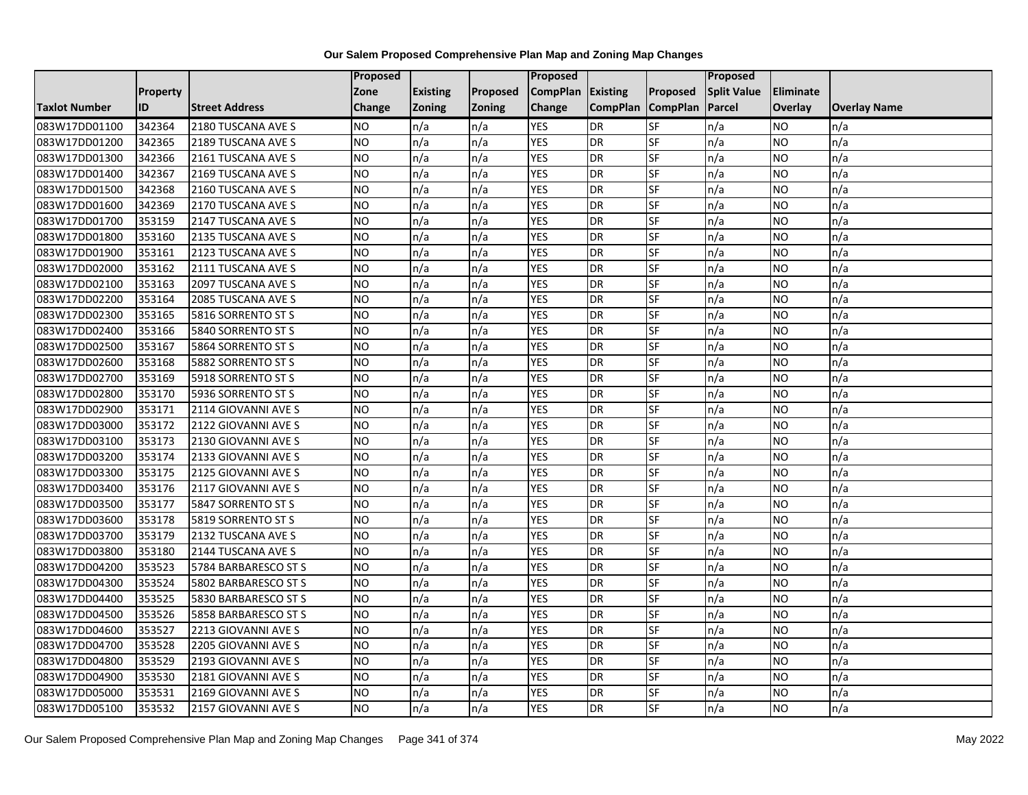# Our Salem Proposed Comprehensive Plan Map and Zoning Map Changes

| Taxlot Number | Property ID | Street Address | Proposed Zone Change | Existing Zoning | Proposed Zoning | Proposed CompPlan Change | Existing CompPlan | Proposed CompPlan | Proposed Split Value Parcel | Eliminate Overlay | Overlay Name |
|---|---|---|---|---|---|---|---|---|---|---|---|
| 083W17DD01100 | 342364 | 2180 TUSCANA AVE S | NO | n/a | n/a | YES | DR | SF | n/a | NO | n/a |
| 083W17DD01200 | 342365 | 2189 TUSCANA AVE S | NO | n/a | n/a | YES | DR | SF | n/a | NO | n/a |
| 083W17DD01300 | 342366 | 2161 TUSCANA AVE S | NO | n/a | n/a | YES | DR | SF | n/a | NO | n/a |
| 083W17DD01400 | 342367 | 2169 TUSCANA AVE S | NO | n/a | n/a | YES | DR | SF | n/a | NO | n/a |
| 083W17DD01500 | 342368 | 2160 TUSCANA AVE S | NO | n/a | n/a | YES | DR | SF | n/a | NO | n/a |
| 083W17DD01600 | 342369 | 2170 TUSCANA AVE S | NO | n/a | n/a | YES | DR | SF | n/a | NO | n/a |
| 083W17DD01700 | 353159 | 2147 TUSCANA AVE S | NO | n/a | n/a | YES | DR | SF | n/a | NO | n/a |
| 083W17DD01800 | 353160 | 2135 TUSCANA AVE S | NO | n/a | n/a | YES | DR | SF | n/a | NO | n/a |
| 083W17DD01900 | 353161 | 2123 TUSCANA AVE S | NO | n/a | n/a | YES | DR | SF | n/a | NO | n/a |
| 083W17DD02000 | 353162 | 2111 TUSCANA AVE S | NO | n/a | n/a | YES | DR | SF | n/a | NO | n/a |
| 083W17DD02100 | 353163 | 2097 TUSCANA AVE S | NO | n/a | n/a | YES | DR | SF | n/a | NO | n/a |
| 083W17DD02200 | 353164 | 2085 TUSCANA AVE S | NO | n/a | n/a | YES | DR | SF | n/a | NO | n/a |
| 083W17DD02300 | 353165 | 5816 SORRENTO ST S | NO | n/a | n/a | YES | DR | SF | n/a | NO | n/a |
| 083W17DD02400 | 353166 | 5840 SORRENTO ST S | NO | n/a | n/a | YES | DR | SF | n/a | NO | n/a |
| 083W17DD02500 | 353167 | 5864 SORRENTO ST S | NO | n/a | n/a | YES | DR | SF | n/a | NO | n/a |
| 083W17DD02600 | 353168 | 5882 SORRENTO ST S | NO | n/a | n/a | YES | DR | SF | n/a | NO | n/a |
| 083W17DD02700 | 353169 | 5918 SORRENTO ST S | NO | n/a | n/a | YES | DR | SF | n/a | NO | n/a |
| 083W17DD02800 | 353170 | 5936 SORRENTO ST S | NO | n/a | n/a | YES | DR | SF | n/a | NO | n/a |
| 083W17DD02900 | 353171 | 2114 GIOVANNI AVE S | NO | n/a | n/a | YES | DR | SF | n/a | NO | n/a |
| 083W17DD03000 | 353172 | 2122 GIOVANNI AVE S | NO | n/a | n/a | YES | DR | SF | n/a | NO | n/a |
| 083W17DD03100 | 353173 | 2130 GIOVANNI AVE S | NO | n/a | n/a | YES | DR | SF | n/a | NO | n/a |
| 083W17DD03200 | 353174 | 2133 GIOVANNI AVE S | NO | n/a | n/a | YES | DR | SF | n/a | NO | n/a |
| 083W17DD03300 | 353175 | 2125 GIOVANNI AVE S | NO | n/a | n/a | YES | DR | SF | n/a | NO | n/a |
| 083W17DD03400 | 353176 | 2117 GIOVANNI AVE S | NO | n/a | n/a | YES | DR | SF | n/a | NO | n/a |
| 083W17DD03500 | 353177 | 5847 SORRENTO ST S | NO | n/a | n/a | YES | DR | SF | n/a | NO | n/a |
| 083W17DD03600 | 353178 | 5819 SORRENTO ST S | NO | n/a | n/a | YES | DR | SF | n/a | NO | n/a |
| 083W17DD03700 | 353179 | 2132 TUSCANA AVE S | NO | n/a | n/a | YES | DR | SF | n/a | NO | n/a |
| 083W17DD03800 | 353180 | 2144 TUSCANA AVE S | NO | n/a | n/a | YES | DR | SF | n/a | NO | n/a |
| 083W17DD04200 | 353523 | 5784 BARBARESCO ST S | NO | n/a | n/a | YES | DR | SF | n/a | NO | n/a |
| 083W17DD04300 | 353524 | 5802 BARBARESCO ST S | NO | n/a | n/a | YES | DR | SF | n/a | NO | n/a |
| 083W17DD04400 | 353525 | 5830 BARBARESCO ST S | NO | n/a | n/a | YES | DR | SF | n/a | NO | n/a |
| 083W17DD04500 | 353526 | 5858 BARBARESCO ST S | NO | n/a | n/a | YES | DR | SF | n/a | NO | n/a |
| 083W17DD04600 | 353527 | 2213 GIOVANNI AVE S | NO | n/a | n/a | YES | DR | SF | n/a | NO | n/a |
| 083W17DD04700 | 353528 | 2205 GIOVANNI AVE S | NO | n/a | n/a | YES | DR | SF | n/a | NO | n/a |
| 083W17DD04800 | 353529 | 2193 GIOVANNI AVE S | NO | n/a | n/a | YES | DR | SF | n/a | NO | n/a |
| 083W17DD04900 | 353530 | 2181 GIOVANNI AVE S | NO | n/a | n/a | YES | DR | SF | n/a | NO | n/a |
| 083W17DD05000 | 353531 | 2169 GIOVANNI AVE S | NO | n/a | n/a | YES | DR | SF | n/a | NO | n/a |
| 083W17DD05100 | 353532 | 2157 GIOVANNI AVE S | NO | n/a | n/a | YES | DR | SF | n/a | NO | n/a |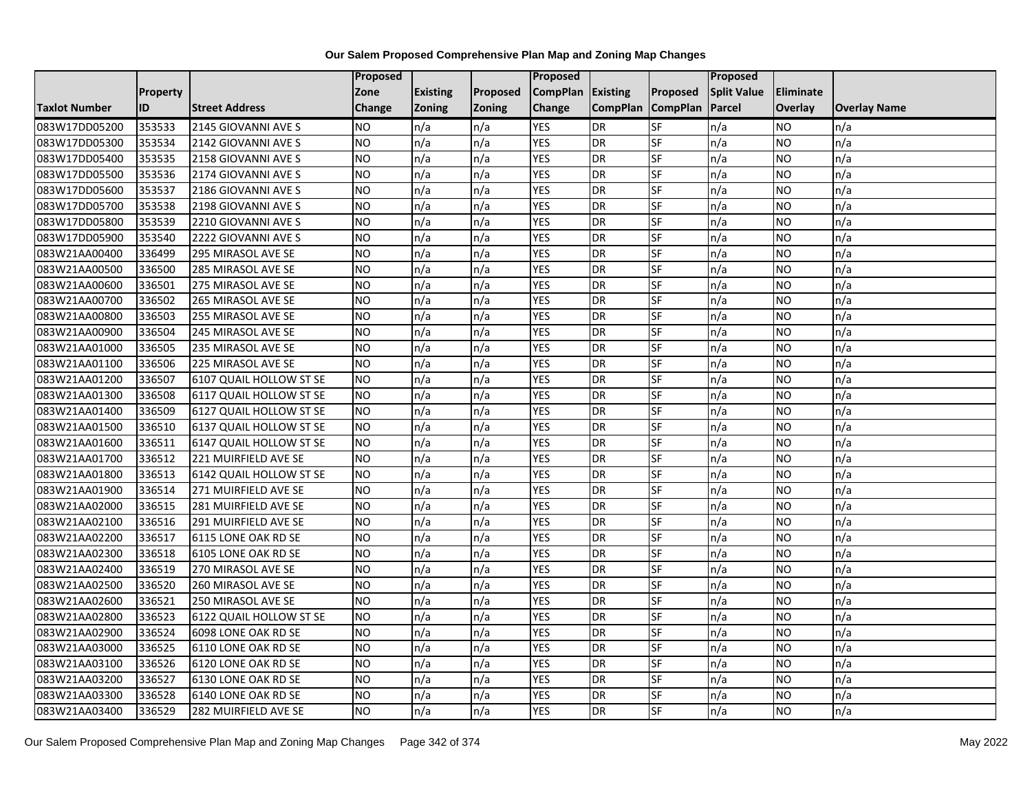# Our Salem Proposed Comprehensive Plan Map and Zoning Map Changes

| Taxlot Number | Property ID | Street Address | Proposed Zone Change | Existing Zoning | Proposed Zoning | Proposed CompPlan Change | Existing CompPlan | Proposed CompPlan | Proposed Split Value Parcel | Eliminate Overlay | Overlay Name |
|---|---|---|---|---|---|---|---|---|---|---|---|
| 083W17DD05200 | 353533 | 2145 GIOVANNI AVE S | NO | n/a | n/a | YES | DR | SF | n/a | NO | n/a |
| 083W17DD05300 | 353534 | 2142 GIOVANNI AVE S | NO | n/a | n/a | YES | DR | SF | n/a | NO | n/a |
| 083W17DD05400 | 353535 | 2158 GIOVANNI AVE S | NO | n/a | n/a | YES | DR | SF | n/a | NO | n/a |
| 083W17DD05500 | 353536 | 2174 GIOVANNI AVE S | NO | n/a | n/a | YES | DR | SF | n/a | NO | n/a |
| 083W17DD05600 | 353537 | 2186 GIOVANNI AVE S | NO | n/a | n/a | YES | DR | SF | n/a | NO | n/a |
| 083W17DD05700 | 353538 | 2198 GIOVANNI AVE S | NO | n/a | n/a | YES | DR | SF | n/a | NO | n/a |
| 083W17DD05800 | 353539 | 2210 GIOVANNI AVE S | NO | n/a | n/a | YES | DR | SF | n/a | NO | n/a |
| 083W17DD05900 | 353540 | 2222 GIOVANNI AVE S | NO | n/a | n/a | YES | DR | SF | n/a | NO | n/a |
| 083W21AA00400 | 336499 | 295 MIRASOL AVE SE | NO | n/a | n/a | YES | DR | SF | n/a | NO | n/a |
| 083W21AA00500 | 336500 | 285 MIRASOL AVE SE | NO | n/a | n/a | YES | DR | SF | n/a | NO | n/a |
| 083W21AA00600 | 336501 | 275 MIRASOL AVE SE | NO | n/a | n/a | YES | DR | SF | n/a | NO | n/a |
| 083W21AA00700 | 336502 | 265 MIRASOL AVE SE | NO | n/a | n/a | YES | DR | SF | n/a | NO | n/a |
| 083W21AA00800 | 336503 | 255 MIRASOL AVE SE | NO | n/a | n/a | YES | DR | SF | n/a | NO | n/a |
| 083W21AA00900 | 336504 | 245 MIRASOL AVE SE | NO | n/a | n/a | YES | DR | SF | n/a | NO | n/a |
| 083W21AA01000 | 336505 | 235 MIRASOL AVE SE | NO | n/a | n/a | YES | DR | SF | n/a | NO | n/a |
| 083W21AA01100 | 336506 | 225 MIRASOL AVE SE | NO | n/a | n/a | YES | DR | SF | n/a | NO | n/a |
| 083W21AA01200 | 336507 | 6107 QUAIL HOLLOW ST SE | NO | n/a | n/a | YES | DR | SF | n/a | NO | n/a |
| 083W21AA01300 | 336508 | 6117 QUAIL HOLLOW ST SE | NO | n/a | n/a | YES | DR | SF | n/a | NO | n/a |
| 083W21AA01400 | 336509 | 6127 QUAIL HOLLOW ST SE | NO | n/a | n/a | YES | DR | SF | n/a | NO | n/a |
| 083W21AA01500 | 336510 | 6137 QUAIL HOLLOW ST SE | NO | n/a | n/a | YES | DR | SF | n/a | NO | n/a |
| 083W21AA01600 | 336511 | 6147 QUAIL HOLLOW ST SE | NO | n/a | n/a | YES | DR | SF | n/a | NO | n/a |
| 083W21AA01700 | 336512 | 221 MUIRFIELD AVE SE | NO | n/a | n/a | YES | DR | SF | n/a | NO | n/a |
| 083W21AA01800 | 336513 | 6142 QUAIL HOLLOW ST SE | NO | n/a | n/a | YES | DR | SF | n/a | NO | n/a |
| 083W21AA01900 | 336514 | 271 MUIRFIELD AVE SE | NO | n/a | n/a | YES | DR | SF | n/a | NO | n/a |
| 083W21AA02000 | 336515 | 281 MUIRFIELD AVE SE | NO | n/a | n/a | YES | DR | SF | n/a | NO | n/a |
| 083W21AA02100 | 336516 | 291 MUIRFIELD AVE SE | NO | n/a | n/a | YES | DR | SF | n/a | NO | n/a |
| 083W21AA02200 | 336517 | 6115 LONE OAK RD SE | NO | n/a | n/a | YES | DR | SF | n/a | NO | n/a |
| 083W21AA02300 | 336518 | 6105 LONE OAK RD SE | NO | n/a | n/a | YES | DR | SF | n/a | NO | n/a |
| 083W21AA02400 | 336519 | 270 MIRASOL AVE SE | NO | n/a | n/a | YES | DR | SF | n/a | NO | n/a |
| 083W21AA02500 | 336520 | 260 MIRASOL AVE SE | NO | n/a | n/a | YES | DR | SF | n/a | NO | n/a |
| 083W21AA02600 | 336521 | 250 MIRASOL AVE SE | NO | n/a | n/a | YES | DR | SF | n/a | NO | n/a |
| 083W21AA02800 | 336523 | 6122 QUAIL HOLLOW ST SE | NO | n/a | n/a | YES | DR | SF | n/a | NO | n/a |
| 083W21AA02900 | 336524 | 6098 LONE OAK RD SE | NO | n/a | n/a | YES | DR | SF | n/a | NO | n/a |
| 083W21AA03000 | 336525 | 6110 LONE OAK RD SE | NO | n/a | n/a | YES | DR | SF | n/a | NO | n/a |
| 083W21AA03100 | 336526 | 6120 LONE OAK RD SE | NO | n/a | n/a | YES | DR | SF | n/a | NO | n/a |
| 083W21AA03200 | 336527 | 6130 LONE OAK RD SE | NO | n/a | n/a | YES | DR | SF | n/a | NO | n/a |
| 083W21AA03300 | 336528 | 6140 LONE OAK RD SE | NO | n/a | n/a | YES | DR | SF | n/a | NO | n/a |
| 083W21AA03400 | 336529 | 282 MUIRFIELD AVE SE | NO | n/a | n/a | YES | DR | SF | n/a | NO | n/a |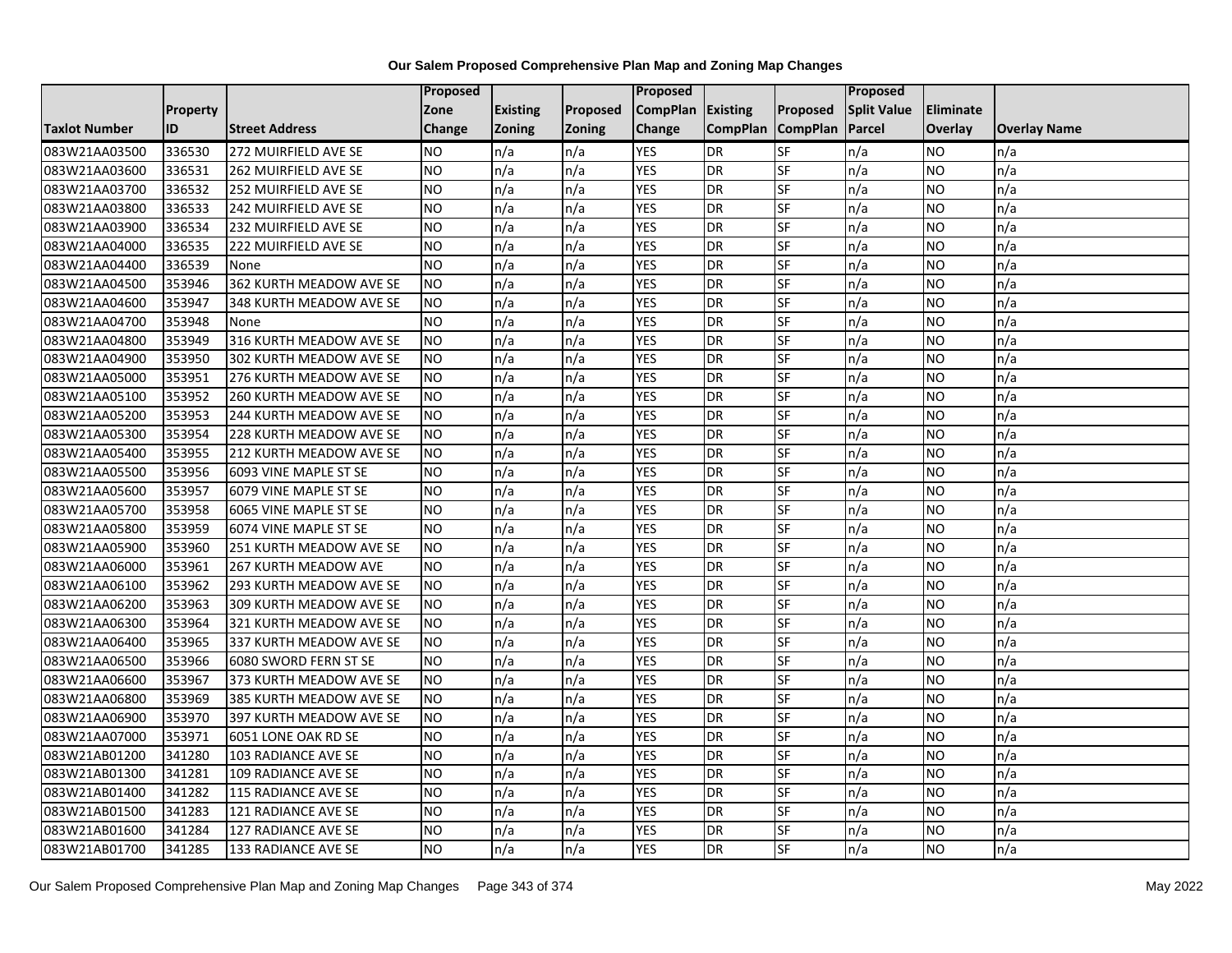**Our Salem Proposed Comprehensive Plan Map and Zoning Map Changes**

| Taxlot Number | Property ID | Street Address | Proposed Zone Change | Existing Zoning | Proposed Zoning | Proposed CompPlan Change | Existing CompPlan | Proposed CompPlan | Proposed Split Value Parcel | Eliminate Overlay | Overlay Name |
|---|---|---|---|---|---|---|---|---|---|---|---|
| 083W21AA03500 | 336530 | 272 MUIRFIELD AVE SE | NO | n/a | n/a | YES | DR | SF | n/a | NO | n/a |
| 083W21AA03600 | 336531 | 262 MUIRFIELD AVE SE | NO | n/a | n/a | YES | DR | SF | n/a | NO | n/a |
| 083W21AA03700 | 336532 | 252 MUIRFIELD AVE SE | NO | n/a | n/a | YES | DR | SF | n/a | NO | n/a |
| 083W21AA03800 | 336533 | 242 MUIRFIELD AVE SE | NO | n/a | n/a | YES | DR | SF | n/a | NO | n/a |
| 083W21AA03900 | 336534 | 232 MUIRFIELD AVE SE | NO | n/a | n/a | YES | DR | SF | n/a | NO | n/a |
| 083W21AA04000 | 336535 | 222 MUIRFIELD AVE SE | NO | n/a | n/a | YES | DR | SF | n/a | NO | n/a |
| 083W21AA04400 | 336539 | None | NO | n/a | n/a | YES | DR | SF | n/a | NO | n/a |
| 083W21AA04500 | 353946 | 362 KURTH MEADOW AVE SE | NO | n/a | n/a | YES | DR | SF | n/a | NO | n/a |
| 083W21AA04600 | 353947 | 348 KURTH MEADOW AVE SE | NO | n/a | n/a | YES | DR | SF | n/a | NO | n/a |
| 083W21AA04700 | 353948 | None | NO | n/a | n/a | YES | DR | SF | n/a | NO | n/a |
| 083W21AA04800 | 353949 | 316 KURTH MEADOW AVE SE | NO | n/a | n/a | YES | DR | SF | n/a | NO | n/a |
| 083W21AA04900 | 353950 | 302 KURTH MEADOW AVE SE | NO | n/a | n/a | YES | DR | SF | n/a | NO | n/a |
| 083W21AA05000 | 353951 | 276 KURTH MEADOW AVE SE | NO | n/a | n/a | YES | DR | SF | n/a | NO | n/a |
| 083W21AA05100 | 353952 | 260 KURTH MEADOW AVE SE | NO | n/a | n/a | YES | DR | SF | n/a | NO | n/a |
| 083W21AA05200 | 353953 | 244 KURTH MEADOW AVE SE | NO | n/a | n/a | YES | DR | SF | n/a | NO | n/a |
| 083W21AA05300 | 353954 | 228 KURTH MEADOW AVE SE | NO | n/a | n/a | YES | DR | SF | n/a | NO | n/a |
| 083W21AA05400 | 353955 | 212 KURTH MEADOW AVE SE | NO | n/a | n/a | YES | DR | SF | n/a | NO | n/a |
| 083W21AA05500 | 353956 | 6093 VINE MAPLE ST SE | NO | n/a | n/a | YES | DR | SF | n/a | NO | n/a |
| 083W21AA05600 | 353957 | 6079 VINE MAPLE ST SE | NO | n/a | n/a | YES | DR | SF | n/a | NO | n/a |
| 083W21AA05700 | 353958 | 6065 VINE MAPLE ST SE | NO | n/a | n/a | YES | DR | SF | n/a | NO | n/a |
| 083W21AA05800 | 353959 | 6074 VINE MAPLE ST SE | NO | n/a | n/a | YES | DR | SF | n/a | NO | n/a |
| 083W21AA05900 | 353960 | 251 KURTH MEADOW AVE SE | NO | n/a | n/a | YES | DR | SF | n/a | NO | n/a |
| 083W21AA06000 | 353961 | 267 KURTH MEADOW AVE | NO | n/a | n/a | YES | DR | SF | n/a | NO | n/a |
| 083W21AA06100 | 353962 | 293 KURTH MEADOW AVE SE | NO | n/a | n/a | YES | DR | SF | n/a | NO | n/a |
| 083W21AA06200 | 353963 | 309 KURTH MEADOW AVE SE | NO | n/a | n/a | YES | DR | SF | n/a | NO | n/a |
| 083W21AA06300 | 353964 | 321 KURTH MEADOW AVE SE | NO | n/a | n/a | YES | DR | SF | n/a | NO | n/a |
| 083W21AA06400 | 353965 | 337 KURTH MEADOW AVE SE | NO | n/a | n/a | YES | DR | SF | n/a | NO | n/a |
| 083W21AA06500 | 353966 | 6080 SWORD FERN ST SE | NO | n/a | n/a | YES | DR | SF | n/a | NO | n/a |
| 083W21AA06600 | 353967 | 373 KURTH MEADOW AVE SE | NO | n/a | n/a | YES | DR | SF | n/a | NO | n/a |
| 083W21AA06800 | 353969 | 385 KURTH MEADOW AVE SE | NO | n/a | n/a | YES | DR | SF | n/a | NO | n/a |
| 083W21AA06900 | 353970 | 397 KURTH MEADOW AVE SE | NO | n/a | n/a | YES | DR | SF | n/a | NO | n/a |
| 083W21AA07000 | 353971 | 6051 LONE OAK RD SE | NO | n/a | n/a | YES | DR | SF | n/a | NO | n/a |
| 083W21AB01200 | 341280 | 103 RADIANCE AVE SE | NO | n/a | n/a | YES | DR | SF | n/a | NO | n/a |
| 083W21AB01300 | 341281 | 109 RADIANCE AVE SE | NO | n/a | n/a | YES | DR | SF | n/a | NO | n/a |
| 083W21AB01400 | 341282 | 115 RADIANCE AVE SE | NO | n/a | n/a | YES | DR | SF | n/a | NO | n/a |
| 083W21AB01500 | 341283 | 121 RADIANCE AVE SE | NO | n/a | n/a | YES | DR | SF | n/a | NO | n/a |
| 083W21AB01600 | 341284 | 127 RADIANCE AVE SE | NO | n/a | n/a | YES | DR | SF | n/a | NO | n/a |
| 083W21AB01700 | 341285 | 133 RADIANCE AVE SE | NO | n/a | n/a | YES | DR | SF | n/a | NO | n/a |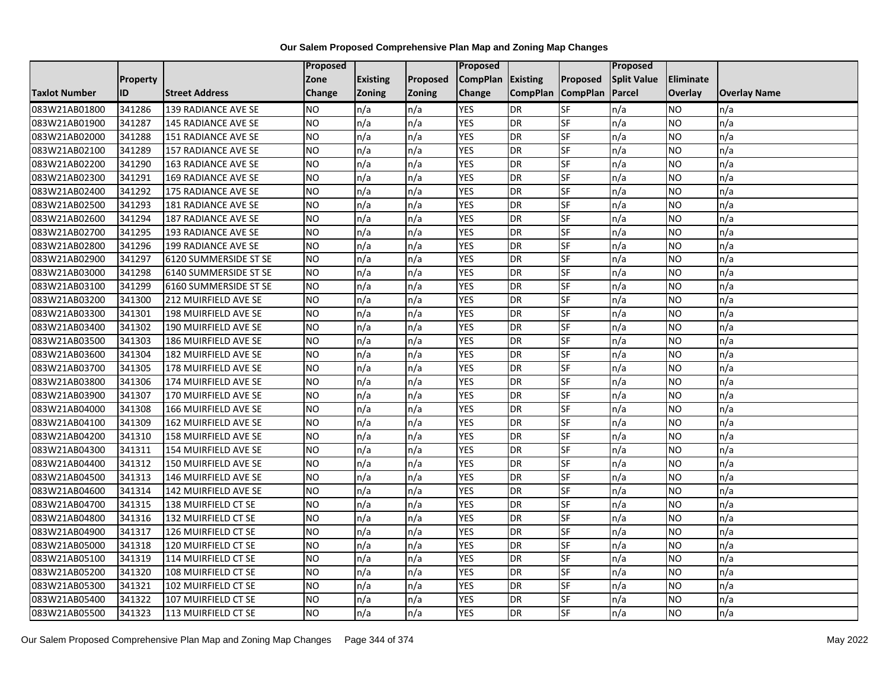**Our Salem Proposed Comprehensive Plan Map and Zoning Map Changes**

| Taxlot Number | Property ID | Street Address | Proposed Zone Change | Existing Zoning | Proposed Zoning | Proposed CompPlan Change | Existing CompPlan | Proposed CompPlan | Proposed Split Value Parcel | Eliminate Overlay | Overlay Name |
|---|---|---|---|---|---|---|---|---|---|---|---|
| 083W21AB01800 | 341286 | 139 RADIANCE AVE SE | NO | n/a | n/a | YES | DR | SF | n/a | NO | n/a |
| 083W21AB01900 | 341287 | 145 RADIANCE AVE SE | NO | n/a | n/a | YES | DR | SF | n/a | NO | n/a |
| 083W21AB02000 | 341288 | 151 RADIANCE AVE SE | NO | n/a | n/a | YES | DR | SF | n/a | NO | n/a |
| 083W21AB02100 | 341289 | 157 RADIANCE AVE SE | NO | n/a | n/a | YES | DR | SF | n/a | NO | n/a |
| 083W21AB02200 | 341290 | 163 RADIANCE AVE SE | NO | n/a | n/a | YES | DR | SF | n/a | NO | n/a |
| 083W21AB02300 | 341291 | 169 RADIANCE AVE SE | NO | n/a | n/a | YES | DR | SF | n/a | NO | n/a |
| 083W21AB02400 | 341292 | 175 RADIANCE AVE SE | NO | n/a | n/a | YES | DR | SF | n/a | NO | n/a |
| 083W21AB02500 | 341293 | 181 RADIANCE AVE SE | NO | n/a | n/a | YES | DR | SF | n/a | NO | n/a |
| 083W21AB02600 | 341294 | 187 RADIANCE AVE SE | NO | n/a | n/a | YES | DR | SF | n/a | NO | n/a |
| 083W21AB02700 | 341295 | 193 RADIANCE AVE SE | NO | n/a | n/a | YES | DR | SF | n/a | NO | n/a |
| 083W21AB02800 | 341296 | 199 RADIANCE AVE SE | NO | n/a | n/a | YES | DR | SF | n/a | NO | n/a |
| 083W21AB02900 | 341297 | 6120 SUMMERSIDE ST SE | NO | n/a | n/a | YES | DR | SF | n/a | NO | n/a |
| 083W21AB03000 | 341298 | 6140 SUMMERSIDE ST SE | NO | n/a | n/a | YES | DR | SF | n/a | NO | n/a |
| 083W21AB03100 | 341299 | 6160 SUMMERSIDE ST SE | NO | n/a | n/a | YES | DR | SF | n/a | NO | n/a |
| 083W21AB03200 | 341300 | 212 MUIRFIELD AVE SE | NO | n/a | n/a | YES | DR | SF | n/a | NO | n/a |
| 083W21AB03300 | 341301 | 198 MUIRFIELD AVE SE | NO | n/a | n/a | YES | DR | SF | n/a | NO | n/a |
| 083W21AB03400 | 341302 | 190 MUIRFIELD AVE SE | NO | n/a | n/a | YES | DR | SF | n/a | NO | n/a |
| 083W21AB03500 | 341303 | 186 MUIRFIELD AVE SE | NO | n/a | n/a | YES | DR | SF | n/a | NO | n/a |
| 083W21AB03600 | 341304 | 182 MUIRFIELD AVE SE | NO | n/a | n/a | YES | DR | SF | n/a | NO | n/a |
| 083W21AB03700 | 341305 | 178 MUIRFIELD AVE SE | NO | n/a | n/a | YES | DR | SF | n/a | NO | n/a |
| 083W21AB03800 | 341306 | 174 MUIRFIELD AVE SE | NO | n/a | n/a | YES | DR | SF | n/a | NO | n/a |
| 083W21AB03900 | 341307 | 170 MUIRFIELD AVE SE | NO | n/a | n/a | YES | DR | SF | n/a | NO | n/a |
| 083W21AB04000 | 341308 | 166 MUIRFIELD AVE SE | NO | n/a | n/a | YES | DR | SF | n/a | NO | n/a |
| 083W21AB04100 | 341309 | 162 MUIRFIELD AVE SE | NO | n/a | n/a | YES | DR | SF | n/a | NO | n/a |
| 083W21AB04200 | 341310 | 158 MUIRFIELD AVE SE | NO | n/a | n/a | YES | DR | SF | n/a | NO | n/a |
| 083W21AB04300 | 341311 | 154 MUIRFIELD AVE SE | NO | n/a | n/a | YES | DR | SF | n/a | NO | n/a |
| 083W21AB04400 | 341312 | 150 MUIRFIELD AVE SE | NO | n/a | n/a | YES | DR | SF | n/a | NO | n/a |
| 083W21AB04500 | 341313 | 146 MUIRFIELD AVE SE | NO | n/a | n/a | YES | DR | SF | n/a | NO | n/a |
| 083W21AB04600 | 341314 | 142 MUIRFIELD AVE SE | NO | n/a | n/a | YES | DR | SF | n/a | NO | n/a |
| 083W21AB04700 | 341315 | 138 MUIRFIELD CT SE | NO | n/a | n/a | YES | DR | SF | n/a | NO | n/a |
| 083W21AB04800 | 341316 | 132 MUIRFIELD CT SE | NO | n/a | n/a | YES | DR | SF | n/a | NO | n/a |
| 083W21AB04900 | 341317 | 126 MUIRFIELD CT SE | NO | n/a | n/a | YES | DR | SF | n/a | NO | n/a |
| 083W21AB05000 | 341318 | 120 MUIRFIELD CT SE | NO | n/a | n/a | YES | DR | SF | n/a | NO | n/a |
| 083W21AB05100 | 341319 | 114 MUIRFIELD CT SE | NO | n/a | n/a | YES | DR | SF | n/a | NO | n/a |
| 083W21AB05200 | 341320 | 108 MUIRFIELD CT SE | NO | n/a | n/a | YES | DR | SF | n/a | NO | n/a |
| 083W21AB05300 | 341321 | 102 MUIRFIELD CT SE | NO | n/a | n/a | YES | DR | SF | n/a | NO | n/a |
| 083W21AB05400 | 341322 | 107 MUIRFIELD CT SE | NO | n/a | n/a | YES | DR | SF | n/a | NO | n/a |
| 083W21AB05500 | 341323 | 113 MUIRFIELD CT SE | NO | n/a | n/a | YES | DR | SF | n/a | NO | n/a |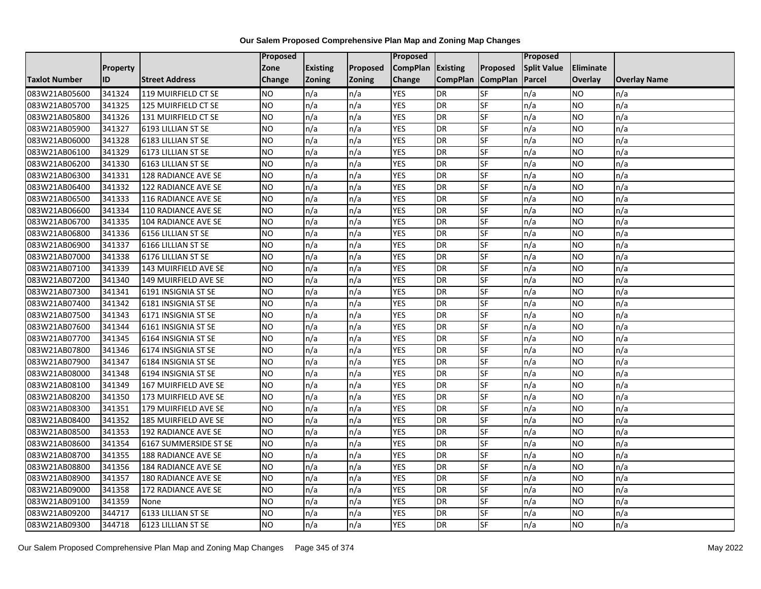**Our Salem Proposed Comprehensive Plan Map and Zoning Map Changes**

| Taxlot Number | Property ID | Street Address | Proposed Zone Change | Existing Zoning | Proposed Zoning | Proposed CompPlan Change | Existing CompPlan | Proposed CompPlan | Proposed Split Value Parcel | Eliminate Overlay | Overlay Name |
|---|---|---|---|---|---|---|---|---|---|---|---|
| 083W21AB05600 | 341324 | 119 MUIRFIELD CT SE | NO | n/a | n/a | YES | DR | SF | n/a | NO | n/a |
| 083W21AB05700 | 341325 | 125 MUIRFIELD CT SE | NO | n/a | n/a | YES | DR | SF | n/a | NO | n/a |
| 083W21AB05800 | 341326 | 131 MUIRFIELD CT SE | NO | n/a | n/a | YES | DR | SF | n/a | NO | n/a |
| 083W21AB05900 | 341327 | 6193 LILLIAN ST SE | NO | n/a | n/a | YES | DR | SF | n/a | NO | n/a |
| 083W21AB06000 | 341328 | 6183 LILLIAN ST SE | NO | n/a | n/a | YES | DR | SF | n/a | NO | n/a |
| 083W21AB06100 | 341329 | 6173 LILLIAN ST SE | NO | n/a | n/a | YES | DR | SF | n/a | NO | n/a |
| 083W21AB06200 | 341330 | 6163 LILLIAN ST SE | NO | n/a | n/a | YES | DR | SF | n/a | NO | n/a |
| 083W21AB06300 | 341331 | 128 RADIANCE AVE SE | NO | n/a | n/a | YES | DR | SF | n/a | NO | n/a |
| 083W21AB06400 | 341332 | 122 RADIANCE AVE SE | NO | n/a | n/a | YES | DR | SF | n/a | NO | n/a |
| 083W21AB06500 | 341333 | 116 RADIANCE AVE SE | NO | n/a | n/a | YES | DR | SF | n/a | NO | n/a |
| 083W21AB06600 | 341334 | 110 RADIANCE AVE SE | NO | n/a | n/a | YES | DR | SF | n/a | NO | n/a |
| 083W21AB06700 | 341335 | 104 RADIANCE AVE SE | NO | n/a | n/a | YES | DR | SF | n/a | NO | n/a |
| 083W21AB06800 | 341336 | 6156 LILLIAN ST SE | NO | n/a | n/a | YES | DR | SF | n/a | NO | n/a |
| 083W21AB06900 | 341337 | 6166 LILLIAN ST SE | NO | n/a | n/a | YES | DR | SF | n/a | NO | n/a |
| 083W21AB07000 | 341338 | 6176 LILLIAN ST SE | NO | n/a | n/a | YES | DR | SF | n/a | NO | n/a |
| 083W21AB07100 | 341339 | 143 MUIRFIELD AVE SE | NO | n/a | n/a | YES | DR | SF | n/a | NO | n/a |
| 083W21AB07200 | 341340 | 149 MUIRFIELD AVE SE | NO | n/a | n/a | YES | DR | SF | n/a | NO | n/a |
| 083W21AB07300 | 341341 | 6191 INSIGNIA ST SE | NO | n/a | n/a | YES | DR | SF | n/a | NO | n/a |
| 083W21AB07400 | 341342 | 6181 INSIGNIA ST SE | NO | n/a | n/a | YES | DR | SF | n/a | NO | n/a |
| 083W21AB07500 | 341343 | 6171 INSIGNIA ST SE | NO | n/a | n/a | YES | DR | SF | n/a | NO | n/a |
| 083W21AB07600 | 341344 | 6161 INSIGNIA ST SE | NO | n/a | n/a | YES | DR | SF | n/a | NO | n/a |
| 083W21AB07700 | 341345 | 6164 INSIGNIA ST SE | NO | n/a | n/a | YES | DR | SF | n/a | NO | n/a |
| 083W21AB07800 | 341346 | 6174 INSIGNIA ST SE | NO | n/a | n/a | YES | DR | SF | n/a | NO | n/a |
| 083W21AB07900 | 341347 | 6184 INSIGNIA ST SE | NO | n/a | n/a | YES | DR | SF | n/a | NO | n/a |
| 083W21AB08000 | 341348 | 6194 INSIGNIA ST SE | NO | n/a | n/a | YES | DR | SF | n/a | NO | n/a |
| 083W21AB08100 | 341349 | 167 MUIRFIELD AVE SE | NO | n/a | n/a | YES | DR | SF | n/a | NO | n/a |
| 083W21AB08200 | 341350 | 173 MUIRFIELD AVE SE | NO | n/a | n/a | YES | DR | SF | n/a | NO | n/a |
| 083W21AB08300 | 341351 | 179 MUIRFIELD AVE SE | NO | n/a | n/a | YES | DR | SF | n/a | NO | n/a |
| 083W21AB08400 | 341352 | 185 MUIRFIELD AVE SE | NO | n/a | n/a | YES | DR | SF | n/a | NO | n/a |
| 083W21AB08500 | 341353 | 192 RADIANCE AVE SE | NO | n/a | n/a | YES | DR | SF | n/a | NO | n/a |
| 083W21AB08600 | 341354 | 6167 SUMMERSIDE ST SE | NO | n/a | n/a | YES | DR | SF | n/a | NO | n/a |
| 083W21AB08700 | 341355 | 188 RADIANCE AVE SE | NO | n/a | n/a | YES | DR | SF | n/a | NO | n/a |
| 083W21AB08800 | 341356 | 184 RADIANCE AVE SE | NO | n/a | n/a | YES | DR | SF | n/a | NO | n/a |
| 083W21AB08900 | 341357 | 180 RADIANCE AVE SE | NO | n/a | n/a | YES | DR | SF | n/a | NO | n/a |
| 083W21AB09000 | 341358 | 172 RADIANCE AVE SE | NO | n/a | n/a | YES | DR | SF | n/a | NO | n/a |
| 083W21AB09100 | 341359 | None | NO | n/a | n/a | YES | DR | SF | n/a | NO | n/a |
| 083W21AB09200 | 344717 | 6133 LILLIAN ST SE | NO | n/a | n/a | YES | DR | SF | n/a | NO | n/a |
| 083W21AB09300 | 344718 | 6123 LILLIAN ST SE | NO | n/a | n/a | YES | DR | SF | n/a | NO | n/a |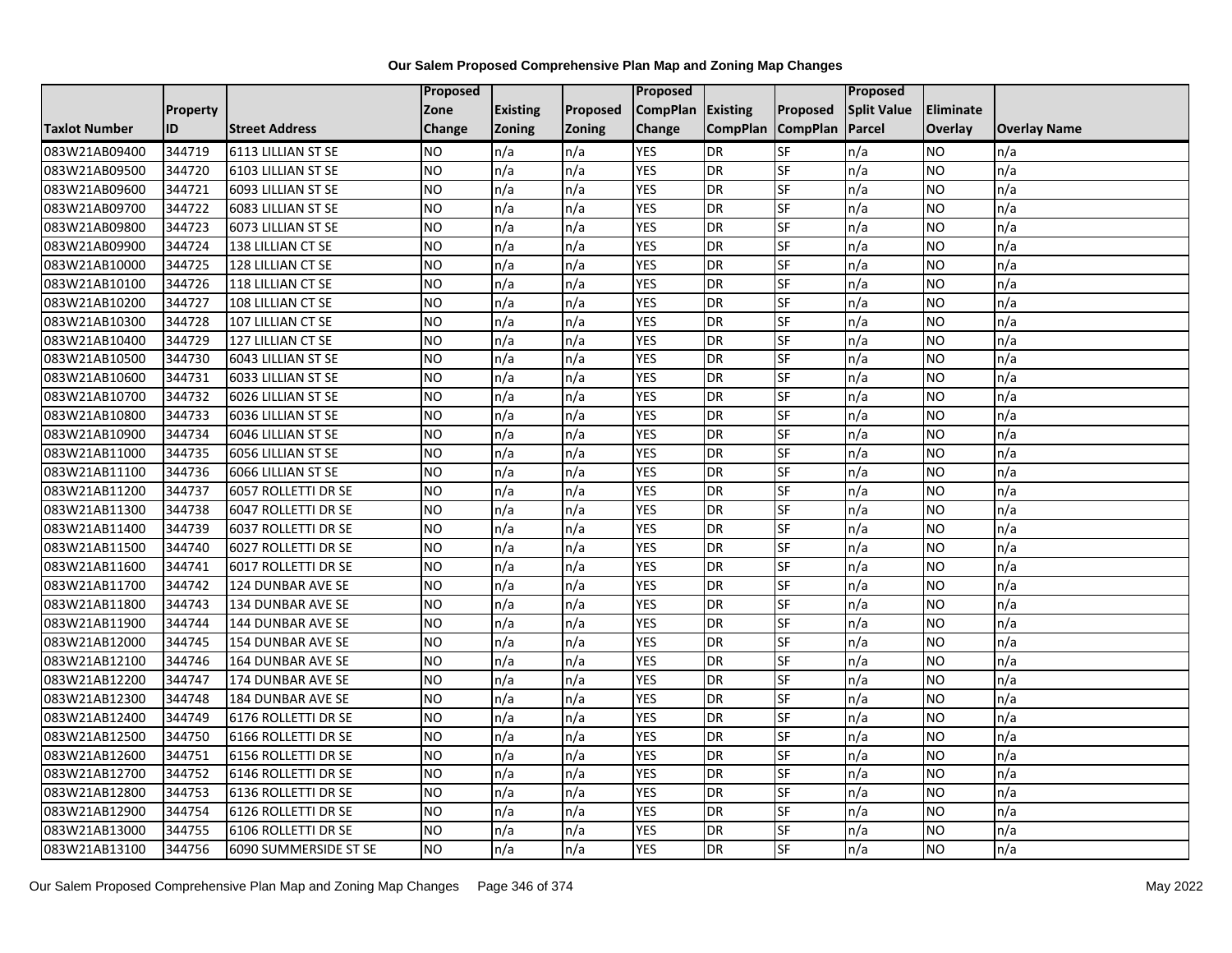**Our Salem Proposed Comprehensive Plan Map and Zoning Map Changes**

| Taxlot Number | Property ID | Street Address | Proposed Zone Change | Existing Zoning | Proposed Zoning | Proposed CompPlan Change | Existing CompPlan | Proposed CompPlan | Proposed Split Value Parcel | Eliminate Overlay | Overlay Name |
|---|---|---|---|---|---|---|---|---|---|---|---|
| 083W21AB09400 | 344719 | 6113 LILLIAN ST SE | NO | n/a | n/a | YES | DR | SF | n/a | NO | n/a |
| 083W21AB09500 | 344720 | 6103 LILLIAN ST SE | NO | n/a | n/a | YES | DR | SF | n/a | NO | n/a |
| 083W21AB09600 | 344721 | 6093 LILLIAN ST SE | NO | n/a | n/a | YES | DR | SF | n/a | NO | n/a |
| 083W21AB09700 | 344722 | 6083 LILLIAN ST SE | NO | n/a | n/a | YES | DR | SF | n/a | NO | n/a |
| 083W21AB09800 | 344723 | 6073 LILLIAN ST SE | NO | n/a | n/a | YES | DR | SF | n/a | NO | n/a |
| 083W21AB09900 | 344724 | 138 LILLIAN CT SE | NO | n/a | n/a | YES | DR | SF | n/a | NO | n/a |
| 083W21AB10000 | 344725 | 128 LILLIAN CT SE | NO | n/a | n/a | YES | DR | SF | n/a | NO | n/a |
| 083W21AB10100 | 344726 | 118 LILLIAN CT SE | NO | n/a | n/a | YES | DR | SF | n/a | NO | n/a |
| 083W21AB10200 | 344727 | 108 LILLIAN CT SE | NO | n/a | n/a | YES | DR | SF | n/a | NO | n/a |
| 083W21AB10300 | 344728 | 107 LILLIAN CT SE | NO | n/a | n/a | YES | DR | SF | n/a | NO | n/a |
| 083W21AB10400 | 344729 | 127 LILLIAN CT SE | NO | n/a | n/a | YES | DR | SF | n/a | NO | n/a |
| 083W21AB10500 | 344730 | 6043 LILLIAN ST SE | NO | n/a | n/a | YES | DR | SF | n/a | NO | n/a |
| 083W21AB10600 | 344731 | 6033 LILLIAN ST SE | NO | n/a | n/a | YES | DR | SF | n/a | NO | n/a |
| 083W21AB10700 | 344732 | 6026 LILLIAN ST SE | NO | n/a | n/a | YES | DR | SF | n/a | NO | n/a |
| 083W21AB10800 | 344733 | 6036 LILLIAN ST SE | NO | n/a | n/a | YES | DR | SF | n/a | NO | n/a |
| 083W21AB10900 | 344734 | 6046 LILLIAN ST SE | NO | n/a | n/a | YES | DR | SF | n/a | NO | n/a |
| 083W21AB11000 | 344735 | 6056 LILLIAN ST SE | NO | n/a | n/a | YES | DR | SF | n/a | NO | n/a |
| 083W21AB11100 | 344736 | 6066 LILLIAN ST SE | NO | n/a | n/a | YES | DR | SF | n/a | NO | n/a |
| 083W21AB11200 | 344737 | 6057 ROLLETTI DR SE | NO | n/a | n/a | YES | DR | SF | n/a | NO | n/a |
| 083W21AB11300 | 344738 | 6047 ROLLETTI DR SE | NO | n/a | n/a | YES | DR | SF | n/a | NO | n/a |
| 083W21AB11400 | 344739 | 6037 ROLLETTI DR SE | NO | n/a | n/a | YES | DR | SF | n/a | NO | n/a |
| 083W21AB11500 | 344740 | 6027 ROLLETTI DR SE | NO | n/a | n/a | YES | DR | SF | n/a | NO | n/a |
| 083W21AB11600 | 344741 | 6017 ROLLETTI DR SE | NO | n/a | n/a | YES | DR | SF | n/a | NO | n/a |
| 083W21AB11700 | 344742 | 124 DUNBAR AVE SE | NO | n/a | n/a | YES | DR | SF | n/a | NO | n/a |
| 083W21AB11800 | 344743 | 134 DUNBAR AVE SE | NO | n/a | n/a | YES | DR | SF | n/a | NO | n/a |
| 083W21AB11900 | 344744 | 144 DUNBAR AVE SE | NO | n/a | n/a | YES | DR | SF | n/a | NO | n/a |
| 083W21AB12000 | 344745 | 154 DUNBAR AVE SE | NO | n/a | n/a | YES | DR | SF | n/a | NO | n/a |
| 083W21AB12100 | 344746 | 164 DUNBAR AVE SE | NO | n/a | n/a | YES | DR | SF | n/a | NO | n/a |
| 083W21AB12200 | 344747 | 174 DUNBAR AVE SE | NO | n/a | n/a | YES | DR | SF | n/a | NO | n/a |
| 083W21AB12300 | 344748 | 184 DUNBAR AVE SE | NO | n/a | n/a | YES | DR | SF | n/a | NO | n/a |
| 083W21AB12400 | 344749 | 6176 ROLLETTI DR SE | NO | n/a | n/a | YES | DR | SF | n/a | NO | n/a |
| 083W21AB12500 | 344750 | 6166 ROLLETTI DR SE | NO | n/a | n/a | YES | DR | SF | n/a | NO | n/a |
| 083W21AB12600 | 344751 | 6156 ROLLETTI DR SE | NO | n/a | n/a | YES | DR | SF | n/a | NO | n/a |
| 083W21AB12700 | 344752 | 6146 ROLLETTI DR SE | NO | n/a | n/a | YES | DR | SF | n/a | NO | n/a |
| 083W21AB12800 | 344753 | 6136 ROLLETTI DR SE | NO | n/a | n/a | YES | DR | SF | n/a | NO | n/a |
| 083W21AB12900 | 344754 | 6126 ROLLETTI DR SE | NO | n/a | n/a | YES | DR | SF | n/a | NO | n/a |
| 083W21AB13000 | 344755 | 6106 ROLLETTI DR SE | NO | n/a | n/a | YES | DR | SF | n/a | NO | n/a |
| 083W21AB13100 | 344756 | 6090 SUMMERSIDE ST SE | NO | n/a | n/a | YES | DR | SF | n/a | NO | n/a |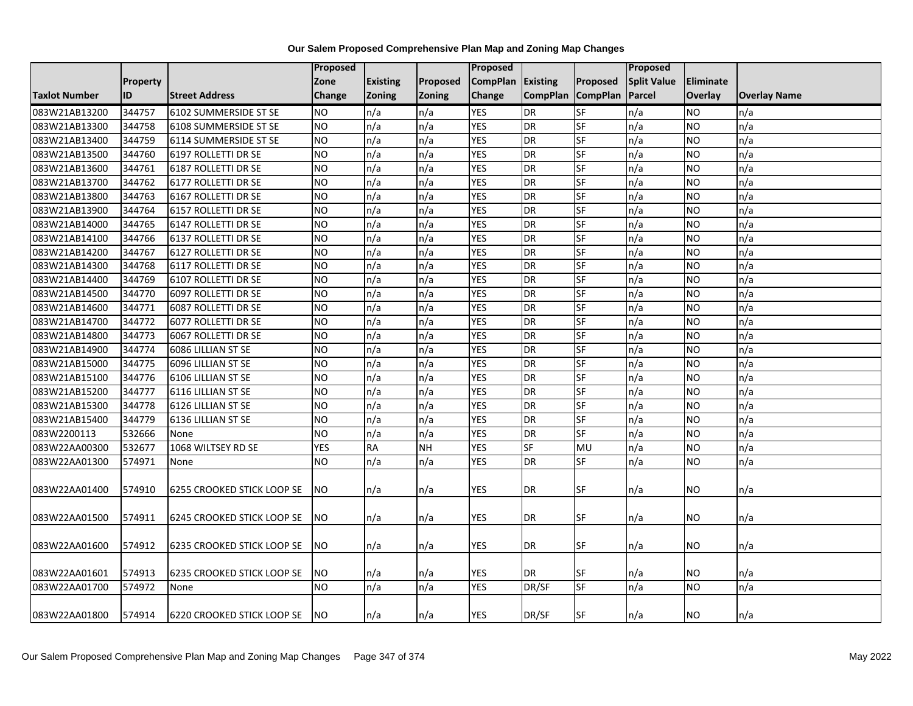**Our Salem Proposed Comprehensive Plan Map and Zoning Map Changes**

| Taxlot Number | Property ID | Street Address | Proposed Zone Change | Existing Zoning | Proposed Zoning | Proposed CompPlan Change | Existing CompPlan | Proposed CompPlan | Proposed Split Value Parcel | Eliminate Overlay | Overlay Name |
|---|---|---|---|---|---|---|---|---|---|---|---|
| 083W21AB13200 | 344757 | 6102 SUMMERSIDE ST SE | NO | n/a | n/a | YES | DR | SF | n/a | NO | n/a |
| 083W21AB13300 | 344758 | 6108 SUMMERSIDE ST SE | NO | n/a | n/a | YES | DR | SF | n/a | NO | n/a |
| 083W21AB13400 | 344759 | 6114 SUMMERSIDE ST SE | NO | n/a | n/a | YES | DR | SF | n/a | NO | n/a |
| 083W21AB13500 | 344760 | 6197 ROLLETTI DR SE | NO | n/a | n/a | YES | DR | SF | n/a | NO | n/a |
| 083W21AB13600 | 344761 | 6187 ROLLETTI DR SE | NO | n/a | n/a | YES | DR | SF | n/a | NO | n/a |
| 083W21AB13700 | 344762 | 6177 ROLLETTI DR SE | NO | n/a | n/a | YES | DR | SF | n/a | NO | n/a |
| 083W21AB13800 | 344763 | 6167 ROLLETTI DR SE | NO | n/a | n/a | YES | DR | SF | n/a | NO | n/a |
| 083W21AB13900 | 344764 | 6157 ROLLETTI DR SE | NO | n/a | n/a | YES | DR | SF | n/a | NO | n/a |
| 083W21AB14000 | 344765 | 6147 ROLLETTI DR SE | NO | n/a | n/a | YES | DR | SF | n/a | NO | n/a |
| 083W21AB14100 | 344766 | 6137 ROLLETTI DR SE | NO | n/a | n/a | YES | DR | SF | n/a | NO | n/a |
| 083W21AB14200 | 344767 | 6127 ROLLETTI DR SE | NO | n/a | n/a | YES | DR | SF | n/a | NO | n/a |
| 083W21AB14300 | 344768 | 6117 ROLLETTI DR SE | NO | n/a | n/a | YES | DR | SF | n/a | NO | n/a |
| 083W21AB14400 | 344769 | 6107 ROLLETTI DR SE | NO | n/a | n/a | YES | DR | SF | n/a | NO | n/a |
| 083W21AB14500 | 344770 | 6097 ROLLETTI DR SE | NO | n/a | n/a | YES | DR | SF | n/a | NO | n/a |
| 083W21AB14600 | 344771 | 6087 ROLLETTI DR SE | NO | n/a | n/a | YES | DR | SF | n/a | NO | n/a |
| 083W21AB14700 | 344772 | 6077 ROLLETTI DR SE | NO | n/a | n/a | YES | DR | SF | n/a | NO | n/a |
| 083W21AB14800 | 344773 | 6067 ROLLETTI DR SE | NO | n/a | n/a | YES | DR | SF | n/a | NO | n/a |
| 083W21AB14900 | 344774 | 6086 LILLIAN ST SE | NO | n/a | n/a | YES | DR | SF | n/a | NO | n/a |
| 083W21AB15000 | 344775 | 6096 LILLIAN ST SE | NO | n/a | n/a | YES | DR | SF | n/a | NO | n/a |
| 083W21AB15100 | 344776 | 6106 LILLIAN ST SE | NO | n/a | n/a | YES | DR | SF | n/a | NO | n/a |
| 083W21AB15200 | 344777 | 6116 LILLIAN ST SE | NO | n/a | n/a | YES | DR | SF | n/a | NO | n/a |
| 083W21AB15300 | 344778 | 6126 LILLIAN ST SE | NO | n/a | n/a | YES | DR | SF | n/a | NO | n/a |
| 083W21AB15400 | 344779 | 6136 LILLIAN ST SE | NO | n/a | n/a | YES | DR | SF | n/a | NO | n/a |
| 083W2200113 | 532666 | None | NO | n/a | n/a | YES | DR | SF | n/a | NO | n/a |
| 083W22AA00300 | 532677 | 1068 WILTSEY RD SE | YES | RA | NH | YES | SF | MU | n/a | NO | n/a |
| 083W22AA01300 | 574971 | None | NO | n/a | n/a | YES | DR | SF | n/a | NO | n/a |
| 083W22AA01400 | 574910 | 6255 CROOKED STICK LOOP SE | NO | n/a | n/a | YES | DR | SF | n/a | NO | n/a |
| 083W22AA01500 | 574911 | 6245 CROOKED STICK LOOP SE | NO | n/a | n/a | YES | DR | SF | n/a | NO | n/a |
| 083W22AA01600 | 574912 | 6235 CROOKED STICK LOOP SE | NO | n/a | n/a | YES | DR | SF | n/a | NO | n/a |
| 083W22AA01601 | 574913 | 6235 CROOKED STICK LOOP SE | NO | n/a | n/a | YES | DR | SF | n/a | NO | n/a |
| 083W22AA01700 | 574972 | None | NO | n/a | n/a | YES | DR/SF | SF | n/a | NO | n/a |
| 083W22AA01800 | 574914 | 6220 CROOKED STICK LOOP SE | NO | n/a | n/a | YES | DR/SF | SF | n/a | NO | n/a |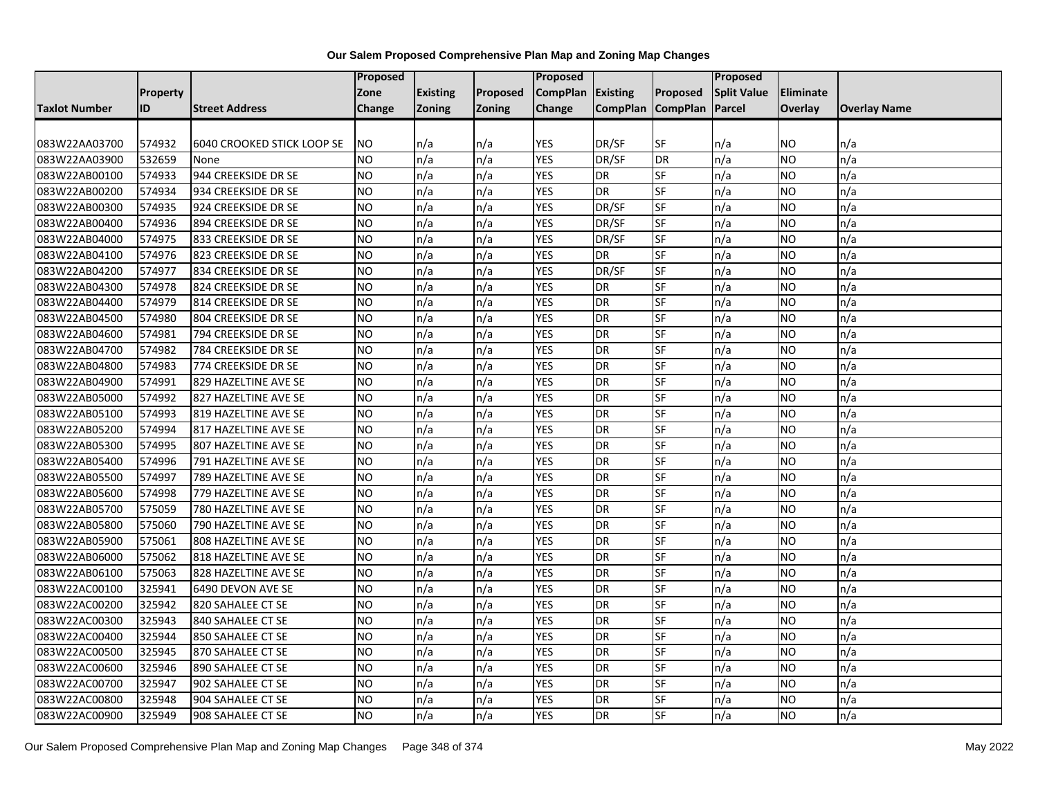# Our Salem Proposed Comprehensive Plan Map and Zoning Map Changes

| Taxlot Number | Property ID | Street Address | Proposed Zone Change | Existing Zoning | Proposed Zoning | Proposed CompPlan Change | Existing CompPlan | Proposed CompPlan | Proposed Split Value Parcel | Eliminate Overlay | Overlay Name |
|---|---|---|---|---|---|---|---|---|---|---|---|
| 083W22AA03700 | 574932 | 6040 CROOKED STICK LOOP SE | NO | n/a | n/a | YES | DR/SF | SF | n/a | NO | n/a |
| 083W22AA03900 | 532659 | None | NO | n/a | n/a | YES | DR/SF | DR | n/a | NO | n/a |
| 083W22AB00100 | 574933 | 944 CREEKSIDE DR SE | NO | n/a | n/a | YES | DR | SF | n/a | NO | n/a |
| 083W22AB00200 | 574934 | 934 CREEKSIDE DR SE | NO | n/a | n/a | YES | DR | SF | n/a | NO | n/a |
| 083W22AB00300 | 574935 | 924 CREEKSIDE DR SE | NO | n/a | n/a | YES | DR/SF | SF | n/a | NO | n/a |
| 083W22AB00400 | 574936 | 894 CREEKSIDE DR SE | NO | n/a | n/a | YES | DR/SF | SF | n/a | NO | n/a |
| 083W22AB04000 | 574975 | 833 CREEKSIDE DR SE | NO | n/a | n/a | YES | DR/SF | SF | n/a | NO | n/a |
| 083W22AB04100 | 574976 | 823 CREEKSIDE DR SE | NO | n/a | n/a | YES | DR | SF | n/a | NO | n/a |
| 083W22AB04200 | 574977 | 834 CREEKSIDE DR SE | NO | n/a | n/a | YES | DR/SF | SF | n/a | NO | n/a |
| 083W22AB04300 | 574978 | 824 CREEKSIDE DR SE | NO | n/a | n/a | YES | DR | SF | n/a | NO | n/a |
| 083W22AB04400 | 574979 | 814 CREEKSIDE DR SE | NO | n/a | n/a | YES | DR | SF | n/a | NO | n/a |
| 083W22AB04500 | 574980 | 804 CREEKSIDE DR SE | NO | n/a | n/a | YES | DR | SF | n/a | NO | n/a |
| 083W22AB04600 | 574981 | 794 CREEKSIDE DR SE | NO | n/a | n/a | YES | DR | SF | n/a | NO | n/a |
| 083W22AB04700 | 574982 | 784 CREEKSIDE DR SE | NO | n/a | n/a | YES | DR | SF | n/a | NO | n/a |
| 083W22AB04800 | 574983 | 774 CREEKSIDE DR SE | NO | n/a | n/a | YES | DR | SF | n/a | NO | n/a |
| 083W22AB04900 | 574991 | 829 HAZELTINE AVE SE | NO | n/a | n/a | YES | DR | SF | n/a | NO | n/a |
| 083W22AB05000 | 574992 | 827 HAZELTINE AVE SE | NO | n/a | n/a | YES | DR | SF | n/a | NO | n/a |
| 083W22AB05100 | 574993 | 819 HAZELTINE AVE SE | NO | n/a | n/a | YES | DR | SF | n/a | NO | n/a |
| 083W22AB05200 | 574994 | 817 HAZELTINE AVE SE | NO | n/a | n/a | YES | DR | SF | n/a | NO | n/a |
| 083W22AB05300 | 574995 | 807 HAZELTINE AVE SE | NO | n/a | n/a | YES | DR | SF | n/a | NO | n/a |
| 083W22AB05400 | 574996 | 791 HAZELTINE AVE SE | NO | n/a | n/a | YES | DR | SF | n/a | NO | n/a |
| 083W22AB05500 | 574997 | 789 HAZELTINE AVE SE | NO | n/a | n/a | YES | DR | SF | n/a | NO | n/a |
| 083W22AB05600 | 574998 | 779 HAZELTINE AVE SE | NO | n/a | n/a | YES | DR | SF | n/a | NO | n/a |
| 083W22AB05700 | 575059 | 780 HAZELTINE AVE SE | NO | n/a | n/a | YES | DR | SF | n/a | NO | n/a |
| 083W22AB05800 | 575060 | 790 HAZELTINE AVE SE | NO | n/a | n/a | YES | DR | SF | n/a | NO | n/a |
| 083W22AB05900 | 575061 | 808 HAZELTINE AVE SE | NO | n/a | n/a | YES | DR | SF | n/a | NO | n/a |
| 083W22AB06000 | 575062 | 818 HAZELTINE AVE SE | NO | n/a | n/a | YES | DR | SF | n/a | NO | n/a |
| 083W22AB06100 | 575063 | 828 HAZELTINE AVE SE | NO | n/a | n/a | YES | DR | SF | n/a | NO | n/a |
| 083W22AC00100 | 325941 | 6490 DEVON AVE SE | NO | n/a | n/a | YES | DR | SF | n/a | NO | n/a |
| 083W22AC00200 | 325942 | 820 SAHALEE CT SE | NO | n/a | n/a | YES | DR | SF | n/a | NO | n/a |
| 083W22AC00300 | 325943 | 840 SAHALEE CT SE | NO | n/a | n/a | YES | DR | SF | n/a | NO | n/a |
| 083W22AC00400 | 325944 | 850 SAHALEE CT SE | NO | n/a | n/a | YES | DR | SF | n/a | NO | n/a |
| 083W22AC00500 | 325945 | 870 SAHALEE CT SE | NO | n/a | n/a | YES | DR | SF | n/a | NO | n/a |
| 083W22AC00600 | 325946 | 890 SAHALEE CT SE | NO | n/a | n/a | YES | DR | SF | n/a | NO | n/a |
| 083W22AC00700 | 325947 | 902 SAHALEE CT SE | NO | n/a | n/a | YES | DR | SF | n/a | NO | n/a |
| 083W22AC00800 | 325948 | 904 SAHALEE CT SE | NO | n/a | n/a | YES | DR | SF | n/a | NO | n/a |
| 083W22AC00900 | 325949 | 908 SAHALEE CT SE | NO | n/a | n/a | YES | DR | SF | n/a | NO | n/a |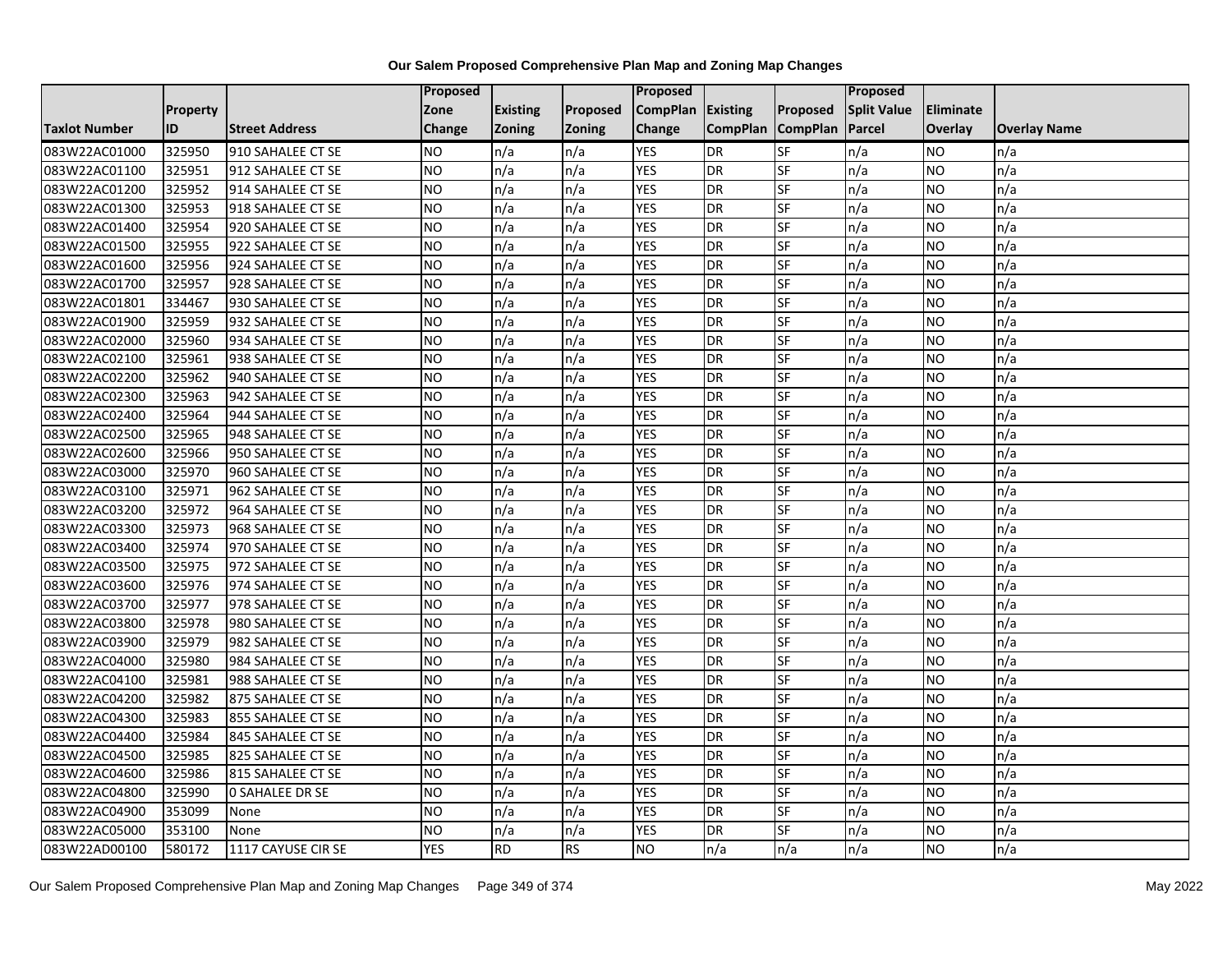# Our Salem Proposed Comprehensive Plan Map and Zoning Map Changes

| Taxlot Number | Property ID | Street Address | Proposed Zone Change | Existing Zoning | Proposed Zoning | Proposed CompPlan Change | Existing CompPlan | Proposed CompPlan | Proposed Split Value Parcel | Eliminate Overlay | Overlay Name |
|---|---|---|---|---|---|---|---|---|---|---|---|
| 083W22AC01000 | 325950 | 910 SAHALEE CT SE | NO | n/a | n/a | YES | DR | SF | n/a | NO | n/a |
| 083W22AC01100 | 325951 | 912 SAHALEE CT SE | NO | n/a | n/a | YES | DR | SF | n/a | NO | n/a |
| 083W22AC01200 | 325952 | 914 SAHALEE CT SE | NO | n/a | n/a | YES | DR | SF | n/a | NO | n/a |
| 083W22AC01300 | 325953 | 918 SAHALEE CT SE | NO | n/a | n/a | YES | DR | SF | n/a | NO | n/a |
| 083W22AC01400 | 325954 | 920 SAHALEE CT SE | NO | n/a | n/a | YES | DR | SF | n/a | NO | n/a |
| 083W22AC01500 | 325955 | 922 SAHALEE CT SE | NO | n/a | n/a | YES | DR | SF | n/a | NO | n/a |
| 083W22AC01600 | 325956 | 924 SAHALEE CT SE | NO | n/a | n/a | YES | DR | SF | n/a | NO | n/a |
| 083W22AC01700 | 325957 | 928 SAHALEE CT SE | NO | n/a | n/a | YES | DR | SF | n/a | NO | n/a |
| 083W22AC01801 | 334467 | 930 SAHALEE CT SE | NO | n/a | n/a | YES | DR | SF | n/a | NO | n/a |
| 083W22AC01900 | 325959 | 932 SAHALEE CT SE | NO | n/a | n/a | YES | DR | SF | n/a | NO | n/a |
| 083W22AC02000 | 325960 | 934 SAHALEE CT SE | NO | n/a | n/a | YES | DR | SF | n/a | NO | n/a |
| 083W22AC02100 | 325961 | 938 SAHALEE CT SE | NO | n/a | n/a | YES | DR | SF | n/a | NO | n/a |
| 083W22AC02200 | 325962 | 940 SAHALEE CT SE | NO | n/a | n/a | YES | DR | SF | n/a | NO | n/a |
| 083W22AC02300 | 325963 | 942 SAHALEE CT SE | NO | n/a | n/a | YES | DR | SF | n/a | NO | n/a |
| 083W22AC02400 | 325964 | 944 SAHALEE CT SE | NO | n/a | n/a | YES | DR | SF | n/a | NO | n/a |
| 083W22AC02500 | 325965 | 948 SAHALEE CT SE | NO | n/a | n/a | YES | DR | SF | n/a | NO | n/a |
| 083W22AC02600 | 325966 | 950 SAHALEE CT SE | NO | n/a | n/a | YES | DR | SF | n/a | NO | n/a |
| 083W22AC03000 | 325970 | 960 SAHALEE CT SE | NO | n/a | n/a | YES | DR | SF | n/a | NO | n/a |
| 083W22AC03100 | 325971 | 962 SAHALEE CT SE | NO | n/a | n/a | YES | DR | SF | n/a | NO | n/a |
| 083W22AC03200 | 325972 | 964 SAHALEE CT SE | NO | n/a | n/a | YES | DR | SF | n/a | NO | n/a |
| 083W22AC03300 | 325973 | 968 SAHALEE CT SE | NO | n/a | n/a | YES | DR | SF | n/a | NO | n/a |
| 083W22AC03400 | 325974 | 970 SAHALEE CT SE | NO | n/a | n/a | YES | DR | SF | n/a | NO | n/a |
| 083W22AC03500 | 325975 | 972 SAHALEE CT SE | NO | n/a | n/a | YES | DR | SF | n/a | NO | n/a |
| 083W22AC03600 | 325976 | 974 SAHALEE CT SE | NO | n/a | n/a | YES | DR | SF | n/a | NO | n/a |
| 083W22AC03700 | 325977 | 978 SAHALEE CT SE | NO | n/a | n/a | YES | DR | SF | n/a | NO | n/a |
| 083W22AC03800 | 325978 | 980 SAHALEE CT SE | NO | n/a | n/a | YES | DR | SF | n/a | NO | n/a |
| 083W22AC03900 | 325979 | 982 SAHALEE CT SE | NO | n/a | n/a | YES | DR | SF | n/a | NO | n/a |
| 083W22AC04000 | 325980 | 984 SAHALEE CT SE | NO | n/a | n/a | YES | DR | SF | n/a | NO | n/a |
| 083W22AC04100 | 325981 | 988 SAHALEE CT SE | NO | n/a | n/a | YES | DR | SF | n/a | NO | n/a |
| 083W22AC04200 | 325982 | 875 SAHALEE CT SE | NO | n/a | n/a | YES | DR | SF | n/a | NO | n/a |
| 083W22AC04300 | 325983 | 855 SAHALEE CT SE | NO | n/a | n/a | YES | DR | SF | n/a | NO | n/a |
| 083W22AC04400 | 325984 | 845 SAHALEE CT SE | NO | n/a | n/a | YES | DR | SF | n/a | NO | n/a |
| 083W22AC04500 | 325985 | 825 SAHALEE CT SE | NO | n/a | n/a | YES | DR | SF | n/a | NO | n/a |
| 083W22AC04600 | 325986 | 815 SAHALEE CT SE | NO | n/a | n/a | YES | DR | SF | n/a | NO | n/a |
| 083W22AC04800 | 325990 | 0 SAHALEE DR SE | NO | n/a | n/a | YES | DR | SF | n/a | NO | n/a |
| 083W22AC04900 | 353099 | None | NO | n/a | n/a | YES | DR | SF | n/a | NO | n/a |
| 083W22AC05000 | 353100 | None | NO | n/a | n/a | YES | DR | SF | n/a | NO | n/a |
| 083W22AD00100 | 580172 | 1117 CAYUSE CIR SE | YES | RD | RS | NO | n/a | n/a | n/a | NO | n/a |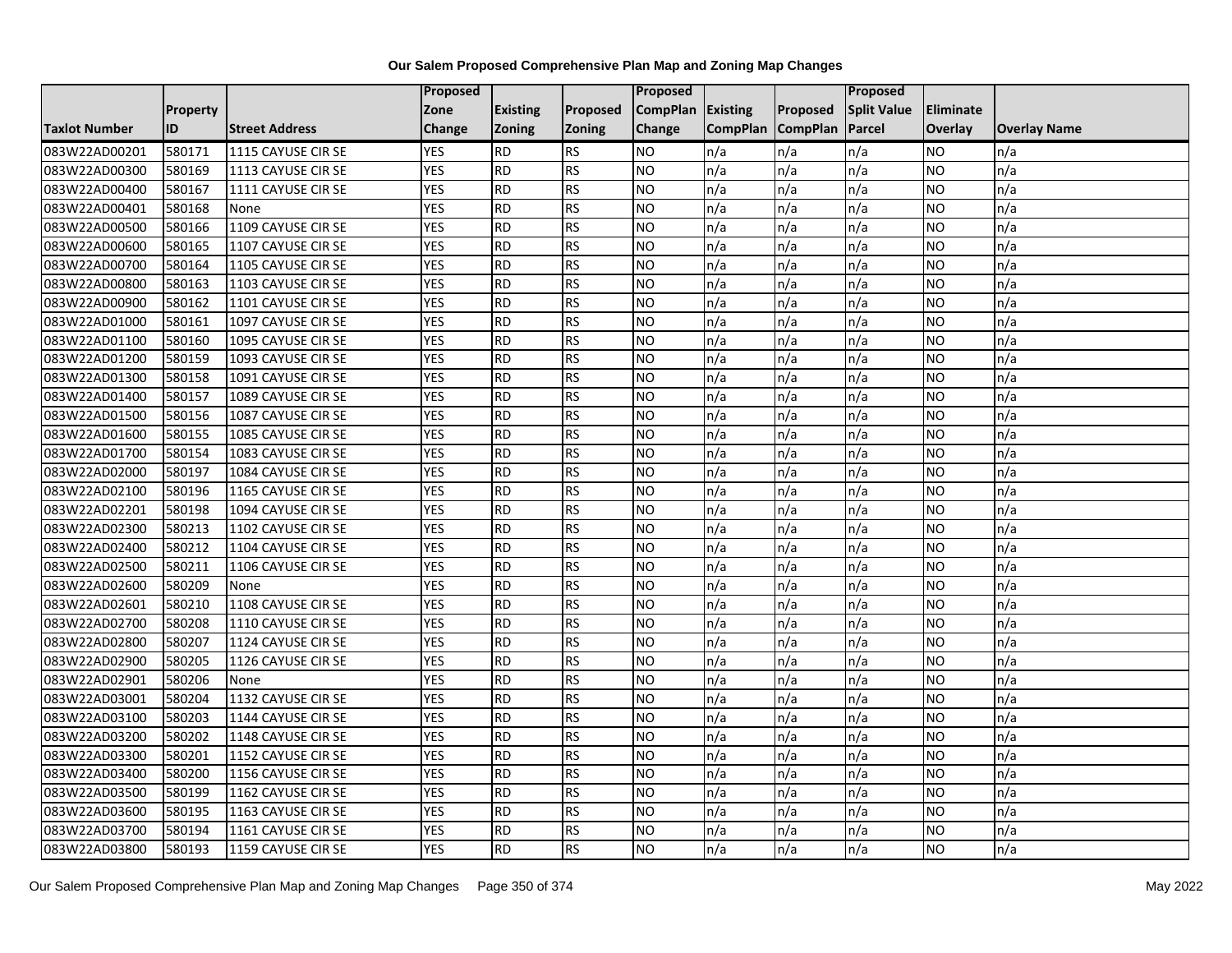# Our Salem Proposed Comprehensive Plan Map and Zoning Map Changes

| Taxlot Number | Property ID | Street Address | Proposed Zone Change | Existing Zoning | Proposed Zoning | Proposed CompPlan Change | Existing CompPlan | Proposed CompPlan | Proposed Split Value Parcel | Eliminate Overlay | Overlay Name |
|---|---|---|---|---|---|---|---|---|---|---|---|
| 083W22AD00201 | 580171 | 1115 CAYUSE CIR SE | YES | RD | RS | NO | n/a | n/a | n/a | NO | n/a |
| 083W22AD00300 | 580169 | 1113 CAYUSE CIR SE | YES | RD | RS | NO | n/a | n/a | n/a | NO | n/a |
| 083W22AD00400 | 580167 | 1111 CAYUSE CIR SE | YES | RD | RS | NO | n/a | n/a | n/a | NO | n/a |
| 083W22AD00401 | 580168 | None | YES | RD | RS | NO | n/a | n/a | n/a | NO | n/a |
| 083W22AD00500 | 580166 | 1109 CAYUSE CIR SE | YES | RD | RS | NO | n/a | n/a | n/a | NO | n/a |
| 083W22AD00600 | 580165 | 1107 CAYUSE CIR SE | YES | RD | RS | NO | n/a | n/a | n/a | NO | n/a |
| 083W22AD00700 | 580164 | 1105 CAYUSE CIR SE | YES | RD | RS | NO | n/a | n/a | n/a | NO | n/a |
| 083W22AD00800 | 580163 | 1103 CAYUSE CIR SE | YES | RD | RS | NO | n/a | n/a | n/a | NO | n/a |
| 083W22AD00900 | 580162 | 1101 CAYUSE CIR SE | YES | RD | RS | NO | n/a | n/a | n/a | NO | n/a |
| 083W22AD01000 | 580161 | 1097 CAYUSE CIR SE | YES | RD | RS | NO | n/a | n/a | n/a | NO | n/a |
| 083W22AD01100 | 580160 | 1095 CAYUSE CIR SE | YES | RD | RS | NO | n/a | n/a | n/a | NO | n/a |
| 083W22AD01200 | 580159 | 1093 CAYUSE CIR SE | YES | RD | RS | NO | n/a | n/a | n/a | NO | n/a |
| 083W22AD01300 | 580158 | 1091 CAYUSE CIR SE | YES | RD | RS | NO | n/a | n/a | n/a | NO | n/a |
| 083W22AD01400 | 580157 | 1089 CAYUSE CIR SE | YES | RD | RS | NO | n/a | n/a | n/a | NO | n/a |
| 083W22AD01500 | 580156 | 1087 CAYUSE CIR SE | YES | RD | RS | NO | n/a | n/a | n/a | NO | n/a |
| 083W22AD01600 | 580155 | 1085 CAYUSE CIR SE | YES | RD | RS | NO | n/a | n/a | n/a | NO | n/a |
| 083W22AD01700 | 580154 | 1083 CAYUSE CIR SE | YES | RD | RS | NO | n/a | n/a | n/a | NO | n/a |
| 083W22AD02000 | 580197 | 1084 CAYUSE CIR SE | YES | RD | RS | NO | n/a | n/a | n/a | NO | n/a |
| 083W22AD02100 | 580196 | 1165 CAYUSE CIR SE | YES | RD | RS | NO | n/a | n/a | n/a | NO | n/a |
| 083W22AD02201 | 580198 | 1094 CAYUSE CIR SE | YES | RD | RS | NO | n/a | n/a | n/a | NO | n/a |
| 083W22AD02300 | 580213 | 1102 CAYUSE CIR SE | YES | RD | RS | NO | n/a | n/a | n/a | NO | n/a |
| 083W22AD02400 | 580212 | 1104 CAYUSE CIR SE | YES | RD | RS | NO | n/a | n/a | n/a | NO | n/a |
| 083W22AD02500 | 580211 | 1106 CAYUSE CIR SE | YES | RD | RS | NO | n/a | n/a | n/a | NO | n/a |
| 083W22AD02600 | 580209 | None | YES | RD | RS | NO | n/a | n/a | n/a | NO | n/a |
| 083W22AD02601 | 580210 | 1108 CAYUSE CIR SE | YES | RD | RS | NO | n/a | n/a | n/a | NO | n/a |
| 083W22AD02700 | 580208 | 1110 CAYUSE CIR SE | YES | RD | RS | NO | n/a | n/a | n/a | NO | n/a |
| 083W22AD02800 | 580207 | 1124 CAYUSE CIR SE | YES | RD | RS | NO | n/a | n/a | n/a | NO | n/a |
| 083W22AD02900 | 580205 | 1126 CAYUSE CIR SE | YES | RD | RS | NO | n/a | n/a | n/a | NO | n/a |
| 083W22AD02901 | 580206 | None | YES | RD | RS | NO | n/a | n/a | n/a | NO | n/a |
| 083W22AD03001 | 580204 | 1132 CAYUSE CIR SE | YES | RD | RS | NO | n/a | n/a | n/a | NO | n/a |
| 083W22AD03100 | 580203 | 1144 CAYUSE CIR SE | YES | RD | RS | NO | n/a | n/a | n/a | NO | n/a |
| 083W22AD03200 | 580202 | 1148 CAYUSE CIR SE | YES | RD | RS | NO | n/a | n/a | n/a | NO | n/a |
| 083W22AD03300 | 580201 | 1152 CAYUSE CIR SE | YES | RD | RS | NO | n/a | n/a | n/a | NO | n/a |
| 083W22AD03400 | 580200 | 1156 CAYUSE CIR SE | YES | RD | RS | NO | n/a | n/a | n/a | NO | n/a |
| 083W22AD03500 | 580199 | 1162 CAYUSE CIR SE | YES | RD | RS | NO | n/a | n/a | n/a | NO | n/a |
| 083W22AD03600 | 580195 | 1163 CAYUSE CIR SE | YES | RD | RS | NO | n/a | n/a | n/a | NO | n/a |
| 083W22AD03700 | 580194 | 1161 CAYUSE CIR SE | YES | RD | RS | NO | n/a | n/a | n/a | NO | n/a |
| 083W22AD03800 | 580193 | 1159 CAYUSE CIR SE | YES | RD | RS | NO | n/a | n/a | n/a | NO | n/a |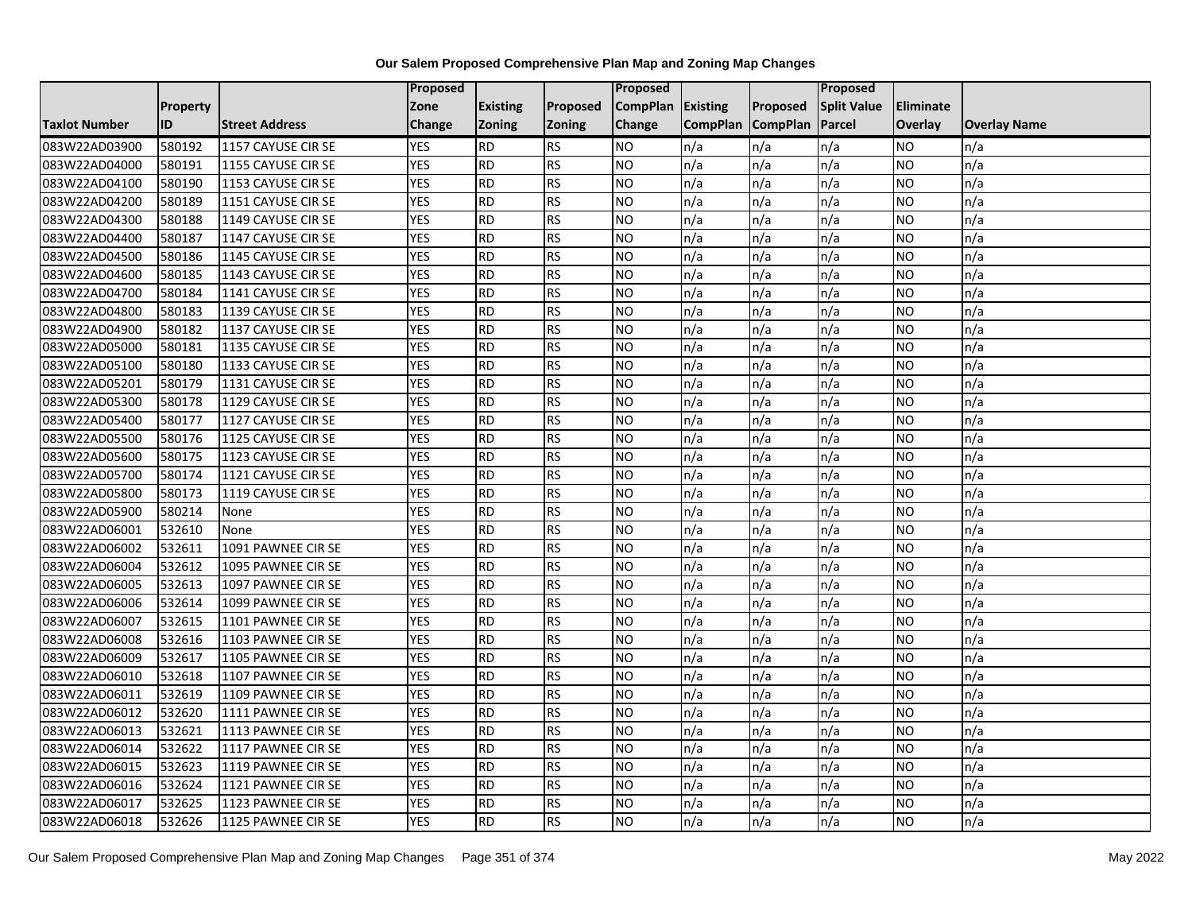**Our Salem Proposed Comprehensive Plan Map and Zoning Map Changes**

| Taxlot Number | Property ID | Street Address | Proposed Zone Change | Existing Zoning | Proposed Zoning | Proposed CompPlan Change | Existing CompPlan | Proposed CompPlan | Proposed Split Value Parcel | Eliminate Overlay | Overlay Name |
|---|---|---|---|---|---|---|---|---|---|---|---|
| 083W22AD03900 | 580192 | 1157 CAYUSE CIR SE | YES | RD | RS | NO | n/a | n/a | n/a | NO | n/a |
| 083W22AD04000 | 580191 | 1155 CAYUSE CIR SE | YES | RD | RS | NO | n/a | n/a | n/a | NO | n/a |
| 083W22AD04100 | 580190 | 1153 CAYUSE CIR SE | YES | RD | RS | NO | n/a | n/a | n/a | NO | n/a |
| 083W22AD04200 | 580189 | 1151 CAYUSE CIR SE | YES | RD | RS | NO | n/a | n/a | n/a | NO | n/a |
| 083W22AD04300 | 580188 | 1149 CAYUSE CIR SE | YES | RD | RS | NO | n/a | n/a | n/a | NO | n/a |
| 083W22AD04400 | 580187 | 1147 CAYUSE CIR SE | YES | RD | RS | NO | n/a | n/a | n/a | NO | n/a |
| 083W22AD04500 | 580186 | 1145 CAYUSE CIR SE | YES | RD | RS | NO | n/a | n/a | n/a | NO | n/a |
| 083W22AD04600 | 580185 | 1143 CAYUSE CIR SE | YES | RD | RS | NO | n/a | n/a | n/a | NO | n/a |
| 083W22AD04700 | 580184 | 1141 CAYUSE CIR SE | YES | RD | RS | NO | n/a | n/a | n/a | NO | n/a |
| 083W22AD04800 | 580183 | 1139 CAYUSE CIR SE | YES | RD | RS | NO | n/a | n/a | n/a | NO | n/a |
| 083W22AD04900 | 580182 | 1137 CAYUSE CIR SE | YES | RD | RS | NO | n/a | n/a | n/a | NO | n/a |
| 083W22AD05000 | 580181 | 1135 CAYUSE CIR SE | YES | RD | RS | NO | n/a | n/a | n/a | NO | n/a |
| 083W22AD05100 | 580180 | 1133 CAYUSE CIR SE | YES | RD | RS | NO | n/a | n/a | n/a | NO | n/a |
| 083W22AD05201 | 580179 | 1131 CAYUSE CIR SE | YES | RD | RS | NO | n/a | n/a | n/a | NO | n/a |
| 083W22AD05300 | 580178 | 1129 CAYUSE CIR SE | YES | RD | RS | NO | n/a | n/a | n/a | NO | n/a |
| 083W22AD05400 | 580177 | 1127 CAYUSE CIR SE | YES | RD | RS | NO | n/a | n/a | n/a | NO | n/a |
| 083W22AD05500 | 580176 | 1125 CAYUSE CIR SE | YES | RD | RS | NO | n/a | n/a | n/a | NO | n/a |
| 083W22AD05600 | 580175 | 1123 CAYUSE CIR SE | YES | RD | RS | NO | n/a | n/a | n/a | NO | n/a |
| 083W22AD05700 | 580174 | 1121 CAYUSE CIR SE | YES | RD | RS | NO | n/a | n/a | n/a | NO | n/a |
| 083W22AD05800 | 580173 | 1119 CAYUSE CIR SE | YES | RD | RS | NO | n/a | n/a | n/a | NO | n/a |
| 083W22AD05900 | 580214 | None | YES | RD | RS | NO | n/a | n/a | n/a | NO | n/a |
| 083W22AD06001 | 532610 | None | YES | RD | RS | NO | n/a | n/a | n/a | NO | n/a |
| 083W22AD06002 | 532611 | 1091 PAWNEE CIR SE | YES | RD | RS | NO | n/a | n/a | n/a | NO | n/a |
| 083W22AD06004 | 532612 | 1095 PAWNEE CIR SE | YES | RD | RS | NO | n/a | n/a | n/a | NO | n/a |
| 083W22AD06005 | 532613 | 1097 PAWNEE CIR SE | YES | RD | RS | NO | n/a | n/a | n/a | NO | n/a |
| 083W22AD06006 | 532614 | 1099 PAWNEE CIR SE | YES | RD | RS | NO | n/a | n/a | n/a | NO | n/a |
| 083W22AD06007 | 532615 | 1101 PAWNEE CIR SE | YES | RD | RS | NO | n/a | n/a | n/a | NO | n/a |
| 083W22AD06008 | 532616 | 1103 PAWNEE CIR SE | YES | RD | RS | NO | n/a | n/a | n/a | NO | n/a |
| 083W22AD06009 | 532617 | 1105 PAWNEE CIR SE | YES | RD | RS | NO | n/a | n/a | n/a | NO | n/a |
| 083W22AD06010 | 532618 | 1107 PAWNEE CIR SE | YES | RD | RS | NO | n/a | n/a | n/a | NO | n/a |
| 083W22AD06011 | 532619 | 1109 PAWNEE CIR SE | YES | RD | RS | NO | n/a | n/a | n/a | NO | n/a |
| 083W22AD06012 | 532620 | 1111 PAWNEE CIR SE | YES | RD | RS | NO | n/a | n/a | n/a | NO | n/a |
| 083W22AD06013 | 532621 | 1113 PAWNEE CIR SE | YES | RD | RS | NO | n/a | n/a | n/a | NO | n/a |
| 083W22AD06014 | 532622 | 1117 PAWNEE CIR SE | YES | RD | RS | NO | n/a | n/a | n/a | NO | n/a |
| 083W22AD06015 | 532623 | 1119 PAWNEE CIR SE | YES | RD | RS | NO | n/a | n/a | n/a | NO | n/a |
| 083W22AD06016 | 532624 | 1121 PAWNEE CIR SE | YES | RD | RS | NO | n/a | n/a | n/a | NO | n/a |
| 083W22AD06017 | 532625 | 1123 PAWNEE CIR SE | YES | RD | RS | NO | n/a | n/a | n/a | NO | n/a |
| 083W22AD06018 | 532626 | 1125 PAWNEE CIR SE | YES | RD | RS | NO | n/a | n/a | n/a | NO | n/a |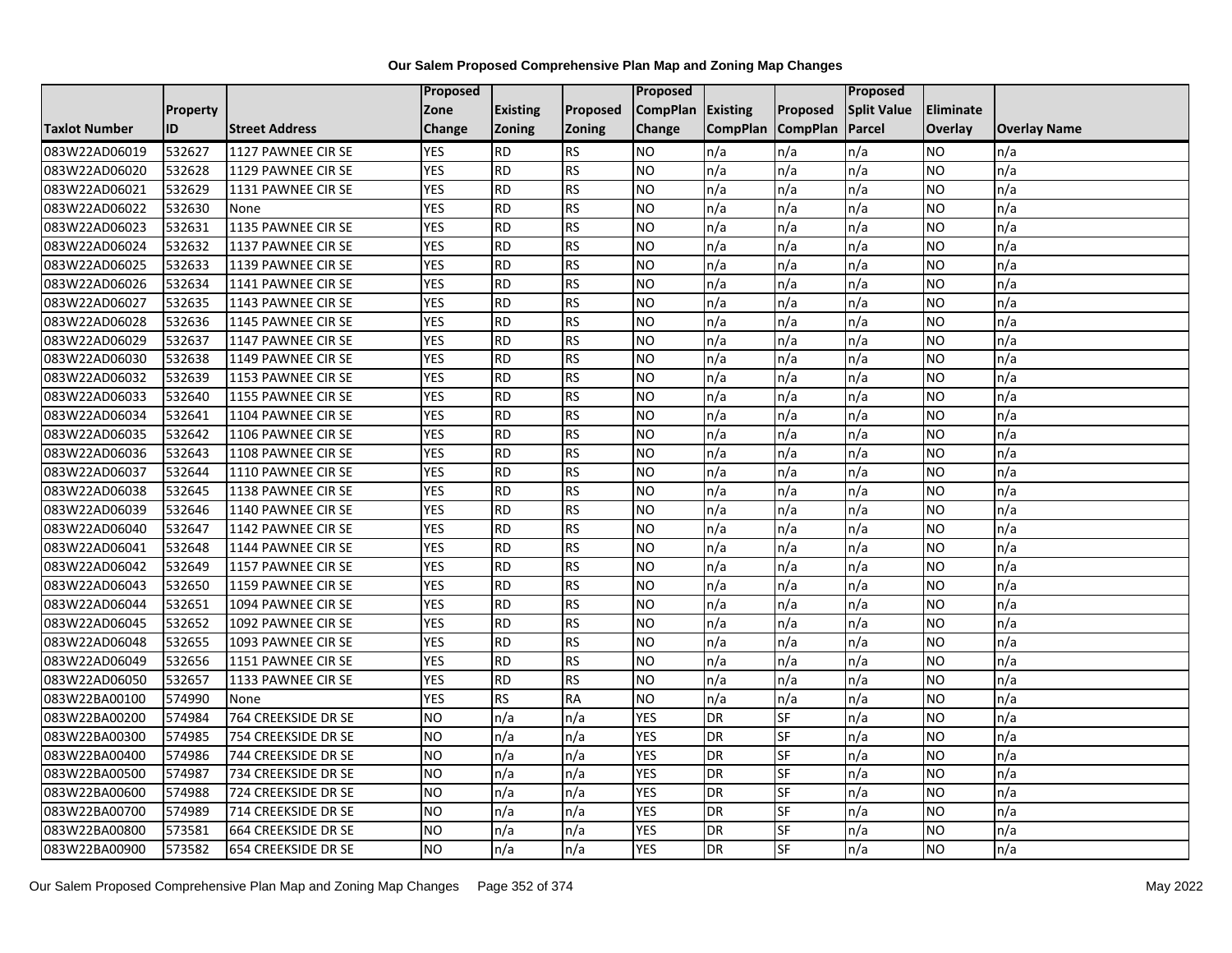**Our Salem Proposed Comprehensive Plan Map and Zoning Map Changes**

| Taxlot Number | Property ID | Street Address | Proposed Zone Change | Existing Zoning | Proposed Zoning | Proposed CompPlan Change | Existing CompPlan | Proposed CompPlan | Proposed Split Value Parcel | Eliminate Overlay | Overlay Name |
|---|---|---|---|---|---|---|---|---|---|---|---|
| 083W22AD06019 | 532627 | 1127 PAWNEE CIR SE | YES | RD | RS | NO | n/a | n/a | n/a | NO | n/a |
| 083W22AD06020 | 532628 | 1129 PAWNEE CIR SE | YES | RD | RS | NO | n/a | n/a | n/a | NO | n/a |
| 083W22AD06021 | 532629 | 1131 PAWNEE CIR SE | YES | RD | RS | NO | n/a | n/a | n/a | NO | n/a |
| 083W22AD06022 | 532630 | None | YES | RD | RS | NO | n/a | n/a | n/a | NO | n/a |
| 083W22AD06023 | 532631 | 1135 PAWNEE CIR SE | YES | RD | RS | NO | n/a | n/a | n/a | NO | n/a |
| 083W22AD06024 | 532632 | 1137 PAWNEE CIR SE | YES | RD | RS | NO | n/a | n/a | n/a | NO | n/a |
| 083W22AD06025 | 532633 | 1139 PAWNEE CIR SE | YES | RD | RS | NO | n/a | n/a | n/a | NO | n/a |
| 083W22AD06026 | 532634 | 1141 PAWNEE CIR SE | YES | RD | RS | NO | n/a | n/a | n/a | NO | n/a |
| 083W22AD06027 | 532635 | 1143 PAWNEE CIR SE | YES | RD | RS | NO | n/a | n/a | n/a | NO | n/a |
| 083W22AD06028 | 532636 | 1145 PAWNEE CIR SE | YES | RD | RS | NO | n/a | n/a | n/a | NO | n/a |
| 083W22AD06029 | 532637 | 1147 PAWNEE CIR SE | YES | RD | RS | NO | n/a | n/a | n/a | NO | n/a |
| 083W22AD06030 | 532638 | 1149 PAWNEE CIR SE | YES | RD | RS | NO | n/a | n/a | n/a | NO | n/a |
| 083W22AD06032 | 532639 | 1153 PAWNEE CIR SE | YES | RD | RS | NO | n/a | n/a | n/a | NO | n/a |
| 083W22AD06033 | 532640 | 1155 PAWNEE CIR SE | YES | RD | RS | NO | n/a | n/a | n/a | NO | n/a |
| 083W22AD06034 | 532641 | 1104 PAWNEE CIR SE | YES | RD | RS | NO | n/a | n/a | n/a | NO | n/a |
| 083W22AD06035 | 532642 | 1106 PAWNEE CIR SE | YES | RD | RS | NO | n/a | n/a | n/a | NO | n/a |
| 083W22AD06036 | 532643 | 1108 PAWNEE CIR SE | YES | RD | RS | NO | n/a | n/a | n/a | NO | n/a |
| 083W22AD06037 | 532644 | 1110 PAWNEE CIR SE | YES | RD | RS | NO | n/a | n/a | n/a | NO | n/a |
| 083W22AD06038 | 532645 | 1138 PAWNEE CIR SE | YES | RD | RS | NO | n/a | n/a | n/a | NO | n/a |
| 083W22AD06039 | 532646 | 1140 PAWNEE CIR SE | YES | RD | RS | NO | n/a | n/a | n/a | NO | n/a |
| 083W22AD06040 | 532647 | 1142 PAWNEE CIR SE | YES | RD | RS | NO | n/a | n/a | n/a | NO | n/a |
| 083W22AD06041 | 532648 | 1144 PAWNEE CIR SE | YES | RD | RS | NO | n/a | n/a | n/a | NO | n/a |
| 083W22AD06042 | 532649 | 1157 PAWNEE CIR SE | YES | RD | RS | NO | n/a | n/a | n/a | NO | n/a |
| 083W22AD06043 | 532650 | 1159 PAWNEE CIR SE | YES | RD | RS | NO | n/a | n/a | n/a | NO | n/a |
| 083W22AD06044 | 532651 | 1094 PAWNEE CIR SE | YES | RD | RS | NO | n/a | n/a | n/a | NO | n/a |
| 083W22AD06045 | 532652 | 1092 PAWNEE CIR SE | YES | RD | RS | NO | n/a | n/a | n/a | NO | n/a |
| 083W22AD06048 | 532655 | 1093 PAWNEE CIR SE | YES | RD | RS | NO | n/a | n/a | n/a | NO | n/a |
| 083W22AD06049 | 532656 | 1151 PAWNEE CIR SE | YES | RD | RS | NO | n/a | n/a | n/a | NO | n/a |
| 083W22AD06050 | 532657 | 1133 PAWNEE CIR SE | YES | RD | RS | NO | n/a | n/a | n/a | NO | n/a |
| 083W22BA00100 | 574990 | None | YES | RS | RA | NO | n/a | n/a | n/a | NO | n/a |
| 083W22BA00200 | 574984 | 764 CREEKSIDE DR SE | NO | n/a | n/a | YES | DR | SF | n/a | NO | n/a |
| 083W22BA00300 | 574985 | 754 CREEKSIDE DR SE | NO | n/a | n/a | YES | DR | SF | n/a | NO | n/a |
| 083W22BA00400 | 574986 | 744 CREEKSIDE DR SE | NO | n/a | n/a | YES | DR | SF | n/a | NO | n/a |
| 083W22BA00500 | 574987 | 734 CREEKSIDE DR SE | NO | n/a | n/a | YES | DR | SF | n/a | NO | n/a |
| 083W22BA00600 | 574988 | 724 CREEKSIDE DR SE | NO | n/a | n/a | YES | DR | SF | n/a | NO | n/a |
| 083W22BA00700 | 574989 | 714 CREEKSIDE DR SE | NO | n/a | n/a | YES | DR | SF | n/a | NO | n/a |
| 083W22BA00800 | 573581 | 664 CREEKSIDE DR SE | NO | n/a | n/a | YES | DR | SF | n/a | NO | n/a |
| 083W22BA00900 | 573582 | 654 CREEKSIDE DR SE | NO | n/a | n/a | YES | DR | SF | n/a | NO | n/a |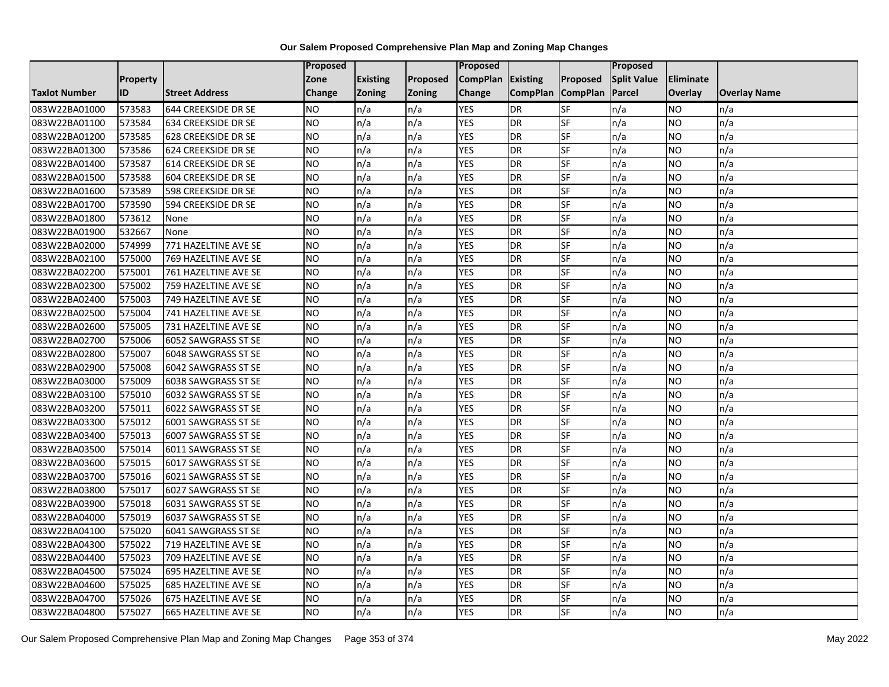**Our Salem Proposed Comprehensive Plan Map and Zoning Map Changes**

| Taxlot Number | Property ID | Street Address | Proposed Zone Change | Existing Zoning | Proposed Zoning | Proposed CompPlan Change | Existing CompPlan | Proposed CompPlan | Proposed Split Value Parcel | Eliminate Overlay | Overlay Name |
|---|---|---|---|---|---|---|---|---|---|---|---|
| 083W22BA01000 | 573583 | 644 CREEKSIDE DR SE | NO | n/a | n/a | YES | DR | SF | n/a | NO | n/a |
| 083W22BA01100 | 573584 | 634 CREEKSIDE DR SE | NO | n/a | n/a | YES | DR | SF | n/a | NO | n/a |
| 083W22BA01200 | 573585 | 628 CREEKSIDE DR SE | NO | n/a | n/a | YES | DR | SF | n/a | NO | n/a |
| 083W22BA01300 | 573586 | 624 CREEKSIDE DR SE | NO | n/a | n/a | YES | DR | SF | n/a | NO | n/a |
| 083W22BA01400 | 573587 | 614 CREEKSIDE DR SE | NO | n/a | n/a | YES | DR | SF | n/a | NO | n/a |
| 083W22BA01500 | 573588 | 604 CREEKSIDE DR SE | NO | n/a | n/a | YES | DR | SF | n/a | NO | n/a |
| 083W22BA01600 | 573589 | 598 CREEKSIDE DR SE | NO | n/a | n/a | YES | DR | SF | n/a | NO | n/a |
| 083W22BA01700 | 573590 | 594 CREEKSIDE DR SE | NO | n/a | n/a | YES | DR | SF | n/a | NO | n/a |
| 083W22BA01800 | 573612 | None | NO | n/a | n/a | YES | DR | SF | n/a | NO | n/a |
| 083W22BA01900 | 532667 | None | NO | n/a | n/a | YES | DR | SF | n/a | NO | n/a |
| 083W22BA02000 | 574999 | 771 HAZELTINE AVE SE | NO | n/a | n/a | YES | DR | SF | n/a | NO | n/a |
| 083W22BA02100 | 575000 | 769 HAZELTINE AVE SE | NO | n/a | n/a | YES | DR | SF | n/a | NO | n/a |
| 083W22BA02200 | 575001 | 761 HAZELTINE AVE SE | NO | n/a | n/a | YES | DR | SF | n/a | NO | n/a |
| 083W22BA02300 | 575002 | 759 HAZELTINE AVE SE | NO | n/a | n/a | YES | DR | SF | n/a | NO | n/a |
| 083W22BA02400 | 575003 | 749 HAZELTINE AVE SE | NO | n/a | n/a | YES | DR | SF | n/a | NO | n/a |
| 083W22BA02500 | 575004 | 741 HAZELTINE AVE SE | NO | n/a | n/a | YES | DR | SF | n/a | NO | n/a |
| 083W22BA02600 | 575005 | 731 HAZELTINE AVE SE | NO | n/a | n/a | YES | DR | SF | n/a | NO | n/a |
| 083W22BA02700 | 575006 | 6052 SAWGRASS ST SE | NO | n/a | n/a | YES | DR | SF | n/a | NO | n/a |
| 083W22BA02800 | 575007 | 6048 SAWGRASS ST SE | NO | n/a | n/a | YES | DR | SF | n/a | NO | n/a |
| 083W22BA02900 | 575008 | 6042 SAWGRASS ST SE | NO | n/a | n/a | YES | DR | SF | n/a | NO | n/a |
| 083W22BA03000 | 575009 | 6038 SAWGRASS ST SE | NO | n/a | n/a | YES | DR | SF | n/a | NO | n/a |
| 083W22BA03100 | 575010 | 6032 SAWGRASS ST SE | NO | n/a | n/a | YES | DR | SF | n/a | NO | n/a |
| 083W22BA03200 | 575011 | 6022 SAWGRASS ST SE | NO | n/a | n/a | YES | DR | SF | n/a | NO | n/a |
| 083W22BA03300 | 575012 | 6001 SAWGRASS ST SE | NO | n/a | n/a | YES | DR | SF | n/a | NO | n/a |
| 083W22BA03400 | 575013 | 6007 SAWGRASS ST SE | NO | n/a | n/a | YES | DR | SF | n/a | NO | n/a |
| 083W22BA03500 | 575014 | 6011 SAWGRASS ST SE | NO | n/a | n/a | YES | DR | SF | n/a | NO | n/a |
| 083W22BA03600 | 575015 | 6017 SAWGRASS ST SE | NO | n/a | n/a | YES | DR | SF | n/a | NO | n/a |
| 083W22BA03700 | 575016 | 6021 SAWGRASS ST SE | NO | n/a | n/a | YES | DR | SF | n/a | NO | n/a |
| 083W22BA03800 | 575017 | 6027 SAWGRASS ST SE | NO | n/a | n/a | YES | DR | SF | n/a | NO | n/a |
| 083W22BA03900 | 575018 | 6031 SAWGRASS ST SE | NO | n/a | n/a | YES | DR | SF | n/a | NO | n/a |
| 083W22BA04000 | 575019 | 6037 SAWGRASS ST SE | NO | n/a | n/a | YES | DR | SF | n/a | NO | n/a |
| 083W22BA04100 | 575020 | 6041 SAWGRASS ST SE | NO | n/a | n/a | YES | DR | SF | n/a | NO | n/a |
| 083W22BA04300 | 575022 | 719 HAZELTINE AVE SE | NO | n/a | n/a | YES | DR | SF | n/a | NO | n/a |
| 083W22BA04400 | 575023 | 709 HAZELTINE AVE SE | NO | n/a | n/a | YES | DR | SF | n/a | NO | n/a |
| 083W22BA04500 | 575024 | 695 HAZELTINE AVE SE | NO | n/a | n/a | YES | DR | SF | n/a | NO | n/a |
| 083W22BA04600 | 575025 | 685 HAZELTINE AVE SE | NO | n/a | n/a | YES | DR | SF | n/a | NO | n/a |
| 083W22BA04700 | 575026 | 675 HAZELTINE AVE SE | NO | n/a | n/a | YES | DR | SF | n/a | NO | n/a |
| 083W22BA04800 | 575027 | 665 HAZELTINE AVE SE | NO | n/a | n/a | YES | DR | SF | n/a | NO | n/a |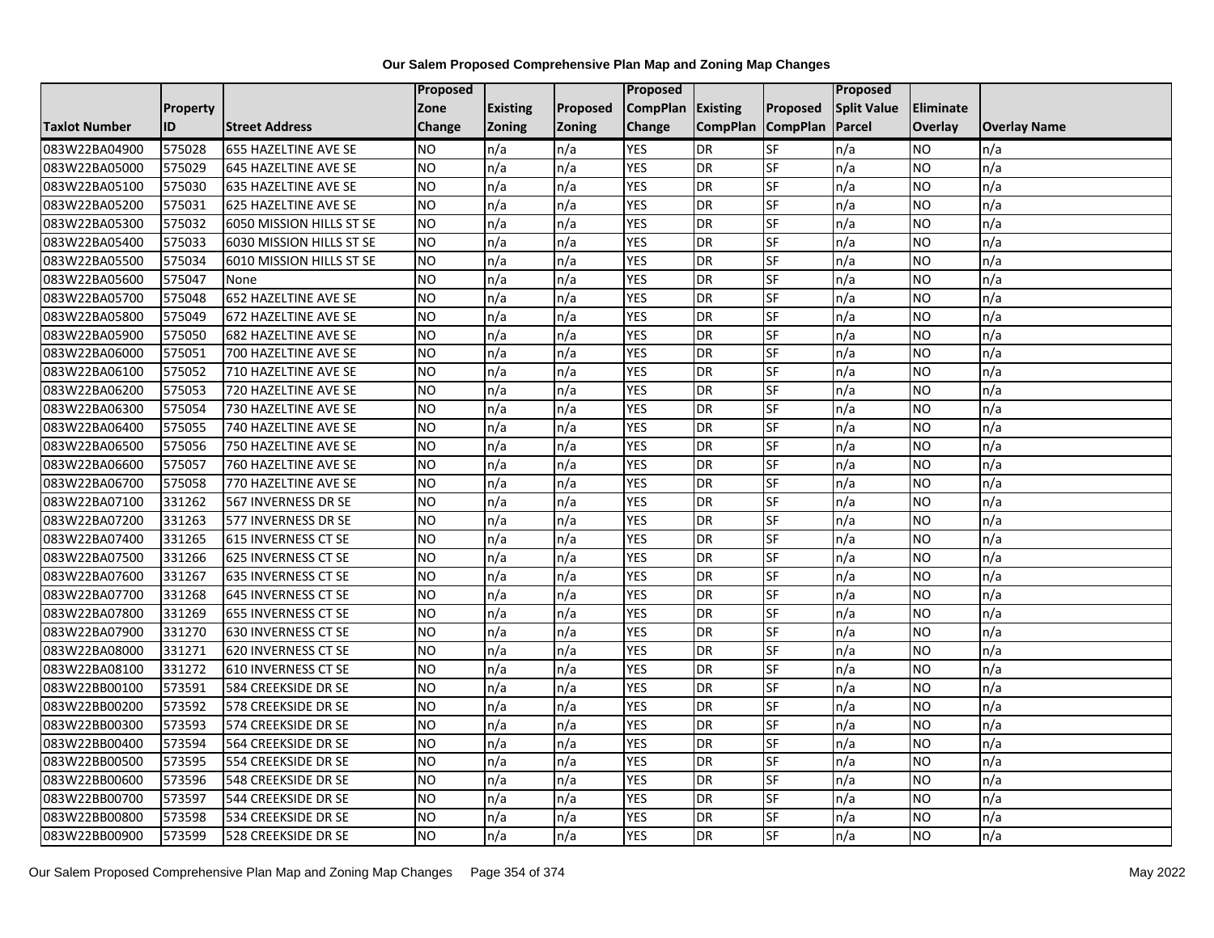**Our Salem Proposed Comprehensive Plan Map and Zoning Map Changes**

| Taxlot Number | Property ID | Street Address | Proposed Zone Change | Existing Zoning | Proposed Zoning | Proposed CompPlan Change | Existing CompPlan | Proposed CompPlan | Proposed Split Value Parcel | Eliminate Overlay | Overlay Name |
|---|---|---|---|---|---|---|---|---|---|---|---|
| 083W22BA04900 | 575028 | 655 HAZELTINE AVE SE | NO | n/a | n/a | YES | DR | SF | n/a | NO | n/a |
| 083W22BA05000 | 575029 | 645 HAZELTINE AVE SE | NO | n/a | n/a | YES | DR | SF | n/a | NO | n/a |
| 083W22BA05100 | 575030 | 635 HAZELTINE AVE SE | NO | n/a | n/a | YES | DR | SF | n/a | NO | n/a |
| 083W22BA05200 | 575031 | 625 HAZELTINE AVE SE | NO | n/a | n/a | YES | DR | SF | n/a | NO | n/a |
| 083W22BA05300 | 575032 | 6050 MISSION HILLS ST SE | NO | n/a | n/a | YES | DR | SF | n/a | NO | n/a |
| 083W22BA05400 | 575033 | 6030 MISSION HILLS ST SE | NO | n/a | n/a | YES | DR | SF | n/a | NO | n/a |
| 083W22BA05500 | 575034 | 6010 MISSION HILLS ST SE | NO | n/a | n/a | YES | DR | SF | n/a | NO | n/a |
| 083W22BA05600 | 575047 | None | NO | n/a | n/a | YES | DR | SF | n/a | NO | n/a |
| 083W22BA05700 | 575048 | 652 HAZELTINE AVE SE | NO | n/a | n/a | YES | DR | SF | n/a | NO | n/a |
| 083W22BA05800 | 575049 | 672 HAZELTINE AVE SE | NO | n/a | n/a | YES | DR | SF | n/a | NO | n/a |
| 083W22BA05900 | 575050 | 682 HAZELTINE AVE SE | NO | n/a | n/a | YES | DR | SF | n/a | NO | n/a |
| 083W22BA06000 | 575051 | 700 HAZELTINE AVE SE | NO | n/a | n/a | YES | DR | SF | n/a | NO | n/a |
| 083W22BA06100 | 575052 | 710 HAZELTINE AVE SE | NO | n/a | n/a | YES | DR | SF | n/a | NO | n/a |
| 083W22BA06200 | 575053 | 720 HAZELTINE AVE SE | NO | n/a | n/a | YES | DR | SF | n/a | NO | n/a |
| 083W22BA06300 | 575054 | 730 HAZELTINE AVE SE | NO | n/a | n/a | YES | DR | SF | n/a | NO | n/a |
| 083W22BA06400 | 575055 | 740 HAZELTINE AVE SE | NO | n/a | n/a | YES | DR | SF | n/a | NO | n/a |
| 083W22BA06500 | 575056 | 750 HAZELTINE AVE SE | NO | n/a | n/a | YES | DR | SF | n/a | NO | n/a |
| 083W22BA06600 | 575057 | 760 HAZELTINE AVE SE | NO | n/a | n/a | YES | DR | SF | n/a | NO | n/a |
| 083W22BA06700 | 575058 | 770 HAZELTINE AVE SE | NO | n/a | n/a | YES | DR | SF | n/a | NO | n/a |
| 083W22BA07100 | 331262 | 567 INVERNESS DR SE | NO | n/a | n/a | YES | DR | SF | n/a | NO | n/a |
| 083W22BA07200 | 331263 | 577 INVERNESS DR SE | NO | n/a | n/a | YES | DR | SF | n/a | NO | n/a |
| 083W22BA07400 | 331265 | 615 INVERNESS CT SE | NO | n/a | n/a | YES | DR | SF | n/a | NO | n/a |
| 083W22BA07500 | 331266 | 625 INVERNESS CT SE | NO | n/a | n/a | YES | DR | SF | n/a | NO | n/a |
| 083W22BA07600 | 331267 | 635 INVERNESS CT SE | NO | n/a | n/a | YES | DR | SF | n/a | NO | n/a |
| 083W22BA07700 | 331268 | 645 INVERNESS CT SE | NO | n/a | n/a | YES | DR | SF | n/a | NO | n/a |
| 083W22BA07800 | 331269 | 655 INVERNESS CT SE | NO | n/a | n/a | YES | DR | SF | n/a | NO | n/a |
| 083W22BA07900 | 331270 | 630 INVERNESS CT SE | NO | n/a | n/a | YES | DR | SF | n/a | NO | n/a |
| 083W22BA08000 | 331271 | 620 INVERNESS CT SE | NO | n/a | n/a | YES | DR | SF | n/a | NO | n/a |
| 083W22BA08100 | 331272 | 610 INVERNESS CT SE | NO | n/a | n/a | YES | DR | SF | n/a | NO | n/a |
| 083W22BB00100 | 573591 | 584 CREEKSIDE DR SE | NO | n/a | n/a | YES | DR | SF | n/a | NO | n/a |
| 083W22BB00200 | 573592 | 578 CREEKSIDE DR SE | NO | n/a | n/a | YES | DR | SF | n/a | NO | n/a |
| 083W22BB00300 | 573593 | 574 CREEKSIDE DR SE | NO | n/a | n/a | YES | DR | SF | n/a | NO | n/a |
| 083W22BB00400 | 573594 | 564 CREEKSIDE DR SE | NO | n/a | n/a | YES | DR | SF | n/a | NO | n/a |
| 083W22BB00500 | 573595 | 554 CREEKSIDE DR SE | NO | n/a | n/a | YES | DR | SF | n/a | NO | n/a |
| 083W22BB00600 | 573596 | 548 CREEKSIDE DR SE | NO | n/a | n/a | YES | DR | SF | n/a | NO | n/a |
| 083W22BB00700 | 573597 | 544 CREEKSIDE DR SE | NO | n/a | n/a | YES | DR | SF | n/a | NO | n/a |
| 083W22BB00800 | 573598 | 534 CREEKSIDE DR SE | NO | n/a | n/a | YES | DR | SF | n/a | NO | n/a |
| 083W22BB00900 | 573599 | 528 CREEKSIDE DR SE | NO | n/a | n/a | YES | DR | SF | n/a | NO | n/a |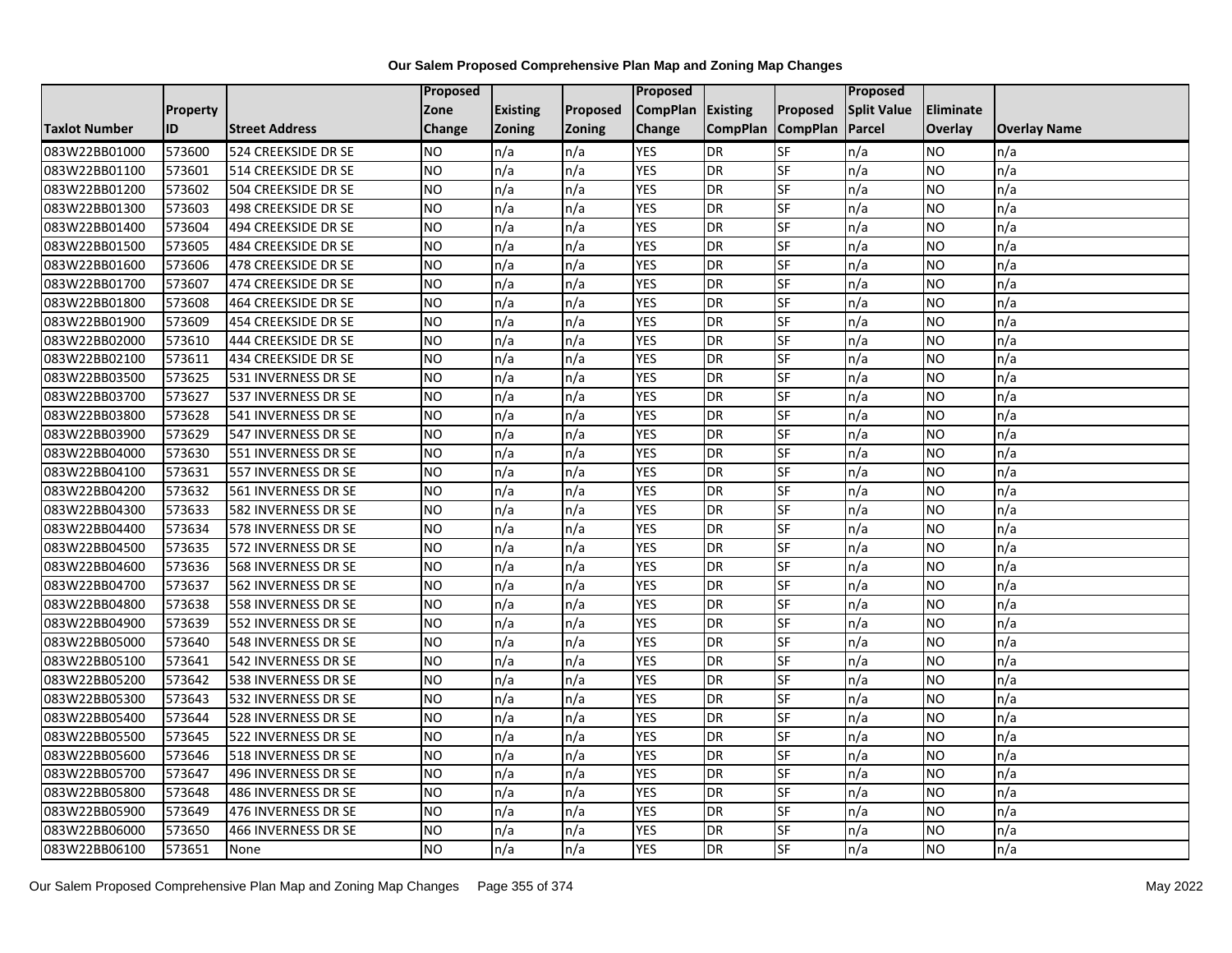# Our Salem Proposed Comprehensive Plan Map and Zoning Map Changes

| Taxlot Number | Property ID | Street Address | Proposed Zone Change | Existing Zoning | Proposed Zoning | Proposed CompPlan Change | Existing CompPlan | Proposed CompPlan | Proposed Split Value Parcel | Eliminate Overlay | Overlay Name |
|---|---|---|---|---|---|---|---|---|---|---|---|
| 083W22BB01000 | 573600 | 524 CREEKSIDE DR SE | NO | n/a | n/a | YES | DR | SF | n/a | NO | n/a |
| 083W22BB01100 | 573601 | 514 CREEKSIDE DR SE | NO | n/a | n/a | YES | DR | SF | n/a | NO | n/a |
| 083W22BB01200 | 573602 | 504 CREEKSIDE DR SE | NO | n/a | n/a | YES | DR | SF | n/a | NO | n/a |
| 083W22BB01300 | 573603 | 498 CREEKSIDE DR SE | NO | n/a | n/a | YES | DR | SF | n/a | NO | n/a |
| 083W22BB01400 | 573604 | 494 CREEKSIDE DR SE | NO | n/a | n/a | YES | DR | SF | n/a | NO | n/a |
| 083W22BB01500 | 573605 | 484 CREEKSIDE DR SE | NO | n/a | n/a | YES | DR | SF | n/a | NO | n/a |
| 083W22BB01600 | 573606 | 478 CREEKSIDE DR SE | NO | n/a | n/a | YES | DR | SF | n/a | NO | n/a |
| 083W22BB01700 | 573607 | 474 CREEKSIDE DR SE | NO | n/a | n/a | YES | DR | SF | n/a | NO | n/a |
| 083W22BB01800 | 573608 | 464 CREEKSIDE DR SE | NO | n/a | n/a | YES | DR | SF | n/a | NO | n/a |
| 083W22BB01900 | 573609 | 454 CREEKSIDE DR SE | NO | n/a | n/a | YES | DR | SF | n/a | NO | n/a |
| 083W22BB02000 | 573610 | 444 CREEKSIDE DR SE | NO | n/a | n/a | YES | DR | SF | n/a | NO | n/a |
| 083W22BB02100 | 573611 | 434 CREEKSIDE DR SE | NO | n/a | n/a | YES | DR | SF | n/a | NO | n/a |
| 083W22BB03500 | 573625 | 531 INVERNESS DR SE | NO | n/a | n/a | YES | DR | SF | n/a | NO | n/a |
| 083W22BB03700 | 573627 | 537 INVERNESS DR SE | NO | n/a | n/a | YES | DR | SF | n/a | NO | n/a |
| 083W22BB03800 | 573628 | 541 INVERNESS DR SE | NO | n/a | n/a | YES | DR | SF | n/a | NO | n/a |
| 083W22BB03900 | 573629 | 547 INVERNESS DR SE | NO | n/a | n/a | YES | DR | SF | n/a | NO | n/a |
| 083W22BB04000 | 573630 | 551 INVERNESS DR SE | NO | n/a | n/a | YES | DR | SF | n/a | NO | n/a |
| 083W22BB04100 | 573631 | 557 INVERNESS DR SE | NO | n/a | n/a | YES | DR | SF | n/a | NO | n/a |
| 083W22BB04200 | 573632 | 561 INVERNESS DR SE | NO | n/a | n/a | YES | DR | SF | n/a | NO | n/a |
| 083W22BB04300 | 573633 | 582 INVERNESS DR SE | NO | n/a | n/a | YES | DR | SF | n/a | NO | n/a |
| 083W22BB04400 | 573634 | 578 INVERNESS DR SE | NO | n/a | n/a | YES | DR | SF | n/a | NO | n/a |
| 083W22BB04500 | 573635 | 572 INVERNESS DR SE | NO | n/a | n/a | YES | DR | SF | n/a | NO | n/a |
| 083W22BB04600 | 573636 | 568 INVERNESS DR SE | NO | n/a | n/a | YES | DR | SF | n/a | NO | n/a |
| 083W22BB04700 | 573637 | 562 INVERNESS DR SE | NO | n/a | n/a | YES | DR | SF | n/a | NO | n/a |
| 083W22BB04800 | 573638 | 558 INVERNESS DR SE | NO | n/a | n/a | YES | DR | SF | n/a | NO | n/a |
| 083W22BB04900 | 573639 | 552 INVERNESS DR SE | NO | n/a | n/a | YES | DR | SF | n/a | NO | n/a |
| 083W22BB05000 | 573640 | 548 INVERNESS DR SE | NO | n/a | n/a | YES | DR | SF | n/a | NO | n/a |
| 083W22BB05100 | 573641 | 542 INVERNESS DR SE | NO | n/a | n/a | YES | DR | SF | n/a | NO | n/a |
| 083W22BB05200 | 573642 | 538 INVERNESS DR SE | NO | n/a | n/a | YES | DR | SF | n/a | NO | n/a |
| 083W22BB05300 | 573643 | 532 INVERNESS DR SE | NO | n/a | n/a | YES | DR | SF | n/a | NO | n/a |
| 083W22BB05400 | 573644 | 528 INVERNESS DR SE | NO | n/a | n/a | YES | DR | SF | n/a | NO | n/a |
| 083W22BB05500 | 573645 | 522 INVERNESS DR SE | NO | n/a | n/a | YES | DR | SF | n/a | NO | n/a |
| 083W22BB05600 | 573646 | 518 INVERNESS DR SE | NO | n/a | n/a | YES | DR | SF | n/a | NO | n/a |
| 083W22BB05700 | 573647 | 496 INVERNESS DR SE | NO | n/a | n/a | YES | DR | SF | n/a | NO | n/a |
| 083W22BB05800 | 573648 | 486 INVERNESS DR SE | NO | n/a | n/a | YES | DR | SF | n/a | NO | n/a |
| 083W22BB05900 | 573649 | 476 INVERNESS DR SE | NO | n/a | n/a | YES | DR | SF | n/a | NO | n/a |
| 083W22BB06000 | 573650 | 466 INVERNESS DR SE | NO | n/a | n/a | YES | DR | SF | n/a | NO | n/a |
| 083W22BB06100 | 573651 | None | NO | n/a | n/a | YES | DR | SF | n/a | NO | n/a |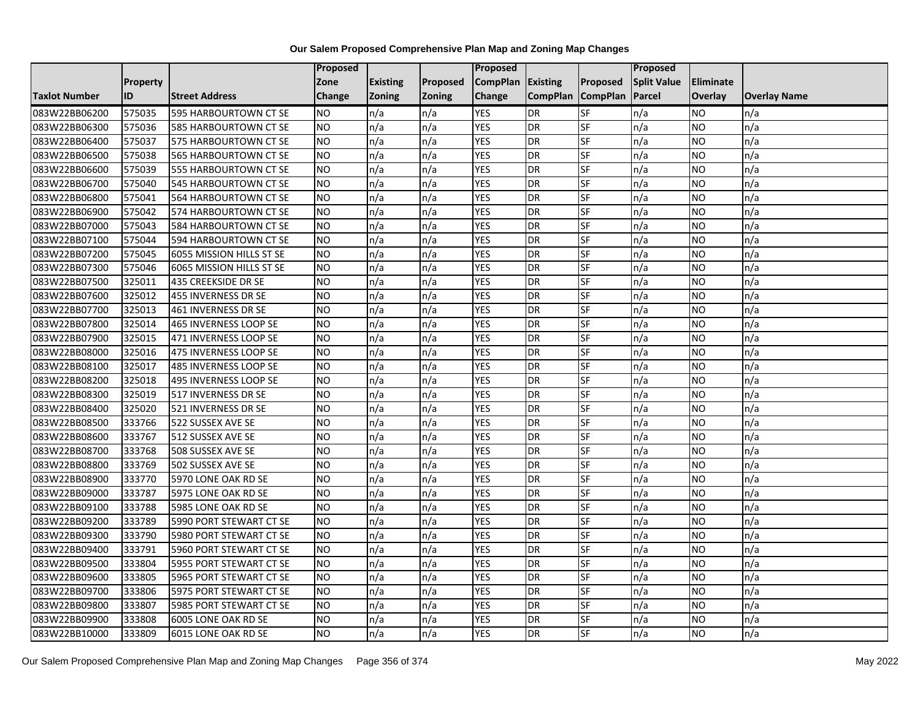# Our Salem Proposed Comprehensive Plan Map and Zoning Map Changes

| Taxlot Number | Property ID | Street Address | Proposed Zone Change | Existing Zoning | Proposed Zoning | Proposed CompPlan Change | Existing CompPlan | Proposed CompPlan | Proposed Split Value Parcel | Eliminate Overlay | Overlay Name |
|---|---|---|---|---|---|---|---|---|---|---|---|
| 083W22BB06200 | 575035 | 595 HARBOURTOWN CT SE | NO | n/a | n/a | YES | DR | SF | n/a | NO | n/a |
| 083W22BB06300 | 575036 | 585 HARBOURTOWN CT SE | NO | n/a | n/a | YES | DR | SF | n/a | NO | n/a |
| 083W22BB06400 | 575037 | 575 HARBOURTOWN CT SE | NO | n/a | n/a | YES | DR | SF | n/a | NO | n/a |
| 083W22BB06500 | 575038 | 565 HARBOURTOWN CT SE | NO | n/a | n/a | YES | DR | SF | n/a | NO | n/a |
| 083W22BB06600 | 575039 | 555 HARBOURTOWN CT SE | NO | n/a | n/a | YES | DR | SF | n/a | NO | n/a |
| 083W22BB06700 | 575040 | 545 HARBOURTOWN CT SE | NO | n/a | n/a | YES | DR | SF | n/a | NO | n/a |
| 083W22BB06800 | 575041 | 564 HARBOURTOWN CT SE | NO | n/a | n/a | YES | DR | SF | n/a | NO | n/a |
| 083W22BB06900 | 575042 | 574 HARBOURTOWN CT SE | NO | n/a | n/a | YES | DR | SF | n/a | NO | n/a |
| 083W22BB07000 | 575043 | 584 HARBOURTOWN CT SE | NO | n/a | n/a | YES | DR | SF | n/a | NO | n/a |
| 083W22BB07100 | 575044 | 594 HARBOURTOWN CT SE | NO | n/a | n/a | YES | DR | SF | n/a | NO | n/a |
| 083W22BB07200 | 575045 | 6055 MISSION HILLS ST SE | NO | n/a | n/a | YES | DR | SF | n/a | NO | n/a |
| 083W22BB07300 | 575046 | 6065 MISSION HILLS ST SE | NO | n/a | n/a | YES | DR | SF | n/a | NO | n/a |
| 083W22BB07500 | 325011 | 435 CREEKSIDE DR SE | NO | n/a | n/a | YES | DR | SF | n/a | NO | n/a |
| 083W22BB07600 | 325012 | 455 INVERNESS DR SE | NO | n/a | n/a | YES | DR | SF | n/a | NO | n/a |
| 083W22BB07700 | 325013 | 461 INVERNESS DR SE | NO | n/a | n/a | YES | DR | SF | n/a | NO | n/a |
| 083W22BB07800 | 325014 | 465 INVERNESS LOOP SE | NO | n/a | n/a | YES | DR | SF | n/a | NO | n/a |
| 083W22BB07900 | 325015 | 471 INVERNESS LOOP SE | NO | n/a | n/a | YES | DR | SF | n/a | NO | n/a |
| 083W22BB08000 | 325016 | 475 INVERNESS LOOP SE | NO | n/a | n/a | YES | DR | SF | n/a | NO | n/a |
| 083W22BB08100 | 325017 | 485 INVERNESS LOOP SE | NO | n/a | n/a | YES | DR | SF | n/a | NO | n/a |
| 083W22BB08200 | 325018 | 495 INVERNESS LOOP SE | NO | n/a | n/a | YES | DR | SF | n/a | NO | n/a |
| 083W22BB08300 | 325019 | 517 INVERNESS DR SE | NO | n/a | n/a | YES | DR | SF | n/a | NO | n/a |
| 083W22BB08400 | 325020 | 521 INVERNESS DR SE | NO | n/a | n/a | YES | DR | SF | n/a | NO | n/a |
| 083W22BB08500 | 333766 | 522 SUSSEX AVE SE | NO | n/a | n/a | YES | DR | SF | n/a | NO | n/a |
| 083W22BB08600 | 333767 | 512 SUSSEX AVE SE | NO | n/a | n/a | YES | DR | SF | n/a | NO | n/a |
| 083W22BB08700 | 333768 | 508 SUSSEX AVE SE | NO | n/a | n/a | YES | DR | SF | n/a | NO | n/a |
| 083W22BB08800 | 333769 | 502 SUSSEX AVE SE | NO | n/a | n/a | YES | DR | SF | n/a | NO | n/a |
| 083W22BB08900 | 333770 | 5970 LONE OAK RD SE | NO | n/a | n/a | YES | DR | SF | n/a | NO | n/a |
| 083W22BB09000 | 333787 | 5975 LONE OAK RD SE | NO | n/a | n/a | YES | DR | SF | n/a | NO | n/a |
| 083W22BB09100 | 333788 | 5985 LONE OAK RD SE | NO | n/a | n/a | YES | DR | SF | n/a | NO | n/a |
| 083W22BB09200 | 333789 | 5990 PORT STEWART CT SE | NO | n/a | n/a | YES | DR | SF | n/a | NO | n/a |
| 083W22BB09300 | 333790 | 5980 PORT STEWART CT SE | NO | n/a | n/a | YES | DR | SF | n/a | NO | n/a |
| 083W22BB09400 | 333791 | 5960 PORT STEWART CT SE | NO | n/a | n/a | YES | DR | SF | n/a | NO | n/a |
| 083W22BB09500 | 333804 | 5955 PORT STEWART CT SE | NO | n/a | n/a | YES | DR | SF | n/a | NO | n/a |
| 083W22BB09600 | 333805 | 5965 PORT STEWART CT SE | NO | n/a | n/a | YES | DR | SF | n/a | NO | n/a |
| 083W22BB09700 | 333806 | 5975 PORT STEWART CT SE | NO | n/a | n/a | YES | DR | SF | n/a | NO | n/a |
| 083W22BB09800 | 333807 | 5985 PORT STEWART CT SE | NO | n/a | n/a | YES | DR | SF | n/a | NO | n/a |
| 083W22BB09900 | 333808 | 6005 LONE OAK RD SE | NO | n/a | n/a | YES | DR | SF | n/a | NO | n/a |
| 083W22BB10000 | 333809 | 6015 LONE OAK RD SE | NO | n/a | n/a | YES | DR | SF | n/a | NO | n/a |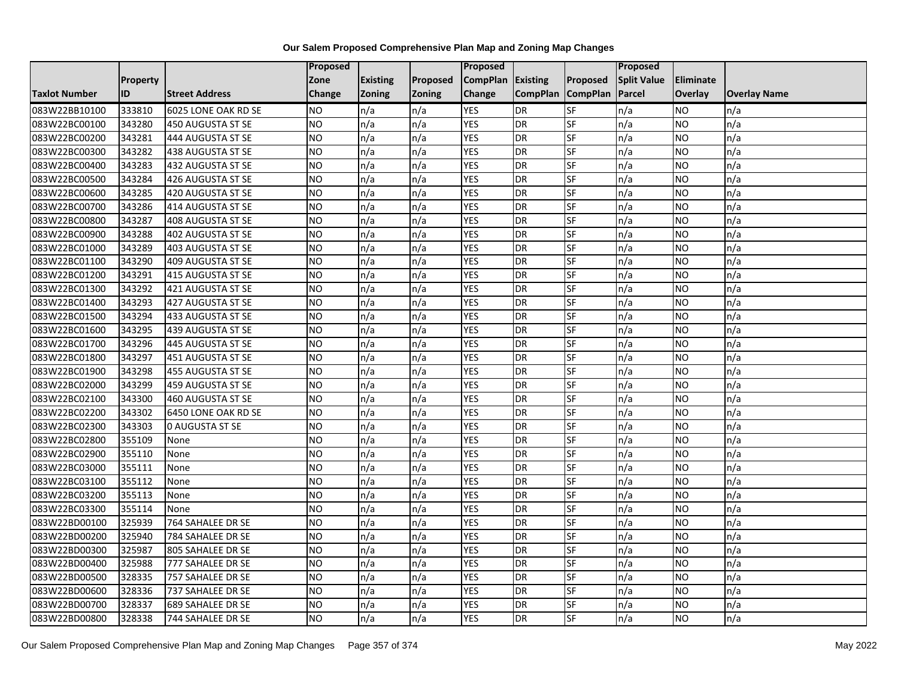## Our Salem Proposed Comprehensive Plan Map and Zoning Map Changes

| Taxlot Number | Property ID | Street Address | Proposed Zone Change | Existing Zoning | Proposed Zoning | Proposed CompPlan Change | Existing CompPlan | Proposed CompPlan | Proposed Split Value Parcel | Eliminate Overlay | Overlay Name |
|---|---|---|---|---|---|---|---|---|---|---|---|
| 083W22BB10100 | 333810 | 6025 LONE OAK RD SE | NO | n/a | n/a | YES | DR | SF | n/a | NO | n/a |
| 083W22BC00100 | 343280 | 450 AUGUSTA ST SE | NO | n/a | n/a | YES | DR | SF | n/a | NO | n/a |
| 083W22BC00200 | 343281 | 444 AUGUSTA ST SE | NO | n/a | n/a | YES | DR | SF | n/a | NO | n/a |
| 083W22BC00300 | 343282 | 438 AUGUSTA ST SE | NO | n/a | n/a | YES | DR | SF | n/a | NO | n/a |
| 083W22BC00400 | 343283 | 432 AUGUSTA ST SE | NO | n/a | n/a | YES | DR | SF | n/a | NO | n/a |
| 083W22BC00500 | 343284 | 426 AUGUSTA ST SE | NO | n/a | n/a | YES | DR | SF | n/a | NO | n/a |
| 083W22BC00600 | 343285 | 420 AUGUSTA ST SE | NO | n/a | n/a | YES | DR | SF | n/a | NO | n/a |
| 083W22BC00700 | 343286 | 414 AUGUSTA ST SE | NO | n/a | n/a | YES | DR | SF | n/a | NO | n/a |
| 083W22BC00800 | 343287 | 408 AUGUSTA ST SE | NO | n/a | n/a | YES | DR | SF | n/a | NO | n/a |
| 083W22BC00900 | 343288 | 402 AUGUSTA ST SE | NO | n/a | n/a | YES | DR | SF | n/a | NO | n/a |
| 083W22BC01000 | 343289 | 403 AUGUSTA ST SE | NO | n/a | n/a | YES | DR | SF | n/a | NO | n/a |
| 083W22BC01100 | 343290 | 409 AUGUSTA ST SE | NO | n/a | n/a | YES | DR | SF | n/a | NO | n/a |
| 083W22BC01200 | 343291 | 415 AUGUSTA ST SE | NO | n/a | n/a | YES | DR | SF | n/a | NO | n/a |
| 083W22BC01300 | 343292 | 421 AUGUSTA ST SE | NO | n/a | n/a | YES | DR | SF | n/a | NO | n/a |
| 083W22BC01400 | 343293 | 427 AUGUSTA ST SE | NO | n/a | n/a | YES | DR | SF | n/a | NO | n/a |
| 083W22BC01500 | 343294 | 433 AUGUSTA ST SE | NO | n/a | n/a | YES | DR | SF | n/a | NO | n/a |
| 083W22BC01600 | 343295 | 439 AUGUSTA ST SE | NO | n/a | n/a | YES | DR | SF | n/a | NO | n/a |
| 083W22BC01700 | 343296 | 445 AUGUSTA ST SE | NO | n/a | n/a | YES | DR | SF | n/a | NO | n/a |
| 083W22BC01800 | 343297 | 451 AUGUSTA ST SE | NO | n/a | n/a | YES | DR | SF | n/a | NO | n/a |
| 083W22BC01900 | 343298 | 455 AUGUSTA ST SE | NO | n/a | n/a | YES | DR | SF | n/a | NO | n/a |
| 083W22BC02000 | 343299 | 459 AUGUSTA ST SE | NO | n/a | n/a | YES | DR | SF | n/a | NO | n/a |
| 083W22BC02100 | 343300 | 460 AUGUSTA ST SE | NO | n/a | n/a | YES | DR | SF | n/a | NO | n/a |
| 083W22BC02200 | 343302 | 6450 LONE OAK RD SE | NO | n/a | n/a | YES | DR | SF | n/a | NO | n/a |
| 083W22BC02300 | 343303 | 0 AUGUSTA ST SE | NO | n/a | n/a | YES | DR | SF | n/a | NO | n/a |
| 083W22BC02800 | 355109 | None | NO | n/a | n/a | YES | DR | SF | n/a | NO | n/a |
| 083W22BC02900 | 355110 | None | NO | n/a | n/a | YES | DR | SF | n/a | NO | n/a |
| 083W22BC03000 | 355111 | None | NO | n/a | n/a | YES | DR | SF | n/a | NO | n/a |
| 083W22BC03100 | 355112 | None | NO | n/a | n/a | YES | DR | SF | n/a | NO | n/a |
| 083W22BC03200 | 355113 | None | NO | n/a | n/a | YES | DR | SF | n/a | NO | n/a |
| 083W22BC03300 | 355114 | None | NO | n/a | n/a | YES | DR | SF | n/a | NO | n/a |
| 083W22BD00100 | 325939 | 764 SAHALEE DR SE | NO | n/a | n/a | YES | DR | SF | n/a | NO | n/a |
| 083W22BD00200 | 325940 | 784 SAHALEE DR SE | NO | n/a | n/a | YES | DR | SF | n/a | NO | n/a |
| 083W22BD00300 | 325987 | 805 SAHALEE DR SE | NO | n/a | n/a | YES | DR | SF | n/a | NO | n/a |
| 083W22BD00400 | 325988 | 777 SAHALEE DR SE | NO | n/a | n/a | YES | DR | SF | n/a | NO | n/a |
| 083W22BD00500 | 328335 | 757 SAHALEE DR SE | NO | n/a | n/a | YES | DR | SF | n/a | NO | n/a |
| 083W22BD00600 | 328336 | 737 SAHALEE DR SE | NO | n/a | n/a | YES | DR | SF | n/a | NO | n/a |
| 083W22BD00700 | 328337 | 689 SAHALEE DR SE | NO | n/a | n/a | YES | DR | SF | n/a | NO | n/a |
| 083W22BD00800 | 328338 | 744 SAHALEE DR SE | NO | n/a | n/a | YES | DR | SF | n/a | NO | n/a |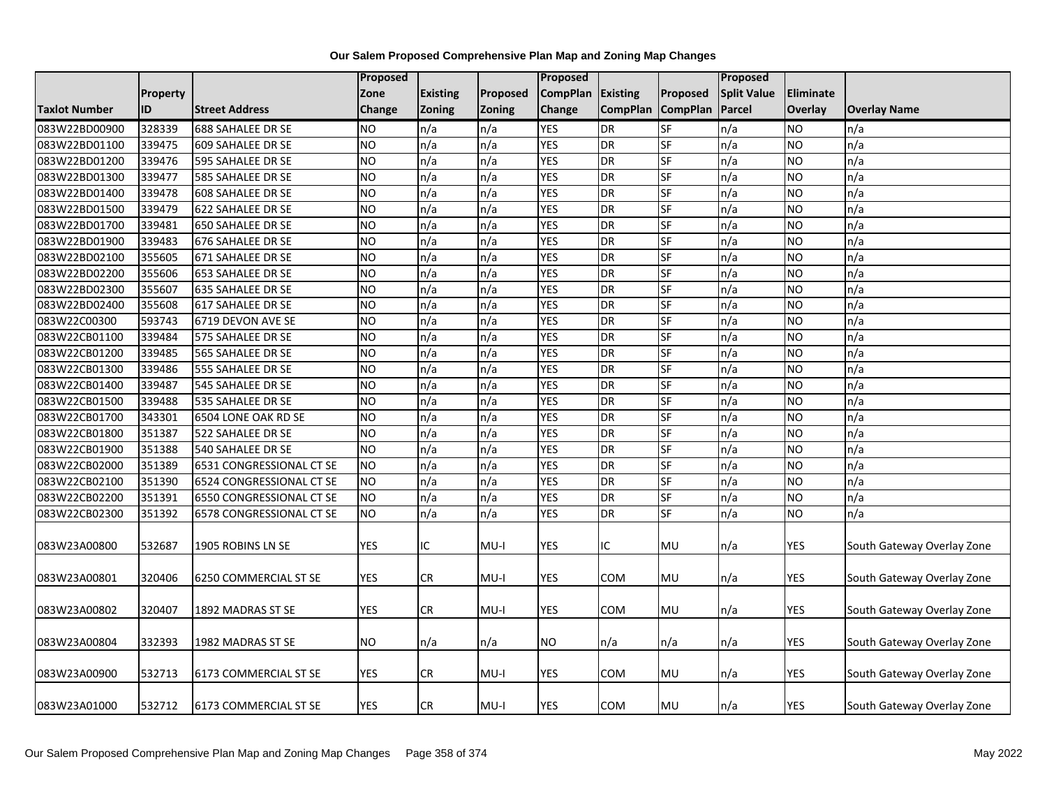**Our Salem Proposed Comprehensive Plan Map and Zoning Map Changes**

| Taxlot Number | Property ID | Street Address | Proposed Zone Change | Existing Zoning | Proposed Zoning | Proposed CompPlan Change | Existing CompPlan | Proposed CompPlan | Proposed Split Value Parcel | Eliminate Overlay | Overlay Name |
|---|---|---|---|---|---|---|---|---|---|---|---|
| 083W22BD00900 | 328339 | 688 SAHALEE DR SE | NO | n/a | n/a | YES | DR | SF | n/a | NO | n/a |
| 083W22BD01100 | 339475 | 609 SAHALEE DR SE | NO | n/a | n/a | YES | DR | SF | n/a | NO | n/a |
| 083W22BD01200 | 339476 | 595 SAHALEE DR SE | NO | n/a | n/a | YES | DR | SF | n/a | NO | n/a |
| 083W22BD01300 | 339477 | 585 SAHALEE DR SE | NO | n/a | n/a | YES | DR | SF | n/a | NO | n/a |
| 083W22BD01400 | 339478 | 608 SAHALEE DR SE | NO | n/a | n/a | YES | DR | SF | n/a | NO | n/a |
| 083W22BD01500 | 339479 | 622 SAHALEE DR SE | NO | n/a | n/a | YES | DR | SF | n/a | NO | n/a |
| 083W22BD01700 | 339481 | 650 SAHALEE DR SE | NO | n/a | n/a | YES | DR | SF | n/a | NO | n/a |
| 083W22BD01900 | 339483 | 676 SAHALEE DR SE | NO | n/a | n/a | YES | DR | SF | n/a | NO | n/a |
| 083W22BD02100 | 355605 | 671 SAHALEE DR SE | NO | n/a | n/a | YES | DR | SF | n/a | NO | n/a |
| 083W22BD02200 | 355606 | 653 SAHALEE DR SE | NO | n/a | n/a | YES | DR | SF | n/a | NO | n/a |
| 083W22BD02300 | 355607 | 635 SAHALEE DR SE | NO | n/a | n/a | YES | DR | SF | n/a | NO | n/a |
| 083W22BD02400 | 355608 | 617 SAHALEE DR SE | NO | n/a | n/a | YES | DR | SF | n/a | NO | n/a |
| 083W22C00300 | 593743 | 6719 DEVON AVE SE | NO | n/a | n/a | YES | DR | SF | n/a | NO | n/a |
| 083W22CB01100 | 339484 | 575 SAHALEE DR SE | NO | n/a | n/a | YES | DR | SF | n/a | NO | n/a |
| 083W22CB01200 | 339485 | 565 SAHALEE DR SE | NO | n/a | n/a | YES | DR | SF | n/a | NO | n/a |
| 083W22CB01300 | 339486 | 555 SAHALEE DR SE | NO | n/a | n/a | YES | DR | SF | n/a | NO | n/a |
| 083W22CB01400 | 339487 | 545 SAHALEE DR SE | NO | n/a | n/a | YES | DR | SF | n/a | NO | n/a |
| 083W22CB01500 | 339488 | 535 SAHALEE DR SE | NO | n/a | n/a | YES | DR | SF | n/a | NO | n/a |
| 083W22CB01700 | 343301 | 6504 LONE OAK RD SE | NO | n/a | n/a | YES | DR | SF | n/a | NO | n/a |
| 083W22CB01800 | 351387 | 522 SAHALEE DR SE | NO | n/a | n/a | YES | DR | SF | n/a | NO | n/a |
| 083W22CB01900 | 351388 | 540 SAHALEE DR SE | NO | n/a | n/a | YES | DR | SF | n/a | NO | n/a |
| 083W22CB02000 | 351389 | 6531 CONGRESSIONAL CT SE | NO | n/a | n/a | YES | DR | SF | n/a | NO | n/a |
| 083W22CB02100 | 351390 | 6524 CONGRESSIONAL CT SE | NO | n/a | n/a | YES | DR | SF | n/a | NO | n/a |
| 083W22CB02200 | 351391 | 6550 CONGRESSIONAL CT SE | NO | n/a | n/a | YES | DR | SF | n/a | NO | n/a |
| 083W22CB02300 | 351392 | 6578 CONGRESSIONAL CT SE | NO | n/a | n/a | YES | DR | SF | n/a | NO | n/a |
| 083W23A00800 | 532687 | 1905 ROBINS LN SE | YES | IC | MU-I | YES | IC | MU | n/a | YES | South Gateway Overlay Zone |
| 083W23A00801 | 320406 | 6250 COMMERCIAL ST SE | YES | CR | MU-I | YES | COM | MU | n/a | YES | South Gateway Overlay Zone |
| 083W23A00802 | 320407 | 1892 MADRAS ST SE | YES | CR | MU-I | YES | COM | MU | n/a | YES | South Gateway Overlay Zone |
| 083W23A00804 | 332393 | 1982 MADRAS ST SE | NO | n/a | n/a | NO | n/a | n/a | n/a | YES | South Gateway Overlay Zone |
| 083W23A00900 | 532713 | 6173 COMMERCIAL ST SE | YES | CR | MU-I | YES | COM | MU | n/a | YES | South Gateway Overlay Zone |
| 083W23A01000 | 532712 | 6173 COMMERCIAL ST SE | YES | CR | MU-I | YES | COM | MU | n/a | YES | South Gateway Overlay Zone |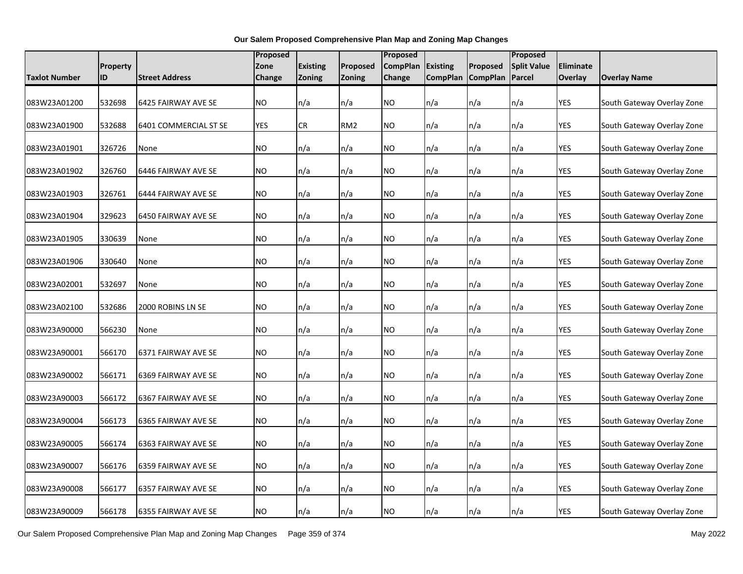**Our Salem Proposed Comprehensive Plan Map and Zoning Map Changes**

| Taxlot Number | Property ID | Street Address | Proposed Zone Change | Existing Zoning | Proposed Zoning | Proposed CompPlan Change | Existing CompPlan | Proposed CompPlan | Proposed Split Value Parcel | Eliminate Overlay | Overlay Name |
|---|---|---|---|---|---|---|---|---|---|---|---|
| 083W23A01200 | 532698 | 6425 FAIRWAY AVE SE | NO | n/a | n/a | NO | n/a | n/a | n/a | YES | South Gateway Overlay Zone |
| 083W23A01900 | 532688 | 6401 COMMERCIAL ST SE | YES | CR | RM2 | NO | n/a | n/a | n/a | YES | South Gateway Overlay Zone |
| 083W23A01901 | 326726 | None | NO | n/a | n/a | NO | n/a | n/a | n/a | YES | South Gateway Overlay Zone |
| 083W23A01902 | 326760 | 6446 FAIRWAY AVE SE | NO | n/a | n/a | NO | n/a | n/a | n/a | YES | South Gateway Overlay Zone |
| 083W23A01903 | 326761 | 6444 FAIRWAY AVE SE | NO | n/a | n/a | NO | n/a | n/a | n/a | YES | South Gateway Overlay Zone |
| 083W23A01904 | 329623 | 6450 FAIRWAY AVE SE | NO | n/a | n/a | NO | n/a | n/a | n/a | YES | South Gateway Overlay Zone |
| 083W23A01905 | 330639 | None | NO | n/a | n/a | NO | n/a | n/a | n/a | YES | South Gateway Overlay Zone |
| 083W23A01906 | 330640 | None | NO | n/a | n/a | NO | n/a | n/a | n/a | YES | South Gateway Overlay Zone |
| 083W23A02001 | 532697 | None | NO | n/a | n/a | NO | n/a | n/a | n/a | YES | South Gateway Overlay Zone |
| 083W23A02100 | 532686 | 2000 ROBINS LN SE | NO | n/a | n/a | NO | n/a | n/a | n/a | YES | South Gateway Overlay Zone |
| 083W23A90000 | 566230 | None | NO | n/a | n/a | NO | n/a | n/a | n/a | YES | South Gateway Overlay Zone |
| 083W23A90001 | 566170 | 6371 FAIRWAY AVE SE | NO | n/a | n/a | NO | n/a | n/a | n/a | YES | South Gateway Overlay Zone |
| 083W23A90002 | 566171 | 6369 FAIRWAY AVE SE | NO | n/a | n/a | NO | n/a | n/a | n/a | YES | South Gateway Overlay Zone |
| 083W23A90003 | 566172 | 6367 FAIRWAY AVE SE | NO | n/a | n/a | NO | n/a | n/a | n/a | YES | South Gateway Overlay Zone |
| 083W23A90004 | 566173 | 6365 FAIRWAY AVE SE | NO | n/a | n/a | NO | n/a | n/a | n/a | YES | South Gateway Overlay Zone |
| 083W23A90005 | 566174 | 6363 FAIRWAY AVE SE | NO | n/a | n/a | NO | n/a | n/a | n/a | YES | South Gateway Overlay Zone |
| 083W23A90007 | 566176 | 6359 FAIRWAY AVE SE | NO | n/a | n/a | NO | n/a | n/a | n/a | YES | South Gateway Overlay Zone |
| 083W23A90008 | 566177 | 6357 FAIRWAY AVE SE | NO | n/a | n/a | NO | n/a | n/a | n/a | YES | South Gateway Overlay Zone |
| 083W23A90009 | 566178 | 6355 FAIRWAY AVE SE | NO | n/a | n/a | NO | n/a | n/a | n/a | YES | South Gateway Overlay Zone |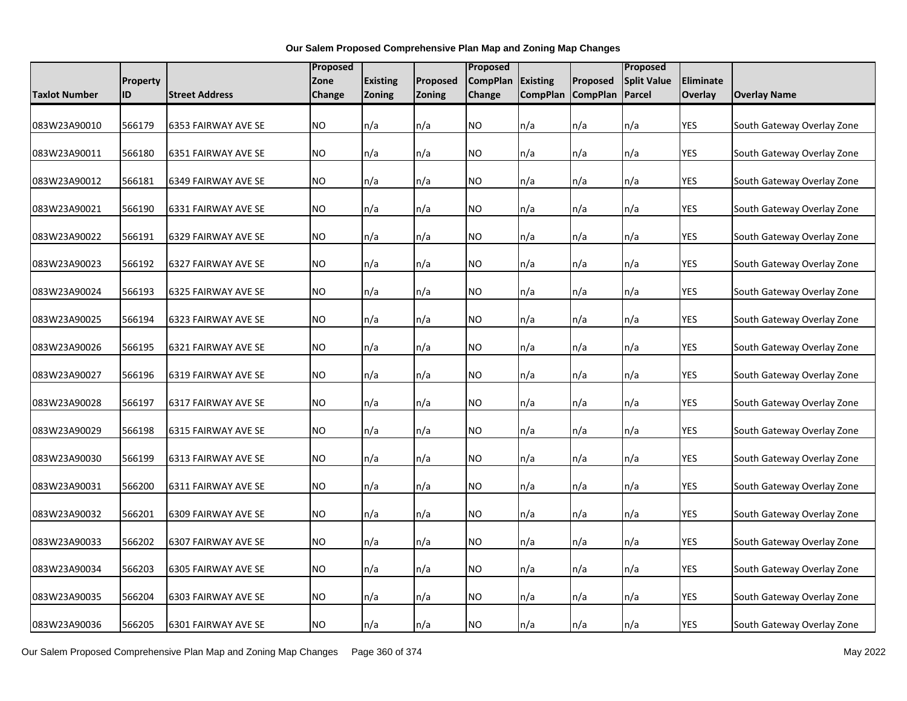**Our Salem Proposed Comprehensive Plan Map and Zoning Map Changes**

| Taxlot Number | Property ID | Street Address | Proposed Zone Change | Existing Zoning | Proposed Zoning | Proposed CompPlan Change | Existing CompPlan | Proposed CompPlan | Proposed Split Value Parcel | Eliminate Overlay | Overlay Name |
|---|---|---|---|---|---|---|---|---|---|---|---|
| 083W23A90010 | 566179 | 6353 FAIRWAY AVE SE | NO | n/a | n/a | NO | n/a | n/a | n/a | YES | South Gateway Overlay Zone |
| 083W23A90011 | 566180 | 6351 FAIRWAY AVE SE | NO | n/a | n/a | NO | n/a | n/a | n/a | YES | South Gateway Overlay Zone |
| 083W23A90012 | 566181 | 6349 FAIRWAY AVE SE | NO | n/a | n/a | NO | n/a | n/a | n/a | YES | South Gateway Overlay Zone |
| 083W23A90021 | 566190 | 6331 FAIRWAY AVE SE | NO | n/a | n/a | NO | n/a | n/a | n/a | YES | South Gateway Overlay Zone |
| 083W23A90022 | 566191 | 6329 FAIRWAY AVE SE | NO | n/a | n/a | NO | n/a | n/a | n/a | YES | South Gateway Overlay Zone |
| 083W23A90023 | 566192 | 6327 FAIRWAY AVE SE | NO | n/a | n/a | NO | n/a | n/a | n/a | YES | South Gateway Overlay Zone |
| 083W23A90024 | 566193 | 6325 FAIRWAY AVE SE | NO | n/a | n/a | NO | n/a | n/a | n/a | YES | South Gateway Overlay Zone |
| 083W23A90025 | 566194 | 6323 FAIRWAY AVE SE | NO | n/a | n/a | NO | n/a | n/a | n/a | YES | South Gateway Overlay Zone |
| 083W23A90026 | 566195 | 6321 FAIRWAY AVE SE | NO | n/a | n/a | NO | n/a | n/a | n/a | YES | South Gateway Overlay Zone |
| 083W23A90027 | 566196 | 6319 FAIRWAY AVE SE | NO | n/a | n/a | NO | n/a | n/a | n/a | YES | South Gateway Overlay Zone |
| 083W23A90028 | 566197 | 6317 FAIRWAY AVE SE | NO | n/a | n/a | NO | n/a | n/a | n/a | YES | South Gateway Overlay Zone |
| 083W23A90029 | 566198 | 6315 FAIRWAY AVE SE | NO | n/a | n/a | NO | n/a | n/a | n/a | YES | South Gateway Overlay Zone |
| 083W23A90030 | 566199 | 6313 FAIRWAY AVE SE | NO | n/a | n/a | NO | n/a | n/a | n/a | YES | South Gateway Overlay Zone |
| 083W23A90031 | 566200 | 6311 FAIRWAY AVE SE | NO | n/a | n/a | NO | n/a | n/a | n/a | YES | South Gateway Overlay Zone |
| 083W23A90032 | 566201 | 6309 FAIRWAY AVE SE | NO | n/a | n/a | NO | n/a | n/a | n/a | YES | South Gateway Overlay Zone |
| 083W23A90033 | 566202 | 6307 FAIRWAY AVE SE | NO | n/a | n/a | NO | n/a | n/a | n/a | YES | South Gateway Overlay Zone |
| 083W23A90034 | 566203 | 6305 FAIRWAY AVE SE | NO | n/a | n/a | NO | n/a | n/a | n/a | YES | South Gateway Overlay Zone |
| 083W23A90035 | 566204 | 6303 FAIRWAY AVE SE | NO | n/a | n/a | NO | n/a | n/a | n/a | YES | South Gateway Overlay Zone |
| 083W23A90036 | 566205 | 6301 FAIRWAY AVE SE | NO | n/a | n/a | NO | n/a | n/a | n/a | YES | South Gateway Overlay Zone |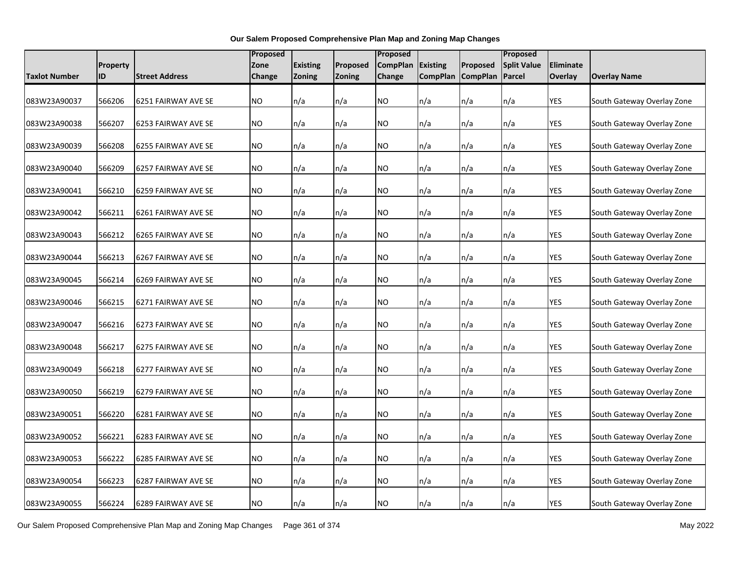**Our Salem Proposed Comprehensive Plan Map and Zoning Map Changes**

| Taxlot Number | Property ID | Street Address | Proposed Zone Change | Existing Zoning | Proposed Zoning | Proposed CompPlan Change | Existing CompPlan | Proposed CompPlan | Proposed Split Value Parcel | Eliminate Overlay | Overlay Name |
|---|---|---|---|---|---|---|---|---|---|---|---|
| 083W23A90037 | 566206 | 6251 FAIRWAY AVE SE | NO | n/a | n/a | NO | n/a | n/a | n/a | YES | South Gateway Overlay Zone |
| 083W23A90038 | 566207 | 6253 FAIRWAY AVE SE | NO | n/a | n/a | NO | n/a | n/a | n/a | YES | South Gateway Overlay Zone |
| 083W23A90039 | 566208 | 6255 FAIRWAY AVE SE | NO | n/a | n/a | NO | n/a | n/a | n/a | YES | South Gateway Overlay Zone |
| 083W23A90040 | 566209 | 6257 FAIRWAY AVE SE | NO | n/a | n/a | NO | n/a | n/a | n/a | YES | South Gateway Overlay Zone |
| 083W23A90041 | 566210 | 6259 FAIRWAY AVE SE | NO | n/a | n/a | NO | n/a | n/a | n/a | YES | South Gateway Overlay Zone |
| 083W23A90042 | 566211 | 6261 FAIRWAY AVE SE | NO | n/a | n/a | NO | n/a | n/a | n/a | YES | South Gateway Overlay Zone |
| 083W23A90043 | 566212 | 6265 FAIRWAY AVE SE | NO | n/a | n/a | NO | n/a | n/a | n/a | YES | South Gateway Overlay Zone |
| 083W23A90044 | 566213 | 6267 FAIRWAY AVE SE | NO | n/a | n/a | NO | n/a | n/a | n/a | YES | South Gateway Overlay Zone |
| 083W23A90045 | 566214 | 6269 FAIRWAY AVE SE | NO | n/a | n/a | NO | n/a | n/a | n/a | YES | South Gateway Overlay Zone |
| 083W23A90046 | 566215 | 6271 FAIRWAY AVE SE | NO | n/a | n/a | NO | n/a | n/a | n/a | YES | South Gateway Overlay Zone |
| 083W23A90047 | 566216 | 6273 FAIRWAY AVE SE | NO | n/a | n/a | NO | n/a | n/a | n/a | YES | South Gateway Overlay Zone |
| 083W23A90048 | 566217 | 6275 FAIRWAY AVE SE | NO | n/a | n/a | NO | n/a | n/a | n/a | YES | South Gateway Overlay Zone |
| 083W23A90049 | 566218 | 6277 FAIRWAY AVE SE | NO | n/a | n/a | NO | n/a | n/a | n/a | YES | South Gateway Overlay Zone |
| 083W23A90050 | 566219 | 6279 FAIRWAY AVE SE | NO | n/a | n/a | NO | n/a | n/a | n/a | YES | South Gateway Overlay Zone |
| 083W23A90051 | 566220 | 6281 FAIRWAY AVE SE | NO | n/a | n/a | NO | n/a | n/a | n/a | YES | South Gateway Overlay Zone |
| 083W23A90052 | 566221 | 6283 FAIRWAY AVE SE | NO | n/a | n/a | NO | n/a | n/a | n/a | YES | South Gateway Overlay Zone |
| 083W23A90053 | 566222 | 6285 FAIRWAY AVE SE | NO | n/a | n/a | NO | n/a | n/a | n/a | YES | South Gateway Overlay Zone |
| 083W23A90054 | 566223 | 6287 FAIRWAY AVE SE | NO | n/a | n/a | NO | n/a | n/a | n/a | YES | South Gateway Overlay Zone |
| 083W23A90055 | 566224 | 6289 FAIRWAY AVE SE | NO | n/a | n/a | NO | n/a | n/a | n/a | YES | South Gateway Overlay Zone |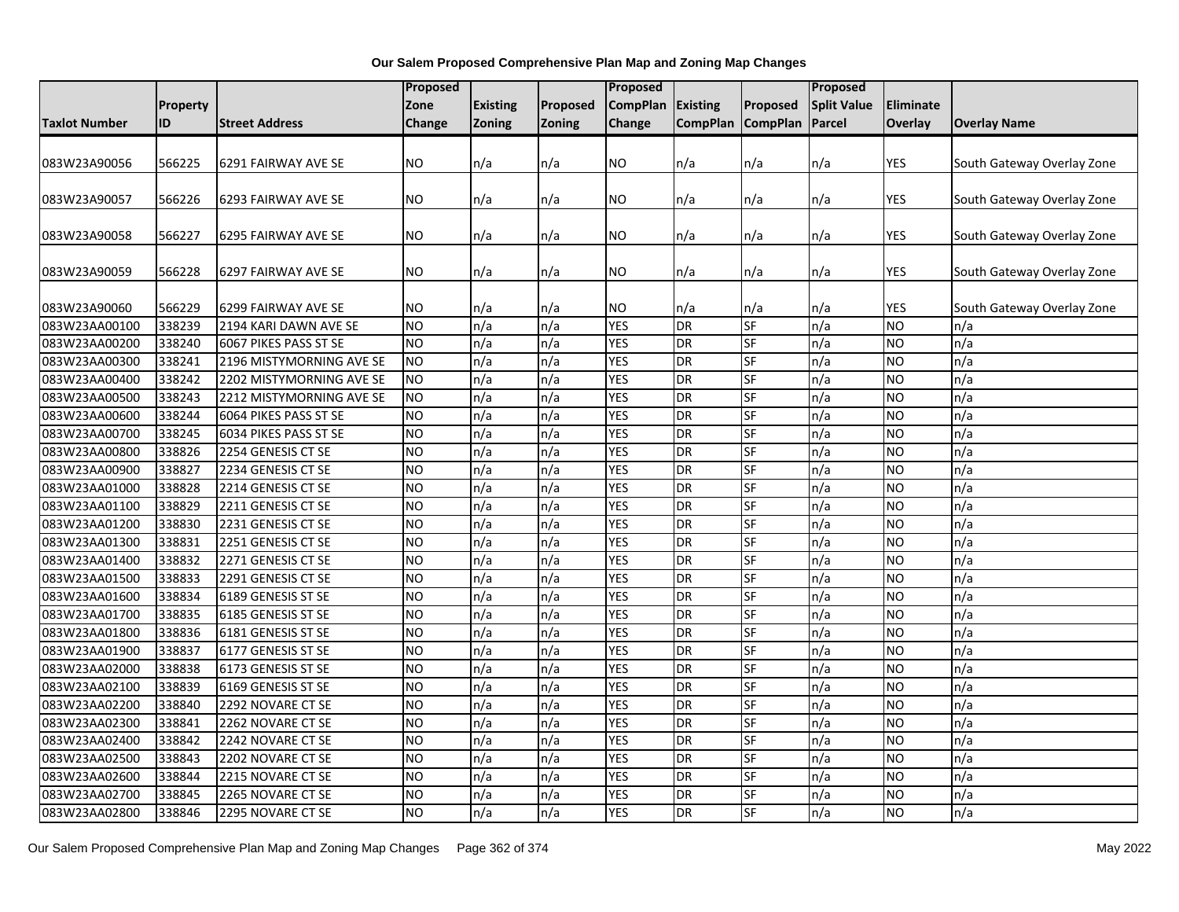**Our Salem Proposed Comprehensive Plan Map and Zoning Map Changes**

| Taxlot Number | Property ID | Street Address | Proposed Zone Change | Existing Zoning | Proposed Zoning | Proposed CompPlan Change | Existing CompPlan | Proposed CompPlan | Proposed Split Value Parcel | Eliminate Overlay | Overlay Name |
|---|---|---|---|---|---|---|---|---|---|---|---|
| 083W23A90056 | 566225 | 6291 FAIRWAY AVE SE | NO | n/a | n/a | NO | n/a | n/a | n/a | YES | South Gateway Overlay Zone |
| 083W23A90057 | 566226 | 6293 FAIRWAY AVE SE | NO | n/a | n/a | NO | n/a | n/a | n/a | YES | South Gateway Overlay Zone |
| 083W23A90058 | 566227 | 6295 FAIRWAY AVE SE | NO | n/a | n/a | NO | n/a | n/a | n/a | YES | South Gateway Overlay Zone |
| 083W23A90059 | 566228 | 6297 FAIRWAY AVE SE | NO | n/a | n/a | NO | n/a | n/a | n/a | YES | South Gateway Overlay Zone |
| 083W23A90060 | 566229 | 6299 FAIRWAY AVE SE | NO | n/a | n/a | NO | n/a | n/a | n/a | YES | South Gateway Overlay Zone |
| 083W23AA00100 | 338239 | 2194 KARI DAWN AVE SE | NO | n/a | n/a | YES | DR | SF | n/a | NO | n/a |
| 083W23AA00200 | 338240 | 6067 PIKES PASS ST SE | NO | n/a | n/a | YES | DR | SF | n/a | NO | n/a |
| 083W23AA00300 | 338241 | 2196 MISTYMORNING AVE SE | NO | n/a | n/a | YES | DR | SF | n/a | NO | n/a |
| 083W23AA00400 | 338242 | 2202 MISTYMORNING AVE SE | NO | n/a | n/a | YES | DR | SF | n/a | NO | n/a |
| 083W23AA00500 | 338243 | 2212 MISTYMORNING AVE SE | NO | n/a | n/a | YES | DR | SF | n/a | NO | n/a |
| 083W23AA00600 | 338244 | 6064 PIKES PASS ST SE | NO | n/a | n/a | YES | DR | SF | n/a | NO | n/a |
| 083W23AA00700 | 338245 | 6034 PIKES PASS ST SE | NO | n/a | n/a | YES | DR | SF | n/a | NO | n/a |
| 083W23AA00800 | 338826 | 2254 GENESIS CT SE | NO | n/a | n/a | YES | DR | SF | n/a | NO | n/a |
| 083W23AA00900 | 338827 | 2234 GENESIS CT SE | NO | n/a | n/a | YES | DR | SF | n/a | NO | n/a |
| 083W23AA01000 | 338828 | 2214 GENESIS CT SE | NO | n/a | n/a | YES | DR | SF | n/a | NO | n/a |
| 083W23AA01100 | 338829 | 2211 GENESIS CT SE | NO | n/a | n/a | YES | DR | SF | n/a | NO | n/a |
| 083W23AA01200 | 338830 | 2231 GENESIS CT SE | NO | n/a | n/a | YES | DR | SF | n/a | NO | n/a |
| 083W23AA01300 | 338831 | 2251 GENESIS CT SE | NO | n/a | n/a | YES | DR | SF | n/a | NO | n/a |
| 083W23AA01400 | 338832 | 2271 GENESIS CT SE | NO | n/a | n/a | YES | DR | SF | n/a | NO | n/a |
| 083W23AA01500 | 338833 | 2291 GENESIS CT SE | NO | n/a | n/a | YES | DR | SF | n/a | NO | n/a |
| 083W23AA01600 | 338834 | 6189 GENESIS ST SE | NO | n/a | n/a | YES | DR | SF | n/a | NO | n/a |
| 083W23AA01700 | 338835 | 6185 GENESIS ST SE | NO | n/a | n/a | YES | DR | SF | n/a | NO | n/a |
| 083W23AA01800 | 338836 | 6181 GENESIS ST SE | NO | n/a | n/a | YES | DR | SF | n/a | NO | n/a |
| 083W23AA01900 | 338837 | 6177 GENESIS ST SE | NO | n/a | n/a | YES | DR | SF | n/a | NO | n/a |
| 083W23AA02000 | 338838 | 6173 GENESIS ST SE | NO | n/a | n/a | YES | DR | SF | n/a | NO | n/a |
| 083W23AA02100 | 338839 | 6169 GENESIS ST SE | NO | n/a | n/a | YES | DR | SF | n/a | NO | n/a |
| 083W23AA02200 | 338840 | 2292 NOVARE CT SE | NO | n/a | n/a | YES | DR | SF | n/a | NO | n/a |
| 083W23AA02300 | 338841 | 2262 NOVARE CT SE | NO | n/a | n/a | YES | DR | SF | n/a | NO | n/a |
| 083W23AA02400 | 338842 | 2242 NOVARE CT SE | NO | n/a | n/a | YES | DR | SF | n/a | NO | n/a |
| 083W23AA02500 | 338843 | 2202 NOVARE CT SE | NO | n/a | n/a | YES | DR | SF | n/a | NO | n/a |
| 083W23AA02600 | 338844 | 2215 NOVARE CT SE | NO | n/a | n/a | YES | DR | SF | n/a | NO | n/a |
| 083W23AA02700 | 338845 | 2265 NOVARE CT SE | NO | n/a | n/a | YES | DR | SF | n/a | NO | n/a |
| 083W23AA02800 | 338846 | 2295 NOVARE CT SE | NO | n/a | n/a | YES | DR | SF | n/a | NO | n/a |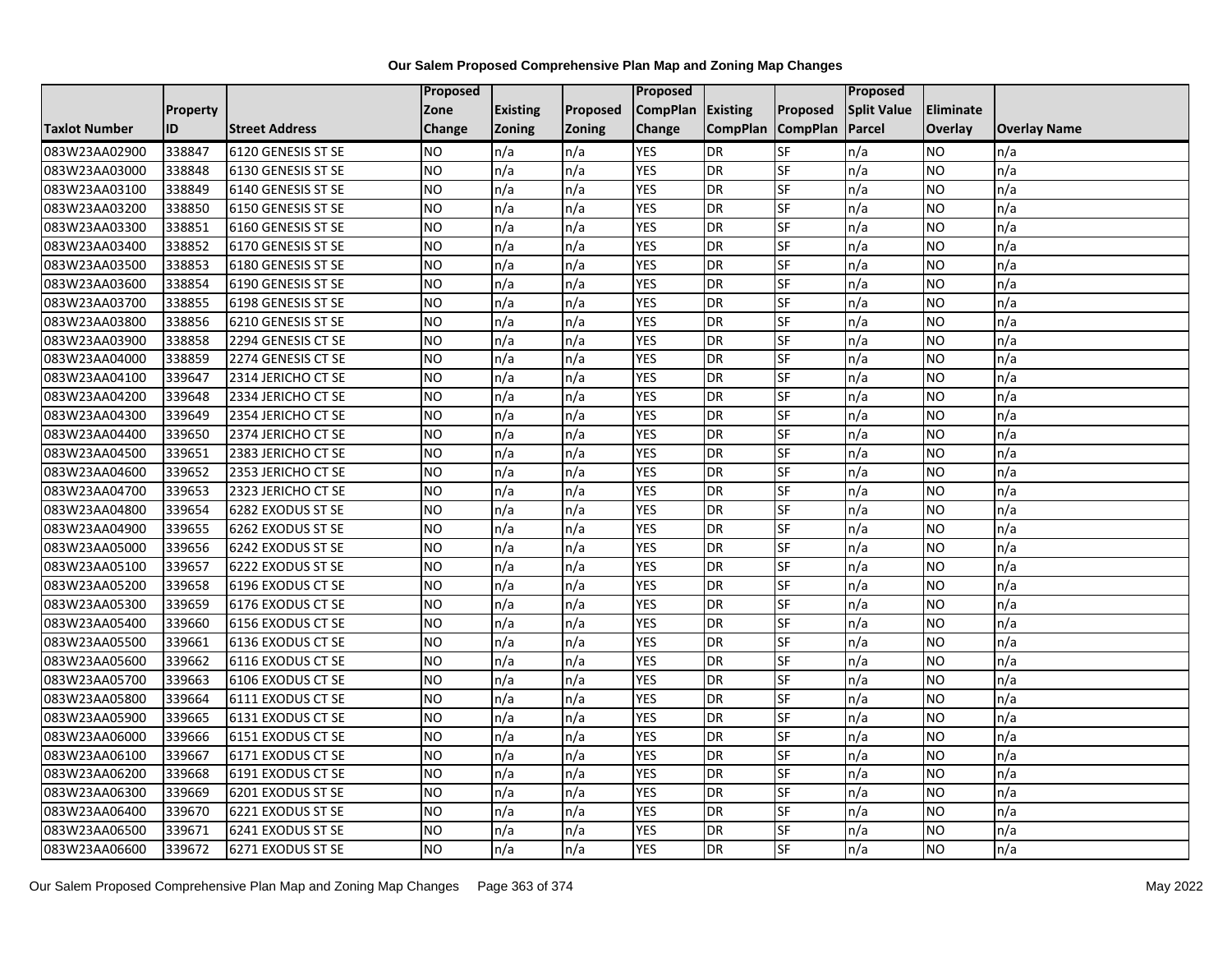**Our Salem Proposed Comprehensive Plan Map and Zoning Map Changes**

| Taxlot Number | Property ID | Street Address | Proposed Zone Change | Existing Zoning | Proposed Zoning | Proposed CompPlan Change | Existing CompPlan | Proposed CompPlan | Proposed Split Value Parcel | Eliminate Overlay | Overlay Name |
|---|---|---|---|---|---|---|---|---|---|---|---|
| 083W23AA02900 | 338847 | 6120 GENESIS ST SE | NO | n/a | n/a | YES | DR | SF | n/a | NO | n/a |
| 083W23AA03000 | 338848 | 6130 GENESIS ST SE | NO | n/a | n/a | YES | DR | SF | n/a | NO | n/a |
| 083W23AA03100 | 338849 | 6140 GENESIS ST SE | NO | n/a | n/a | YES | DR | SF | n/a | NO | n/a |
| 083W23AA03200 | 338850 | 6150 GENESIS ST SE | NO | n/a | n/a | YES | DR | SF | n/a | NO | n/a |
| 083W23AA03300 | 338851 | 6160 GENESIS ST SE | NO | n/a | n/a | YES | DR | SF | n/a | NO | n/a |
| 083W23AA03400 | 338852 | 6170 GENESIS ST SE | NO | n/a | n/a | YES | DR | SF | n/a | NO | n/a |
| 083W23AA03500 | 338853 | 6180 GENESIS ST SE | NO | n/a | n/a | YES | DR | SF | n/a | NO | n/a |
| 083W23AA03600 | 338854 | 6190 GENESIS ST SE | NO | n/a | n/a | YES | DR | SF | n/a | NO | n/a |
| 083W23AA03700 | 338855 | 6198 GENESIS ST SE | NO | n/a | n/a | YES | DR | SF | n/a | NO | n/a |
| 083W23AA03800 | 338856 | 6210 GENESIS ST SE | NO | n/a | n/a | YES | DR | SF | n/a | NO | n/a |
| 083W23AA03900 | 338858 | 2294 GENESIS CT SE | NO | n/a | n/a | YES | DR | SF | n/a | NO | n/a |
| 083W23AA04000 | 338859 | 2274 GENESIS CT SE | NO | n/a | n/a | YES | DR | SF | n/a | NO | n/a |
| 083W23AA04100 | 339647 | 2314 JERICHO CT SE | NO | n/a | n/a | YES | DR | SF | n/a | NO | n/a |
| 083W23AA04200 | 339648 | 2334 JERICHO CT SE | NO | n/a | n/a | YES | DR | SF | n/a | NO | n/a |
| 083W23AA04300 | 339649 | 2354 JERICHO CT SE | NO | n/a | n/a | YES | DR | SF | n/a | NO | n/a |
| 083W23AA04400 | 339650 | 2374 JERICHO CT SE | NO | n/a | n/a | YES | DR | SF | n/a | NO | n/a |
| 083W23AA04500 | 339651 | 2383 JERICHO CT SE | NO | n/a | n/a | YES | DR | SF | n/a | NO | n/a |
| 083W23AA04600 | 339652 | 2353 JERICHO CT SE | NO | n/a | n/a | YES | DR | SF | n/a | NO | n/a |
| 083W23AA04700 | 339653 | 2323 JERICHO CT SE | NO | n/a | n/a | YES | DR | SF | n/a | NO | n/a |
| 083W23AA04800 | 339654 | 6282 EXODUS ST SE | NO | n/a | n/a | YES | DR | SF | n/a | NO | n/a |
| 083W23AA04900 | 339655 | 6262 EXODUS ST SE | NO | n/a | n/a | YES | DR | SF | n/a | NO | n/a |
| 083W23AA05000 | 339656 | 6242 EXODUS ST SE | NO | n/a | n/a | YES | DR | SF | n/a | NO | n/a |
| 083W23AA05100 | 339657 | 6222 EXODUS ST SE | NO | n/a | n/a | YES | DR | SF | n/a | NO | n/a |
| 083W23AA05200 | 339658 | 6196 EXODUS CT SE | NO | n/a | n/a | YES | DR | SF | n/a | NO | n/a |
| 083W23AA05300 | 339659 | 6176 EXODUS CT SE | NO | n/a | n/a | YES | DR | SF | n/a | NO | n/a |
| 083W23AA05400 | 339660 | 6156 EXODUS CT SE | NO | n/a | n/a | YES | DR | SF | n/a | NO | n/a |
| 083W23AA05500 | 339661 | 6136 EXODUS CT SE | NO | n/a | n/a | YES | DR | SF | n/a | NO | n/a |
| 083W23AA05600 | 339662 | 6116 EXODUS CT SE | NO | n/a | n/a | YES | DR | SF | n/a | NO | n/a |
| 083W23AA05700 | 339663 | 6106 EXODUS CT SE | NO | n/a | n/a | YES | DR | SF | n/a | NO | n/a |
| 083W23AA05800 | 339664 | 6111 EXODUS CT SE | NO | n/a | n/a | YES | DR | SF | n/a | NO | n/a |
| 083W23AA05900 | 339665 | 6131 EXODUS CT SE | NO | n/a | n/a | YES | DR | SF | n/a | NO | n/a |
| 083W23AA06000 | 339666 | 6151 EXODUS CT SE | NO | n/a | n/a | YES | DR | SF | n/a | NO | n/a |
| 083W23AA06100 | 339667 | 6171 EXODUS CT SE | NO | n/a | n/a | YES | DR | SF | n/a | NO | n/a |
| 083W23AA06200 | 339668 | 6191 EXODUS CT SE | NO | n/a | n/a | YES | DR | SF | n/a | NO | n/a |
| 083W23AA06300 | 339669 | 6201 EXODUS ST SE | NO | n/a | n/a | YES | DR | SF | n/a | NO | n/a |
| 083W23AA06400 | 339670 | 6221 EXODUS ST SE | NO | n/a | n/a | YES | DR | SF | n/a | NO | n/a |
| 083W23AA06500 | 339671 | 6241 EXODUS ST SE | NO | n/a | n/a | YES | DR | SF | n/a | NO | n/a |
| 083W23AA06600 | 339672 | 6271 EXODUS ST SE | NO | n/a | n/a | YES | DR | SF | n/a | NO | n/a |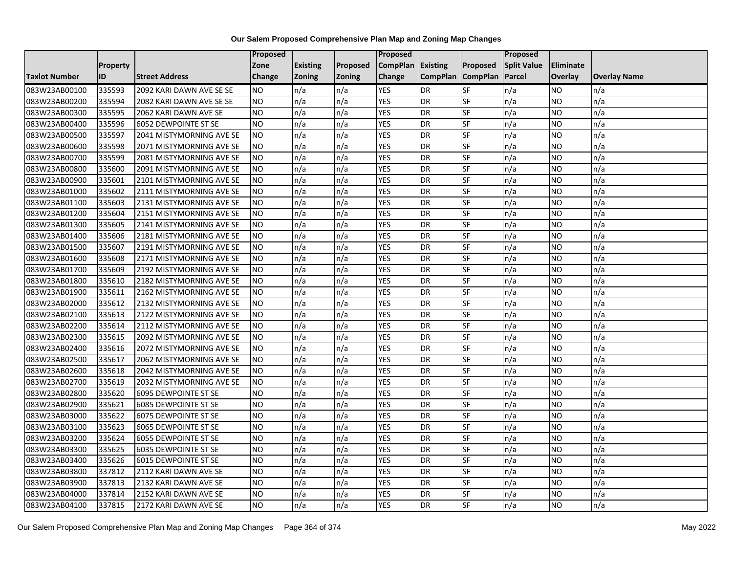**Our Salem Proposed Comprehensive Plan Map and Zoning Map Changes**

| Taxlot Number | Property ID | Street Address | Proposed Zone Change | Existing Zoning | Proposed Zoning | Proposed CompPlan Change | Existing CompPlan | Proposed CompPlan | Proposed Split Value Parcel | Eliminate Overlay | Overlay Name |
|---|---|---|---|---|---|---|---|---|---|---|---|
| 083W23AB00100 | 335593 | 2092 KARI DAWN AVE SE SE | NO | n/a | n/a | YES | DR | SF | n/a | NO | n/a |
| 083W23AB00200 | 335594 | 2082 KARI DAWN AVE SE SE | NO | n/a | n/a | YES | DR | SF | n/a | NO | n/a |
| 083W23AB00300 | 335595 | 2062 KARI DAWN AVE SE | NO | n/a | n/a | YES | DR | SF | n/a | NO | n/a |
| 083W23AB00400 | 335596 | 6052 DEWPOINTE ST SE | NO | n/a | n/a | YES | DR | SF | n/a | NO | n/a |
| 083W23AB00500 | 335597 | 2041 MISTYMORNING AVE SE | NO | n/a | n/a | YES | DR | SF | n/a | NO | n/a |
| 083W23AB00600 | 335598 | 2071 MISTYMORNING AVE SE | NO | n/a | n/a | YES | DR | SF | n/a | NO | n/a |
| 083W23AB00700 | 335599 | 2081 MISTYMORNING AVE SE | NO | n/a | n/a | YES | DR | SF | n/a | NO | n/a |
| 083W23AB00800 | 335600 | 2091 MISTYMORNING AVE SE | NO | n/a | n/a | YES | DR | SF | n/a | NO | n/a |
| 083W23AB00900 | 335601 | 2101 MISTYMORNING AVE SE | NO | n/a | n/a | YES | DR | SF | n/a | NO | n/a |
| 083W23AB01000 | 335602 | 2111 MISTYMORNING AVE SE | NO | n/a | n/a | YES | DR | SF | n/a | NO | n/a |
| 083W23AB01100 | 335603 | 2131 MISTYMORNING AVE SE | NO | n/a | n/a | YES | DR | SF | n/a | NO | n/a |
| 083W23AB01200 | 335604 | 2151 MISTYMORNING AVE SE | NO | n/a | n/a | YES | DR | SF | n/a | NO | n/a |
| 083W23AB01300 | 335605 | 2141 MISTYMORNING AVE SE | NO | n/a | n/a | YES | DR | SF | n/a | NO | n/a |
| 083W23AB01400 | 335606 | 2181 MISTYMORNING AVE SE | NO | n/a | n/a | YES | DR | SF | n/a | NO | n/a |
| 083W23AB01500 | 335607 | 2191 MISTYMORNING AVE SE | NO | n/a | n/a | YES | DR | SF | n/a | NO | n/a |
| 083W23AB01600 | 335608 | 2171 MISTYMORNING AVE SE | NO | n/a | n/a | YES | DR | SF | n/a | NO | n/a |
| 083W23AB01700 | 335609 | 2192 MISTYMORNING AVE SE | NO | n/a | n/a | YES | DR | SF | n/a | NO | n/a |
| 083W23AB01800 | 335610 | 2182 MISTYMORNING AVE SE | NO | n/a | n/a | YES | DR | SF | n/a | NO | n/a |
| 083W23AB01900 | 335611 | 2162 MISTYMORNING AVE SE | NO | n/a | n/a | YES | DR | SF | n/a | NO | n/a |
| 083W23AB02000 | 335612 | 2132 MISTYMORNING AVE SE | NO | n/a | n/a | YES | DR | SF | n/a | NO | n/a |
| 083W23AB02100 | 335613 | 2122 MISTYMORNING AVE SE | NO | n/a | n/a | YES | DR | SF | n/a | NO | n/a |
| 083W23AB02200 | 335614 | 2112 MISTYMORNING AVE SE | NO | n/a | n/a | YES | DR | SF | n/a | NO | n/a |
| 083W23AB02300 | 335615 | 2092 MISTYMORNING AVE SE | NO | n/a | n/a | YES | DR | SF | n/a | NO | n/a |
| 083W23AB02400 | 335616 | 2072 MISTYMORNING AVE SE | NO | n/a | n/a | YES | DR | SF | n/a | NO | n/a |
| 083W23AB02500 | 335617 | 2062 MISTYMORNING AVE SE | NO | n/a | n/a | YES | DR | SF | n/a | NO | n/a |
| 083W23AB02600 | 335618 | 2042 MISTYMORNING AVE SE | NO | n/a | n/a | YES | DR | SF | n/a | NO | n/a |
| 083W23AB02700 | 335619 | 2032 MISTYMORNING AVE SE | NO | n/a | n/a | YES | DR | SF | n/a | NO | n/a |
| 083W23AB02800 | 335620 | 6095 DEWPOINTE ST SE | NO | n/a | n/a | YES | DR | SF | n/a | NO | n/a |
| 083W23AB02900 | 335621 | 6085 DEWPOINTE ST SE | NO | n/a | n/a | YES | DR | SF | n/a | NO | n/a |
| 083W23AB03000 | 335622 | 6075 DEWPOINTE ST SE | NO | n/a | n/a | YES | DR | SF | n/a | NO | n/a |
| 083W23AB03100 | 335623 | 6065 DEWPOINTE ST SE | NO | n/a | n/a | YES | DR | SF | n/a | NO | n/a |
| 083W23AB03200 | 335624 | 6055 DEWPOINTE ST SE | NO | n/a | n/a | YES | DR | SF | n/a | NO | n/a |
| 083W23AB03300 | 335625 | 6035 DEWPOINTE ST SE | NO | n/a | n/a | YES | DR | SF | n/a | NO | n/a |
| 083W23AB03400 | 335626 | 6015 DEWPOINTE ST SE | NO | n/a | n/a | YES | DR | SF | n/a | NO | n/a |
| 083W23AB03800 | 337812 | 2112 KARI DAWN AVE SE | NO | n/a | n/a | YES | DR | SF | n/a | NO | n/a |
| 083W23AB03900 | 337813 | 2132 KARI DAWN AVE SE | NO | n/a | n/a | YES | DR | SF | n/a | NO | n/a |
| 083W23AB04000 | 337814 | 2152 KARI DAWN AVE SE | NO | n/a | n/a | YES | DR | SF | n/a | NO | n/a |
| 083W23AB04100 | 337815 | 2172 KARI DAWN AVE SE | NO | n/a | n/a | YES | DR | SF | n/a | NO | n/a |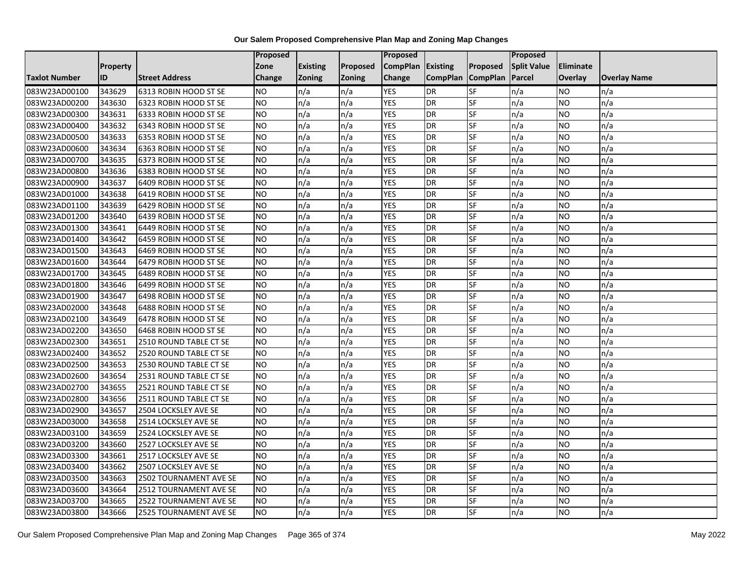# Our Salem Proposed Comprehensive Plan Map and Zoning Map Changes

| Taxlot Number | Property ID | Street Address | Proposed Zone Change | Existing Zoning | Proposed Zoning | Proposed CompPlan Change | Existing CompPlan | Proposed CompPlan | Proposed Split Value Parcel | Eliminate Overlay | Overlay Name |
|---|---|---|---|---|---|---|---|---|---|---|---|
| 083W23AD00100 | 343629 | 6313 ROBIN HOOD ST SE | NO | n/a | n/a | YES | DR | SF | n/a | NO | n/a |
| 083W23AD00200 | 343630 | 6323 ROBIN HOOD ST SE | NO | n/a | n/a | YES | DR | SF | n/a | NO | n/a |
| 083W23AD00300 | 343631 | 6333 ROBIN HOOD ST SE | NO | n/a | n/a | YES | DR | SF | n/a | NO | n/a |
| 083W23AD00400 | 343632 | 6343 ROBIN HOOD ST SE | NO | n/a | n/a | YES | DR | SF | n/a | NO | n/a |
| 083W23AD00500 | 343633 | 6353 ROBIN HOOD ST SE | NO | n/a | n/a | YES | DR | SF | n/a | NO | n/a |
| 083W23AD00600 | 343634 | 6363 ROBIN HOOD ST SE | NO | n/a | n/a | YES | DR | SF | n/a | NO | n/a |
| 083W23AD00700 | 343635 | 6373 ROBIN HOOD ST SE | NO | n/a | n/a | YES | DR | SF | n/a | NO | n/a |
| 083W23AD00800 | 343636 | 6383 ROBIN HOOD ST SE | NO | n/a | n/a | YES | DR | SF | n/a | NO | n/a |
| 083W23AD00900 | 343637 | 6409 ROBIN HOOD ST SE | NO | n/a | n/a | YES | DR | SF | n/a | NO | n/a |
| 083W23AD01000 | 343638 | 6419 ROBIN HOOD ST SE | NO | n/a | n/a | YES | DR | SF | n/a | NO | n/a |
| 083W23AD01100 | 343639 | 6429 ROBIN HOOD ST SE | NO | n/a | n/a | YES | DR | SF | n/a | NO | n/a |
| 083W23AD01200 | 343640 | 6439 ROBIN HOOD ST SE | NO | n/a | n/a | YES | DR | SF | n/a | NO | n/a |
| 083W23AD01300 | 343641 | 6449 ROBIN HOOD ST SE | NO | n/a | n/a | YES | DR | SF | n/a | NO | n/a |
| 083W23AD01400 | 343642 | 6459 ROBIN HOOD ST SE | NO | n/a | n/a | YES | DR | SF | n/a | NO | n/a |
| 083W23AD01500 | 343643 | 6469 ROBIN HOOD ST SE | NO | n/a | n/a | YES | DR | SF | n/a | NO | n/a |
| 083W23AD01600 | 343644 | 6479 ROBIN HOOD ST SE | NO | n/a | n/a | YES | DR | SF | n/a | NO | n/a |
| 083W23AD01700 | 343645 | 6489 ROBIN HOOD ST SE | NO | n/a | n/a | YES | DR | SF | n/a | NO | n/a |
| 083W23AD01800 | 343646 | 6499 ROBIN HOOD ST SE | NO | n/a | n/a | YES | DR | SF | n/a | NO | n/a |
| 083W23AD01900 | 343647 | 6498 ROBIN HOOD ST SE | NO | n/a | n/a | YES | DR | SF | n/a | NO | n/a |
| 083W23AD02000 | 343648 | 6488 ROBIN HOOD ST SE | NO | n/a | n/a | YES | DR | SF | n/a | NO | n/a |
| 083W23AD02100 | 343649 | 6478 ROBIN HOOD ST SE | NO | n/a | n/a | YES | DR | SF | n/a | NO | n/a |
| 083W23AD02200 | 343650 | 6468 ROBIN HOOD ST SE | NO | n/a | n/a | YES | DR | SF | n/a | NO | n/a |
| 083W23AD02300 | 343651 | 2510 ROUND TABLE CT SE | NO | n/a | n/a | YES | DR | SF | n/a | NO | n/a |
| 083W23AD02400 | 343652 | 2520 ROUND TABLE CT SE | NO | n/a | n/a | YES | DR | SF | n/a | NO | n/a |
| 083W23AD02500 | 343653 | 2530 ROUND TABLE CT SE | NO | n/a | n/a | YES | DR | SF | n/a | NO | n/a |
| 083W23AD02600 | 343654 | 2531 ROUND TABLE CT SE | NO | n/a | n/a | YES | DR | SF | n/a | NO | n/a |
| 083W23AD02700 | 343655 | 2521 ROUND TABLE CT SE | NO | n/a | n/a | YES | DR | SF | n/a | NO | n/a |
| 083W23AD02800 | 343656 | 2511 ROUND TABLE CT SE | NO | n/a | n/a | YES | DR | SF | n/a | NO | n/a |
| 083W23AD02900 | 343657 | 2504 LOCKSLEY AVE SE | NO | n/a | n/a | YES | DR | SF | n/a | NO | n/a |
| 083W23AD03000 | 343658 | 2514 LOCKSLEY AVE SE | NO | n/a | n/a | YES | DR | SF | n/a | NO | n/a |
| 083W23AD03100 | 343659 | 2524 LOCKSLEY AVE SE | NO | n/a | n/a | YES | DR | SF | n/a | NO | n/a |
| 083W23AD03200 | 343660 | 2527 LOCKSLEY AVE SE | NO | n/a | n/a | YES | DR | SF | n/a | NO | n/a |
| 083W23AD03300 | 343661 | 2517 LOCKSLEY AVE SE | NO | n/a | n/a | YES | DR | SF | n/a | NO | n/a |
| 083W23AD03400 | 343662 | 2507 LOCKSLEY AVE SE | NO | n/a | n/a | YES | DR | SF | n/a | NO | n/a |
| 083W23AD03500 | 343663 | 2502 TOURNAMENT AVE SE | NO | n/a | n/a | YES | DR | SF | n/a | NO | n/a |
| 083W23AD03600 | 343664 | 2512 TOURNAMENT AVE SE | NO | n/a | n/a | YES | DR | SF | n/a | NO | n/a |
| 083W23AD03700 | 343665 | 2522 TOURNAMENT AVE SE | NO | n/a | n/a | YES | DR | SF | n/a | NO | n/a |
| 083W23AD03800 | 343666 | 2525 TOURNAMENT AVE SE | NO | n/a | n/a | YES | DR | SF | n/a | NO | n/a |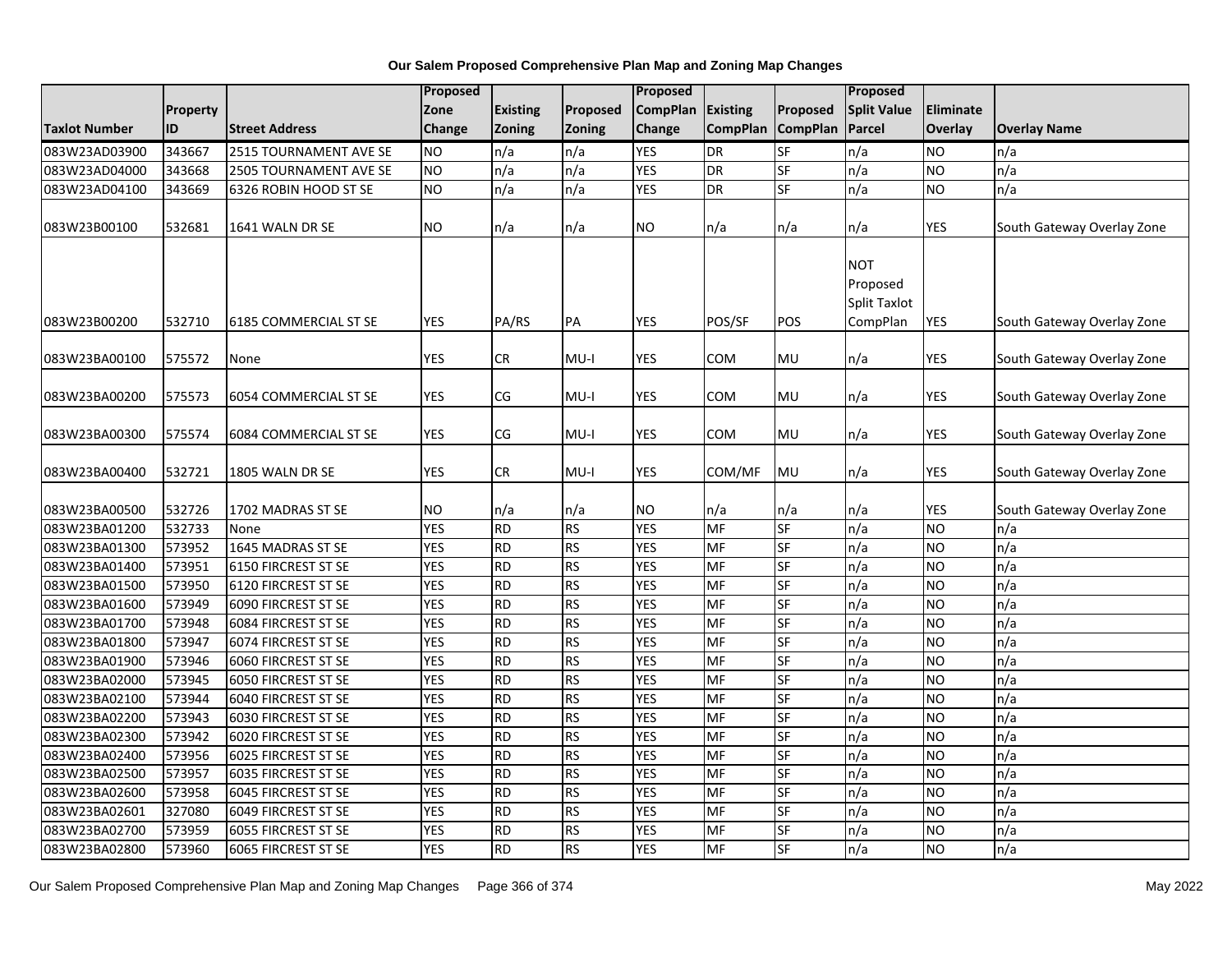**Our Salem Proposed Comprehensive Plan Map and Zoning Map Changes**

| Taxlot Number | Property ID | Street Address | Proposed Zone Change | Existing Zoning | Proposed Zoning | Proposed CompPlan Change | Existing CompPlan | Proposed CompPlan | Proposed Split Value Parcel | Eliminate Overlay | Overlay Name |
|---|---|---|---|---|---|---|---|---|---|---|---|
| 083W23AD03900 | 343667 | 2515 TOURNAMENT AVE SE | NO | n/a | n/a | YES | DR | SF | n/a | NO | n/a |
| 083W23AD04000 | 343668 | 2505 TOURNAMENT AVE SE | NO | n/a | n/a | YES | DR | SF | n/a | NO | n/a |
| 083W23AD04100 | 343669 | 6326 ROBIN HOOD ST SE | NO | n/a | n/a | YES | DR | SF | n/a | NO | n/a |
| 083W23B00100 | 532681 | 1641 WALN DR SE | NO | n/a | n/a | NO | n/a | n/a | n/a | YES | South Gateway Overlay Zone |
| 083W23B00200 | 532710 | 6185 COMMERCIAL ST SE | YES | PA/RS | PA | YES | POS/SF | POS | NOT Proposed Split Taxlot CompPlan | YES | South Gateway Overlay Zone |
| 083W23BA00100 | 575572 | None | YES | CR | MU-I | YES | COM | MU | n/a | YES | South Gateway Overlay Zone |
| 083W23BA00200 | 575573 | 6054 COMMERCIAL ST SE | YES | CG | MU-I | YES | COM | MU | n/a | YES | South Gateway Overlay Zone |
| 083W23BA00300 | 575574 | 6084 COMMERCIAL ST SE | YES | CG | MU-I | YES | COM | MU | n/a | YES | South Gateway Overlay Zone |
| 083W23BA00400 | 532721 | 1805 WALN DR SE | YES | CR | MU-I | YES | COM/MF | MU | n/a | YES | South Gateway Overlay Zone |
| 083W23BA00500 | 532726 | 1702 MADRAS ST SE | NO | n/a | n/a | NO | n/a | n/a | n/a | YES | South Gateway Overlay Zone |
| 083W23BA01200 | 532733 | None | YES | RD | RS | YES | MF | SF | n/a | NO | n/a |
| 083W23BA01300 | 573952 | 1645 MADRAS ST SE | YES | RD | RS | YES | MF | SF | n/a | NO | n/a |
| 083W23BA01400 | 573951 | 6150 FIRCREST ST SE | YES | RD | RS | YES | MF | SF | n/a | NO | n/a |
| 083W23BA01500 | 573950 | 6120 FIRCREST ST SE | YES | RD | RS | YES | MF | SF | n/a | NO | n/a |
| 083W23BA01600 | 573949 | 6090 FIRCREST ST SE | YES | RD | RS | YES | MF | SF | n/a | NO | n/a |
| 083W23BA01700 | 573948 | 6084 FIRCREST ST SE | YES | RD | RS | YES | MF | SF | n/a | NO | n/a |
| 083W23BA01800 | 573947 | 6074 FIRCREST ST SE | YES | RD | RS | YES | MF | SF | n/a | NO | n/a |
| 083W23BA01900 | 573946 | 6060 FIRCREST ST SE | YES | RD | RS | YES | MF | SF | n/a | NO | n/a |
| 083W23BA02000 | 573945 | 6050 FIRCREST ST SE | YES | RD | RS | YES | MF | SF | n/a | NO | n/a |
| 083W23BA02100 | 573944 | 6040 FIRCREST ST SE | YES | RD | RS | YES | MF | SF | n/a | NO | n/a |
| 083W23BA02200 | 573943 | 6030 FIRCREST ST SE | YES | RD | RS | YES | MF | SF | n/a | NO | n/a |
| 083W23BA02300 | 573942 | 6020 FIRCREST ST SE | YES | RD | RS | YES | MF | SF | n/a | NO | n/a |
| 083W23BA02400 | 573956 | 6025 FIRCREST ST SE | YES | RD | RS | YES | MF | SF | n/a | NO | n/a |
| 083W23BA02500 | 573957 | 6035 FIRCREST ST SE | YES | RD | RS | YES | MF | SF | n/a | NO | n/a |
| 083W23BA02600 | 573958 | 6045 FIRCREST ST SE | YES | RD | RS | YES | MF | SF | n/a | NO | n/a |
| 083W23BA02601 | 327080 | 6049 FIRCREST ST SE | YES | RD | RS | YES | MF | SF | n/a | NO | n/a |
| 083W23BA02700 | 573959 | 6055 FIRCREST ST SE | YES | RD | RS | YES | MF | SF | n/a | NO | n/a |
| 083W23BA02800 | 573960 | 6065 FIRCREST ST SE | YES | RD | RS | YES | MF | SF | n/a | NO | n/a |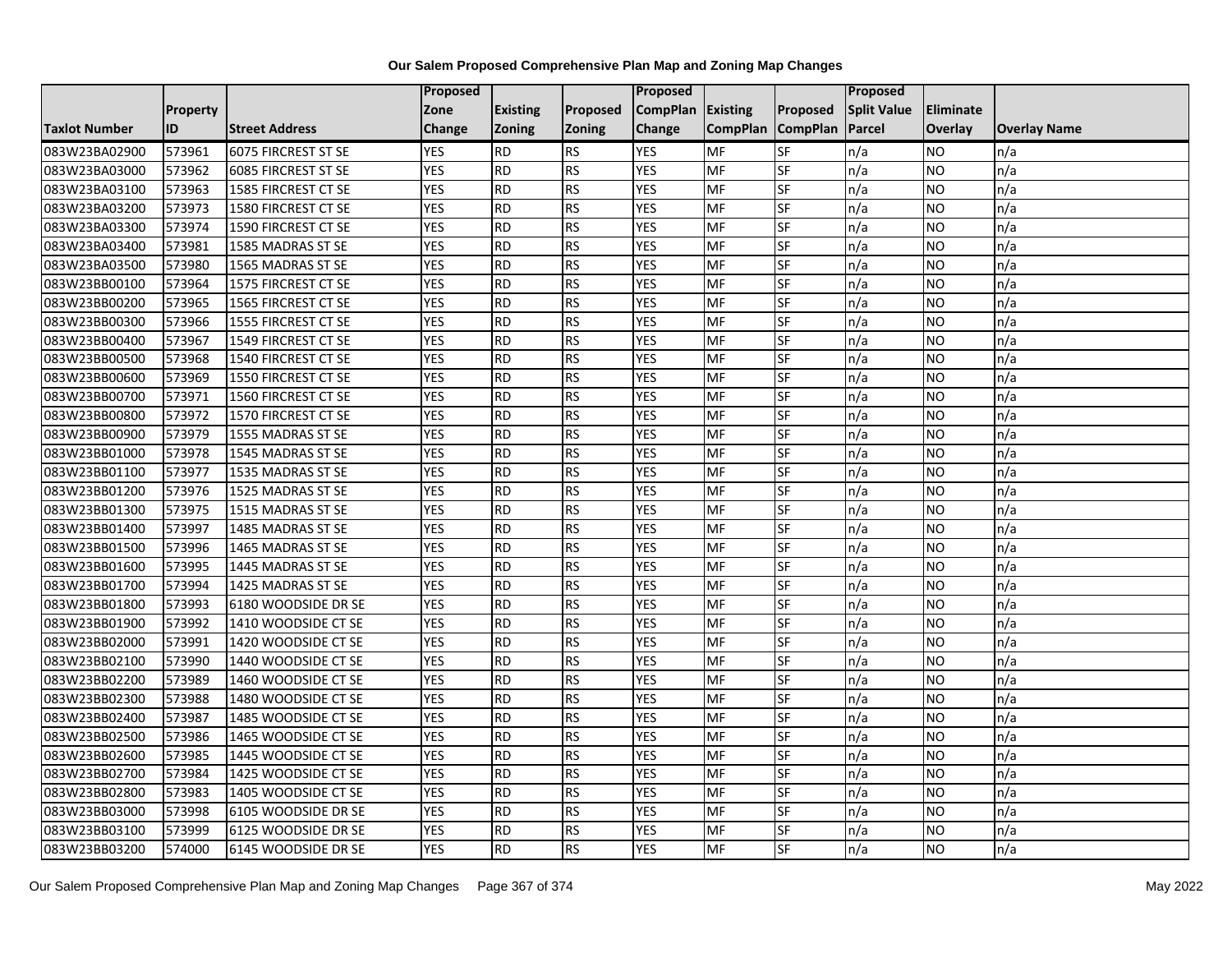# Our Salem Proposed Comprehensive Plan Map and Zoning Map Changes

| Taxlot Number | Property ID | Street Address | Proposed Zone Change | Existing Zoning | Proposed Zoning | Proposed CompPlan Change | Existing CompPlan | Proposed CompPlan | Proposed Split Value Parcel | Eliminate Overlay | Overlay Name |
|---|---|---|---|---|---|---|---|---|---|---|---|
| 083W23BA02900 | 573961 | 6075 FIRCREST ST SE | YES | RD | RS | YES | MF | SF | n/a | NO | n/a |
| 083W23BA03000 | 573962 | 6085 FIRCREST ST SE | YES | RD | RS | YES | MF | SF | n/a | NO | n/a |
| 083W23BA03100 | 573963 | 1585 FIRCREST CT SE | YES | RD | RS | YES | MF | SF | n/a | NO | n/a |
| 083W23BA03200 | 573973 | 1580 FIRCREST CT SE | YES | RD | RS | YES | MF | SF | n/a | NO | n/a |
| 083W23BA03300 | 573974 | 1590 FIRCREST CT SE | YES | RD | RS | YES | MF | SF | n/a | NO | n/a |
| 083W23BA03400 | 573981 | 1585 MADRAS ST SE | YES | RD | RS | YES | MF | SF | n/a | NO | n/a |
| 083W23BA03500 | 573980 | 1565 MADRAS ST SE | YES | RD | RS | YES | MF | SF | n/a | NO | n/a |
| 083W23BB00100 | 573964 | 1575 FIRCREST CT SE | YES | RD | RS | YES | MF | SF | n/a | NO | n/a |
| 083W23BB00200 | 573965 | 1565 FIRCREST CT SE | YES | RD | RS | YES | MF | SF | n/a | NO | n/a |
| 083W23BB00300 | 573966 | 1555 FIRCREST CT SE | YES | RD | RS | YES | MF | SF | n/a | NO | n/a |
| 083W23BB00400 | 573967 | 1549 FIRCREST CT SE | YES | RD | RS | YES | MF | SF | n/a | NO | n/a |
| 083W23BB00500 | 573968 | 1540 FIRCREST CT SE | YES | RD | RS | YES | MF | SF | n/a | NO | n/a |
| 083W23BB00600 | 573969 | 1550 FIRCREST CT SE | YES | RD | RS | YES | MF | SF | n/a | NO | n/a |
| 083W23BB00700 | 573971 | 1560 FIRCREST CT SE | YES | RD | RS | YES | MF | SF | n/a | NO | n/a |
| 083W23BB00800 | 573972 | 1570 FIRCREST CT SE | YES | RD | RS | YES | MF | SF | n/a | NO | n/a |
| 083W23BB00900 | 573979 | 1555 MADRAS ST SE | YES | RD | RS | YES | MF | SF | n/a | NO | n/a |
| 083W23BB01000 | 573978 | 1545 MADRAS ST SE | YES | RD | RS | YES | MF | SF | n/a | NO | n/a |
| 083W23BB01100 | 573977 | 1535 MADRAS ST SE | YES | RD | RS | YES | MF | SF | n/a | NO | n/a |
| 083W23BB01200 | 573976 | 1525 MADRAS ST SE | YES | RD | RS | YES | MF | SF | n/a | NO | n/a |
| 083W23BB01300 | 573975 | 1515 MADRAS ST SE | YES | RD | RS | YES | MF | SF | n/a | NO | n/a |
| 083W23BB01400 | 573997 | 1485 MADRAS ST SE | YES | RD | RS | YES | MF | SF | n/a | NO | n/a |
| 083W23BB01500 | 573996 | 1465 MADRAS ST SE | YES | RD | RS | YES | MF | SF | n/a | NO | n/a |
| 083W23BB01600 | 573995 | 1445 MADRAS ST SE | YES | RD | RS | YES | MF | SF | n/a | NO | n/a |
| 083W23BB01700 | 573994 | 1425 MADRAS ST SE | YES | RD | RS | YES | MF | SF | n/a | NO | n/a |
| 083W23BB01800 | 573993 | 6180 WOODSIDE DR SE | YES | RD | RS | YES | MF | SF | n/a | NO | n/a |
| 083W23BB01900 | 573992 | 1410 WOODSIDE CT SE | YES | RD | RS | YES | MF | SF | n/a | NO | n/a |
| 083W23BB02000 | 573991 | 1420 WOODSIDE CT SE | YES | RD | RS | YES | MF | SF | n/a | NO | n/a |
| 083W23BB02100 | 573990 | 1440 WOODSIDE CT SE | YES | RD | RS | YES | MF | SF | n/a | NO | n/a |
| 083W23BB02200 | 573989 | 1460 WOODSIDE CT SE | YES | RD | RS | YES | MF | SF | n/a | NO | n/a |
| 083W23BB02300 | 573988 | 1480 WOODSIDE CT SE | YES | RD | RS | YES | MF | SF | n/a | NO | n/a |
| 083W23BB02400 | 573987 | 1485 WOODSIDE CT SE | YES | RD | RS | YES | MF | SF | n/a | NO | n/a |
| 083W23BB02500 | 573986 | 1465 WOODSIDE CT SE | YES | RD | RS | YES | MF | SF | n/a | NO | n/a |
| 083W23BB02600 | 573985 | 1445 WOODSIDE CT SE | YES | RD | RS | YES | MF | SF | n/a | NO | n/a |
| 083W23BB02700 | 573984 | 1425 WOODSIDE CT SE | YES | RD | RS | YES | MF | SF | n/a | NO | n/a |
| 083W23BB02800 | 573983 | 1405 WOODSIDE CT SE | YES | RD | RS | YES | MF | SF | n/a | NO | n/a |
| 083W23BB03000 | 573998 | 6105 WOODSIDE DR SE | YES | RD | RS | YES | MF | SF | n/a | NO | n/a |
| 083W23BB03100 | 573999 | 6125 WOODSIDE DR SE | YES | RD | RS | YES | MF | SF | n/a | NO | n/a |
| 083W23BB03200 | 574000 | 6145 WOODSIDE DR SE | YES | RD | RS | YES | MF | SF | n/a | NO | n/a |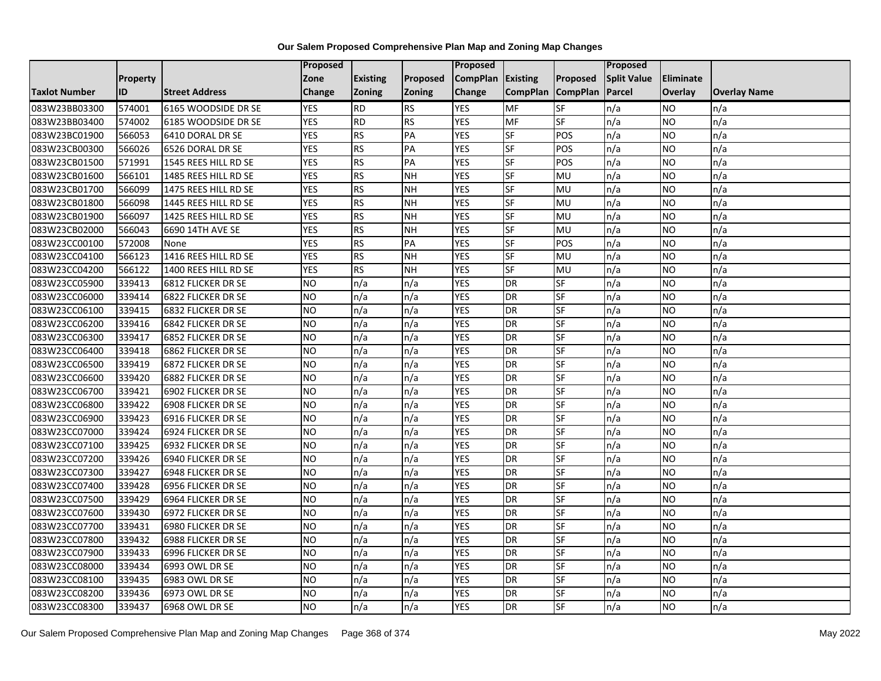**Our Salem Proposed Comprehensive Plan Map and Zoning Map Changes**

| Taxlot Number | Property ID | Street Address | Proposed Zone Change | Existing Zoning | Proposed Zoning | Proposed CompPlan Change | Existing CompPlan | Proposed CompPlan | Proposed Split Value Parcel | Eliminate Overlay | Overlay Name |
|---|---|---|---|---|---|---|---|---|---|---|---|
| 083W23BB03300 | 574001 | 6165 WOODSIDE DR SE | YES | RD | RS | YES | MF | SF | n/a | NO | n/a |
| 083W23BB03400 | 574002 | 6185 WOODSIDE DR SE | YES | RD | RS | YES | MF | SF | n/a | NO | n/a |
| 083W23BC01900 | 566053 | 6410 DORAL DR SE | YES | RS | PA | YES | SF | POS | n/a | NO | n/a |
| 083W23CB00300 | 566026 | 6526 DORAL DR SE | YES | RS | PA | YES | SF | POS | n/a | NO | n/a |
| 083W23CB01500 | 571991 | 1545 REES HILL RD SE | YES | RS | PA | YES | SF | POS | n/a | NO | n/a |
| 083W23CB01600 | 566101 | 1485 REES HILL RD SE | YES | RS | NH | YES | SF | MU | n/a | NO | n/a |
| 083W23CB01700 | 566099 | 1475 REES HILL RD SE | YES | RS | NH | YES | SF | MU | n/a | NO | n/a |
| 083W23CB01800 | 566098 | 1445 REES HILL RD SE | YES | RS | NH | YES | SF | MU | n/a | NO | n/a |
| 083W23CB01900 | 566097 | 1425 REES HILL RD SE | YES | RS | NH | YES | SF | MU | n/a | NO | n/a |
| 083W23CB02000 | 566043 | 6690 14TH AVE SE | YES | RS | NH | YES | SF | MU | n/a | NO | n/a |
| 083W23CC00100 | 572008 | None | YES | RS | PA | YES | SF | POS | n/a | NO | n/a |
| 083W23CC04100 | 566123 | 1416 REES HILL RD SE | YES | RS | NH | YES | SF | MU | n/a | NO | n/a |
| 083W23CC04200 | 566122 | 1400 REES HILL RD SE | YES | RS | NH | YES | SF | MU | n/a | NO | n/a |
| 083W23CC05900 | 339413 | 6812 FLICKER DR SE | NO | n/a | n/a | YES | DR | SF | n/a | NO | n/a |
| 083W23CC06000 | 339414 | 6822 FLICKER DR SE | NO | n/a | n/a | YES | DR | SF | n/a | NO | n/a |
| 083W23CC06100 | 339415 | 6832 FLICKER DR SE | NO | n/a | n/a | YES | DR | SF | n/a | NO | n/a |
| 083W23CC06200 | 339416 | 6842 FLICKER DR SE | NO | n/a | n/a | YES | DR | SF | n/a | NO | n/a |
| 083W23CC06300 | 339417 | 6852 FLICKER DR SE | NO | n/a | n/a | YES | DR | SF | n/a | NO | n/a |
| 083W23CC06400 | 339418 | 6862 FLICKER DR SE | NO | n/a | n/a | YES | DR | SF | n/a | NO | n/a |
| 083W23CC06500 | 339419 | 6872 FLICKER DR SE | NO | n/a | n/a | YES | DR | SF | n/a | NO | n/a |
| 083W23CC06600 | 339420 | 6882 FLICKER DR SE | NO | n/a | n/a | YES | DR | SF | n/a | NO | n/a |
| 083W23CC06700 | 339421 | 6902 FLICKER DR SE | NO | n/a | n/a | YES | DR | SF | n/a | NO | n/a |
| 083W23CC06800 | 339422 | 6908 FLICKER DR SE | NO | n/a | n/a | YES | DR | SF | n/a | NO | n/a |
| 083W23CC06900 | 339423 | 6916 FLICKER DR SE | NO | n/a | n/a | YES | DR | SF | n/a | NO | n/a |
| 083W23CC07000 | 339424 | 6924 FLICKER DR SE | NO | n/a | n/a | YES | DR | SF | n/a | NO | n/a |
| 083W23CC07100 | 339425 | 6932 FLICKER DR SE | NO | n/a | n/a | YES | DR | SF | n/a | NO | n/a |
| 083W23CC07200 | 339426 | 6940 FLICKER DR SE | NO | n/a | n/a | YES | DR | SF | n/a | NO | n/a |
| 083W23CC07300 | 339427 | 6948 FLICKER DR SE | NO | n/a | n/a | YES | DR | SF | n/a | NO | n/a |
| 083W23CC07400 | 339428 | 6956 FLICKER DR SE | NO | n/a | n/a | YES | DR | SF | n/a | NO | n/a |
| 083W23CC07500 | 339429 | 6964 FLICKER DR SE | NO | n/a | n/a | YES | DR | SF | n/a | NO | n/a |
| 083W23CC07600 | 339430 | 6972 FLICKER DR SE | NO | n/a | n/a | YES | DR | SF | n/a | NO | n/a |
| 083W23CC07700 | 339431 | 6980 FLICKER DR SE | NO | n/a | n/a | YES | DR | SF | n/a | NO | n/a |
| 083W23CC07800 | 339432 | 6988 FLICKER DR SE | NO | n/a | n/a | YES | DR | SF | n/a | NO | n/a |
| 083W23CC07900 | 339433 | 6996 FLICKER DR SE | NO | n/a | n/a | YES | DR | SF | n/a | NO | n/a |
| 083W23CC08000 | 339434 | 6993 OWL DR SE | NO | n/a | n/a | YES | DR | SF | n/a | NO | n/a |
| 083W23CC08100 | 339435 | 6983 OWL DR SE | NO | n/a | n/a | YES | DR | SF | n/a | NO | n/a |
| 083W23CC08200 | 339436 | 6973 OWL DR SE | NO | n/a | n/a | YES | DR | SF | n/a | NO | n/a |
| 083W23CC08300 | 339437 | 6968 OWL DR SE | NO | n/a | n/a | YES | DR | SF | n/a | NO | n/a |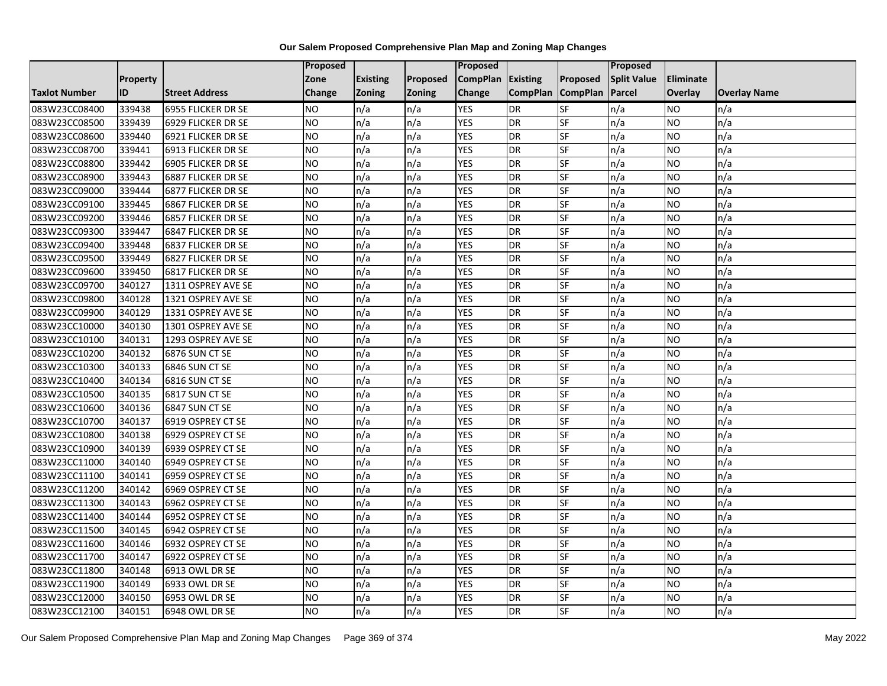**Our Salem Proposed Comprehensive Plan Map and Zoning Map Changes**

| Taxlot Number | Property ID | Street Address | Proposed Zone Change | Existing Zoning | Proposed Zoning | Proposed CompPlan Change | Existing CompPlan | Proposed CompPlan | Proposed Split Value Parcel | Eliminate Overlay | Overlay Name |
|---|---|---|---|---|---|---|---|---|---|---|---|
| 083W23CC08400 | 339438 | 6955 FLICKER DR SE | NO | n/a | n/a | YES | DR | SF | n/a | NO | n/a |
| 083W23CC08500 | 339439 | 6929 FLICKER DR SE | NO | n/a | n/a | YES | DR | SF | n/a | NO | n/a |
| 083W23CC08600 | 339440 | 6921 FLICKER DR SE | NO | n/a | n/a | YES | DR | SF | n/a | NO | n/a |
| 083W23CC08700 | 339441 | 6913 FLICKER DR SE | NO | n/a | n/a | YES | DR | SF | n/a | NO | n/a |
| 083W23CC08800 | 339442 | 6905 FLICKER DR SE | NO | n/a | n/a | YES | DR | SF | n/a | NO | n/a |
| 083W23CC08900 | 339443 | 6887 FLICKER DR SE | NO | n/a | n/a | YES | DR | SF | n/a | NO | n/a |
| 083W23CC09000 | 339444 | 6877 FLICKER DR SE | NO | n/a | n/a | YES | DR | SF | n/a | NO | n/a |
| 083W23CC09100 | 339445 | 6867 FLICKER DR SE | NO | n/a | n/a | YES | DR | SF | n/a | NO | n/a |
| 083W23CC09200 | 339446 | 6857 FLICKER DR SE | NO | n/a | n/a | YES | DR | SF | n/a | NO | n/a |
| 083W23CC09300 | 339447 | 6847 FLICKER DR SE | NO | n/a | n/a | YES | DR | SF | n/a | NO | n/a |
| 083W23CC09400 | 339448 | 6837 FLICKER DR SE | NO | n/a | n/a | YES | DR | SF | n/a | NO | n/a |
| 083W23CC09500 | 339449 | 6827 FLICKER DR SE | NO | n/a | n/a | YES | DR | SF | n/a | NO | n/a |
| 083W23CC09600 | 339450 | 6817 FLICKER DR SE | NO | n/a | n/a | YES | DR | SF | n/a | NO | n/a |
| 083W23CC09700 | 340127 | 1311 OSPREY AVE SE | NO | n/a | n/a | YES | DR | SF | n/a | NO | n/a |
| 083W23CC09800 | 340128 | 1321 OSPREY AVE SE | NO | n/a | n/a | YES | DR | SF | n/a | NO | n/a |
| 083W23CC09900 | 340129 | 1331 OSPREY AVE SE | NO | n/a | n/a | YES | DR | SF | n/a | NO | n/a |
| 083W23CC10000 | 340130 | 1301 OSPREY AVE SE | NO | n/a | n/a | YES | DR | SF | n/a | NO | n/a |
| 083W23CC10100 | 340131 | 1293 OSPREY AVE SE | NO | n/a | n/a | YES | DR | SF | n/a | NO | n/a |
| 083W23CC10200 | 340132 | 6876 SUN CT SE | NO | n/a | n/a | YES | DR | SF | n/a | NO | n/a |
| 083W23CC10300 | 340133 | 6846 SUN CT SE | NO | n/a | n/a | YES | DR | SF | n/a | NO | n/a |
| 083W23CC10400 | 340134 | 6816 SUN CT SE | NO | n/a | n/a | YES | DR | SF | n/a | NO | n/a |
| 083W23CC10500 | 340135 | 6817 SUN CT SE | NO | n/a | n/a | YES | DR | SF | n/a | NO | n/a |
| 083W23CC10600 | 340136 | 6847 SUN CT SE | NO | n/a | n/a | YES | DR | SF | n/a | NO | n/a |
| 083W23CC10700 | 340137 | 6919 OSPREY CT SE | NO | n/a | n/a | YES | DR | SF | n/a | NO | n/a |
| 083W23CC10800 | 340138 | 6929 OSPREY CT SE | NO | n/a | n/a | YES | DR | SF | n/a | NO | n/a |
| 083W23CC10900 | 340139 | 6939 OSPREY CT SE | NO | n/a | n/a | YES | DR | SF | n/a | NO | n/a |
| 083W23CC11000 | 340140 | 6949 OSPREY CT SE | NO | n/a | n/a | YES | DR | SF | n/a | NO | n/a |
| 083W23CC11100 | 340141 | 6959 OSPREY CT SE | NO | n/a | n/a | YES | DR | SF | n/a | NO | n/a |
| 083W23CC11200 | 340142 | 6969 OSPREY CT SE | NO | n/a | n/a | YES | DR | SF | n/a | NO | n/a |
| 083W23CC11300 | 340143 | 6962 OSPREY CT SE | NO | n/a | n/a | YES | DR | SF | n/a | NO | n/a |
| 083W23CC11400 | 340144 | 6952 OSPREY CT SE | NO | n/a | n/a | YES | DR | SF | n/a | NO | n/a |
| 083W23CC11500 | 340145 | 6942 OSPREY CT SE | NO | n/a | n/a | YES | DR | SF | n/a | NO | n/a |
| 083W23CC11600 | 340146 | 6932 OSPREY CT SE | NO | n/a | n/a | YES | DR | SF | n/a | NO | n/a |
| 083W23CC11700 | 340147 | 6922 OSPREY CT SE | NO | n/a | n/a | YES | DR | SF | n/a | NO | n/a |
| 083W23CC11800 | 340148 | 6913 OWL DR SE | NO | n/a | n/a | YES | DR | SF | n/a | NO | n/a |
| 083W23CC11900 | 340149 | 6933 OWL DR SE | NO | n/a | n/a | YES | DR | SF | n/a | NO | n/a |
| 083W23CC12000 | 340150 | 6953 OWL DR SE | NO | n/a | n/a | YES | DR | SF | n/a | NO | n/a |
| 083W23CC12100 | 340151 | 6948 OWL DR SE | NO | n/a | n/a | YES | DR | SF | n/a | NO | n/a |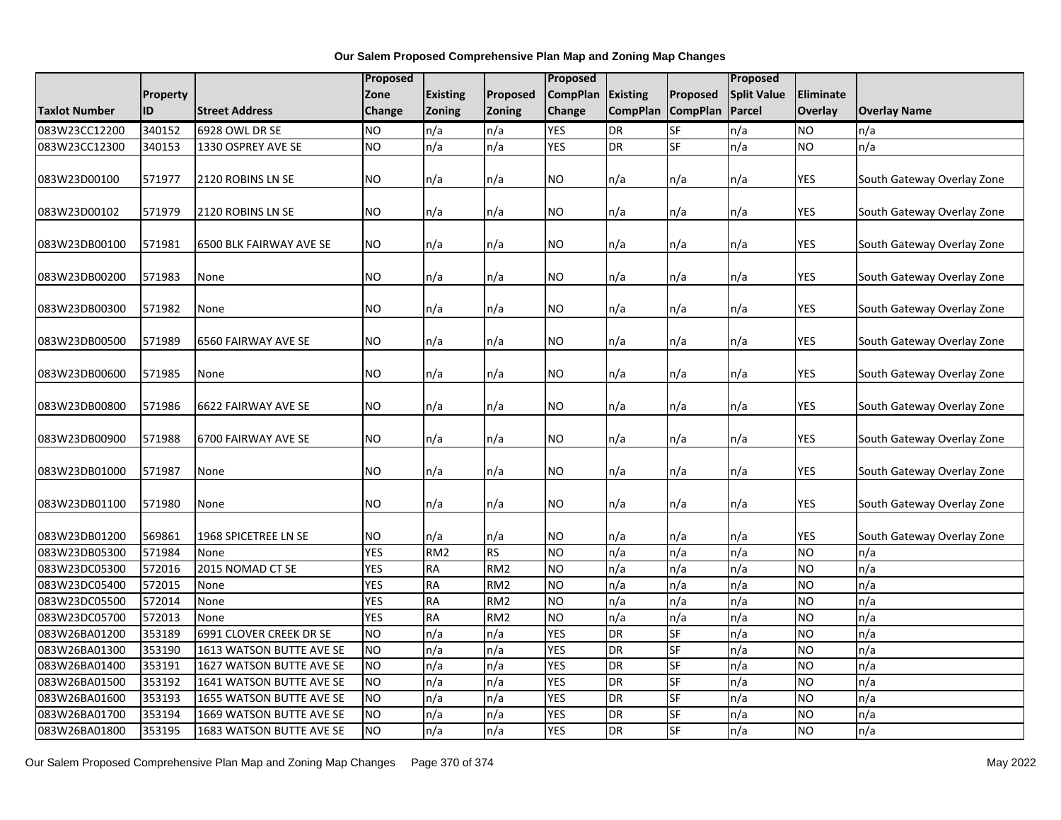# Our Salem Proposed Comprehensive Plan Map and Zoning Map Changes

| Taxlot Number | Property ID | Street Address | Proposed Zone Change | Existing Zoning | Proposed Zoning | Proposed CompPlan Change | Existing CompPlan | Proposed CompPlan | Proposed Split Value Parcel | Eliminate Overlay | Overlay Name |
|---|---|---|---|---|---|---|---|---|---|---|---|
| 083W23CC12200 | 340152 | 6928 OWL DR SE | NO | n/a | n/a | YES | DR | SF | n/a | NO | n/a |
| 083W23CC12300 | 340153 | 1330 OSPREY AVE SE | NO | n/a | n/a | YES | DR | SF | n/a | NO | n/a |
| 083W23D00100 | 571977 | 2120 ROBINS LN SE | NO | n/a | n/a | NO | n/a | n/a | n/a | YES | South Gateway Overlay Zone |
| 083W23D00102 | 571979 | 2120 ROBINS LN SE | NO | n/a | n/a | NO | n/a | n/a | n/a | YES | South Gateway Overlay Zone |
| 083W23DB00100 | 571981 | 6500 BLK FAIRWAY AVE SE | NO | n/a | n/a | NO | n/a | n/a | n/a | YES | South Gateway Overlay Zone |
| 083W23DB00200 | 571983 | None | NO | n/a | n/a | NO | n/a | n/a | n/a | YES | South Gateway Overlay Zone |
| 083W23DB00300 | 571982 | None | NO | n/a | n/a | NO | n/a | n/a | n/a | YES | South Gateway Overlay Zone |
| 083W23DB00500 | 571989 | 6560 FAIRWAY AVE SE | NO | n/a | n/a | NO | n/a | n/a | n/a | YES | South Gateway Overlay Zone |
| 083W23DB00600 | 571985 | None | NO | n/a | n/a | NO | n/a | n/a | n/a | YES | South Gateway Overlay Zone |
| 083W23DB00800 | 571986 | 6622 FAIRWAY AVE SE | NO | n/a | n/a | NO | n/a | n/a | n/a | YES | South Gateway Overlay Zone |
| 083W23DB00900 | 571988 | 6700 FAIRWAY AVE SE | NO | n/a | n/a | NO | n/a | n/a | n/a | YES | South Gateway Overlay Zone |
| 083W23DB01000 | 571987 | None | NO | n/a | n/a | NO | n/a | n/a | n/a | YES | South Gateway Overlay Zone |
| 083W23DB01100 | 571980 | None | NO | n/a | n/a | NO | n/a | n/a | n/a | YES | South Gateway Overlay Zone |
| 083W23DB01200 | 569861 | 1968 SPICETREE LN SE | NO | n/a | n/a | NO | n/a | n/a | n/a | YES | South Gateway Overlay Zone |
| 083W23DB05300 | 571984 | None | YES | RM2 | RS | NO | n/a | n/a | n/a | NO | n/a |
| 083W23DC05300 | 572016 | 2015 NOMAD CT SE | YES | RA | RM2 | NO | n/a | n/a | n/a | NO | n/a |
| 083W23DC05400 | 572015 | None | YES | RA | RM2 | NO | n/a | n/a | n/a | NO | n/a |
| 083W23DC05500 | 572014 | None | YES | RA | RM2 | NO | n/a | n/a | n/a | NO | n/a |
| 083W23DC05700 | 572013 | None | YES | RA | RM2 | NO | n/a | n/a | n/a | NO | n/a |
| 083W26BA01200 | 353189 | 6991 CLOVER CREEK DR SE | NO | n/a | n/a | YES | DR | SF | n/a | NO | n/a |
| 083W26BA01300 | 353190 | 1613 WATSON BUTTE AVE SE | NO | n/a | n/a | YES | DR | SF | n/a | NO | n/a |
| 083W26BA01400 | 353191 | 1627 WATSON BUTTE AVE SE | NO | n/a | n/a | YES | DR | SF | n/a | NO | n/a |
| 083W26BA01500 | 353192 | 1641 WATSON BUTTE AVE SE | NO | n/a | n/a | YES | DR | SF | n/a | NO | n/a |
| 083W26BA01600 | 353193 | 1655 WATSON BUTTE AVE SE | NO | n/a | n/a | YES | DR | SF | n/a | NO | n/a |
| 083W26BA01700 | 353194 | 1669 WATSON BUTTE AVE SE | NO | n/a | n/a | YES | DR | SF | n/a | NO | n/a |
| 083W26BA01800 | 353195 | 1683 WATSON BUTTE AVE SE | NO | n/a | n/a | YES | DR | SF | n/a | NO | n/a |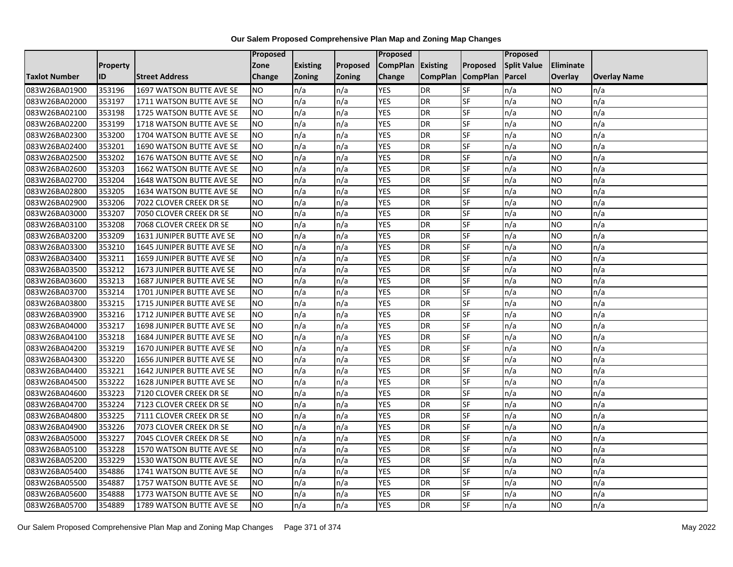# Our Salem Proposed Comprehensive Plan Map and Zoning Map Changes

| Taxlot Number | Property ID | Street Address | Proposed Zone Change | Existing Zoning | Proposed Zoning | Proposed CompPlan Change | Existing CompPlan | Proposed CompPlan | Proposed Split Value Parcel | Eliminate Overlay | Overlay Name |
|---|---|---|---|---|---|---|---|---|---|---|---|
| 083W26BA01900 | 353196 | 1697 WATSON BUTTE AVE SE | NO | n/a | n/a | YES | DR | SF | n/a | NO | n/a |
| 083W26BA02000 | 353197 | 1711 WATSON BUTTE AVE SE | NO | n/a | n/a | YES | DR | SF | n/a | NO | n/a |
| 083W26BA02100 | 353198 | 1725 WATSON BUTTE AVE SE | NO | n/a | n/a | YES | DR | SF | n/a | NO | n/a |
| 083W26BA02200 | 353199 | 1718 WATSON BUTTE AVE SE | NO | n/a | n/a | YES | DR | SF | n/a | NO | n/a |
| 083W26BA02300 | 353200 | 1704 WATSON BUTTE AVE SE | NO | n/a | n/a | YES | DR | SF | n/a | NO | n/a |
| 083W26BA02400 | 353201 | 1690 WATSON BUTTE AVE SE | NO | n/a | n/a | YES | DR | SF | n/a | NO | n/a |
| 083W26BA02500 | 353202 | 1676 WATSON BUTTE AVE SE | NO | n/a | n/a | YES | DR | SF | n/a | NO | n/a |
| 083W26BA02600 | 353203 | 1662 WATSON BUTTE AVE SE | NO | n/a | n/a | YES | DR | SF | n/a | NO | n/a |
| 083W26BA02700 | 353204 | 1648 WATSON BUTTE AVE SE | NO | n/a | n/a | YES | DR | SF | n/a | NO | n/a |
| 083W26BA02800 | 353205 | 1634 WATSON BUTTE AVE SE | NO | n/a | n/a | YES | DR | SF | n/a | NO | n/a |
| 083W26BA02900 | 353206 | 7022 CLOVER CREEK DR SE | NO | n/a | n/a | YES | DR | SF | n/a | NO | n/a |
| 083W26BA03000 | 353207 | 7050 CLOVER CREEK DR SE | NO | n/a | n/a | YES | DR | SF | n/a | NO | n/a |
| 083W26BA03100 | 353208 | 7068 CLOVER CREEK DR SE | NO | n/a | n/a | YES | DR | SF | n/a | NO | n/a |
| 083W26BA03200 | 353209 | 1631 JUNIPER BUTTE AVE SE | NO | n/a | n/a | YES | DR | SF | n/a | NO | n/a |
| 083W26BA03300 | 353210 | 1645 JUNIPER BUTTE AVE SE | NO | n/a | n/a | YES | DR | SF | n/a | NO | n/a |
| 083W26BA03400 | 353211 | 1659 JUNIPER BUTTE AVE SE | NO | n/a | n/a | YES | DR | SF | n/a | NO | n/a |
| 083W26BA03500 | 353212 | 1673 JUNIPER BUTTE AVE SE | NO | n/a | n/a | YES | DR | SF | n/a | NO | n/a |
| 083W26BA03600 | 353213 | 1687 JUNIPER BUTTE AVE SE | NO | n/a | n/a | YES | DR | SF | n/a | NO | n/a |
| 083W26BA03700 | 353214 | 1701 JUNIPER BUTTE AVE SE | NO | n/a | n/a | YES | DR | SF | n/a | NO | n/a |
| 083W26BA03800 | 353215 | 1715 JUNIPER BUTTE AVE SE | NO | n/a | n/a | YES | DR | SF | n/a | NO | n/a |
| 083W26BA03900 | 353216 | 1712 JUNIPER BUTTE AVE SE | NO | n/a | n/a | YES | DR | SF | n/a | NO | n/a |
| 083W26BA04000 | 353217 | 1698 JUNIPER BUTTE AVE SE | NO | n/a | n/a | YES | DR | SF | n/a | NO | n/a |
| 083W26BA04100 | 353218 | 1684 JUNIPER BUTTE AVE SE | NO | n/a | n/a | YES | DR | SF | n/a | NO | n/a |
| 083W26BA04200 | 353219 | 1670 JUNIPER BUTTE AVE SE | NO | n/a | n/a | YES | DR | SF | n/a | NO | n/a |
| 083W26BA04300 | 353220 | 1656 JUNIPER BUTTE AVE SE | NO | n/a | n/a | YES | DR | SF | n/a | NO | n/a |
| 083W26BA04400 | 353221 | 1642 JUNIPER BUTTE AVE SE | NO | n/a | n/a | YES | DR | SF | n/a | NO | n/a |
| 083W26BA04500 | 353222 | 1628 JUNIPER BUTTE AVE SE | NO | n/a | n/a | YES | DR | SF | n/a | NO | n/a |
| 083W26BA04600 | 353223 | 7120 CLOVER CREEK DR SE | NO | n/a | n/a | YES | DR | SF | n/a | NO | n/a |
| 083W26BA04700 | 353224 | 7123 CLOVER CREEK DR SE | NO | n/a | n/a | YES | DR | SF | n/a | NO | n/a |
| 083W26BA04800 | 353225 | 7111 CLOVER CREEK DR SE | NO | n/a | n/a | YES | DR | SF | n/a | NO | n/a |
| 083W26BA04900 | 353226 | 7073 CLOVER CREEK DR SE | NO | n/a | n/a | YES | DR | SF | n/a | NO | n/a |
| 083W26BA05000 | 353227 | 7045 CLOVER CREEK DR SE | NO | n/a | n/a | YES | DR | SF | n/a | NO | n/a |
| 083W26BA05100 | 353228 | 1570 WATSON BUTTE AVE SE | NO | n/a | n/a | YES | DR | SF | n/a | NO | n/a |
| 083W26BA05200 | 353229 | 1530 WATSON BUTTE AVE SE | NO | n/a | n/a | YES | DR | SF | n/a | NO | n/a |
| 083W26BA05400 | 354886 | 1741 WATSON BUTTE AVE SE | NO | n/a | n/a | YES | DR | SF | n/a | NO | n/a |
| 083W26BA05500 | 354887 | 1757 WATSON BUTTE AVE SE | NO | n/a | n/a | YES | DR | SF | n/a | NO | n/a |
| 083W26BA05600 | 354888 | 1773 WATSON BUTTE AVE SE | NO | n/a | n/a | YES | DR | SF | n/a | NO | n/a |
| 083W26BA05700 | 354889 | 1789 WATSON BUTTE AVE SE | NO | n/a | n/a | YES | DR | SF | n/a | NO | n/a |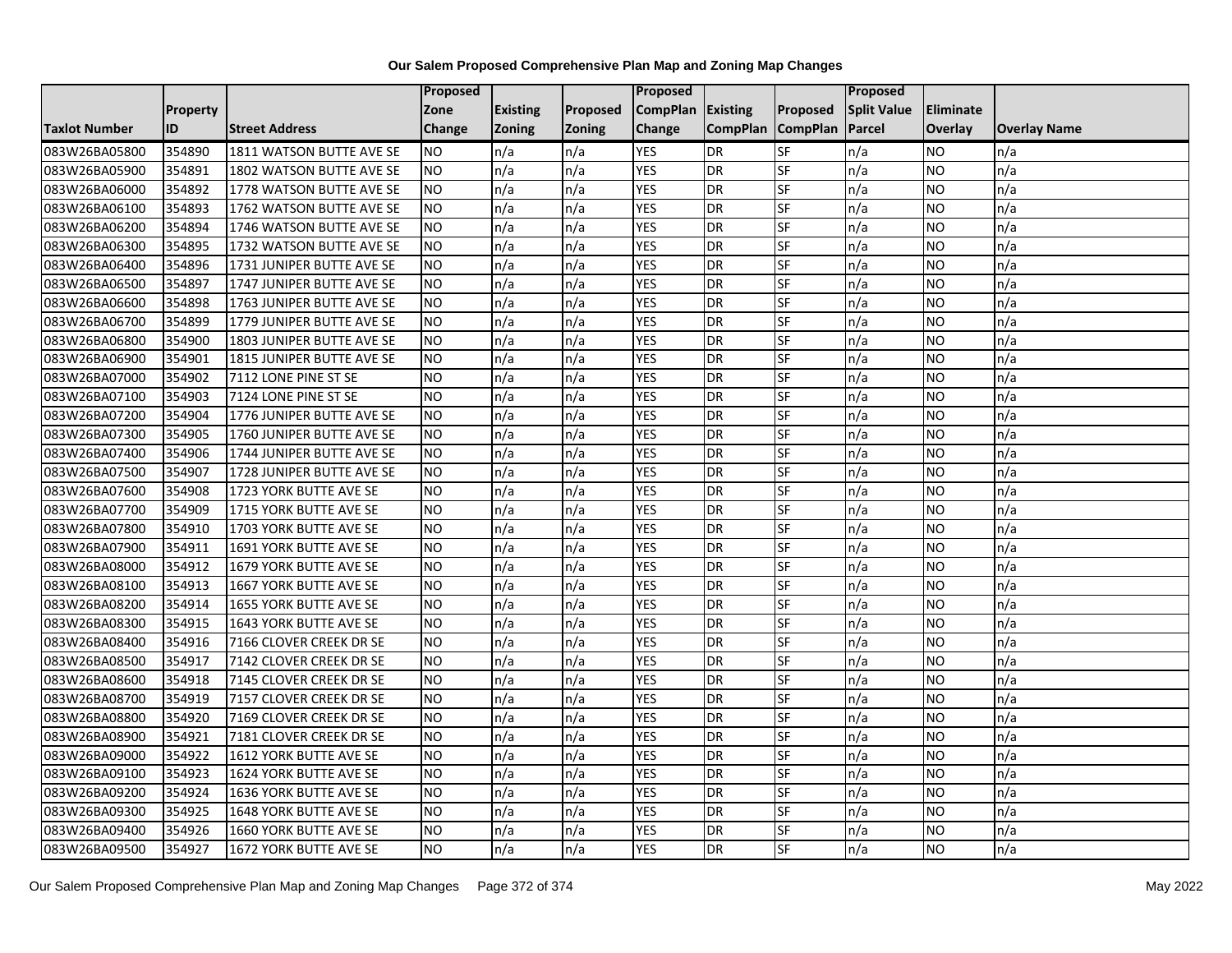**Our Salem Proposed Comprehensive Plan Map and Zoning Map Changes**

| Taxlot Number | Property ID | Street Address | Proposed Zone Change | Existing Zoning | Proposed Zoning | Proposed CompPlan Change | Existing CompPlan | Proposed CompPlan | Proposed Split Value Parcel | Eliminate Overlay | Overlay Name |
|---|---|---|---|---|---|---|---|---|---|---|---|
| 083W26BA05800 | 354890 | 1811 WATSON BUTTE AVE SE | NO | n/a | n/a | YES | DR | SF | n/a | NO | n/a |
| 083W26BA05900 | 354891 | 1802 WATSON BUTTE AVE SE | NO | n/a | n/a | YES | DR | SF | n/a | NO | n/a |
| 083W26BA06000 | 354892 | 1778 WATSON BUTTE AVE SE | NO | n/a | n/a | YES | DR | SF | n/a | NO | n/a |
| 083W26BA06100 | 354893 | 1762 WATSON BUTTE AVE SE | NO | n/a | n/a | YES | DR | SF | n/a | NO | n/a |
| 083W26BA06200 | 354894 | 1746 WATSON BUTTE AVE SE | NO | n/a | n/a | YES | DR | SF | n/a | NO | n/a |
| 083W26BA06300 | 354895 | 1732 WATSON BUTTE AVE SE | NO | n/a | n/a | YES | DR | SF | n/a | NO | n/a |
| 083W26BA06400 | 354896 | 1731 JUNIPER BUTTE AVE SE | NO | n/a | n/a | YES | DR | SF | n/a | NO | n/a |
| 083W26BA06500 | 354897 | 1747 JUNIPER BUTTE AVE SE | NO | n/a | n/a | YES | DR | SF | n/a | NO | n/a |
| 083W26BA06600 | 354898 | 1763 JUNIPER BUTTE AVE SE | NO | n/a | n/a | YES | DR | SF | n/a | NO | n/a |
| 083W26BA06700 | 354899 | 1779 JUNIPER BUTTE AVE SE | NO | n/a | n/a | YES | DR | SF | n/a | NO | n/a |
| 083W26BA06800 | 354900 | 1803 JUNIPER BUTTE AVE SE | NO | n/a | n/a | YES | DR | SF | n/a | NO | n/a |
| 083W26BA06900 | 354901 | 1815 JUNIPER BUTTE AVE SE | NO | n/a | n/a | YES | DR | SF | n/a | NO | n/a |
| 083W26BA07000 | 354902 | 7112 LONE PINE ST SE | NO | n/a | n/a | YES | DR | SF | n/a | NO | n/a |
| 083W26BA07100 | 354903 | 7124 LONE PINE ST SE | NO | n/a | n/a | YES | DR | SF | n/a | NO | n/a |
| 083W26BA07200 | 354904 | 1776 JUNIPER BUTTE AVE SE | NO | n/a | n/a | YES | DR | SF | n/a | NO | n/a |
| 083W26BA07300 | 354905 | 1760 JUNIPER BUTTE AVE SE | NO | n/a | n/a | YES | DR | SF | n/a | NO | n/a |
| 083W26BA07400 | 354906 | 1744 JUNIPER BUTTE AVE SE | NO | n/a | n/a | YES | DR | SF | n/a | NO | n/a |
| 083W26BA07500 | 354907 | 1728 JUNIPER BUTTE AVE SE | NO | n/a | n/a | YES | DR | SF | n/a | NO | n/a |
| 083W26BA07600 | 354908 | 1723 YORK BUTTE AVE SE | NO | n/a | n/a | YES | DR | SF | n/a | NO | n/a |
| 083W26BA07700 | 354909 | 1715 YORK BUTTE AVE SE | NO | n/a | n/a | YES | DR | SF | n/a | NO | n/a |
| 083W26BA07800 | 354910 | 1703 YORK BUTTE AVE SE | NO | n/a | n/a | YES | DR | SF | n/a | NO | n/a |
| 083W26BA07900 | 354911 | 1691 YORK BUTTE AVE SE | NO | n/a | n/a | YES | DR | SF | n/a | NO | n/a |
| 083W26BA08000 | 354912 | 1679 YORK BUTTE AVE SE | NO | n/a | n/a | YES | DR | SF | n/a | NO | n/a |
| 083W26BA08100 | 354913 | 1667 YORK BUTTE AVE SE | NO | n/a | n/a | YES | DR | SF | n/a | NO | n/a |
| 083W26BA08200 | 354914 | 1655 YORK BUTTE AVE SE | NO | n/a | n/a | YES | DR | SF | n/a | NO | n/a |
| 083W26BA08300 | 354915 | 1643 YORK BUTTE AVE SE | NO | n/a | n/a | YES | DR | SF | n/a | NO | n/a |
| 083W26BA08400 | 354916 | 7166 CLOVER CREEK DR SE | NO | n/a | n/a | YES | DR | SF | n/a | NO | n/a |
| 083W26BA08500 | 354917 | 7142 CLOVER CREEK DR SE | NO | n/a | n/a | YES | DR | SF | n/a | NO | n/a |
| 083W26BA08600 | 354918 | 7145 CLOVER CREEK DR SE | NO | n/a | n/a | YES | DR | SF | n/a | NO | n/a |
| 083W26BA08700 | 354919 | 7157 CLOVER CREEK DR SE | NO | n/a | n/a | YES | DR | SF | n/a | NO | n/a |
| 083W26BA08800 | 354920 | 7169 CLOVER CREEK DR SE | NO | n/a | n/a | YES | DR | SF | n/a | NO | n/a |
| 083W26BA08900 | 354921 | 7181 CLOVER CREEK DR SE | NO | n/a | n/a | YES | DR | SF | n/a | NO | n/a |
| 083W26BA09000 | 354922 | 1612 YORK BUTTE AVE SE | NO | n/a | n/a | YES | DR | SF | n/a | NO | n/a |
| 083W26BA09100 | 354923 | 1624 YORK BUTTE AVE SE | NO | n/a | n/a | YES | DR | SF | n/a | NO | n/a |
| 083W26BA09200 | 354924 | 1636 YORK BUTTE AVE SE | NO | n/a | n/a | YES | DR | SF | n/a | NO | n/a |
| 083W26BA09300 | 354925 | 1648 YORK BUTTE AVE SE | NO | n/a | n/a | YES | DR | SF | n/a | NO | n/a |
| 083W26BA09400 | 354926 | 1660 YORK BUTTE AVE SE | NO | n/a | n/a | YES | DR | SF | n/a | NO | n/a |
| 083W26BA09500 | 354927 | 1672 YORK BUTTE AVE SE | NO | n/a | n/a | YES | DR | SF | n/a | NO | n/a |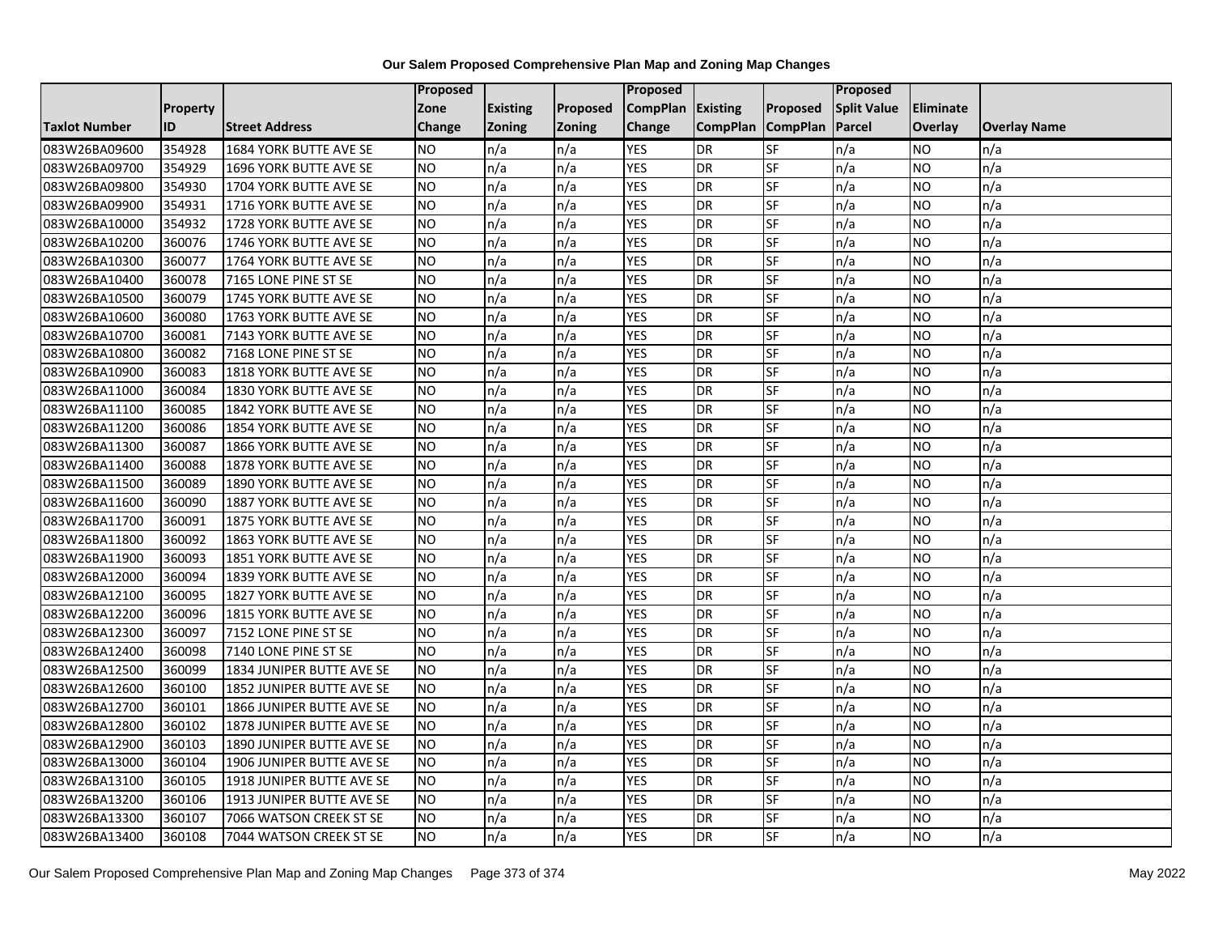**Our Salem Proposed Comprehensive Plan Map and Zoning Map Changes**

| Taxlot Number | Property ID | Street Address | Proposed Zone Change | Existing Zoning | Proposed Zoning | Proposed CompPlan Change | Existing CompPlan | Proposed CompPlan | Proposed Split Value Parcel | Eliminate Overlay | Overlay Name |
|---|---|---|---|---|---|---|---|---|---|---|---|
| 083W26BA09600 | 354928 | 1684 YORK BUTTE AVE SE | NO | n/a | n/a | YES | DR | SF | n/a | NO | n/a |
| 083W26BA09700 | 354929 | 1696 YORK BUTTE AVE SE | NO | n/a | n/a | YES | DR | SF | n/a | NO | n/a |
| 083W26BA09800 | 354930 | 1704 YORK BUTTE AVE SE | NO | n/a | n/a | YES | DR | SF | n/a | NO | n/a |
| 083W26BA09900 | 354931 | 1716 YORK BUTTE AVE SE | NO | n/a | n/a | YES | DR | SF | n/a | NO | n/a |
| 083W26BA10000 | 354932 | 1728 YORK BUTTE AVE SE | NO | n/a | n/a | YES | DR | SF | n/a | NO | n/a |
| 083W26BA10200 | 360076 | 1746 YORK BUTTE AVE SE | NO | n/a | n/a | YES | DR | SF | n/a | NO | n/a |
| 083W26BA10300 | 360077 | 1764 YORK BUTTE AVE SE | NO | n/a | n/a | YES | DR | SF | n/a | NO | n/a |
| 083W26BA10400 | 360078 | 7165 LONE PINE ST SE | NO | n/a | n/a | YES | DR | SF | n/a | NO | n/a |
| 083W26BA10500 | 360079 | 1745 YORK BUTTE AVE SE | NO | n/a | n/a | YES | DR | SF | n/a | NO | n/a |
| 083W26BA10600 | 360080 | 1763 YORK BUTTE AVE SE | NO | n/a | n/a | YES | DR | SF | n/a | NO | n/a |
| 083W26BA10700 | 360081 | 7143 YORK BUTTE AVE SE | NO | n/a | n/a | YES | DR | SF | n/a | NO | n/a |
| 083W26BA10800 | 360082 | 7168 LONE PINE ST SE | NO | n/a | n/a | YES | DR | SF | n/a | NO | n/a |
| 083W26BA10900 | 360083 | 1818 YORK BUTTE AVE SE | NO | n/a | n/a | YES | DR | SF | n/a | NO | n/a |
| 083W26BA11000 | 360084 | 1830 YORK BUTTE AVE SE | NO | n/a | n/a | YES | DR | SF | n/a | NO | n/a |
| 083W26BA11100 | 360085 | 1842 YORK BUTTE AVE SE | NO | n/a | n/a | YES | DR | SF | n/a | NO | n/a |
| 083W26BA11200 | 360086 | 1854 YORK BUTTE AVE SE | NO | n/a | n/a | YES | DR | SF | n/a | NO | n/a |
| 083W26BA11300 | 360087 | 1866 YORK BUTTE AVE SE | NO | n/a | n/a | YES | DR | SF | n/a | NO | n/a |
| 083W26BA11400 | 360088 | 1878 YORK BUTTE AVE SE | NO | n/a | n/a | YES | DR | SF | n/a | NO | n/a |
| 083W26BA11500 | 360089 | 1890 YORK BUTTE AVE SE | NO | n/a | n/a | YES | DR | SF | n/a | NO | n/a |
| 083W26BA11600 | 360090 | 1887 YORK BUTTE AVE SE | NO | n/a | n/a | YES | DR | SF | n/a | NO | n/a |
| 083W26BA11700 | 360091 | 1875 YORK BUTTE AVE SE | NO | n/a | n/a | YES | DR | SF | n/a | NO | n/a |
| 083W26BA11800 | 360092 | 1863 YORK BUTTE AVE SE | NO | n/a | n/a | YES | DR | SF | n/a | NO | n/a |
| 083W26BA11900 | 360093 | 1851 YORK BUTTE AVE SE | NO | n/a | n/a | YES | DR | SF | n/a | NO | n/a |
| 083W26BA12000 | 360094 | 1839 YORK BUTTE AVE SE | NO | n/a | n/a | YES | DR | SF | n/a | NO | n/a |
| 083W26BA12100 | 360095 | 1827 YORK BUTTE AVE SE | NO | n/a | n/a | YES | DR | SF | n/a | NO | n/a |
| 083W26BA12200 | 360096 | 1815 YORK BUTTE AVE SE | NO | n/a | n/a | YES | DR | SF | n/a | NO | n/a |
| 083W26BA12300 | 360097 | 7152 LONE PINE ST SE | NO | n/a | n/a | YES | DR | SF | n/a | NO | n/a |
| 083W26BA12400 | 360098 | 7140 LONE PINE ST SE | NO | n/a | n/a | YES | DR | SF | n/a | NO | n/a |
| 083W26BA12500 | 360099 | 1834 JUNIPER BUTTE AVE SE | NO | n/a | n/a | YES | DR | SF | n/a | NO | n/a |
| 083W26BA12600 | 360100 | 1852 JUNIPER BUTTE AVE SE | NO | n/a | n/a | YES | DR | SF | n/a | NO | n/a |
| 083W26BA12700 | 360101 | 1866 JUNIPER BUTTE AVE SE | NO | n/a | n/a | YES | DR | SF | n/a | NO | n/a |
| 083W26BA12800 | 360102 | 1878 JUNIPER BUTTE AVE SE | NO | n/a | n/a | YES | DR | SF | n/a | NO | n/a |
| 083W26BA12900 | 360103 | 1890 JUNIPER BUTTE AVE SE | NO | n/a | n/a | YES | DR | SF | n/a | NO | n/a |
| 083W26BA13000 | 360104 | 1906 JUNIPER BUTTE AVE SE | NO | n/a | n/a | YES | DR | SF | n/a | NO | n/a |
| 083W26BA13100 | 360105 | 1918 JUNIPER BUTTE AVE SE | NO | n/a | n/a | YES | DR | SF | n/a | NO | n/a |
| 083W26BA13200 | 360106 | 1913 JUNIPER BUTTE AVE SE | NO | n/a | n/a | YES | DR | SF | n/a | NO | n/a |
| 083W26BA13300 | 360107 | 7066 WATSON CREEK ST SE | NO | n/a | n/a | YES | DR | SF | n/a | NO | n/a |
| 083W26BA13400 | 360108 | 7044 WATSON CREEK ST SE | NO | n/a | n/a | YES | DR | SF | n/a | NO | n/a |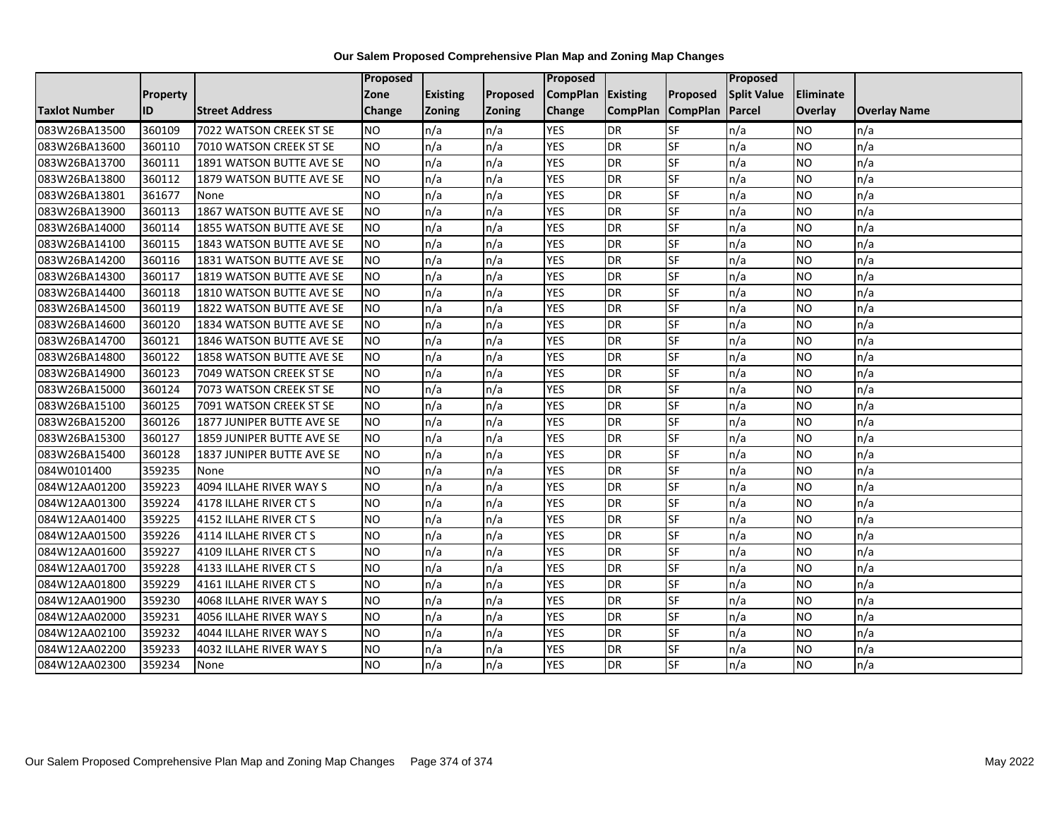**Our Salem Proposed Comprehensive Plan Map and Zoning Map Changes**

| Taxlot Number | Property ID | Street Address | Proposed Zone Change | Existing Zoning | Proposed Zoning | Proposed CompPlan Change | Existing CompPlan | Proposed CompPlan | Proposed Split Value Parcel | Eliminate Overlay | Overlay Name |
|---|---|---|---|---|---|---|---|---|---|---|---|
| 083W26BA13500 | 360109 | 7022 WATSON CREEK ST SE | NO | n/a | n/a | YES | DR | SF | n/a | NO | n/a |
| 083W26BA13600 | 360110 | 7010 WATSON CREEK ST SE | NO | n/a | n/a | YES | DR | SF | n/a | NO | n/a |
| 083W26BA13700 | 360111 | 1891 WATSON BUTTE AVE SE | NO | n/a | n/a | YES | DR | SF | n/a | NO | n/a |
| 083W26BA13800 | 360112 | 1879 WATSON BUTTE AVE SE | NO | n/a | n/a | YES | DR | SF | n/a | NO | n/a |
| 083W26BA13801 | 361677 | None | NO | n/a | n/a | YES | DR | SF | n/a | NO | n/a |
| 083W26BA13900 | 360113 | 1867 WATSON BUTTE AVE SE | NO | n/a | n/a | YES | DR | SF | n/a | NO | n/a |
| 083W26BA14000 | 360114 | 1855 WATSON BUTTE AVE SE | NO | n/a | n/a | YES | DR | SF | n/a | NO | n/a |
| 083W26BA14100 | 360115 | 1843 WATSON BUTTE AVE SE | NO | n/a | n/a | YES | DR | SF | n/a | NO | n/a |
| 083W26BA14200 | 360116 | 1831 WATSON BUTTE AVE SE | NO | n/a | n/a | YES | DR | SF | n/a | NO | n/a |
| 083W26BA14300 | 360117 | 1819 WATSON BUTTE AVE SE | NO | n/a | n/a | YES | DR | SF | n/a | NO | n/a |
| 083W26BA14400 | 360118 | 1810 WATSON BUTTE AVE SE | NO | n/a | n/a | YES | DR | SF | n/a | NO | n/a |
| 083W26BA14500 | 360119 | 1822 WATSON BUTTE AVE SE | NO | n/a | n/a | YES | DR | SF | n/a | NO | n/a |
| 083W26BA14600 | 360120 | 1834 WATSON BUTTE AVE SE | NO | n/a | n/a | YES | DR | SF | n/a | NO | n/a |
| 083W26BA14700 | 360121 | 1846 WATSON BUTTE AVE SE | NO | n/a | n/a | YES | DR | SF | n/a | NO | n/a |
| 083W26BA14800 | 360122 | 1858 WATSON BUTTE AVE SE | NO | n/a | n/a | YES | DR | SF | n/a | NO | n/a |
| 083W26BA14900 | 360123 | 7049 WATSON CREEK ST SE | NO | n/a | n/a | YES | DR | SF | n/a | NO | n/a |
| 083W26BA15000 | 360124 | 7073 WATSON CREEK ST SE | NO | n/a | n/a | YES | DR | SF | n/a | NO | n/a |
| 083W26BA15100 | 360125 | 7091 WATSON CREEK ST SE | NO | n/a | n/a | YES | DR | SF | n/a | NO | n/a |
| 083W26BA15200 | 360126 | 1877 JUNIPER BUTTE AVE SE | NO | n/a | n/a | YES | DR | SF | n/a | NO | n/a |
| 083W26BA15300 | 360127 | 1859 JUNIPER BUTTE AVE SE | NO | n/a | n/a | YES | DR | SF | n/a | NO | n/a |
| 083W26BA15400 | 360128 | 1837 JUNIPER BUTTE AVE SE | NO | n/a | n/a | YES | DR | SF | n/a | NO | n/a |
| 084W0101400 | 359235 | None | NO | n/a | n/a | YES | DR | SF | n/a | NO | n/a |
| 084W12AA01200 | 359223 | 4094 ILLAHE RIVER WAY S | NO | n/a | n/a | YES | DR | SF | n/a | NO | n/a |
| 084W12AA01300 | 359224 | 4178 ILLAHE RIVER CT S | NO | n/a | n/a | YES | DR | SF | n/a | NO | n/a |
| 084W12AA01400 | 359225 | 4152 ILLAHE RIVER CT S | NO | n/a | n/a | YES | DR | SF | n/a | NO | n/a |
| 084W12AA01500 | 359226 | 4114 ILLAHE RIVER CT S | NO | n/a | n/a | YES | DR | SF | n/a | NO | n/a |
| 084W12AA01600 | 359227 | 4109 ILLAHE RIVER CT S | NO | n/a | n/a | YES | DR | SF | n/a | NO | n/a |
| 084W12AA01700 | 359228 | 4133 ILLAHE RIVER CT S | NO | n/a | n/a | YES | DR | SF | n/a | NO | n/a |
| 084W12AA01800 | 359229 | 4161 ILLAHE RIVER CT S | NO | n/a | n/a | YES | DR | SF | n/a | NO | n/a |
| 084W12AA01900 | 359230 | 4068 ILLAHE RIVER WAY S | NO | n/a | n/a | YES | DR | SF | n/a | NO | n/a |
| 084W12AA02000 | 359231 | 4056 ILLAHE RIVER WAY S | NO | n/a | n/a | YES | DR | SF | n/a | NO | n/a |
| 084W12AA02100 | 359232 | 4044 ILLAHE RIVER WAY S | NO | n/a | n/a | YES | DR | SF | n/a | NO | n/a |
| 084W12AA02200 | 359233 | 4032 ILLAHE RIVER WAY S | NO | n/a | n/a | YES | DR | SF | n/a | NO | n/a |
| 084W12AA02300 | 359234 | None | NO | n/a | n/a | YES | DR | SF | n/a | NO | n/a |